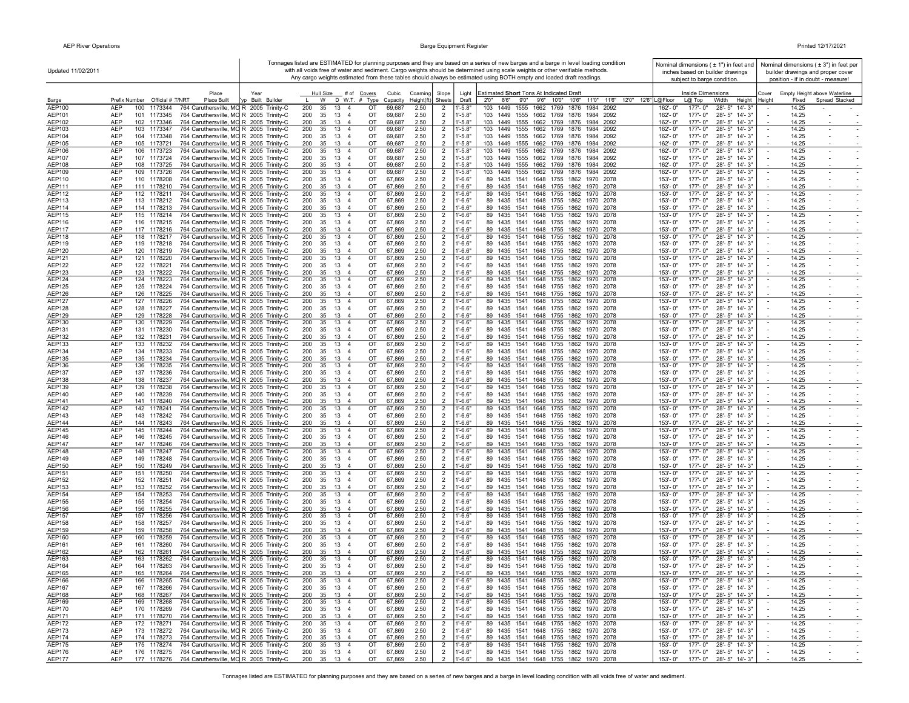Updated 11/02/2011

Tonnages listed are ESTIMATED for planning purposes and they are based on a series of new barges and a barge in level loading condition with all voids free of water and sediment. Cargo weights should be determined using scale weights or other verifiable methods. Any cargo weights estimated from these tables should always be estimated using BOTH empty and loaded draft readings.

Nominal dimensions ( ± 1") in feet and inches based on builder drawings subject to barge condition.

Nominal dimensions ( ± 3") in feet per builder drawings and proper cover position - if in doubt - measure!

| Barge | Prefix | Number | Official # | T/NRT | Place Built | Typ | Year Built | Builder | Hull Size L | W | D | W.T. | # of Covers # | Type | Cubic Capacity | Coaming Height(ft) | Slope Sheets | Light Draft | Estimated **Short** Tons At Indicated Draft 2'0" | 8'6" | 9'0" | 9'6" | 10'0" | 10'6" | 11'0" | 11'6" | 12'0" | 12'6" | Inside Dimensions L@Floor | L@ Top | Width | Height | Cover Height | Empty Height above Waterline Fixed | Spread | Stacked |
|---|---|---|---|---|---|---|---|---|---|---|---|---|---|---|---|---|---|---|---|---|---|---|---|---|---|---|---|---|---|---|---|---|---|---|---|---|
| AEP100 | AEP | 100 | 1173344 | 764 | Caruthersville, MO | R | 2005 | Trinity-C | 200 | 35 | 13 | | 4 | OT | 69,687 | 2.50 | 2 | 1'-5.8" | 103 | 1449 | 1555 | 1662 | 1769 | 1876 | 1984 | 2092 | | | 162'- 0" | 177'- 0" | 28'- 5" | 14'- 3" | - | 14.25 | - | - |
| AEP101 | AEP | 101 | 1173345 | 764 | Caruthersville, MO | R | 2005 | Trinity-C | 200 | 35 | 13 | | 4 | OT | 69,687 | 2.50 | 2 | 1'-5.8" | 103 | 1449 | 1555 | 1662 | 1769 | 1876 | 1984 | 2092 | | | 162'- 0" | 177'- 0" | 28'- 5" | 14'- 3" | - | 14.25 | - | - |
| AEP102 | AEP | 102 | 1173346 | 764 | Caruthersville, MO | R | 2005 | Trinity-C | 200 | 35 | 13 | | 4 | OT | 69,687 | 2.50 | 2 | 1'-5.8" | 103 | 1449 | 1555 | 1662 | 1769 | 1876 | 1984 | 2092 | | | 162'- 0" | 177'- 0" | 28'- 5" | 14'- 3" | - | 14.25 | - | - |
| AEP103 | AEP | 103 | 1173347 | 764 | Caruthersville, MO | R | 2005 | Trinity-C | 200 | 35 | 13 | | 4 | OT | 69,687 | 2.50 | 2 | 1'-5.8" | 103 | 1449 | 1555 | 1662 | 1769 | 1876 | 1984 | 2092 | | | 162'- 0" | 177'- 0" | 28'- 5" | 14'- 3" | - | 14.25 | - | - |
| AEP104 | AEP | 104 | 1173348 | 764 | Caruthersville, MO | R | 2005 | Trinity-C | 200 | 35 | 13 | | 4 | OT | 69,687 | 2.50 | 2 | 1'-5.8" | 103 | 1449 | 1555 | 1662 | 1769 | 1876 | 1984 | 2092 | | | 162'- 0" | 177'- 0" | 28'- 5" | 14'- 3" | - | 14.25 | - | - |
| AEP105 | AEP | 105 | 1173721 | 764 | Caruthersville, MO | R | 2005 | Trinity-C | 200 | 35 | 13 | | 4 | OT | 69,687 | 2.50 | 2 | 1'-5.8" | 103 | 1449 | 1555 | 1662 | 1769 | 1876 | 1984 | 2092 | | | 162'- 0" | 177'- 0" | 28'- 5" | 14'- 3" | - | 14.25 | - | - |
| AEP106 | AEP | 106 | 1173723 | 764 | Caruthersville, MO | R | 2005 | Trinity-C | 200 | 35 | 13 | | 4 | OT | 69,687 | 2.50 | 2 | 1'-5.8" | 103 | 1449 | 1555 | 1662 | 1769 | 1876 | 1984 | 2092 | | | 162'- 0" | 177'- 0" | 28'- 5" | 14'- 3" | - | 14.25 | - | - |
| AEP107 | AEP | 107 | 1173724 | 764 | Caruthersville, MO | R | 2005 | Trinity-C | 200 | 35 | 13 | | 4 | OT | 69,687 | 2.50 | 2 | 1'-5.8" | 103 | 1449 | 1555 | 1662 | 1769 | 1876 | 1984 | 2092 | | | 162'- 0" | 177'- 0" | 28'- 5" | 14'- 3" | - | 14.25 | - | - |
| AEP108 | AEP | 108 | 1173725 | 764 | Caruthersville, MO | R | 2005 | Trinity-C | 200 | 35 | 13 | | 4 | OT | 69,687 | 2.50 | 2 | 1'-5.8" | 103 | 1449 | 1555 | 1662 | 1769 | 1876 | 1984 | 2092 | | | 162'- 0" | 177'- 0" | 28'- 5" | 14'- 3" | - | 14.25 | - | - |
| AEP109 | AEP | 109 | 1173726 | 764 | Caruthersville, MO | R | 2005 | Trinity-C | 200 | 35 | 13 | | 4 | OT | 69,687 | 2.50 | 2 | 1'-5.8" | 103 | 1449 | 1555 | 1662 | 1769 | 1876 | 1984 | 2092 | | | 162'- 0" | 177'- 0" | 28'- 5" | 14'- 3" | - | 14.25 | - | - |
| AEP110 | AEP | 110 | 1178208 | 764 | Caruthersville, MO | R | 2005 | Trinity-C | 200 | 35 | 13 | | 4 | OT | 67,869 | 2.50 | 2 | 1'-6.6" | 89 | 1435 | 1541 | 1648 | 1755 | 1862 | 1970 | 2078 | | | 153'- 0" | 177'- 0" | 28'- 5" | 14'- 3" | - | 14.25 | - | - |
| AEP111 | AEP | 111 | 1178210 | 764 | Caruthersville, MO | R | 2005 | Trinity-C | 200 | 35 | 13 | | 4 | OT | 67,869 | 2.50 | 2 | 1'-6.6" | 89 | 1435 | 1541 | 1648 | 1755 | 1862 | 1970 | 2078 | | | 153'- 0" | 177'- 0" | 28'- 5" | 14'- 3" | - | 14.25 | - | - |
| AEP112 | AEP | 112 | 1178211 | 764 | Caruthersville, MO | R | 2005 | Trinity-C | 200 | 35 | 13 | | 4 | OT | 67,869 | 2.50 | 2 | 1'-6.6" | 89 | 1435 | 1541 | 1648 | 1755 | 1862 | 1970 | 2078 | | | 153'- 0" | 177'- 0" | 28'- 5" | 14'- 3" | - | 14.25 | - | - |
| AEP113 | AEP | 113 | 1178212 | 764 | Caruthersville, MO | R | 2005 | Trinity-C | 200 | 35 | 13 | | 4 | OT | 67,869 | 2.50 | 2 | 1'-6.6" | 89 | 1435 | 1541 | 1648 | 1755 | 1862 | 1970 | 2078 | | | 153'- 0" | 177'- 0" | 28'- 5" | 14'- 3" | - | 14.25 | - | - |
| AEP114 | AEP | 114 | 1178213 | 764 | Caruthersville, MO | R | 2005 | Trinity-C | 200 | 35 | 13 | | 4 | OT | 67,869 | 2.50 | 2 | 1'-6.6" | 89 | 1435 | 1541 | 1648 | 1755 | 1862 | 1970 | 2078 | | | 153'- 0" | 177'- 0" | 28'- 5" | 14'- 3" | - | 14.25 | - | - |
| AEP115 | AEP | 115 | 1178214 | 764 | Caruthersville, MO | R | 2005 | Trinity-C | 200 | 35 | 13 | | 4 | OT | 67,869 | 2.50 | 2 | 1'-6.6" | 89 | 1435 | 1541 | 1648 | 1755 | 1862 | 1970 | 2078 | | | 153'- 0" | 177'- 0" | 28'- 5" | 14'- 3" | - | 14.25 | - | - |
| AEP116 | AEP | 116 | 1178215 | 764 | Caruthersville, MO | R | 2005 | Trinity-C | 200 | 35 | 13 | | 4 | OT | 67,869 | 2.50 | 2 | 1'-6.6" | 89 | 1435 | 1541 | 1648 | 1755 | 1862 | 1970 | 2078 | | | 153'- 0" | 177'- 0" | 28'- 5" | 14'- 3" | - | 14.25 | - | - |
| AEP117 | AEP | 117 | 1178216 | 764 | Caruthersville, MO | R | 2005 | Trinity-C | 200 | 35 | 13 | | 4 | OT | 67,869 | 2.50 | 2 | 1'-6.6" | 89 | 1435 | 1541 | 1648 | 1755 | 1862 | 1970 | 2078 | | | 153'- 0" | 177'- 0" | 28'- 5" | 14'- 3" | - | 14.25 | - | - |
| AEP118 | AEP | 118 | 1178217 | 764 | Caruthersville, MO | R | 2005 | Trinity-C | 200 | 35 | 13 | | 4 | OT | 67,869 | 2.50 | 2 | 1'-6.6" | 89 | 1435 | 1541 | 1648 | 1755 | 1862 | 1970 | 2078 | | | 153'- 0" | 177'- 0" | 28'- 5" | 14'- 3" | - | 14.25 | - | - |
| AEP119 | AEP | 119 | 1178218 | 764 | Caruthersville, MO | R | 2005 | Trinity-C | 200 | 35 | 13 | | 4 | OT | 67,869 | 2.50 | 2 | 1'-6.6" | 89 | 1435 | 1541 | 1648 | 1755 | 1862 | 1970 | 2078 | | | 153'- 0" | 177'- 0" | 28'- 5" | 14'- 3" | - | 14.25 | - | - |
| AEP120 | AEP | 120 | 1178219 | 764 | Caruthersville, MO | R | 2005 | Trinity-C | 200 | 35 | 13 | | 4 | OT | 67,869 | 2.50 | 2 | 1'-6.6" | 89 | 1435 | 1541 | 1648 | 1755 | 1862 | 1970 | 2078 | | | 153'- 0" | 177'- 0" | 28'- 5" | 14'- 3" | - | 14.25 | - | - |
| AEP121 | AEP | 121 | 1178220 | 764 | Caruthersville, MO | R | 2005 | Trinity-C | 200 | 35 | 13 | | 4 | OT | 67,869 | 2.50 | 2 | 1'-6.6" | 89 | 1435 | 1541 | 1648 | 1755 | 1862 | 1970 | 2078 | | | 153'- 0" | 177'- 0" | 28'- 5" | 14'- 3" | - | 14.25 | - | - |
| AEP122 | AEP | 122 | 1178221 | 764 | Caruthersville, MO | R | 2005 | Trinity-C | 200 | 35 | 13 | | 4 | OT | 67,869 | 2.50 | 2 | 1'-6.6" | 89 | 1435 | 1541 | 1648 | 1755 | 1862 | 1970 | 2078 | | | 153'- 0" | 177'- 0" | 28'- 5" | 14'- 3" | - | 14.25 | - | - |
| AEP123 | AEP | 123 | 1178222 | 764 | Caruthersville, MO | R | 2005 | Trinity-C | 200 | 35 | 13 | | 4 | OT | 67,869 | 2.50 | 2 | 1'-6.6" | 89 | 1435 | 1541 | 1648 | 1755 | 1862 | 1970 | 2078 | | | 153'- 0" | 177'- 0" | 28'- 5" | 14'- 3" | - | 14.25 | - | - |
| AEP124 | AEP | 124 | 1178223 | 764 | Caruthersville, MO | R | 2005 | Trinity-C | 200 | 35 | 13 | | 4 | OT | 67,869 | 2.50 | 2 | 1'-6.6" | 89 | 1435 | 1541 | 1648 | 1755 | 1862 | 1970 | 2078 | | | 153'- 0" | 177'- 0" | 28'- 5" | 14'- 3" | - | 14.25 | - | - |
| AEP125 | AEP | 125 | 1178224 | 764 | Caruthersville, MO | R | 2005 | Trinity-C | 200 | 35 | 13 | | 4 | OT | 67,869 | 2.50 | 2 | 1'-6.6" | 89 | 1435 | 1541 | 1648 | 1755 | 1862 | 1970 | 2078 | | | 153'- 0" | 177'- 0" | 28'- 5" | 14'- 3" | - | 14.25 | - | - |
| AEP126 | AEP | 126 | 1178225 | 764 | Caruthersville, MO | R | 2005 | Trinity-C | 200 | 35 | 13 | | 4 | OT | 67,869 | 2.50 | 2 | 1'-6.6" | 89 | 1435 | 1541 | 1648 | 1755 | 1862 | 1970 | 2078 | | | 153'- 0" | 177'- 0" | 28'- 5" | 14'- 3" | - | 14.25 | - | - |
| AEP127 | AEP | 127 | 1178226 | 764 | Caruthersville, MO | R | 2005 | Trinity-C | 200 | 35 | 13 | | 4 | OT | 67,869 | 2.50 | 2 | 1'-6.6" | 89 | 1435 | 1541 | 1648 | 1755 | 1862 | 1970 | 2078 | | | 153'- 0" | 177'- 0" | 28'- 5" | 14'- 3" | - | 14.25 | - | - |
| AEP128 | AEP | 128 | 1178227 | 764 | Caruthersville, MO | R | 2005 | Trinity-C | 200 | 35 | 13 | | 4 | OT | 67,869 | 2.50 | 2 | 1'-6.6" | 89 | 1435 | 1541 | 1648 | 1755 | 1862 | 1970 | 2078 | | | 153'- 0" | 177'- 0" | 28'- 5" | 14'- 3" | - | 14.25 | - | - |
| AEP129 | AEP | 129 | 1178228 | 764 | Caruthersville, MO | R | 2005 | Trinity-C | 200 | 35 | 13 | | 4 | OT | 67,869 | 2.50 | 2 | 1'-6.6" | 89 | 1435 | 1541 | 1648 | 1755 | 1862 | 1970 | 2078 | | | 153'- 0" | 177'- 0" | 28'- 5" | 14'- 3" | - | 14.25 | - | - |
| AEP130 | AEP | 130 | 1178229 | 764 | Caruthersville, MO | R | 2005 | Trinity-C | 200 | 35 | 13 | | 4 | OT | 67,869 | 2.50 | 2 | 1'-6.6" | 89 | 1435 | 1541 | 1648 | 1755 | 1862 | 1970 | 2078 | | | 153'- 0" | 177'- 0" | 28'- 5" | 14'- 3" | - | 14.25 | - | - |
| AEP131 | AEP | 131 | 1178230 | 764 | Caruthersville, MO | R | 2005 | Trinity-C | 200 | 35 | 13 | | 4 | OT | 67,869 | 2.50 | 2 | 1'-6.6" | 89 | 1435 | 1541 | 1648 | 1755 | 1862 | 1970 | 2078 | | | 153'- 0" | 177'- 0" | 28'- 5" | 14'- 3" | - | 14.25 | - | - |
| AEP132 | AEP | 132 | 1178231 | 764 | Caruthersville, MO | R | 2005 | Trinity-C | 200 | 35 | 13 | | 4 | OT | 67,869 | 2.50 | 2 | 1'-6.6" | 89 | 1435 | 1541 | 1648 | 1755 | 1862 | 1970 | 2078 | | | 153'- 0" | 177'- 0" | 28'- 5" | 14'- 3" | - | 14.25 | - | - |
| AEP133 | AEP | 133 | 1178232 | 764 | Caruthersville, MO | R | 2005 | Trinity-C | 200 | 35 | 13 | | 4 | OT | 67,869 | 2.50 | 2 | 1'-6.6" | 89 | 1435 | 1541 | 1648 | 1755 | 1862 | 1970 | 2078 | | | 153'- 0" | 177'- 0" | 28'- 5" | 14'- 3" | - | 14.25 | - | - |
| AEP134 | AEP | 134 | 1178233 | 764 | Caruthersville, MO | R | 2005 | Trinity-C | 200 | 35 | 13 | | 4 | OT | 67,869 | 2.50 | 2 | 1'-6.6" | 89 | 1435 | 1541 | 1648 | 1755 | 1862 | 1970 | 2078 | | | 153'- 0" | 177'- 0" | 28'- 5" | 14'- 3" | - | 14.25 | - | - |
| AEP135 | AEP | 135 | 1178234 | 764 | Caruthersville, MO | R | 2005 | Trinity-C | 200 | 35 | 13 | | 4 | OT | 67,869 | 2.50 | 2 | 1'-6.6" | 89 | 1435 | 1541 | 1648 | 1755 | 1862 | 1970 | 2078 | | | 153'- 0" | 177'- 0" | 28'- 5" | 14'- 3" | - | 14.25 | - | - |
| AEP136 | AEP | 136 | 1178235 | 764 | Caruthersville, MO | R | 2005 | Trinity-C | 200 | 35 | 13 | | 4 | OT | 67,869 | 2.50 | 2 | 1'-6.6" | 89 | 1435 | 1541 | 1648 | 1755 | 1862 | 1970 | 2078 | | | 153'- 0" | 177'- 0" | 28'- 5" | 14'- 3" | - | 14.25 | - | - |
| AEP137 | AEP | 137 | 1178236 | 764 | Caruthersville, MO | R | 2005 | Trinity-C | 200 | 35 | 13 | | 4 | OT | 67,869 | 2.50 | 2 | 1'-6.6" | 89 | 1435 | 1541 | 1648 | 1755 | 1862 | 1970 | 2078 | | | 153'- 0" | 177'- 0" | 28'- 5" | 14'- 3" | - | 14.25 | - | - |
| AEP138 | AEP | 138 | 1178237 | 764 | Caruthersville, MO | R | 2005 | Trinity-C | 200 | 35 | 13 | | 4 | OT | 67,869 | 2.50 | 2 | 1'-6.6" | 89 | 1435 | 1541 | 1648 | 1755 | 1862 | 1970 | 2078 | | | 153'- 0" | 177'- 0" | 28'- 5" | 14'- 3" | - | 14.25 | - | - |
| AEP139 | AEP | 139 | 1178238 | 764 | Caruthersville, MO | R | 2005 | Trinity-C | 200 | 35 | 13 | | 4 | OT | 67,869 | 2.50 | 2 | 1'-6.6" | 89 | 1435 | 1541 | 1648 | 1755 | 1862 | 1970 | 2078 | | | 153'- 0" | 177'- 0" | 28'- 5" | 14'- 3" | - | 14.25 | - | - |
| AEP140 | AEP | 140 | 1178239 | 764 | Caruthersville, MO | R | 2005 | Trinity-C | 200 | 35 | 13 | | 4 | OT | 67,869 | 2.50 | 2 | 1'-6.6" | 89 | 1435 | 1541 | 1648 | 1755 | 1862 | 1970 | 2078 | | | 153'- 0" | 177'- 0" | 28'- 5" | 14'- 3" | - | 14.25 | - | - |
| AEP141 | AEP | 141 | 1178240 | 764 | Caruthersville, MO | R | 2005 | Trinity-C | 200 | 35 | 13 | | 4 | OT | 67,869 | 2.50 | 2 | 1'-6.6" | 89 | 1435 | 1541 | 1648 | 1755 | 1862 | 1970 | 2078 | | | 153'- 0" | 177'- 0" | 28'- 5" | 14'- 3" | - | 14.25 | - | - |
| AEP142 | AEP | 142 | 1178241 | 764 | Caruthersville, MO | R | 2005 | Trinity-C | 200 | 35 | 13 | | 4 | OT | 67,869 | 2.50 | 2 | 1'-6.6" | 89 | 1435 | 1541 | 1648 | 1755 | 1862 | 1970 | 2078 | | | 153'- 0" | 177'- 0" | 28'- 5" | 14'- 3" | - | 14.25 | - | - |
| AEP143 | AEP | 143 | 1178242 | 764 | Caruthersville, MO | R | 2005 | Trinity-C | 200 | 35 | 13 | | 4 | OT | 67,869 | 2.50 | 2 | 1'-6.6" | 89 | 1435 | 1541 | 1648 | 1755 | 1862 | 1970 | 2078 | | | 153'- 0" | 177'- 0" | 28'- 5" | 14'- 3" | - | 14.25 | - | - |
| AEP144 | AEP | 144 | 1178243 | 764 | Caruthersville, MO | R | 2005 | Trinity-C | 200 | 35 | 13 | | 4 | OT | 67,869 | 2.50 | 2 | 1'-6.6" | 89 | 1435 | 1541 | 1648 | 1755 | 1862 | 1970 | 2078 | | | 153'- 0" | 177'- 0" | 28'- 5" | 14'- 3" | - | 14.25 | - | - |
| AEP145 | AEP | 145 | 1178244 | 764 | Caruthersville, MO | R | 2005 | Trinity-C | 200 | 35 | 13 | | 4 | OT | 67,869 | 2.50 | 2 | 1'-6.6" | 89 | 1435 | 1541 | 1648 | 1755 | 1862 | 1970 | 2078 | | | 153'- 0" | 177'- 0" | 28'- 5" | 14'- 3" | - | 14.25 | - | - |
| AEP146 | AEP | 146 | 1178245 | 764 | Caruthersville, MO | R | 2005 | Trinity-C | 200 | 35 | 13 | | 4 | OT | 67,869 | 2.50 | 2 | 1'-6.6" | 89 | 1435 | 1541 | 1648 | 1755 | 1862 | 1970 | 2078 | | | 153'- 0" | 177'- 0" | 28'- 5" | 14'- 3" | - | 14.25 | - | - |
| AEP147 | AEP | 147 | 1178246 | 764 | Caruthersville, MO | R | 2005 | Trinity-C | 200 | 35 | 13 | | 4 | OT | 67,869 | 2.50 | 2 | 1'-6.6" | 89 | 1435 | 1541 | 1648 | 1755 | 1862 | 1970 | 2078 | | | 153'- 0" | 177'- 0" | 28'- 5" | 14'- 3" | - | 14.25 | - | - |
| AEP148 | AEP | 148 | 1178247 | 764 | Caruthersville, MO | R | 2005 | Trinity-C | 200 | 35 | 13 | | 4 | OT | 67,869 | 2.50 | 2 | 1'-6.6" | 89 | 1435 | 1541 | 1648 | 1755 | 1862 | 1970 | 2078 | | | 153'- 0" | 177'- 0" | 28'- 5" | 14'- 3" | - | 14.25 | - | - |
| AEP149 | AEP | 149 | 1178248 | 764 | Caruthersville, MO | R | 2005 | Trinity-C | 200 | 35 | 13 | | 4 | OT | 67,869 | 2.50 | 2 | 1'-6.6" | 89 | 1435 | 1541 | 1648 | 1755 | 1862 | 1970 | 2078 | | | 153'- 0" | 177'- 0" | 28'- 5" | 14'- 3" | - | 14.25 | - | - |
| AEP150 | AEP | 150 | 1178249 | 764 | Caruthersville, MO | R | 2005 | Trinity-C | 200 | 35 | 13 | | 4 | OT | 67,869 | 2.50 | 2 | 1'-6.6" | 89 | 1435 | 1541 | 1648 | 1755 | 1862 | 1970 | 2078 | | | 153'- 0" | 177'- 0" | 28'- 5" | 14'- 3" | - | 14.25 | - | - |
| AEP151 | AEP | 151 | 1178250 | 764 | Caruthersville, MO | R | 2005 | Trinity-C | 200 | 35 | 13 | | 4 | OT | 67,869 | 2.50 | 2 | 1'-6.6" | 89 | 1435 | 1541 | 1648 | 1755 | 1862 | 1970 | 2078 | | | 153'- 0" | 177'- 0" | 28'- 5" | 14'- 3" | - | 14.25 | - | - |
| AEP152 | AEP | 152 | 1178251 | 764 | Caruthersville, MO | R | 2005 | Trinity-C | 200 | 35 | 13 | | 4 | OT | 67,869 | 2.50 | 2 | 1'-6.6" | 89 | 1435 | 1541 | 1648 | 1755 | 1862 | 1970 | 2078 | | | 153'- 0" | 177'- 0" | 28'- 5" | 14'- 3" | - | 14.25 | - | - |
| AEP153 | AEP | 153 | 1178252 | 764 | Caruthersville, MO | R | 2005 | Trinity-C | 200 | 35 | 13 | | 4 | OT | 67,869 | 2.50 | 2 | 1'-6.6" | 89 | 1435 | 1541 | 1648 | 1755 | 1862 | 1970 | 2078 | | | 153'- 0" | 177'- 0" | 28'- 5" | 14'- 3" | - | 14.25 | - | - |
| AEP154 | AEP | 154 | 1178253 | 764 | Caruthersville, MO | R | 2005 | Trinity-C | 200 | 35 | 13 | | 4 | OT | 67,869 | 2.50 | 2 | 1'-6.6" | 89 | 1435 | 1541 | 1648 | 1755 | 1862 | 1970 | 2078 | | | 153'- 0" | 177'- 0" | 28'- 5" | 14'- 3" | - | 14.25 | - | - |
| AEP155 | AEP | 155 | 1178254 | 764 | Caruthersville, MO | R | 2005 | Trinity-C | 200 | 35 | 13 | | 4 | OT | 67,869 | 2.50 | 2 | 1'-6.6" | 89 | 1435 | 1541 | 1648 | 1755 | 1862 | 1970 | 2078 | | | 153'- 0" | 177'- 0" | 28'- 5" | 14'- 3" | - | 14.25 | - | - |
| AEP156 | AEP | 156 | 1178255 | 764 | Caruthersville, MO | R | 2005 | Trinity-C | 200 | 35 | 13 | | 4 | OT | 67,869 | 2.50 | 2 | 1'-6.6" | 89 | 1435 | 1541 | 1648 | 1755 | 1862 | 1970 | 2078 | | | 153'- 0" | 177'- 0" | 28'- 5" | 14'- 3" | - | 14.25 | - | - |
| AEP157 | AEP | 157 | 1178256 | 764 | Caruthersville, MO | R | 2005 | Trinity-C | 200 | 35 | 13 | | 4 | OT | 67,869 | 2.50 | 2 | 1'-6.6" | 89 | 1435 | 1541 | 1648 | 1755 | 1862 | 1970 | 2078 | | | 153'- 0" | 177'- 0" | 28'- 5" | 14'- 3" | - | 14.25 | - | - |
| AEP158 | AEP | 158 | 1178257 | 764 | Caruthersville, MO | R | 2005 | Trinity-C | 200 | 35 | 13 | | 4 | OT | 67,869 | 2.50 | 2 | 1'-6.6" | 89 | 1435 | 1541 | 1648 | 1755 | 1862 | 1970 | 2078 | | | 153'- 0" | 177'- 0" | 28'- 5" | 14'- 3" | - | 14.25 | - | - |
| AEP159 | AEP | 159 | 1178258 | 764 | Caruthersville, MO | R | 2005 | Trinity-C | 200 | 35 | 13 | | 4 | OT | 67,869 | 2.50 | 2 | 1'-6.6" | 89 | 1435 | 1541 | 1648 | 1755 | 1862 | 1970 | 2078 | | | 153'- 0" | 177'- 0" | 28'- 5" | 14'- 3" | - | 14.25 | - | - |
| AEP160 | AEP | 160 | 1178259 | 764 | Caruthersville, MO | R | 2005 | Trinity-C | 200 | 35 | 13 | | 4 | OT | 67,869 | 2.50 | 2 | 1'-6.6" | 89 | 1435 | 1541 | 1648 | 1755 | 1862 | 1970 | 2078 | | | 153'- 0" | 177'- 0" | 28'- 5" | 14'- 3" | - | 14.25 | - | - |
| AEP161 | AEP | 161 | 1178260 | 764 | Caruthersville, MO | R | 2005 | Trinity-C | 200 | 35 | 13 | | 4 | OT | 67,869 | 2.50 | 2 | 1'-6.6" | 89 | 1435 | 1541 | 1648 | 1755 | 1862 | 1970 | 2078 | | | 153'- 0" | 177'- 0" | 28'- 5" | 14'- 3" | - | 14.25 | - | - |
| AEP162 | AEP | 162 | 1178261 | 764 | Caruthersville, MO | R | 2005 | Trinity-C | 200 | 35 | 13 | | 4 | OT | 67,869 | 2.50 | 2 | 1'-6.6" | 89 | 1435 | 1541 | 1648 | 1755 | 1862 | 1970 | 2078 | | | 153'- 0" | 177'- 0" | 28'- 5" | 14'- 3" | - | 14.25 | - | - |
| AEP163 | AEP | 163 | 1178262 | 764 | Caruthersville, MO | R | 2005 | Trinity-C | 200 | 35 | 13 | | 4 | OT | 67,869 | 2.50 | 2 | 1'-6.6" | 89 | 1435 | 1541 | 1648 | 1755 | 1862 | 1970 | 2078 | | | 153'- 0" | 177'- 0" | 28'- 5" | 14'- 3" | - | 14.25 | - | - |
| AEP164 | AEP | 164 | 1178263 | 764 | Caruthersville, MO | R | 2005 | Trinity-C | 200 | 35 | 13 | | 4 | OT | 67,869 | 2.50 | 2 | 1'-6.6" | 89 | 1435 | 1541 | 1648 | 1755 | 1862 | 1970 | 2078 | | | 153'- 0" | 177'- 0" | 28'- 5" | 14'- 3" | - | 14.25 | - | - |
| AEP165 | AEP | 165 | 1178264 | 764 | Caruthersville, MO | R | 2005 | Trinity-C | 200 | 35 | 13 | | 4 | OT | 67,869 | 2.50 | 2 | 1'-6.6" | 89 | 1435 | 1541 | 1648 | 1755 | 1862 | 1970 | 2078 | | | 153'- 0" | 177'- 0" | 28'- 5" | 14'- 3" | - | 14.25 | - | - |
| AEP166 | AEP | 166 | 1178265 | 764 | Caruthersville, MO | R | 2005 | Trinity-C | 200 | 35 | 13 | | 4 | OT | 67,869 | 2.50 | 2 | 1'-6.6" | 89 | 1435 | 1541 | 1648 | 1755 | 1862 | 1970 | 2078 | | | 153'- 0" | 177'- 0" | 28'- 5" | 14'- 3" | - | 14.25 | - | - |
| AEP167 | AEP | 167 | 1178266 | 764 | Caruthersville, MO | R | 2005 | Trinity-C | 200 | 35 | 13 | | 4 | OT | 67,869 | 2.50 | 2 | 1'-6.6" | 89 | 1435 | 1541 | 1648 | 1755 | 1862 | 1970 | 2078 | | | 153'- 0" | 177'- 0" | 28'- 5" | 14'- 3" | - | 14.25 | - | - |
| AEP168 | AEP | 168 | 1178267 | 764 | Caruthersville, MO | R | 2005 | Trinity-C | 200 | 35 | 13 | | 4 | OT | 67,869 | 2.50 | 2 | 1'-6.6" | 89 | 1435 | 1541 | 1648 | 1755 | 1862 | 1970 | 2078 | | | 153'- 0" | 177'- 0" | 28'- 5" | 14'- 3" | - | 14.25 | - | - |
| AEP169 | AEP | 169 | 1178268 | 764 | Caruthersville, MO | R | 2005 | Trinity-C | 200 | 35 | 13 | | 4 | OT | 67,869 | 2.50 | 2 | 1'-6.6" | 89 | 1435 | 1541 | 1648 | 1755 | 1862 | 1970 | 2078 | | | 153'- 0" | 177'- 0" | 28'- 5" | 14'- 3" | - | 14.25 | - | - |
| AEP170 | AEP | 170 | 1178269 | 764 | Caruthersville, MO | R | 2005 | Trinity-C | 200 | 35 | 13 | | 4 | OT | 67,869 | 2.50 | 2 | 1'-6.6" | 89 | 1435 | 1541 | 1648 | 1755 | 1862 | 1970 | 2078 | | | 153'- 0" | 177'- 0" | 28'- 5" | 14'- 3" | - | 14.25 | - | - |
| AEP171 | AEP | 171 | 1178270 | 764 | Caruthersville, MO | R | 2005 | Trinity-C | 200 | 35 | 13 | | 4 | OT | 67,869 | 2.50 | 2 | 1'-6.6" | 89 | 1435 | 1541 | 1648 | 1755 | 1862 | 1970 | 2078 | | | 153'- 0" | 177'- 0" | 28'- 5" | 14'- 3" | - | 14.25 | - | - |
| AEP172 | AEP | 172 | 1178271 | 764 | Caruthersville, MO | R | 2005 | Trinity-C | 200 | 35 | 13 | | 4 | OT | 67,869 | 2.50 | 2 | 1'-6.6" | 89 | 1435 | 1541 | 1648 | 1755 | 1862 | 1970 | 2078 | | | 153'- 0" | 177'- 0" | 28'- 5" | 14'- 3" | - | 14.25 | - | - |
| AEP173 | AEP | 173 | 1178272 | 764 | Caruthersville, MO | R | 2005 | Trinity-C | 200 | 35 | 13 | | 4 | OT | 67,869 | 2.50 | 2 | 1'-6.6" | 89 | 1435 | 1541 | 1648 | 1755 | 1862 | 1970 | 2078 | | | 153'- 0" | 177'- 0" | 28'- 5" | 14'- 3" | - | 14.25 | - | - |
| AEP174 | AEP | 174 | 1178273 | 764 | Caruthersville, MO | R | 2005 | Trinity-C | 200 | 35 | 13 | | 4 | OT | 67,869 | 2.50 | 2 | 1'-6.6" | 89 | 1435 | 1541 | 1648 | 1755 | 1862 | 1970 | 2078 | | | 153'- 0" | 177'- 0" | 28'- 5" | 14'- 3" | - | 14.25 | - | - |
| AEP175 | AEP | 175 | 1178274 | 764 | Caruthersville, MO | R | 2005 | Trinity-C | 200 | 35 | 13 | | 4 | OT | 67,869 | 2.50 | 2 | 1'-6.6" | 89 | 1435 | 1541 | 1648 | 1755 | 1862 | 1970 | 2078 | | | 153'- 0" | 177'- 0" | 28'- 5" | 14'- 3" | - | 14.25 | - | - |
| AEP176 | AEP | 176 | 1178275 | 764 | Caruthersville, MO | R | 2005 | Trinity-C | 200 | 35 | 13 | | 4 | OT | 67,869 | 2.50 | 2 | 1'-6.6" | 89 | 1435 | 1541 | 1648 | 1755 | 1862 | 1970 | 2078 | | | 153'- 0" | 177'- 0" | 28'- 5" | 14'- 3" | - | 14.25 | - | - |
| AEP177 | AEP | 177 | 1178276 | 764 | Caruthersville, MO | R | 2005 | Trinity-C | 200 | 35 | 13 | | 4 | OT | 67,869 | 2.50 | 2 | 1'-6.6" | 89 | 1435 | 1541 | 1648 | 1755 | 1862 | 1970 | 2078 | | | 153'- 0" | 177'- 0" | 28'- 5" | 14'- 3" | - | 14.25 | - | - |

Tonnages listed are ESTIMATED for planning purposes and they are based on a series of new barges and a barge in level loading condition with all voids free of water and sediment.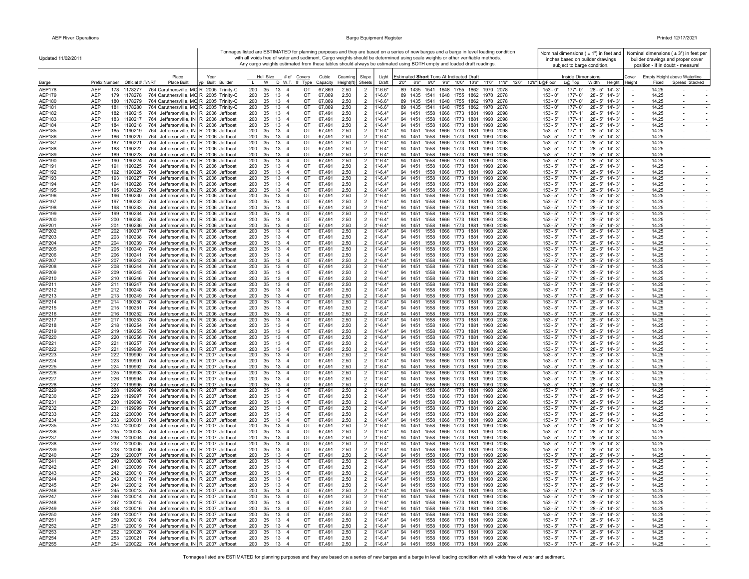Updated 11/02/2011

Tonnages listed are ESTIMATED for planning purposes and they are based on a series of new barges and a barge in level loading condition with all voids free of water and sediment. Cargo weights should be determined using scale weights or other verifiable methods. Any cargo weights estimated from these tables should always be estimated using BOTH empty and loaded draft readings.

Nominal dimensions ( ± 1") in feet and inches based on builder drawings subject to barge condition.

Nominal dimensions ( ± 3") in feet per builder drawings and proper cover position - if in doubt - measure!

| Barge | Prefix | Number | Official # | T/NRT | Place Built | Typ | Year Built | Builder | Hull Size L | W | D | # of W.T. # | Covers Type | Cubic Capacity | Coaming Height(ft) | Slope Sheets | Light Draft | Estimated **Short** Tons At Indicated Draft 2'0" | 8'6" | 9'0" | 9'6" | 10'0" | 10'6" | 11'0" | 11'6" | 12'0" | 12'6" | Inside Dimensions L@Floor | L@ Top | Width | Height | Cover Height | Empty Height above Waterline Fixed | Spread | Stacked |
|---|---|---|---|---|---|---|---|---|---|---|---|---|---|---|---|---|---|---|---|---|---|---|---|---|---|---|---|---|---|---|---|---|---|---|---|
| AEP178 | AEP | 178 | 1178277 | 764 | Caruthersville, MO | R | 2005 | Trinity-C | 200 | 35 | 13 | 4 | OT | 67,869 | 2.50 | 2 | 1'-6.6" | 89 | 1435 | 1541 | 1648 | 1755 | 1862 | 1970 | 2078 | | | 153'- 0" | 177'- 0" | 28'- 5" | 14'- 3" | - | 14.25 | - | - |
| AEP179 | AEP | 179 | 1178278 | 764 | Caruthersville, MO | R | 2005 | Trinity-C | 200 | 35 | 13 | 4 | OT | 67,869 | 2.50 | 2 | 1'-6.6" | 89 | 1435 | 1541 | 1648 | 1755 | 1862 | 1970 | 2078 | | | 153'- 0" | 177'- 0" | 28'- 5" | 14'- 3" | - | 14.25 | - | - |
| AEP180 | AEP | 180 | 1178279 | 764 | Caruthersville, MO | R | 2005 | Trinity-C | 200 | 35 | 13 | 4 | OT | 67,869 | 2.50 | 2 | 1'-6.6" | 89 | 1435 | 1541 | 1648 | 1755 | 1862 | 1970 | 2078 | | | 153'- 0" | 177'- 0" | 28'- 5" | 14'- 3" | - | 14.25 | - | - |
| AEP181 | AEP | 181 | 1178280 | 764 | Caruthersville, MO | R | 2005 | Trinity-C | 200 | 35 | 13 | 4 | OT | 67,869 | 2.50 | 2 | 1'-6.6" | 89 | 1435 | 1541 | 1648 | 1755 | 1862 | 1970 | 2078 | | | 153'- 0" | 177'- 0" | 28'- 5" | 14'- 3" | - | 14.25 | - | - |
| AEP182 | AEP | 182 | 1190215 | 764 | Jeffersonville, IN | R | 2006 | Jeffboat | 200 | 35 | 13 | 4 | OT | 67,491 | 2.50 | 2 | 1'-6.4" | 94 | 1451 | 1558 | 1666 | 1773 | 1881 | 1990 | 2098 | | | 153'- 5" | 177'- 1" | 28'- 5" | 14'- 3" | - | 14.25 | - | - |
| AEP183 | AEP | 183 | 1190217 | 764 | Jeffersonville, IN | R | 2006 | Jeffboat | 200 | 35 | 13 | 4 | OT | 67,491 | 2.50 | 2 | 1'-6.4" | 94 | 1451 | 1558 | 1666 | 1773 | 1881 | 1990 | 2098 | | | 153'- 5" | 177'- 1" | 28'- 5" | 14'- 3" | - | 14.25 | - | - |
| AEP184 | AEP | 184 | 1190218 | 764 | Jeffersonville, IN | R | 2006 | Jeffboat | 200 | 35 | 13 | 4 | OT | 67,491 | 2.50 | 2 | 1'-6.4" | 94 | 1451 | 1558 | 1666 | 1773 | 1881 | 1990 | 2098 | | | 153'- 5" | 177'- 1" | 28'- 5" | 14'- 3" | - | 14.25 | - | - |
| AEP185 | AEP | 185 | 1190219 | 764 | Jeffersonville, IN | R | 2006 | Jeffboat | 200 | 35 | 13 | 4 | OT | 67,491 | 2.50 | 2 | 1'-6.4" | 94 | 1451 | 1558 | 1666 | 1773 | 1881 | 1990 | 2098 | | | 153'- 5" | 177'- 1" | 28'- 5" | 14'- 3" | - | 14.25 | - | - |
| AEP186 | AEP | 186 | 1190220 | 764 | Jeffersonville, IN | R | 2006 | Jeffboat | 200 | 35 | 13 | 4 | OT | 67,491 | 2.50 | 2 | 1'-6.4" | 94 | 1451 | 1558 | 1666 | 1773 | 1881 | 1990 | 2098 | | | 153'- 5" | 177'- 1" | 28'- 5" | 14'- 3" | - | 14.25 | - | - |
| AEP187 | AEP | 187 | 1190221 | 764 | Jeffersonville, IN | R | 2006 | Jeffboat | 200 | 35 | 13 | 4 | OT | 67,491 | 2.50 | 2 | 1'-6.4" | 94 | 1451 | 1558 | 1666 | 1773 | 1881 | 1990 | 2098 | | | 153'- 5" | 177'- 1" | 28'- 5" | 14'- 3" | - | 14.25 | - | - |
| AEP188 | AEP | 188 | 1190222 | 764 | Jeffersonville, IN | R | 2006 | Jeffboat | 200 | 35 | 13 | 4 | OT | 67,491 | 2.50 | 2 | 1'-6.4" | 94 | 1451 | 1558 | 1666 | 1773 | 1881 | 1990 | 2098 | | | 153'- 5" | 177'- 1" | 28'- 5" | 14'- 3" | - | 14.25 | - | - |
| AEP189 | AEP | 189 | 1190223 | 764 | Jeffersonville, IN | R | 2006 | Jeffboat | 200 | 35 | 13 | 4 | OT | 67,491 | 2.50 | 2 | 1'-6.4" | 94 | 1451 | 1558 | 1666 | 1773 | 1881 | 1990 | 2098 | | | 153'- 5" | 177'- 1" | 28'- 5" | 14'- 3" | - | 14.25 | - | - |
| AEP190 | AEP | 190 | 1190224 | 764 | Jeffersonville, IN | R | 2006 | Jeffboat | 200 | 35 | 13 | 4 | OT | 67,491 | 2.50 | 2 | 1'-6.4" | 94 | 1451 | 1558 | 1666 | 1773 | 1881 | 1990 | 2098 | | | 153'- 5" | 177'- 1" | 28'- 5" | 14'- 3" | - | 14.25 | - | - |
| AEP191 | AEP | 191 | 1190225 | 764 | Jeffersonville, IN | R | 2006 | Jeffboat | 200 | 35 | 13 | 4 | OT | 67,491 | 2.50 | 2 | 1'-6.4" | 94 | 1451 | 1558 | 1666 | 1773 | 1881 | 1990 | 2098 | | | 153'- 5" | 177'- 1" | 28'- 5" | 14'- 3" | - | 14.25 | - | - |
| AEP192 | AEP | 192 | 1190226 | 764 | Jeffersonville, IN | R | 2006 | Jeffboat | 200 | 35 | 13 | 4 | OT | 67,491 | 2.50 | 2 | 1'-6.4" | 94 | 1451 | 1558 | 1666 | 1773 | 1881 | 1990 | 2098 | | | 153'- 5" | 177'- 1" | 28'- 5" | 14'- 3" | - | 14.25 | - | - |
| AEP193 | AEP | 193 | 1190227 | 764 | Jeffersonville, IN | R | 2006 | Jeffboat | 200 | 35 | 13 | 4 | OT | 67,491 | 2.50 | 2 | 1'-6.4" | 94 | 1451 | 1558 | 1666 | 1773 | 1881 | 1990 | 2098 | | | 153'- 5" | 177'- 1" | 28'- 5" | 14'- 3" | - | 14.25 | - | - |
| AEP194 | AEP | 194 | 1190228 | 764 | Jeffersonville, IN | R | 2006 | Jeffboat | 200 | 35 | 13 | 4 | OT | 67,491 | 2.50 | 2 | 1'-6.4" | 94 | 1451 | 1558 | 1666 | 1773 | 1881 | 1990 | 2098 | | | 153'- 5" | 177'- 1" | 28'- 5" | 14'- 3" | - | 14.25 | - | - |
| AEP195 | AEP | 195 | 1190229 | 764 | Jeffersonville, IN | R | 2006 | Jeffboat | 200 | 35 | 13 | 4 | OT | 67,491 | 2.50 | 2 | 1'-6.4" | 94 | 1451 | 1558 | 1666 | 1773 | 1881 | 1990 | 2098 | | | 153'- 5" | 177'- 1" | 28'- 5" | 14'- 3" | - | 14.25 | - | - |
| AEP196 | AEP | 196 | 1190230 | 764 | Jeffersonville, IN | R | 2006 | Jeffboat | 200 | 35 | 13 | 4 | OT | 67,491 | 2.50 | 2 | 1'-6.4" | 94 | 1451 | 1558 | 1666 | 1773 | 1881 | 1990 | 2098 | | | 153'- 5" | 177'- 1" | 28'- 5" | 14'- 3" | - | 14.25 | - | - |
| AEP197 | AEP | 197 | 1190232 | 764 | Jeffersonville, IN | R | 2006 | Jeffboat | 200 | 35 | 13 | 4 | OT | 67,491 | 2.50 | 2 | 1'-6.4" | 94 | 1451 | 1558 | 1666 | 1773 | 1881 | 1990 | 2098 | | | 153'- 5" | 177'- 1" | 28'- 5" | 14'- 3" | - | 14.25 | - | - |
| AEP198 | AEP | 198 | 1190233 | 764 | Jeffersonville, IN | R | 2006 | Jeffboat | 200 | 35 | 13 | 4 | OT | 67,491 | 2.50 | 2 | 1'-6.4" | 94 | 1451 | 1558 | 1666 | 1773 | 1881 | 1990 | 2098 | | | 153'- 5" | 177'- 1" | 28'- 5" | 14'- 3" | - | 14.25 | - | - |
| AEP199 | AEP | 199 | 1190234 | 764 | Jeffersonville, IN | R | 2006 | Jeffboat | 200 | 35 | 13 | 4 | OT | 67,491 | 2.50 | 2 | 1'-6.4" | 94 | 1451 | 1558 | 1666 | 1773 | 1881 | 1990 | 2098 | | | 153'- 5" | 177'- 1" | 28'- 5" | 14'- 3" | - | 14.25 | - | - |
| AEP200 | AEP | 200 | 1190235 | 764 | Jeffersonville, IN | R | 2006 | Jeffboat | 200 | 35 | 13 | 4 | OT | 67,491 | 2.50 | 2 | 1'-6.4" | 94 | 1451 | 1558 | 1666 | 1773 | 1881 | 1990 | 2098 | | | 153'- 5" | 177'- 1" | 28'- 5" | 14'- 3" | - | 14.25 | - | - |
| AEP201 | AEP | 201 | 1190236 | 764 | Jeffersonville, IN | R | 2006 | Jeffboat | 200 | 35 | 13 | 4 | OT | 67,491 | 2.50 | 2 | 1'-6.4" | 94 | 1451 | 1558 | 1666 | 1773 | 1881 | 1990 | 2098 | | | 153'- 5" | 177'- 1" | 28'- 5" | 14'- 3" | - | 14.25 | - | - |
| AEP202 | AEP | 202 | 1190237 | 764 | Jeffersonville, IN | R | 2006 | Jeffboat | 200 | 35 | 13 | 4 | OT | 67,491 | 2.50 | 2 | 1'-6.4" | 94 | 1451 | 1558 | 1666 | 1773 | 1881 | 1990 | 2098 | | | 153'- 5" | 177'- 1" | 28'- 5" | 14'- 3" | - | 14.25 | - | - |
| AEP203 | AEP | 203 | 1190238 | 764 | Jeffersonville, IN | R | 2006 | Jeffboat | 200 | 35 | 13 | 4 | OT | 67,491 | 2.50 | 2 | 1'-6.4" | 94 | 1451 | 1558 | 1666 | 1773 | 1881 | 1990 | 2098 | | | 153'- 5" | 177'- 1" | 28'- 5" | 14'- 3" | - | 14.25 | - | - |
| AEP204 | AEP | 204 | 1190239 | 764 | Jeffersonville, IN | R | 2006 | Jeffboat | 200 | 35 | 13 | 4 | OT | 67,491 | 2.50 | 2 | 1'-6.4" | 94 | 1451 | 1558 | 1666 | 1773 | 1881 | 1990 | 2098 | | | 153'- 5" | 177'- 1" | 28'- 5" | 14'- 3" | - | 14.25 | - | - |
| AEP205 | AEP | 205 | 1190240 | 764 | Jeffersonville, IN | R | 2006 | Jeffboat | 200 | 35 | 13 | 4 | OT | 67,491 | 2.50 | 2 | 1'-6.4" | 94 | 1451 | 1558 | 1666 | 1773 | 1881 | 1990 | 2098 | | | 153'- 5" | 177'- 1" | 28'- 5" | 14'- 3" | - | 14.25 | - | - |
| AEP206 | AEP | 206 | 1190241 | 764 | Jeffersonville, IN | R | 2006 | Jeffboat | 200 | 35 | 13 | 4 | OT | 67,491 | 2.50 | 2 | 1'-6.4" | 94 | 1451 | 1558 | 1666 | 1773 | 1881 | 1990 | 2098 | | | 153'- 5" | 177'- 1" | 28'- 5" | 14'- 3" | - | 14.25 | - | - |
| AEP207 | AEP | 207 | 1190242 | 764 | Jeffersonville, IN | R | 2006 | Jeffboat | 200 | 35 | 13 | 4 | OT | 67,491 | 2.50 | 2 | 1'-6.4" | 94 | 1451 | 1558 | 1666 | 1773 | 1881 | 1990 | 2098 | | | 153'- 5" | 177'- 1" | 28'- 5" | 14'- 3" | - | 14.25 | - | - |
| AEP208 | AEP | 208 | 1190244 | 764 | Jeffersonville, IN | R | 2006 | Jeffboat | 200 | 35 | 13 | 4 | OT | 67,491 | 2.50 | 2 | 1'-6.4" | 94 | 1451 | 1558 | 1666 | 1773 | 1881 | 1990 | 2098 | | | 153'- 5" | 177'- 1" | 28'- 5" | 14'- 3" | - | 14.25 | - | - |
| AEP209 | AEP | 209 | 1190245 | 764 | Jeffersonville, IN | R | 2006 | Jeffboat | 200 | 35 | 13 | 4 | OT | 67,491 | 2.50 | 2 | 1'-6.4" | 94 | 1451 | 1558 | 1666 | 1773 | 1881 | 1990 | 2098 | | | 153'- 5" | 177'- 1" | 28'- 5" | 14'- 3" | - | 14.25 | - | - |
| AEP210 | AEP | 210 | 1190246 | 764 | Jeffersonville, IN | R | 2006 | Jeffboat | 200 | 35 | 13 | 4 | OT | 67,491 | 2.50 | 2 | 1'-6.4" | 94 | 1451 | 1558 | 1666 | 1773 | 1881 | 1990 | 2098 | | | 153'- 5" | 177'- 1" | 28'- 5" | 14'- 3" | - | 14.25 | - | - |
| AEP211 | AEP | 211 | 1190247 | 764 | Jeffersonville, IN | R | 2006 | Jeffboat | 200 | 35 | 13 | 4 | OT | 67,491 | 2.50 | 2 | 1'-6.4" | 94 | 1451 | 1558 | 1666 | 1773 | 1881 | 1990 | 2098 | | | 153'- 5" | 177'- 1" | 28'- 5" | 14'- 3" | - | 14.25 | - | - |
| AEP212 | AEP | 212 | 1190248 | 764 | Jeffersonville, IN | R | 2006 | Jeffboat | 200 | 35 | 13 | 4 | OT | 67,491 | 2.50 | 2 | 1'-6.4" | 94 | 1451 | 1558 | 1666 | 1773 | 1881 | 1990 | 2098 | | | 153'- 5" | 177'- 1" | 28'- 5" | 14'- 3" | - | 14.25 | - | - |
| AEP213 | AEP | 213 | 1190249 | 764 | Jeffersonville, IN | R | 2006 | Jeffboat | 200 | 35 | 13 | 4 | OT | 67,491 | 2.50 | 2 | 1'-6.4" | 94 | 1451 | 1558 | 1666 | 1773 | 1881 | 1990 | 2098 | | | 153'- 5" | 177'- 1" | 28'- 5" | 14'- 3" | - | 14.25 | - | - |
| AEP214 | AEP | 214 | 1190250 | 764 | Jeffersonville, IN | R | 2006 | Jeffboat | 200 | 35 | 13 | 4 | OT | 67,491 | 2.50 | 2 | 1'-6.4" | 94 | 1451 | 1558 | 1666 | 1773 | 1881 | 1990 | 2098 | | | 153'- 5" | 177'- 1" | 28'- 5" | 14'- 3" | - | 14.25 | - | - |
| AEP215 | AEP | 215 | 1190251 | 764 | Jeffersonville, IN | R | 2006 | Jeffboat | 200 | 35 | 13 | 4 | OT | 67,491 | 2.50 | 2 | 1'-6.4" | 94 | 1451 | 1558 | 1666 | 1773 | 1881 | 1990 | 2098 | | | 153'- 5" | 177'- 1" | 28'- 5" | 14'- 3" | - | 14.25 | - | - |
| AEP216 | AEP | 216 | 1190252 | 764 | Jeffersonville, IN | R | 2006 | Jeffboat | 200 | 35 | 13 | 4 | OT | 67,491 | 2.50 | 2 | 1'-6.4" | 94 | 1451 | 1558 | 1666 | 1773 | 1881 | 1990 | 2098 | | | 153'- 5" | 177'- 1" | 28'- 5" | 14'- 3" | - | 14.25 | - | - |
| AEP217 | AEP | 217 | 1190253 | 764 | Jeffersonville, IN | R | 2006 | Jeffboat | 200 | 35 | 13 | 4 | OT | 67,491 | 2.50 | 2 | 1'-6.4" | 94 | 1451 | 1558 | 1666 | 1773 | 1881 | 1990 | 2098 | | | 153'- 5" | 177'- 1" | 28'- 5" | 14'- 3" | - | 14.25 | - | - |
| AEP218 | AEP | 218 | 1190254 | 764 | Jeffersonville, IN | R | 2006 | Jeffboat | 200 | 35 | 13 | 4 | OT | 67,491 | 2.50 | 2 | 1'-6.4" | 94 | 1451 | 1558 | 1666 | 1773 | 1881 | 1990 | 2098 | | | 153'- 5" | 177'- 1" | 28'- 5" | 14'- 3" | - | 14.25 | - | - |
| AEP219 | AEP | 219 | 1190255 | 764 | Jeffersonville, IN | R | 2006 | Jeffboat | 200 | 35 | 13 | 4 | OT | 67,491 | 2.50 | 2 | 1'-6.4" | 94 | 1451 | 1558 | 1666 | 1773 | 1881 | 1990 | 2098 | | | 153'- 5" | 177'- 1" | 28'- 5" | 14'- 3" | - | 14.25 | - | - |
| AEP220 | AEP | 220 | 1190256 | 764 | Jeffersonville, IN | R | 2006 | Jeffboat | 200 | 35 | 13 | 4 | OT | 67,491 | 2.50 | 2 | 1'-6.4" | 94 | 1451 | 1558 | 1666 | 1773 | 1881 | 1990 | 2098 | | | 153'- 5" | 177'- 1" | 28'- 5" | 14'- 3" | - | 14.25 | - | - |
| AEP221 | AEP | 221 | 1190257 | 764 | Jeffersonville, IN | R | 2006 | Jeffboat | 200 | 35 | 13 | 4 | OT | 67,491 | 2.50 | 2 | 1'-6.4" | 94 | 1451 | 1558 | 1666 | 1773 | 1881 | 1990 | 2098 | | | 153'- 5" | 177'- 1" | 28'- 5" | 14'- 3" | - | 14.25 | - | - |
| AEP222 | AEP | 221 | 1199989 | 764 | Jeffersonville, IN | R | 2007 | Jeffboat | 200 | 35 | 13 | 4 | OT | 67,491 | 2.50 | 2 | 1'-6.4" | 94 | 1451 | 1558 | 1666 | 1773 | 1881 | 1990 | 2098 | | | 153'- 5" | 177'- 1" | 28'- 5" | 14'- 3" | - | 14.25 | - | - |
| AEP223 | AEP | 222 | 1199990 | 764 | Jeffersonville, IN | R | 2007 | Jeffboat | 200 | 35 | 13 | 4 | OT | 67,491 | 2.50 | 2 | 1'-6.4" | 94 | 1451 | 1558 | 1666 | 1773 | 1881 | 1990 | 2098 | | | 153'- 5" | 177'- 1" | 28'- 5" | 14'- 3" | - | 14.25 | - | - |
| AEP224 | AEP | 223 | 1199991 | 764 | Jeffersonville, IN | R | 2007 | Jeffboat | 200 | 35 | 13 | 4 | OT | 67,491 | 2.50 | 2 | 1'-6.4" | 94 | 1451 | 1558 | 1666 | 1773 | 1881 | 1990 | 2098 | | | 153'- 5" | 177'- 1" | 28'- 5" | 14'- 3" | - | 14.25 | - | - |
| AEP225 | AEP | 224 | 1199992 | 764 | Jeffersonville, IN | R | 2007 | Jeffboat | 200 | 35 | 13 | 4 | OT | 67,491 | 2.50 | 2 | 1'-6.4" | 94 | 1451 | 1558 | 1666 | 1773 | 1881 | 1990 | 2098 | | | 153'- 5" | 177'- 1" | 28'- 5" | 14'- 3" | - | 14.25 | - | - |
| AEP226 | AEP | 225 | 1199993 | 764 | Jeffersonville, IN | R | 2007 | Jeffboat | 200 | 35 | 13 | 4 | OT | 67,491 | 2.50 | 2 | 1'-6.4" | 94 | 1451 | 1558 | 1666 | 1773 | 1881 | 1990 | 2098 | | | 153'- 5" | 177'- 1" | 28'- 5" | 14'- 3" | - | 14.25 | - | - |
| AEP227 | AEP | 226 | 1199994 | 764 | Jeffersonville, IN | R | 2007 | Jeffboat | 200 | 35 | 13 | 4 | OT | 67,491 | 2.50 | 2 | 1'-6.4" | 94 | 1451 | 1558 | 1666 | 1773 | 1881 | 1990 | 2098 | | | 153'- 5" | 177'- 1" | 28'- 5" | 14'- 3" | - | 14.25 | - | - |
| AEP228 | AEP | 227 | 1199995 | 764 | Jeffersonville, IN | R | 2007 | Jeffboat | 200 | 35 | 13 | 4 | OT | 67,491 | 2.50 | 2 | 1'-6.4" | 94 | 1451 | 1558 | 1666 | 1773 | 1881 | 1990 | 2098 | | | 153'- 5" | 177'- 1" | 28'- 5" | 14'- 3" | - | 14.25 | - | - |
| AEP229 | AEP | 228 | 1199996 | 764 | Jeffersonville, IN | R | 2007 | Jeffboat | 200 | 35 | 13 | 4 | OT | 67,491 | 2.50 | 2 | 1'-6.4" | 94 | 1451 | 1558 | 1666 | 1773 | 1881 | 1990 | 2098 | | | 153'- 5" | 177'- 1" | 28'- 5" | 14'- 3" | - | 14.25 | - | - |
| AEP230 | AEP | 229 | 1199997 | 764 | Jeffersonville, IN | R | 2007 | Jeffboat | 200 | 35 | 13 | 4 | OT | 67,491 | 2.50 | 2 | 1'-6.4" | 94 | 1451 | 1558 | 1666 | 1773 | 1881 | 1990 | 2098 | | | 153'- 5" | 177'- 1" | 28'- 5" | 14'- 3" | - | 14.25 | - | - |
| AEP231 | AEP | 230 | 1199998 | 764 | Jeffersonville, IN | R | 2007 | Jeffboat | 200 | 35 | 13 | 4 | OT | 67,491 | 2.50 | 2 | 1'-6.4" | 94 | 1451 | 1558 | 1666 | 1773 | 1881 | 1990 | 2098 | | | 153'- 5" | 177'- 1" | 28'- 5" | 14'- 3" | - | 14.25 | - | - |
| AEP232 | AEP | 231 | 1199999 | 764 | Jeffersonville, IN | R | 2007 | Jeffboat | 200 | 35 | 13 | 4 | OT | 67,491 | 2.50 | 2 | 1'-6.4" | 94 | 1451 | 1558 | 1666 | 1773 | 1881 | 1990 | 2098 | | | 153'- 5" | 177'- 1" | 28'- 5" | 14'- 3" | - | 14.25 | - | - |
| AEP233 | AEP | 232 | 1200000 | 764 | Jeffersonville, IN | R | 2007 | Jeffboat | 200 | 35 | 13 | 4 | OT | 67,491 | 2.50 | 2 | 1'-6.4" | 94 | 1451 | 1558 | 1666 | 1773 | 1881 | 1990 | 2098 | | | 153'- 5" | 177'- 1" | 28'- 5" | 14'- 3" | - | 14.25 | - | - |
| AEP234 | AEP | 233 | 1200001 | 764 | Jeffersonville, IN | R | 2007 | Jeffboat | 200 | 35 | 13 | 4 | OT | 67,491 | 2.50 | 2 | 1'-6.4" | 94 | 1451 | 1558 | 1666 | 1773 | 1881 | 1990 | 2098 | | | 153'- 5" | 177'- 1" | 28'- 5" | 14'- 3" | - | 14.25 | - | - |
| AEP235 | AEP | 234 | 1200002 | 764 | Jeffersonville, IN | R | 2007 | Jeffboat | 200 | 35 | 13 | 4 | OT | 67,491 | 2.50 | 2 | 1'-6.4" | 94 | 1451 | 1558 | 1666 | 1773 | 1881 | 1990 | 2098 | | | 153'- 5" | 177'- 1" | 28'- 5" | 14'- 3" | - | 14.25 | - | - |
| AEP236 | AEP | 235 | 1200003 | 764 | Jeffersonville, IN | R | 2007 | Jeffboat | 200 | 35 | 13 | 4 | OT | 67,491 | 2.50 | 2 | 1'-6.4" | 94 | 1451 | 1558 | 1666 | 1773 | 1881 | 1990 | 2098 | | | 153'- 5" | 177'- 1" | 28'- 5" | 14'- 3" | - | 14.25 | - | - |
| AEP237 | AEP | 236 | 1200004 | 764 | Jeffersonville, IN | R | 2007 | Jeffboat | 200 | 35 | 13 | 4 | OT | 67,491 | 2.50 | 2 | 1'-6.4" | 94 | 1451 | 1558 | 1666 | 1773 | 1881 | 1990 | 2098 | | | 153'- 5" | 177'- 1" | 28'- 5" | 14'- 3" | - | 14.25 | - | - |
| AEP238 | AEP | 237 | 1200005 | 764 | Jeffersonville, IN | R | 2007 | Jeffboat | 200 | 35 | 13 | 4 | OT | 67,491 | 2.50 | 2 | 1'-6.4" | 94 | 1451 | 1558 | 1666 | 1773 | 1881 | 1990 | 2098 | | | 153'- 5" | 177'- 1" | 28'- 5" | 14'- 3" | - | 14.25 | - | - |
| AEP239 | AEP | 238 | 1200006 | 764 | Jeffersonville, IN | R | 2007 | Jeffboat | 200 | 35 | 13 | 4 | OT | 67,491 | 2.50 | 2 | 1'-6.4" | 94 | 1451 | 1558 | 1666 | 1773 | 1881 | 1990 | 2098 | | | 153'- 5" | 177'- 1" | 28'- 5" | 14'- 3" | - | 14.25 | - | - |
| AEP240 | AEP | 239 | 1200007 | 764 | Jeffersonville, IN | R | 2007 | Jeffboat | 200 | 35 | 13 | 4 | OT | 67,491 | 2.50 | 2 | 1'-6.4" | 94 | 1451 | 1558 | 1666 | 1773 | 1881 | 1990 | 2098 | | | 153'- 5" | 177'- 1" | 28'- 5" | 14'- 3" | - | 14.25 | - | - |
| AEP241 | AEP | 240 | 1200008 | 764 | Jeffersonville, IN | R | 2007 | Jeffboat | 200 | 35 | 13 | 4 | OT | 67,491 | 2.50 | 2 | 1'-6.4" | 94 | 1451 | 1558 | 1666 | 1773 | 1881 | 1990 | 2098 | | | 153'- 5" | 177'- 1" | 28'- 5" | 14'- 3" | - | 14.25 | - | - |
| AEP242 | AEP | 241 | 1200009 | 764 | Jeffersonville, IN | R | 2007 | Jeffboat | 200 | 35 | 13 | 4 | OT | 67,491 | 2.50 | 2 | 1'-6.4" | 94 | 1451 | 1558 | 1666 | 1773 | 1881 | 1990 | 2098 | | | 153'- 5" | 177'- 1" | 28'- 5" | 14'- 3" | - | 14.25 | - | - |
| AEP243 | AEP | 242 | 1200010 | 764 | Jeffersonville, IN | R | 2007 | Jeffboat | 200 | 35 | 13 | 4 | OT | 67,491 | 2.50 | 2 | 1'-6.4" | 94 | 1451 | 1558 | 1666 | 1773 | 1881 | 1990 | 2098 | | | 153'- 5" | 177'- 1" | 28'- 5" | 14'- 3" | - | 14.25 | - | - |
| AEP244 | AEP | 243 | 1200011 | 764 | Jeffersonville, IN | R | 2007 | Jeffboat | 200 | 35 | 13 | 4 | OT | 67,491 | 2.50 | 2 | 1'-6.4" | 94 | 1451 | 1558 | 1666 | 1773 | 1881 | 1990 | 2098 | | | 153'- 5" | 177'- 1" | 28'- 5" | 14'- 3" | - | 14.25 | - | - |
| AEP245 | AEP | 244 | 1200012 | 764 | Jeffersonville, IN | R | 2007 | Jeffboat | 200 | 35 | 13 | 4 | OT | 67,491 | 2.50 | 2 | 1'-6.4" | 94 | 1451 | 1558 | 1666 | 1773 | 1881 | 1990 | 2098 | | | 153'- 5" | 177'- 1" | 28'- 5" | 14'- 3" | - | 14.25 | - | - |
| AEP246 | AEP | 245 | 1200013 | 764 | Jeffersonville, IN | R | 2007 | Jeffboat | 200 | 35 | 13 | 4 | OT | 67,491 | 2.50 | 2 | 1'-6.4" | 94 | 1451 | 1558 | 1666 | 1773 | 1881 | 1990 | 2098 | | | 153'- 5" | 177'- 1" | 28'- 5" | 14'- 3" | - | 14.25 | - | - |
| AEP247 | AEP | 246 | 1200014 | 764 | Jeffersonville, IN | R | 2007 | Jeffboat | 200 | 35 | 13 | 4 | OT | 67,491 | 2.50 | 2 | 1'-6.4" | 94 | 1451 | 1558 | 1666 | 1773 | 1881 | 1990 | 2098 | | | 153'- 5" | 177'- 1" | 28'- 5" | 14'- 3" | - | 14.25 | - | - |
| AEP248 | AEP | 247 | 1200015 | 764 | Jeffersonville, IN | R | 2007 | Jeffboat | 200 | 35 | 13 | 4 | OT | 67,491 | 2.50 | 2 | 1'-6.4" | 94 | 1451 | 1558 | 1666 | 1773 | 1881 | 1990 | 2098 | | | 153'- 5" | 177'- 1" | 28'- 5" | 14'- 3" | - | 14.25 | - | - |
| AEP249 | AEP | 248 | 1200016 | 764 | Jeffersonville, IN | R | 2007 | Jeffboat | 200 | 35 | 13 | 4 | OT | 67,491 | 2.50 | 2 | 1'-6.4" | 94 | 1451 | 1558 | 1666 | 1773 | 1881 | 1990 | 2098 | | | 153'- 5" | 177'- 1" | 28'- 5" | 14'- 3" | - | 14.25 | - | - |
| AEP250 | AEP | 249 | 1200017 | 764 | Jeffersonville, IN | R | 2007 | Jeffboat | 200 | 35 | 13 | 4 | OT | 67,491 | 2.50 | 2 | 1'-6.4" | 94 | 1451 | 1558 | 1666 | 1773 | 1881 | 1990 | 2098 | | | 153'- 5" | 177'- 1" | 28'- 5" | 14'- 3" | - | 14.25 | - | - |
| AEP251 | AEP | 250 | 1200018 | 764 | Jeffersonville, IN | R | 2007 | Jeffboat | 200 | 35 | 13 | 4 | OT | 67,491 | 2.50 | 2 | 1'-6.4" | 94 | 1451 | 1558 | 1666 | 1773 | 1881 | 1990 | 2098 | | | 153'- 5" | 177'- 1" | 28'- 5" | 14'- 3" | - | 14.25 | - | - |
| AEP252 | AEP | 251 | 1200019 | 764 | Jeffersonville, IN | R | 2007 | Jeffboat | 200 | 35 | 13 | 4 | OT | 67,491 | 2.50 | 2 | 1'-6.4" | 94 | 1451 | 1558 | 1666 | 1773 | 1881 | 1990 | 2098 | | | 153'- 5" | 177'- 1" | 28'- 5" | 14'- 3" | - | 14.25 | - | - |
| AEP253 | AEP | 252 | 1200020 | 764 | Jeffersonville, IN | R | 2007 | Jeffboat | 200 | 35 | 13 | 4 | OT | 67,491 | 2.50 | 2 | 1'-6.4" | 94 | 1451 | 1558 | 1666 | 1773 | 1881 | 1990 | 2098 | | | 153'- 5" | 177'- 1" | 28'- 5" | 14'- 3" | - | 14.25 | - | - |
| AEP254 | AEP | 253 | 1200021 | 764 | Jeffersonville, IN | R | 2007 | Jeffboat | 200 | 35 | 13 | 4 | OT | 67,491 | 2.50 | 2 | 1'-6.4" | 94 | 1451 | 1558 | 1666 | 1773 | 1881 | 1990 | 2098 | | | 153'- 5" | 177'- 1" | 28'- 5" | 14'- 3" | - | 14.25 | - | - |
| AEP255 | AEP | 254 | 1200022 | 764 | Jeffersonville, IN | R | 2007 | Jeffboat | 200 | 35 | 13 | 4 | OT | 67,491 | 2.50 | 2 | 1'-6.4" | 94 | 1451 | 1558 | 1666 | 1773 | 1881 | 1990 | 2098 | | | 153'- 5" | 177'- 1" | 28'- 5" | 14'- 3" | - | 14.25 | - | - |

Tonnages listed are ESTIMATED for planning purposes and they are based on a series of new barges and a barge in level loading condition with all voids free of water and sediment.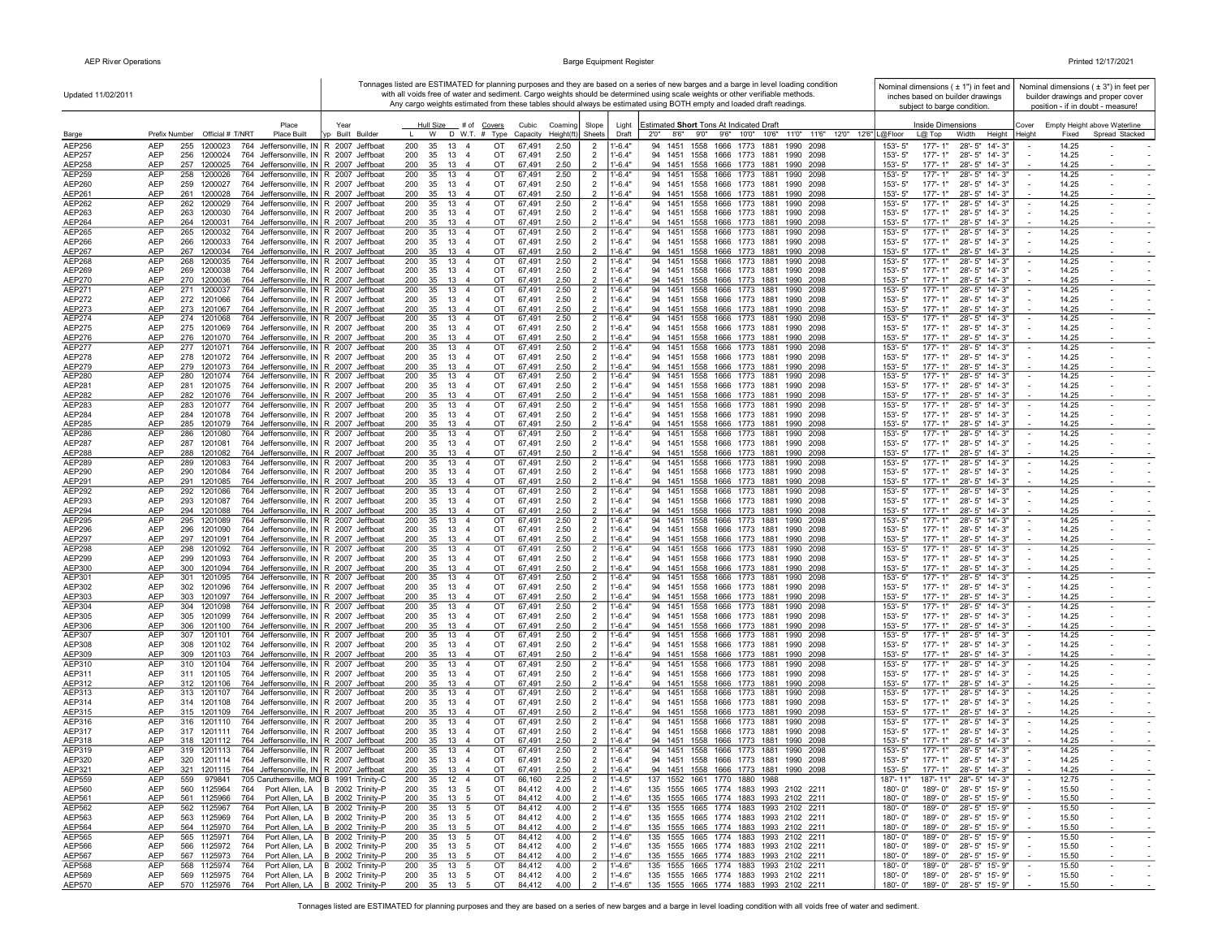Updated 11/02/2011

Tonnages listed are ESTIMATED for planning purposes and they are based on a series of new barges and a barge in level loading condition with all voids free of water and sediment. Cargo weights should be determined using scale weights or other verifiable methods. Any cargo weights estimated from these tables should always be estimated using BOTH empty and loaded draft readings.

Nominal dimensions ( ± 1") in feet and inches based on builder drawings subject to barge condition.

Nominal dimensions ( ± 3") in feet per builder drawings and proper cover position - if in doubt - measure!

| Barge | Prefix | Number | Official # | T/NRT | Place Built | Typ | Year Built | Builder | Hull Size L | W | D | W.T. | # of Covers | Type | Cubic Capacity | Coaming Height(ft) | Slope Sheets | Light Draft | Estimated **Short** Tons At Indicated Draft 2'0" | 8'6" | 9'0" | 9'6" | 10'0" | 10'6" | 11'0" | 11'6" | 12'0" | 12'6" | Inside Dimensions L@Floor | L@Top | Width | Height | Cover Height | Empty Height above Waterline Fixed | Spread | Stacked |
|---|---|---|---|---|---|---|---|---|---|---|---|---|---|---|---|---|---|---|---|---|---|---|---|---|---|---|---|---|---|---|---|---|---|---|---|---|
| AEP256 | AEP | 255 | 1200023 | 764 | Jeffersonville, IN | R | 2007 | Jeffboat | 200 | 35 | 13 | | 4 | OT | 67,491 | 2.50 | 2 | 1'-6.4" | 94 | 1451 | 1558 | 1666 | 1773 | 1881 | 1990 | 2098 | | | 153'- 5" | 177'- 1" | 28'- 5" | 14'- 3" | - | 14.25 | - | - |
| AEP257 | AEP | 256 | 1200024 | 764 | Jeffersonville, IN | R | 2007 | Jeffboat | 200 | 35 | 13 | | 4 | OT | 67,491 | 2.50 | 2 | 1'-6.4" | 94 | 1451 | 1558 | 1666 | 1773 | 1881 | 1990 | 2098 | | | 153'- 5" | 177'- 1" | 28'- 5" | 14'- 3" | - | 14.25 | - | - |
| AEP258 | AEP | 257 | 1200025 | 764 | Jeffersonville, IN | R | 2007 | Jeffboat | 200 | 35 | 13 | | 4 | OT | 67,491 | 2.50 | 2 | 1'-6.4" | 94 | 1451 | 1558 | 1666 | 1773 | 1881 | 1990 | 2098 | | | 153'- 5" | 177'- 1" | 28'- 5" | 14'- 3" | - | 14.25 | - | - |
| AEP259 | AEP | 258 | 1200026 | 764 | Jeffersonville, IN | R | 2007 | Jeffboat | 200 | 35 | 13 | | 4 | OT | 67,491 | 2.50 | 2 | 1'-6.4" | 94 | 1451 | 1558 | 1666 | 1773 | 1881 | 1990 | 2098 | | | 153'- 5" | 177'- 1" | 28'- 5" | 14'- 3" | - | 14.25 | - | - |
| AEP260 | AEP | 259 | 1200027 | 764 | Jeffersonville, IN | R | 2007 | Jeffboat | 200 | 35 | 13 | | 4 | OT | 67,491 | 2.50 | 2 | 1'-6.4" | 94 | 1451 | 1558 | 1666 | 1773 | 1881 | 1990 | 2098 | | | 153'- 5" | 177'- 1" | 28'- 5" | 14'- 3" | - | 14.25 | - | - |
| AEP261 | AEP | 261 | 1200028 | 764 | Jeffersonville, IN | R | 2007 | Jeffboat | 200 | 35 | 13 | | 4 | OT | 67,491 | 2.50 | 2 | 1'-6.4" | 94 | 1451 | 1558 | 1666 | 1773 | 1881 | 1990 | 2098 | | | 153'- 5" | 177'- 1" | 28'- 5" | 14'- 3" | - | 14.25 | - | - |
| AEP262 | AEP | 262 | 1200029 | 764 | Jeffersonville, IN | R | 2007 | Jeffboat | 200 | 35 | 13 | | 4 | OT | 67,491 | 2.50 | 2 | 1'-6.4" | 94 | 1451 | 1558 | 1666 | 1773 | 1881 | 1990 | 2098 | | | 153'- 5" | 177'- 1" | 28'- 5" | 14'- 3" | - | 14.25 | - | - |
| AEP263 | AEP | 263 | 1200030 | 764 | Jeffersonville, IN | R | 2007 | Jeffboat | 200 | 35 | 13 | | 4 | OT | 67,491 | 2.50 | 2 | 1'-6.4" | 94 | 1451 | 1558 | 1666 | 1773 | 1881 | 1990 | 2098 | | | 153'- 5" | 177'- 1" | 28'- 5" | 14'- 3" | - | 14.25 | - | - |
| AEP264 | AEP | 264 | 1200031 | 764 | Jeffersonville, IN | R | 2007 | Jeffboat | 200 | 35 | 13 | | 4 | OT | 67,491 | 2.50 | 2 | 1'-6.4" | 94 | 1451 | 1558 | 1666 | 1773 | 1881 | 1990 | 2098 | | | 153'- 5" | 177'- 1" | 28'- 5" | 14'- 3" | - | 14.25 | - | - |
| AEP265 | AEP | 265 | 1200032 | 764 | Jeffersonville, IN | R | 2007 | Jeffboat | 200 | 35 | 13 | | 4 | OT | 67,491 | 2.50 | 2 | 1'-6.4" | 94 | 1451 | 1558 | 1666 | 1773 | 1881 | 1990 | 2098 | | | 153'- 5" | 177'- 1" | 28'- 5" | 14'- 3" | - | 14.25 | - | - |
| AEP266 | AEP | 266 | 1200033 | 764 | Jeffersonville, IN | R | 2007 | Jeffboat | 200 | 35 | 13 | | 4 | OT | 67,491 | 2.50 | 2 | 1'-6.4" | 94 | 1451 | 1558 | 1666 | 1773 | 1881 | 1990 | 2098 | | | 153'- 5" | 177'- 1" | 28'- 5" | 14'- 3" | - | 14.25 | - | - |
| AEP267 | AEP | 267 | 1200034 | 764 | Jeffersonville, IN | R | 2007 | Jeffboat | 200 | 35 | 13 | | 4 | OT | 67,491 | 2.50 | 2 | 1'-6.4" | 94 | 1451 | 1558 | 1666 | 1773 | 1881 | 1990 | 2098 | | | 153'- 5" | 177'- 1" | 28'- 5" | 14'- 3" | - | 14.25 | - | - |
| AEP268 | AEP | 268 | 1200035 | 764 | Jeffersonville, IN | R | 2007 | Jeffboat | 200 | 35 | 13 | | 4 | OT | 67,491 | 2.50 | 2 | 1'-6.4" | 94 | 1451 | 1558 | 1666 | 1773 | 1881 | 1990 | 2098 | | | 153'- 5" | 177'- 1" | 28'- 5" | 14'- 3" | - | 14.25 | - | - |
| AEP269 | AEP | 269 | 1200038 | 764 | Jeffersonville, IN | R | 2007 | Jeffboat | 200 | 35 | 13 | | 4 | OT | 67,491 | 2.50 | 2 | 1'-6.4" | 94 | 1451 | 1558 | 1666 | 1773 | 1881 | 1990 | 2098 | | | 153'- 5" | 177'- 1" | 28'- 5" | 14'- 3" | - | 14.25 | - | - |
| AEP270 | AEP | 270 | 1200036 | 764 | Jeffersonville, IN | R | 2007 | Jeffboat | 200 | 35 | 13 | | 4 | OT | 67,491 | 2.50 | 2 | 1'-6.4" | 94 | 1451 | 1558 | 1666 | 1773 | 1881 | 1990 | 2098 | | | 153'- 5" | 177'- 1" | 28'- 5" | 14'- 3" | - | 14.25 | - | - |
| AEP271 | AEP | 271 | 1200037 | 764 | Jeffersonville, IN | R | 2007 | Jeffboat | 200 | 35 | 13 | | 4 | OT | 67,491 | 2.50 | 2 | 1'-6.4" | 94 | 1451 | 1558 | 1666 | 1773 | 1881 | 1990 | 2098 | | | 153'- 5" | 177'- 1" | 28'- 5" | 14'- 3" | - | 14.25 | - | - |
| AEP272 | AEP | 272 | 1201066 | 764 | Jeffersonville, IN | R | 2007 | Jeffboat | 200 | 35 | 13 | | 4 | OT | 67,491 | 2.50 | 2 | 1'-6.4" | 94 | 1451 | 1558 | 1666 | 1773 | 1881 | 1990 | 2098 | | | 153'- 5" | 177'- 1" | 28'- 5" | 14'- 3" | - | 14.25 | - | - |
| AEP273 | AEP | 273 | 1201067 | 764 | Jeffersonville, IN | R | 2007 | Jeffboat | 200 | 35 | 13 | | 4 | OT | 67,491 | 2.50 | 2 | 1'-6.4" | 94 | 1451 | 1558 | 1666 | 1773 | 1881 | 1990 | 2098 | | | 153'- 5" | 177'- 1" | 28'- 5" | 14'- 3" | - | 14.25 | - | - |
| AEP274 | AEP | 274 | 1201068 | 764 | Jeffersonville, IN | R | 2007 | Jeffboat | 200 | 35 | 13 | | 4 | OT | 67,491 | 2.50 | 2 | 1'-6.4" | 94 | 1451 | 1558 | 1666 | 1773 | 1881 | 1990 | 2098 | | | 153'- 5" | 177'- 1" | 28'- 5" | 14'- 3" | - | 14.25 | - | - |
| AEP275 | AEP | 275 | 1201069 | 764 | Jeffersonville, IN | R | 2007 | Jeffboat | 200 | 35 | 13 | | 4 | OT | 67,491 | 2.50 | 2 | 1'-6.4" | 94 | 1451 | 1558 | 1666 | 1773 | 1881 | 1990 | 2098 | | | 153'- 5" | 177'- 1" | 28'- 5" | 14'- 3" | - | 14.25 | - | - |
| AEP276 | AEP | 276 | 1201070 | 764 | Jeffersonville, IN | R | 2007 | Jeffboat | 200 | 35 | 13 | | 4 | OT | 67,491 | 2.50 | 2 | 1'-6.4" | 94 | 1451 | 1558 | 1666 | 1773 | 1881 | 1990 | 2098 | | | 153'- 5" | 177'- 1" | 28'- 5" | 14'- 3" | - | 14.25 | - | - |
| AEP277 | AEP | 277 | 1201071 | 764 | Jeffersonville, IN | R | 2007 | Jeffboat | 200 | 35 | 13 | | 4 | OT | 67,491 | 2.50 | 2 | 1'-6.4" | 94 | 1451 | 1558 | 1666 | 1773 | 1881 | 1990 | 2098 | | | 153'- 5" | 177'- 1" | 28'- 5" | 14'- 3" | - | 14.25 | - | - |
| AEP278 | AEP | 278 | 1201072 | 764 | Jeffersonville, IN | R | 2007 | Jeffboat | 200 | 35 | 13 | | 4 | OT | 67,491 | 2.50 | 2 | 1'-6.4" | 94 | 1451 | 1558 | 1666 | 1773 | 1881 | 1990 | 2098 | | | 153'- 5" | 177'- 1" | 28'- 5" | 14'- 3" | - | 14.25 | - | - |
| AEP279 | AEP | 279 | 1201073 | 764 | Jeffersonville, IN | R | 2007 | Jeffboat | 200 | 35 | 13 | | 4 | OT | 67,491 | 2.50 | 2 | 1'-6.4" | 94 | 1451 | 1558 | 1666 | 1773 | 1881 | 1990 | 2098 | | | 153'- 5" | 177'- 1" | 28'- 5" | 14'- 3" | - | 14.25 | - | - |
| AEP280 | AEP | 280 | 1201074 | 764 | Jeffersonville, IN | R | 2007 | Jeffboat | 200 | 35 | 13 | | 4 | OT | 67,491 | 2.50 | 2 | 1'-6.4" | 94 | 1451 | 1558 | 1666 | 1773 | 1881 | 1990 | 2098 | | | 153'- 5" | 177'- 1" | 28'- 5" | 14'- 3" | - | 14.25 | - | - |
| AEP281 | AEP | 281 | 1201075 | 764 | Jeffersonville, IN | R | 2007 | Jeffboat | 200 | 35 | 13 | | 4 | OT | 67,491 | 2.50 | 2 | 1'-6.4" | 94 | 1451 | 1558 | 1666 | 1773 | 1881 | 1990 | 2098 | | | 153'- 5" | 177'- 1" | 28'- 5" | 14'- 3" | - | 14.25 | - | - |
| AEP282 | AEP | 282 | 1201076 | 764 | Jeffersonville, IN | R | 2007 | Jeffboat | 200 | 35 | 13 | | 4 | OT | 67,491 | 2.50 | 2 | 1'-6.4" | 94 | 1451 | 1558 | 1666 | 1773 | 1881 | 1990 | 2098 | | | 153'- 5" | 177'- 1" | 28'- 5" | 14'- 3" | - | 14.25 | - | - |
| AEP283 | AEP | 283 | 1201077 | 764 | Jeffersonville, IN | R | 2007 | Jeffboat | 200 | 35 | 13 | | 4 | OT | 67,491 | 2.50 | 2 | 1'-6.4" | 94 | 1451 | 1558 | 1666 | 1773 | 1881 | 1990 | 2098 | | | 153'- 5" | 177'- 1" | 28'- 5" | 14'- 3" | - | 14.25 | - | - |
| AEP284 | AEP | 284 | 1201078 | 764 | Jeffersonville, IN | R | 2007 | Jeffboat | 200 | 35 | 13 | | 4 | OT | 67,491 | 2.50 | 2 | 1'-6.4" | 94 | 1451 | 1558 | 1666 | 1773 | 1881 | 1990 | 2098 | | | 153'- 5" | 177'- 1" | 28'- 5" | 14'- 3" | - | 14.25 | - | - |
| AEP285 | AEP | 285 | 1201079 | 764 | Jeffersonville, IN | R | 2007 | Jeffboat | 200 | 35 | 13 | | 4 | OT | 67,491 | 2.50 | 2 | 1'-6.4" | 94 | 1451 | 1558 | 1666 | 1773 | 1881 | 1990 | 2098 | | | 153'- 5" | 177'- 1" | 28'- 5" | 14'- 3" | - | 14.25 | - | - |
| AEP286 | AEP | 286 | 1201080 | 764 | Jeffersonville, IN | R | 2007 | Jeffboat | 200 | 35 | 13 | | 4 | OT | 67,491 | 2.50 | 2 | 1'-6.4" | 94 | 1451 | 1558 | 1666 | 1773 | 1881 | 1990 | 2098 | | | 153'- 5" | 177'- 1" | 28'- 5" | 14'- 3" | - | 14.25 | - | - |
| AEP287 | AEP | 287 | 1201081 | 764 | Jeffersonville, IN | R | 2007 | Jeffboat | 200 | 35 | 13 | | 4 | OT | 67,491 | 2.50 | 2 | 1'-6.4" | 94 | 1451 | 1558 | 1666 | 1773 | 1881 | 1990 | 2098 | | | 153'- 5" | 177'- 1" | 28'- 5" | 14'- 3" | - | 14.25 | - | - |
| AEP288 | AEP | 288 | 1201082 | 764 | Jeffersonville, IN | R | 2007 | Jeffboat | 200 | 35 | 13 | | 4 | OT | 67,491 | 2.50 | 2 | 1'-6.4" | 94 | 1451 | 1558 | 1666 | 1773 | 1881 | 1990 | 2098 | | | 153'- 5" | 177'- 1" | 28'- 5" | 14'- 3" | - | 14.25 | - | - |
| AEP289 | AEP | 289 | 1201083 | 764 | Jeffersonville, IN | R | 2007 | Jeffboat | 200 | 35 | 13 | | 4 | OT | 67,491 | 2.50 | 2 | 1'-6.4" | 94 | 1451 | 1558 | 1666 | 1773 | 1881 | 1990 | 2098 | | | 153'- 5" | 177'- 1" | 28'- 5" | 14'- 3" | - | 14.25 | - | - |
| AEP290 | AEP | 290 | 1201084 | 764 | Jeffersonville, IN | R | 2007 | Jeffboat | 200 | 35 | 13 | | 4 | OT | 67,491 | 2.50 | 2 | 1'-6.4" | 94 | 1451 | 1558 | 1666 | 1773 | 1881 | 1990 | 2098 | | | 153'- 5" | 177'- 1" | 28'- 5" | 14'- 3" | - | 14.25 | - | - |
| AEP291 | AEP | 291 | 1201085 | 764 | Jeffersonville, IN | R | 2007 | Jeffboat | 200 | 35 | 13 | | 4 | OT | 67,491 | 2.50 | 2 | 1'-6.4" | 94 | 1451 | 1558 | 1666 | 1773 | 1881 | 1990 | 2098 | | | 153'- 5" | 177'- 1" | 28'- 5" | 14'- 3" | - | 14.25 | - | - |
| AEP292 | AEP | 292 | 1201086 | 764 | Jeffersonville, IN | R | 2007 | Jeffboat | 200 | 35 | 13 | | 4 | OT | 67,491 | 2.50 | 2 | 1'-6.4" | 94 | 1451 | 1558 | 1666 | 1773 | 1881 | 1990 | 2098 | | | 153'- 5" | 177'- 1" | 28'- 5" | 14'- 3" | - | 14.25 | - | - |
| AEP293 | AEP | 293 | 1201087 | 764 | Jeffersonville, IN | R | 2007 | Jeffboat | 200 | 35 | 13 | | 4 | OT | 67,491 | 2.50 | 2 | 1'-6.4" | 94 | 1451 | 1558 | 1666 | 1773 | 1881 | 1990 | 2098 | | | 153'- 5" | 177'- 1" | 28'- 5" | 14'- 3" | - | 14.25 | - | - |
| AEP294 | AEP | 294 | 1201088 | 764 | Jeffersonville, IN | R | 2007 | Jeffboat | 200 | 35 | 13 | | 4 | OT | 67,491 | 2.50 | 2 | 1'-6.4" | 94 | 1451 | 1558 | 1666 | 1773 | 1881 | 1990 | 2098 | | | 153'- 5" | 177'- 1" | 28'- 5" | 14'- 3" | - | 14.25 | - | - |
| AEP295 | AEP | 295 | 1201089 | 764 | Jeffersonville, IN | R | 2007 | Jeffboat | 200 | 35 | 13 | | 4 | OT | 67,491 | 2.50 | 2 | 1'-6.4" | 94 | 1451 | 1558 | 1666 | 1773 | 1881 | 1990 | 2098 | | | 153'- 5" | 177'- 1" | 28'- 5" | 14'- 3" | - | 14.25 | - | - |
| AEP296 | AEP | 296 | 1201090 | 764 | Jeffersonville, IN | R | 2007 | Jeffboat | 200 | 35 | 13 | | 4 | OT | 67,491 | 2.50 | 2 | 1'-6.4" | 94 | 1451 | 1558 | 1666 | 1773 | 1881 | 1990 | 2098 | | | 153'- 5" | 177'- 1" | 28'- 5" | 14'- 3" | - | 14.25 | - | - |
| AEP297 | AEP | 297 | 1201091 | 764 | Jeffersonville, IN | R | 2007 | Jeffboat | 200 | 35 | 13 | | 4 | OT | 67,491 | 2.50 | 2 | 1'-6.4" | 94 | 1451 | 1558 | 1666 | 1773 | 1881 | 1990 | 2098 | | | 153'- 5" | 177'- 1" | 28'- 5" | 14'- 3" | - | 14.25 | - | - |
| AEP298 | AEP | 298 | 1201092 | 764 | Jeffersonville, IN | R | 2007 | Jeffboat | 200 | 35 | 13 | | 4 | OT | 67,491 | 2.50 | 2 | 1'-6.4" | 94 | 1451 | 1558 | 1666 | 1773 | 1881 | 1990 | 2098 | | | 153'- 5" | 177'- 1" | 28'- 5" | 14'- 3" | - | 14.25 | - | - |
| AEP299 | AEP | 299 | 1201093 | 764 | Jeffersonville, IN | R | 2007 | Jeffboat | 200 | 35 | 13 | | 4 | OT | 67,491 | 2.50 | 2 | 1'-6.4" | 94 | 1451 | 1558 | 1666 | 1773 | 1881 | 1990 | 2098 | | | 153'- 5" | 177'- 1" | 28'- 5" | 14'- 3" | - | 14.25 | - | - |
| AEP300 | AEP | 300 | 1201094 | 764 | Jeffersonville, IN | R | 2007 | Jeffboat | 200 | 35 | 13 | | 4 | OT | 67,491 | 2.50 | 2 | 1'-6.4" | 94 | 1451 | 1558 | 1666 | 1773 | 1881 | 1990 | 2098 | | | 153'- 5" | 177'- 1" | 28'- 5" | 14'- 3" | - | 14.25 | - | - |
| AEP301 | AEP | 301 | 1201095 | 764 | Jeffersonville, IN | R | 2007 | Jeffboat | 200 | 35 | 13 | | 4 | OT | 67,491 | 2.50 | 2 | 1'-6.4" | 94 | 1451 | 1558 | 1666 | 1773 | 1881 | 1990 | 2098 | | | 153'- 5" | 177'- 1" | 28'- 5" | 14'- 3" | - | 14.25 | - | - |
| AEP302 | AEP | 302 | 1201096 | 764 | Jeffersonville, IN | R | 2007 | Jeffboat | 200 | 35 | 13 | | 4 | OT | 67,491 | 2.50 | 2 | 1'-6.4" | 94 | 1451 | 1558 | 1666 | 1773 | 1881 | 1990 | 2098 | | | 153'- 5" | 177'- 1" | 28'- 5" | 14'- 3" | - | 14.25 | - | - |
| AEP303 | AEP | 303 | 1201097 | 764 | Jeffersonville, IN | R | 2007 | Jeffboat | 200 | 35 | 13 | | 4 | OT | 67,491 | 2.50 | 2 | 1'-6.4" | 94 | 1451 | 1558 | 1666 | 1773 | 1881 | 1990 | 2098 | | | 153'- 5" | 177'- 1" | 28'- 5" | 14'- 3" | - | 14.25 | - | - |
| AEP304 | AEP | 304 | 1201098 | 764 | Jeffersonville, IN | R | 2007 | Jeffboat | 200 | 35 | 13 | | 4 | OT | 67,491 | 2.50 | 2 | 1'-6.4" | 94 | 1451 | 1558 | 1666 | 1773 | 1881 | 1990 | 2098 | | | 153'- 5" | 177'- 1" | 28'- 5" | 14'- 3" | - | 14.25 | - | - |
| AEP305 | AEP | 305 | 1201099 | 764 | Jeffersonville, IN | R | 2007 | Jeffboat | 200 | 35 | 13 | | 4 | OT | 67,491 | 2.50 | 2 | 1'-6.4" | 94 | 1451 | 1558 | 1666 | 1773 | 1881 | 1990 | 2098 | | | 153'- 5" | 177'- 1" | 28'- 5" | 14'- 3" | - | 14.25 | - | - |
| AEP306 | AEP | 306 | 1201100 | 764 | Jeffersonville, IN | R | 2007 | Jeffboat | 200 | 35 | 13 | | 4 | OT | 67,491 | 2.50 | 2 | 1'-6.4" | 94 | 1451 | 1558 | 1666 | 1773 | 1881 | 1990 | 2098 | | | 153'- 5" | 177'- 1" | 28'- 5" | 14'- 3" | - | 14.25 | - | - |
| AEP307 | AEP | 307 | 1201101 | 764 | Jeffersonville, IN | R | 2007 | Jeffboat | 200 | 35 | 13 | | 4 | OT | 67,491 | 2.50 | 2 | 1'-6.4" | 94 | 1451 | 1558 | 1666 | 1773 | 1881 | 1990 | 2098 | | | 153'- 5" | 177'- 1" | 28'- 5" | 14'- 3" | - | 14.25 | - | - |
| AEP308 | AEP | 308 | 1201102 | 764 | Jeffersonville, IN | R | 2007 | Jeffboat | 200 | 35 | 13 | | 4 | OT | 67,491 | 2.50 | 2 | 1'-6.4" | 94 | 1451 | 1558 | 1666 | 1773 | 1881 | 1990 | 2098 | | | 153'- 5" | 177'- 1" | 28'- 5" | 14'- 3" | - | 14.25 | - | - |
| AEP309 | AEP | 309 | 1201103 | 764 | Jeffersonville, IN | R | 2007 | Jeffboat | 200 | 35 | 13 | | 4 | OT | 67,491 | 2.50 | 2 | 1'-6.4" | 94 | 1451 | 1558 | 1666 | 1773 | 1881 | 1990 | 2098 | | | 153'- 5" | 177'- 1" | 28'- 5" | 14'- 3" | - | 14.25 | - | - |
| AEP310 | AEP | 310 | 1201104 | 764 | Jeffersonville, IN | R | 2007 | Jeffboat | 200 | 35 | 13 | | 4 | OT | 67,491 | 2.50 | 2 | 1'-6.4" | 94 | 1451 | 1558 | 1666 | 1773 | 1881 | 1990 | 2098 | | | 153'- 5" | 177'- 1" | 28'- 5" | 14'- 3" | - | 14.25 | - | - |
| AEP311 | AEP | 311 | 1201105 | 764 | Jeffersonville, IN | R | 2007 | Jeffboat | 200 | 35 | 13 | | 4 | OT | 67,491 | 2.50 | 2 | 1'-6.4" | 94 | 1451 | 1558 | 1666 | 1773 | 1881 | 1990 | 2098 | | | 153'- 5" | 177'- 1" | 28'- 5" | 14'- 3" | - | 14.25 | - | - |
| AEP312 | AEP | 312 | 1201106 | 764 | Jeffersonville, IN | R | 2007 | Jeffboat | 200 | 35 | 13 | | 4 | OT | 67,491 | 2.50 | 2 | 1'-6.4" | 94 | 1451 | 1558 | 1666 | 1773 | 1881 | 1990 | 2098 | | | 153'- 5" | 177'- 1" | 28'- 5" | 14'- 3" | - | 14.25 | - | - |
| AEP313 | AEP | 313 | 1201107 | 764 | Jeffersonville, IN | R | 2007 | Jeffboat | 200 | 35 | 13 | | 4 | OT | 67,491 | 2.50 | 2 | 1'-6.4" | 94 | 1451 | 1558 | 1666 | 1773 | 1881 | 1990 | 2098 | | | 153'- 5" | 177'- 1" | 28'- 5" | 14'- 3" | - | 14.25 | - | - |
| AEP314 | AEP | 314 | 1201108 | 764 | Jeffersonville, IN | R | 2007 | Jeffboat | 200 | 35 | 13 | | 4 | OT | 67,491 | 2.50 | 2 | 1'-6.4" | 94 | 1451 | 1558 | 1666 | 1773 | 1881 | 1990 | 2098 | | | 153'- 5" | 177'- 1" | 28'- 5" | 14'- 3" | - | 14.25 | - | - |
| AEP315 | AEP | 315 | 1201109 | 764 | Jeffersonville, IN | R | 2007 | Jeffboat | 200 | 35 | 13 | | 4 | OT | 67,491 | 2.50 | 2 | 1'-6.4" | 94 | 1451 | 1558 | 1666 | 1773 | 1881 | 1990 | 2098 | | | 153'- 5" | 177'- 1" | 28'- 5" | 14'- 3" | - | 14.25 | - | - |
| AEP316 | AEP | 316 | 1201110 | 764 | Jeffersonville, IN | R | 2007 | Jeffboat | 200 | 35 | 13 | | 4 | OT | 67,491 | 2.50 | 2 | 1'-6.4" | 94 | 1451 | 1558 | 1666 | 1773 | 1881 | 1990 | 2098 | | | 153'- 5" | 177'- 1" | 28'- 5" | 14'- 3" | - | 14.25 | - | - |
| AEP317 | AEP | 317 | 1201111 | 764 | Jeffersonville, IN | R | 2007 | Jeffboat | 200 | 35 | 13 | | 4 | OT | 67,491 | 2.50 | 2 | 1'-6.4" | 94 | 1451 | 1558 | 1666 | 1773 | 1881 | 1990 | 2098 | | | 153'- 5" | 177'- 1" | 28'- 5" | 14'- 3" | - | 14.25 | - | - |
| AEP318 | AEP | 318 | 1201112 | 764 | Jeffersonville, IN | R | 2007 | Jeffboat | 200 | 35 | 13 | | 4 | OT | 67,491 | 2.50 | 2 | 1'-6.4" | 94 | 1451 | 1558 | 1666 | 1773 | 1881 | 1990 | 2098 | | | 153'- 5" | 177'- 1" | 28'- 5" | 14'- 3" | - | 14.25 | - | - |
| AEP319 | AEP | 319 | 1201113 | 764 | Jeffersonville, IN | R | 2007 | Jeffboat | 200 | 35 | 13 | | 4 | OT | 67,491 | 2.50 | 2 | 1'-6.4" | 94 | 1451 | 1558 | 1666 | 1773 | 1881 | 1990 | 2098 | | | 153'- 5" | 177'- 1" | 28'- 5" | 14'- 3" | - | 14.25 | - | - |
| AEP320 | AEP | 320 | 1201114 | 764 | Jeffersonville, IN | R | 2007 | Jeffboat | 200 | 35 | 13 | | 4 | OT | 67,491 | 2.50 | 2 | 1'-6.4" | 94 | 1451 | 1558 | 1666 | 1773 | 1881 | 1990 | 2098 | | | 153'- 5" | 177'- 1" | 28'- 5" | 14'- 3" | - | 14.25 | - | - |
| AEP321 | AEP | 321 | 1201115 | 764 | Jeffersonville, IN | R | 2007 | Jeffboat | 200 | 35 | 13 | | 4 | OT | 67,491 | 2.50 | 2 | 1'-6.4" | 94 | 1451 | 1558 | 1666 | 1773 | 1881 | 1990 | 2098 | | | 153'- 5" | 177'- 1" | 28'- 5" | 14'- 3" | - | 14.25 | - | - |
| AEP559 | AEP | 559 | 979841 | 705 | Caruthersville, MO | B | 1991 | Trinity-C | 200 | 35 | 12 | | 4 | OT | 66,160 | 2.25 | 2 | 1'-4.5" | 137 | 1552 | 1661 | 1770 | 1880 | 1988 | | | | | 187'- 11" | 187'- 11" | 28"- 5" | 14'- 3" | - | 12.75 | - | - |
| AEP560 | AEP | 560 | 1125964 | 764 | Port Allen, LA | B | 2002 | Trinity-P | 200 | 35 | 13 | | 5 | OT | 84,412 | 4.00 | 2 | 1'-4.6" | 135 | 1555 | 1665 | 1774 | 1883 | 1993 | 2102 | 2211 | | | 180'- 0" | 189'- 0" | 28'- 5" | 15'- 9" | - | 15.50 | - | - |
| AEP561 | AEP | 561 | 1125966 | 764 | Port Allen, LA | B | 2002 | Trinity-P | 200 | 35 | 13 | | 5 | OT | 84,412 | 4.00 | 2 | 1'-4.6" | 135 | 1555 | 1665 | 1774 | 1883 | 1993 | 2102 | 2211 | | | 180'- 0" | 189'- 0" | 28'- 5" | 15'- 9" | - | 15.50 | - | - |
| AEP562 | AEP | 562 | 1125967 | 764 | Port Allen, LA | B | 2002 | Trinity-P | 200 | 35 | 13 | | 5 | OT | 84,412 | 4.00 | 2 | 1'-4.6" | 135 | 1555 | 1665 | 1774 | 1883 | 1993 | 2102 | 2211 | | | 180'- 0" | 189'- 0" | 28'- 5" | 15'- 9" | - | 15.50 | - | - |
| AEP563 | AEP | 563 | 1125969 | 764 | Port Allen, LA | B | 2002 | Trinity-P | 200 | 35 | 13 | | 5 | OT | 84,412 | 4.00 | 2 | 1'-4.6" | 135 | 1555 | 1665 | 1774 | 1883 | 1993 | 2102 | 2211 | | | 180'- 0" | 189'- 0" | 28'- 5" | 15'- 9" | - | 15.50 | - | - |
| AEP564 | AEP | 564 | 1125970 | 764 | Port Allen, LA | B | 2002 | Trinity-P | 200 | 35 | 13 | | 5 | OT | 84,412 | 4.00 | 2 | 1'-4.6" | 135 | 1555 | 1665 | 1774 | 1883 | 1993 | 2102 | 2211 | | | 180'- 0" | 189'- 0" | 28'- 5" | 15'- 9" | - | 15.50 | - | - |
| AEP565 | AEP | 565 | 1125971 | 764 | Port Allen, LA | B | 2002 | Trinity-P | 200 | 35 | 13 | | 5 | OT | 84,412 | 4.00 | 2 | 1'-4.6" | 135 | 1555 | 1665 | 1774 | 1883 | 1993 | 2102 | 2211 | | | 180'- 0" | 189'- 0" | 28'- 5" | 15'- 9" | - | 15.50 | - | - |
| AEP566 | AEP | 566 | 1125972 | 764 | Port Allen, LA | B | 2002 | Trinity-P | 200 | 35 | 13 | | 5 | OT | 84,412 | 4.00 | 2 | 1'-4.6" | 135 | 1555 | 1665 | 1774 | 1883 | 1993 | 2102 | 2211 | | | 180'- 0" | 189'- 0" | 28'- 5" | 15'- 9" | - | 15.50 | - | - |
| AEP567 | AEP | 567 | 1125973 | 764 | Port Allen, LA | B | 2002 | Trinity-P | 200 | 35 | 13 | | 5 | OT | 84,412 | 4.00 | 2 | 1'-4.6" | 135 | 1555 | 1665 | 1774 | 1883 | 1993 | 2102 | 2211 | | | 180'- 0" | 189'- 0" | 28'- 5" | 15'- 9" | - | 15.50 | - | - |
| AEP568 | AEP | 568 | 1125974 | 764 | Port Allen, LA | B | 2002 | Trinity-P | 200 | 35 | 13 | | 5 | OT | 84,412 | 4.00 | 2 | 1'-4.6" | 135 | 1555 | 1665 | 1774 | 1883 | 1993 | 2102 | 2211 | | | 180'- 0" | 189'- 0" | 28'- 5" | 15'- 9" | - | 15.50 | - | - |
| AEP569 | AEP | 569 | 1125975 | 764 | Port Allen, LA | B | 2002 | Trinity-P | 200 | 35 | 13 | | 5 | OT | 84,412 | 4.00 | 2 | 1'-4.6" | 135 | 1555 | 1665 | 1774 | 1883 | 1993 | 2102 | 2211 | | | 180'- 0" | 189'- 0" | 28'- 5" | 15'- 9" | - | 15.50 | - | - |
| AEP570 | AEP | 570 | 1125976 | 764 | Port Allen, LA | B | 2002 | Trinity-P | 200 | 35 | 13 | | 5 | OT | 84,412 | 4.00 | 2 | 1'-4.6" | 135 | 1555 | 1665 | 1774 | 1883 | 1993 | 2102 | 2211 | | | 180'- 0" | 189'- 0" | 28'- 5" | 15'- 9" | - | 15.50 | - | - |

Tonnages listed are ESTIMATED for planning purposes and they are based on a series of new barges and a barge in level loading condition with all voids free of water and sediment.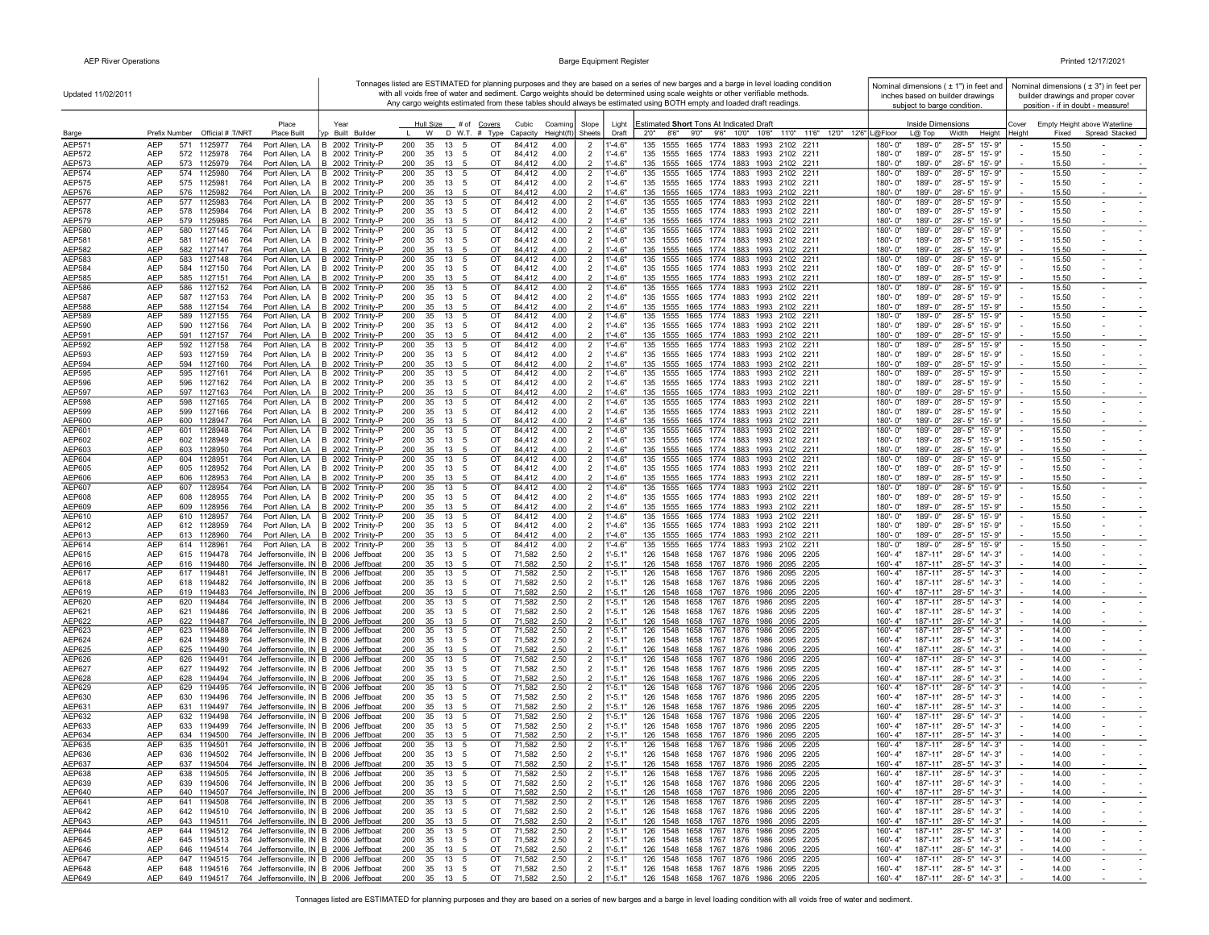Updated 11/02/2011

Tonnages listed are ESTIMATED for planning purposes and they are based on a series of new barges and a barge in level loading condition with all voids free of water and sediment. Cargo weights should be determined using scale weights or other verifiable methods. Any cargo weights estimated from these tables should always be estimated using BOTH empty and loaded draft readings.

Nominal dimensions ( ± 1") in feet and inches based on builder drawings subject to barge condition.

Nominal dimensions ( ± 3") in feet per builder drawings and proper cover position - if in doubt - measure!

| Barge | Prefix | Number | Official # | T/NRT | Place Built | Typ | Year Built | Builder | Hull Size L | W | D | # of W.T. # | Covers Type | Cubic Capacity | Coaming Height(ft) | Slope Sheets | Light Draft | 2'0" | 8'6" | 9'0" | 9'6" | 10'0" | 10'6" | 11'0" | 11'6" | 12'0" | 12'6" | L@Floor | L@ Top | Width | Height | Cover Height | Fixed | Spread | Stacked |
|---|---|---|---|---|---|---|---|---|---|---|---|---|---|---|---|---|---|---|---|---|---|---|---|---|---|---|---|---|---|---|---|---|---|---|---|
| AEP571 | AEP | 571 | 1125977 | 764 | Port Allen, LA | B | 2002 | Trinity-P | 200 | 35 | 13 | 5 | OT | 84,412 | 4.00 | 2 | 1'-4.6" | 135 | 1555 | 1665 | 1774 | 1883 | 1993 | 2102 | 2211 | | | 180'- 0" | 189'- 0" | 28'- 5" | 15'- 9" | - | 15.50 | - | - |
| AEP572 | AEP | 572 | 1125978 | 764 | Port Allen, LA | B | 2002 | Trinity-P | 200 | 35 | 13 | 5 | OT | 84,412 | 4.00 | 2 | 1'-4.6" | 135 | 1555 | 1665 | 1774 | 1883 | 1993 | 2102 | 2211 | | | 180'- 0" | 189'- 0" | 28'- 5" | 15'- 9" | - | 15.50 | - | - |
| AEP573 | AEP | 573 | 1125979 | 764 | Port Allen, LA | B | 2002 | Trinity-P | 200 | 35 | 13 | 5 | OT | 84,412 | 4.00 | 2 | 1'-4.6" | 135 | 1555 | 1665 | 1774 | 1883 | 1993 | 2102 | 2211 | | | 180'- 0" | 189'- 0" | 28'- 5" | 15'- 9" | - | 15.50 | - | - |
| AEP574 | AEP | 574 | 1125980 | 764 | Port Allen, LA | B | 2002 | Trinity-P | 200 | 35 | 13 | 5 | OT | 84,412 | 4.00 | 2 | 1'-4.6" | 135 | 1555 | 1665 | 1774 | 1883 | 1993 | 2102 | 2211 | | | 180'- 0" | 189'- 0" | 28'- 5" | 15'- 9" | - | 15.50 | - | - |
| AEP575 | AEP | 575 | 1125981 | 764 | Port Allen, LA | B | 2002 | Trinity-P | 200 | 35 | 13 | 5 | OT | 84,412 | 4.00 | 2 | 1'-4.6" | 135 | 1555 | 1665 | 1774 | 1883 | 1993 | 2102 | 2211 | | | 180'- 0" | 189'- 0" | 28'- 5" | 15'- 9" | - | 15.50 | - | - |
| AEP576 | AEP | 576 | 1125982 | 764 | Port Allen, LA | B | 2002 | Trinity-P | 200 | 35 | 13 | 5 | OT | 84,412 | 4.00 | 2 | 1'-4.6" | 135 | 1555 | 1665 | 1774 | 1883 | 1993 | 2102 | 2211 | | | 180'- 0" | 189'- 0" | 28'- 5" | 15'- 9" | - | 15.50 | - | - |
| AEP577 | AEP | 577 | 1125983 | 764 | Port Allen, LA | B | 2002 | Trinity-P | 200 | 35 | 13 | 5 | OT | 84,412 | 4.00 | 2 | 1'-4.6" | 135 | 1555 | 1665 | 1774 | 1883 | 1993 | 2102 | 2211 | | | 180'- 0" | 189'- 0" | 28'- 5" | 15'- 9" | - | 15.50 | - | - |
| AEP578 | AEP | 578 | 1125984 | 764 | Port Allen, LA | B | 2002 | Trinity-P | 200 | 35 | 13 | 5 | OT | 84,412 | 4.00 | 2 | 1'-4.6" | 135 | 1555 | 1665 | 1774 | 1883 | 1993 | 2102 | 2211 | | | 180'- 0" | 189'- 0" | 28'- 5" | 15'- 9" | - | 15.50 | - | - |
| AEP579 | AEP | 579 | 1125985 | 764 | Port Allen, LA | B | 2002 | Trinity-P | 200 | 35 | 13 | 5 | OT | 84,412 | 4.00 | 2 | 1'-4.6" | 135 | 1555 | 1665 | 1774 | 1883 | 1993 | 2102 | 2211 | | | 180'- 0" | 189'- 0" | 28'- 5" | 15'- 9" | - | 15.50 | - | - |
| AEP580 | AEP | 580 | 1127145 | 764 | Port Allen, LA | B | 2002 | Trinity-P | 200 | 35 | 13 | 5 | OT | 84,412 | 4.00 | 2 | 1'-4.6" | 135 | 1555 | 1665 | 1774 | 1883 | 1993 | 2102 | 2211 | | | 180'- 0" | 189'- 0" | 28'- 5" | 15'- 9" | - | 15.50 | - | - |
| AEP581 | AEP | 581 | 1127146 | 764 | Port Allen, LA | B | 2002 | Trinity-P | 200 | 35 | 13 | 5 | OT | 84,412 | 4.00 | 2 | 1'-4.6" | 135 | 1555 | 1665 | 1774 | 1883 | 1993 | 2102 | 2211 | | | 180'- 0" | 189'- 0" | 28'- 5" | 15'- 9" | - | 15.50 | - | - |
| AEP582 | AEP | 582 | 1127147 | 764 | Port Allen, LA | B | 2002 | Trinity-P | 200 | 35 | 13 | 5 | OT | 84,412 | 4.00 | 2 | 1'-4.6" | 135 | 1555 | 1665 | 1774 | 1883 | 1993 | 2102 | 2211 | | | 180'- 0" | 189'- 0" | 28'- 5" | 15'- 9" | - | 15.50 | - | - |
| AEP583 | AEP | 583 | 1127148 | 764 | Port Allen, LA | B | 2002 | Trinity-P | 200 | 35 | 13 | 5 | OT | 84,412 | 4.00 | 2 | 1'-4.6" | 135 | 1555 | 1665 | 1774 | 1883 | 1993 | 2102 | 2211 | | | 180'- 0" | 189'- 0" | 28'- 5" | 15'- 9" | - | 15.50 | - | - |
| AEP584 | AEP | 584 | 1127150 | 764 | Port Allen, LA | B | 2002 | Trinity-P | 200 | 35 | 13 | 5 | OT | 84,412 | 4.00 | 2 | 1'-4.6" | 135 | 1555 | 1665 | 1774 | 1883 | 1993 | 2102 | 2211 | | | 180'- 0" | 189'- 0" | 28'- 5" | 15'- 9" | - | 15.50 | - | - |
| AEP585 | AEP | 585 | 1127151 | 764 | Port Allen, LA | B | 2002 | Trinity-P | 200 | 35 | 13 | 5 | OT | 84,412 | 4.00 | 2 | 1'-4.6" | 135 | 1555 | 1665 | 1774 | 1883 | 1993 | 2102 | 2211 | | | 180'- 0" | 189'- 0" | 28'- 5" | 15'- 9" | - | 15.50 | - | - |
| AEP586 | AEP | 586 | 1127152 | 764 | Port Allen, LA | B | 2002 | Trinity-P | 200 | 35 | 13 | 5 | OT | 84,412 | 4.00 | 2 | 1'-4.6" | 135 | 1555 | 1665 | 1774 | 1883 | 1993 | 2102 | 2211 | | | 180'- 0" | 189'- 0" | 28'- 5" | 15'- 9" | - | 15.50 | - | - |
| AEP587 | AEP | 587 | 1127153 | 764 | Port Allen, LA | B | 2002 | Trinity-P | 200 | 35 | 13 | 5 | OT | 84,412 | 4.00 | 2 | 1'-4.6" | 135 | 1555 | 1665 | 1774 | 1883 | 1993 | 2102 | 2211 | | | 180'- 0" | 189'- 0" | 28'- 5" | 15'- 9" | - | 15.50 | - | - |
| AEP588 | AEP | 588 | 1127154 | 764 | Port Allen, LA | B | 2002 | Trinity-P | 200 | 35 | 13 | 5 | OT | 84,412 | 4.00 | 2 | 1'-4.6" | 135 | 1555 | 1665 | 1774 | 1883 | 1993 | 2102 | 2211 | | | 180'- 0" | 189'- 0" | 28'- 5" | 15'- 9" | - | 15.50 | - | - |
| AEP589 | AEP | 589 | 1127155 | 764 | Port Allen, LA | B | 2002 | Trinity-P | 200 | 35 | 13 | 5 | OT | 84,412 | 4.00 | 2 | 1'-4.6" | 135 | 1555 | 1665 | 1774 | 1883 | 1993 | 2102 | 2211 | | | 180'- 0" | 189'- 0" | 28'- 5" | 15'- 9" | - | 15.50 | - | - |
| AEP590 | AEP | 590 | 1127156 | 764 | Port Allen, LA | B | 2002 | Trinity-P | 200 | 35 | 13 | 5 | OT | 84,412 | 4.00 | 2 | 1'-4.6" | 135 | 1555 | 1665 | 1774 | 1883 | 1993 | 2102 | 2211 | | | 180'- 0" | 189'- 0" | 28'- 5" | 15'- 9" | - | 15.50 | - | - |
| AEP591 | AEP | 591 | 1127157 | 764 | Port Allen, LA | B | 2002 | Trinity-P | 200 | 35 | 13 | 5 | OT | 84,412 | 4.00 | 2 | 1'-4.6" | 135 | 1555 | 1665 | 1774 | 1883 | 1993 | 2102 | 2211 | | | 180'- 0" | 189'- 0" | 28'- 5" | 15'- 9" | - | 15.50 | - | - |
| AEP592 | AEP | 592 | 1127158 | 764 | Port Allen, LA | B | 2002 | Trinity-P | 200 | 35 | 13 | 5 | OT | 84,412 | 4.00 | 2 | 1'-4.6" | 135 | 1555 | 1665 | 1774 | 1883 | 1993 | 2102 | 2211 | | | 180'- 0" | 189'- 0" | 28'- 5" | 15'- 9" | - | 15.50 | - | - |
| AEP593 | AEP | 593 | 1127159 | 764 | Port Allen, LA | B | 2002 | Trinity-P | 200 | 35 | 13 | 5 | OT | 84,412 | 4.00 | 2 | 1'-4.6" | 135 | 1555 | 1665 | 1774 | 1883 | 1993 | 2102 | 2211 | | | 180'- 0" | 189'- 0" | 28'- 5" | 15'- 9" | - | 15.50 | - | - |
| AEP594 | AEP | 594 | 1127160 | 764 | Port Allen, LA | B | 2002 | Trinity-P | 200 | 35 | 13 | 5 | OT | 84,412 | 4.00 | 2 | 1'-4.6" | 135 | 1555 | 1665 | 1774 | 1883 | 1993 | 2102 | 2211 | | | 180'- 0" | 189'- 0" | 28'- 5" | 15'- 9" | - | 15.50 | - | - |
| AEP595 | AEP | 595 | 1127161 | 764 | Port Allen, LA | B | 2002 | Trinity-P | 200 | 35 | 13 | 5 | OT | 84,412 | 4.00 | 2 | 1'-4.6" | 135 | 1555 | 1665 | 1774 | 1883 | 1993 | 2102 | 2211 | | | 180'- 0" | 189'- 0" | 28'- 5" | 15'- 9" | - | 15.50 | - | - |
| AEP596 | AEP | 596 | 1127162 | 764 | Port Allen, LA | B | 2002 | Trinity-P | 200 | 35 | 13 | 5 | OT | 84,412 | 4.00 | 2 | 1'-4.6" | 135 | 1555 | 1665 | 1774 | 1883 | 1993 | 2102 | 2211 | | | 180'- 0" | 189'- 0" | 28'- 5" | 15'- 9" | - | 15.50 | - | - |
| AEP597 | AEP | 597 | 1127163 | 764 | Port Allen, LA | B | 2002 | Trinity-P | 200 | 35 | 13 | 5 | OT | 84,412 | 4.00 | 2 | 1'-4.6" | 135 | 1555 | 1665 | 1774 | 1883 | 1993 | 2102 | 2211 | | | 180'- 0" | 189'- 0" | 28'- 5" | 15'- 9" | - | 15.50 | - | - |
| AEP598 | AEP | 598 | 1127165 | 764 | Port Allen, LA | B | 2002 | Trinity-P | 200 | 35 | 13 | 5 | OT | 84,412 | 4.00 | 2 | 1'-4.6" | 135 | 1555 | 1665 | 1774 | 1883 | 1993 | 2102 | 2211 | | | 180'- 0" | 189'- 0" | 28'- 5" | 15'- 9" | - | 15.50 | - | - |
| AEP599 | AEP | 599 | 1127166 | 764 | Port Allen, LA | B | 2002 | Trinity-P | 200 | 35 | 13 | 5 | OT | 84,412 | 4.00 | 2 | 1'-4.6" | 135 | 1555 | 1665 | 1774 | 1883 | 1993 | 2102 | 2211 | | | 180'- 0" | 189'- 0" | 28'- 5" | 15'- 9" | - | 15.50 | - | - |
| AEP600 | AEP | 600 | 1128947 | 764 | Port Allen, LA | B | 2002 | Trinity-P | 200 | 35 | 13 | 5 | OT | 84,412 | 4.00 | 2 | 1'-4.6" | 135 | 1555 | 1665 | 1774 | 1883 | 1993 | 2102 | 2211 | | | 180'- 0" | 189'- 0" | 28'- 5" | 15'- 9" | - | 15.50 | - | - |
| AEP601 | AEP | 601 | 1128948 | 764 | Port Allen, LA | B | 2002 | Trinity-P | 200 | 35 | 13 | 5 | OT | 84,412 | 4.00 | 2 | 1'-4.6" | 135 | 1555 | 1665 | 1774 | 1883 | 1993 | 2102 | 2211 | | | 180'- 0" | 189'- 0" | 28'- 5" | 15'- 9" | - | 15.50 | - | - |
| AEP602 | AEP | 602 | 1128949 | 764 | Port Allen, LA | B | 2002 | Trinity-P | 200 | 35 | 13 | 5 | OT | 84,412 | 4.00 | 2 | 1'-4.6" | 135 | 1555 | 1665 | 1774 | 1883 | 1993 | 2102 | 2211 | | | 180'- 0" | 189'- 0" | 28'- 5" | 15'- 9" | - | 15.50 | - | - |
| AEP603 | AEP | 603 | 1128950 | 764 | Port Allen, LA | B | 2002 | Trinity-P | 200 | 35 | 13 | 5 | OT | 84,412 | 4.00 | 2 | 1'-4.6" | 135 | 1555 | 1665 | 1774 | 1883 | 1993 | 2102 | 2211 | | | 180'- 0" | 189'- 0" | 28'- 5" | 15'- 9" | - | 15.50 | - | - |
| AEP604 | AEP | 604 | 1128951 | 764 | Port Allen, LA | B | 2002 | Trinity-P | 200 | 35 | 13 | 5 | OT | 84,412 | 4.00 | 2 | 1'-4.6" | 135 | 1555 | 1665 | 1774 | 1883 | 1993 | 2102 | 2211 | | | 180'- 0" | 189'- 0" | 28'- 5" | 15'- 9" | - | 15.50 | - | - |
| AEP605 | AEP | 605 | 1128952 | 764 | Port Allen, LA | B | 2002 | Trinity-P | 200 | 35 | 13 | 5 | OT | 84,412 | 4.00 | 2 | 1'-4.6" | 135 | 1555 | 1665 | 1774 | 1883 | 1993 | 2102 | 2211 | | | 180'- 0" | 189'- 0" | 28'- 5" | 15'- 9" | - | 15.50 | - | - |
| AEP606 | AEP | 606 | 1128953 | 764 | Port Allen, LA | B | 2002 | Trinity-P | 200 | 35 | 13 | 5 | OT | 84,412 | 4.00 | 2 | 1'-4.6" | 135 | 1555 | 1665 | 1774 | 1883 | 1993 | 2102 | 2211 | | | 180'- 0" | 189'- 0" | 28'- 5" | 15'- 9" | - | 15.50 | - | - |
| AEP607 | AEP | 607 | 1128954 | 764 | Port Allen, LA | B | 2002 | Trinity-P | 200 | 35 | 13 | 5 | OT | 84,412 | 4.00 | 2 | 1'-4.6" | 135 | 1555 | 1665 | 1774 | 1883 | 1993 | 2102 | 2211 | | | 180'- 0" | 189'- 0" | 28'- 5" | 15'- 9" | - | 15.50 | - | - |
| AEP608 | AEP | 608 | 1128955 | 764 | Port Allen, LA | B | 2002 | Trinity-P | 200 | 35 | 13 | 5 | OT | 84,412 | 4.00 | 2 | 1'-4.6" | 135 | 1555 | 1665 | 1774 | 1883 | 1993 | 2102 | 2211 | | | 180'- 0" | 189'- 0" | 28'- 5" | 15'- 9" | - | 15.50 | - | - |
| AEP609 | AEP | 609 | 1128956 | 764 | Port Allen, LA | B | 2002 | Trinity-P | 200 | 35 | 13 | 5 | OT | 84,412 | 4.00 | 2 | 1'-4.6" | 135 | 1555 | 1665 | 1774 | 1883 | 1993 | 2102 | 2211 | | | 180'- 0" | 189'- 0" | 28'- 5" | 15'- 9" | - | 15.50 | - | - |
| AEP610 | AEP | 610 | 1128957 | 764 | Port Allen, LA | B | 2002 | Trinity-P | 200 | 35 | 13 | 5 | OT | 84,412 | 4.00 | 2 | 1'-4.6" | 135 | 1555 | 1665 | 1774 | 1883 | 1993 | 2102 | 2211 | | | 180'- 0" | 189'- 0" | 28'- 5" | 15'- 9" | - | 15.50 | - | - |
| AEP612 | AEP | 612 | 1128959 | 764 | Port Allen, LA | B | 2002 | Trinity-P | 200 | 35 | 13 | 5 | OT | 84,412 | 4.00 | 2 | 1'-4.6" | 135 | 1555 | 1665 | 1774 | 1883 | 1993 | 2102 | 2211 | | | 180'- 0" | 189'- 0" | 28'- 5" | 15'- 9" | - | 15.50 | - | - |
| AEP613 | AEP | 613 | 1128960 | 764 | Port Allen, LA | B | 2002 | Trinity-P | 200 | 35 | 13 | 5 | OT | 84,412 | 4.00 | 2 | 1'-4.6" | 135 | 1555 | 1665 | 1774 | 1883 | 1993 | 2102 | 2211 | | | 180'- 0" | 189'- 0" | 28'- 5" | 15'- 9" | - | 15.50 | - | - |
| AEP614 | AEP | 614 | 1128961 | 764 | Port Allen, LA | B | 2002 | Trinity-P | 200 | 35 | 13 | 5 | OT | 84,412 | 4.00 | 2 | 1'-4.6" | 135 | 1555 | 1665 | 1774 | 1883 | 1993 | 2102 | 2211 | | | 180'- 0" | 189'- 0" | 28'- 5" | 15'- 9" | - | 15.50 | - | - |
| AEP615 | AEP | 615 | 1194478 | 764 | Jeffersonville, IN | B | 2006 | Jeffboat | 200 | 35 | 13 | 5 | OT | 71,582 | 2.50 | 2 | 1'-5.1" | 126 | 1548 | 1658 | 1767 | 1876 | 1986 | 2095 | 2205 | | | 160'- 4" | 187'-11" | 28'- 5" | 14'- 3" | - | 14.00 | - | - |
| AEP616 | AEP | 616 | 1194480 | 764 | Jeffersonville, IN | B | 2006 | Jeffboat | 200 | 35 | 13 | 5 | OT | 71,582 | 2.50 | 2 | 1'-5.1" | 126 | 1548 | 1658 | 1767 | 1876 | 1986 | 2095 | 2205 | | | 160'- 4" | 187'-11" | 28'- 5" | 14'- 3" | - | 14.00 | - | - |
| AEP617 | AEP | 617 | 1194481 | 764 | Jeffersonville, IN | B | 2006 | Jeffboat | 200 | 35 | 13 | 5 | OT | 71,582 | 2.50 | 2 | 1'-5.1" | 126 | 1548 | 1658 | 1767 | 1876 | 1986 | 2095 | 2205 | | | 160'- 4" | 187'-11" | 28'- 5" | 14'- 3" | - | 14.00 | - | - |
| AEP618 | AEP | 618 | 1194482 | 764 | Jeffersonville, IN | B | 2006 | Jeffboat | 200 | 35 | 13 | 5 | OT | 71,582 | 2.50 | 2 | 1'-5.1" | 126 | 1548 | 1658 | 1767 | 1876 | 1986 | 2095 | 2205 | | | 160'- 4" | 187'-11" | 28'- 5" | 14'- 3" | - | 14.00 | - | - |
| AEP619 | AEP | 619 | 1194483 | 764 | Jeffersonville, IN | B | 2006 | Jeffboat | 200 | 35 | 13 | 5 | OT | 71,582 | 2.50 | 2 | 1'-5.1" | 126 | 1548 | 1658 | 1767 | 1876 | 1986 | 2095 | 2205 | | | 160'- 4" | 187'-11" | 28'- 5" | 14'- 3" | - | 14.00 | - | - |
| AEP620 | AEP | 620 | 1194484 | 764 | Jeffersonville, IN | B | 2006 | Jeffboat | 200 | 35 | 13 | 5 | OT | 71,582 | 2.50 | 2 | 1'-5.1" | 126 | 1548 | 1658 | 1767 | 1876 | 1986 | 2095 | 2205 | | | 160'- 4" | 187'-11" | 28'- 5" | 14'- 3" | - | 14.00 | - | - |
| AEP621 | AEP | 621 | 1194486 | 764 | Jeffersonville, IN | B | 2006 | Jeffboat | 200 | 35 | 13 | 5 | OT | 71,582 | 2.50 | 2 | 1'-5.1" | 126 | 1548 | 1658 | 1767 | 1876 | 1986 | 2095 | 2205 | | | 160'- 4" | 187'-11" | 28'- 5" | 14'- 3" | - | 14.00 | - | - |
| AEP622 | AEP | 622 | 1194487 | 764 | Jeffersonville, IN | B | 2006 | Jeffboat | 200 | 35 | 13 | 5 | OT | 71,582 | 2.50 | 2 | 1'-5.1" | 126 | 1548 | 1658 | 1767 | 1876 | 1986 | 2095 | 2205 | | | 160'- 4" | 187'-11" | 28'- 5" | 14'- 3" | - | 14.00 | - | - |
| AEP623 | AEP | 623 | 1194488 | 764 | Jeffersonville, IN | B | 2006 | Jeffboat | 200 | 35 | 13 | 5 | OT | 71,582 | 2.50 | 2 | 1'-5.1" | 126 | 1548 | 1658 | 1767 | 1876 | 1986 | 2095 | 2205 | | | 160'- 4" | 187'-11" | 28'- 5" | 14'- 3" | - | 14.00 | - | - |
| AEP624 | AEP | 624 | 1194489 | 764 | Jeffersonville, IN | B | 2006 | Jeffboat | 200 | 35 | 13 | 5 | OT | 71,582 | 2.50 | 2 | 1'-5.1" | 126 | 1548 | 1658 | 1767 | 1876 | 1986 | 2095 | 2205 | | | 160'- 4" | 187'-11" | 28'- 5" | 14'- 3" | - | 14.00 | - | - |
| AEP625 | AEP | 625 | 1194490 | 764 | Jeffersonville, IN | B | 2006 | Jeffboat | 200 | 35 | 13 | 5 | OT | 71,582 | 2.50 | 2 | 1'-5.1" | 126 | 1548 | 1658 | 1767 | 1876 | 1986 | 2095 | 2205 | | | 160'- 4" | 187'-11" | 28'- 5" | 14'- 3" | - | 14.00 | - | - |
| AEP626 | AEP | 626 | 1194491 | 764 | Jeffersonville, IN | B | 2006 | Jeffboat | 200 | 35 | 13 | 5 | OT | 71,582 | 2.50 | 2 | 1'-5.1" | 126 | 1548 | 1658 | 1767 | 1876 | 1986 | 2095 | 2205 | | | 160'- 4" | 187'-11" | 28'- 5" | 14'- 3" | - | 14.00 | - | - |
| AEP627 | AEP | 627 | 1194492 | 764 | Jeffersonville, IN | B | 2006 | Jeffboat | 200 | 35 | 13 | 5 | OT | 71,582 | 2.50 | 2 | 1'-5.1" | 126 | 1548 | 1658 | 1767 | 1876 | 1986 | 2095 | 2205 | | | 160'- 4" | 187'-11" | 28'- 5" | 14'- 3" | - | 14.00 | - | - |
| AEP628 | AEP | 628 | 1194494 | 764 | Jeffersonville, IN | B | 2006 | Jeffboat | 200 | 35 | 13 | 5 | OT | 71,582 | 2.50 | 2 | 1'-5.1" | 126 | 1548 | 1658 | 1767 | 1876 | 1986 | 2095 | 2205 | | | 160'- 4" | 187'-11" | 28'- 5" | 14'- 3" | - | 14.00 | - | - |
| AEP629 | AEP | 629 | 1194495 | 764 | Jeffersonville, IN | B | 2006 | Jeffboat | 200 | 35 | 13 | 5 | OT | 71,582 | 2.50 | 2 | 1'-5.1" | 126 | 1548 | 1658 | 1767 | 1876 | 1986 | 2095 | 2205 | | | 160'- 4" | 187'-11" | 28'- 5" | 14'- 3" | - | 14.00 | - | - |
| AEP630 | AEP | 630 | 1194496 | 764 | Jeffersonville, IN | B | 2006 | Jeffboat | 200 | 35 | 13 | 5 | OT | 71,582 | 2.50 | 2 | 1'-5.1" | 126 | 1548 | 1658 | 1767 | 1876 | 1986 | 2095 | 2205 | | | 160'- 4" | 187'-11" | 28'- 5" | 14'- 3" | - | 14.00 | - | - |
| AEP631 | AEP | 631 | 1194497 | 764 | Jeffersonville, IN | B | 2006 | Jeffboat | 200 | 35 | 13 | 5 | OT | 71,582 | 2.50 | 2 | 1'-5.1" | 126 | 1548 | 1658 | 1767 | 1876 | 1986 | 2095 | 2205 | | | 160'- 4" | 187'-11" | 28'- 5" | 14'- 3" | - | 14.00 | - | - |
| AEP632 | AEP | 632 | 1194498 | 764 | Jeffersonville, IN | B | 2006 | Jeffboat | 200 | 35 | 13 | 5 | OT | 71,582 | 2.50 | 2 | 1'-5.1" | 126 | 1548 | 1658 | 1767 | 1876 | 1986 | 2095 | 2205 | | | 160'- 4" | 187'-11" | 28'- 5" | 14'- 3" | - | 14.00 | - | - |
| AEP633 | AEP | 633 | 1194499 | 764 | Jeffersonville, IN | B | 2006 | Jeffboat | 200 | 35 | 13 | 5 | OT | 71,582 | 2.50 | 2 | 1'-5.1" | 126 | 1548 | 1658 | 1767 | 1876 | 1986 | 2095 | 2205 | | | 160'- 4" | 187'-11" | 28'- 5" | 14'- 3" | - | 14.00 | - | - |
| AEP634 | AEP | 634 | 1194500 | 764 | Jeffersonville, IN | B | 2006 | Jeffboat | 200 | 35 | 13 | 5 | OT | 71,582 | 2.50 | 2 | 1'-5.1" | 126 | 1548 | 1658 | 1767 | 1876 | 1986 | 2095 | 2205 | | | 160'- 4" | 187'-11" | 28'- 5" | 14'- 3" | - | 14.00 | - | - |
| AEP635 | AEP | 635 | 1194501 | 764 | Jeffersonville, IN | B | 2006 | Jeffboat | 200 | 35 | 13 | 5 | OT | 71,582 | 2.50 | 2 | 1'-5.1" | 126 | 1548 | 1658 | 1767 | 1876 | 1986 | 2095 | 2205 | | | 160'- 4" | 187'-11" | 28'- 5" | 14'- 3" | - | 14.00 | - | - |
| AEP636 | AEP | 636 | 1194502 | 764 | Jeffersonville, IN | B | 2006 | Jeffboat | 200 | 35 | 13 | 5 | OT | 71,582 | 2.50 | 2 | 1'-5.1" | 126 | 1548 | 1658 | 1767 | 1876 | 1986 | 2095 | 2205 | | | 160'- 4" | 187'-11" | 28'- 5" | 14'- 3" | - | 14.00 | - | - |
| AEP637 | AEP | 637 | 1194504 | 764 | Jeffersonville, IN | B | 2006 | Jeffboat | 200 | 35 | 13 | 5 | OT | 71,582 | 2.50 | 2 | 1'-5.1" | 126 | 1548 | 1658 | 1767 | 1876 | 1986 | 2095 | 2205 | | | 160'- 4" | 187'-11" | 28'- 5" | 14'- 3" | - | 14.00 | - | - |
| AEP638 | AEP | 638 | 1194505 | 764 | Jeffersonville, IN | B | 2006 | Jeffboat | 200 | 35 | 13 | 5 | OT | 71,582 | 2.50 | 2 | 1'-5.1" | 126 | 1548 | 1658 | 1767 | 1876 | 1986 | 2095 | 2205 | | | 160'- 4" | 187'-11" | 28'- 5" | 14'- 3" | - | 14.00 | - | - |
| AEP639 | AEP | 639 | 1194506 | 764 | Jeffersonville, IN | B | 2006 | Jeffboat | 200 | 35 | 13 | 5 | OT | 71,582 | 2.50 | 2 | 1'-5.1" | 126 | 1548 | 1658 | 1767 | 1876 | 1986 | 2095 | 2205 | | | 160'- 4" | 187'-11" | 28'- 5" | 14'- 3" | - | 14.00 | - | - |
| AEP640 | AEP | 640 | 1194507 | 764 | Jeffersonville, IN | B | 2006 | Jeffboat | 200 | 35 | 13 | 5 | OT | 71,582 | 2.50 | 2 | 1'-5.1" | 126 | 1548 | 1658 | 1767 | 1876 | 1986 | 2095 | 2205 | | | 160'- 4" | 187'-11" | 28'- 5" | 14'- 3" | - | 14.00 | - | - |
| AEP641 | AEP | 641 | 1194508 | 764 | Jeffersonville, IN | B | 2006 | Jeffboat | 200 | 35 | 13 | 5 | OT | 71,582 | 2.50 | 2 | 1'-5.1" | 126 | 1548 | 1658 | 1767 | 1876 | 1986 | 2095 | 2205 | | | 160'- 4" | 187'-11" | 28'- 5" | 14'- 3" | - | 14.00 | - | - |
| AEP642 | AEP | 642 | 1194510 | 764 | Jeffersonville, IN | B | 2006 | Jeffboat | 200 | 35 | 13 | 5 | OT | 71,582 | 2.50 | 2 | 1'-5.1" | 126 | 1548 | 1658 | 1767 | 1876 | 1986 | 2095 | 2205 | | | 160'- 4" | 187'-11" | 28'- 5" | 14'- 3" | - | 14.00 | - | - |
| AEP643 | AEP | 643 | 1194511 | 764 | Jeffersonville, IN | B | 2006 | Jeffboat | 200 | 35 | 13 | 5 | OT | 71,582 | 2.50 | 2 | 1'-5.1" | 126 | 1548 | 1658 | 1767 | 1876 | 1986 | 2095 | 2205 | | | 160'- 4" | 187'-11" | 28'- 5" | 14'- 3" | - | 14.00 | - | - |
| AEP644 | AEP | 644 | 1194512 | 764 | Jeffersonville, IN | B | 2006 | Jeffboat | 200 | 35 | 13 | 5 | OT | 71,582 | 2.50 | 2 | 1'-5.1" | 126 | 1548 | 1658 | 1767 | 1876 | 1986 | 2095 | 2205 | | | 160'- 4" | 187'-11" | 28'- 5" | 14'- 3" | - | 14.00 | - | - |
| AEP645 | AEP | 645 | 1194513 | 764 | Jeffersonville, IN | B | 2006 | Jeffboat | 200 | 35 | 13 | 5 | OT | 71,582 | 2.50 | 2 | 1'-5.1" | 126 | 1548 | 1658 | 1767 | 1876 | 1986 | 2095 | 2205 | | | 160'- 4" | 187'-11" | 28'- 5" | 14'- 3" | - | 14.00 | - | - |
| AEP646 | AEP | 646 | 1194514 | 764 | Jeffersonville, IN | B | 2006 | Jeffboat | 200 | 35 | 13 | 5 | OT | 71,582 | 2.50 | 2 | 1'-5.1" | 126 | 1548 | 1658 | 1767 | 1876 | 1986 | 2095 | 2205 | | | 160'- 4" | 187'-11" | 28'- 5" | 14'- 3" | - | 14.00 | - | - |
| AEP647 | AEP | 647 | 1194515 | 764 | Jeffersonville, IN | B | 2006 | Jeffboat | 200 | 35 | 13 | 5 | OT | 71,582 | 2.50 | 2 | 1'-5.1" | 126 | 1548 | 1658 | 1767 | 1876 | 1986 | 2095 | 2205 | | | 160'- 4" | 187'-11" | 28'- 5" | 14'- 3" | - | 14.00 | - | - |
| AEP648 | AEP | 648 | 1194516 | 764 | Jeffersonville, IN | B | 2006 | Jeffboat | 200 | 35 | 13 | 5 | OT | 71,582 | 2.50 | 2 | 1'-5.1" | 126 | 1548 | 1658 | 1767 | 1876 | 1986 | 2095 | 2205 | | | 160'- 4" | 187'-11" | 28'- 5" | 14'- 3" | - | 14.00 | - | - |
| AEP649 | AEP | 649 | 1194517 | 764 | Jeffersonville, IN | B | 2006 | Jeffboat | 200 | 35 | 13 | 5 | OT | 71,582 | 2.50 | 2 | 1'-5.1" | 126 | 1548 | 1658 | 1767 | 1876 | 1986 | 2095 | 2205 | | | 160'- 4" | 187'-11" | 28'- 5" | 14'- 3" | - | 14.00 | - | - |

Columns 2'0" through 12'6" are Estimated **Short** Tons At Indicated Draft; L@Floor, L@ Top, Width, Height are Inside Dimensions; Fixed, Spread, Stacked are Empty Height above Waterline.

Tonnages listed are ESTIMATED for planning purposes and they are based on a series of new barges and a barge in level loading condition with all voids free of water and sediment.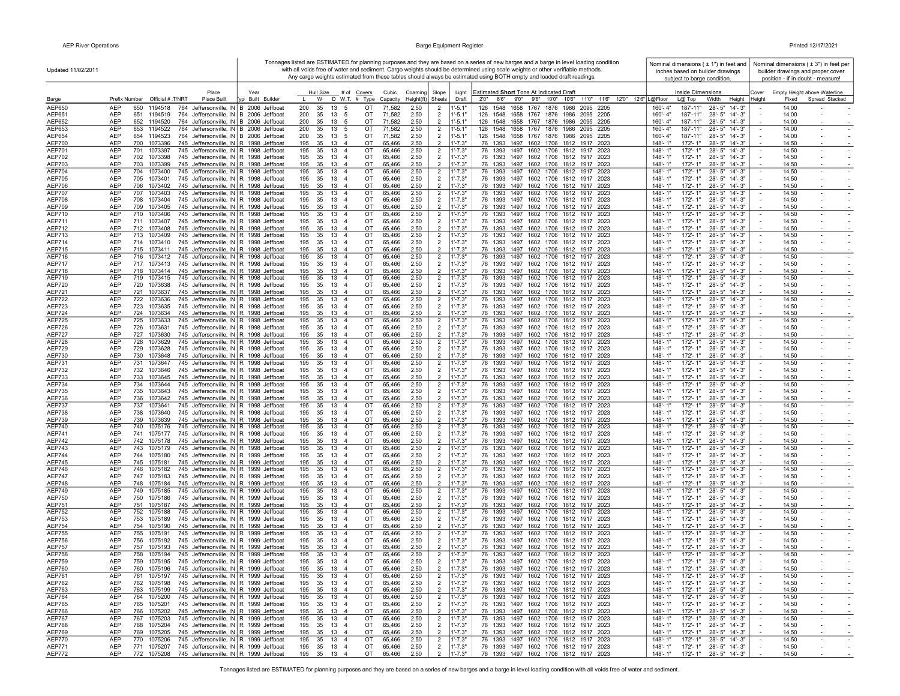Updated 11/02/2011

Tonnages listed are ESTIMATED for planning purposes and they are based on a series of new barges and a barge in level loading condition with all voids free of water and sediment. Cargo weights should be determined using scale weights or other verifiable methods. Any cargo weights estimated from these tables should always be estimated using BOTH empty and loaded draft readings.

Nominal dimensions ( ± 1") in feet and inches based on builder drawings subject to barge condition.

Nominal dimensions ( ± 3") in feet per builder drawings and proper cover position - if in doubt - measure!

| Barge | Prefix | Number | Official # | T/NRT | Place Built | Year Typ | Built | Builder | Hull Size L | W | D | W.T. | # of Covers # | Type | Cubic Capacity | Coaming Height(ft) | Slope Sheets | Light Draft | Estimated Short Tons At Indicated Draft 2'0" | 8'6" | 9'0" | 9'6" | 10'0" | 10'6" | 11'0" | 11'6" | 12'0" | 12'6" | Inside Dimensions L@Floor | L@ Top | Width | Height | Cover Height | Empty Height above Waterline Fixed | Spread | Stacked |
|---|---|---|---|---|---|---|---|---|---|---|---|---|---|---|---|---|---|---|---|---|---|---|---|---|---|---|---|---|---|---|---|---|---|---|---|---|
| AEP650 | AEP | 650 | 1194518 | 764 | Jeffersonville, IN | B | 2006 | Jeffboat | 200 | 35 | 13 | | 5 | OT | 71,582 | 2.50 | 2 | 1'-5.1" | 126 | 1548 | 1658 | 1767 | 1876 | 1986 | 2095 | 2205 | | | 160'- 4" | 187'-11" | 28'- 5" | 14'- 3" | - | 14.00 | - | - |
| AEP651 | AEP | 651 | 1194519 | 764 | Jeffersonville, IN | B | 2006 | Jeffboat | 200 | 35 | 13 | | 5 | OT | 71,582 | 2.50 | 2 | 1'-5.1" | 126 | 1548 | 1658 | 1767 | 1876 | 1986 | 2095 | 2205 | | | 160'- 4" | 187'-11" | 28'- 5" | 14'- 3" | - | 14.00 | - | - |
| AEP652 | AEP | 652 | 1194520 | 764 | Jeffersonville, IN | B | 2006 | Jeffboat | 200 | 35 | 13 | | 5 | OT | 71,582 | 2.50 | 2 | 1'-5.1" | 126 | 1548 | 1658 | 1767 | 1876 | 1986 | 2095 | 2205 | | | 160'- 4" | 187'-11" | 28'- 5" | 14'- 3" | - | 14.00 | - | - |
| AEP653 | AEP | 653 | 1194522 | 764 | Jeffersonville, IN | B | 2006 | Jeffboat | 200 | 35 | 13 | | 5 | OT | 71,582 | 2.50 | 2 | 1'-5.1" | 126 | 1548 | 1658 | 1767 | 1876 | 1986 | 2095 | 2205 | | | 160'- 4" | 187'-11" | 28'- 5" | 14'- 3" | - | 14.00 | - | - |
| AEP654 | AEP | 654 | 1194523 | 764 | Jeffersonville, IN | B | 2006 | Jeffboat | 200 | 35 | 13 | | 5 | OT | 71,582 | 2.50 | 2 | 1'-5.1" | 126 | 1548 | 1658 | 1767 | 1876 | 1986 | 2095 | 2205 | | | 160'- 4" | 187'-11" | 28'- 5" | 14'- 3" | - | 14.00 | - | - |
| AEP700 | AEP | 700 | 1073396 | 745 | Jeffersonville, IN | R | 1998 | Jeffboat | 195 | 35 | 13 | | 4 | OT | 65,466 | 2.50 | 2 | 1'-7.3" | 76 | 1393 | 1497 | 1602 | 1706 | 1812 | 1917 | 2023 | | | 148'- 1" | 172'- 1" | 28'- 5" | 14'- 3" | - | 14.50 | - | - |
| AEP701 | AEP | 701 | 1073397 | 745 | Jeffersonville, IN | R | 1998 | Jeffboat | 195 | 35 | 13 | | 4 | OT | 65,466 | 2.50 | 2 | 1'-7.3" | 76 | 1393 | 1497 | 1602 | 1706 | 1812 | 1917 | 2023 | | | 148'- 1" | 172'- 1" | 28'- 5" | 14'- 3" | - | 14.50 | - | - |
| AEP702 | AEP | 702 | 1073398 | 745 | Jeffersonville, IN | R | 1998 | Jeffboat | 195 | 35 | 13 | | 4 | OT | 65,466 | 2.50 | 2 | 1'-7.3" | 76 | 1393 | 1497 | 1602 | 1706 | 1812 | 1917 | 2023 | | | 148'- 1" | 172'- 1" | 28'- 5" | 14'- 3" | - | 14.50 | - | - |
| AEP703 | AEP | 703 | 1073399 | 745 | Jeffersonville, IN | R | 1998 | Jeffboat | 195 | 35 | 13 | | 4 | OT | 65,466 | 2.50 | 2 | 1'-7.3" | 76 | 1393 | 1497 | 1602 | 1706 | 1812 | 1917 | 2023 | | | 148'- 1" | 172'- 1" | 28'- 5" | 14'- 3" | - | 14.50 | - | - |
| AEP704 | AEP | 704 | 1073400 | 745 | Jeffersonville, IN | R | 1998 | Jeffboat | 195 | 35 | 13 | | 4 | OT | 65,466 | 2.50 | 2 | 1'-7.3" | 76 | 1393 | 1497 | 1602 | 1706 | 1812 | 1917 | 2023 | | | 148'- 1" | 172'- 1" | 28'- 5" | 14'- 3" | - | 14.50 | - | - |
| AEP705 | AEP | 705 | 1073401 | 745 | Jeffersonville, IN | R | 1998 | Jeffboat | 195 | 35 | 13 | | 4 | OT | 65,466 | 2.50 | 2 | 1'-7.3" | 76 | 1393 | 1497 | 1602 | 1706 | 1812 | 1917 | 2023 | | | 148'- 1" | 172'- 1" | 28'- 5" | 14'- 3" | - | 14.50 | - | - |
| AEP706 | AEP | 706 | 1073402 | 745 | Jeffersonville, IN | R | 1998 | Jeffboat | 195 | 35 | 13 | | 4 | OT | 65,466 | 2.50 | 2 | 1'-7.3" | 76 | 1393 | 1497 | 1602 | 1706 | 1812 | 1917 | 2023 | | | 148'- 1" | 172'- 1" | 28'- 5" | 14'- 3" | - | 14.50 | - | - |
| AEP707 | AEP | 707 | 1073403 | 745 | Jeffersonville, IN | R | 1998 | Jeffboat | 195 | 35 | 13 | | 4 | OT | 65,466 | 2.50 | 2 | 1'-7.3" | 76 | 1393 | 1497 | 1602 | 1706 | 1812 | 1917 | 2023 | | | 148'- 1" | 172'- 1" | 28'- 5" | 14'- 3" | - | 14.50 | - | - |
| AEP708 | AEP | 708 | 1073404 | 745 | Jeffersonville, IN | R | 1998 | Jeffboat | 195 | 35 | 13 | | 4 | OT | 65,466 | 2.50 | 2 | 1'-7.3" | 76 | 1393 | 1497 | 1602 | 1706 | 1812 | 1917 | 2023 | | | 148'- 1" | 172'- 1" | 28'- 5" | 14'- 3" | - | 14.50 | - | - |
| AEP709 | AEP | 709 | 1073405 | 745 | Jeffersonville, IN | R | 1998 | Jeffboat | 195 | 35 | 13 | | 4 | OT | 65,466 | 2.50 | 2 | 1'-7.3" | 76 | 1393 | 1497 | 1602 | 1706 | 1812 | 1917 | 2023 | | | 148'- 1" | 172'- 1" | 28'- 5" | 14'- 3" | - | 14.50 | - | - |
| AEP710 | AEP | 710 | 1073406 | 745 | Jeffersonville, IN | R | 1998 | Jeffboat | 195 | 35 | 13 | | 4 | OT | 65,466 | 2.50 | 2 | 1'-7.3" | 76 | 1393 | 1497 | 1602 | 1706 | 1812 | 1917 | 2023 | | | 148'- 1" | 172'- 1" | 28'- 5" | 14'- 3" | - | 14.50 | - | - |
| AEP711 | AEP | 711 | 1073407 | 745 | Jeffersonville, IN | R | 1998 | Jeffboat | 195 | 35 | 13 | | 4 | OT | 65,466 | 2.50 | 2 | 1'-7.3" | 76 | 1393 | 1497 | 1602 | 1706 | 1812 | 1917 | 2023 | | | 148'- 1" | 172'- 1" | 28'- 5" | 14'- 3" | - | 14.50 | - | - |
| AEP712 | AEP | 712 | 1073408 | 745 | Jeffersonville, IN | R | 1998 | Jeffboat | 195 | 35 | 13 | | 4 | OT | 65,466 | 2.50 | 2 | 1'-7.3" | 76 | 1393 | 1497 | 1602 | 1706 | 1812 | 1917 | 2023 | | | 148'- 1" | 172'- 1" | 28'- 5" | 14'- 3" | - | 14.50 | - | - |
| AEP713 | AEP | 713 | 1073409 | 745 | Jeffersonville, IN | R | 1998 | Jeffboat | 195 | 35 | 13 | | 4 | OT | 65,466 | 2.50 | 2 | 1'-7.3" | 76 | 1393 | 1497 | 1602 | 1706 | 1812 | 1917 | 2023 | | | 148'- 1" | 172'- 1" | 28'- 5" | 14'- 3" | - | 14.50 | - | - |
| AEP714 | AEP | 714 | 1073410 | 745 | Jeffersonville, IN | R | 1998 | Jeffboat | 195 | 35 | 13 | | 4 | OT | 65,466 | 2.50 | 2 | 1'-7.3" | 76 | 1393 | 1497 | 1602 | 1706 | 1812 | 1917 | 2023 | | | 148'- 1" | 172'- 1" | 28'- 5" | 14'- 3" | - | 14.50 | - | - |
| AEP715 | AEP | 715 | 1073411 | 745 | Jeffersonville, IN | R | 1998 | Jeffboat | 195 | 35 | 13 | | 4 | OT | 65,466 | 2.50 | 2 | 1'-7.3" | 76 | 1393 | 1497 | 1602 | 1706 | 1812 | 1917 | 2023 | | | 148'- 1" | 172'- 1" | 28'- 5" | 14'- 3" | - | 14.50 | - | - |
| AEP716 | AEP | 716 | 1073412 | 745 | Jeffersonville, IN | R | 1998 | Jeffboat | 195 | 35 | 13 | | 4 | OT | 65,466 | 2.50 | 2 | 1'-7.3" | 76 | 1393 | 1497 | 1602 | 1706 | 1812 | 1917 | 2023 | | | 148'- 1" | 172'- 1" | 28'- 5" | 14'- 3" | - | 14.50 | - | - |
| AEP717 | AEP | 717 | 1073413 | 745 | Jeffersonville, IN | R | 1998 | Jeffboat | 195 | 35 | 13 | | 4 | OT | 65,466 | 2.50 | 2 | 1'-7.3" | 76 | 1393 | 1497 | 1602 | 1706 | 1812 | 1917 | 2023 | | | 148'- 1" | 172'- 1" | 28'- 5" | 14'- 3" | - | 14.50 | - | - |
| AEP718 | AEP | 718 | 1073414 | 745 | Jeffersonville, IN | R | 1998 | Jeffboat | 195 | 35 | 13 | | 4 | OT | 65,466 | 2.50 | 2 | 1'-7.3" | 76 | 1393 | 1497 | 1602 | 1706 | 1812 | 1917 | 2023 | | | 148'- 1" | 172'- 1" | 28'- 5" | 14'- 3" | - | 14.50 | - | - |
| AEP719 | AEP | 719 | 1073415 | 745 | Jeffersonville, IN | R | 1998 | Jeffboat | 195 | 35 | 13 | | 4 | OT | 65,466 | 2.50 | 2 | 1'-7.3" | 76 | 1393 | 1497 | 1602 | 1706 | 1812 | 1917 | 2023 | | | 148'- 1" | 172'- 1" | 28'- 5" | 14'- 3" | - | 14.50 | - | - |
| AEP720 | AEP | 720 | 1073638 | 745 | Jeffersonville, IN | R | 1998 | Jeffboat | 195 | 35 | 13 | | 4 | OT | 65,466 | 2.50 | 2 | 1'-7.3" | 76 | 1393 | 1497 | 1602 | 1706 | 1812 | 1917 | 2023 | | | 148'- 1" | 172'- 1" | 28'- 5" | 14'- 3" | - | 14.50 | - | - |
| AEP721 | AEP | 721 | 1073637 | 745 | Jeffersonville, IN | R | 1998 | Jeffboat | 195 | 35 | 13 | | 4 | OT | 65,466 | 2.50 | 2 | 1'-7.3" | 76 | 1393 | 1497 | 1602 | 1706 | 1812 | 1917 | 2023 | | | 148'- 1" | 172'- 1" | 28'- 5" | 14'- 3" | - | 14.50 | - | - |
| AEP722 | AEP | 722 | 1073636 | 745 | Jeffersonville, IN | R | 1998 | Jeffboat | 195 | 35 | 13 | | 4 | OT | 65,466 | 2.50 | 2 | 1'-7.3" | 76 | 1393 | 1497 | 1602 | 1706 | 1812 | 1917 | 2023 | | | 148'- 1" | 172'- 1" | 28'- 5" | 14'- 3" | - | 14.50 | - | - |
| AEP723 | AEP | 723 | 1073635 | 745 | Jeffersonville, IN | R | 1998 | Jeffboat | 195 | 35 | 13 | | 4 | OT | 65,466 | 2.50 | 2 | 1'-7.3" | 76 | 1393 | 1497 | 1602 | 1706 | 1812 | 1917 | 2023 | | | 148'- 1" | 172'- 1" | 28'- 5" | 14'- 3" | - | 14.50 | - | - |
| AEP724 | AEP | 724 | 1073634 | 745 | Jeffersonville, IN | R | 1998 | Jeffboat | 195 | 35 | 13 | | 4 | OT | 65,466 | 2.50 | 2 | 1'-7.3" | 76 | 1393 | 1497 | 1602 | 1706 | 1812 | 1917 | 2023 | | | 148'- 1" | 172'- 1" | 28'- 5" | 14'- 3" | - | 14.50 | - | - |
| AEP725 | AEP | 725 | 1073633 | 745 | Jeffersonville, IN | R | 1998 | Jeffboat | 195 | 35 | 13 | | 4 | OT | 65,466 | 2.50 | 2 | 1'-7.3" | 76 | 1393 | 1497 | 1602 | 1706 | 1812 | 1917 | 2023 | | | 148'- 1" | 172'- 1" | 28'- 5" | 14'- 3" | - | 14.50 | - | - |
| AEP726 | AEP | 726 | 1073631 | 745 | Jeffersonville, IN | R | 1998 | Jeffboat | 195 | 35 | 13 | | 4 | OT | 65,466 | 2.50 | 2 | 1'-7.3" | 76 | 1393 | 1497 | 1602 | 1706 | 1812 | 1917 | 2023 | | | 148'- 1" | 172'- 1" | 28'- 5" | 14'- 3" | - | 14.50 | - | - |
| AEP727 | AEP | 727 | 1073630 | 745 | Jeffersonville, IN | R | 1998 | Jeffboat | 195 | 35 | 13 | | 4 | OT | 65,466 | 2.50 | 2 | 1'-7.3" | 76 | 1393 | 1497 | 1602 | 1706 | 1812 | 1917 | 2023 | | | 148'- 1" | 172'- 1" | 28'- 5" | 14'- 3" | - | 14.50 | - | - |
| AEP728 | AEP | 728 | 1073629 | 745 | Jeffersonville, IN | R | 1998 | Jeffboat | 195 | 35 | 13 | | 4 | OT | 65,466 | 2.50 | 2 | 1'-7.3" | 76 | 1393 | 1497 | 1602 | 1706 | 1812 | 1917 | 2023 | | | 148'- 1" | 172'- 1" | 28'- 5" | 14'- 3" | - | 14.50 | - | - |
| AEP729 | AEP | 729 | 1073628 | 745 | Jeffersonville, IN | R | 1998 | Jeffboat | 195 | 35 | 13 | | 4 | OT | 65,466 | 2.50 | 2 | 1'-7.3" | 76 | 1393 | 1497 | 1602 | 1706 | 1812 | 1917 | 2023 | | | 148'- 1" | 172'- 1" | 28'- 5" | 14'- 3" | - | 14.50 | - | - |
| AEP730 | AEP | 730 | 1073648 | 745 | Jeffersonville, IN | R | 1998 | Jeffboat | 195 | 35 | 13 | | 4 | OT | 65,466 | 2.50 | 2 | 1'-7.3" | 76 | 1393 | 1497 | 1602 | 1706 | 1812 | 1917 | 2023 | | | 148'- 1" | 172'- 1" | 28'- 5" | 14'- 3" | - | 14.50 | - | - |
| AEP731 | AEP | 731 | 1073647 | 745 | Jeffersonville, IN | R | 1998 | Jeffboat | 195 | 35 | 13 | | 4 | OT | 65,466 | 2.50 | 2 | 1'-7.3" | 76 | 1393 | 1497 | 1602 | 1706 | 1812 | 1917 | 2023 | | | 148'- 1" | 172'- 1" | 28'- 5" | 14'- 3" | - | 14.50 | - | - |
| AEP732 | AEP | 732 | 1073646 | 745 | Jeffersonville, IN | R | 1998 | Jeffboat | 195 | 35 | 13 | | 4 | OT | 65,466 | 2.50 | 2 | 1'-7.3" | 76 | 1393 | 1497 | 1602 | 1706 | 1812 | 1917 | 2023 | | | 148'- 1" | 172'- 1" | 28'- 5" | 14'- 3" | - | 14.50 | - | - |
| AEP733 | AEP | 733 | 1073645 | 745 | Jeffersonville, IN | R | 1998 | Jeffboat | 195 | 35 | 13 | | 4 | OT | 65,466 | 2.50 | 2 | 1'-7.3" | 76 | 1393 | 1497 | 1602 | 1706 | 1812 | 1917 | 2023 | | | 148'- 1" | 172'- 1" | 28'- 5" | 14'- 3" | - | 14.50 | - | - |
| AEP734 | AEP | 734 | 1073644 | 745 | Jeffersonville, IN | R | 1998 | Jeffboat | 195 | 35 | 13 | | 4 | OT | 65,466 | 2.50 | 2 | 1'-7.3" | 76 | 1393 | 1497 | 1602 | 1706 | 1812 | 1917 | 2023 | | | 148'- 1" | 172'- 1" | 28'- 5" | 14'- 3" | - | 14.50 | - | - |
| AEP735 | AEP | 735 | 1073643 | 745 | Jeffersonville, IN | R | 1998 | Jeffboat | 195 | 35 | 13 | | 4 | OT | 65,466 | 2.50 | 2 | 1'-7.3" | 76 | 1393 | 1497 | 1602 | 1706 | 1812 | 1917 | 2023 | | | 148'- 1" | 172'- 1" | 28'- 5" | 14'- 3" | - | 14.50 | - | - |
| AEP736 | AEP | 736 | 1073642 | 745 | Jeffersonville, IN | R | 1998 | Jeffboat | 195 | 35 | 13 | | 4 | OT | 65,466 | 2.50 | 2 | 1'-7.3" | 76 | 1393 | 1497 | 1602 | 1706 | 1812 | 1917 | 2023 | | | 148'- 1" | 172'- 1" | 28'- 5" | 14'- 3" | - | 14.50 | - | - |
| AEP737 | AEP | 737 | 1073641 | 745 | Jeffersonville, IN | R | 1998 | Jeffboat | 195 | 35 | 13 | | 4 | OT | 65,466 | 2.50 | 2 | 1'-7.3" | 76 | 1393 | 1497 | 1602 | 1706 | 1812 | 1917 | 2023 | | | 148'- 1" | 172'- 1" | 28'- 5" | 14'- 3" | - | 14.50 | - | - |
| AEP738 | AEP | 738 | 1073640 | 745 | Jeffersonville, IN | R | 1998 | Jeffboat | 195 | 35 | 13 | | 4 | OT | 65,466 | 2.50 | 2 | 1'-7.3" | 76 | 1393 | 1497 | 1602 | 1706 | 1812 | 1917 | 2023 | | | 148'- 1" | 172'- 1" | 28'- 5" | 14'- 3" | - | 14.50 | - | - |
| AEP739 | AEP | 739 | 1073639 | 745 | Jeffersonville, IN | R | 1998 | Jeffboat | 195 | 35 | 13 | | 4 | OT | 65,466 | 2.50 | 2 | 1'-7.3" | 76 | 1393 | 1497 | 1602 | 1706 | 1812 | 1917 | 2023 | | | 148'- 1" | 172'- 1" | 28'- 5" | 14'- 3" | - | 14.50 | - | - |
| AEP740 | AEP | 740 | 1075176 | 745 | Jeffersonville, IN | R | 1998 | Jeffboat | 195 | 35 | 13 | | 4 | OT | 65,466 | 2.50 | 2 | 1'-7.3" | 76 | 1393 | 1497 | 1602 | 1706 | 1812 | 1917 | 2023 | | | 148'- 1" | 172'- 1" | 28'- 5" | 14'- 3" | - | 14.50 | - | - |
| AEP741 | AEP | 741 | 1075177 | 745 | Jeffersonville, IN | R | 1998 | Jeffboat | 195 | 35 | 13 | | 4 | OT | 65,466 | 2.50 | 2 | 1'-7.3" | 76 | 1393 | 1497 | 1602 | 1706 | 1812 | 1917 | 2023 | | | 148'- 1" | 172'- 1" | 28'- 5" | 14'- 3" | - | 14.50 | - | - |
| AEP742 | AEP | 742 | 1075178 | 745 | Jeffersonville, IN | R | 1998 | Jeffboat | 195 | 35 | 13 | | 4 | OT | 65,466 | 2.50 | 2 | 1'-7.3" | 76 | 1393 | 1497 | 1602 | 1706 | 1812 | 1917 | 2023 | | | 148'- 1" | 172'- 1" | 28'- 5" | 14'- 3" | - | 14.50 | - | - |
| AEP743 | AEP | 743 | 1075179 | 745 | Jeffersonville, IN | R | 1998 | Jeffboat | 195 | 35 | 13 | | 4 | OT | 65,466 | 2.50 | 2 | 1'-7.3" | 76 | 1393 | 1497 | 1602 | 1706 | 1812 | 1917 | 2023 | | | 148'- 1" | 172'- 1" | 28'- 5" | 14'- 3" | - | 14.50 | - | - |
| AEP744 | AEP | 744 | 1075180 | 745 | Jeffersonville, IN | R | 1999 | Jeffboat | 195 | 35 | 13 | | 4 | OT | 65,466 | 2.50 | 2 | 1'-7.3" | 76 | 1393 | 1497 | 1602 | 1706 | 1812 | 1917 | 2023 | | | 148'- 1" | 172'- 1" | 28'- 5" | 14'- 3" | - | 14.50 | - | - |
| AEP745 | AEP | 745 | 1075181 | 745 | Jeffersonville, IN | R | 1999 | Jeffboat | 195 | 35 | 13 | | 4 | OT | 65,466 | 2.50 | 2 | 1'-7.3" | 76 | 1393 | 1497 | 1602 | 1706 | 1812 | 1917 | 2023 | | | 148'- 1" | 172'- 1" | 28'- 5" | 14'- 3" | - | 14.50 | - | - |
| AEP746 | AEP | 746 | 1075182 | 745 | Jeffersonville, IN | R | 1999 | Jeffboat | 195 | 35 | 13 | | 4 | OT | 65,466 | 2.50 | 2 | 1'-7.3" | 76 | 1393 | 1497 | 1602 | 1706 | 1812 | 1917 | 2023 | | | 148'- 1" | 172'- 1" | 28'- 5" | 14'- 3" | - | 14.50 | - | - |
| AEP747 | AEP | 747 | 1075183 | 745 | Jeffersonville, IN | R | 1999 | Jeffboat | 195 | 35 | 13 | | 4 | OT | 65,466 | 2.50 | 2 | 1'-7.3" | 76 | 1393 | 1497 | 1602 | 1706 | 1812 | 1917 | 2023 | | | 148'- 1" | 172'- 1" | 28'- 5" | 14'- 3" | - | 14.50 | - | - |
| AEP748 | AEP | 748 | 1075184 | 745 | Jeffersonville, IN | R | 1999 | Jeffboat | 195 | 35 | 13 | | 4 | OT | 65,466 | 2.50 | 2 | 1'-7.3" | 76 | 1393 | 1497 | 1602 | 1706 | 1812 | 1917 | 2023 | | | 148'- 1" | 172'- 1" | 28'- 5" | 14'- 3" | - | 14.50 | - | - |
| AEP749 | AEP | 749 | 1075185 | 745 | Jeffersonville, IN | R | 1999 | Jeffboat | 195 | 35 | 13 | | 4 | OT | 65,466 | 2.50 | 2 | 1'-7.3" | 76 | 1393 | 1497 | 1602 | 1706 | 1812 | 1917 | 2023 | | | 148'- 1" | 172'- 1" | 28'- 5" | 14'- 3" | - | 14.50 | - | - |
| AEP750 | AEP | 750 | 1075186 | 745 | Jeffersonville, IN | R | 1999 | Jeffboat | 195 | 35 | 13 | | 4 | OT | 65,466 | 2.50 | 2 | 1'-7.3" | 76 | 1393 | 1497 | 1602 | 1706 | 1812 | 1917 | 2023 | | | 148'- 1" | 172'- 1" | 28'- 5" | 14'- 3" | - | 14.50 | - | - |
| AEP751 | AEP | 751 | 1075187 | 745 | Jeffersonville, IN | R | 1999 | Jeffboat | 195 | 35 | 13 | | 4 | OT | 65,466 | 2.50 | 2 | 1'-7.3" | 76 | 1393 | 1497 | 1602 | 1706 | 1812 | 1917 | 2023 | | | 148'- 1" | 172'- 1" | 28'- 5" | 14'- 3" | - | 14.50 | - | - |
| AEP752 | AEP | 752 | 1075188 | 745 | Jeffersonville, IN | R | 1999 | Jeffboat | 195 | 35 | 13 | | 4 | OT | 65,466 | 2.50 | 2 | 1'-7.3" | 76 | 1393 | 1497 | 1602 | 1706 | 1812 | 1917 | 2023 | | | 148'- 1" | 172'- 1" | 28'- 5" | 14'- 3" | - | 14.50 | - | - |
| AEP753 | AEP | 753 | 1075189 | 745 | Jeffersonville, IN | R | 1999 | Jeffboat | 195 | 35 | 13 | | 4 | OT | 65,466 | 2.50 | 2 | 1'-7.3" | 76 | 1393 | 1497 | 1602 | 1706 | 1812 | 1917 | 2023 | | | 148'- 1" | 172'- 1" | 28'- 5" | 14'- 3" | - | 14.50 | - | - |
| AEP754 | AEP | 754 | 1075190 | 745 | Jeffersonville, IN | R | 1999 | Jeffboat | 195 | 35 | 13 | | 4 | OT | 65,466 | 2.50 | 2 | 1'-7.3" | 76 | 1393 | 1497 | 1602 | 1706 | 1812 | 1917 | 2023 | | | 148'- 1" | 172'- 1" | 28'- 5" | 14'- 3" | - | 14.50 | - | - |
| AEP755 | AEP | 755 | 1075191 | 745 | Jeffersonville, IN | R | 1999 | Jeffboat | 195 | 35 | 13 | | 4 | OT | 65,466 | 2.50 | 2 | 1'-7.3" | 76 | 1393 | 1497 | 1602 | 1706 | 1812 | 1917 | 2023 | | | 148'- 1" | 172'- 1" | 28'- 5" | 14'- 3" | - | 14.50 | - | - |
| AEP756 | AEP | 756 | 1075192 | 745 | Jeffersonville, IN | R | 1999 | Jeffboat | 195 | 35 | 13 | | 4 | OT | 65,466 | 2.50 | 2 | 1'-7.3" | 76 | 1393 | 1497 | 1602 | 1706 | 1812 | 1917 | 2023 | | | 148'- 1" | 172'- 1" | 28'- 5" | 14'- 3" | - | 14.50 | - | - |
| AEP757 | AEP | 757 | 1075193 | 745 | Jeffersonville, IN | R | 1999 | Jeffboat | 195 | 35 | 13 | | 4 | OT | 65,466 | 2.50 | 2 | 1'-7.3" | 76 | 1393 | 1497 | 1602 | 1706 | 1812 | 1917 | 2023 | | | 148'- 1" | 172'- 1" | 28'- 5" | 14'- 3" | - | 14.50 | - | - |
| AEP758 | AEP | 758 | 1075194 | 745 | Jeffersonville, IN | R | 1999 | Jeffboat | 195 | 35 | 13 | | 4 | OT | 65,466 | 2.50 | 2 | 1'-7.3" | 76 | 1393 | 1497 | 1602 | 1706 | 1812 | 1917 | 2023 | | | 148'- 1" | 172'- 1" | 28'- 5" | 14'- 3" | - | 14.50 | - | - |
| AEP759 | AEP | 759 | 1075195 | 745 | Jeffersonville, IN | R | 1999 | Jeffboat | 195 | 35 | 13 | | 4 | OT | 65,466 | 2.50 | 2 | 1'-7.3" | 76 | 1393 | 1497 | 1602 | 1706 | 1812 | 1917 | 2023 | | | 148'- 1" | 172'- 1" | 28'- 5" | 14'- 3" | - | 14.50 | - | - |
| AEP760 | AEP | 760 | 1075196 | 745 | Jeffersonville, IN | R | 1999 | Jeffboat | 195 | 35 | 13 | | 4 | OT | 65,466 | 2.50 | 2 | 1'-7.3" | 76 | 1393 | 1497 | 1602 | 1706 | 1812 | 1917 | 2023 | | | 148'- 1" | 172'- 1" | 28'- 5" | 14'- 3" | - | 14.50 | - | - |
| AEP761 | AEP | 761 | 1075197 | 745 | Jeffersonville, IN | R | 1999 | Jeffboat | 195 | 35 | 13 | | 4 | OT | 65,466 | 2.50 | 2 | 1'-7.3" | 76 | 1393 | 1497 | 1602 | 1706 | 1812 | 1917 | 2023 | | | 148'- 1" | 172'- 1" | 28'- 5" | 14'- 3" | - | 14.50 | - | - |
| AEP762 | AEP | 762 | 1075198 | 745 | Jeffersonville, IN | R | 1999 | Jeffboat | 195 | 35 | 13 | | 4 | OT | 65,466 | 2.50 | 2 | 1'-7.3" | 76 | 1393 | 1497 | 1602 | 1706 | 1812 | 1917 | 2023 | | | 148'- 1" | 172'- 1" | 28'- 5" | 14'- 3" | - | 14.50 | - | - |
| AEP763 | AEP | 763 | 1075199 | 745 | Jeffersonville, IN | R | 1999 | Jeffboat | 195 | 35 | 13 | | 4 | OT | 65,466 | 2.50 | 2 | 1'-7.3" | 76 | 1393 | 1497 | 1602 | 1706 | 1812 | 1917 | 2023 | | | 148'- 1" | 172'- 1" | 28'- 5" | 14'- 3" | - | 14.50 | - | - |
| AEP764 | AEP | 764 | 1075200 | 745 | Jeffersonville, IN | R | 1999 | Jeffboat | 195 | 35 | 13 | | 4 | OT | 65,466 | 2.50 | 2 | 1'-7.3" | 76 | 1393 | 1497 | 1602 | 1706 | 1812 | 1917 | 2023 | | | 148'- 1" | 172'- 1" | 28'- 5" | 14'- 3" | - | 14.50 | - | - |
| AEP765 | AEP | 765 | 1075201 | 745 | Jeffersonville, IN | R | 1999 | Jeffboat | 195 | 35 | 13 | | 4 | OT | 65,466 | 2.50 | 2 | 1'-7.3" | 76 | 1393 | 1497 | 1602 | 1706 | 1812 | 1917 | 2023 | | | 148'- 1" | 172'- 1" | 28'- 5" | 14'- 3" | - | 14.50 | - | - |
| AEP766 | AEP | 766 | 1075202 | 745 | Jeffersonville, IN | R | 1999 | Jeffboat | 195 | 35 | 13 | | 4 | OT | 65,466 | 2.50 | 2 | 1'-7.3" | 76 | 1393 | 1497 | 1602 | 1706 | 1812 | 1917 | 2023 | | | 148'- 1" | 172'- 1" | 28'- 5" | 14'- 3" | - | 14.50 | - | - |
| AEP767 | AEP | 767 | 1075203 | 745 | Jeffersonville, IN | R | 1999 | Jeffboat | 195 | 35 | 13 | | 4 | OT | 65,466 | 2.50 | 2 | 1'-7.3" | 76 | 1393 | 1497 | 1602 | 1706 | 1812 | 1917 | 2023 | | | 148'- 1" | 172'- 1" | 28'- 5" | 14'- 3" | - | 14.50 | - | - |
| AEP768 | AEP | 768 | 1075204 | 745 | Jeffersonville, IN | R | 1999 | Jeffboat | 195 | 35 | 13 | | 4 | OT | 65,466 | 2.50 | 2 | 1'-7.3" | 76 | 1393 | 1497 | 1602 | 1706 | 1812 | 1917 | 2023 | | | 148'- 1" | 172'- 1" | 28'- 5" | 14'- 3" | - | 14.50 | - | - |
| AEP769 | AEP | 769 | 1075205 | 745 | Jeffersonville, IN | R | 1999 | Jeffboat | 195 | 35 | 13 | | 4 | OT | 65,466 | 2.50 | 2 | 1'-7.3" | 76 | 1393 | 1497 | 1602 | 1706 | 1812 | 1917 | 2023 | | | 148'- 1" | 172'- 1" | 28'- 5" | 14'- 3" | - | 14.50 | - | - |
| AEP770 | AEP | 770 | 1075206 | 745 | Jeffersonville, IN | R | 1999 | Jeffboat | 195 | 35 | 13 | | 4 | OT | 65,466 | 2.50 | 2 | 1'-7.3" | 76 | 1393 | 1497 | 1602 | 1706 | 1812 | 1917 | 2023 | | | 148'- 1" | 172'- 1" | 28'- 5" | 14'- 3" | - | 14.50 | - | - |
| AEP771 | AEP | 771 | 1075207 | 745 | Jeffersonville, IN | R | 1999 | Jeffboat | 195 | 35 | 13 | | 4 | OT | 65,466 | 2.50 | 2 | 1'-7.3" | 76 | 1393 | 1497 | 1602 | 1706 | 1812 | 1917 | 2023 | | | 148'- 1" | 172'- 1" | 28'- 5" | 14'- 3" | - | 14.50 | - | - |
| AEP772 | AEP | 772 | 1075208 | 745 | Jeffersonville, IN | R | 1999 | Jeffboat | 195 | 35 | 13 | | 4 | OT | 65,466 | 2.50 | 2 | 1'-7.3" | 76 | 1393 | 1497 | 1602 | 1706 | 1812 | 1917 | 2023 | | | 148'- 1" | 172'- 1" | 28'- 5" | 14'- 3" | - | 14.50 | - | - |

Tonnages listed are ESTIMATED for planning purposes and they are based on a series of new barges and a barge in level loading condition with all voids free of water and sediment.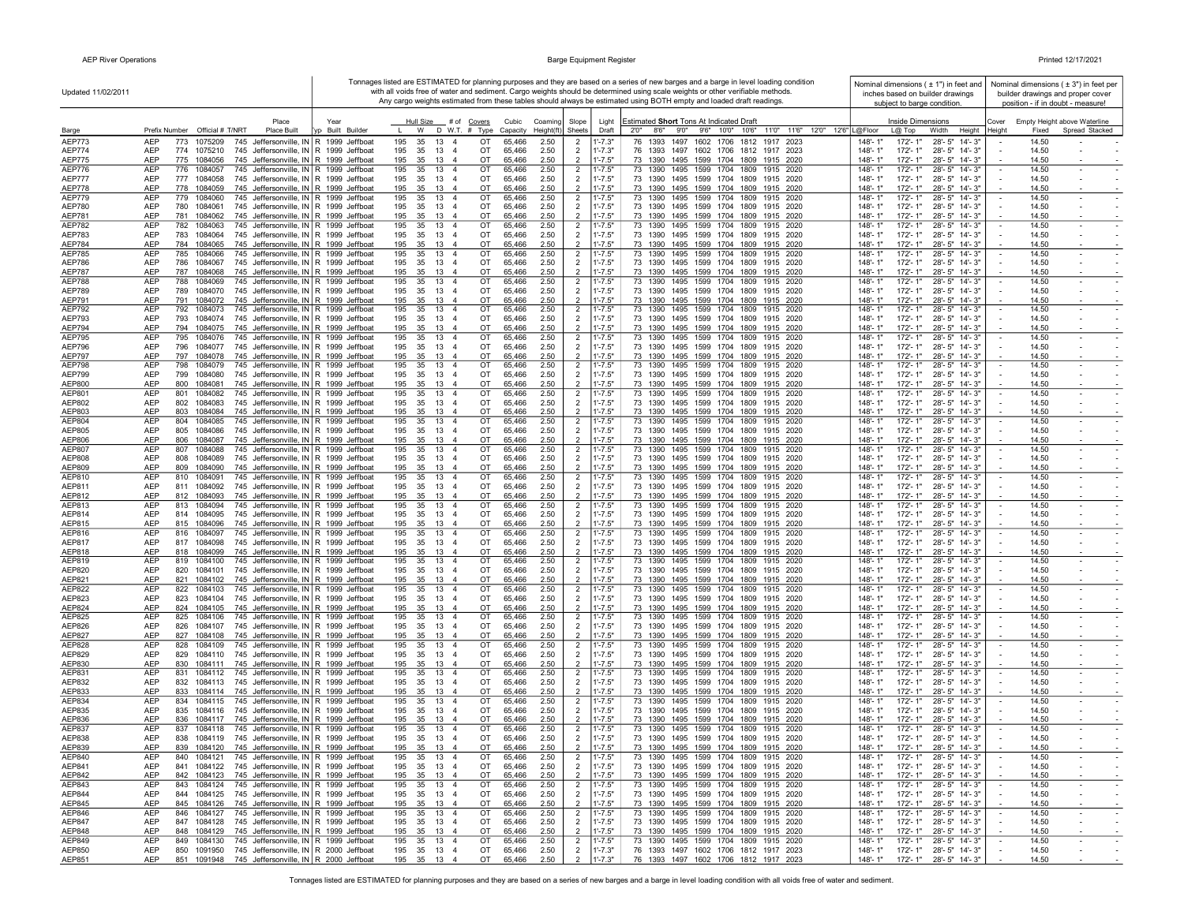Updated 11/02/2011

Tonnages listed are ESTIMATED for planning purposes and they are based on a series of new barges and a barge in level loading condition with all voids free of water and sediment. Cargo weights should be determined using scale weights or other verifiable methods. Any cargo weights estimated from these tables should always be estimated using BOTH empty and loaded draft readings.

Nominal dimensions ( ± 1") in feet and inches based on builder drawings subject to barge condition.

Nominal dimensions ( ± 3") in feet per builder drawings and proper cover position - if in doubt - measure!

| Barge | Prefix | Number | Official # | T/NRT | Place Built | Typ | Year Built | Builder | Hull Size L | W | D | # of W.T. | Covers # | Type | Cubic Capacity | Coaming Height(ft) | Slope Sheets | Light Draft | 2'0" | 8'6" | 9'0" | 9'6" | 10'0" | 10'6" | 11'0" | 11'6" | 12'0" | 12'6" | Inside Dimensions L@Floor | L@ Top | Width | Height | Cover Height | Empty Height above Waterline Fixed | Spread | Stacked |
|---|---|---|---|---|---|---|---|---|---|---|---|---|---|---|---|---|---|---|---|---|---|---|---|---|---|---|---|---|---|---|---|---|---|---|---|---|
| AEP773 | AEP | 773 | 1075209 | 745 | Jeffersonville, IN | R | 1999 | Jeffboat | 195 | 35 | 13 | 4 | | OT | 65,466 | 2.50 | 2 | 1'-7.3" | 76 | 1393 | 1497 | 1602 | 1706 | 1812 | 1917 | 2023 | | | 148'- 1" | 172'- 1" | 28'- 5" | 14'- 3" | - | 14.50 | - | - |
| AEP774 | AEP | 774 | 1075210 | 745 | Jeffersonville, IN | R | 1999 | Jeffboat | 195 | 35 | 13 | 4 | | OT | 65,466 | 2.50 | 2 | 1'-7.3" | 76 | 1393 | 1497 | 1602 | 1706 | 1812 | 1917 | 2023 | | | 148'- 1" | 172'- 1" | 28'- 5" | 14'- 3" | - | 14.50 | - | - |
| AEP775 | AEP | 775 | 1084056 | 745 | Jeffersonville, IN | R | 1999 | Jeffboat | 195 | 35 | 13 | 4 | | OT | 65,466 | 2.50 | 2 | 1'-7.5" | 73 | 1390 | 1495 | 1599 | 1704 | 1809 | 1915 | 2020 | | | 148'- 1" | 172'- 1" | 28'- 5" | 14'- 3" | - | 14.50 | - | - |
| AEP776 | AEP | 776 | 1084057 | 745 | Jeffersonville, IN | R | 1999 | Jeffboat | 195 | 35 | 13 | 4 | | OT | 65,466 | 2.50 | 2 | 1'-7.5" | 73 | 1390 | 1495 | 1599 | 1704 | 1809 | 1915 | 2020 | | | 148'- 1" | 172'- 1" | 28'- 5" | 14'- 3" | - | 14.50 | - | - |
| AEP777 | AEP | 777 | 1084058 | 745 | Jeffersonville, IN | R | 1999 | Jeffboat | 195 | 35 | 13 | 4 | | OT | 65,466 | 2.50 | 2 | 1'-7.5" | 73 | 1390 | 1495 | 1599 | 1704 | 1809 | 1915 | 2020 | | | 148'- 1" | 172'- 1" | 28'- 5" | 14'- 3" | - | 14.50 | - | - |
| AEP778 | AEP | 778 | 1084059 | 745 | Jeffersonville, IN | R | 1999 | Jeffboat | 195 | 35 | 13 | 4 | | OT | 65,466 | 2.50 | 2 | 1'-7.5" | 73 | 1390 | 1495 | 1599 | 1704 | 1809 | 1915 | 2020 | | | 148'- 1" | 172'- 1" | 28'- 5" | 14'- 3" | - | 14.50 | - | - |
| AEP779 | AEP | 779 | 1084060 | 745 | Jeffersonville, IN | R | 1999 | Jeffboat | 195 | 35 | 13 | 4 | | OT | 65,466 | 2.50 | 2 | 1'-7.5" | 73 | 1390 | 1495 | 1599 | 1704 | 1809 | 1915 | 2020 | | | 148'- 1" | 172'- 1" | 28'- 5" | 14'- 3" | - | 14.50 | - | - |
| AEP780 | AEP | 780 | 1084061 | 745 | Jeffersonville, IN | R | 1999 | Jeffboat | 195 | 35 | 13 | 4 | | OT | 65,466 | 2.50 | 2 | 1'-7.5" | 73 | 1390 | 1495 | 1599 | 1704 | 1809 | 1915 | 2020 | | | 148'- 1" | 172'- 1" | 28'- 5" | 14'- 3" | - | 14.50 | - | - |
| AEP781 | AEP | 781 | 1084062 | 745 | Jeffersonville, IN | R | 1999 | Jeffboat | 195 | 35 | 13 | 4 | | OT | 65,466 | 2.50 | 2 | 1'-7.5" | 73 | 1390 | 1495 | 1599 | 1704 | 1809 | 1915 | 2020 | | | 148'- 1" | 172'- 1" | 28'- 5" | 14'- 3" | - | 14.50 | - | - |
| AEP782 | AEP | 782 | 1084063 | 745 | Jeffersonville, IN | R | 1999 | Jeffboat | 195 | 35 | 13 | 4 | | OT | 65,466 | 2.50 | 2 | 1'-7.5" | 73 | 1390 | 1495 | 1599 | 1704 | 1809 | 1915 | 2020 | | | 148'- 1" | 172'- 1" | 28'- 5" | 14'- 3" | - | 14.50 | - | - |
| AEP783 | AEP | 783 | 1084064 | 745 | Jeffersonville, IN | R | 1999 | Jeffboat | 195 | 35 | 13 | 4 | | OT | 65,466 | 2.50 | 2 | 1'-7.5" | 73 | 1390 | 1495 | 1599 | 1704 | 1809 | 1915 | 2020 | | | 148'- 1" | 172'- 1" | 28'- 5" | 14'- 3" | - | 14.50 | - | - |
| AEP784 | AEP | 784 | 1084065 | 745 | Jeffersonville, IN | R | 1999 | Jeffboat | 195 | 35 | 13 | 4 | | OT | 65,466 | 2.50 | 2 | 1'-7.5" | 73 | 1390 | 1495 | 1599 | 1704 | 1809 | 1915 | 2020 | | | 148'- 1" | 172'- 1" | 28'- 5" | 14'- 3" | - | 14.50 | - | - |
| AEP785 | AEP | 785 | 1084066 | 745 | Jeffersonville, IN | R | 1999 | Jeffboat | 195 | 35 | 13 | 4 | | OT | 65,466 | 2.50 | 2 | 1'-7.5" | 73 | 1390 | 1495 | 1599 | 1704 | 1809 | 1915 | 2020 | | | 148'- 1" | 172'- 1" | 28'- 5" | 14'- 3" | - | 14.50 | - | - |
| AEP786 | AEP | 786 | 1084067 | 745 | Jeffersonville, IN | R | 1999 | Jeffboat | 195 | 35 | 13 | 4 | | OT | 65,466 | 2.50 | 2 | 1'-7.5" | 73 | 1390 | 1495 | 1599 | 1704 | 1809 | 1915 | 2020 | | | 148'- 1" | 172'- 1" | 28'- 5" | 14'- 3" | - | 14.50 | - | - |
| AEP787 | AEP | 787 | 1084068 | 745 | Jeffersonville, IN | R | 1999 | Jeffboat | 195 | 35 | 13 | 4 | | OT | 65,466 | 2.50 | 2 | 1'-7.5" | 73 | 1390 | 1495 | 1599 | 1704 | 1809 | 1915 | 2020 | | | 148'- 1" | 172'- 1" | 28'- 5" | 14'- 3" | - | 14.50 | - | - |
| AEP788 | AEP | 788 | 1084069 | 745 | Jeffersonville, IN | R | 1999 | Jeffboat | 195 | 35 | 13 | 4 | | OT | 65,466 | 2.50 | 2 | 1'-7.5" | 73 | 1390 | 1495 | 1599 | 1704 | 1809 | 1915 | 2020 | | | 148'- 1" | 172'- 1" | 28'- 5" | 14'- 3" | - | 14.50 | - | - |
| AEP789 | AEP | 789 | 1084070 | 745 | Jeffersonville, IN | R | 1999 | Jeffboat | 195 | 35 | 13 | 4 | | OT | 65,466 | 2.50 | 2 | 1'-7.5" | 73 | 1390 | 1495 | 1599 | 1704 | 1809 | 1915 | 2020 | | | 148'- 1" | 172'- 1" | 28'- 5" | 14'- 3" | - | 14.50 | - | - |
| AEP791 | AEP | 791 | 1084072 | 745 | Jeffersonville, IN | R | 1999 | Jeffboat | 195 | 35 | 13 | 4 | | OT | 65,466 | 2.50 | 2 | 1'-7.5" | 73 | 1390 | 1495 | 1599 | 1704 | 1809 | 1915 | 2020 | | | 148'- 1" | 172'- 1" | 28'- 5" | 14'- 3" | - | 14.50 | - | - |
| AEP792 | AEP | 792 | 1084073 | 745 | Jeffersonville, IN | R | 1999 | Jeffboat | 195 | 35 | 13 | 4 | | OT | 65,466 | 2.50 | 2 | 1'-7.5" | 73 | 1390 | 1495 | 1599 | 1704 | 1809 | 1915 | 2020 | | | 148'- 1" | 172'- 1" | 28'- 5" | 14'- 3" | - | 14.50 | - | - |
| AEP793 | AEP | 793 | 1084074 | 745 | Jeffersonville, IN | R | 1999 | Jeffboat | 195 | 35 | 13 | 4 | | OT | 65,466 | 2.50 | 2 | 1'-7.5" | 73 | 1390 | 1495 | 1599 | 1704 | 1809 | 1915 | 2020 | | | 148'- 1" | 172'- 1" | 28'- 5" | 14'- 3" | - | 14.50 | - | - |
| AEP794 | AEP | 794 | 1084075 | 745 | Jeffersonville, IN | R | 1999 | Jeffboat | 195 | 35 | 13 | 4 | | OT | 65,466 | 2.50 | 2 | 1'-7.5" | 73 | 1390 | 1495 | 1599 | 1704 | 1809 | 1915 | 2020 | | | 148'- 1" | 172'- 1" | 28'- 5" | 14'- 3" | - | 14.50 | - | - |
| AEP795 | AEP | 795 | 1084076 | 745 | Jeffersonville, IN | R | 1999 | Jeffboat | 195 | 35 | 13 | 4 | | OT | 65,466 | 2.50 | 2 | 1'-7.5" | 73 | 1390 | 1495 | 1599 | 1704 | 1809 | 1915 | 2020 | | | 148'- 1" | 172'- 1" | 28'- 5" | 14'- 3" | - | 14.50 | - | - |
| AEP796 | AEP | 796 | 1084077 | 745 | Jeffersonville, IN | R | 1999 | Jeffboat | 195 | 35 | 13 | 4 | | OT | 65,466 | 2.50 | 2 | 1'-7.5" | 73 | 1390 | 1495 | 1599 | 1704 | 1809 | 1915 | 2020 | | | 148'- 1" | 172'- 1" | 28'- 5" | 14'- 3" | - | 14.50 | - | - |
| AEP797 | AEP | 797 | 1084078 | 745 | Jeffersonville, IN | R | 1999 | Jeffboat | 195 | 35 | 13 | 4 | | OT | 65,466 | 2.50 | 2 | 1'-7.5" | 73 | 1390 | 1495 | 1599 | 1704 | 1809 | 1915 | 2020 | | | 148'- 1" | 172'- 1" | 28'- 5" | 14'- 3" | - | 14.50 | - | - |
| AEP798 | AEP | 798 | 1084079 | 745 | Jeffersonville, IN | R | 1999 | Jeffboat | 195 | 35 | 13 | 4 | | OT | 65,466 | 2.50 | 2 | 1'-7.5" | 73 | 1390 | 1495 | 1599 | 1704 | 1809 | 1915 | 2020 | | | 148'- 1" | 172'- 1" | 28'- 5" | 14'- 3" | - | 14.50 | - | - |
| AEP799 | AEP | 799 | 1084080 | 745 | Jeffersonville, IN | R | 1999 | Jeffboat | 195 | 35 | 13 | 4 | | OT | 65,466 | 2.50 | 2 | 1'-7.5" | 73 | 1390 | 1495 | 1599 | 1704 | 1809 | 1915 | 2020 | | | 148'- 1" | 172'- 1" | 28'- 5" | 14'- 3" | - | 14.50 | - | - |
| AEP800 | AEP | 800 | 1084081 | 745 | Jeffersonville, IN | R | 1999 | Jeffboat | 195 | 35 | 13 | 4 | | OT | 65,466 | 2.50 | 2 | 1'-7.5" | 73 | 1390 | 1495 | 1599 | 1704 | 1809 | 1915 | 2020 | | | 148'- 1" | 172'- 1" | 28'- 5" | 14'- 3" | - | 14.50 | - | - |
| AEP801 | AEP | 801 | 1084082 | 745 | Jeffersonville, IN | R | 1999 | Jeffboat | 195 | 35 | 13 | 4 | | OT | 65,466 | 2.50 | 2 | 1'-7.5" | 73 | 1390 | 1495 | 1599 | 1704 | 1809 | 1915 | 2020 | | | 148'- 1" | 172'- 1" | 28'- 5" | 14'- 3" | - | 14.50 | - | - |
| AEP802 | AEP | 802 | 1084083 | 745 | Jeffersonville, IN | R | 1999 | Jeffboat | 195 | 35 | 13 | 4 | | OT | 65,466 | 2.50 | 2 | 1'-7.5" | 73 | 1390 | 1495 | 1599 | 1704 | 1809 | 1915 | 2020 | | | 148'- 1" | 172'- 1" | 28'- 5" | 14'- 3" | - | 14.50 | - | - |
| AEP803 | AEP | 803 | 1084084 | 745 | Jeffersonville, IN | R | 1999 | Jeffboat | 195 | 35 | 13 | 4 | | OT | 65,466 | 2.50 | 2 | 1'-7.5" | 73 | 1390 | 1495 | 1599 | 1704 | 1809 | 1915 | 2020 | | | 148'- 1" | 172'- 1" | 28'- 5" | 14'- 3" | - | 14.50 | - | - |
| AEP804 | AEP | 804 | 1084085 | 745 | Jeffersonville, IN | R | 1999 | Jeffboat | 195 | 35 | 13 | 4 | | OT | 65,466 | 2.50 | 2 | 1'-7.5" | 73 | 1390 | 1495 | 1599 | 1704 | 1809 | 1915 | 2020 | | | 148'- 1" | 172'- 1" | 28'- 5" | 14'- 3" | - | 14.50 | - | - |
| AEP805 | AEP | 805 | 1084086 | 745 | Jeffersonville, IN | R | 1999 | Jeffboat | 195 | 35 | 13 | 4 | | OT | 65,466 | 2.50 | 2 | 1'-7.5" | 73 | 1390 | 1495 | 1599 | 1704 | 1809 | 1915 | 2020 | | | 148'- 1" | 172'- 1" | 28'- 5" | 14'- 3" | - | 14.50 | - | - |
| AEP806 | AEP | 806 | 1084087 | 745 | Jeffersonville, IN | R | 1999 | Jeffboat | 195 | 35 | 13 | 4 | | OT | 65,466 | 2.50 | 2 | 1'-7.5" | 73 | 1390 | 1495 | 1599 | 1704 | 1809 | 1915 | 2020 | | | 148'- 1" | 172'- 1" | 28'- 5" | 14'- 3" | - | 14.50 | - | - |
| AEP807 | AEP | 807 | 1084088 | 745 | Jeffersonville, IN | R | 1999 | Jeffboat | 195 | 35 | 13 | 4 | | OT | 65,466 | 2.50 | 2 | 1'-7.5" | 73 | 1390 | 1495 | 1599 | 1704 | 1809 | 1915 | 2020 | | | 148'- 1" | 172'- 1" | 28'- 5" | 14'- 3" | - | 14.50 | - | - |
| AEP808 | AEP | 808 | 1084089 | 745 | Jeffersonville, IN | R | 1999 | Jeffboat | 195 | 35 | 13 | 4 | | OT | 65,466 | 2.50 | 2 | 1'-7.5" | 73 | 1390 | 1495 | 1599 | 1704 | 1809 | 1915 | 2020 | | | 148'- 1" | 172'- 1" | 28'- 5" | 14'- 3" | - | 14.50 | - | - |
| AEP809 | AEP | 809 | 1084090 | 745 | Jeffersonville, IN | R | 1999 | Jeffboat | 195 | 35 | 13 | 4 | | OT | 65,466 | 2.50 | 2 | 1'-7.5" | 73 | 1390 | 1495 | 1599 | 1704 | 1809 | 1915 | 2020 | | | 148'- 1" | 172'- 1" | 28'- 5" | 14'- 3" | - | 14.50 | - | - |
| AEP810 | AEP | 810 | 1084091 | 745 | Jeffersonville, IN | R | 1999 | Jeffboat | 195 | 35 | 13 | 4 | | OT | 65,466 | 2.50 | 2 | 1'-7.5" | 73 | 1390 | 1495 | 1599 | 1704 | 1809 | 1915 | 2020 | | | 148'- 1" | 172'- 1" | 28'- 5" | 14'- 3" | - | 14.50 | - | - |
| AEP811 | AEP | 811 | 1084092 | 745 | Jeffersonville, IN | R | 1999 | Jeffboat | 195 | 35 | 13 | 4 | | OT | 65,466 | 2.50 | 2 | 1'-7.5" | 73 | 1390 | 1495 | 1599 | 1704 | 1809 | 1915 | 2020 | | | 148'- 1" | 172'- 1" | 28'- 5" | 14'- 3" | - | 14.50 | - | - |
| AEP812 | AEP | 812 | 1084093 | 745 | Jeffersonville, IN | R | 1999 | Jeffboat | 195 | 35 | 13 | 4 | | OT | 65,466 | 2.50 | 2 | 1'-7.5" | 73 | 1390 | 1495 | 1599 | 1704 | 1809 | 1915 | 2020 | | | 148'- 1" | 172'- 1" | 28'- 5" | 14'- 3" | - | 14.50 | - | - |
| AEP813 | AEP | 813 | 1084094 | 745 | Jeffersonville, IN | R | 1999 | Jeffboat | 195 | 35 | 13 | 4 | | OT | 65,466 | 2.50 | 2 | 1'-7.5" | 73 | 1390 | 1495 | 1599 | 1704 | 1809 | 1915 | 2020 | | | 148'- 1" | 172'- 1" | 28'- 5" | 14'- 3" | - | 14.50 | - | - |
| AEP814 | AEP | 814 | 1084095 | 745 | Jeffersonville, IN | R | 1999 | Jeffboat | 195 | 35 | 13 | 4 | | OT | 65,466 | 2.50 | 2 | 1'-7.5" | 73 | 1390 | 1495 | 1599 | 1704 | 1809 | 1915 | 2020 | | | 148'- 1" | 172'- 1" | 28'- 5" | 14'- 3" | - | 14.50 | - | - |
| AEP815 | AEP | 815 | 1084096 | 745 | Jeffersonville, IN | R | 1999 | Jeffboat | 195 | 35 | 13 | 4 | | OT | 65,466 | 2.50 | 2 | 1'-7.5" | 73 | 1390 | 1495 | 1599 | 1704 | 1809 | 1915 | 2020 | | | 148'- 1" | 172'- 1" | 28'- 5" | 14'- 3" | - | 14.50 | - | - |
| AEP816 | AEP | 816 | 1084097 | 745 | Jeffersonville, IN | R | 1999 | Jeffboat | 195 | 35 | 13 | 4 | | OT | 65,466 | 2.50 | 2 | 1'-7.5" | 73 | 1390 | 1495 | 1599 | 1704 | 1809 | 1915 | 2020 | | | 148'- 1" | 172'- 1" | 28'- 5" | 14'- 3" | - | 14.50 | - | - |
| AEP817 | AEP | 817 | 1084098 | 745 | Jeffersonville, IN | R | 1999 | Jeffboat | 195 | 35 | 13 | 4 | | OT | 65,466 | 2.50 | 2 | 1'-7.5" | 73 | 1390 | 1495 | 1599 | 1704 | 1809 | 1915 | 2020 | | | 148'- 1" | 172'- 1" | 28'- 5" | 14'- 3" | - | 14.50 | - | - |
| AEP818 | AEP | 818 | 1084099 | 745 | Jeffersonville, IN | R | 1999 | Jeffboat | 195 | 35 | 13 | 4 | | OT | 65,466 | 2.50 | 2 | 1'-7.5" | 73 | 1390 | 1495 | 1599 | 1704 | 1809 | 1915 | 2020 | | | 148'- 1" | 172'- 1" | 28'- 5" | 14'- 3" | - | 14.50 | - | - |
| AEP819 | AEP | 819 | 1084100 | 745 | Jeffersonville, IN | R | 1999 | Jeffboat | 195 | 35 | 13 | 4 | | OT | 65,466 | 2.50 | 2 | 1'-7.5" | 73 | 1390 | 1495 | 1599 | 1704 | 1809 | 1915 | 2020 | | | 148'- 1" | 172'- 1" | 28'- 5" | 14'- 3" | - | 14.50 | - | - |
| AEP820 | AEP | 820 | 1084101 | 745 | Jeffersonville, IN | R | 1999 | Jeffboat | 195 | 35 | 13 | 4 | | OT | 65,466 | 2.50 | 2 | 1'-7.5" | 73 | 1390 | 1495 | 1599 | 1704 | 1809 | 1915 | 2020 | | | 148'- 1" | 172'- 1" | 28'- 5" | 14'- 3" | - | 14.50 | - | - |
| AEP821 | AEP | 821 | 1084102 | 745 | Jeffersonville, IN | R | 1999 | Jeffboat | 195 | 35 | 13 | 4 | | OT | 65,466 | 2.50 | 2 | 1'-7.5" | 73 | 1390 | 1495 | 1599 | 1704 | 1809 | 1915 | 2020 | | | 148'- 1" | 172'- 1" | 28'- 5" | 14'- 3" | - | 14.50 | - | - |
| AEP822 | AEP | 822 | 1084103 | 745 | Jeffersonville, IN | R | 1999 | Jeffboat | 195 | 35 | 13 | 4 | | OT | 65,466 | 2.50 | 2 | 1'-7.5" | 73 | 1390 | 1495 | 1599 | 1704 | 1809 | 1915 | 2020 | | | 148'- 1" | 172'- 1" | 28'- 5" | 14'- 3" | - | 14.50 | - | - |
| AEP823 | AEP | 823 | 1084104 | 745 | Jeffersonville, IN | R | 1999 | Jeffboat | 195 | 35 | 13 | 4 | | OT | 65,466 | 2.50 | 2 | 1'-7.5" | 73 | 1390 | 1495 | 1599 | 1704 | 1809 | 1915 | 2020 | | | 148'- 1" | 172'- 1" | 28'- 5" | 14'- 3" | - | 14.50 | - | - |
| AEP824 | AEP | 824 | 1084105 | 745 | Jeffersonville, IN | R | 1999 | Jeffboat | 195 | 35 | 13 | 4 | | OT | 65,466 | 2.50 | 2 | 1'-7.5" | 73 | 1390 | 1495 | 1599 | 1704 | 1809 | 1915 | 2020 | | | 148'- 1" | 172'- 1" | 28'- 5" | 14'- 3" | - | 14.50 | - | - |
| AEP825 | AEP | 825 | 1084106 | 745 | Jeffersonville, IN | R | 1999 | Jeffboat | 195 | 35 | 13 | 4 | | OT | 65,466 | 2.50 | 2 | 1'-7.5" | 73 | 1390 | 1495 | 1599 | 1704 | 1809 | 1915 | 2020 | | | 148'- 1" | 172'- 1" | 28'- 5" | 14'- 3" | - | 14.50 | - | - |
| AEP826 | AEP | 826 | 1084107 | 745 | Jeffersonville, IN | R | 1999 | Jeffboat | 195 | 35 | 13 | 4 | | OT | 65,466 | 2.50 | 2 | 1'-7.5" | 73 | 1390 | 1495 | 1599 | 1704 | 1809 | 1915 | 2020 | | | 148'- 1" | 172'- 1" | 28'- 5" | 14'- 3" | - | 14.50 | - | - |
| AEP827 | AEP | 827 | 1084108 | 745 | Jeffersonville, IN | R | 1999 | Jeffboat | 195 | 35 | 13 | 4 | | OT | 65,466 | 2.50 | 2 | 1'-7.5" | 73 | 1390 | 1495 | 1599 | 1704 | 1809 | 1915 | 2020 | | | 148'- 1" | 172'- 1" | 28'- 5" | 14'- 3" | - | 14.50 | - | - |
| AEP828 | AEP | 828 | 1084109 | 745 | Jeffersonville, IN | R | 1999 | Jeffboat | 195 | 35 | 13 | 4 | | OT | 65,466 | 2.50 | 2 | 1'-7.5" | 73 | 1390 | 1495 | 1599 | 1704 | 1809 | 1915 | 2020 | | | 148'- 1" | 172'- 1" | 28'- 5" | 14'- 3" | - | 14.50 | - | - |
| AEP829 | AEP | 829 | 1084110 | 745 | Jeffersonville, IN | R | 1999 | Jeffboat | 195 | 35 | 13 | 4 | | OT | 65,466 | 2.50 | 2 | 1'-7.5" | 73 | 1390 | 1495 | 1599 | 1704 | 1809 | 1915 | 2020 | | | 148'- 1" | 172'- 1" | 28'- 5" | 14'- 3" | - | 14.50 | - | - |
| AEP830 | AEP | 830 | 1084111 | 745 | Jeffersonville, IN | R | 1999 | Jeffboat | 195 | 35 | 13 | 4 | | OT | 65,466 | 2.50 | 2 | 1'-7.5" | 73 | 1390 | 1495 | 1599 | 1704 | 1809 | 1915 | 2020 | | | 148'- 1" | 172'- 1" | 28'- 5" | 14'- 3" | - | 14.50 | - | - |
| AEP831 | AEP | 831 | 1084112 | 745 | Jeffersonville, IN | R | 1999 | Jeffboat | 195 | 35 | 13 | 4 | | OT | 65,466 | 2.50 | 2 | 1'-7.5" | 73 | 1390 | 1495 | 1599 | 1704 | 1809 | 1915 | 2020 | | | 148'- 1" | 172'- 1" | 28'- 5" | 14'- 3" | - | 14.50 | - | - |
| AEP832 | AEP | 832 | 1084113 | 745 | Jeffersonville, IN | R | 1999 | Jeffboat | 195 | 35 | 13 | 4 | | OT | 65,466 | 2.50 | 2 | 1'-7.5" | 73 | 1390 | 1495 | 1599 | 1704 | 1809 | 1915 | 2020 | | | 148'- 1" | 172'- 1" | 28'- 5" | 14'- 3" | - | 14.50 | - | - |
| AEP833 | AEP | 833 | 1084114 | 745 | Jeffersonville, IN | R | 1999 | Jeffboat | 195 | 35 | 13 | 4 | | OT | 65,466 | 2.50 | 2 | 1'-7.5" | 73 | 1390 | 1495 | 1599 | 1704 | 1809 | 1915 | 2020 | | | 148'- 1" | 172'- 1" | 28'- 5" | 14'- 3" | - | 14.50 | - | - |
| AEP834 | AEP | 834 | 1084115 | 745 | Jeffersonville, IN | R | 1999 | Jeffboat | 195 | 35 | 13 | 4 | | OT | 65,466 | 2.50 | 2 | 1'-7.5" | 73 | 1390 | 1495 | 1599 | 1704 | 1809 | 1915 | 2020 | | | 148'- 1" | 172'- 1" | 28'- 5" | 14'- 3" | - | 14.50 | - | - |
| AEP835 | AEP | 835 | 1084116 | 745 | Jeffersonville, IN | R | 1999 | Jeffboat | 195 | 35 | 13 | 4 | | OT | 65,466 | 2.50 | 2 | 1'-7.5" | 73 | 1390 | 1495 | 1599 | 1704 | 1809 | 1915 | 2020 | | | 148'- 1" | 172'- 1" | 28'- 5" | 14'- 3" | - | 14.50 | - | - |
| AEP836 | AEP | 836 | 1084117 | 745 | Jeffersonville, IN | R | 1999 | Jeffboat | 195 | 35 | 13 | 4 | | OT | 65,466 | 2.50 | 2 | 1'-7.5" | 73 | 1390 | 1495 | 1599 | 1704 | 1809 | 1915 | 2020 | | | 148'- 1" | 172'- 1" | 28'- 5" | 14'- 3" | - | 14.50 | - | - |
| AEP837 | AEP | 837 | 1084118 | 745 | Jeffersonville, IN | R | 1999 | Jeffboat | 195 | 35 | 13 | 4 | | OT | 65,466 | 2.50 | 2 | 1'-7.5" | 73 | 1390 | 1495 | 1599 | 1704 | 1809 | 1915 | 2020 | | | 148'- 1" | 172'- 1" | 28'- 5" | 14'- 3" | - | 14.50 | - | - |
| AEP838 | AEP | 838 | 1084119 | 745 | Jeffersonville, IN | R | 1999 | Jeffboat | 195 | 35 | 13 | 4 | | OT | 65,466 | 2.50 | 2 | 1'-7.5" | 73 | 1390 | 1495 | 1599 | 1704 | 1809 | 1915 | 2020 | | | 148'- 1" | 172'- 1" | 28'- 5" | 14'- 3" | - | 14.50 | - | - |
| AEP839 | AEP | 839 | 1084120 | 745 | Jeffersonville, IN | R | 1999 | Jeffboat | 195 | 35 | 13 | 4 | | OT | 65,466 | 2.50 | 2 | 1'-7.5" | 73 | 1390 | 1495 | 1599 | 1704 | 1809 | 1915 | 2020 | | | 148'- 1" | 172'- 1" | 28'- 5" | 14'- 3" | - | 14.50 | - | - |
| AEP840 | AEP | 840 | 1084121 | 745 | Jeffersonville, IN | R | 1999 | Jeffboat | 195 | 35 | 13 | 4 | | OT | 65,466 | 2.50 | 2 | 1'-7.5" | 73 | 1390 | 1495 | 1599 | 1704 | 1809 | 1915 | 2020 | | | 148'- 1" | 172'- 1" | 28'- 5" | 14'- 3" | - | 14.50 | - | - |
| AEP841 | AEP | 841 | 1084122 | 745 | Jeffersonville, IN | R | 1999 | Jeffboat | 195 | 35 | 13 | 4 | | OT | 65,466 | 2.50 | 2 | 1'-7.5" | 73 | 1390 | 1495 | 1599 | 1704 | 1809 | 1915 | 2020 | | | 148'- 1" | 172'- 1" | 28'- 5" | 14'- 3" | - | 14.50 | - | - |
| AEP842 | AEP | 842 | 1084123 | 745 | Jeffersonville, IN | R | 1999 | Jeffboat | 195 | 35 | 13 | 4 | | OT | 65,466 | 2.50 | 2 | 1'-7.5" | 73 | 1390 | 1495 | 1599 | 1704 | 1809 | 1915 | 2020 | | | 148'- 1" | 172'- 1" | 28'- 5" | 14'- 3" | - | 14.50 | - | - |
| AEP843 | AEP | 843 | 1084124 | 745 | Jeffersonville, IN | R | 1999 | Jeffboat | 195 | 35 | 13 | 4 | | OT | 65,466 | 2.50 | 2 | 1'-7.5" | 73 | 1390 | 1495 | 1599 | 1704 | 1809 | 1915 | 2020 | | | 148'- 1" | 172'- 1" | 28'- 5" | 14'- 3" | - | 14.50 | - | - |
| AEP844 | AEP | 844 | 1084125 | 745 | Jeffersonville, IN | R | 1999 | Jeffboat | 195 | 35 | 13 | 4 | | OT | 65,466 | 2.50 | 2 | 1'-7.5" | 73 | 1390 | 1495 | 1599 | 1704 | 1809 | 1915 | 2020 | | | 148'- 1" | 172'- 1" | 28'- 5" | 14'- 3" | - | 14.50 | - | - |
| AEP845 | AEP | 845 | 1084126 | 745 | Jeffersonville, IN | R | 1999 | Jeffboat | 195 | 35 | 13 | 4 | | OT | 65,466 | 2.50 | 2 | 1'-7.5" | 73 | 1390 | 1495 | 1599 | 1704 | 1809 | 1915 | 2020 | | | 148'- 1" | 172'- 1" | 28'- 5" | 14'- 3" | - | 14.50 | - | - |
| AEP846 | AEP | 846 | 1084127 | 745 | Jeffersonville, IN | R | 1999 | Jeffboat | 195 | 35 | 13 | 4 | | OT | 65,466 | 2.50 | 2 | 1'-7.5" | 73 | 1390 | 1495 | 1599 | 1704 | 1809 | 1915 | 2020 | | | 148'- 1" | 172'- 1" | 28'- 5" | 14'- 3" | - | 14.50 | - | - |
| AEP847 | AEP | 847 | 1084128 | 745 | Jeffersonville, IN | R | 1999 | Jeffboat | 195 | 35 | 13 | 4 | | OT | 65,466 | 2.50 | 2 | 1'-7.5" | 73 | 1390 | 1495 | 1599 | 1704 | 1809 | 1915 | 2020 | | | 148'- 1" | 172'- 1" | 28'- 5" | 14'- 3" | - | 14.50 | - | - |
| AEP848 | AEP | 848 | 1084129 | 745 | Jeffersonville, IN | R | 1999 | Jeffboat | 195 | 35 | 13 | 4 | | OT | 65,466 | 2.50 | 2 | 1'-7.5" | 73 | 1390 | 1495 | 1599 | 1704 | 1809 | 1915 | 2020 | | | 148'- 1" | 172'- 1" | 28'- 5" | 14'- 3" | - | 14.50 | - | - |
| AEP849 | AEP | 849 | 1084130 | 745 | Jeffersonville, IN | R | 1999 | Jeffboat | 195 | 35 | 13 | 4 | | OT | 65,466 | 2.50 | 2 | 1'-7.5" | 73 | 1390 | 1495 | 1599 | 1704 | 1809 | 1915 | 2020 | | | 148'- 1" | 172'- 1" | 28'- 5" | 14'- 3" | - | 14.50 | - | - |
| AEP850 | AEP | 850 | 1091950 | 745 | Jeffersonville, IN | R | 2000 | Jeffboat | 195 | 35 | 13 | 4 | | OT | 65,466 | 2.50 | 2 | 1'-7.3" | 76 | 1393 | 1497 | 1602 | 1706 | 1812 | 1917 | 2023 | | | 148'- 1" | 172'- 1" | 28'- 5" | 14'- 3" | - | 14.50 | - | - |
| AEP851 | AEP | 851 | 1091948 | 745 | Jeffersonville, IN | R | 2000 | Jeffboat | 195 | 35 | 13 | 4 | | OT | 65,466 | 2.50 | 2 | 1'-7.3" | 76 | 1393 | 1497 | 1602 | 1706 | 1812 | 1917 | 2023 | | | 148'- 1" | 172'- 1" | 28'- 5" | 14'- 3" | - | 14.50 | - | - |

Tonnages listed are ESTIMATED for planning purposes and they are based on a series of new barges and a barge in level loading condition with all voids free of water and sediment.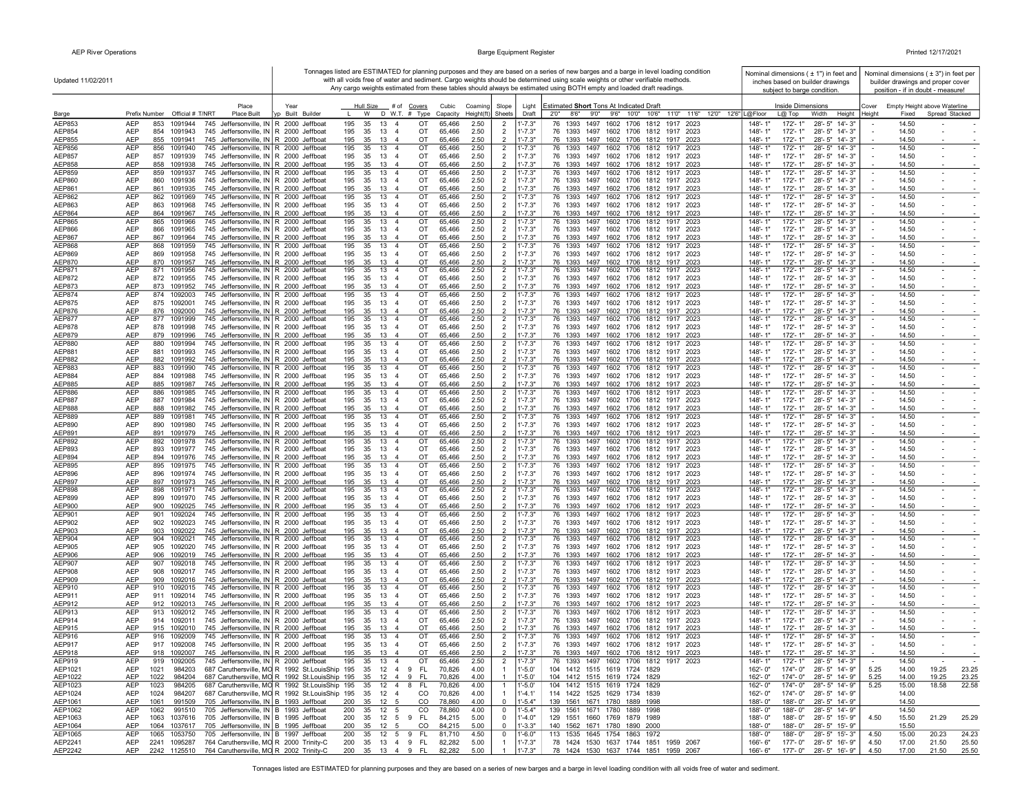Updated 11/02/2011

Tonnages listed are ESTIMATED for planning purposes and they are based on a series of new barges and a barge in level loading condition with all voids free of water and sediment. Cargo weights should be determined using scale weights or other verifiable methods. Any cargo weights estimated from these tables should always be estimated using BOTH empty and loaded draft readings.

Nominal dimensions ( ± 1") in feet and inches based on builder drawings subject to barge condition.

Nominal dimensions ( ± 3") in feet per builder drawings and proper cover position - if in doubt - measure!

| Barge | Prefix | Number | Official # | T/NRT | Place Built | Type | Year Built | Builder | Hull Size L | W | D | W.T. | # of Covers | Covers Type | Cubic Capacity | Coaming Height(ft) | Slope Sheets | Light Draft | Estimated Short Tons At Indicated Draft 2'0" | 8'6" | 9'0" | 9'6" | 10'0" | 10'6" | 11'0" | 11'6" | 12'0" | 12'6" | Inside Dimensions L@Floor | L@Top | Width | Height | Cover Height | Empty Height above Waterline Fixed | Spread | Stacked |
|---|---|---|---|---|---|---|---|---|---|---|---|---|---|---|---|---|---|---|---|---|---|---|---|---|---|---|---|---|---|---|---|---|---|---|---|---|
| AEP853 | AEP | 853 | 1091944 | 745 | Jeffersonville, IN | R | 2000 | Jeffboat | 195 | 35 | 13 | 4 | | OT | 65,466 | 2.50 | 2 | 1'-7.3" | 76 | 1393 | 1497 | 1602 | 1706 | 1812 | 1917 | 2023 | | | 148'-1" | 172'-1" | 28'-5" | 14'-3" | - | 14.50 | - | - |
| AEP854 | AEP | 854 | 1091943 | 745 | Jeffersonville, IN | R | 2000 | Jeffboat | 195 | 35 | 13 | 4 | | OT | 65,466 | 2.50 | 2 | 1'-7.3" | 76 | 1393 | 1497 | 1602 | 1706 | 1812 | 1917 | 2023 | | | 148'-1" | 172'-1" | 28'-5" | 14'-3" | - | 14.50 | - | - |
| AEP855 | AEP | 855 | 1091941 | 745 | Jeffersonville, IN | R | 2000 | Jeffboat | 195 | 35 | 13 | 4 | | OT | 65,466 | 2.50 | 2 | 1'-7.3" | 76 | 1393 | 1497 | 1602 | 1706 | 1812 | 1917 | 2023 | | | 148'-1" | 172'-1" | 28'-5" | 14'-3" | - | 14.50 | - | - |
| AEP856 | AEP | 856 | 1091940 | 745 | Jeffersonville, IN | R | 2000 | Jeffboat | 195 | 35 | 13 | 4 | | OT | 65,466 | 2.50 | 2 | 1'-7.3" | 76 | 1393 | 1497 | 1602 | 1706 | 1812 | 1917 | 2023 | | | 148'-1" | 172'-1" | 28'-5" | 14'-3" | - | 14.50 | - | - |
| AEP857 | AEP | 857 | 1091939 | 745 | Jeffersonville, IN | R | 2000 | Jeffboat | 195 | 35 | 13 | 4 | | OT | 65,466 | 2.50 | 2 | 1'-7.3" | 76 | 1393 | 1497 | 1602 | 1706 | 1812 | 1917 | 2023 | | | 148'-1" | 172'-1" | 28'-5" | 14'-3" | - | 14.50 | - | - |
| AEP858 | AEP | 858 | 1091938 | 745 | Jeffersonville, IN | R | 2000 | Jeffboat | 195 | 35 | 13 | 4 | | OT | 65,466 | 2.50 | 2 | 1'-7.3" | 76 | 1393 | 1497 | 1602 | 1706 | 1812 | 1917 | 2023 | | | 148'-1" | 172'-1" | 28'-5" | 14'-3" | - | 14.50 | - | - |
| AEP859 | AEP | 859 | 1091937 | 745 | Jeffersonville, IN | R | 2000 | Jeffboat | 195 | 35 | 13 | 4 | | OT | 65,466 | 2.50 | 2 | 1'-7.3" | 76 | 1393 | 1497 | 1602 | 1706 | 1812 | 1917 | 2023 | | | 148'-1" | 172'-1" | 28'-5" | 14'-3" | - | 14.50 | - | - |
| AEP860 | AEP | 860 | 1091936 | 745 | Jeffersonville, IN | R | 2000 | Jeffboat | 195 | 35 | 13 | 4 | | OT | 65,466 | 2.50 | 2 | 1'-7.3" | 76 | 1393 | 1497 | 1602 | 1706 | 1812 | 1917 | 2023 | | | 148'-1" | 172'-1" | 28'-5" | 14'-3" | - | 14.50 | - | - |
| AEP861 | AEP | 861 | 1091935 | 745 | Jeffersonville, IN | R | 2000 | Jeffboat | 195 | 35 | 13 | 4 | | OT | 65,466 | 2.50 | 2 | 1'-7.3" | 76 | 1393 | 1497 | 1602 | 1706 | 1812 | 1917 | 2023 | | | 148'-1" | 172'-1" | 28'-5" | 14'-3" | - | 14.50 | - | - |
| AEP862 | AEP | 862 | 1091969 | 745 | Jeffersonville, IN | R | 2000 | Jeffboat | 195 | 35 | 13 | 4 | | OT | 65,466 | 2.50 | 2 | 1'-7.3" | 76 | 1393 | 1497 | 1602 | 1706 | 1812 | 1917 | 2023 | | | 148'-1" | 172'-1" | 28'-5" | 14'-3" | - | 14.50 | - | - |
| AEP863 | AEP | 863 | 1091968 | 745 | Jeffersonville, IN | R | 2000 | Jeffboat | 195 | 35 | 13 | 4 | | OT | 65,466 | 2.50 | 2 | 1'-7.3" | 76 | 1393 | 1497 | 1602 | 1706 | 1812 | 1917 | 2023 | | | 148'-1" | 172'-1" | 28'-5" | 14'-3" | - | 14.50 | - | - |
| AEP864 | AEP | 864 | 1091967 | 745 | Jeffersonville, IN | R | 2000 | Jeffboat | 195 | 35 | 13 | 4 | | OT | 65,466 | 2.50 | 2 | 1'-7.3" | 76 | 1393 | 1497 | 1602 | 1706 | 1812 | 1917 | 2023 | | | 148'-1" | 172'-1" | 28'-5" | 14'-3" | - | 14.50 | - | - |
| AEP865 | AEP | 865 | 1091966 | 745 | Jeffersonville, IN | R | 2000 | Jeffboat | 195 | 35 | 13 | 4 | | OT | 65,466 | 2.50 | 2 | 1'-7.3" | 76 | 1393 | 1497 | 1602 | 1706 | 1812 | 1917 | 2023 | | | 148'-1" | 172'-1" | 28'-5" | 14'-3" | - | 14.50 | - | - |
| AEP866 | AEP | 866 | 1091965 | 745 | Jeffersonville, IN | R | 2000 | Jeffboat | 195 | 35 | 13 | 4 | | OT | 65,466 | 2.50 | 2 | 1'-7.3" | 76 | 1393 | 1497 | 1602 | 1706 | 1812 | 1917 | 2023 | | | 148'-1" | 172'-1" | 28'-5" | 14'-3" | - | 14.50 | - | - |
| AEP867 | AEP | 867 | 1091964 | 745 | Jeffersonville, IN | R | 2000 | Jeffboat | 195 | 35 | 13 | 4 | | OT | 65,466 | 2.50 | 2 | 1'-7.3" | 76 | 1393 | 1497 | 1602 | 1706 | 1812 | 1917 | 2023 | | | 148'-1" | 172'-1" | 28'-5" | 14'-3" | - | 14.50 | - | - |
| AEP868 | AEP | 868 | 1091959 | 745 | Jeffersonville, IN | R | 2000 | Jeffboat | 195 | 35 | 13 | 4 | | OT | 65,466 | 2.50 | 2 | 1'-7.3" | 76 | 1393 | 1497 | 1602 | 1706 | 1812 | 1917 | 2023 | | | 148'-1" | 172'-1" | 28'-5" | 14'-3" | - | 14.50 | - | - |
| AEP869 | AEP | 869 | 1091958 | 745 | Jeffersonville, IN | R | 2000 | Jeffboat | 195 | 35 | 13 | 4 | | OT | 65,466 | 2.50 | 2 | 1'-7.3" | 76 | 1393 | 1497 | 1602 | 1706 | 1812 | 1917 | 2023 | | | 148'-1" | 172'-1" | 28'-5" | 14'-3" | - | 14.50 | - | - |
| AEP870 | AEP | 870 | 1091957 | 745 | Jeffersonville, IN | R | 2000 | Jeffboat | 195 | 35 | 13 | 4 | | OT | 65,466 | 2.50 | 2 | 1'-7.3" | 76 | 1393 | 1497 | 1602 | 1706 | 1812 | 1917 | 2023 | | | 148'-1" | 172'-1" | 28'-5" | 14'-3" | - | 14.50 | - | - |
| AEP871 | AEP | 871 | 1091956 | 745 | Jeffersonville, IN | R | 2000 | Jeffboat | 195 | 35 | 13 | 4 | | OT | 65,466 | 2.50 | 2 | 1'-7.3" | 76 | 1393 | 1497 | 1602 | 1706 | 1812 | 1917 | 2023 | | | 148'-1" | 172'-1" | 28'-5" | 14'-3" | - | 14.50 | - | - |
| AEP872 | AEP | 872 | 1091955 | 745 | Jeffersonville, IN | R | 2000 | Jeffboat | 195 | 35 | 13 | 4 | | OT | 65,466 | 2.50 | 2 | 1'-7.3" | 76 | 1393 | 1497 | 1602 | 1706 | 1812 | 1917 | 2023 | | | 148'-1" | 172'-1" | 28'-5" | 14'-3" | - | 14.50 | - | - |
| AEP873 | AEP | 873 | 1091952 | 745 | Jeffersonville, IN | R | 2000 | Jeffboat | 195 | 35 | 13 | 4 | | OT | 65,466 | 2.50 | 2 | 1'-7.3" | 76 | 1393 | 1497 | 1602 | 1706 | 1812 | 1917 | 2023 | | | 148'-1" | 172'-1" | 28'-5" | 14'-3" | - | 14.50 | - | - |
| AEP874 | AEP | 874 | 1092003 | 745 | Jeffersonville, IN | R | 2000 | Jeffboat | 195 | 35 | 13 | 4 | | OT | 65,466 | 2.50 | 2 | 1'-7.3" | 76 | 1393 | 1497 | 1602 | 1706 | 1812 | 1917 | 2023 | | | 148'-1" | 172'-1" | 28'-5" | 14'-3" | - | 14.50 | - | - |
| AEP875 | AEP | 875 | 1092001 | 745 | Jeffersonville, IN | R | 2000 | Jeffboat | 195 | 35 | 13 | 4 | | OT | 65,466 | 2.50 | 2 | 1'-7.3" | 76 | 1393 | 1497 | 1602 | 1706 | 1812 | 1917 | 2023 | | | 148'-1" | 172'-1" | 28'-5" | 14'-3" | - | 14.50 | - | - |
| AEP876 | AEP | 876 | 1092000 | 745 | Jeffersonville, IN | R | 2000 | Jeffboat | 195 | 35 | 13 | 4 | | OT | 65,466 | 2.50 | 2 | 1'-7.3" | 76 | 1393 | 1497 | 1602 | 1706 | 1812 | 1917 | 2023 | | | 148'-1" | 172'-1" | 28'-5" | 14'-3" | - | 14.50 | - | - |
| AEP877 | AEP | 877 | 1091999 | 745 | Jeffersonville, IN | R | 2000 | Jeffboat | 195 | 35 | 13 | 4 | | OT | 65,466 | 2.50 | 2 | 1'-7.3" | 76 | 1393 | 1497 | 1602 | 1706 | 1812 | 1917 | 2023 | | | 148'-1" | 172'-1" | 28'-5" | 14'-3" | - | 14.50 | - | - |
| AEP878 | AEP | 878 | 1091998 | 745 | Jeffersonville, IN | R | 2000 | Jeffboat | 195 | 35 | 13 | 4 | | OT | 65,466 | 2.50 | 2 | 1'-7.3" | 76 | 1393 | 1497 | 1602 | 1706 | 1812 | 1917 | 2023 | | | 148'-1" | 172'-1" | 28'-5" | 14'-3" | - | 14.50 | - | - |
| AEP879 | AEP | 879 | 1091996 | 745 | Jeffersonville, IN | R | 2000 | Jeffboat | 195 | 35 | 13 | 4 | | OT | 65,466 | 2.50 | 2 | 1'-7.3" | 76 | 1393 | 1497 | 1602 | 1706 | 1812 | 1917 | 2023 | | | 148'-1" | 172'-1" | 28'-5" | 14'-3" | - | 14.50 | - | - |
| AEP880 | AEP | 880 | 1091994 | 745 | Jeffersonville, IN | R | 2000 | Jeffboat | 195 | 35 | 13 | 4 | | OT | 65,466 | 2.50 | 2 | 1'-7.3" | 76 | 1393 | 1497 | 1602 | 1706 | 1812 | 1917 | 2023 | | | 148'-1" | 172'-1" | 28'-5" | 14'-3" | - | 14.50 | - | - |
| AEP881 | AEP | 881 | 1091993 | 745 | Jeffersonville, IN | R | 2000 | Jeffboat | 195 | 35 | 13 | 4 | | OT | 65,466 | 2.50 | 2 | 1'-7.3" | 76 | 1393 | 1497 | 1602 | 1706 | 1812 | 1917 | 2023 | | | 148'-1" | 172'-1" | 28'-5" | 14'-3" | - | 14.50 | - | - |
| AEP882 | AEP | 882 | 1091992 | 745 | Jeffersonville, IN | R | 2000 | Jeffboat | 195 | 35 | 13 | 4 | | OT | 65,466 | 2.50 | 2 | 1'-7.3" | 76 | 1393 | 1497 | 1602 | 1706 | 1812 | 1917 | 2023 | | | 148'-1" | 172'-1" | 28'-5" | 14'-3" | - | 14.50 | - | - |
| AEP883 | AEP | 883 | 1091990 | 745 | Jeffersonville, IN | R | 2000 | Jeffboat | 195 | 35 | 13 | 4 | | OT | 65,466 | 2.50 | 2 | 1'-7.3" | 76 | 1393 | 1497 | 1602 | 1706 | 1812 | 1917 | 2023 | | | 148'-1" | 172'-1" | 28'-5" | 14'-3" | - | 14.50 | - | - |
| AEP884 | AEP | 884 | 1091988 | 745 | Jeffersonville, IN | R | 2000 | Jeffboat | 195 | 35 | 13 | 4 | | OT | 65,466 | 2.50 | 2 | 1'-7.3" | 76 | 1393 | 1497 | 1602 | 1706 | 1812 | 1917 | 2023 | | | 148'-1" | 172'-1" | 28'-5" | 14'-3" | - | 14.50 | - | - |
| AEP885 | AEP | 885 | 1091987 | 745 | Jeffersonville, IN | R | 2000 | Jeffboat | 195 | 35 | 13 | 4 | | OT | 65,466 | 2.50 | 2 | 1'-7.3" | 76 | 1393 | 1497 | 1602 | 1706 | 1812 | 1917 | 2023 | | | 148'-1" | 172'-1" | 28'-5" | 14'-3" | - | 14.50 | - | - |
| AEP886 | AEP | 886 | 1091985 | 745 | Jeffersonville, IN | R | 2000 | Jeffboat | 195 | 35 | 13 | 4 | | OT | 65,466 | 2.50 | 2 | 1'-7.3" | 76 | 1393 | 1497 | 1602 | 1706 | 1812 | 1917 | 2023 | | | 148'-1" | 172'-1" | 28'-5" | 14'-3" | - | 14.50 | - | - |
| AEP887 | AEP | 887 | 1091984 | 745 | Jeffersonville, IN | R | 2000 | Jeffboat | 195 | 35 | 13 | 4 | | OT | 65,466 | 2.50 | 2 | 1'-7.3" | 76 | 1393 | 1497 | 1602 | 1706 | 1812 | 1917 | 2023 | | | 148'-1" | 172'-1" | 28'-5" | 14'-3" | - | 14.50 | - | - |
| AEP888 | AEP | 888 | 1091982 | 745 | Jeffersonville, IN | R | 2000 | Jeffboat | 195 | 35 | 13 | 4 | | OT | 65,466 | 2.50 | 2 | 1'-7.3" | 76 | 1393 | 1497 | 1602 | 1706 | 1812 | 1917 | 2023 | | | 148'-1" | 172'-1" | 28'-5" | 14'-3" | - | 14.50 | - | - |
| AEP889 | AEP | 889 | 1091981 | 745 | Jeffersonville, IN | R | 2000 | Jeffboat | 195 | 35 | 13 | 4 | | OT | 65,466 | 2.50 | 2 | 1'-7.3" | 76 | 1393 | 1497 | 1602 | 1706 | 1812 | 1917 | 2023 | | | 148'-1" | 172'-1" | 28'-5" | 14'-3" | - | 14.50 | - | - |
| AEP890 | AEP | 890 | 1091980 | 745 | Jeffersonville, IN | R | 2000 | Jeffboat | 195 | 35 | 13 | 4 | | OT | 65,466 | 2.50 | 2 | 1'-7.3" | 76 | 1393 | 1497 | 1602 | 1706 | 1812 | 1917 | 2023 | | | 148'-1" | 172'-1" | 28'-5" | 14'-3" | - | 14.50 | - | - |
| AEP891 | AEP | 891 | 1091979 | 745 | Jeffersonville, IN | R | 2000 | Jeffboat | 195 | 35 | 13 | 4 | | OT | 65,466 | 2.50 | 2 | 1'-7.3" | 76 | 1393 | 1497 | 1602 | 1706 | 1812 | 1917 | 2023 | | | 148'-1" | 172'-1" | 28'-5" | 14'-3" | - | 14.50 | - | - |
| AEP892 | AEP | 892 | 1091978 | 745 | Jeffersonville, IN | R | 2000 | Jeffboat | 195 | 35 | 13 | 4 | | OT | 65,466 | 2.50 | 2 | 1'-7.3" | 76 | 1393 | 1497 | 1602 | 1706 | 1812 | 1917 | 2023 | | | 148'-1" | 172'-1" | 28'-5" | 14'-3" | - | 14.50 | - | - |
| AEP893 | AEP | 893 | 1091977 | 745 | Jeffersonville, IN | R | 2000 | Jeffboat | 195 | 35 | 13 | 4 | | OT | 65,466 | 2.50 | 2 | 1'-7.3" | 76 | 1393 | 1497 | 1602 | 1706 | 1812 | 1917 | 2023 | | | 148'-1" | 172'-1" | 28'-5" | 14'-3" | - | 14.50 | - | - |
| AEP894 | AEP | 894 | 1091976 | 745 | Jeffersonville, IN | R | 2000 | Jeffboat | 195 | 35 | 13 | 4 | | OT | 65,466 | 2.50 | 2 | 1'-7.3" | 76 | 1393 | 1497 | 1602 | 1706 | 1812 | 1917 | 2023 | | | 148'-1" | 172'-1" | 28'-5" | 14'-3" | - | 14.50 | - | - |
| AEP895 | AEP | 895 | 1091975 | 745 | Jeffersonville, IN | R | 2000 | Jeffboat | 195 | 35 | 13 | 4 | | OT | 65,466 | 2.50 | 2 | 1'-7.3" | 76 | 1393 | 1497 | 1602 | 1706 | 1812 | 1917 | 2023 | | | 148'-1" | 172'-1" | 28'-5" | 14'-3" | - | 14.50 | - | - |
| AEP896 | AEP | 896 | 1091974 | 745 | Jeffersonville, IN | R | 2000 | Jeffboat | 195 | 35 | 13 | 4 | | OT | 65,466 | 2.50 | 2 | 1'-7.3" | 76 | 1393 | 1497 | 1602 | 1706 | 1812 | 1917 | 2023 | | | 148'-1" | 172'-1" | 28'-5" | 14'-3" | - | 14.50 | - | - |
| AEP897 | AEP | 897 | 1091973 | 745 | Jeffersonville, IN | R | 2000 | Jeffboat | 195 | 35 | 13 | 4 | | OT | 65,466 | 2.50 | 2 | 1'-7.3" | 76 | 1393 | 1497 | 1602 | 1706 | 1812 | 1917 | 2023 | | | 148'-1" | 172'-1" | 28'-5" | 14'-3" | - | 14.50 | - | - |
| AEP898 | AEP | 898 | 1091971 | 745 | Jeffersonville, IN | R | 2000 | Jeffboat | 195 | 35 | 13 | 4 | | OT | 65,466 | 2.50 | 2 | 1'-7.3" | 76 | 1393 | 1497 | 1602 | 1706 | 1812 | 1917 | 2023 | | | 148'-1" | 172'-1" | 28'-5" | 14'-3" | - | 14.50 | - | - |
| AEP899 | AEP | 899 | 1091970 | 745 | Jeffersonville, IN | R | 2000 | Jeffboat | 195 | 35 | 13 | 4 | | OT | 65,466 | 2.50 | 2 | 1'-7.3" | 76 | 1393 | 1497 | 1602 | 1706 | 1812 | 1917 | 2023 | | | 148'-1" | 172'-1" | 28'-5" | 14'-3" | - | 14.50 | - | - |
| AEP900 | AEP | 900 | 1092025 | 745 | Jeffersonville, IN | R | 2000 | Jeffboat | 195 | 35 | 13 | 4 | | OT | 65,466 | 2.50 | 2 | 1'-7.3" | 76 | 1393 | 1497 | 1602 | 1706 | 1812 | 1917 | 2023 | | | 148'-1" | 172'-1" | 28'-5" | 14'-3" | - | 14.50 | - | - |
| AEP901 | AEP | 901 | 1092024 | 745 | Jeffersonville, IN | R | 2000 | Jeffboat | 195 | 35 | 13 | 4 | | OT | 65,466 | 2.50 | 2 | 1'-7.3" | 76 | 1393 | 1497 | 1602 | 1706 | 1812 | 1917 | 2023 | | | 148'-1" | 172'-1" | 28'-5" | 14'-3" | - | 14.50 | - | - |
| AEP902 | AEP | 902 | 1092023 | 745 | Jeffersonville, IN | R | 2000 | Jeffboat | 195 | 35 | 13 | 4 | | OT | 65,466 | 2.50 | 2 | 1'-7.3" | 76 | 1393 | 1497 | 1602 | 1706 | 1812 | 1917 | 2023 | | | 148'-1" | 172'-1" | 28'-5" | 14'-3" | - | 14.50 | - | - |
| AEP903 | AEP | 903 | 1092022 | 745 | Jeffersonville, IN | R | 2000 | Jeffboat | 195 | 35 | 13 | 4 | | OT | 65,466 | 2.50 | 2 | 1'-7.3" | 76 | 1393 | 1497 | 1602 | 1706 | 1812 | 1917 | 2023 | | | 148'-1" | 172'-1" | 28'-5" | 14'-3" | - | 14.50 | - | - |
| AEP904 | AEP | 904 | 1092021 | 745 | Jeffersonville, IN | R | 2000 | Jeffboat | 195 | 35 | 13 | 4 | | OT | 65,466 | 2.50 | 2 | 1'-7.3" | 76 | 1393 | 1497 | 1602 | 1706 | 1812 | 1917 | 2023 | | | 148'-1" | 172'-1" | 28'-5" | 14'-3" | - | 14.50 | - | - |
| AEP905 | AEP | 905 | 1092020 | 745 | Jeffersonville, IN | R | 2000 | Jeffboat | 195 | 35 | 13 | 4 | | OT | 65,466 | 2.50 | 2 | 1'-7.3" | 76 | 1393 | 1497 | 1602 | 1706 | 1812 | 1917 | 2023 | | | 148'-1" | 172'-1" | 28'-5" | 14'-3" | - | 14.50 | - | - |
| AEP906 | AEP | 906 | 1092019 | 745 | Jeffersonville, IN | R | 2000 | Jeffboat | 195 | 35 | 13 | 4 | | OT | 65,466 | 2.50 | 2 | 1'-7.3" | 76 | 1393 | 1497 | 1602 | 1706 | 1812 | 1917 | 2023 | | | 148'-1" | 172'-1" | 28'-5" | 14'-3" | - | 14.50 | - | - |
| AEP907 | AEP | 907 | 1092018 | 745 | Jeffersonville, IN | R | 2000 | Jeffboat | 195 | 35 | 13 | 4 | | OT | 65,466 | 2.50 | 2 | 1'-7.3" | 76 | 1393 | 1497 | 1602 | 1706 | 1812 | 1917 | 2023 | | | 148'-1" | 172'-1" | 28'-5" | 14'-3" | - | 14.50 | - | - |
| AEP908 | AEP | 908 | 1092017 | 745 | Jeffersonville, IN | R | 2000 | Jeffboat | 195 | 35 | 13 | 4 | | OT | 65,466 | 2.50 | 2 | 1'-7.3" | 76 | 1393 | 1497 | 1602 | 1706 | 1812 | 1917 | 2023 | | | 148'-1" | 172'-1" | 28'-5" | 14'-3" | - | 14.50 | - | - |
| AEP909 | AEP | 909 | 1092016 | 745 | Jeffersonville, IN | R | 2000 | Jeffboat | 195 | 35 | 13 | 4 | | OT | 65,466 | 2.50 | 2 | 1'-7.3" | 76 | 1393 | 1497 | 1602 | 1706 | 1812 | 1917 | 2023 | | | 148'-1" | 172'-1" | 28'-5" | 14'-3" | - | 14.50 | - | - |
| AEP910 | AEP | 910 | 1092015 | 745 | Jeffersonville, IN | R | 2000 | Jeffboat | 195 | 35 | 13 | 4 | | OT | 65,466 | 2.50 | 2 | 1'-7.3" | 76 | 1393 | 1497 | 1602 | 1706 | 1812 | 1917 | 2023 | | | 148'-1" | 172'-1" | 28'-5" | 14'-3" | - | 14.50 | - | - |
| AEP911 | AEP | 911 | 1092014 | 745 | Jeffersonville, IN | R | 2000 | Jeffboat | 195 | 35 | 13 | 4 | | OT | 65,466 | 2.50 | 2 | 1'-7.3" | 76 | 1393 | 1497 | 1602 | 1706 | 1812 | 1917 | 2023 | | | 148'-1" | 172'-1" | 28'-5" | 14'-3" | - | 14.50 | - | - |
| AEP912 | AEP | 912 | 1092013 | 745 | Jeffersonville, IN | R | 2000 | Jeffboat | 195 | 35 | 13 | 4 | | OT | 65,466 | 2.50 | 2 | 1'-7.3" | 76 | 1393 | 1497 | 1602 | 1706 | 1812 | 1917 | 2023 | | | 148'-1" | 172'-1" | 28'-5" | 14'-3" | - | 14.50 | - | - |
| AEP913 | AEP | 913 | 1092012 | 745 | Jeffersonville, IN | R | 2000 | Jeffboat | 195 | 35 | 13 | 4 | | OT | 65,466 | 2.50 | 2 | 1'-7.3" | 76 | 1393 | 1497 | 1602 | 1706 | 1812 | 1917 | 2023 | | | 148'-1" | 172'-1" | 28'-5" | 14'-3" | - | 14.50 | - | - |
| AEP914 | AEP | 914 | 1092011 | 745 | Jeffersonville, IN | R | 2000 | Jeffboat | 195 | 35 | 13 | 4 | | OT | 65,466 | 2.50 | 2 | 1'-7.3" | 76 | 1393 | 1497 | 1602 | 1706 | 1812 | 1917 | 2023 | | | 148'-1" | 172'-1" | 28'-5" | 14'-3" | - | 14.50 | - | - |
| AEP915 | AEP | 915 | 1092010 | 745 | Jeffersonville, IN | R | 2000 | Jeffboat | 195 | 35 | 13 | 4 | | OT | 65,466 | 2.50 | 2 | 1'-7.3" | 76 | 1393 | 1497 | 1602 | 1706 | 1812 | 1917 | 2023 | | | 148'-1" | 172'-1" | 28'-5" | 14'-3" | - | 14.50 | - | - |
| AEP916 | AEP | 916 | 1092009 | 745 | Jeffersonville, IN | R | 2000 | Jeffboat | 195 | 35 | 13 | 4 | | OT | 65,466 | 2.50 | 2 | 1'-7.3" | 76 | 1393 | 1497 | 1602 | 1706 | 1812 | 1917 | 2023 | | | 148'-1" | 172'-1" | 28'-5" | 14'-3" | - | 14.50 | - | - |
| AEP917 | AEP | 917 | 1092008 | 745 | Jeffersonville, IN | R | 2000 | Jeffboat | 195 | 35 | 13 | 4 | | OT | 65,466 | 2.50 | 2 | 1'-7.3" | 76 | 1393 | 1497 | 1602 | 1706 | 1812 | 1917 | 2023 | | | 148'-1" | 172'-1" | 28'-5" | 14'-3" | - | 14.50 | - | - |
| AEP918 | AEP | 918 | 1092007 | 745 | Jeffersonville, IN | R | 2000 | Jeffboat | 195 | 35 | 13 | 4 | | OT | 65,466 | 2.50 | 2 | 1'-7.3" | 76 | 1393 | 1497 | 1602 | 1706 | 1812 | 1917 | 2023 | | | 148'-1" | 172'-1" | 28'-5" | 14'-3" | - | 14.50 | - | - |
| AEP919 | AEP | 919 | 1092005 | 745 | Jeffersonville, IN | R | 2000 | Jeffboat | 195 | 35 | 13 | 4 | | OT | 65,466 | 2.50 | 2 | 1'-7.3" | 76 | 1393 | 1497 | 1602 | 1706 | 1812 | 1917 | 2023 | | | 148'-1" | 172'-1" | 28'-5" | 14'-3" | - | 14.50 | - | - |
| AEP1021 | AEP | 1021 | 984203 | 687 | Caruthersville, MO | R | 1992 | St.LouisShip | 195 | 35 | 12 | 4 | 9 | FL | 70,826 | 4.00 | 1 | 1'-5.0' | 104 | 1412 | 1515 | 1619 | 1724 | 1829 | | | | | 162'-0" | 174"-0" | 28'-5" | 14'-9" | 5.25 | 14.00 | 19.25 | 23.25 |
| AEP1022 | AEP | 1022 | 984204 | 687 | Caruthersville, MO | R | 1992 | St.LouisShip | 195 | 35 | 12 | 4 | 9 | FL | 70,826 | 4.00 | 1 | 1'-5.0' | 104 | 1412 | 1515 | 1619 | 1724 | 1829 | | | | | 162'-0" | 174"-0" | 28'-5" | 14'-9" | 5.25 | 14.00 | 19.25 | 23.25 |
| AEP1023 | AEP | 1023 | 984205 | 687 | Caruthersville, MO | R | 1992 | St.LouisShip | 195 | 35 | 12 | 4 | 8 | FL | 70,826 | 4.00 | 1 | 1'-5.0' | 104 | 1412 | 1515 | 1619 | 1724 | 1829 | | | | | 162'-0" | 174"-0" | 28'-5" | 14'-9" | 5.25 | 15.00 | 18.58 | 22.58 |
| AEP1024 | AEP | 1024 | 984207 | 687 | Caruthersville, MO | R | 1992 | St.LouisShip | 195 | 35 | 12 | 4 | | CO | 70,826 | 4.00 | 1 | 1'-4.1' | 114 | 1422 | 1525 | 1629 | 1734 | 1839 | | | | | 162'-0" | 174'-0" | 28'-5" | 14'-9" | | 14.00 | | |
| AEP1061 | AEP | 1061 | 991509 | 705 | Jeffersonville, IN | B | 1993 | Jeffboat | 200 | 35 | 12 | 5 | | CO | 78,860 | 4.00 | 0 | 1'-5.4" | 139 | 1561 | 1671 | 1780 | 1889 | 1998 | | | | | 188'-0" | 188'-0" | 28'-5" | 14'-9" | | 14.50 | | |
| AEP1062 | AEP | 1062 | 991510 | 705 | Jeffersonville, IN | B | 1993 | Jeffboat | 200 | 35 | 12 | 5 | | CO | 78,860 | 4.00 | 0 | 1'-5.4" | 139 | 1561 | 1671 | 1780 | 1889 | 1998 | | | | | 188'-0" | 188'-0" | 28'-5" | 14'-9" | | 14.50 | | |
| AEP1063 | AEP | 1063 | 1037616 | 705 | Jeffersonville, IN | B | 1995 | Jeffboat | 200 | 35 | 12 | 5 | 9 | FL | 84,215 | 5.00 | 0 | 1'-4.0" | 129 | 1551 | 1660 | 1769 | 1879 | 1989 | | | | | 188'-0" | 188'-0" | 28'-5" | 15'-9" | 4.50 | 15.50 | 21.29 | 25.29 |
| AEP1064 | AEP | 1064 | 1037617 | 705 | Jeffersonville, IN | B | 1995 | Jeffboat | 200 | 35 | 12 | 5 | | CO | 84,215 | 5.00 | 0 | 1'-3.3" | 140 | 1562 | 1671 | 1780 | 1890 | 2000 | | | | | 188'-0" | 188'-0" | 28'-5" | 15'-9" | | 15.50 | | |
| AEP1065 | AEP | 1065 | 1053750 | 705 | Jeffersonville, IN | B | 1997 | Jeffboat | 200 | 35 | 12 | 5 | 9 | FL | 81,710 | 4.50 | 0 | 1'-6.0" | 113 | 1535 | 1645 | 1754 | 1863 | 1972 | | | | | 188'-0" | 188'-0" | 28'-5" | 15'-3" | 4.50 | 15.00 | 20.23 | 24.23 |
| AEP2241 | AEP | 2241 | 1095287 | 764 | Caruthersville, MO | R | 2000 | Trinity-C | 200 | 35 | 13 | 4 | 9 | FL | 82,282 | 5.00 | 1 | 1'-7.3" | 78 | 1424 | 1530 | 1637 | 1744 | 1851 | 1959 | 2067 | | | 166'-6" | 177'-0" | 28'-5" | 16'-9" | 4.50 | 17.00 | 21.50 | 25.50 |
| AEP2242 | AEP | 2242 | 1125510 | 764 | Caruthersville, MO | R | 2002 | Trinity-C | 200 | 35 | 13 | 4 | 9 | FL | 82,282 | 5.00 | 1 | 1'-7.3" | 78 | 1424 | 1530 | 1637 | 1744 | 1851 | 1959 | 2067 | | | 166'-6" | 177'-0" | 28'-5" | 16'-9" | 4.50 | 17.00 | 21.50 | 25.50 |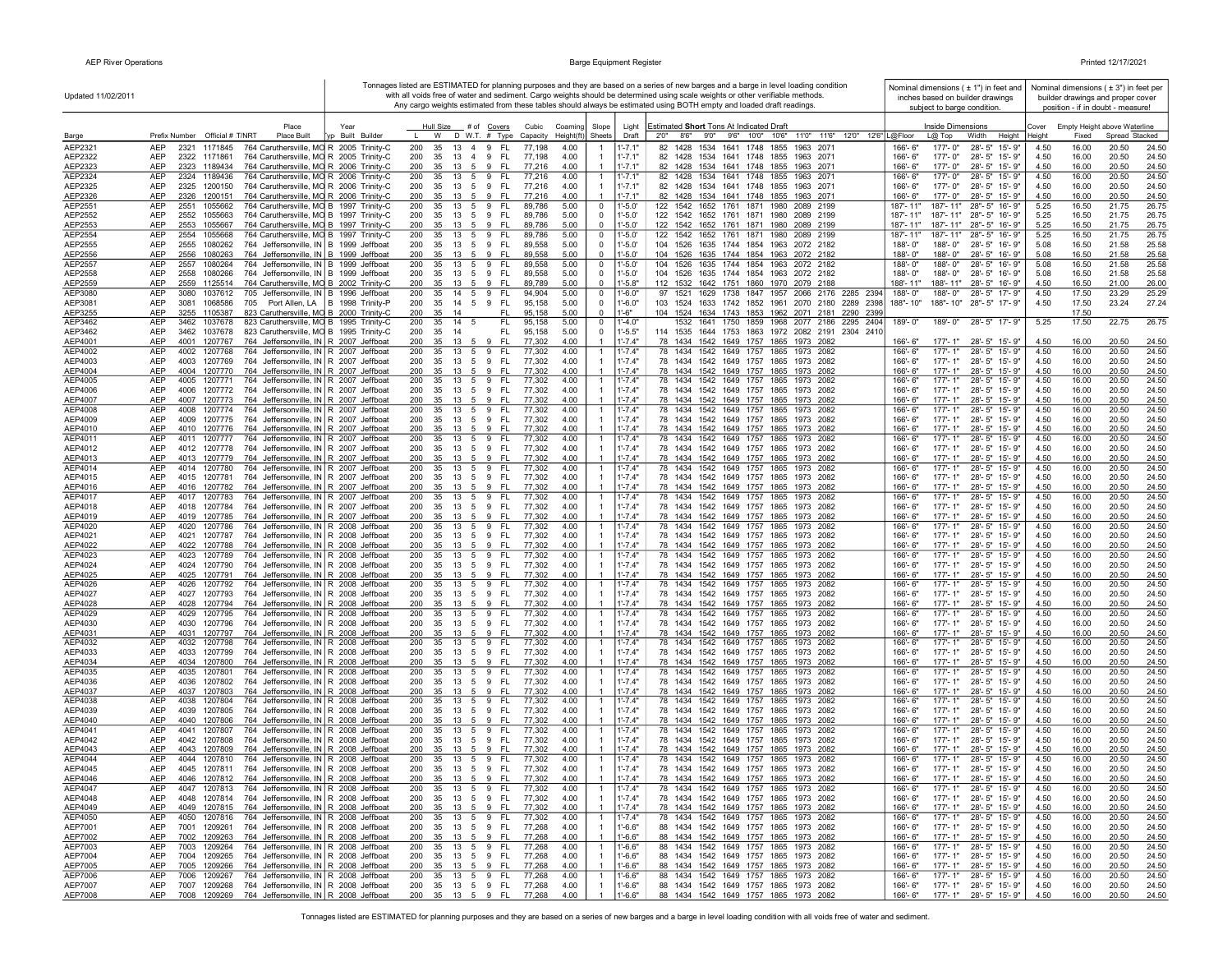Updated 11/02/2011

Tonnages listed are ESTIMATED for planning purposes and they are based on a series of new barges and a barge in level loading condition with all voids free of water and sediment. Cargo weights should be determined using scale weights or other verifiable methods. Any cargo weights estimated from these tables should always be estimated using BOTH empty and loaded draft readings.

Nominal dimensions ( ± 1") in feet and inches based on builder drawings subject to barge condition.

Nominal dimensions ( ± 3") in feet per builder drawings and proper cover position - if in doubt - measure!

| Barge | Prefix | Number | Official # | T/NRT | Place Built | Typ | Year Built | Builder | Hull Size L | W | D | W.T. | # of Covers # | Covers Type | Cubic Capacity | Coaming Height(ft) | Slope Sheets | Light Draft | Estimated **Short** Tons At Indicated Draft 2'0" | 8'6" | 9'0" | 9'6" | 10'0" | 10'6" | 11'0" | 11'6" | 12'0" | 12'6" | Inside Dimensions L@Floor | L@ Top | Width | Height | Cover Height | Empty Height above Waterline Fixed | Spread | Stacked |
|---|---|---|---|---|---|---|---|---|---|---|---|---|---|---|---|---|---|---|---|---|---|---|---|---|---|---|---|---|---|---|---|---|---|---|---|---|
| AEP2321 | AEP | 2321 | 1171845 | 764 | Caruthersville, MO | R | 2005 | Trinity-C | 200 | 35 | 13 | 4 | 9 | FL | 77,198 | 4.00 | 1 | 1'-7.1" | 82 | 1428 | 1534 | 1641 | 1748 | 1855 | 1963 | 2071 | | | 166'- 6" | 177'- 0" | 28'- 5" | 15'- 9" | 4.50 | 16.00 | 20.50 | 24.50 |
| AEP2322 | AEP | 2322 | 1171861 | 764 | Caruthersville, MO | R | 2005 | Trinity-C | 200 | 35 | 13 | 4 | 9 | FL | 77,198 | 4.00 | 1 | 1'-7.1" | 82 | 1428 | 1534 | 1641 | 1748 | 1855 | 1963 | 2071 | | | 166'- 6" | 177'- 0" | 28'- 5" | 15'- 9" | 4.50 | 16.00 | 20.50 | 24.50 |
| AEP2323 | AEP | 2323 | 1189434 | 764 | Caruthersville, MO | R | 2006 | Trinity-C | 200 | 35 | 13 | 5 | 9 | FL | 77,216 | 4.00 | 1 | 1'-7.1" | 82 | 1428 | 1534 | 1641 | 1748 | 1855 | 1963 | 2071 | | | 166'- 6" | 177'- 0" | 28'- 5" | 15'- 9" | 4.50 | 16.00 | 20.50 | 24.50 |
| AEP2324 | AEP | 2324 | 1189436 | 764 | Caruthersville, MO | R | 2006 | Trinity-C | 200 | 35 | 13 | 5 | 9 | FL | 77,216 | 4.00 | 1 | 1'-7.1" | 82 | 1428 | 1534 | 1641 | 1748 | 1855 | 1963 | 2071 | | | 166'- 6" | 177'- 0" | 28'- 5" | 15'- 9" | 4.50 | 16.00 | 20.50 | 24.50 |
| AEP2325 | AEP | 2325 | 1200150 | 764 | Caruthersville, MO | R | 2006 | Trinity-C | 200 | 35 | 13 | 5 | 9 | FL | 77,216 | 4.00 | 1 | 1'-7.1" | 82 | 1428 | 1534 | 1641 | 1748 | 1855 | 1963 | 2071 | | | 166'- 6" | 177'- 0" | 28'- 5" | 15'- 9" | 4.50 | 16.00 | 20.50 | 24.50 |
| AEP2326 | AEP | 2326 | 1200151 | 764 | Caruthersville, MO | R | 2006 | Trinity-C | 200 | 35 | 13 | 5 | 9 | FL | 77,216 | 4.00 | 1 | 1'-7.1" | 82 | 1428 | 1534 | 1641 | 1748 | 1855 | 1963 | 2071 | | | 166'- 6" | 177'- 0" | 28'- 5" | 15'- 9" | 4.50 | 16.00 | 20.50 | 24.50 |
| AEP2551 | AEP | 2551 | 1055662 | 764 | Caruthersville, MO | B | 1997 | Trinity-C | 200 | 35 | 13 | 5 | 9 | FL | 89,786 | 5.00 | 0 | 1'-5.0' | 122 | 1542 | 1652 | 1761 | 1871 | 1980 | 2089 | 2199 | | | 187'- 11" | 187'- 11" | 28"- 5" | 16'- 9" | 5.25 | 16.50 | 21.75 | 26.75 |
| AEP2552 | AEP | 2552 | 1055663 | 764 | Caruthersville, MO | B | 1997 | Trinity-C | 200 | 35 | 13 | 5 | 9 | FL | 89,786 | 5.00 | 0 | 1'-5.0' | 122 | 1542 | 1652 | 1761 | 1871 | 1980 | 2089 | 2199 | | | 187'- 11" | 187'- 11" | 28"- 5" | 16'- 9" | 5.25 | 16.50 | 21.75 | 26.75 |
| AEP2553 | AEP | 2553 | 1055667 | 764 | Caruthersville, MO | B | 1997 | Trinity-C | 200 | 35 | 13 | 5 | 9 | FL | 89,786 | 5.00 | 0 | 1'-5.0' | 122 | 1542 | 1652 | 1761 | 1871 | 1980 | 2089 | 2199 | | | 187'- 11" | 187'- 11" | 28"- 5" | 16'- 9" | 5.25 | 16.50 | 21.75 | 26.75 |
| AEP2554 | AEP | 2554 | 1055668 | 764 | Caruthersville, MO | B | 1997 | Trinity-C | 200 | 35 | 13 | 5 | 9 | FL | 89,786 | 5.00 | 0 | 1'-5.0' | 122 | 1542 | 1652 | 1761 | 1871 | 1980 | 2089 | 2199 | | | 187'- 11" | 187'- 11" | 28"- 5" | 16'- 9" | 5.25 | 16.50 | 21.75 | 26.75 |
| AEP2555 | AEP | 2555 | 1080262 | 764 | Jeffersonville, IN | B | 1999 | Jeffboat | 200 | 35 | 13 | 5 | 9 | FL | 89,558 | 5.00 | 0 | 1'-5.0' | 104 | 1526 | 1635 | 1744 | 1854 | 1963 | 2072 | 2182 | | | 188'- 0" | 188'- 0" | 28'- 5" | 16'- 9" | 5.08 | 16.50 | 21.58 | 25.58 |
| AEP2556 | AEP | 2556 | 1080263 | 764 | Jeffersonville, IN | B | 1999 | Jeffboat | 200 | 35 | 13 | 5 | 9 | FL | 89,558 | 5.00 | 0 | 1'-5.0' | 104 | 1526 | 1635 | 1744 | 1854 | 1963 | 2072 | 2182 | | | 188'- 0" | 188'- 0" | 28'- 5" | 16'- 9" | 5.08 | 16.50 | 21.58 | 25.58 |
| AEP2557 | AEP | 2557 | 1080264 | 764 | Jeffersonville, IN | B | 1999 | Jeffboat | 200 | 35 | 13 | 5 | 9 | FL | 89,558 | 5.00 | 0 | 1'-5.0' | 104 | 1526 | 1635 | 1744 | 1854 | 1963 | 2072 | 2182 | | | 188'- 0" | 188'- 0" | 28'- 5" | 16'- 9" | 5.08 | 16.50 | 21.58 | 25.58 |
| AEP2558 | AEP | 2558 | 1080266 | 764 | Jeffersonville, IN | B | 1999 | Jeffboat | 200 | 35 | 13 | 5 | 9 | FL | 89,558 | 5.00 | 0 | 1'-5.0' | 104 | 1526 | 1635 | 1744 | 1854 | 1963 | 2072 | 2182 | | | 188'- 0" | 188'- 0" | 28'- 5" | 16'- 9" | 5.08 | 16.50 | 21.58 | 25.58 |
| AEP2559 | AEP | 2559 | 1125514 | 764 | Caruthersville, MO | B | 2002 | Trinity-C | 200 | 35 | 13 | 5 | 9 | FL | 89,789 | 5.00 | 0 | 1'-5.8" | 112 | 1532 | 1642 | 1751 | 1860 | 1970 | 2079 | 2188 | | | 188'- 11" | 188'- 11" | 28"- 5" | 16'- 9" | 4.50 | 16.50 | 21.00 | 26.00 |
| AEP3080 | AEP | 3080 | 1037612 | 705 | Jeffersonville, IN | B | 1996 | Jeffboat | 200 | 35 | 14 | 5 | 9 | FL | 94,904 | 5.00 | 0 | 1'-6.0" | 97 | 1521 | 1629 | 1738 | 1847 | 1957 | 2066 | 2176 | 2285 | 2394 | 188'- 0" | 188'- 0" | 28'- 5" | 17'- 9" | 4.50 | 17.50 | 23.29 | 25.29 |
| AEP3081 | AEP | 3081 | 1068586 | 705 | Port Allen, LA | B | 1998 | Trinity-P | 200 | 35 | 14 | 5 | 9 | FL | 95,158 | 5.00 | 0 | 1'-6.0" | 103 | 1524 | 1633 | 1742 | 1852 | 1961 | 2070 | 2180 | 2289 | 2398 | 188'- 10" | 188'- 10" | 28"- 5" | 17'- 9" | 4.50 | 17.50 | 23.24 | 27.24 |
| AEP3255 | AEP | 3255 | 1105387 | 823 | Caruthersville, MO | B | 2000 | Trinity-C | 200 | 35 | 14 | | | FL | 95,158 | 5.00 | 0 | 1'-6" | 104 | 1524 | 1634 | 1743 | 1853 | 1962 | 2071 | 2181 | 2290 | 2399 | | | | | | 17.50 | | |
| AEP3462 | AEP | 3462 | 1037678 | 823 | Caruthersville, MO | B | 1995 | Trinity-C | 200 | 35 | 14 | 5 | | FL | 95,158 | 5.00 | 0 | 1'-4.0" | | 1532 | 1641 | 1750 | 1859 | 1968 | 2077 | 2186 | 2295 | 2404 | 189'- 0" | 189'- 0" | 28'- 5" | 17'- 9" | 5.25 | 17.50 | 22.75 | 26.75 |
| AEP3462 | AEP | 3462 | 1037678 | 823 | Caruthersville, MO | B | 1995 | Trinity-C | 200 | 35 | 14 | | | FL | 95,158 | 5.00 | 0 | 1'-5.5" | 114 | 1535 | 1644 | 1753 | 1863 | 1972 | 2082 | 2191 | 2304 | 2410 | | | | | | | | |
| AEP4001 | AEP | 4001 | 1207767 | 764 | Jeffersonville, IN | R | 2007 | Jeffboat | 200 | 35 | 13 | 5 | 9 | FL | 77,302 | 4.00 | 1 | 1'-7.4" | 78 | 1434 | 1542 | 1649 | 1757 | 1865 | 1973 | 2082 | | | 166'- 6" | 177'- 1" | 28'- 5" | 15'- 9" | 4.50 | 16.00 | 20.50 | 24.50 |
| AEP4002 | AEP | 4002 | 1207768 | 764 | Jeffersonville, IN | R | 2007 | Jeffboat | 200 | 35 | 13 | 5 | 9 | FL | 77,302 | 4.00 | 1 | 1'-7.4" | 78 | 1434 | 1542 | 1649 | 1757 | 1865 | 1973 | 2082 | | | 166'- 6" | 177'- 1" | 28'- 5" | 15'- 9" | 4.50 | 16.00 | 20.50 | 24.50 |
| AEP4003 | AEP | 4003 | 1207769 | 764 | Jeffersonville, IN | R | 2007 | Jeffboat | 200 | 35 | 13 | 5 | 9 | FL | 77,302 | 4.00 | 1 | 1'-7.4" | 78 | 1434 | 1542 | 1649 | 1757 | 1865 | 1973 | 2082 | | | 166'- 6" | 177'- 1" | 28'- 5" | 15'- 9" | 4.50 | 16.00 | 20.50 | 24.50 |
| AEP4004 | AEP | 4004 | 1207770 | 764 | Jeffersonville, IN | R | 2007 | Jeffboat | 200 | 35 | 13 | 5 | 9 | FL | 77,302 | 4.00 | 1 | 1'-7.4" | 78 | 1434 | 1542 | 1649 | 1757 | 1865 | 1973 | 2082 | | | 166'- 6" | 177'- 1" | 28'- 5" | 15'- 9" | 4.50 | 16.00 | 20.50 | 24.50 |
| AEP4005 | AEP | 4005 | 1207771 | 764 | Jeffersonville, IN | R | 2007 | Jeffboat | 200 | 35 | 13 | 5 | 9 | FL | 77,302 | 4.00 | 1 | 1'-7.4" | 78 | 1434 | 1542 | 1649 | 1757 | 1865 | 1973 | 2082 | | | 166'- 6" | 177'- 1" | 28'- 5" | 15'- 9" | 4.50 | 16.00 | 20.50 | 24.50 |
| AEP4006 | AEP | 4006 | 1207772 | 764 | Jeffersonville, IN | R | 2007 | Jeffboat | 200 | 35 | 13 | 5 | 9 | FL | 77,302 | 4.00 | 1 | 1'-7.4" | 78 | 1434 | 1542 | 1649 | 1757 | 1865 | 1973 | 2082 | | | 166'- 6" | 177'- 1" | 28'- 5" | 15'- 9" | 4.50 | 16.00 | 20.50 | 24.50 |
| AEP4007 | AEP | 4007 | 1207773 | 764 | Jeffersonville, IN | R | 2007 | Jeffboat | 200 | 35 | 13 | 5 | 9 | FL | 77,302 | 4.00 | 1 | 1'-7.4" | 78 | 1434 | 1542 | 1649 | 1757 | 1865 | 1973 | 2082 | | | 166'- 6" | 177'- 1" | 28'- 5" | 15'- 9" | 4.50 | 16.00 | 20.50 | 24.50 |
| AEP4008 | AEP | 4008 | 1207774 | 764 | Jeffersonville, IN | R | 2007 | Jeffboat | 200 | 35 | 13 | 5 | 9 | FL | 77,302 | 4.00 | 1 | 1'-7.4" | 78 | 1434 | 1542 | 1649 | 1757 | 1865 | 1973 | 2082 | | | 166'- 6" | 177'- 1" | 28'- 5" | 15'- 9" | 4.50 | 16.00 | 20.50 | 24.50 |
| AEP4009 | AEP | 4009 | 1207775 | 764 | Jeffersonville, IN | R | 2007 | Jeffboat | 200 | 35 | 13 | 5 | 9 | FL | 77,302 | 4.00 | 1 | 1'-7.4" | 78 | 1434 | 1542 | 1649 | 1757 | 1865 | 1973 | 2082 | | | 166'- 6" | 177'- 1" | 28'- 5" | 15'- 9" | 4.50 | 16.00 | 20.50 | 24.50 |
| AEP4010 | AEP | 4010 | 1207776 | 764 | Jeffersonville, IN | R | 2007 | Jeffboat | 200 | 35 | 13 | 5 | 9 | FL | 77,302 | 4.00 | 1 | 1'-7.4" | 78 | 1434 | 1542 | 1649 | 1757 | 1865 | 1973 | 2082 | | | 166'- 6" | 177'- 1" | 28'- 5" | 15'- 9" | 4.50 | 16.00 | 20.50 | 24.50 |
| AEP4011 | AEP | 4011 | 1207777 | 764 | Jeffersonville, IN | R | 2007 | Jeffboat | 200 | 35 | 13 | 5 | 9 | FL | 77,302 | 4.00 | 1 | 1'-7.4" | 78 | 1434 | 1542 | 1649 | 1757 | 1865 | 1973 | 2082 | | | 166'- 6" | 177'- 1" | 28'- 5" | 15'- 9" | 4.50 | 16.00 | 20.50 | 24.50 |
| AEP4012 | AEP | 4012 | 1207778 | 764 | Jeffersonville, IN | R | 2007 | Jeffboat | 200 | 35 | 13 | 5 | 9 | FL | 77,302 | 4.00 | 1 | 1'-7.4" | 78 | 1434 | 1542 | 1649 | 1757 | 1865 | 1973 | 2082 | | | 166'- 6" | 177'- 1" | 28'- 5" | 15'- 9" | 4.50 | 16.00 | 20.50 | 24.50 |
| AEP4013 | AEP | 4013 | 1207779 | 764 | Jeffersonville, IN | R | 2007 | Jeffboat | 200 | 35 | 13 | 5 | 9 | FL | 77,302 | 4.00 | 1 | 1'-7.4" | 78 | 1434 | 1542 | 1649 | 1757 | 1865 | 1973 | 2082 | | | 166'- 6" | 177'- 1" | 28'- 5" | 15'- 9" | 4.50 | 16.00 | 20.50 | 24.50 |
| AEP4014 | AEP | 4014 | 1207780 | 764 | Jeffersonville, IN | R | 2007 | Jeffboat | 200 | 35 | 13 | 5 | 9 | FL | 77,302 | 4.00 | 1 | 1'-7.4" | 78 | 1434 | 1542 | 1649 | 1757 | 1865 | 1973 | 2082 | | | 166'- 6" | 177'- 1" | 28'- 5" | 15'- 9" | 4.50 | 16.00 | 20.50 | 24.50 |
| AEP4015 | AEP | 4015 | 1207781 | 764 | Jeffersonville, IN | R | 2007 | Jeffboat | 200 | 35 | 13 | 5 | 9 | FL | 77,302 | 4.00 | 1 | 1'-7.4" | 78 | 1434 | 1542 | 1649 | 1757 | 1865 | 1973 | 2082 | | | 166'- 6" | 177'- 1" | 28'- 5" | 15'- 9" | 4.50 | 16.00 | 20.50 | 24.50 |
| AEP4016 | AEP | 4016 | 1207782 | 764 | Jeffersonville, IN | R | 2007 | Jeffboat | 200 | 35 | 13 | 5 | 9 | FL | 77,302 | 4.00 | 1 | 1'-7.4" | 78 | 1434 | 1542 | 1649 | 1757 | 1865 | 1973 | 2082 | | | 166'- 6" | 177'- 1" | 28'- 5" | 15'- 9" | 4.50 | 16.00 | 20.50 | 24.50 |
| AEP4017 | AEP | 4017 | 1207783 | 764 | Jeffersonville, IN | R | 2007 | Jeffboat | 200 | 35 | 13 | 5 | 9 | FL | 77,302 | 4.00 | 1 | 1'-7.4" | 78 | 1434 | 1542 | 1649 | 1757 | 1865 | 1973 | 2082 | | | 166'- 6" | 177'- 1" | 28'- 5" | 15'- 9" | 4.50 | 16.00 | 20.50 | 24.50 |
| AEP4018 | AEP | 4018 | 1207784 | 764 | Jeffersonville, IN | R | 2007 | Jeffboat | 200 | 35 | 13 | 5 | 9 | FL | 77,302 | 4.00 | 1 | 1'-7.4" | 78 | 1434 | 1542 | 1649 | 1757 | 1865 | 1973 | 2082 | | | 166'- 6" | 177'- 1" | 28'- 5" | 15'- 9" | 4.50 | 16.00 | 20.50 | 24.50 |
| AEP4019 | AEP | 4019 | 1207785 | 764 | Jeffersonville, IN | R | 2007 | Jeffboat | 200 | 35 | 13 | 5 | 9 | FL | 77,302 | 4.00 | 1 | 1'-7.4" | 78 | 1434 | 1542 | 1649 | 1757 | 1865 | 1973 | 2082 | | | 166'- 6" | 177'- 1" | 28'- 5" | 15'- 9" | 4.50 | 16.00 | 20.50 | 24.50 |
| AEP4020 | AEP | 4020 | 1207786 | 764 | Jeffersonville, IN | R | 2008 | Jeffboat | 200 | 35 | 13 | 5 | 9 | FL | 77,302 | 4.00 | 1 | 1'-7.4" | 78 | 1434 | 1542 | 1649 | 1757 | 1865 | 1973 | 2082 | | | 166'- 6" | 177'- 1" | 28'- 5" | 15'- 9" | 4.50 | 16.00 | 20.50 | 24.50 |
| AEP4021 | AEP | 4021 | 1207787 | 764 | Jeffersonville, IN | R | 2008 | Jeffboat | 200 | 35 | 13 | 5 | 9 | FL | 77,302 | 4.00 | 1 | 1'-7.4" | 78 | 1434 | 1542 | 1649 | 1757 | 1865 | 1973 | 2082 | | | 166'- 6" | 177'- 1" | 28'- 5" | 15'- 9" | 4.50 | 16.00 | 20.50 | 24.50 |
| AEP4022 | AEP | 4022 | 1207788 | 764 | Jeffersonville, IN | R | 2008 | Jeffboat | 200 | 35 | 13 | 5 | 9 | FL | 77,302 | 4.00 | 1 | 1'-7.4" | 78 | 1434 | 1542 | 1649 | 1757 | 1865 | 1973 | 2082 | | | 166'- 6" | 177'- 1" | 28'- 5" | 15'- 9" | 4.50 | 16.00 | 20.50 | 24.50 |
| AEP4023 | AEP | 4023 | 1207789 | 764 | Jeffersonville, IN | R | 2008 | Jeffboat | 200 | 35 | 13 | 5 | 9 | FL | 77,302 | 4.00 | 1 | 1'-7.4" | 78 | 1434 | 1542 | 1649 | 1757 | 1865 | 1973 | 2082 | | | 166'- 6" | 177'- 1" | 28'- 5" | 15'- 9" | 4.50 | 16.00 | 20.50 | 24.50 |
| AEP4024 | AEP | 4024 | 1207790 | 764 | Jeffersonville, IN | R | 2008 | Jeffboat | 200 | 35 | 13 | 5 | 9 | FL | 77,302 | 4.00 | 1 | 1'-7.4" | 78 | 1434 | 1542 | 1649 | 1757 | 1865 | 1973 | 2082 | | | 166'- 6" | 177'- 1" | 28'- 5" | 15'- 9" | 4.50 | 16.00 | 20.50 | 24.50 |
| AEP4025 | AEP | 4025 | 1207791 | 764 | Jeffersonville, IN | R | 2008 | Jeffboat | 200 | 35 | 13 | 5 | 9 | FL | 77,302 | 4.00 | 1 | 1'-7.4" | 78 | 1434 | 1542 | 1649 | 1757 | 1865 | 1973 | 2082 | | | 166'- 6" | 177'- 1" | 28'- 5" | 15'- 9" | 4.50 | 16.00 | 20.50 | 24.50 |
| AEP4026 | AEP | 4026 | 1207792 | 764 | Jeffersonville, IN | R | 2008 | Jeffboat | 200 | 35 | 13 | 5 | 9 | FL | 77,302 | 4.00 | 1 | 1'-7.4" | 78 | 1434 | 1542 | 1649 | 1757 | 1865 | 1973 | 2082 | | | 166'- 6" | 177'- 1" | 28'- 5" | 15'- 9" | 4.50 | 16.00 | 20.50 | 24.50 |
| AEP4027 | AEP | 4027 | 1207793 | 764 | Jeffersonville, IN | R | 2008 | Jeffboat | 200 | 35 | 13 | 5 | 9 | FL | 77,302 | 4.00 | 1 | 1'-7.4" | 78 | 1434 | 1542 | 1649 | 1757 | 1865 | 1973 | 2082 | | | 166'- 6" | 177'- 1" | 28'- 5" | 15'- 9" | 4.50 | 16.00 | 20.50 | 24.50 |
| AEP4028 | AEP | 4028 | 1207794 | 764 | Jeffersonville, IN | R | 2008 | Jeffboat | 200 | 35 | 13 | 5 | 9 | FL | 77,302 | 4.00 | 1 | 1'-7.4" | 78 | 1434 | 1542 | 1649 | 1757 | 1865 | 1973 | 2082 | | | 166'- 6" | 177'- 1" | 28'- 5" | 15'- 9" | 4.50 | 16.00 | 20.50 | 24.50 |
| AEP4029 | AEP | 4029 | 1207795 | 764 | Jeffersonville, IN | R | 2008 | Jeffboat | 200 | 35 | 13 | 5 | 9 | FL | 77,302 | 4.00 | 1 | 1'-7.4" | 78 | 1434 | 1542 | 1649 | 1757 | 1865 | 1973 | 2082 | | | 166'- 6" | 177'- 1" | 28'- 5" | 15'- 9" | 4.50 | 16.00 | 20.50 | 24.50 |
| AEP4030 | AEP | 4030 | 1207796 | 764 | Jeffersonville, IN | R | 2008 | Jeffboat | 200 | 35 | 13 | 5 | 9 | FL | 77,302 | 4.00 | 1 | 1'-7.4" | 78 | 1434 | 1542 | 1649 | 1757 | 1865 | 1973 | 2082 | | | 166'- 6" | 177'- 1" | 28'- 5" | 15'- 9" | 4.50 | 16.00 | 20.50 | 24.50 |
| AEP4031 | AEP | 4031 | 1207797 | 764 | Jeffersonville, IN | R | 2008 | Jeffboat | 200 | 35 | 13 | 5 | 9 | FL | 77,302 | 4.00 | 1 | 1'-7.4" | 78 | 1434 | 1542 | 1649 | 1757 | 1865 | 1973 | 2082 | | | 166'- 6" | 177'- 1" | 28'- 5" | 15'- 9" | 4.50 | 16.00 | 20.50 | 24.50 |
| AEP4032 | AEP | 4032 | 1207798 | 764 | Jeffersonville, IN | R | 2008 | Jeffboat | 200 | 35 | 13 | 5 | 9 | FL | 77,302 | 4.00 | 1 | 1'-7.4" | 78 | 1434 | 1542 | 1649 | 1757 | 1865 | 1973 | 2082 | | | 166'- 6" | 177'- 1" | 28'- 5" | 15'- 9" | 4.50 | 16.00 | 20.50 | 24.50 |
| AEP4033 | AEP | 4033 | 1207799 | 764 | Jeffersonville, IN | R | 2008 | Jeffboat | 200 | 35 | 13 | 5 | 9 | FL | 77,302 | 4.00 | 1 | 1'-7.4" | 78 | 1434 | 1542 | 1649 | 1757 | 1865 | 1973 | 2082 | | | 166'- 6" | 177'- 1" | 28'- 5" | 15'- 9" | 4.50 | 16.00 | 20.50 | 24.50 |
| AEP4034 | AEP | 4034 | 1207800 | 764 | Jeffersonville, IN | R | 2008 | Jeffboat | 200 | 35 | 13 | 5 | 9 | FL | 77,302 | 4.00 | 1 | 1'-7.4" | 78 | 1434 | 1542 | 1649 | 1757 | 1865 | 1973 | 2082 | | | 166'- 6" | 177'- 1" | 28'- 5" | 15'- 9" | 4.50 | 16.00 | 20.50 | 24.50 |
| AEP4035 | AEP | 4035 | 1207801 | 764 | Jeffersonville, IN | R | 2008 | Jeffboat | 200 | 35 | 13 | 5 | 9 | FL | 77,302 | 4.00 | 1 | 1'-7.4" | 78 | 1434 | 1542 | 1649 | 1757 | 1865 | 1973 | 2082 | | | 166'- 6" | 177'- 1" | 28'- 5" | 15'- 9" | 4.50 | 16.00 | 20.50 | 24.50 |
| AEP4036 | AEP | 4036 | 1207802 | 764 | Jeffersonville, IN | R | 2008 | Jeffboat | 200 | 35 | 13 | 5 | 9 | FL | 77,302 | 4.00 | 1 | 1'-7.4" | 78 | 1434 | 1542 | 1649 | 1757 | 1865 | 1973 | 2082 | | | 166'- 6" | 177'- 1" | 28'- 5" | 15'- 9" | 4.50 | 16.00 | 20.50 | 24.50 |
| AEP4037 | AEP | 4037 | 1207803 | 764 | Jeffersonville, IN | R | 2008 | Jeffboat | 200 | 35 | 13 | 5 | 9 | FL | 77,302 | 4.00 | 1 | 1'-7.4" | 78 | 1434 | 1542 | 1649 | 1757 | 1865 | 1973 | 2082 | | | 166'- 6" | 177'- 1" | 28'- 5" | 15'- 9" | 4.50 | 16.00 | 20.50 | 24.50 |
| AEP4038 | AEP | 4038 | 1207804 | 764 | Jeffersonville, IN | R | 2008 | Jeffboat | 200 | 35 | 13 | 5 | 9 | FL | 77,302 | 4.00 | 1 | 1'-7.4" | 78 | 1434 | 1542 | 1649 | 1757 | 1865 | 1973 | 2082 | | | 166'- 6" | 177'- 1" | 28'- 5" | 15'- 9" | 4.50 | 16.00 | 20.50 | 24.50 |
| AEP4039 | AEP | 4039 | 1207805 | 764 | Jeffersonville, IN | R | 2008 | Jeffboat | 200 | 35 | 13 | 5 | 9 | FL | 77,302 | 4.00 | 1 | 1'-7.4" | 78 | 1434 | 1542 | 1649 | 1757 | 1865 | 1973 | 2082 | | | 166'- 6" | 177'- 1" | 28'- 5" | 15'- 9" | 4.50 | 16.00 | 20.50 | 24.50 |
| AEP4040 | AEP | 4040 | 1207806 | 764 | Jeffersonville, IN | R | 2008 | Jeffboat | 200 | 35 | 13 | 5 | 9 | FL | 77,302 | 4.00 | 1 | 1'-7.4" | 78 | 1434 | 1542 | 1649 | 1757 | 1865 | 1973 | 2082 | | | 166'- 6" | 177'- 1" | 28'- 5" | 15'- 9" | 4.50 | 16.00 | 20.50 | 24.50 |
| AEP4041 | AEP | 4041 | 1207807 | 764 | Jeffersonville, IN | R | 2008 | Jeffboat | 200 | 35 | 13 | 5 | 9 | FL | 77,302 | 4.00 | 1 | 1'-7.4" | 78 | 1434 | 1542 | 1649 | 1757 | 1865 | 1973 | 2082 | | | 166'- 6" | 177'- 1" | 28'- 5" | 15'- 9" | 4.50 | 16.00 | 20.50 | 24.50 |
| AEP4042 | AEP | 4042 | 1207808 | 764 | Jeffersonville, IN | R | 2008 | Jeffboat | 200 | 35 | 13 | 5 | 9 | FL | 77,302 | 4.00 | 1 | 1'-7.4" | 78 | 1434 | 1542 | 1649 | 1757 | 1865 | 1973 | 2082 | | | 166'- 6" | 177'- 1" | 28'- 5" | 15'- 9" | 4.50 | 16.00 | 20.50 | 24.50 |
| AEP4043 | AEP | 4043 | 1207809 | 764 | Jeffersonville, IN | R | 2008 | Jeffboat | 200 | 35 | 13 | 5 | 9 | FL | 77,302 | 4.00 | 1 | 1'-7.4" | 78 | 1434 | 1542 | 1649 | 1757 | 1865 | 1973 | 2082 | | | 166'- 6" | 177'- 1" | 28'- 5" | 15'- 9" | 4.50 | 16.00 | 20.50 | 24.50 |
| AEP4044 | AEP | 4044 | 1207810 | 764 | Jeffersonville, IN | R | 2008 | Jeffboat | 200 | 35 | 13 | 5 | 9 | FL | 77,302 | 4.00 | 1 | 1'-7.4" | 78 | 1434 | 1542 | 1649 | 1757 | 1865 | 1973 | 2082 | | | 166'- 6" | 177'- 1" | 28'- 5" | 15'- 9" | 4.50 | 16.00 | 20.50 | 24.50 |
| AEP4045 | AEP | 4045 | 1207811 | 764 | Jeffersonville, IN | R | 2008 | Jeffboat | 200 | 35 | 13 | 5 | 9 | FL | 77,302 | 4.00 | 1 | 1'-7.4" | 78 | 1434 | 1542 | 1649 | 1757 | 1865 | 1973 | 2082 | | | 166'- 6" | 177'- 1" | 28'- 5" | 15'- 9" | 4.50 | 16.00 | 20.50 | 24.50 |
| AEP4046 | AEP | 4046 | 1207812 | 764 | Jeffersonville, IN | R | 2008 | Jeffboat | 200 | 35 | 13 | 5 | 9 | FL | 77,302 | 4.00 | 1 | 1'-7.4" | 78 | 1434 | 1542 | 1649 | 1757 | 1865 | 1973 | 2082 | | | 166'- 6" | 177'- 1" | 28'- 5" | 15'- 9" | 4.50 | 16.00 | 20.50 | 24.50 |
| AEP4047 | AEP | 4047 | 1207813 | 764 | Jeffersonville, IN | R | 2008 | Jeffboat | 200 | 35 | 13 | 5 | 9 | FL | 77,302 | 4.00 | 1 | 1'-7.4" | 78 | 1434 | 1542 | 1649 | 1757 | 1865 | 1973 | 2082 | | | 166'- 6" | 177'- 1" | 28'- 5" | 15'- 9" | 4.50 | 16.00 | 20.50 | 24.50 |
| AEP4048 | AEP | 4048 | 1207814 | 764 | Jeffersonville, IN | R | 2008 | Jeffboat | 200 | 35 | 13 | 5 | 9 | FL | 77,302 | 4.00 | 1 | 1'-7.4" | 78 | 1434 | 1542 | 1649 | 1757 | 1865 | 1973 | 2082 | | | 166'- 6" | 177'- 1" | 28'- 5" | 15'- 9" | 4.50 | 16.00 | 20.50 | 24.50 |
| AEP4049 | AEP | 4049 | 1207815 | 764 | Jeffersonville, IN | R | 2008 | Jeffboat | 200 | 35 | 13 | 5 | 9 | FL | 77,302 | 4.00 | 1 | 1'-7.4" | 78 | 1434 | 1542 | 1649 | 1757 | 1865 | 1973 | 2082 | | | 166'- 6" | 177'- 1" | 28'- 5" | 15'- 9" | 4.50 | 16.00 | 20.50 | 24.50 |
| AEP4050 | AEP | 4050 | 1207816 | 764 | Jeffersonville, IN | R | 2008 | Jeffboat | 200 | 35 | 13 | 5 | 9 | FL | 77,302 | 4.00 | 1 | 1'-7.4" | 78 | 1434 | 1542 | 1649 | 1757 | 1865 | 1973 | 2082 | | | 166'- 6" | 177'- 1" | 28'- 5" | 15'- 9" | 4.50 | 16.00 | 20.50 | 24.50 |
| AEP7001 | AEP | 7001 | 1209261 | 764 | Jeffersonville, IN | R | 2008 | Jeffboat | 200 | 35 | 13 | 5 | 9 | FL | 77,268 | 4.00 | 1 | 1'-6.6" | 88 | 1434 | 1542 | 1649 | 1757 | 1865 | 1973 | 2082 | | | 166'- 6" | 177'- 1" | 28'- 5" | 15'- 9" | 4.50 | 16.00 | 20.50 | 24.50 |
| AEP7002 | AEP | 7002 | 1209263 | 764 | Jeffersonville, IN | R | 2008 | Jeffboat | 200 | 35 | 13 | 5 | 9 | FL | 77,268 | 4.00 | 1 | 1'-6.6" | 88 | 1434 | 1542 | 1649 | 1757 | 1865 | 1973 | 2082 | | | 166'- 6" | 177'- 1" | 28'- 5" | 15'- 9" | 4.50 | 16.00 | 20.50 | 24.50 |
| AEP7003 | AEP | 7003 | 1209264 | 764 | Jeffersonville, IN | R | 2008 | Jeffboat | 200 | 35 | 13 | 5 | 9 | FL | 77,268 | 4.00 | 1 | 1'-6.6" | 88 | 1434 | 1542 | 1649 | 1757 | 1865 | 1973 | 2082 | | | 166'- 6" | 177'- 1" | 28'- 5" | 15'- 9" | 4.50 | 16.00 | 20.50 | 24.50 |
| AEP7004 | AEP | 7004 | 1209265 | 764 | Jeffersonville, IN | R | 2008 | Jeffboat | 200 | 35 | 13 | 5 | 9 | FL | 77,268 | 4.00 | 1 | 1'-6.6" | 88 | 1434 | 1542 | 1649 | 1757 | 1865 | 1973 | 2082 | | | 166'- 6" | 177'- 1" | 28'- 5" | 15'- 9" | 4.50 | 16.00 | 20.50 | 24.50 |
| AEP7005 | AEP | 7005 | 1209266 | 764 | Jeffersonville, IN | R | 2008 | Jeffboat | 200 | 35 | 13 | 5 | 9 | FL | 77,268 | 4.00 | 1 | 1'-6.6" | 88 | 1434 | 1542 | 1649 | 1757 | 1865 | 1973 | 2082 | | | 166'- 6" | 177'- 1" | 28'- 5" | 15'- 9" | 4.50 | 16.00 | 20.50 | 24.50 |
| AEP7006 | AEP | 7006 | 1209267 | 764 | Jeffersonville, IN | R | 2008 | Jeffboat | 200 | 35 | 13 | 5 | 9 | FL | 77,268 | 4.00 | 1 | 1'-6.6" | 88 | 1434 | 1542 | 1649 | 1757 | 1865 | 1973 | 2082 | | | 166'- 6" | 177'- 1" | 28'- 5" | 15'- 9" | 4.50 | 16.00 | 20.50 | 24.50 |
| AEP7007 | AEP | 7007 | 1209268 | 764 | Jeffersonville, IN | R | 2008 | Jeffboat | 200 | 35 | 13 | 5 | 9 | FL | 77,268 | 4.00 | 1 | 1'-6.6" | 88 | 1434 | 1542 | 1649 | 1757 | 1865 | 1973 | 2082 | | | 166'- 6" | 177'- 1" | 28'- 5" | 15'- 9" | 4.50 | 16.00 | 20.50 | 24.50 |
| AEP7008 | AEP | 7008 | 1209269 | 764 | Jeffersonville, IN | R | 2008 | Jeffboat | 200 | 35 | 13 | 5 | 9 | FL | 77,268 | 4.00 | 1 | 1'-6.6" | 88 | 1434 | 1542 | 1649 | 1757 | 1865 | 1973 | 2082 | | | 166'- 6" | 177'- 1" | 28'- 5" | 15'- 9" | 4.50 | 16.00 | 20.50 | 24.50 |

Tonnages listed are ESTIMATED for planning purposes and they are based on a series of new barges and a barge in level loading condition with all voids free of water and sediment.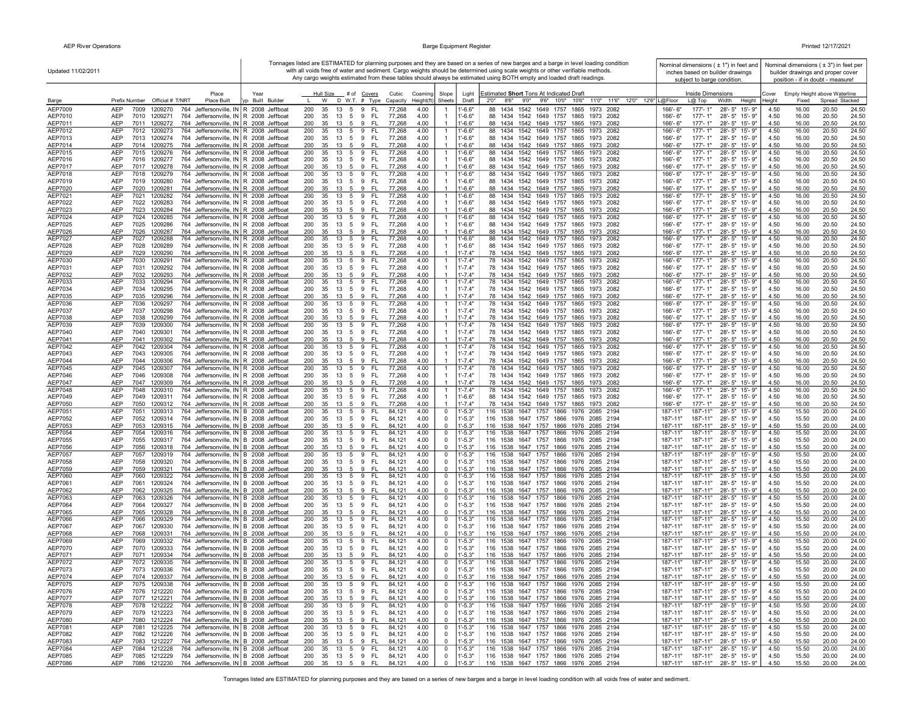Updated 11/02/2011

Tonnages listed are ESTIMATED for planning purposes and they are based on a series of new barges and a barge in level loading condition with all voids free of water and sediment. Cargo weights should be determined using scale weights or other verifiable methods. Any cargo weights estimated from these tables should always be estimated using BOTH empty and loaded draft readings.

Nominal dimensions ( ± 1") in feet and inches based on builder drawings subject to barge condition.

Nominal dimensions ( ± 3") in feet per builder drawings and proper cover position - if in doubt - measure!

| Barge | Prefix | Number | Official # | T/NRT | Place Built | Typ | Year Built | Builder | Hull Size L | Hull Size W | Hull Size D | W.T. | # of Covers # | Covers Type | Cubic Capacity | Coaming Height(ft) | Slope Sheets | Light Draft | Estimated **Short** Tons At Indicated Draft 2'0" | 8'6" | 9'0" | 9'6" | 10'0" | 10'6" | 11'0" | 11'6" | 12'0" | 12'6" | Inside Dimensions L@Floor | L@Top | Width | Height | Cover Height | Empty Height above Waterline Fixed | Spread | Stacked |
|---|---|---|---|---|---|---|---|---|---|---|---|---|---|---|---|---|---|---|---|---|---|---|---|---|---|---|---|---|---|---|---|---|---|---|---|---|
| AEP7009 | AEP | 7009 | 1209270 | 764 | Jeffersonville, IN | R | 2008 | Jeffboat | 200 | 35 | 13 | 5 | 9 | FL | 77,268 | 4.00 | 1 | 1'-6.6" | 88 | 1434 | 1542 | 1649 | 1757 | 1865 | 1973 | 2082 | | | 166'- 6" | 177'- 1" | 28'- 5" | 15'- 9" | 4.50 | 16.00 | 20.50 | 24.50 |
| AEP7010 | AEP | 7010 | 1209271 | 764 | Jeffersonville, IN | R | 2008 | Jeffboat | 200 | 35 | 13 | 5 | 9 | FL | 77,268 | 4.00 | 1 | 1'-6.6" | 88 | 1434 | 1542 | 1649 | 1757 | 1865 | 1973 | 2082 | | | 166'- 6" | 177'- 1" | 28'- 5" | 15'- 9" | 4.50 | 16.00 | 20.50 | 24.50 |
| AEP7011 | AEP | 7011 | 1209272 | 764 | Jeffersonville, IN | R | 2008 | Jeffboat | 200 | 35 | 13 | 5 | 9 | FL | 77,268 | 4.00 | 1 | 1'-6.6" | 88 | 1434 | 1542 | 1649 | 1757 | 1865 | 1973 | 2082 | | | 166'- 6" | 177'- 1" | 28'- 5" | 15'- 9" | 4.50 | 16.00 | 20.50 | 24.50 |
| AEP7012 | AEP | 7012 | 1209273 | 764 | Jeffersonville, IN | R | 2008 | Jeffboat | 200 | 35 | 13 | 5 | 9 | FL | 77,268 | 4.00 | 1 | 1'-6.6" | 88 | 1434 | 1542 | 1649 | 1757 | 1865 | 1973 | 2082 | | | 166'- 6" | 177'- 1" | 28'- 5" | 15'- 9" | 4.50 | 16.00 | 20.50 | 24.50 |
| AEP7013 | AEP | 7013 | 1209274 | 764 | Jeffersonville, IN | R | 2008 | Jeffboat | 200 | 35 | 13 | 5 | 9 | FL | 77,268 | 4.00 | 1 | 1'-6.6" | 88 | 1434 | 1542 | 1649 | 1757 | 1865 | 1973 | 2082 | | | 166'- 6" | 177'- 1" | 28'- 5" | 15'- 9" | 4.50 | 16.00 | 20.50 | 24.50 |
| AEP7014 | AEP | 7014 | 1209275 | 764 | Jeffersonville, IN | R | 2008 | Jeffboat | 200 | 35 | 13 | 5 | 9 | FL | 77,268 | 4.00 | 1 | 1'-6.6" | 88 | 1434 | 1542 | 1649 | 1757 | 1865 | 1973 | 2082 | | | 166'- 6" | 177'- 1" | 28'- 5" | 15'- 9" | 4.50 | 16.00 | 20.50 | 24.50 |
| AEP7015 | AEP | 7015 | 1209276 | 764 | Jeffersonville, IN | R | 2008 | Jeffboat | 200 | 35 | 13 | 5 | 9 | FL | 77,268 | 4.00 | 1 | 1'-6.6" | 88 | 1434 | 1542 | 1649 | 1757 | 1865 | 1973 | 2082 | | | 166'- 6" | 177'- 1" | 28'- 5" | 15'- 9" | 4.50 | 16.00 | 20.50 | 24.50 |
| AEP7016 | AEP | 7016 | 1209277 | 764 | Jeffersonville, IN | R | 2008 | Jeffboat | 200 | 35 | 13 | 5 | 9 | FL | 77,268 | 4.00 | 1 | 1'-6.6" | 88 | 1434 | 1542 | 1649 | 1757 | 1865 | 1973 | 2082 | | | 166'- 6" | 177'- 1" | 28'- 5" | 15'- 9" | 4.50 | 16.00 | 20.50 | 24.50 |
| AEP7017 | AEP | 7017 | 1209278 | 764 | Jeffersonville, IN | R | 2008 | Jeffboat | 200 | 35 | 13 | 5 | 9 | FL | 77,268 | 4.00 | 1 | 1'-6.6" | 88 | 1434 | 1542 | 1649 | 1757 | 1865 | 1973 | 2082 | | | 166'- 6" | 177'- 1" | 28'- 5" | 15'- 9" | 4.50 | 16.00 | 20.50 | 24.50 |
| AEP7018 | AEP | 7018 | 1209279 | 764 | Jeffersonville, IN | R | 2008 | Jeffboat | 200 | 35 | 13 | 5 | 9 | FL | 77,268 | 4.00 | 1 | 1'-6.6" | 88 | 1434 | 1542 | 1649 | 1757 | 1865 | 1973 | 2082 | | | 166'- 6" | 177'- 1" | 28'- 5" | 15'- 9" | 4.50 | 16.00 | 20.50 | 24.50 |
| AEP7019 | AEP | 7019 | 1209280 | 764 | Jeffersonville, IN | R | 2008 | Jeffboat | 200 | 35 | 13 | 5 | 9 | FL | 77,268 | 4.00 | 1 | 1'-6.6" | 88 | 1434 | 1542 | 1649 | 1757 | 1865 | 1973 | 2082 | | | 166'- 6" | 177'- 1" | 28'- 5" | 15'- 9" | 4.50 | 16.00 | 20.50 | 24.50 |
| AEP7020 | AEP | 7020 | 1209281 | 764 | Jeffersonville, IN | R | 2008 | Jeffboat | 200 | 35 | 13 | 5 | 9 | FL | 77,268 | 4.00 | 1 | 1'-6.6" | 88 | 1434 | 1542 | 1649 | 1757 | 1865 | 1973 | 2082 | | | 166'- 6" | 177'- 1" | 28'- 5" | 15'- 9" | 4.50 | 16.00 | 20.50 | 24.50 |
| AEP7021 | AEP | 7021 | 1209282 | 764 | Jeffersonville, IN | R | 2008 | Jeffboat | 200 | 35 | 13 | 5 | 9 | FL | 77,268 | 4.00 | 1 | 1'-6.6" | 88 | 1434 | 1542 | 1649 | 1757 | 1865 | 1973 | 2082 | | | 166'- 6" | 177'- 1" | 28'- 5" | 15'- 9" | 4.50 | 16.00 | 20.50 | 24.50 |
| AEP7022 | AEP | 7022 | 1209283 | 764 | Jeffersonville, IN | R | 2008 | Jeffboat | 200 | 35 | 13 | 5 | 9 | FL | 77,268 | 4.00 | 1 | 1'-6.6" | 88 | 1434 | 1542 | 1649 | 1757 | 1865 | 1973 | 2082 | | | 166'- 6" | 177'- 1" | 28'- 5" | 15'- 9" | 4.50 | 16.00 | 20.50 | 24.50 |
| AEP7023 | AEP | 7023 | 1209284 | 764 | Jeffersonville, IN | R | 2008 | Jeffboat | 200 | 35 | 13 | 5 | 9 | FL | 77,268 | 4.00 | 1 | 1'-6.6" | 88 | 1434 | 1542 | 1649 | 1757 | 1865 | 1973 | 2082 | | | 166'- 6" | 177'- 1" | 28'- 5" | 15'- 9" | 4.50 | 16.00 | 20.50 | 24.50 |
| AEP7024 | AEP | 7024 | 1209285 | 764 | Jeffersonville, IN | R | 2008 | Jeffboat | 200 | 35 | 13 | 5 | 9 | FL | 77,268 | 4.00 | 1 | 1'-6.6" | 88 | 1434 | 1542 | 1649 | 1757 | 1865 | 1973 | 2082 | | | 166'- 6" | 177'- 1" | 28'- 5" | 15'- 9" | 4.50 | 16.00 | 20.50 | 24.50 |
| AEP7025 | AEP | 7025 | 1209286 | 764 | Jeffersonville, IN | R | 2008 | Jeffboat | 200 | 35 | 13 | 5 | 9 | FL | 77,268 | 4.00 | 1 | 1'-6.6" | 88 | 1434 | 1542 | 1649 | 1757 | 1865 | 1973 | 2082 | | | 166'- 6" | 177'- 1" | 28'- 5" | 15'- 9" | 4.50 | 16.00 | 20.50 | 24.50 |
| AEP7026 | AEP | 7026 | 1209287 | 764 | Jeffersonville, IN | R | 2008 | Jeffboat | 200 | 35 | 13 | 5 | 9 | FL | 77,268 | 4.00 | 1 | 1'-6.6" | 88 | 1434 | 1542 | 1649 | 1757 | 1865 | 1973 | 2082 | | | 166'- 6" | 177'- 1" | 28'- 5" | 15'- 9" | 4.50 | 16.00 | 20.50 | 24.50 |
| AEP7027 | AEP | 7027 | 1209288 | 764 | Jeffersonville, IN | R | 2008 | Jeffboat | 200 | 35 | 13 | 5 | 9 | FL | 77,268 | 4.00 | 1 | 1'-6.6" | 88 | 1434 | 1542 | 1649 | 1757 | 1865 | 1973 | 2082 | | | 166'- 6" | 177'- 1" | 28'- 5" | 15'- 9" | 4.50 | 16.00 | 20.50 | 24.50 |
| AEP7028 | AEP | 7028 | 1209289 | 764 | Jeffersonville, IN | R | 2008 | Jeffboat | 200 | 35 | 13 | 5 | 9 | FL | 77,268 | 4.00 | 1 | 1'-6.6" | 88 | 1434 | 1542 | 1649 | 1757 | 1865 | 1973 | 2082 | | | 166'- 6" | 177'- 1" | 28'- 5" | 15'- 9" | 4.50 | 16.00 | 20.50 | 24.50 |
| AEP7029 | AEP | 7029 | 1209290 | 764 | Jeffersonville, IN | R | 2008 | Jeffboat | 200 | 35 | 13 | 5 | 9 | FL | 77,268 | 4.00 | 1 | 1'-7.4" | 78 | 1434 | 1542 | 1649 | 1757 | 1865 | 1973 | 2082 | | | 166'- 6" | 177'- 1" | 28'- 5" | 15'- 9" | 4.50 | 16.00 | 20.50 | 24.50 |
| AEP7030 | AEP | 7030 | 1209291 | 764 | Jeffersonville, IN | R | 2008 | Jeffboat | 200 | 35 | 13 | 5 | 9 | FL | 77,268 | 4.00 | 1 | 1'-7.4" | 78 | 1434 | 1542 | 1649 | 1757 | 1865 | 1973 | 2082 | | | 166'- 6" | 177'- 1" | 28'- 5" | 15'- 9" | 4.50 | 16.00 | 20.50 | 24.50 |
| AEP7031 | AEP | 7031 | 1209292 | 764 | Jeffersonville, IN | R | 2008 | Jeffboat | 200 | 35 | 13 | 5 | 9 | FL | 77,268 | 4.00 | 1 | 1'-7.4" | 78 | 1434 | 1542 | 1649 | 1757 | 1865 | 1973 | 2082 | | | 166'- 6" | 177'- 1" | 28'- 5" | 15'- 9" | 4.50 | 16.00 | 20.50 | 24.50 |
| AEP7032 | AEP | 7032 | 1209293 | 764 | Jeffersonville, IN | R | 2008 | Jeffboat | 200 | 35 | 13 | 5 | 9 | FL | 77,268 | 4.00 | 1 | 1'-7.4" | 78 | 1434 | 1542 | 1649 | 1757 | 1865 | 1973 | 2082 | | | 166'- 6" | 177'- 1" | 28'- 5" | 15'- 9" | 4.50 | 16.00 | 20.50 | 24.50 |
| AEP7033 | AEP | 7033 | 1209294 | 764 | Jeffersonville, IN | R | 2008 | Jeffboat | 200 | 35 | 13 | 5 | 9 | FL | 77,268 | 4.00 | 1 | 1'-7.4" | 78 | 1434 | 1542 | 1649 | 1757 | 1865 | 1973 | 2082 | | | 166'- 6" | 177'- 1" | 28'- 5" | 15'- 9" | 4.50 | 16.00 | 20.50 | 24.50 |
| AEP7034 | AEP | 7034 | 1209295 | 764 | Jeffersonville, IN | R | 2008 | Jeffboat | 200 | 35 | 13 | 5 | 9 | FL | 77,268 | 4.00 | 1 | 1'-7.4" | 78 | 1434 | 1542 | 1649 | 1757 | 1865 | 1973 | 2082 | | | 166'- 6" | 177'- 1" | 28'- 5" | 15'- 9" | 4.50 | 16.00 | 20.50 | 24.50 |
| AEP7035 | AEP | 7035 | 1209296 | 764 | Jeffersonville, IN | R | 2008 | Jeffboat | 200 | 35 | 13 | 5 | 9 | FL | 77,268 | 4.00 | 1 | 1'-7.4" | 78 | 1434 | 1542 | 1649 | 1757 | 1865 | 1973 | 2082 | | | 166'- 6" | 177'- 1" | 28'- 5" | 15'- 9" | 4.50 | 16.00 | 20.50 | 24.50 |
| AEP7036 | AEP | 7036 | 1209297 | 764 | Jeffersonville, IN | R | 2008 | Jeffboat | 200 | 35 | 13 | 5 | 9 | FL | 77,268 | 4.00 | 1 | 1'-7.4" | 78 | 1434 | 1542 | 1649 | 1757 | 1865 | 1973 | 2082 | | | 166'- 6" | 177'- 1" | 28'- 5" | 15'- 9" | 4.50 | 16.00 | 20.50 | 24.50 |
| AEP7037 | AEP | 7037 | 1209298 | 764 | Jeffersonville, IN | R | 2008 | Jeffboat | 200 | 35 | 13 | 5 | 9 | FL | 77,268 | 4.00 | 1 | 1'-7.4" | 78 | 1434 | 1542 | 1649 | 1757 | 1865 | 1973 | 2082 | | | 166'- 6" | 177'- 1" | 28'- 5" | 15'- 9" | 4.50 | 16.00 | 20.50 | 24.50 |
| AEP7038 | AEP | 7038 | 1209299 | 764 | Jeffersonville, IN | R | 2008 | Jeffboat | 200 | 35 | 13 | 5 | 9 | FL | 77,268 | 4.00 | 1 | 1'-7.4" | 78 | 1434 | 1542 | 1649 | 1757 | 1865 | 1973 | 2082 | | | 166'- 6" | 177'- 1" | 28'- 5" | 15'- 9" | 4.50 | 16.00 | 20.50 | 24.50 |
| AEP7039 | AEP | 7039 | 1209300 | 764 | Jeffersonville, IN | R | 2008 | Jeffboat | 200 | 35 | 13 | 5 | 9 | FL | 77,268 | 4.00 | 1 | 1'-7.4" | 78 | 1434 | 1542 | 1649 | 1757 | 1865 | 1973 | 2082 | | | 166'- 6" | 177'- 1" | 28'- 5" | 15'- 9" | 4.50 | 16.00 | 20.50 | 24.50 |
| AEP7040 | AEP | 7040 | 1209301 | 764 | Jeffersonville, IN | R | 2008 | Jeffboat | 200 | 35 | 13 | 5 | 9 | FL | 77,268 | 4.00 | 1 | 1'-7.4" | 78 | 1434 | 1542 | 1649 | 1757 | 1865 | 1973 | 2082 | | | 166'- 6" | 177'- 1" | 28'- 5" | 15'- 9" | 4.50 | 16.00 | 20.50 | 24.50 |
| AEP7041 | AEP | 7041 | 1209302 | 764 | Jeffersonville, IN | R | 2008 | Jeffboat | 200 | 35 | 13 | 5 | 9 | FL | 77,268 | 4.00 | 1 | 1'-7.4" | 78 | 1434 | 1542 | 1649 | 1757 | 1865 | 1973 | 2082 | | | 166'- 6" | 177'- 1" | 28'- 5" | 15'- 9" | 4.50 | 16.00 | 20.50 | 24.50 |
| AEP7042 | AEP | 7042 | 1209304 | 764 | Jeffersonville, IN | R | 2008 | Jeffboat | 200 | 35 | 13 | 5 | 9 | FL | 77,268 | 4.00 | 1 | 1'-7.4" | 78 | 1434 | 1542 | 1649 | 1757 | 1865 | 1973 | 2082 | | | 166'- 6" | 177'- 1" | 28'- 5" | 15'- 9" | 4.50 | 16.00 | 20.50 | 24.50 |
| AEP7043 | AEP | 7043 | 1209305 | 764 | Jeffersonville, IN | R | 2008 | Jeffboat | 200 | 35 | 13 | 5 | 9 | FL | 77,268 | 4.00 | 1 | 1'-7.4" | 78 | 1434 | 1542 | 1649 | 1757 | 1865 | 1973 | 2082 | | | 166'- 6" | 177'- 1" | 28'- 5" | 15'- 9" | 4.50 | 16.00 | 20.50 | 24.50 |
| AEP7044 | AEP | 7044 | 1209306 | 764 | Jeffersonville, IN | R | 2008 | Jeffboat | 200 | 35 | 13 | 5 | 9 | FL | 77,268 | 4.00 | 1 | 1'-7.4" | 78 | 1434 | 1542 | 1649 | 1757 | 1865 | 1973 | 2082 | | | 166'- 6" | 177'- 1" | 28'- 5" | 15'- 9" | 4.50 | 16.00 | 20.50 | 24.50 |
| AEP7045 | AEP | 7045 | 1209307 | 764 | Jeffersonville, IN | R | 2008 | Jeffboat | 200 | 35 | 13 | 5 | 9 | FL | 77,268 | 4.00 | 1 | 1'-7.4" | 78 | 1434 | 1542 | 1649 | 1757 | 1865 | 1973 | 2082 | | | 166'- 6" | 177'- 1" | 28'- 5" | 15'- 9" | 4.50 | 16.00 | 20.50 | 24.50 |
| AEP7046 | AEP | 7046 | 1209308 | 764 | Jeffersonville, IN | R | 2008 | Jeffboat | 200 | 35 | 13 | 5 | 9 | FL | 77,268 | 4.00 | 1 | 1'-7.4" | 78 | 1434 | 1542 | 1649 | 1757 | 1865 | 1973 | 2082 | | | 166'- 6" | 177'- 1" | 28'- 5" | 15'- 9" | 4.50 | 16.00 | 20.50 | 24.50 |
| AEP7047 | AEP | 7047 | 1209309 | 764 | Jeffersonville, IN | R | 2008 | Jeffboat | 200 | 35 | 13 | 5 | 9 | FL | 77,268 | 4.00 | 1 | 1'-7.4" | 78 | 1434 | 1542 | 1649 | 1757 | 1865 | 1973 | 2082 | | | 166'- 6" | 177'- 1" | 28'- 5" | 15'- 9" | 4.50 | 16.00 | 20.50 | 24.50 |
| AEP7048 | AEP | 7048 | 1209310 | 764 | Jeffersonville, IN | R | 2008 | Jeffboat | 200 | 35 | 13 | 5 | 9 | FL | 77,268 | 4.00 | 1 | 1'-7.4" | 78 | 1434 | 1542 | 1649 | 1757 | 1865 | 1973 | 2082 | | | 166'- 6" | 177'- 1" | 28'- 5" | 15'- 9" | 4.50 | 16.00 | 20.50 | 24.50 |
| AEP7049 | AEP | 7049 | 1209311 | 764 | Jeffersonville, IN | R | 2008 | Jeffboat | 200 | 35 | 13 | 5 | 9 | FL | 77,268 | 4.00 | 1 | 1'-6.6" | 88 | 1434 | 1542 | 1649 | 1757 | 1865 | 1973 | 2082 | | | 166'- 6" | 177'- 1" | 28'- 5" | 15'- 9" | 4.50 | 16.00 | 20.50 | 24.50 |
| AEP7050 | AEP | 7050 | 1209312 | 764 | Jeffersonville, IN | R | 2008 | Jeffboat | 200 | 35 | 13 | 5 | 9 | FL | 77,268 | 4.00 | 1 | 1'-7.4" | 78 | 1434 | 1542 | 1649 | 1757 | 1865 | 1973 | 2082 | | | 166'- 6" | 177'- 1" | 28'- 5" | 15'- 9" | 4.50 | 16.00 | 20.50 | 24.50 |
| AEP7051 | AEP | 7051 | 1209313 | 764 | Jeffersonville, IN | B | 2008 | Jeffboat | 200 | 35 | 13 | 5 | 9 | FL | 84,121 | 4.00 | 0 | 1'-5.3" | 116 | 1538 | 1647 | 1757 | 1866 | 1976 | 2085 | 2194 | | | 187'-11" | 187'-11" | 28'- 5" | 15'- 9" | 4.50 | 15.50 | 20.00 | 24.00 |
| AEP7052 | AEP | 7052 | 1209314 | 764 | Jeffersonville, IN | B | 2008 | Jeffboat | 200 | 35 | 13 | 5 | 9 | FL | 84,121 | 4.00 | 0 | 1'-5.3" | 116 | 1538 | 1647 | 1757 | 1866 | 1976 | 2085 | 2194 | | | 187'-11" | 187'-11" | 28'- 5" | 15'- 9" | 4.50 | 15.50 | 20.00 | 24.00 |
| AEP7053 | AEP | 7053 | 1209315 | 764 | Jeffersonville, IN | B | 2008 | Jeffboat | 200 | 35 | 13 | 5 | 9 | FL | 84,121 | 4.00 | 0 | 1'-5.3" | 116 | 1538 | 1647 | 1757 | 1866 | 1976 | 2085 | 2194 | | | 187'-11" | 187'-11" | 28'- 5" | 15'- 9" | 4.50 | 15.50 | 20.00 | 24.00 |
| AEP7054 | AEP | 7054 | 1209316 | 764 | Jeffersonville, IN | B | 2008 | Jeffboat | 200 | 35 | 13 | 5 | 9 | FL | 84,121 | 4.00 | 0 | 1'-5.3" | 116 | 1538 | 1647 | 1757 | 1866 | 1976 | 2085 | 2194 | | | 187'-11" | 187'-11" | 28'- 5" | 15'- 9" | 4.50 | 15.50 | 20.00 | 24.00 |
| AEP7055 | AEP | 7055 | 1209317 | 764 | Jeffersonville, IN | B | 2008 | Jeffboat | 200 | 35 | 13 | 5 | 9 | FL | 84,121 | 4.00 | 0 | 1'-5.3" | 116 | 1538 | 1647 | 1757 | 1866 | 1976 | 2085 | 2194 | | | 187'-11" | 187'-11" | 28'- 5" | 15'- 9" | 4.50 | 15.50 | 20.00 | 24.00 |
| AEP7056 | AEP | 7056 | 1209318 | 764 | Jeffersonville, IN | B | 2008 | Jeffboat | 200 | 35 | 13 | 5 | 9 | FL | 84,121 | 4.00 | 0 | 1'-5.3" | 116 | 1538 | 1647 | 1757 | 1866 | 1976 | 2085 | 2194 | | | 187'-11" | 187'-11" | 28'- 5" | 15'- 9" | 4.50 | 15.50 | 20.00 | 24.00 |
| AEP7057 | AEP | 7057 | 1209319 | 764 | Jeffersonville, IN | B | 2008 | Jeffboat | 200 | 35 | 13 | 5 | 9 | FL | 84,121 | 4.00 | 0 | 1'-5.3" | 116 | 1538 | 1647 | 1757 | 1866 | 1976 | 2085 | 2194 | | | 187'-11" | 187'-11" | 28'- 5" | 15'- 9" | 4.50 | 15.50 | 20.00 | 24.00 |
| AEP7058 | AEP | 7058 | 1209320 | 764 | Jeffersonville, IN | B | 2008 | Jeffboat | 200 | 35 | 13 | 5 | 9 | FL | 84,121 | 4.00 | 0 | 1'-5.3" | 116 | 1538 | 1647 | 1757 | 1866 | 1976 | 2085 | 2194 | | | 187'-11" | 187'-11" | 28'- 5" | 15'- 9" | 4.50 | 15.50 | 20.00 | 24.00 |
| AEP7059 | AEP | 7059 | 1209321 | 764 | Jeffersonville, IN | B | 2008 | Jeffboat | 200 | 35 | 13 | 5 | 9 | FL | 84,121 | 4.00 | 0 | 1'-5.3" | 116 | 1538 | 1647 | 1757 | 1866 | 1976 | 2085 | 2194 | | | 187'-11" | 187'-11" | 28'- 5" | 15'- 9" | 4.50 | 15.50 | 20.00 | 24.00 |
| AEP7060 | AEP | 7060 | 1209322 | 764 | Jeffersonville, IN | B | 2008 | Jeffboat | 200 | 35 | 13 | 5 | 9 | FL | 84,121 | 4.00 | 0 | 1'-5.3" | 116 | 1538 | 1647 | 1757 | 1866 | 1976 | 2085 | 2194 | | | 187'-11" | 187'-11" | 28'- 5" | 15'- 9" | 4.50 | 15.50 | 20.00 | 24.00 |
| AEP7061 | AEP | 7061 | 1209324 | 764 | Jeffersonville, IN | B | 2008 | Jeffboat | 200 | 35 | 13 | 5 | 9 | FL | 84,121 | 4.00 | 0 | 1'-5.3" | 116 | 1538 | 1647 | 1757 | 1866 | 1976 | 2085 | 2194 | | | 187'-11" | 187'-11" | 28'- 5" | 15'- 9" | 4.50 | 15.50 | 20.00 | 24.00 |
| AEP7062 | AEP | 7062 | 1209325 | 764 | Jeffersonville, IN | B | 2008 | Jeffboat | 200 | 35 | 13 | 5 | 9 | FL | 84,121 | 4.00 | 0 | 1'-5.3" | 116 | 1538 | 1647 | 1757 | 1866 | 1976 | 2085 | 2194 | | | 187'-11" | 187'-11" | 28'- 5" | 15'- 9" | 4.50 | 15.50 | 20.00 | 24.00 |
| AEP7063 | AEP | 7063 | 1209326 | 764 | Jeffersonville, IN | B | 2008 | Jeffboat | 200 | 35 | 13 | 5 | 9 | FL | 84,121 | 4.00 | 0 | 1'-5.3" | 116 | 1538 | 1647 | 1757 | 1866 | 1976 | 2085 | 2194 | | | 187'-11" | 187'-11" | 28'- 5" | 15'- 9" | 4.50 | 15.50 | 20.00 | 24.00 |
| AEP7064 | AEP | 7064 | 1209327 | 764 | Jeffersonville, IN | B | 2008 | Jeffboat | 200 | 35 | 13 | 5 | 9 | FL | 84,121 | 4.00 | 0 | 1'-5.3" | 116 | 1538 | 1647 | 1757 | 1866 | 1976 | 2085 | 2194 | | | 187'-11" | 187'-11" | 28'- 5" | 15'- 9" | 4.50 | 15.50 | 20.00 | 24.00 |
| AEP7065 | AEP | 7065 | 1209328 | 764 | Jeffersonville, IN | B | 2008 | Jeffboat | 200 | 35 | 13 | 5 | 9 | FL | 84,121 | 4.00 | 0 | 1'-5.3" | 116 | 1538 | 1647 | 1757 | 1866 | 1976 | 2085 | 2194 | | | 187'-11" | 187'-11" | 28'- 5" | 15'- 9" | 4.50 | 15.50 | 20.00 | 24.00 |
| AEP7066 | AEP | 7066 | 1209329 | 764 | Jeffersonville, IN | B | 2008 | Jeffboat | 200 | 35 | 13 | 5 | 9 | FL | 84,121 | 4.00 | 0 | 1'-5.3" | 116 | 1538 | 1647 | 1757 | 1866 | 1976 | 2085 | 2194 | | | 187'-11" | 187'-11" | 28'- 5" | 15'- 9" | 4.50 | 15.50 | 20.00 | 24.00 |
| AEP7067 | AEP | 7067 | 1209330 | 764 | Jeffersonville, IN | B | 2008 | Jeffboat | 200 | 35 | 13 | 5 | 9 | FL | 84,121 | 4.00 | 0 | 1'-5.3" | 116 | 1538 | 1647 | 1757 | 1866 | 1976 | 2085 | 2194 | | | 187'-11" | 187'-11" | 28'- 5" | 15'- 9" | 4.50 | 15.50 | 20.00 | 24.00 |
| AEP7068 | AEP | 7068 | 1209331 | 764 | Jeffersonville, IN | B | 2008 | Jeffboat | 200 | 35 | 13 | 5 | 9 | FL | 84,121 | 4.00 | 0 | 1'-5.3" | 116 | 1538 | 1647 | 1757 | 1866 | 1976 | 2085 | 2194 | | | 187'-11" | 187'-11" | 28'- 5" | 15'- 9" | 4.50 | 15.50 | 20.00 | 24.00 |
| AEP7069 | AEP | 7069 | 1209332 | 764 | Jeffersonville, IN | B | 2008 | Jeffboat | 200 | 35 | 13 | 5 | 9 | FL | 84,121 | 4.00 | 0 | 1'-5.3" | 116 | 1538 | 1647 | 1757 | 1866 | 1976 | 2085 | 2194 | | | 187'-11" | 187'-11" | 28'- 5" | 15'- 9" | 4.50 | 15.50 | 20.00 | 24.00 |
| AEP7070 | AEP | 7070 | 1209333 | 764 | Jeffersonville, IN | B | 2008 | Jeffboat | 200 | 35 | 13 | 5 | 9 | FL | 84,121 | 4.00 | 0 | 1'-5.3" | 116 | 1538 | 1647 | 1757 | 1866 | 1976 | 2085 | 2194 | | | 187'-11" | 187'-11" | 28'- 5" | 15'- 9" | 4.50 | 15.50 | 20.00 | 24.00 |
| AEP7071 | AEP | 7071 | 1209334 | 764 | Jeffersonville, IN | B | 2008 | Jeffboat | 200 | 35 | 13 | 5 | 9 | FL | 84,121 | 4.00 | 0 | 1'-5.3" | 116 | 1538 | 1647 | 1757 | 1866 | 1976 | 2085 | 2194 | | | 187'-11" | 187'-11" | 28'- 5" | 15'- 9" | 4.50 | 15.50 | 20.00 | 24.00 |
| AEP7072 | AEP | 7072 | 1209335 | 764 | Jeffersonville, IN | B | 2008 | Jeffboat | 200 | 35 | 13 | 5 | 9 | FL | 84,121 | 4.00 | 0 | 1'-5.3" | 116 | 1538 | 1647 | 1757 | 1866 | 1976 | 2085 | 2194 | | | 187'-11" | 187'-11" | 28'- 5" | 15'- 9" | 4.50 | 15.50 | 20.00 | 24.00 |
| AEP7073 | AEP | 7073 | 1209336 | 764 | Jeffersonville, IN | B | 2008 | Jeffboat | 200 | 35 | 13 | 5 | 9 | FL | 84,121 | 4.00 | 0 | 1'-5.3" | 116 | 1538 | 1647 | 1757 | 1866 | 1976 | 2085 | 2194 | | | 187'-11" | 187'-11" | 28'- 5" | 15'- 9" | 4.50 | 15.50 | 20.00 | 24.00 |
| AEP7074 | AEP | 7074 | 1209337 | 764 | Jeffersonville, IN | B | 2008 | Jeffboat | 200 | 35 | 13 | 5 | 9 | FL | 84,121 | 4.00 | 0 | 1'-5.3" | 116 | 1538 | 1647 | 1757 | 1866 | 1976 | 2085 | 2194 | | | 187'-11" | 187'-11" | 28'- 5" | 15'- 9" | 4.50 | 15.50 | 20.00 | 24.00 |
| AEP7075 | AEP | 7075 | 1209338 | 764 | Jeffersonville, IN | B | 2008 | Jeffboat | 200 | 35 | 13 | 5 | 9 | FL | 84,121 | 4.00 | 0 | 1'-5.3" | 116 | 1538 | 1647 | 1757 | 1866 | 1976 | 2085 | 2194 | | | 187'-11" | 187'-11" | 28'- 5" | 15'- 9" | 4.50 | 15.50 | 20.00 | 24.00 |
| AEP7076 | AEP | 7076 | 1212220 | 764 | Jeffersonville, IN | B | 2008 | Jeffboat | 200 | 35 | 13 | 5 | 9 | FL | 84,121 | 4.00 | 0 | 1'-5.3" | 116 | 1538 | 1647 | 1757 | 1866 | 1976 | 2085 | 2194 | | | 187'-11" | 187'-11" | 28'- 5" | 15'- 9" | 4.50 | 15.50 | 20.00 | 24.00 |
| AEP7077 | AEP | 7077 | 1212221 | 764 | Jeffersonville, IN | B | 2008 | Jeffboat | 200 | 35 | 13 | 5 | 9 | FL | 84,121 | 4.00 | 0 | 1'-5.3" | 116 | 1538 | 1647 | 1757 | 1866 | 1976 | 2085 | 2194 | | | 187'-11" | 187'-11" | 28'- 5" | 15'- 9" | 4.50 | 15.50 | 20.00 | 24.00 |
| AEP7078 | AEP | 7078 | 1212222 | 764 | Jeffersonville, IN | B | 2008 | Jeffboat | 200 | 35 | 13 | 5 | 9 | FL | 84,121 | 4.00 | 0 | 1'-5.3" | 116 | 1538 | 1647 | 1757 | 1866 | 1976 | 2085 | 2194 | | | 187'-11" | 187'-11" | 28'- 5" | 15'- 9" | 4.50 | 15.50 | 20.00 | 24.00 |
| AEP7079 | AEP | 7079 | 1212223 | 764 | Jeffersonville, IN | B | 2008 | Jeffboat | 200 | 35 | 13 | 5 | 9 | FL | 84,121 | 4.00 | 0 | 1'-5.3" | 116 | 1538 | 1647 | 1757 | 1866 | 1976 | 2085 | 2194 | | | 187'-11" | 187'-11" | 28'- 5" | 15'- 9" | 4.50 | 15.50 | 20.00 | 24.00 |
| AEP7080 | AEP | 7080 | 1212224 | 764 | Jeffersonville, IN | B | 2008 | Jeffboat | 200 | 35 | 13 | 5 | 9 | FL | 84,121 | 4.00 | 0 | 1'-5.3" | 116 | 1538 | 1647 | 1757 | 1866 | 1976 | 2085 | 2194 | | | 187'-11" | 187'-11" | 28'- 5" | 15'- 9" | 4.50 | 15.50 | 20.00 | 24.00 |
| AEP7081 | AEP | 7081 | 1212225 | 764 | Jeffersonville, IN | B | 2008 | Jeffboat | 200 | 35 | 13 | 5 | 9 | FL | 84,121 | 4.00 | 0 | 1'-5.3" | 116 | 1538 | 1647 | 1757 | 1866 | 1976 | 2085 | 2194 | | | 187'-11" | 187'-11" | 28'- 5" | 15'- 9" | 4.50 | 15.50 | 20.00 | 24.00 |
| AEP7082 | AEP | 7082 | 1212226 | 764 | Jeffersonville, IN | B | 2008 | Jeffboat | 200 | 35 | 13 | 5 | 9 | FL | 84,121 | 4.00 | 0 | 1'-5.3" | 116 | 1538 | 1647 | 1757 | 1866 | 1976 | 2085 | 2194 | | | 187'-11" | 187'-11" | 28'- 5" | 15'- 9" | 4.50 | 15.50 | 20.00 | 24.00 |
| AEP7083 | AEP | 7083 | 1212227 | 764 | Jeffersonville, IN | B | 2008 | Jeffboat | 200 | 35 | 13 | 5 | 9 | FL | 84,121 | 4.00 | 0 | 1'-5.3" | 116 | 1538 | 1647 | 1757 | 1866 | 1976 | 2085 | 2194 | | | 187'-11" | 187'-11" | 28'- 5" | 15'- 9" | 4.50 | 15.50 | 20.00 | 24.00 |
| AEP7084 | AEP | 7084 | 1212228 | 764 | Jeffersonville, IN | B | 2008 | Jeffboat | 200 | 35 | 13 | 5 | 9 | FL | 84,121 | 4.00 | 0 | 1'-5.3" | 116 | 1538 | 1647 | 1757 | 1866 | 1976 | 2085 | 2194 | | | 187'-11" | 187'-11" | 28'- 5" | 15'- 9" | 4.50 | 15.50 | 20.00 | 24.00 |
| AEP7085 | AEP | 7085 | 1212229 | 764 | Jeffersonville, IN | B | 2008 | Jeffboat | 200 | 35 | 13 | 5 | 9 | FL | 84,121 | 4.00 | 0 | 1'-5.3" | 116 | 1538 | 1647 | 1757 | 1866 | 1976 | 2085 | 2194 | | | 187'-11" | 187'-11" | 28'- 5" | 15'- 9" | 4.50 | 15.50 | 20.00 | 24.00 |
| AEP7086 | AEP | 7086 | 1212230 | 764 | Jeffersonville, IN | B | 2008 | Jeffboat | 200 | 35 | 13 | 5 | 9 | FL | 84,121 | 4.00 | 0 | 1'-5.3" | 116 | 1538 | 1647 | 1757 | 1866 | 1976 | 2085 | 2194 | | | 187'-11" | 187'-11" | 28'- 5" | 15'- 9" | 4.50 | 15.50 | 20.00 | 24.00 |

Tonnages listed are ESTIMATED for planning purposes and they are based on a series of new barges and a barge in level loading condition with all voids free of water and sediment.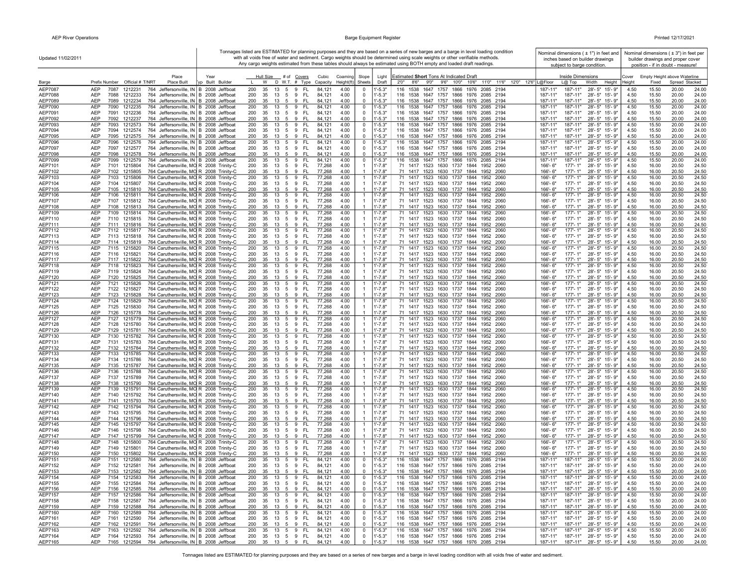Updated 11/02/2011

Tonnages listed are ESTIMATED for planning purposes and they are based on a series of new barges and a barge in level loading condition with all voids free of water and sediment. Cargo weights should be determined using scale weights or other verifiable methods. Any cargo weights estimated from these tables should always be estimated using BOTH empty and loaded draft readings.

Nominal dimensions ( ± 1") in feet and inches based on builder drawings subject to barge condition.

Nominal dimensions ( ± 3") in feet per builder drawings and proper cover position - if in doubt - measure!

| Barge | Prefix | Number | Official # | T/NRT | Place Built | Typ | Year Built | Builder | Hull Size L | W | D | W.T. | # of Covers | Type | Cubic Capacity | Coaming Height(ft) | Slope Sheets | Light Draft | 2'0" | 8'6" | 9'0" | 9'6" | 10'0" | 10'6" | 11'0" | 11'6" | 12'0" | 12'6" | Inside Dimensions L@Floor | L@ Top | Width | Height | Cover Height | Empty Height above Waterline Fixed | Spread | Stacked |
|---|---|---|---|---|---|---|---|---|---|---|---|---|---|---|---|---|---|---|---|---|---|---|---|---|---|---|---|---|---|---|---|---|---|---|---|---|
| AEP7087 | AEP | 7087 | 1212231 | 764 | Jeffersonville, IN | B | 2008 | Jeffboat | 200 | 35 | 13 | 5 | 9 | FL | 84,121 | 4.00 | 0 | 1'-5.3" | 116 | 1538 | 1647 | 1757 | 1866 | 1976 | 2085 | 2194 | | | 187'-11" | 187'-11" | 28'- 5" | 15'- 9" | 4.50 | 15.50 | 20.00 | 24.00 |
| AEP7088 | AEP | 7088 | 1212233 | 764 | Jeffersonville, IN | B | 2008 | Jeffboat | 200 | 35 | 13 | 5 | 9 | FL | 84,121 | 4.00 | 0 | 1'-5.3" | 116 | 1538 | 1647 | 1757 | 1866 | 1976 | 2085 | 2194 | | | 187'-11" | 187'-11" | 28'- 5" | 15'- 9" | 4.50 | 15.50 | 20.00 | 24.00 |
| AEP7089 | AEP | 7089 | 1212234 | 764 | Jeffersonville, IN | B | 2008 | Jeffboat | 200 | 35 | 13 | 5 | 9 | FL | 84,121 | 4.00 | 0 | 1'-5.3" | 116 | 1538 | 1647 | 1757 | 1866 | 1976 | 2085 | 2194 | | | 187'-11" | 187'-11" | 28'- 5" | 15'- 9" | 4.50 | 15.50 | 20.00 | 24.00 |
| AEP7090 | AEP | 7090 | 1212235 | 764 | Jeffersonville, IN | B | 2008 | Jeffboat | 200 | 35 | 13 | 5 | 9 | FL | 84,121 | 4.00 | 0 | 1'-5.3" | 116 | 1538 | 1647 | 1757 | 1866 | 1976 | 2085 | 2194 | | | 187'-11" | 187'-11" | 28'- 5" | 15'- 9" | 4.50 | 15.50 | 20.00 | 24.00 |
| AEP7091 | AEP | 7091 | 1212236 | 764 | Jeffersonville, IN | B | 2008 | Jeffboat | 200 | 35 | 13 | 5 | 9 | FL | 84,121 | 4.00 | 0 | 1'-5.3" | 116 | 1538 | 1647 | 1757 | 1866 | 1976 | 2085 | 2194 | | | 187'-11" | 187'-11" | 28'- 5" | 15'- 9" | 4.50 | 15.50 | 20.00 | 24.00 |
| AEP7092 | AEP | 7092 | 1212237 | 764 | Jeffersonville, IN | B | 2008 | Jeffboat | 200 | 35 | 13 | 5 | 9 | FL | 84,121 | 4.00 | 0 | 1'-5.3" | 116 | 1538 | 1647 | 1757 | 1866 | 1976 | 2085 | 2194 | | | 187'-11" | 187'-11" | 28'- 5" | 15'- 9" | 4.50 | 15.50 | 20.00 | 24.00 |
| AEP7093 | AEP | 7093 | 1212573 | 764 | Jeffersonville, IN | B | 2008 | Jeffboat | 200 | 35 | 13 | 5 | 9 | FL | 84,121 | 4.00 | 0 | 1'-5.3" | 116 | 1538 | 1647 | 1757 | 1866 | 1976 | 2085 | 2194 | | | 187'-11" | 187'-11" | 28'- 5" | 15'- 9" | 4.50 | 15.50 | 20.00 | 24.00 |
| AEP7094 | AEP | 7094 | 1212574 | 764 | Jeffersonville, IN | B | 2008 | Jeffboat | 200 | 35 | 13 | 5 | 9 | FL | 84,121 | 4.00 | 0 | 1'-5.3" | 116 | 1538 | 1647 | 1757 | 1866 | 1976 | 2085 | 2194 | | | 187'-11" | 187'-11" | 28'- 5" | 15'- 9" | 4.50 | 15.50 | 20.00 | 24.00 |
| AEP7095 | AEP | 7095 | 1212575 | 764 | Jeffersonville, IN | B | 2008 | Jeffboat | 200 | 35 | 13 | 5 | 9 | FL | 84,121 | 4.00 | 0 | 1'-5.3" | 116 | 1538 | 1647 | 1757 | 1866 | 1976 | 2085 | 2194 | | | 187'-11" | 187'-11" | 28'- 5" | 15'- 9" | 4.50 | 15.50 | 20.00 | 24.00 |
| AEP7096 | AEP | 7096 | 1212576 | 764 | Jeffersonville, IN | B | 2008 | Jeffboat | 200 | 35 | 13 | 5 | 9 | FL | 84,121 | 4.00 | 0 | 1'-5.3" | 116 | 1538 | 1647 | 1757 | 1866 | 1976 | 2085 | 2194 | | | 187'-11" | 187'-11" | 28'- 5" | 15'- 9" | 4.50 | 15.50 | 20.00 | 24.00 |
| AEP7097 | AEP | 7097 | 1212577 | 764 | Jeffersonville, IN | B | 2008 | Jeffboat | 200 | 35 | 13 | 5 | 9 | FL | 84,121 | 4.00 | 0 | 1'-5.3" | 116 | 1538 | 1647 | 1757 | 1866 | 1976 | 2085 | 2194 | | | 187'-11" | 187'-11" | 28'- 5" | 15'- 9" | 4.50 | 15.50 | 20.00 | 24.00 |
| AEP7098 | AEP | 7098 | 1212578 | 764 | Jeffersonville, IN | B | 2008 | Jeffboat | 200 | 35 | 13 | 5 | 9 | FL | 84,121 | 4.00 | 0 | 1'-5.3" | 116 | 1538 | 1647 | 1757 | 1866 | 1976 | 2085 | 2194 | | | 187'-11" | 187'-11" | 28'- 5" | 15'- 9" | 4.50 | 15.50 | 20.00 | 24.00 |
| AEP7099 | AEP | 7099 | 1212579 | 764 | Jeffersonville, IN | B | 2008 | Jeffboat | 200 | 35 | 13 | 5 | 9 | FL | 84,121 | 4.00 | 0 | 1'-5.3" | 116 | 1538 | 1647 | 1757 | 1866 | 1976 | 2085 | 2194 | | | 187'-11" | 187'-11" | 28'- 5" | 15'- 9" | 4.50 | 15.50 | 20.00 | 24.00 |
| AEP7101 | AEP | 7101 | 1215804 | 764 | Caruthersville, MO | R | 2008 | Trinity-C | 200 | 35 | 13 | 5 | 9 | FL | 77,268 | 4.00 | 1 | 1'-7.8" | 71 | 1417 | 1523 | 1630 | 1737 | 1844 | 1952 | 2060 | | | 166'- 6" | 177'- 1" | 28'- 5" | 15'- 9" | 4.50 | 16.00 | 20.50 | 24.50 |
| AEP7102 | AEP | 7102 | 1215805 | 764 | Caruthersville, MO | R | 2008 | Trinity-C | 200 | 35 | 13 | 5 | 9 | FL | 77,268 | 4.00 | 1 | 1'-7.8" | 71 | 1417 | 1523 | 1630 | 1737 | 1844 | 1952 | 2060 | | | 166'- 6" | 177'- 1" | 28'- 5" | 15'- 9" | 4.50 | 16.00 | 20.50 | 24.50 |
| AEP7103 | AEP | 7103 | 1215806 | 764 | Caruthersville, MO | R | 2008 | Trinity-C | 200 | 35 | 13 | 5 | 9 | FL | 77,268 | 4.00 | 1 | 1'-7.8" | 71 | 1417 | 1523 | 1630 | 1737 | 1844 | 1952 | 2060 | | | 166'- 6" | 177'- 1" | 28'- 5" | 15'- 9" | 4.50 | 16.00 | 20.50 | 24.50 |
| AEP7104 | AEP | 7104 | 1215807 | 764 | Caruthersville, MO | R | 2008 | Trinity-C | 200 | 35 | 13 | 5 | 9 | FL | 77,268 | 4.00 | 1 | 1'-7.8" | 71 | 1417 | 1523 | 1630 | 1737 | 1844 | 1952 | 2060 | | | 166'- 6" | 177'- 1" | 28'- 5" | 15'- 9" | 4.50 | 16.00 | 20.50 | 24.50 |
| AEP7105 | AEP | 7105 | 1215810 | 764 | Caruthersville, MO | R | 2008 | Trinity-C | 200 | 35 | 13 | 5 | 9 | FL | 77,268 | 4.00 | 1 | 1'-7.8" | 71 | 1417 | 1523 | 1630 | 1737 | 1844 | 1952 | 2060 | | | 166'- 6" | 177'- 1" | 28'- 5" | 15'- 9" | 4.50 | 16.00 | 20.50 | 24.50 |
| AEP7106 | AEP | 7106 | 1215811 | 764 | Caruthersville, MO | R | 2008 | Trinity-C | 200 | 35 | 13 | 5 | 9 | FL | 77,268 | 4.00 | 1 | 1'-7.8" | 71 | 1417 | 1523 | 1630 | 1737 | 1844 | 1952 | 2060 | | | 166'- 6" | 177'- 1" | 28'- 5" | 15'- 9" | 4.50 | 16.00 | 20.50 | 24.50 |
| AEP7107 | AEP | 7107 | 1215812 | 764 | Caruthersville, MO | R | 2008 | Trinity-C | 200 | 35 | 13 | 5 | 9 | FL | 77,268 | 4.00 | 1 | 1'-7.8" | 71 | 1417 | 1523 | 1630 | 1737 | 1844 | 1952 | 2060 | | | 166'- 6" | 177'- 1" | 28'- 5" | 15'- 9" | 4.50 | 16.00 | 20.50 | 24.50 |
| AEP7108 | AEP | 7108 | 1215813 | 764 | Caruthersville, MO | R | 2008 | Trinity-C | 200 | 35 | 13 | 5 | 9 | FL | 77,268 | 4.00 | 1 | 1'-7.8" | 71 | 1417 | 1523 | 1630 | 1737 | 1844 | 1952 | 2060 | | | 166'- 6" | 177'- 1" | 28'- 5" | 15'- 9" | 4.50 | 16.00 | 20.50 | 24.50 |
| AEP7109 | AEP | 7109 | 1215814 | 764 | Caruthersville, MO | R | 2008 | Trinity-C | 200 | 35 | 13 | 5 | 9 | FL | 77,268 | 4.00 | 1 | 1'-7.8" | 71 | 1417 | 1523 | 1630 | 1737 | 1844 | 1952 | 2060 | | | 166'- 6" | 177'- 1" | 28'- 5" | 15'- 9" | 4.50 | 16.00 | 20.50 | 24.50 |
| AEP7110 | AEP | 7110 | 1215815 | 764 | Caruthersville, MO | R | 2008 | Trinity-C | 200 | 35 | 13 | 5 | 9 | FL | 77,268 | 4.00 | 1 | 1'-7.8" | 71 | 1417 | 1523 | 1630 | 1737 | 1844 | 1952 | 2060 | | | 166'- 6" | 177'- 1" | 28'- 5" | 15'- 9" | 4.50 | 16.00 | 20.50 | 24.50 |
| AEP7111 | AEP | 7111 | 1215816 | 764 | Caruthersville, MO | R | 2008 | Trinity-C | 200 | 35 | 13 | 5 | 9 | FL | 77,268 | 4.00 | 1 | 1'-7.8" | 71 | 1417 | 1523 | 1630 | 1737 | 1844 | 1952 | 2060 | | | 166'- 6" | 177'- 1" | 28'- 5" | 15'- 9" | 4.50 | 16.00 | 20.50 | 24.50 |
| AEP7112 | AEP | 7112 | 1215817 | 764 | Caruthersville, MO | R | 2008 | Trinity-C | 200 | 35 | 13 | 5 | 9 | FL | 77,268 | 4.00 | 1 | 1'-7.8" | 71 | 1417 | 1523 | 1630 | 1737 | 1844 | 1952 | 2060 | | | 166'- 6" | 177'- 1" | 28'- 5" | 15'- 9" | 4.50 | 16.00 | 20.50 | 24.50 |
| AEP7113 | AEP | 7113 | 1215818 | 764 | Caruthersville, MO | R | 2008 | Trinity-C | 200 | 35 | 13 | 5 | 9 | FL | 77,268 | 4.00 | 1 | 1'-7.8" | 71 | 1417 | 1523 | 1630 | 1737 | 1844 | 1952 | 2060 | | | 166'- 6" | 177'- 1" | 28'- 5" | 15'- 9" | 4.50 | 16.00 | 20.50 | 24.50 |
| AEP7114 | AEP | 7114 | 1215819 | 764 | Caruthersville, MO | R | 2008 | Trinity-C | 200 | 35 | 13 | 5 | 9 | FL | 77,268 | 4.00 | 1 | 1'-7.8" | 71 | 1417 | 1523 | 1630 | 1737 | 1844 | 1952 | 2060 | | | 166'- 6" | 177'- 1" | 28'- 5" | 15'- 9" | 4.50 | 16.00 | 20.50 | 24.50 |
| AEP7115 | AEP | 7115 | 1215820 | 764 | Caruthersville, MO | R | 2008 | Trinity-C | 200 | 35 | 13 | 5 | 9 | FL | 77,268 | 4.00 | 1 | 1'-7.8" | 71 | 1417 | 1523 | 1630 | 1737 | 1844 | 1952 | 2060 | | | 166'- 6" | 177'- 1" | 28'- 5" | 15'- 9" | 4.50 | 16.00 | 20.50 | 24.50 |
| AEP7116 | AEP | 7116 | 1215821 | 764 | Caruthersville, MO | R | 2008 | Trinity-C | 200 | 35 | 13 | 5 | 9 | FL | 77,268 | 4.00 | 1 | 1'-7.8" | 71 | 1417 | 1523 | 1630 | 1737 | 1844 | 1952 | 2060 | | | 166'- 6" | 177'- 1" | 28'- 5" | 15'- 9" | 4.50 | 16.00 | 20.50 | 24.50 |
| AEP7117 | AEP | 7117 | 1215822 | 764 | Caruthersville, MO | R | 2008 | Trinity-C | 200 | 35 | 13 | 5 | 9 | FL | 77,268 | 4.00 | 1 | 1'-7.8" | 71 | 1417 | 1523 | 1630 | 1737 | 1844 | 1952 | 2060 | | | 166'- 6" | 177'- 1" | 28'- 5" | 15'- 9" | 4.50 | 16.00 | 20.50 | 24.50 |
| AEP7118 | AEP | 7118 | 1215823 | 764 | Caruthersville, MO | R | 2008 | Trinity-C | 200 | 35 | 13 | 5 | 9 | FL | 77,268 | 4.00 | 1 | 1'-7.8" | 71 | 1417 | 1523 | 1630 | 1737 | 1844 | 1952 | 2060 | | | 166'- 6" | 177'- 1" | 28'- 5" | 15'- 9" | 4.50 | 16.00 | 20.50 | 24.50 |
| AEP7119 | AEP | 7119 | 1215824 | 764 | Caruthersville, MO | R | 2008 | Trinity-C | 200 | 35 | 13 | 5 | 9 | FL | 77,268 | 4.00 | 1 | 1'-7.8" | 71 | 1417 | 1523 | 1630 | 1737 | 1844 | 1952 | 2060 | | | 166'- 6" | 177'- 1" | 28'- 5" | 15'- 9" | 4.50 | 16.00 | 20.50 | 24.50 |
| AEP7120 | AEP | 7120 | 1215825 | 764 | Caruthersville, MO | R | 2008 | Trinity-C | 200 | 35 | 13 | 5 | 9 | FL | 77,268 | 4.00 | 1 | 1'-7.8" | 71 | 1417 | 1523 | 1630 | 1737 | 1844 | 1952 | 2060 | | | 166'- 6" | 177'- 1" | 28'- 5" | 15'- 9" | 4.50 | 16.00 | 20.50 | 24.50 |
| AEP7121 | AEP | 7121 | 1215826 | 764 | Caruthersville, MO | R | 2008 | Trinity-C | 200 | 35 | 13 | 5 | 9 | FL | 77,268 | 4.00 | 1 | 1'-7.8" | 71 | 1417 | 1523 | 1630 | 1737 | 1844 | 1952 | 2060 | | | 166'- 6" | 177'- 1" | 28'- 5" | 15'- 9" | 4.50 | 16.00 | 20.50 | 24.50 |
| AEP7122 | AEP | 7122 | 1215827 | 764 | Caruthersville, MO | R | 2008 | Trinity-C | 200 | 35 | 13 | 5 | 9 | FL | 77,268 | 4.00 | 1 | 1'-7.8" | 71 | 1417 | 1523 | 1630 | 1737 | 1844 | 1952 | 2060 | | | 166'- 6" | 177'- 1" | 28'- 5" | 15'- 9" | 4.50 | 16.00 | 20.50 | 24.50 |
| AEP7123 | AEP | 7123 | 1215828 | 764 | Caruthersville, MO | R | 2008 | Trinity-C | 200 | 35 | 13 | 5 | 9 | FL | 77,268 | 4.00 | 1 | 1'-7.8" | 71 | 1417 | 1523 | 1630 | 1737 | 1844 | 1952 | 2060 | | | 166'- 6" | 177'- 1" | 28'- 5" | 15'- 9" | 4.50 | 16.00 | 20.50 | 24.50 |
| AEP7124 | AEP | 7124 | 1215829 | 764 | Caruthersville, MO | R | 2008 | Trinity-C | 200 | 35 | 13 | 5 | 9 | FL | 77,268 | 4.00 | 1 | 1'-7.8" | 71 | 1417 | 1523 | 1630 | 1737 | 1844 | 1952 | 2060 | | | 166'- 6" | 177'- 1" | 28'- 5" | 15'- 9" | 4.50 | 16.00 | 20.50 | 24.50 |
| AEP7125 | AEP | 7125 | 1215830 | 764 | Caruthersville, MO | R | 2008 | Trinity-C | 200 | 35 | 13 | 5 | 9 | FL | 77,268 | 4.00 | 1 | 1'-7.8" | 71 | 1417 | 1523 | 1630 | 1737 | 1844 | 1952 | 2060 | | | 166'- 6" | 177'- 1" | 28'- 5" | 15'- 9" | 4.50 | 16.00 | 20.50 | 24.50 |
| AEP7126 | AEP | 7126 | 1215778 | 764 | Caruthersville, MO | R | 2008 | Trinity-C | 200 | 35 | 13 | 5 | 9 | FL | 77,268 | 4.00 | 1 | 1'-7.8" | 71 | 1417 | 1523 | 1630 | 1737 | 1844 | 1952 | 2060 | | | 166'- 6" | 177'- 1" | 28'- 5" | 15'- 9" | 4.50 | 16.00 | 20.50 | 24.50 |
| AEP7127 | AEP | 7127 | 1215779 | 764 | Caruthersville, MO | R | 2008 | Trinity-C | 200 | 35 | 13 | 5 | 9 | FL | 77,268 | 4.00 | 1 | 1'-7.8" | 71 | 1417 | 1523 | 1630 | 1737 | 1844 | 1952 | 2060 | | | 166'- 6" | 177'- 1" | 28'- 5" | 15'- 9" | 4.50 | 16.00 | 20.50 | 24.50 |
| AEP7128 | AEP | 7128 | 1215780 | 764 | Caruthersville, MO | R | 2008 | Trinity-C | 200 | 35 | 13 | 5 | 9 | FL | 77,268 | 4.00 | 1 | 1'-7.8" | 71 | 1417 | 1523 | 1630 | 1737 | 1844 | 1952 | 2060 | | | 166'- 6" | 177'- 1" | 28'- 5" | 15'- 9" | 4.50 | 16.00 | 20.50 | 24.50 |
| AEP7129 | AEP | 7129 | 1215781 | 764 | Caruthersville, MO | R | 2008 | Trinity-C | 200 | 35 | 13 | 5 | 9 | FL | 77,268 | 4.00 | 1 | 1'-7.8" | 71 | 1417 | 1523 | 1630 | 1737 | 1844 | 1952 | 2060 | | | 166'- 6" | 177'- 1" | 28'- 5" | 15'- 9" | 4.50 | 16.00 | 20.50 | 24.50 |
| AEP7130 | AEP | 7130 | 1215782 | 764 | Caruthersville, MO | R | 2008 | Trinity-C | 200 | 35 | 13 | 5 | 9 | FL | 77,268 | 4.00 | 1 | 1'-7.8" | 71 | 1417 | 1523 | 1630 | 1737 | 1844 | 1952 | 2060 | | | 166'- 6" | 177'- 1" | 28'- 5" | 15'- 9" | 4.50 | 16.00 | 20.50 | 24.50 |
| AEP7131 | AEP | 7131 | 1215783 | 764 | Caruthersville, MO | R | 2008 | Trinity-C | 200 | 35 | 13 | 5 | 9 | FL | 77,268 | 4.00 | 1 | 1'-7.8" | 71 | 1417 | 1523 | 1630 | 1737 | 1844 | 1952 | 2060 | | | 166'- 6" | 177'- 1" | 28'- 5" | 15'- 9" | 4.50 | 16.00 | 20.50 | 24.50 |
| AEP7132 | AEP | 7132 | 1215784 | 764 | Caruthersville, MO | R | 2008 | Trinity-C | 200 | 35 | 13 | 5 | 9 | FL | 77,268 | 4.00 | 1 | 1'-7.8" | 71 | 1417 | 1523 | 1630 | 1737 | 1844 | 1952 | 2060 | | | 166'- 6" | 177'- 1" | 28'- 5" | 15'- 9" | 4.50 | 16.00 | 20.50 | 24.50 |
| AEP7133 | AEP | 7133 | 1215785 | 764 | Caruthersville, MO | R | 2008 | Trinity-C | 200 | 35 | 13 | 5 | 9 | FL | 77,268 | 4.00 | 1 | 1'-7.8" | 71 | 1417 | 1523 | 1630 | 1737 | 1844 | 1952 | 2060 | | | 166'- 6" | 177'- 1" | 28'- 5" | 15'- 9" | 4.50 | 16.00 | 20.50 | 24.50 |
| AEP7134 | AEP | 7134 | 1215786 | 764 | Caruthersville, MO | R | 2008 | Trinity-C | 200 | 35 | 13 | 5 | 9 | FL | 77,268 | 4.00 | 1 | 1'-7.8" | 71 | 1417 | 1523 | 1630 | 1737 | 1844 | 1952 | 2060 | | | 166'- 6" | 177'- 1" | 28'- 5" | 15'- 9" | 4.50 | 16.00 | 20.50 | 24.50 |
| AEP7135 | AEP | 7135 | 1215787 | 764 | Caruthersville, MO | R | 2008 | Trinity-C | 200 | 35 | 13 | 5 | 9 | FL | 77,268 | 4.00 | 1 | 1'-7.8" | 71 | 1417 | 1523 | 1630 | 1737 | 1844 | 1952 | 2060 | | | 166'- 6" | 177'- 1" | 28'- 5" | 15'- 9" | 4.50 | 16.00 | 20.50 | 24.50 |
| AEP7136 | AEP | 7136 | 1215788 | 764 | Caruthersville, MO | R | 2008 | Trinity-C | 200 | 35 | 13 | 5 | 9 | FL | 77,268 | 4.00 | 1 | 1'-7.8" | 71 | 1417 | 1523 | 1630 | 1737 | 1844 | 1952 | 2060 | | | 166'- 6" | 177'- 1" | 28'- 5" | 15'- 9" | 4.50 | 16.00 | 20.50 | 24.50 |
| AEP7137 | AEP | 7137 | 1215789 | 764 | Caruthersville, MO | R | 2008 | Trinity-C | 200 | 35 | 13 | 5 | 9 | FL | 77,268 | 4.00 | 1 | 1'-7.8" | 71 | 1417 | 1523 | 1630 | 1737 | 1844 | 1952 | 2060 | | | 166'- 6" | 177'- 1" | 28'- 5" | 15'- 9" | 4.50 | 16.00 | 20.50 | 24.50 |
| AEP7138 | AEP | 7138 | 1215790 | 764 | Caruthersville, MO | R | 2008 | Trinity-C | 200 | 35 | 13 | 5 | 9 | FL | 77,268 | 4.00 | 1 | 1'-7.8" | 71 | 1417 | 1523 | 1630 | 1737 | 1844 | 1952 | 2060 | | | 166'- 6" | 177'- 1" | 28'- 5" | 15'- 9" | 4.50 | 16.00 | 20.50 | 24.50 |
| AEP7139 | AEP | 7139 | 1215791 | 764 | Caruthersville, MO | R | 2008 | Trinity-C | 200 | 35 | 13 | 5 | 9 | FL | 77,268 | 4.00 | 1 | 1'-7.8" | 71 | 1417 | 1523 | 1630 | 1737 | 1844 | 1952 | 2060 | | | 166'- 6" | 177'- 1" | 28'- 5" | 15'- 9" | 4.50 | 16.00 | 20.50 | 24.50 |
| AEP7140 | AEP | 7140 | 1215792 | 764 | Caruthersville, MO | R | 2008 | Trinity-C | 200 | 35 | 13 | 5 | 9 | FL | 77,268 | 4.00 | 1 | 1'-7.8" | 71 | 1417 | 1523 | 1630 | 1737 | 1844 | 1952 | 2060 | | | 166'- 6" | 177'- 1" | 28'- 5" | 15'- 9" | 4.50 | 16.00 | 20.50 | 24.50 |
| AEP7141 | AEP | 7141 | 1215793 | 764 | Caruthersville, MO | R | 2008 | Trinity-C | 200 | 35 | 13 | 5 | 9 | FL | 77,268 | 4.00 | 1 | 1'-7.8" | 71 | 1417 | 1523 | 1630 | 1737 | 1844 | 1952 | 2060 | | | 166'- 6" | 177'- 1" | 28'- 5" | 15'- 9" | 4.50 | 16.00 | 20.50 | 24.50 |
| AEP7142 | AEP | 7142 | 1215794 | 764 | Caruthersville, MO | R | 2008 | Trinity-C | 200 | 35 | 13 | 5 | 9 | FL | 77,268 | 4.00 | 1 | 1'-7.8" | 71 | 1417 | 1523 | 1630 | 1737 | 1844 | 1952 | 2060 | | | 166'- 6" | 177'- 1" | 28'- 5" | 15'- 9" | 4.50 | 16.00 | 20.50 | 24.50 |
| AEP7143 | AEP | 7143 | 1215795 | 764 | Caruthersville, MO | R | 2008 | Trinity-C | 200 | 35 | 13 | 5 | 9 | FL | 77,268 | 4.00 | 1 | 1'-7.8" | 71 | 1417 | 1523 | 1630 | 1737 | 1844 | 1952 | 2060 | | | 166'- 6" | 177'- 1" | 28'- 5" | 15'- 9" | 4.50 | 16.00 | 20.50 | 24.50 |
| AEP7144 | AEP | 7144 | 1215796 | 764 | Caruthersville, MO | R | 2008 | Trinity-C | 200 | 35 | 13 | 5 | 9 | FL | 77,268 | 4.00 | 1 | 1'-7.8" | 71 | 1417 | 1523 | 1630 | 1737 | 1844 | 1952 | 2060 | | | 166'- 6" | 177'- 1" | 28'- 5" | 15'- 9" | 4.50 | 16.00 | 20.50 | 24.50 |
| AEP7145 | AEP | 7145 | 1215797 | 764 | Caruthersville, MO | R | 2008 | Trinity-C | 200 | 35 | 13 | 5 | 9 | FL | 77,268 | 4.00 | 1 | 1'-7.8" | 71 | 1417 | 1523 | 1630 | 1737 | 1844 | 1952 | 2060 | | | 166'- 6" | 177'- 1" | 28'- 5" | 15'- 9" | 4.50 | 16.00 | 20.50 | 24.50 |
| AEP7146 | AEP | 7146 | 1215798 | 764 | Caruthersville, MO | R | 2008 | Trinity-C | 200 | 35 | 13 | 5 | 9 | FL | 77,268 | 4.00 | 1 | 1'-7.8" | 71 | 1417 | 1523 | 1630 | 1737 | 1844 | 1952 | 2060 | | | 166'- 6" | 177'- 1" | 28'- 5" | 15'- 9" | 4.50 | 16.00 | 20.50 | 24.50 |
| AEP7147 | AEP | 7147 | 1215799 | 764 | Caruthersville, MO | R | 2008 | Trinity-C | 200 | 35 | 13 | 5 | 9 | FL | 77,268 | 4.00 | 1 | 1'-7.8" | 71 | 1417 | 1523 | 1630 | 1737 | 1844 | 1952 | 2060 | | | 166'- 6" | 177'- 1" | 28'- 5" | 15'- 9" | 4.50 | 16.00 | 20.50 | 24.50 |
| AEP7148 | AEP | 7148 | 1215800 | 764 | Caruthersville, MO | R | 2008 | Trinity-C | 200 | 35 | 13 | 5 | 9 | FL | 77,268 | 4.00 | 1 | 1'-7.8" | 71 | 1417 | 1523 | 1630 | 1737 | 1844 | 1952 | 2060 | | | 166'- 6" | 177'- 1" | 28'- 5" | 15'- 9" | 4.50 | 16.00 | 20.50 | 24.50 |
| AEP7149 | AEP | 7149 | 1215801 | 764 | Caruthersville, MO | R | 2008 | Trinity-C | 200 | 35 | 13 | 5 | 9 | FL | 77,268 | 4.00 | 1 | 1'-7.8" | 71 | 1417 | 1523 | 1630 | 1737 | 1844 | 1952 | 2060 | | | 166'- 6" | 177'- 1" | 28'- 5" | 15'- 9" | 4.50 | 16.00 | 20.50 | 24.50 |
| AEP7150 | AEP | 7150 | 1215802 | 764 | Caruthersville, MO | R | 2008 | Trinity-C | 200 | 35 | 13 | 5 | 9 | FL | 77,268 | 4.00 | 1 | 1'-7.8" | 71 | 1417 | 1523 | 1630 | 1737 | 1844 | 1952 | 2060 | | | 166'- 6" | 177'- 1" | 28'- 5" | 15'- 9" | 4.50 | 16.00 | 20.50 | 24.50 |
| AEP7151 | AEP | 7151 | 1212580 | 764 | Jeffersonville, IN | B | 2008 | Jeffboat | 200 | 35 | 13 | 5 | 9 | FL | 84,121 | 4.00 | 0 | 1'-5.3" | 116 | 1538 | 1647 | 1757 | 1866 | 1976 | 2085 | 2194 | | | 187'-11" | 187'-11" | 28'- 5" | 15'- 9" | 4.50 | 15.50 | 20.00 | 24.00 |
| AEP7152 | AEP | 7152 | 1212581 | 764 | Jeffersonville, IN | B | 2008 | Jeffboat | 200 | 35 | 13 | 5 | 9 | FL | 84,121 | 4.00 | 0 | 1'-5.3" | 116 | 1538 | 1647 | 1757 | 1866 | 1976 | 2085 | 2194 | | | 187'-11" | 187'-11" | 28'- 5" | 15'- 9" | 4.50 | 15.50 | 20.00 | 24.00 |
| AEP7153 | AEP | 7153 | 1212582 | 764 | Jeffersonville, IN | B | 2008 | Jeffboat | 200 | 35 | 13 | 5 | 9 | FL | 84,121 | 4.00 | 0 | 1'-5.3" | 116 | 1538 | 1647 | 1757 | 1866 | 1976 | 2085 | 2194 | | | 187'-11" | 187'-11" | 28'- 5" | 15'- 9" | 4.50 | 15.50 | 20.00 | 24.00 |
| AEP7154 | AEP | 7154 | 1212583 | 764 | Jeffersonville, IN | B | 2008 | Jeffboat | 200 | 35 | 13 | 5 | 9 | FL | 84,121 | 4.00 | 0 | 1'-5.3" | 116 | 1538 | 1647 | 1757 | 1866 | 1976 | 2085 | 2194 | | | 187'-11" | 187'-11" | 28'- 5" | 15'- 9" | 4.50 | 15.50 | 20.00 | 24.00 |
| AEP7155 | AEP | 7155 | 1212584 | 764 | Jeffersonville, IN | B | 2008 | Jeffboat | 200 | 35 | 13 | 5 | 9 | FL | 84,121 | 4.00 | 0 | 1'-5.3" | 116 | 1538 | 1647 | 1757 | 1866 | 1976 | 2085 | 2194 | | | 187'-11" | 187'-11" | 28'- 5" | 15'- 9" | 4.50 | 15.50 | 20.00 | 24.00 |
| AEP7156 | AEP | 7156 | 1212585 | 764 | Jeffersonville, IN | B | 2008 | Jeffboat | 200 | 35 | 13 | 5 | 9 | FL | 84,121 | 4.00 | 0 | 1'-5.3" | 116 | 1538 | 1647 | 1757 | 1866 | 1976 | 2085 | 2194 | | | 187'-11" | 187'-11" | 28'- 5" | 15'- 9" | 4.50 | 15.50 | 20.00 | 24.00 |
| AEP7157 | AEP | 7157 | 1212586 | 764 | Jeffersonville, IN | B | 2008 | Jeffboat | 200 | 35 | 13 | 5 | 9 | FL | 84,121 | 4.00 | 0 | 1'-5.3" | 116 | 1538 | 1647 | 1757 | 1866 | 1976 | 2085 | 2194 | | | 187'-11" | 187'-11" | 28'- 5" | 15'- 9" | 4.50 | 15.50 | 20.00 | 24.00 |
| AEP7158 | AEP | 7158 | 1212587 | 764 | Jeffersonville, IN | B | 2008 | Jeffboat | 200 | 35 | 13 | 5 | 9 | FL | 84,121 | 4.00 | 0 | 1'-5.3" | 116 | 1538 | 1647 | 1757 | 1866 | 1976 | 2085 | 2194 | | | 187'-11" | 187'-11" | 28'- 5" | 15'- 9" | 4.50 | 15.50 | 20.00 | 24.00 |
| AEP7159 | AEP | 7159 | 1212588 | 764 | Jeffersonville, IN | B | 2008 | Jeffboat | 200 | 35 | 13 | 5 | 9 | FL | 84,121 | 4.00 | 0 | 1'-5.3" | 116 | 1538 | 1647 | 1757 | 1866 | 1976 | 2085 | 2194 | | | 187'-11" | 187'-11" | 28'- 5" | 15'- 9" | 4.50 | 15.50 | 20.00 | 24.00 |
| AEP7160 | AEP | 7160 | 1212589 | 764 | Jeffersonville, IN | B | 2008 | Jeffboat | 200 | 35 | 13 | 5 | 9 | FL | 84,121 | 4.00 | 0 | 1'-5.3" | 116 | 1538 | 1647 | 1757 | 1866 | 1976 | 2085 | 2194 | | | 187'-11" | 187'-11" | 28'- 5" | 15'- 9" | 4.50 | 15.50 | 20.00 | 24.00 |
| AEP7161 | AEP | 7161 | 1212590 | 764 | Jeffersonville, IN | B | 2008 | Jeffboat | 200 | 35 | 13 | 5 | 9 | FL | 84,121 | 4.00 | 0 | 1'-5.3" | 116 | 1538 | 1647 | 1757 | 1866 | 1976 | 2085 | 2194 | | | 187'-11" | 187'-11" | 28'- 5" | 15'- 9" | 4.50 | 15.50 | 20.00 | 24.00 |
| AEP7162 | AEP | 7162 | 1212591 | 764 | Jeffersonville, IN | B | 2008 | Jeffboat | 200 | 35 | 13 | 5 | 9 | FL | 84,121 | 4.00 | 0 | 1'-5.3" | 116 | 1538 | 1647 | 1757 | 1866 | 1976 | 2085 | 2194 | | | 187'-11" | 187'-11" | 28'- 5" | 15'- 9" | 4.50 | 15.50 | 20.00 | 24.00 |
| AEP7163 | AEP | 7163 | 1212592 | 764 | Jeffersonville, IN | B | 2008 | Jeffboat | 200 | 35 | 13 | 5 | 9 | FL | 84,121 | 4.00 | 0 | 1'-5.3" | 116 | 1538 | 1647 | 1757 | 1866 | 1976 | 2085 | 2194 | | | 187'-11" | 187'-11" | 28'- 5" | 15'- 9" | 4.50 | 15.50 | 20.00 | 24.00 |
| AEP7164 | AEP | 7164 | 1212593 | 764 | Jeffersonville, IN | B | 2008 | Jeffboat | 200 | 35 | 13 | 5 | 9 | FL | 84,121 | 4.00 | 0 | 1'-5.3" | 116 | 1538 | 1647 | 1757 | 1866 | 1976 | 2085 | 2194 | | | 187'-11" | 187'-11" | 28'- 5" | 15'- 9" | 4.50 | 15.50 | 20.00 | 24.00 |
| AEP7165 | AEP | 7165 | 1212594 | 764 | Jeffersonville, IN | B | 2008 | Jeffboat | 200 | 35 | 13 | 5 | 9 | FL | 84,121 | 4.00 | 0 | 1'-5.3" | 116 | 1538 | 1647 | 1757 | 1866 | 1976 | 2085 | 2194 | | | 187'-11" | 187'-11" | 28'- 5" | 15'- 9" | 4.50 | 15.50 | 20.00 | 24.00 |

Note: Draft columns 2'0" through 12'6" are Estimated **Short** Tons At Indicated Draft.

Tonnages listed are ESTIMATED for planning purposes and they are based on a series of new barges and a barge in level loading condition with all voids free of water and sediment.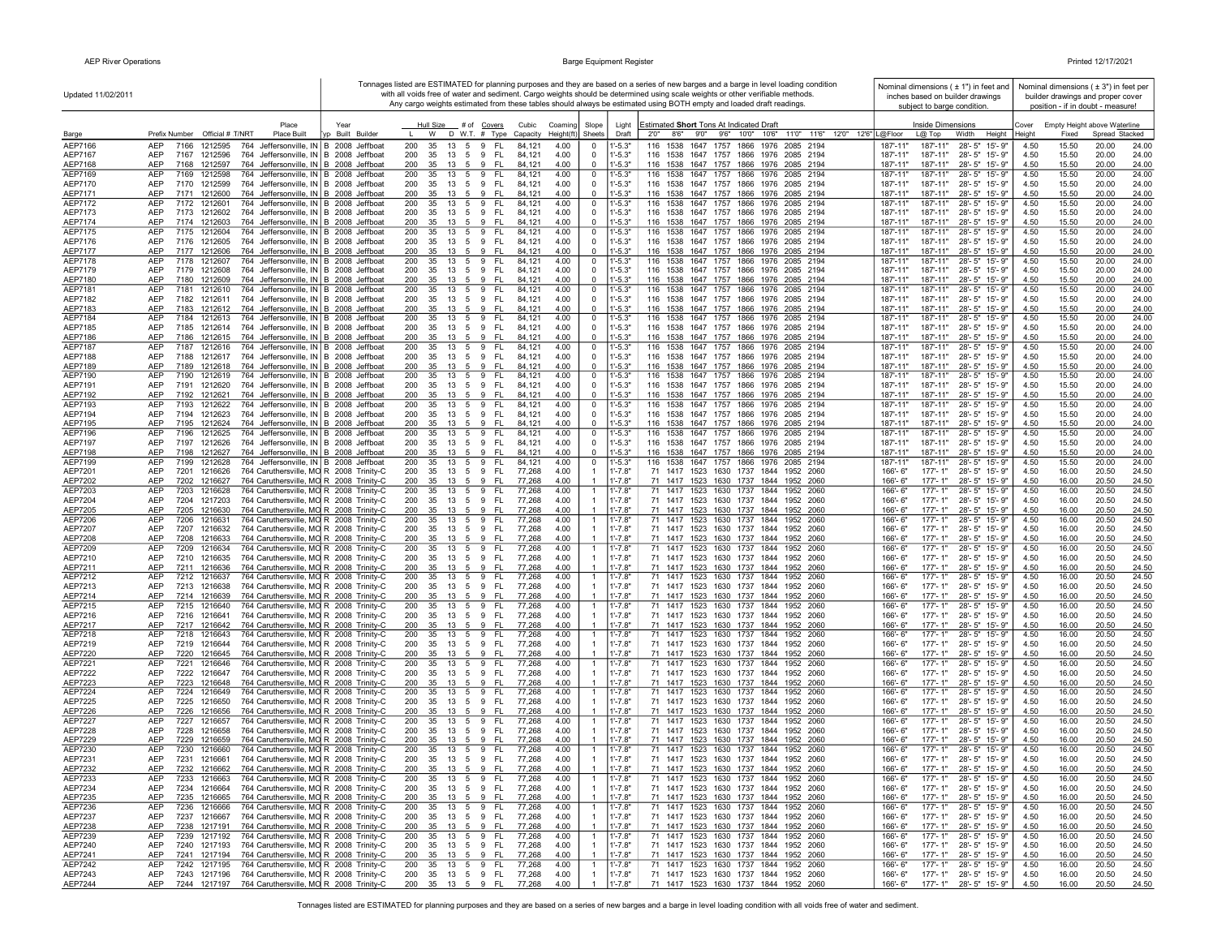Updated 11/02/2011

Tonnages listed are ESTIMATED for planning purposes and they are based on a series of new barges and a barge in level loading condition with all voids free of water and sediment. Cargo weights should be determined using scale weights or other verifiable methods. Any cargo weights estimated from these tables should always be estimated using BOTH empty and loaded draft readings.

Nominal dimensions ( ± 1") in feet and inches based on builder drawings subject to barge condition.

Nominal dimensions ( ± 3") in feet per builder drawings and proper cover position - if in doubt - measure!

| Barge | Prefix | Number | Official # | T/NRT | Place Built | Typ | Year Built | Builder | Hull Size L | Hull Size W | Hull Size D | # of W.T. | Covers # | Covers Type | Cubic Capacity | Coaming Height(ft) | Slope Sheets | Light Draft | Estimated **Short** Tons At Indicated Draft 2'0" | 8'6" | 9'0" | 9'6" | 10'0" | 10'6" | 11'0" | 11'6" | 12'0" | 12'6" | Inside Dimensions L@Floor | L@ Top | Width | Height | Cover Height | Empty Height above Waterline Fixed | Spread | Stacked |
|---|---|---|---|---|---|---|---|---|---|---|---|---|---|---|---|---|---|---|---|---|---|---|---|---|---|---|---|---|---|---|---|---|---|---|---|---|
| AEP7166 | AEP | 7166 | 1212595 | 764 | Jeffersonville, IN | B | 2008 | Jeffboat | 200 | 35 | 13 | 5 | 9 | FL | 84,121 | 4.00 | 0 | 1'-5.3" | 116 | 1538 | 1647 | 1757 | 1866 | 1976 | 2085 | 2194 | | | 187'-11" | 187'-11" | 28'- 5" | 15'- 9" | 4.50 | 15.50 | 20.00 | 24.00 |
| AEP7167 | AEP | 7167 | 1212596 | 764 | Jeffersonville, IN | B | 2008 | Jeffboat | 200 | 35 | 13 | 5 | 9 | FL | 84,121 | 4.00 | 0 | 1'-5.3" | 116 | 1538 | 1647 | 1757 | 1866 | 1976 | 2085 | 2194 | | | 187'-11" | 187'-11" | 28'- 5" | 15'- 9" | 4.50 | 15.50 | 20.00 | 24.00 |
| AEP7168 | AEP | 7168 | 1212597 | 764 | Jeffersonville, IN | B | 2008 | Jeffboat | 200 | 35 | 13 | 5 | 9 | FL | 84,121 | 4.00 | 0 | 1'-5.3" | 116 | 1538 | 1647 | 1757 | 1866 | 1976 | 2085 | 2194 | | | 187'-11" | 187'-11" | 28'- 5" | 15'- 9" | 4.50 | 15.50 | 20.00 | 24.00 |
| AEP7169 | AEP | 7169 | 1212598 | 764 | Jeffersonville, IN | B | 2008 | Jeffboat | 200 | 35 | 13 | 5 | 9 | FL | 84,121 | 4.00 | 0 | 1'-5.3" | 116 | 1538 | 1647 | 1757 | 1866 | 1976 | 2085 | 2194 | | | 187'-11" | 187'-11" | 28'- 5" | 15'- 9" | 4.50 | 15.50 | 20.00 | 24.00 |
| AEP7170 | AEP | 7170 | 1212599 | 764 | Jeffersonville, IN | B | 2008 | Jeffboat | 200 | 35 | 13 | 5 | 9 | FL | 84,121 | 4.00 | 0 | 1'-5.3" | 116 | 1538 | 1647 | 1757 | 1866 | 1976 | 2085 | 2194 | | | 187'-11" | 187'-11" | 28'- 5" | 15'- 9" | 4.50 | 15.50 | 20.00 | 24.00 |
| AEP7171 | AEP | 7171 | 1212600 | 764 | Jeffersonville, IN | B | 2008 | Jeffboat | 200 | 35 | 13 | 5 | 9 | FL | 84,121 | 4.00 | 0 | 1'-5.3" | 116 | 1538 | 1647 | 1757 | 1866 | 1976 | 2085 | 2194 | | | 187'-11" | 187'-11" | 28'- 5" | 15'- 9" | 4.50 | 15.50 | 20.00 | 24.00 |
| AEP7172 | AEP | 7172 | 1212601 | 764 | Jeffersonville, IN | B | 2008 | Jeffboat | 200 | 35 | 13 | 5 | 9 | FL | 84,121 | 4.00 | 0 | 1'-5.3" | 116 | 1538 | 1647 | 1757 | 1866 | 1976 | 2085 | 2194 | | | 187'-11" | 187'-11" | 28'- 5" | 15'- 9" | 4.50 | 15.50 | 20.00 | 24.00 |
| AEP7173 | AEP | 7173 | 1212602 | 764 | Jeffersonville, IN | B | 2008 | Jeffboat | 200 | 35 | 13 | 5 | 9 | FL | 84,121 | 4.00 | 0 | 1'-5.3" | 116 | 1538 | 1647 | 1757 | 1866 | 1976 | 2085 | 2194 | | | 187'-11" | 187'-11" | 28'- 5" | 15'- 9" | 4.50 | 15.50 | 20.00 | 24.00 |
| AEP7174 | AEP | 7174 | 1212603 | 764 | Jeffersonville, IN | B | 2008 | Jeffboat | 200 | 35 | 13 | 5 | 9 | FL | 84,121 | 4.00 | 0 | 1'-5.3" | 116 | 1538 | 1647 | 1757 | 1866 | 1976 | 2085 | 2194 | | | 187'-11" | 187'-11" | 28'- 5" | 15'- 9" | 4.50 | 15.50 | 20.00 | 24.00 |
| AEP7175 | AEP | 7175 | 1212604 | 764 | Jeffersonville, IN | B | 2008 | Jeffboat | 200 | 35 | 13 | 5 | 9 | FL | 84,121 | 4.00 | 0 | 1'-5.3" | 116 | 1538 | 1647 | 1757 | 1866 | 1976 | 2085 | 2194 | | | 187'-11" | 187'-11" | 28'- 5" | 15'- 9" | 4.50 | 15.50 | 20.00 | 24.00 |
| AEP7176 | AEP | 7176 | 1212605 | 764 | Jeffersonville, IN | B | 2008 | Jeffboat | 200 | 35 | 13 | 5 | 9 | FL | 84,121 | 4.00 | 0 | 1'-5.3" | 116 | 1538 | 1647 | 1757 | 1866 | 1976 | 2085 | 2194 | | | 187'-11" | 187'-11" | 28'- 5" | 15'- 9" | 4.50 | 15.50 | 20.00 | 24.00 |
| AEP7177 | AEP | 7177 | 1212606 | 764 | Jeffersonville, IN | B | 2008 | Jeffboat | 200 | 35 | 13 | 5 | 9 | FL | 84,121 | 4.00 | 0 | 1'-5.3" | 116 | 1538 | 1647 | 1757 | 1866 | 1976 | 2085 | 2194 | | | 187'-11" | 187'-11" | 28'- 5" | 15'- 9" | 4.50 | 15.50 | 20.00 | 24.00 |
| AEP7178 | AEP | 7178 | 1212607 | 764 | Jeffersonville, IN | B | 2008 | Jeffboat | 200 | 35 | 13 | 5 | 9 | FL | 84,121 | 4.00 | 0 | 1'-5.3" | 116 | 1538 | 1647 | 1757 | 1866 | 1976 | 2085 | 2194 | | | 187'-11" | 187'-11" | 28'- 5" | 15'- 9" | 4.50 | 15.50 | 20.00 | 24.00 |
| AEP7179 | AEP | 7179 | 1212608 | 764 | Jeffersonville, IN | B | 2008 | Jeffboat | 200 | 35 | 13 | 5 | 9 | FL | 84,121 | 4.00 | 0 | 1'-5.3" | 116 | 1538 | 1647 | 1757 | 1866 | 1976 | 2085 | 2194 | | | 187'-11" | 187'-11" | 28'- 5" | 15'- 9" | 4.50 | 15.50 | 20.00 | 24.00 |
| AEP7180 | AEP | 7180 | 1212609 | 764 | Jeffersonville, IN | B | 2008 | Jeffboat | 200 | 35 | 13 | 5 | 9 | FL | 84,121 | 4.00 | 0 | 1'-5.3" | 116 | 1538 | 1647 | 1757 | 1866 | 1976 | 2085 | 2194 | | | 187'-11" | 187'-11" | 28'- 5" | 15'- 9" | 4.50 | 15.50 | 20.00 | 24.00 |
| AEP7181 | AEP | 7181 | 1212610 | 764 | Jeffersonville, IN | B | 2008 | Jeffboat | 200 | 35 | 13 | 5 | 9 | FL | 84,121 | 4.00 | 0 | 1'-5.3" | 116 | 1538 | 1647 | 1757 | 1866 | 1976 | 2085 | 2194 | | | 187'-11" | 187'-11" | 28'- 5" | 15'- 9" | 4.50 | 15.50 | 20.00 | 24.00 |
| AEP7182 | AEP | 7182 | 1212611 | 764 | Jeffersonville, IN | B | 2008 | Jeffboat | 200 | 35 | 13 | 5 | 9 | FL | 84,121 | 4.00 | 0 | 1'-5.3" | 116 | 1538 | 1647 | 1757 | 1866 | 1976 | 2085 | 2194 | | | 187'-11" | 187'-11" | 28'- 5" | 15'- 9" | 4.50 | 15.50 | 20.00 | 24.00 |
| AEP7183 | AEP | 7183 | 1212612 | 764 | Jeffersonville, IN | B | 2008 | Jeffboat | 200 | 35 | 13 | 5 | 9 | FL | 84,121 | 4.00 | 0 | 1'-5.3" | 116 | 1538 | 1647 | 1757 | 1866 | 1976 | 2085 | 2194 | | | 187'-11" | 187'-11" | 28'- 5" | 15'- 9" | 4.50 | 15.50 | 20.00 | 24.00 |
| AEP7184 | AEP | 7184 | 1212613 | 764 | Jeffersonville, IN | B | 2008 | Jeffboat | 200 | 35 | 13 | 5 | 9 | FL | 84,121 | 4.00 | 0 | 1'-5.3" | 116 | 1538 | 1647 | 1757 | 1866 | 1976 | 2085 | 2194 | | | 187'-11" | 187'-11" | 28'- 5" | 15'- 9" | 4.50 | 15.50 | 20.00 | 24.00 |
| AEP7185 | AEP | 7185 | 1212614 | 764 | Jeffersonville, IN | B | 2008 | Jeffboat | 200 | 35 | 13 | 5 | 9 | FL | 84,121 | 4.00 | 0 | 1'-5.3" | 116 | 1538 | 1647 | 1757 | 1866 | 1976 | 2085 | 2194 | | | 187'-11" | 187'-11" | 28'- 5" | 15'- 9" | 4.50 | 15.50 | 20.00 | 24.00 |
| AEP7186 | AEP | 7186 | 1212615 | 764 | Jeffersonville, IN | B | 2008 | Jeffboat | 200 | 35 | 13 | 5 | 9 | FL | 84,121 | 4.00 | 0 | 1'-5.3" | 116 | 1538 | 1647 | 1757 | 1866 | 1976 | 2085 | 2194 | | | 187'-11" | 187'-11" | 28'- 5" | 15'- 9" | 4.50 | 15.50 | 20.00 | 24.00 |
| AEP7187 | AEP | 7187 | 1212616 | 764 | Jeffersonville, IN | B | 2008 | Jeffboat | 200 | 35 | 13 | 5 | 9 | FL | 84,121 | 4.00 | 0 | 1'-5.3" | 116 | 1538 | 1647 | 1757 | 1866 | 1976 | 2085 | 2194 | | | 187'-11" | 187'-11" | 28'- 5" | 15'- 9" | 4.50 | 15.50 | 20.00 | 24.00 |
| AEP7188 | AEP | 7188 | 1212617 | 764 | Jeffersonville, IN | B | 2008 | Jeffboat | 200 | 35 | 13 | 5 | 9 | FL | 84,121 | 4.00 | 0 | 1'-5.3" | 116 | 1538 | 1647 | 1757 | 1866 | 1976 | 2085 | 2194 | | | 187'-11" | 187'-11" | 28'- 5" | 15'- 9" | 4.50 | 15.50 | 20.00 | 24.00 |
| AEP7189 | AEP | 7189 | 1212618 | 764 | Jeffersonville, IN | B | 2008 | Jeffboat | 200 | 35 | 13 | 5 | 9 | FL | 84,121 | 4.00 | 0 | 1'-5.3" | 116 | 1538 | 1647 | 1757 | 1866 | 1976 | 2085 | 2194 | | | 187'-11" | 187'-11" | 28'- 5" | 15'- 9" | 4.50 | 15.50 | 20.00 | 24.00 |
| AEP7190 | AEP | 7190 | 1212619 | 764 | Jeffersonville, IN | B | 2008 | Jeffboat | 200 | 35 | 13 | 5 | 9 | FL | 84,121 | 4.00 | 0 | 1'-5.3" | 116 | 1538 | 1647 | 1757 | 1866 | 1976 | 2085 | 2194 | | | 187'-11" | 187'-11" | 28'- 5" | 15'- 9" | 4.50 | 15.50 | 20.00 | 24.00 |
| AEP7191 | AEP | 7191 | 1212620 | 764 | Jeffersonville, IN | B | 2008 | Jeffboat | 200 | 35 | 13 | 5 | 9 | FL | 84,121 | 4.00 | 0 | 1'-5.3" | 116 | 1538 | 1647 | 1757 | 1866 | 1976 | 2085 | 2194 | | | 187'-11" | 187'-11" | 28'- 5" | 15'- 9" | 4.50 | 15.50 | 20.00 | 24.00 |
| AEP7192 | AEP | 7192 | 1212621 | 764 | Jeffersonville, IN | B | 2008 | Jeffboat | 200 | 35 | 13 | 5 | 9 | FL | 84,121 | 4.00 | 0 | 1'-5.3" | 116 | 1538 | 1647 | 1757 | 1866 | 1976 | 2085 | 2194 | | | 187'-11" | 187'-11" | 28'- 5" | 15'- 9" | 4.50 | 15.50 | 20.00 | 24.00 |
| AEP7193 | AEP | 7193 | 1212622 | 764 | Jeffersonville, IN | B | 2008 | Jeffboat | 200 | 35 | 13 | 5 | 9 | FL | 84,121 | 4.00 | 0 | 1'-5.3" | 116 | 1538 | 1647 | 1757 | 1866 | 1976 | 2085 | 2194 | | | 187'-11" | 187'-11" | 28'- 5" | 15'- 9" | 4.50 | 15.50 | 20.00 | 24.00 |
| AEP7194 | AEP | 7194 | 1212623 | 764 | Jeffersonville, IN | B | 2008 | Jeffboat | 200 | 35 | 13 | 5 | 9 | FL | 84,121 | 4.00 | 0 | 1'-5.3" | 116 | 1538 | 1647 | 1757 | 1866 | 1976 | 2085 | 2194 | | | 187'-11" | 187'-11" | 28'- 5" | 15'- 9" | 4.50 | 15.50 | 20.00 | 24.00 |
| AEP7195 | AEP | 7195 | 1212624 | 764 | Jeffersonville, IN | B | 2008 | Jeffboat | 200 | 35 | 13 | 5 | 9 | FL | 84,121 | 4.00 | 0 | 1'-5.3" | 116 | 1538 | 1647 | 1757 | 1866 | 1976 | 2085 | 2194 | | | 187'-11" | 187'-11" | 28'- 5" | 15'- 9" | 4.50 | 15.50 | 20.00 | 24.00 |
| AEP7196 | AEP | 7196 | 1212625 | 764 | Jeffersonville, IN | B | 2008 | Jeffboat | 200 | 35 | 13 | 5 | 9 | FL | 84,121 | 4.00 | 0 | 1'-5.3" | 116 | 1538 | 1647 | 1757 | 1866 | 1976 | 2085 | 2194 | | | 187'-11" | 187'-11" | 28'- 5" | 15'- 9" | 4.50 | 15.50 | 20.00 | 24.00 |
| AEP7197 | AEP | 7197 | 1212626 | 764 | Jeffersonville, IN | B | 2008 | Jeffboat | 200 | 35 | 13 | 5 | 9 | FL | 84,121 | 4.00 | 0 | 1'-5.3" | 116 | 1538 | 1647 | 1757 | 1866 | 1976 | 2085 | 2194 | | | 187'-11" | 187'-11" | 28'- 5" | 15'- 9" | 4.50 | 15.50 | 20.00 | 24.00 |
| AEP7198 | AEP | 7198 | 1212627 | 764 | Jeffersonville, IN | B | 2008 | Jeffboat | 200 | 35 | 13 | 5 | 9 | FL | 84,121 | 4.00 | 0 | 1'-5.3" | 116 | 1538 | 1647 | 1757 | 1866 | 1976 | 2085 | 2194 | | | 187'-11" | 187'-11" | 28'- 5" | 15'- 9" | 4.50 | 15.50 | 20.00 | 24.00 |
| AEP7199 | AEP | 7199 | 1212628 | 764 | Jeffersonville, IN | B | 2008 | Jeffboat | 200 | 35 | 13 | 5 | 9 | FL | 84,121 | 4.00 | 0 | 1'-5.3" | 116 | 1538 | 1647 | 1757 | 1866 | 1976 | 2085 | 2194 | | | 187'-11" | 187'-11" | 28'- 5" | 15'- 9" | 4.50 | 15.50 | 20.00 | 24.00 |
| AEP7201 | AEP | 7201 | 1216626 | 764 | Caruthersville, MO | R | 2008 | Trinity-C | 200 | 35 | 13 | 5 | 9 | FL | 77,268 | 4.00 | 1 | 1'-7.8" | 71 | 1417 | 1523 | 1630 | 1737 | 1844 | 1952 | 2060 | | | 166'- 6" | 177'- 1" | 28'- 5" | 15'- 9" | 4.50 | 16.00 | 20.50 | 24.50 |
| AEP7202 | AEP | 7202 | 1216627 | 764 | Caruthersville, MO | R | 2008 | Trinity-C | 200 | 35 | 13 | 5 | 9 | FL | 77,268 | 4.00 | 1 | 1'-7.8" | 71 | 1417 | 1523 | 1630 | 1737 | 1844 | 1952 | 2060 | | | 166'- 6" | 177'- 1" | 28'- 5" | 15'- 9" | 4.50 | 16.00 | 20.50 | 24.50 |
| AEP7203 | AEP | 7203 | 1216628 | 764 | Caruthersville, MO | R | 2008 | Trinity-C | 200 | 35 | 13 | 5 | 9 | FL | 77,268 | 4.00 | 1 | 1'-7.8" | 71 | 1417 | 1523 | 1630 | 1737 | 1844 | 1952 | 2060 | | | 166'- 6" | 177'- 1" | 28'- 5" | 15'- 9" | 4.50 | 16.00 | 20.50 | 24.50 |
| AEP7204 | AEP | 7204 | 1217203 | 764 | Caruthersville, MO | R | 2008 | Trinity-C | 200 | 35 | 13 | 5 | 9 | FL | 77,268 | 4.00 | 1 | 1'-7.8" | 71 | 1417 | 1523 | 1630 | 1737 | 1844 | 1952 | 2060 | | | 166'- 6" | 177'- 1" | 28'- 5" | 15'- 9" | 4.50 | 16.00 | 20.50 | 24.50 |
| AEP7205 | AEP | 7205 | 1216630 | 764 | Caruthersville, MO | R | 2008 | Trinity-C | 200 | 35 | 13 | 5 | 9 | FL | 77,268 | 4.00 | 1 | 1'-7.8" | 71 | 1417 | 1523 | 1630 | 1737 | 1844 | 1952 | 2060 | | | 166'- 6" | 177'- 1" | 28'- 5" | 15'- 9" | 4.50 | 16.00 | 20.50 | 24.50 |
| AEP7206 | AEP | 7206 | 1216631 | 764 | Caruthersville, MO | R | 2008 | Trinity-C | 200 | 35 | 13 | 5 | 9 | FL | 77,268 | 4.00 | 1 | 1'-7.8" | 71 | 1417 | 1523 | 1630 | 1737 | 1844 | 1952 | 2060 | | | 166'- 6" | 177'- 1" | 28'- 5" | 15'- 9" | 4.50 | 16.00 | 20.50 | 24.50 |
| AEP7207 | AEP | 7207 | 1216632 | 764 | Caruthersville, MO | R | 2008 | Trinity-C | 200 | 35 | 13 | 5 | 9 | FL | 77,268 | 4.00 | 1 | 1'-7.8" | 71 | 1417 | 1523 | 1630 | 1737 | 1844 | 1952 | 2060 | | | 166'- 6" | 177'- 1" | 28'- 5" | 15'- 9" | 4.50 | 16.00 | 20.50 | 24.50 |
| AEP7208 | AEP | 7208 | 1216633 | 764 | Caruthersville, MO | R | 2008 | Trinity-C | 200 | 35 | 13 | 5 | 9 | FL | 77,268 | 4.00 | 1 | 1'-7.8" | 71 | 1417 | 1523 | 1630 | 1737 | 1844 | 1952 | 2060 | | | 166'- 6" | 177'- 1" | 28'- 5" | 15'- 9" | 4.50 | 16.00 | 20.50 | 24.50 |
| AEP7209 | AEP | 7209 | 1216634 | 764 | Caruthersville, MO | R | 2008 | Trinity-C | 200 | 35 | 13 | 5 | 9 | FL | 77,268 | 4.00 | 1 | 1'-7.8" | 71 | 1417 | 1523 | 1630 | 1737 | 1844 | 1952 | 2060 | | | 166'- 6" | 177'- 1" | 28'- 5" | 15'- 9" | 4.50 | 16.00 | 20.50 | 24.50 |
| AEP7210 | AEP | 7210 | 1216635 | 764 | Caruthersville, MO | R | 2008 | Trinity-C | 200 | 35 | 13 | 5 | 9 | FL | 77,268 | 4.00 | 1 | 1'-7.8" | 71 | 1417 | 1523 | 1630 | 1737 | 1844 | 1952 | 2060 | | | 166'- 6" | 177'- 1" | 28'- 5" | 15'- 9" | 4.50 | 16.00 | 20.50 | 24.50 |
| AEP7211 | AEP | 7211 | 1216636 | 764 | Caruthersville, MO | R | 2008 | Trinity-C | 200 | 35 | 13 | 5 | 9 | FL | 77,268 | 4.00 | 1 | 1'-7.8" | 71 | 1417 | 1523 | 1630 | 1737 | 1844 | 1952 | 2060 | | | 166'- 6" | 177'- 1" | 28'- 5" | 15'- 9" | 4.50 | 16.00 | 20.50 | 24.50 |
| AEP7212 | AEP | 7212 | 1216637 | 764 | Caruthersville, MO | R | 2008 | Trinity-C | 200 | 35 | 13 | 5 | 9 | FL | 77,268 | 4.00 | 1 | 1'-7.8" | 71 | 1417 | 1523 | 1630 | 1737 | 1844 | 1952 | 2060 | | | 166'- 6" | 177'- 1" | 28'- 5" | 15'- 9" | 4.50 | 16.00 | 20.50 | 24.50 |
| AEP7213 | AEP | 7213 | 1216638 | 764 | Caruthersville, MO | R | 2008 | Trinity-C | 200 | 35 | 13 | 5 | 9 | FL | 77,268 | 4.00 | 1 | 1'-7.8" | 71 | 1417 | 1523 | 1630 | 1737 | 1844 | 1952 | 2060 | | | 166'- 6" | 177'- 1" | 28'- 5" | 15'- 9" | 4.50 | 16.00 | 20.50 | 24.50 |
| AEP7214 | AEP | 7214 | 1216639 | 764 | Caruthersville, MO | R | 2008 | Trinity-C | 200 | 35 | 13 | 5 | 9 | FL | 77,268 | 4.00 | 1 | 1'-7.8" | 71 | 1417 | 1523 | 1630 | 1737 | 1844 | 1952 | 2060 | | | 166'- 6" | 177'- 1" | 28'- 5" | 15'- 9" | 4.50 | 16.00 | 20.50 | 24.50 |
| AEP7215 | AEP | 7215 | 1216640 | 764 | Caruthersville, MO | R | 2008 | Trinity-C | 200 | 35 | 13 | 5 | 9 | FL | 77,268 | 4.00 | 1 | 1'-7.8" | 71 | 1417 | 1523 | 1630 | 1737 | 1844 | 1952 | 2060 | | | 166'- 6" | 177'- 1" | 28'- 5" | 15'- 9" | 4.50 | 16.00 | 20.50 | 24.50 |
| AEP7216 | AEP | 7216 | 1216641 | 764 | Caruthersville, MO | R | 2008 | Trinity-C | 200 | 35 | 13 | 5 | 9 | FL | 77,268 | 4.00 | 1 | 1'-7.8" | 71 | 1417 | 1523 | 1630 | 1737 | 1844 | 1952 | 2060 | | | 166'- 6" | 177'- 1" | 28'- 5" | 15'- 9" | 4.50 | 16.00 | 20.50 | 24.50 |
| AEP7217 | AEP | 7217 | 1216642 | 764 | Caruthersville, MO | R | 2008 | Trinity-C | 200 | 35 | 13 | 5 | 9 | FL | 77,268 | 4.00 | 1 | 1'-7.8" | 71 | 1417 | 1523 | 1630 | 1737 | 1844 | 1952 | 2060 | | | 166'- 6" | 177'- 1" | 28'- 5" | 15'- 9" | 4.50 | 16.00 | 20.50 | 24.50 |
| AEP7218 | AEP | 7218 | 1216643 | 764 | Caruthersville, MO | R | 2008 | Trinity-C | 200 | 35 | 13 | 5 | 9 | FL | 77,268 | 4.00 | 1 | 1'-7.8" | 71 | 1417 | 1523 | 1630 | 1737 | 1844 | 1952 | 2060 | | | 166'- 6" | 177'- 1" | 28'- 5" | 15'- 9" | 4.50 | 16.00 | 20.50 | 24.50 |
| AEP7219 | AEP | 7219 | 1216644 | 764 | Caruthersville, MO | R | 2008 | Trinity-C | 200 | 35 | 13 | 5 | 9 | FL | 77,268 | 4.00 | 1 | 1'-7.8" | 71 | 1417 | 1523 | 1630 | 1737 | 1844 | 1952 | 2060 | | | 166'- 6" | 177'- 1" | 28'- 5" | 15'- 9" | 4.50 | 16.00 | 20.50 | 24.50 |
| AEP7220 | AEP | 7220 | 1216645 | 764 | Caruthersville, MO | R | 2008 | Trinity-C | 200 | 35 | 13 | 5 | 9 | FL | 77,268 | 4.00 | 1 | 1'-7.8" | 71 | 1417 | 1523 | 1630 | 1737 | 1844 | 1952 | 2060 | | | 166'- 6" | 177'- 1" | 28'- 5" | 15'- 9" | 4.50 | 16.00 | 20.50 | 24.50 |
| AEP7221 | AEP | 7221 | 1216646 | 764 | Caruthersville, MO | R | 2008 | Trinity-C | 200 | 35 | 13 | 5 | 9 | FL | 77,268 | 4.00 | 1 | 1'-7.8" | 71 | 1417 | 1523 | 1630 | 1737 | 1844 | 1952 | 2060 | | | 166'- 6" | 177'- 1" | 28'- 5" | 15'- 9" | 4.50 | 16.00 | 20.50 | 24.50 |
| AEP7222 | AEP | 7222 | 1216647 | 764 | Caruthersville, MO | R | 2008 | Trinity-C | 200 | 35 | 13 | 5 | 9 | FL | 77,268 | 4.00 | 1 | 1'-7.8" | 71 | 1417 | 1523 | 1630 | 1737 | 1844 | 1952 | 2060 | | | 166'- 6" | 177'- 1" | 28'- 5" | 15'- 9" | 4.50 | 16.00 | 20.50 | 24.50 |
| AEP7223 | AEP | 7223 | 1216648 | 764 | Caruthersville, MO | R | 2008 | Trinity-C | 200 | 35 | 13 | 5 | 9 | FL | 77,268 | 4.00 | 1 | 1'-7.8" | 71 | 1417 | 1523 | 1630 | 1737 | 1844 | 1952 | 2060 | | | 166'- 6" | 177'- 1" | 28'- 5" | 15'- 9" | 4.50 | 16.00 | 20.50 | 24.50 |
| AEP7224 | AEP | 7224 | 1216649 | 764 | Caruthersville, MO | R | 2008 | Trinity-C | 200 | 35 | 13 | 5 | 9 | FL | 77,268 | 4.00 | 1 | 1'-7.8" | 71 | 1417 | 1523 | 1630 | 1737 | 1844 | 1952 | 2060 | | | 166'- 6" | 177'- 1" | 28'- 5" | 15'- 9" | 4.50 | 16.00 | 20.50 | 24.50 |
| AEP7225 | AEP | 7225 | 1216650 | 764 | Caruthersville, MO | R | 2008 | Trinity-C | 200 | 35 | 13 | 5 | 9 | FL | 77,268 | 4.00 | 1 | 1'-7.8" | 71 | 1417 | 1523 | 1630 | 1737 | 1844 | 1952 | 2060 | | | 166'- 6" | 177'- 1" | 28'- 5" | 15'- 9" | 4.50 | 16.00 | 20.50 | 24.50 |
| AEP7226 | AEP | 7226 | 1216656 | 764 | Caruthersville, MO | R | 2008 | Trinity-C | 200 | 35 | 13 | 5 | 9 | FL | 77,268 | 4.00 | 1 | 1'-7.8" | 71 | 1417 | 1523 | 1630 | 1737 | 1844 | 1952 | 2060 | | | 166'- 6" | 177'- 1" | 28'- 5" | 15'- 9" | 4.50 | 16.00 | 20.50 | 24.50 |
| AEP7227 | AEP | 7227 | 1216657 | 764 | Caruthersville, MO | R | 2008 | Trinity-C | 200 | 35 | 13 | 5 | 9 | FL | 77,268 | 4.00 | 1 | 1'-7.8" | 71 | 1417 | 1523 | 1630 | 1737 | 1844 | 1952 | 2060 | | | 166'- 6" | 177'- 1" | 28'- 5" | 15'- 9" | 4.50 | 16.00 | 20.50 | 24.50 |
| AEP7228 | AEP | 7228 | 1216658 | 764 | Caruthersville, MO | R | 2008 | Trinity-C | 200 | 35 | 13 | 5 | 9 | FL | 77,268 | 4.00 | 1 | 1'-7.8" | 71 | 1417 | 1523 | 1630 | 1737 | 1844 | 1952 | 2060 | | | 166'- 6" | 177'- 1" | 28'- 5" | 15'- 9" | 4.50 | 16.00 | 20.50 | 24.50 |
| AEP7229 | AEP | 7229 | 1216659 | 764 | Caruthersville, MO | R | 2008 | Trinity-C | 200 | 35 | 13 | 5 | 9 | FL | 77,268 | 4.00 | 1 | 1'-7.8" | 71 | 1417 | 1523 | 1630 | 1737 | 1844 | 1952 | 2060 | | | 166'- 6" | 177'- 1" | 28'- 5" | 15'- 9" | 4.50 | 16.00 | 20.50 | 24.50 |
| AEP7230 | AEP | 7230 | 1216660 | 764 | Caruthersville, MO | R | 2008 | Trinity-C | 200 | 35 | 13 | 5 | 9 | FL | 77,268 | 4.00 | 1 | 1'-7.8" | 71 | 1417 | 1523 | 1630 | 1737 | 1844 | 1952 | 2060 | | | 166'- 6" | 177'- 1" | 28'- 5" | 15'- 9" | 4.50 | 16.00 | 20.50 | 24.50 |
| AEP7231 | AEP | 7231 | 1216661 | 764 | Caruthersville, MO | R | 2008 | Trinity-C | 200 | 35 | 13 | 5 | 9 | FL | 77,268 | 4.00 | 1 | 1'-7.8" | 71 | 1417 | 1523 | 1630 | 1737 | 1844 | 1952 | 2060 | | | 166'- 6" | 177'- 1" | 28'- 5" | 15'- 9" | 4.50 | 16.00 | 20.50 | 24.50 |
| AEP7232 | AEP | 7232 | 1216662 | 764 | Caruthersville, MO | R | 2008 | Trinity-C | 200 | 35 | 13 | 5 | 9 | FL | 77,268 | 4.00 | 1 | 1'-7.8" | 71 | 1417 | 1523 | 1630 | 1737 | 1844 | 1952 | 2060 | | | 166'- 6" | 177'- 1" | 28'- 5" | 15'- 9" | 4.50 | 16.00 | 20.50 | 24.50 |
| AEP7233 | AEP | 7233 | 1216663 | 764 | Caruthersville, MO | R | 2008 | Trinity-C | 200 | 35 | 13 | 5 | 9 | FL | 77,268 | 4.00 | 1 | 1'-7.8" | 71 | 1417 | 1523 | 1630 | 1737 | 1844 | 1952 | 2060 | | | 166'- 6" | 177'- 1" | 28'- 5" | 15'- 9" | 4.50 | 16.00 | 20.50 | 24.50 |
| AEP7234 | AEP | 7234 | 1216664 | 764 | Caruthersville, MO | R | 2008 | Trinity-C | 200 | 35 | 13 | 5 | 9 | FL | 77,268 | 4.00 | 1 | 1'-7.8" | 71 | 1417 | 1523 | 1630 | 1737 | 1844 | 1952 | 2060 | | | 166'- 6" | 177'- 1" | 28'- 5" | 15'- 9" | 4.50 | 16.00 | 20.50 | 24.50 |
| AEP7235 | AEP | 7235 | 1216665 | 764 | Caruthersville, MO | R | 2008 | Trinity-C | 200 | 35 | 13 | 5 | 9 | FL | 77,268 | 4.00 | 1 | 1'-7.8" | 71 | 1417 | 1523 | 1630 | 1737 | 1844 | 1952 | 2060 | | | 166'- 6" | 177'- 1" | 28'- 5" | 15'- 9" | 4.50 | 16.00 | 20.50 | 24.50 |
| AEP7236 | AEP | 7236 | 1216666 | 764 | Caruthersville, MO | R | 2008 | Trinity-C | 200 | 35 | 13 | 5 | 9 | FL | 77,268 | 4.00 | 1 | 1'-7.8" | 71 | 1417 | 1523 | 1630 | 1737 | 1844 | 1952 | 2060 | | | 166'- 6" | 177'- 1" | 28'- 5" | 15'- 9" | 4.50 | 16.00 | 20.50 | 24.50 |
| AEP7237 | AEP | 7237 | 1216667 | 764 | Caruthersville, MO | R | 2008 | Trinity-C | 200 | 35 | 13 | 5 | 9 | FL | 77,268 | 4.00 | 1 | 1'-7.8" | 71 | 1417 | 1523 | 1630 | 1737 | 1844 | 1952 | 2060 | | | 166'- 6" | 177'- 1" | 28'- 5" | 15'- 9" | 4.50 | 16.00 | 20.50 | 24.50 |
| AEP7238 | AEP | 7238 | 1217191 | 764 | Caruthersville, MO | R | 2008 | Trinity-C | 200 | 35 | 13 | 5 | 9 | FL | 77,268 | 4.00 | 1 | 1'-7.8" | 71 | 1417 | 1523 | 1630 | 1737 | 1844 | 1952 | 2060 | | | 166'- 6" | 177'- 1" | 28'- 5" | 15'- 9" | 4.50 | 16.00 | 20.50 | 24.50 |
| AEP7239 | AEP | 7239 | 1217192 | 764 | Caruthersville, MO | R | 2008 | Trinity-C | 200 | 35 | 13 | 5 | 9 | FL | 77,268 | 4.00 | 1 | 1'-7.8" | 71 | 1417 | 1523 | 1630 | 1737 | 1844 | 1952 | 2060 | | | 166'- 6" | 177'- 1" | 28'- 5" | 15'- 9" | 4.50 | 16.00 | 20.50 | 24.50 |
| AEP7240 | AEP | 7240 | 1217193 | 764 | Caruthersville, MO | R | 2008 | Trinity-C | 200 | 35 | 13 | 5 | 9 | FL | 77,268 | 4.00 | 1 | 1'-7.8" | 71 | 1417 | 1523 | 1630 | 1737 | 1844 | 1952 | 2060 | | | 166'- 6" | 177'- 1" | 28'- 5" | 15'- 9" | 4.50 | 16.00 | 20.50 | 24.50 |
| AEP7241 | AEP | 7241 | 1217194 | 764 | Caruthersville, MO | R | 2008 | Trinity-C | 200 | 35 | 13 | 5 | 9 | FL | 77,268 | 4.00 | 1 | 1'-7.8" | 71 | 1417 | 1523 | 1630 | 1737 | 1844 | 1952 | 2060 | | | 166'- 6" | 177'- 1" | 28'- 5" | 15'- 9" | 4.50 | 16.00 | 20.50 | 24.50 |
| AEP7242 | AEP | 7242 | 1217195 | 764 | Caruthersville, MO | R | 2008 | Trinity-C | 200 | 35 | 13 | 5 | 9 | FL | 77,268 | 4.00 | 1 | 1'-7.8" | 71 | 1417 | 1523 | 1630 | 1737 | 1844 | 1952 | 2060 | | | 166'- 6" | 177'- 1" | 28'- 5" | 15'- 9" | 4.50 | 16.00 | 20.50 | 24.50 |
| AEP7243 | AEP | 7243 | 1217196 | 764 | Caruthersville, MO | R | 2008 | Trinity-C | 200 | 35 | 13 | 5 | 9 | FL | 77,268 | 4.00 | 1 | 1'-7.8" | 71 | 1417 | 1523 | 1630 | 1737 | 1844 | 1952 | 2060 | | | 166'- 6" | 177'- 1" | 28'- 5" | 15'- 9" | 4.50 | 16.00 | 20.50 | 24.50 |
| AEP7244 | AEP | 7244 | 1217197 | 764 | Caruthersville, MO | R | 2008 | Trinity-C | 200 | 35 | 13 | 5 | 9 | FL | 77,268 | 4.00 | 1 | 1'-7.8" | 71 | 1417 | 1523 | 1630 | 1737 | 1844 | 1952 | 2060 | | | 166'- 6" | 177'- 1" | 28'- 5" | 15'- 9" | 4.50 | 16.00 | 20.50 | 24.50 |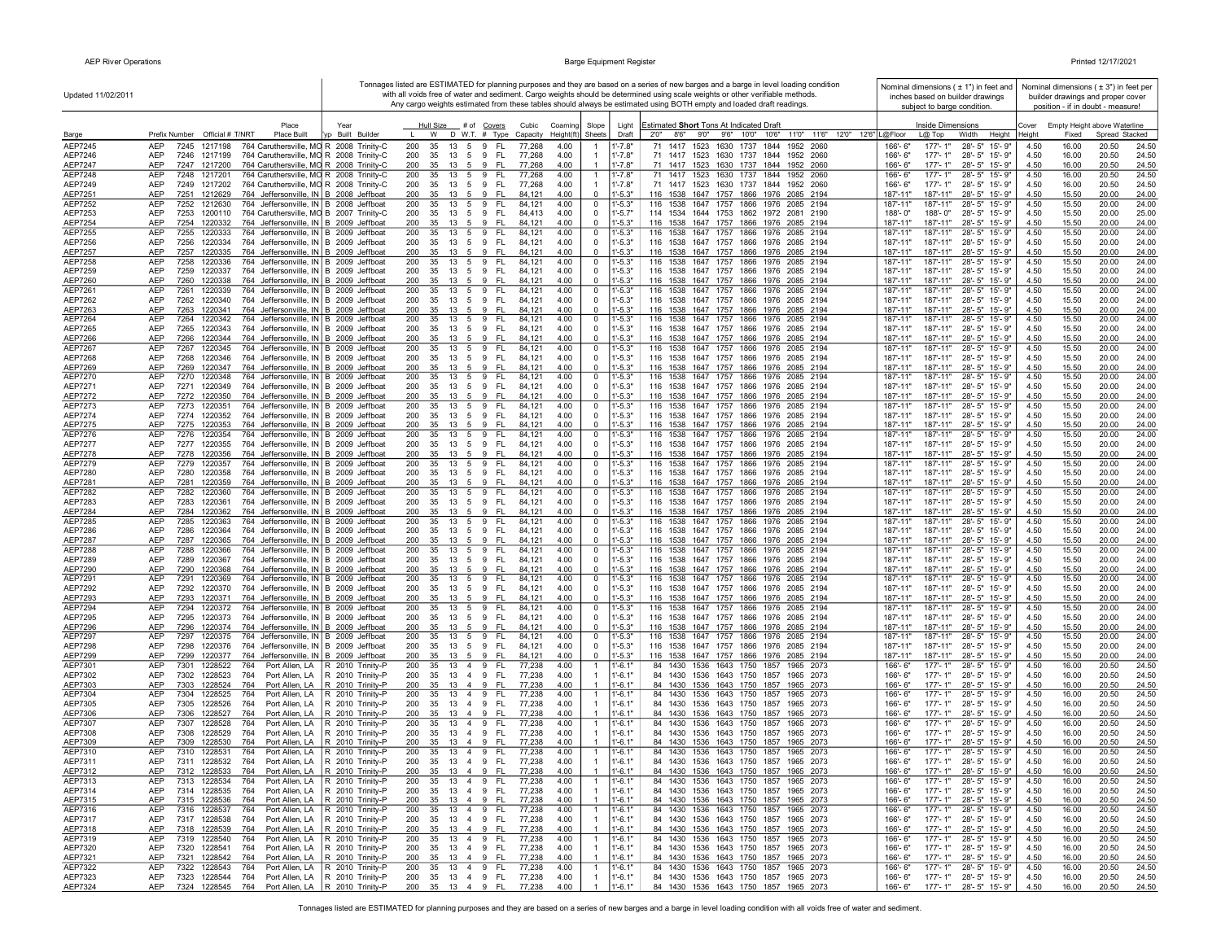Updated 11/02/2011

Tonnages listed are ESTIMATED for planning purposes and they are based on a series of new barges and a barge in level loading condition with all voids free of water and sediment. Cargo weights should be determined using scale weights or other verifiable methods. Any cargo weights estimated from these tables should always be estimated using BOTH empty and loaded draft readings.

Nominal dimensions ( ± 1") in feet and inches based on builder drawings subject to barge condition.

Nominal dimensions ( ± 3") in feet per builder drawings and proper cover position - if in doubt - measure!

| Barge | Prefix | Number | Official # | T/NRT | Place Built | Typ | Year Built | Builder | Hull Size L | W | D | W.T. | # of Covers | Covers Type | Cubic Capacity | Coaming Height(ft) | Slope Sheets | Light Draft | Estimated **Short** Tons At Indicated Draft 2'0" | 8'6" | 9'0" | 9'6" | 10'0" | 10'6" | 11'0" | 11'6" | 12'0" | 12'6" | Inside Dimensions L@Floor | L@ Top | Width | Height | Cover Height | Empty Height above Waterline Fixed | Spread | Stacked |
|---|---|---|---|---|---|---|---|---|---|---|---|---|---|---|---|---|---|---|---|---|---|---|---|---|---|---|---|---|---|---|---|---|---|---|---|---|
| AEP7245 | AEP | 7245 | 1217198 | 764 | Caruthersville, MO | R | 2008 | Trinity-C | 200 | 35 | 13 | 5 | 9 | FL | 77,268 | 4.00 | 1 | 1'-7.8" | 71 | 1417 | 1523 | 1630 | 1737 | 1844 | 1952 | 2060 | | | 166'- 6" | 177'- 1" | 28'- 5" | 15'- 9" | 4.50 | 16.00 | 20.50 | 24.50 |
| AEP7246 | AEP | 7246 | 1217199 | 764 | Caruthersville, MO | R | 2008 | Trinity-C | 200 | 35 | 13 | 5 | 9 | FL | 77,268 | 4.00 | 1 | 1'-7.8" | 71 | 1417 | 1523 | 1630 | 1737 | 1844 | 1952 | 2060 | | | 166'- 6" | 177'- 1" | 28'- 5" | 15'- 9" | 4.50 | 16.00 | 20.50 | 24.50 |
| AEP7247 | AEP | 7247 | 1217200 | 764 | Caruthersville, MO | R | 2008 | Trinity-C | 200 | 35 | 13 | 5 | 9 | FL | 77,268 | 4.00 | 1 | 1'-7.8" | 71 | 1417 | 1523 | 1630 | 1737 | 1844 | 1952 | 2060 | | | 166'- 6" | 177'- 1" | 28'- 5" | 15'- 9" | 4.50 | 16.00 | 20.50 | 24.50 |
| AEP7248 | AEP | 7248 | 1217201 | 764 | Caruthersville, MO | R | 2008 | Trinity-C | 200 | 35 | 13 | 5 | 9 | FL | 77,268 | 4.00 | 1 | 1'-7.8" | 71 | 1417 | 1523 | 1630 | 1737 | 1844 | 1952 | 2060 | | | 166'- 6" | 177'- 1" | 28'- 5" | 15'- 9" | 4.50 | 16.00 | 20.50 | 24.50 |
| AEP7249 | AEP | 7249 | 1217202 | 764 | Caruthersville, MO | R | 2008 | Trinity-C | 200 | 35 | 13 | 5 | 9 | FL | 77,268 | 4.00 | 1 | 1'-7.8" | 71 | 1417 | 1523 | 1630 | 1737 | 1844 | 1952 | 2060 | | | 166'- 6" | 177'- 1" | 28'- 5" | 15'- 9" | 4.50 | 16.00 | 20.50 | 24.50 |
| AEP7251 | AEP | 7251 | 1212629 | 764 | Jeffersonville, IN | B | 2008 | Jeffboat | 200 | 35 | 13 | 5 | 9 | FL | 84,121 | 4.00 | 0 | 1'-5.3" | 116 | 1538 | 1647 | 1757 | 1866 | 1976 | 2085 | 2194 | | | 187'-11" | 187'-11" | 28'- 5" | 15'- 9" | 4.50 | 15.50 | 20.00 | 24.00 |
| AEP7252 | AEP | 7252 | 1212630 | 764 | Jeffersonville, IN | B | 2008 | Jeffboat | 200 | 35 | 13 | 5 | 9 | FL | 84,121 | 4.00 | 0 | 1'-5.3" | 116 | 1538 | 1647 | 1757 | 1866 | 1976 | 2085 | 2194 | | | 187'-11" | 187'-11" | 28'- 5" | 15'- 9" | 4.50 | 15.50 | 20.00 | 24.00 |
| AEP7253 | AEP | 7253 | 1200110 | 764 | Caruthersville, MO | B | 2007 | Trinity-C | 200 | 35 | 13 | 5 | 9 | FL | 84,413 | 4.00 | 0 | 1'-5.7" | 114 | 1534 | 1644 | 1753 | 1862 | 1972 | 2081 | 2190 | | | 188'- 0" | 188'- 0" | 28'- 5" | 15'- 9" | 4.50 | 15.50 | 20.00 | 25.00 |
| AEP7254 | AEP | 7254 | 1220332 | 764 | Jeffersonville, IN | B | 2009 | Jeffboat | 200 | 35 | 13 | 5 | 9 | FL | 84,121 | 4.00 | 0 | 1'-5.3" | 116 | 1538 | 1647 | 1757 | 1866 | 1976 | 2085 | 2194 | | | 187'-11" | 187'-11" | 28'- 5" | 15'- 9" | 4.50 | 15.50 | 20.00 | 24.00 |
| AEP7255 | AEP | 7255 | 1220333 | 764 | Jeffersonville, IN | B | 2009 | Jeffboat | 200 | 35 | 13 | 5 | 9 | FL | 84,121 | 4.00 | 0 | 1'-5.3" | 116 | 1538 | 1647 | 1757 | 1866 | 1976 | 2085 | 2194 | | | 187'-11" | 187'-11" | 28'- 5" | 15'- 9" | 4.50 | 15.50 | 20.00 | 24.00 |
| AEP7256 | AEP | 7256 | 1220334 | 764 | Jeffersonville, IN | B | 2009 | Jeffboat | 200 | 35 | 13 | 5 | 9 | FL | 84,121 | 4.00 | 0 | 1'-5.3" | 116 | 1538 | 1647 | 1757 | 1866 | 1976 | 2085 | 2194 | | | 187'-11" | 187'-11" | 28'- 5" | 15'- 9" | 4.50 | 15.50 | 20.00 | 24.00 |
| AEP7257 | AEP | 7257 | 1220335 | 764 | Jeffersonville, IN | B | 2009 | Jeffboat | 200 | 35 | 13 | 5 | 9 | FL | 84,121 | 4.00 | 0 | 1'-5.3" | 116 | 1538 | 1647 | 1757 | 1866 | 1976 | 2085 | 2194 | | | 187'-11" | 187'-11" | 28'- 5" | 15'- 9" | 4.50 | 15.50 | 20.00 | 24.00 |
| AEP7258 | AEP | 7258 | 1220336 | 764 | Jeffersonville, IN | B | 2009 | Jeffboat | 200 | 35 | 13 | 5 | 9 | FL | 84,121 | 4.00 | 0 | 1'-5.3" | 116 | 1538 | 1647 | 1757 | 1866 | 1976 | 2085 | 2194 | | | 187'-11" | 187'-11" | 28'- 5" | 15'- 9" | 4.50 | 15.50 | 20.00 | 24.00 |
| AEP7259 | AEP | 7259 | 1220337 | 764 | Jeffersonville, IN | B | 2009 | Jeffboat | 200 | 35 | 13 | 5 | 9 | FL | 84,121 | 4.00 | 0 | 1'-5.3" | 116 | 1538 | 1647 | 1757 | 1866 | 1976 | 2085 | 2194 | | | 187'-11" | 187'-11" | 28'- 5" | 15'- 9" | 4.50 | 15.50 | 20.00 | 24.00 |
| AEP7260 | AEP | 7260 | 1220338 | 764 | Jeffersonville, IN | B | 2009 | Jeffboat | 200 | 35 | 13 | 5 | 9 | FL | 84,121 | 4.00 | 0 | 1'-5.3" | 116 | 1538 | 1647 | 1757 | 1866 | 1976 | 2085 | 2194 | | | 187'-11" | 187'-11" | 28'- 5" | 15'- 9" | 4.50 | 15.50 | 20.00 | 24.00 |
| AEP7261 | AEP | 7261 | 1220339 | 764 | Jeffersonville, IN | B | 2009 | Jeffboat | 200 | 35 | 13 | 5 | 9 | FL | 84,121 | 4.00 | 0 | 1'-5.3" | 116 | 1538 | 1647 | 1757 | 1866 | 1976 | 2085 | 2194 | | | 187'-11" | 187'-11" | 28'- 5" | 15'- 9" | 4.50 | 15.50 | 20.00 | 24.00 |
| AEP7262 | AEP | 7262 | 1220340 | 764 | Jeffersonville, IN | B | 2009 | Jeffboat | 200 | 35 | 13 | 5 | 9 | FL | 84,121 | 4.00 | 0 | 1'-5.3" | 116 | 1538 | 1647 | 1757 | 1866 | 1976 | 2085 | 2194 | | | 187'-11" | 187'-11" | 28'- 5" | 15'- 9" | 4.50 | 15.50 | 20.00 | 24.00 |
| AEP7263 | AEP | 7263 | 1220341 | 764 | Jeffersonville, IN | B | 2009 | Jeffboat | 200 | 35 | 13 | 5 | 9 | FL | 84,121 | 4.00 | 0 | 1'-5.3" | 116 | 1538 | 1647 | 1757 | 1866 | 1976 | 2085 | 2194 | | | 187'-11" | 187'-11" | 28'- 5" | 15'- 9" | 4.50 | 15.50 | 20.00 | 24.00 |
| AEP7264 | AEP | 7264 | 1220342 | 764 | Jeffersonville, IN | B | 2009 | Jeffboat | 200 | 35 | 13 | 5 | 9 | FL | 84,121 | 4.00 | 0 | 1'-5.3" | 116 | 1538 | 1647 | 1757 | 1866 | 1976 | 2085 | 2194 | | | 187'-11" | 187'-11" | 28'- 5" | 15'- 9" | 4.50 | 15.50 | 20.00 | 24.00 |
| AEP7265 | AEP | 7265 | 1220343 | 764 | Jeffersonville, IN | B | 2009 | Jeffboat | 200 | 35 | 13 | 5 | 9 | FL | 84,121 | 4.00 | 0 | 1'-5.3" | 116 | 1538 | 1647 | 1757 | 1866 | 1976 | 2085 | 2194 | | | 187'-11" | 187'-11" | 28'- 5" | 15'- 9" | 4.50 | 15.50 | 20.00 | 24.00 |
| AEP7266 | AEP | 7266 | 1220344 | 764 | Jeffersonville, IN | B | 2009 | Jeffboat | 200 | 35 | 13 | 5 | 9 | FL | 84,121 | 4.00 | 0 | 1'-5.3" | 116 | 1538 | 1647 | 1757 | 1866 | 1976 | 2085 | 2194 | | | 187'-11" | 187'-11" | 28'- 5" | 15'- 9" | 4.50 | 15.50 | 20.00 | 24.00 |
| AEP7267 | AEP | 7267 | 1220345 | 764 | Jeffersonville, IN | B | 2009 | Jeffboat | 200 | 35 | 13 | 5 | 9 | FL | 84,121 | 4.00 | 0 | 1'-5.3" | 116 | 1538 | 1647 | 1757 | 1866 | 1976 | 2085 | 2194 | | | 187'-11" | 187'-11" | 28'- 5" | 15'- 9" | 4.50 | 15.50 | 20.00 | 24.00 |
| AEP7268 | AEP | 7268 | 1220346 | 764 | Jeffersonville, IN | B | 2009 | Jeffboat | 200 | 35 | 13 | 5 | 9 | FL | 84,121 | 4.00 | 0 | 1'-5.3" | 116 | 1538 | 1647 | 1757 | 1866 | 1976 | 2085 | 2194 | | | 187'-11" | 187'-11" | 28'- 5" | 15'- 9" | 4.50 | 15.50 | 20.00 | 24.00 |
| AEP7269 | AEP | 7269 | 1220347 | 764 | Jeffersonville, IN | B | 2009 | Jeffboat | 200 | 35 | 13 | 5 | 9 | FL | 84,121 | 4.00 | 0 | 1'-5.3" | 116 | 1538 | 1647 | 1757 | 1866 | 1976 | 2085 | 2194 | | | 187'-11" | 187'-11" | 28'- 5" | 15'- 9" | 4.50 | 15.50 | 20.00 | 24.00 |
| AEP7270 | AEP | 7270 | 1220348 | 764 | Jeffersonville, IN | B | 2009 | Jeffboat | 200 | 35 | 13 | 5 | 9 | FL | 84,121 | 4.00 | 0 | 1'-5.3" | 116 | 1538 | 1647 | 1757 | 1866 | 1976 | 2085 | 2194 | | | 187'-11" | 187'-11" | 28'- 5" | 15'- 9" | 4.50 | 15.50 | 20.00 | 24.00 |
| AEP7271 | AEP | 7271 | 1220349 | 764 | Jeffersonville, IN | B | 2009 | Jeffboat | 200 | 35 | 13 | 5 | 9 | FL | 84,121 | 4.00 | 0 | 1'-5.3" | 116 | 1538 | 1647 | 1757 | 1866 | 1976 | 2085 | 2194 | | | 187'-11" | 187'-11" | 28'- 5" | 15'- 9" | 4.50 | 15.50 | 20.00 | 24.00 |
| AEP7272 | AEP | 7272 | 1220350 | 764 | Jeffersonville, IN | B | 2009 | Jeffboat | 200 | 35 | 13 | 5 | 9 | FL | 84,121 | 4.00 | 0 | 1'-5.3" | 116 | 1538 | 1647 | 1757 | 1866 | 1976 | 2085 | 2194 | | | 187'-11" | 187'-11" | 28'- 5" | 15'- 9" | 4.50 | 15.50 | 20.00 | 24.00 |
| AEP7273 | AEP | 7273 | 1220351 | 764 | Jeffersonville, IN | B | 2009 | Jeffboat | 200 | 35 | 13 | 5 | 9 | FL | 84,121 | 4.00 | 0 | 1'-5.3" | 116 | 1538 | 1647 | 1757 | 1866 | 1976 | 2085 | 2194 | | | 187'-11" | 187'-11" | 28'- 5" | 15'- 9" | 4.50 | 15.50 | 20.00 | 24.00 |
| AEP7274 | AEP | 7274 | 1220352 | 764 | Jeffersonville, IN | B | 2009 | Jeffboat | 200 | 35 | 13 | 5 | 9 | FL | 84,121 | 4.00 | 0 | 1'-5.3" | 116 | 1538 | 1647 | 1757 | 1866 | 1976 | 2085 | 2194 | | | 187'-11" | 187'-11" | 28'- 5" | 15'- 9" | 4.50 | 15.50 | 20.00 | 24.00 |
| AEP7275 | AEP | 7275 | 1220353 | 764 | Jeffersonville, IN | B | 2009 | Jeffboat | 200 | 35 | 13 | 5 | 9 | FL | 84,121 | 4.00 | 0 | 1'-5.3" | 116 | 1538 | 1647 | 1757 | 1866 | 1976 | 2085 | 2194 | | | 187'-11" | 187'-11" | 28'- 5" | 15'- 9" | 4.50 | 15.50 | 20.00 | 24.00 |
| AEP7276 | AEP | 7276 | 1220354 | 764 | Jeffersonville, IN | B | 2009 | Jeffboat | 200 | 35 | 13 | 5 | 9 | FL | 84,121 | 4.00 | 0 | 1'-5.3" | 116 | 1538 | 1647 | 1757 | 1866 | 1976 | 2085 | 2194 | | | 187'-11" | 187'-11" | 28'- 5" | 15'- 9" | 4.50 | 15.50 | 20.00 | 24.00 |
| AEP7277 | AEP | 7277 | 1220355 | 764 | Jeffersonville, IN | B | 2009 | Jeffboat | 200 | 35 | 13 | 5 | 9 | FL | 84,121 | 4.00 | 0 | 1'-5.3" | 116 | 1538 | 1647 | 1757 | 1866 | 1976 | 2085 | 2194 | | | 187'-11" | 187'-11" | 28'- 5" | 15'- 9" | 4.50 | 15.50 | 20.00 | 24.00 |
| AEP7278 | AEP | 7278 | 1220356 | 764 | Jeffersonville, IN | B | 2009 | Jeffboat | 200 | 35 | 13 | 5 | 9 | FL | 84,121 | 4.00 | 0 | 1'-5.3" | 116 | 1538 | 1647 | 1757 | 1866 | 1976 | 2085 | 2194 | | | 187'-11" | 187'-11" | 28'- 5" | 15'- 9" | 4.50 | 15.50 | 20.00 | 24.00 |
| AEP7279 | AEP | 7279 | 1220357 | 764 | Jeffersonville, IN | B | 2009 | Jeffboat | 200 | 35 | 13 | 5 | 9 | FL | 84,121 | 4.00 | 0 | 1'-5.3" | 116 | 1538 | 1647 | 1757 | 1866 | 1976 | 2085 | 2194 | | | 187'-11" | 187'-11" | 28'- 5" | 15'- 9" | 4.50 | 15.50 | 20.00 | 24.00 |
| AEP7280 | AEP | 7280 | 1220358 | 764 | Jeffersonville, IN | B | 2009 | Jeffboat | 200 | 35 | 13 | 5 | 9 | FL | 84,121 | 4.00 | 0 | 1'-5.3" | 116 | 1538 | 1647 | 1757 | 1866 | 1976 | 2085 | 2194 | | | 187'-11" | 187'-11" | 28'- 5" | 15'- 9" | 4.50 | 15.50 | 20.00 | 24.00 |
| AEP7281 | AEP | 7281 | 1220359 | 764 | Jeffersonville, IN | B | 2009 | Jeffboat | 200 | 35 | 13 | 5 | 9 | FL | 84,121 | 4.00 | 0 | 1'-5.3" | 116 | 1538 | 1647 | 1757 | 1866 | 1976 | 2085 | 2194 | | | 187'-11" | 187'-11" | 28'- 5" | 15'- 9" | 4.50 | 15.50 | 20.00 | 24.00 |
| AEP7282 | AEP | 7282 | 1220360 | 764 | Jeffersonville, IN | B | 2009 | Jeffboat | 200 | 35 | 13 | 5 | 9 | FL | 84,121 | 4.00 | 0 | 1'-5.3" | 116 | 1538 | 1647 | 1757 | 1866 | 1976 | 2085 | 2194 | | | 187'-11" | 187'-11" | 28'- 5" | 15'- 9" | 4.50 | 15.50 | 20.00 | 24.00 |
| AEP7283 | AEP | 7283 | 1220361 | 764 | Jeffersonville, IN | B | 2009 | Jeffboat | 200 | 35 | 13 | 5 | 9 | FL | 84,121 | 4.00 | 0 | 1'-5.3" | 116 | 1538 | 1647 | 1757 | 1866 | 1976 | 2085 | 2194 | | | 187'-11" | 187'-11" | 28'- 5" | 15'- 9" | 4.50 | 15.50 | 20.00 | 24.00 |
| AEP7284 | AEP | 7284 | 1220362 | 764 | Jeffersonville, IN | B | 2009 | Jeffboat | 200 | 35 | 13 | 5 | 9 | FL | 84,121 | 4.00 | 0 | 1'-5.3" | 116 | 1538 | 1647 | 1757 | 1866 | 1976 | 2085 | 2194 | | | 187'-11" | 187'-11" | 28'- 5" | 15'- 9" | 4.50 | 15.50 | 20.00 | 24.00 |
| AEP7285 | AEP | 7285 | 1220363 | 764 | Jeffersonville, IN | B | 2009 | Jeffboat | 200 | 35 | 13 | 5 | 9 | FL | 84,121 | 4.00 | 0 | 1'-5.3" | 116 | 1538 | 1647 | 1757 | 1866 | 1976 | 2085 | 2194 | | | 187'-11" | 187'-11" | 28'- 5" | 15'- 9" | 4.50 | 15.50 | 20.00 | 24.00 |
| AEP7286 | AEP | 7286 | 1220364 | 764 | Jeffersonville, IN | B | 2009 | Jeffboat | 200 | 35 | 13 | 5 | 9 | FL | 84,121 | 4.00 | 0 | 1'-5.3" | 116 | 1538 | 1647 | 1757 | 1866 | 1976 | 2085 | 2194 | | | 187'-11" | 187'-11" | 28'- 5" | 15'- 9" | 4.50 | 15.50 | 20.00 | 24.00 |
| AEP7287 | AEP | 7287 | 1220365 | 764 | Jeffersonville, IN | B | 2009 | Jeffboat | 200 | 35 | 13 | 5 | 9 | FL | 84,121 | 4.00 | 0 | 1'-5.3" | 116 | 1538 | 1647 | 1757 | 1866 | 1976 | 2085 | 2194 | | | 187'-11" | 187'-11" | 28'- 5" | 15'- 9" | 4.50 | 15.50 | 20.00 | 24.00 |
| AEP7288 | AEP | 7288 | 1220366 | 764 | Jeffersonville, IN | B | 2009 | Jeffboat | 200 | 35 | 13 | 5 | 9 | FL | 84,121 | 4.00 | 0 | 1'-5.3" | 116 | 1538 | 1647 | 1757 | 1866 | 1976 | 2085 | 2194 | | | 187'-11" | 187'-11" | 28'- 5" | 15'- 9" | 4.50 | 15.50 | 20.00 | 24.00 |
| AEP7289 | AEP | 7289 | 1220367 | 764 | Jeffersonville, IN | B | 2009 | Jeffboat | 200 | 35 | 13 | 5 | 9 | FL | 84,121 | 4.00 | 0 | 1'-5.3" | 116 | 1538 | 1647 | 1757 | 1866 | 1976 | 2085 | 2194 | | | 187'-11" | 187'-11" | 28'- 5" | 15'- 9" | 4.50 | 15.50 | 20.00 | 24.00 |
| AEP7290 | AEP | 7290 | 1220368 | 764 | Jeffersonville, IN | B | 2009 | Jeffboat | 200 | 35 | 13 | 5 | 9 | FL | 84,121 | 4.00 | 0 | 1'-5.3" | 116 | 1538 | 1647 | 1757 | 1866 | 1976 | 2085 | 2194 | | | 187'-11" | 187'-11" | 28'- 5" | 15'- 9" | 4.50 | 15.50 | 20.00 | 24.00 |
| AEP7291 | AEP | 7291 | 1220369 | 764 | Jeffersonville, IN | B | 2009 | Jeffboat | 200 | 35 | 13 | 5 | 9 | FL | 84,121 | 4.00 | 0 | 1'-5.3" | 116 | 1538 | 1647 | 1757 | 1866 | 1976 | 2085 | 2194 | | | 187'-11" | 187'-11" | 28'- 5" | 15'- 9" | 4.50 | 15.50 | 20.00 | 24.00 |
| AEP7292 | AEP | 7292 | 1220370 | 764 | Jeffersonville, IN | B | 2009 | Jeffboat | 200 | 35 | 13 | 5 | 9 | FL | 84,121 | 4.00 | 0 | 1'-5.3" | 116 | 1538 | 1647 | 1757 | 1866 | 1976 | 2085 | 2194 | | | 187'-11" | 187'-11" | 28'- 5" | 15'- 9" | 4.50 | 15.50 | 20.00 | 24.00 |
| AEP7293 | AEP | 7293 | 1220371 | 764 | Jeffersonville, IN | B | 2009 | Jeffboat | 200 | 35 | 13 | 5 | 9 | FL | 84,121 | 4.00 | 0 | 1'-5.3" | 116 | 1538 | 1647 | 1757 | 1866 | 1976 | 2085 | 2194 | | | 187'-11" | 187'-11" | 28'- 5" | 15'- 9" | 4.50 | 15.50 | 20.00 | 24.00 |
| AEP7294 | AEP | 7294 | 1220372 | 764 | Jeffersonville, IN | B | 2009 | Jeffboat | 200 | 35 | 13 | 5 | 9 | FL | 84,121 | 4.00 | 0 | 1'-5.3" | 116 | 1538 | 1647 | 1757 | 1866 | 1976 | 2085 | 2194 | | | 187'-11" | 187'-11" | 28'- 5" | 15'- 9" | 4.50 | 15.50 | 20.00 | 24.00 |
| AEP7295 | AEP | 7295 | 1220373 | 764 | Jeffersonville, IN | B | 2009 | Jeffboat | 200 | 35 | 13 | 5 | 9 | FL | 84,121 | 4.00 | 0 | 1'-5.3" | 116 | 1538 | 1647 | 1757 | 1866 | 1976 | 2085 | 2194 | | | 187'-11" | 187'-11" | 28'- 5" | 15'- 9" | 4.50 | 15.50 | 20.00 | 24.00 |
| AEP7296 | AEP | 7296 | 1220374 | 764 | Jeffersonville, IN | B | 2009 | Jeffboat | 200 | 35 | 13 | 5 | 9 | FL | 84,121 | 4.00 | 0 | 1'-5.3" | 116 | 1538 | 1647 | 1757 | 1866 | 1976 | 2085 | 2194 | | | 187'-11" | 187'-11" | 28'- 5" | 15'- 9" | 4.50 | 15.50 | 20.00 | 24.00 |
| AEP7297 | AEP | 7297 | 1220375 | 764 | Jeffersonville, IN | B | 2009 | Jeffboat | 200 | 35 | 13 | 5 | 9 | FL | 84,121 | 4.00 | 0 | 1'-5.3" | 116 | 1538 | 1647 | 1757 | 1866 | 1976 | 2085 | 2194 | | | 187'-11" | 187'-11" | 28'- 5" | 15'- 9" | 4.50 | 15.50 | 20.00 | 24.00 |
| AEP7298 | AEP | 7298 | 1220376 | 764 | Jeffersonville, IN | B | 2009 | Jeffboat | 200 | 35 | 13 | 5 | 9 | FL | 84,121 | 4.00 | 0 | 1'-5.3" | 116 | 1538 | 1647 | 1757 | 1866 | 1976 | 2085 | 2194 | | | 187'-11" | 187'-11" | 28'- 5" | 15'- 9" | 4.50 | 15.50 | 20.00 | 24.00 |
| AEP7299 | AEP | 7299 | 1220377 | 764 | Jeffersonville, IN | B | 2009 | Jeffboat | 200 | 35 | 13 | 5 | 9 | FL | 84,121 | 4.00 | 0 | 1'-5.3" | 116 | 1538 | 1647 | 1757 | 1866 | 1976 | 2085 | 2194 | | | 187'-11" | 187'-11" | 28'- 5" | 15'- 9" | 4.50 | 15.50 | 20.00 | 24.00 |
| AEP7301 | AEP | 7301 | 1228522 | 764 | Port Allen, LA | R | 2010 | Trinity-P | 200 | 35 | 13 | 4 | 9 | FL | 77,238 | 4.00 | 1 | 1'-6.1" | 84 | 1430 | 1536 | 1643 | 1750 | 1857 | 1965 | 2073 | | | 166'- 6" | 177'- 1" | 28'- 5" | 15'- 9" | 4.50 | 16.00 | 20.50 | 24.50 |
| AEP7302 | AEP | 7302 | 1228523 | 764 | Port Allen, LA | R | 2010 | Trinity-P | 200 | 35 | 13 | 4 | 9 | FL | 77,238 | 4.00 | 1 | 1'-6.1" | 84 | 1430 | 1536 | 1643 | 1750 | 1857 | 1965 | 2073 | | | 166'- 6" | 177'- 1" | 28'- 5" | 15'- 9" | 4.50 | 16.00 | 20.50 | 24.50 |
| AEP7303 | AEP | 7303 | 1228524 | 764 | Port Allen, LA | R | 2010 | Trinity-P | 200 | 35 | 13 | 4 | 9 | FL | 77,238 | 4.00 | 1 | 1'-6.1" | 84 | 1430 | 1536 | 1643 | 1750 | 1857 | 1965 | 2073 | | | 166'- 6" | 177'- 1" | 28'- 5" | 15'- 9" | 4.50 | 16.00 | 20.50 | 24.50 |
| AEP7304 | AEP | 7304 | 1228525 | 764 | Port Allen, LA | R | 2010 | Trinity-P | 200 | 35 | 13 | 4 | 9 | FL | 77,238 | 4.00 | 1 | 1'-6.1" | 84 | 1430 | 1536 | 1643 | 1750 | 1857 | 1965 | 2073 | | | 166'- 6" | 177'- 1" | 28'- 5" | 15'- 9" | 4.50 | 16.00 | 20.50 | 24.50 |
| AEP7305 | AEP | 7305 | 1228526 | 764 | Port Allen, LA | R | 2010 | Trinity-P | 200 | 35 | 13 | 4 | 9 | FL | 77,238 | 4.00 | 1 | 1'-6.1" | 84 | 1430 | 1536 | 1643 | 1750 | 1857 | 1965 | 2073 | | | 166'- 6" | 177'- 1" | 28'- 5" | 15'- 9" | 4.50 | 16.00 | 20.50 | 24.50 |
| AEP7306 | AEP | 7306 | 1228527 | 764 | Port Allen, LA | R | 2010 | Trinity-P | 200 | 35 | 13 | 4 | 9 | FL | 77,238 | 4.00 | 1 | 1'-6.1" | 84 | 1430 | 1536 | 1643 | 1750 | 1857 | 1965 | 2073 | | | 166'- 6" | 177'- 1" | 28'- 5" | 15'- 9" | 4.50 | 16.00 | 20.50 | 24.50 |
| AEP7307 | AEP | 7307 | 1228528 | 764 | Port Allen, LA | R | 2010 | Trinity-P | 200 | 35 | 13 | 4 | 9 | FL | 77,238 | 4.00 | 1 | 1'-6.1" | 84 | 1430 | 1536 | 1643 | 1750 | 1857 | 1965 | 2073 | | | 166'- 6" | 177'- 1" | 28'- 5" | 15'- 9" | 4.50 | 16.00 | 20.50 | 24.50 |
| AEP7308 | AEP | 7308 | 1228529 | 764 | Port Allen, LA | R | 2010 | Trinity-P | 200 | 35 | 13 | 4 | 9 | FL | 77,238 | 4.00 | 1 | 1'-6.1" | 84 | 1430 | 1536 | 1643 | 1750 | 1857 | 1965 | 2073 | | | 166'- 6" | 177'- 1" | 28'- 5" | 15'- 9" | 4.50 | 16.00 | 20.50 | 24.50 |
| AEP7309 | AEP | 7309 | 1228530 | 764 | Port Allen, LA | R | 2010 | Trinity-P | 200 | 35 | 13 | 4 | 9 | FL | 77,238 | 4.00 | 1 | 1'-6.1" | 84 | 1430 | 1536 | 1643 | 1750 | 1857 | 1965 | 2073 | | | 166'- 6" | 177'- 1" | 28'- 5" | 15'- 9" | 4.50 | 16.00 | 20.50 | 24.50 |
| AEP7310 | AEP | 7310 | 1228531 | 764 | Port Allen, LA | R | 2010 | Trinity-P | 200 | 35 | 13 | 4 | 9 | FL | 77,238 | 4.00 | 1 | 1'-6.1" | 84 | 1430 | 1536 | 1643 | 1750 | 1857 | 1965 | 2073 | | | 166'- 6" | 177'- 1" | 28'- 5" | 15'- 9" | 4.50 | 16.00 | 20.50 | 24.50 |
| AEP7311 | AEP | 7311 | 1228532 | 764 | Port Allen, LA | R | 2010 | Trinity-P | 200 | 35 | 13 | 4 | 9 | FL | 77,238 | 4.00 | 1 | 1'-6.1" | 84 | 1430 | 1536 | 1643 | 1750 | 1857 | 1965 | 2073 | | | 166'- 6" | 177'- 1" | 28'- 5" | 15'- 9" | 4.50 | 16.00 | 20.50 | 24.50 |
| AEP7312 | AEP | 7312 | 1228533 | 764 | Port Allen, LA | R | 2010 | Trinity-P | 200 | 35 | 13 | 4 | 9 | FL | 77,238 | 4.00 | 1 | 1'-6.1" | 84 | 1430 | 1536 | 1643 | 1750 | 1857 | 1965 | 2073 | | | 166'- 6" | 177'- 1" | 28'- 5" | 15'- 9" | 4.50 | 16.00 | 20.50 | 24.50 |
| AEP7313 | AEP | 7313 | 1228534 | 764 | Port Allen, LA | R | 2010 | Trinity-P | 200 | 35 | 13 | 4 | 9 | FL | 77,238 | 4.00 | 1 | 1'-6.1" | 84 | 1430 | 1536 | 1643 | 1750 | 1857 | 1965 | 2073 | | | 166'- 6" | 177'- 1" | 28'- 5" | 15'- 9" | 4.50 | 16.00 | 20.50 | 24.50 |
| AEP7314 | AEP | 7314 | 1228535 | 764 | Port Allen, LA | R | 2010 | Trinity-P | 200 | 35 | 13 | 4 | 9 | FL | 77,238 | 4.00 | 1 | 1'-6.1" | 84 | 1430 | 1536 | 1643 | 1750 | 1857 | 1965 | 2073 | | | 166'- 6" | 177'- 1" | 28'- 5" | 15'- 9" | 4.50 | 16.00 | 20.50 | 24.50 |
| AEP7315 | AEP | 7315 | 1228536 | 764 | Port Allen, LA | R | 2010 | Trinity-P | 200 | 35 | 13 | 4 | 9 | FL | 77,238 | 4.00 | 1 | 1'-6.1" | 84 | 1430 | 1536 | 1643 | 1750 | 1857 | 1965 | 2073 | | | 166'- 6" | 177'- 1" | 28'- 5" | 15'- 9" | 4.50 | 16.00 | 20.50 | 24.50 |
| AEP7316 | AEP | 7316 | 1228537 | 764 | Port Allen, LA | R | 2010 | Trinity-P | 200 | 35 | 13 | 4 | 9 | FL | 77,238 | 4.00 | 1 | 1'-6.1" | 84 | 1430 | 1536 | 1643 | 1750 | 1857 | 1965 | 2073 | | | 166'- 6" | 177'- 1" | 28'- 5" | 15'- 9" | 4.50 | 16.00 | 20.50 | 24.50 |
| AEP7317 | AEP | 7317 | 1228538 | 764 | Port Allen, LA | R | 2010 | Trinity-P | 200 | 35 | 13 | 4 | 9 | FL | 77,238 | 4.00 | 1 | 1'-6.1" | 84 | 1430 | 1536 | 1643 | 1750 | 1857 | 1965 | 2073 | | | 166'- 6" | 177'- 1" | 28'- 5" | 15'- 9" | 4.50 | 16.00 | 20.50 | 24.50 |
| AEP7318 | AEP | 7318 | 1228539 | 764 | Port Allen, LA | R | 2010 | Trinity-P | 200 | 35 | 13 | 4 | 9 | FL | 77,238 | 4.00 | 1 | 1'-6.1" | 84 | 1430 | 1536 | 1643 | 1750 | 1857 | 1965 | 2073 | | | 166'- 6" | 177'- 1" | 28'- 5" | 15'- 9" | 4.50 | 16.00 | 20.50 | 24.50 |
| AEP7319 | AEP | 7319 | 1228540 | 764 | Port Allen, LA | R | 2010 | Trinity-P | 200 | 35 | 13 | 4 | 9 | FL | 77,238 | 4.00 | 1 | 1'-6.1" | 84 | 1430 | 1536 | 1643 | 1750 | 1857 | 1965 | 2073 | | | 166'- 6" | 177'- 1" | 28'- 5" | 15'- 9" | 4.50 | 16.00 | 20.50 | 24.50 |
| AEP7320 | AEP | 7320 | 1228541 | 764 | Port Allen, LA | R | 2010 | Trinity-P | 200 | 35 | 13 | 4 | 9 | FL | 77,238 | 4.00 | 1 | 1'-6.1" | 84 | 1430 | 1536 | 1643 | 1750 | 1857 | 1965 | 2073 | | | 166'- 6" | 177'- 1" | 28'- 5" | 15'- 9" | 4.50 | 16.00 | 20.50 | 24.50 |
| AEP7321 | AEP | 7321 | 1228542 | 764 | Port Allen, LA | R | 2010 | Trinity-P | 200 | 35 | 13 | 4 | 9 | FL | 77,238 | 4.00 | 1 | 1'-6.1" | 84 | 1430 | 1536 | 1643 | 1750 | 1857 | 1965 | 2073 | | | 166'- 6" | 177'- 1" | 28'- 5" | 15'- 9" | 4.50 | 16.00 | 20.50 | 24.50 |
| AEP7322 | AEP | 7322 | 1228543 | 764 | Port Allen, LA | R | 2010 | Trinity-P | 200 | 35 | 13 | 4 | 9 | FL | 77,238 | 4.00 | 1 | 1'-6.1" | 84 | 1430 | 1536 | 1643 | 1750 | 1857 | 1965 | 2073 | | | 166'- 6" | 177'- 1" | 28'- 5" | 15'- 9" | 4.50 | 16.00 | 20.50 | 24.50 |
| AEP7323 | AEP | 7323 | 1228544 | 764 | Port Allen, LA | R | 2010 | Trinity-P | 200 | 35 | 13 | 4 | 9 | FL | 77,238 | 4.00 | 1 | 1'-6.1" | 84 | 1430 | 1536 | 1643 | 1750 | 1857 | 1965 | 2073 | | | 166'- 6" | 177'- 1" | 28'- 5" | 15'- 9" | 4.50 | 16.00 | 20.50 | 24.50 |
| AEP7324 | AEP | 7324 | 1228545 | 764 | Port Allen, LA | R | 2010 | Trinity-P | 200 | 35 | 13 | 4 | 9 | FL | 77,238 | 4.00 | 1 | 1'-6.1" | 84 | 1430 | 1536 | 1643 | 1750 | 1857 | 1965 | 2073 | | | 166'- 6" | 177'- 1" | 28'- 5" | 15'- 9" | 4.50 | 16.00 | 20.50 | 24.50 |

Tonnages listed are ESTIMATED for planning purposes and they are based on a series of new barges and a barge in level loading condition with all voids free of water and sediment.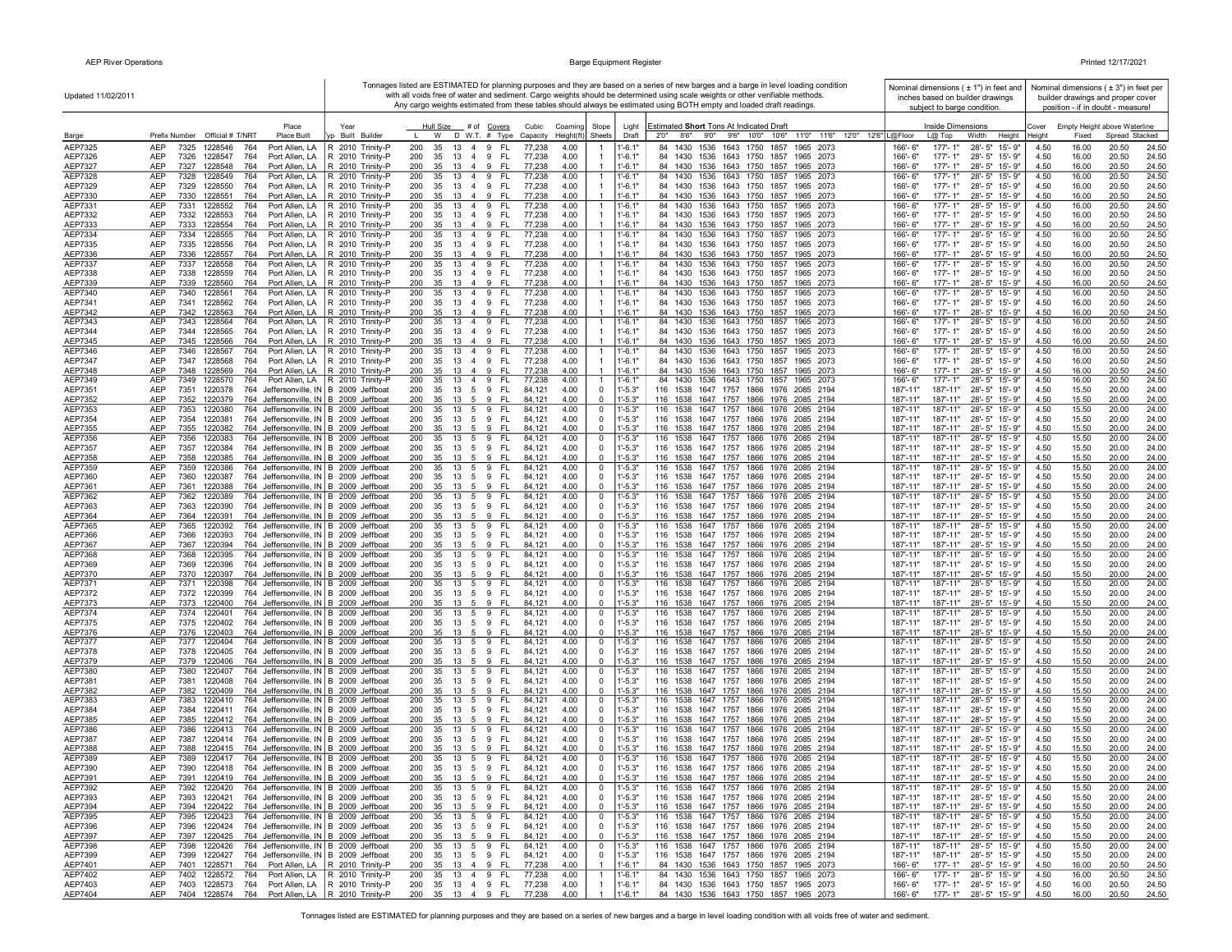Updated 11/02/2011

Tonnages listed are ESTIMATED for planning purposes and they are based on a series of new barges and a barge in level loading condition with all voids free of water and sediment. Cargo weights should be determined using scale weights or other verifiable methods. Any cargo weights estimated from these tables should always be estimated using BOTH empty and loaded draft readings.

Nominal dimensions ( ± 1") in feet and inches based on builder drawings subject to barge condition.

Nominal dimensions ( ± 3") in feet per builder drawings and proper cover position - if in doubt - measure!

| Barge | Prefix | Number | Official # | T/NRT | Place Built | Typ | Year Built | Builder | Hull Size L | W | D | # of W.T. | Covers # | Type | Cubic Capacity | Coaming Height(ft) | Slope Sheets | Light Draft | 2'0" | 8'6" | 9'0" | 9'6" | 10'0" | 10'6" | 11'0" | 11'6" | 12'0" | 12'6" | Inside Dimensions L@Floor | L@ Top | Width | Height | Cover Height | Empty Height above Waterline Fixed | Spread | Stacked |
|---|---|---|---|---|---|---|---|---|---|---|---|---|---|---|---|---|---|---|---|---|---|---|---|---|---|---|---|---|---|---|---|---|---|---|---|---|
| AEP7325 | AEP | 7325 | 1228546 | 764 | Port Allen, LA | R | 2010 | Trinity-P | 200 | 35 | 13 | 4 | 9 | FL | 77,238 | 4.00 | 1 | 1'-6.1" | 84 | 1430 | 1536 | 1643 | 1750 | 1857 | 1965 | 2073 | | | 166'- 6" | 177'- 1" | 28'- 5" | 15'- 9" | 4.50 | 16.00 | 20.50 | 24.50 |
| AEP7326 | AEP | 7326 | 1228547 | 764 | Port Allen, LA | R | 2010 | Trinity-P | 200 | 35 | 13 | 4 | 9 | FL | 77,238 | 4.00 | 1 | 1'-6.1" | 84 | 1430 | 1536 | 1643 | 1750 | 1857 | 1965 | 2073 | | | 166'- 6" | 177'- 1" | 28'- 5" | 15'- 9" | 4.50 | 16.00 | 20.50 | 24.50 |
| AEP7327 | AEP | 7327 | 1228548 | 764 | Port Allen, LA | R | 2010 | Trinity-P | 200 | 35 | 13 | 4 | 9 | FL | 77,238 | 4.00 | 1 | 1'-6.1" | 84 | 1430 | 1536 | 1643 | 1750 | 1857 | 1965 | 2073 | | | 166'- 6" | 177'- 1" | 28'- 5" | 15'- 9" | 4.50 | 16.00 | 20.50 | 24.50 |
| AEP7328 | AEP | 7328 | 1228549 | 764 | Port Allen, LA | R | 2010 | Trinity-P | 200 | 35 | 13 | 4 | 9 | FL | 77,238 | 4.00 | 1 | 1'-6.1" | 84 | 1430 | 1536 | 1643 | 1750 | 1857 | 1965 | 2073 | | | 166'- 6" | 177'- 1" | 28'- 5" | 15'- 9" | 4.50 | 16.00 | 20.50 | 24.50 |
| AEP7329 | AEP | 7329 | 1228550 | 764 | Port Allen, LA | R | 2010 | Trinity-P | 200 | 35 | 13 | 4 | 9 | FL | 77,238 | 4.00 | 1 | 1'-6.1" | 84 | 1430 | 1536 | 1643 | 1750 | 1857 | 1965 | 2073 | | | 166'- 6" | 177'- 1" | 28'- 5" | 15'- 9" | 4.50 | 16.00 | 20.50 | 24.50 |
| AEP7330 | AEP | 7330 | 1228551 | 764 | Port Allen, LA | R | 2010 | Trinity-P | 200 | 35 | 13 | 4 | 9 | FL | 77,238 | 4.00 | 1 | 1'-6.1" | 84 | 1430 | 1536 | 1643 | 1750 | 1857 | 1965 | 2073 | | | 166'- 6" | 177'- 1" | 28'- 5" | 15'- 9" | 4.50 | 16.00 | 20.50 | 24.50 |
| AEP7331 | AEP | 7331 | 1228552 | 764 | Port Allen, LA | R | 2010 | Trinity-P | 200 | 35 | 13 | 4 | 9 | FL | 77,238 | 4.00 | 1 | 1'-6.1" | 84 | 1430 | 1536 | 1643 | 1750 | 1857 | 1965 | 2073 | | | 166'- 6" | 177'- 1" | 28'- 5" | 15'- 9" | 4.50 | 16.00 | 20.50 | 24.50 |
| AEP7332 | AEP | 7332 | 1228553 | 764 | Port Allen, LA | R | 2010 | Trinity-P | 200 | 35 | 13 | 4 | 9 | FL | 77,238 | 4.00 | 1 | 1'-6.1" | 84 | 1430 | 1536 | 1643 | 1750 | 1857 | 1965 | 2073 | | | 166'- 6" | 177'- 1" | 28'- 5" | 15'- 9" | 4.50 | 16.00 | 20.50 | 24.50 |
| AEP7333 | AEP | 7333 | 1228554 | 764 | Port Allen, LA | R | 2010 | Trinity-P | 200 | 35 | 13 | 4 | 9 | FL | 77,238 | 4.00 | 1 | 1'-6.1" | 84 | 1430 | 1536 | 1643 | 1750 | 1857 | 1965 | 2073 | | | 166'- 6" | 177'- 1" | 28'- 5" | 15'- 9" | 4.50 | 16.00 | 20.50 | 24.50 |
| AEP7334 | AEP | 7334 | 1228555 | 764 | Port Allen, LA | R | 2010 | Trinity-P | 200 | 35 | 13 | 4 | 9 | FL | 77,238 | 4.00 | 1 | 1'-6.1" | 84 | 1430 | 1536 | 1643 | 1750 | 1857 | 1965 | 2073 | | | 166'- 6" | 177'- 1" | 28'- 5" | 15'- 9" | 4.50 | 16.00 | 20.50 | 24.50 |
| AEP7335 | AEP | 7335 | 1228556 | 764 | Port Allen, LA | R | 2010 | Trinity-P | 200 | 35 | 13 | 4 | 9 | FL | 77,238 | 4.00 | 1 | 1'-6.1" | 84 | 1430 | 1536 | 1643 | 1750 | 1857 | 1965 | 2073 | | | 166'- 6" | 177'- 1" | 28'- 5" | 15'- 9" | 4.50 | 16.00 | 20.50 | 24.50 |
| AEP7336 | AEP | 7336 | 1228557 | 764 | Port Allen, LA | R | 2010 | Trinity-P | 200 | 35 | 13 | 4 | 9 | FL | 77,238 | 4.00 | 1 | 1'-6.1" | 84 | 1430 | 1536 | 1643 | 1750 | 1857 | 1965 | 2073 | | | 166'- 6" | 177'- 1" | 28'- 5" | 15'- 9" | 4.50 | 16.00 | 20.50 | 24.50 |
| AEP7337 | AEP | 7337 | 1228558 | 764 | Port Allen, LA | R | 2010 | Trinity-P | 200 | 35 | 13 | 4 | 9 | FL | 77,238 | 4.00 | 1 | 1'-6.1" | 84 | 1430 | 1536 | 1643 | 1750 | 1857 | 1965 | 2073 | | | 166'- 6" | 177'- 1" | 28'- 5" | 15'- 9" | 4.50 | 16.00 | 20.50 | 24.50 |
| AEP7338 | AEP | 7338 | 1228559 | 764 | Port Allen, LA | R | 2010 | Trinity-P | 200 | 35 | 13 | 4 | 9 | FL | 77,238 | 4.00 | 1 | 1'-6.1" | 84 | 1430 | 1536 | 1643 | 1750 | 1857 | 1965 | 2073 | | | 166'- 6" | 177'- 1" | 28'- 5" | 15'- 9" | 4.50 | 16.00 | 20.50 | 24.50 |
| AEP7339 | AEP | 7339 | 1228560 | 764 | Port Allen, LA | R | 2010 | Trinity-P | 200 | 35 | 13 | 4 | 9 | FL | 77,238 | 4.00 | 1 | 1'-6.1" | 84 | 1430 | 1536 | 1643 | 1750 | 1857 | 1965 | 2073 | | | 166'- 6" | 177'- 1" | 28'- 5" | 15'- 9" | 4.50 | 16.00 | 20.50 | 24.50 |
| AEP7340 | AEP | 7340 | 1228561 | 764 | Port Allen, LA | R | 2010 | Trinity-P | 200 | 35 | 13 | 4 | 9 | FL | 77,238 | 4.00 | 1 | 1'-6.1" | 84 | 1430 | 1536 | 1643 | 1750 | 1857 | 1965 | 2073 | | | 166'- 6" | 177'- 1" | 28'- 5" | 15'- 9" | 4.50 | 16.00 | 20.50 | 24.50 |
| AEP7341 | AEP | 7341 | 1228562 | 764 | Port Allen, LA | R | 2010 | Trinity-P | 200 | 35 | 13 | 4 | 9 | FL | 77,238 | 4.00 | 1 | 1'-6.1" | 84 | 1430 | 1536 | 1643 | 1750 | 1857 | 1965 | 2073 | | | 166'- 6" | 177'- 1" | 28'- 5" | 15'- 9" | 4.50 | 16.00 | 20.50 | 24.50 |
| AEP7342 | AEP | 7342 | 1228563 | 764 | Port Allen, LA | R | 2010 | Trinity-P | 200 | 35 | 13 | 4 | 9 | FL | 77,238 | 4.00 | 1 | 1'-6.1" | 84 | 1430 | 1536 | 1643 | 1750 | 1857 | 1965 | 2073 | | | 166'- 6" | 177'- 1" | 28'- 5" | 15'- 9" | 4.50 | 16.00 | 20.50 | 24.50 |
| AEP7343 | AEP | 7343 | 1228564 | 764 | Port Allen, LA | R | 2010 | Trinity-P | 200 | 35 | 13 | 4 | 9 | FL | 77,238 | 4.00 | 1 | 1'-6.1" | 84 | 1430 | 1536 | 1643 | 1750 | 1857 | 1965 | 2073 | | | 166'- 6" | 177'- 1" | 28'- 5" | 15'- 9" | 4.50 | 16.00 | 20.50 | 24.50 |
| AEP7344 | AEP | 7344 | 1228565 | 764 | Port Allen, LA | R | 2010 | Trinity-P | 200 | 35 | 13 | 4 | 9 | FL | 77,238 | 4.00 | 1 | 1'-6.1" | 84 | 1430 | 1536 | 1643 | 1750 | 1857 | 1965 | 2073 | | | 166'- 6" | 177'- 1" | 28'- 5" | 15'- 9" | 4.50 | 16.00 | 20.50 | 24.50 |
| AEP7345 | AEP | 7345 | 1228566 | 764 | Port Allen, LA | R | 2010 | Trinity-P | 200 | 35 | 13 | 4 | 9 | FL | 77,238 | 4.00 | 1 | 1'-6.1" | 84 | 1430 | 1536 | 1643 | 1750 | 1857 | 1965 | 2073 | | | 166'- 6" | 177'- 1" | 28'- 5" | 15'- 9" | 4.50 | 16.00 | 20.50 | 24.50 |
| AEP7346 | AEP | 7346 | 1228567 | 764 | Port Allen, LA | R | 2010 | Trinity-P | 200 | 35 | 13 | 4 | 9 | FL | 77,238 | 4.00 | 1 | 1'-6.1" | 84 | 1430 | 1536 | 1643 | 1750 | 1857 | 1965 | 2073 | | | 166'- 6" | 177'- 1" | 28'- 5" | 15'- 9" | 4.50 | 16.00 | 20.50 | 24.50 |
| AEP7347 | AEP | 7347 | 1228568 | 764 | Port Allen, LA | R | 2010 | Trinity-P | 200 | 35 | 13 | 4 | 9 | FL | 77,238 | 4.00 | 1 | 1'-6.1" | 84 | 1430 | 1536 | 1643 | 1750 | 1857 | 1965 | 2073 | | | 166'- 6" | 177'- 1" | 28'- 5" | 15'- 9" | 4.50 | 16.00 | 20.50 | 24.50 |
| AEP7348 | AEP | 7348 | 1228569 | 764 | Port Allen, LA | R | 2010 | Trinity-P | 200 | 35 | 13 | 4 | 9 | FL | 77,238 | 4.00 | 1 | 1'-6.1" | 84 | 1430 | 1536 | 1643 | 1750 | 1857 | 1965 | 2073 | | | 166'- 6" | 177'- 1" | 28'- 5" | 15'- 9" | 4.50 | 16.00 | 20.50 | 24.50 |
| AEP7349 | AEP | 7349 | 1228570 | 764 | Port Allen, LA | R | 2010 | Trinity-P | 200 | 35 | 13 | 4 | 9 | FL | 77,238 | 4.00 | 1 | 1'-6.1" | 84 | 1430 | 1536 | 1643 | 1750 | 1857 | 1965 | 2073 | | | 166'- 6" | 177'- 1" | 28'- 5" | 15'- 9" | 4.50 | 16.00 | 20.50 | 24.50 |
| AEP7351 | AEP | 7351 | 1220378 | 764 | Jeffersonville, IN | B | 2009 | Jeffboat | 200 | 35 | 13 | 5 | 9 | FL | 84,121 | 4.00 | 0 | 1'-5.3" | 116 | 1538 | 1647 | 1757 | 1866 | 1976 | 2085 | 2194 | | | 187'-11" | 187'-11" | 28'- 5" | 15'- 9" | 4.50 | 15.50 | 20.00 | 24.00 |
| AEP7352 | AEP | 7352 | 1220379 | 764 | Jeffersonville, IN | B | 2009 | Jeffboat | 200 | 35 | 13 | 5 | 9 | FL | 84,121 | 4.00 | 0 | 1'-5.3" | 116 | 1538 | 1647 | 1757 | 1866 | 1976 | 2085 | 2194 | | | 187'-11" | 187'-11" | 28'- 5" | 15'- 9" | 4.50 | 15.50 | 20.00 | 24.00 |
| AEP7353 | AEP | 7353 | 1220380 | 764 | Jeffersonville, IN | B | 2009 | Jeffboat | 200 | 35 | 13 | 5 | 9 | FL | 84,121 | 4.00 | 0 | 1'-5.3" | 116 | 1538 | 1647 | 1757 | 1866 | 1976 | 2085 | 2194 | | | 187'-11" | 187'-11" | 28'- 5" | 15'- 9" | 4.50 | 15.50 | 20.00 | 24.00 |
| AEP7354 | AEP | 7354 | 1220381 | 764 | Jeffersonville, IN | B | 2009 | Jeffboat | 200 | 35 | 13 | 5 | 9 | FL | 84,121 | 4.00 | 0 | 1'-5.3" | 116 | 1538 | 1647 | 1757 | 1866 | 1976 | 2085 | 2194 | | | 187'-11" | 187'-11" | 28'- 5" | 15'- 9" | 4.50 | 15.50 | 20.00 | 24.00 |
| AEP7355 | AEP | 7355 | 1220382 | 764 | Jeffersonville, IN | B | 2009 | Jeffboat | 200 | 35 | 13 | 5 | 9 | FL | 84,121 | 4.00 | 0 | 1'-5.3" | 116 | 1538 | 1647 | 1757 | 1866 | 1976 | 2085 | 2194 | | | 187'-11" | 187'-11" | 28'- 5" | 15'- 9" | 4.50 | 15.50 | 20.00 | 24.00 |
| AEP7356 | AEP | 7356 | 1220383 | 764 | Jeffersonville, IN | B | 2009 | Jeffboat | 200 | 35 | 13 | 5 | 9 | FL | 84,121 | 4.00 | 0 | 1'-5.3" | 116 | 1538 | 1647 | 1757 | 1866 | 1976 | 2085 | 2194 | | | 187'-11" | 187'-11" | 28'- 5" | 15'- 9" | 4.50 | 15.50 | 20.00 | 24.00 |
| AEP7357 | AEP | 7357 | 1220384 | 764 | Jeffersonville, IN | B | 2009 | Jeffboat | 200 | 35 | 13 | 5 | 9 | FL | 84,121 | 4.00 | 0 | 1'-5.3" | 116 | 1538 | 1647 | 1757 | 1866 | 1976 | 2085 | 2194 | | | 187'-11" | 187'-11" | 28'- 5" | 15'- 9" | 4.50 | 15.50 | 20.00 | 24.00 |
| AEP7358 | AEP | 7358 | 1220385 | 764 | Jeffersonville, IN | B | 2009 | Jeffboat | 200 | 35 | 13 | 5 | 9 | FL | 84,121 | 4.00 | 0 | 1'-5.3" | 116 | 1538 | 1647 | 1757 | 1866 | 1976 | 2085 | 2194 | | | 187'-11" | 187'-11" | 28'- 5" | 15'- 9" | 4.50 | 15.50 | 20.00 | 24.00 |
| AEP7359 | AEP | 7359 | 1220386 | 764 | Jeffersonville, IN | B | 2009 | Jeffboat | 200 | 35 | 13 | 5 | 9 | FL | 84,121 | 4.00 | 0 | 1'-5.3" | 116 | 1538 | 1647 | 1757 | 1866 | 1976 | 2085 | 2194 | | | 187'-11" | 187'-11" | 28'- 5" | 15'- 9" | 4.50 | 15.50 | 20.00 | 24.00 |
| AEP7360 | AEP | 7360 | 1220387 | 764 | Jeffersonville, IN | B | 2009 | Jeffboat | 200 | 35 | 13 | 5 | 9 | FL | 84,121 | 4.00 | 0 | 1'-5.3" | 116 | 1538 | 1647 | 1757 | 1866 | 1976 | 2085 | 2194 | | | 187'-11" | 187'-11" | 28'- 5" | 15'- 9" | 4.50 | 15.50 | 20.00 | 24.00 |
| AEP7361 | AEP | 7361 | 1220388 | 764 | Jeffersonville, IN | B | 2009 | Jeffboat | 200 | 35 | 13 | 5 | 9 | FL | 84,121 | 4.00 | 0 | 1'-5.3" | 116 | 1538 | 1647 | 1757 | 1866 | 1976 | 2085 | 2194 | | | 187'-11" | 187'-11" | 28'- 5" | 15'- 9" | 4.50 | 15.50 | 20.00 | 24.00 |
| AEP7362 | AEP | 7362 | 1220389 | 764 | Jeffersonville, IN | B | 2009 | Jeffboat | 200 | 35 | 13 | 5 | 9 | FL | 84,121 | 4.00 | 0 | 1'-5.3" | 116 | 1538 | 1647 | 1757 | 1866 | 1976 | 2085 | 2194 | | | 187'-11" | 187'-11" | 28'- 5" | 15'- 9" | 4.50 | 15.50 | 20.00 | 24.00 |
| AEP7363 | AEP | 7363 | 1220390 | 764 | Jeffersonville, IN | B | 2009 | Jeffboat | 200 | 35 | 13 | 5 | 9 | FL | 84,121 | 4.00 | 0 | 1'-5.3" | 116 | 1538 | 1647 | 1757 | 1866 | 1976 | 2085 | 2194 | | | 187'-11" | 187'-11" | 28'- 5" | 15'- 9" | 4.50 | 15.50 | 20.00 | 24.00 |
| AEP7364 | AEP | 7364 | 1220391 | 764 | Jeffersonville, IN | B | 2009 | Jeffboat | 200 | 35 | 13 | 5 | 9 | FL | 84,121 | 4.00 | 0 | 1'-5.3" | 116 | 1538 | 1647 | 1757 | 1866 | 1976 | 2085 | 2194 | | | 187'-11" | 187'-11" | 28'- 5" | 15'- 9" | 4.50 | 15.50 | 20.00 | 24.00 |
| AEP7365 | AEP | 7365 | 1220392 | 764 | Jeffersonville, IN | B | 2009 | Jeffboat | 200 | 35 | 13 | 5 | 9 | FL | 84,121 | 4.00 | 0 | 1'-5.3" | 116 | 1538 | 1647 | 1757 | 1866 | 1976 | 2085 | 2194 | | | 187'-11" | 187'-11" | 28'- 5" | 15'- 9" | 4.50 | 15.50 | 20.00 | 24.00 |
| AEP7366 | AEP | 7366 | 1220393 | 764 | Jeffersonville, IN | B | 2009 | Jeffboat | 200 | 35 | 13 | 5 | 9 | FL | 84,121 | 4.00 | 0 | 1'-5.3" | 116 | 1538 | 1647 | 1757 | 1866 | 1976 | 2085 | 2194 | | | 187'-11" | 187'-11" | 28'- 5" | 15'- 9" | 4.50 | 15.50 | 20.00 | 24.00 |
| AEP7367 | AEP | 7367 | 1220394 | 764 | Jeffersonville, IN | B | 2009 | Jeffboat | 200 | 35 | 13 | 5 | 9 | FL | 84,121 | 4.00 | 0 | 1'-5.3" | 116 | 1538 | 1647 | 1757 | 1866 | 1976 | 2085 | 2194 | | | 187'-11" | 187'-11" | 28'- 5" | 15'- 9" | 4.50 | 15.50 | 20.00 | 24.00 |
| AEP7368 | AEP | 7368 | 1220395 | 764 | Jeffersonville, IN | B | 2009 | Jeffboat | 200 | 35 | 13 | 5 | 9 | FL | 84,121 | 4.00 | 0 | 1'-5.3" | 116 | 1538 | 1647 | 1757 | 1866 | 1976 | 2085 | 2194 | | | 187'-11" | 187'-11" | 28'- 5" | 15'- 9" | 4.50 | 15.50 | 20.00 | 24.00 |
| AEP7369 | AEP | 7369 | 1220396 | 764 | Jeffersonville, IN | B | 2009 | Jeffboat | 200 | 35 | 13 | 5 | 9 | FL | 84,121 | 4.00 | 0 | 1'-5.3" | 116 | 1538 | 1647 | 1757 | 1866 | 1976 | 2085 | 2194 | | | 187'-11" | 187'-11" | 28'- 5" | 15'- 9" | 4.50 | 15.50 | 20.00 | 24.00 |
| AEP7370 | AEP | 7370 | 1220397 | 764 | Jeffersonville, IN | B | 2009 | Jeffboat | 200 | 35 | 13 | 5 | 9 | FL | 84,121 | 4.00 | 0 | 1'-5.3" | 116 | 1538 | 1647 | 1757 | 1866 | 1976 | 2085 | 2194 | | | 187'-11" | 187'-11" | 28'- 5" | 15'- 9" | 4.50 | 15.50 | 20.00 | 24.00 |
| AEP7371 | AEP | 7371 | 1220398 | 764 | Jeffersonville, IN | B | 2009 | Jeffboat | 200 | 35 | 13 | 5 | 9 | FL | 84,121 | 4.00 | 0 | 1'-5.3" | 116 | 1538 | 1647 | 1757 | 1866 | 1976 | 2085 | 2194 | | | 187'-11" | 187'-11" | 28'- 5" | 15'- 9" | 4.50 | 15.50 | 20.00 | 24.00 |
| AEP7372 | AEP | 7372 | 1220399 | 764 | Jeffersonville, IN | B | 2009 | Jeffboat | 200 | 35 | 13 | 5 | 9 | FL | 84,121 | 4.00 | 0 | 1'-5.3" | 116 | 1538 | 1647 | 1757 | 1866 | 1976 | 2085 | 2194 | | | 187'-11" | 187'-11" | 28'- 5" | 15'- 9" | 4.50 | 15.50 | 20.00 | 24.00 |
| AEP7373 | AEP | 7373 | 1220400 | 764 | Jeffersonville, IN | B | 2009 | Jeffboat | 200 | 35 | 13 | 5 | 9 | FL | 84,121 | 4.00 | 0 | 1'-5.3" | 116 | 1538 | 1647 | 1757 | 1866 | 1976 | 2085 | 2194 | | | 187'-11" | 187'-11" | 28'- 5" | 15'- 9" | 4.50 | 15.50 | 20.00 | 24.00 |
| AEP7374 | AEP | 7374 | 1220401 | 764 | Jeffersonville, IN | B | 2009 | Jeffboat | 200 | 35 | 13 | 5 | 9 | FL | 84,121 | 4.00 | 0 | 1'-5.3" | 116 | 1538 | 1647 | 1757 | 1866 | 1976 | 2085 | 2194 | | | 187'-11" | 187'-11" | 28'- 5" | 15'- 9" | 4.50 | 15.50 | 20.00 | 24.00 |
| AEP7375 | AEP | 7375 | 1220402 | 764 | Jeffersonville, IN | B | 2009 | Jeffboat | 200 | 35 | 13 | 5 | 9 | FL | 84,121 | 4.00 | 0 | 1'-5.3" | 116 | 1538 | 1647 | 1757 | 1866 | 1976 | 2085 | 2194 | | | 187'-11" | 187'-11" | 28'- 5" | 15'- 9" | 4.50 | 15.50 | 20.00 | 24.00 |
| AEP7376 | AEP | 7376 | 1220403 | 764 | Jeffersonville, IN | B | 2009 | Jeffboat | 200 | 35 | 13 | 5 | 9 | FL | 84,121 | 4.00 | 0 | 1'-5.3" | 116 | 1538 | 1647 | 1757 | 1866 | 1976 | 2085 | 2194 | | | 187'-11" | 187'-11" | 28'- 5" | 15'- 9" | 4.50 | 15.50 | 20.00 | 24.00 |
| AEP7377 | AEP | 7377 | 1220404 | 764 | Jeffersonville, IN | B | 2009 | Jeffboat | 200 | 35 | 13 | 5 | 9 | FL | 84,121 | 4.00 | 0 | 1'-5.3" | 116 | 1538 | 1647 | 1757 | 1866 | 1976 | 2085 | 2194 | | | 187'-11" | 187'-11" | 28'- 5" | 15'- 9" | 4.50 | 15.50 | 20.00 | 24.00 |
| AEP7378 | AEP | 7378 | 1220405 | 764 | Jeffersonville, IN | B | 2009 | Jeffboat | 200 | 35 | 13 | 5 | 9 | FL | 84,121 | 4.00 | 0 | 1'-5.3" | 116 | 1538 | 1647 | 1757 | 1866 | 1976 | 2085 | 2194 | | | 187'-11" | 187'-11" | 28'- 5" | 15'- 9" | 4.50 | 15.50 | 20.00 | 24.00 |
| AEP7379 | AEP | 7379 | 1220406 | 764 | Jeffersonville, IN | B | 2009 | Jeffboat | 200 | 35 | 13 | 5 | 9 | FL | 84,121 | 4.00 | 0 | 1'-5.3" | 116 | 1538 | 1647 | 1757 | 1866 | 1976 | 2085 | 2194 | | | 187'-11" | 187'-11" | 28'- 5" | 15'- 9" | 4.50 | 15.50 | 20.00 | 24.00 |
| AEP7380 | AEP | 7380 | 1220407 | 764 | Jeffersonville, IN | B | 2009 | Jeffboat | 200 | 35 | 13 | 5 | 9 | FL | 84,121 | 4.00 | 0 | 1'-5.3" | 116 | 1538 | 1647 | 1757 | 1866 | 1976 | 2085 | 2194 | | | 187'-11" | 187'-11" | 28'- 5" | 15'- 9" | 4.50 | 15.50 | 20.00 | 24.00 |
| AEP7381 | AEP | 7381 | 1220408 | 764 | Jeffersonville, IN | B | 2009 | Jeffboat | 200 | 35 | 13 | 5 | 9 | FL | 84,121 | 4.00 | 0 | 1'-5.3" | 116 | 1538 | 1647 | 1757 | 1866 | 1976 | 2085 | 2194 | | | 187'-11" | 187'-11" | 28'- 5" | 15'- 9" | 4.50 | 15.50 | 20.00 | 24.00 |
| AEP7382 | AEP | 7382 | 1220409 | 764 | Jeffersonville, IN | B | 2009 | Jeffboat | 200 | 35 | 13 | 5 | 9 | FL | 84,121 | 4.00 | 0 | 1'-5.3" | 116 | 1538 | 1647 | 1757 | 1866 | 1976 | 2085 | 2194 | | | 187'-11" | 187'-11" | 28'- 5" | 15'- 9" | 4.50 | 15.50 | 20.00 | 24.00 |
| AEP7383 | AEP | 7383 | 1220410 | 764 | Jeffersonville, IN | B | 2009 | Jeffboat | 200 | 35 | 13 | 5 | 9 | FL | 84,121 | 4.00 | 0 | 1'-5.3" | 116 | 1538 | 1647 | 1757 | 1866 | 1976 | 2085 | 2194 | | | 187'-11" | 187'-11" | 28'- 5" | 15'- 9" | 4.50 | 15.50 | 20.00 | 24.00 |
| AEP7384 | AEP | 7384 | 1220411 | 764 | Jeffersonville, IN | B | 2009 | Jeffboat | 200 | 35 | 13 | 5 | 9 | FL | 84,121 | 4.00 | 0 | 1'-5.3" | 116 | 1538 | 1647 | 1757 | 1866 | 1976 | 2085 | 2194 | | | 187'-11" | 187'-11" | 28'- 5" | 15'- 9" | 4.50 | 15.50 | 20.00 | 24.00 |
| AEP7385 | AEP | 7385 | 1220412 | 764 | Jeffersonville, IN | B | 2009 | Jeffboat | 200 | 35 | 13 | 5 | 9 | FL | 84,121 | 4.00 | 0 | 1'-5.3" | 116 | 1538 | 1647 | 1757 | 1866 | 1976 | 2085 | 2194 | | | 187'-11" | 187'-11" | 28'- 5" | 15'- 9" | 4.50 | 15.50 | 20.00 | 24.00 |
| AEP7386 | AEP | 7386 | 1220413 | 764 | Jeffersonville, IN | B | 2009 | Jeffboat | 200 | 35 | 13 | 5 | 9 | FL | 84,121 | 4.00 | 0 | 1'-5.3" | 116 | 1538 | 1647 | 1757 | 1866 | 1976 | 2085 | 2194 | | | 187'-11" | 187'-11" | 28'- 5" | 15'- 9" | 4.50 | 15.50 | 20.00 | 24.00 |
| AEP7387 | AEP | 7387 | 1220414 | 764 | Jeffersonville, IN | B | 2009 | Jeffboat | 200 | 35 | 13 | 5 | 9 | FL | 84,121 | 4.00 | 0 | 1'-5.3" | 116 | 1538 | 1647 | 1757 | 1866 | 1976 | 2085 | 2194 | | | 187'-11" | 187'-11" | 28'- 5" | 15'- 9" | 4.50 | 15.50 | 20.00 | 24.00 |
| AEP7388 | AEP | 7388 | 1220415 | 764 | Jeffersonville, IN | B | 2009 | Jeffboat | 200 | 35 | 13 | 5 | 9 | FL | 84,121 | 4.00 | 0 | 1'-5.3" | 116 | 1538 | 1647 | 1757 | 1866 | 1976 | 2085 | 2194 | | | 187'-11" | 187'-11" | 28'- 5" | 15'- 9" | 4.50 | 15.50 | 20.00 | 24.00 |
| AEP7389 | AEP | 7389 | 1220417 | 764 | Jeffersonville, IN | B | 2009 | Jeffboat | 200 | 35 | 13 | 5 | 9 | FL | 84,121 | 4.00 | 0 | 1'-5.3" | 116 | 1538 | 1647 | 1757 | 1866 | 1976 | 2085 | 2194 | | | 187'-11" | 187'-11" | 28'- 5" | 15'- 9" | 4.50 | 15.50 | 20.00 | 24.00 |
| AEP7390 | AEP | 7390 | 1220418 | 764 | Jeffersonville, IN | B | 2009 | Jeffboat | 200 | 35 | 13 | 5 | 9 | FL | 84,121 | 4.00 | 0 | 1'-5.3" | 116 | 1538 | 1647 | 1757 | 1866 | 1976 | 2085 | 2194 | | | 187'-11" | 187'-11" | 28'- 5" | 15'- 9" | 4.50 | 15.50 | 20.00 | 24.00 |
| AEP7391 | AEP | 7391 | 1220419 | 764 | Jeffersonville, IN | B | 2009 | Jeffboat | 200 | 35 | 13 | 5 | 9 | FL | 84,121 | 4.00 | 0 | 1'-5.3" | 116 | 1538 | 1647 | 1757 | 1866 | 1976 | 2085 | 2194 | | | 187'-11" | 187'-11" | 28'- 5" | 15'- 9" | 4.50 | 15.50 | 20.00 | 24.00 |
| AEP7392 | AEP | 7392 | 1220420 | 764 | Jeffersonville, IN | B | 2009 | Jeffboat | 200 | 35 | 13 | 5 | 9 | FL | 84,121 | 4.00 | 0 | 1'-5.3" | 116 | 1538 | 1647 | 1757 | 1866 | 1976 | 2085 | 2194 | | | 187'-11" | 187'-11" | 28'- 5" | 15'- 9" | 4.50 | 15.50 | 20.00 | 24.00 |
| AEP7393 | AEP | 7393 | 1220421 | 764 | Jeffersonville, IN | B | 2009 | Jeffboat | 200 | 35 | 13 | 5 | 9 | FL | 84,121 | 4.00 | 0 | 1'-5.3" | 116 | 1538 | 1647 | 1757 | 1866 | 1976 | 2085 | 2194 | | | 187'-11" | 187'-11" | 28'- 5" | 15'- 9" | 4.50 | 15.50 | 20.00 | 24.00 |
| AEP7394 | AEP | 7394 | 1220422 | 764 | Jeffersonville, IN | B | 2009 | Jeffboat | 200 | 35 | 13 | 5 | 9 | FL | 84,121 | 4.00 | 0 | 1'-5.3" | 116 | 1538 | 1647 | 1757 | 1866 | 1976 | 2085 | 2194 | | | 187'-11" | 187'-11" | 28'- 5" | 15'- 9" | 4.50 | 15.50 | 20.00 | 24.00 |
| AEP7395 | AEP | 7395 | 1220423 | 764 | Jeffersonville, IN | B | 2009 | Jeffboat | 200 | 35 | 13 | 5 | 9 | FL | 84,121 | 4.00 | 0 | 1'-5.3" | 116 | 1538 | 1647 | 1757 | 1866 | 1976 | 2085 | 2194 | | | 187'-11" | 187'-11" | 28'- 5" | 15'- 9" | 4.50 | 15.50 | 20.00 | 24.00 |
| AEP7396 | AEP | 7396 | 1220424 | 764 | Jeffersonville, IN | B | 2009 | Jeffboat | 200 | 35 | 13 | 5 | 9 | FL | 84,121 | 4.00 | 0 | 1'-5.3" | 116 | 1538 | 1647 | 1757 | 1866 | 1976 | 2085 | 2194 | | | 187'-11" | 187'-11" | 28'- 5" | 15'- 9" | 4.50 | 15.50 | 20.00 | 24.00 |
| AEP7397 | AEP | 7397 | 1220425 | 764 | Jeffersonville, IN | B | 2009 | Jeffboat | 200 | 35 | 13 | 5 | 9 | FL | 84,121 | 4.00 | 0 | 1'-5.3" | 116 | 1538 | 1647 | 1757 | 1866 | 1976 | 2085 | 2194 | | | 187'-11" | 187'-11" | 28'- 5" | 15'- 9" | 4.50 | 15.50 | 20.00 | 24.00 |
| AEP7398 | AEP | 7398 | 1220426 | 764 | Jeffersonville, IN | B | 2009 | Jeffboat | 200 | 35 | 13 | 5 | 9 | FL | 84,121 | 4.00 | 0 | 1'-5.3" | 116 | 1538 | 1647 | 1757 | 1866 | 1976 | 2085 | 2194 | | | 187'-11" | 187'-11" | 28'- 5" | 15'- 9" | 4.50 | 15.50 | 20.00 | 24.00 |
| AEP7399 | AEP | 7399 | 1220427 | 764 | Jeffersonville, IN | B | 2009 | Jeffboat | 200 | 35 | 13 | 5 | 9 | FL | 84,121 | 4.00 | 0 | 1'-5.3" | 116 | 1538 | 1647 | 1757 | 1866 | 1976 | 2085 | 2194 | | | 187'-11" | 187'-11" | 28'- 5" | 15'- 9" | 4.50 | 15.50 | 20.00 | 24.00 |
| AEP7401 | AEP | 7401 | 1228571 | 764 | Port Allen, LA | R | 2010 | Trinity-P | 200 | 35 | 13 | 4 | 9 | FL | 77,238 | 4.00 | 1 | 1'-6.1" | 84 | 1430 | 1536 | 1643 | 1750 | 1857 | 1965 | 2073 | | | 166'- 6" | 177'- 1" | 28'- 5" | 15'- 9" | 4.50 | 16.00 | 20.50 | 24.50 |
| AEP7402 | AEP | 7402 | 1228572 | 764 | Port Allen, LA | R | 2010 | Trinity-P | 200 | 35 | 13 | 4 | 9 | FL | 77,238 | 4.00 | 1 | 1'-6.1" | 84 | 1430 | 1536 | 1643 | 1750 | 1857 | 1965 | 2073 | | | 166'- 6" | 177'- 1" | 28'- 5" | 15'- 9" | 4.50 | 16.00 | 20.50 | 24.50 |
| AEP7403 | AEP | 7403 | 1228573 | 764 | Port Allen, LA | R | 2010 | Trinity-P | 200 | 35 | 13 | 4 | 9 | FL | 77,238 | 4.00 | 1 | 1'-6.1" | 84 | 1430 | 1536 | 1643 | 1750 | 1857 | 1965 | 2073 | | | 166'- 6" | 177'- 1" | 28'- 5" | 15'- 9" | 4.50 | 16.00 | 20.50 | 24.50 |
| AEP7404 | AEP | 7404 | 1228574 | 764 | Port Allen, LA | R | 2010 | Trinity-P | 200 | 35 | 13 | 4 | 9 | FL | 77,238 | 4.00 | 1 | 1'-6.1" | 84 | 1430 | 1536 | 1643 | 1750 | 1857 | 1965 | 2073 | | | 166'- 6" | 177'- 1" | 28'- 5" | 15'- 9" | 4.50 | 16.00 | 20.50 | 24.50 |

Tonnages listed are ESTIMATED for planning purposes and they are based on a series of new barges and a barge in level loading condition with all voids free of water and sediment.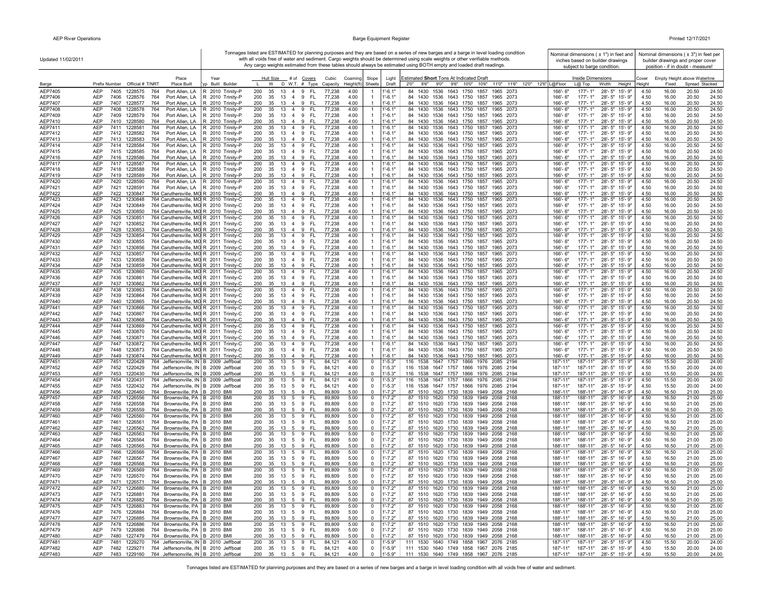Updated 11/02/2011

Tonnages listed are ESTIMATED for planning purposes and they are based on a series of new barges and a barge in level loading condition with all voids free of water and sediment. Cargo weights should be determined using scale weights or other verifiable methods. Any cargo weights estimated from these tables should always be estimated using BOTH empty and loaded draft readings.

Inside Dimensions: Nominal dimensions ( ± 1") in feet and inches based on builder drawings subject to barge condition.

Empty Height above Waterline: Nominal dimensions ( ± 3") in feet per builder drawings and proper cover position - if in doubt - measure!

| Barge | Prefix | Number | Official # | T/NRT | Place Built | Typ | Year Built | Builder | Hull Size L | W | D | # of W.T. | Covers # | Type | Cubic Capacity | Coaming Height(ft) | Slope Sheets | Light Draft | Estimated **Short** Tons At Indicated Draft 2'0" | 8'6" | 9'0" | 9'6" | 10'0" | 10'6" | 11'0" | 11'6" | 12'0" | 12'6" | Inside Dimensions L@Floor | L@ Top | Width | Height | Cover Height | Fixed | Spread | Stacked |
|---|---|---|---|---|---|---|---|---|---|---|---|---|---|---|---|---|---|---|---|---|---|---|---|---|---|---|---|---|---|---|---|---|---|---|---|---|
| AEP7405 | AEP | 7405 | 1228575 | 764 | Port Allen, LA | R | 2010 | Trinity-P | 200 | 35 | 13 | 4 | 9 | FL | 77,238 | 4.00 | 1 | 1'-6.1" | 84 | 1430 | 1536 | 1643 | 1750 | 1857 | 1965 | 2073 | | | 166'- 6" | 177'- 1" | 28'- 5" | 15'- 9" | 4.50 | 16.00 | 20.50 | 24.50 |
| AEP7406 | AEP | 7406 | 1228576 | 764 | Port Allen, LA | R | 2010 | Trinity-P | 200 | 35 | 13 | 4 | 9 | FL | 77,238 | 4.00 | 1 | 1'-6.1" | 84 | 1430 | 1536 | 1643 | 1750 | 1857 | 1965 | 2073 | | | 166'- 6" | 177'- 1" | 28'- 5" | 15'- 9" | 4.50 | 16.00 | 20.50 | 24.50 |
| AEP7407 | AEP | 7407 | 1228577 | 764 | Port Allen, LA | R | 2010 | Trinity-P | 200 | 35 | 13 | 4 | 9 | FL | 77,238 | 4.00 | 1 | 1'-6.1" | 84 | 1430 | 1536 | 1643 | 1750 | 1857 | 1965 | 2073 | | | 166'- 6" | 177'- 1" | 28'- 5" | 15'- 9" | 4.50 | 16.00 | 20.50 | 24.50 |
| AEP7408 | AEP | 7408 | 1228578 | 764 | Port Allen, LA | R | 2010 | Trinity-P | 200 | 35 | 13 | 4 | 9 | FL | 77,238 | 4.00 | 1 | 1'-6.1" | 84 | 1430 | 1536 | 1643 | 1750 | 1857 | 1965 | 2073 | | | 166'- 6" | 177'- 1" | 28'- 5" | 15'- 9" | 4.50 | 16.00 | 20.50 | 24.50 |
| AEP7409 | AEP | 7409 | 1228579 | 764 | Port Allen, LA | R | 2010 | Trinity-P | 200 | 35 | 13 | 4 | 9 | FL | 77,238 | 4.00 | 1 | 1'-6.1" | 84 | 1430 | 1536 | 1643 | 1750 | 1857 | 1965 | 2073 | | | 166'- 6" | 177'- 1" | 28'- 5" | 15'- 9" | 4.50 | 16.00 | 20.50 | 24.50 |
| AEP7410 | AEP | 7410 | 1228580 | 764 | Port Allen, LA | R | 2010 | Trinity-P | 200 | 35 | 13 | 4 | 9 | FL | 77,238 | 4.00 | 1 | 1'-6.1" | 84 | 1430 | 1536 | 1643 | 1750 | 1857 | 1965 | 2073 | | | 166'- 6" | 177'- 1" | 28'- 5" | 15'- 9" | 4.50 | 16.00 | 20.50 | 24.50 |
| AEP7411 | AEP | 7411 | 1228581 | 764 | Port Allen, LA | R | 2010 | Trinity-P | 200 | 35 | 13 | 4 | 9 | FL | 77,238 | 4.00 | 1 | 1'-6.1" | 84 | 1430 | 1536 | 1643 | 1750 | 1857 | 1965 | 2073 | | | 166'- 6" | 177'- 1" | 28'- 5" | 15'- 9" | 4.50 | 16.00 | 20.50 | 24.50 |
| AEP7412 | AEP | 7412 | 1228582 | 764 | Port Allen, LA | R | 2010 | Trinity-P | 200 | 35 | 13 | 4 | 9 | FL | 77,238 | 4.00 | 1 | 1'-6.1" | 84 | 1430 | 1536 | 1643 | 1750 | 1857 | 1965 | 2073 | | | 166'- 6" | 177'- 1" | 28'- 5" | 15'- 9" | 4.50 | 16.00 | 20.50 | 24.50 |
| AEP7413 | AEP | 7413 | 1228583 | 764 | Port Allen, LA | R | 2010 | Trinity-P | 200 | 35 | 13 | 4 | 9 | FL | 77,238 | 4.00 | 1 | 1'-6.1" | 84 | 1430 | 1536 | 1643 | 1750 | 1857 | 1965 | 2073 | | | 166'- 6" | 177'- 1" | 28'- 5" | 15'- 9" | 4.50 | 16.00 | 20.50 | 24.50 |
| AEP7414 | AEP | 7414 | 1228584 | 764 | Port Allen, LA | R | 2010 | Trinity-P | 200 | 35 | 13 | 4 | 9 | FL | 77,238 | 4.00 | 1 | 1'-6.1" | 84 | 1430 | 1536 | 1643 | 1750 | 1857 | 1965 | 2073 | | | 166'- 6" | 177'- 1" | 28'- 5" | 15'- 9" | 4.50 | 16.00 | 20.50 | 24.50 |
| AEP7415 | AEP | 7415 | 1228585 | 764 | Port Allen, LA | R | 2010 | Trinity-P | 200 | 35 | 13 | 4 | 9 | FL | 77,238 | 4.00 | 1 | 1'-6.1" | 84 | 1430 | 1536 | 1643 | 1750 | 1857 | 1965 | 2073 | | | 166'- 6" | 177'- 1" | 28'- 5" | 15'- 9" | 4.50 | 16.00 | 20.50 | 24.50 |
| AEP7416 | AEP | 7416 | 1228586 | 764 | Port Allen, LA | R | 2010 | Trinity-P | 200 | 35 | 13 | 4 | 9 | FL | 77,238 | 4.00 | 1 | 1'-6.1" | 84 | 1430 | 1536 | 1643 | 1750 | 1857 | 1965 | 2073 | | | 166'- 6" | 177'- 1" | 28'- 5" | 15'- 9" | 4.50 | 16.00 | 20.50 | 24.50 |
| AEP7417 | AEP | 7417 | 1228587 | 764 | Port Allen, LA | R | 2010 | Trinity-P | 200 | 35 | 13 | 4 | 9 | FL | 77,238 | 4.00 | 1 | 1'-6.1" | 84 | 1430 | 1536 | 1643 | 1750 | 1857 | 1965 | 2073 | | | 166'- 6" | 177'- 1" | 28'- 5" | 15'- 9" | 4.50 | 16.00 | 20.50 | 24.50 |
| AEP7418 | AEP | 7418 | 1228588 | 764 | Port Allen, LA | R | 2010 | Trinity-P | 200 | 35 | 13 | 4 | 9 | FL | 77,238 | 4.00 | 1 | 1'-6.1" | 84 | 1430 | 1536 | 1643 | 1750 | 1857 | 1965 | 2073 | | | 166'- 6" | 177'- 1" | 28'- 5" | 15'- 9" | 4.50 | 16.00 | 20.50 | 24.50 |
| AEP7419 | AEP | 7419 | 1228589 | 764 | Port Allen, LA | R | 2010 | Trinity-P | 200 | 35 | 13 | 4 | 9 | FL | 77,238 | 4.00 | 1 | 1'-6.1" | 84 | 1430 | 1536 | 1643 | 1750 | 1857 | 1965 | 2073 | | | 166'- 6" | 177'- 1" | 28'- 5" | 15'- 9" | 4.50 | 16.00 | 20.50 | 24.50 |
| AEP7420 | AEP | 7420 | 1228590 | 764 | Port Allen, LA | R | 2010 | Trinity-P | 200 | 35 | 13 | 4 | 9 | FL | 77,238 | 4.00 | 1 | 1'-6.1" | 84 | 1430 | 1536 | 1643 | 1750 | 1857 | 1965 | 2073 | | | 166'- 6" | 177'- 1" | 28'- 5" | 15'- 9" | 4.50 | 16.00 | 20.50 | 24.50 |
| AEP7421 | AEP | 7421 | 1228591 | 764 | Port Allen, LA | R | 2010 | Trinity-P | 200 | 35 | 13 | 4 | 9 | FL | 77,238 | 4.00 | 1 | 1'-6.1" | 84 | 1430 | 1536 | 1643 | 1750 | 1857 | 1965 | 2073 | | | 166'- 6" | 177'- 1" | 28'- 5" | 15'- 9" | 4.50 | 16.00 | 20.50 | 24.50 |
| AEP7422 | AEP | 7422 | 1230847 | 764 | Caruthersville, MO | R | 2010 | Trinity-C | 200 | 35 | 13 | 4 | 9 | FL | 77,238 | 4.00 | 1 | 1'-6.1" | 84 | 1430 | 1536 | 1643 | 1750 | 1857 | 1965 | 2073 | | | 166'- 6" | 177'- 1" | 28'- 5" | 15'- 9" | 4.50 | 16.00 | 20.50 | 24.50 |
| AEP7423 | AEP | 7423 | 1230848 | 764 | Caruthersville, MO | R | 2010 | Trinity-C | 200 | 35 | 13 | 4 | 9 | FL | 77,238 | 4.00 | 1 | 1'-6.1" | 84 | 1430 | 1536 | 1643 | 1750 | 1857 | 1965 | 2073 | | | 166'- 6" | 177'- 1" | 28'- 5" | 15'- 9" | 4.50 | 16.00 | 20.50 | 24.50 |
| AEP7424 | AEP | 7424 | 1230849 | 764 | Caruthersville, MO | R | 2010 | Trinity-C | 200 | 35 | 13 | 4 | 9 | FL | 77,238 | 4.00 | 1 | 1'-6.1" | 84 | 1430 | 1536 | 1643 | 1750 | 1857 | 1965 | 2073 | | | 166'- 6" | 177'- 1" | 28'- 5" | 15'- 9" | 4.50 | 16.00 | 20.50 | 24.50 |
| AEP7425 | AEP | 7425 | 1230850 | 764 | Caruthersville, MO | R | 2010 | Trinity-C | 200 | 35 | 13 | 4 | 9 | FL | 77,238 | 4.00 | 1 | 1'-6.1" | 84 | 1430 | 1536 | 1643 | 1750 | 1857 | 1965 | 2073 | | | 166'- 6" | 177'- 1" | 28'- 5" | 15'- 9" | 4.50 | 16.00 | 20.50 | 24.50 |
| AEP7426 | AEP | 7426 | 1230851 | 764 | Caruthersville, MO | R | 2011 | Trinity-C | 200 | 35 | 13 | 4 | 9 | FL | 77,238 | 4.00 | 1 | 1'-6.1" | 84 | 1430 | 1536 | 1643 | 1750 | 1857 | 1965 | 2073 | | | 166'- 6" | 177'- 1" | 28'- 5" | 15'- 9" | 4.50 | 16.00 | 20.50 | 24.50 |
| AEP7427 | AEP | 7427 | 1230852 | 764 | Caruthersville, MO | R | 2011 | Trinity-C | 200 | 35 | 13 | 4 | 9 | FL | 77,238 | 4.00 | 1 | 1'-6.1" | 84 | 1430 | 1536 | 1643 | 1750 | 1857 | 1965 | 2073 | | | 166'- 6" | 177'- 1" | 28'- 5" | 15'- 9" | 4.50 | 16.00 | 20.50 | 24.50 |
| AEP7428 | AEP | 7428 | 1230853 | 764 | Caruthersville, MO | R | 2011 | Trinity-C | 200 | 35 | 13 | 4 | 9 | FL | 77,238 | 4.00 | 1 | 1'-6.1" | 84 | 1430 | 1536 | 1643 | 1750 | 1857 | 1965 | 2073 | | | 166'- 6" | 177'- 1" | 28'- 5" | 15'- 9" | 4.50 | 16.00 | 20.50 | 24.50 |
| AEP7429 | AEP | 7429 | 1230854 | 764 | Caruthersville, MO | R | 2011 | Trinity-C | 200 | 35 | 13 | 4 | 9 | FL | 77,238 | 4.00 | 1 | 1'-6.1" | 84 | 1430 | 1536 | 1643 | 1750 | 1857 | 1965 | 2073 | | | 166'- 6" | 177'- 1" | 28'- 5" | 15'- 9" | 4.50 | 16.00 | 20.50 | 24.50 |
| AEP7430 | AEP | 7430 | 1230855 | 764 | Caruthersville, MO | R | 2011 | Trinity-C | 200 | 35 | 13 | 4 | 9 | FL | 77,238 | 4.00 | 1 | 1'-6.1" | 84 | 1430 | 1536 | 1643 | 1750 | 1857 | 1965 | 2073 | | | 166'- 6" | 177'- 1" | 28'- 5" | 15'- 9" | 4.50 | 16.00 | 20.50 | 24.50 |
| AEP7431 | AEP | 7431 | 1230856 | 764 | Caruthersville, MO | R | 2011 | Trinity-C | 200 | 35 | 13 | 4 | 9 | FL | 77,238 | 4.00 | 1 | 1'-6.1" | 84 | 1430 | 1536 | 1643 | 1750 | 1857 | 1965 | 2073 | | | 166'- 6" | 177'- 1" | 28'- 5" | 15'- 9" | 4.50 | 16.00 | 20.50 | 24.50 |
| AEP7432 | AEP | 7432 | 1230857 | 764 | Caruthersville, MO | R | 2011 | Trinity-C | 200 | 35 | 13 | 4 | 9 | FL | 77,238 | 4.00 | 1 | 1'-6.1" | 84 | 1430 | 1536 | 1643 | 1750 | 1857 | 1965 | 2073 | | | 166'- 6" | 177'- 1" | 28'- 5" | 15'- 9" | 4.50 | 16.00 | 20.50 | 24.50 |
| AEP7433 | AEP | 7433 | 1230858 | 764 | Caruthersville, MO | R | 2011 | Trinity-C | 200 | 35 | 13 | 4 | 9 | FL | 77,238 | 4.00 | 1 | 1'-6.1" | 84 | 1430 | 1536 | 1643 | 1750 | 1857 | 1965 | 2073 | | | 166'- 6" | 177'- 1" | 28'- 5" | 15'- 9" | 4.50 | 16.00 | 20.50 | 24.50 |
| AEP7434 | AEP | 7434 | 1230859 | 764 | Caruthersville, MO | R | 2011 | Trinity-C | 200 | 35 | 13 | 4 | 9 | FL | 77,238 | 4.00 | 1 | 1'-6.1" | 84 | 1430 | 1536 | 1643 | 1750 | 1857 | 1965 | 2073 | | | 166'- 6" | 177'- 1" | 28'- 5" | 15'- 9" | 4.50 | 16.00 | 20.50 | 24.50 |
| AEP7435 | AEP | 7435 | 1230860 | 764 | Caruthersville, MO | R | 2011 | Trinity-C | 200 | 35 | 13 | 4 | 9 | FL | 77,238 | 4.00 | 1 | 1'-6.1" | 84 | 1430 | 1536 | 1643 | 1750 | 1857 | 1965 | 2073 | | | 166'- 6" | 177'- 1" | 28'- 5" | 15'- 9" | 4.50 | 16.00 | 20.50 | 24.50 |
| AEP7436 | AEP | 7436 | 1230861 | 764 | Caruthersville, MO | R | 2011 | Trinity-C | 200 | 35 | 13 | 4 | 9 | FL | 77,238 | 4.00 | 1 | 1'-6.1" | 84 | 1430 | 1536 | 1643 | 1750 | 1857 | 1965 | 2073 | | | 166'- 6" | 177'- 1" | 28'- 5" | 15'- 9" | 4.50 | 16.00 | 20.50 | 24.50 |
| AEP7437 | AEP | 7437 | 1230862 | 764 | Caruthersville, MO | R | 2011 | Trinity-C | 200 | 35 | 13 | 4 | 9 | FL | 77,238 | 4.00 | 1 | 1'-6.1" | 84 | 1430 | 1536 | 1643 | 1750 | 1857 | 1965 | 2073 | | | 166'- 6" | 177'- 1" | 28'- 5" | 15'- 9" | 4.50 | 16.00 | 20.50 | 24.50 |
| AEP7438 | AEP | 7438 | 1230863 | 764 | Caruthersville, MO | R | 2011 | Trinity-C | 200 | 35 | 13 | 4 | 9 | FL | 77,238 | 4.00 | 1 | 1'-6.1" | 84 | 1430 | 1536 | 1643 | 1750 | 1857 | 1965 | 2073 | | | 166'- 6" | 177'- 1" | 28'- 5" | 15'- 9" | 4.50 | 16.00 | 20.50 | 24.50 |
| AEP7439 | AEP | 7439 | 1230864 | 764 | Caruthersville, MO | R | 2011 | Trinity-C | 200 | 35 | 13 | 4 | 9 | FL | 77,238 | 4.00 | 1 | 1'-6.1" | 84 | 1430 | 1536 | 1643 | 1750 | 1857 | 1965 | 2073 | | | 166'- 6" | 177'- 1" | 28'- 5" | 15'- 9" | 4.50 | 16.00 | 20.50 | 24.50 |
| AEP7440 | AEP | 7440 | 1230865 | 764 | Caruthersville, MO | R | 2011 | Trinity-C | 200 | 35 | 13 | 4 | 9 | FL | 77,238 | 4.00 | 1 | 1'-6.1" | 84 | 1430 | 1536 | 1643 | 1750 | 1857 | 1965 | 2073 | | | 166'- 6" | 177'- 1" | 28'- 5" | 15'- 9" | 4.50 | 16.00 | 20.50 | 24.50 |
| AEP7441 | AEP | 7441 | 1230866 | 764 | Caruthersville, MO | R | 2011 | Trinity-C | 200 | 35 | 13 | 4 | 9 | FL | 77,238 | 4.00 | 1 | 1'-6.1" | 84 | 1430 | 1536 | 1643 | 1750 | 1857 | 1965 | 2073 | | | 166'- 6" | 177'- 1" | 28'- 5" | 15'- 9" | 4.50 | 16.00 | 20.50 | 24.50 |
| AEP7442 | AEP | 7442 | 1230867 | 764 | Caruthersville, MO | R | 2011 | Trinity-C | 200 | 35 | 13 | 4 | 9 | FL | 77,238 | 4.00 | 1 | 1'-6.1" | 84 | 1430 | 1536 | 1643 | 1750 | 1857 | 1965 | 2073 | | | 166'- 6" | 177'- 1" | 28'- 5" | 15'- 9" | 4.50 | 16.00 | 20.50 | 24.50 |
| AEP7443 | AEP | 7443 | 1230868 | 764 | Caruthersville, MO | R | 2011 | Trinity-C | 200 | 35 | 13 | 4 | 9 | FL | 77,238 | 4.00 | 1 | 1'-6.1" | 84 | 1430 | 1536 | 1643 | 1750 | 1857 | 1965 | 2073 | | | 166'- 6" | 177'- 1" | 28'- 5" | 15'- 9" | 4.50 | 16.00 | 20.50 | 24.50 |
| AEP7444 | AEP | 7444 | 1230869 | 764 | Caruthersville, MO | R | 2011 | Trinity-C | 200 | 35 | 13 | 4 | 9 | FL | 77,238 | 4.00 | 1 | 1'-6.1" | 84 | 1430 | 1536 | 1643 | 1750 | 1857 | 1965 | 2073 | | | 166'- 6" | 177'- 1" | 28'- 5" | 15'- 9" | 4.50 | 16.00 | 20.50 | 24.50 |
| AEP7445 | AEP | 7445 | 1230870 | 764 | Caruthersville, MO | R | 2011 | Trinity-C | 200 | 35 | 13 | 4 | 9 | FL | 77,238 | 4.00 | 1 | 1'-6.1" | 84 | 1430 | 1536 | 1643 | 1750 | 1857 | 1965 | 2073 | | | 166'- 6" | 177'- 1" | 28'- 5" | 15'- 9" | 4.50 | 16.00 | 20.50 | 24.50 |
| AEP7446 | AEP | 7446 | 1230871 | 764 | Caruthersville, MO | R | 2011 | Trinity-C | 200 | 35 | 13 | 4 | 9 | FL | 77,238 | 4.00 | 1 | 1'-6.1" | 84 | 1430 | 1536 | 1643 | 1750 | 1857 | 1965 | 2073 | | | 166'- 6" | 177'- 1" | 28'- 5" | 15'- 9" | 4.50 | 16.00 | 20.50 | 24.50 |
| AEP7447 | AEP | 7447 | 1230872 | 764 | Caruthersville, MO | R | 2011 | Trinity-C | 200 | 35 | 13 | 4 | 9 | FL | 77,238 | 4.00 | 1 | 1'-6.1" | 84 | 1430 | 1536 | 1643 | 1750 | 1857 | 1965 | 2073 | | | 166'- 6" | 177'- 1" | 28'- 5" | 15'- 9" | 4.50 | 16.00 | 20.50 | 24.50 |
| AEP7448 | AEP | 7448 | 1230873 | 764 | Caruthersville, MO | R | 2011 | Trinity-C | 200 | 35 | 13 | 4 | 9 | FL | 77,238 | 4.00 | 1 | 1'-6.1" | 84 | 1430 | 1536 | 1643 | 1750 | 1857 | 1965 | 2073 | | | 166'- 6" | 177'- 1" | 28'- 5" | 15'- 9" | 4.50 | 16.00 | 20.50 | 24.50 |
| AEP7449 | AEP | 7449 | 1230874 | 764 | Caruthersville, MO | R | 2011 | Trinity-C | 200 | 35 | 13 | 4 | 9 | FL | 77,238 | 4.00 | 1 | 1'-6.1" | 84 | 1430 | 1536 | 1643 | 1750 | 1857 | 1965 | 2073 | | | 166'- 6" | 177'- 1" | 28'- 5" | 15'- 9" | 4.50 | 16.00 | 20.50 | 24.50 |
| AEP7451 | AEP | 7451 | 1220428 | 764 | Jeffersonville, IN | B | 2009 | Jeffboat | 200 | 35 | 13 | 5 | 9 | FL | 84,121 | 4.00 | 0 | 1'-5.3" | 116 | 1538 | 1647 | 1757 | 1866 | 1976 | 2085 | 2194 | | | 187'-11" | 187'-11" | 28'- 5" | 15'- 9" | 4.50 | 15.50 | 20.00 | 24.00 |
| AEP7452 | AEP | 7452 | 1220429 | 764 | Jeffersonville, IN | B | 2009 | Jeffboat | 200 | 35 | 13 | 5 | 9 | FL | 84,121 | 4.00 | 0 | 1'-5.3" | 116 | 1538 | 1647 | 1757 | 1866 | 1976 | 2085 | 2194 | | | 187'-11" | 187'-11" | 28'- 5" | 15'- 9" | 4.50 | 15.50 | 20.00 | 24.00 |
| AEP7453 | AEP | 7453 | 1220430 | 764 | Jeffersonville, IN | B | 2009 | Jeffboat | 200 | 35 | 13 | 5 | 9 | FL | 84,121 | 4.00 | 0 | 1'-5.3" | 116 | 1538 | 1647 | 1757 | 1866 | 1976 | 2085 | 2194 | | | 187'-11" | 187'-11" | 28'- 5" | 15'- 9" | 4.50 | 15.50 | 20.00 | 24.00 |
| AEP7454 | AEP | 7454 | 1220431 | 764 | Jeffersonville, IN | B | 2009 | Jeffboat | 200 | 35 | 13 | 5 | 9 | FL | 84,121 | 4.00 | 0 | 1'-5.3" | 116 | 1538 | 1647 | 1757 | 1866 | 1976 | 2085 | 2194 | | | 187'-11" | 187'-11" | 28'- 5" | 15'- 9" | 4.50 | 15.50 | 20.00 | 24.00 |
| AEP7455 | AEP | 7455 | 1220432 | 764 | Jeffersonville, IN | B | 2009 | Jeffboat | 200 | 35 | 13 | 5 | 9 | FL | 84,121 | 4.00 | 0 | 1'-5.3" | 116 | 1538 | 1647 | 1757 | 1866 | 1976 | 2085 | 2194 | | | 187'-11" | 187'-11" | 28'- 5" | 15'- 9" | 4.50 | 15.50 | 20.00 | 24.00 |
| AEP7456 | AEP | 7456 | 1226460 | 764 | Brownsville, PA | B | 2010 | BMI | 200 | 35 | 13 | 5 | 9 | FL | 89,809 | 5.00 | 0 | 1'-7.2" | 87 | 1510 | 1620 | 1730 | 1839 | 1949 | 2058 | 2168 | | | 188'-11" | 188'-11" | 28'- 5" | 16'- 9" | 4.50 | 16.50 | 21.00 | 25.00 |
| AEP7457 | AEP | 7457 | 1226556 | 764 | Brownsville, PA | B | 2010 | BMI | 200 | 35 | 13 | 5 | 9 | FL | 89,809 | 5.00 | 0 | 1'-7.2" | 87 | 1510 | 1620 | 1730 | 1839 | 1949 | 2058 | 2168 | | | 188'-11" | 188'-11" | 28'- 5" | 16'- 9" | 4.50 | 16.50 | 21.00 | 25.00 |
| AEP7458 | AEP | 7458 | 1226558 | 764 | Brownsville, PA | B | 2010 | BMI | 200 | 35 | 13 | 5 | 9 | FL | 89,809 | 5.00 | 0 | 1'-7.2" | 87 | 1510 | 1620 | 1730 | 1839 | 1949 | 2058 | 2168 | | | 188'-11" | 188'-11" | 28'- 5" | 16'- 9" | 4.50 | 16.50 | 21.00 | 25.00 |
| AEP7459 | AEP | 7459 | 1226559 | 764 | Brownsville, PA | B | 2010 | BMI | 200 | 35 | 13 | 5 | 9 | FL | 89,809 | 5.00 | 0 | 1'-7.2" | 87 | 1510 | 1620 | 1730 | 1839 | 1949 | 2058 | 2168 | | | 188'-11" | 188'-11" | 28'- 5" | 16'- 9" | 4.50 | 16.50 | 21.00 | 25.00 |
| AEP7460 | AEP | 7460 | 1226560 | 764 | Brownsville, PA | B | 2010 | BMI | 200 | 35 | 13 | 5 | 9 | FL | 89,809 | 5.00 | 0 | 1'-7.2" | 87 | 1510 | 1620 | 1730 | 1839 | 1949 | 2058 | 2168 | | | 188'-11" | 188'-11" | 28'- 5" | 16'- 9" | 4.50 | 16.50 | 21.00 | 25.00 |
| AEP7461 | AEP | 7461 | 1226561 | 764 | Brownsville, PA | B | 2010 | BMI | 200 | 35 | 13 | 5 | 9 | FL | 89,809 | 5.00 | 0 | 1'-7.2" | 87 | 1510 | 1620 | 1730 | 1839 | 1949 | 2058 | 2168 | | | 188'-11" | 188'-11" | 28'- 5" | 16'- 9" | 4.50 | 16.50 | 21.00 | 25.00 |
| AEP7462 | AEP | 7462 | 1226562 | 764 | Brownsville, PA | B | 2010 | BMI | 200 | 35 | 13 | 5 | 9 | FL | 89,809 | 5.00 | 0 | 1'-7.2" | 87 | 1510 | 1620 | 1730 | 1839 | 1949 | 2058 | 2168 | | | 188'-11" | 188'-11" | 28'- 5" | 16'- 9" | 4.50 | 16.50 | 21.00 | 25.00 |
| AEP7463 | AEP | 7463 | 1226563 | 764 | Brownsville, PA | B | 2010 | BMI | 200 | 35 | 13 | 5 | 9 | FL | 89,809 | 5.00 | 0 | 1'-7.2" | 87 | 1510 | 1620 | 1730 | 1839 | 1949 | 2058 | 2168 | | | 188'-11" | 188'-11" | 28'- 5" | 16'- 9" | 4.50 | 16.50 | 21.00 | 25.00 |
| AEP7464 | AEP | 7464 | 1226564 | 764 | Brownsville, PA | B | 2010 | BMI | 200 | 35 | 13 | 5 | 9 | FL | 89,809 | 5.00 | 0 | 1'-7.2" | 87 | 1510 | 1620 | 1730 | 1839 | 1949 | 2058 | 2168 | | | 188'-11" | 188'-11" | 28'- 5" | 16'- 9" | 4.50 | 16.50 | 21.00 | 25.00 |
| AEP7465 | AEP | 7465 | 1226565 | 764 | Brownsville, PA | B | 2010 | BMI | 200 | 35 | 13 | 5 | 9 | FL | 89,809 | 5.00 | 0 | 1'-7.2" | 87 | 1510 | 1620 | 1730 | 1839 | 1949 | 2058 | 2168 | | | 188'-11" | 188'-11" | 28'- 5" | 16'- 9" | 4.50 | 16.50 | 21.00 | 25.00 |
| AEP7466 | AEP | 7466 | 1226566 | 764 | Brownsville, PA | B | 2010 | BMI | 200 | 35 | 13 | 5 | 9 | FL | 89,809 | 5.00 | 0 | 1'-7.2" | 87 | 1510 | 1620 | 1730 | 1839 | 1949 | 2058 | 2168 | | | 188'-11" | 188'-11" | 28'- 5" | 16'- 9" | 4.50 | 16.50 | 21.00 | 25.00 |
| AEP7467 | AEP | 7467 | 1226567 | 764 | Brownsville, PA | B | 2010 | BMI | 200 | 35 | 13 | 5 | 9 | FL | 89,809 | 5.00 | 0 | 1'-7.2" | 87 | 1510 | 1620 | 1730 | 1839 | 1949 | 2058 | 2168 | | | 188'-11" | 188'-11" | 28'- 5" | 16'- 9" | 4.50 | 16.50 | 21.00 | 25.00 |
| AEP7468 | AEP | 7468 | 1226568 | 764 | Brownsville, PA | B | 2010 | BMI | 200 | 35 | 13 | 5 | 9 | FL | 89,809 | 5.00 | 0 | 1'-7.2" | 87 | 1510 | 1620 | 1730 | 1839 | 1949 | 2058 | 2168 | | | 188'-11" | 188'-11" | 28'- 5" | 16'- 9" | 4.50 | 16.50 | 21.00 | 25.00 |
| AEP7469 | AEP | 7469 | 1226569 | 764 | Brownsville, PA | B | 2010 | BMI | 200 | 35 | 13 | 5 | 9 | FL | 89,809 | 5.00 | 0 | 1'-7.2" | 87 | 1510 | 1620 | 1730 | 1839 | 1949 | 2058 | 2168 | | | 188'-11" | 188'-11" | 28'- 5" | 16'- 9" | 4.50 | 16.50 | 21.00 | 25.00 |
| AEP7470 | AEP | 7470 | 1226570 | 764 | Brownsville, PA | B | 2010 | BMI | 200 | 35 | 13 | 5 | 9 | FL | 89,809 | 5.00 | 0 | 1'-7.2" | 87 | 1510 | 1620 | 1730 | 1839 | 1949 | 2058 | 2168 | | | 188'-11" | 188'-11" | 28'- 5" | 16'- 9" | 4.50 | 16.50 | 21.00 | 25.00 |
| AEP7471 | AEP | 7471 | 1226571 | 764 | Brownsville, PA | B | 2010 | BMI | 200 | 35 | 13 | 5 | 9 | FL | 89,809 | 5.00 | 0 | 1'-7.2" | 87 | 1510 | 1620 | 1730 | 1839 | 1949 | 2058 | 2168 | | | 188'-11" | 188'-11" | 28'- 5" | 16'- 9" | 4.50 | 16.50 | 21.00 | 25.00 |
| AEP7472 | AEP | 7472 | 1226880 | 764 | Brownsville, PA | B | 2010 | BMI | 200 | 35 | 13 | 5 | 9 | FL | 89,809 | 5.00 | 0 | 1'-7.2" | 87 | 1510 | 1620 | 1730 | 1839 | 1949 | 2058 | 2168 | | | 188'-11" | 188'-11" | 28'- 5" | 16'- 9" | 4.50 | 16.50 | 21.00 | 25.00 |
| AEP7473 | AEP | 7473 | 1226881 | 764 | Brownsville, PA | B | 2010 | BMI | 200 | 35 | 13 | 5 | 9 | FL | 89,809 | 5.00 | 0 | 1'-7.2" | 87 | 1510 | 1620 | 1730 | 1839 | 1949 | 2058 | 2168 | | | 188'-11" | 188'-11" | 28'- 5" | 16'- 9" | 4.50 | 16.50 | 21.00 | 25.00 |
| AEP7474 | AEP | 7474 | 1226882 | 764 | Brownsville, PA | B | 2010 | BMI | 200 | 35 | 13 | 5 | 9 | FL | 89,809 | 5.00 | 0 | 1'-7.2" | 87 | 1510 | 1620 | 1730 | 1839 | 1949 | 2058 | 2168 | | | 188'-11" | 188'-11" | 28'- 5" | 16'- 9" | 4.50 | 16.50 | 21.00 | 25.00 |
| AEP7475 | AEP | 7475 | 1226883 | 764 | Brownsville, PA | B | 2010 | BMI | 200 | 35 | 13 | 5 | 9 | FL | 89,809 | 5.00 | 0 | 1'-7.2" | 87 | 1510 | 1620 | 1730 | 1839 | 1949 | 2058 | 2168 | | | 188'-11" | 188'-11" | 28'- 5" | 16'- 9" | 4.50 | 16.50 | 21.00 | 25.00 |
| AEP7476 | AEP | 7476 | 1226884 | 764 | Brownsville, PA | B | 2010 | BMI | 200 | 35 | 13 | 5 | 9 | FL | 89,809 | 5.00 | 0 | 1'-7.2" | 87 | 1510 | 1620 | 1730 | 1839 | 1949 | 2058 | 2168 | | | 188'-11" | 188'-11" | 28'- 5" | 16'- 9" | 4.50 | 16.50 | 21.00 | 25.00 |
| AEP7477 | AEP | 7477 | 1226885 | 764 | Brownsville, PA | B | 2010 | BMI | 200 | 35 | 13 | 5 | 9 | FL | 89,809 | 5.00 | 0 | 1'-7.2" | 87 | 1510 | 1620 | 1730 | 1839 | 1949 | 2058 | 2168 | | | 188'-11" | 188'-11" | 28'- 5" | 16'- 9" | 4.50 | 16.50 | 21.00 | 25.00 |
| AEP7478 | AEP | 7478 | 1226886 | 764 | Brownsville, PA | B | 2010 | BMI | 200 | 35 | 13 | 5 | 9 | FL | 89,809 | 5.00 | 0 | 1'-7.2" | 87 | 1510 | 1620 | 1730 | 1839 | 1949 | 2058 | 2168 | | | 188'-11" | 188'-11" | 28'- 5" | 16'- 9" | 4.50 | 16.50 | 21.00 | 25.00 |
| AEP7479 | AEP | 7479 | 1226886 | 764 | Brownsville, PA | B | 2010 | BMI | 200 | 35 | 13 | 5 | 9 | FL | 89,809 | 5.00 | 0 | 1'-7.2" | 87 | 1510 | 1620 | 1730 | 1839 | 1949 | 2058 | 2168 | | | 188'-11" | 188'-11" | 28'- 5" | 16'- 9" | 4.50 | 16.50 | 21.00 | 25.00 |
| AEP7480 | AEP | 7480 | 1227479 | 764 | Brownsville, PA | B | 2010 | BMI | 200 | 35 | 13 | 5 | 9 | FL | 89,809 | 5.00 | 0 | 1'-7.2" | 87 | 1510 | 1620 | 1730 | 1839 | 1949 | 2058 | 2168 | | | 188'-11" | 188'-11" | 28'- 5" | 16'- 9" | 4.50 | 16.50 | 21.00 | 25.00 |
| AEP7481 | AEP | 7481 | 1229270 | 764 | Jeffersonville, IN | B | 2010 | Jeffboat | 200 | 35 | 13 | 5 | 9 | FL | 84,121 | 4.00 | 0 | 1'-5.9" | 111 | 1530 | 1640 | 1749 | 1858 | 1967 | 2076 | 2185 | | | 187'-11" | 187'-11" | 28'- 5" | 15'- 9" | 4.50 | 15.50 | 20.00 | 24.00 |
| AEP7482 | AEP | 7482 | 1229271 | 764 | Jeffersonville, IN | B | 2010 | Jeffboat | 200 | 35 | 13 | 5 | 9 | FL | 84,121 | 4.00 | 0 | 1'-5.9" | 111 | 1530 | 1640 | 1749 | 1858 | 1967 | 2076 | 2185 | | | 187'-11" | 187'-11" | 28'- 5" | 15'- 9" | 4.50 | 15.50 | 20.00 | 24.00 |
| AEP7483 | AEP | 7483 | 1229160 | 764 | Jeffersonville, IN | B | 2010 | Jeffboat | 200 | 35 | 13 | 5 | 9 | FL | 84,121 | 4.00 | 0 | 1'-5.9" | 111 | 1530 | 1640 | 1749 | 1858 | 1967 | 2076 | 2185 | | | 187'-11" | 187'-11" | 28'- 5" | 15'- 9" | 4.50 | 15.50 | 20.00 | 24.00 |

Tonnages listed are ESTIMATED for planning purposes and they are based on a series of new barges and a barge in level loading condition with all voids free of water and sediment.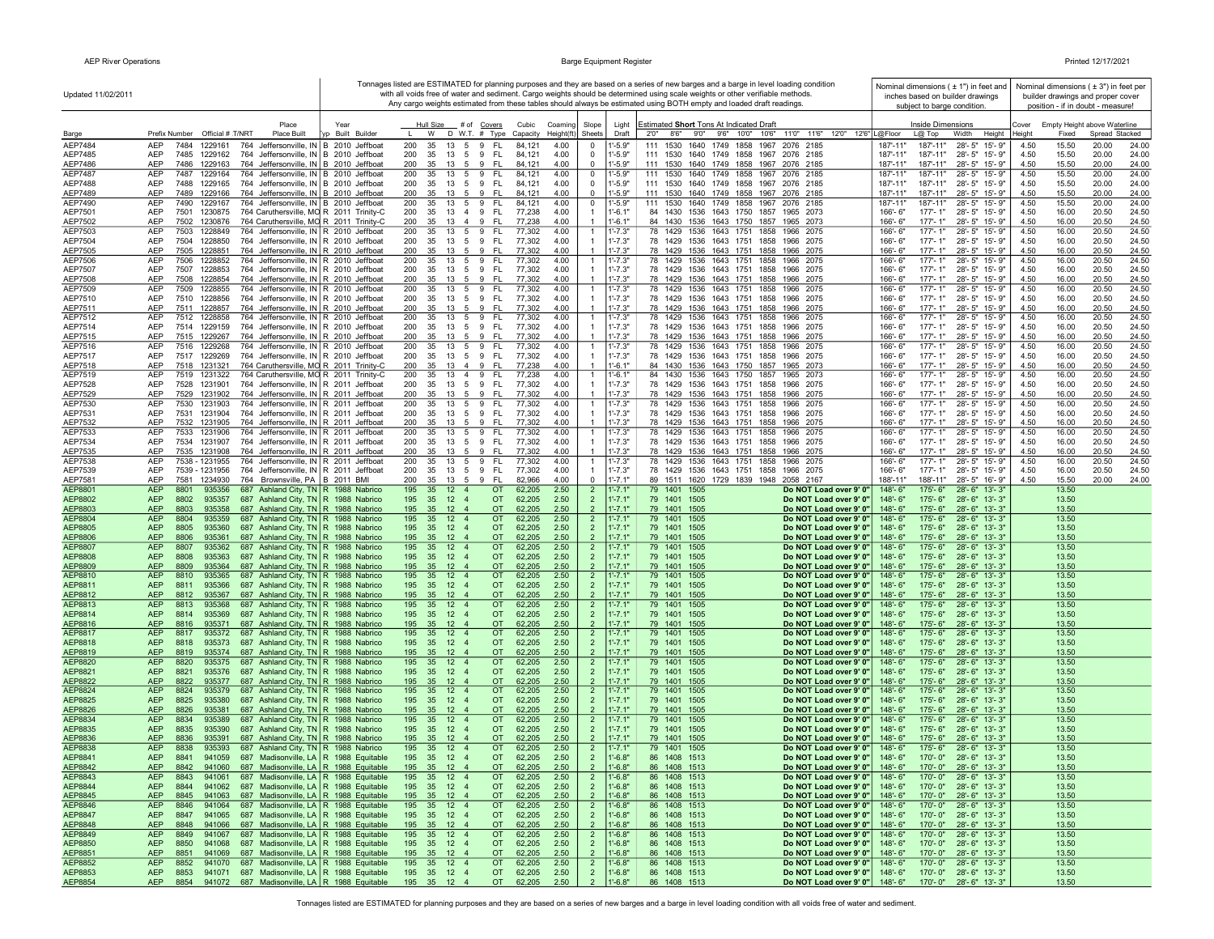Updated 11/02/2011

Tonnages listed are ESTIMATED for planning purposes and they are based on a series of new barges and a barge in level loading condition with all voids free of water and sediment. Cargo weights should be determined using scale weights or other verifiable methods. Any cargo weights estimated from these tables should always be estimated using BOTH empty and loaded draft readings.

Nominal dimensions ( ± 1") in feet and inches based on builder drawings subject to barge condition.

Nominal dimensions ( ± 3") in feet per builder drawings and proper cover position - if in doubt - measure!

| Barge | Prefix | Number | Official # | T/NRT | Place Built | Typ | Year Built | Builder | Hull Size L | W | D | W.T. | # of Covers # | Type | Cubic Capacity | Coaming Height(ft) | Slope Sheets | Light Draft | Estimated **Short** Tons At Indicated Draft 2'0" | 8'6" | 9'0" | 9'6" | 10'0" | 10'6" | 11'0" | 11'6" | 12'0" | 12'6" | Inside Dimensions L@Floor | L@ Top | Width | Height | Cover Height | Empty Height above Waterline Fixed | Spread | Stacked |
|---|---|---|---|---|---|---|---|---|---|---|---|---|---|---|---|---|---|---|---|---|---|---|---|---|---|---|---|---|---|---|---|---|---|---|---|---|
| AEP7484 | AEP | 7484 | 1229161 | 764 | Jeffersonville, IN | B | 2010 | Jeffboat | 200 | 35 | 13 | 5 | 9 | FL | 84,121 | 4.00 | 0 | 1'-5.9" | 111 | 1530 | 1640 | 1749 | 1858 | 1967 | 2076 | 2185 | | | 187'-11" | 187'-11" | 28'- 5" | 15'- 9" | 4.50 | 15.50 | 20.00 | 24.00 |
| AEP7485 | AEP | 7485 | 1229162 | 764 | Jeffersonville, IN | B | 2010 | Jeffboat | 200 | 35 | 13 | 5 | 9 | FL | 84,121 | 4.00 | 0 | 1'-5.9" | 111 | 1530 | 1640 | 1749 | 1858 | 1967 | 2076 | 2185 | | | 187'-11" | 187'-11" | 28'- 5" | 15'- 9" | 4.50 | 15.50 | 20.00 | 24.00 |
| AEP7486 | AEP | 7486 | 1229163 | 764 | Jeffersonville, IN | B | 2010 | Jeffboat | 200 | 35 | 13 | 5 | 9 | FL | 84,121 | 4.00 | 0 | 1'-5.9" | 111 | 1530 | 1640 | 1749 | 1858 | 1967 | 2076 | 2185 | | | 187'-11" | 187'-11" | 28'- 5" | 15'- 9" | 4.50 | 15.50 | 20.00 | 24.00 |
| AEP7487 | AEP | 7487 | 1229164 | 764 | Jeffersonville, IN | B | 2010 | Jeffboat | 200 | 35 | 13 | 5 | 9 | FL | 84,121 | 4.00 | 0 | 1'-5.9" | 111 | 1530 | 1640 | 1749 | 1858 | 1967 | 2076 | 2185 | | | 187'-11" | 187'-11" | 28'- 5" | 15'- 9" | 4.50 | 15.50 | 20.00 | 24.00 |
| AEP7488 | AEP | 7488 | 1229165 | 764 | Jeffersonville, IN | B | 2010 | Jeffboat | 200 | 35 | 13 | 5 | 9 | FL | 84,121 | 4.00 | 0 | 1'-5.9" | 111 | 1530 | 1640 | 1749 | 1858 | 1967 | 2076 | 2185 | | | 187'-11" | 187'-11" | 28'- 5" | 15'- 9" | 4.50 | 15.50 | 20.00 | 24.00 |
| AEP7489 | AEP | 7489 | 1229166 | 764 | Jeffersonville, IN | B | 2010 | Jeffboat | 200 | 35 | 13 | 5 | 9 | FL | 84,121 | 4.00 | 0 | 1'-5.9" | 111 | 1530 | 1640 | 1749 | 1858 | 1967 | 2076 | 2185 | | | 187'-11" | 187'-11" | 28'- 5" | 15'- 9" | 4.50 | 15.50 | 20.00 | 24.00 |
| AEP7490 | AEP | 7490 | 1229167 | 764 | Jeffersonville, IN | B | 2010 | Jeffboat | 200 | 35 | 13 | 5 | 9 | FL | 84,121 | 4.00 | 0 | 1'-5.9" | 111 | 1530 | 1640 | 1749 | 1858 | 1967 | 2076 | 2185 | | | 187'-11" | 187'-11" | 28'- 5" | 15'- 9" | 4.50 | 15.50 | 20.00 | 24.00 |
| AEP7501 | AEP | 7501 | 1230875 | 764 | Caruthersville, MO | R | 2011 | Trinity-C | 200 | 35 | 13 | 4 | 9 | FL | 77,238 | 4.00 | 1 | 1'-6.1" | 84 | 1430 | 1536 | 1643 | 1750 | 1857 | 1965 | 2073 | | | 166'- 6" | 177'- 1" | 28'- 5" | 15'- 9" | 4.50 | 16.00 | 20.50 | 24.50 |
| AEP7502 | AEP | 7502 | 1230876 | 764 | Caruthersville, MO | R | 2011 | Trinity-C | 200 | 35 | 13 | 4 | 9 | FL | 77,238 | 4.00 | 1 | 1'-6.1" | 84 | 1430 | 1536 | 1643 | 1750 | 1857 | 1965 | 2073 | | | 166'- 6" | 177'- 1" | 28'- 5" | 15'- 9" | 4.50 | 16.00 | 20.50 | 24.50 |
| AEP7503 | AEP | 7503 | 1228849 | 764 | Jeffersonville, IN | R | 2010 | Jeffboat | 200 | 35 | 13 | 5 | 9 | FL | 77,302 | 4.00 | 1 | 1'-7.3" | 78 | 1429 | 1536 | 1643 | 1751 | 1858 | 1966 | 2075 | | | 166'- 6" | 177'- 1" | 28'- 5" | 15'- 9" | 4.50 | 16.00 | 20.50 | 24.50 |
| AEP7504 | AEP | 7504 | 1228850 | 764 | Jeffersonville, IN | R | 2010 | Jeffboat | 200 | 35 | 13 | 5 | 9 | FL | 77,302 | 4.00 | 1 | 1'-7.3" | 78 | 1429 | 1536 | 1643 | 1751 | 1858 | 1966 | 2075 | | | 166'- 6" | 177'- 1" | 28'- 5" | 15'- 9" | 4.50 | 16.00 | 20.50 | 24.50 |
| AEP7505 | AEP | 7505 | 1228851 | 764 | Jeffersonville, IN | R | 2010 | Jeffboat | 200 | 35 | 13 | 5 | 9 | FL | 77,302 | 4.00 | 1 | 1'-7.3" | 78 | 1429 | 1536 | 1643 | 1751 | 1858 | 1966 | 2075 | | | 166'- 6" | 177'- 1" | 28'- 5" | 15'- 9" | 4.50 | 16.00 | 20.50 | 24.50 |
| AEP7506 | AEP | 7506 | 1228852 | 764 | Jeffersonville, IN | R | 2010 | Jeffboat | 200 | 35 | 13 | 5 | 9 | FL | 77,302 | 4.00 | 1 | 1'-7.3" | 78 | 1429 | 1536 | 1643 | 1751 | 1858 | 1966 | 2075 | | | 166'- 6" | 177'- 1" | 28'- 5" | 15'- 9" | 4.50 | 16.00 | 20.50 | 24.50 |
| AEP7507 | AEP | 7507 | 1228853 | 764 | Jeffersonville, IN | R | 2010 | Jeffboat | 200 | 35 | 13 | 5 | 9 | FL | 77,302 | 4.00 | 1 | 1'-7.3" | 78 | 1429 | 1536 | 1643 | 1751 | 1858 | 1966 | 2075 | | | 166'- 6" | 177'- 1" | 28'- 5" | 15'- 9" | 4.50 | 16.00 | 20.50 | 24.50 |
| AEP7508 | AEP | 7508 | 1228854 | 764 | Jeffersonville, IN | R | 2010 | Jeffboat | 200 | 35 | 13 | 5 | 9 | FL | 77,302 | 4.00 | 1 | 1'-7.3" | 78 | 1429 | 1536 | 1643 | 1751 | 1858 | 1966 | 2075 | | | 166'- 6" | 177'- 1" | 28'- 5" | 15'- 9" | 4.50 | 16.00 | 20.50 | 24.50 |
| AEP7509 | AEP | 7509 | 1228855 | 764 | Jeffersonville, IN | R | 2010 | Jeffboat | 200 | 35 | 13 | 5 | 9 | FL | 77,302 | 4.00 | 1 | 1'-7.3" | 78 | 1429 | 1536 | 1643 | 1751 | 1858 | 1966 | 2075 | | | 166'- 6" | 177'- 1" | 28'- 5" | 15'- 9" | 4.50 | 16.00 | 20.50 | 24.50 |
| AEP7510 | AEP | 7510 | 1228856 | 764 | Jeffersonville, IN | R | 2010 | Jeffboat | 200 | 35 | 13 | 5 | 9 | FL | 77,302 | 4.00 | 1 | 1'-7.3" | 78 | 1429 | 1536 | 1643 | 1751 | 1858 | 1966 | 2075 | | | 166'- 6" | 177'- 1" | 28'- 5" | 15'- 9" | 4.50 | 16.00 | 20.50 | 24.50 |
| AEP7511 | AEP | 7511 | 1228857 | 764 | Jeffersonville, IN | R | 2010 | Jeffboat | 200 | 35 | 13 | 5 | 9 | FL | 77,302 | 4.00 | 1 | 1'-7.3" | 78 | 1429 | 1536 | 1643 | 1751 | 1858 | 1966 | 2075 | | | 166'- 6" | 177'- 1" | 28'- 5" | 15'- 9" | 4.50 | 16.00 | 20.50 | 24.50 |
| AEP7512 | AEP | 7512 | 1228858 | 764 | Jeffersonville, IN | R | 2010 | Jeffboat | 200 | 35 | 13 | 5 | 9 | FL | 77,302 | 4.00 | 1 | 1'-7.3" | 78 | 1429 | 1536 | 1643 | 1751 | 1858 | 1966 | 2075 | | | 166'- 6" | 177'- 1" | 28'- 5" | 15'- 9" | 4.50 | 16.00 | 20.50 | 24.50 |
| AEP7514 | AEP | 7514 | 1229159 | 764 | Jeffersonville, IN | R | 2010 | Jeffboat | 200 | 35 | 13 | 5 | 9 | FL | 77,302 | 4.00 | 1 | 1'-7.3" | 78 | 1429 | 1536 | 1643 | 1751 | 1858 | 1966 | 2075 | | | 166'- 6" | 177'- 1" | 28'- 5" | 15'- 9" | 4.50 | 16.00 | 20.50 | 24.50 |
| AEP7515 | AEP | 7515 | 1229267 | 764 | Jeffersonville, IN | R | 2010 | Jeffboat | 200 | 35 | 13 | 5 | 9 | FL | 77,302 | 4.00 | 1 | 1'-7.3" | 78 | 1429 | 1536 | 1643 | 1751 | 1858 | 1966 | 2075 | | | 166'- 6" | 177'- 1" | 28'- 5" | 15'- 9" | 4.50 | 16.00 | 20.50 | 24.50 |
| AEP7516 | AEP | 7516 | 1229268 | 764 | Jeffersonville, IN | R | 2010 | Jeffboat | 200 | 35 | 13 | 5 | 9 | FL | 77,302 | 4.00 | 1 | 1'-7.3" | 78 | 1429 | 1536 | 1643 | 1751 | 1858 | 1966 | 2075 | | | 166'- 6" | 177'- 1" | 28'- 5" | 15'- 9" | 4.50 | 16.00 | 20.50 | 24.50 |
| AEP7517 | AEP | 7517 | 1229269 | 764 | Jeffersonville, IN | R | 2010 | Jeffboat | 200 | 35 | 13 | 5 | 9 | FL | 77,302 | 4.00 | 1 | 1'-7.3" | 78 | 1429 | 1536 | 1643 | 1751 | 1858 | 1966 | 2075 | | | 166'- 6" | 177'- 1" | 28'- 5" | 15'- 9" | 4.50 | 16.00 | 20.50 | 24.50 |
| AEP7518 | AEP | 7518 | 1231321 | 764 | Caruthersville, MO | R | 2011 | Trinity-C | 200 | 35 | 13 | 4 | 9 | FL | 77,238 | 4.00 | 1 | 1'-6.1" | 84 | 1430 | 1536 | 1643 | 1750 | 1857 | 1965 | 2073 | | | 166'- 6" | 177'- 1" | 28'- 5" | 15'- 9" | 4.50 | 16.00 | 20.50 | 24.50 |
| AEP7519 | AEP | 7519 | 1231322 | 764 | Caruthersville, MO | R | 2011 | Trinity-C | 200 | 35 | 13 | 4 | 9 | FL | 77,238 | 4.00 | 1 | 1'-6.1" | 84 | 1430 | 1536 | 1643 | 1750 | 1857 | 1965 | 2073 | | | 166'- 6" | 177'- 1" | 28'- 5" | 15'- 9" | 4.50 | 16.00 | 20.50 | 24.50 |
| AEP7528 | AEP | 7528 | 1231901 | 764 | Jeffersonville, IN | R | 2011 | Jeffboat | 200 | 35 | 13 | 5 | 9 | FL | 77,302 | 4.00 | 1 | 1'-7.3" | 78 | 1429 | 1536 | 1643 | 1751 | 1858 | 1966 | 2075 | | | 166'- 6" | 177'- 1" | 28'- 5" | 15'- 9" | 4.50 | 16.00 | 20.50 | 24.50 |
| AEP7529 | AEP | 7529 | 1231902 | 764 | Jeffersonville, IN | R | 2011 | Jeffboat | 200 | 35 | 13 | 5 | 9 | FL | 77,302 | 4.00 | 1 | 1'-7.3" | 78 | 1429 | 1536 | 1643 | 1751 | 1858 | 1966 | 2075 | | | 166'- 6" | 177'- 1" | 28'- 5" | 15'- 9" | 4.50 | 16.00 | 20.50 | 24.50 |
| AEP7530 | AEP | 7530 | 1231903 | 764 | Jeffersonville, IN | R | 2011 | Jeffboat | 200 | 35 | 13 | 5 | 9 | FL | 77,302 | 4.00 | 1 | 1'-7.3" | 78 | 1429 | 1536 | 1643 | 1751 | 1858 | 1966 | 2075 | | | 166'- 6" | 177'- 1" | 28'- 5" | 15'- 9" | 4.50 | 16.00 | 20.50 | 24.50 |
| AEP7531 | AEP | 7531 | 1231904 | 764 | Jeffersonville, IN | R | 2011 | Jeffboat | 200 | 35 | 13 | 5 | 9 | FL | 77,302 | 4.00 | 1 | 1'-7.3" | 78 | 1429 | 1536 | 1643 | 1751 | 1858 | 1966 | 2075 | | | 166'- 6" | 177'- 1" | 28'- 5" | 15'- 9" | 4.50 | 16.00 | 20.50 | 24.50 |
| AEP7532 | AEP | 7532 | 1231905 | 764 | Jeffersonville, IN | R | 2011 | Jeffboat | 200 | 35 | 13 | 5 | 9 | FL | 77,302 | 4.00 | 1 | 1'-7.3" | 78 | 1429 | 1536 | 1643 | 1751 | 1858 | 1966 | 2075 | | | 166'- 6" | 177'- 1" | 28'- 5" | 15'- 9" | 4.50 | 16.00 | 20.50 | 24.50 |
| AEP7533 | AEP | 7533 | 1231906 | 764 | Jeffersonville, IN | R | 2011 | Jeffboat | 200 | 35 | 13 | 5 | 9 | FL | 77,302 | 4.00 | 1 | 1'-7.3" | 78 | 1429 | 1536 | 1643 | 1751 | 1858 | 1966 | 2075 | | | 166'- 6" | 177'- 1" | 28'- 5" | 15'- 9" | 4.50 | 16.00 | 20.50 | 24.50 |
| AEP7534 | AEP | 7534 | 1231907 | 764 | Jeffersonville, IN | R | 2011 | Jeffboat | 200 | 35 | 13 | 5 | 9 | FL | 77,302 | 4.00 | 1 | 1'-7.3" | 78 | 1429 | 1536 | 1643 | 1751 | 1858 | 1966 | 2075 | | | 166'- 6" | 177'- 1" | 28'- 5" | 15'- 9" | 4.50 | 16.00 | 20.50 | 24.50 |
| AEP7535 | AEP | 7535 | 1231908 | 764 | Jeffersonville, IN | R | 2011 | Jeffboat | 200 | 35 | 13 | 5 | 9 | FL | 77,302 | 4.00 | 1 | 1'-7.3" | 78 | 1429 | 1536 | 1643 | 1751 | 1858 | 1966 | 2075 | | | 166'- 6" | 177'- 1" | 28'- 5" | 15'- 9" | 4.50 | 16.00 | 20.50 | 24.50 |
| AEP7538 | AEP | 7538 - | 1231955 | 764 | Jeffersonville, IN | R | 2011 | Jeffboat | 200 | 35 | 13 | 5 | 9 | FL | 77,302 | 4.00 | 1 | 1'-7.3" | 78 | 1429 | 1536 | 1643 | 1751 | 1858 | 1966 | 2075 | | | 166'- 6" | 177'- 1" | 28'- 5" | 15'- 9" | 4.50 | 16.00 | 20.50 | 24.50 |
| AEP7539 | AEP | 7539 - | 1231956 | 764 | Jeffersonville, IN | R | 2011 | Jeffboat | 200 | 35 | 13 | 5 | 9 | FL | 77,302 | 4.00 | 1 | 1'-7.3" | 78 | 1429 | 1536 | 1643 | 1751 | 1858 | 1966 | 2075 | | | 166'- 6" | 177'- 1" | 28'- 5" | 15'- 9" | 4.50 | 16.00 | 20.50 | 24.50 |
| AEP7581 | AEP | 7581 | 1234930 | 764 | Brownsville, PA | B | 2011 | BMI | 200 | 35 | 13 | 5 | 9 | FL | 82,966 | 4.00 | 0 | 1'-7.1" | 89 | 1511 | 1620 | 1729 | 1839 | 1948 | 2058 | 2167 | | | 188'-11" | 188'-11" | 28'- 5" | 16'- 9" | 4.50 | 15.50 | 20.00 | 24.00 |
| AEP8801 | AEP | 8801 | 935356 | 687 | Ashland City, TN | R | 1988 | Nabrico | 195 | 35 | 12 | 4 | | OT | 62,205 | 2.50 | 2 | 1'-7.1" | 79 | 1401 | 1505 | Do NOT Load over 9' 0" | | | | | | | 148'- 6" | 175'- 6" | 28'- 6" | 13'- 3" | | 13.50 | | |
| AEP8802 | AEP | 8802 | 935357 | 687 | Ashland City, TN | R | 1988 | Nabrico | 195 | 35 | 12 | 4 | | OT | 62,205 | 2.50 | 2 | 1'-7.1" | 79 | 1401 | 1505 | Do NOT Load over 9' 0" | | | | | | | 148'- 6" | 175'- 6" | 28'- 6" | 13'- 3" | | 13.50 | | |
| AEP8803 | AEP | 8803 | 935358 | 687 | Ashland City, TN | R | 1988 | Nabrico | 195 | 35 | 12 | 4 | | OT | 62,205 | 2.50 | 2 | 1'-7.1" | 79 | 1401 | 1505 | Do NOT Load over 9' 0" | | | | | | | 148'- 6" | 175'- 6" | 28'- 6" | 13'- 3" | | 13.50 | | |
| AEP8804 | AEP | 8804 | 935359 | 687 | Ashland City, TN | R | 1988 | Nabrico | 195 | 35 | 12 | 4 | | OT | 62,205 | 2.50 | 2 | 1'-7.1" | 79 | 1401 | 1505 | Do NOT Load over 9' 0" | | | | | | | 148'- 6" | 175'- 6" | 28'- 6" | 13'- 3" | | 13.50 | | |
| AEP8805 | AEP | 8805 | 935360 | 687 | Ashland City, TN | R | 1988 | Nabrico | 195 | 35 | 12 | 4 | | OT | 62,205 | 2.50 | 2 | 1'-7.1" | 79 | 1401 | 1505 | Do NOT Load over 9' 0" | | | | | | | 148'- 6" | 175'- 6" | 28'- 6" | 13'- 3" | | 13.50 | | |
| AEP8806 | AEP | 8806 | 935361 | 687 | Ashland City, TN | R | 1988 | Nabrico | 195 | 35 | 12 | 4 | | OT | 62,205 | 2.50 | 2 | 1'-7.1" | 79 | 1401 | 1505 | Do NOT Load over 9' 0" | | | | | | | 148'- 6" | 175'- 6" | 28'- 6" | 13'- 3" | | 13.50 | | |
| AEP8807 | AEP | 8807 | 935362 | 687 | Ashland City, TN | R | 1988 | Nabrico | 195 | 35 | 12 | 4 | | OT | 62,205 | 2.50 | 2 | 1'-7.1" | 79 | 1401 | 1505 | Do NOT Load over 9' 0" | | | | | | | 148'- 6" | 175'- 6" | 28'- 6" | 13'- 3" | | 13.50 | | |
| AEP8808 | AEP | 8808 | 935363 | 687 | Ashland City, TN | R | 1988 | Nabrico | 195 | 35 | 12 | 4 | | OT | 62,205 | 2.50 | 2 | 1'-7.1" | 79 | 1401 | 1505 | Do NOT Load over 9' 0" | | | | | | | 148'- 6" | 175'- 6" | 28'- 6" | 13'- 3" | | 13.50 | | |
| AEP8809 | AEP | 8809 | 935364 | 687 | Ashland City, TN | R | 1988 | Nabrico | 195 | 35 | 12 | 4 | | OT | 62,205 | 2.50 | 2 | 1'-7.1" | 79 | 1401 | 1505 | Do NOT Load over 9' 0" | | | | | | | 148'- 6" | 175'- 6" | 28'- 6" | 13'- 3" | | 13.50 | | |
| AEP8810 | AEP | 8810 | 935365 | 687 | Ashland City, TN | R | 1988 | Nabrico | 195 | 35 | 12 | 4 | | OT | 62,205 | 2.50 | 2 | 1'-7.1" | 79 | 1401 | 1505 | Do NOT Load over 9' 0" | | | | | | | 148'- 6" | 175'- 6" | 28'- 6" | 13'- 3" | | 13.50 | | |
| AEP8811 | AEP | 8811 | 935366 | 687 | Ashland City, TN | R | 1988 | Nabrico | 195 | 35 | 12 | 4 | | OT | 62,205 | 2.50 | 2 | 1'-7.1" | 79 | 1401 | 1505 | Do NOT Load over 9' 0" | | | | | | | 148'- 6" | 175'- 6" | 28'- 6" | 13'- 3" | | 13.50 | | |
| AEP8812 | AEP | 8812 | 935367 | 687 | Ashland City, TN | R | 1988 | Nabrico | 195 | 35 | 12 | 4 | | OT | 62,205 | 2.50 | 2 | 1'-7.1" | 79 | 1401 | 1505 | Do NOT Load over 9' 0" | | | | | | | 148'- 6" | 175'- 6" | 28'- 6" | 13'- 3" | | 13.50 | | |
| AEP8813 | AEP | 8813 | 935368 | 687 | Ashland City, TN | R | 1988 | Nabrico | 195 | 35 | 12 | 4 | | OT | 62,205 | 2.50 | 2 | 1'-7.1" | 79 | 1401 | 1505 | Do NOT Load over 9' 0" | | | | | | | 148'- 6" | 175'- 6" | 28'- 6" | 13'- 3" | | 13.50 | | |
| AEP8814 | AEP | 8814 | 935369 | 687 | Ashland City, TN | R | 1988 | Nabrico | 195 | 35 | 12 | 4 | | OT | 62,205 | 2.50 | 2 | 1'-7.1" | 79 | 1401 | 1505 | Do NOT Load over 9' 0" | | | | | | | 148'- 6" | 175'- 6" | 28'- 6" | 13'- 3" | | 13.50 | | |
| AEP8816 | AEP | 8816 | 935371 | 687 | Ashland City, TN | R | 1988 | Nabrico | 195 | 35 | 12 | 4 | | OT | 62,205 | 2.50 | 2 | 1'-7.1" | 79 | 1401 | 1505 | Do NOT Load over 9' 0" | | | | | | | 148'- 6" | 175'- 6" | 28'- 6" | 13'- 3" | | 13.50 | | |
| AEP8817 | AEP | 8817 | 935372 | 687 | Ashland City, TN | R | 1988 | Nabrico | 195 | 35 | 12 | 4 | | OT | 62,205 | 2.50 | 2 | 1'-7.1" | 79 | 1401 | 1505 | Do NOT Load over 9' 0" | | | | | | | 148'- 6" | 175'- 6" | 28'- 6" | 13'- 3" | | 13.50 | | |
| AEP8818 | AEP | 8818 | 935373 | 687 | Ashland City, TN | R | 1988 | Nabrico | 195 | 35 | 12 | 4 | | OT | 62,205 | 2.50 | 2 | 1'-7.1" | 79 | 1401 | 1505 | Do NOT Load over 9' 0" | | | | | | | 148'- 6" | 175'- 6" | 28'- 6" | 13'- 3" | | 13.50 | | |
| AEP8819 | AEP | 8819 | 935374 | 687 | Ashland City, TN | R | 1988 | Nabrico | 195 | 35 | 12 | 4 | | OT | 62,205 | 2.50 | 2 | 1'-7.1" | 79 | 1401 | 1505 | Do NOT Load over 9' 0" | | | | | | | 148'- 6" | 175'- 6" | 28'- 6" | 13'- 3" | | 13.50 | | |
| AEP8820 | AEP | 8820 | 935375 | 687 | Ashland City, TN | R | 1988 | Nabrico | 195 | 35 | 12 | 4 | | OT | 62,205 | 2.50 | 2 | 1'-7.1" | 79 | 1401 | 1505 | Do NOT Load over 9' 0" | | | | | | | 148'- 6" | 175'- 6" | 28'- 6" | 13'- 3" | | 13.50 | | |
| AEP8821 | AEP | 8821 | 935376 | 687 | Ashland City, TN | R | 1988 | Nabrico | 195 | 35 | 12 | 4 | | OT | 62,205 | 2.50 | 2 | 1'-7.1" | 79 | 1401 | 1505 | Do NOT Load over 9' 0" | | | | | | | 148'- 6" | 175'- 6" | 28'- 6" | 13'- 3" | | 13.50 | | |
| AEP8822 | AEP | 8822 | 935377 | 687 | Ashland City, TN | R | 1988 | Nabrico | 195 | 35 | 12 | 4 | | OT | 62,205 | 2.50 | 2 | 1'-7.1" | 79 | 1401 | 1505 | Do NOT Load over 9' 0" | | | | | | | 148'- 6" | 175'- 6" | 28'- 6" | 13'- 3" | | 13.50 | | |
| AEP8824 | AEP | 8824 | 935379 | 687 | Ashland City, TN | R | 1988 | Nabrico | 195 | 35 | 12 | 4 | | OT | 62,205 | 2.50 | 2 | 1'-7.1" | 79 | 1401 | 1505 | Do NOT Load over 9' 0" | | | | | | | 148'- 6" | 175'- 6" | 28'- 6" | 13'- 3" | | 13.50 | | |
| AEP8825 | AEP | 8825 | 935380 | 687 | Ashland City, TN | R | 1988 | Nabrico | 195 | 35 | 12 | 4 | | OT | 62,205 | 2.50 | 2 | 1'-7.1" | 79 | 1401 | 1505 | Do NOT Load over 9' 0" | | | | | | | 148'- 6" | 175'- 6" | 28'- 6" | 13'- 3" | | 13.50 | | |
| AEP8826 | AEP | 8826 | 935381 | 687 | Ashland City, TN | R | 1988 | Nabrico | 195 | 35 | 12 | 4 | | OT | 62,205 | 2.50 | 2 | 1'-7.1" | 79 | 1401 | 1505 | Do NOT Load over 9' 0" | | | | | | | 148'- 6" | 175'- 6" | 28'- 6" | 13'- 3" | | 13.50 | | |
| AEP8834 | AEP | 8834 | 935389 | 687 | Ashland City, TN | R | 1988 | Nabrico | 195 | 35 | 12 | 4 | | OT | 62,205 | 2.50 | 2 | 1'-7.1" | 79 | 1401 | 1505 | Do NOT Load over 9' 0" | | | | | | | 148'- 6" | 175'- 6" | 28'- 6" | 13'- 3" | | 13.50 | | |
| AEP8835 | AEP | 8835 | 935390 | 687 | Ashland City, TN | R | 1988 | Nabrico | 195 | 35 | 12 | 4 | | OT | 62,205 | 2.50 | 2 | 1'-7.1" | 79 | 1401 | 1505 | Do NOT Load over 9' 0" | | | | | | | 148'- 6" | 175'- 6" | 28'- 6" | 13'- 3" | | 13.50 | | |
| AEP8836 | AEP | 8836 | 935391 | 687 | Ashland City, TN | R | 1988 | Nabrico | 195 | 35 | 12 | 4 | | OT | 62,205 | 2.50 | 2 | 1'-7.1" | 79 | 1401 | 1505 | Do NOT Load over 9' 0" | | | | | | | 148'- 6" | 175'- 6" | 28'- 6" | 13'- 3" | | 13.50 | | |
| AEP8838 | AEP | 8838 | 935393 | 687 | Ashland City, TN | R | 1988 | Nabrico | 195 | 35 | 12 | 4 | | OT | 62,205 | 2.50 | 2 | 1'-7.1" | 79 | 1401 | 1505 | Do NOT Load over 9' 0" | | | | | | | 148'- 6" | 175'- 6" | 28'- 6" | 13'- 3" | | 13.50 | | |
| AEP8841 | AEP | 8841 | 941059 | 687 | Madisonville, LA | R | 1988 | Equitable | 195 | 35 | 12 | 4 | | OT | 62,205 | 2.50 | 2 | 1'-6.8" | 86 | 1408 | 1513 | Do NOT Load over 9' 0" | | | | | | | 148'- 6" | 170'- 0" | 28'- 6" | 13'- 3" | | 13.50 | | |
| AEP8842 | AEP | 8842 | 941060 | 687 | Madisonville, LA | R | 1988 | Equitable | 195 | 35 | 12 | 4 | | OT | 62,205 | 2.50 | 2 | 1'-6.8" | 86 | 1408 | 1513 | Do NOT Load over 9' 0" | | | | | | | 148'- 6" | 170'- 0" | 28'- 6" | 13'- 3" | | 13.50 | | |
| AEP8843 | AEP | 8843 | 941061 | 687 | Madisonville, LA | R | 1988 | Equitable | 195 | 35 | 12 | 4 | | OT | 62,205 | 2.50 | 2 | 1'-6.8" | 86 | 1408 | 1513 | Do NOT Load over 9' 0" | | | | | | | 148'- 6" | 170'- 0" | 28'- 6" | 13'- 3" | | 13.50 | | |
| AEP8844 | AEP | 8844 | 941062 | 687 | Madisonville, LA | R | 1988 | Equitable | 195 | 35 | 12 | 4 | | OT | 62,205 | 2.50 | 2 | 1'-6.8" | 86 | 1408 | 1513 | Do NOT Load over 9' 0" | | | | | | | 148'- 6" | 170'- 0" | 28'- 6" | 13'- 3" | | 13.50 | | |
| AEP8845 | AEP | 8845 | 941063 | 687 | Madisonville, LA | R | 1988 | Equitable | 195 | 35 | 12 | 4 | | OT | 62,205 | 2.50 | 2 | 1'-6.8" | 86 | 1408 | 1513 | Do NOT Load over 9' 0" | | | | | | | 148'- 6" | 170'- 0" | 28'- 6" | 13'- 3" | | 13.50 | | |
| AEP8846 | AEP | 8846 | 941064 | 687 | Madisonville, LA | R | 1988 | Equitable | 195 | 35 | 12 | 4 | | OT | 62,205 | 2.50 | 2 | 1'-6.8" | 86 | 1408 | 1513 | Do NOT Load over 9' 0" | | | | | | | 148'- 6" | 170'- 0" | 28'- 6" | 13'- 3" | | 13.50 | | |
| AEP8847 | AEP | 8847 | 941065 | 687 | Madisonville, LA | R | 1988 | Equitable | 195 | 35 | 12 | 4 | | OT | 62,205 | 2.50 | 2 | 1'-6.8" | 86 | 1408 | 1513 | Do NOT Load over 9' 0" | | | | | | | 148'- 6" | 170'- 0" | 28'- 6" | 13'- 3" | | 13.50 | | |
| AEP8848 | AEP | 8848 | 941066 | 687 | Madisonville, LA | R | 1988 | Equitable | 195 | 35 | 12 | 4 | | OT | 62,205 | 2.50 | 2 | 1'-6.8" | 86 | 1408 | 1513 | Do NOT Load over 9' 0" | | | | | | | 148'- 6" | 170'- 0" | 28'- 6" | 13'- 3" | | 13.50 | | |
| AEP8849 | AEP | 8849 | 941067 | 687 | Madisonville, LA | R | 1988 | Equitable | 195 | 35 | 12 | 4 | | OT | 62,205 | 2.50 | 2 | 1'-6.8" | 86 | 1408 | 1513 | Do NOT Load over 9' 0" | | | | | | | 148'- 6" | 170'- 0" | 28'- 6" | 13'- 3" | | 13.50 | | |
| AEP8850 | AEP | 8850 | 941068 | 687 | Madisonville, LA | R | 1988 | Equitable | 195 | 35 | 12 | 4 | | OT | 62,205 | 2.50 | 2 | 1'-6.8" | 86 | 1408 | 1513 | Do NOT Load over 9' 0" | | | | | | | 148'- 6" | 170'- 0" | 28'- 6" | 13'- 3" | | 13.50 | | |
| AEP8851 | AEP | 8851 | 941069 | 687 | Madisonville, LA | R | 1988 | Equitable | 195 | 35 | 12 | 4 | | OT | 62,205 | 2.50 | 2 | 1'-6.8" | 86 | 1408 | 1513 | Do NOT Load over 9' 0" | | | | | | | 148'- 6" | 170'- 0" | 28'- 6" | 13'- 3" | | 13.50 | | |
| AEP8852 | AEP | 8852 | 941070 | 687 | Madisonville, LA | R | 1988 | Equitable | 195 | 35 | 12 | 4 | | OT | 62,205 | 2.50 | 2 | 1'-6.8" | 86 | 1408 | 1513 | Do NOT Load over 9' 0" | | | | | | | 148'- 6" | 170'- 0" | 28'- 6" | 13'- 3" | | 13.50 | | |
| AEP8853 | AEP | 8853 | 941071 | 687 | Madisonville, LA | R | 1988 | Equitable | 195 | 35 | 12 | 4 | | OT | 62,205 | 2.50 | 2 | 1'-6.8" | 86 | 1408 | 1513 | Do NOT Load over 9' 0" | | | | | | | 148'- 6" | 170'- 0" | 28'- 6" | 13'- 3" | | 13.50 | | |
| AEP8854 | AEP | 8854 | 941072 | 687 | Madisonville, LA | R | 1988 | Equitable | 195 | 35 | 12 | 4 | | OT | 62,205 | 2.50 | 2 | 1'-6.8" | 86 | 1408 | 1513 | Do NOT Load over 9' 0" | | | | | | | 148'- 6" | 170'- 0" | 28'- 6" | 13'- 3" | | 13.50 | | |

Tonnages listed are ESTIMATED for planning purposes and they are based on a series of new barges and a barge in level loading condition with all voids free of water and sediment.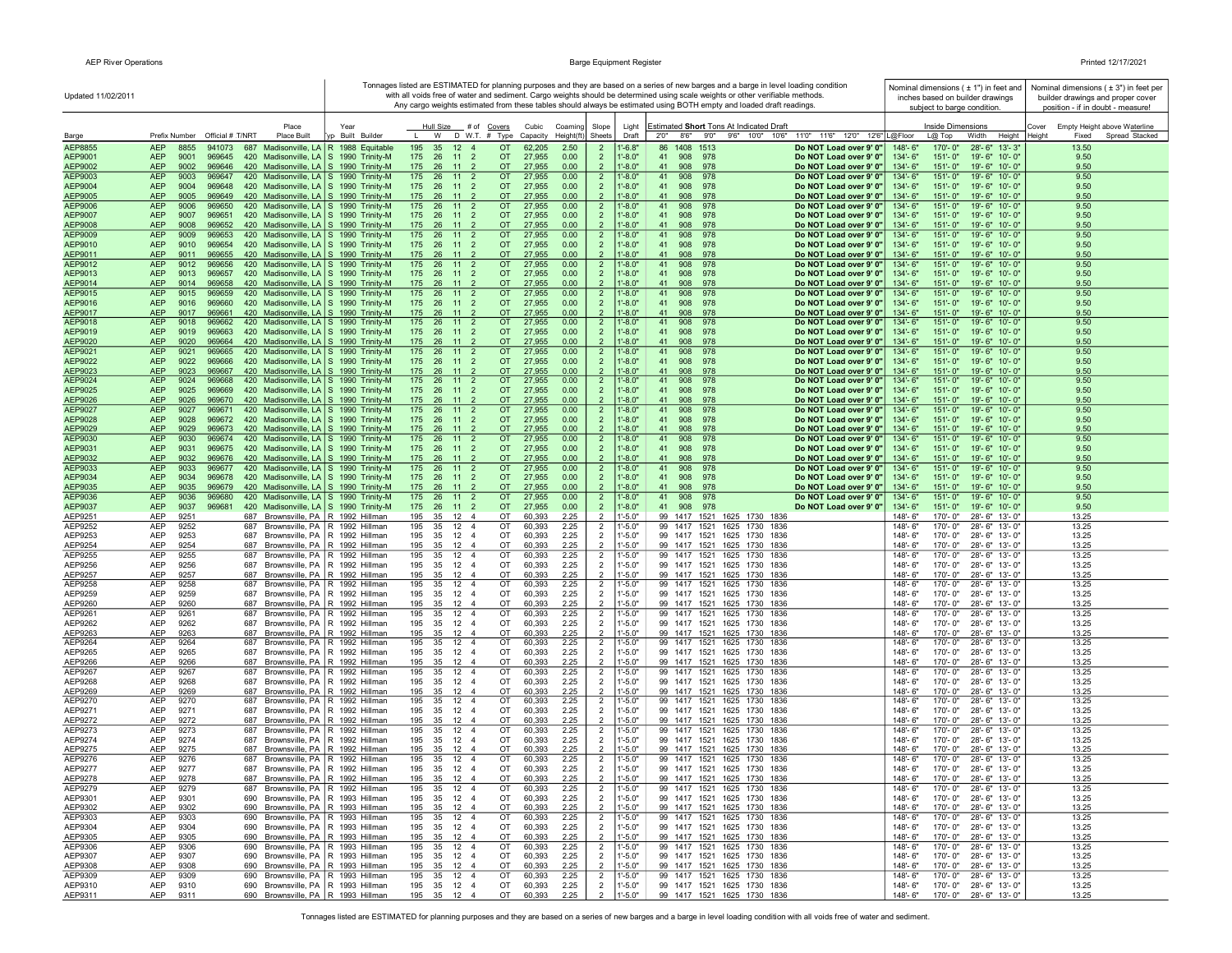Updated 11/02/2011

Tonnages listed are ESTIMATED for planning purposes and they are based on a series of new barges and a barge in level loading condition with all voids free of water and sediment. Cargo weights should be determined using scale weights or other verifiable methods. Any cargo weights estimated from these tables should always be estimated using BOTH empty and loaded draft readings.

Nominal dimensions ( ± 1") in feet and inches based on builder drawings subject to barge condition.

Nominal dimensions ( ± 3") in feet per builder drawings and proper cover position - if in doubt - measure!

| Barge | Prefix | Number | Official # | T/NRT | Place Built | Typ | Year Built | Builder | Hull Size L | W | D | # of W.T. | Covers # | Covers Type | Cubic Capacity | Coaming Height(ft) | Slope Sheets | Light Draft | Estimated Short Tons At Indicated Draft 2'0" | 8'6" | 9'0" | 9'6" | 10'0" | 10'6" | 11'0" | 11'6" | 12'0" | 12'6" | Inside Dimensions L@Floor | L@Top | Width | Height | Cover Height | Empty Height above Waterline Fixed | Spread Stacked |
|---|---|---|---|---|---|---|---|---|---|---|---|---|---|---|---|---|---|---|---|---|---|---|---|---|---|---|---|---|---|---|---|---|---|---|---|
| AEP8855 | AEP | 8855 | 941073 | 687 | Madisonville, LA | R | 1988 | Equitable | 195 | 35 | 12 | 4 | | OT | 62,205 | 2.50 | 2 | 1'-6.8" | 86 | 1408 | 1513 | | | | | | | Do NOT Load over 9' 0" | 148'-6" | 170'-0" | 28'-6" | 13'-3" | | 13.50 | |
| AEP9001 | AEP | 9001 | 969645 | 420 | Madisonville, LA | S | 1990 | Trinity-M | 175 | 26 | 11 | 2 | | OT | 27,955 | 0.00 | 2 | 1'-8.0" | 41 | 908 | 978 | | | | | | | Do NOT Load over 9' 0" | 134'-6" | 151'-0" | 19'-6" | 10'-0" | | 9.50 | |
| AEP9002 | AEP | 9002 | 969646 | 420 | Madisonville, LA | S | 1990 | Trinity-M | 175 | 26 | 11 | 2 | | OT | 27,955 | 0.00 | 2 | 1'-8.0" | 41 | 908 | 978 | | | | | | | Do NOT Load over 9' 0" | 134'-6" | 151'-0" | 19'-6" | 10'-0" | | 9.50 | |
| AEP9003 | AEP | 9003 | 969647 | 420 | Madisonville, LA | S | 1990 | Trinity-M | 175 | 26 | 11 | 2 | | OT | 27,955 | 0.00 | 2 | 1'-8.0" | 41 | 908 | 978 | | | | | | | Do NOT Load over 9' 0" | 134'-6" | 151'-0" | 19'-6" | 10'-0" | | 9.50 | |
| AEP9004 | AEP | 9004 | 969648 | 420 | Madisonville, LA | S | 1990 | Trinity-M | 175 | 26 | 11 | 2 | | OT | 27,955 | 0.00 | 2 | 1'-8.0" | 41 | 908 | 978 | | | | | | | Do NOT Load over 9' 0" | 134'-6" | 151'-0" | 19'-6" | 10'-0" | | 9.50 | |
| AEP9005 | AEP | 9005 | 969649 | 420 | Madisonville, LA | S | 1990 | Trinity-M | 175 | 26 | 11 | 2 | | OT | 27,955 | 0.00 | 2 | 1'-8.0" | 41 | 908 | 978 | | | | | | | Do NOT Load over 9' 0" | 134'-6" | 151'-0" | 19'-6" | 10'-0" | | 9.50 | |
| AEP9006 | AEP | 9006 | 969650 | 420 | Madisonville, LA | S | 1990 | Trinity-M | 175 | 26 | 11 | 2 | | OT | 27,955 | 0.00 | 2 | 1'-8.0" | 41 | 908 | 978 | | | | | | | Do NOT Load over 9' 0" | 134'-6" | 151'-0" | 19'-6" | 10'-0" | | 9.50 | |
| AEP9007 | AEP | 9007 | 969651 | 420 | Madisonville, LA | S | 1990 | Trinity-M | 175 | 26 | 11 | 2 | | OT | 27,955 | 0.00 | 2 | 1'-8.0" | 41 | 908 | 978 | | | | | | | Do NOT Load over 9' 0" | 134'-6" | 151'-0" | 19'-6" | 10'-0" | | 9.50 | |
| AEP9008 | AEP | 9008 | 969652 | 420 | Madisonville, LA | S | 1990 | Trinity-M | 175 | 26 | 11 | 2 | | OT | 27,955 | 0.00 | 2 | 1'-8.0" | 41 | 908 | 978 | | | | | | | Do NOT Load over 9' 0" | 134'-6" | 151'-0" | 19'-6" | 10'-0" | | 9.50 | |
| AEP9009 | AEP | 9009 | 969653 | 420 | Madisonville, LA | S | 1990 | Trinity-M | 175 | 26 | 11 | 2 | | OT | 27,955 | 0.00 | 2 | 1'-8.0" | 41 | 908 | 978 | | | | | | | Do NOT Load over 9' 0" | 134'-6" | 151'-0" | 19'-6" | 10'-0" | | 9.50 | |
| AEP9010 | AEP | 9010 | 969654 | 420 | Madisonville, LA | S | 1990 | Trinity-M | 175 | 26 | 11 | 2 | | OT | 27,955 | 0.00 | 2 | 1'-8.0" | 41 | 908 | 978 | | | | | | | Do NOT Load over 9' 0" | 134'-6" | 151'-0" | 19'-6" | 10'-0" | | 9.50 | |
| AEP9011 | AEP | 9011 | 969655 | 420 | Madisonville, LA | S | 1990 | Trinity-M | 175 | 26 | 11 | 2 | | OT | 27,955 | 0.00 | 2 | 1'-8.0" | 41 | 908 | 978 | | | | | | | Do NOT Load over 9' 0" | 134'-6" | 151'-0" | 19'-6" | 10'-0" | | 9.50 | |
| AEP9012 | AEP | 9012 | 969656 | 420 | Madisonville, LA | S | 1990 | Trinity-M | 175 | 26 | 11 | 2 | | OT | 27,955 | 0.00 | 2 | 1'-8.0" | 41 | 908 | 978 | | | | | | | Do NOT Load over 9' 0" | 134'-6" | 151'-0" | 19'-6" | 10'-0" | | 9.50 | |
| AEP9013 | AEP | 9013 | 969657 | 420 | Madisonville, LA | S | 1990 | Trinity-M | 175 | 26 | 11 | 2 | | OT | 27,955 | 0.00 | 2 | 1'-8.0" | 41 | 908 | 978 | | | | | | | Do NOT Load over 9' 0" | 134'-6" | 151'-0" | 19'-6" | 10'-0" | | 9.50 | |
| AEP9014 | AEP | 9014 | 969658 | 420 | Madisonville, LA | S | 1990 | Trinity-M | 175 | 26 | 11 | 2 | | OT | 27,955 | 0.00 | 2 | 1'-8.0" | 41 | 908 | 978 | | | | | | | Do NOT Load over 9' 0" | 134'-6" | 151'-0" | 19'-6" | 10'-0" | | 9.50 | |
| AEP9015 | AEP | 9015 | 969659 | 420 | Madisonville, LA | S | 1990 | Trinity-M | 175 | 26 | 11 | 2 | | OT | 27,955 | 0.00 | 2 | 1'-8.0" | 41 | 908 | 978 | | | | | | | Do NOT Load over 9' 0" | 134'-6" | 151'-0" | 19'-6" | 10'-0" | | 9.50 | |
| AEP9016 | AEP | 9016 | 969660 | 420 | Madisonville, LA | S | 1990 | Trinity-M | 175 | 26 | 11 | 2 | | OT | 27,955 | 0.00 | 2 | 1'-8.0" | 41 | 908 | 978 | | | | | | | Do NOT Load over 9' 0" | 134'-6" | 151'-0" | 19'-6" | 10'-0" | | 9.50 | |
| AEP9017 | AEP | 9017 | 969661 | 420 | Madisonville, LA | S | 1990 | Trinity-M | 175 | 26 | 11 | 2 | | OT | 27,955 | 0.00 | 2 | 1'-8.0" | 41 | 908 | 978 | | | | | | | Do NOT Load over 9' 0" | 134'-6" | 151'-0" | 19'-6" | 10'-0" | | 9.50 | |
| AEP9018 | AEP | 9018 | 969662 | 420 | Madisonville, LA | S | 1990 | Trinity-M | 175 | 26 | 11 | 2 | | OT | 27,955 | 0.00 | 2 | 1'-8.0" | 41 | 908 | 978 | | | | | | | Do NOT Load over 9' 0" | 134'-6" | 151'-0" | 19'-6" | 10'-0" | | 9.50 | |
| AEP9019 | AEP | 9019 | 969663 | 420 | Madisonville, LA | S | 1990 | Trinity-M | 175 | 26 | 11 | 2 | | OT | 27,955 | 0.00 | 2 | 1'-8.0" | 41 | 908 | 978 | | | | | | | Do NOT Load over 9' 0" | 134'-6" | 151'-0" | 19'-6" | 10'-0" | | 9.50 | |
| AEP9020 | AEP | 9020 | 969664 | 420 | Madisonville, LA | S | 1990 | Trinity-M | 175 | 26 | 11 | 2 | | OT | 27,955 | 0.00 | 2 | 1'-8.0" | 41 | 908 | 978 | | | | | | | Do NOT Load over 9' 0" | 134'-6" | 151'-0" | 19'-6" | 10'-0" | | 9.50 | |
| AEP9021 | AEP | 9021 | 969665 | 420 | Madisonville, LA | S | 1990 | Trinity-M | 175 | 26 | 11 | 2 | | OT | 27,955 | 0.00 | 2 | 1'-8.0" | 41 | 908 | 978 | | | | | | | Do NOT Load over 9' 0" | 134'-6" | 151'-0" | 19'-6" | 10'-0" | | 9.50 | |
| AEP9022 | AEP | 9022 | 969666 | 420 | Madisonville, LA | S | 1990 | Trinity-M | 175 | 26 | 11 | 2 | | OT | 27,955 | 0.00 | 2 | 1'-8.0" | 41 | 908 | 978 | | | | | | | Do NOT Load over 9' 0" | 134'-6" | 151'-0" | 19'-6" | 10'-0" | | 9.50 | |
| AEP9023 | AEP | 9023 | 969667 | 420 | Madisonville, LA | S | 1990 | Trinity-M | 175 | 26 | 11 | 2 | | OT | 27,955 | 0.00 | 2 | 1'-8.0" | 41 | 908 | 978 | | | | | | | Do NOT Load over 9' 0" | 134'-6" | 151'-0" | 19'-6" | 10'-0" | | 9.50 | |
| AEP9024 | AEP | 9024 | 969668 | 420 | Madisonville, LA | S | 1990 | Trinity-M | 175 | 26 | 11 | 2 | | OT | 27,955 | 0.00 | 2 | 1'-8.0" | 41 | 908 | 978 | | | | | | | Do NOT Load over 9' 0" | 134'-6" | 151'-0" | 19'-6" | 10'-0" | | 9.50 | |
| AEP9025 | AEP | 9025 | 969669 | 420 | Madisonville, LA | S | 1990 | Trinity-M | 175 | 26 | 11 | 2 | | OT | 27,955 | 0.00 | 2 | 1'-8.0" | 41 | 908 | 978 | | | | | | | Do NOT Load over 9' 0" | 134'-6" | 151'-0" | 19'-6" | 10'-0" | | 9.50 | |
| AEP9026 | AEP | 9026 | 969670 | 420 | Madisonville, LA | S | 1990 | Trinity-M | 175 | 26 | 11 | 2 | | OT | 27,955 | 0.00 | 2 | 1'-8.0" | 41 | 908 | 978 | | | | | | | Do NOT Load over 9' 0" | 134'-6" | 151'-0" | 19'-6" | 10'-0" | | 9.50 | |
| AEP9027 | AEP | 9027 | 969671 | 420 | Madisonville, LA | S | 1990 | Trinity-M | 175 | 26 | 11 | 2 | | OT | 27,955 | 0.00 | 2 | 1'-8.0" | 41 | 908 | 978 | | | | | | | Do NOT Load over 9' 0" | 134'-6" | 151'-0" | 19'-6" | 10'-0" | | 9.50 | |
| AEP9028 | AEP | 9028 | 969672 | 420 | Madisonville, LA | S | 1990 | Trinity-M | 175 | 26 | 11 | 2 | | OT | 27,955 | 0.00 | 2 | 1'-8.0" | 41 | 908 | 978 | | | | | | | Do NOT Load over 9' 0" | 134'-6" | 151'-0" | 19'-6" | 10'-0" | | 9.50 | |
| AEP9029 | AEP | 9029 | 969673 | 420 | Madisonville, LA | S | 1990 | Trinity-M | 175 | 26 | 11 | 2 | | OT | 27,955 | 0.00 | 2 | 1'-8.0" | 41 | 908 | 978 | | | | | | | Do NOT Load over 9' 0" | 134'-6" | 151'-0" | 19'-6" | 10'-0" | | 9.50 | |
| AEP9030 | AEP | 9030 | 969674 | 420 | Madisonville, LA | S | 1990 | Trinity-M | 175 | 26 | 11 | 2 | | OT | 27,955 | 0.00 | 2 | 1'-8.0" | 41 | 908 | 978 | | | | | | | Do NOT Load over 9' 0" | 134'-6" | 151'-0" | 19'-6" | 10'-0" | | 9.50 | |
| AEP9031 | AEP | 9031 | 969675 | 420 | Madisonville, LA | S | 1990 | Trinity-M | 175 | 26 | 11 | 2 | | OT | 27,955 | 0.00 | 2 | 1'-8.0" | 41 | 908 | 978 | | | | | | | Do NOT Load over 9' 0" | 134'-6" | 151'-0" | 19'-6" | 10'-0" | | 9.50 | |
| AEP9032 | AEP | 9032 | 969676 | 420 | Madisonville, LA | S | 1990 | Trinity-M | 175 | 26 | 11 | 2 | | OT | 27,955 | 0.00 | 2 | 1'-8.0" | 41 | 908 | 978 | | | | | | | Do NOT Load over 9' 0" | 134'-6" | 151'-0" | 19'-6" | 10'-0" | | 9.50 | |
| AEP9033 | AEP | 9033 | 969677 | 420 | Madisonville, LA | S | 1990 | Trinity-M | 175 | 26 | 11 | 2 | | OT | 27,955 | 0.00 | 2 | 1'-8.0" | 41 | 908 | 978 | | | | | | | Do NOT Load over 9' 0" | 134'-6" | 151'-0" | 19'-6" | 10'-0" | | 9.50 | |
| AEP9034 | AEP | 9034 | 969678 | 420 | Madisonville, LA | S | 1990 | Trinity-M | 175 | 26 | 11 | 2 | | OT | 27,955 | 0.00 | 2 | 1'-8.0" | 41 | 908 | 978 | | | | | | | Do NOT Load over 9' 0" | 134'-6" | 151'-0" | 19'-6" | 10'-0" | | 9.50 | |
| AEP9035 | AEP | 9035 | 969679 | 420 | Madisonville, LA | S | 1990 | Trinity-M | 175 | 26 | 11 | 2 | | OT | 27,955 | 0.00 | 2 | 1'-8.0" | 41 | 908 | 978 | | | | | | | Do NOT Load over 9' 0" | 134'-6" | 151'-0" | 19'-6" | 10'-0" | | 9.50 | |
| AEP9036 | AEP | 9036 | 969680 | 420 | Madisonville, LA | S | 1990 | Trinity-M | 175 | 26 | 11 | 2 | | OT | 27,955 | 0.00 | 2 | 1'-8.0" | 41 | 908 | 978 | | | | | | | Do NOT Load over 9' 0" | 134'-6" | 151'-0" | 19'-6" | 10'-0" | | 9.50 | |
| AEP9037 | AEP | 9037 | 969681 | 420 | Madisonville, LA | S | 1990 | Trinity-M | 175 | 26 | 11 | 2 | | OT | 27,955 | 0.00 | 2 | 1'-8.0" | 41 | 908 | 978 | | | | | | | | 134'-6" | 151'-0" | 19'-6" | 10'-0" | | 9.50 | |
| AEP9251 | AEP | 9251 | | 687 | Brownsville, PA | R | 1992 | Hillman | 195 | 35 | 12 | 4 | | OT | 60,393 | 2.25 | 2 | 1'-5.0" | 99 | 1417 | 1521 | 1625 | 1730 | 1836 | | | | | 148'-6" | 170'-0" | 28'-6" | 13'-0" | | 13.25 | |
| AEP9252 | AEP | 9252 | | 687 | Brownsville, PA | R | 1992 | Hillman | 195 | 35 | 12 | 4 | | OT | 60,393 | 2.25 | 2 | 1'-5.0" | 99 | 1417 | 1521 | 1625 | 1730 | 1836 | | | | | 148'-6" | 170'-0" | 28'-6" | 13'-0" | | 13.25 | |
| AEP9253 | AEP | 9253 | | 687 | Brownsville, PA | R | 1992 | Hillman | 195 | 35 | 12 | 4 | | OT | 60,393 | 2.25 | 2 | 1'-5.0" | 99 | 1417 | 1521 | 1625 | 1730 | 1836 | | | | | 148'-6" | 170'-0" | 28'-6" | 13'-0" | | 13.25 | |
| AEP9254 | AEP | 9254 | | 687 | Brownsville, PA | R | 1992 | Hillman | 195 | 35 | 12 | 4 | | OT | 60,393 | 2.25 | 2 | 1'-5.0" | 99 | 1417 | 1521 | 1625 | 1730 | 1836 | | | | | 148'-6" | 170'-0" | 28'-6" | 13'-0" | | 13.25 | |
| AEP9255 | AEP | 9255 | | 687 | Brownsville, PA | R | 1992 | Hillman | 195 | 35 | 12 | 4 | | OT | 60,393 | 2.25 | 2 | 1'-5.0" | 99 | 1417 | 1521 | 1625 | 1730 | 1836 | | | | | 148'-6" | 170'-0" | 28'-6" | 13'-0" | | 13.25 | |
| AEP9256 | AEP | 9256 | | 687 | Brownsville, PA | R | 1992 | Hillman | 195 | 35 | 12 | 4 | | OT | 60,393 | 2.25 | 2 | 1'-5.0" | 99 | 1417 | 1521 | 1625 | 1730 | 1836 | | | | | 148'-6" | 170'-0" | 28'-6" | 13'-0" | | 13.25 | |
| AEP9257 | AEP | 9257 | | 687 | Brownsville, PA | R | 1992 | Hillman | 195 | 35 | 12 | 4 | | OT | 60,393 | 2.25 | 2 | 1'-5.0" | 99 | 1417 | 1521 | 1625 | 1730 | 1836 | | | | | 148'-6" | 170'-0" | 28'-6" | 13'-0" | | 13.25 | |
| AEP9258 | AEP | 9258 | | 687 | Brownsville, PA | R | 1992 | Hillman | 195 | 35 | 12 | 4 | | OT | 60,393 | 2.25 | 2 | 1'-5.0" | 99 | 1417 | 1521 | 1625 | 1730 | 1836 | | | | | 148'-6" | 170'-0" | 28'-6" | 13'-0" | | 13.25 | |
| AEP9259 | AEP | 9259 | | 687 | Brownsville, PA | R | 1992 | Hillman | 195 | 35 | 12 | 4 | | OT | 60,393 | 2.25 | 2 | 1'-5.0" | 99 | 1417 | 1521 | 1625 | 1730 | 1836 | | | | | 148'-6" | 170'-0" | 28'-6" | 13'-0" | | 13.25 | |
| AEP9260 | AEP | 9260 | | 687 | Brownsville, PA | R | 1992 | Hillman | 195 | 35 | 12 | 4 | | OT | 60,393 | 2.25 | 2 | 1'-5.0" | 99 | 1417 | 1521 | 1625 | 1730 | 1836 | | | | | 148'-6" | 170'-0" | 28'-6" | 13'-0" | | 13.25 | |
| AEP9261 | AEP | 9261 | | 687 | Brownsville, PA | R | 1992 | Hillman | 195 | 35 | 12 | 4 | | OT | 60,393 | 2.25 | 2 | 1'-5.0" | 99 | 1417 | 1521 | 1625 | 1730 | 1836 | | | | | 148'-6" | 170'-0" | 28'-6" | 13'-0" | | 13.25 | |
| AEP9262 | AEP | 9262 | | 687 | Brownsville, PA | R | 1992 | Hillman | 195 | 35 | 12 | 4 | | OT | 60,393 | 2.25 | 2 | 1'-5.0" | 99 | 1417 | 1521 | 1625 | 1730 | 1836 | | | | | 148'-6" | 170'-0" | 28'-6" | 13'-0" | | 13.25 | |
| AEP9263 | AEP | 9263 | | 687 | Brownsville, PA | R | 1992 | Hillman | 195 | 35 | 12 | 4 | | OT | 60,393 | 2.25 | 2 | 1'-5.0" | 99 | 1417 | 1521 | 1625 | 1730 | 1836 | | | | | 148'-6" | 170'-0" | 28'-6" | 13'-0" | | 13.25 | |
| AEP9264 | AEP | 9264 | | 687 | Brownsville, PA | R | 1992 | Hillman | 195 | 35 | 12 | 4 | | OT | 60,393 | 2.25 | 2 | 1'-5.0" | 99 | 1417 | 1521 | 1625 | 1730 | 1836 | | | | | 148'-6" | 170'-0" | 28'-6" | 13'-0" | | 13.25 | |
| AEP9265 | AEP | 9265 | | 687 | Brownsville, PA | R | 1992 | Hillman | 195 | 35 | 12 | 4 | | OT | 60,393 | 2.25 | 2 | 1'-5.0" | 99 | 1417 | 1521 | 1625 | 1730 | 1836 | | | | | 148'-6" | 170'-0" | 28'-6" | 13'-0" | | 13.25 | |
| AEP9266 | AEP | 9266 | | 687 | Brownsville, PA | R | 1992 | Hillman | 195 | 35 | 12 | 4 | | OT | 60,393 | 2.25 | 2 | 1'-5.0" | 99 | 1417 | 1521 | 1625 | 1730 | 1836 | | | | | 148'-6" | 170'-0" | 28'-6" | 13'-0" | | 13.25 | |
| AEP9267 | AEP | 9267 | | 687 | Brownsville, PA | R | 1992 | Hillman | 195 | 35 | 12 | 4 | | OT | 60,393 | 2.25 | 2 | 1'-5.0" | 99 | 1417 | 1521 | 1625 | 1730 | 1836 | | | | | 148'-6" | 170'-0" | 28'-6" | 13'-0" | | 13.25 | |
| AEP9268 | AEP | 9268 | | 687 | Brownsville, PA | R | 1992 | Hillman | 195 | 35 | 12 | 4 | | OT | 60,393 | 2.25 | 2 | 1'-5.0" | 99 | 1417 | 1521 | 1625 | 1730 | 1836 | | | | | 148'-6" | 170'-0" | 28'-6" | 13'-0" | | 13.25 | |
| AEP9269 | AEP | 9269 | | 687 | Brownsville, PA | R | 1992 | Hillman | 195 | 35 | 12 | 4 | | OT | 60,393 | 2.25 | 2 | 1'-5.0" | 99 | 1417 | 1521 | 1625 | 1730 | 1836 | | | | | 148'-6" | 170'-0" | 28'-6" | 13'-0" | | 13.25 | |
| AEP9270 | AEP | 9270 | | 687 | Brownsville, PA | R | 1992 | Hillman | 195 | 35 | 12 | 4 | | OT | 60,393 | 2.25 | 2 | 1'-5.0" | 99 | 1417 | 1521 | 1625 | 1730 | 1836 | | | | | 148'-6" | 170'-0" | 28'-6" | 13'-0" | | 13.25 | |
| AEP9271 | AEP | 9271 | | 687 | Brownsville, PA | R | 1992 | Hillman | 195 | 35 | 12 | 4 | | OT | 60,393 | 2.25 | 2 | 1'-5.0" | 99 | 1417 | 1521 | 1625 | 1730 | 1836 | | | | | 148'-6" | 170'-0" | 28'-6" | 13'-0" | | 13.25 | |
| AEP9272 | AEP | 9272 | | 687 | Brownsville, PA | R | 1992 | Hillman | 195 | 35 | 12 | 4 | | OT | 60,393 | 2.25 | 2 | 1'-5.0" | 99 | 1417 | 1521 | 1625 | 1730 | 1836 | | | | | 148'-6" | 170'-0" | 28'-6" | 13'-0" | | 13.25 | |
| AEP9273 | AEP | 9273 | | 687 | Brownsville, PA | R | 1992 | Hillman | 195 | 35 | 12 | 4 | | OT | 60,393 | 2.25 | 2 | 1'-5.0" | 99 | 1417 | 1521 | 1625 | 1730 | 1836 | | | | | 148'-6" | 170'-0" | 28'-6" | 13'-0" | | 13.25 | |
| AEP9274 | AEP | 9274 | | 687 | Brownsville, PA | R | 1992 | Hillman | 195 | 35 | 12 | 4 | | OT | 60,393 | 2.25 | 2 | 1'-5.0" | 99 | 1417 | 1521 | 1625 | 1730 | 1836 | | | | | 148'-6" | 170'-0" | 28'-6" | 13'-0" | | 13.25 | |
| AEP9275 | AEP | 9275 | | 687 | Brownsville, PA | R | 1992 | Hillman | 195 | 35 | 12 | 4 | | OT | 60,393 | 2.25 | 2 | 1'-5.0" | 99 | 1417 | 1521 | 1625 | 1730 | 1836 | | | | | 148'-6" | 170'-0" | 28'-6" | 13'-0" | | 13.25 | |
| AEP9276 | AEP | 9276 | | 687 | Brownsville, PA | R | 1992 | Hillman | 195 | 35 | 12 | 4 | | OT | 60,393 | 2.25 | 2 | 1'-5.0" | 99 | 1417 | 1521 | 1625 | 1730 | 1836 | | | | | 148'-6" | 170'-0" | 28'-6" | 13'-0" | | 13.25 | |
| AEP9277 | AEP | 9277 | | 687 | Brownsville, PA | R | 1992 | Hillman | 195 | 35 | 12 | 4 | | OT | 60,393 | 2.25 | 2 | 1'-5.0" | 99 | 1417 | 1521 | 1625 | 1730 | 1836 | | | | | 148'-6" | 170'-0" | 28'-6" | 13'-0" | | 13.25 | |
| AEP9278 | AEP | 9278 | | 687 | Brownsville, PA | R | 1992 | Hillman | 195 | 35 | 12 | 4 | | OT | 60,393 | 2.25 | 2 | 1'-5.0" | 99 | 1417 | 1521 | 1625 | 1730 | 1836 | | | | | 148'-6" | 170'-0" | 28'-6" | 13'-0" | | 13.25 | |
| AEP9279 | AEP | 9279 | | 687 | Brownsville, PA | R | 1992 | Hillman | 195 | 35 | 12 | 4 | | OT | 60,393 | 2.25 | 2 | 1'-5.0" | 99 | 1417 | 1521 | 1625 | 1730 | 1836 | | | | | 148'-6" | 170'-0" | 28'-6" | 13'-0" | | 13.25 | |
| AEP9301 | AEP | 9301 | | 690 | Brownsville, PA | R | 1993 | Hillman | 195 | 35 | 12 | 4 | | OT | 60,393 | 2.25 | 2 | 1'-5.0" | 99 | 1417 | 1521 | 1625 | 1730 | 1836 | | | | | 148'-6" | 170'-0" | 28'-6" | 13'-0" | | 13.25 | |
| AEP9302 | AEP | 9302 | | 690 | Brownsville, PA | R | 1993 | Hillman | 195 | 35 | 12 | 4 | | OT | 60,393 | 2.25 | 2 | 1'-5.0" | 99 | 1417 | 1521 | 1625 | 1730 | 1836 | | | | | 148'-6" | 170'-0" | 28'-6" | 13'-0" | | 13.25 | |
| AEP9303 | AEP | 9303 | | 690 | Brownsville, PA | R | 1993 | Hillman | 195 | 35 | 12 | 4 | | OT | 60,393 | 2.25 | 2 | 1'-5.0" | 99 | 1417 | 1521 | 1625 | 1730 | 1836 | | | | | 148'-6" | 170'-0" | 28'-6" | 13'-0" | | 13.25 | |
| AEP9304 | AEP | 9304 | | 690 | Brownsville, PA | R | 1993 | Hillman | 195 | 35 | 12 | 4 | | OT | 60,393 | 2.25 | 2 | 1'-5.0" | 99 | 1417 | 1521 | 1625 | 1730 | 1836 | | | | | 148'-6" | 170'-0" | 28'-6" | 13'-0" | | 13.25 | |
| AEP9305 | AEP | 9305 | | 690 | Brownsville, PA | R | 1993 | Hillman | 195 | 35 | 12 | 4 | | OT | 60,393 | 2.25 | 2 | 1'-5.0" | 99 | 1417 | 1521 | 1625 | 1730 | 1836 | | | | | 148'-6" | 170'-0" | 28'-6" | 13'-0" | | 13.25 | |
| AEP9306 | AEP | 9306 | | 690 | Brownsville, PA | R | 1993 | Hillman | 195 | 35 | 12 | 4 | | OT | 60,393 | 2.25 | 2 | 1'-5.0" | 99 | 1417 | 1521 | 1625 | 1730 | 1836 | | | | | 148'-6" | 170'-0" | 28'-6" | 13'-0" | | 13.25 | |
| AEP9307 | AEP | 9307 | | 690 | Brownsville, PA | R | 1993 | Hillman | 195 | 35 | 12 | 4 | | OT | 60,393 | 2.25 | 2 | 1'-5.0" | 99 | 1417 | 1521 | 1625 | 1730 | 1836 | | | | | 148'-6" | 170'-0" | 28'-6" | 13'-0" | | 13.25 | |
| AEP9308 | AEP | 9308 | | 690 | Brownsville, PA | R | 1993 | Hillman | 195 | 35 | 12 | 4 | | OT | 60,393 | 2.25 | 2 | 1'-5.0" | 99 | 1417 | 1521 | 1625 | 1730 | 1836 | | | | | 148'-6" | 170'-0" | 28'-6" | 13'-0" | | 13.25 | |
| AEP9309 | AEP | 9309 | | 690 | Brownsville, PA | R | 1993 | Hillman | 195 | 35 | 12 | 4 | | OT | 60,393 | 2.25 | 2 | 1'-5.0" | 99 | 1417 | 1521 | 1625 | 1730 | 1836 | | | | | 148'-6" | 170'-0" | 28'-6" | 13'-0" | | 13.25 | |
| AEP9310 | AEP | 9310 | | 690 | Brownsville, PA | R | 1993 | Hillman | 195 | 35 | 12 | 4 | | OT | 60,393 | 2.25 | 2 | 1'-5.0" | 99 | 1417 | 1521 | 1625 | 1730 | 1836 | | | | | 148'-6" | 170'-0" | 28'-6" | 13'-0" | | 13.25 | |
| AEP9311 | AEP | 9311 | | 690 | Brownsville, PA | R | 1993 | Hillman | 195 | 35 | 12 | 4 | | OT | 60,393 | 2.25 | 2 | 1'-5.0" | 99 | 1417 | 1521 | 1625 | 1730 | 1836 | | | | | 148'-6" | 170'-0" | 28'-6" | 13'-0" | | 13.25 | |

Tonnages listed are ESTIMATED for planning purposes and they are based on a series of new barges and a barge in level loading condition with all voids free of water and sediment.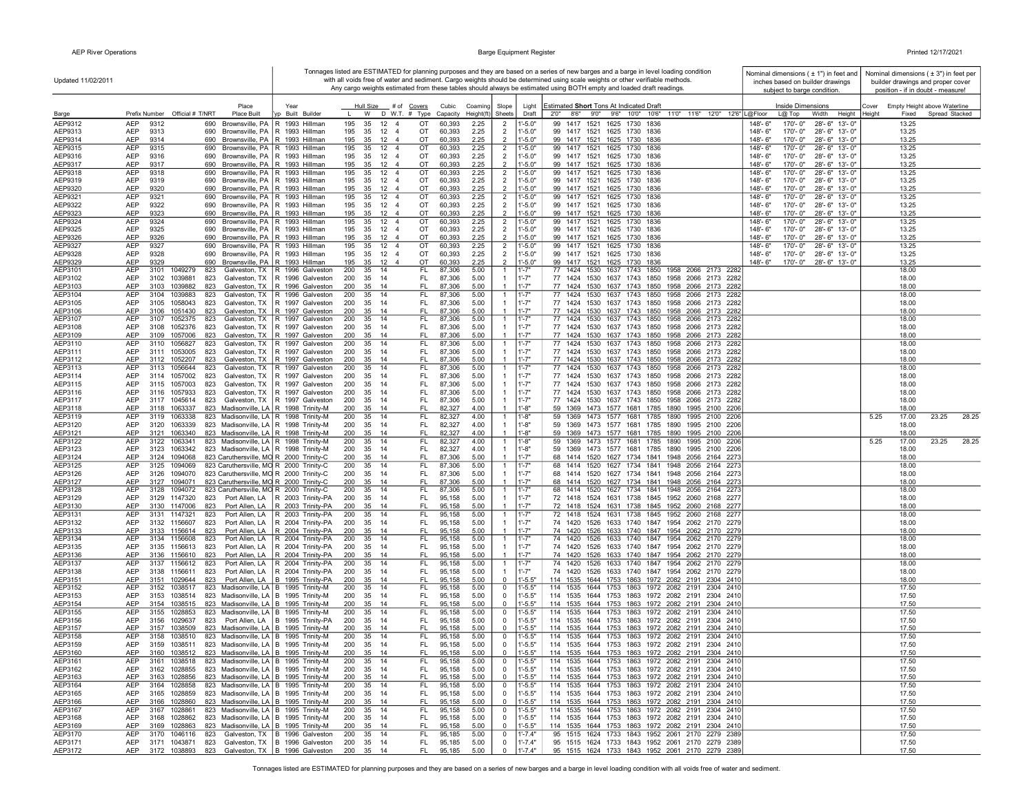Updated 11/02/2011

Tonnages listed are ESTIMATED for planning purposes and they are based on a series of new barges and a barge in level loading condition with all voids free of water and sediment. Cargo weights should be determined using scale weights or other verifiable methods. Any cargo weights estimated from these tables should always be estimated using BOTH empty and loaded draft readings.

Nominal dimensions ( ± 1") in feet and inches based on builder drawings subject to barge condition.

Nominal dimensions ( ± 3") in feet per builder drawings and proper cover position - if in doubt - measure!

| Barge | Prefix | Number | Official # | T/NRT | Place Built | Typ | Year Built | Builder | Hull Size L | W | D | W.T. | # of Covers # | Type | Cubic Capacity | Coaming Height(ft) | Slope Sheets | Light Draft | Estimated **Short** Tons At Indicated Draft 2'0" | 8'6" | 9'0" | 9'6" | 10'0" | 10'6" | 11'0" | 11'6" | 12'0" | 12'6" | Inside Dimensions L@Floor | L@ Top | Width | Height | Cover Height | Empty Height above Waterline Fixed | Spread | Stacked |
|---|---|---|---|---|---|---|---|---|---|---|---|---|---|---|---|---|---|---|---|---|---|---|---|---|---|---|---|---|---|---|---|---|---|---|---|---|
| AEP9312 | AEP | 9312 | | 690 | Brownsville, PA | R | 1993 | Hillman | 195 | 35 | 12 | 4 | | OT | 60,393 | 2.25 | 2 | 1'-5.0" | 99 | 1417 | 1521 | 1625 | 1730 | 1836 | | | | | 148'- 6" | 170'- 0" | 28'- 6" | 13'- 0" | | 13.25 | | |
| AEP9313 | AEP | 9313 | | 690 | Brownsville, PA | R | 1993 | Hillman | 195 | 35 | 12 | 4 | | OT | 60,393 | 2.25 | 2 | 1'-5.0" | 99 | 1417 | 1521 | 1625 | 1730 | 1836 | | | | | 148'- 6" | 170'- 0" | 28'- 6" | 13'- 0" | | 13.25 | | |
| AEP9314 | AEP | 9314 | | 690 | Brownsville, PA | R | 1993 | Hillman | 195 | 35 | 12 | 4 | | OT | 60,393 | 2.25 | 2 | 1'-5.0" | 99 | 1417 | 1521 | 1625 | 1730 | 1836 | | | | | 148'- 6" | 170'- 0" | 28'- 6" | 13'- 0" | | 13.25 | | |
| AEP9315 | AEP | 9315 | | 690 | Brownsville, PA | R | 1993 | Hillman | 195 | 35 | 12 | 4 | | OT | 60,393 | 2.25 | 2 | 1'-5.0" | 99 | 1417 | 1521 | 1625 | 1730 | 1836 | | | | | 148'- 6" | 170'- 0" | 28'- 6" | 13'- 0" | | 13.25 | | |
| AEP9316 | AEP | 9316 | | 690 | Brownsville, PA | R | 1993 | Hillman | 195 | 35 | 12 | 4 | | OT | 60,393 | 2.25 | 2 | 1'-5.0" | 99 | 1417 | 1521 | 1625 | 1730 | 1836 | | | | | 148'- 6" | 170'- 0" | 28'- 6" | 13'- 0" | | 13.25 | | |
| AEP9317 | AEP | 9317 | | 690 | Brownsville, PA | R | 1993 | Hillman | 195 | 35 | 12 | 4 | | OT | 60,393 | 2.25 | 2 | 1'-5.0" | 99 | 1417 | 1521 | 1625 | 1730 | 1836 | | | | | 148'- 6" | 170'- 0" | 28'- 6" | 13'- 0" | | 13.25 | | |
| AEP9318 | AEP | 9318 | | 690 | Brownsville, PA | R | 1993 | Hillman | 195 | 35 | 12 | 4 | | OT | 60,393 | 2.25 | 2 | 1'-5.0" | 99 | 1417 | 1521 | 1625 | 1730 | 1836 | | | | | 148'- 6" | 170'- 0" | 28'- 6" | 13'- 0" | | 13.25 | | |
| AEP9319 | AEP | 9319 | | 690 | Brownsville, PA | R | 1993 | Hillman | 195 | 35 | 12 | 4 | | OT | 60,393 | 2.25 | 2 | 1'-5.0" | 99 | 1417 | 1521 | 1625 | 1730 | 1836 | | | | | 148'- 6" | 170'- 0" | 28'- 6" | 13'- 0" | | 13.25 | | |
| AEP9320 | AEP | 9320 | | 690 | Brownsville, PA | R | 1993 | Hillman | 195 | 35 | 12 | 4 | | OT | 60,393 | 2.25 | 2 | 1'-5.0" | 99 | 1417 | 1521 | 1625 | 1730 | 1836 | | | | | 148'- 6" | 170'- 0" | 28'- 6" | 13'- 0" | | 13.25 | | |
| AEP9321 | AEP | 9321 | | 690 | Brownsville, PA | R | 1993 | Hillman | 195 | 35 | 12 | 4 | | OT | 60,393 | 2.25 | 2 | 1'-5.0" | 99 | 1417 | 1521 | 1625 | 1730 | 1836 | | | | | 148'- 6" | 170'- 0" | 28'- 6" | 13'- 0" | | 13.25 | | |
| AEP9322 | AEP | 9322 | | 690 | Brownsville, PA | R | 1993 | Hillman | 195 | 35 | 12 | 4 | | OT | 60,393 | 2.25 | 2 | 1'-5.0" | 99 | 1417 | 1521 | 1625 | 1730 | 1836 | | | | | 148'- 6" | 170'- 0" | 28'- 6" | 13'- 0" | | 13.25 | | |
| AEP9323 | AEP | 9323 | | 690 | Brownsville, PA | R | 1993 | Hillman | 195 | 35 | 12 | 4 | | OT | 60,393 | 2.25 | 2 | 1'-5.0" | 99 | 1417 | 1521 | 1625 | 1730 | 1836 | | | | | 148'- 6" | 170'- 0" | 28'- 6" | 13'- 0" | | 13.25 | | |
| AEP9324 | AEP | 9324 | | 690 | Brownsville, PA | R | 1993 | Hillman | 195 | 35 | 12 | 4 | | OT | 60,393 | 2.25 | 2 | 1'-5.0" | 99 | 1417 | 1521 | 1625 | 1730 | 1836 | | | | | 148'- 6" | 170'- 0" | 28'- 6" | 13'- 0" | | 13.25 | | |
| AEP9325 | AEP | 9325 | | 690 | Brownsville, PA | R | 1993 | Hillman | 195 | 35 | 12 | 4 | | OT | 60,393 | 2.25 | 2 | 1'-5.0" | 99 | 1417 | 1521 | 1625 | 1730 | 1836 | | | | | 148'- 6" | 170'- 0" | 28'- 6" | 13'- 0" | | 13.25 | | |
| AEP9326 | AEP | 9326 | | 690 | Brownsville, PA | R | 1993 | Hillman | 195 | 35 | 12 | 4 | | OT | 60,393 | 2.25 | 2 | 1'-5.0" | 99 | 1417 | 1521 | 1625 | 1730 | 1836 | | | | | 148'- 6" | 170'- 0" | 28'- 6" | 13'- 0" | | 13.25 | | |
| AEP9327 | AEP | 9327 | | 690 | Brownsville, PA | R | 1993 | Hillman | 195 | 35 | 12 | 4 | | OT | 60,393 | 2.25 | 2 | 1'-5.0" | 99 | 1417 | 1521 | 1625 | 1730 | 1836 | | | | | 148'- 6" | 170'- 0" | 28'- 6" | 13'- 0" | | 13.25 | | |
| AEP9328 | AEP | 9328 | | 690 | Brownsville, PA | R | 1993 | Hillman | 195 | 35 | 12 | 4 | | OT | 60,393 | 2.25 | 2 | 1'-5.0" | 99 | 1417 | 1521 | 1625 | 1730 | 1836 | | | | | 148'- 6" | 170'- 0" | 28'- 6" | 13'- 0" | | 13.25 | | |
| AEP9329 | AEP | 9329 | | 690 | Brownsville, PA | R | 1993 | Hillman | 195 | 35 | 12 | 4 | | OT | 60,393 | 2.25 | 2 | 1'-5.0" | 99 | 1417 | 1521 | 1625 | 1730 | 1836 | | | | | 148'- 6" | 170'- 0" | 28'- 6" | 13'- 0" | | 13.25 | | |
| AEP3101 | AEP | 3101 | 1049279 | 823 | Galveston, TX | R | 1996 | Galveston | 200 | 35 | 14 | | | FL | 87,306 | 5.00 | 1 | 1'-7" | 77 | 1424 | 1530 | 1637 | 1743 | 1850 | 1958 | 2066 | 2173 | 2282 | | | | | | 18.00 | | |
| AEP3102 | AEP | 3102 | 1039881 | 823 | Galveston, TX | R | 1996 | Galveston | 200 | 35 | 14 | | | FL | 87,306 | 5.00 | 1 | 1'-7" | 77 | 1424 | 1530 | 1637 | 1743 | 1850 | 1958 | 2066 | 2173 | 2282 | | | | | | 18.00 | | |
| AEP3103 | AEP | 3103 | 1039882 | 823 | Galveston, TX | R | 1996 | Galveston | 200 | 35 | 14 | | | FL | 87,306 | 5.00 | 1 | 1'-7" | 77 | 1424 | 1530 | 1637 | 1743 | 1850 | 1958 | 2066 | 2173 | 2282 | | | | | | 18.00 | | |
| AEP3104 | AEP | 3104 | 1039883 | 823 | Galveston, TX | R | 1996 | Galveston | 200 | 35 | 14 | | | FL | 87,306 | 5.00 | 1 | 1'-7" | 77 | 1424 | 1530 | 1637 | 1743 | 1850 | 1958 | 2066 | 2173 | 2282 | | | | | | 18.00 | | |
| AEP3105 | AEP | 3105 | 1058043 | 823 | Galveston, TX | R | 1997 | Galveston | 200 | 35 | 14 | | | FL | 87,306 | 5.00 | 1 | 1'-7" | 77 | 1424 | 1530 | 1637 | 1743 | 1850 | 1958 | 2066 | 2173 | 2282 | | | | | | 18.00 | | |
| AEP3106 | AEP | 3106 | 1051430 | 823 | Galveston, TX | R | 1997 | Galveston | 200 | 35 | 14 | | | FL | 87,306 | 5.00 | 1 | 1'-7" | 77 | 1424 | 1530 | 1637 | 1743 | 1850 | 1958 | 2066 | 2173 | 2282 | | | | | | 18.00 | | |
| AEP3107 | AEP | 3107 | 1052375 | 823 | Galveston, TX | R | 1997 | Galveston | 200 | 35 | 14 | | | FL | 87,306 | 5.00 | 1 | 1'-7" | 77 | 1424 | 1530 | 1637 | 1743 | 1850 | 1958 | 2066 | 2173 | 2282 | | | | | | 18.00 | | |
| AEP3108 | AEP | 3108 | 1052376 | 823 | Galveston, TX | R | 1997 | Galveston | 200 | 35 | 14 | | | FL | 87,306 | 5.00 | 1 | 1'-7" | 77 | 1424 | 1530 | 1637 | 1743 | 1850 | 1958 | 2066 | 2173 | 2282 | | | | | | 18.00 | | |
| AEP3109 | AEP | 3109 | 1057006 | 823 | Galveston, TX | R | 1997 | Galveston | 200 | 35 | 14 | | | FL | 87,306 | 5.00 | 1 | 1'-7" | 77 | 1424 | 1530 | 1637 | 1743 | 1850 | 1958 | 2066 | 2173 | 2282 | | | | | | 18.00 | | |
| AEP3110 | AEP | 3110 | 1056827 | 823 | Galveston, TX | R | 1997 | Galveston | 200 | 35 | 14 | | | FL | 87,306 | 5.00 | 1 | 1'-7" | 77 | 1424 | 1530 | 1637 | 1743 | 1850 | 1958 | 2066 | 2173 | 2282 | | | | | | 18.00 | | |
| AEP3111 | AEP | 3111 | 1053005 | 823 | Galveston, TX | R | 1997 | Galveston | 200 | 35 | 14 | | | FL | 87,306 | 5.00 | 1 | 1'-7" | 77 | 1424 | 1530 | 1637 | 1743 | 1850 | 1958 | 2066 | 2173 | 2282 | | | | | | 18.00 | | |
| AEP3112 | AEP | 3112 | 1052207 | 823 | Galveston, TX | R | 1997 | Galveston | 200 | 35 | 14 | | | FL | 87,306 | 5.00 | 1 | 1'-7" | 77 | 1424 | 1530 | 1637 | 1743 | 1850 | 1958 | 2066 | 2173 | 2282 | | | | | | 18.00 | | |
| AEP3113 | AEP | 3113 | 1056644 | 823 | Galveston, TX | R | 1997 | Galveston | 200 | 35 | 14 | | | FL | 87,306 | 5.00 | 1 | 1'-7" | 77 | 1424 | 1530 | 1637 | 1743 | 1850 | 1958 | 2066 | 2173 | 2282 | | | | | | 18.00 | | |
| AEP3114 | AEP | 3114 | 1057002 | 823 | Galveston, TX | R | 1997 | Galveston | 200 | 35 | 14 | | | FL | 87,306 | 5.00 | 1 | 1'-7" | 77 | 1424 | 1530 | 1637 | 1743 | 1850 | 1958 | 2066 | 2173 | 2282 | | | | | | 18.00 | | |
| AEP3115 | AEP | 3115 | 1057003 | 823 | Galveston, TX | R | 1997 | Galveston | 200 | 35 | 14 | | | FL | 87,306 | 5.00 | 1 | 1'-7" | 77 | 1424 | 1530 | 1637 | 1743 | 1850 | 1958 | 2066 | 2173 | 2282 | | | | | | 18.00 | | |
| AEP3116 | AEP | 3116 | 1057933 | 823 | Galveston, TX | R | 1997 | Galveston | 200 | 35 | 14 | | | FL | 87,306 | 5.00 | 1 | 1'-7" | 77 | 1424 | 1530 | 1637 | 1743 | 1850 | 1958 | 2066 | 2173 | 2282 | | | | | | 18.00 | | |
| AEP3117 | AEP | 3117 | 1045614 | 823 | Galveston, TX | R | 1997 | Galveston | 200 | 35 | 14 | | | FL | 87,306 | 5.00 | 1 | 1'-7" | 77 | 1424 | 1530 | 1637 | 1743 | 1850 | 1958 | 2066 | 2173 | 2282 | | | | | | 18.00 | | |
| AEP3118 | AEP | 3118 | 1063337 | 823 | Madisonville, LA | R | 1998 | Trinity-M | 200 | 35 | 14 | | | FL | 82,327 | 4.00 | 1 | 1'-8" | 59 | 1369 | 1473 | 1577 | 1681 | 1785 | 1890 | 1995 | 2100 | 2206 | | | | | | 18.00 | | |
| AEP3119 | AEP | 3119 | 1063338 | 823 | Madisonville, LA | R | 1998 | Trinity-M | 200 | 35 | 14 | | | FL | 82,327 | 4.00 | 1 | 1'-8" | 59 | 1369 | 1473 | 1577 | 1681 | 1785 | 1890 | 1995 | 2100 | 2206 | | | | | 5.25 | 17.00 | 23.25 | 28.25 |
| AEP3120 | AEP | 3120 | 1063339 | 823 | Madisonville, LA | R | 1998 | Trinity-M | 200 | 35 | 14 | | | FL | 82,327 | 4.00 | 1 | 1'-8" | 59 | 1369 | 1473 | 1577 | 1681 | 1785 | 1890 | 1995 | 2100 | 2206 | | | | | | 18.00 | | |
| AEP3121 | AEP | 3121 | 1063340 | 823 | Madisonville, LA | R | 1998 | Trinity-M | 200 | 35 | 14 | | | FL | 82,327 | 4.00 | 1 | 1'-8" | 59 | 1369 | 1473 | 1577 | 1681 | 1785 | 1890 | 1995 | 2100 | 2206 | | | | | | 18.00 | | |
| AEP3122 | AEP | 3122 | 1063341 | 823 | Madisonville, LA | R | 1998 | Trinity-M | 200 | 35 | 14 | | | FL | 82,327 | 4.00 | 1 | 1'-8" | 59 | 1369 | 1473 | 1577 | 1681 | 1785 | 1890 | 1995 | 2100 | 2206 | | | | | 5.25 | 17.00 | 23.25 | 28.25 |
| AEP3123 | AEP | 3123 | 1063342 | 823 | Madisonville, LA | R | 1998 | Trinity-M | 200 | 35 | 14 | | | FL | 82,327 | 4.00 | 1 | 1'-8" | 59 | 1369 | 1473 | 1577 | 1681 | 1785 | 1890 | 1995 | 2100 | 2206 | | | | | | 18.00 | | |
| AEP3124 | AEP | 3124 | 1094068 | 823 | Caruthersville, MO | R | 2000 | Trinity-C | 200 | 35 | 14 | | | FL | 87,306 | 5.00 | 1 | 1'-7" | 68 | 1414 | 1520 | 1627 | 1734 | 1841 | 1948 | 2056 | 2164 | 2273 | | | | | | 18.00 | | |
| AEP3125 | AEP | 3125 | 1094069 | 823 | Caruthersville, MO | R | 2000 | Trinity-C | 200 | 35 | 14 | | | FL | 87,306 | 5.00 | 1 | 1'-7" | 68 | 1414 | 1520 | 1627 | 1734 | 1841 | 1948 | 2056 | 2164 | 2273 | | | | | | 18.00 | | |
| AEP3126 | AEP | 3126 | 1094070 | 823 | Caruthersville, MO | R | 2000 | Trinity-C | 200 | 35 | 14 | | | FL | 87,306 | 5.00 | 1 | 1'-7" | 68 | 1414 | 1520 | 1627 | 1734 | 1841 | 1948 | 2056 | 2164 | 2273 | | | | | | 18.00 | | |
| AEP3127 | AEP | 3127 | 1094071 | 823 | Caruthersville, MO | R | 2000 | Trinity-C | 200 | 35 | 14 | | | FL | 87,306 | 5.00 | 1 | 1'-7" | 68 | 1414 | 1520 | 1627 | 1734 | 1841 | 1948 | 2056 | 2164 | 2273 | | | | | | 18.00 | | |
| AEP3128 | AEP | 3128 | 1094072 | 823 | Caruthersville, MO | R | 2000 | Trinity-C | 200 | 35 | 14 | | | FL | 87,306 | 5.00 | 1 | 1'-7" | 68 | 1414 | 1520 | 1627 | 1734 | 1841 | 1948 | 2056 | 2164 | 2273 | | | | | | 18.00 | | |
| AEP3129 | AEP | 3129 | 1147320 | 823 | Port Allen, LA | R | 2003 | Trinity-PA | 200 | 35 | 14 | | | FL | 95,158 | 5.00 | 1 | 1'-7" | 72 | 1418 | 1524 | 1631 | 1738 | 1845 | 1952 | 2060 | 2168 | 2277 | | | | | | 18.00 | | |
| AEP3130 | AEP | 3130 | 1147006 | 823 | Port Allen, LA | R | 2003 | Trinity-PA | 200 | 35 | 14 | | | FL | 95,158 | 5.00 | 1 | 1'-7" | 72 | 1418 | 1524 | 1631 | 1738 | 1845 | 1952 | 2060 | 2168 | 2277 | | | | | | 18.00 | | |
| AEP3131 | AEP | 3131 | 1147321 | 823 | Port Allen, LA | R | 2003 | Trinity-PA | 200 | 35 | 14 | | | FL | 95,158 | 5.00 | 1 | 1'-7" | 72 | 1418 | 1524 | 1631 | 1738 | 1845 | 1952 | 2060 | 2168 | 2277 | | | | | | 18.00 | | |
| AEP3132 | AEP | 3132 | 1156607 | 823 | Port Allen, LA | R | 2004 | Trinity-PA | 200 | 35 | 14 | | | FL | 95,158 | 5.00 | 1 | 1'-7" | 74 | 1420 | 1526 | 1633 | 1740 | 1847 | 1954 | 2062 | 2170 | 2279 | | | | | | 18.00 | | |
| AEP3133 | AEP | 3133 | 1156614 | 823 | Port Allen, LA | R | 2004 | Trinity-PA | 200 | 35 | 14 | | | FL | 95,158 | 5.00 | 1 | 1'-7" | 74 | 1420 | 1526 | 1633 | 1740 | 1847 | 1954 | 2062 | 2170 | 2279 | | | | | | 18.00 | | |
| AEP3134 | AEP | 3134 | 1156608 | 823 | Port Allen, LA | R | 2004 | Trinity-PA | 200 | 35 | 14 | | | FL | 95,158 | 5.00 | 1 | 1'-7" | 74 | 1420 | 1526 | 1633 | 1740 | 1847 | 1954 | 2062 | 2170 | 2279 | | | | | | 18.00 | | |
| AEP3135 | AEP | 3135 | 1156613 | 823 | Port Allen, LA | R | 2004 | Trinity-PA | 200 | 35 | 14 | | | FL | 95,158 | 5.00 | 1 | 1'-7" | 74 | 1420 | 1526 | 1633 | 1740 | 1847 | 1954 | 2062 | 2170 | 2279 | | | | | | 18.00 | | |
| AEP3136 | AEP | 3136 | 1156610 | 823 | Port Allen, LA | R | 2004 | Trinity-PA | 200 | 35 | 14 | | | FL | 95,158 | 5.00 | 1 | 1'-7" | 74 | 1420 | 1526 | 1633 | 1740 | 1847 | 1954 | 2062 | 2170 | 2279 | | | | | | 18.00 | | |
| AEP3137 | AEP | 3137 | 1156612 | 823 | Port Allen, LA | R | 2004 | Trinity-PA | 200 | 35 | 14 | | | FL | 95,158 | 5.00 | 1 | 1'-7" | 74 | 1420 | 1526 | 1633 | 1740 | 1847 | 1954 | 2062 | 2170 | 2279 | | | | | | 18.00 | | |
| AEP3138 | AEP | 3138 | 1156611 | 823 | Port Allen, LA | R | 2004 | Trinity-PA | 200 | 35 | 14 | | | FL | 95,158 | 5.00 | 1 | 1'-7" | 74 | 1420 | 1526 | 1633 | 1740 | 1847 | 1954 | 2062 | 2170 | 2279 | | | | | | 18.00 | | |
| AEP3151 | AEP | 3151 | 1029644 | 823 | Port Allen, LA | B | 1995 | Trinity-PA | 200 | 35 | 14 | | | FL | 95,158 | 5.00 | 0 | 1'-5.5" | 114 | 1535 | 1644 | 1753 | 1863 | 1972 | 2082 | 2191 | 2304 | 2410 | | | | | | 17.50 | | |
| AEP3152 | AEP | 3152 | 1038517 | 823 | Madisonville, LA | B | 1995 | Trinity-M | 200 | 35 | 14 | | | FL | 95,158 | 5.00 | 0 | 1'-5.5" | 114 | 1535 | 1644 | 1753 | 1863 | 1972 | 2082 | 2191 | 2304 | 2410 | | | | | | 17.50 | | |
| AEP3153 | AEP | 3153 | 1038514 | 823 | Madisonville, LA | B | 1995 | Trinity-M | 200 | 35 | 14 | | | FL | 95,158 | 5.00 | 0 | 1'-5.5" | 114 | 1535 | 1644 | 1753 | 1863 | 1972 | 2082 | 2191 | 2304 | 2410 | | | | | | 17.50 | | |
| AEP3154 | AEP | 3154 | 1038515 | 823 | Madisonville, LA | B | 1995 | Trinity-M | 200 | 35 | 14 | | | FL | 95,158 | 5.00 | 0 | 1'-5.5" | 114 | 1535 | 1644 | 1753 | 1863 | 1972 | 2082 | 2191 | 2304 | 2410 | | | | | | 17.50 | | |
| AEP3155 | AEP | 3155 | 1028853 | 823 | Madisonville, LA | B | 1995 | Trinity-M | 200 | 35 | 14 | | | FL | 95,158 | 5.00 | 0 | 1'-5.5" | 114 | 1535 | 1644 | 1753 | 1863 | 1972 | 2082 | 2191 | 2304 | 2410 | | | | | | 17.50 | | |
| AEP3156 | AEP | 3156 | 1029637 | 823 | Port Allen, LA | B | 1995 | Trinity-PA | 200 | 35 | 14 | | | FL | 95,158 | 5.00 | 0 | 1'-5.5" | 114 | 1535 | 1644 | 1753 | 1863 | 1972 | 2082 | 2191 | 2304 | 2410 | | | | | | 17.50 | | |
| AEP3157 | AEP | 3157 | 1038509 | 823 | Madisonville, LA | B | 1995 | Trinity-M | 200 | 35 | 14 | | | FL | 95,158 | 5.00 | 0 | 1'-5.5" | 114 | 1535 | 1644 | 1753 | 1863 | 1972 | 2082 | 2191 | 2304 | 2410 | | | | | | 17.50 | | |
| AEP3158 | AEP | 3158 | 1038510 | 823 | Madisonville, LA | B | 1995 | Trinity-M | 200 | 35 | 14 | | | FL | 95,158 | 5.00 | 0 | 1'-5.5" | 114 | 1535 | 1644 | 1753 | 1863 | 1972 | 2082 | 2191 | 2304 | 2410 | | | | | | 17.50 | | |
| AEP3159 | AEP | 3159 | 1038511 | 823 | Madisonville, LA | B | 1995 | Trinity-M | 200 | 35 | 14 | | | FL | 95,158 | 5.00 | 0 | 1'-5.5" | 114 | 1535 | 1644 | 1753 | 1863 | 1972 | 2082 | 2191 | 2304 | 2410 | | | | | | 17.50 | | |
| AEP3160 | AEP | 3160 | 1038512 | 823 | Madisonville, LA | B | 1995 | Trinity-M | 200 | 35 | 14 | | | FL | 95,158 | 5.00 | 0 | 1'-5.5" | 114 | 1535 | 1644 | 1753 | 1863 | 1972 | 2082 | 2191 | 2304 | 2410 | | | | | | 17.50 | | |
| AEP3161 | AEP | 3161 | 1038518 | 823 | Madisonville, LA | B | 1995 | Trinity-M | 200 | 35 | 14 | | | FL | 95,158 | 5.00 | 0 | 1'-5.5" | 114 | 1535 | 1644 | 1753 | 1863 | 1972 | 2082 | 2191 | 2304 | 2410 | | | | | | 17.50 | | |
| AEP3162 | AEP | 3162 | 1028855 | 823 | Madisonville, LA | B | 1995 | Trinity-M | 200 | 35 | 14 | | | FL | 95,158 | 5.00 | 0 | 1'-5.5" | 114 | 1535 | 1644 | 1753 | 1863 | 1972 | 2082 | 2191 | 2304 | 2410 | | | | | | 17.50 | | |
| AEP3163 | AEP | 3163 | 1028856 | 823 | Madisonville, LA | B | 1995 | Trinity-M | 200 | 35 | 14 | | | FL | 95,158 | 5.00 | 0 | 1'-5.5" | 114 | 1535 | 1644 | 1753 | 1863 | 1972 | 2082 | 2191 | 2304 | 2410 | | | | | | 17.50 | | |
| AEP3164 | AEP | 3164 | 1028858 | 823 | Madisonville, LA | B | 1995 | Trinity-M | 200 | 35 | 14 | | | FL | 95,158 | 5.00 | 0 | 1'-5.5" | 114 | 1535 | 1644 | 1753 | 1863 | 1972 | 2082 | 2191 | 2304 | 2410 | | | | | | 17.50 | | |
| AEP3165 | AEP | 3165 | 1028859 | 823 | Madisonville, LA | B | 1995 | Trinity-M | 200 | 35 | 14 | | | FL | 95,158 | 5.00 | 0 | 1'-5.5" | 114 | 1535 | 1644 | 1753 | 1863 | 1972 | 2082 | 2191 | 2304 | 2410 | | | | | | 17.50 | | |
| AEP3166 | AEP | 3166 | 1028860 | 823 | Madisonville, LA | B | 1995 | Trinity-M | 200 | 35 | 14 | | | FL | 95,158 | 5.00 | 0 | 1'-5.5" | 114 | 1535 | 1644 | 1753 | 1863 | 1972 | 2082 | 2191 | 2304 | 2410 | | | | | | 17.50 | | |
| AEP3167 | AEP | 3167 | 1028861 | 823 | Madisonville, LA | B | 1995 | Trinity-M | 200 | 35 | 14 | | | FL | 95,158 | 5.00 | 0 | 1'-5.5" | 114 | 1535 | 1644 | 1753 | 1863 | 1972 | 2082 | 2191 | 2304 | 2410 | | | | | | 17.50 | | |
| AEP3168 | AEP | 3168 | 1028862 | 823 | Madisonville, LA | B | 1995 | Trinity-M | 200 | 35 | 14 | | | FL | 95,158 | 5.00 | 0 | 1'-5.5" | 114 | 1535 | 1644 | 1753 | 1863 | 1972 | 2082 | 2191 | 2304 | 2410 | | | | | | 17.50 | | |
| AEP3169 | AEP | 3169 | 1028863 | 823 | Madisonville, LA | B | 1995 | Trinity-M | 200 | 35 | 14 | | | FL | 95,158 | 5.00 | 0 | 1'-5.5" | 114 | 1535 | 1644 | 1753 | 1863 | 1972 | 2082 | 2191 | 2304 | 2410 | | | | | | 17.50 | | |
| AEP3170 | AEP | 3170 | 1046116 | 823 | Galveston, TX | B | 1996 | Galveston | 200 | 35 | 14 | | | FL | 95,185 | 5.00 | 0 | 1'-7.4" | 95 | 1515 | 1624 | 1733 | 1843 | 1952 | 2061 | 2170 | 2279 | 2389 | | | | | | 17.50 | | |
| AEP3171 | AEP | 3171 | 1043871 | 823 | Galveston, TX | B | 1996 | Galveston | 200 | 35 | 14 | | | FL | 95,185 | 5.00 | 0 | 1'-7.4" | 95 | 1515 | 1624 | 1733 | 1843 | 1952 | 2061 | 2170 | 2279 | 2389 | | | | | | 17.50 | | |
| AEP3172 | AEP | 3172 | 1038893 | 823 | Galveston, TX | B | 1996 | Galveston | 200 | 35 | 14 | | | FL | 95,185 | 5.00 | 0 | 1'-7.4" | 95 | 1515 | 1624 | 1733 | 1843 | 1952 | 2061 | 2170 | 2279 | 2389 | | | | | | 17.50 | | |

Tonnages listed are ESTIMATED for planning purposes and they are based on a series of new barges and a barge in level loading condition with all voids free of water and sediment.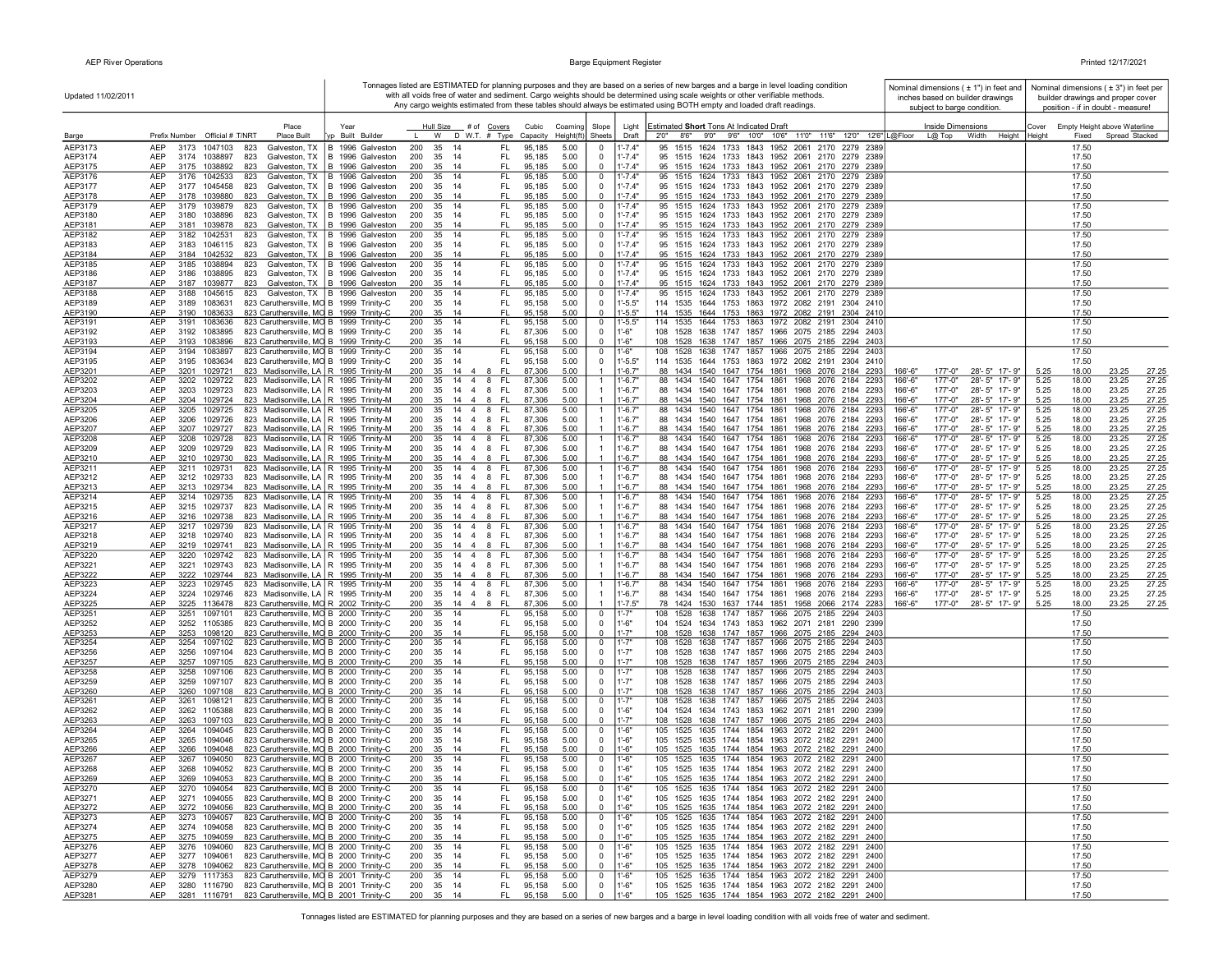Updated 11/02/2011

Tonnages listed are ESTIMATED for planning purposes and they are based on a series of new barges and a barge in level loading condition with all voids free of water and sediment. Cargo weights should be determined using scale weights or other verifiable methods. Any cargo weights estimated from these tables should always be estimated using BOTH empty and loaded draft readings.

Nominal dimensions ( ± 1") in feet and inches based on builder drawings subject to barge condition.

Nominal dimensions ( ± 3") in feet per builder drawings and proper cover position - if in doubt - measure!

| Barge | Prefix | Number | Official # | T/NRT | Place Built | Typ | Year Built | Builder | Hull Size L | W | D | # of W.T. | Covers # | Type | Cubic Capacity | Coaming Height(ft) | Slope Sheets | Light Draft | 2'0" | 8'6" | 9'0" | 9'6" | 10'0" | 10'6" | 11'0" | 11'6" | 12'0" | 12'6" | L@Floor | L@ Top | Width | Height | Cover Height | Fixed | Spread | Stacked |
|---|---|---|---|---|---|---|---|---|---|---|---|---|---|---|---|---|---|---|---|---|---|---|---|---|---|---|---|---|---|---|---|---|---|---|---|---|
| AEP3173 | AEP | 3173 | 1047103 | 823 | Galveston, TX | B | 1996 | Galveston | 200 | 35 | 14 | | | FL | 95,185 | 5.00 | 0 | 1'-7.4" | 95 | 1515 | 1624 | 1733 | 1843 | 1952 | 2061 | 2170 | 2279 | 2389 | | | | | | 17.50 | | |
| AEP3174 | AEP | 3174 | 1038897 | 823 | Galveston, TX | B | 1996 | Galveston | 200 | 35 | 14 | | | FL | 95,185 | 5.00 | 0 | 1'-7.4" | 95 | 1515 | 1624 | 1733 | 1843 | 1952 | 2061 | 2170 | 2279 | 2389 | | | | | | 17.50 | | |
| AEP3175 | AEP | 3175 | 1038892 | 823 | Galveston, TX | B | 1996 | Galveston | 200 | 35 | 14 | | | FL | 95,185 | 5.00 | 0 | 1'-7.4" | 95 | 1515 | 1624 | 1733 | 1843 | 1952 | 2061 | 2170 | 2279 | 2389 | | | | | | 17.50 | | |
| AEP3176 | AEP | 3176 | 1042533 | 823 | Galveston, TX | B | 1996 | Galveston | 200 | 35 | 14 | | | FL | 95,185 | 5.00 | 0 | 1'-7.4" | 95 | 1515 | 1624 | 1733 | 1843 | 1952 | 2061 | 2170 | 2279 | 2389 | | | | | | 17.50 | | |
| AEP3177 | AEP | 3177 | 1045458 | 823 | Galveston, TX | B | 1996 | Galveston | 200 | 35 | 14 | | | FL | 95,185 | 5.00 | 0 | 1'-7.4" | 95 | 1515 | 1624 | 1733 | 1843 | 1952 | 2061 | 2170 | 2279 | 2389 | | | | | | 17.50 | | |
| AEP3178 | AEP | 3178 | 1039880 | 823 | Galveston, TX | B | 1996 | Galveston | 200 | 35 | 14 | | | FL | 95,185 | 5.00 | 0 | 1'-7.4" | 95 | 1515 | 1624 | 1733 | 1843 | 1952 | 2061 | 2170 | 2279 | 2389 | | | | | | 17.50 | | |
| AEP3179 | AEP | 3179 | 1039879 | 823 | Galveston, TX | B | 1996 | Galveston | 200 | 35 | 14 | | | FL | 95,185 | 5.00 | 0 | 1'-7.4" | 95 | 1515 | 1624 | 1733 | 1843 | 1952 | 2061 | 2170 | 2279 | 2389 | | | | | | 17.50 | | |
| AEP3180 | AEP | 3180 | 1038896 | 823 | Galveston, TX | B | 1996 | Galveston | 200 | 35 | 14 | | | FL | 95,185 | 5.00 | 0 | 1'-7.4" | 95 | 1515 | 1624 | 1733 | 1843 | 1952 | 2061 | 2170 | 2279 | 2389 | | | | | | 17.50 | | |
| AEP3181 | AEP | 3181 | 1039878 | 823 | Galveston, TX | B | 1996 | Galveston | 200 | 35 | 14 | | | FL | 95,185 | 5.00 | 0 | 1'-7.4" | 95 | 1515 | 1624 | 1733 | 1843 | 1952 | 2061 | 2170 | 2279 | 2389 | | | | | | 17.50 | | |
| AEP3182 | AEP | 3182 | 1042531 | 823 | Galveston, TX | B | 1996 | Galveston | 200 | 35 | 14 | | | FL | 95,185 | 5.00 | 0 | 1'-7.4" | 95 | 1515 | 1624 | 1733 | 1843 | 1952 | 2061 | 2170 | 2279 | 2389 | | | | | | 17.50 | | |
| AEP3183 | AEP | 3183 | 1046115 | 823 | Galveston, TX | B | 1996 | Galveston | 200 | 35 | 14 | | | FL | 95,185 | 5.00 | 0 | 1'-7.4" | 95 | 1515 | 1624 | 1733 | 1843 | 1952 | 2061 | 2170 | 2279 | 2389 | | | | | | 17.50 | | |
| AEP3184 | AEP | 3184 | 1042532 | 823 | Galveston, TX | B | 1996 | Galveston | 200 | 35 | 14 | | | FL | 95,185 | 5.00 | 0 | 1'-7.4" | 95 | 1515 | 1624 | 1733 | 1843 | 1952 | 2061 | 2170 | 2279 | 2389 | | | | | | 17.50 | | |
| AEP3185 | AEP | 3185 | 1038894 | 823 | Galveston, TX | B | 1996 | Galveston | 200 | 35 | 14 | | | FL | 95,185 | 5.00 | 0 | 1'-7.4" | 95 | 1515 | 1624 | 1733 | 1843 | 1952 | 2061 | 2170 | 2279 | 2389 | | | | | | 17.50 | | |
| AEP3186 | AEP | 3186 | 1038895 | 823 | Galveston, TX | B | 1996 | Galveston | 200 | 35 | 14 | | | FL | 95,185 | 5.00 | 0 | 1'-7.4" | 95 | 1515 | 1624 | 1733 | 1843 | 1952 | 2061 | 2170 | 2279 | 2389 | | | | | | 17.50 | | |
| AEP3187 | AEP | 3187 | 1039877 | 823 | Galveston, TX | B | 1996 | Galveston | 200 | 35 | 14 | | | FL | 95,185 | 5.00 | 0 | 1'-7.4" | 95 | 1515 | 1624 | 1733 | 1843 | 1952 | 2061 | 2170 | 2279 | 2389 | | | | | | 17.50 | | |
| AEP3188 | AEP | 3188 | 1045615 | 823 | Galveston, TX | B | 1996 | Galveston | 200 | 35 | 14 | | | FL | 95,185 | 5.00 | 0 | 1'-7.4" | 95 | 1515 | 1624 | 1733 | 1843 | 1952 | 2061 | 2170 | 2279 | 2389 | | | | | | 17.50 | | |
| AEP3189 | AEP | 3189 | 1083631 | 823 | Caruthersville, MO | B | 1999 | Trinity-C | 200 | 35 | 14 | | | FL | 95,158 | 5.00 | 0 | 1'-5.5" | 114 | 1535 | 1644 | 1753 | 1863 | 1972 | 2082 | 2191 | 2304 | 2410 | | | | | | 17.50 | | |
| AEP3190 | AEP | 3190 | 1083633 | 823 | Caruthersville, MO | B | 1999 | Trinity-C | 200 | 35 | 14 | | | FL | 95,158 | 5.00 | 0 | 1'-5.5" | 114 | 1535 | 1644 | 1753 | 1863 | 1972 | 2082 | 2191 | 2304 | 2410 | | | | | | 17.50 | | |
| AEP3191 | AEP | 3191 | 1083636 | 823 | Caruthersville, MO | B | 1999 | Trinity-C | 200 | 35 | 14 | | | FL | 95,158 | 5.00 | 0 | 1'-5.5" | 114 | 1535 | 1644 | 1753 | 1863 | 1972 | 2082 | 2191 | 2304 | 2410 | | | | | | 17.50 | | |
| AEP3192 | AEP | 3192 | 1083895 | 823 | Caruthersville, MO | B | 1999 | Trinity-C | 200 | 35 | 14 | | | FL | 87,306 | 5.00 | 0 | 1'-6" | 108 | 1528 | 1638 | 1747 | 1857 | 1966 | 2075 | 2185 | 2294 | 2403 | | | | | | 17.50 | | |
| AEP3193 | AEP | 3193 | 1083896 | 823 | Caruthersville, MO | B | 1999 | Trinity-C | 200 | 35 | 14 | | | FL | 95,158 | 5.00 | 0 | 1'-6" | 108 | 1528 | 1638 | 1747 | 1857 | 1966 | 2075 | 2185 | 2294 | 2403 | | | | | | 17.50 | | |
| AEP3194 | AEP | 3194 | 1083897 | 823 | Caruthersville, MO | B | 1999 | Trinity-C | 200 | 35 | 14 | | | FL | 95,158 | 5.00 | 0 | 1'-6" | 108 | 1528 | 1638 | 1747 | 1857 | 1966 | 2075 | 2185 | 2294 | 2403 | | | | | | 17.50 | | |
| AEP3195 | AEP | 3195 | 1083634 | 823 | Caruthersville, MO | B | 1999 | Trinity-C | 200 | 35 | 14 | | | FL | 95,158 | 5.00 | 0 | 1'-5.5" | 114 | 1535 | 1644 | 1753 | 1863 | 1972 | 2082 | 2191 | 2304 | 2410 | | | | | | 17.50 | | |
| AEP3201 | AEP | 3201 | 1029721 | 823 | Madisonville, LA | R | 1995 | Trinity-M | 200 | 35 | 14 | 4 | 8 | FL | 87,306 | 5.00 | 1 | 1'-6.7" | 88 | 1434 | 1540 | 1647 | 1754 | 1861 | 1968 | 2076 | 2184 | 2293 | 166'-6" | 177'-0" | 28'- 5" | 17'- 9" | 5.25 | 18.00 | 23.25 | 27.25 |
| AEP3202 | AEP | 3202 | 1029722 | 823 | Madisonville, LA | R | 1995 | Trinity-M | 200 | 35 | 14 | 4 | 8 | FL | 87,306 | 5.00 | 1 | 1'-6.7" | 88 | 1434 | 1540 | 1647 | 1754 | 1861 | 1968 | 2076 | 2184 | 2293 | 166'-6" | 177'-0" | 28'- 5" | 17'- 9" | 5.25 | 18.00 | 23.25 | 27.25 |
| AEP3203 | AEP | 3203 | 1029723 | 823 | Madisonville, LA | R | 1995 | Trinity-M | 200 | 35 | 14 | 4 | 8 | FL | 87,306 | 5.00 | 1 | 1'-6.7" | 88 | 1434 | 1540 | 1647 | 1754 | 1861 | 1968 | 2076 | 2184 | 2293 | 166'-6" | 177'-0" | 28'- 5" | 17'- 9" | 5.25 | 18.00 | 23.25 | 27.25 |
| AEP3204 | AEP | 3204 | 1029724 | 823 | Madisonville, LA | R | 1995 | Trinity-M | 200 | 35 | 14 | 4 | 8 | FL | 87,306 | 5.00 | 1 | 1'-6.7" | 88 | 1434 | 1540 | 1647 | 1754 | 1861 | 1968 | 2076 | 2184 | 2293 | 166'-6" | 177'-0" | 28'- 5" | 17'- 9" | 5.25 | 18.00 | 23.25 | 27.25 |
| AEP3205 | AEP | 3205 | 1029725 | 823 | Madisonville, LA | R | 1995 | Trinity-M | 200 | 35 | 14 | 4 | 8 | FL | 87,306 | 5.00 | 1 | 1'-6.7" | 88 | 1434 | 1540 | 1647 | 1754 | 1861 | 1968 | 2076 | 2184 | 2293 | 166'-6" | 177'-0" | 28'- 5" | 17'- 9" | 5.25 | 18.00 | 23.25 | 27.25 |
| AEP3206 | AEP | 3206 | 1029726 | 823 | Madisonville, LA | R | 1995 | Trinity-M | 200 | 35 | 14 | 4 | 8 | FL | 87,306 | 5.00 | 1 | 1'-6.7" | 88 | 1434 | 1540 | 1647 | 1754 | 1861 | 1968 | 2076 | 2184 | 2293 | 166'-6" | 177'-0" | 28'- 5" | 17'- 9" | 5.25 | 18.00 | 23.25 | 27.25 |
| AEP3207 | AEP | 3207 | 1029727 | 823 | Madisonville, LA | R | 1995 | Trinity-M | 200 | 35 | 14 | 4 | 8 | FL | 87,306 | 5.00 | 1 | 1'-6.7" | 88 | 1434 | 1540 | 1647 | 1754 | 1861 | 1968 | 2076 | 2184 | 2293 | 166'-6" | 177'-0" | 28'- 5" | 17'- 9" | 5.25 | 18.00 | 23.25 | 27.25 |
| AEP3208 | AEP | 3208 | 1029728 | 823 | Madisonville, LA | R | 1995 | Trinity-M | 200 | 35 | 14 | 4 | 8 | FL | 87,306 | 5.00 | 1 | 1'-6.7" | 88 | 1434 | 1540 | 1647 | 1754 | 1861 | 1968 | 2076 | 2184 | 2293 | 166'-6" | 177'-0" | 28'- 5" | 17'- 9" | 5.25 | 18.00 | 23.25 | 27.25 |
| AEP3209 | AEP | 3209 | 1029729 | 823 | Madisonville, LA | R | 1995 | Trinity-M | 200 | 35 | 14 | 4 | 8 | FL | 87,306 | 5.00 | 1 | 1'-6.7" | 88 | 1434 | 1540 | 1647 | 1754 | 1861 | 1968 | 2076 | 2184 | 2293 | 166'-6" | 177'-0" | 28'- 5" | 17'- 9" | 5.25 | 18.00 | 23.25 | 27.25 |
| AEP3210 | AEP | 3210 | 1029730 | 823 | Madisonville, LA | R | 1995 | Trinity-M | 200 | 35 | 14 | 4 | 8 | FL | 87,306 | 5.00 | 1 | 1'-6.7" | 88 | 1434 | 1540 | 1647 | 1754 | 1861 | 1968 | 2076 | 2184 | 2293 | 166'-6" | 177'-0" | 28'- 5" | 17'- 9" | 5.25 | 18.00 | 23.25 | 27.25 |
| AEP3211 | AEP | 3211 | 1029731 | 823 | Madisonville, LA | R | 1995 | Trinity-M | 200 | 35 | 14 | 4 | 8 | FL | 87,306 | 5.00 | 1 | 1'-6.7" | 88 | 1434 | 1540 | 1647 | 1754 | 1861 | 1968 | 2076 | 2184 | 2293 | 166'-6" | 177'-0" | 28'- 5" | 17'- 9" | 5.25 | 18.00 | 23.25 | 27.25 |
| AEP3212 | AEP | 3212 | 1029733 | 823 | Madisonville, LA | R | 1995 | Trinity-M | 200 | 35 | 14 | 4 | 8 | FL | 87,306 | 5.00 | 1 | 1'-6.7" | 88 | 1434 | 1540 | 1647 | 1754 | 1861 | 1968 | 2076 | 2184 | 2293 | 166'-6" | 177'-0" | 28'- 5" | 17'- 9" | 5.25 | 18.00 | 23.25 | 27.25 |
| AEP3213 | AEP | 3213 | 1029734 | 823 | Madisonville, LA | R | 1995 | Trinity-M | 200 | 35 | 14 | 4 | 8 | FL | 87,306 | 5.00 | 1 | 1'-6.7" | 88 | 1434 | 1540 | 1647 | 1754 | 1861 | 1968 | 2076 | 2184 | 2293 | 166'-6" | 177'-0" | 28'- 5" | 17'- 9" | 5.25 | 18.00 | 23.25 | 27.25 |
| AEP3214 | AEP | 3214 | 1029735 | 823 | Madisonville, LA | R | 1995 | Trinity-M | 200 | 35 | 14 | 4 | 8 | FL | 87,306 | 5.00 | 1 | 1'-6.7" | 88 | 1434 | 1540 | 1647 | 1754 | 1861 | 1968 | 2076 | 2184 | 2293 | 166'-6" | 177'-0" | 28'- 5" | 17'- 9" | 5.25 | 18.00 | 23.25 | 27.25 |
| AEP3215 | AEP | 3215 | 1029737 | 823 | Madisonville, LA | R | 1995 | Trinity-M | 200 | 35 | 14 | 4 | 8 | FL | 87,306 | 5.00 | 1 | 1'-6.7" | 88 | 1434 | 1540 | 1647 | 1754 | 1861 | 1968 | 2076 | 2184 | 2293 | 166'-6" | 177'-0" | 28'- 5" | 17'- 9" | 5.25 | 18.00 | 23.25 | 27.25 |
| AEP3216 | AEP | 3216 | 1029738 | 823 | Madisonville, LA | R | 1995 | Trinity-M | 200 | 35 | 14 | 4 | 8 | FL | 87,306 | 5.00 | 1 | 1'-6.7" | 88 | 1434 | 1540 | 1647 | 1754 | 1861 | 1968 | 2076 | 2184 | 2293 | 166'-6" | 177'-0" | 28'- 5" | 17'- 9" | 5.25 | 18.00 | 23.25 | 27.25 |
| AEP3217 | AEP | 3217 | 1029739 | 823 | Madisonville, LA | R | 1995 | Trinity-M | 200 | 35 | 14 | 4 | 8 | FL | 87,306 | 5.00 | 1 | 1'-6.7" | 88 | 1434 | 1540 | 1647 | 1754 | 1861 | 1968 | 2076 | 2184 | 2293 | 166'-6" | 177'-0" | 28'- 5" | 17'- 9" | 5.25 | 18.00 | 23.25 | 27.25 |
| AEP3218 | AEP | 3218 | 1029740 | 823 | Madisonville, LA | R | 1995 | Trinity-M | 200 | 35 | 14 | 4 | 8 | FL | 87,306 | 5.00 | 1 | 1'-6.7" | 88 | 1434 | 1540 | 1647 | 1754 | 1861 | 1968 | 2076 | 2184 | 2293 | 166'-6" | 177'-0" | 28'- 5" | 17'- 9" | 5.25 | 18.00 | 23.25 | 27.25 |
| AEP3219 | AEP | 3219 | 1029741 | 823 | Madisonville, LA | R | 1995 | Trinity-M | 200 | 35 | 14 | 4 | 8 | FL | 87,306 | 5.00 | 1 | 1'-6.7" | 88 | 1434 | 1540 | 1647 | 1754 | 1861 | 1968 | 2076 | 2184 | 2293 | 166'-6" | 177'-0" | 28'- 5" | 17'- 9" | 5.25 | 18.00 | 23.25 | 27.25 |
| AEP3220 | AEP | 3220 | 1029742 | 823 | Madisonville, LA | R | 1995 | Trinity-M | 200 | 35 | 14 | 4 | 8 | FL | 87,306 | 5.00 | 1 | 1'-6.7" | 88 | 1434 | 1540 | 1647 | 1754 | 1861 | 1968 | 2076 | 2184 | 2293 | 166'-6" | 177'-0" | 28'- 5" | 17'- 9" | 5.25 | 18.00 | 23.25 | 27.25 |
| AEP3221 | AEP | 3221 | 1029743 | 823 | Madisonville, LA | R | 1995 | Trinity-M | 200 | 35 | 14 | 4 | 8 | FL | 87,306 | 5.00 | 1 | 1'-6.7" | 88 | 1434 | 1540 | 1647 | 1754 | 1861 | 1968 | 2076 | 2184 | 2293 | 166'-6" | 177'-0" | 28'- 5" | 17'- 9" | 5.25 | 18.00 | 23.25 | 27.25 |
| AEP3222 | AEP | 3222 | 1029744 | 823 | Madisonville, LA | R | 1995 | Trinity-M | 200 | 35 | 14 | 4 | 8 | FL | 87,306 | 5.00 | 1 | 1'-6.7" | 88 | 1434 | 1540 | 1647 | 1754 | 1861 | 1968 | 2076 | 2184 | 2293 | 166'-6" | 177'-0" | 28'- 5" | 17'- 9" | 5.25 | 18.00 | 23.25 | 27.25 |
| AEP3223 | AEP | 3223 | 1029745 | 823 | Madisonville, LA | R | 1995 | Trinity-M | 200 | 35 | 14 | 4 | 8 | FL | 87,306 | 5.00 | 1 | 1'-6.7" | 88 | 1434 | 1540 | 1647 | 1754 | 1861 | 1968 | 2076 | 2184 | 2293 | 166'-6" | 177'-0" | 28'- 5" | 17'- 9" | 5.25 | 18.00 | 23.25 | 27.25 |
| AEP3224 | AEP | 3224 | 1029746 | 823 | Madisonville, LA | R | 1995 | Trinity-M | 200 | 35 | 14 | 4 | 8 | FL | 87,306 | 5.00 | 1 | 1'-6.7" | 88 | 1434 | 1540 | 1647 | 1754 | 1861 | 1968 | 2076 | 2184 | 2293 | 166'-6" | 177'-0" | 28'- 5" | 17'- 9" | 5.25 | 18.00 | 23.25 | 27.25 |
| AEP3225 | AEP | 3225 | 1136478 | 823 | Caruthersville, MO | R | 2002 | Trinity-C | 200 | 35 | 14 | 4 | 8 | FL | 87,306 | 5.00 | 1 | 1'-7.5" | 78 | 1424 | 1530 | 1637 | 1744 | 1851 | 1958 | 2066 | 2174 | 2283 | 166'-6" | 177'-0" | 28'- 5" | 17'- 9" | 5.25 | 18.00 | 23.25 | 27.25 |
| AEP3251 | AEP | 3251 | 1097101 | 823 | Caruthersville, MO | B | 2000 | Trinity-C | 200 | 35 | 14 | | | FL | 95,158 | 5.00 | 0 | 1'-7" | 108 | 1528 | 1638 | 1747 | 1857 | 1966 | 2075 | 2185 | 2294 | 2403 | | | | | | 17.50 | | |
| AEP3252 | AEP | 3252 | 1105385 | 823 | Caruthersville, MO | B | 2000 | Trinity-C | 200 | 35 | 14 | | | FL | 95,158 | 5.00 | 0 | 1'-6" | 104 | 1524 | 1634 | 1743 | 1853 | 1962 | 2071 | 2181 | 2290 | 2399 | | | | | | 17.50 | | |
| AEP3253 | AEP | 3253 | 1098120 | 823 | Caruthersville, MO | B | 2000 | Trinity-C | 200 | 35 | 14 | | | FL | 95,158 | 5.00 | 0 | 1'-7" | 108 | 1528 | 1638 | 1747 | 1857 | 1966 | 2075 | 2185 | 2294 | 2403 | | | | | | 17.50 | | |
| AEP3254 | AEP | 3254 | 1097102 | 823 | Caruthersville, MO | B | 2000 | Trinity-C | 200 | 35 | 14 | | | FL | 95,158 | 5.00 | 0 | 1'-7" | 108 | 1528 | 1638 | 1747 | 1857 | 1966 | 2075 | 2185 | 2294 | 2403 | | | | | | 17.50 | | |
| AEP3256 | AEP | 3256 | 1097104 | 823 | Caruthersville, MO | B | 2000 | Trinity-C | 200 | 35 | 14 | | | FL | 95,158 | 5.00 | 0 | 1'-7" | 108 | 1528 | 1638 | 1747 | 1857 | 1966 | 2075 | 2185 | 2294 | 2403 | | | | | | 17.50 | | |
| AEP3257 | AEP | 3257 | 1097105 | 823 | Caruthersville, MO | B | 2000 | Trinity-C | 200 | 35 | 14 | | | FL | 95,158 | 5.00 | 0 | 1'-7" | 108 | 1528 | 1638 | 1747 | 1857 | 1966 | 2075 | 2185 | 2294 | 2403 | | | | | | 17.50 | | |
| AEP3258 | AEP | 3258 | 1097106 | 823 | Caruthersville, MO | B | 2000 | Trinity-C | 200 | 35 | 14 | | | FL | 95,158 | 5.00 | 0 | 1'-7" | 108 | 1528 | 1638 | 1747 | 1857 | 1966 | 2075 | 2185 | 2294 | 2403 | | | | | | 17.50 | | |
| AEP3259 | AEP | 3259 | 1097107 | 823 | Caruthersville, MO | B | 2000 | Trinity-C | 200 | 35 | 14 | | | FL | 95,158 | 5.00 | 0 | 1'-7" | 108 | 1528 | 1638 | 1747 | 1857 | 1966 | 2075 | 2185 | 2294 | 2403 | | | | | | 17.50 | | |
| AEP3260 | AEP | 3260 | 1097108 | 823 | Caruthersville, MO | B | 2000 | Trinity-C | 200 | 35 | 14 | | | FL | 95,158 | 5.00 | 0 | 1'-7" | 108 | 1528 | 1638 | 1747 | 1857 | 1966 | 2075 | 2185 | 2294 | 2403 | | | | | | 17.50 | | |
| AEP3261 | AEP | 3261 | 1098121 | 823 | Caruthersville, MO | B | 2000 | Trinity-C | 200 | 35 | 14 | | | FL | 95,158 | 5.00 | 0 | 1'-7" | 108 | 1528 | 1638 | 1747 | 1857 | 1966 | 2075 | 2185 | 2294 | 2403 | | | | | | 17.50 | | |
| AEP3262 | AEP | 3262 | 1105388 | 823 | Caruthersville, MO | B | 2000 | Trinity-C | 200 | 35 | 14 | | | FL | 95,158 | 5.00 | 0 | 1'-6" | 104 | 1524 | 1634 | 1743 | 1853 | 1962 | 2071 | 2181 | 2290 | 2399 | | | | | | 17.50 | | |
| AEP3263 | AEP | 3263 | 1097103 | 823 | Caruthersville, MO | B | 2000 | Trinity-C | 200 | 35 | 14 | | | FL | 95,158 | 5.00 | 0 | 1'-7" | 108 | 1528 | 1638 | 1747 | 1857 | 1966 | 2075 | 2185 | 2294 | 2403 | | | | | | 17.50 | | |
| AEP3264 | AEP | 3264 | 1094045 | 823 | Caruthersville, MO | B | 2000 | Trinity-C | 200 | 35 | 14 | | | FL | 95,158 | 5.00 | 0 | 1'-6" | 105 | 1525 | 1635 | 1744 | 1854 | 1963 | 2072 | 2182 | 2291 | 2400 | | | | | | 17.50 | | |
| AEP3265 | AEP | 3265 | 1094046 | 823 | Caruthersville, MO | B | 2000 | Trinity-C | 200 | 35 | 14 | | | FL | 95,158 | 5.00 | 0 | 1'-6" | 105 | 1525 | 1635 | 1744 | 1854 | 1963 | 2072 | 2182 | 2291 | 2400 | | | | | | 17.50 | | |
| AEP3266 | AEP | 3266 | 1094048 | 823 | Caruthersville, MO | B | 2000 | Trinity-C | 200 | 35 | 14 | | | FL | 95,158 | 5.00 | 0 | 1'-6" | 105 | 1525 | 1635 | 1744 | 1854 | 1963 | 2072 | 2182 | 2291 | 2400 | | | | | | 17.50 | | |
| AEP3267 | AEP | 3267 | 1094050 | 823 | Caruthersville, MO | B | 2000 | Trinity-C | 200 | 35 | 14 | | | FL | 95,158 | 5.00 | 0 | 1'-6" | 105 | 1525 | 1635 | 1744 | 1854 | 1963 | 2072 | 2182 | 2291 | 2400 | | | | | | 17.50 | | |
| AEP3268 | AEP | 3268 | 1094052 | 823 | Caruthersville, MO | B | 2000 | Trinity-C | 200 | 35 | 14 | | | FL | 95,158 | 5.00 | 0 | 1'-6" | 105 | 1525 | 1635 | 1744 | 1854 | 1963 | 2072 | 2182 | 2291 | 2400 | | | | | | 17.50 | | |
| AEP3269 | AEP | 3269 | 1094053 | 823 | Caruthersville, MO | B | 2000 | Trinity-C | 200 | 35 | 14 | | | FL | 95,158 | 5.00 | 0 | 1'-6" | 105 | 1525 | 1635 | 1744 | 1854 | 1963 | 2072 | 2182 | 2291 | 2400 | | | | | | 17.50 | | |
| AEP3270 | AEP | 3270 | 1094054 | 823 | Caruthersville, MO | B | 2000 | Trinity-C | 200 | 35 | 14 | | | FL | 95,158 | 5.00 | 0 | 1'-6" | 105 | 1525 | 1635 | 1744 | 1854 | 1963 | 2072 | 2182 | 2291 | 2400 | | | | | | 17.50 | | |
| AEP3271 | AEP | 3271 | 1094055 | 823 | Caruthersville, MO | B | 2000 | Trinity-C | 200 | 35 | 14 | | | FL | 95,158 | 5.00 | 0 | 1'-6" | 105 | 1525 | 1635 | 1744 | 1854 | 1963 | 2072 | 2182 | 2291 | 2400 | | | | | | 17.50 | | |
| AEP3272 | AEP | 3272 | 1094056 | 823 | Caruthersville, MO | B | 2000 | Trinity-C | 200 | 35 | 14 | | | FL | 95,158 | 5.00 | 0 | 1'-6" | 105 | 1525 | 1635 | 1744 | 1854 | 1963 | 2072 | 2182 | 2291 | 2400 | | | | | | 17.50 | | |
| AEP3273 | AEP | 3273 | 1094057 | 823 | Caruthersville, MO | B | 2000 | Trinity-C | 200 | 35 | 14 | | | FL | 95,158 | 5.00 | 0 | 1'-6" | 105 | 1525 | 1635 | 1744 | 1854 | 1963 | 2072 | 2182 | 2291 | 2400 | | | | | | 17.50 | | |
| AEP3274 | AEP | 3274 | 1094058 | 823 | Caruthersville, MO | B | 2000 | Trinity-C | 200 | 35 | 14 | | | FL | 95,158 | 5.00 | 0 | 1'-6" | 105 | 1525 | 1635 | 1744 | 1854 | 1963 | 2072 | 2182 | 2291 | 2400 | | | | | | 17.50 | | |
| AEP3275 | AEP | 3275 | 1094059 | 823 | Caruthersville, MO | B | 2000 | Trinity-C | 200 | 35 | 14 | | | FL | 95,158 | 5.00 | 0 | 1'-6" | 105 | 1525 | 1635 | 1744 | 1854 | 1963 | 2072 | 2182 | 2291 | 2400 | | | | | | 17.50 | | |
| AEP3276 | AEP | 3276 | 1094060 | 823 | Caruthersville, MO | B | 2000 | Trinity-C | 200 | 35 | 14 | | | FL | 95,158 | 5.00 | 0 | 1'-6" | 105 | 1525 | 1635 | 1744 | 1854 | 1963 | 2072 | 2182 | 2291 | 2400 | | | | | | 17.50 | | |
| AEP3277 | AEP | 3277 | 1094061 | 823 | Caruthersville, MO | B | 2000 | Trinity-C | 200 | 35 | 14 | | | FL | 95,158 | 5.00 | 0 | 1'-6" | 105 | 1525 | 1635 | 1744 | 1854 | 1963 | 2072 | 2182 | 2291 | 2400 | | | | | | 17.50 | | |
| AEP3278 | AEP | 3278 | 1094062 | 823 | Caruthersville, MO | B | 2000 | Trinity-C | 200 | 35 | 14 | | | FL | 95,158 | 5.00 | 0 | 1'-6" | 105 | 1525 | 1635 | 1744 | 1854 | 1963 | 2072 | 2182 | 2291 | 2400 | | | | | | 17.50 | | |
| AEP3279 | AEP | 3279 | 1117353 | 823 | Caruthersville, MO | B | 2001 | Trinity-C | 200 | 35 | 14 | | | FL | 95,158 | 5.00 | 0 | 1'-6" | 105 | 1525 | 1635 | 1744 | 1854 | 1963 | 2072 | 2182 | 2291 | 2400 | | | | | | 17.50 | | |
| AEP3280 | AEP | 3280 | 1116790 | 823 | Caruthersville, MO | B | 2001 | Trinity-C | 200 | 35 | 14 | | | FL | 95,158 | 5.00 | 0 | 1'-6" | 105 | 1525 | 1635 | 1744 | 1854 | 1963 | 2072 | 2182 | 2291 | 2400 | | | | | | 17.50 | | |
| AEP3281 | AEP | 3281 | 1116791 | 823 | Caruthersville, MO | B | 2001 | Trinity-C | 200 | 35 | 14 | | | FL | 95,158 | 5.00 | 0 | 1'-6" | 105 | 1525 | 1635 | 1744 | 1854 | 1963 | 2072 | 2182 | 2291 | 2400 | | | | | | 17.50 | | |

Tonnages listed are ESTIMATED for planning purposes and they are based on a series of new barges and a barge in level loading condition with all voids free of water and sediment.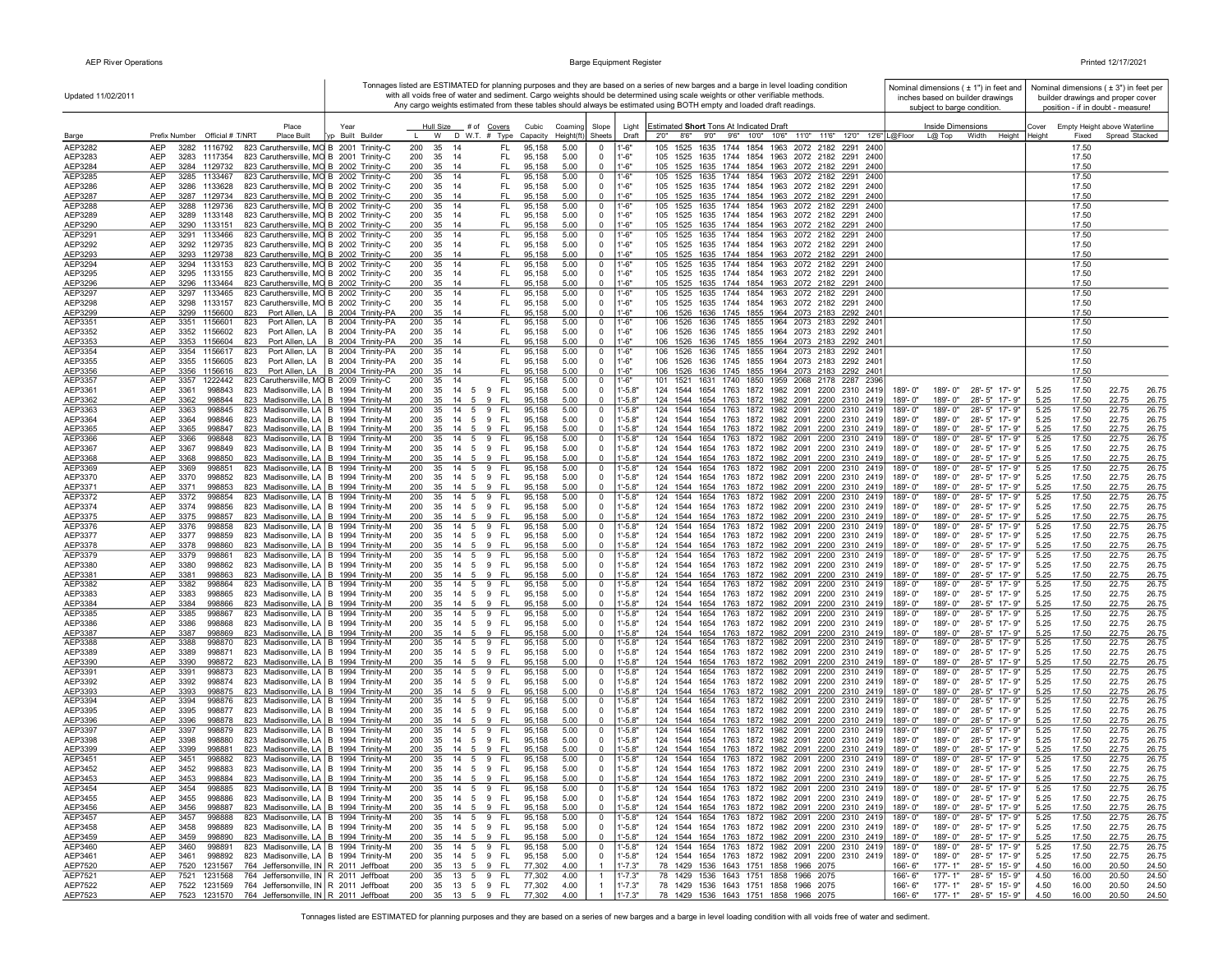Updated 11/02/2011

Tonnages listed are ESTIMATED for planning purposes and they are based on a series of new barges and a barge in level loading condition with all voids free of water and sediment. Cargo weights should be determined using scale weights or other verifiable methods. Any cargo weights estimated from these tables should always be estimated using BOTH empty and loaded draft readings.

Nominal dimensions (± 1") in feet and inches based on builder drawings subject to barge condition.

Nominal dimensions (± 3") in feet per builder drawings and proper cover position - if in doubt - measure!

| Barge | Prefix | Number | Official # | T/NRT | Place Built | Typ | Year Built | Builder | Hull Size L | W | D | # of W.T. | Covers # | Type | Cubic Capacity | Coaming Height(ft) | Slope Sheets | Light Draft | Estimated Short Tons At Indicated Draft 2'0" | 8'6" | 9'0" | 9'6" | 10'0" | 10'6" | 11'0" | 11'6" | 12'0" | 12'6" | Inside Dimensions L@Floor | L@Top | Width | Height | Cover Height | Empty Height above Waterline Fixed | Spread | Stacked |
|---|---|---|---|---|---|---|---|---|---|---|---|---|---|---|---|---|---|---|---|---|---|---|---|---|---|---|---|---|---|---|---|---|---|---|---|---|
| AEP3282 | AEP | 3282 | 1116792 | 823 | Caruthersville, MO | B | 2001 | Trinity-C | 200 | 35 | 14 | | | FL | 95,158 | 5.00 | 0 | 1'-6" | 105 | 1525 | 1635 | 1744 | 1854 | 1963 | 2072 | 2182 | 2291 | 2400 | | | | | | 17.50 | | |
| AEP3283 | AEP | 3283 | 1117354 | 823 | Caruthersville, MO | B | 2001 | Trinity-C | 200 | 35 | 14 | | | FL | 95,158 | 5.00 | 0 | 1'-6" | 105 | 1525 | 1635 | 1744 | 1854 | 1963 | 2072 | 2182 | 2291 | 2400 | | | | | | 17.50 | | |
| AEP3284 | AEP | 3284 | 1129732 | 823 | Caruthersville, MO | B | 2002 | Trinity-C | 200 | 35 | 14 | | | FL | 95,158 | 5.00 | 0 | 1'-6" | 105 | 1525 | 1635 | 1744 | 1854 | 1963 | 2072 | 2182 | 2291 | 2400 | | | | | | 17.50 | | |
| AEP3285 | AEP | 3285 | 1133467 | 823 | Caruthersville, MO | B | 2002 | Trinity-C | 200 | 35 | 14 | | | FL | 95,158 | 5.00 | 0 | 1'-6" | 105 | 1525 | 1635 | 1744 | 1854 | 1963 | 2072 | 2182 | 2291 | 2400 | | | | | | 17.50 | | |
| AEP3286 | AEP | 3286 | 1133628 | 823 | Caruthersville, MO | B | 2002 | Trinity-C | 200 | 35 | 14 | | | FL | 95,158 | 5.00 | 0 | 1'-6" | 105 | 1525 | 1635 | 1744 | 1854 | 1963 | 2072 | 2182 | 2291 | 2400 | | | | | | 17.50 | | |
| AEP3287 | AEP | 3287 | 1129734 | 823 | Caruthersville, MO | B | 2002 | Trinity-C | 200 | 35 | 14 | | | FL | 95,158 | 5.00 | 0 | 1'-6" | 105 | 1525 | 1635 | 1744 | 1854 | 1963 | 2072 | 2182 | 2291 | 2400 | | | | | | 17.50 | | |
| AEP3288 | AEP | 3288 | 1129736 | 823 | Caruthersville, MO | B | 2002 | Trinity-C | 200 | 35 | 14 | | | FL | 95,158 | 5.00 | 0 | 1'-6" | 105 | 1525 | 1635 | 1744 | 1854 | 1963 | 2072 | 2182 | 2291 | 2400 | | | | | | 17.50 | | |
| AEP3289 | AEP | 3289 | 1133148 | 823 | Caruthersville, MO | B | 2002 | Trinity-C | 200 | 35 | 14 | | | FL | 95,158 | 5.00 | 0 | 1'-6" | 105 | 1525 | 1635 | 1744 | 1854 | 1963 | 2072 | 2182 | 2291 | 2400 | | | | | | 17.50 | | |
| AEP3290 | AEP | 3290 | 1133151 | 823 | Caruthersville, MO | B | 2002 | Trinity-C | 200 | 35 | 14 | | | FL | 95,158 | 5.00 | 0 | 1'-6" | 105 | 1525 | 1635 | 1744 | 1854 | 1963 | 2072 | 2182 | 2291 | 2400 | | | | | | 17.50 | | |
| AEP3291 | AEP | 3291 | 1133466 | 823 | Caruthersville, MO | B | 2002 | Trinity-C | 200 | 35 | 14 | | | FL | 95,158 | 5.00 | 0 | 1'-6" | 105 | 1525 | 1635 | 1744 | 1854 | 1963 | 2072 | 2182 | 2291 | 2400 | | | | | | 17.50 | | |
| AEP3292 | AEP | 3292 | 1129735 | 823 | Caruthersville, MO | B | 2002 | Trinity-C | 200 | 35 | 14 | | | FL | 95,158 | 5.00 | 0 | 1'-6" | 105 | 1525 | 1635 | 1744 | 1854 | 1963 | 2072 | 2182 | 2291 | 2400 | | | | | | 17.50 | | |
| AEP3293 | AEP | 3293 | 1129738 | 823 | Caruthersville, MO | B | 2002 | Trinity-C | 200 | 35 | 14 | | | FL | 95,158 | 5.00 | 0 | 1'-6" | 105 | 1525 | 1635 | 1744 | 1854 | 1963 | 2072 | 2182 | 2291 | 2400 | | | | | | 17.50 | | |
| AEP3294 | AEP | 3294 | 1133153 | 823 | Caruthersville, MO | B | 2002 | Trinity-C | 200 | 35 | 14 | | | FL | 95,158 | 5.00 | 0 | 1'-6" | 105 | 1525 | 1635 | 1744 | 1854 | 1963 | 2072 | 2182 | 2291 | 2400 | | | | | | 17.50 | | |
| AEP3295 | AEP | 3295 | 1133155 | 823 | Caruthersville, MO | B | 2002 | Trinity-C | 200 | 35 | 14 | | | FL | 95,158 | 5.00 | 0 | 1'-6" | 105 | 1525 | 1635 | 1744 | 1854 | 1963 | 2072 | 2182 | 2291 | 2400 | | | | | | 17.50 | | |
| AEP3296 | AEP | 3296 | 1133464 | 823 | Caruthersville, MO | B | 2002 | Trinity-C | 200 | 35 | 14 | | | FL | 95,158 | 5.00 | 0 | 1'-6" | 105 | 1525 | 1635 | 1744 | 1854 | 1963 | 2072 | 2182 | 2291 | 2400 | | | | | | 17.50 | | |
| AEP3297 | AEP | 3297 | 1133465 | 823 | Caruthersville, MO | B | 2002 | Trinity-C | 200 | 35 | 14 | | | FL | 95,158 | 5.00 | 0 | 1'-6" | 105 | 1525 | 1635 | 1744 | 1854 | 1963 | 2072 | 2182 | 2291 | 2400 | | | | | | 17.50 | | |
| AEP3298 | AEP | 3298 | 1133157 | 823 | Caruthersville, MO | B | 2002 | Trinity-C | 200 | 35 | 14 | | | FL | 95,158 | 5.00 | 0 | 1'-6" | 105 | 1525 | 1635 | 1744 | 1854 | 1963 | 2072 | 2182 | 2291 | 2400 | | | | | | 17.50 | | |
| AEP3299 | AEP | 3299 | 1156600 | 823 | Port Allen, LA | B | 2004 | Trinity-PA | 200 | 35 | 14 | | | FL | 95,158 | 5.00 | 0 | 1'-6" | 106 | 1526 | 1636 | 1745 | 1855 | 1964 | 2073 | 2183 | 2292 | 2401 | | | | | | 17.50 | | |
| AEP3351 | AEP | 3351 | 1156601 | 823 | Port Allen, LA | B | 2004 | Trinity-PA | 200 | 35 | 14 | | | FL | 95,158 | 5.00 | 0 | 1'-6" | 106 | 1526 | 1636 | 1745 | 1855 | 1964 | 2073 | 2183 | 2292 | 2401 | | | | | | 17.50 | | |
| AEP3352 | AEP | 3352 | 1156602 | 823 | Port Allen, LA | B | 2004 | Trinity-PA | 200 | 35 | 14 | | | FL | 95,158 | 5.00 | 0 | 1'-6" | 106 | 1526 | 1636 | 1745 | 1855 | 1964 | 2073 | 2183 | 2292 | 2401 | | | | | | 17.50 | | |
| AEP3353 | AEP | 3353 | 1156604 | 823 | Port Allen, LA | B | 2004 | Trinity-PA | 200 | 35 | 14 | | | FL | 95,158 | 5.00 | 0 | 1'-6" | 106 | 1526 | 1636 | 1745 | 1855 | 1964 | 2073 | 2183 | 2292 | 2401 | | | | | | 17.50 | | |
| AEP3354 | AEP | 3354 | 1156617 | 823 | Port Allen, LA | B | 2004 | Trinity-PA | 200 | 35 | 14 | | | FL | 95,158 | 5.00 | 0 | 1'-6" | 106 | 1526 | 1636 | 1745 | 1855 | 1964 | 2073 | 2183 | 2292 | 2401 | | | | | | 17.50 | | |
| AEP3355 | AEP | 3355 | 1156605 | 823 | Port Allen, LA | B | 2004 | Trinity-PA | 200 | 35 | 14 | | | FL | 95,158 | 5.00 | 0 | 1'-6" | 106 | 1526 | 1636 | 1745 | 1855 | 1964 | 2073 | 2183 | 2292 | 2401 | | | | | | 17.50 | | |
| AEP3356 | AEP | 3356 | 1156616 | 823 | Port Allen, LA | B | 2004 | Trinity-PA | 200 | 35 | 14 | | | FL | 95,158 | 5.00 | 0 | 1'-6" | 106 | 1526 | 1636 | 1745 | 1855 | 1964 | 2073 | 2183 | 2292 | 2401 | | | | | | 17.50 | | |
| AEP3357 | AEP | 3357 | 1222442 | 823 | Caruthersville, MO | B | 2009 | Trinity-C | 200 | 35 | 14 | | | FL | 95,158 | 5.00 | 0 | 1'-6" | 101 | 1521 | 1631 | 1740 | 1850 | 1959 | 2068 | 2178 | 2287 | 2396 | | | | | | 17.50 | | |
| AEP3361 | AEP | 3361 | 998843 | 823 | Madisonville, LA | B | 1994 | Trinity-M | 200 | 35 | 14 | 5 | 9 | FL | 95,158 | 5.00 | 0 | 1'-5.8" | 124 | 1544 | 1654 | 1763 | 1872 | 1982 | 2091 | 2200 | 2310 | 2419 | 189'- 0" | 189'- 0" | 28'- 5" | 17'- 9" | 5.25 | 17.50 | 22.75 | 26.75 |
| AEP3362 | AEP | 3362 | 998844 | 823 | Madisonville, LA | B | 1994 | Trinity-M | 200 | 35 | 14 | 5 | 9 | FL | 95,158 | 5.00 | 0 | 1'-5.8" | 124 | 1544 | 1654 | 1763 | 1872 | 1982 | 2091 | 2200 | 2310 | 2419 | 189'- 0" | 189'- 0" | 28'- 5" | 17'- 9" | 5.25 | 17.50 | 22.75 | 26.75 |
| AEP3363 | AEP | 3363 | 998845 | 823 | Madisonville, LA | B | 1994 | Trinity-M | 200 | 35 | 14 | 5 | 9 | FL | 95,158 | 5.00 | 0 | 1'-5.8" | 124 | 1544 | 1654 | 1763 | 1872 | 1982 | 2091 | 2200 | 2310 | 2419 | 189'- 0" | 189'- 0" | 28'- 5" | 17'- 9" | 5.25 | 17.50 | 22.75 | 26.75 |
| AEP3364 | AEP | 3364 | 998846 | 823 | Madisonville, LA | B | 1994 | Trinity-M | 200 | 35 | 14 | 5 | 9 | FL | 95,158 | 5.00 | 0 | 1'-5.8" | 124 | 1544 | 1654 | 1763 | 1872 | 1982 | 2091 | 2200 | 2310 | 2419 | 189'- 0" | 189'- 0" | 28'- 5" | 17'- 9" | 5.25 | 17.50 | 22.75 | 26.75 |
| AEP3365 | AEP | 3365 | 998847 | 823 | Madisonville, LA | B | 1994 | Trinity-M | 200 | 35 | 14 | 5 | 9 | FL | 95,158 | 5.00 | 0 | 1'-5.8" | 124 | 1544 | 1654 | 1763 | 1872 | 1982 | 2091 | 2200 | 2310 | 2419 | 189'- 0" | 189'- 0" | 28'- 5" | 17'- 9" | 5.25 | 17.50 | 22.75 | 26.75 |
| AEP3366 | AEP | 3366 | 998848 | 823 | Madisonville, LA | B | 1994 | Trinity-M | 200 | 35 | 14 | 5 | 9 | FL | 95,158 | 5.00 | 0 | 1'-5.8" | 124 | 1544 | 1654 | 1763 | 1872 | 1982 | 2091 | 2200 | 2310 | 2419 | 189'- 0" | 189'- 0" | 28'- 5" | 17'- 9" | 5.25 | 17.50 | 22.75 | 26.75 |
| AEP3367 | AEP | 3367 | 998849 | 823 | Madisonville, LA | B | 1994 | Trinity-M | 200 | 35 | 14 | 5 | 9 | FL | 95,158 | 5.00 | 0 | 1'-5.8" | 124 | 1544 | 1654 | 1763 | 1872 | 1982 | 2091 | 2200 | 2310 | 2419 | 189'- 0" | 189'- 0" | 28'- 5" | 17'- 9" | 5.25 | 17.50 | 22.75 | 26.75 |
| AEP3368 | AEP | 3368 | 998850 | 823 | Madisonville, LA | B | 1994 | Trinity-M | 200 | 35 | 14 | 5 | 9 | FL | 95,158 | 5.00 | 0 | 1'-5.8" | 124 | 1544 | 1654 | 1763 | 1872 | 1982 | 2091 | 2200 | 2310 | 2419 | 189'- 0" | 189'- 0" | 28'- 5" | 17'- 9" | 5.25 | 17.50 | 22.75 | 26.75 |
| AEP3369 | AEP | 3369 | 998851 | 823 | Madisonville, LA | B | 1994 | Trinity-M | 200 | 35 | 14 | 5 | 9 | FL | 95,158 | 5.00 | 0 | 1'-5.8" | 124 | 1544 | 1654 | 1763 | 1872 | 1982 | 2091 | 2200 | 2310 | 2419 | 189'- 0" | 189'- 0" | 28'- 5" | 17'- 9" | 5.25 | 17.50 | 22.75 | 26.75 |
| AEP3370 | AEP | 3370 | 998852 | 823 | Madisonville, LA | B | 1994 | Trinity-M | 200 | 35 | 14 | 5 | 9 | FL | 95,158 | 5.00 | 0 | 1'-5.8" | 124 | 1544 | 1654 | 1763 | 1872 | 1982 | 2091 | 2200 | 2310 | 2419 | 189'- 0" | 189'- 0" | 28'- 5" | 17'- 9" | 5.25 | 17.50 | 22.75 | 26.75 |
| AEP3371 | AEP | 3371 | 998853 | 823 | Madisonville, LA | B | 1994 | Trinity-M | 200 | 35 | 14 | 5 | 9 | FL | 95,158 | 5.00 | 0 | 1'-5.8" | 124 | 1544 | 1654 | 1763 | 1872 | 1982 | 2091 | 2200 | 2310 | 2419 | 189'- 0" | 189'- 0" | 28'- 5" | 17'- 9" | 5.25 | 17.50 | 22.75 | 26.75 |
| AEP3372 | AEP | 3372 | 998854 | 823 | Madisonville, LA | B | 1994 | Trinity-M | 200 | 35 | 14 | 5 | 9 | FL | 95,158 | 5.00 | 0 | 1'-5.8" | 124 | 1544 | 1654 | 1763 | 1872 | 1982 | 2091 | 2200 | 2310 | 2419 | 189'- 0" | 189'- 0" | 28'- 5" | 17'- 9" | 5.25 | 17.50 | 22.75 | 26.75 |
| AEP3374 | AEP | 3374 | 998856 | 823 | Madisonville, LA | B | 1994 | Trinity-M | 200 | 35 | 14 | 5 | 9 | FL | 95,158 | 5.00 | 0 | 1'-5.8" | 124 | 1544 | 1654 | 1763 | 1872 | 1982 | 2091 | 2200 | 2310 | 2419 | 189'- 0" | 189'- 0" | 28'- 5" | 17'- 9" | 5.25 | 17.50 | 22.75 | 26.75 |
| AEP3375 | AEP | 3375 | 998857 | 823 | Madisonville, LA | B | 1994 | Trinity-M | 200 | 35 | 14 | 5 | 9 | FL | 95,158 | 5.00 | 0 | 1'-5.8" | 124 | 1544 | 1654 | 1763 | 1872 | 1982 | 2091 | 2200 | 2310 | 2419 | 189'- 0" | 189'- 0" | 28'- 5" | 17'- 9" | 5.25 | 17.50 | 22.75 | 26.75 |
| AEP3376 | AEP | 3376 | 998858 | 823 | Madisonville, LA | B | 1994 | Trinity-M | 200 | 35 | 14 | 5 | 9 | FL | 95,158 | 5.00 | 0 | 1'-5.8" | 124 | 1544 | 1654 | 1763 | 1872 | 1982 | 2091 | 2200 | 2310 | 2419 | 189'- 0" | 189'- 0" | 28'- 5" | 17'- 9" | 5.25 | 17.50 | 22.75 | 26.75 |
| AEP3377 | AEP | 3377 | 998859 | 823 | Madisonville, LA | B | 1994 | Trinity-M | 200 | 35 | 14 | 5 | 9 | FL | 95,158 | 5.00 | 0 | 1'-5.8" | 124 | 1544 | 1654 | 1763 | 1872 | 1982 | 2091 | 2200 | 2310 | 2419 | 189'- 0" | 189'- 0" | 28'- 5" | 17'- 9" | 5.25 | 17.50 | 22.75 | 26.75 |
| AEP3378 | AEP | 3378 | 998860 | 823 | Madisonville, LA | B | 1994 | Trinity-M | 200 | 35 | 14 | 5 | 9 | FL | 95,158 | 5.00 | 0 | 1'-5.8" | 124 | 1544 | 1654 | 1763 | 1872 | 1982 | 2091 | 2200 | 2310 | 2419 | 189'- 0" | 189'- 0" | 28'- 5" | 17'- 9" | 5.25 | 17.50 | 22.75 | 26.75 |
| AEP3379 | AEP | 3379 | 998861 | 823 | Madisonville, LA | B | 1994 | Trinity-M | 200 | 35 | 14 | 5 | 9 | FL | 95,158 | 5.00 | 0 | 1'-5.8" | 124 | 1544 | 1654 | 1763 | 1872 | 1982 | 2091 | 2200 | 2310 | 2419 | 189'- 0" | 189'- 0" | 28'- 5" | 17'- 9" | 5.25 | 17.50 | 22.75 | 26.75 |
| AEP3380 | AEP | 3380 | 998862 | 823 | Madisonville, LA | B | 1994 | Trinity-M | 200 | 35 | 14 | 5 | 9 | FL | 95,158 | 5.00 | 0 | 1'-5.8" | 124 | 1544 | 1654 | 1763 | 1872 | 1982 | 2091 | 2200 | 2310 | 2419 | 189'- 0" | 189'- 0" | 28'- 5" | 17'- 9" | 5.25 | 17.50 | 22.75 | 26.75 |
| AEP3381 | AEP | 3381 | 998863 | 823 | Madisonville, LA | B | 1994 | Trinity-M | 200 | 35 | 14 | 5 | 9 | FL | 95,158 | 5.00 | 0 | 1'-5.8" | 124 | 1544 | 1654 | 1763 | 1872 | 1982 | 2091 | 2200 | 2310 | 2419 | 189'- 0" | 189'- 0" | 28'- 5" | 17'- 9" | 5.25 | 17.50 | 22.75 | 26.75 |
| AEP3382 | AEP | 3382 | 998864 | 823 | Madisonville, LA | B | 1994 | Trinity-M | 200 | 35 | 14 | 5 | 9 | FL | 95,158 | 5.00 | 0 | 1'-5.8" | 124 | 1544 | 1654 | 1763 | 1872 | 1982 | 2091 | 2200 | 2310 | 2419 | 189'- 0" | 189'- 0" | 28'- 5" | 17'- 9" | 5.25 | 17.50 | 22.75 | 26.75 |
| AEP3383 | AEP | 3383 | 998865 | 823 | Madisonville, LA | B | 1994 | Trinity-M | 200 | 35 | 14 | 5 | 9 | FL | 95,158 | 5.00 | 0 | 1'-5.8" | 124 | 1544 | 1654 | 1763 | 1872 | 1982 | 2091 | 2200 | 2310 | 2419 | 189'- 0" | 189'- 0" | 28'- 5" | 17'- 9" | 5.25 | 17.50 | 22.75 | 26.75 |
| AEP3384 | AEP | 3384 | 998866 | 823 | Madisonville, LA | B | 1994 | Trinity-M | 200 | 35 | 14 | 5 | 9 | FL | 95,158 | 5.00 | 0 | 1'-5.8" | 124 | 1544 | 1654 | 1763 | 1872 | 1982 | 2091 | 2200 | 2310 | 2419 | 189'- 0" | 189'- 0" | 28'- 5" | 17'- 9" | 5.25 | 17.50 | 22.75 | 26.75 |
| AEP3385 | AEP | 3385 | 998867 | 823 | Madisonville, LA | B | 1994 | Trinity-M | 200 | 35 | 14 | 5 | 9 | FL | 95,158 | 5.00 | 0 | 1'-5.8" | 124 | 1544 | 1654 | 1763 | 1872 | 1982 | 2091 | 2200 | 2310 | 2419 | 189'- 0" | 189'- 0" | 28'- 5" | 17'- 9" | 5.25 | 17.50 | 22.75 | 26.75 |
| AEP3386 | AEP | 3386 | 998868 | 823 | Madisonville, LA | B | 1994 | Trinity-M | 200 | 35 | 14 | 5 | 9 | FL | 95,158 | 5.00 | 0 | 1'-5.8" | 124 | 1544 | 1654 | 1763 | 1872 | 1982 | 2091 | 2200 | 2310 | 2419 | 189'- 0" | 189'- 0" | 28'- 5" | 17'- 9" | 5.25 | 17.50 | 22.75 | 26.75 |
| AEP3387 | AEP | 3387 | 998869 | 823 | Madisonville, LA | B | 1994 | Trinity-M | 200 | 35 | 14 | 5 | 9 | FL | 95,158 | 5.00 | 0 | 1'-5.8" | 124 | 1544 | 1654 | 1763 | 1872 | 1982 | 2091 | 2200 | 2310 | 2419 | 189'- 0" | 189'- 0" | 28'- 5" | 17'- 9" | 5.25 | 17.50 | 22.75 | 26.75 |
| AEP3388 | AEP | 3388 | 998870 | 823 | Madisonville, LA | B | 1994 | Trinity-M | 200 | 35 | 14 | 5 | 9 | FL | 95,158 | 5.00 | 0 | 1'-5.8" | 124 | 1544 | 1654 | 1763 | 1872 | 1982 | 2091 | 2200 | 2310 | 2419 | 189'- 0" | 189'- 0" | 28'- 5" | 17'- 9" | 5.25 | 17.50 | 22.75 | 26.75 |
| AEP3389 | AEP | 3389 | 998871 | 823 | Madisonville, LA | B | 1994 | Trinity-M | 200 | 35 | 14 | 5 | 9 | FL | 95,158 | 5.00 | 0 | 1'-5.8" | 124 | 1544 | 1654 | 1763 | 1872 | 1982 | 2091 | 2200 | 2310 | 2419 | 189'- 0" | 189'- 0" | 28'- 5" | 17'- 9" | 5.25 | 17.50 | 22.75 | 26.75 |
| AEP3390 | AEP | 3390 | 998872 | 823 | Madisonville, LA | B | 1994 | Trinity-M | 200 | 35 | 14 | 5 | 9 | FL | 95,158 | 5.00 | 0 | 1'-5.8" | 124 | 1544 | 1654 | 1763 | 1872 | 1982 | 2091 | 2200 | 2310 | 2419 | 189'- 0" | 189'- 0" | 28'- 5" | 17'- 9" | 5.25 | 17.50 | 22.75 | 26.75 |
| AEP3391 | AEP | 3391 | 998873 | 823 | Madisonville, LA | B | 1994 | Trinity-M | 200 | 35 | 14 | 5 | 9 | FL | 95,158 | 5.00 | 0 | 1'-5.8" | 124 | 1544 | 1654 | 1763 | 1872 | 1982 | 2091 | 2200 | 2310 | 2419 | 189'- 0" | 189'- 0" | 28'- 5" | 17'- 9" | 5.25 | 17.50 | 22.75 | 26.75 |
| AEP3392 | AEP | 3392 | 998874 | 823 | Madisonville, LA | B | 1994 | Trinity-M | 200 | 35 | 14 | 5 | 9 | FL | 95,158 | 5.00 | 0 | 1'-5.8" | 124 | 1544 | 1654 | 1763 | 1872 | 1982 | 2091 | 2200 | 2310 | 2419 | 189'- 0" | 189'- 0" | 28'- 5" | 17'- 9" | 5.25 | 17.50 | 22.75 | 26.75 |
| AEP3393 | AEP | 3393 | 998875 | 823 | Madisonville, LA | B | 1994 | Trinity-M | 200 | 35 | 14 | 5 | 9 | FL | 95,158 | 5.00 | 0 | 1'-5.8" | 124 | 1544 | 1654 | 1763 | 1872 | 1982 | 2091 | 2200 | 2310 | 2419 | 189'- 0" | 189'- 0" | 28'- 5" | 17'- 9" | 5.25 | 17.50 | 22.75 | 26.75 |
| AEP3394 | AEP | 3394 | 998876 | 823 | Madisonville, LA | B | 1994 | Trinity-M | 200 | 35 | 14 | 5 | 9 | FL | 95,158 | 5.00 | 0 | 1'-5.8" | 124 | 1544 | 1654 | 1763 | 1872 | 1982 | 2091 | 2200 | 2310 | 2419 | 189'- 0" | 189'- 0" | 28'- 5" | 17'- 9" | 5.25 | 17.50 | 22.75 | 26.75 |
| AEP3395 | AEP | 3395 | 998877 | 823 | Madisonville, LA | B | 1994 | Trinity-M | 200 | 35 | 14 | 5 | 9 | FL | 95,158 | 5.00 | 0 | 1'-5.8" | 124 | 1544 | 1654 | 1763 | 1872 | 1982 | 2091 | 2200 | 2310 | 2419 | 189'- 0" | 189'- 0" | 28'- 5" | 17'- 9" | 5.25 | 17.50 | 22.75 | 26.75 |
| AEP3396 | AEP | 3396 | 998878 | 823 | Madisonville, LA | B | 1994 | Trinity-M | 200 | 35 | 14 | 5 | 9 | FL | 95,158 | 5.00 | 0 | 1'-5.8" | 124 | 1544 | 1654 | 1763 | 1872 | 1982 | 2091 | 2200 | 2310 | 2419 | 189'- 0" | 189'- 0" | 28'- 5" | 17'- 9" | 5.25 | 17.50 | 22.75 | 26.75 |
| AEP3397 | AEP | 3397 | 998879 | 823 | Madisonville, LA | B | 1994 | Trinity-M | 200 | 35 | 14 | 5 | 9 | FL | 95,158 | 5.00 | 0 | 1'-5.8" | 124 | 1544 | 1654 | 1763 | 1872 | 1982 | 2091 | 2200 | 2310 | 2419 | 189'- 0" | 189'- 0" | 28'- 5" | 17'- 9" | 5.25 | 17.50 | 22.75 | 26.75 |
| AEP3398 | AEP | 3398 | 998880 | 823 | Madisonville, LA | B | 1994 | Trinity-M | 200 | 35 | 14 | 5 | 9 | FL | 95,158 | 5.00 | 0 | 1'-5.8" | 124 | 1544 | 1654 | 1763 | 1872 | 1982 | 2091 | 2200 | 2310 | 2419 | 189'- 0" | 189'- 0" | 28'- 5" | 17'- 9" | 5.25 | 17.50 | 22.75 | 26.75 |
| AEP3399 | AEP | 3399 | 998881 | 823 | Madisonville, LA | B | 1994 | Trinity-M | 200 | 35 | 14 | 5 | 9 | FL | 95,158 | 5.00 | 0 | 1'-5.8" | 124 | 1544 | 1654 | 1763 | 1872 | 1982 | 2091 | 2200 | 2310 | 2419 | 189'- 0" | 189'- 0" | 28'- 5" | 17'- 9" | 5.25 | 17.50 | 22.75 | 26.75 |
| AEP3451 | AEP | 3451 | 998882 | 823 | Madisonville, LA | B | 1994 | Trinity-M | 200 | 35 | 14 | 5 | 9 | FL | 95,158 | 5.00 | 0 | 1'-5.8" | 124 | 1544 | 1654 | 1763 | 1872 | 1982 | 2091 | 2200 | 2310 | 2419 | 189'- 0" | 189'- 0" | 28'- 5" | 17'- 9" | 5.25 | 17.50 | 22.75 | 26.75 |
| AEP3452 | AEP | 3452 | 998883 | 823 | Madisonville, LA | B | 1994 | Trinity-M | 200 | 35 | 14 | 5 | 9 | FL | 95,158 | 5.00 | 0 | 1'-5.8" | 124 | 1544 | 1654 | 1763 | 1872 | 1982 | 2091 | 2200 | 2310 | 2419 | 189'- 0" | 189'- 0" | 28'- 5" | 17'- 9" | 5.25 | 17.50 | 22.75 | 26.75 |
| AEP3453 | AEP | 3453 | 998884 | 823 | Madisonville, LA | B | 1994 | Trinity-M | 200 | 35 | 14 | 5 | 9 | FL | 95,158 | 5.00 | 0 | 1'-5.8" | 124 | 1544 | 1654 | 1763 | 1872 | 1982 | 2091 | 2200 | 2310 | 2419 | 189'- 0" | 189'- 0" | 28'- 5" | 17'- 9" | 5.25 | 17.50 | 22.75 | 26.75 |
| AEP3454 | AEP | 3454 | 998885 | 823 | Madisonville, LA | B | 1994 | Trinity-M | 200 | 35 | 14 | 5 | 9 | FL | 95,158 | 5.00 | 0 | 1'-5.8" | 124 | 1544 | 1654 | 1763 | 1872 | 1982 | 2091 | 2200 | 2310 | 2419 | 189'- 0" | 189'- 0" | 28'- 5" | 17'- 9" | 5.25 | 17.50 | 22.75 | 26.75 |
| AEP3455 | AEP | 3455 | 998886 | 823 | Madisonville, LA | B | 1994 | Trinity-M | 200 | 35 | 14 | 5 | 9 | FL | 95,158 | 5.00 | 0 | 1'-5.8" | 124 | 1544 | 1654 | 1763 | 1872 | 1982 | 2091 | 2200 | 2310 | 2419 | 189'- 0" | 189'- 0" | 28'- 5" | 17'- 9" | 5.25 | 17.50 | 22.75 | 26.75 |
| AEP3456 | AEP | 3456 | 998887 | 823 | Madisonville, LA | B | 1994 | Trinity-M | 200 | 35 | 14 | 5 | 9 | FL | 95,158 | 5.00 | 0 | 1'-5.8" | 124 | 1544 | 1654 | 1763 | 1872 | 1982 | 2091 | 2200 | 2310 | 2419 | 189'- 0" | 189'- 0" | 28'- 5" | 17'- 9" | 5.25 | 17.50 | 22.75 | 26.75 |
| AEP3457 | AEP | 3457 | 998888 | 823 | Madisonville, LA | B | 1994 | Trinity-M | 200 | 35 | 14 | 5 | 9 | FL | 95,158 | 5.00 | 0 | 1'-5.8" | 124 | 1544 | 1654 | 1763 | 1872 | 1982 | 2091 | 2200 | 2310 | 2419 | 189'- 0" | 189'- 0" | 28'- 5" | 17'- 9" | 5.25 | 17.50 | 22.75 | 26.75 |
| AEP3458 | AEP | 3458 | 998889 | 823 | Madisonville, LA | B | 1994 | Trinity-M | 200 | 35 | 14 | 5 | 9 | FL | 95,158 | 5.00 | 0 | 1'-5.8" | 124 | 1544 | 1654 | 1763 | 1872 | 1982 | 2091 | 2200 | 2310 | 2419 | 189'- 0" | 189'- 0" | 28'- 5" | 17'- 9" | 5.25 | 17.50 | 22.75 | 26.75 |
| AEP3459 | AEP | 3459 | 998890 | 823 | Madisonville, LA | B | 1994 | Trinity-M | 200 | 35 | 14 | 5 | 9 | FL | 95,158 | 5.00 | 0 | 1'-5.8" | 124 | 1544 | 1654 | 1763 | 1872 | 1982 | 2091 | 2200 | 2310 | 2419 | 189'- 0" | 189'- 0" | 28'- 5" | 17'- 9" | 5.25 | 17.50 | 22.75 | 26.75 |
| AEP3460 | AEP | 3460 | 998891 | 823 | Madisonville, LA | B | 1994 | Trinity-M | 200 | 35 | 14 | 5 | 9 | FL | 95,158 | 5.00 | 0 | 1'-5.8" | 124 | 1544 | 1654 | 1763 | 1872 | 1982 | 2091 | 2200 | 2310 | 2419 | 189'- 0" | 189'- 0" | 28'- 5" | 17'- 9" | 5.25 | 17.50 | 22.75 | 26.75 |
| AEP3461 | AEP | 3461 | 998892 | 823 | Madisonville, LA | B | 1994 | Trinity-M | 200 | 35 | 14 | 5 | 9 | FL | 95,158 | 5.00 | 0 | 1'-5.8" | 124 | 1544 | 1654 | 1763 | 1872 | 1982 | 2091 | 2200 | 2310 | 2419 | 189'- 0" | 189'- 0" | 28'- 5" | 17'- 9" | 5.25 | 17.50 | 22.75 | 26.75 |
| AEP7520 | AEP | 7520 | 1231567 | 764 | Jeffersonville, IN | R | 2011 | Jeffboat | 200 | 35 | 13 | 5 | 9 | FL | 77,302 | 4.00 | 1 | 1'-7.3" | 78 | 1429 | 1536 | 1643 | 1751 | 1858 | 1966 | 2075 | | | 166'- 6" | 177'- 1" | 28'- 5" | 15'- 9" | 4.50 | 16.00 | 20.50 | 24.50 |
| AEP7521 | AEP | 7521 | 1231568 | 764 | Jeffersonville, IN | R | 2011 | Jeffboat | 200 | 35 | 13 | 5 | 9 | FL | 77,302 | 4.00 | 1 | 1'-7.3" | 78 | 1429 | 1536 | 1643 | 1751 | 1858 | 1966 | 2075 | | | 166'- 6" | 177'- 1" | 28'- 5" | 15'- 9" | 4.50 | 16.00 | 20.50 | 24.50 |
| AEP7522 | AEP | 7522 | 1231569 | 764 | Jeffersonville, IN | R | 2011 | Jeffboat | 200 | 35 | 13 | 5 | 9 | FL | 77,302 | 4.00 | 1 | 1'-7.3" | 78 | 1429 | 1536 | 1643 | 1751 | 1858 | 1966 | 2075 | | | 166'- 6" | 177'- 1" | 28'- 5" | 15'- 9" | 4.50 | 16.00 | 20.50 | 24.50 |
| AEP7523 | AEP | 7523 | 1231570 | 764 | Jeffersonville, IN | R | 2011 | Jeffboat | 200 | 35 | 13 | 5 | 9 | FL | 77,302 | 4.00 | 1 | 1'-7.3" | 78 | 1429 | 1536 | 1643 | 1751 | 1858 | 1966 | 2075 | | | 166'- 6" | 177'- 1" | 28'- 5" | 15'- 9" | 4.50 | 16.00 | 20.50 | 24.50 |

Tonnages listed are ESTIMATED for planning purposes and they are based on a series of new barges and a barge in level loading condition with all voids free of water and sediment.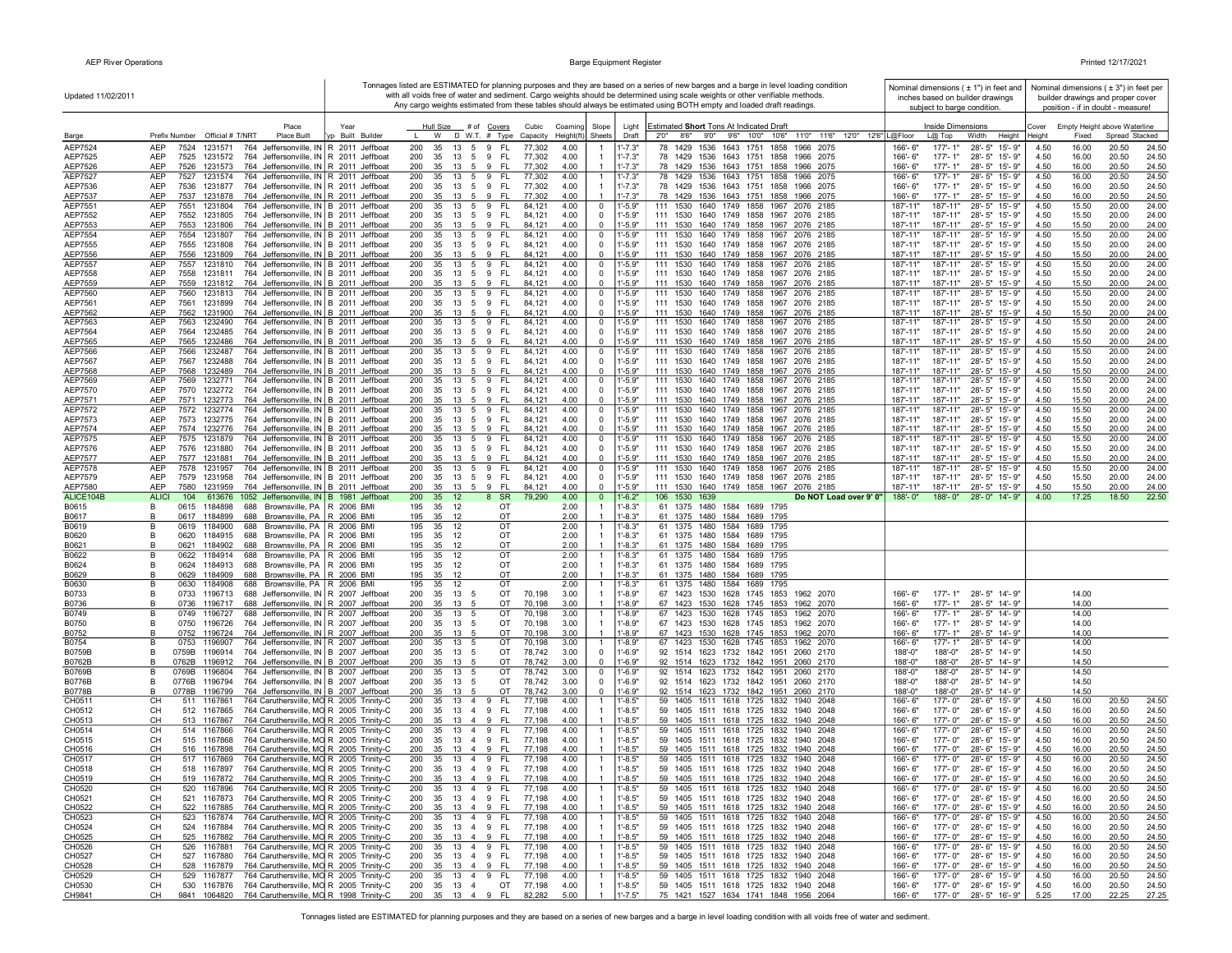Updated 11/02/2011

Tonnages listed are ESTIMATED for planning purposes and they are based on a series of new barges and a barge in level loading condition with all voids free of water and sediment. Cargo weights should be determined using scale weights or other verifiable methods. Any cargo weights estimated from these tables should always be estimated using BOTH empty and loaded draft readings.

Nominal dimensions ( ± 1") in feet and inches based on builder drawings subject to barge condition.

Nominal dimensions ( ± 3") in feet per builder drawings and proper cover position - if in doubt - measure!

| Barge | Prefix | Number | Official # | T/NRT | Place Built | Typ | Year Built | Builder | Hull Size L | W | D | # of W.T. | Covers # | Covers Type | Cubic Capacity | Coaming Height(ft) | Slope Sheets | Light Draft | 2'0" | 8'6" | 9'0" | 9'6" | 10'0" | 10'6" | 11'0" | 11'6" | 12'0" | 12'6" | Inside Dimensions L@Floor | L@ Top | Width | Height | Cover Height | Empty Height above Waterline Fixed | Spread | Stacked |
|---|---|---|---|---|---|---|---|---|---|---|---|---|---|---|---|---|---|---|---|---|---|---|---|---|---|---|---|---|---|---|---|---|---|---|---|---|
| AEP7524 | AEP | 7524 | 1231571 | 764 | Jeffersonville, IN | R | 2011 | Jeffboat | 200 | 35 | 13 | 5 | 9 | FL | 77,302 | 4.00 | 1 | 1'-7.3" | 78 | 1429 | 1536 | 1643 | 1751 | 1858 | 1966 | 2075 | | | 166'- 6" | 177'- 1" | 28'- 5" | 15'- 9" | 4.50 | 16.00 | 20.50 | 24.50 |
| AEP7525 | AEP | 7525 | 1231572 | 764 | Jeffersonville, IN | R | 2011 | Jeffboat | 200 | 35 | 13 | 5 | 9 | FL | 77,302 | 4.00 | 1 | 1'-7.3" | 78 | 1429 | 1536 | 1643 | 1751 | 1858 | 1966 | 2075 | | | 166'- 6" | 177'- 1" | 28'- 5" | 15'- 9" | 4.50 | 16.00 | 20.50 | 24.50 |
| AEP7526 | AEP | 7526 | 1231573 | 764 | Jeffersonville, IN | R | 2011 | Jeffboat | 200 | 35 | 13 | 5 | 9 | FL | 77,302 | 4.00 | 1 | 1'-7.3" | 78 | 1429 | 1536 | 1643 | 1751 | 1858 | 1966 | 2075 | | | 166'- 6" | 177'- 1" | 28'- 5" | 15'- 9" | 4.50 | 16.00 | 20.50 | 24.50 |
| AEP7527 | AEP | 7527 | 1231574 | 764 | Jeffersonville, IN | R | 2011 | Jeffboat | 200 | 35 | 13 | 5 | 9 | FL | 77,302 | 4.00 | 1 | 1'-7.3" | 78 | 1429 | 1536 | 1643 | 1751 | 1858 | 1966 | 2075 | | | 166'- 6" | 177'- 1" | 28'- 5" | 15'- 9" | 4.50 | 16.00 | 20.50 | 24.50 |
| AEP7536 | AEP | 7536 | 1231877 | 764 | Jeffersonville, IN | R | 2011 | Jeffboat | 200 | 35 | 13 | 5 | 9 | FL | 77,302 | 4.00 | 1 | 1'-7.3" | 78 | 1429 | 1536 | 1643 | 1751 | 1858 | 1966 | 2075 | | | 166'- 6" | 177'- 1" | 28'- 5" | 15'- 9" | 4.50 | 16.00 | 20.50 | 24.50 |
| AEP7537 | AEP | 7537 | 1231878 | 764 | Jeffersonville, IN | R | 2011 | Jeffboat | 200 | 35 | 13 | 5 | 9 | FL | 77,302 | 4.00 | 1 | 1'-7.3" | 78 | 1429 | 1536 | 1643 | 1751 | 1858 | 1966 | 2075 | | | 166'- 6" | 177'- 1" | 28'- 5" | 15'- 9" | 4.50 | 16.00 | 20.50 | 24.50 |
| AEP7551 | AEP | 7551 | 1231804 | 764 | Jeffersonville, IN | B | 2011 | Jeffboat | 200 | 35 | 13 | 5 | 9 | FL | 84,121 | 4.00 | 0 | 1'-5.9" | 111 | 1530 | 1640 | 1749 | 1858 | 1967 | 2076 | 2185 | | | 187'-11" | 187'-11" | 28'- 5" | 15'- 9" | 4.50 | 15.50 | 20.00 | 24.00 |
| AEP7552 | AEP | 7552 | 1231805 | 764 | Jeffersonville, IN | B | 2011 | Jeffboat | 200 | 35 | 13 | 5 | 9 | FL | 84,121 | 4.00 | 0 | 1'-5.9" | 111 | 1530 | 1640 | 1749 | 1858 | 1967 | 2076 | 2185 | | | 187'-11" | 187'-11" | 28'- 5" | 15'- 9" | 4.50 | 15.50 | 20.00 | 24.00 |
| AEP7553 | AEP | 7553 | 1231806 | 764 | Jeffersonville, IN | B | 2011 | Jeffboat | 200 | 35 | 13 | 5 | 9 | FL | 84,121 | 4.00 | 0 | 1'-5.9" | 111 | 1530 | 1640 | 1749 | 1858 | 1967 | 2076 | 2185 | | | 187'-11" | 187'-11" | 28'- 5" | 15'- 9" | 4.50 | 15.50 | 20.00 | 24.00 |
| AEP7554 | AEP | 7554 | 1231807 | 764 | Jeffersonville, IN | B | 2011 | Jeffboat | 200 | 35 | 13 | 5 | 9 | FL | 84,121 | 4.00 | 0 | 1'-5.9" | 111 | 1530 | 1640 | 1749 | 1858 | 1967 | 2076 | 2185 | | | 187'-11" | 187'-11" | 28'- 5" | 15'- 9" | 4.50 | 15.50 | 20.00 | 24.00 |
| AEP7555 | AEP | 7555 | 1231808 | 764 | Jeffersonville, IN | B | 2011 | Jeffboat | 200 | 35 | 13 | 5 | 9 | FL | 84,121 | 4.00 | 0 | 1'-5.9" | 111 | 1530 | 1640 | 1749 | 1858 | 1967 | 2076 | 2185 | | | 187'-11" | 187'-11" | 28'- 5" | 15'- 9" | 4.50 | 15.50 | 20.00 | 24.00 |
| AEP7556 | AEP | 7556 | 1231809 | 764 | Jeffersonville, IN | B | 2011 | Jeffboat | 200 | 35 | 13 | 5 | 9 | FL | 84,121 | 4.00 | 0 | 1'-5.9" | 111 | 1530 | 1640 | 1749 | 1858 | 1967 | 2076 | 2185 | | | 187'-11" | 187'-11" | 28'- 5" | 15'- 9" | 4.50 | 15.50 | 20.00 | 24.00 |
| AEP7557 | AEP | 7557 | 1231810 | 764 | Jeffersonville, IN | B | 2011 | Jeffboat | 200 | 35 | 13 | 5 | 9 | FL | 84,121 | 4.00 | 0 | 1'-5.9" | 111 | 1530 | 1640 | 1749 | 1858 | 1967 | 2076 | 2185 | | | 187'-11" | 187'-11" | 28'- 5" | 15'- 9" | 4.50 | 15.50 | 20.00 | 24.00 |
| AEP7558 | AEP | 7558 | 1231811 | 764 | Jeffersonville, IN | B | 2011 | Jeffboat | 200 | 35 | 13 | 5 | 9 | FL | 84,121 | 4.00 | 0 | 1'-5.9" | 111 | 1530 | 1640 | 1749 | 1858 | 1967 | 2076 | 2185 | | | 187'-11" | 187'-11" | 28'- 5" | 15'- 9" | 4.50 | 15.50 | 20.00 | 24.00 |
| AEP7559 | AEP | 7559 | 1231812 | 764 | Jeffersonville, IN | B | 2011 | Jeffboat | 200 | 35 | 13 | 5 | 9 | FL | 84,121 | 4.00 | 0 | 1'-5.9" | 111 | 1530 | 1640 | 1749 | 1858 | 1967 | 2076 | 2185 | | | 187'-11" | 187'-11" | 28'- 5" | 15'- 9" | 4.50 | 15.50 | 20.00 | 24.00 |
| AEP7560 | AEP | 7560 | 1231813 | 764 | Jeffersonville, IN | B | 2011 | Jeffboat | 200 | 35 | 13 | 5 | 9 | FL | 84,121 | 4.00 | 0 | 1'-5.9" | 111 | 1530 | 1640 | 1749 | 1858 | 1967 | 2076 | 2185 | | | 187'-11" | 187'-11" | 28'- 5" | 15'- 9" | 4.50 | 15.50 | 20.00 | 24.00 |
| AEP7561 | AEP | 7561 | 1231899 | 764 | Jeffersonville, IN | B | 2011 | Jeffboat | 200 | 35 | 13 | 5 | 9 | FL | 84,121 | 4.00 | 0 | 1'-5.9" | 111 | 1530 | 1640 | 1749 | 1858 | 1967 | 2076 | 2185 | | | 187'-11" | 187'-11" | 28'- 5" | 15'- 9" | 4.50 | 15.50 | 20.00 | 24.00 |
| AEP7562 | AEP | 7562 | 1231900 | 764 | Jeffersonville, IN | B | 2011 | Jeffboat | 200 | 35 | 13 | 5 | 9 | FL | 84,121 | 4.00 | 0 | 1'-5.9" | 111 | 1530 | 1640 | 1749 | 1858 | 1967 | 2076 | 2185 | | | 187'-11" | 187'-11" | 28'- 5" | 15'- 9" | 4.50 | 15.50 | 20.00 | 24.00 |
| AEP7563 | AEP | 7563 | 1232490 | 764 | Jeffersonville, IN | B | 2011 | Jeffboat | 200 | 35 | 13 | 5 | 9 | FL | 84,121 | 4.00 | 0 | 1'-5.9" | 111 | 1530 | 1640 | 1749 | 1858 | 1967 | 2076 | 2185 | | | 187'-11" | 187'-11" | 28'- 5" | 15'- 9" | 4.50 | 15.50 | 20.00 | 24.00 |
| AEP7564 | AEP | 7564 | 1232485 | 764 | Jeffersonville, IN | B | 2011 | Jeffboat | 200 | 35 | 13 | 5 | 9 | FL | 84,121 | 4.00 | 0 | 1'-5.9" | 111 | 1530 | 1640 | 1749 | 1858 | 1967 | 2076 | 2185 | | | 187'-11" | 187'-11" | 28'- 5" | 15'- 9" | 4.50 | 15.50 | 20.00 | 24.00 |
| AEP7565 | AEP | 7565 | 1232486 | 764 | Jeffersonville, IN | B | 2011 | Jeffboat | 200 | 35 | 13 | 5 | 9 | FL | 84,121 | 4.00 | 0 | 1'-5.9" | 111 | 1530 | 1640 | 1749 | 1858 | 1967 | 2076 | 2185 | | | 187'-11" | 187'-11" | 28'- 5" | 15'- 9" | 4.50 | 15.50 | 20.00 | 24.00 |
| AEP7566 | AEP | 7566 | 1232487 | 764 | Jeffersonville, IN | B | 2011 | Jeffboat | 200 | 35 | 13 | 5 | 9 | FL | 84,121 | 4.00 | 0 | 1'-5.9" | 111 | 1530 | 1640 | 1749 | 1858 | 1967 | 2076 | 2185 | | | 187'-11" | 187'-11" | 28'- 5" | 15'- 9" | 4.50 | 15.50 | 20.00 | 24.00 |
| AEP7567 | AEP | 7567 | 1232488 | 764 | Jeffersonville, IN | B | 2011 | Jeffboat | 200 | 35 | 13 | 5 | 9 | FL | 84,121 | 4.00 | 0 | 1'-5.9" | 111 | 1530 | 1640 | 1749 | 1858 | 1967 | 2076 | 2185 | | | 187'-11" | 187'-11" | 28'- 5" | 15'- 9" | 4.50 | 15.50 | 20.00 | 24.00 |
| AEP7568 | AEP | 7568 | 1232489 | 764 | Jeffersonville, IN | B | 2011 | Jeffboat | 200 | 35 | 13 | 5 | 9 | FL | 84,121 | 4.00 | 0 | 1'-5.9" | 111 | 1530 | 1640 | 1749 | 1858 | 1967 | 2076 | 2185 | | | 187'-11" | 187'-11" | 28'- 5" | 15'- 9" | 4.50 | 15.50 | 20.00 | 24.00 |
| AEP7569 | AEP | 7569 | 1232771 | 764 | Jeffersonville, IN | B | 2011 | Jeffboat | 200 | 35 | 13 | 5 | 9 | FL | 84,121 | 4.00 | 0 | 1'-5.9" | 111 | 1530 | 1640 | 1749 | 1858 | 1967 | 2076 | 2185 | | | 187'-11" | 187'-11" | 28'- 5" | 15'- 9" | 4.50 | 15.50 | 20.00 | 24.00 |
| AEP7570 | AEP | 7570 | 1232772 | 764 | Jeffersonville, IN | B | 2011 | Jeffboat | 200 | 35 | 13 | 5 | 9 | FL | 84,121 | 4.00 | 0 | 1'-5.9" | 111 | 1530 | 1640 | 1749 | 1858 | 1967 | 2076 | 2185 | | | 187'-11" | 187'-11" | 28'- 5" | 15'- 9" | 4.50 | 15.50 | 20.00 | 24.00 |
| AEP7571 | AEP | 7571 | 1232773 | 764 | Jeffersonville, IN | B | 2011 | Jeffboat | 200 | 35 | 13 | 5 | 9 | FL | 84,121 | 4.00 | 0 | 1'-5.9" | 111 | 1530 | 1640 | 1749 | 1858 | 1967 | 2076 | 2185 | | | 187'-11" | 187'-11" | 28'- 5" | 15'- 9" | 4.50 | 15.50 | 20.00 | 24.00 |
| AEP7572 | AEP | 7572 | 1232774 | 764 | Jeffersonville, IN | B | 2011 | Jeffboat | 200 | 35 | 13 | 5 | 9 | FL | 84,121 | 4.00 | 0 | 1'-5.9" | 111 | 1530 | 1640 | 1749 | 1858 | 1967 | 2076 | 2185 | | | 187'-11" | 187'-11" | 28'- 5" | 15'- 9" | 4.50 | 15.50 | 20.00 | 24.00 |
| AEP7573 | AEP | 7573 | 1232775 | 764 | Jeffersonville, IN | B | 2011 | Jeffboat | 200 | 35 | 13 | 5 | 9 | FL | 84,121 | 4.00 | 0 | 1'-5.9" | 111 | 1530 | 1640 | 1749 | 1858 | 1967 | 2076 | 2185 | | | 187'-11" | 187'-11" | 28'- 5" | 15'- 9" | 4.50 | 15.50 | 20.00 | 24.00 |
| AEP7574 | AEP | 7574 | 1232776 | 764 | Jeffersonville, IN | B | 2011 | Jeffboat | 200 | 35 | 13 | 5 | 9 | FL | 84,121 | 4.00 | 0 | 1'-5.9" | 111 | 1530 | 1640 | 1749 | 1858 | 1967 | 2076 | 2185 | | | 187'-11" | 187'-11" | 28'- 5" | 15'- 9" | 4.50 | 15.50 | 20.00 | 24.00 |
| AEP7575 | AEP | 7575 | 1231879 | 764 | Jeffersonville, IN | B | 2011 | Jeffboat | 200 | 35 | 13 | 5 | 9 | FL | 84,121 | 4.00 | 0 | 1'-5.9" | 111 | 1530 | 1640 | 1749 | 1858 | 1967 | 2076 | 2185 | | | 187'-11" | 187'-11" | 28'- 5" | 15'- 9" | 4.50 | 15.50 | 20.00 | 24.00 |
| AEP7576 | AEP | 7576 | 1231880 | 764 | Jeffersonville, IN | B | 2011 | Jeffboat | 200 | 35 | 13 | 5 | 9 | FL | 84,121 | 4.00 | 0 | 1'-5.9" | 111 | 1530 | 1640 | 1749 | 1858 | 1967 | 2076 | 2185 | | | 187'-11" | 187'-11" | 28'- 5" | 15'- 9" | 4.50 | 15.50 | 20.00 | 24.00 |
| AEP7577 | AEP | 7577 | 1231881 | 764 | Jeffersonville, IN | B | 2011 | Jeffboat | 200 | 35 | 13 | 5 | 9 | FL | 84,121 | 4.00 | 0 | 1'-5.9" | 111 | 1530 | 1640 | 1749 | 1858 | 1967 | 2076 | 2185 | | | 187'-11" | 187'-11" | 28'- 5" | 15'- 9" | 4.50 | 15.50 | 20.00 | 24.00 |
| AEP7578 | AEP | 7578 | 1231957 | 764 | Jeffersonville, IN | B | 2011 | Jeffboat | 200 | 35 | 13 | 5 | 9 | FL | 84,121 | 4.00 | 0 | 1'-5.9" | 111 | 1530 | 1640 | 1749 | 1858 | 1967 | 2076 | 2185 | | | 187'-11" | 187'-11" | 28'- 5" | 15'- 9" | 4.50 | 15.50 | 20.00 | 24.00 |
| AEP7579 | AEP | 7579 | 1231958 | 764 | Jeffersonville, IN | B | 2011 | Jeffboat | 200 | 35 | 13 | 5 | 9 | FL | 84,121 | 4.00 | 0 | 1'-5.9" | 111 | 1530 | 1640 | 1749 | 1858 | 1967 | 2076 | 2185 | | | 187'-11" | 187'-11" | 28'- 5" | 15'- 9" | 4.50 | 15.50 | 20.00 | 24.00 |
| AEP7580 | AEP | 7580 | 1231959 | 764 | Jeffersonville, IN | B | 2011 | Jeffboat | 200 | 35 | 13 | 5 | 9 | FL | 84,121 | 4.00 | 0 | 1'-5.9" | 111 | 1530 | 1640 | 1749 | 1858 | 1967 | 2076 | 2185 | | | 187'-11" | 187'-11" | 28'- 5" | 15'- 9" | 4.50 | 15.50 | 20.00 | 24.00 |
| ALICE104B | ALICI | 104 | 613676 | 1052 | Jeffersonville, IN | B | 1981 | Jeffboat | 200 | 35 | 12 | | 8 | SR | 79,290 | 4.00 | 0 | 1'-6.2" | 106 | 1530 | 1639 | Do NOT Load over 9' 0" | | | | | | | 188'- 0" | 188'- 0" | 28'- 0" | 14'- 9" | 4.00 | 17.25 | 18.50 | 22.50 |
| B0615 | B | 0615 | 1184898 | 688 | Brownsville, PA | R | 2006 | BMI | 195 | 35 | 12 | | | OT | | 2.00 | 1 | 1'-8.3" | 61 | 1375 | 1480 | 1584 | 1689 | 1795 | | | | | | | | | | | | |
| B0617 | B | 0617 | 1184899 | 688 | Brownsville, PA | R | 2006 | BMI | 195 | 35 | 12 | | | OT | | 2.00 | 1 | 1'-8.3" | 61 | 1375 | 1480 | 1584 | 1689 | 1795 | | | | | | | | | | | | |
| B0619 | B | 0619 | 1184900 | 688 | Brownsville, PA | R | 2006 | BMI | 195 | 35 | 12 | | | OT | | 2.00 | 1 | 1'-8.3" | 61 | 1375 | 1480 | 1584 | 1689 | 1795 | | | | | | | | | | | | |
| B0620 | B | 0620 | 1184915 | 688 | Brownsville, PA | R | 2006 | BMI | 195 | 35 | 12 | | | OT | | 2.00 | 1 | 1'-8.3" | 61 | 1375 | 1480 | 1584 | 1689 | 1795 | | | | | | | | | | | | |
| B0621 | B | 0621 | 1184902 | 688 | Brownsville, PA | R | 2006 | BMI | 195 | 35 | 12 | | | OT | | 2.00 | 1 | 1'-8.3" | 61 | 1375 | 1480 | 1584 | 1689 | 1795 | | | | | | | | | | | | |
| B0622 | B | 0622 | 1184914 | 688 | Brownsville, PA | R | 2006 | BMI | 195 | 35 | 12 | | | OT | | 2.00 | 1 | 1'-8.3" | 61 | 1375 | 1480 | 1584 | 1689 | 1795 | | | | | | | | | | | | |
| B0624 | B | 0624 | 1184913 | 688 | Brownsville, PA | R | 2006 | BMI | 195 | 35 | 12 | | | OT | | 2.00 | 1 | 1'-8.3" | 61 | 1375 | 1480 | 1584 | 1689 | 1795 | | | | | | | | | | | | |
| B0629 | B | 0629 | 1184909 | 688 | Brownsville, PA | R | 2006 | BMI | 195 | 35 | 12 | | | OT | | 2.00 | 1 | 1'-8.3" | 61 | 1375 | 1480 | 1584 | 1689 | 1795 | | | | | | | | | | | | |
| B0630 | B | 0630 | 1184908 | 688 | Brownsville, PA | R | 2006 | BMI | 195 | 35 | 12 | | | OT | | 2.00 | 1 | 1'-8.3" | 61 | 1375 | 1480 | 1584 | 1689 | 1795 | | | | | | | | | | | | |
| B0733 | B | 0733 | 1196713 | 688 | Jeffersonville, IN | R | 2007 | Jeffboat | 200 | 35 | 13 | 5 | | OT | 70,198 | 3.00 | 1 | 1'-8.9" | 67 | 1423 | 1530 | 1628 | 1745 | 1853 | 1962 | 2070 | | | 166'- 6" | 177'- 1" | 28'- 5" | 14'- 9" | | 14.00 | | |
| B0736 | B | 0736 | 1196717 | 688 | Jeffersonville, IN | R | 2007 | Jeffboat | 200 | 35 | 13 | 5 | | OT | 70,198 | 3.00 | 1 | 1'-8.9" | 67 | 1423 | 1530 | 1628 | 1745 | 1853 | 1962 | 2070 | | | 166'- 6" | 177'- 1" | 28'- 5" | 14'- 9" | | 14.00 | | |
| B0749 | B | 0749 | 1196727 | 688 | Jeffersonville, IN | R | 2007 | Jeffboat | 200 | 35 | 13 | 5 | | OT | 70,198 | 3.00 | 1 | 1'-8.9" | 67 | 1423 | 1530 | 1628 | 1745 | 1853 | 1962 | 2070 | | | 166'- 6" | 177'- 1" | 28'- 5" | 14'- 9" | | 14.00 | | |
| B0750 | B | 0750 | 1196726 | 764 | Jeffersonville, IN | R | 2007 | Jeffboat | 200 | 35 | 13 | 5 | | OT | 70,198 | 3.00 | 1 | 1'-8.9" | 67 | 1423 | 1530 | 1628 | 1745 | 1853 | 1962 | 2070 | | | 166'- 6" | 177'- 1" | 28'- 5" | 14'- 9" | | 14.00 | | |
| B0752 | B | 0752 | 1196724 | 764 | Jeffersonville, IN | R | 2007 | Jeffboat | 200 | 35 | 13 | 5 | | OT | 70,198 | 3.00 | 1 | 1'-8.9" | 67 | 1423 | 1530 | 1628 | 1745 | 1853 | 1962 | 2070 | | | 166'- 6" | 177'- 1" | 28'- 5" | 14'- 9" | | 14.00 | | |
| B0754 | B | 0753 | 1196907 | 764 | Jeffersonville, IN | R | 2007 | Jeffboat | 200 | 35 | 13 | 5 | | OT | 70,198 | 3.00 | 1 | 1'-8.9" | 67 | 1423 | 1530 | 1628 | 1745 | 1853 | 1962 | 2070 | | | 166'- 6" | 177'- 1" | 28'- 5" | 14'- 9" | | 14.00 | | |
| B0759B | B | 0759B | 1196914 | 764 | Jeffersonville, IN | B | 2007 | Jeffboat | 200 | 35 | 13 | 5 | | OT | 78,742 | 3.00 | 0 | 1'-6.9" | 92 | 1514 | 1623 | 1732 | 1842 | 1951 | 2060 | 2170 | | | 188'-0" | 188'-0" | 28'- 5" | 14'- 9" | | 14.50 | | |
| B0762B | B | 0762B | 1196912 | 764 | Jeffersonville, IN | B | 2007 | Jeffboat | 200 | 35 | 13 | 5 | | OT | 78,742 | 3.00 | 0 | 1'-6.9" | 92 | 1514 | 1623 | 1732 | 1842 | 1951 | 2060 | 2170 | | | 188'-0" | 188'-0" | 28'- 5" | 14'- 9" | | 14.50 | | |
| B0769B | B | 0769B | 1196804 | 764 | Jeffersonville, IN | B | 2007 | Jeffboat | 200 | 35 | 13 | 5 | | OT | 78,742 | 3.00 | 0 | 1'-6.9" | 92 | 1514 | 1623 | 1732 | 1842 | 1951 | 2060 | 2170 | | | 188'-0" | 188'-0" | 28'- 5" | 14'- 9" | | 14.50 | | |
| B0776B | B | 0776B | 1196794 | 764 | Jeffersonville, IN | B | 2007 | Jeffboat | 200 | 35 | 13 | 5 | | OT | 78,742 | 3.00 | 0 | 1'-6.9" | 92 | 1514 | 1623 | 1732 | 1842 | 1951 | 2060 | 2170 | | | 188'-0" | 188'-0" | 28'- 5" | 14'- 9" | | 14.50 | | |
| B0778B | B | 0778B | 1196799 | 764 | Jeffersonville, IN | B | 2007 | Jeffboat | 200 | 35 | 13 | 5 | | OT | 78,742 | 3.00 | 0 | 1'-6.9" | 92 | 1514 | 1623 | 1732 | 1842 | 1951 | 2060 | 2170 | | | 188'-0" | 188'-0" | 28'- 5" | 14'- 9" | | 14.50 | | |
| CH0511 | CH | 511 | 1167861 | 764 | Caruthersville, MO | R | 2005 | Trinity-C | 200 | 35 | 13 | 4 | 9 | FL | 77,198 | 4.00 | 1 | 1'-8.5" | 59 | 1405 | 1511 | 1618 | 1725 | 1832 | 1940 | 2048 | | | 166'- 6" | 177'- 0" | 28'- 6" | 15'- 9" | 4.50 | 16.00 | 20.50 | 24.50 |
| CH0512 | CH | 512 | 1167865 | 764 | Caruthersville, MO | R | 2005 | Trinity-C | 200 | 35 | 13 | 4 | 9 | FL | 77,198 | 4.00 | 1 | 1'-8.5" | 59 | 1405 | 1511 | 1618 | 1725 | 1832 | 1940 | 2048 | | | 166'- 6" | 177'- 0" | 28'- 6" | 15'- 9" | 4.50 | 16.00 | 20.50 | 24.50 |
| CH0513 | CH | 513 | 1167867 | 764 | Caruthersville, MO | R | 2005 | Trinity-C | 200 | 35 | 13 | 4 | 9 | FL | 77,198 | 4.00 | 1 | 1'-8.5" | 59 | 1405 | 1511 | 1618 | 1725 | 1832 | 1940 | 2048 | | | 166'- 6" | 177'- 0" | 28'- 6" | 15'- 9" | 4.50 | 16.00 | 20.50 | 24.50 |
| CH0514 | CH | 514 | 1167866 | 764 | Caruthersville, MO | R | 2005 | Trinity-C | 200 | 35 | 13 | 4 | 9 | FL | 77,198 | 4.00 | 1 | 1'-8.5" | 59 | 1405 | 1511 | 1618 | 1725 | 1832 | 1940 | 2048 | | | 166'- 6" | 177'- 0" | 28'- 6" | 15'- 9" | 4.50 | 16.00 | 20.50 | 24.50 |
| CH0515 | CH | 515 | 1167868 | 764 | Caruthersville, MO | R | 2005 | Trinity-C | 200 | 35 | 13 | 4 | 9 | FL | 77,198 | 4.00 | 1 | 1'-8.5" | 59 | 1405 | 1511 | 1618 | 1725 | 1832 | 1940 | 2048 | | | 166'- 6" | 177'- 0" | 28'- 6" | 15'- 9" | 4.50 | 16.00 | 20.50 | 24.50 |
| CH0516 | CH | 516 | 1167898 | 764 | Caruthersville, MO | R | 2005 | Trinity-C | 200 | 35 | 13 | 4 | 9 | FL | 77,198 | 4.00 | 1 | 1'-8.5" | 59 | 1405 | 1511 | 1618 | 1725 | 1832 | 1940 | 2048 | | | 166'- 6" | 177'- 0" | 28'- 6" | 15'- 9" | 4.50 | 16.00 | 20.50 | 24.50 |
| CH0517 | CH | 517 | 1167869 | 764 | Caruthersville, MO | R | 2005 | Trinity-C | 200 | 35 | 13 | 4 | 9 | FL | 77,198 | 4.00 | 1 | 1'-8.5" | 59 | 1405 | 1511 | 1618 | 1725 | 1832 | 1940 | 2048 | | | 166'- 6" | 177'- 0" | 28'- 6" | 15'- 9" | 4.50 | 16.00 | 20.50 | 24.50 |
| CH0518 | CH | 518 | 1167897 | 764 | Caruthersville, MO | R | 2005 | Trinity-C | 200 | 35 | 13 | 4 | 9 | FL | 77,198 | 4.00 | 1 | 1'-8.5" | 59 | 1405 | 1511 | 1618 | 1725 | 1832 | 1940 | 2048 | | | 166'- 6" | 177'- 0" | 28'- 6" | 15'- 9" | 4.50 | 16.00 | 20.50 | 24.50 |
| CH0519 | CH | 519 | 1167872 | 764 | Caruthersville, MO | R | 2005 | Trinity-C | 200 | 35 | 13 | 4 | 9 | FL | 77,198 | 4.00 | 1 | 1'-8.5" | 59 | 1405 | 1511 | 1618 | 1725 | 1832 | 1940 | 2048 | | | 166'- 6" | 177'- 0" | 28'- 6" | 15'- 9" | 4.50 | 16.00 | 20.50 | 24.50 |
| CH0520 | CH | 520 | 1167896 | 764 | Caruthersville, MO | R | 2005 | Trinity-C | 200 | 35 | 13 | 4 | 9 | FL | 77,198 | 4.00 | 1 | 1'-8.5" | 59 | 1405 | 1511 | 1618 | 1725 | 1832 | 1940 | 2048 | | | 166'- 6" | 177'- 0" | 28'- 6" | 15'- 9" | 4.50 | 16.00 | 20.50 | 24.50 |
| CH0521 | CH | 521 | 1167873 | 764 | Caruthersville, MO | R | 2005 | Trinity-C | 200 | 35 | 13 | 4 | 9 | FL | 77,198 | 4.00 | 1 | 1'-8.5" | 59 | 1405 | 1511 | 1618 | 1725 | 1832 | 1940 | 2048 | | | 166'- 6" | 177'- 0" | 28'- 6" | 15'- 9" | 4.50 | 16.00 | 20.50 | 24.50 |
| CH0522 | CH | 522 | 1167885 | 764 | Caruthersville, MO | R | 2005 | Trinity-C | 200 | 35 | 13 | 4 | 9 | FL | 77,198 | 4.00 | 1 | 1'-8.5" | 59 | 1405 | 1511 | 1618 | 1725 | 1832 | 1940 | 2048 | | | 166'- 6" | 177'- 0" | 28'- 6" | 15'- 9" | 4.50 | 16.00 | 20.50 | 24.50 |
| CH0523 | CH | 523 | 1167874 | 764 | Caruthersville, MO | R | 2005 | Trinity-C | 200 | 35 | 13 | 4 | 9 | FL | 77,198 | 4.00 | 1 | 1'-8.5" | 59 | 1405 | 1511 | 1618 | 1725 | 1832 | 1940 | 2048 | | | 166'- 6" | 177'- 0" | 28'- 6" | 15'- 9" | 4.50 | 16.00 | 20.50 | 24.50 |
| CH0524 | CH | 524 | 1167884 | 764 | Caruthersville, MO | R | 2005 | Trinity-C | 200 | 35 | 13 | 4 | 9 | FL | 77,198 | 4.00 | 1 | 1'-8.5" | 59 | 1405 | 1511 | 1618 | 1725 | 1832 | 1940 | 2048 | | | 166'- 6" | 177'- 0" | 28'- 6" | 15'- 9" | 4.50 | 16.00 | 20.50 | 24.50 |
| CH0525 | CH | 525 | 1167882 | 764 | Caruthersville, MO | R | 2005 | Trinity-C | 200 | 35 | 13 | 4 | 9 | FL | 77,198 | 4.00 | 1 | 1'-8.5" | 59 | 1405 | 1511 | 1618 | 1725 | 1832 | 1940 | 2048 | | | 166'- 6" | 177'- 0" | 28'- 6" | 15'- 9" | 4.50 | 16.00 | 20.50 | 24.50 |
| CH0526 | CH | 526 | 1167881 | 764 | Caruthersville, MO | R | 2005 | Trinity-C | 200 | 35 | 13 | 4 | 9 | FL | 77,198 | 4.00 | 1 | 1'-8.5" | 59 | 1405 | 1511 | 1618 | 1725 | 1832 | 1940 | 2048 | | | 166'- 6" | 177'- 0" | 28'- 6" | 15'- 9" | 4.50 | 16.00 | 20.50 | 24.50 |
| CH0527 | CH | 527 | 1167880 | 764 | Caruthersville, MO | R | 2005 | Trinity-C | 200 | 35 | 13 | 4 | 9 | FL | 77,198 | 4.00 | 1 | 1'-8.5" | 59 | 1405 | 1511 | 1618 | 1725 | 1832 | 1940 | 2048 | | | 166'- 6" | 177'- 0" | 28'- 6" | 15'- 9" | 4.50 | 16.00 | 20.50 | 24.50 |
| CH0528 | CH | 528 | 1167879 | 764 | Caruthersville, MO | R | 2005 | Trinity-C | 200 | 35 | 13 | 4 | 9 | FL | 77,198 | 4.00 | 1 | 1'-8.5" | 59 | 1405 | 1511 | 1618 | 1725 | 1832 | 1940 | 2048 | | | 166'- 6" | 177'- 0" | 28'- 6" | 15'- 9" | 4.50 | 16.00 | 20.50 | 24.50 |
| CH0529 | CH | 529 | 1167877 | 764 | Caruthersville, MO | R | 2005 | Trinity-C | 200 | 35 | 13 | 4 | 9 | FL | 77,198 | 4.00 | 1 | 1'-8.5" | 59 | 1405 | 1511 | 1618 | 1725 | 1832 | 1940 | 2048 | | | 166'- 6" | 177'- 0" | 28'- 6" | 15'- 9" | 4.50 | 16.00 | 20.50 | 24.50 |
| CH0530 | CH | 530 | 1167876 | 764 | Caruthersville, MO | R | 2005 | Trinity-C | 200 | 35 | 13 | 4 | | OT | 77,198 | 4.00 | 1 | 1'-8.5" | 59 | 1405 | 1511 | 1618 | 1725 | 1832 | 1940 | 2048 | | | 166'- 6" | 177'- 0" | 28'- 6" | 15'- 9" | 4.50 | 16.00 | 20.50 | 24.50 |
| CH9841 | CH | 9841 | 1064820 | 764 | Caruthersville, MO | R | 1998 | Trinity-C | 200 | 35 | 13 | 4 | 9 | FL | 82,282 | 5.00 | 1 | 1'-7.5" | 75 | 1421 | 1527 | 1634 | 1741 | 1848 | 1956 | 2064 | | | 166'- 6" | 177'- 0" | 28'- 5" | 16'- 9" | 5.25 | 17.00 | 22.25 | 27.25 |

Estimated **Short** Tons At Indicated Draft

Tonnages listed are ESTIMATED for planning purposes and they are based on a series of new barges and a barge in level loading condition with all voids free of water and sediment.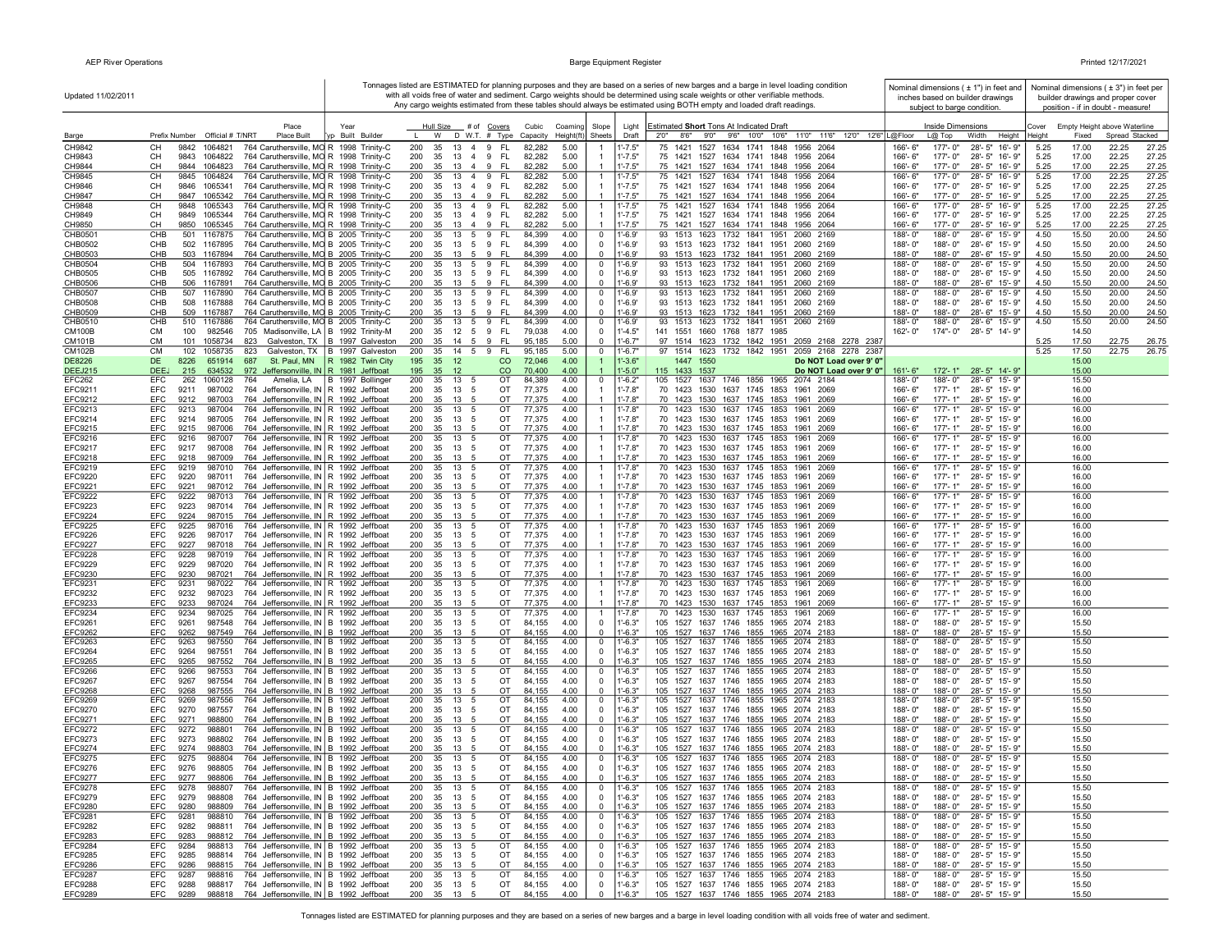Updated 11/02/2011

Tonnages listed are ESTIMATED for planning purposes and they are based on a series of new barges and a barge in level loading condition with all voids free of water and sediment. Cargo weights should be determined using scale weights or other verifiable methods. Any cargo weights estimated from these tables should always be estimated using BOTH empty and loaded draft readings.

Nominal dimensions ( ± 1") in feet and inches based on builder drawings subject to barge condition.

Nominal dimensions ( ± 3") in feet per builder drawings and proper cover position - if in doubt - measure!

| Barge | Prefix | Number | Official # | T/NRT | Place Built | Typ | Year Built | Builder | Hull Size L | Hull Size W | Hull Size D | # of W.T. | Covers # | Covers Type | Cubic Capacity | Coaming Height(ft) | Slope Sheets | Light Draft | Estimated **Short** Tons At Indicated Draft 2'0" | 8'6" | 9'0" | 9'6" | 10'0" | 10'6" | 11'0" | 11'6" | 12'0" | 12'6" | Inside Dimensions L@Floor | L@Top | Width | Height | Cover Height | Empty Height above Waterline Fixed | Spread | Stacked |
|---|---|---|---|---|---|---|---|---|---|---|---|---|---|---|---|---|---|---|---|---|---|---|---|---|---|---|---|---|---|---|---|---|---|---|---|---|
| CH9842 | CH | 9842 | 1064821 | 764 | Caruthersville, MO | R | 1998 | Trinity-C | 200 | 35 | 13 | 4 | 9 | FL | 82,282 | 5.00 | 1 | 1'-7.5" | 75 | 1421 | 1527 | 1634 | 1741 | 1848 | 1956 | 2064 | | | 166'-6" | 177'-0" | 28'-5" | 16'-9" | 5.25 | 17.00 | 22.25 | 27.25 |
| CH9843 | CH | 9843 | 1064822 | 764 | Caruthersville, MO | R | 1998 | Trinity-C | 200 | 35 | 13 | 4 | 9 | FL | 82,282 | 5.00 | 1 | 1'-7.5" | 75 | 1421 | 1527 | 1634 | 1741 | 1848 | 1956 | 2064 | | | 166'-6" | 177'-0" | 28'-5" | 16'-9" | 5.25 | 17.00 | 22.25 | 27.25 |
| CH9844 | CH | 9844 | 1064823 | 764 | Caruthersville, MO | R | 1998 | Trinity-C | 200 | 35 | 13 | 4 | 9 | FL | 82,282 | 5.00 | 1 | 1'-7.5" | 75 | 1421 | 1527 | 1634 | 1741 | 1848 | 1956 | 2064 | | | 166'-6" | 177'-0" | 28'-5" | 16'-9" | 5.25 | 17.00 | 22.25 | 27.25 |
| CH9845 | CH | 9845 | 1064824 | 764 | Caruthersville, MO | R | 1998 | Trinity-C | 200 | 35 | 13 | 4 | 9 | FL | 82,282 | 5.00 | 1 | 1'-7.5" | 75 | 1421 | 1527 | 1634 | 1741 | 1848 | 1956 | 2064 | | | 166'-6" | 177'-0" | 28'-5" | 16'-9" | 5.25 | 17.00 | 22.25 | 27.25 |
| CH9846 | CH | 9846 | 1065341 | 764 | Caruthersville, MO | R | 1998 | Trinity-C | 200 | 35 | 13 | 4 | 9 | FL | 82,282 | 5.00 | 1 | 1'-7.5" | 75 | 1421 | 1527 | 1634 | 1741 | 1848 | 1956 | 2064 | | | 166'-6" | 177'-0" | 28'-5" | 16'-9" | 5.25 | 17.00 | 22.25 | 27.25 |
| CH9847 | CH | 9847 | 1065342 | 764 | Caruthersville, MO | R | 1998 | Trinity-C | 200 | 35 | 13 | 4 | 9 | FL | 82,282 | 5.00 | 1 | 1'-7.5" | 75 | 1421 | 1527 | 1634 | 1741 | 1848 | 1956 | 2064 | | | 166'-6" | 177'-0" | 28'-5" | 16'-9" | 5.25 | 17.00 | 22.25 | 27.25 |
| CH9848 | CH | 9848 | 1065343 | 764 | Caruthersville, MO | R | 1998 | Trinity-C | 200 | 35 | 13 | 4 | 9 | FL | 82,282 | 5.00 | 1 | 1'-7.5" | 75 | 1421 | 1527 | 1634 | 1741 | 1848 | 1956 | 2064 | | | 166'-6" | 177'-0" | 28'-5" | 16'-9" | 5.25 | 17.00 | 22.25 | 27.25 |
| CH9849 | CH | 9849 | 1065344 | 764 | Caruthersville, MO | R | 1998 | Trinity-C | 200 | 35 | 13 | 4 | 9 | FL | 82,282 | 5.00 | 1 | 1'-7.5" | 75 | 1421 | 1527 | 1634 | 1741 | 1848 | 1956 | 2064 | | | 166'-6" | 177'-0" | 28'-5" | 16'-9" | 5.25 | 17.00 | 22.25 | 27.25 |
| CH9850 | CH | 9850 | 1065345 | 764 | Caruthersville, MO | R | 1998 | Trinity-C | 200 | 35 | 13 | 4 | 9 | FL | 82,282 | 5.00 | 1 | 1'-7.5" | 75 | 1421 | 1527 | 1634 | 1741 | 1848 | 1956 | 2064 | | | 166'-6" | 177'-0" | 28'-5" | 16'-9" | 5.25 | 17.00 | 22.25 | 27.25 |
| CHB0501 | CHB | 501 | 1167875 | 764 | Caruthersville, MO | B | 2005 | Trinity-C | 200 | 35 | 13 | 5 | 9 | FL | 84,399 | 4.00 | 0 | 1'-6.9" | 93 | 1513 | 1623 | 1732 | 1841 | 1951 | 2060 | 2169 | | | 188'-0" | 188'-0" | 28'-6" | 15'-9" | 4.50 | 15.50 | 20.00 | 24.50 |
| CHB0502 | CHB | 502 | 1167895 | 764 | Caruthersville, MO | B | 2005 | Trinity-C | 200 | 35 | 13 | 5 | 9 | FL | 84,399 | 4.00 | 0 | 1'-6.9" | 93 | 1513 | 1623 | 1732 | 1841 | 1951 | 2060 | 2169 | | | 188'-0" | 188'-0" | 28'-6" | 15'-9" | 4.50 | 15.50 | 20.00 | 24.50 |
| CHB0503 | CHB | 503 | 1167894 | 764 | Caruthersville, MO | B | 2005 | Trinity-C | 200 | 35 | 13 | 5 | 9 | FL | 84,399 | 4.00 | 0 | 1'-6.9" | 93 | 1513 | 1623 | 1732 | 1841 | 1951 | 2060 | 2169 | | | 188'-0" | 188'-0" | 28'-6" | 15'-9" | 4.50 | 15.50 | 20.00 | 24.50 |
| CHB0504 | CHB | 504 | 1167893 | 764 | Caruthersville, MO | B | 2005 | Trinity-C | 200 | 35 | 13 | 5 | 9 | FL | 84,399 | 4.00 | 0 | 1'-6.9" | 93 | 1513 | 1623 | 1732 | 1841 | 1951 | 2060 | 2169 | | | 188'-0" | 188'-0" | 28'-6" | 15'-9" | 4.50 | 15.50 | 20.00 | 24.50 |
| CHB0505 | CHB | 505 | 1167892 | 764 | Caruthersville, MO | B | 2005 | Trinity-C | 200 | 35 | 13 | 5 | 9 | FL | 84,399 | 4.00 | 0 | 1'-6.9" | 93 | 1513 | 1623 | 1732 | 1841 | 1951 | 2060 | 2169 | | | 188'-0" | 188'-0" | 28'-6" | 15'-9" | 4.50 | 15.50 | 20.00 | 24.50 |
| CHB0506 | CHB | 506 | 1167891 | 764 | Caruthersville, MO | B | 2005 | Trinity-C | 200 | 35 | 13 | 5 | 9 | FL | 84,399 | 4.00 | 0 | 1'-6.9" | 93 | 1513 | 1623 | 1732 | 1841 | 1951 | 2060 | 2169 | | | 188'-0" | 188'-0" | 28'-6" | 15'-9" | 4.50 | 15.50 | 20.00 | 24.50 |
| CHB0507 | CHB | 507 | 1167890 | 764 | Caruthersville, MO | B | 2005 | Trinity-C | 200 | 35 | 13 | 5 | 9 | FL | 84,399 | 4.00 | 0 | 1'-6.9" | 93 | 1513 | 1623 | 1732 | 1841 | 1951 | 2060 | 2169 | | | 188'-0" | 188'-0" | 28'-6" | 15'-9" | 4.50 | 15.50 | 20.00 | 24.50 |
| CHB0508 | CHB | 508 | 1167888 | 764 | Caruthersville, MO | B | 2005 | Trinity-C | 200 | 35 | 13 | 5 | 9 | FL | 84,399 | 4.00 | 0 | 1'-6.9" | 93 | 1513 | 1623 | 1732 | 1841 | 1951 | 2060 | 2169 | | | 188'-0" | 188'-0" | 28'-6" | 15'-9" | 4.50 | 15.50 | 20.00 | 24.50 |
| CHB0509 | CHB | 509 | 1167887 | 764 | Caruthersville, MO | B | 2005 | Trinity-C | 200 | 35 | 13 | 5 | 9 | FL | 84,399 | 4.00 | 0 | 1'-6.9" | 93 | 1513 | 1623 | 1732 | 1841 | 1951 | 2060 | 2169 | | | 188'-0" | 188'-0" | 28'-6" | 15'-9" | 4.50 | 15.50 | 20.00 | 24.50 |
| CHB0510 | CHB | 510 | 1167886 | 764 | Caruthersville, MO | B | 2005 | Trinity-C | 200 | 35 | 13 | 5 | 9 | FL | 84,399 | 4.00 | 0 | 1'-6.9" | 93 | 1513 | 1623 | 1732 | 1841 | 1951 | 2060 | 2169 | | | 188'-0" | 188'-0" | 28'-6" | 15'-9" | 4.50 | 15.50 | 20.00 | 24.50 |
| CM100B | CM | 100 | 982546 | 705 | Madisonville, LA | B | 1992 | Trinity-M | 200 | 35 | 12 | 5 | 9 | FL | 79,038 | 4.00 | 0 | 1'-4.5" | 141 | 1551 | 1660 | 1768 | 1877 | 1985 | | | | | 162'-0" | 174'-0" | 28'-5" | 14'-9" | | 14.50 | | |
| CM101B | CM | 101 | 1058734 | 823 | Galveston, TX | B | 1997 | Galveston | 200 | 35 | 14 | 5 | 9 | FL | 95,185 | 5.00 | 0 | 1'-6.7" | 97 | 1514 | 1623 | 1732 | 1842 | 1951 | 2059 | 2168 | 2278 | 2387 | | | | | 5.25 | 17.50 | 22.75 | 26.75 |
| CM102B | CM | 102 | 1058735 | 823 | Galveston, TX | B | 1997 | Galveston | 200 | 35 | 14 | 5 | 9 | FL | 95,185 | 5.00 | 0 | 1'-6.7" | 97 | 1514 | 1623 | 1732 | 1842 | 1951 | 2059 | 2168 | 2278 | 2387 | | | | | 5.25 | 17.50 | 22.75 | 26.75 |
| DE8226 | DE | 8226 | 651914 | 687 | St. Paul, MN | R | 1982 | Twin City | 195 | 35 | 12 | | | CO | 72,046 | 4.00 | 1 | 1'-3.6" | | 1447 | 1550 | | | | Do NOT Load over 9' 0" | | | | | | | | | 15.00 | | |
| DEEJ215 | DEEJ | 215 | 634532 | 972 | Jeffersonville, IN | R | 1981 | Jeffboat | 195 | 35 | 12 | | | CO | 70,400 | 4.00 | 1 | 1'-5.0" | 115 | 1433 | 1537 | | | | Do NOT Load over 9' 0" | | | | 161'-6" | 172'-1" | 28'-5" | 14'-9" | | 15.00 | | |
| EFC262 | EFC | 262 | 1060128 | 764 | Amelia, LA | B | 1997 | Bollinger | 200 | 35 | 13 | 5 | | OT | 84,389 | 4.00 | 0 | 1'-6.2" | 105 | 1527 | 1637 | 1746 | 1856 | 1965 | 2074 | 2184 | | | 188'-0" | 188'-0" | 28'-6" | 15'-9" | | 15.50 | | |
| EFC9211 | EFC | 9211 | 987002 | 764 | Jeffersonville, IN | R | 1992 | Jeffboat | 200 | 35 | 13 | 5 | | OT | 77,375 | 4.00 | 1 | 1'-7.8" | 70 | 1423 | 1530 | 1637 | 1745 | 1853 | 1961 | 2069 | | | 166'-6" | 177'-1" | 28'-5" | 15'-9" | | 16.00 | | |
| EFC9212 | EFC | 9212 | 987003 | 764 | Jeffersonville, IN | R | 1992 | Jeffboat | 200 | 35 | 13 | 5 | | OT | 77,375 | 4.00 | 1 | 1'-7.8" | 70 | 1423 | 1530 | 1637 | 1745 | 1853 | 1961 | 2069 | | | 166'-6" | 177'-1" | 28'-5" | 15'-9" | | 16.00 | | |
| EFC9213 | EFC | 9213 | 987004 | 764 | Jeffersonville, IN | R | 1992 | Jeffboat | 200 | 35 | 13 | 5 | | OT | 77,375 | 4.00 | 1 | 1'-7.8" | 70 | 1423 | 1530 | 1637 | 1745 | 1853 | 1961 | 2069 | | | 166'-6" | 177'-1" | 28'-5" | 15'-9" | | 16.00 | | |
| EFC9214 | EFC | 9214 | 987005 | 764 | Jeffersonville, IN | R | 1992 | Jeffboat | 200 | 35 | 13 | 5 | | OT | 77,375 | 4.00 | 1 | 1'-7.8" | 70 | 1423 | 1530 | 1637 | 1745 | 1853 | 1961 | 2069 | | | 166'-6" | 177'-1" | 28'-5" | 15'-9" | | 16.00 | | |
| EFC9215 | EFC | 9215 | 987006 | 764 | Jeffersonville, IN | R | 1992 | Jeffboat | 200 | 35 | 13 | 5 | | OT | 77,375 | 4.00 | 1 | 1'-7.8" | 70 | 1423 | 1530 | 1637 | 1745 | 1853 | 1961 | 2069 | | | 166'-6" | 177'-1" | 28'-5" | 15'-9" | | 16.00 | | |
| EFC9216 | EFC | 9216 | 987007 | 764 | Jeffersonville, IN | R | 1992 | Jeffboat | 200 | 35 | 13 | 5 | | OT | 77,375 | 4.00 | 1 | 1'-7.8" | 70 | 1423 | 1530 | 1637 | 1745 | 1853 | 1961 | 2069 | | | 166'-6" | 177'-1" | 28'-5" | 15'-9" | | 16.00 | | |
| EFC9217 | EFC | 9217 | 987008 | 764 | Jeffersonville, IN | R | 1992 | Jeffboat | 200 | 35 | 13 | 5 | | OT | 77,375 | 4.00 | 1 | 1'-7.8" | 70 | 1423 | 1530 | 1637 | 1745 | 1853 | 1961 | 2069 | | | 166'-6" | 177'-1" | 28'-5" | 15'-9" | | 16.00 | | |
| EFC9218 | EFC | 9218 | 987009 | 764 | Jeffersonville, IN | R | 1992 | Jeffboat | 200 | 35 | 13 | 5 | | OT | 77,375 | 4.00 | 1 | 1'-7.8" | 70 | 1423 | 1530 | 1637 | 1745 | 1853 | 1961 | 2069 | | | 166'-6" | 177'-1" | 28'-5" | 15'-9" | | 16.00 | | |
| EFC9219 | EFC | 9219 | 987010 | 764 | Jeffersonville, IN | R | 1992 | Jeffboat | 200 | 35 | 13 | 5 | | OT | 77,375 | 4.00 | 1 | 1'-7.8" | 70 | 1423 | 1530 | 1637 | 1745 | 1853 | 1961 | 2069 | | | 166'-6" | 177'-1" | 28'-5" | 15'-9" | | 16.00 | | |
| EFC9220 | EFC | 9220 | 987011 | 764 | Jeffersonville, IN | R | 1992 | Jeffboat | 200 | 35 | 13 | 5 | | OT | 77,375 | 4.00 | 1 | 1'-7.8" | 70 | 1423 | 1530 | 1637 | 1745 | 1853 | 1961 | 2069 | | | 166'-6" | 177'-1" | 28'-5" | 15'-9" | | 16.00 | | |
| EFC9221 | EFC | 9221 | 987012 | 764 | Jeffersonville, IN | R | 1992 | Jeffboat | 200 | 35 | 13 | 5 | | OT | 77,375 | 4.00 | 1 | 1'-7.8" | 70 | 1423 | 1530 | 1637 | 1745 | 1853 | 1961 | 2069 | | | 166'-6" | 177'-1" | 28'-5" | 15'-9" | | 16.00 | | |
| EFC9222 | EFC | 9222 | 987013 | 764 | Jeffersonville, IN | R | 1992 | Jeffboat | 200 | 35 | 13 | 5 | | OT | 77,375 | 4.00 | 1 | 1'-7.8" | 70 | 1423 | 1530 | 1637 | 1745 | 1853 | 1961 | 2069 | | | 166'-6" | 177'-1" | 28'-5" | 15'-9" | | 16.00 | | |
| EFC9223 | EFC | 9223 | 987014 | 764 | Jeffersonville, IN | R | 1992 | Jeffboat | 200 | 35 | 13 | 5 | | OT | 77,375 | 4.00 | 1 | 1'-7.8" | 70 | 1423 | 1530 | 1637 | 1745 | 1853 | 1961 | 2069 | | | 166'-6" | 177'-1" | 28'-5" | 15'-9" | | 16.00 | | |
| EFC9224 | EFC | 9224 | 987015 | 764 | Jeffersonville, IN | R | 1992 | Jeffboat | 200 | 35 | 13 | 5 | | OT | 77,375 | 4.00 | 1 | 1'-7.8" | 70 | 1423 | 1530 | 1637 | 1745 | 1853 | 1961 | 2069 | | | 166'-6" | 177'-1" | 28'-5" | 15'-9" | | 16.00 | | |
| EFC9225 | EFC | 9225 | 987016 | 764 | Jeffersonville, IN | R | 1992 | Jeffboat | 200 | 35 | 13 | 5 | | OT | 77,375 | 4.00 | 1 | 1'-7.8" | 70 | 1423 | 1530 | 1637 | 1745 | 1853 | 1961 | 2069 | | | 166'-6" | 177'-1" | 28'-5" | 15'-9" | | 16.00 | | |
| EFC9226 | EFC | 9226 | 987017 | 764 | Jeffersonville, IN | R | 1992 | Jeffboat | 200 | 35 | 13 | 5 | | OT | 77,375 | 4.00 | 1 | 1'-7.8" | 70 | 1423 | 1530 | 1637 | 1745 | 1853 | 1961 | 2069 | | | 166'-6" | 177'-1" | 28'-5" | 15'-9" | | 16.00 | | |
| EFC9227 | EFC | 9227 | 987018 | 764 | Jeffersonville, IN | R | 1992 | Jeffboat | 200 | 35 | 13 | 5 | | OT | 77,375 | 4.00 | 1 | 1'-7.8" | 70 | 1423 | 1530 | 1637 | 1745 | 1853 | 1961 | 2069 | | | 166'-6" | 177'-1" | 28'-5" | 15'-9" | | 16.00 | | |
| EFC9228 | EFC | 9228 | 987019 | 764 | Jeffersonville, IN | R | 1992 | Jeffboat | 200 | 35 | 13 | 5 | | OT | 77,375 | 4.00 | 1 | 1'-7.8" | 70 | 1423 | 1530 | 1637 | 1745 | 1853 | 1961 | 2069 | | | 166'-6" | 177'-1" | 28'-5" | 15'-9" | | 16.00 | | |
| EFC9229 | EFC | 9229 | 987020 | 764 | Jeffersonville, IN | R | 1992 | Jeffboat | 200 | 35 | 13 | 5 | | OT | 77,375 | 4.00 | 1 | 1'-7.8" | 70 | 1423 | 1530 | 1637 | 1745 | 1853 | 1961 | 2069 | | | 166'-6" | 177'-1" | 28'-5" | 15'-9" | | 16.00 | | |
| EFC9230 | EFC | 9230 | 987021 | 764 | Jeffersonville, IN | R | 1992 | Jeffboat | 200 | 35 | 13 | 5 | | OT | 77,375 | 4.00 | 1 | 1'-7.8" | 70 | 1423 | 1530 | 1637 | 1745 | 1853 | 1961 | 2069 | | | 166'-6" | 177'-1" | 28'-5" | 15'-9" | | 16.00 | | |
| EFC9231 | EFC | 9231 | 987022 | 764 | Jeffersonville, IN | R | 1992 | Jeffboat | 200 | 35 | 13 | 5 | | OT | 77,375 | 4.00 | 1 | 1'-7.8" | 70 | 1423 | 1530 | 1637 | 1745 | 1853 | 1961 | 2069 | | | 166'-6" | 177'-1" | 28'-5" | 15'-9" | | 16.00 | | |
| EFC9232 | EFC | 9232 | 987023 | 764 | Jeffersonville, IN | R | 1992 | Jeffboat | 200 | 35 | 13 | 5 | | OT | 77,375 | 4.00 | 1 | 1'-7.8" | 70 | 1423 | 1530 | 1637 | 1745 | 1853 | 1961 | 2069 | | | 166'-6" | 177'-1" | 28'-5" | 15'-9" | | 16.00 | | |
| EFC9233 | EFC | 9233 | 987024 | 764 | Jeffersonville, IN | R | 1992 | Jeffboat | 200 | 35 | 13 | 5 | | OT | 77,375 | 4.00 | 1 | 1'-7.8" | 70 | 1423 | 1530 | 1637 | 1745 | 1853 | 1961 | 2069 | | | 166'-6" | 177'-1" | 28'-5" | 15'-9" | | 16.00 | | |
| EFC9234 | EFC | 9234 | 987025 | 764 | Jeffersonville, IN | R | 1992 | Jeffboat | 200 | 35 | 13 | 5 | | OT | 77,375 | 4.00 | 1 | 1'-7.8" | 70 | 1423 | 1530 | 1637 | 1745 | 1853 | 1961 | 2069 | | | 166'-6" | 177'-1" | 28'-5" | 15'-9" | | 16.00 | | |
| EFC9261 | EFC | 9261 | 987548 | 764 | Jeffersonville, IN | B | 1992 | Jeffboat | 200 | 35 | 13 | 5 | | OT | 84,155 | 4.00 | 0 | 1'-6.3" | 105 | 1527 | 1637 | 1746 | 1855 | 1965 | 2074 | 2183 | | | 188'-0" | 188'-0" | 28'-5" | 15'-9" | | 15.50 | | |
| EFC9262 | EFC | 9262 | 987549 | 764 | Jeffersonville, IN | B | 1992 | Jeffboat | 200 | 35 | 13 | 5 | | OT | 84,155 | 4.00 | 0 | 1'-6.3" | 105 | 1527 | 1637 | 1746 | 1855 | 1965 | 2074 | 2183 | | | 188'-0" | 188'-0" | 28'-5" | 15'-9" | | 15.50 | | |
| EFC9263 | EFC | 9263 | 987550 | 764 | Jeffersonville, IN | B | 1992 | Jeffboat | 200 | 35 | 13 | 5 | | OT | 84,155 | 4.00 | 0 | 1'-6.3" | 105 | 1527 | 1637 | 1746 | 1855 | 1965 | 2074 | 2183 | | | 188'-0" | 188'-0" | 28'-5" | 15'-9" | | 15.50 | | |
| EFC9264 | EFC | 9264 | 987551 | 764 | Jeffersonville, IN | B | 1992 | Jeffboat | 200 | 35 | 13 | 5 | | OT | 84,155 | 4.00 | 0 | 1'-6.3" | 105 | 1527 | 1637 | 1746 | 1855 | 1965 | 2074 | 2183 | | | 188'-0" | 188'-0" | 28'-5" | 15'-9" | | 15.50 | | |
| EFC9265 | EFC | 9265 | 987552 | 764 | Jeffersonville, IN | B | 1992 | Jeffboat | 200 | 35 | 13 | 5 | | OT | 84,155 | 4.00 | 0 | 1'-6.3" | 105 | 1527 | 1637 | 1746 | 1855 | 1965 | 2074 | 2183 | | | 188'-0" | 188'-0" | 28'-5" | 15'-9" | | 15.50 | | |
| EFC9266 | EFC | 9266 | 987553 | 764 | Jeffersonville, IN | B | 1992 | Jeffboat | 200 | 35 | 13 | 5 | | OT | 84,155 | 4.00 | 0 | 1'-6.3" | 105 | 1527 | 1637 | 1746 | 1855 | 1965 | 2074 | 2183 | | | 188'-0" | 188'-0" | 28'-5" | 15'-9" | | 15.50 | | |
| EFC9267 | EFC | 9267 | 987554 | 764 | Jeffersonville, IN | B | 1992 | Jeffboat | 200 | 35 | 13 | 5 | | OT | 84,155 | 4.00 | 0 | 1'-6.3" | 105 | 1527 | 1637 | 1746 | 1855 | 1965 | 2074 | 2183 | | | 188'-0" | 188'-0" | 28'-5" | 15'-9" | | 15.50 | | |
| EFC9268 | EFC | 9268 | 987555 | 764 | Jeffersonville, IN | B | 1992 | Jeffboat | 200 | 35 | 13 | 5 | | OT | 84,155 | 4.00 | 0 | 1'-6.3" | 105 | 1527 | 1637 | 1746 | 1855 | 1965 | 2074 | 2183 | | | 188'-0" | 188'-0" | 28'-5" | 15'-9" | | 15.50 | | |
| EFC9269 | EFC | 9269 | 987556 | 764 | Jeffersonville, IN | B | 1992 | Jeffboat | 200 | 35 | 13 | 5 | | OT | 84,155 | 4.00 | 0 | 1'-6.3" | 105 | 1527 | 1637 | 1746 | 1855 | 1965 | 2074 | 2183 | | | 188'-0" | 188'-0" | 28'-5" | 15'-9" | | 15.50 | | |
| EFC9270 | EFC | 9270 | 987557 | 764 | Jeffersonville, IN | B | 1992 | Jeffboat | 200 | 35 | 13 | 5 | | OT | 84,155 | 4.00 | 0 | 1'-6.3" | 105 | 1527 | 1637 | 1746 | 1855 | 1965 | 2074 | 2183 | | | 188'-0" | 188'-0" | 28'-5" | 15'-9" | | 15.50 | | |
| EFC9271 | EFC | 9271 | 988800 | 764 | Jeffersonville, IN | B | 1992 | Jeffboat | 200 | 35 | 13 | 5 | | OT | 84,155 | 4.00 | 0 | 1'-6.3" | 105 | 1527 | 1637 | 1746 | 1855 | 1965 | 2074 | 2183 | | | 188'-0" | 188'-0" | 28'-5" | 15'-9" | | 15.50 | | |
| EFC9272 | EFC | 9272 | 988801 | 764 | Jeffersonville, IN | B | 1992 | Jeffboat | 200 | 35 | 13 | 5 | | OT | 84,155 | 4.00 | 0 | 1'-6.3" | 105 | 1527 | 1637 | 1746 | 1855 | 1965 | 2074 | 2183 | | | 188'-0" | 188'-0" | 28'-5" | 15'-9" | | 15.50 | | |
| EFC9273 | EFC | 9273 | 988802 | 764 | Jeffersonville, IN | B | 1992 | Jeffboat | 200 | 35 | 13 | 5 | | OT | 84,155 | 4.00 | 0 | 1'-6.3" | 105 | 1527 | 1637 | 1746 | 1855 | 1965 | 2074 | 2183 | | | 188'-0" | 188'-0" | 28'-5" | 15'-9" | | 15.50 | | |
| EFC9274 | EFC | 9274 | 988803 | 764 | Jeffersonville, IN | B | 1992 | Jeffboat | 200 | 35 | 13 | 5 | | OT | 84,155 | 4.00 | 0 | 1'-6.3" | 105 | 1527 | 1637 | 1746 | 1855 | 1965 | 2074 | 2183 | | | 188'-0" | 188'-0" | 28'-5" | 15'-9" | | 15.50 | | |
| EFC9275 | EFC | 9275 | 988804 | 764 | Jeffersonville, IN | B | 1992 | Jeffboat | 200 | 35 | 13 | 5 | | OT | 84,155 | 4.00 | 0 | 1'-6.3" | 105 | 1527 | 1637 | 1746 | 1855 | 1965 | 2074 | 2183 | | | 188'-0" | 188'-0" | 28'-5" | 15'-9" | | 15.50 | | |
| EFC9276 | EFC | 9276 | 988805 | 764 | Jeffersonville, IN | B | 1992 | Jeffboat | 200 | 35 | 13 | 5 | | OT | 84,155 | 4.00 | 0 | 1'-6.3" | 105 | 1527 | 1637 | 1746 | 1855 | 1965 | 2074 | 2183 | | | 188'-0" | 188'-0" | 28'-5" | 15'-9" | | 15.50 | | |
| EFC9277 | EFC | 9277 | 988806 | 764 | Jeffersonville, IN | B | 1992 | Jeffboat | 200 | 35 | 13 | 5 | | OT | 84,155 | 4.00 | 0 | 1'-6.3" | 105 | 1527 | 1637 | 1746 | 1855 | 1965 | 2074 | 2183 | | | 188'-0" | 188'-0" | 28'-5" | 15'-9" | | 15.50 | | |
| EFC9278 | EFC | 9278 | 988807 | 764 | Jeffersonville, IN | B | 1992 | Jeffboat | 200 | 35 | 13 | 5 | | OT | 84,155 | 4.00 | 0 | 1'-6.3" | 105 | 1527 | 1637 | 1746 | 1855 | 1965 | 2074 | 2183 | | | 188'-0" | 188'-0" | 28'-5" | 15'-9" | | 15.50 | | |
| EFC9279 | EFC | 9279 | 988808 | 764 | Jeffersonville, IN | B | 1992 | Jeffboat | 200 | 35 | 13 | 5 | | OT | 84,155 | 4.00 | 0 | 1'-6.3" | 105 | 1527 | 1637 | 1746 | 1855 | 1965 | 2074 | 2183 | | | 188'-0" | 188'-0" | 28'-5" | 15'-9" | | 15.50 | | |
| EFC9280 | EFC | 9280 | 988809 | 764 | Jeffersonville, IN | B | 1992 | Jeffboat | 200 | 35 | 13 | 5 | | OT | 84,155 | 4.00 | 0 | 1'-6.3" | 105 | 1527 | 1637 | 1746 | 1855 | 1965 | 2074 | 2183 | | | 188'-0" | 188'-0" | 28'-5" | 15'-9" | | 15.50 | | |
| EFC9281 | EFC | 9281 | 988810 | 764 | Jeffersonville, IN | B | 1992 | Jeffboat | 200 | 35 | 13 | 5 | | OT | 84,155 | 4.00 | 0 | 1'-6.3" | 105 | 1527 | 1637 | 1746 | 1855 | 1965 | 2074 | 2183 | | | 188'-0" | 188'-0" | 28'-5" | 15'-9" | | 15.50 | | |
| EFC9282 | EFC | 9282 | 988811 | 764 | Jeffersonville, IN | B | 1992 | Jeffboat | 200 | 35 | 13 | 5 | | OT | 84,155 | 4.00 | 0 | 1'-6.3" | 105 | 1527 | 1637 | 1746 | 1855 | 1965 | 2074 | 2183 | | | 188'-0" | 188'-0" | 28'-5" | 15'-9" | | 15.50 | | |
| EFC9283 | EFC | 9283 | 988812 | 764 | Jeffersonville, IN | B | 1992 | Jeffboat | 200 | 35 | 13 | 5 | | OT | 84,155 | 4.00 | 0 | 1'-6.3" | 105 | 1527 | 1637 | 1746 | 1855 | 1965 | 2074 | 2183 | | | 188'-0" | 188'-0" | 28'-5" | 15'-9" | | 15.50 | | |
| EFC9284 | EFC | 9284 | 988813 | 764 | Jeffersonville, IN | B | 1992 | Jeffboat | 200 | 35 | 13 | 5 | | OT | 84,155 | 4.00 | 0 | 1'-6.3" | 105 | 1527 | 1637 | 1746 | 1855 | 1965 | 2074 | 2183 | | | 188'-0" | 188'-0" | 28'-5" | 15'-9" | | 15.50 | | |
| EFC9285 | EFC | 9285 | 988814 | 764 | Jeffersonville, IN | B | 1992 | Jeffboat | 200 | 35 | 13 | 5 | | OT | 84,155 | 4.00 | 0 | 1'-6.3" | 105 | 1527 | 1637 | 1746 | 1855 | 1965 | 2074 | 2183 | | | 188'-0" | 188'-0" | 28'-5" | 15'-9" | | 15.50 | | |
| EFC9286 | EFC | 9286 | 988815 | 764 | Jeffersonville, IN | B | 1992 | Jeffboat | 200 | 35 | 13 | 5 | | OT | 84,155 | 4.00 | 0 | 1'-6.3" | 105 | 1527 | 1637 | 1746 | 1855 | 1965 | 2074 | 2183 | | | 188'-0" | 188'-0" | 28'-5" | 15'-9" | | 15.50 | | |
| EFC9287 | EFC | 9287 | 988816 | 764 | Jeffersonville, IN | B | 1992 | Jeffboat | 200 | 35 | 13 | 5 | | OT | 84,155 | 4.00 | 0 | 1'-6.3" | 105 | 1527 | 1637 | 1746 | 1855 | 1965 | 2074 | 2183 | | | 188'-0" | 188'-0" | 28'-5" | 15'-9" | | 15.50 | | |
| EFC9288 | EFC | 9288 | 988817 | 764 | Jeffersonville, IN | B | 1992 | Jeffboat | 200 | 35 | 13 | 5 | | OT | 84,155 | 4.00 | 0 | 1'-6.3" | 105 | 1527 | 1637 | 1746 | 1855 | 1965 | 2074 | 2183 | | | 188'-0" | 188'-0" | 28'-5" | 15'-9" | | 15.50 | | |
| EFC9289 | EFC | 9289 | 988818 | 764 | Jeffersonville, IN | B | 1992 | Jeffboat | 200 | 35 | 13 | 5 | | OT | 84,155 | 4.00 | 0 | 1'-6.3" | 105 | 1527 | 1637 | 1746 | 1855 | 1965 | 2074 | 2183 | | | 188'-0" | 188'-0" | 28'-5" | 15'-9" | | 15.50 | | |

Tonnages listed are ESTIMATED for planning purposes and they are based on a series of new barges and a barge in level loading condition with all voids free of water and sediment.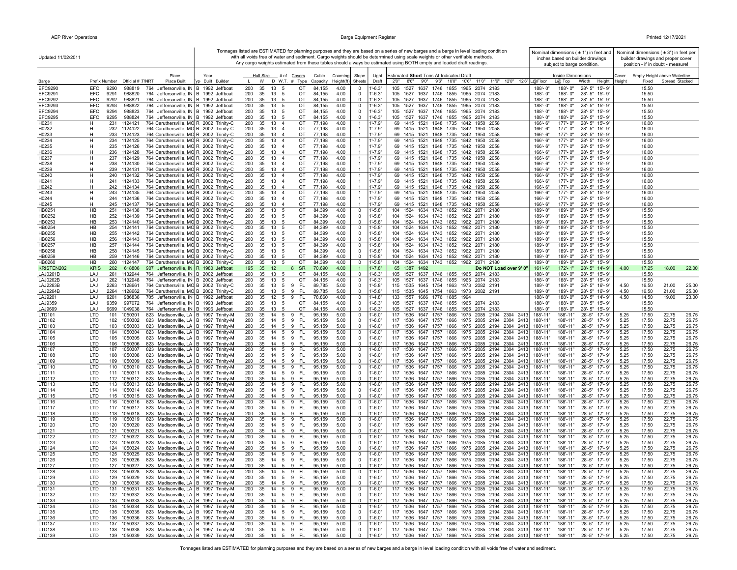Updated 11/02/2011

Tonnages listed are ESTIMATED for planning purposes and they are based on a series of new barges and a barge in level loading condition with all voids free of water and sediment. Cargo weights should be determined using scale weights or other verifiable methods. Any cargo weights estimated from these tables should always be estimated using BOTH empty and loaded draft readings.

Inside Dimensions: Nominal dimensions ( ± 1") in feet and inches based on builder drawings subject to barge condition.

Empty Height above Waterline: Nominal dimensions ( ± 3") in feet per builder drawings and proper cover position - if in doubt - measure!

| Barge | Prefix | Number | Official # | T/NRT | Place Built | Typ | Year Built | Builder | Hull Size L | W | D | # of W.T. | Covers # | Type | Cubic Capacity | Coaming Height(ft) | Slope Sheets | Light Draft | Estimated **Short** Tons At Indicated Draft 2'0" | 8'6" | 9'0" | 9'6" | 10'0" | 10'6" | 11'0" | 11'6" | 12'0" | 12'6" | Inside Dimensions L@Floor | L@Top | Width | Height | Cover Height | Empty Height above Waterline Fixed | Spread | Stacked |
|---|---|---|---|---|---|---|---|---|---|---|---|---|---|---|---|---|---|---|---|---|---|---|---|---|---|---|---|---|---|---|---|---|---|---|---|---|
| EFC9290 | EFC | 9290 | 988819 | 764 | Jeffersonville, IN | B | 1992 | Jeffboat | 200 | 35 | 13 | 5 | | OT | 84,155 | 4.00 | 0 | 1'-6.3" | 105 | 1527 | 1637 | 1746 | 1855 | 1965 | 2074 | 2183 | | | 188'-0" | 188'-0" | 28'-5" | 15'-9" | | 15.50 | | |
| EFC9291 | EFC | 9291 | 988820 | 764 | Jeffersonville, IN | B | 1992 | Jeffboat | 200 | 35 | 13 | 5 | | OT | 84,155 | 4.00 | 0 | 1'-6.3" | 105 | 1527 | 1637 | 1746 | 1855 | 1965 | 2074 | 2183 | | | 188'-0" | 188'-0" | 28'-5" | 15'-9" | | 15.50 | | |
| EFC9292 | EFC | 9292 | 988821 | 764 | Jeffersonville, IN | B | 1992 | Jeffboat | 200 | 35 | 13 | 5 | | OT | 84,155 | 4.00 | 0 | 1'-6.3" | 105 | 1527 | 1637 | 1746 | 1855 | 1965 | 2074 | 2183 | | | 188'-0" | 188'-0" | 28'-5" | 15'-9" | | 15.50 | | |
| EFC9293 | EFC | 9293 | 988822 | 764 | Jeffersonville, IN | B | 1992 | Jeffboat | 200 | 35 | 13 | 5 | | OT | 84,155 | 4.00 | 0 | 1'-6.3" | 105 | 1527 | 1637 | 1746 | 1855 | 1965 | 2074 | 2183 | | | 188'-0" | 188'-0" | 28'-5" | 15'-9" | | 15.50 | | |
| EFC9294 | EFC | 9294 | 988823 | 764 | Jeffersonville, IN | B | 1992 | Jeffboat | 200 | 35 | 13 | 5 | | OT | 84,155 | 4.00 | 0 | 1'-6.3" | 105 | 1527 | 1637 | 1746 | 1855 | 1965 | 2074 | 2183 | | | 188'-0" | 188'-0" | 28'-5" | 15'-9" | | 15.50 | | |
| EFC9295 | EFC | 9295 | 988824 | 764 | Jeffersonville, IN | B | 1992 | Jeffboat | 200 | 35 | 13 | 5 | | OT | 84,155 | 4.00 | 0 | 1'-6.3" | 105 | 1527 | 1637 | 1746 | 1855 | 1965 | 2074 | 2183 | | | 188'-0" | 188'-0" | 28'-5" | 15'-9" | | 15.50 | | |
| H0231 | H | 231 | 1124121 | 764 | Caruthersville, MO | R | 2002 | Trinity-C | 200 | 35 | 13 | 4 | | OT | 77,198 | 4.00 | 1 | 1'-7.9" | 69 | 1415 | 1521 | 1648 | 1735 | 1842 | 1950 | 2058 | | | 166'-6" | 177'-0" | 28'-5" | 15'-9" | | 16.00 | | |
| H0232 | H | 232 | 1124122 | 764 | Caruthersville, MO | R | 2002 | Trinity-C | 200 | 35 | 13 | 4 | | OT | 77,198 | 4.00 | 1 | 1'-7.9" | 69 | 1415 | 1521 | 1648 | 1735 | 1842 | 1950 | 2058 | | | 166'-6" | 177'-0" | 28'-5" | 15'-9" | | 16.00 | | |
| H0233 | H | 233 | 1124123 | 764 | Caruthersville, MO | R | 2002 | Trinity-C | 200 | 35 | 13 | 4 | | OT | 77,198 | 4.00 | 1 | 1'-7.9" | 69 | 1415 | 1521 | 1648 | 1735 | 1842 | 1950 | 2058 | | | 166'-6" | 177'-0" | 28'-5" | 15'-9" | | 16.00 | | |
| H0234 | H | 234 | 1124125 | 764 | Caruthersville, MO | R | 2002 | Trinity-C | 200 | 35 | 13 | 4 | | OT | 77,198 | 4.00 | 1 | 1'-7.9" | 69 | 1415 | 1521 | 1648 | 1735 | 1842 | 1950 | 2058 | | | 166'-6" | 177'-0" | 28'-5" | 15'-9" | | 16.00 | | |
| H0235 | H | 235 | 1124126 | 764 | Caruthersville, MO | R | 2002 | Trinity-C | 200 | 35 | 13 | 4 | | OT | 77,198 | 4.00 | 1 | 1'-7.9" | 69 | 1415 | 1521 | 1648 | 1735 | 1842 | 1950 | 2058 | | | 166'-6" | 177'-0" | 28'-5" | 15'-9" | | 16.00 | | |
| H0236 | H | 236 | 1124128 | 764 | Caruthersville, MO | R | 2002 | Trinity-C | 200 | 35 | 13 | 4 | | OT | 77,198 | 4.00 | 1 | 1'-7.9" | 69 | 1415 | 1521 | 1648 | 1735 | 1842 | 1950 | 2058 | | | 166'-6" | 177'-0" | 28'-5" | 15'-9" | | 16.00 | | |
| H0237 | H | 237 | 1124129 | 764 | Caruthersville, MO | R | 2002 | Trinity-C | 200 | 35 | 13 | 4 | | OT | 77,198 | 4.00 | 1 | 1'-7.9" | 69 | 1415 | 1521 | 1648 | 1735 | 1842 | 1950 | 2058 | | | 166'-6" | 177'-0" | 28'-5" | 15'-9" | | 16.00 | | |
| H0238 | H | 238 | 1124130 | 764 | Caruthersville, MO | R | 2002 | Trinity-C | 200 | 35 | 13 | 4 | | OT | 77,198 | 4.00 | 1 | 1'-7.9" | 69 | 1415 | 1521 | 1648 | 1735 | 1842 | 1950 | 2058 | | | 166'-6" | 177'-0" | 28'-5" | 15'-9" | | 16.00 | | |
| H0239 | H | 239 | 1124131 | 764 | Caruthersville, MO | R | 2002 | Trinity-C | 200 | 35 | 13 | 4 | | OT | 77,198 | 4.00 | 1 | 1'-7.9" | 69 | 1415 | 1521 | 1648 | 1735 | 1842 | 1950 | 2058 | | | 166'-6" | 177'-0" | 28'-5" | 15'-9" | | 16.00 | | |
| H0240 | H | 240 | 1124132 | 764 | Caruthersville, MO | R | 2002 | Trinity-C | 200 | 35 | 13 | 4 | | OT | 77,198 | 4.00 | 1 | 1'-7.9" | 69 | 1415 | 1521 | 1648 | 1735 | 1842 | 1950 | 2058 | | | 166'-6" | 177'-0" | 28'-5" | 15'-9" | | 16.00 | | |
| H0241 | H | 241 | 1124133 | 764 | Caruthersville, MO | R | 2002 | Trinity-C | 200 | 35 | 13 | 4 | | OT | 77,198 | 4.00 | 1 | 1'-7.9" | 69 | 1415 | 1521 | 1648 | 1735 | 1842 | 1950 | 2058 | | | 166'-6" | 177'-0" | 28'-5" | 15'-9" | | 16.00 | | |
| H0242 | H | 242 | 1124134 | 764 | Caruthersville, MO | R | 2002 | Trinity-C | 200 | 35 | 13 | 4 | | OT | 77,198 | 4.00 | 1 | 1'-7.9" | 69 | 1415 | 1521 | 1648 | 1735 | 1842 | 1950 | 2058 | | | 166'-6" | 177'-0" | 28'-5" | 15'-9" | | 16.00 | | |
| H0243 | H | 243 | 1124135 | 764 | Caruthersville, MO | R | 2002 | Trinity-C | 200 | 35 | 13 | 4 | | OT | 77,198 | 4.00 | 1 | 1'-7.9" | 69 | 1415 | 1521 | 1648 | 1735 | 1842 | 1950 | 2058 | | | 166'-6" | 177'-0" | 28'-5" | 15'-9" | | 16.00 | | |
| H0244 | H | 244 | 1124136 | 764 | Caruthersville, MO | R | 2002 | Trinity-C | 200 | 35 | 13 | 4 | | OT | 77,198 | 4.00 | 1 | 1'-7.9" | 69 | 1415 | 1521 | 1648 | 1735 | 1842 | 1950 | 2058 | | | 166'-6" | 177'-0" | 28'-5" | 15'-9" | | 16.00 | | |
| H0245 | H | 245 | 1124137 | 764 | Caruthersville, MO | R | 2002 | Trinity-C | 200 | 35 | 13 | 4 | | OT | 77,198 | 4.00 | 1 | 1'-7.9" | 69 | 1415 | 1521 | 1648 | 1735 | 1842 | 1950 | 2058 | | | 166'-6" | 177'-0" | 28'-5" | 15'-9" | | 16.00 | | |
| HB0251 | HB | 251 | 1124138 | 764 | Caruthersville, MO | B | 2002 | Trinity-C | 200 | 35 | 13 | 5 | | OT | 84,399 | 4.00 | 0 | 1'-5.8" | 104 | 1524 | 1634 | 1743 | 1852 | 1962 | 2071 | 2180 | | | 189'-0" | 189'-0" | 28'-5" | 15'-9" | | 15.50 | | |
| HB0252 | HB | 252 | 1124139 | 764 | Caruthersville, MO | B | 2002 | Trinity-C | 200 | 35 | 13 | 5 | | OT | 84,399 | 4.00 | 0 | 1'-5.8" | 104 | 1524 | 1634 | 1743 | 1852 | 1962 | 2071 | 2180 | | | 189'-0" | 189'-0" | 28'-5" | 15'-9" | | 15.50 | | |
| HB0253 | HB | 253 | 1124140 | 764 | Caruthersville, MO | B | 2002 | Trinity-C | 200 | 35 | 13 | 5 | | OT | 84,399 | 4.00 | 0 | 1'-5.8" | 104 | 1524 | 1634 | 1743 | 1852 | 1962 | 2071 | 2180 | | | 189'-0" | 189'-0" | 28'-5" | 15'-9" | | 15.50 | | |
| HB0254 | HB | 254 | 1124141 | 764 | Caruthersville, MO | B | 2002 | Trinity-C | 200 | 35 | 13 | 5 | | OT | 84,399 | 4.00 | 0 | 1'-5.8" | 104 | 1524 | 1634 | 1743 | 1852 | 1962 | 2071 | 2180 | | | 189'-0" | 189'-0" | 28'-5" | 15'-9" | | 15.50 | | |
| HB0255 | HB | 255 | 1124142 | 764 | Caruthersville, MO | B | 2002 | Trinity-C | 200 | 35 | 13 | 5 | | OT | 84,399 | 4.00 | 0 | 1'-5.8" | 104 | 1524 | 1634 | 1743 | 1852 | 1962 | 2071 | 2180 | | | 189'-0" | 189'-0" | 28'-5" | 15'-9" | | 15.50 | | |
| HB0256 | HB | 256 | 1124143 | 764 | Caruthersville, MO | B | 2002 | Trinity-C | 200 | 35 | 13 | 5 | | OT | 84,399 | 4.00 | 0 | 1'-5.8" | 104 | 1524 | 1634 | 1743 | 1852 | 1962 | 2071 | 2180 | | | 189'-0" | 189'-0" | 28'-5" | 15'-9" | | 15.50 | | |
| HB0257 | HB | 257 | 1124144 | 764 | Caruthersville, MO | B | 2002 | Trinity-C | 200 | 35 | 13 | 5 | | OT | 84,399 | 4.00 | 0 | 1'-5.8" | 104 | 1524 | 1634 | 1743 | 1852 | 1962 | 2071 | 2180 | | | 189'-0" | 189'-0" | 28'-5" | 15'-9" | | 15.50 | | |
| HB0258 | HB | 258 | 1124145 | 764 | Caruthersville, MO | B | 2002 | Trinity-C | 200 | 35 | 13 | 5 | | OT | 84,399 | 4.00 | 0 | 1'-5.8" | 104 | 1524 | 1634 | 1743 | 1852 | 1962 | 2071 | 2180 | | | 189'-0" | 189'-0" | 28'-5" | 15'-9" | | 15.50 | | |
| HB0259 | HB | 259 | 1124146 | 764 | Caruthersville, MO | B | 2002 | Trinity-C | 200 | 35 | 13 | 5 | | OT | 84,399 | 4.00 | 0 | 1'-5.8" | 104 | 1524 | 1634 | 1743 | 1852 | 1962 | 2071 | 2180 | | | 189'-0" | 189'-0" | 28'-5" | 15'-9" | | 15.50 | | |
| HB0260 | HB | 260 | 1124147 | 764 | Caruthersville, MO | B | 2002 | Trinity-C | 200 | 35 | 13 | 5 | | OT | 84,399 | 4.00 | 0 | 1'-5.8" | 104 | 1524 | 1634 | 1743 | 1852 | 1962 | 2071 | 2180 | | | 189'-0" | 189'-0" | 28'-5" | 15'-9" | | 15.50 | | |
| KRISTEN202 | KRIS | 202 | 618806 | 907 | Jeffersonville, IN | B | 1980 | Jeffboat | 195 | 35 | 12 | | 8 | SR | 70,690 | 4.00 | 1 | 1'-7.8" | 65 | 1387 | 1492 | Do NOT Load over 9' 0" | | | | | | | 161'-6" | 172'-1" | 28'-5" | 14'-9" | 4.00 | 17.25 | 18.00 | 22.00 |
| LAJ0261B | LAJ | 261 | 1132944 | 764 | Jeffersonville, IN | B | 2002 | Jeffboat | 200 | 35 | 13 | 5 | | OT | 84,155 | 4.00 | 0 | 1'-6.3" | 105 | 1527 | 1637 | 1746 | 1855 | 1965 | 2074 | 2183 | | | 188'-0" | 188'-0" | 28'-5" | 15'-9" | | 15.50 | | |
| LAJ0262B | LAJ | 262 | 1132948 | 764 | Jeffersonville, IN | B | 2002 | Jeffboat | 200 | 35 | 13 | 5 | | OT | 84,155 | 4.00 | 0 | 1'-6.3" | 105 | 1527 | 1637 | 1746 | 1855 | 1965 | 2074 | 2183 | | | 188'-0" | 188'-0" | 28'-5" | 15'-9" | | 15.50 | | |
| LAJ2263B | LAJ | 2263 | 1128661 | 764 | Caruthersville, MO | B | 2002 | Trinity-C | 200 | 35 | 13 | 5 | 9 | FL | 89,785 | 5.00 | 0 | 1'-5.8" | 115 | 1535 | 1645 | 1754 | 1863 | 1973 | 2082 | 2191 | | | 189'-0" | 189'-0" | 28'-5" | 16'-9" | 4.50 | 16.50 | 21.00 | 25.00 |
| LAJ2264B | LAJ | 2264 | 1128662 | 764 | Caruthersville, MO | B | 2002 | Trinity-C | 200 | 35 | 13 | 5 | 9 | FL | 89,785 | 5.00 | 0 | 1'-5.8" | 115 | 1535 | 1645 | 1754 | 1863 | 1973 | 2082 | 2191 | | | 189'-0" | 189'-0" | 28'-5" | 16'-9" | 4.50 | 16.50 | 21.00 | 25.00 |
| LAJ9201 | LAJ | 9201 | 986836 | 705 | Jeffersonville, IN | B | 1992 | Jeffboat | 200 | 35 | 12 | 5 | 9 | FL | 78,860 | 4.00 | 0 | 1'-4.8" | 133 | 1557 | 1666 | 1776 | 1885 | 1994 | | | | | 188'-0" | 188'-0" | 28'-5" | 14'-9" | 4.50 | 14.50 | 19.00 | 23.00 |
| LAJ9359 | LAJ | 9359 | 997072 | 764 | Jeffersonville, IN | B | 1993 | Jeffboat | 200 | 35 | 13 | 5 | | OT | 84,155 | 4.00 | 0 | 1'-6.3" | 105 | 1527 | 1637 | 1746 | 1855 | 1965 | 2074 | 2183 | | | 188'-0" | 188'-0" | 28'-5" | 15'-9" | | 15.50 | | |
| LAJ9699 | LAJ | 9699 | 1049038 | 764 | Jeffersonville, IN | B | 1996 | Jeffboat | 200 | 35 | 13 | 5 | | OT | 84,155 | 4.00 | 0 | 1'-6.3" | 105 | 1527 | 1637 | 1746 | 1855 | 1965 | 2074 | 2183 | | | 188'-0" | 188'-0" | 28'-5" | 15'-9" | | 15.50 | | |
| LTD101 | LTD | 101 | 1050301 | 823 | Madisonville, LA | B | 1997 | Trinity-M | 200 | 35 | 14 | 5 | 9 | FL | 95,159 | 5.00 | 0 | 1'-6.0" | 117 | 1536 | 1647 | 1757 | 1866 | 1975 | 2085 | 2194 | 2304 | 2413 | 188'-11" | 188'-11" | 28'-5" | 17'-9" | 5.25 | 17.50 | 22.75 | 26.75 |
| LTD102 | LTD | 102 | 1050302 | 823 | Madisonville, LA | B | 1997 | Trinity-M | 200 | 35 | 14 | 5 | 9 | FL | 95,159 | 5.00 | 0 | 1'-6.0" | 117 | 1536 | 1647 | 1757 | 1866 | 1975 | 2085 | 2194 | 2304 | 2413 | 188'-11" | 188'-11" | 28'-5" | 17'-9" | 5.25 | 17.50 | 22.75 | 26.75 |
| LTD103 | LTD | 103 | 1050303 | 823 | Madisonville, LA | B | 1997 | Trinity-M | 200 | 35 | 14 | 5 | 9 | FL | 95,159 | 5.00 | 0 | 1'-6.0" | 117 | 1536 | 1647 | 1757 | 1866 | 1975 | 2085 | 2194 | 2304 | 2413 | 188'-11" | 188'-11" | 28'-5" | 17'-9" | 5.25 | 17.50 | 22.75 | 26.75 |
| LTD104 | LTD | 104 | 1050304 | 823 | Madisonville, LA | B | 1997 | Trinity-M | 200 | 35 | 14 | 5 | 9 | FL | 95,159 | 5.00 | 0 | 1'-6.0" | 117 | 1536 | 1647 | 1757 | 1866 | 1975 | 2085 | 2194 | 2304 | 2413 | 188'-11" | 188'-11" | 28'-5" | 17'-9" | 5.25 | 17.50 | 22.75 | 26.75 |
| LTD105 | LTD | 105 | 1050305 | 823 | Madisonville, LA | B | 1997 | Trinity-M | 200 | 35 | 14 | 5 | 9 | FL | 95,159 | 5.00 | 0 | 1'-6.0" | 117 | 1536 | 1647 | 1757 | 1866 | 1975 | 2085 | 2194 | 2304 | 2413 | 188'-11" | 188'-11" | 28'-5" | 17'-9" | 5.25 | 17.50 | 22.75 | 26.75 |
| LTD106 | LTD | 106 | 1050306 | 823 | Madisonville, LA | B | 1997 | Trinity-M | 200 | 35 | 14 | 5 | 9 | FL | 95,159 | 5.00 | 0 | 1'-6.0" | 117 | 1536 | 1647 | 1757 | 1866 | 1975 | 2085 | 2194 | 2304 | 2413 | 188'-11" | 188'-11" | 28'-5" | 17'-9" | 5.25 | 17.50 | 22.75 | 26.75 |
| LTD107 | LTD | 107 | 1050307 | 823 | Madisonville, LA | B | 1997 | Trinity-M | 200 | 35 | 14 | 5 | 9 | FL | 95,159 | 5.00 | 0 | 1'-6.0" | 117 | 1536 | 1647 | 1757 | 1866 | 1975 | 2085 | 2194 | 2304 | 2413 | 188'-11" | 188'-11" | 28'-5" | 17'-9" | 5.25 | 17.50 | 22.75 | 26.75 |
| LTD108 | LTD | 108 | 1050308 | 823 | Madisonville, LA | B | 1997 | Trinity-M | 200 | 35 | 14 | 5 | 9 | FL | 95,159 | 5.00 | 0 | 1'-6.0" | 117 | 1536 | 1647 | 1757 | 1866 | 1975 | 2085 | 2194 | 2304 | 2413 | 188'-11" | 188'-11" | 28'-5" | 17'-9" | 5.25 | 17.50 | 22.75 | 26.75 |
| LTD109 | LTD | 109 | 1050309 | 823 | Madisonville, LA | B | 1997 | Trinity-M | 200 | 35 | 14 | 5 | 9 | FL | 95,159 | 5.00 | 0 | 1'-6.0" | 117 | 1536 | 1647 | 1757 | 1866 | 1975 | 2085 | 2194 | 2304 | 2413 | 188'-11" | 188'-11" | 28'-5" | 17'-9" | 5.25 | 17.50 | 22.75 | 26.75 |
| LTD110 | LTD | 110 | 1050310 | 823 | Madisonville, LA | B | 1997 | Trinity-M | 200 | 35 | 14 | 5 | 9 | FL | 95,159 | 5.00 | 0 | 1'-6.0" | 117 | 1536 | 1647 | 1757 | 1866 | 1975 | 2085 | 2194 | 2304 | 2413 | 188'-11" | 188'-11" | 28'-5" | 17'-9" | 5.25 | 17.50 | 22.75 | 26.75 |
| LTD111 | LTD | 111 | 1050311 | 823 | Madisonville, LA | B | 1997 | Trinity-M | 200 | 35 | 14 | 5 | 9 | FL | 95,159 | 5.00 | 0 | 1'-6.0" | 117 | 1536 | 1647 | 1757 | 1866 | 1975 | 2085 | 2194 | 2304 | 2413 | 188'-11" | 188'-11" | 28'-5" | 17'-9" | 5.25 | 17.50 | 22.75 | 26.75 |
| LTD112 | LTD | 112 | 1050312 | 823 | Madisonville, LA | B | 1997 | Trinity-M | 200 | 35 | 14 | 5 | 9 | FL | 95,159 | 5.00 | 0 | 1'-6.0" | 117 | 1536 | 1647 | 1757 | 1866 | 1975 | 2085 | 2194 | 2304 | 2413 | 188'-11" | 188'-11" | 28'-5" | 17'-9" | 5.25 | 17.50 | 22.75 | 26.75 |
| LTD113 | LTD | 113 | 1050313 | 823 | Madisonville, LA | B | 1997 | Trinity-M | 200 | 35 | 14 | 5 | 9 | FL | 95,159 | 5.00 | 0 | 1'-6.0" | 117 | 1536 | 1647 | 1757 | 1866 | 1975 | 2085 | 2194 | 2304 | 2413 | 188'-11" | 188'-11" | 28'-5" | 17'-9" | 5.25 | 17.50 | 22.75 | 26.75 |
| LTD114 | LTD | 114 | 1050314 | 823 | Madisonville, LA | B | 1997 | Trinity-M | 200 | 35 | 14 | 5 | 9 | FL | 95,159 | 5.00 | 0 | 1'-6.0" | 117 | 1536 | 1647 | 1757 | 1866 | 1975 | 2085 | 2194 | 2304 | 2413 | 188'-11" | 188'-11" | 28'-5" | 17'-9" | 5.25 | 17.50 | 22.75 | 26.75 |
| LTD115 | LTD | 115 | 1050315 | 823 | Madisonville, LA | B | 1997 | Trinity-M | 200 | 35 | 14 | 5 | 9 | FL | 95,159 | 5.00 | 0 | 1'-6.0" | 117 | 1536 | 1647 | 1757 | 1866 | 1975 | 2085 | 2194 | 2304 | 2413 | 188'-11" | 188'-11" | 28'-5" | 17'-9" | 5.25 | 17.50 | 22.75 | 26.75 |
| LTD116 | LTD | 116 | 1050316 | 823 | Madisonville, LA | B | 1997 | Trinity-M | 200 | 35 | 14 | 5 | 9 | FL | 95,159 | 5.00 | 0 | 1'-6.0" | 117 | 1536 | 1647 | 1757 | 1866 | 1975 | 2085 | 2194 | 2304 | 2413 | 188'-11" | 188'-11" | 28'-5" | 17'-9" | 5.25 | 17.50 | 22.75 | 26.75 |
| LTD117 | LTD | 117 | 1050317 | 823 | Madisonville, LA | B | 1997 | Trinity-M | 200 | 35 | 14 | 5 | 9 | FL | 95,159 | 5.00 | 0 | 1'-6.0" | 117 | 1536 | 1647 | 1757 | 1866 | 1975 | 2085 | 2194 | 2304 | 2413 | 188'-11" | 188'-11" | 28'-5" | 17'-9" | 5.25 | 17.50 | 22.75 | 26.75 |
| LTD118 | LTD | 118 | 1050318 | 823 | Madisonville, LA | B | 1997 | Trinity-M | 200 | 35 | 14 | 5 | 9 | FL | 95,159 | 5.00 | 0 | 1'-6.0" | 117 | 1536 | 1647 | 1757 | 1866 | 1975 | 2085 | 2194 | 2304 | 2413 | 188'-11" | 188'-11" | 28'-5" | 17'-9" | 5.25 | 17.50 | 22.75 | 26.75 |
| LTD119 | LTD | 119 | 1050319 | 823 | Madisonville, LA | B | 1997 | Trinity-M | 200 | 35 | 14 | 5 | 9 | FL | 95,159 | 5.00 | 0 | 1'-6.0" | 117 | 1536 | 1647 | 1757 | 1866 | 1975 | 2085 | 2194 | 2304 | 2413 | 188'-11" | 188'-11" | 28'-5" | 17'-9" | 5.25 | 17.50 | 22.75 | 26.75 |
| LTD120 | LTD | 120 | 1050320 | 823 | Madisonville, LA | B | 1997 | Trinity-M | 200 | 35 | 14 | 5 | 9 | FL | 95,159 | 5.00 | 0 | 1'-6.0" | 117 | 1536 | 1647 | 1757 | 1866 | 1975 | 2085 | 2194 | 2304 | 2413 | 188'-11" | 188'-11" | 28'-5" | 17'-9" | 5.25 | 17.50 | 22.75 | 26.75 |
| LTD121 | LTD | 121 | 1050321 | 823 | Madisonville, LA | B | 1997 | Trinity-M | 200 | 35 | 14 | 5 | 9 | FL | 95,159 | 5.00 | 0 | 1'-6.0" | 117 | 1536 | 1647 | 1757 | 1866 | 1975 | 2085 | 2194 | 2304 | 2413 | 188'-11" | 188'-11" | 28'-5" | 17'-9" | 5.25 | 17.50 | 22.75 | 26.75 |
| LTD122 | LTD | 122 | 1050322 | 823 | Madisonville, LA | B | 1997 | Trinity-M | 200 | 35 | 14 | 5 | 9 | FL | 95,159 | 5.00 | 0 | 1'-6.0" | 117 | 1536 | 1647 | 1757 | 1866 | 1975 | 2085 | 2194 | 2304 | 2413 | 188'-11" | 188'-11" | 28'-5" | 17'-9" | 5.25 | 17.50 | 22.75 | 26.75 |
| LTD123 | LTD | 123 | 1050323 | 823 | Madisonville, LA | B | 1997 | Trinity-M | 200 | 35 | 14 | 5 | 9 | FL | 95,159 | 5.00 | 0 | 1'-6.0" | 117 | 1536 | 1647 | 1757 | 1866 | 1975 | 2085 | 2194 | 2304 | 2413 | 188'-11" | 188'-11" | 28'-5" | 17'-9" | 5.25 | 17.50 | 22.75 | 26.75 |
| LTD124 | LTD | 124 | 1050324 | 823 | Madisonville, LA | B | 1997 | Trinity-M | 200 | 35 | 14 | 5 | 9 | FL | 95,159 | 5.00 | 0 | 1'-6.0" | 117 | 1536 | 1647 | 1757 | 1866 | 1975 | 2085 | 2194 | 2304 | 2413 | 188'-11" | 188'-11" | 28'-5" | 17'-9" | 5.25 | 17.50 | 22.75 | 26.75 |
| LTD125 | LTD | 125 | 1050325 | 823 | Madisonville, LA | B | 1997 | Trinity-M | 200 | 35 | 14 | 5 | 9 | FL | 95,159 | 5.00 | 0 | 1'-6.0" | 117 | 1536 | 1647 | 1757 | 1866 | 1975 | 2085 | 2194 | 2304 | 2413 | 188'-11" | 188'-11" | 28'-5" | 17'-9" | 5.25 | 17.50 | 22.75 | 26.75 |
| LTD126 | LTD | 126 | 1050326 | 823 | Madisonville, LA | B | 1997 | Trinity-M | 200 | 35 | 14 | 5 | 9 | FL | 95,159 | 5.00 | 0 | 1'-6.0" | 117 | 1536 | 1647 | 1757 | 1866 | 1975 | 2085 | 2194 | 2304 | 2413 | 188'-11" | 188'-11" | 28'-5" | 17'-9" | 5.25 | 17.50 | 22.75 | 26.75 |
| LTD127 | LTD | 127 | 1050327 | 823 | Madisonville, LA | B | 1997 | Trinity-M | 200 | 35 | 14 | 5 | 9 | FL | 95,159 | 5.00 | 0 | 1'-6.0" | 117 | 1536 | 1647 | 1757 | 1866 | 1975 | 2085 | 2194 | 2304 | 2413 | 188'-11" | 188'-11" | 28'-5" | 17'-9" | 5.25 | 17.50 | 22.75 | 26.75 |
| LTD128 | LTD | 128 | 1050328 | 823 | Madisonville, LA | B | 1997 | Trinity-M | 200 | 35 | 14 | 5 | 9 | FL | 95,159 | 5.00 | 0 | 1'-6.0" | 117 | 1536 | 1647 | 1757 | 1866 | 1975 | 2085 | 2194 | 2304 | 2413 | 188'-11" | 188'-11" | 28'-5" | 17'-9" | 5.25 | 17.50 | 22.75 | 26.75 |
| LTD129 | LTD | 129 | 1050329 | 823 | Madisonville, LA | B | 1997 | Trinity-M | 200 | 35 | 14 | 5 | 9 | FL | 95,159 | 5.00 | 0 | 1'-6.0" | 117 | 1536 | 1647 | 1757 | 1866 | 1975 | 2085 | 2194 | 2304 | 2413 | 188'-11" | 188'-11" | 28'-5" | 17'-9" | 5.25 | 17.50 | 22.75 | 26.75 |
| LTD130 | LTD | 130 | 1050330 | 823 | Madisonville, LA | B | 1997 | Trinity-M | 200 | 35 | 14 | 5 | 9 | FL | 95,159 | 5.00 | 0 | 1'-6.0" | 117 | 1536 | 1647 | 1757 | 1866 | 1975 | 2085 | 2194 | 2304 | 2413 | 188'-11" | 188'-11" | 28'-5" | 17'-9" | 5.25 | 17.50 | 22.75 | 26.75 |
| LTD131 | LTD | 131 | 1050331 | 823 | Madisonville, LA | B | 1997 | Trinity-M | 200 | 35 | 14 | 5 | 9 | FL | 95,159 | 5.00 | 0 | 1'-6.0" | 117 | 1536 | 1647 | 1757 | 1866 | 1975 | 2085 | 2194 | 2304 | 2413 | 188'-11" | 188'-11" | 28'-5" | 17'-9" | 5.25 | 17.50 | 22.75 | 26.75 |
| LTD132 | LTD | 132 | 1050332 | 823 | Madisonville, LA | B | 1997 | Trinity-M | 200 | 35 | 14 | 5 | 9 | FL | 95,159 | 5.00 | 0 | 1'-6.0" | 117 | 1536 | 1647 | 1757 | 1866 | 1975 | 2085 | 2194 | 2304 | 2413 | 188'-11" | 188'-11" | 28'-5" | 17'-9" | 5.25 | 17.50 | 22.75 | 26.75 |
| LTD133 | LTD | 133 | 1050333 | 823 | Madisonville, LA | B | 1997 | Trinity-M | 200 | 35 | 14 | 5 | 9 | FL | 95,159 | 5.00 | 0 | 1'-6.0" | 117 | 1536 | 1647 | 1757 | 1866 | 1975 | 2085 | 2194 | 2304 | 2413 | 188'-11" | 188'-11" | 28'-5" | 17'-9" | 5.25 | 17.50 | 22.75 | 26.75 |
| LTD134 | LTD | 134 | 1050334 | 823 | Madisonville, LA | B | 1997 | Trinity-M | 200 | 35 | 14 | 5 | 9 | FL | 95,159 | 5.00 | 0 | 1'-6.0" | 117 | 1536 | 1647 | 1757 | 1866 | 1975 | 2085 | 2194 | 2304 | 2413 | 188'-11" | 188'-11" | 28'-5" | 17'-9" | 5.25 | 17.50 | 22.75 | 26.75 |
| LTD135 | LTD | 135 | 1050335 | 823 | Madisonville, LA | B | 1997 | Trinity-M | 200 | 35 | 14 | 5 | 9 | FL | 95,159 | 5.00 | 0 | 1'-6.0" | 117 | 1536 | 1647 | 1757 | 1866 | 1975 | 2085 | 2194 | 2304 | 2413 | 188'-11" | 188'-11" | 28'-5" | 17'-9" | 5.25 | 17.50 | 22.75 | 26.75 |
| LTD136 | LTD | 136 | 1050336 | 823 | Madisonville, LA | B | 1997 | Trinity-M | 200 | 35 | 14 | 5 | 9 | FL | 95,159 | 5.00 | 0 | 1'-6.0" | 117 | 1536 | 1647 | 1757 | 1866 | 1975 | 2085 | 2194 | 2304 | 2413 | 188'-11" | 188'-11" | 28'-5" | 17'-9" | 5.25 | 17.50 | 22.75 | 26.75 |
| LTD137 | LTD | 137 | 1050337 | 823 | Madisonville, LA | B | 1997 | Trinity-M | 200 | 35 | 14 | 5 | 9 | FL | 95,159 | 5.00 | 0 | 1'-6.0" | 117 | 1536 | 1647 | 1757 | 1866 | 1975 | 2085 | 2194 | 2304 | 2413 | 188'-11" | 188'-11" | 28'-5" | 17'-9" | 5.25 | 17.50 | 22.75 | 26.75 |
| LTD138 | LTD | 138 | 1050338 | 823 | Madisonville, LA | B | 1997 | Trinity-M | 200 | 35 | 14 | 5 | 9 | FL | 95,159 | 5.00 | 0 | 1'-6.0" | 117 | 1536 | 1647 | 1757 | 1866 | 1975 | 2085 | 2194 | 2304 | 2413 | 188'-11" | 188'-11" | 28'-5" | 17'-9" | 5.25 | 17.50 | 22.75 | 26.75 |
| LTD139 | LTD | 139 | 1050339 | 823 | Madisonville, LA | B | 1997 | Trinity-M | 200 | 35 | 14 | 5 | 9 | FL | 95,159 | 5.00 | 0 | 1'-6.0" | 117 | 1536 | 1647 | 1757 | 1866 | 1975 | 2085 | 2194 | 2304 | 2413 | 188'-11" | 188'-11" | 28'-5" | 17'-9" | 5.25 | 17.50 | 22.75 | 26.75 |

Tonnages listed are ESTIMATED for planning purposes and they are based on a series of new barges and a barge in level loading condition with all voids free of water and sediment.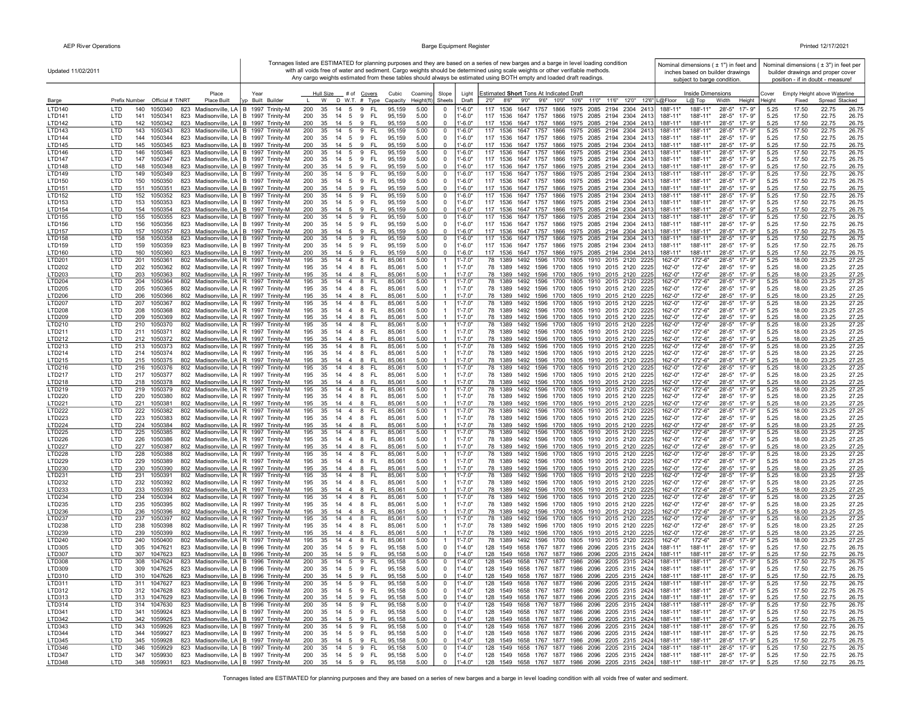Updated 11/02/2011

Tonnages listed are ESTIMATED for planning purposes and they are based on a series of new barges and a barge in level loading condition with all voids free of water and sediment. Cargo weights should be determined using scale weights or other verifiable methods. Any cargo weights estimated from these tables should always be estimated using BOTH empty and loaded draft readings.

Nominal dimensions ( ± 1") in feet and inches based on builder drawings subject to barge condition.

Nominal dimensions ( ± 3") in feet per builder drawings and proper cover position - if in doubt - measure!

| Barge | Prefix | Number | Official # | T/NRT | Place Built | Typ | Year Built | Builder | Hull Size L | Hull Size W | Hull Size D | # of W.T. | Covers # | Covers Type | Cubic Capacity | Coaming Height(ft) | Slope Sheets | Light Draft | Estimated **Short** Tons At Indicated Draft 2'0" | 8'6" | 9'0" | 9'6" | 10'0" | 10'6" | 11'0" | 11'6" | 12'0" | 12'6" | Inside Dimensions L@Floor | L@Top | Width | Height | Cover Height | Empty Height above Waterline Fixed | Spread | Stacked |
|---|---|---|---|---|---|---|---|---|---|---|---|---|---|---|---|---|---|---|---|---|---|---|---|---|---|---|---|---|---|---|---|---|---|---|---|---|
| LTD140 | LTD | 140 | 1050340 | 823 | Madisonville, LA | B | 1997 | Trinity-M | 200 | 35 | 14 | 5 | 9 | FL | 95,159 | 5.00 | 0 | 1'-6.0" | 117 | 1536 | 1647 | 1757 | 1866 | 1975 | 2085 | 2194 | 2304 | 2413 | 188'-11" | 188'-11" | 28'-5" | 17'-9" | 5.25 | 17.50 | 22.75 | 26.75 |
| LTD141 | LTD | 141 | 1050341 | 823 | Madisonville, LA | B | 1997 | Trinity-M | 200 | 35 | 14 | 5 | 9 | FL | 95,159 | 5.00 | 0 | 1'-6.0" | 117 | 1536 | 1647 | 1757 | 1866 | 1975 | 2085 | 2194 | 2304 | 2413 | 188'-11" | 188'-11" | 28'-5" | 17'-9" | 5.25 | 17.50 | 22.75 | 26.75 |
| LTD142 | LTD | 142 | 1050342 | 823 | Madisonville, LA | B | 1997 | Trinity-M | 200 | 35 | 14 | 5 | 9 | FL | 95,159 | 5.00 | 0 | 1'-6.0" | 117 | 1536 | 1647 | 1757 | 1866 | 1975 | 2085 | 2194 | 2304 | 2413 | 188'-11" | 188'-11" | 28'-5" | 17'-9" | 5.25 | 17.50 | 22.75 | 26.75 |
| LTD143 | LTD | 143 | 1050343 | 823 | Madisonville, LA | B | 1997 | Trinity-M | 200 | 35 | 14 | 5 | 9 | FL | 95,159 | 5.00 | 0 | 1'-6.0" | 117 | 1536 | 1647 | 1757 | 1866 | 1975 | 2085 | 2194 | 2304 | 2413 | 188'-11" | 188'-11" | 28'-5" | 17'-9" | 5.25 | 17.50 | 22.75 | 26.75 |
| LTD144 | LTD | 144 | 1050344 | 823 | Madisonville, LA | B | 1997 | Trinity-M | 200 | 35 | 14 | 5 | 9 | FL | 95,159 | 5.00 | 0 | 1'-6.0" | 117 | 1536 | 1647 | 1757 | 1866 | 1975 | 2085 | 2194 | 2304 | 2413 | 188'-11" | 188'-11" | 28'-5" | 17'-9" | 5.25 | 17.50 | 22.75 | 26.75 |
| LTD145 | LTD | 145 | 1050345 | 823 | Madisonville, LA | B | 1997 | Trinity-M | 200 | 35 | 14 | 5 | 9 | FL | 95,159 | 5.00 | 0 | 1'-6.0" | 117 | 1536 | 1647 | 1757 | 1866 | 1975 | 2085 | 2194 | 2304 | 2413 | 188'-11" | 188'-11" | 28'-5" | 17'-9" | 5.25 | 17.50 | 22.75 | 26.75 |
| LTD146 | LTD | 146 | 1050346 | 823 | Madisonville, LA | B | 1997 | Trinity-M | 200 | 35 | 14 | 5 | 9 | FL | 95,159 | 5.00 | 0 | 1'-6.0" | 117 | 1536 | 1647 | 1757 | 1866 | 1975 | 2085 | 2194 | 2304 | 2413 | 188'-11" | 188'-11" | 28'-5" | 17'-9" | 5.25 | 17.50 | 22.75 | 26.75 |
| LTD147 | LTD | 147 | 1050347 | 823 | Madisonville, LA | B | 1997 | Trinity-M | 200 | 35 | 14 | 5 | 9 | FL | 95,159 | 5.00 | 0 | 1'-6.0" | 117 | 1536 | 1647 | 1757 | 1866 | 1975 | 2085 | 2194 | 2304 | 2413 | 188'-11" | 188'-11" | 28'-5" | 17'-9" | 5.25 | 17.50 | 22.75 | 26.75 |
| LTD148 | LTD | 148 | 1050348 | 823 | Madisonville, LA | B | 1997 | Trinity-M | 200 | 35 | 14 | 5 | 9 | FL | 95,159 | 5.00 | 0 | 1'-6.0" | 117 | 1536 | 1647 | 1757 | 1866 | 1975 | 2085 | 2194 | 2304 | 2413 | 188'-11" | 188'-11" | 28'-5" | 17'-9" | 5.25 | 17.50 | 22.75 | 26.75 |
| LTD149 | LTD | 149 | 1050349 | 823 | Madisonville, LA | B | 1997 | Trinity-M | 200 | 35 | 14 | 5 | 9 | FL | 95,159 | 5.00 | 0 | 1'-6.0" | 117 | 1536 | 1647 | 1757 | 1866 | 1975 | 2085 | 2194 | 2304 | 2413 | 188'-11" | 188'-11" | 28'-5" | 17'-9" | 5.25 | 17.50 | 22.75 | 26.75 |
| LTD150 | LTD | 150 | 1050350 | 823 | Madisonville, LA | B | 1997 | Trinity-M | 200 | 35 | 14 | 5 | 9 | FL | 95,159 | 5.00 | 0 | 1'-6.0" | 117 | 1536 | 1647 | 1757 | 1866 | 1975 | 2085 | 2194 | 2304 | 2413 | 188'-11" | 188'-11" | 28'-5" | 17'-9" | 5.25 | 17.50 | 22.75 | 26.75 |
| LTD151 | LTD | 151 | 1050351 | 823 | Madisonville, LA | B | 1997 | Trinity-M | 200 | 35 | 14 | 5 | 9 | FL | 95,159 | 5.00 | 0 | 1'-6.0" | 117 | 1536 | 1647 | 1757 | 1866 | 1975 | 2085 | 2194 | 2304 | 2413 | 188'-11" | 188'-11" | 28'-5" | 17'-9" | 5.25 | 17.50 | 22.75 | 26.75 |
| LTD152 | LTD | 152 | 1050352 | 823 | Madisonville, LA | B | 1997 | Trinity-M | 200 | 35 | 14 | 5 | 9 | FL | 95,159 | 5.00 | 0 | 1'-6.0" | 117 | 1536 | 1647 | 1757 | 1866 | 1975 | 2085 | 2194 | 2304 | 2413 | 188'-11" | 188'-11" | 28'-5" | 17'-9" | 5.25 | 17.50 | 22.75 | 26.75 |
| LTD153 | LTD | 153 | 1050353 | 823 | Madisonville, LA | B | 1997 | Trinity-M | 200 | 35 | 14 | 5 | 9 | FL | 95,159 | 5.00 | 0 | 1'-6.0" | 117 | 1536 | 1647 | 1757 | 1866 | 1975 | 2085 | 2194 | 2304 | 2413 | 188'-11" | 188'-11" | 28'-5" | 17'-9" | 5.25 | 17.50 | 22.75 | 26.75 |
| LTD154 | LTD | 154 | 1050354 | 823 | Madisonville, LA | B | 1997 | Trinity-M | 200 | 35 | 14 | 5 | 9 | FL | 95,159 | 5.00 | 0 | 1'-6.0" | 117 | 1536 | 1647 | 1757 | 1866 | 1975 | 2085 | 2194 | 2304 | 2413 | 188'-11" | 188'-11" | 28'-5" | 17'-9" | 5.25 | 17.50 | 22.75 | 26.75 |
| LTD155 | LTD | 155 | 1050355 | 823 | Madisonville, LA | B | 1997 | Trinity-M | 200 | 35 | 14 | 5 | 9 | FL | 95,159 | 5.00 | 0 | 1'-6.0" | 117 | 1536 | 1647 | 1757 | 1866 | 1975 | 2085 | 2194 | 2304 | 2413 | 188'-11" | 188'-11" | 28'-5" | 17'-9" | 5.25 | 17.50 | 22.75 | 26.75 |
| LTD156 | LTD | 156 | 1050356 | 823 | Madisonville, LA | B | 1997 | Trinity-M | 200 | 35 | 14 | 5 | 9 | FL | 95,159 | 5.00 | 0 | 1'-6.0" | 117 | 1536 | 1647 | 1757 | 1866 | 1975 | 2085 | 2194 | 2304 | 2413 | 188'-11" | 188'-11" | 28'-5" | 17'-9" | 5.25 | 17.50 | 22.75 | 26.75 |
| LTD157 | LTD | 157 | 1050357 | 823 | Madisonville, LA | B | 1997 | Trinity-M | 200 | 35 | 14 | 5 | 9 | FL | 95,159 | 5.00 | 0 | 1'-6.0" | 117 | 1536 | 1647 | 1757 | 1866 | 1975 | 2085 | 2194 | 2304 | 2413 | 188'-11" | 188'-11" | 28'-5" | 17'-9" | 5.25 | 17.50 | 22.75 | 26.75 |
| LTD158 | LTD | 158 | 1050358 | 823 | Madisonville, LA | B | 1997 | Trinity-M | 200 | 35 | 14 | 5 | 9 | FL | 95,159 | 5.00 | 0 | 1'-6.0" | 117 | 1536 | 1647 | 1757 | 1866 | 1975 | 2085 | 2194 | 2304 | 2413 | 188'-11" | 188'-11" | 28'-5" | 17'-9" | 5.25 | 17.50 | 22.75 | 26.75 |
| LTD159 | LTD | 159 | 1050359 | 823 | Madisonville, LA | B | 1997 | Trinity-M | 200 | 35 | 14 | 5 | 9 | FL | 95,159 | 5.00 | 0 | 1'-6.0" | 117 | 1536 | 1647 | 1757 | 1866 | 1975 | 2085 | 2194 | 2304 | 2413 | 188'-11" | 188'-11" | 28'-5" | 17'-9" | 5.25 | 17.50 | 22.75 | 26.75 |
| LTD160 | LTD | 160 | 1050360 | 823 | Madisonville, LA | B | 1997 | Trinity-M | 200 | 35 | 14 | 5 | 9 | FL | 95,159 | 5.00 | 0 | 1'-6.0" | 117 | 1536 | 1647 | 1757 | 1866 | 1975 | 2085 | 2194 | 2304 | 2413 | 188'-11" | 188'-11" | 28'-5" | 17'-9" | 5.25 | 17.50 | 22.75 | 26.75 |
| LTD201 | LTD | 201 | 1050361 | 802 | Madisonville, LA | R | 1997 | Trinity-M | 195 | 35 | 14 | 4 | 8 | FL | 85,061 | 5.00 | 1 | 1'-7.0" | 78 | 1389 | 1492 | 1596 | 1700 | 1805 | 1910 | 2015 | 2120 | 2225 | 162'-0" | 172'-6" | 28'-5" | 17'-9" | 5.25 | 18.00 | 23.25 | 27.25 |
| LTD202 | LTD | 202 | 1050362 | 802 | Madisonville, LA | R | 1997 | Trinity-M | 195 | 35 | 14 | 4 | 8 | FL | 85,061 | 5.00 | 1 | 1'-7.0" | 78 | 1389 | 1492 | 1596 | 1700 | 1805 | 1910 | 2015 | 2120 | 2225 | 162'-0" | 172'-6" | 28'-5" | 17'-9" | 5.25 | 18.00 | 23.25 | 27.25 |
| LTD203 | LTD | 203 | 1050363 | 802 | Madisonville, LA | R | 1997 | Trinity-M | 195 | 35 | 14 | 4 | 8 | FL | 85,061 | 5.00 | 1 | 1'-7.0" | 78 | 1389 | 1492 | 1596 | 1700 | 1805 | 1910 | 2015 | 2120 | 2225 | 162'-0" | 172'-6" | 28'-5" | 17'-9" | 5.25 | 18.00 | 23.25 | 27.25 |
| LTD204 | LTD | 204 | 1050364 | 802 | Madisonville, LA | R | 1997 | Trinity-M | 195 | 35 | 14 | 4 | 8 | FL | 85,061 | 5.00 | 1 | 1'-7.0" | 78 | 1389 | 1492 | 1596 | 1700 | 1805 | 1910 | 2015 | 2120 | 2225 | 162'-0" | 172'-6" | 28'-5" | 17'-9" | 5.25 | 18.00 | 23.25 | 27.25 |
| LTD205 | LTD | 205 | 1050365 | 802 | Madisonville, LA | R | 1997 | Trinity-M | 195 | 35 | 14 | 4 | 8 | FL | 85,061 | 5.00 | 1 | 1'-7.0" | 78 | 1389 | 1492 | 1596 | 1700 | 1805 | 1910 | 2015 | 2120 | 2225 | 162'-0" | 172'-6" | 28'-5" | 17'-9" | 5.25 | 18.00 | 23.25 | 27.25 |
| LTD206 | LTD | 206 | 1050366 | 802 | Madisonville, LA | R | 1997 | Trinity-M | 195 | 35 | 14 | 4 | 8 | FL | 85,061 | 5.00 | 1 | 1'-7.0" | 78 | 1389 | 1492 | 1596 | 1700 | 1805 | 1910 | 2015 | 2120 | 2225 | 162'-0" | 172'-6" | 28'-5" | 17'-9" | 5.25 | 18.00 | 23.25 | 27.25 |
| LTD207 | LTD | 207 | 1050367 | 802 | Madisonville, LA | R | 1997 | Trinity-M | 195 | 35 | 14 | 4 | 8 | FL | 85,061 | 5.00 | 1 | 1'-7.0" | 78 | 1389 | 1492 | 1596 | 1700 | 1805 | 1910 | 2015 | 2120 | 2225 | 162'-0" | 172'-6" | 28'-5" | 17'-9" | 5.25 | 18.00 | 23.25 | 27.25 |
| LTD208 | LTD | 208 | 1050368 | 802 | Madisonville, LA | R | 1997 | Trinity-M | 195 | 35 | 14 | 4 | 8 | FL | 85,061 | 5.00 | 1 | 1'-7.0" | 78 | 1389 | 1492 | 1596 | 1700 | 1805 | 1910 | 2015 | 2120 | 2225 | 162'-0" | 172'-6" | 28'-5" | 17'-9" | 5.25 | 18.00 | 23.25 | 27.25 |
| LTD209 | LTD | 209 | 1050369 | 802 | Madisonville, LA | R | 1997 | Trinity-M | 195 | 35 | 14 | 4 | 8 | FL | 85,061 | 5.00 | 1 | 1'-7.0" | 78 | 1389 | 1492 | 1596 | 1700 | 1805 | 1910 | 2015 | 2120 | 2225 | 162'-0" | 172'-6" | 28'-5" | 17'-9" | 5.25 | 18.00 | 23.25 | 27.25 |
| LTD210 | LTD | 210 | 1050370 | 802 | Madisonville, LA | R | 1997 | Trinity-M | 195 | 35 | 14 | 4 | 8 | FL | 85,061 | 5.00 | 1 | 1'-7.0" | 78 | 1389 | 1492 | 1596 | 1700 | 1805 | 1910 | 2015 | 2120 | 2225 | 162'-0" | 172'-6" | 28'-5" | 17'-9" | 5.25 | 18.00 | 23.25 | 27.25 |
| LTD211 | LTD | 211 | 1050371 | 802 | Madisonville, LA | R | 1997 | Trinity-M | 195 | 35 | 14 | 4 | 8 | FL | 85,061 | 5.00 | 1 | 1'-7.0" | 78 | 1389 | 1492 | 1596 | 1700 | 1805 | 1910 | 2015 | 2120 | 2225 | 162'-0" | 172'-6" | 28'-5" | 17'-9" | 5.25 | 18.00 | 23.25 | 27.25 |
| LTD212 | LTD | 212 | 1050372 | 802 | Madisonville, LA | R | 1997 | Trinity-M | 195 | 35 | 14 | 4 | 8 | FL | 85,061 | 5.00 | 1 | 1'-7.0" | 78 | 1389 | 1492 | 1596 | 1700 | 1805 | 1910 | 2015 | 2120 | 2225 | 162'-0" | 172'-6" | 28'-5" | 17'-9" | 5.25 | 18.00 | 23.25 | 27.25 |
| LTD213 | LTD | 213 | 1050373 | 802 | Madisonville, LA | R | 1997 | Trinity-M | 195 | 35 | 14 | 4 | 8 | FL | 85,061 | 5.00 | 1 | 1'-7.0" | 78 | 1389 | 1492 | 1596 | 1700 | 1805 | 1910 | 2015 | 2120 | 2225 | 162'-0" | 172'-6" | 28'-5" | 17'-9" | 5.25 | 18.00 | 23.25 | 27.25 |
| LTD214 | LTD | 214 | 1050374 | 802 | Madisonville, LA | R | 1997 | Trinity-M | 195 | 35 | 14 | 4 | 8 | FL | 85,061 | 5.00 | 1 | 1'-7.0" | 78 | 1389 | 1492 | 1596 | 1700 | 1805 | 1910 | 2015 | 2120 | 2225 | 162'-0" | 172'-6" | 28'-5" | 17'-9" | 5.25 | 18.00 | 23.25 | 27.25 |
| LTD215 | LTD | 215 | 1050375 | 802 | Madisonville, LA | R | 1997 | Trinity-M | 195 | 35 | 14 | 4 | 8 | FL | 85,061 | 5.00 | 1 | 1'-7.0" | 78 | 1389 | 1492 | 1596 | 1700 | 1805 | 1910 | 2015 | 2120 | 2225 | 162'-0" | 172'-6" | 28'-5" | 17'-9" | 5.25 | 18.00 | 23.25 | 27.25 |
| LTD216 | LTD | 216 | 1050376 | 802 | Madisonville, LA | R | 1997 | Trinity-M | 195 | 35 | 14 | 4 | 8 | FL | 85,061 | 5.00 | 1 | 1'-7.0" | 78 | 1389 | 1492 | 1596 | 1700 | 1805 | 1910 | 2015 | 2120 | 2225 | 162'-0" | 172'-6" | 28'-5" | 17'-9" | 5.25 | 18.00 | 23.25 | 27.25 |
| LTD217 | LTD | 217 | 1050377 | 802 | Madisonville, LA | R | 1997 | Trinity-M | 195 | 35 | 14 | 4 | 8 | FL | 85,061 | 5.00 | 1 | 1'-7.0" | 78 | 1389 | 1492 | 1596 | 1700 | 1805 | 1910 | 2015 | 2120 | 2225 | 162'-0" | 172'-6" | 28'-5" | 17'-9" | 5.25 | 18.00 | 23.25 | 27.25 |
| LTD218 | LTD | 218 | 1050378 | 802 | Madisonville, LA | R | 1997 | Trinity-M | 195 | 35 | 14 | 4 | 8 | FL | 85,061 | 5.00 | 1 | 1'-7.0" | 78 | 1389 | 1492 | 1596 | 1700 | 1805 | 1910 | 2015 | 2120 | 2225 | 162'-0" | 172'-6" | 28'-5" | 17'-9" | 5.25 | 18.00 | 23.25 | 27.25 |
| LTD219 | LTD | 219 | 1050379 | 802 | Madisonville, LA | R | 1997 | Trinity-M | 195 | 35 | 14 | 4 | 8 | FL | 85,061 | 5.00 | 1 | 1'-7.0" | 78 | 1389 | 1492 | 1596 | 1700 | 1805 | 1910 | 2015 | 2120 | 2225 | 162'-0" | 172'-6" | 28'-5" | 17'-9" | 5.25 | 18.00 | 23.25 | 27.25 |
| LTD220 | LTD | 220 | 1050380 | 802 | Madisonville, LA | R | 1997 | Trinity-M | 195 | 35 | 14 | 4 | 8 | FL | 85,061 | 5.00 | 1 | 1'-7.0" | 78 | 1389 | 1492 | 1596 | 1700 | 1805 | 1910 | 2015 | 2120 | 2225 | 162'-0" | 172'-6" | 28'-5" | 17'-9" | 5.25 | 18.00 | 23.25 | 27.25 |
| LTD221 | LTD | 221 | 1050381 | 802 | Madisonville, LA | R | 1997 | Trinity-M | 195 | 35 | 14 | 4 | 8 | FL | 85,061 | 5.00 | 1 | 1'-7.0" | 78 | 1389 | 1492 | 1596 | 1700 | 1805 | 1910 | 2015 | 2120 | 2225 | 162'-0" | 172'-6" | 28'-5" | 17'-9" | 5.25 | 18.00 | 23.25 | 27.25 |
| LTD222 | LTD | 222 | 1050382 | 802 | Madisonville, LA | R | 1997 | Trinity-M | 195 | 35 | 14 | 4 | 8 | FL | 85,061 | 5.00 | 1 | 1'-7.0" | 78 | 1389 | 1492 | 1596 | 1700 | 1805 | 1910 | 2015 | 2120 | 2225 | 162'-0" | 172'-6" | 28'-5" | 17'-9" | 5.25 | 18.00 | 23.25 | 27.25 |
| LTD223 | LTD | 223 | 1050383 | 802 | Madisonville, LA | R | 1997 | Trinity-M | 195 | 35 | 14 | 4 | 8 | FL | 85,061 | 5.00 | 1 | 1'-7.0" | 78 | 1389 | 1492 | 1596 | 1700 | 1805 | 1910 | 2015 | 2120 | 2225 | 162'-0" | 172'-6" | 28'-5" | 17'-9" | 5.25 | 18.00 | 23.25 | 27.25 |
| LTD224 | LTD | 224 | 1050384 | 802 | Madisonville, LA | R | 1997 | Trinity-M | 195 | 35 | 14 | 4 | 8 | FL | 85,061 | 5.00 | 1 | 1'-7.0" | 78 | 1389 | 1492 | 1596 | 1700 | 1805 | 1910 | 2015 | 2120 | 2225 | 162'-0" | 172'-6" | 28'-5" | 17'-9" | 5.25 | 18.00 | 23.25 | 27.25 |
| LTD225 | LTD | 225 | 1050385 | 802 | Madisonville, LA | R | 1997 | Trinity-M | 195 | 35 | 14 | 4 | 8 | FL | 85,061 | 5.00 | 1 | 1'-7.0" | 78 | 1389 | 1492 | 1596 | 1700 | 1805 | 1910 | 2015 | 2120 | 2225 | 162'-0" | 172'-6" | 28'-5" | 17'-9" | 5.25 | 18.00 | 23.25 | 27.25 |
| LTD226 | LTD | 226 | 1050386 | 802 | Madisonville, LA | R | 1997 | Trinity-M | 195 | 35 | 14 | 4 | 8 | FL | 85,061 | 5.00 | 1 | 1'-7.0" | 78 | 1389 | 1492 | 1596 | 1700 | 1805 | 1910 | 2015 | 2120 | 2225 | 162'-0" | 172'-6" | 28'-5" | 17'-9" | 5.25 | 18.00 | 23.25 | 27.25 |
| LTD227 | LTD | 227 | 1050387 | 802 | Madisonville, LA | R | 1997 | Trinity-M | 195 | 35 | 14 | 4 | 8 | FL | 85,061 | 5.00 | 1 | 1'-7.0" | 78 | 1389 | 1492 | 1596 | 1700 | 1805 | 1910 | 2015 | 2120 | 2225 | 162'-0" | 172'-6" | 28'-5" | 17'-9" | 5.25 | 18.00 | 23.25 | 27.25 |
| LTD228 | LTD | 228 | 1050388 | 802 | Madisonville, LA | R | 1997 | Trinity-M | 195 | 35 | 14 | 4 | 8 | FL | 85,061 | 5.00 | 1 | 1'-7.0" | 78 | 1389 | 1492 | 1596 | 1700 | 1805 | 1910 | 2015 | 2120 | 2225 | 162'-0" | 172'-6" | 28'-5" | 17'-9" | 5.25 | 18.00 | 23.25 | 27.25 |
| LTD229 | LTD | 229 | 1050389 | 802 | Madisonville, LA | R | 1997 | Trinity-M | 195 | 35 | 14 | 4 | 8 | FL | 85,061 | 5.00 | 1 | 1'-7.0" | 78 | 1389 | 1492 | 1596 | 1700 | 1805 | 1910 | 2015 | 2120 | 2225 | 162'-0" | 172'-6" | 28'-5" | 17'-9" | 5.25 | 18.00 | 23.25 | 27.25 |
| LTD230 | LTD | 230 | 1050390 | 802 | Madisonville, LA | R | 1997 | Trinity-M | 195 | 35 | 14 | 4 | 8 | FL | 85,061 | 5.00 | 1 | 1'-7.0" | 78 | 1389 | 1492 | 1596 | 1700 | 1805 | 1910 | 2015 | 2120 | 2225 | 162'-0" | 172'-6" | 28'-5" | 17'-9" | 5.25 | 18.00 | 23.25 | 27.25 |
| LTD231 | LTD | 231 | 1050391 | 802 | Madisonville, LA | R | 1997 | Trinity-M | 195 | 35 | 14 | 4 | 8 | FL | 85,061 | 5.00 | 1 | 1'-7.0" | 78 | 1389 | 1492 | 1596 | 1700 | 1805 | 1910 | 2015 | 2120 | 2225 | 162'-0" | 172'-6" | 28'-5" | 17'-9" | 5.25 | 18.00 | 23.25 | 27.25 |
| LTD232 | LTD | 232 | 1050392 | 802 | Madisonville, LA | R | 1997 | Trinity-M | 195 | 35 | 14 | 4 | 8 | FL | 85,061 | 5.00 | 1 | 1'-7.0" | 78 | 1389 | 1492 | 1596 | 1700 | 1805 | 1910 | 2015 | 2120 | 2225 | 162'-0" | 172'-6" | 28'-5" | 17'-9" | 5.25 | 18.00 | 23.25 | 27.25 |
| LTD233 | LTD | 233 | 1050393 | 802 | Madisonville, LA | R | 1997 | Trinity-M | 195 | 35 | 14 | 4 | 8 | FL | 85,061 | 5.00 | 1 | 1'-7.0" | 78 | 1389 | 1492 | 1596 | 1700 | 1805 | 1910 | 2015 | 2120 | 2225 | 162'-0" | 172'-6" | 28'-5" | 17'-9" | 5.25 | 18.00 | 23.25 | 27.25 |
| LTD234 | LTD | 234 | 1050394 | 802 | Madisonville, LA | R | 1997 | Trinity-M | 195 | 35 | 14 | 4 | 8 | FL | 85,061 | 5.00 | 1 | 1'-7.0" | 78 | 1389 | 1492 | 1596 | 1700 | 1805 | 1910 | 2015 | 2120 | 2225 | 162'-0" | 172'-6" | 28'-5" | 17'-9" | 5.25 | 18.00 | 23.25 | 27.25 |
| LTD235 | LTD | 235 | 1050395 | 802 | Madisonville, LA | R | 1997 | Trinity-M | 195 | 35 | 14 | 4 | 8 | FL | 85,061 | 5.00 | 1 | 1'-7.0" | 78 | 1389 | 1492 | 1596 | 1700 | 1805 | 1910 | 2015 | 2120 | 2225 | 162'-0" | 172'-6" | 28'-5" | 17'-9" | 5.25 | 18.00 | 23.25 | 27.25 |
| LTD236 | LTD | 236 | 1050396 | 802 | Madisonville, LA | R | 1997 | Trinity-M | 195 | 35 | 14 | 4 | 8 | FL | 85,061 | 5.00 | 1 | 1'-7.0" | 78 | 1389 | 1492 | 1596 | 1700 | 1805 | 1910 | 2015 | 2120 | 2225 | 162'-0" | 172'-6" | 28'-5" | 17'-9" | 5.25 | 18.00 | 23.25 | 27.25 |
| LTD237 | LTD | 237 | 1050397 | 802 | Madisonville, LA | R | 1997 | Trinity-M | 195 | 35 | 14 | 4 | 8 | FL | 85,061 | 5.00 | 1 | 1'-7.0" | 78 | 1389 | 1492 | 1596 | 1700 | 1805 | 1910 | 2015 | 2120 | 2225 | 162'-0" | 172'-6" | 28'-5" | 17'-9" | 5.25 | 18.00 | 23.25 | 27.25 |
| LTD238 | LTD | 238 | 1050398 | 802 | Madisonville, LA | R | 1997 | Trinity-M | 195 | 35 | 14 | 4 | 8 | FL | 85,061 | 5.00 | 1 | 1'-7.0" | 78 | 1389 | 1492 | 1596 | 1700 | 1805 | 1910 | 2015 | 2120 | 2225 | 162'-0" | 172'-6" | 28'-5" | 17'-9" | 5.25 | 18.00 | 23.25 | 27.25 |
| LTD239 | LTD | 239 | 1050399 | 802 | Madisonville, LA | R | 1997 | Trinity-M | 195 | 35 | 14 | 4 | 8 | FL | 85,061 | 5.00 | 1 | 1'-7.0" | 78 | 1389 | 1492 | 1596 | 1700 | 1805 | 1910 | 2015 | 2120 | 2225 | 162'-0" | 172'-6" | 28'-5" | 17'-9" | 5.25 | 18.00 | 23.25 | 27.25 |
| LTD240 | LTD | 240 | 1050400 | 802 | Madisonville, LA | R | 1997 | Trinity-M | 195 | 35 | 14 | 4 | 8 | FL | 85,061 | 5.00 | 1 | 1'-7.0" | 78 | 1389 | 1492 | 1596 | 1700 | 1805 | 1910 | 2015 | 2120 | 2225 | 162'-0" | 172'-6" | 28'-5" | 17'-9" | 5.25 | 18.00 | 23.25 | 27.25 |
| LTD305 | LTD | 305 | 1047621 | 823 | Madisonville, LA | B | 1996 | Trinity-M | 200 | 35 | 14 | 5 | 9 | FL | 95,158 | 5.00 | 0 | 1'-4.0" | 128 | 1549 | 1658 | 1767 | 1877 | 1986 | 2096 | 2205 | 2315 | 2424 | 188'-11" | 188'-11" | 28'-5" | 17'-9" | 5.25 | 17.50 | 22.75 | 26.75 |
| LTD307 | LTD | 307 | 1047623 | 823 | Madisonville, LA | B | 1996 | Trinity-M | 200 | 35 | 14 | 5 | 9 | FL | 95,158 | 5.00 | 0 | 1'-4.0" | 128 | 1549 | 1658 | 1767 | 1877 | 1986 | 2096 | 2205 | 2315 | 2424 | 188'-11" | 188'-11" | 28'-5" | 17'-9" | 5.25 | 17.50 | 22.75 | 26.75 |
| LTD308 | LTD | 308 | 1047624 | 823 | Madisonville, LA | B | 1996 | Trinity-M | 200 | 35 | 14 | 5 | 9 | FL | 95,158 | 5.00 | 0 | 1'-4.0" | 128 | 1549 | 1658 | 1767 | 1877 | 1986 | 2096 | 2205 | 2315 | 2424 | 188'-11" | 188'-11" | 28'-5" | 17'-9" | 5.25 | 17.50 | 22.75 | 26.75 |
| LTD309 | LTD | 309 | 1047625 | 823 | Madisonville, LA | B | 1996 | Trinity-M | 200 | 35 | 14 | 5 | 9 | FL | 95,158 | 5.00 | 0 | 1'-4.0" | 128 | 1549 | 1658 | 1767 | 1877 | 1986 | 2096 | 2205 | 2315 | 2424 | 188'-11" | 188'-11" | 28'-5" | 17'-9" | 5.25 | 17.50 | 22.75 | 26.75 |
| LTD310 | LTD | 310 | 1047626 | 823 | Madisonville, LA | B | 1996 | Trinity-M | 200 | 35 | 14 | 5 | 9 | FL | 95,158 | 5.00 | 0 | 1'-4.0" | 128 | 1549 | 1658 | 1767 | 1877 | 1986 | 2096 | 2205 | 2315 | 2424 | 188'-11" | 188'-11" | 28'-5" | 17'-9" | 5.25 | 17.50 | 22.75 | 26.75 |
| LTD311 | LTD | 311 | 1047627 | 823 | Madisonville, LA | B | 1996 | Trinity-M | 200 | 35 | 14 | 5 | 9 | FL | 95,158 | 5.00 | 0 | 1'-4.0" | 128 | 1549 | 1658 | 1767 | 1877 | 1986 | 2096 | 2205 | 2315 | 2424 | 188'-11" | 188'-11" | 28'-5" | 17'-9" | 5.25 | 17.50 | 22.75 | 26.75 |
| LTD312 | LTD | 312 | 1047628 | 823 | Madisonville, LA | B | 1996 | Trinity-M | 200 | 35 | 14 | 5 | 9 | FL | 95,158 | 5.00 | 0 | 1'-4.0" | 128 | 1549 | 1658 | 1767 | 1877 | 1986 | 2096 | 2205 | 2315 | 2424 | 188'-11" | 188'-11" | 28'-5" | 17'-9" | 5.25 | 17.50 | 22.75 | 26.75 |
| LTD313 | LTD | 313 | 1047629 | 823 | Madisonville, LA | B | 1996 | Trinity-M | 200 | 35 | 14 | 5 | 9 | FL | 95,158 | 5.00 | 0 | 1'-4.0" | 128 | 1549 | 1658 | 1767 | 1877 | 1986 | 2096 | 2205 | 2315 | 2424 | 188'-11" | 188'-11" | 28'-5" | 17'-9" | 5.25 | 17.50 | 22.75 | 26.75 |
| LTD314 | LTD | 314 | 1047630 | 823 | Madisonville, LA | B | 1996 | Trinity-M | 200 | 35 | 14 | 5 | 9 | FL | 95,158 | 5.00 | 0 | 1'-4.0" | 128 | 1549 | 1658 | 1767 | 1877 | 1986 | 2096 | 2205 | 2315 | 2424 | 188'-11" | 188'-11" | 28'-5" | 17'-9" | 5.25 | 17.50 | 22.75 | 26.75 |
| LTD341 | LTD | 341 | 1059924 | 823 | Madisonville, LA | B | 1996 | Trinity-M | 200 | 35 | 14 | 5 | 9 | FL | 95,158 | 5.00 | 0 | 1'-4.0" | 128 | 1549 | 1658 | 1767 | 1877 | 1986 | 2096 | 2205 | 2315 | 2424 | 188'-11" | 188'-11" | 28'-5" | 17'-9" | 5.25 | 17.50 | 22.75 | 26.75 |
| LTD342 | LTD | 342 | 1059925 | 823 | Madisonville, LA | B | 1996 | Trinity-M | 200 | 35 | 14 | 5 | 9 | FL | 95,158 | 5.00 | 0 | 1'-4.0" | 128 | 1549 | 1658 | 1767 | 1877 | 1986 | 2096 | 2205 | 2315 | 2424 | 188'-11" | 188'-11" | 28'-5" | 17'-9" | 5.25 | 17.50 | 22.75 | 26.75 |
| LTD343 | LTD | 343 | 1059926 | 823 | Madisonville, LA | B | 1997 | Trinity-M | 200 | 35 | 14 | 5 | 9 | FL | 95,158 | 5.00 | 0 | 1'-4.0" | 128 | 1549 | 1658 | 1767 | 1877 | 1986 | 2096 | 2205 | 2315 | 2424 | 188'-11" | 188'-11" | 28'-5" | 17'-9" | 5.25 | 17.50 | 22.75 | 26.75 |
| LTD344 | LTD | 344 | 1059927 | 823 | Madisonville, LA | B | 1997 | Trinity-M | 200 | 35 | 14 | 5 | 9 | FL | 95,158 | 5.00 | 0 | 1'-4.0" | 128 | 1549 | 1658 | 1767 | 1877 | 1986 | 2096 | 2205 | 2315 | 2424 | 188'-11" | 188'-11" | 28'-5" | 17'-9" | 5.25 | 17.50 | 22.75 | 26.75 |
| LTD345 | LTD | 345 | 1059928 | 823 | Madisonville, LA | B | 1997 | Trinity-M | 200 | 35 | 14 | 5 | 9 | FL | 95,158 | 5.00 | 0 | 1'-4.0" | 128 | 1549 | 1658 | 1767 | 1877 | 1986 | 2096 | 2205 | 2315 | 2424 | 188'-11" | 188'-11" | 28'-5" | 17'-9" | 5.25 | 17.50 | 22.75 | 26.75 |
| LTD346 | LTD | 346 | 1059929 | 823 | Madisonville, LA | B | 1997 | Trinity-M | 200 | 35 | 14 | 5 | 9 | FL | 95,158 | 5.00 | 0 | 1'-4.0" | 128 | 1549 | 1658 | 1767 | 1877 | 1986 | 2096 | 2205 | 2315 | 2424 | 188'-11" | 188'-11" | 28'-5" | 17'-9" | 5.25 | 17.50 | 22.75 | 26.75 |
| LTD347 | LTD | 347 | 1059930 | 823 | Madisonville, LA | B | 1997 | Trinity-M | 200 | 35 | 14 | 5 | 9 | FL | 95,158 | 5.00 | 0 | 1'-4.0" | 128 | 1549 | 1658 | 1767 | 1877 | 1986 | 2096 | 2205 | 2315 | 2424 | 188'-11" | 188'-11" | 28'-5" | 17'-9" | 5.25 | 17.50 | 22.75 | 26.75 |
| LTD348 | LTD | 348 | 1059931 | 823 | Madisonville, LA | B | 1997 | Trinity-M | 200 | 35 | 14 | 5 | 9 | FL | 95,158 | 5.00 | 0 | 1'-4.0" | 128 | 1549 | 1658 | 1767 | 1877 | 1986 | 2096 | 2205 | 2315 | 2424 | 188'-11" | 188'-11" | 28'-5" | 17'-9" | 5.25 | 17.50 | 22.75 | 26.75 |

Tonnages listed are ESTIMATED for planning purposes and they are based on a series of new barges and a barge in level loading condition with all voids free of water and sediment.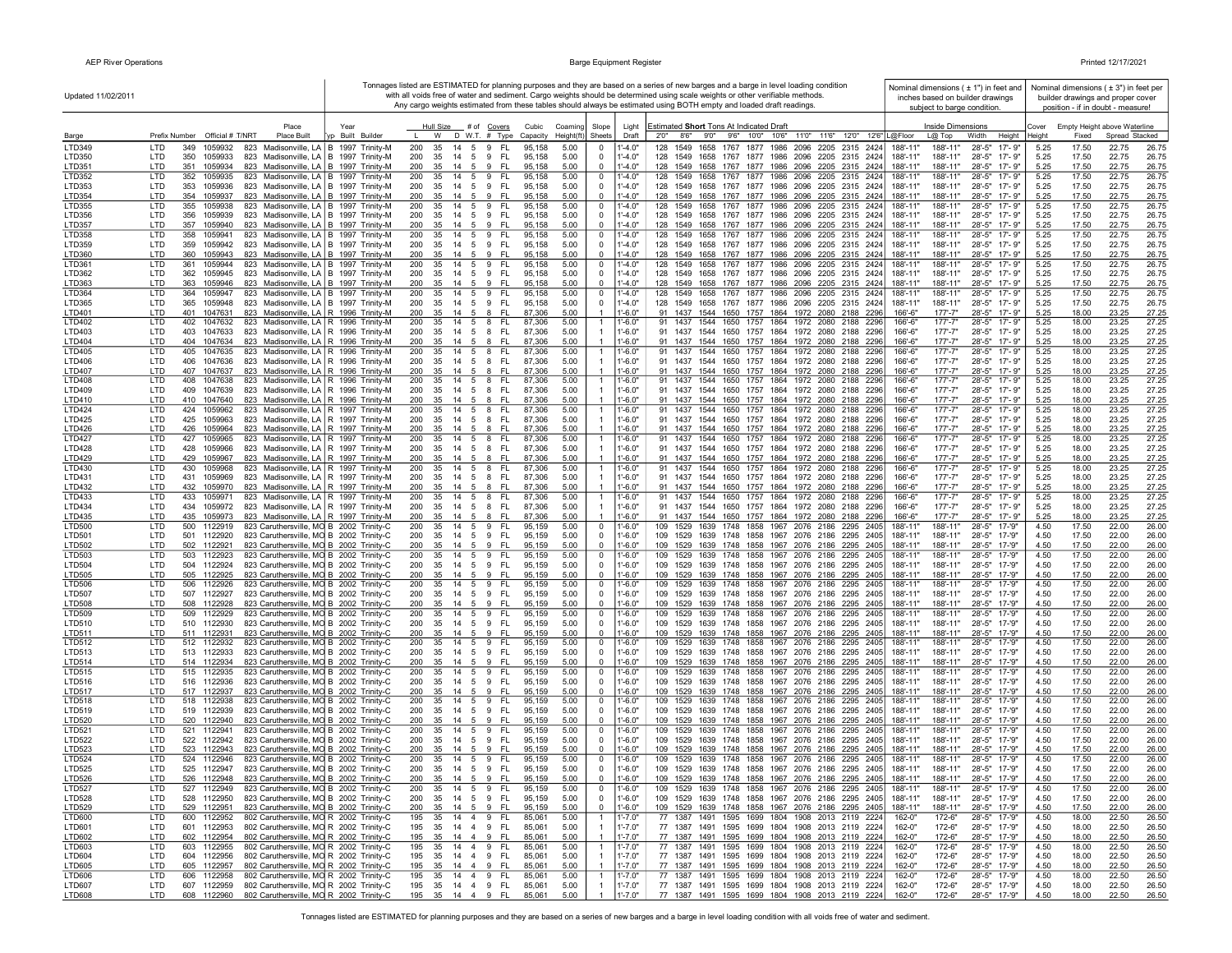Updated 11/02/2011

Tonnages listed are ESTIMATED for planning purposes and they are based on a series of new barges and a barge in level loading condition with all voids free of water and sediment. Cargo weights should be determined using scale weights or other verifiable methods. Any cargo weights estimated from these tables should always be estimated using BOTH empty and loaded draft readings.

| Barge | Prefix | Number | Official # | T/NRT | Place Built | Typ | Year Built | Builder | Hull Size L | W | D | # of W.T. | Covers # | Type | Cubic Capacity | Coaming Height(ft) | Slope Sheets | Light Draft | 2'0" | 8'6" | 9'0" | 9'6" | 10'0" | 10'6" | 11'0" | 11'6" | 12'0" | 12'6" | L@Floor | L@ Top | Width | Height | Cover Height | Fixed | Spread | Stacked |
|---|---|---|---|---|---|---|---|---|---|---|---|---|---|---|---|---|---|---|---|---|---|---|---|---|---|---|---|---|---|---|---|---|---|---|---|---|
| LTD349 | LTD | 349 | 1059932 | 823 | Madisonville, LA | B | 1997 | Trinity-M | 200 | 35 | 14 | 5 | 9 | FL | 95,158 | 5.00 | 0 | 1'-4.0" | 128 | 1549 | 1658 | 1767 | 1877 | 1986 | 2096 | 2205 | 2315 | 2424 | 188'-11" | 188'-11" | 28'-5" | 17'- 9" | 5.25 | 17.50 | 22.75 | 26.75 |
| LTD350 | LTD | 350 | 1059933 | 823 | Madisonville, LA | B | 1997 | Trinity-M | 200 | 35 | 14 | 5 | 9 | FL | 95,158 | 5.00 | 0 | 1'-4.0" | 128 | 1549 | 1658 | 1767 | 1877 | 1986 | 2096 | 2205 | 2315 | 2424 | 188'-11" | 188'-11" | 28'-5" | 17'- 9" | 5.25 | 17.50 | 22.75 | 26.75 |
| LTD351 | LTD | 351 | 1059934 | 823 | Madisonville, LA | B | 1997 | Trinity-M | 200 | 35 | 14 | 5 | 9 | FL | 95,158 | 5.00 | 0 | 1'-4.0" | 128 | 1549 | 1658 | 1767 | 1877 | 1986 | 2096 | 2205 | 2315 | 2424 | 188'-11" | 188'-11" | 28'-5" | 17'- 9" | 5.25 | 17.50 | 22.75 | 26.75 |
| LTD352 | LTD | 352 | 1059935 | 823 | Madisonville, LA | B | 1997 | Trinity-M | 200 | 35 | 14 | 5 | 9 | FL | 95,158 | 5.00 | 0 | 1'-4.0" | 128 | 1549 | 1658 | 1767 | 1877 | 1986 | 2096 | 2205 | 2315 | 2424 | 188'-11" | 188'-11" | 28'-5" | 17'- 9" | 5.25 | 17.50 | 22.75 | 26.75 |
| LTD353 | LTD | 353 | 1059936 | 823 | Madisonville, LA | B | 1997 | Trinity-M | 200 | 35 | 14 | 5 | 9 | FL | 95,158 | 5.00 | 0 | 1'-4.0" | 128 | 1549 | 1658 | 1767 | 1877 | 1986 | 2096 | 2205 | 2315 | 2424 | 188'-11" | 188'-11" | 28'-5" | 17'- 9" | 5.25 | 17.50 | 22.75 | 26.75 |
| LTD354 | LTD | 354 | 1059937 | 823 | Madisonville, LA | B | 1997 | Trinity-M | 200 | 35 | 14 | 5 | 9 | FL | 95,158 | 5.00 | 0 | 1'-4.0" | 128 | 1549 | 1658 | 1767 | 1877 | 1986 | 2096 | 2205 | 2315 | 2424 | 188'-11" | 188'-11" | 28'-5" | 17'- 9" | 5.25 | 17.50 | 22.75 | 26.75 |
| LTD355 | LTD | 355 | 1059938 | 823 | Madisonville, LA | B | 1997 | Trinity-M | 200 | 35 | 14 | 5 | 9 | FL | 95,158 | 5.00 | 0 | 1'-4.0" | 128 | 1549 | 1658 | 1767 | 1877 | 1986 | 2096 | 2205 | 2315 | 2424 | 188'-11" | 188'-11" | 28'-5" | 17'- 9" | 5.25 | 17.50 | 22.75 | 26.75 |
| LTD356 | LTD | 356 | 1059939 | 823 | Madisonville, LA | B | 1997 | Trinity-M | 200 | 35 | 14 | 5 | 9 | FL | 95,158 | 5.00 | 0 | 1'-4.0" | 128 | 1549 | 1658 | 1767 | 1877 | 1986 | 2096 | 2205 | 2315 | 2424 | 188'-11" | 188'-11" | 28'-5" | 17'- 9" | 5.25 | 17.50 | 22.75 | 26.75 |
| LTD357 | LTD | 357 | 1059940 | 823 | Madisonville, LA | B | 1997 | Trinity-M | 200 | 35 | 14 | 5 | 9 | FL | 95,158 | 5.00 | 0 | 1'-4.0" | 128 | 1549 | 1658 | 1767 | 1877 | 1986 | 2096 | 2205 | 2315 | 2424 | 188'-11" | 188'-11" | 28'-5" | 17'- 9" | 5.25 | 17.50 | 22.75 | 26.75 |
| LTD358 | LTD | 358 | 1059941 | 823 | Madisonville, LA | B | 1997 | Trinity-M | 200 | 35 | 14 | 5 | 9 | FL | 95,158 | 5.00 | 0 | 1'-4.0" | 128 | 1549 | 1658 | 1767 | 1877 | 1986 | 2096 | 2205 | 2315 | 2424 | 188'-11" | 188'-11" | 28'-5" | 17'- 9" | 5.25 | 17.50 | 22.75 | 26.75 |
| LTD359 | LTD | 359 | 1059942 | 823 | Madisonville, LA | B | 1997 | Trinity-M | 200 | 35 | 14 | 5 | 9 | FL | 95,158 | 5.00 | 0 | 1'-4.0" | 128 | 1549 | 1658 | 1767 | 1877 | 1986 | 2096 | 2205 | 2315 | 2424 | 188'-11" | 188'-11" | 28'-5" | 17'- 9" | 5.25 | 17.50 | 22.75 | 26.75 |
| LTD360 | LTD | 360 | 1059943 | 823 | Madisonville, LA | B | 1997 | Trinity-M | 200 | 35 | 14 | 5 | 9 | FL | 95,158 | 5.00 | 0 | 1'-4.0" | 128 | 1549 | 1658 | 1767 | 1877 | 1986 | 2096 | 2205 | 2315 | 2424 | 188'-11" | 188'-11" | 28'-5" | 17'- 9" | 5.25 | 17.50 | 22.75 | 26.75 |
| LTD361 | LTD | 361 | 1059944 | 823 | Madisonville, LA | B | 1997 | Trinity-M | 200 | 35 | 14 | 5 | 9 | FL | 95,158 | 5.00 | 0 | 1'-4.0" | 128 | 1549 | 1658 | 1767 | 1877 | 1986 | 2096 | 2205 | 2315 | 2424 | 188'-11" | 188'-11" | 28'-5" | 17'- 9" | 5.25 | 17.50 | 22.75 | 26.75 |
| LTD362 | LTD | 362 | 1059945 | 823 | Madisonville, LA | B | 1997 | Trinity-M | 200 | 35 | 14 | 5 | 9 | FL | 95,158 | 5.00 | 0 | 1'-4.0" | 128 | 1549 | 1658 | 1767 | 1877 | 1986 | 2096 | 2205 | 2315 | 2424 | 188'-11" | 188'-11" | 28'-5" | 17'- 9" | 5.25 | 17.50 | 22.75 | 26.75 |
| LTD363 | LTD | 363 | 1059946 | 823 | Madisonville, LA | B | 1997 | Trinity-M | 200 | 35 | 14 | 5 | 9 | FL | 95,158 | 5.00 | 0 | 1'-4.0" | 128 | 1549 | 1658 | 1767 | 1877 | 1986 | 2096 | 2205 | 2315 | 2424 | 188'-11" | 188'-11" | 28'-5" | 17'- 9" | 5.25 | 17.50 | 22.75 | 26.75 |
| LTD364 | LTD | 364 | 1059947 | 823 | Madisonville, LA | B | 1997 | Trinity-M | 200 | 35 | 14 | 5 | 9 | FL | 95,158 | 5.00 | 0 | 1'-4.0" | 128 | 1549 | 1658 | 1767 | 1877 | 1986 | 2096 | 2205 | 2315 | 2424 | 188'-11" | 188'-11" | 28'-5" | 17'- 9" | 5.25 | 17.50 | 22.75 | 26.75 |
| LTD365 | LTD | 365 | 1059948 | 823 | Madisonville, LA | B | 1997 | Trinity-M | 200 | 35 | 14 | 5 | 9 | FL | 95,158 | 5.00 | 0 | 1'-4.0" | 128 | 1549 | 1658 | 1767 | 1877 | 1986 | 2096 | 2205 | 2315 | 2424 | 188'-11" | 188'-11" | 28'-5" | 17'- 9" | 5.25 | 17.50 | 22.75 | 26.75 |
| LTD401 | LTD | 401 | 1047631 | 823 | Madisonville, LA | R | 1996 | Trinity-M | 200 | 35 | 14 | 5 | 8 | FL | 87,306 | 5.00 | 1 | 1'-6.0" | 91 | 1437 | 1544 | 1650 | 1757 | 1864 | 1972 | 2080 | 2188 | 2296 | 166'-6" | 177'-7" | 28'-5" | 17'- 9" | 5.25 | 18.00 | 23.25 | 27.25 |
| LTD402 | LTD | 402 | 1047632 | 823 | Madisonville, LA | R | 1996 | Trinity-M | 200 | 35 | 14 | 5 | 8 | FL | 87,306 | 5.00 | 1 | 1'-6.0" | 91 | 1437 | 1544 | 1650 | 1757 | 1864 | 1972 | 2080 | 2188 | 2296 | 166'-6" | 177'-7" | 28'-5" | 17'- 9" | 5.25 | 18.00 | 23.25 | 27.25 |
| LTD403 | LTD | 403 | 1047633 | 823 | Madisonville, LA | R | 1996 | Trinity-M | 200 | 35 | 14 | 5 | 8 | FL | 87,306 | 5.00 | 1 | 1'-6.0" | 91 | 1437 | 1544 | 1650 | 1757 | 1864 | 1972 | 2080 | 2188 | 2296 | 166'-6" | 177'-7" | 28'-5" | 17'- 9" | 5.25 | 18.00 | 23.25 | 27.25 |
| LTD404 | LTD | 404 | 1047634 | 823 | Madisonville, LA | R | 1996 | Trinity-M | 200 | 35 | 14 | 5 | 8 | FL | 87,306 | 5.00 | 1 | 1'-6.0" | 91 | 1437 | 1544 | 1650 | 1757 | 1864 | 1972 | 2080 | 2188 | 2296 | 166'-6" | 177'-7" | 28'-5" | 17'- 9" | 5.25 | 18.00 | 23.25 | 27.25 |
| LTD405 | LTD | 405 | 1047635 | 823 | Madisonville, LA | R | 1996 | Trinity-M | 200 | 35 | 14 | 5 | 8 | FL | 87,306 | 5.00 | 1 | 1'-6.0" | 91 | 1437 | 1544 | 1650 | 1757 | 1864 | 1972 | 2080 | 2188 | 2296 | 166'-6" | 177'-7" | 28'-5" | 17'- 9" | 5.25 | 18.00 | 23.25 | 27.25 |
| LTD406 | LTD | 406 | 1047636 | 823 | Madisonville, LA | R | 1996 | Trinity-M | 200 | 35 | 14 | 5 | 8 | FL | 87,306 | 5.00 | 1 | 1'-6.0" | 91 | 1437 | 1544 | 1650 | 1757 | 1864 | 1972 | 2080 | 2188 | 2296 | 166'-6" | 177'-7" | 28'-5" | 17'- 9" | 5.25 | 18.00 | 23.25 | 27.25 |
| LTD407 | LTD | 407 | 1047637 | 823 | Madisonville, LA | R | 1996 | Trinity-M | 200 | 35 | 14 | 5 | 8 | FL | 87,306 | 5.00 | 1 | 1'-6.0" | 91 | 1437 | 1544 | 1650 | 1757 | 1864 | 1972 | 2080 | 2188 | 2296 | 166'-6" | 177'-7" | 28'-5" | 17'- 9" | 5.25 | 18.00 | 23.25 | 27.25 |
| LTD408 | LTD | 408 | 1047638 | 823 | Madisonville, LA | R | 1996 | Trinity-M | 200 | 35 | 14 | 5 | 8 | FL | 87,306 | 5.00 | 1 | 1'-6.0" | 91 | 1437 | 1544 | 1650 | 1757 | 1864 | 1972 | 2080 | 2188 | 2296 | 166'-6" | 177'-7" | 28'-5" | 17'- 9" | 5.25 | 18.00 | 23.25 | 27.25 |
| LTD409 | LTD | 409 | 1047639 | 823 | Madisonville, LA | R | 1996 | Trinity-M | 200 | 35 | 14 | 5 | 8 | FL | 87,306 | 5.00 | 1 | 1'-6.0" | 91 | 1437 | 1544 | 1650 | 1757 | 1864 | 1972 | 2080 | 2188 | 2296 | 166'-6" | 177'-7" | 28'-5" | 17'- 9" | 5.25 | 18.00 | 23.25 | 27.25 |
| LTD410 | LTD | 410 | 1047640 | 823 | Madisonville, LA | R | 1996 | Trinity-M | 200 | 35 | 14 | 5 | 8 | FL | 87,306 | 5.00 | 1 | 1'-6.0" | 91 | 1437 | 1544 | 1650 | 1757 | 1864 | 1972 | 2080 | 2188 | 2296 | 166'-6" | 177'-7" | 28'-5" | 17'- 9" | 5.25 | 18.00 | 23.25 | 27.25 |
| LTD424 | LTD | 424 | 1059962 | 823 | Madisonville, LA | R | 1997 | Trinity-M | 200 | 35 | 14 | 5 | 8 | FL | 87,306 | 5.00 | 1 | 1'-6.0" | 91 | 1437 | 1544 | 1650 | 1757 | 1864 | 1972 | 2080 | 2188 | 2296 | 166'-6" | 177'-7" | 28'-5" | 17'- 9" | 5.25 | 18.00 | 23.25 | 27.25 |
| LTD425 | LTD | 425 | 1059963 | 823 | Madisonville, LA | R | 1997 | Trinity-M | 200 | 35 | 14 | 5 | 8 | FL | 87,306 | 5.00 | 1 | 1'-6.0" | 91 | 1437 | 1544 | 1650 | 1757 | 1864 | 1972 | 2080 | 2188 | 2296 | 166'-6" | 177'-7" | 28'-5" | 17'- 9" | 5.25 | 18.00 | 23.25 | 27.25 |
| LTD426 | LTD | 426 | 1059964 | 823 | Madisonville, LA | R | 1997 | Trinity-M | 200 | 35 | 14 | 5 | 8 | FL | 87,306 | 5.00 | 1 | 1'-6.0" | 91 | 1437 | 1544 | 1650 | 1757 | 1864 | 1972 | 2080 | 2188 | 2296 | 166'-6" | 177'-7" | 28'-5" | 17'- 9" | 5.25 | 18.00 | 23.25 | 27.25 |
| LTD427 | LTD | 427 | 1059965 | 823 | Madisonville, LA | R | 1997 | Trinity-M | 200 | 35 | 14 | 5 | 8 | FL | 87,306 | 5.00 | 1 | 1'-6.0" | 91 | 1437 | 1544 | 1650 | 1757 | 1864 | 1972 | 2080 | 2188 | 2296 | 166'-6" | 177'-7" | 28'-5" | 17'- 9" | 5.25 | 18.00 | 23.25 | 27.25 |
| LTD428 | LTD | 428 | 1059966 | 823 | Madisonville, LA | R | 1997 | Trinity-M | 200 | 35 | 14 | 5 | 8 | FL | 87,306 | 5.00 | 1 | 1'-6.0" | 91 | 1437 | 1544 | 1650 | 1757 | 1864 | 1972 | 2080 | 2188 | 2296 | 166'-6" | 177'-7" | 28'-5" | 17'- 9" | 5.25 | 18.00 | 23.25 | 27.25 |
| LTD429 | LTD | 429 | 1059967 | 823 | Madisonville, LA | R | 1997 | Trinity-M | 200 | 35 | 14 | 5 | 8 | FL | 87,306 | 5.00 | 1 | 1'-6.0" | 91 | 1437 | 1544 | 1650 | 1757 | 1864 | 1972 | 2080 | 2188 | 2296 | 166'-6" | 177'-7" | 28'-5" | 17'- 9" | 5.25 | 18.00 | 23.25 | 27.25 |
| LTD430 | LTD | 430 | 1059968 | 823 | Madisonville, LA | R | 1997 | Trinity-M | 200 | 35 | 14 | 5 | 8 | FL | 87,306 | 5.00 | 1 | 1'-6.0" | 91 | 1437 | 1544 | 1650 | 1757 | 1864 | 1972 | 2080 | 2188 | 2296 | 166'-6" | 177'-7" | 28'-5" | 17'- 9" | 5.25 | 18.00 | 23.25 | 27.25 |
| LTD431 | LTD | 431 | 1059969 | 823 | Madisonville, LA | R | 1997 | Trinity-M | 200 | 35 | 14 | 5 | 8 | FL | 87,306 | 5.00 | 1 | 1'-6.0" | 91 | 1437 | 1544 | 1650 | 1757 | 1864 | 1972 | 2080 | 2188 | 2296 | 166'-6" | 177'-7" | 28'-5" | 17'- 9" | 5.25 | 18.00 | 23.25 | 27.25 |
| LTD432 | LTD | 432 | 1059970 | 823 | Madisonville, LA | R | 1997 | Trinity-M | 200 | 35 | 14 | 5 | 8 | FL | 87,306 | 5.00 | 1 | 1'-6.0" | 91 | 1437 | 1544 | 1650 | 1757 | 1864 | 1972 | 2080 | 2188 | 2296 | 166'-6" | 177'-7" | 28'-5" | 17'- 9" | 5.25 | 18.00 | 23.25 | 27.25 |
| LTD433 | LTD | 433 | 1059971 | 823 | Madisonville, LA | R | 1997 | Trinity-M | 200 | 35 | 14 | 5 | 8 | FL | 87,306 | 5.00 | 1 | 1'-6.0" | 91 | 1437 | 1544 | 1650 | 1757 | 1864 | 1972 | 2080 | 2188 | 2296 | 166'-6" | 177'-7" | 28'-5" | 17'- 9" | 5.25 | 18.00 | 23.25 | 27.25 |
| LTD434 | LTD | 434 | 1059972 | 823 | Madisonville, LA | R | 1997 | Trinity-M | 200 | 35 | 14 | 5 | 8 | FL | 87,306 | 5.00 | 1 | 1'-6.0" | 91 | 1437 | 1544 | 1650 | 1757 | 1864 | 1972 | 2080 | 2188 | 2296 | 166'-6" | 177'-7" | 28'-5" | 17'- 9" | 5.25 | 18.00 | 23.25 | 27.25 |
| LTD435 | LTD | 435 | 1059973 | 823 | Madisonville, LA | R | 1997 | Trinity-M | 200 | 35 | 14 | 5 | 8 | FL | 87,306 | 5.00 | 1 | 1'-6.0" | 91 | 1437 | 1544 | 1650 | 1757 | 1864 | 1972 | 2080 | 2188 | 2296 | 166'-6" | 177'-7" | 28'-5" | 17'- 9" | 5.25 | 18.00 | 23.25 | 27.25 |
| LTD500 | LTD | 500 | 1122919 | 823 | Caruthersville, MO | B | 2002 | Trinity-C | 200 | 35 | 14 | 5 | 9 | FL | 95,159 | 5.00 | 0 | 1'-6.0" | 109 | 1529 | 1639 | 1748 | 1858 | 1967 | 2076 | 2186 | 2295 | 2405 | 188'-11" | 188'-11" | 28'-5" | 17'-9" | 4.50 | 17.50 | 22.00 | 26.00 |
| LTD501 | LTD | 501 | 1122920 | 823 | Caruthersville, MO | B | 2002 | Trinity-C | 200 | 35 | 14 | 5 | 9 | FL | 95,159 | 5.00 | 0 | 1'-6.0" | 109 | 1529 | 1639 | 1748 | 1858 | 1967 | 2076 | 2186 | 2295 | 2405 | 188'-11" | 188'-11" | 28'-5" | 17'-9" | 4.50 | 17.50 | 22.00 | 26.00 |
| LTD502 | LTD | 502 | 1122921 | 823 | Caruthersville, MO | B | 2002 | Trinity-C | 200 | 35 | 14 | 5 | 9 | FL | 95,159 | 5.00 | 0 | 1'-6.0" | 109 | 1529 | 1639 | 1748 | 1858 | 1967 | 2076 | 2186 | 2295 | 2405 | 188'-11" | 188'-11" | 28'-5" | 17'-9" | 4.50 | 17.50 | 22.00 | 26.00 |
| LTD503 | LTD | 503 | 1122923 | 823 | Caruthersville, MO | B | 2002 | Trinity-C | 200 | 35 | 14 | 5 | 9 | FL | 95,159 | 5.00 | 0 | 1'-6.0" | 109 | 1529 | 1639 | 1748 | 1858 | 1967 | 2076 | 2186 | 2295 | 2405 | 188'-11" | 188'-11" | 28'-5" | 17'-9" | 4.50 | 17.50 | 22.00 | 26.00 |
| LTD504 | LTD | 504 | 1122924 | 823 | Caruthersville, MO | B | 2002 | Trinity-C | 200 | 35 | 14 | 5 | 9 | FL | 95,159 | 5.00 | 0 | 1'-6.0" | 109 | 1529 | 1639 | 1748 | 1858 | 1967 | 2076 | 2186 | 2295 | 2405 | 188'-11" | 188'-11" | 28'-5" | 17'-9" | 4.50 | 17.50 | 22.00 | 26.00 |
| LTD505 | LTD | 505 | 1122925 | 823 | Caruthersville, MO | B | 2002 | Trinity-C | 200 | 35 | 14 | 5 | 9 | FL | 95,159 | 5.00 | 0 | 1'-6.0" | 109 | 1529 | 1639 | 1748 | 1858 | 1967 | 2076 | 2186 | 2295 | 2405 | 188'-11" | 188'-11" | 28'-5" | 17'-9" | 4.50 | 17.50 | 22.00 | 26.00 |
| LTD506 | LTD | 506 | 1122926 | 823 | Caruthersville, MO | B | 2002 | Trinity-C | 200 | 35 | 14 | 5 | 9 | FL | 95,159 | 5.00 | 0 | 1'-6.0" | 109 | 1529 | 1639 | 1748 | 1858 | 1967 | 2076 | 2186 | 2295 | 2405 | 188'-11" | 188'-11" | 28'-5" | 17'-9" | 4.50 | 17.50 | 22.00 | 26.00 |
| LTD507 | LTD | 507 | 1122927 | 823 | Caruthersville, MO | B | 2002 | Trinity-C | 200 | 35 | 14 | 5 | 9 | FL | 95,159 | 5.00 | 0 | 1'-6.0" | 109 | 1529 | 1639 | 1748 | 1858 | 1967 | 2076 | 2186 | 2295 | 2405 | 188'-11" | 188'-11" | 28'-5" | 17'-9" | 4.50 | 17.50 | 22.00 | 26.00 |
| LTD508 | LTD | 508 | 1122928 | 823 | Caruthersville, MO | B | 2002 | Trinity-C | 200 | 35 | 14 | 5 | 9 | FL | 95,159 | 5.00 | 0 | 1'-6.0" | 109 | 1529 | 1639 | 1748 | 1858 | 1967 | 2076 | 2186 | 2295 | 2405 | 188'-11" | 188'-11" | 28'-5" | 17'-9" | 4.50 | 17.50 | 22.00 | 26.00 |
| LTD509 | LTD | 509 | 1122929 | 823 | Caruthersville, MO | B | 2002 | Trinity-C | 200 | 35 | 14 | 5 | 9 | FL | 95,159 | 5.00 | 0 | 1'-6.0" | 109 | 1529 | 1639 | 1748 | 1858 | 1967 | 2076 | 2186 | 2295 | 2405 | 188'-11" | 188'-11" | 28'-5" | 17'-9" | 4.50 | 17.50 | 22.00 | 26.00 |
| LTD510 | LTD | 510 | 1122930 | 823 | Caruthersville, MO | B | 2002 | Trinity-C | 200 | 35 | 14 | 5 | 9 | FL | 95,159 | 5.00 | 0 | 1'-6.0" | 109 | 1529 | 1639 | 1748 | 1858 | 1967 | 2076 | 2186 | 2295 | 2405 | 188'-11" | 188'-11" | 28'-5" | 17'-9" | 4.50 | 17.50 | 22.00 | 26.00 |
| LTD511 | LTD | 511 | 1122931 | 823 | Caruthersville, MO | B | 2002 | Trinity-C | 200 | 35 | 14 | 5 | 9 | FL | 95,159 | 5.00 | 0 | 1'-6.0" | 109 | 1529 | 1639 | 1748 | 1858 | 1967 | 2076 | 2186 | 2295 | 2405 | 188'-11" | 188'-11" | 28'-5" | 17'-9" | 4.50 | 17.50 | 22.00 | 26.00 |
| LTD512 | LTD | 512 | 1122932 | 823 | Caruthersville, MO | B | 2002 | Trinity-C | 200 | 35 | 14 | 5 | 9 | FL | 95,159 | 5.00 | 0 | 1'-6.0" | 109 | 1529 | 1639 | 1748 | 1858 | 1967 | 2076 | 2186 | 2295 | 2405 | 188'-11" | 188'-11" | 28'-5" | 17'-9" | 4.50 | 17.50 | 22.00 | 26.00 |
| LTD513 | LTD | 513 | 1122933 | 823 | Caruthersville, MO | B | 2002 | Trinity-C | 200 | 35 | 14 | 5 | 9 | FL | 95,159 | 5.00 | 0 | 1'-6.0" | 109 | 1529 | 1639 | 1748 | 1858 | 1967 | 2076 | 2186 | 2295 | 2405 | 188'-11" | 188'-11" | 28'-5" | 17'-9" | 4.50 | 17.50 | 22.00 | 26.00 |
| LTD514 | LTD | 514 | 1122934 | 823 | Caruthersville, MO | B | 2002 | Trinity-C | 200 | 35 | 14 | 5 | 9 | FL | 95,159 | 5.00 | 0 | 1'-6.0" | 109 | 1529 | 1639 | 1748 | 1858 | 1967 | 2076 | 2186 | 2295 | 2405 | 188'-11" | 188'-11" | 28'-5" | 17'-9" | 4.50 | 17.50 | 22.00 | 26.00 |
| LTD515 | LTD | 515 | 1122935 | 823 | Caruthersville, MO | B | 2002 | Trinity-C | 200 | 35 | 14 | 5 | 9 | FL | 95,159 | 5.00 | 0 | 1'-6.0" | 109 | 1529 | 1639 | 1748 | 1858 | 1967 | 2076 | 2186 | 2295 | 2405 | 188'-11" | 188'-11" | 28'-5" | 17'-9" | 4.50 | 17.50 | 22.00 | 26.00 |
| LTD516 | LTD | 516 | 1122936 | 823 | Caruthersville, MO | B | 2002 | Trinity-C | 200 | 35 | 14 | 5 | 9 | FL | 95,159 | 5.00 | 0 | 1'-6.0" | 109 | 1529 | 1639 | 1748 | 1858 | 1967 | 2076 | 2186 | 2295 | 2405 | 188'-11" | 188'-11" | 28'-5" | 17'-9" | 4.50 | 17.50 | 22.00 | 26.00 |
| LTD517 | LTD | 517 | 1122937 | 823 | Caruthersville, MO | B | 2002 | Trinity-C | 200 | 35 | 14 | 5 | 9 | FL | 95,159 | 5.00 | 0 | 1'-6.0" | 109 | 1529 | 1639 | 1748 | 1858 | 1967 | 2076 | 2186 | 2295 | 2405 | 188'-11" | 188'-11" | 28'-5" | 17'-9" | 4.50 | 17.50 | 22.00 | 26.00 |
| LTD518 | LTD | 518 | 1122938 | 823 | Caruthersville, MO | B | 2002 | Trinity-C | 200 | 35 | 14 | 5 | 9 | FL | 95,159 | 5.00 | 0 | 1'-6.0" | 109 | 1529 | 1639 | 1748 | 1858 | 1967 | 2076 | 2186 | 2295 | 2405 | 188'-11" | 188'-11" | 28'-5" | 17'-9" | 4.50 | 17.50 | 22.00 | 26.00 |
| LTD519 | LTD | 519 | 1122939 | 823 | Caruthersville, MO | B | 2002 | Trinity-C | 200 | 35 | 14 | 5 | 9 | FL | 95,159 | 5.00 | 0 | 1'-6.0" | 109 | 1529 | 1639 | 1748 | 1858 | 1967 | 2076 | 2186 | 2295 | 2405 | 188'-11" | 188'-11" | 28'-5" | 17'-9" | 4.50 | 17.50 | 22.00 | 26.00 |
| LTD520 | LTD | 520 | 1122940 | 823 | Caruthersville, MO | B | 2002 | Trinity-C | 200 | 35 | 14 | 5 | 9 | FL | 95,159 | 5.00 | 0 | 1'-6.0" | 109 | 1529 | 1639 | 1748 | 1858 | 1967 | 2076 | 2186 | 2295 | 2405 | 188'-11" | 188'-11" | 28'-5" | 17'-9" | 4.50 | 17.50 | 22.00 | 26.00 |
| LTD521 | LTD | 521 | 1122941 | 823 | Caruthersville, MO | B | 2002 | Trinity-C | 200 | 35 | 14 | 5 | 9 | FL | 95,159 | 5.00 | 0 | 1'-6.0" | 109 | 1529 | 1639 | 1748 | 1858 | 1967 | 2076 | 2186 | 2295 | 2405 | 188'-11" | 188'-11" | 28'-5" | 17'-9" | 4.50 | 17.50 | 22.00 | 26.00 |
| LTD522 | LTD | 522 | 1122942 | 823 | Caruthersville, MO | B | 2002 | Trinity-C | 200 | 35 | 14 | 5 | 9 | FL | 95,159 | 5.00 | 0 | 1'-6.0" | 109 | 1529 | 1639 | 1748 | 1858 | 1967 | 2076 | 2186 | 2295 | 2405 | 188'-11" | 188'-11" | 28'-5" | 17'-9" | 4.50 | 17.50 | 22.00 | 26.00 |
| LTD523 | LTD | 523 | 1122943 | 823 | Caruthersville, MO | B | 2002 | Trinity-C | 200 | 35 | 14 | 5 | 9 | FL | 95,159 | 5.00 | 0 | 1'-6.0" | 109 | 1529 | 1639 | 1748 | 1858 | 1967 | 2076 | 2186 | 2295 | 2405 | 188'-11" | 188'-11" | 28'-5" | 17'-9" | 4.50 | 17.50 | 22.00 | 26.00 |
| LTD524 | LTD | 524 | 1122946 | 823 | Caruthersville, MO | B | 2002 | Trinity-C | 200 | 35 | 14 | 5 | 9 | FL | 95,159 | 5.00 | 0 | 1'-6.0" | 109 | 1529 | 1639 | 1748 | 1858 | 1967 | 2076 | 2186 | 2295 | 2405 | 188'-11" | 188'-11" | 28'-5" | 17'-9" | 4.50 | 17.50 | 22.00 | 26.00 |
| LTD525 | LTD | 525 | 1122947 | 823 | Caruthersville, MO | B | 2002 | Trinity-C | 200 | 35 | 14 | 5 | 9 | FL | 95,159 | 5.00 | 0 | 1'-6.0" | 109 | 1529 | 1639 | 1748 | 1858 | 1967 | 2076 | 2186 | 2295 | 2405 | 188'-11" | 188'-11" | 28'-5" | 17'-9" | 4.50 | 17.50 | 22.00 | 26.00 |
| LTD526 | LTD | 526 | 1122948 | 823 | Caruthersville, MO | B | 2002 | Trinity-C | 200 | 35 | 14 | 5 | 9 | FL | 95,159 | 5.00 | 0 | 1'-6.0" | 109 | 1529 | 1639 | 1748 | 1858 | 1967 | 2076 | 2186 | 2295 | 2405 | 188'-11" | 188'-11" | 28'-5" | 17'-9" | 4.50 | 17.50 | 22.00 | 26.00 |
| LTD527 | LTD | 527 | 1122949 | 823 | Caruthersville, MO | B | 2002 | Trinity-C | 200 | 35 | 14 | 5 | 9 | FL | 95,159 | 5.00 | 0 | 1'-6.0" | 109 | 1529 | 1639 | 1748 | 1858 | 1967 | 2076 | 2186 | 2295 | 2405 | 188'-11" | 188'-11" | 28'-5" | 17'-9" | 4.50 | 17.50 | 22.00 | 26.00 |
| LTD528 | LTD | 528 | 1122950 | 823 | Caruthersville, MO | B | 2002 | Trinity-C | 200 | 35 | 14 | 5 | 9 | FL | 95,159 | 5.00 | 0 | 1'-6.0" | 109 | 1529 | 1639 | 1748 | 1858 | 1967 | 2076 | 2186 | 2295 | 2405 | 188'-11" | 188'-11" | 28'-5" | 17'-9" | 4.50 | 17.50 | 22.00 | 26.00 |
| LTD529 | LTD | 529 | 1122951 | 823 | Caruthersville, MO | B | 2002 | Trinity-C | 200 | 35 | 14 | 5 | 9 | FL | 95,159 | 5.00 | 0 | 1'-6.0" | 109 | 1529 | 1639 | 1748 | 1858 | 1967 | 2076 | 2186 | 2295 | 2405 | 188'-11" | 188'-11" | 28'-5" | 17'-9" | 4.50 | 17.50 | 22.00 | 26.00 |
| LTD600 | LTD | 600 | 1122952 | 802 | Caruthersville, MO | R | 2002 | Trinity-C | 195 | 35 | 14 | 4 | 9 | FL | 85,061 | 5.00 | 1 | 1'-7.0" | 77 | 1387 | 1491 | 1595 | 1699 | 1804 | 1908 | 2013 | 2119 | 2224 | 162'-0" | 172'-6" | 28'-5" | 17'-9" | 4.50 | 18.00 | 22.50 | 26.50 |
| LTD601 | LTD | 601 | 1122953 | 802 | Caruthersville, MO | R | 2002 | Trinity-C | 195 | 35 | 14 | 4 | 9 | FL | 85,061 | 5.00 | 1 | 1'-7.0" | 77 | 1387 | 1491 | 1595 | 1699 | 1804 | 1908 | 2013 | 2119 | 2224 | 162'-0" | 172'-6" | 28'-5" | 17'-9" | 4.50 | 18.00 | 22.50 | 26.50 |
| LTD602 | LTD | 602 | 1122954 | 802 | Caruthersville, MO | R | 2002 | Trinity-C | 195 | 35 | 14 | 4 | 9 | FL | 85,061 | 5.00 | 1 | 1'-7.0" | 77 | 1387 | 1491 | 1595 | 1699 | 1804 | 1908 | 2013 | 2119 | 2224 | 162'-0" | 172'-6" | 28'-5" | 17'-9" | 4.50 | 18.00 | 22.50 | 26.50 |
| LTD603 | LTD | 603 | 1122955 | 802 | Caruthersville, MO | R | 2002 | Trinity-C | 195 | 35 | 14 | 4 | 9 | FL | 85,061 | 5.00 | 1 | 1'-7.0" | 77 | 1387 | 1491 | 1595 | 1699 | 1804 | 1908 | 2013 | 2119 | 2224 | 162'-0" | 172'-6" | 28'-5" | 17'-9" | 4.50 | 18.00 | 22.50 | 26.50 |
| LTD604 | LTD | 604 | 1122956 | 802 | Caruthersville, MO | R | 2002 | Trinity-C | 195 | 35 | 14 | 4 | 9 | FL | 85,061 | 5.00 | 1 | 1'-7.0" | 77 | 1387 | 1491 | 1595 | 1699 | 1804 | 1908 | 2013 | 2119 | 2224 | 162'-0" | 172'-6" | 28'-5" | 17'-9" | 4.50 | 18.00 | 22.50 | 26.50 |
| LTD605 | LTD | 605 | 1122957 | 802 | Caruthersville, MO | R | 2002 | Trinity-C | 195 | 35 | 14 | 4 | 9 | FL | 85,061 | 5.00 | 1 | 1'-7.0" | 77 | 1387 | 1491 | 1595 | 1699 | 1804 | 1908 | 2013 | 2119 | 2224 | 162'-0" | 172'-6" | 28'-5" | 17'-9" | 4.50 | 18.00 | 22.50 | 26.50 |
| LTD606 | LTD | 606 | 1122958 | 802 | Caruthersville, MO | R | 2002 | Trinity-C | 195 | 35 | 14 | 4 | 9 | FL | 85,061 | 5.00 | 1 | 1'-7.0" | 77 | 1387 | 1491 | 1595 | 1699 | 1804 | 1908 | 2013 | 2119 | 2224 | 162'-0" | 172'-6" | 28'-5" | 17'-9" | 4.50 | 18.00 | 22.50 | 26.50 |
| LTD607 | LTD | 607 | 1122959 | 802 | Caruthersville, MO | R | 2002 | Trinity-C | 195 | 35 | 14 | 4 | 9 | FL | 85,061 | 5.00 | 1 | 1'-7.0" | 77 | 1387 | 1491 | 1595 | 1699 | 1804 | 1908 | 2013 | 2119 | 2224 | 162'-0" | 172'-6" | 28'-5" | 17'-9" | 4.50 | 18.00 | 22.50 | 26.50 |
| LTD608 | LTD | 608 | 1122960 | 802 | Caruthersville, MO | R | 2002 | Trinity-C | 195 | 35 | 14 | 4 | 9 | FL | 85,061 | 5.00 | 1 | 1'-7.0" | 77 | 1387 | 1491 | 1595 | 1699 | 1804 | 1908 | 2013 | 2119 | 2224 | 162'-0" | 172'-6" | 28'-5" | 17'-9" | 4.50 | 18.00 | 22.50 | 26.50 |

Notes on column groups: "Estimated **Short** Tons At Indicated Draft" covers columns 2'0" through 12'6". "Inside Dimensions" (Nominal dimensions ( ± 1") in feet and inches based on builder drawings subject to barge condition) covers L@Floor, L@ Top, Width, Height. "Empty Height above Waterline" (Nominal dimensions ( ± 3") in feet per builder drawings and proper cover position - if in doubt - measure!) covers Cover Height, Fixed, Spread, Stacked.

Tonnages listed are ESTIMATED for planning purposes and they are based on a series of new barges and a barge in level loading condition with all voids free of water and sediment.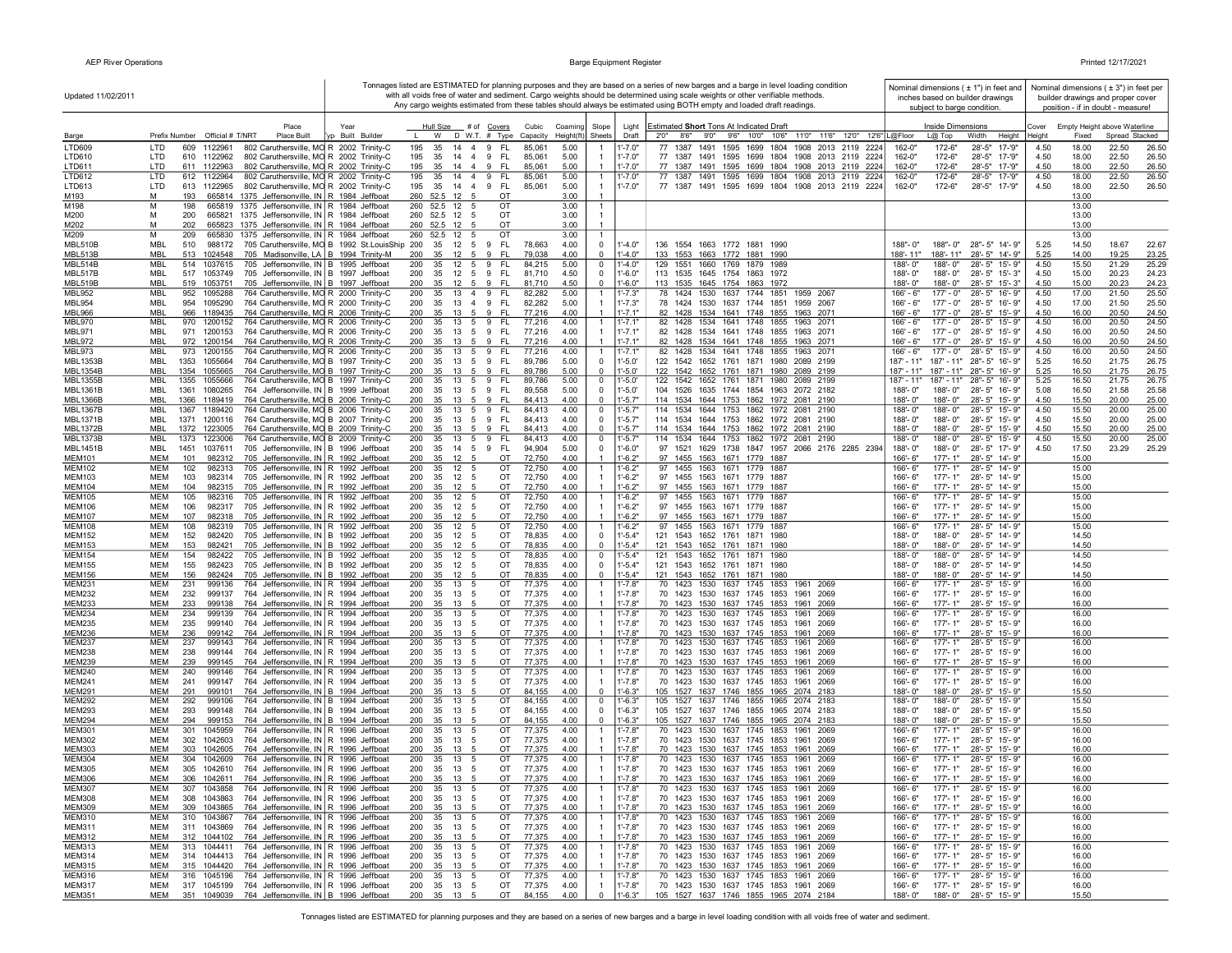Updated 11/02/2011

Tonnages listed are ESTIMATED for planning purposes and they are based on a series of new barges and a barge in level loading condition with all voids free of water and sediment. Cargo weights should be determined using scale weights or other verifiable methods. Any cargo weights estimated from these tables should always be estimated using BOTH empty and loaded draft readings.

Nominal dimensions ( ± 1") in feet and inches based on builder drawings subject to barge condition.

Nominal dimensions ( ± 3") in feet per builder drawings and proper cover position - if in doubt - measure!

| Barge | Prefix | Number | Official # | T/NRT | Place Built | Typ | Year Built | Builder | Hull Size L | W | D | # W.T. | # Covers | Covers Type | Cubic Capacity | Coaming Height(ft) | Slope Sheets | Light Draft | Estimated **Short** Tons At Indicated Draft 2'0" | 8'6" | 9'0" | 9'6" | 10'0" | 10'6" | 11'0" | 11'6" | 12'0" | 12'6" | Inside Dimensions L@Floor | L@ Top | Width | Height | Cover Height | Empty Height above Waterline Fixed | Spread | Stacked |
|---|---|---|---|---|---|---|---|---|---|---|---|---|---|---|---|---|---|---|---|---|---|---|---|---|---|---|---|---|---|---|---|---|---|---|---|---|
| LTD609 | LTD | 609 | 1122961 | 802 | Caruthersville, MO | R | 2002 | Trinity-C | 195 | 35 | 14 | 4 | 9 | FL | 85,061 | 5.00 | 1 | 1'-7.0" | 77 | 1387 | 1491 | 1595 | 1699 | 1804 | 1908 | 2013 | 2119 | 2224 | 162-0" | 172-6" | 28'-5" | 17-'9" | 4.50 | 18.00 | 22.50 | 26.50 |
| LTD610 | LTD | 610 | 1122962 | 802 | Caruthersville, MO | R | 2002 | Trinity-C | 195 | 35 | 14 | 4 | 9 | FL | 85,061 | 5.00 | 1 | 1'-7.0" | 77 | 1387 | 1491 | 1595 | 1699 | 1804 | 1908 | 2013 | 2119 | 2224 | 162-0" | 172-6" | 28'-5" | 17-'9" | 4.50 | 18.00 | 22.50 | 26.50 |
| LTD611 | LTD | 611 | 1122963 | 802 | Caruthersville, MO | R | 2002 | Trinity-C | 195 | 35 | 14 | 4 | 9 | FL | 85,061 | 5.00 | 1 | 1'-7.0" | 77 | 1387 | 1491 | 1595 | 1699 | 1804 | 1908 | 2013 | 2119 | 2224 | 162-0" | 172-6" | 28'-5" | 17-'9" | 4.50 | 18.00 | 22.50 | 26.50 |
| LTD612 | LTD | 612 | 1122964 | 802 | Caruthersville, MO | R | 2002 | Trinity-C | 195 | 35 | 14 | 4 | 9 | FL | 85,061 | 5.00 | 1 | 1'-7.0" | 77 | 1387 | 1491 | 1595 | 1699 | 1804 | 1908 | 2013 | 2119 | 2224 | 162-0" | 172-6" | 28'-5" | 17-'9" | 4.50 | 18.00 | 22.50 | 26.50 |
| LTD613 | LTD | 613 | 1122965 | 802 | Caruthersville, MO | R | 2002 | Trinity-C | 195 | 35 | 14 | 4 | 9 | FL | 85,061 | 5.00 | 1 | 1'-7.0" | 77 | 1387 | 1491 | 1595 | 1699 | 1804 | 1908 | 2013 | 2119 | 2224 | 162-0" | 172-6" | 28'-5" | 17-'9" | 4.50 | 18.00 | 22.50 | 26.50 |
| M193 | M | 193 | 665814 | 1375 | Jeffersonville, IN | R | 1984 | Jeffboat | 260 | 52.5 | 12 | 5 | | OT | | 3.00 | 1 | | | | | | | | | | | | | | | | | 13.00 | | |
| M198 | M | 198 | 665819 | 1375 | Jeffersonville, IN | R | 1984 | Jeffboat | 260 | 52.5 | 12 | 5 | | OT | | 3.00 | 1 | | | | | | | | | | | | | | | | | 13.00 | | |
| M200 | M | 200 | 665821 | 1375 | Jeffersonville, IN | R | 1984 | Jeffboat | 260 | 52.5 | 12 | 5 | | OT | | 3.00 | 1 | | | | | | | | | | | | | | | | | 13.00 | | |
| M202 | M | 202 | 665823 | 1375 | Jeffersonville, IN | R | 1984 | Jeffboat | 260 | 52.5 | 12 | 5 | | OT | | 3.00 | 1 | | | | | | | | | | | | | | | | | 13.00 | | |
| M209 | M | 209 | 665830 | 1375 | Jeffersonville, IN | R | 1984 | Jeffboat | 260 | 52.5 | 12 | 5 | | OT | | 3.00 | 1 | | | | | | | | | | | | | | | | | 13.00 | | |
| MBL510B | MBL | 510 | 988172 | 705 | Caruthersville, MO | B | 1992 | St.LouisShip | 200 | 35 | 12 | 5 | 9 | FL | 78,663 | 4.00 | 0 | 1'-4.0" | 136 | 1554 | 1663 | 1772 | 1881 | 1990 | | | | | 188'- 0" | 188'- 0" | 28'- 5" | 14'- 9" | 5.25 | 14.50 | 18.67 | 22.67 |
| MBL513B | MBL | 513 | 1024548 | 705 | Madisonville, LA | B | 1994 | Trinity-M | 200 | 35 | 12 | 5 | 9 | FL | 79,038 | 4.00 | 0 | 1'-4.0" | 133 | 1553 | 1663 | 1772 | 1881 | 1990 | | | | | 188'- 11" | 188'- 11" | 28'- 5" | 14'- 9" | 5.25 | 14.00 | 19.25 | 23.25 |
| MBL514B | MBL | 514 | 1037615 | 705 | Jeffersonville, IN | B | 1995 | Jeffboat | 200 | 35 | 12 | 5 | 9 | FL | 84,215 | 5.00 | 0 | 1'-4.0" | 129 | 1551 | 1660 | 1769 | 1879 | 1989 | | | | | 188'- 0" | 188'- 0" | 28'- 5" | 15'- 9" | 4.50 | 15.50 | 21.29 | 25.29 |
| MBL517B | MBL | 517 | 1053749 | 705 | Jeffersonville, IN | B | 1997 | Jeffboat | 200 | 35 | 12 | 5 | 9 | FL | 81,710 | 4.50 | 0 | 1'-6.0" | 113 | 1535 | 1645 | 1754 | 1863 | 1972 | | | | | 188'- 0" | 188'- 0" | 28'- 5" | 15'- 3" | 4.50 | 15.00 | 20.23 | 24.23 |
| MBL519B | MBL | 519 | 1053751 | 705 | Jeffersonville, IN | B | 1997 | Jeffboat | 200 | 35 | 12 | 5 | 9 | FL | 81,710 | 4.50 | 0 | 1'-6.0" | 113 | 1535 | 1645 | 1754 | 1863 | 1972 | | | | | 188'- 0" | 188'- 0" | 28'- 5" | 15'- 3" | 4.50 | 15.00 | 20.23 | 24.23 |
| MBL952 | MBL | 952 | 1095288 | 764 | Caruthersville, MO | R | 2000 | Trinity-C | 200 | 35 | 13 | 4 | 9 | FL | 82,282 | 5.00 | 1 | 1'-7.3" | 78 | 1424 | 1530 | 1637 | 1744 | 1851 | 1959 | 2067 | | | 166'- 6" | 177'- 0" | 28'- 5" | 16'- 9" | 4.50 | 17.00 | 21.50 | 25.50 |
| MBL954 | MBL | 954 | 1095290 | 764 | Caruthersville, MO | R | 2000 | Trinity-C | 200 | 35 | 13 | 4 | 9 | FL | 82,282 | 5.00 | 1 | 1'-7.3" | 78 | 1424 | 1530 | 1637 | 1744 | 1851 | 1959 | 2067 | | | 166'- 6" | 177'- 0" | 28'- 5" | 16'- 9" | 4.50 | 17.00 | 21.50 | 25.50 |
| MBL966 | MBL | 966 | 1189435 | 764 | Caruthersville, MO | R | 2006 | Trinity-C | 200 | 35 | 13 | 5 | 9 | FL | 77,216 | 4.00 | 1 | 1'-7.1" | 82 | 1428 | 1534 | 1641 | 1748 | 1855 | 1963 | 2071 | | | 166'- 6" | 177'- 0" | 28'- 5" | 15'- 9" | 4.50 | 16.00 | 20.50 | 24.50 |
| MBL970 | MBL | 970 | 1200152 | 764 | Caruthersville, MO | R | 2006 | Trinity-C | 200 | 35 | 13 | 5 | 9 | FL | 77,216 | 4.00 | 1 | 1'-7.1" | 82 | 1428 | 1534 | 1641 | 1748 | 1855 | 1963 | 2071 | | | 166'- 6" | 177'- 0" | 28'- 5" | 15'- 9" | 4.50 | 16.00 | 20.50 | 24.50 |
| MBL971 | MBL | 971 | 1200153 | 764 | Caruthersville, MO | R | 2006 | Trinity-C | 200 | 35 | 13 | 5 | 9 | FL | 77,216 | 4.00 | 1 | 1'-7.1" | 82 | 1428 | 1534 | 1641 | 1748 | 1855 | 1963 | 2071 | | | 166'- 6" | 177'- 0" | 28'- 5" | 15'- 9" | 4.50 | 16.00 | 20.50 | 24.50 |
| MBL972 | MBL | 972 | 1200154 | 764 | Caruthersville, MO | R | 2006 | Trinity-C | 200 | 35 | 13 | 5 | 9 | FL | 77,216 | 4.00 | 1 | 1'-7.1" | 82 | 1428 | 1534 | 1641 | 1748 | 1855 | 1963 | 2071 | | | 166'- 6" | 177'- 0" | 28'- 5" | 15'- 9" | 4.50 | 16.00 | 20.50 | 24.50 |
| MBL973 | MBL | 973 | 1200155 | 764 | Caruthersville, MO | R | 2006 | Trinity-C | 200 | 35 | 13 | 5 | 9 | FL | 77,216 | 4.00 | 1 | 1'-7.1" | 82 | 1428 | 1534 | 1641 | 1748 | 1855 | 1963 | 2071 | | | 166'- 6" | 177'- 0" | 28'- 5" | 15'- 9" | 4.50 | 16.00 | 20.50 | 24.50 |
| MBL1353B | MBL | 1353 | 1055664 | 764 | Caruthersville, MO | B | 1997 | Trinity-C | 200 | 35 | 13 | 5 | 9 | FL | 89,786 | 5.00 | 0 | 1'-5.0' | 122 | 1542 | 1652 | 1761 | 1871 | 1980 | 2089 | 2199 | | | 187'- 11" | 187'- 11" | 28"- 5" | 16'- 9" | 5.25 | 16.50 | 21.75 | 26.75 |
| MBL1354B | MBL | 1354 | 1055665 | 764 | Caruthersville, MO | B | 1997 | Trinity-C | 200 | 35 | 13 | 5 | 9 | FL | 89,786 | 5.00 | 0 | 1'-5.0' | 122 | 1542 | 1652 | 1761 | 1871 | 1980 | 2089 | 2199 | | | 187'- 11" | 187'- 11" | 28"- 5" | 16'- 9" | 5.25 | 16.50 | 21.75 | 26.75 |
| MBL1355B | MBL | 1355 | 1055666 | 764 | Caruthersville, MO | B | 1997 | Trinity-C | 200 | 35 | 13 | 5 | 9 | FL | 89,786 | 5.00 | 0 | 1'-5.0' | 122 | 1542 | 1652 | 1761 | 1871 | 1980 | 2089 | 2199 | | | 187'- 11" | 187'- 11" | 28"- 5" | 16'- 9" | 5.25 | 16.50 | 21.75 | 26.75 |
| MBL1361B | MBL | 1361 | 1080265 | 764 | Jeffersonville, IN | B | 1999 | Jeffboat | 200 | 35 | 13 | 5 | 9 | FL | 89,558 | 5.00 | 0 | 1'-5.0' | 104 | 1526 | 1635 | 1744 | 1854 | 1963 | 2072 | 2182 | | | 188'- 0" | 188'- 0" | 28'- 5" | 16'- 9" | 5.08 | 16.50 | 21.58 | 25.58 |
| MBL1366B | MBL | 1366 | 1189419 | 764 | Caruthersville, MO | B | 2006 | Trinity-C | 200 | 35 | 13 | 5 | 9 | FL | 84,413 | 4.00 | 0 | 1'-5.7" | 114 | 1534 | 1644 | 1753 | 1862 | 1972 | 2081 | 2190 | | | 188'- 0" | 188'- 0" | 28'- 5" | 15'- 9" | 4.50 | 15.50 | 20.00 | 25.00 |
| MBL1367B | MBL | 1367 | 1189420 | 764 | Caruthersville, MO | B | 2006 | Trinity-C | 200 | 35 | 13 | 5 | 9 | FL | 84,413 | 4.00 | 0 | 1'-5.7" | 114 | 1534 | 1644 | 1753 | 1862 | 1972 | 2081 | 2190 | | | 188'- 0" | 188'- 0" | 28'- 5" | 15'- 9" | 4.50 | 15.50 | 20.00 | 25.00 |
| MBL1371B | MBL | 1371 | 1200116 | 764 | Caruthersville, MO | B | 2007 | Trinity-C | 200 | 35 | 13 | 5 | 9 | FL | 84,413 | 4.00 | 0 | 1'-5.7" | 114 | 1534 | 1644 | 1753 | 1862 | 1972 | 2081 | 2190 | | | 188'- 0" | 188'- 0" | 28'- 5" | 15'- 9" | 4.50 | 15.50 | 20.00 | 25.00 |
| MBL1372B | MBL | 1372 | 1223005 | 764 | Caruthersville, MO | B | 2009 | Trinity-C | 200 | 35 | 13 | 5 | 9 | FL | 84,413 | 4.00 | 0 | 1'-5.7" | 114 | 1534 | 1644 | 1753 | 1862 | 1972 | 2081 | 2190 | | | 188'- 0" | 188'- 0" | 28'- 5" | 15'- 9" | 4.50 | 15.50 | 20.00 | 25.00 |
| MBL1373B | MBL | 1373 | 1223006 | 764 | Caruthersville, MO | B | 2009 | Trinity-C | 200 | 35 | 13 | 5 | 9 | FL | 84,413 | 4.00 | 0 | 1'-5.7" | 114 | 1534 | 1644 | 1753 | 1862 | 1972 | 2081 | 2190 | | | 188'- 0" | 188'- 0" | 28'- 5" | 15'- 9" | 4.50 | 15.50 | 20.00 | 25.00 |
| MBL1451B | MBL | 1451 | 1037611 | 705 | Jeffersonville, IN | B | 1996 | Jeffboat | 200 | 35 | 14 | 5 | 9 | FL | 94,904 | 5.00 | 0 | 1'-6.0" | 97 | 1521 | 1629 | 1738 | 1847 | 1957 | 2066 | 2176 | 2285 | 2394 | 188'- 0" | 188'- 0" | 28'- 5" | 17'- 9" | 4.50 | 17.50 | 23.29 | 25.29 |
| MEM101 | MEM | 101 | 982312 | 705 | Jeffersonville, IN | R | 1992 | Jeffboat | 200 | 35 | 12 | 5 | | OT | 72,750 | 4.00 | 1 | 1'-6.2" | 97 | 1455 | 1563 | 1671 | 1779 | 1887 | | | | | 166'- 6" | 177'- 1" | 28'- 5" | 14'- 9" | | 15.00 | | |
| MEM102 | MEM | 102 | 982313 | 705 | Jeffersonville, IN | R | 1992 | Jeffboat | 200 | 35 | 12 | 5 | | OT | 72,750 | 4.00 | 1 | 1'-6.2" | 97 | 1455 | 1563 | 1671 | 1779 | 1887 | | | | | 166'- 6" | 177'- 1" | 28'- 5" | 14'- 9" | | 15.00 | | |
| MEM103 | MEM | 103 | 982314 | 705 | Jeffersonville, IN | R | 1992 | Jeffboat | 200 | 35 | 12 | 5 | | OT | 72,750 | 4.00 | 1 | 1'-6.2" | 97 | 1455 | 1563 | 1671 | 1779 | 1887 | | | | | 166'- 6" | 177'- 1" | 28'- 5" | 14'- 9" | | 15.00 | | |
| MEM104 | MEM | 104 | 982315 | 705 | Jeffersonville, IN | R | 1992 | Jeffboat | 200 | 35 | 12 | 5 | | OT | 72,750 | 4.00 | 1 | 1'-6.2" | 97 | 1455 | 1563 | 1671 | 1779 | 1887 | | | | | 166'- 6" | 177'- 1" | 28'- 5" | 14'- 9" | | 15.00 | | |
| MEM105 | MEM | 105 | 982316 | 705 | Jeffersonville, IN | R | 1992 | Jeffboat | 200 | 35 | 12 | 5 | | OT | 72,750 | 4.00 | 1 | 1'-6.2" | 97 | 1455 | 1563 | 1671 | 1779 | 1887 | | | | | 166'- 6" | 177'- 1" | 28'- 5" | 14'- 9" | | 15.00 | | |
| MEM106 | MEM | 106 | 982317 | 705 | Jeffersonville, IN | R | 1992 | Jeffboat | 200 | 35 | 12 | 5 | | OT | 72,750 | 4.00 | 1 | 1'-6.2" | 97 | 1455 | 1563 | 1671 | 1779 | 1887 | | | | | 166'- 6" | 177'- 1" | 28'- 5" | 14'- 9" | | 15.00 | | |
| MEM107 | MEM | 107 | 982318 | 705 | Jeffersonville, IN | R | 1992 | Jeffboat | 200 | 35 | 12 | 5 | | OT | 72,750 | 4.00 | 1 | 1'-6.2" | 97 | 1455 | 1563 | 1671 | 1779 | 1887 | | | | | 166'- 6" | 177'- 1" | 28'- 5" | 14'- 9" | | 15.00 | | |
| MEM108 | MEM | 108 | 982319 | 705 | Jeffersonville, IN | R | 1992 | Jeffboat | 200 | 35 | 12 | 5 | | OT | 72,750 | 4.00 | 1 | 1'-6.2" | 97 | 1455 | 1563 | 1671 | 1779 | 1887 | | | | | 166'- 6" | 177'- 1" | 28'- 5" | 14'- 9" | | 15.00 | | |
| MEM152 | MEM | 152 | 982420 | 705 | Jeffersonville, IN | B | 1992 | Jeffboat | 200 | 35 | 12 | 5 | | OT | 78,835 | 4.00 | 0 | 1'-5.4" | 121 | 1543 | 1652 | 1761 | 1871 | 1980 | | | | | 188'- 0" | 188'- 0" | 28'- 5" | 14'- 9" | | 14.50 | | |
| MEM153 | MEM | 153 | 982421 | 705 | Jeffersonville, IN | B | 1992 | Jeffboat | 200 | 35 | 12 | 5 | | OT | 78,835 | 4.00 | 0 | 1'-5.4" | 121 | 1543 | 1652 | 1761 | 1871 | 1980 | | | | | 188'- 0" | 188'- 0" | 28'- 5" | 14'- 9" | | 14.50 | | |
| MEM154 | MEM | 154 | 982422 | 705 | Jeffersonville, IN | B | 1992 | Jeffboat | 200 | 35 | 12 | 5 | | OT | 78,835 | 4.00 | 0 | 1'-5.4" | 121 | 1543 | 1652 | 1761 | 1871 | 1980 | | | | | 188'- 0" | 188'- 0" | 28'- 5" | 14'- 9" | | 14.50 | | |
| MEM155 | MEM | 155 | 982423 | 705 | Jeffersonville, IN | B | 1992 | Jeffboat | 200 | 35 | 12 | 5 | | OT | 78,835 | 4.00 | 0 | 1'-5.4" | 121 | 1543 | 1652 | 1761 | 1871 | 1980 | | | | | 188'- 0" | 188'- 0" | 28'- 5" | 14'- 9" | | 14.50 | | |
| MEM156 | MEM | 156 | 982424 | 705 | Jeffersonville, IN | B | 1992 | Jeffboat | 200 | 35 | 12 | 5 | | OT | 78,835 | 4.00 | 0 | 1'-5.4" | 121 | 1543 | 1652 | 1761 | 1871 | 1980 | | | | | 188'- 0" | 188'- 0" | 28'- 5" | 14'- 9" | | 14.50 | | |
| MEM231 | MEM | 231 | 999136 | 764 | Jeffersonville, IN | R | 1994 | Jeffboat | 200 | 35 | 13 | 5 | | OT | 77,375 | 4.00 | 1 | 1'-7.8" | 70 | 1423 | 1530 | 1637 | 1745 | 1853 | 1961 | 2069 | | | 166'- 6" | 177'- 1" | 28'- 5" | 15'- 9" | | 16.00 | | |
| MEM232 | MEM | 232 | 999137 | 764 | Jeffersonville, IN | R | 1994 | Jeffboat | 200 | 35 | 13 | 5 | | OT | 77,375 | 4.00 | 1 | 1'-7.8" | 70 | 1423 | 1530 | 1637 | 1745 | 1853 | 1961 | 2069 | | | 166'- 6" | 177'- 1" | 28'- 5" | 15'- 9" | | 16.00 | | |
| MEM233 | MEM | 233 | 999138 | 764 | Jeffersonville, IN | R | 1994 | Jeffboat | 200 | 35 | 13 | 5 | | OT | 77,375 | 4.00 | 1 | 1'-7.8" | 70 | 1423 | 1530 | 1637 | 1745 | 1853 | 1961 | 2069 | | | 166'- 6" | 177'- 1" | 28'- 5" | 15'- 9" | | 16.00 | | |
| MEM234 | MEM | 234 | 999139 | 764 | Jeffersonville, IN | R | 1994 | Jeffboat | 200 | 35 | 13 | 5 | | OT | 77,375 | 4.00 | 1 | 1'-7.8" | 70 | 1423 | 1530 | 1637 | 1745 | 1853 | 1961 | 2069 | | | 166'- 6" | 177'- 1" | 28'- 5" | 15'- 9" | | 16.00 | | |
| MEM235 | MEM | 235 | 999140 | 764 | Jeffersonville, IN | R | 1994 | Jeffboat | 200 | 35 | 13 | 5 | | OT | 77,375 | 4.00 | 1 | 1'-7.8" | 70 | 1423 | 1530 | 1637 | 1745 | 1853 | 1961 | 2069 | | | 166'- 6" | 177'- 1" | 28'- 5" | 15'- 9" | | 16.00 | | |
| MEM236 | MEM | 236 | 999142 | 764 | Jeffersonville, IN | R | 1994 | Jeffboat | 200 | 35 | 13 | 5 | | OT | 77,375 | 4.00 | 1 | 1'-7.8" | 70 | 1423 | 1530 | 1637 | 1745 | 1853 | 1961 | 2069 | | | 166'- 6" | 177'- 1" | 28'- 5" | 15'- 9" | | 16.00 | | |
| MEM237 | MEM | 237 | 999143 | 764 | Jeffersonville, IN | R | 1994 | Jeffboat | 200 | 35 | 13 | 5 | | OT | 77,375 | 4.00 | 1 | 1'-7.8" | 70 | 1423 | 1530 | 1637 | 1745 | 1853 | 1961 | 2069 | | | 166'- 6" | 177'- 1" | 28'- 5" | 15'- 9" | | 16.00 | | |
| MEM238 | MEM | 238 | 999144 | 764 | Jeffersonville, IN | R | 1994 | Jeffboat | 200 | 35 | 13 | 5 | | OT | 77,375 | 4.00 | 1 | 1'-7.8" | 70 | 1423 | 1530 | 1637 | 1745 | 1853 | 1961 | 2069 | | | 166'- 6" | 177'- 1" | 28'- 5" | 15'- 9" | | 16.00 | | |
| MEM239 | MEM | 239 | 999145 | 764 | Jeffersonville, IN | R | 1994 | Jeffboat | 200 | 35 | 13 | 5 | | OT | 77,375 | 4.00 | 1 | 1'-7.8" | 70 | 1423 | 1530 | 1637 | 1745 | 1853 | 1961 | 2069 | | | 166'- 6" | 177'- 1" | 28'- 5" | 15'- 9" | | 16.00 | | |
| MEM240 | MEM | 240 | 999146 | 764 | Jeffersonville, IN | R | 1994 | Jeffboat | 200 | 35 | 13 | 5 | | OT | 77,375 | 4.00 | 1 | 1'-7.8" | 70 | 1423 | 1530 | 1637 | 1745 | 1853 | 1961 | 2069 | | | 166'- 6" | 177'- 1" | 28'- 5" | 15'- 9" | | 16.00 | | |
| MEM241 | MEM | 241 | 999147 | 764 | Jeffersonville, IN | R | 1994 | Jeffboat | 200 | 35 | 13 | 5 | | OT | 77,375 | 4.00 | 1 | 1'-7.8" | 70 | 1423 | 1530 | 1637 | 1745 | 1853 | 1961 | 2069 | | | 166'- 6" | 177'- 1" | 28'- 5" | 15'- 9" | | 16.00 | | |
| MEM291 | MEM | 291 | 999101 | 764 | Jeffersonville, IN | B | 1994 | Jeffboat | 200 | 35 | 13 | 5 | | OT | 84,155 | 4.00 | 0 | 1'-6.3" | 105 | 1527 | 1637 | 1746 | 1855 | 1965 | 2074 | 2183 | | | 188'- 0" | 188'- 0" | 28'- 5" | 15'- 9" | | 15.50 | | |
| MEM292 | MEM | 292 | 999106 | 764 | Jeffersonville, IN | B | 1994 | Jeffboat | 200 | 35 | 13 | 5 | | OT | 84,155 | 4.00 | 0 | 1'-6.3" | 105 | 1527 | 1637 | 1746 | 1855 | 1965 | 2074 | 2183 | | | 188'- 0" | 188'- 0" | 28'- 5" | 15'- 9" | | 15.50 | | |
| MEM293 | MEM | 293 | 999148 | 764 | Jeffersonville, IN | B | 1994 | Jeffboat | 200 | 35 | 13 | 5 | | OT | 84,155 | 4.00 | 0 | 1'-6.3" | 105 | 1527 | 1637 | 1746 | 1855 | 1965 | 2074 | 2183 | | | 188'- 0" | 188'- 0" | 28'- 5" | 15'- 9" | | 15.50 | | |
| MEM294 | MEM | 294 | 999153 | 764 | Jeffersonville, IN | B | 1994 | Jeffboat | 200 | 35 | 13 | 5 | | OT | 84,155 | 4.00 | 0 | 1'-6.3" | 105 | 1527 | 1637 | 1746 | 1855 | 1965 | 2074 | 2183 | | | 188'- 0" | 188'- 0" | 28'- 5" | 15'- 9" | | 15.50 | | |
| MEM301 | MEM | 301 | 1045959 | 764 | Jeffersonville, IN | R | 1996 | Jeffboat | 200 | 35 | 13 | 5 | | OT | 77,375 | 4.00 | 1 | 1'-7.8" | 70 | 1423 | 1530 | 1637 | 1745 | 1853 | 1961 | 2069 | | | 166'- 6" | 177'- 1" | 28'- 5" | 15'- 9" | | 16.00 | | |
| MEM302 | MEM | 302 | 1042603 | 764 | Jeffersonville, IN | R | 1996 | Jeffboat | 200 | 35 | 13 | 5 | | OT | 77,375 | 4.00 | 1 | 1'-7.8" | 70 | 1423 | 1530 | 1637 | 1745 | 1853 | 1961 | 2069 | | | 166'- 6" | 177'- 1" | 28'- 5" | 15'- 9" | | 16.00 | | |
| MEM303 | MEM | 303 | 1042605 | 764 | Jeffersonville, IN | R | 1996 | Jeffboat | 200 | 35 | 13 | 5 | | OT | 77,375 | 4.00 | 1 | 1'-7.8" | 70 | 1423 | 1530 | 1637 | 1745 | 1853 | 1961 | 2069 | | | 166'- 6" | 177'- 1" | 28'- 5" | 15'- 9" | | 16.00 | | |
| MEM304 | MEM | 304 | 1042609 | 764 | Jeffersonville, IN | R | 1996 | Jeffboat | 200 | 35 | 13 | 5 | | OT | 77,375 | 4.00 | 1 | 1'-7.8" | 70 | 1423 | 1530 | 1637 | 1745 | 1853 | 1961 | 2069 | | | 166'- 6" | 177'- 1" | 28'- 5" | 15'- 9" | | 16.00 | | |
| MEM305 | MEM | 305 | 1042610 | 764 | Jeffersonville, IN | R | 1996 | Jeffboat | 200 | 35 | 13 | 5 | | OT | 77,375 | 4.00 | 1 | 1'-7.8" | 70 | 1423 | 1530 | 1637 | 1745 | 1853 | 1961 | 2069 | | | 166'- 6" | 177'- 1" | 28'- 5" | 15'- 9" | | 16.00 | | |
| MEM306 | MEM | 306 | 1042611 | 764 | Jeffersonville, IN | R | 1996 | Jeffboat | 200 | 35 | 13 | 5 | | OT | 77,375 | 4.00 | 1 | 1'-7.8" | 70 | 1423 | 1530 | 1637 | 1745 | 1853 | 1961 | 2069 | | | 166'- 6" | 177'- 1" | 28'- 5" | 15'- 9" | | 16.00 | | |
| MEM307 | MEM | 307 | 1043858 | 764 | Jeffersonville, IN | R | 1996 | Jeffboat | 200 | 35 | 13 | 5 | | OT | 77,375 | 4.00 | 1 | 1'-7.8" | 70 | 1423 | 1530 | 1637 | 1745 | 1853 | 1961 | 2069 | | | 166'- 6" | 177'- 1" | 28'- 5" | 15'- 9" | | 16.00 | | |
| MEM308 | MEM | 308 | 1043863 | 764 | Jeffersonville, IN | R | 1996 | Jeffboat | 200 | 35 | 13 | 5 | | OT | 77,375 | 4.00 | 1 | 1'-7.8" | 70 | 1423 | 1530 | 1637 | 1745 | 1853 | 1961 | 2069 | | | 166'- 6" | 177'- 1" | 28'- 5" | 15'- 9" | | 16.00 | | |
| MEM309 | MEM | 309 | 1043865 | 764 | Jeffersonville, IN | R | 1996 | Jeffboat | 200 | 35 | 13 | 5 | | OT | 77,375 | 4.00 | 1 | 1'-7.8" | 70 | 1423 | 1530 | 1637 | 1745 | 1853 | 1961 | 2069 | | | 166'- 6" | 177'- 1" | 28'- 5" | 15'- 9" | | 16.00 | | |
| MEM310 | MEM | 310 | 1043867 | 764 | Jeffersonville, IN | R | 1996 | Jeffboat | 200 | 35 | 13 | 5 | | OT | 77,375 | 4.00 | 1 | 1'-7.8" | 70 | 1423 | 1530 | 1637 | 1745 | 1853 | 1961 | 2069 | | | 166'- 6" | 177'- 1" | 28'- 5" | 15'- 9" | | 16.00 | | |
| MEM311 | MEM | 311 | 1043869 | 764 | Jeffersonville, IN | R | 1996 | Jeffboat | 200 | 35 | 13 | 5 | | OT | 77,375 | 4.00 | 1 | 1'-7.8" | 70 | 1423 | 1530 | 1637 | 1745 | 1853 | 1961 | 2069 | | | 166'- 6" | 177'- 1" | 28'- 5" | 15'- 9" | | 16.00 | | |
| MEM312 | MEM | 312 | 1044102 | 764 | Jeffersonville, IN | R | 1996 | Jeffboat | 200 | 35 | 13 | 5 | | OT | 77,375 | 4.00 | 1 | 1'-7.8" | 70 | 1423 | 1530 | 1637 | 1745 | 1853 | 1961 | 2069 | | | 166'- 6" | 177'- 1" | 28'- 5" | 15'- 9" | | 16.00 | | |
| MEM313 | MEM | 313 | 1044411 | 764 | Jeffersonville, IN | R | 1996 | Jeffboat | 200 | 35 | 13 | 5 | | OT | 77,375 | 4.00 | 1 | 1'-7.8" | 70 | 1423 | 1530 | 1637 | 1745 | 1853 | 1961 | 2069 | | | 166'- 6" | 177'- 1" | 28'- 5" | 15'- 9" | | 16.00 | | |
| MEM314 | MEM | 314 | 1044413 | 764 | Jeffersonville, IN | R | 1996 | Jeffboat | 200 | 35 | 13 | 5 | | OT | 77,375 | 4.00 | 1 | 1'-7.8" | 70 | 1423 | 1530 | 1637 | 1745 | 1853 | 1961 | 2069 | | | 166'- 6" | 177'- 1" | 28'- 5" | 15'- 9" | | 16.00 | | |
| MEM315 | MEM | 315 | 1044420 | 764 | Jeffersonville, IN | R | 1996 | Jeffboat | 200 | 35 | 13 | 5 | | OT | 77,375 | 4.00 | 1 | 1'-7.8" | 70 | 1423 | 1530 | 1637 | 1745 | 1853 | 1961 | 2069 | | | 166'- 6" | 177'- 1" | 28'- 5" | 15'- 9" | | 16.00 | | |
| MEM316 | MEM | 316 | 1045196 | 764 | Jeffersonville, IN | R | 1996 | Jeffboat | 200 | 35 | 13 | 5 | | OT | 77,375 | 4.00 | 1 | 1'-7.8" | 70 | 1423 | 1530 | 1637 | 1745 | 1853 | 1961 | 2069 | | | 166'- 6" | 177'- 1" | 28'- 5" | 15'- 9" | | 16.00 | | |
| MEM317 | MEM | 317 | 1045199 | 764 | Jeffersonville, IN | R | 1996 | Jeffboat | 200 | 35 | 13 | 5 | | OT | 77,375 | 4.00 | 1 | 1'-7.8" | 70 | 1423 | 1530 | 1637 | 1745 | 1853 | 1961 | 2069 | | | 166'- 6" | 177'- 1" | 28'- 5" | 15'- 9" | | 16.00 | | |
| MEM351 | MEM | 351 | 1049039 | 764 | Jeffersonville, IN | B | 1996 | Jeffboat | 200 | 35 | 13 | 5 | | OT | 84,155 | 4.00 | 0 | 1'-6.3" | 105 | 1527 | 1637 | 1746 | 1855 | 1965 | 2074 | 2184 | | | 188'- 0" | 188'- 0" | 28'- 5" | 15'- 9" | | 15.50 | | |

Tonnages listed are ESTIMATED for planning purposes and they are based on a series of new barges and a barge in level loading condition with all voids free of water and sediment.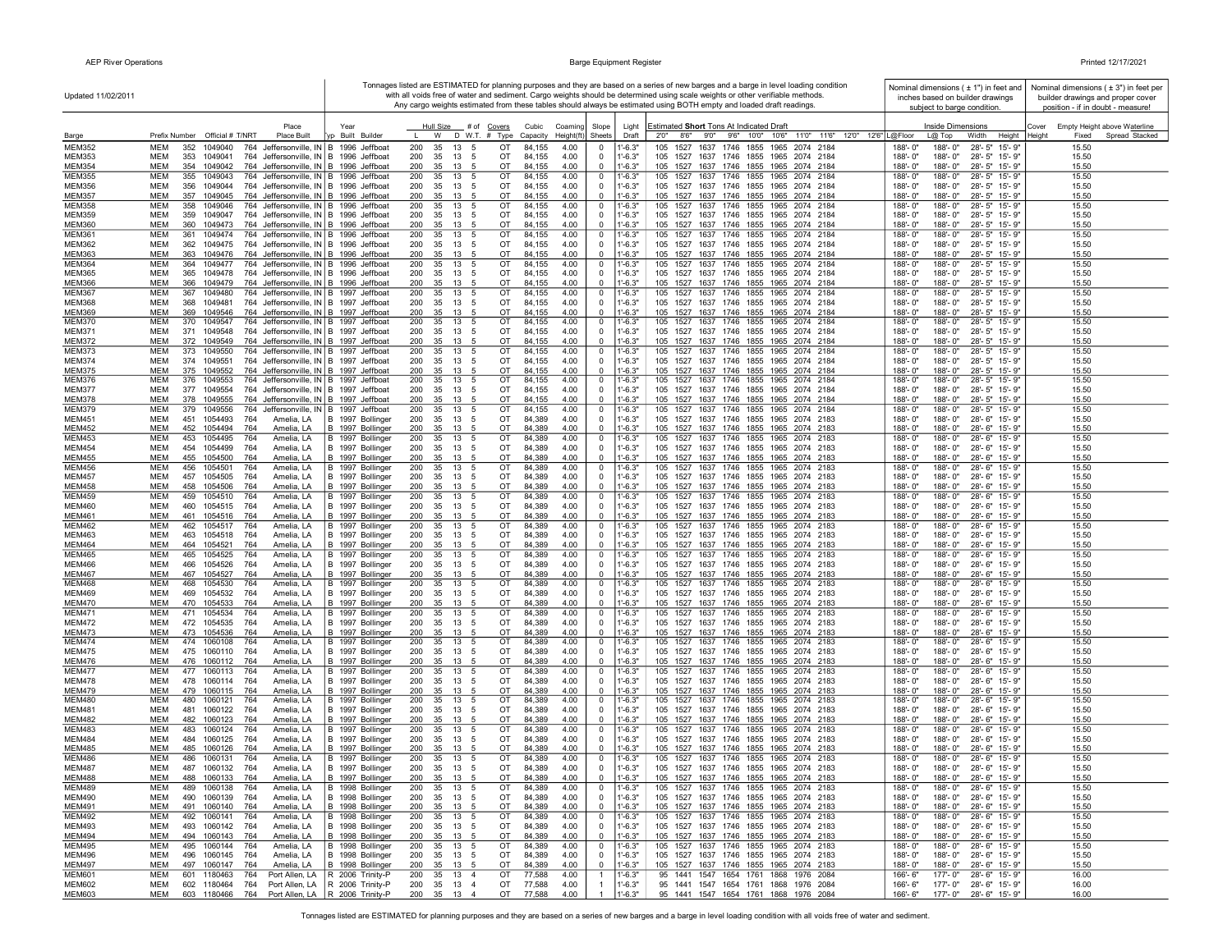Updated 11/02/2011

Tonnages listed are ESTIMATED for planning purposes and they are based on a series of new barges and a barge in level loading condition with all voids free of water and sediment. Cargo weights should be determined using scale weights or other verifiable methods. Any cargo weights estimated from these tables should always be estimated using BOTH empty and loaded draft readings.

Nominal dimensions ( ± 1") in feet and inches based on builder drawings subject to barge condition.

Nominal dimensions ( ± 3") in feet per builder drawings and proper cover position - if in doubt - measure!

| Barge | Prefix | Number | Official # | T/NRT | Place Built | Typ | Year Built | Builder | Hull Size L | W | D | # of W.T. | Covers # | Type | Cubic Capacity | Coaming Height(ft) | Slope Sheets | Light Draft | 2'0" | 8'6" | 9'0" | 9'6" | 10'0" | 10'6" | 11'0" | 11'6" | 12'0" | 12'6" | Inside Dimensions L@Floor | L@ Top | Width | Height | Cover Height | Empty Height above Waterline Fixed | Spread | Stacked |
|---|---|---|---|---|---|---|---|---|---|---|---|---|---|---|---|---|---|---|---|---|---|---|---|---|---|---|---|---|---|---|---|---|---|---|---|---|
| MEM352 | MEM | 352 | 1049040 | 764 | Jeffersonville, IN | B | 1996 | Jeffboat | 200 | 35 | 13 | 5 | | OT | 84,155 | 4.00 | 0 | 1'-6.3" | 105 | 1527 | 1637 | 1746 | 1855 | 1965 | 2074 | 2184 | | | 188'- 0" | 188'- 0" | 28'- 5" | 15'- 9" | | 15.50 | | |
| MEM353 | MEM | 353 | 1049041 | 764 | Jeffersonville, IN | B | 1996 | Jeffboat | 200 | 35 | 13 | 5 | | OT | 84,155 | 4.00 | 0 | 1'-6.3" | 105 | 1527 | 1637 | 1746 | 1855 | 1965 | 2074 | 2184 | | | 188'- 0" | 188'- 0" | 28'- 5" | 15'- 9" | | 15.50 | | |
| MEM354 | MEM | 354 | 1049042 | 764 | Jeffersonville, IN | B | 1996 | Jeffboat | 200 | 35 | 13 | 5 | | OT | 84,155 | 4.00 | 0 | 1'-6.3" | 105 | 1527 | 1637 | 1746 | 1855 | 1965 | 2074 | 2184 | | | 188'- 0" | 188'- 0" | 28'- 5" | 15'- 9" | | 15.50 | | |
| MEM355 | MEM | 355 | 1049043 | 764 | Jeffersonville, IN | B | 1996 | Jeffboat | 200 | 35 | 13 | 5 | | OT | 84,155 | 4.00 | 0 | 1'-6.3" | 105 | 1527 | 1637 | 1746 | 1855 | 1965 | 2074 | 2184 | | | 188'- 0" | 188'- 0" | 28'- 5" | 15'- 9" | | 15.50 | | |
| MEM356 | MEM | 356 | 1049044 | 764 | Jeffersonville, IN | B | 1996 | Jeffboat | 200 | 35 | 13 | 5 | | OT | 84,155 | 4.00 | 0 | 1'-6.3" | 105 | 1527 | 1637 | 1746 | 1855 | 1965 | 2074 | 2184 | | | 188'- 0" | 188'- 0" | 28'- 5" | 15'- 9" | | 15.50 | | |
| MEM357 | MEM | 357 | 1049045 | 764 | Jeffersonville, IN | B | 1996 | Jeffboat | 200 | 35 | 13 | 5 | | OT | 84,155 | 4.00 | 0 | 1'-6.3" | 105 | 1527 | 1637 | 1746 | 1855 | 1965 | 2074 | 2184 | | | 188'- 0" | 188'- 0" | 28'- 5" | 15'- 9" | | 15.50 | | |
| MEM358 | MEM | 358 | 1049046 | 764 | Jeffersonville, IN | B | 1996 | Jeffboat | 200 | 35 | 13 | 5 | | OT | 84,155 | 4.00 | 0 | 1'-6.3" | 105 | 1527 | 1637 | 1746 | 1855 | 1965 | 2074 | 2184 | | | 188'- 0" | 188'- 0" | 28'- 5" | 15'- 9" | | 15.50 | | |
| MEM359 | MEM | 359 | 1049047 | 764 | Jeffersonville, IN | B | 1996 | Jeffboat | 200 | 35 | 13 | 5 | | OT | 84,155 | 4.00 | 0 | 1'-6.3" | 105 | 1527 | 1637 | 1746 | 1855 | 1965 | 2074 | 2184 | | | 188'- 0" | 188'- 0" | 28'- 5" | 15'- 9" | | 15.50 | | |
| MEM360 | MEM | 360 | 1049473 | 764 | Jeffersonville, IN | B | 1996 | Jeffboat | 200 | 35 | 13 | 5 | | OT | 84,155 | 4.00 | 0 | 1'-6.3" | 105 | 1527 | 1637 | 1746 | 1855 | 1965 | 2074 | 2184 | | | 188'- 0" | 188'- 0" | 28'- 5" | 15'- 9" | | 15.50 | | |
| MEM361 | MEM | 361 | 1049474 | 764 | Jeffersonville, IN | B | 1996 | Jeffboat | 200 | 35 | 13 | 5 | | OT | 84,155 | 4.00 | 0 | 1'-6.3" | 105 | 1527 | 1637 | 1746 | 1855 | 1965 | 2074 | 2184 | | | 188'- 0" | 188'- 0" | 28'- 5" | 15'- 9" | | 15.50 | | |
| MEM362 | MEM | 362 | 1049475 | 764 | Jeffersonville, IN | B | 1996 | Jeffboat | 200 | 35 | 13 | 5 | | OT | 84,155 | 4.00 | 0 | 1'-6.3" | 105 | 1527 | 1637 | 1746 | 1855 | 1965 | 2074 | 2184 | | | 188'- 0" | 188'- 0" | 28'- 5" | 15'- 9" | | 15.50 | | |
| MEM363 | MEM | 363 | 1049476 | 764 | Jeffersonville, IN | B | 1996 | Jeffboat | 200 | 35 | 13 | 5 | | OT | 84,155 | 4.00 | 0 | 1'-6.3" | 105 | 1527 | 1637 | 1746 | 1855 | 1965 | 2074 | 2184 | | | 188'- 0" | 188'- 0" | 28'- 5" | 15'- 9" | | 15.50 | | |
| MEM364 | MEM | 364 | 1049477 | 764 | Jeffersonville, IN | B | 1996 | Jeffboat | 200 | 35 | 13 | 5 | | OT | 84,155 | 4.00 | 0 | 1'-6.3" | 105 | 1527 | 1637 | 1746 | 1855 | 1965 | 2074 | 2184 | | | 188'- 0" | 188'- 0" | 28'- 5" | 15'- 9" | | 15.50 | | |
| MEM365 | MEM | 365 | 1049478 | 764 | Jeffersonville, IN | B | 1996 | Jeffboat | 200 | 35 | 13 | 5 | | OT | 84,155 | 4.00 | 0 | 1'-6.3" | 105 | 1527 | 1637 | 1746 | 1855 | 1965 | 2074 | 2184 | | | 188'- 0" | 188'- 0" | 28'- 5" | 15'- 9" | | 15.50 | | |
| MEM366 | MEM | 366 | 1049479 | 764 | Jeffersonville, IN | B | 1996 | Jeffboat | 200 | 35 | 13 | 5 | | OT | 84,155 | 4.00 | 0 | 1'-6.3" | 105 | 1527 | 1637 | 1746 | 1855 | 1965 | 2074 | 2184 | | | 188'- 0" | 188'- 0" | 28'- 5" | 15'- 9" | | 15.50 | | |
| MEM367 | MEM | 367 | 1049480 | 764 | Jeffersonville, IN | B | 1997 | Jeffboat | 200 | 35 | 13 | 5 | | OT | 84,155 | 4.00 | 0 | 1'-6.3" | 105 | 1527 | 1637 | 1746 | 1855 | 1965 | 2074 | 2184 | | | 188'- 0" | 188'- 0" | 28'- 5" | 15'- 9" | | 15.50 | | |
| MEM368 | MEM | 368 | 1049481 | 764 | Jeffersonville, IN | B | 1997 | Jeffboat | 200 | 35 | 13 | 5 | | OT | 84,155 | 4.00 | 0 | 1'-6.3" | 105 | 1527 | 1637 | 1746 | 1855 | 1965 | 2074 | 2184 | | | 188'- 0" | 188'- 0" | 28'- 5" | 15'- 9" | | 15.50 | | |
| MEM369 | MEM | 369 | 1049546 | 764 | Jeffersonville, IN | B | 1997 | Jeffboat | 200 | 35 | 13 | 5 | | OT | 84,155 | 4.00 | 0 | 1'-6.3" | 105 | 1527 | 1637 | 1746 | 1855 | 1965 | 2074 | 2184 | | | 188'- 0" | 188'- 0" | 28'- 5" | 15'- 9" | | 15.50 | | |
| MEM370 | MEM | 370 | 1049547 | 764 | Jeffersonville, IN | B | 1997 | Jeffboat | 200 | 35 | 13 | 5 | | OT | 84,155 | 4.00 | 0 | 1'-6.3" | 105 | 1527 | 1637 | 1746 | 1855 | 1965 | 2074 | 2184 | | | 188'- 0" | 188'- 0" | 28'- 5" | 15'- 9" | | 15.50 | | |
| MEM371 | MEM | 371 | 1049548 | 764 | Jeffersonville, IN | B | 1997 | Jeffboat | 200 | 35 | 13 | 5 | | OT | 84,155 | 4.00 | 0 | 1'-6.3" | 105 | 1527 | 1637 | 1746 | 1855 | 1965 | 2074 | 2184 | | | 188'- 0" | 188'- 0" | 28'- 5" | 15'- 9" | | 15.50 | | |
| MEM372 | MEM | 372 | 1049549 | 764 | Jeffersonville, IN | B | 1997 | Jeffboat | 200 | 35 | 13 | 5 | | OT | 84,155 | 4.00 | 0 | 1'-6.3" | 105 | 1527 | 1637 | 1746 | 1855 | 1965 | 2074 | 2184 | | | 188'- 0" | 188'- 0" | 28'- 5" | 15'- 9" | | 15.50 | | |
| MEM373 | MEM | 373 | 1049550 | 764 | Jeffersonville, IN | B | 1997 | Jeffboat | 200 | 35 | 13 | 5 | | OT | 84,155 | 4.00 | 0 | 1'-6.3" | 105 | 1527 | 1637 | 1746 | 1855 | 1965 | 2074 | 2184 | | | 188'- 0" | 188'- 0" | 28'- 5" | 15'- 9" | | 15.50 | | |
| MEM374 | MEM | 374 | 1049551 | 764 | Jeffersonville, IN | B | 1997 | Jeffboat | 200 | 35 | 13 | 5 | | OT | 84,155 | 4.00 | 0 | 1'-6.3" | 105 | 1527 | 1637 | 1746 | 1855 | 1965 | 2074 | 2184 | | | 188'- 0" | 188'- 0" | 28'- 5" | 15'- 9" | | 15.50 | | |
| MEM375 | MEM | 375 | 1049552 | 764 | Jeffersonville, IN | B | 1997 | Jeffboat | 200 | 35 | 13 | 5 | | OT | 84,155 | 4.00 | 0 | 1'-6.3" | 105 | 1527 | 1637 | 1746 | 1855 | 1965 | 2074 | 2184 | | | 188'- 0" | 188'- 0" | 28'- 5" | 15'- 9" | | 15.50 | | |
| MEM376 | MEM | 376 | 1049553 | 764 | Jeffersonville, IN | B | 1997 | Jeffboat | 200 | 35 | 13 | 5 | | OT | 84,155 | 4.00 | 0 | 1'-6.3" | 105 | 1527 | 1637 | 1746 | 1855 | 1965 | 2074 | 2184 | | | 188'- 0" | 188'- 0" | 28'- 5" | 15'- 9" | | 15.50 | | |
| MEM377 | MEM | 377 | 1049554 | 764 | Jeffersonville, IN | B | 1997 | Jeffboat | 200 | 35 | 13 | 5 | | OT | 84,155 | 4.00 | 0 | 1'-6.3" | 105 | 1527 | 1637 | 1746 | 1855 | 1965 | 2074 | 2184 | | | 188'- 0" | 188'- 0" | 28'- 5" | 15'- 9" | | 15.50 | | |
| MEM378 | MEM | 378 | 1049555 | 764 | Jeffersonville, IN | B | 1997 | Jeffboat | 200 | 35 | 13 | 5 | | OT | 84,155 | 4.00 | 0 | 1'-6.3" | 105 | 1527 | 1637 | 1746 | 1855 | 1965 | 2074 | 2184 | | | 188'- 0" | 188'- 0" | 28'- 5" | 15'- 9" | | 15.50 | | |
| MEM379 | MEM | 379 | 1049556 | 764 | Jeffersonville, IN | B | 1997 | Jeffboat | 200 | 35 | 13 | 5 | | OT | 84,155 | 4.00 | 0 | 1'-6.3" | 105 | 1527 | 1637 | 1746 | 1855 | 1965 | 2074 | 2184 | | | 188'- 0" | 188'- 0" | 28'- 5" | 15'- 9" | | 15.50 | | |
| MEM451 | MEM | 451 | 1054493 | 764 | Amelia, LA | B | 1997 | Bollinger | 200 | 35 | 13 | 5 | | OT | 84,389 | 4.00 | 0 | 1'-6.3" | 105 | 1527 | 1637 | 1746 | 1855 | 1965 | 2074 | 2183 | | | 188'- 0" | 188'- 0" | 28'- 6" | 15'- 9" | | 15.50 | | |
| MEM452 | MEM | 452 | 1054494 | 764 | Amelia, LA | B | 1997 | Bollinger | 200 | 35 | 13 | 5 | | OT | 84,389 | 4.00 | 0 | 1'-6.3" | 105 | 1527 | 1637 | 1746 | 1855 | 1965 | 2074 | 2183 | | | 188'- 0" | 188'- 0" | 28'- 6" | 15'- 9" | | 15.50 | | |
| MEM453 | MEM | 453 | 1054495 | 764 | Amelia, LA | B | 1997 | Bollinger | 200 | 35 | 13 | 5 | | OT | 84,389 | 4.00 | 0 | 1'-6.3" | 105 | 1527 | 1637 | 1746 | 1855 | 1965 | 2074 | 2183 | | | 188'- 0" | 188'- 0" | 28'- 6" | 15'- 9" | | 15.50 | | |
| MEM454 | MEM | 454 | 1054499 | 764 | Amelia, LA | B | 1997 | Bollinger | 200 | 35 | 13 | 5 | | OT | 84,389 | 4.00 | 0 | 1'-6.3" | 105 | 1527 | 1637 | 1746 | 1855 | 1965 | 2074 | 2183 | | | 188'- 0" | 188'- 0" | 28'- 6" | 15'- 9" | | 15.50 | | |
| MEM455 | MEM | 455 | 1054500 | 764 | Amelia, LA | B | 1997 | Bollinger | 200 | 35 | 13 | 5 | | OT | 84,389 | 4.00 | 0 | 1'-6.3" | 105 | 1527 | 1637 | 1746 | 1855 | 1965 | 2074 | 2183 | | | 188'- 0" | 188'- 0" | 28'- 6" | 15'- 9" | | 15.50 | | |
| MEM456 | MEM | 456 | 1054501 | 764 | Amelia, LA | B | 1997 | Bollinger | 200 | 35 | 13 | 5 | | OT | 84,389 | 4.00 | 0 | 1'-6.3" | 105 | 1527 | 1637 | 1746 | 1855 | 1965 | 2074 | 2183 | | | 188'- 0" | 188'- 0" | 28'- 6" | 15'- 9" | | 15.50 | | |
| MEM457 | MEM | 457 | 1054505 | 764 | Amelia, LA | B | 1997 | Bollinger | 200 | 35 | 13 | 5 | | OT | 84,389 | 4.00 | 0 | 1'-6.3" | 105 | 1527 | 1637 | 1746 | 1855 | 1965 | 2074 | 2183 | | | 188'- 0" | 188'- 0" | 28'- 6" | 15'- 9" | | 15.50 | | |
| MEM458 | MEM | 458 | 1054506 | 764 | Amelia, LA | B | 1997 | Bollinger | 200 | 35 | 13 | 5 | | OT | 84,389 | 4.00 | 0 | 1'-6.3" | 105 | 1527 | 1637 | 1746 | 1855 | 1965 | 2074 | 2183 | | | 188'- 0" | 188'- 0" | 28'- 6" | 15'- 9" | | 15.50 | | |
| MEM459 | MEM | 459 | 1054510 | 764 | Amelia, LA | B | 1997 | Bollinger | 200 | 35 | 13 | 5 | | OT | 84,389 | 4.00 | 0 | 1'-6.3" | 105 | 1527 | 1637 | 1746 | 1855 | 1965 | 2074 | 2183 | | | 188'- 0" | 188'- 0" | 28'- 6" | 15'- 9" | | 15.50 | | |
| MEM460 | MEM | 460 | 1054515 | 764 | Amelia, LA | B | 1997 | Bollinger | 200 | 35 | 13 | 5 | | OT | 84,389 | 4.00 | 0 | 1'-6.3" | 105 | 1527 | 1637 | 1746 | 1855 | 1965 | 2074 | 2183 | | | 188'- 0" | 188'- 0" | 28'- 6" | 15'- 9" | | 15.50 | | |
| MEM461 | MEM | 461 | 1054516 | 764 | Amelia, LA | B | 1997 | Bollinger | 200 | 35 | 13 | 5 | | OT | 84,389 | 4.00 | 0 | 1'-6.3" | 105 | 1527 | 1637 | 1746 | 1855 | 1965 | 2074 | 2183 | | | 188'- 0" | 188'- 0" | 28'- 6" | 15'- 9" | | 15.50 | | |
| MEM462 | MEM | 462 | 1054517 | 764 | Amelia, LA | B | 1997 | Bollinger | 200 | 35 | 13 | 5 | | OT | 84,389 | 4.00 | 0 | 1'-6.3" | 105 | 1527 | 1637 | 1746 | 1855 | 1965 | 2074 | 2183 | | | 188'- 0" | 188'- 0" | 28'- 6" | 15'- 9" | | 15.50 | | |
| MEM463 | MEM | 463 | 1054518 | 764 | Amelia, LA | B | 1997 | Bollinger | 200 | 35 | 13 | 5 | | OT | 84,389 | 4.00 | 0 | 1'-6.3" | 105 | 1527 | 1637 | 1746 | 1855 | 1965 | 2074 | 2183 | | | 188'- 0" | 188'- 0" | 28'- 6" | 15'- 9" | | 15.50 | | |
| MEM464 | MEM | 464 | 1054521 | 764 | Amelia, LA | B | 1997 | Bollinger | 200 | 35 | 13 | 5 | | OT | 84,389 | 4.00 | 0 | 1'-6.3" | 105 | 1527 | 1637 | 1746 | 1855 | 1965 | 2074 | 2183 | | | 188'- 0" | 188'- 0" | 28'- 6" | 15'- 9" | | 15.50 | | |
| MEM465 | MEM | 465 | 1054525 | 764 | Amelia, LA | B | 1997 | Bollinger | 200 | 35 | 13 | 5 | | OT | 84,389 | 4.00 | 0 | 1'-6.3" | 105 | 1527 | 1637 | 1746 | 1855 | 1965 | 2074 | 2183 | | | 188'- 0" | 188'- 0" | 28'- 6" | 15'- 9" | | 15.50 | | |
| MEM466 | MEM | 466 | 1054526 | 764 | Amelia, LA | B | 1997 | Bollinger | 200 | 35 | 13 | 5 | | OT | 84,389 | 4.00 | 0 | 1'-6.3" | 105 | 1527 | 1637 | 1746 | 1855 | 1965 | 2074 | 2183 | | | 188'- 0" | 188'- 0" | 28'- 6" | 15'- 9" | | 15.50 | | |
| MEM467 | MEM | 467 | 1054527 | 764 | Amelia, LA | B | 1997 | Bollinger | 200 | 35 | 13 | 5 | | OT | 84,389 | 4.00 | 0 | 1'-6.3" | 105 | 1527 | 1637 | 1746 | 1855 | 1965 | 2074 | 2183 | | | 188'- 0" | 188'- 0" | 28'- 6" | 15'- 9" | | 15.50 | | |
| MEM468 | MEM | 468 | 1054530 | 764 | Amelia, LA | B | 1997 | Bollinger | 200 | 35 | 13 | 5 | | OT | 84,389 | 4.00 | 0 | 1'-6.3" | 105 | 1527 | 1637 | 1746 | 1855 | 1965 | 2074 | 2183 | | | 188'- 0" | 188'- 0" | 28'- 6" | 15'- 9" | | 15.50 | | |
| MEM469 | MEM | 469 | 1054532 | 764 | Amelia, LA | B | 1997 | Bollinger | 200 | 35 | 13 | 5 | | OT | 84,389 | 4.00 | 0 | 1'-6.3" | 105 | 1527 | 1637 | 1746 | 1855 | 1965 | 2074 | 2183 | | | 188'- 0" | 188'- 0" | 28'- 6" | 15'- 9" | | 15.50 | | |
| MEM470 | MEM | 470 | 1054533 | 764 | Amelia, LA | B | 1997 | Bollinger | 200 | 35 | 13 | 5 | | OT | 84,389 | 4.00 | 0 | 1'-6.3" | 105 | 1527 | 1637 | 1746 | 1855 | 1965 | 2074 | 2183 | | | 188'- 0" | 188'- 0" | 28'- 6" | 15'- 9" | | 15.50 | | |
| MEM471 | MEM | 471 | 1054534 | 764 | Amelia, LA | B | 1997 | Bollinger | 200 | 35 | 13 | 5 | | OT | 84,389 | 4.00 | 0 | 1'-6.3" | 105 | 1527 | 1637 | 1746 | 1855 | 1965 | 2074 | 2183 | | | 188'- 0" | 188'- 0" | 28'- 6" | 15'- 9" | | 15.50 | | |
| MEM472 | MEM | 472 | 1054535 | 764 | Amelia, LA | B | 1997 | Bollinger | 200 | 35 | 13 | 5 | | OT | 84,389 | 4.00 | 0 | 1'-6.3" | 105 | 1527 | 1637 | 1746 | 1855 | 1965 | 2074 | 2183 | | | 188'- 0" | 188'- 0" | 28'- 6" | 15'- 9" | | 15.50 | | |
| MEM473 | MEM | 473 | 1054536 | 764 | Amelia, LA | B | 1997 | Bollinger | 200 | 35 | 13 | 5 | | OT | 84,389 | 4.00 | 0 | 1'-6.3" | 105 | 1527 | 1637 | 1746 | 1855 | 1965 | 2074 | 2183 | | | 188'- 0" | 188'- 0" | 28'- 6" | 15'- 9" | | 15.50 | | |
| MEM474 | MEM | 474 | 1060108 | 764 | Amelia, LA | B | 1997 | Bollinger | 200 | 35 | 13 | 5 | | OT | 84,389 | 4.00 | 0 | 1'-6.3" | 105 | 1527 | 1637 | 1746 | 1855 | 1965 | 2074 | 2183 | | | 188'- 0" | 188'- 0" | 28'- 6" | 15'- 9" | | 15.50 | | |
| MEM475 | MEM | 475 | 1060110 | 764 | Amelia, LA | B | 1997 | Bollinger | 200 | 35 | 13 | 5 | | OT | 84,389 | 4.00 | 0 | 1'-6.3" | 105 | 1527 | 1637 | 1746 | 1855 | 1965 | 2074 | 2183 | | | 188'- 0" | 188'- 0" | 28'- 6" | 15'- 9" | | 15.50 | | |
| MEM476 | MEM | 476 | 1060112 | 764 | Amelia, LA | B | 1997 | Bollinger | 200 | 35 | 13 | 5 | | OT | 84,389 | 4.00 | 0 | 1'-6.3" | 105 | 1527 | 1637 | 1746 | 1855 | 1965 | 2074 | 2183 | | | 188'- 0" | 188'- 0" | 28'- 6" | 15'- 9" | | 15.50 | | |
| MEM477 | MEM | 477 | 1060113 | 764 | Amelia, LA | B | 1997 | Bollinger | 200 | 35 | 13 | 5 | | OT | 84,389 | 4.00 | 0 | 1'-6.3" | 105 | 1527 | 1637 | 1746 | 1855 | 1965 | 2074 | 2183 | | | 188'- 0" | 188'- 0" | 28'- 6" | 15'- 9" | | 15.50 | | |
| MEM478 | MEM | 478 | 1060114 | 764 | Amelia, LA | B | 1997 | Bollinger | 200 | 35 | 13 | 5 | | OT | 84,389 | 4.00 | 0 | 1'-6.3" | 105 | 1527 | 1637 | 1746 | 1855 | 1965 | 2074 | 2183 | | | 188'- 0" | 188'- 0" | 28'- 6" | 15'- 9" | | 15.50 | | |
| MEM479 | MEM | 479 | 1060115 | 764 | Amelia, LA | B | 1997 | Bollinger | 200 | 35 | 13 | 5 | | OT | 84,389 | 4.00 | 0 | 1'-6.3" | 105 | 1527 | 1637 | 1746 | 1855 | 1965 | 2074 | 2183 | | | 188'- 0" | 188'- 0" | 28'- 6" | 15'- 9" | | 15.50 | | |
| MEM480 | MEM | 480 | 1060121 | 764 | Amelia, LA | B | 1997 | Bollinger | 200 | 35 | 13 | 5 | | OT | 84,389 | 4.00 | 0 | 1'-6.3" | 105 | 1527 | 1637 | 1746 | 1855 | 1965 | 2074 | 2183 | | | 188'- 0" | 188'- 0" | 28'- 6" | 15'- 9" | | 15.50 | | |
| MEM481 | MEM | 481 | 1060122 | 764 | Amelia, LA | B | 1997 | Bollinger | 200 | 35 | 13 | 5 | | OT | 84,389 | 4.00 | 0 | 1'-6.3" | 105 | 1527 | 1637 | 1746 | 1855 | 1965 | 2074 | 2183 | | | 188'- 0" | 188'- 0" | 28'- 6" | 15'- 9" | | 15.50 | | |
| MEM482 | MEM | 482 | 1060123 | 764 | Amelia, LA | B | 1997 | Bollinger | 200 | 35 | 13 | 5 | | OT | 84,389 | 4.00 | 0 | 1'-6.3" | 105 | 1527 | 1637 | 1746 | 1855 | 1965 | 2074 | 2183 | | | 188'- 0" | 188'- 0" | 28'- 6" | 15'- 9" | | 15.50 | | |
| MEM483 | MEM | 483 | 1060124 | 764 | Amelia, LA | B | 1997 | Bollinger | 200 | 35 | 13 | 5 | | OT | 84,389 | 4.00 | 0 | 1'-6.3" | 105 | 1527 | 1637 | 1746 | 1855 | 1965 | 2074 | 2183 | | | 188'- 0" | 188'- 0" | 28'- 6" | 15'- 9" | | 15.50 | | |
| MEM484 | MEM | 484 | 1060125 | 764 | Amelia, LA | B | 1997 | Bollinger | 200 | 35 | 13 | 5 | | OT | 84,389 | 4.00 | 0 | 1'-6.3" | 105 | 1527 | 1637 | 1746 | 1855 | 1965 | 2074 | 2183 | | | 188'- 0" | 188'- 0" | 28'- 6" | 15'- 9" | | 15.50 | | |
| MEM485 | MEM | 485 | 1060126 | 764 | Amelia, LA | B | 1997 | Bollinger | 200 | 35 | 13 | 5 | | OT | 84,389 | 4.00 | 0 | 1'-6.3" | 105 | 1527 | 1637 | 1746 | 1855 | 1965 | 2074 | 2183 | | | 188'- 0" | 188'- 0" | 28'- 6" | 15'- 9" | | 15.50 | | |
| MEM486 | MEM | 486 | 1060131 | 764 | Amelia, LA | B | 1997 | Bollinger | 200 | 35 | 13 | 5 | | OT | 84,389 | 4.00 | 0 | 1'-6.3" | 105 | 1527 | 1637 | 1746 | 1855 | 1965 | 2074 | 2183 | | | 188'- 0" | 188'- 0" | 28'- 6" | 15'- 9" | | 15.50 | | |
| MEM487 | MEM | 487 | 1060132 | 764 | Amelia, LA | B | 1997 | Bollinger | 200 | 35 | 13 | 5 | | OT | 84,389 | 4.00 | 0 | 1'-6.3" | 105 | 1527 | 1637 | 1746 | 1855 | 1965 | 2074 | 2183 | | | 188'- 0" | 188'- 0" | 28'- 6" | 15'- 9" | | 15.50 | | |
| MEM488 | MEM | 488 | 1060133 | 764 | Amelia, LA | B | 1997 | Bollinger | 200 | 35 | 13 | 5 | | OT | 84,389 | 4.00 | 0 | 1'-6.3" | 105 | 1527 | 1637 | 1746 | 1855 | 1965 | 2074 | 2183 | | | 188'- 0" | 188'- 0" | 28'- 6" | 15'- 9" | | 15.50 | | |
| MEM489 | MEM | 489 | 1060138 | 764 | Amelia, LA | B | 1998 | Bollinger | 200 | 35 | 13 | 5 | | OT | 84,389 | 4.00 | 0 | 1'-6.3" | 105 | 1527 | 1637 | 1746 | 1855 | 1965 | 2074 | 2183 | | | 188'- 0" | 188'- 0" | 28'- 6" | 15'- 9" | | 15.50 | | |
| MEM490 | MEM | 490 | 1060139 | 764 | Amelia, LA | B | 1998 | Bollinger | 200 | 35 | 13 | 5 | | OT | 84,389 | 4.00 | 0 | 1'-6.3" | 105 | 1527 | 1637 | 1746 | 1855 | 1965 | 2074 | 2183 | | | 188'- 0" | 188'- 0" | 28'- 6" | 15'- 9" | | 15.50 | | |
| MEM491 | MEM | 491 | 1060140 | 764 | Amelia, LA | B | 1998 | Bollinger | 200 | 35 | 13 | 5 | | OT | 84,389 | 4.00 | 0 | 1'-6.3" | 105 | 1527 | 1637 | 1746 | 1855 | 1965 | 2074 | 2183 | | | 188'- 0" | 188'- 0" | 28'- 6" | 15'- 9" | | 15.50 | | |
| MEM492 | MEM | 492 | 1060141 | 764 | Amelia, LA | B | 1998 | Bollinger | 200 | 35 | 13 | 5 | | OT | 84,389 | 4.00 | 0 | 1'-6.3" | 105 | 1527 | 1637 | 1746 | 1855 | 1965 | 2074 | 2183 | | | 188'- 0" | 188'- 0" | 28'- 6" | 15'- 9" | | 15.50 | | |
| MEM493 | MEM | 493 | 1060142 | 764 | Amelia, LA | B | 1998 | Bollinger | 200 | 35 | 13 | 5 | | OT | 84,389 | 4.00 | 0 | 1'-6.3" | 105 | 1527 | 1637 | 1746 | 1855 | 1965 | 2074 | 2183 | | | 188'- 0" | 188'- 0" | 28'- 6" | 15'- 9" | | 15.50 | | |
| MEM494 | MEM | 494 | 1060143 | 764 | Amelia, LA | B | 1998 | Bollinger | 200 | 35 | 13 | 5 | | OT | 84,389 | 4.00 | 0 | 1'-6.3" | 105 | 1527 | 1637 | 1746 | 1855 | 1965 | 2074 | 2183 | | | 188'- 0" | 188'- 0" | 28'- 6" | 15'- 9" | | 15.50 | | |
| MEM495 | MEM | 495 | 1060144 | 764 | Amelia, LA | B | 1998 | Bollinger | 200 | 35 | 13 | 5 | | OT | 84,389 | 4.00 | 0 | 1'-6.3" | 105 | 1527 | 1637 | 1746 | 1855 | 1965 | 2074 | 2183 | | | 188'- 0" | 188'- 0" | 28'- 6" | 15'- 9" | | 15.50 | | |
| MEM496 | MEM | 496 | 1060145 | 764 | Amelia, LA | B | 1998 | Bollinger | 200 | 35 | 13 | 5 | | OT | 84,389 | 4.00 | 0 | 1'-6.3" | 105 | 1527 | 1637 | 1746 | 1855 | 1965 | 2074 | 2183 | | | 188'- 0" | 188'- 0" | 28'- 6" | 15'- 9" | | 15.50 | | |
| MEM497 | MEM | 497 | 1060147 | 764 | Amelia, LA | B | 1998 | Bollinger | 200 | 35 | 13 | 5 | | OT | 84,389 | 4.00 | 0 | 1'-6.3" | 105 | 1527 | 1637 | 1746 | 1855 | 1965 | 2074 | 2183 | | | 188'- 0" | 188'- 0" | 28'- 6" | 15'- 9" | | 15.50 | | |
| MEM601 | MEM | 601 | 1180463 | 764 | Port Allen, LA | R | 2006 | Trinity-P | 200 | 35 | 13 | 4 | | OT | 77,588 | 4.00 | 1 | 1'-6.3" | 95 | 1441 | 1547 | 1654 | 1761 | 1868 | 1976 | 2084 | | | 166'- 6" | 177'- 0" | 28'- 6" | 15'- 9" | | 16.00 | | |
| MEM602 | MEM | 602 | 1180464 | 764 | Port Allen, LA | R | 2006 | Trinity-P | 200 | 35 | 13 | 4 | | OT | 77,588 | 4.00 | 1 | 1'-6.3" | 95 | 1441 | 1547 | 1654 | 1761 | 1868 | 1976 | 2084 | | | 166'- 6" | 177'- 0" | 28'- 6" | 15'- 9" | | 16.00 | | |
| MEM603 | MEM | 603 | 1180466 | 764 | Port Allen, LA | R | 2006 | Trinity-P | 200 | 35 | 13 | 4 | | OT | 77,588 | 4.00 | 1 | 1'-6.3" | 95 | 1441 | 1547 | 1654 | 1761 | 1868 | 1976 | 2084 | | | 166'- 6" | 177'- 0" | 28'- 6" | 15'- 9" | | 16.00 | | |

Tonnages listed are ESTIMATED for planning purposes and they are based on a series of new barges and a barge in level loading condition with all voids free of water and sediment.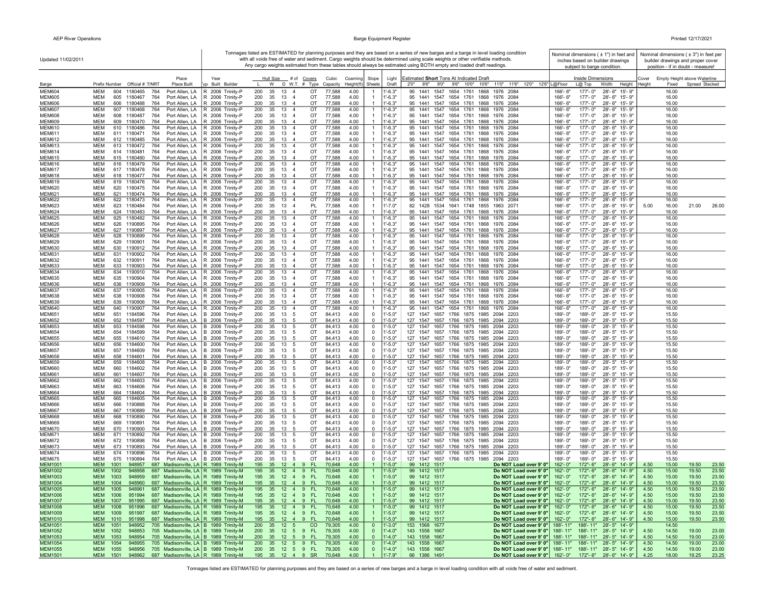Updated 11/02/2011

Tonnages listed are ESTIMATED for planning purposes and they are based on a series of new barges and a barge in level loading condition with all voids free of water and sediment. Cargo weights should be determined using scales or other verifiable methods. Any cargo weights estimated from these tables should always be estimated using BOTH empty and loaded draft readings.

Nominal dimensions ( ± 1") in feet and inches based on builder drawings subject to barge condition.

Nominal dimensions ( ± 3") in feet per builder drawings and proper cover position - if in doubt - measure!

| Barge | Prefix | Number | Official # | T/NRT | Place Built | Typ | Year Built | Builder | Hull Size L | W | D | # of W.T. | Covers # | Covers Type | Cubic Capacity | Coaming Height(ft) | Slope Sheets | Light Draft | Estimated **Short** Tons At Indicated Draft 2'0" | 8'6" | 9'0" | 9'6" | 10'0" | 10'6" | 11'0" | 11'6" | 12'0" | 12'6" | Inside Dimensions L@Floor | L@ Top | Width | Height | Cover Height | Empty Height above Waterline Fixed | Spread | Stacked |
|---|---|---|---|---|---|---|---|---|---|---|---|---|---|---|---|---|---|---|---|---|---|---|---|---|---|---|---|---|---|---|---|---|---|---|---|---|
| MEM604 | MEM | 604 | 1180465 | 764 | Port Allen, LA | R | 2006 | Trinity-P | 200 | 35 | 13 | 4 | | OT | 77,588 | 4.00 | 1 | 1'-6.3" | 95 | 1441 | 1547 | 1654 | 1761 | 1868 | 1976 | 2084 | | | 166'- 6" | 177'- 0" | 28'- 6" | 15'- 9" | | 16.00 | | |
| MEM605 | MEM | 605 | 1180467 | 764 | Port Allen, LA | R | 2006 | Trinity-P | 200 | 35 | 13 | 4 | | OT | 77,588 | 4.00 | 1 | 1'-6.3" | 95 | 1441 | 1547 | 1654 | 1761 | 1868 | 1976 | 2084 | | | 166'- 6" | 177'- 0" | 28'- 6" | 15'- 9" | | 16.00 | | |
| MEM606 | MEM | 606 | 1180488 | 764 | Port Allen, LA | R | 2006 | Trinity-P | 200 | 35 | 13 | 4 | | OT | 77,588 | 4.00 | 1 | 1'-6.3" | 95 | 1441 | 1547 | 1654 | 1761 | 1868 | 1976 | 2084 | | | 166'- 6" | 177'- 0" | 28'- 6" | 15'- 9" | | 16.00 | | |
| MEM607 | MEM | 607 | 1180468 | 764 | Port Allen, LA | R | 2006 | Trinity-P | 200 | 35 | 13 | 4 | | OT | 77,588 | 4.00 | 1 | 1'-6.3" | 95 | 1441 | 1547 | 1654 | 1761 | 1868 | 1976 | 2084 | | | 166'- 6" | 177'- 0" | 28'- 6" | 15'- 9" | | 16.00 | | |
| MEM608 | MEM | 608 | 1180487 | 764 | Port Allen, LA | R | 2006 | Trinity-P | 200 | 35 | 13 | 4 | | OT | 77,588 | 4.00 | 1 | 1'-6.3" | 95 | 1441 | 1547 | 1654 | 1761 | 1868 | 1976 | 2084 | | | 166'- 6" | 177'- 0" | 28'- 6" | 15'- 9" | | 16.00 | | |
| MEM609 | MEM | 609 | 1180470 | 764 | Port Allen, LA | R | 2006 | Trinity-P | 200 | 35 | 13 | 4 | | OT | 77,588 | 4.00 | 1 | 1'-6.3" | 95 | 1441 | 1547 | 1654 | 1761 | 1868 | 1976 | 2084 | | | 166'- 6" | 177'- 0" | 28'- 6" | 15'- 9" | | 16.00 | | |
| MEM610 | MEM | 610 | 1180486 | 764 | Port Allen, LA | R | 2006 | Trinity-P | 200 | 35 | 13 | 4 | | OT | 77,588 | 4.00 | 1 | 1'-6.3" | 95 | 1441 | 1547 | 1654 | 1761 | 1868 | 1976 | 2084 | | | 166'- 6" | 177'- 0" | 28'- 6" | 15'- 9" | | 16.00 | | |
| MEM611 | MEM | 611 | 1180471 | 764 | Port Allen, LA | R | 2006 | Trinity-P | 200 | 35 | 13 | 4 | | OT | 77,588 | 4.00 | 1 | 1'-6.3" | 95 | 1441 | 1547 | 1654 | 1761 | 1868 | 1976 | 2084 | | | 166'- 6" | 177'- 0" | 28'- 6" | 15'- 9" | | 16.00 | | |
| MEM612 | MEM | 612 | 1180485 | 764 | Port Allen, LA | R | 2006 | Trinity-P | 200 | 35 | 13 | 4 | | OT | 77,588 | 4.00 | 1 | 1'-6.3" | 95 | 1441 | 1547 | 1654 | 1761 | 1868 | 1976 | 2084 | | | 166'- 6" | 177'- 0" | 28'- 6" | 15'- 9" | | 16.00 | | |
| MEM613 | MEM | 613 | 1180472 | 764 | Port Allen, LA | R | 2006 | Trinity-P | 200 | 35 | 13 | 4 | | OT | 77,588 | 4.00 | 1 | 1'-6.3" | 95 | 1441 | 1547 | 1654 | 1761 | 1868 | 1976 | 2084 | | | 166'- 6" | 177'- 0" | 28'- 6" | 15'- 9" | | 16.00 | | |
| MEM614 | MEM | 614 | 1180481 | 764 | Port Allen, LA | R | 2006 | Trinity-P | 200 | 35 | 13 | 4 | | OT | 77,588 | 4.00 | 1 | 1'-6.3" | 95 | 1441 | 1547 | 1654 | 1761 | 1868 | 1976 | 2084 | | | 166'- 6" | 177'- 0" | 28'- 6" | 15'- 9" | | 16.00 | | |
| MEM615 | MEM | 615 | 1180480 | 764 | Port Allen, LA | R | 2006 | Trinity-P | 200 | 35 | 13 | 4 | | OT | 77,588 | 4.00 | 1 | 1'-6.3" | 95 | 1441 | 1547 | 1654 | 1761 | 1868 | 1976 | 2084 | | | 166'- 6" | 177'- 0" | 28'- 6" | 15'- 9" | | 16.00 | | |
| MEM616 | MEM | 616 | 1180479 | 764 | Port Allen, LA | R | 2006 | Trinity-P | 200 | 35 | 13 | 4 | | OT | 77,588 | 4.00 | 1 | 1'-6.3" | 95 | 1441 | 1547 | 1654 | 1761 | 1868 | 1976 | 2084 | | | 166'- 6" | 177'- 0" | 28'- 6" | 15'- 9" | | 16.00 | | |
| MEM617 | MEM | 617 | 1180478 | 764 | Port Allen, LA | R | 2006 | Trinity-P | 200 | 35 | 13 | 4 | | OT | 77,588 | 4.00 | 1 | 1'-6.3" | 95 | 1441 | 1547 | 1654 | 1761 | 1868 | 1976 | 2084 | | | 166'- 6" | 177'- 0" | 28'- 6" | 15'- 9" | | 16.00 | | |
| MEM618 | MEM | 618 | 1180477 | 764 | Port Allen, LA | R | 2006 | Trinity-P | 200 | 35 | 13 | 4 | | OT | 77,588 | 4.00 | 1 | 1'-6.3" | 95 | 1441 | 1547 | 1654 | 1761 | 1868 | 1976 | 2084 | | | 166'- 6" | 177'- 0" | 28'- 6" | 15'- 9" | | 16.00 | | |
| MEM619 | MEM | 619 | 1180476 | 764 | Port Allen, LA | R | 2006 | Trinity-P | 200 | 35 | 13 | 4 | | OT | 77,588 | 4.00 | 1 | 1'-6.3" | 95 | 1441 | 1547 | 1654 | 1761 | 1868 | 1976 | 2084 | | | 166'- 6" | 177'- 0" | 28'- 6" | 15'- 9" | | 16.00 | | |
| MEM620 | MEM | 620 | 1180475 | 764 | Port Allen, LA | R | 2006 | Trinity-P | 200 | 35 | 13 | 4 | | OT | 77,588 | 4.00 | 1 | 1'-6.3" | 95 | 1441 | 1547 | 1654 | 1761 | 1868 | 1976 | 2084 | | | 166'- 6" | 177'- 0" | 28'- 6" | 15'- 9" | | 16.00 | | |
| MEM621 | MEM | 621 | 1180474 | 764 | Port Allen, LA | R | 2006 | Trinity-P | 200 | 35 | 13 | 4 | | OT | 77,588 | 4.00 | 1 | 1'-6.3" | 95 | 1441 | 1547 | 1654 | 1761 | 1868 | 1976 | 2084 | | | 166'- 6" | 177'- 0" | 28'- 6" | 15'- 9" | | 16.00 | | |
| MEM622 | MEM | 622 | 1180473 | 764 | Port Allen, LA | R | 2006 | Trinity-P | 200 | 35 | 13 | 4 | | OT | 77,588 | 4.00 | 1 | 1'-6.3" | 95 | 1441 | 1547 | 1654 | 1761 | 1868 | 1976 | 2084 | | | 166'- 6" | 177'- 0" | 28'- 6" | 15'- 9" | | 16.00 | | |
| MEM623 | MEM | 623 | 1180484 | 764 | Port Allen, LA | R | 2006 | Trinity-P | 200 | 35 | 13 | 4 | | PL | 77,588 | 4.00 | 1 | 1'-7.0" | 82 | 1428 | 1534 | 1641 | 1748 | 1855 | 1963 | 2071 | | | 166'- 6" | 177'- 0" | 28'- 6" | 15'- 9" | 5.00 | 16.00 | 21.00 | 26.00 |
| MEM624 | MEM | 624 | 1180483 | 764 | Port Allen, LA | R | 2006 | Trinity-P | 200 | 35 | 13 | 4 | | OT | 77,588 | 4.00 | 1 | 1'-6.3" | 95 | 1441 | 1547 | 1654 | 1761 | 1868 | 1976 | 2084 | | | 166'- 6" | 177'- 0" | 28'- 6" | 15'- 9" | | 16.00 | | |
| MEM625 | MEM | 625 | 1180482 | 764 | Port Allen, LA | R | 2006 | Trinity-P | 200 | 35 | 13 | 4 | | OT | 77,588 | 4.00 | 1 | 1'-6.3" | 95 | 1441 | 1547 | 1654 | 1761 | 1868 | 1976 | 2084 | | | 166'- 6" | 177'- 0" | 28'- 6" | 15'- 9" | | 16.00 | | |
| MEM626 | MEM | 626 | 1190895 | 764 | Port Allen, LA | R | 2006 | Trinity-P | 200 | 35 | 13 | 4 | | OT | 77,588 | 4.00 | 1 | 1'-6.3" | 95 | 1441 | 1547 | 1654 | 1761 | 1868 | 1976 | 2084 | | | 166'- 6" | 177'- 0" | 28'- 6" | 15'- 9" | | 16.00 | | |
| MEM627 | MEM | 627 | 1190897 | 764 | Port Allen, LA | R | 2006 | Trinity-P | 200 | 35 | 13 | 4 | | OT | 77,588 | 4.00 | 1 | 1'-6.3" | 95 | 1441 | 1547 | 1654 | 1761 | 1868 | 1976 | 2084 | | | 166'- 6" | 177'- 0" | 28'- 6" | 15'- 9" | | 16.00 | | |
| MEM628 | MEM | 628 | 1190899 | 764 | Port Allen, LA | R | 2006 | Trinity-P | 200 | 35 | 13 | 4 | | OT | 77,588 | 4.00 | 1 | 1'-6.3" | 95 | 1441 | 1547 | 1654 | 1761 | 1868 | 1976 | 2084 | | | 166'- 6" | 177'- 0" | 28'- 6" | 15'- 9" | | 16.00 | | |
| MEM629 | MEM | 629 | 1190901 | 764 | Port Allen, LA | R | 2006 | Trinity-P | 200 | 35 | 13 | 4 | | OT | 77,588 | 4.00 | 1 | 1'-6.3" | 95 | 1441 | 1547 | 1654 | 1761 | 1868 | 1976 | 2084 | | | 166'- 6" | 177'- 0" | 28'- 6" | 15'- 9" | | 16.00 | | |
| MEM630 | MEM | 630 | 1190912 | 764 | Port Allen, LA | R | 2006 | Trinity-P | 200 | 35 | 13 | 4 | | OT | 77,588 | 4.00 | 1 | 1'-6.3" | 95 | 1441 | 1547 | 1654 | 1761 | 1868 | 1976 | 2084 | | | 166'- 6" | 177'- 0" | 28'- 6" | 15'- 9" | | 16.00 | | |
| MEM631 | MEM | 631 | 1190902 | 764 | Port Allen, LA | R | 2006 | Trinity-P | 200 | 35 | 13 | 4 | | OT | 77,588 | 4.00 | 1 | 1'-6.3" | 95 | 1441 | 1547 | 1654 | 1761 | 1868 | 1976 | 2084 | | | 166'- 6" | 177'- 0" | 28'- 6" | 15'- 9" | | 16.00 | | |
| MEM632 | MEM | 632 | 1190911 | 764 | Port Allen, LA | R | 2006 | Trinity-P | 200 | 35 | 13 | 4 | | OT | 77,588 | 4.00 | 1 | 1'-6.3" | 95 | 1441 | 1547 | 1654 | 1761 | 1868 | 1976 | 2084 | | | 166'- 6" | 177'- 0" | 28'- 6" | 15'- 9" | | 16.00 | | |
| MEM633 | MEM | 633 | 1190903 | 764 | Port Allen, LA | R | 2006 | Trinity-P | 200 | 35 | 13 | 4 | | OT | 77,588 | 4.00 | 1 | 1'-6.3" | 95 | 1441 | 1547 | 1654 | 1761 | 1868 | 1976 | 2084 | | | 166'- 6" | 177'- 0" | 28'- 6" | 15'- 9" | | 16.00 | | |
| MEM634 | MEM | 634 | 1190910 | 764 | Port Allen, LA | R | 2006 | Trinity-P | 200 | 35 | 13 | 4 | | OT | 77,588 | 4.00 | 1 | 1'-6.3" | 95 | 1441 | 1547 | 1654 | 1761 | 1868 | 1976 | 2084 | | | 166'- 6" | 177'- 0" | 28'- 6" | 15'- 9" | | 16.00 | | |
| MEM635 | MEM | 635 | 1190904 | 764 | Port Allen, LA | R | 2006 | Trinity-P | 200 | 35 | 13 | 4 | | OT | 77,588 | 4.00 | 1 | 1'-6.3" | 95 | 1441 | 1547 | 1654 | 1761 | 1868 | 1976 | 2084 | | | 166'- 6" | 177'- 0" | 28'- 6" | 15'- 9" | | 16.00 | | |
| MEM636 | MEM | 636 | 1190909 | 764 | Port Allen, LA | R | 2006 | Trinity-P | 200 | 35 | 13 | 4 | | OT | 77,588 | 4.00 | 1 | 1'-6.3" | 95 | 1441 | 1547 | 1654 | 1761 | 1868 | 1976 | 2084 | | | 166'- 6" | 177'- 0" | 28'- 6" | 15'- 9" | | 16.00 | | |
| MEM637 | MEM | 637 | 1190905 | 764 | Port Allen, LA | R | 2006 | Trinity-P | 200 | 35 | 13 | 4 | | OT | 77,588 | 4.00 | 1 | 1'-6.3" | 95 | 1441 | 1547 | 1654 | 1761 | 1868 | 1976 | 2084 | | | 166'- 6" | 177'- 0" | 28'- 6" | 15'- 9" | | 16.00 | | |
| MEM638 | MEM | 638 | 1190908 | 764 | Port Allen, LA | R | 2006 | Trinity-P | 200 | 35 | 13 | 4 | | OT | 77,588 | 4.00 | 1 | 1'-6.3" | 95 | 1441 | 1547 | 1654 | 1761 | 1868 | 1976 | 2084 | | | 166'- 6" | 177'- 0" | 28'- 6" | 15'- 9" | | 16.00 | | |
| MEM639 | MEM | 639 | 1190906 | 764 | Port Allen, LA | R | 2006 | Trinity-P | 200 | 35 | 13 | 4 | | OT | 77,588 | 4.00 | 1 | 1'-6.3" | 95 | 1441 | 1547 | 1654 | 1761 | 1868 | 1976 | 2084 | | | 166'- 6" | 177'- 0" | 28'- 6" | 15'- 9" | | 16.00 | | |
| MEM640 | MEM | 640 | 1190907 | 764 | Port Allen, LA | R | 2006 | Trinity-P | 200 | 35 | 13 | 4 | | OT | 77,588 | 4.00 | 1 | 1'-6.3" | 95 | 1441 | 1547 | 1654 | 1761 | 1868 | 1976 | 2084 | | | 166'- 6" | 177'- 0" | 28'- 6" | 15'- 9" | | 16.00 | | |
| MEM651 | MEM | 651 | 1184596 | 764 | Port Allen, LA | B | 2006 | Trinity-P | 200 | 35 | 13 | 5 | | OT | 84,413 | 4.00 | 0 | 1'-5.0" | 127 | 1547 | 1657 | 1766 | 1875 | 1985 | 2094 | 2203 | | | 189'- 0" | 189'- 0" | 28'- 5" | 15'- 9" | | 15.50 | | |
| MEM652 | MEM | 652 | 1184597 | 764 | Port Allen, LA | B | 2006 | Trinity-P | 200 | 35 | 13 | 5 | | OT | 84,413 | 4.00 | 0 | 1'-5.0" | 127 | 1547 | 1657 | 1766 | 1875 | 1985 | 2094 | 2203 | | | 189'- 0" | 189'- 0" | 28'- 5" | 15'- 9" | | 15.50 | | |
| MEM653 | MEM | 653 | 1184598 | 764 | Port Allen, LA | B | 2006 | Trinity-P | 200 | 35 | 13 | 5 | | OT | 84,413 | 4.00 | 0 | 1'-5.0" | 127 | 1547 | 1657 | 1766 | 1875 | 1985 | 2094 | 2203 | | | 189'- 0" | 189'- 0" | 28'- 5" | 15'- 9" | | 15.50 | | |
| MEM654 | MEM | 654 | 1184599 | 764 | Port Allen, LA | B | 2006 | Trinity-P | 200 | 35 | 13 | 5 | | OT | 84,413 | 4.00 | 0 | 1'-5.0" | 127 | 1547 | 1657 | 1766 | 1875 | 1985 | 2094 | 2203 | | | 189'- 0" | 189'- 0" | 28'- 5" | 15'- 9" | | 15.50 | | |
| MEM655 | MEM | 655 | 1184610 | 764 | Port Allen, LA | B | 2006 | Trinity-P | 200 | 35 | 13 | 5 | | OT | 84,413 | 4.00 | 0 | 1'-5.0" | 127 | 1547 | 1657 | 1766 | 1875 | 1985 | 2094 | 2203 | | | 189'- 0" | 189'- 0" | 28'- 5" | 15'- 9" | | 15.50 | | |
| MEM656 | MEM | 656 | 1184600 | 764 | Port Allen, LA | B | 2006 | Trinity-P | 200 | 35 | 13 | 5 | | OT | 84,413 | 4.00 | 0 | 1'-5.0" | 127 | 1547 | 1657 | 1766 | 1875 | 1985 | 2094 | 2203 | | | 189'- 0" | 189'- 0" | 28'- 5" | 15'- 9" | | 15.50 | | |
| MEM657 | MEM | 657 | 1184609 | 764 | Port Allen, LA | B | 2006 | Trinity-P | 200 | 35 | 13 | 5 | | OT | 84,413 | 4.00 | 0 | 1'-5.0" | 127 | 1547 | 1657 | 1766 | 1875 | 1985 | 2094 | 2203 | | | 189'- 0" | 189'- 0" | 28'- 5" | 15'- 9" | | 15.50 | | |
| MEM658 | MEM | 658 | 1184601 | 764 | Port Allen, LA | B | 2006 | Trinity-P | 200 | 35 | 13 | 5 | | OT | 84,413 | 4.00 | 0 | 1'-5.0" | 127 | 1547 | 1657 | 1766 | 1875 | 1985 | 2094 | 2203 | | | 189'- 0" | 189'- 0" | 28'- 5" | 15'- 9" | | 15.50 | | |
| MEM659 | MEM | 659 | 1184608 | 764 | Port Allen, LA | B | 2006 | Trinity-P | 200 | 35 | 13 | 5 | | OT | 84,413 | 4.00 | 0 | 1'-5.0" | 127 | 1547 | 1657 | 1766 | 1875 | 1985 | 2094 | 2203 | | | 189'- 0" | 189'- 0" | 28'- 5" | 15'- 9" | | 15.50 | | |
| MEM660 | MEM | 660 | 1184602 | 764 | Port Allen, LA | B | 2006 | Trinity-P | 200 | 35 | 13 | 5 | | OT | 84,413 | 4.00 | 0 | 1'-5.0" | 127 | 1547 | 1657 | 1766 | 1875 | 1985 | 2094 | 2203 | | | 189'- 0" | 189'- 0" | 28'- 5" | 15'- 9" | | 15.50 | | |
| MEM661 | MEM | 661 | 1184607 | 764 | Port Allen, LA | B | 2006 | Trinity-P | 200 | 35 | 13 | 5 | | OT | 84,413 | 4.00 | 0 | 1'-5.0" | 127 | 1547 | 1657 | 1766 | 1875 | 1985 | 2094 | 2203 | | | 189'- 0" | 189'- 0" | 28'- 5" | 15'- 9" | | 15.50 | | |
| MEM662 | MEM | 662 | 1184603 | 764 | Port Allen, LA | B | 2006 | Trinity-P | 200 | 35 | 13 | 5 | | OT | 84,413 | 4.00 | 0 | 1'-5.0" | 127 | 1547 | 1657 | 1766 | 1875 | 1985 | 2094 | 2203 | | | 189'- 0" | 189'- 0" | 28'- 5" | 15'- 9" | | 15.50 | | |
| MEM663 | MEM | 663 | 1184606 | 764 | Port Allen, LA | B | 2006 | Trinity-P | 200 | 35 | 13 | 5 | | OT | 84,413 | 4.00 | 0 | 1'-5.0" | 127 | 1547 | 1657 | 1766 | 1875 | 1985 | 2094 | 2203 | | | 189'- 0" | 189'- 0" | 28'- 5" | 15'- 9" | | 15.50 | | |
| MEM664 | MEM | 664 | 1184604 | 764 | Port Allen, LA | B | 2006 | Trinity-P | 200 | 35 | 13 | 5 | | OT | 84,413 | 4.00 | 0 | 1'-5.0" | 127 | 1547 | 1657 | 1766 | 1875 | 1985 | 2094 | 2203 | | | 189'- 0" | 189'- 0" | 28'- 5" | 15'- 9" | | 15.50 | | |
| MEM665 | MEM | 665 | 1184605 | 764 | Port Allen, LA | B | 2006 | Trinity-P | 200 | 35 | 13 | 5 | | OT | 84,413 | 4.00 | 0 | 1'-5.0" | 127 | 1547 | 1657 | 1766 | 1875 | 1985 | 2094 | 2203 | | | 189'- 0" | 189'- 0" | 28'- 5" | 15'- 9" | | 15.50 | | |
| MEM666 | MEM | 666 | 1190888 | 764 | Port Allen, LA | B | 2006 | Trinity-P | 200 | 35 | 13 | 5 | | OT | 84,413 | 4.00 | 0 | 1'-5.0" | 127 | 1547 | 1657 | 1766 | 1875 | 1985 | 2094 | 2203 | | | 189'- 0" | 189'- 0" | 28'- 5" | 15'- 9" | | 15.50 | | |
| MEM667 | MEM | 667 | 1190889 | 764 | Port Allen, LA | B | 2006 | Trinity-P | 200 | 35 | 13 | 5 | | OT | 84,413 | 4.00 | 0 | 1'-5.0" | 127 | 1547 | 1657 | 1766 | 1875 | 1985 | 2094 | 2203 | | | 189'- 0" | 189'- 0" | 28'- 5" | 15'- 9" | | 15.50 | | |
| MEM668 | MEM | 668 | 1190890 | 764 | Port Allen, LA | B | 2006 | Trinity-P | 200 | 35 | 13 | 5 | | OT | 84,413 | 4.00 | 0 | 1'-5.0" | 127 | 1547 | 1657 | 1766 | 1875 | 1985 | 2094 | 2203 | | | 189'- 0" | 189'- 0" | 28'- 5" | 15'- 9" | | 15.50 | | |
| MEM669 | MEM | 669 | 1190891 | 764 | Port Allen, LA | B | 2006 | Trinity-P | 200 | 35 | 13 | 5 | | OT | 84,413 | 4.00 | 0 | 1'-5.0" | 127 | 1547 | 1657 | 1766 | 1875 | 1985 | 2094 | 2203 | | | 189'- 0" | 189'- 0" | 28'- 5" | 15'- 9" | | 15.50 | | |
| MEM670 | MEM | 670 | 1190900 | 764 | Port Allen, LA | B | 2006 | Trinity-P | 200 | 35 | 13 | 5 | | OT | 84,413 | 4.00 | 0 | 1'-5.0" | 127 | 1547 | 1657 | 1766 | 1875 | 1985 | 2094 | 2203 | | | 189'- 0" | 189'- 0" | 28'- 5" | 15'- 9" | | 15.50 | | |
| MEM671 | MEM | 671 | 1190892 | 764 | Port Allen, LA | B | 2006 | Trinity-P | 200 | 35 | 13 | 5 | | OT | 84,413 | 4.00 | 0 | 1'-5.0" | 127 | 1547 | 1657 | 1766 | 1875 | 1985 | 2094 | 2203 | | | 189'- 0" | 189'- 0" | 28'- 5" | 15'- 9" | | 15.50 | | |
| MEM672 | MEM | 672 | 1190898 | 764 | Port Allen, LA | B | 2006 | Trinity-P | 200 | 35 | 13 | 5 | | OT | 84,413 | 4.00 | 0 | 1'-5.0" | 127 | 1547 | 1657 | 1766 | 1875 | 1985 | 2094 | 2203 | | | 189'- 0" | 189'- 0" | 28'- 5" | 15'- 9" | | 15.50 | | |
| MEM673 | MEM | 673 | 1190893 | 764 | Port Allen, LA | B | 2006 | Trinity-P | 200 | 35 | 13 | 5 | | OT | 84,413 | 4.00 | 0 | 1'-5.0" | 127 | 1547 | 1657 | 1766 | 1875 | 1985 | 2094 | 2203 | | | 189'- 0" | 189'- 0" | 28'- 5" | 15'- 9" | | 15.50 | | |
| MEM674 | MEM | 674 | 1190896 | 764 | Port Allen, LA | B | 2006 | Trinity-P | 200 | 35 | 13 | 5 | | OT | 84,413 | 4.00 | 0 | 1'-5.0" | 127 | 1547 | 1657 | 1766 | 1875 | 1985 | 2094 | 2203 | | | 189'- 0" | 189'- 0" | 28'- 5" | 15'- 9" | | 15.50 | | |
| MEM675 | MEM | 675 | 1190894 | 764 | Port Allen, LA | B | 2006 | Trinity-P | 200 | 35 | 13 | 5 | | OT | 84,413 | 4.00 | 0 | 1'-5.0" | 127 | 1547 | 1657 | 1766 | 1875 | 1985 | 2094 | 2203 | | | 189'- 0" | 189'- 0" | 28'- 5" | 15'- 9" | | 15.50 | | |
| MEM1001 | MEM | 1001 | 948957 | 687 | Madisonville, LA | R | 1989 | Trinity-M | 195 | 35 | 12 | 4 | 9 | FL | 70,648 | 4.00 | 1 | 1'-5.0" | 99 | 1412 | 1517 | | | | | | | Do NOT Load over 9' 0" | 162'- 0" | 172'- 6" | 28'- 6" | 14'- 9" | 4.50 | 15.00 | 19.50 | 23.50 |
| MEM1002 | MEM | 1002 | 948958 | 687 | Madisonville, LA | R | 1989 | Trinity-M | 195 | 35 | 12 | 4 | 9 | FL | 70,648 | 4.00 | 1 | 1'-5.0" | 99 | 1412 | 1517 | | | | | | | Do NOT Load over 9' 0" | 162'- 0" | 172'- 6" | 28'- 6" | 14'- 9" | 4.50 | 15.00 | 19.50 | 23.50 |
| MEM1003 | MEM | 1003 | 948959 | 687 | Madisonville, LA | R | 1989 | Trinity-M | 195 | 35 | 12 | 4 | 9 | FL | 70,648 | 4.00 | 1 | 1'-5.0" | 99 | 1412 | 1517 | | | | | | | Do NOT Load over 9' 0" | 162'- 0" | 172'- 6" | 28'- 6" | 14'- 9" | 4.50 | 15.00 | 19.50 | 23.50 |
| MEM1004 | MEM | 1004 | 948960 | 687 | Madisonville, LA | R | 1989 | Trinity-M | 195 | 35 | 12 | 4 | 9 | FL | 70,648 | 4.00 | 1 | 1'-5.0" | 99 | 1412 | 1517 | | | | | | | Do NOT Load over 9' 0" | 162'- 0" | 172'- 6" | 28'- 6" | 14'- 9" | 4.50 | 15.00 | 19.50 | 23.50 |
| MEM1005 | MEM | 1005 | 948961 | 687 | Madisonville, LA | R | 1989 | Trinity-M | 195 | 35 | 12 | 4 | 9 | FL | 70,648 | 4.00 | 1 | 1'-5.0" | 99 | 1412 | 1517 | | | | | | | Do NOT Load over 9' 0" | 162'- 0" | 172'- 6" | 28'- 6" | 14'- 9" | 4.50 | 15.00 | 19.50 | 23.50 |
| MEM1006 | MEM | 1006 | 951994 | 687 | Madisonville, LA | R | 1989 | Trinity-M | 195 | 35 | 12 | 4 | 9 | FL | 70,648 | 4.00 | 1 | 1'-5.0" | 99 | 1412 | 1517 | | | | | | | Do NOT Load over 9' 0" | 162'- 0" | 172'- 6" | 28'- 6" | 14'- 9" | 4.50 | 15.00 | 19.50 | 23.50 |
| MEM1007 | MEM | 1007 | 951995 | 687 | Madisonville, LA | R | 1989 | Trinity-M | 195 | 35 | 12 | 4 | 9 | FL | 70,648 | 4.00 | 1 | 1'-5.0" | 99 | 1412 | 1517 | | | | | | | Do NOT Load over 9' 0" | 162'- 0" | 172'- 6" | 28'- 6" | 14'- 9" | 4.50 | 15.00 | 19.50 | 23.50 |
| MEM1008 | MEM | 1008 | 951996 | 687 | Madisonville, LA | R | 1989 | Trinity-M | 195 | 35 | 12 | 4 | 9 | FL | 70,648 | 4.00 | 1 | 1'-5.0" | 99 | 1412 | 1517 | | | | | | | Do NOT Load over 9' 0" | 162'- 0" | 172'- 6" | 28'- 6" | 14'- 9" | 4.50 | 15.00 | 19.50 | 23.50 |
| MEM1009 | MEM | 1009 | 951997 | 687 | Madisonville, LA | R | 1989 | Trinity-M | 195 | 35 | 12 | 4 | 9 | FL | 70,648 | 4.00 | 1 | 1'-5.0" | 99 | 1412 | 1517 | | | | | | | Do NOT Load over 9' 0" | 162'- 0" | 172'- 6" | 28'- 6" | 14'- 9" | 4.50 | 15.00 | 19.50 | 23.50 |
| MEM1010 | MEM | 1010 | 951998 | 687 | Madisonville, LA | R | 1989 | Trinity-M | 195 | 35 | 12 | 4 | 9 | FL | 70,648 | 4.00 | 1 | 1'-5.0" | 99 | 1412 | 1517 | | | | | | | Do NOT Load over 9' 0" | 162'- 0" | 172'- 6" | 28'- 6" | 14'- 9" | 4.50 | 15.00 | 19.50 | 23.50 |
| MEM1051 | MEM | 1051 | 948952 | 705 | Madisonville, LA | B | 1989 | Trinity-M | 200 | 35 | 12 | 5 | | CO | 79,305 | 4.00 | 0 | 1'-3.0" | 153 | 1568 | 1677 | | | | | | | Do NOT Load over 9' 0" | 188'- 11" | 188'- 11" | 28'- 5" | 14'- 9" | | 14.50 | | |
| MEM1052 | MEM | 1052 | 948953 | 705 | Madisonville, LA | B | 1989 | Trinity-M | 200 | 35 | 12 | 5 | 9 | FL | 79,305 | 4.00 | 0 | 1'-4.0" | 143 | 1558 | 1667 | | | | | | | Do NOT Load over 9' 0" | 188'- 11" | 188'- 11" | 28'- 5" | 14'- 9" | 4.50 | 14.50 | 19.00 | 23.00 |
| MEM1053 | MEM | 1053 | 948954 | 705 | Madisonville, LA | B | 1989 | Trinity-M | 200 | 35 | 12 | 5 | 9 | FL | 79,305 | 4.00 | 0 | 1'-4.0" | 143 | 1558 | 1667 | | | | | | | Do NOT Load over 9' 0" | 188'- 11" | 188'- 11" | 28'- 5" | 14'- 9" | 4.50 | 14.50 | 19.00 | 23.00 |
| MEM1054 | MEM | 1054 | 948955 | 705 | Madisonville, LA | B | 1989 | Trinity-M | 200 | 35 | 12 | 5 | 9 | FL | 79,305 | 4.00 | 0 | 1'-4.0" | 143 | 1558 | 1667 | | | | | | | Do NOT Load over 9' 0" | 188'- 11" | 188'- 11" | 28'- 5" | 14'- 9" | 4.50 | 14.50 | 19.00 | 23.00 |
| MEM1055 | MEM | 1055 | 948956 | 705 | Madisonville, LA | B | 1989 | Trinity-M | 200 | 35 | 12 | 5 | 9 | FL | 79,305 | 4.00 | 0 | 1'-4.0" | 143 | 1558 | 1667 | | | | | | | Do NOT Load over 9' 0" | 188'- 11" | 188'- 11" | 28'- 5" | 14'- 9" | 4.50 | 14.50 | 19.00 | 23.00 |
| MEM1501 | MEM | 1501 | 948962 | 687 | Madisonville, LA | R | 1989 | Trinity-M | 195 | 35 | 12 | 4 | 8 | SR | 70,648 | 4.00 | 1 | 1'-7.9" | 66 | 1386 | 1491 | | | | | | | Do NOT Load over 9' 0" | 162'- 0" | 172'- 6" | 28'- 6" | 14'- 9" | 4.25 | 18.00 | 19.25 | 23.25 |

Tonnages listed are ESTIMATED for planning purposes and they are based on a series of new barges and a barge in level loading condition with all voids free of water and sediment.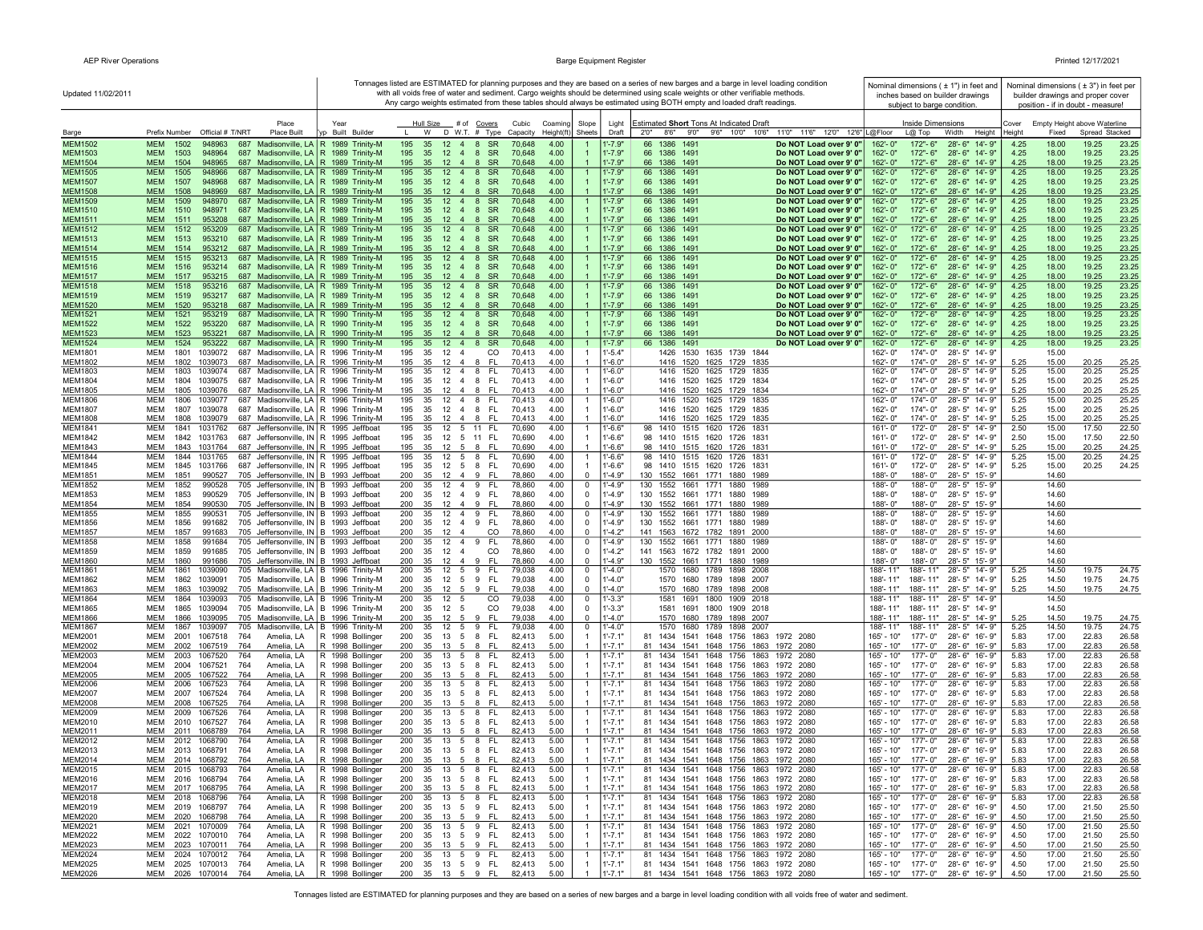Updated 11/02/2011

Tonnages listed are ESTIMATED for planning purposes and they are based on a series of new barges and a barge in level loading condition with all voids free of water and sediment. Cargo weights should be determined using scale weights or other verifiable methods. Any cargo weights estimated from these tables should always be estimated using BOTH empty and loaded draft readings.

Nominal dimensions ( ± 1") in feet and inches based on builder drawings subject to barge condition.

Nominal dimensions ( ± 3") in feet per builder drawings and proper cover position - if in doubt - measure!

| Barge | Prefix | Number | Official # | T/NRT | Place Built | Typ | Year Built | Builder | Hull Size L | W | D | # of W.T. | Covers # | Type | Cubic Capacity | Coaming Height(ft) | Slope Sheets | Light Draft | Est. Short Tons 2'0" | 8'6" | 9'0" | 9'6" | 10'0" | 10'6" | 11'0" | 11'6" | 12'0" | 12'6" | Inside Dimensions L@Floor | L@ Top | Width | Height | Cover Height | Empty Height above Waterline Fixed | Spread | Stacked |
|---|---|---|---|---|---|---|---|---|---|---|---|---|---|---|---|---|---|---|---|---|---|---|---|---|---|---|---|---|---|---|---|---|---|---|---|---|
| MEM1502 | MEM | 1502 | 948963 | 687 | Madisonville, LA | R | 1989 | Trinity-M | 195 | 35 | 12 | 4 | 8 | SR | 70,648 | 4.00 | 1 | 1'-7.9" | 66 | 1386 | 1491 | Do NOT Load over 9' 0" | | | | | | | 162'- 0" | 172"- 6" | 28'- 6" | 14'- 9" | 4.25 | 18.00 | 19.25 | 23.25 |
| MEM1503 | MEM | 1503 | 948964 | 687 | Madisonville, LA | R | 1989 | Trinity-M | 195 | 35 | 12 | 4 | 8 | SR | 70,648 | 4.00 | 1 | 1'-7.9" | 66 | 1386 | 1491 | Do NOT Load over 9' 0" | | | | | | | 162'- 0" | 172"- 6" | 28'- 6" | 14'- 9" | 4.25 | 18.00 | 19.25 | 23.25 |
| MEM1504 | MEM | 1504 | 948965 | 687 | Madisonville, LA | R | 1989 | Trinity-M | 195 | 35 | 12 | 4 | 8 | SR | 70,648 | 4.00 | 1 | 1'-7.9" | 66 | 1386 | 1491 | Do NOT Load over 9' 0" | | | | | | | 162'- 0" | 172"- 6" | 28'- 6" | 14'- 9" | 4.25 | 18.00 | 19.25 | 23.25 |
| MEM1505 | MEM | 1505 | 948966 | 687 | Madisonville, LA | R | 1989 | Trinity-M | 195 | 35 | 12 | 4 | 8 | SR | 70,648 | 4.00 | 1 | 1'-7.9" | 66 | 1386 | 1491 | Do NOT Load over 9' 0" | | | | | | | 162'- 0" | 172"- 6" | 28'- 6" | 14'- 9" | 4.25 | 18.00 | 19.25 | 23.25 |
| MEM1507 | MEM | 1507 | 948968 | 687 | Madisonville, LA | R | 1989 | Trinity-M | 195 | 35 | 12 | 4 | 8 | SR | 70,648 | 4.00 | 1 | 1'-7.9" | 66 | 1386 | 1491 | Do NOT Load over 9' 0" | | | | | | | 162'- 0" | 172"- 6" | 28'- 6" | 14'- 9" | 4.25 | 18.00 | 19.25 | 23.25 |
| MEM1508 | MEM | 1508 | 948969 | 687 | Madisonville, LA | R | 1989 | Trinity-M | 195 | 35 | 12 | 4 | 8 | SR | 70,648 | 4.00 | 1 | 1'-7.9" | 66 | 1386 | 1491 | Do NOT Load over 9' 0" | | | | | | | 162'- 0" | 172"- 6" | 28'- 6" | 14'- 9" | 4.25 | 18.00 | 19.25 | 23.25 |
| MEM1509 | MEM | 1509 | 948970 | 687 | Madisonville, LA | R | 1989 | Trinity-M | 195 | 35 | 12 | 4 | 8 | SR | 70,648 | 4.00 | 1 | 1'-7.9" | 66 | 1386 | 1491 | Do NOT Load over 9' 0" | | | | | | | 162'- 0" | 172"- 6" | 28'- 6" | 14'- 9" | 4.25 | 18.00 | 19.25 | 23.25 |
| MEM1510 | MEM | 1510 | 948971 | 687 | Madisonville, LA | R | 1989 | Trinity-M | 195 | 35 | 12 | 4 | 8 | SR | 70,648 | 4.00 | 1 | 1'-7.9" | 66 | 1386 | 1491 | Do NOT Load over 9' 0" | | | | | | | 162'- 0" | 172"- 6" | 28'- 6" | 14'- 9" | 4.25 | 18.00 | 19.25 | 23.25 |
| MEM1511 | MEM | 1511 | 953208 | 687 | Madisonville, LA | R | 1989 | Trinity-M | 195 | 35 | 12 | 4 | 8 | SR | 70,648 | 4.00 | 1 | 1'-7.9" | 66 | 1386 | 1491 | Do NOT Load over 9' 0" | | | | | | | 162'- 0" | 172"- 6" | 28'- 6" | 14'- 9" | 4.25 | 18.00 | 19.25 | 23.25 |
| MEM1512 | MEM | 1512 | 953209 | 687 | Madisonville, LA | R | 1989 | Trinity-M | 195 | 35 | 12 | 4 | 8 | SR | 70,648 | 4.00 | 1 | 1'-7.9" | 66 | 1386 | 1491 | Do NOT Load over 9' 0" | | | | | | | 162'- 0" | 172"- 6" | 28'- 6" | 14'- 9" | 4.25 | 18.00 | 19.25 | 23.25 |
| MEM1513 | MEM | 1513 | 953210 | 687 | Madisonville, LA | R | 1989 | Trinity-M | 195 | 35 | 12 | 4 | 8 | SR | 70,648 | 4.00 | 1 | 1'-7.9" | 66 | 1386 | 1491 | Do NOT Load over 9' 0" | | | | | | | 162'- 0" | 172"- 6" | 28'- 6" | 14'- 9" | 4.25 | 18.00 | 19.25 | 23.25 |
| MEM1514 | MEM | 1514 | 953212 | 687 | Madisonville, LA | R | 1989 | Trinity-M | 195 | 35 | 12 | 4 | 8 | SR | 70,648 | 4.00 | 1 | 1'-7.9" | 66 | 1386 | 1491 | Do NOT Load over 9' 0" | | | | | | | 162'- 0" | 172"- 6" | 28'- 6" | 14'- 9" | 4.25 | 18.00 | 19.25 | 23.25 |
| MEM1515 | MEM | 1515 | 953213 | 687 | Madisonville, LA | R | 1989 | Trinity-M | 195 | 35 | 12 | 4 | 8 | SR | 70,648 | 4.00 | 1 | 1'-7.9" | 66 | 1386 | 1491 | Do NOT Load over 9' 0" | | | | | | | 162'- 0" | 172"- 6" | 28'- 6" | 14'- 9" | 4.25 | 18.00 | 19.25 | 23.25 |
| MEM1516 | MEM | 1516 | 953214 | 687 | Madisonville, LA | R | 1989 | Trinity-M | 195 | 35 | 12 | 4 | 8 | SR | 70,648 | 4.00 | 1 | 1'-7.9" | 66 | 1386 | 1491 | Do NOT Load over 9' 0" | | | | | | | 162'- 0" | 172"- 6" | 28'- 6" | 14'- 9" | 4.25 | 18.00 | 19.25 | 23.25 |
| MEM1517 | MEM | 1517 | 953215 | 687 | Madisonville, LA | R | 1989 | Trinity-M | 195 | 35 | 12 | 4 | 8 | SR | 70,648 | 4.00 | 1 | 1'-7.9" | 66 | 1386 | 1491 | Do NOT Load over 9' 0" | | | | | | | 162'- 0" | 172"- 6" | 28'- 6" | 14'- 9" | 4.25 | 18.00 | 19.25 | 23.25 |
| MEM1518 | MEM | 1518 | 953216 | 687 | Madisonville, LA | R | 1989 | Trinity-M | 195 | 35 | 12 | 4 | 8 | SR | 70,648 | 4.00 | 1 | 1'-7.9" | 66 | 1386 | 1491 | Do NOT Load over 9' 0" | | | | | | | 162'- 0" | 172"- 6" | 28'- 6" | 14'- 9" | 4.25 | 18.00 | 19.25 | 23.25 |
| MEM1519 | MEM | 1519 | 953217 | 687 | Madisonville, LA | R | 1989 | Trinity-M | 195 | 35 | 12 | 4 | 8 | SR | 70,648 | 4.00 | 1 | 1'-7.9" | 66 | 1386 | 1491 | Do NOT Load over 9' 0" | | | | | | | 162'- 0" | 172"- 6" | 28'- 6" | 14'- 9" | 4.25 | 18.00 | 19.25 | 23.25 |
| MEM1520 | MEM | 1520 | 953218 | 687 | Madisonville, LA | R | 1989 | Trinity-M | 195 | 35 | 12 | 4 | 8 | SR | 70,648 | 4.00 | 1 | 1'-7.9" | 66 | 1386 | 1491 | Do NOT Load over 9' 0" | | | | | | | 162'- 0" | 172"- 6" | 28'- 6" | 14'- 9" | 4.25 | 18.00 | 19.25 | 23.25 |
| MEM1521 | MEM | 1521 | 953219 | 687 | Madisonville, LA | R | 1990 | Trinity-M | 195 | 35 | 12 | 4 | 8 | SR | 70,648 | 4.00 | 1 | 1'-7.9" | 66 | 1386 | 1491 | Do NOT Load over 9' 0" | | | | | | | 162'- 0" | 172"- 6" | 28'- 6" | 14'- 9" | 4.25 | 18.00 | 19.25 | 23.25 |
| MEM1522 | MEM | 1522 | 953220 | 687 | Madisonville, LA | R | 1990 | Trinity-M | 195 | 35 | 12 | 4 | 8 | SR | 70,648 | 4.00 | 1 | 1'-7.9" | 66 | 1386 | 1491 | Do NOT Load over 9' 0" | | | | | | | 162'- 0" | 172"- 6" | 28'- 6" | 14'- 9" | 4.25 | 18.00 | 19.25 | 23.25 |
| MEM1523 | MEM | 1523 | 953221 | 687 | Madisonville, LA | R | 1990 | Trinity-M | 195 | 35 | 12 | 4 | 8 | SR | 70,648 | 4.00 | 1 | 1'-7.9" | 66 | 1386 | 1491 | Do NOT Load over 9' 0" | | | | | | | 162'- 0" | 172"- 6" | 28'- 6" | 14'- 9" | 4.25 | 18.00 | 19.25 | 23.25 |
| MEM1524 | MEM | 1524 | 953222 | 687 | Madisonville, LA | R | 1990 | Trinity-M | 195 | 35 | 12 | 4 | 8 | SR | 70,648 | 4.00 | 1 | 1'-7.9" | 66 | 1386 | 1491 | Do NOT Load over 9' 0" | | | | | | | 162'- 0" | 172"- 6" | 28'- 6" | 14'- 9" | 4.25 | 18.00 | 19.25 | 23.25 |
| MEM1801 | MEM | 1801 | 1039072 | 687 | Madisonville, LA | R | 1996 | Trinity-M | 195 | 35 | 12 | 4 | | CO | 70,413 | 4.00 | 1 | 1'-5.4" | | 1426 | 1530 | 1635 | 1739 | 1844 | | | | | 162'- 0" | 174"- 0" | 28'- 5" | 14'- 9" | | 15.00 | | |
| MEM1802 | MEM | 1802 | 1039073 | 687 | Madisonville, LA | R | 1996 | Trinity-M | 195 | 35 | 12 | 4 | 8 | FL | 70,413 | 4.00 | 1 | 1'-6.0" | | 1416 | 1520 | 1625 | 1729 | 1835 | | | | | 162'- 0" | 174"- 0" | 28'- 5" | 14'- 9" | 5.25 | 15.00 | 20.25 | 25.25 |
| MEM1803 | MEM | 1803 | 1039074 | 687 | Madisonville, LA | R | 1996 | Trinity-M | 195 | 35 | 12 | 4 | 8 | FL | 70,413 | 4.00 | 1 | 1'-6.0" | | 1416 | 1520 | 1625 | 1729 | 1835 | | | | | 162'- 0" | 174"- 0" | 28'- 5" | 14'- 9" | 5.25 | 15.00 | 20.25 | 25.25 |
| MEM1804 | MEM | 1804 | 1039075 | 687 | Madisonville, LA | R | 1996 | Trinity-M | 195 | 35 | 12 | 4 | 8 | FL | 70,413 | 4.00 | 1 | 1'-6.0" | | 1416 | 1520 | 1625 | 1729 | 1834 | | | | | 162'- 0" | 174"- 0" | 28'- 5" | 14'- 9" | 5.25 | 15.00 | 20.25 | 25.25 |
| MEM1805 | MEM | 1805 | 1039076 | 687 | Madisonville, LA | R | 1996 | Trinity-M | 195 | 35 | 12 | 4 | 8 | FL | 70,413 | 4.00 | 1 | 1'-6.0" | | 1416 | 1520 | 1625 | 1729 | 1834 | | | | | 162'- 0" | 174"- 0" | 28'- 5" | 14'- 9" | 5.25 | 15.00 | 20.25 | 25.25 |
| MEM1806 | MEM | 1806 | 1039077 | 687 | Madisonville, LA | R | 1996 | Trinity-M | 195 | 35 | 12 | 4 | 8 | FL | 70,413 | 4.00 | 1 | 1'-6.0" | | 1416 | 1520 | 1625 | 1729 | 1835 | | | | | 162'- 0" | 174"- 0" | 28'- 5" | 14'- 9" | 5.25 | 15.00 | 20.25 | 25.25 |
| MEM1807 | MEM | 1807 | 1039078 | 687 | Madisonville, LA | R | 1996 | Trinity-M | 195 | 35 | 12 | 4 | 8 | FL | 70,413 | 4.00 | 1 | 1'-6.0" | | 1416 | 1520 | 1625 | 1729 | 1835 | | | | | 162'- 0" | 174"- 0" | 28'- 5" | 14'- 9" | 5.25 | 15.00 | 20.25 | 25.25 |
| MEM1808 | MEM | 1808 | 1039079 | 687 | Madisonville, LA | R | 1996 | Trinity-M | 195 | 35 | 12 | 4 | 8 | FL | 70,413 | 4.00 | 1 | 1'-6.0" | | 1416 | 1520 | 1625 | 1729 | 1835 | | | | | 162'- 0" | 174"- 0" | 28'- 5" | 14'- 9" | 5.25 | 15.00 | 20.25 | 25.25 |
| MEM1841 | MEM | 1841 | 1031762 | 687 | Jeffersonville, IN | R | 1995 | Jeffboat | 195 | 35 | 12 | 5 | 11 | FL | 70,690 | 4.00 | 1 | 1'-6.6" | 98 | 1410 | 1515 | 1620 | 1726 | 1831 | | | | | 161'- 0" | 172'- 0" | 28'- 5" | 14'- 9" | 2.50 | 15.00 | 17.50 | 22.50 |
| MEM1842 | MEM | 1842 | 1031763 | 687 | Jeffersonville, IN | R | 1995 | Jeffboat | 195 | 35 | 12 | 5 | 11 | FL | 70,690 | 4.00 | 1 | 1'-6.6" | 98 | 1410 | 1515 | 1620 | 1726 | 1831 | | | | | 161'- 0" | 172'- 0" | 28'- 5" | 14'- 9" | 2.50 | 15.00 | 17.50 | 22.50 |
| MEM1843 | MEM | 1843 | 1031764 | 687 | Jeffersonville, IN | R | 1995 | Jeffboat | 195 | 35 | 12 | 5 | 8 | FL | 70,690 | 4.00 | 1 | 1'-6.6" | 98 | 1410 | 1515 | 1620 | 1726 | 1831 | | | | | 161'- 0" | 172'- 0" | 28'- 5" | 14'- 9" | 5.25 | 15.00 | 20.25 | 24.25 |
| MEM1844 | MEM | 1844 | 1031765 | 687 | Jeffersonville, IN | R | 1995 | Jeffboat | 195 | 35 | 12 | 5 | 8 | FL | 70,690 | 4.00 | 1 | 1'-6.6" | 98 | 1410 | 1515 | 1620 | 1726 | 1831 | | | | | 161'- 0" | 172'- 0" | 28'- 5" | 14'- 9" | 5.25 | 15.00 | 20.25 | 24.25 |
| MEM1845 | MEM | 1845 | 1031766 | 687 | Jeffersonville, IN | R | 1995 | Jeffboat | 195 | 35 | 12 | 5 | 8 | FL | 70,690 | 4.00 | 1 | 1'-6.6" | 98 | 1410 | 1515 | 1620 | 1726 | 1831 | | | | | 161'- 0" | 172'- 0" | 28'- 5" | 14'- 9" | 5.25 | 15.00 | 20.25 | 24.25 |
| MEM1851 | MEM | 1851 | 990527 | 705 | Jeffersonville, IN | B | 1993 | Jeffboat | 200 | 35 | 12 | 4 | 9 | FL | 78,860 | 4.00 | 0 | 1'-4.9" | 130 | 1552 | 1661 | 1771 | 1880 | 1989 | | | | | 188'- 0" | 188'- 0" | 28'- 5" | 15'- 9" | | 14.60 | | |
| MEM1852 | MEM | 1852 | 990528 | 705 | Jeffersonville, IN | B | 1993 | Jeffboat | 200 | 35 | 12 | 4 | 9 | FL | 78,860 | 4.00 | 0 | 1'-4.9" | 130 | 1552 | 1661 | 1771 | 1880 | 1989 | | | | | 188'- 0" | 188'- 0" | 28'- 5" | 15'- 9" | | 14.60 | | |
| MEM1853 | MEM | 1853 | 990529 | 705 | Jeffersonville, IN | B | 1993 | Jeffboat | 200 | 35 | 12 | 4 | 9 | FL | 78,860 | 4.00 | 0 | 1'-4.9" | 130 | 1552 | 1661 | 1771 | 1880 | 1989 | | | | | 188'- 0" | 188'- 0" | 28'- 5" | 15'- 9" | | 14.60 | | |
| MEM1854 | MEM | 1854 | 990530 | 705 | Jeffersonville, IN | B | 1993 | Jeffboat | 200 | 35 | 12 | 4 | 9 | FL | 78,860 | 4.00 | 0 | 1'-4.9" | 130 | 1552 | 1661 | 1771 | 1880 | 1989 | | | | | 188'- 0" | 188'- 0" | 28'- 5" | 15'- 9" | | 14.60 | | |
| MEM1855 | MEM | 1855 | 990531 | 705 | Jeffersonville, IN | B | 1993 | Jeffboat | 200 | 35 | 12 | 4 | 9 | FL | 78,860 | 4.00 | 0 | 1'-4.9" | 130 | 1552 | 1661 | 1771 | 1880 | 1989 | | | | | 188'- 0" | 188'- 0" | 28'- 5" | 15'- 9" | | 14.60 | | |
| MEM1856 | MEM | 1856 | 991682 | 705 | Jeffersonville, IN | B | 1993 | Jeffboat | 200 | 35 | 12 | 4 | 9 | FL | 78,860 | 4.00 | 0 | 1'-4.9" | 130 | 1552 | 1661 | 1771 | 1880 | 1989 | | | | | 188'- 0" | 188'- 0" | 28'- 5" | 15'- 9" | | 14.60 | | |
| MEM1857 | MEM | 1857 | 991683 | 705 | Jeffersonville, IN | B | 1993 | Jeffboat | 200 | 35 | 12 | 4 | | CO | 78,860 | 4.00 | 0 | 1'-4.2" | 141 | 1563 | 1672 | 1782 | 1891 | 2000 | | | | | 188'- 0" | 188'- 0" | 28'- 5" | 15'- 9" | | 14.60 | | |
| MEM1858 | MEM | 1858 | 991684 | 705 | Jeffersonville, IN | B | 1993 | Jeffboat | 200 | 35 | 12 | 4 | 9 | FL | 78,860 | 4.00 | 0 | 1'-4.9" | 130 | 1552 | 1661 | 1771 | 1880 | 1989 | | | | | 188'- 0" | 188'- 0" | 28'- 5" | 15'- 9" | | 14.60 | | |
| MEM1859 | MEM | 1859 | 991685 | 705 | Jeffersonville, IN | B | 1993 | Jeffboat | 200 | 35 | 12 | 4 | | CO | 78,860 | 4.00 | 0 | 1'-4.2" | 141 | 1563 | 1672 | 1782 | 1891 | 2000 | | | | | 188'- 0" | 188'- 0" | 28'- 5" | 15'- 9" | | 14.60 | | |
| MEM1860 | MEM | 1860 | 991686 | 705 | Jeffersonville, IN | B | 1993 | Jeffboat | 200 | 35 | 12 | 4 | 9 | FL | 78,860 | 4.00 | 0 | 1'-4.9" | 130 | 1552 | 1661 | 1771 | 1880 | 1989 | | | | | 188'- 0" | 188'- 0" | 28'- 5" | 15'- 9" | | 14.60 | | |
| MEM1861 | MEM | 1861 | 1039090 | 705 | Madisonville, LA | B | 1996 | Trinity-M | 200 | 35 | 12 | 5 | 9 | FL | 79,038 | 4.00 | 0 | 1'-4.0" | | 1570 | 1680 | 1789 | 1898 | 2008 | | | | | 188'- 11" | 188'- 11" | 28'- 5" | 14'- 9" | 5.25 | 14.50 | 19.75 | 24.75 |
| MEM1862 | MEM | 1862 | 1039091 | 705 | Madisonville, LA | B | 1996 | Trinity-M | 200 | 35 | 12 | 5 | 9 | FL | 79,038 | 4.00 | 0 | 1'-4.0" | | 1570 | 1680 | 1789 | 1898 | 2007 | | | | | 188'- 11" | 188'- 11" | 28'- 5" | 14'- 9" | 5.25 | 14.50 | 19.75 | 24.75 |
| MEM1863 | MEM | 1863 | 1039092 | 705 | Madisonville, LA | B | 1996 | Trinity-M | 200 | 35 | 12 | 5 | 9 | FL | 79,038 | 4.00 | 0 | 1'-4.0" | | 1570 | 1680 | 1789 | 1898 | 2008 | | | | | 188'- 11" | 188'- 11" | 28'- 5" | 14'- 9" | 5.25 | 14.50 | 19.75 | 24.75 |
| MEM1864 | MEM | 1864 | 1039093 | 705 | Madisonville, LA | B | 1996 | Trinity-M | 200 | 35 | 12 | 5 | | CO | 79,038 | 4.00 | 0 | 1'-3.3" | | 1581 | 1691 | 1800 | 1909 | 2018 | | | | | 188'- 11" | 188'- 11" | 28'- 5" | 14'- 9" | | 14.50 | | |
| MEM1865 | MEM | 1865 | 1039094 | 705 | Madisonville, LA | B | 1996 | Trinity-M | 200 | 35 | 12 | 5 | | CO | 79,038 | 4.00 | 0 | 1'-3.3" | | 1581 | 1691 | 1800 | 1909 | 2018 | | | | | 188'- 11" | 188'- 11" | 28'- 5" | 14'- 9" | | 14.50 | | |
| MEM1866 | MEM | 1866 | 1039095 | 705 | Madisonville, LA | B | 1996 | Trinity-M | 200 | 35 | 12 | 5 | 9 | FL | 79,038 | 4.00 | 0 | 1'-4.0" | | 1570 | 1680 | 1789 | 1898 | 2007 | | | | | 188'- 11" | 188'- 11" | 28'- 5" | 14'- 9" | 5.25 | 14.50 | 19.75 | 24.75 |
| MEM1867 | MEM | 1867 | 1039097 | 705 | Madisonville, LA | B | 1996 | Trinity-M | 200 | 35 | 12 | 5 | 9 | FL | 79,038 | 4.00 | 0 | 1'-4.0" | | 1570 | 1680 | 1789 | 1898 | 2007 | | | | | 188'- 11" | 188'- 11" | 28'- 5" | 14'- 9" | 5.25 | 14.50 | 19.75 | 24.75 |
| MEM2001 | MEM | 2001 | 1067518 | 764 | Amelia, LA | R | 1998 | Bollinger | 200 | 35 | 13 | 5 | 8 | FL | 82,413 | 5.00 | 1 | 1'-7.1" | 81 | 1434 | 1541 | 1648 | 1756 | 1863 | 1972 | 2080 | | | 165'- 10" | 177'- 0" | 28'- 6" | 16'- 9" | 5.83 | 17.00 | 22.83 | 26.58 |
| MEM2002 | MEM | 2002 | 1067519 | 764 | Amelia, LA | R | 1998 | Bollinger | 200 | 35 | 13 | 5 | 8 | FL | 82,413 | 5.00 | 1 | 1'-7.1" | 81 | 1434 | 1541 | 1648 | 1756 | 1863 | 1972 | 2080 | | | 165'- 10" | 177'- 0" | 28'- 6" | 16'- 9" | 5.83 | 17.00 | 22.83 | 26.58 |
| MEM2003 | MEM | 2003 | 1067520 | 764 | Amelia, LA | R | 1998 | Bollinger | 200 | 35 | 13 | 5 | 8 | FL | 82,413 | 5.00 | 1 | 1'-7.1" | 81 | 1434 | 1541 | 1648 | 1756 | 1863 | 1972 | 2080 | | | 165'- 10" | 177'- 0" | 28'- 6" | 16'- 9" | 5.83 | 17.00 | 22.83 | 26.58 |
| MEM2004 | MEM | 2004 | 1067521 | 764 | Amelia, LA | R | 1998 | Bollinger | 200 | 35 | 13 | 5 | 8 | FL | 82,413 | 5.00 | 1 | 1'-7.1" | 81 | 1434 | 1541 | 1648 | 1756 | 1863 | 1972 | 2080 | | | 165'- 10" | 177'- 0" | 28'- 6" | 16'- 9" | 5.83 | 17.00 | 22.83 | 26.58 |
| MEM2005 | MEM | 2005 | 1067522 | 764 | Amelia, LA | R | 1998 | Bollinger | 200 | 35 | 13 | 5 | 8 | FL | 82,413 | 5.00 | 1 | 1'-7.1" | 81 | 1434 | 1541 | 1648 | 1756 | 1863 | 1972 | 2080 | | | 165'- 10" | 177'- 0" | 28'- 6" | 16'- 9" | 5.83 | 17.00 | 22.83 | 26.58 |
| MEM2006 | MEM | 2006 | 1067523 | 764 | Amelia, LA | R | 1998 | Bollinger | 200 | 35 | 13 | 5 | 8 | FL | 82,413 | 5.00 | 1 | 1'-7.1" | 81 | 1434 | 1541 | 1648 | 1756 | 1863 | 1972 | 2080 | | | 165'- 10" | 177'- 0" | 28'- 6" | 16'- 9" | 5.83 | 17.00 | 22.83 | 26.58 |
| MEM2007 | MEM | 2007 | 1067524 | 764 | Amelia, LA | R | 1998 | Bollinger | 200 | 35 | 13 | 5 | 8 | FL | 82,413 | 5.00 | 1 | 1'-7.1" | 81 | 1434 | 1541 | 1648 | 1756 | 1863 | 1972 | 2080 | | | 165'- 10" | 177'- 0" | 28'- 6" | 16'- 9" | 5.83 | 17.00 | 22.83 | 26.58 |
| MEM2008 | MEM | 2008 | 1067525 | 764 | Amelia, LA | R | 1998 | Bollinger | 200 | 35 | 13 | 5 | 8 | FL | 82,413 | 5.00 | 1 | 1'-7.1" | 81 | 1434 | 1541 | 1648 | 1756 | 1863 | 1972 | 2080 | | | 165'- 10" | 177'- 0" | 28'- 6" | 16'- 9" | 5.83 | 17.00 | 22.83 | 26.58 |
| MEM2009 | MEM | 2009 | 1067526 | 764 | Amelia, LA | R | 1998 | Bollinger | 200 | 35 | 13 | 5 | 8 | FL | 82,413 | 5.00 | 1 | 1'-7.1" | 81 | 1434 | 1541 | 1648 | 1756 | 1863 | 1972 | 2080 | | | 165'- 10" | 177'- 0" | 28'- 6" | 16'- 9" | 5.83 | 17.00 | 22.83 | 26.58 |
| MEM2010 | MEM | 2010 | 1067527 | 764 | Amelia, LA | R | 1998 | Bollinger | 200 | 35 | 13 | 5 | 8 | FL | 82,413 | 5.00 | 1 | 1'-7.1" | 81 | 1434 | 1541 | 1648 | 1756 | 1863 | 1972 | 2080 | | | 165'- 10" | 177'- 0" | 28'- 6" | 16'- 9" | 5.83 | 17.00 | 22.83 | 26.58 |
| MEM2011 | MEM | 2011 | 1068789 | 764 | Amelia, LA | R | 1998 | Bollinger | 200 | 35 | 13 | 5 | 8 | FL | 82,413 | 5.00 | 1 | 1'-7.1" | 81 | 1434 | 1541 | 1648 | 1756 | 1863 | 1972 | 2080 | | | 165'- 10" | 177'- 0" | 28'- 6" | 16'- 9" | 5.83 | 17.00 | 22.83 | 26.58 |
| MEM2012 | MEM | 2012 | 1068790 | 764 | Amelia, LA | R | 1998 | Bollinger | 200 | 35 | 13 | 5 | 8 | FL | 82,413 | 5.00 | 1 | 1'-7.1" | 81 | 1434 | 1541 | 1648 | 1756 | 1863 | 1972 | 2080 | | | 165'- 10" | 177'- 0" | 28'- 6" | 16'- 9" | 5.83 | 17.00 | 22.83 | 26.58 |
| MEM2013 | MEM | 2013 | 1068791 | 764 | Amelia, LA | R | 1998 | Bollinger | 200 | 35 | 13 | 5 | 8 | FL | 82,413 | 5.00 | 1 | 1'-7.1" | 81 | 1434 | 1541 | 1648 | 1756 | 1863 | 1972 | 2080 | | | 165'- 10" | 177'- 0" | 28'- 6" | 16'- 9" | 5.83 | 17.00 | 22.83 | 26.58 |
| MEM2014 | MEM | 2014 | 1068792 | 764 | Amelia, LA | R | 1998 | Bollinger | 200 | 35 | 13 | 5 | 8 | FL | 82,413 | 5.00 | 1 | 1'-7.1" | 81 | 1434 | 1541 | 1648 | 1756 | 1863 | 1972 | 2080 | | | 165'- 10" | 177'- 0" | 28'- 6" | 16'- 9" | 5.83 | 17.00 | 22.83 | 26.58 |
| MEM2015 | MEM | 2015 | 1068793 | 764 | Amelia, LA | R | 1998 | Bollinger | 200 | 35 | 13 | 5 | 8 | FL | 82,413 | 5.00 | 1 | 1'-7.1" | 81 | 1434 | 1541 | 1648 | 1756 | 1863 | 1972 | 2080 | | | 165'- 10" | 177'- 0" | 28'- 6" | 16'- 9" | 5.83 | 17.00 | 22.83 | 26.58 |
| MEM2016 | MEM | 2016 | 1068794 | 764 | Amelia, LA | R | 1998 | Bollinger | 200 | 35 | 13 | 5 | 8 | FL | 82,413 | 5.00 | 1 | 1'-7.1" | 81 | 1434 | 1541 | 1648 | 1756 | 1863 | 1972 | 2080 | | | 165'- 10" | 177'- 0" | 28'- 6" | 16'- 9" | 5.83 | 17.00 | 22.83 | 26.58 |
| MEM2017 | MEM | 2017 | 1068795 | 764 | Amelia, LA | R | 1998 | Bollinger | 200 | 35 | 13 | 5 | 8 | FL | 82,413 | 5.00 | 1 | 1'-7.1" | 81 | 1434 | 1541 | 1648 | 1756 | 1863 | 1972 | 2080 | | | 165'- 10" | 177'- 0" | 28'- 6" | 16'- 9" | 5.83 | 17.00 | 22.83 | 26.58 |
| MEM2018 | MEM | 2018 | 1068796 | 764 | Amelia, LA | R | 1998 | Bollinger | 200 | 35 | 13 | 5 | 8 | FL | 82,413 | 5.00 | 1 | 1'-7.1" | 81 | 1434 | 1541 | 1648 | 1756 | 1863 | 1972 | 2080 | | | 165'- 10" | 177'- 0" | 28'- 6" | 16'- 9" | 5.83 | 17.00 | 22.83 | 26.58 |
| MEM2019 | MEM | 2019 | 1068797 | 764 | Amelia, LA | R | 1998 | Bollinger | 200 | 35 | 13 | 5 | 8 | FL | 82,413 | 5.00 | 1 | 1'-7.1" | 81 | 1434 | 1541 | 1648 | 1756 | 1863 | 1972 | 2080 | | | 165'- 10" | 177'- 0" | 28'- 6" | 16'- 9" | 4.50 | 17.00 | 21.50 | 25.50 |
| MEM2020 | MEM | 2020 | 1068798 | 764 | Amelia, LA | R | 1998 | Bollinger | 200 | 35 | 13 | 5 | 8 | FL | 82,413 | 5.00 | 1 | 1'-7.1" | 81 | 1434 | 1541 | 1648 | 1756 | 1863 | 1972 | 2080 | | | 165'- 10" | 177'- 0" | 28'- 6" | 16'- 9" | 4.50 | 17.00 | 21.50 | 25.50 |
| MEM2021 | MEM | 2021 | 1070009 | 764 | Amelia, LA | R | 1998 | Bollinger | 200 | 35 | 13 | 5 | 9 | FL | 82,413 | 5.00 | 1 | 1'-7.1" | 81 | 1434 | 1541 | 1648 | 1756 | 1863 | 1972 | 2080 | | | 165'- 10" | 177'- 0" | 28'- 6" | 16'- 9" | 4.50 | 17.00 | 21.50 | 25.50 |
| MEM2022 | MEM | 2022 | 1070010 | 764 | Amelia, LA | R | 1998 | Bollinger | 200 | 35 | 13 | 5 | 9 | FL | 82,413 | 5.00 | 1 | 1'-7.1" | 81 | 1434 | 1541 | 1648 | 1756 | 1863 | 1972 | 2080 | | | 165'- 10" | 177'- 0" | 28'- 6" | 16'- 9" | 4.50 | 17.00 | 21.50 | 25.50 |
| MEM2023 | MEM | 2023 | 1070011 | 764 | Amelia, LA | R | 1998 | Bollinger | 200 | 35 | 13 | 5 | 9 | FL | 82,413 | 5.00 | 1 | 1'-7.1" | 81 | 1434 | 1541 | 1648 | 1756 | 1863 | 1972 | 2080 | | | 165'- 10" | 177'- 0" | 28'- 6" | 16'- 9" | 4.50 | 17.00 | 21.50 | 25.50 |
| MEM2024 | MEM | 2024 | 1070012 | 764 | Amelia, LA | R | 1998 | Bollinger | 200 | 35 | 13 | 5 | 9 | FL | 82,413 | 5.00 | 1 | 1'-7.1" | 81 | 1434 | 1541 | 1648 | 1756 | 1863 | 1972 | 2080 | | | 165'- 10" | 177'- 0" | 28'- 6" | 16'- 9" | 4.50 | 17.00 | 21.50 | 25.50 |
| MEM2025 | MEM | 2025 | 1070013 | 764 | Amelia, LA | R | 1998 | Bollinger | 200 | 35 | 13 | 5 | 9 | FL | 82,413 | 5.00 | 1 | 1'-7.1" | 81 | 1434 | 1541 | 1648 | 1756 | 1863 | 1972 | 2080 | | | 165'- 10" | 177'- 0" | 28'- 6" | 16'- 9" | 4.50 | 17.00 | 21.50 | 25.50 |
| MEM2026 | MEM | 2026 | 1070014 | 764 | Amelia, LA | R | 1998 | Bollinger | 200 | 35 | 13 | 5 | 9 | FL | 82,413 | 5.00 | 1 | 1'-7.1" | 81 | 1434 | 1541 | 1648 | 1756 | 1863 | 1972 | 2080 | | | 165'- 10" | 177'- 0" | 28'- 6" | 16'- 9" | 4.50 | 17.00 | 21.50 | 25.50 |

Tonnages listed are ESTIMATED for planning purposes and they are based on a series of new barges and a barge in level loading condition with all voids free of water and sediment.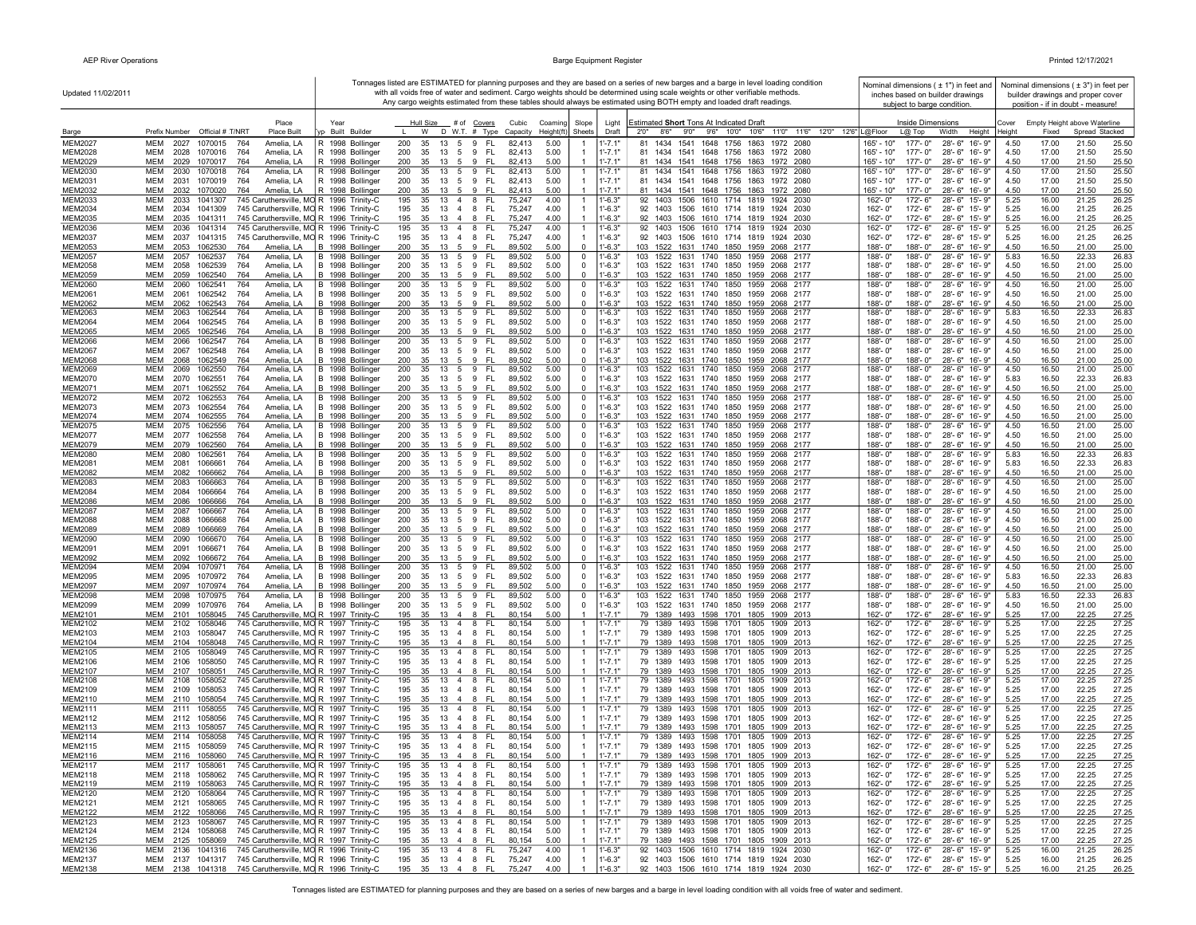Updated 11/02/2011

Tonnages listed are ESTIMATED for planning purposes and they are based on a series of new barges and a barge in level loading condition with all voids free of water and sediment. Cargo weights should be determined using scale weights or other verifiable methods. Any cargo weights estimated from these tables should always be estimated using BOTH empty and loaded draft readings.

Nominal dimensions ( ± 1") in feet and inches based on builder drawings subject to barge condition.

Nominal dimensions ( ± 3") in feet per builder drawings and proper cover position - if in doubt - measure!

| Barge | Prefix | Number | Official # | T/NRT | Place Built | Year Typ | Built | Builder | Hull Size L | W | D | # of W.T. | Covers # | Type | Cubic Capacity | Coaming Height(ft) | Slope Sheets | Light Draft | Estimated Short Tons At Indicated Draft 2'0" | 8'6" | 9'0" | 9'6" | 10'0" | 10'6" | 11'0" | 11'6" | 12'0" | 12'6" | Inside Dimensions L@Floor | L@Top | Width | Height | Cover Height | Empty Height above Waterline Fixed | Spread | Stacked |
|---|---|---|---|---|---|---|---|---|---|---|---|---|---|---|---|---|---|---|---|---|---|---|---|---|---|---|---|---|---|---|---|---|---|---|---|---|
| MEM2027 | MEM | 2027 | 1070015 | 764 | Amelia, LA | R | 1998 | Bollinger | 200 | 35 | 13 | 5 | 9 | FL | 82,413 | 5.00 | 1 | 1'-7.1" | 81 | 1434 | 1541 | 1648 | 1756 | 1863 | 1972 | 2080 | | | 165' - 10" | 177'- 0" | 28'- 6" | 16'- 9" | 4.50 | 17.00 | 21.50 | 25.50 |
| MEM2028 | MEM | 2028 | 1070016 | 764 | Amelia, LA | R | 1998 | Bollinger | 200 | 35 | 13 | 5 | 9 | FL | 82,413 | 5.00 | 1 | 1'-7.1" | 81 | 1434 | 1541 | 1648 | 1756 | 1863 | 1972 | 2080 | | | 165' - 10" | 177'- 0" | 28'- 6" | 16'- 9" | 4.50 | 17.00 | 21.50 | 25.50 |
| MEM2029 | MEM | 2029 | 1070017 | 764 | Amelia, LA | R | 1998 | Bollinger | 200 | 35 | 13 | 5 | 9 | FL | 82,413 | 5.00 | 1 | 1'-7.1" | 81 | 1434 | 1541 | 1648 | 1756 | 1863 | 1972 | 2080 | | | 165' - 10" | 177'- 0" | 28'- 6" | 16'- 9" | 4.50 | 17.00 | 21.50 | 25.50 |
| MEM2030 | MEM | 2030 | 1070018 | 764 | Amelia, LA | R | 1998 | Bollinger | 200 | 35 | 13 | 5 | 9 | FL | 82,413 | 5.00 | 1 | 1'-7.1" | 81 | 1434 | 1541 | 1648 | 1756 | 1863 | 1972 | 2080 | | | 165' - 10" | 177'- 0" | 28'- 6" | 16'- 9" | 4.50 | 17.00 | 21.50 | 25.50 |
| MEM2031 | MEM | 2031 | 1070019 | 764 | Amelia, LA | R | 1998 | Bollinger | 200 | 35 | 13 | 5 | 9 | FL | 82,413 | 5.00 | 1 | 1'-7.1" | 81 | 1434 | 1541 | 1648 | 1756 | 1863 | 1972 | 2080 | | | 165' - 10" | 177'- 0" | 28'- 6" | 16'- 9" | 4.50 | 17.00 | 21.50 | 25.50 |
| MEM2032 | MEM | 2032 | 1070020 | 764 | Amelia, LA | R | 1998 | Bollinger | 200 | 35 | 13 | 5 | 9 | FL | 82,413 | 5.00 | 1 | 1'-7.1" | 81 | 1434 | 1541 | 1648 | 1756 | 1863 | 1972 | 2080 | | | 165' - 10" | 177'- 0" | 28'- 6" | 16'- 9" | 4.50 | 17.00 | 21.50 | 25.50 |
| MEM2033 | MEM | 2033 | 1041307 | 745 | Caruthersville, MO | R | 1996 | Trinity-C | 195 | 35 | 13 | 4 | 8 | FL | 75,247 | 4.00 | 1 | 1'-6.3" | 92 | 1403 | 1506 | 1610 | 1714 | 1819 | 1924 | 2030 | | | 162'- 0" | 172'- 6" | 28'- 6" | 15'- 9" | 5.25 | 16.00 | 21.25 | 26.25 |
| MEM2034 | MEM | 2034 | 1041309 | 745 | Caruthersville, MO | R | 1996 | Trinity-C | 195 | 35 | 13 | 4 | 8 | FL | 75,247 | 4.00 | 1 | 1'-6.3" | 92 | 1403 | 1506 | 1610 | 1714 | 1819 | 1924 | 2030 | | | 162'- 0" | 172'- 6" | 28'- 6" | 15'- 9" | 5.25 | 16.00 | 21.25 | 26.25 |
| MEM2035 | MEM | 2035 | 1041311 | 745 | Caruthersville, MO | R | 1996 | Trinity-C | 195 | 35 | 13 | 4 | 8 | FL | 75,247 | 4.00 | 1 | 1'-6.3" | 92 | 1403 | 1506 | 1610 | 1714 | 1819 | 1924 | 2030 | | | 162'- 0" | 172'- 6" | 28'- 6" | 15'- 9" | 5.25 | 16.00 | 21.25 | 26.25 |
| MEM2036 | MEM | 2036 | 1041314 | 745 | Caruthersville, MO | R | 1996 | Trinity-C | 195 | 35 | 13 | 4 | 8 | FL | 75,247 | 4.00 | 1 | 1'-6.3" | 92 | 1403 | 1506 | 1610 | 1714 | 1819 | 1924 | 2030 | | | 162'- 0" | 172'- 6" | 28'- 6" | 15'- 9" | 5.25 | 16.00 | 21.25 | 26.25 |
| MEM2037 | MEM | 2037 | 1041315 | 745 | Caruthersville, MO | R | 1996 | Trinity-C | 195 | 35 | 13 | 4 | 8 | FL | 75,247 | 4.00 | 1 | 1'-6.3" | 92 | 1403 | 1506 | 1610 | 1714 | 1819 | 1924 | 2030 | | | 162'- 0" | 172'- 6" | 28'- 6" | 15'- 9" | 5.25 | 16.00 | 21.25 | 26.25 |
| MEM2053 | MEM | 2053 | 1062530 | 764 | Amelia, LA | B | 1998 | Bollinger | 200 | 35 | 13 | 5 | 9 | FL | 89,502 | 5.00 | 0 | 1'-6.3" | 103 | 1522 | 1631 | 1740 | 1850 | 1959 | 2068 | 2177 | | | 188'- 0" | 188'- 0" | 28'- 6" | 16'- 9" | 4.50 | 16.50 | 21.00 | 25.00 |
| MEM2057 | MEM | 2057 | 1062537 | 764 | Amelia, LA | B | 1998 | Bollinger | 200 | 35 | 13 | 5 | 9 | FL | 89,502 | 5.00 | 0 | 1'-6.3" | 103 | 1522 | 1631 | 1740 | 1850 | 1959 | 2068 | 2177 | | | 188'- 0" | 188'- 0" | 28'- 6" | 16'- 9" | 5.83 | 16.50 | 22.33 | 26.83 |
| MEM2058 | MEM | 2058 | 1062539 | 764 | Amelia, LA | B | 1998 | Bollinger | 200 | 35 | 13 | 5 | 9 | FL | 89,502 | 5.00 | 0 | 1'-6.3" | 103 | 1522 | 1631 | 1740 | 1850 | 1959 | 2068 | 2177 | | | 188'- 0" | 188'- 0" | 28'- 6" | 16'- 9" | 4.50 | 16.50 | 21.00 | 25.00 |
| MEM2059 | MEM | 2059 | 1062540 | 764 | Amelia, LA | B | 1998 | Bollinger | 200 | 35 | 13 | 5 | 9 | FL | 89,502 | 5.00 | 0 | 1'-6.3" | 103 | 1522 | 1631 | 1740 | 1850 | 1959 | 2068 | 2177 | | | 188'- 0" | 188'- 0" | 28'- 6" | 16'- 9" | 4.50 | 16.50 | 21.00 | 25.00 |
| MEM2060 | MEM | 2060 | 1062541 | 764 | Amelia, LA | B | 1998 | Bollinger | 200 | 35 | 13 | 5 | 9 | FL | 89,502 | 5.00 | 0 | 1'-6.3" | 103 | 1522 | 1631 | 1740 | 1850 | 1959 | 2068 | 2177 | | | 188'- 0" | 188'- 0" | 28'- 6" | 16'- 9" | 4.50 | 16.50 | 21.00 | 25.00 |
| MEM2061 | MEM | 2061 | 1062542 | 764 | Amelia, LA | B | 1998 | Bollinger | 200 | 35 | 13 | 5 | 9 | FL | 89,502 | 5.00 | 0 | 1'-6.3" | 103 | 1522 | 1631 | 1740 | 1850 | 1959 | 2068 | 2177 | | | 188'- 0" | 188'- 0" | 28'- 6" | 16'- 9" | 4.50 | 16.50 | 21.00 | 25.00 |
| MEM2062 | MEM | 2062 | 1062543 | 764 | Amelia, LA | B | 1998 | Bollinger | 200 | 35 | 13 | 5 | 9 | FL | 89,502 | 5.00 | 0 | 1'-6.3" | 103 | 1522 | 1631 | 1740 | 1850 | 1959 | 2068 | 2177 | | | 188'- 0" | 188'- 0" | 28'- 6" | 16'- 9" | 4.50 | 16.50 | 21.00 | 25.00 |
| MEM2063 | MEM | 2063 | 1062544 | 764 | Amelia, LA | B | 1998 | Bollinger | 200 | 35 | 13 | 5 | 9 | FL | 89,502 | 5.00 | 0 | 1'-6.3" | 103 | 1522 | 1631 | 1740 | 1850 | 1959 | 2068 | 2177 | | | 188'- 0" | 188'- 0" | 28'- 6" | 16'- 9" | 5.83 | 16.50 | 22.33 | 26.83 |
| MEM2064 | MEM | 2064 | 1062545 | 764 | Amelia, LA | B | 1998 | Bollinger | 200 | 35 | 13 | 5 | 9 | FL | 89,502 | 5.00 | 0 | 1'-6.3" | 103 | 1522 | 1631 | 1740 | 1850 | 1959 | 2068 | 2177 | | | 188'- 0" | 188'- 0" | 28'- 6" | 16'- 9" | 4.50 | 16.50 | 21.00 | 25.00 |
| MEM2065 | MEM | 2065 | 1062546 | 764 | Amelia, LA | B | 1998 | Bollinger | 200 | 35 | 13 | 5 | 9 | FL | 89,502 | 5.00 | 0 | 1'-6.3" | 103 | 1522 | 1631 | 1740 | 1850 | 1959 | 2068 | 2177 | | | 188'- 0" | 188'- 0" | 28'- 6" | 16'- 9" | 4.50 | 16.50 | 21.00 | 25.00 |
| MEM2066 | MEM | 2066 | 1062547 | 764 | Amelia, LA | B | 1998 | Bollinger | 200 | 35 | 13 | 5 | 9 | FL | 89,502 | 5.00 | 0 | 1'-6.3" | 103 | 1522 | 1631 | 1740 | 1850 | 1959 | 2068 | 2177 | | | 188'- 0" | 188'- 0" | 28'- 6" | 16'- 9" | 4.50 | 16.50 | 21.00 | 25.00 |
| MEM2067 | MEM | 2067 | 1062548 | 764 | Amelia, LA | B | 1998 | Bollinger | 200 | 35 | 13 | 5 | 9 | FL | 89,502 | 5.00 | 0 | 1'-6.3" | 103 | 1522 | 1631 | 1740 | 1850 | 1959 | 2068 | 2177 | | | 188'- 0" | 188'- 0" | 28'- 6" | 16'- 9" | 4.50 | 16.50 | 21.00 | 25.00 |
| MEM2068 | MEM | 2068 | 1062549 | 764 | Amelia, LA | B | 1998 | Bollinger | 200 | 35 | 13 | 5 | 9 | FL | 89,502 | 5.00 | 0 | 1'-6.3" | 103 | 1522 | 1631 | 1740 | 1850 | 1959 | 2068 | 2177 | | | 188'- 0" | 188'- 0" | 28'- 6" | 16'- 9" | 4.50 | 16.50 | 21.00 | 25.00 |
| MEM2069 | MEM | 2069 | 1062550 | 764 | Amelia, LA | B | 1998 | Bollinger | 200 | 35 | 13 | 5 | 9 | FL | 89,502 | 5.00 | 0 | 1'-6.3" | 103 | 1522 | 1631 | 1740 | 1850 | 1959 | 2068 | 2177 | | | 188'- 0" | 188'- 0" | 28'- 6" | 16'- 9" | 4.50 | 16.50 | 21.00 | 25.00 |
| MEM2070 | MEM | 2070 | 1062551 | 764 | Amelia, LA | B | 1998 | Bollinger | 200 | 35 | 13 | 5 | 9 | FL | 89,502 | 5.00 | 0 | 1'-6.3" | 103 | 1522 | 1631 | 1740 | 1850 | 1959 | 2068 | 2177 | | | 188'- 0" | 188'- 0" | 28'- 6" | 16'- 9" | 5.83 | 16.50 | 22.33 | 26.83 |
| MEM2071 | MEM | 2071 | 1062552 | 764 | Amelia, LA | B | 1998 | Bollinger | 200 | 35 | 13 | 5 | 9 | FL | 89,502 | 5.00 | 0 | 1'-6.3" | 103 | 1522 | 1631 | 1740 | 1850 | 1959 | 2068 | 2177 | | | 188'- 0" | 188'- 0" | 28'- 6" | 16'- 9" | 4.50 | 16.50 | 21.00 | 25.00 |
| MEM2072 | MEM | 2072 | 1062553 | 764 | Amelia, LA | B | 1998 | Bollinger | 200 | 35 | 13 | 5 | 9 | FL | 89,502 | 5.00 | 0 | 1'-6.3" | 103 | 1522 | 1631 | 1740 | 1850 | 1959 | 2068 | 2177 | | | 188'- 0" | 188'- 0" | 28'- 6" | 16'- 9" | 4.50 | 16.50 | 21.00 | 25.00 |
| MEM2073 | MEM | 2073 | 1062554 | 764 | Amelia, LA | B | 1998 | Bollinger | 200 | 35 | 13 | 5 | 9 | FL | 89,502 | 5.00 | 0 | 1'-6.3" | 103 | 1522 | 1631 | 1740 | 1850 | 1959 | 2068 | 2177 | | | 188'- 0" | 188'- 0" | 28'- 6" | 16'- 9" | 4.50 | 16.50 | 21.00 | 25.00 |
| MEM2074 | MEM | 2074 | 1062555 | 764 | Amelia, LA | B | 1998 | Bollinger | 200 | 35 | 13 | 5 | 9 | FL | 89,502 | 5.00 | 0 | 1'-6.3" | 103 | 1522 | 1631 | 1740 | 1850 | 1959 | 2068 | 2177 | | | 188'- 0" | 188'- 0" | 28'- 6" | 16'- 9" | 4.50 | 16.50 | 21.00 | 25.00 |
| MEM2075 | MEM | 2075 | 1062556 | 764 | Amelia, LA | B | 1998 | Bollinger | 200 | 35 | 13 | 5 | 9 | FL | 89,502 | 5.00 | 0 | 1'-6.3" | 103 | 1522 | 1631 | 1740 | 1850 | 1959 | 2068 | 2177 | | | 188'- 0" | 188'- 0" | 28'- 6" | 16'- 9" | 4.50 | 16.50 | 21.00 | 25.00 |
| MEM2077 | MEM | 2077 | 1062558 | 764 | Amelia, LA | B | 1998 | Bollinger | 200 | 35 | 13 | 5 | 9 | FL | 89,502 | 5.00 | 0 | 1'-6.3" | 103 | 1522 | 1631 | 1740 | 1850 | 1959 | 2068 | 2177 | | | 188'- 0" | 188'- 0" | 28'- 6" | 16'- 9" | 4.50 | 16.50 | 21.00 | 25.00 |
| MEM2079 | MEM | 2079 | 1062560 | 764 | Amelia, LA | B | 1998 | Bollinger | 200 | 35 | 13 | 5 | 9 | FL | 89,502 | 5.00 | 0 | 1'-6.3" | 103 | 1522 | 1631 | 1740 | 1850 | 1959 | 2068 | 2177 | | | 188'- 0" | 188'- 0" | 28'- 6" | 16'- 9" | 4.50 | 16.50 | 21.00 | 25.00 |
| MEM2080 | MEM | 2080 | 1062561 | 764 | Amelia, LA | B | 1998 | Bollinger | 200 | 35 | 13 | 5 | 9 | FL | 89,502 | 5.00 | 0 | 1'-6.3" | 103 | 1522 | 1631 | 1740 | 1850 | 1959 | 2068 | 2177 | | | 188'- 0" | 188'- 0" | 28'- 6" | 16'- 9" | 5.83 | 16.50 | 22.33 | 26.83 |
| MEM2081 | MEM | 2081 | 1066661 | 764 | Amelia, LA | B | 1998 | Bollinger | 200 | 35 | 13 | 5 | 9 | FL | 89,502 | 5.00 | 0 | 1'-6.3" | 103 | 1522 | 1631 | 1740 | 1850 | 1959 | 2068 | 2177 | | | 188'- 0" | 188'- 0" | 28'- 6" | 16'- 9" | 5.83 | 16.50 | 22.33 | 26.83 |
| MEM2082 | MEM | 2082 | 1066662 | 764 | Amelia, LA | B | 1998 | Bollinger | 200 | 35 | 13 | 5 | 9 | FL | 89,502 | 5.00 | 0 | 1'-6.3" | 103 | 1522 | 1631 | 1740 | 1850 | 1959 | 2068 | 2177 | | | 188'- 0" | 188'- 0" | 28'- 6" | 16'- 9" | 4.50 | 16.50 | 21.00 | 25.00 |
| MEM2083 | MEM | 2083 | 1066663 | 764 | Amelia, LA | B | 1998 | Bollinger | 200 | 35 | 13 | 5 | 9 | FL | 89,502 | 5.00 | 0 | 1'-6.3" | 103 | 1522 | 1631 | 1740 | 1850 | 1959 | 2068 | 2177 | | | 188'- 0" | 188'- 0" | 28'- 6" | 16'- 9" | 4.50 | 16.50 | 21.00 | 25.00 |
| MEM2084 | MEM | 2084 | 1066664 | 764 | Amelia, LA | B | 1998 | Bollinger | 200 | 35 | 13 | 5 | 9 | FL | 89,502 | 5.00 | 0 | 1'-6.3" | 103 | 1522 | 1631 | 1740 | 1850 | 1959 | 2068 | 2177 | | | 188'- 0" | 188'- 0" | 28'- 6" | 16'- 9" | 4.50 | 16.50 | 21.00 | 25.00 |
| MEM2086 | MEM | 2086 | 1066666 | 764 | Amelia, LA | B | 1998 | Bollinger | 200 | 35 | 13 | 5 | 9 | FL | 89,502 | 5.00 | 0 | 1'-6.3" | 103 | 1522 | 1631 | 1740 | 1850 | 1959 | 2068 | 2177 | | | 188'- 0" | 188'- 0" | 28'- 6" | 16'- 9" | 4.50 | 16.50 | 21.00 | 25.00 |
| MEM2087 | MEM | 2087 | 1066667 | 764 | Amelia, LA | B | 1998 | Bollinger | 200 | 35 | 13 | 5 | 9 | FL | 89,502 | 5.00 | 0 | 1'-6.3" | 103 | 1522 | 1631 | 1740 | 1850 | 1959 | 2068 | 2177 | | | 188'- 0" | 188'- 0" | 28'- 6" | 16'- 9" | 4.50 | 16.50 | 21.00 | 25.00 |
| MEM2088 | MEM | 2088 | 1066668 | 764 | Amelia, LA | B | 1998 | Bollinger | 200 | 35 | 13 | 5 | 9 | FL | 89,502 | 5.00 | 0 | 1'-6.3" | 103 | 1522 | 1631 | 1740 | 1850 | 1959 | 2068 | 2177 | | | 188'- 0" | 188'- 0" | 28'- 6" | 16'- 9" | 4.50 | 16.50 | 21.00 | 25.00 |
| MEM2089 | MEM | 2089 | 1066669 | 764 | Amelia, LA | B | 1998 | Bollinger | 200 | 35 | 13 | 5 | 9 | FL | 89,502 | 5.00 | 0 | 1'-6.3" | 103 | 1522 | 1631 | 1740 | 1850 | 1959 | 2068 | 2177 | | | 188'- 0" | 188'- 0" | 28'- 6" | 16'- 9" | 4.50 | 16.50 | 21.00 | 25.00 |
| MEM2090 | MEM | 2090 | 1066670 | 764 | Amelia, LA | B | 1998 | Bollinger | 200 | 35 | 13 | 5 | 9 | FL | 89,502 | 5.00 | 0 | 1'-6.3" | 103 | 1522 | 1631 | 1740 | 1850 | 1959 | 2068 | 2177 | | | 188'- 0" | 188'- 0" | 28'- 6" | 16'- 9" | 4.50 | 16.50 | 21.00 | 25.00 |
| MEM2091 | MEM | 2091 | 1066671 | 764 | Amelia, LA | B | 1998 | Bollinger | 200 | 35 | 13 | 5 | 9 | FL | 89,502 | 5.00 | 0 | 1'-6.3" | 103 | 1522 | 1631 | 1740 | 1850 | 1959 | 2068 | 2177 | | | 188'- 0" | 188'- 0" | 28'- 6" | 16'- 9" | 4.50 | 16.50 | 21.00 | 25.00 |
| MEM2092 | MEM | 2092 | 1066672 | 764 | Amelia, LA | B | 1998 | Bollinger | 200 | 35 | 13 | 5 | 9 | FL | 89,502 | 5.00 | 0 | 1'-6.3" | 103 | 1522 | 1631 | 1740 | 1850 | 1959 | 2068 | 2177 | | | 188'- 0" | 188'- 0" | 28'- 6" | 16'- 9" | 4.50 | 16.50 | 21.00 | 25.00 |
| MEM2094 | MEM | 2094 | 1070971 | 764 | Amelia, LA | B | 1998 | Bollinger | 200 | 35 | 13 | 5 | 9 | FL | 89,502 | 5.00 | 0 | 1'-6.3" | 103 | 1522 | 1631 | 1740 | 1850 | 1959 | 2068 | 2177 | | | 188'- 0" | 188'- 0" | 28'- 6" | 16'- 9" | 4.50 | 16.50 | 21.00 | 25.00 |
| MEM2095 | MEM | 2095 | 1070972 | 764 | Amelia, LA | B | 1998 | Bollinger | 200 | 35 | 13 | 5 | 9 | FL | 89,502 | 5.00 | 0 | 1'-6.3" | 103 | 1522 | 1631 | 1740 | 1850 | 1959 | 2068 | 2177 | | | 188'- 0" | 188'- 0" | 28'- 6" | 16'- 9" | 5.83 | 16.50 | 22.33 | 26.83 |
| MEM2097 | MEM | 2097 | 1070974 | 764 | Amelia, LA | B | 1998 | Bollinger | 200 | 35 | 13 | 5 | 9 | FL | 89,502 | 5.00 | 0 | 1'-6.3" | 103 | 1522 | 1631 | 1740 | 1850 | 1959 | 2068 | 2177 | | | 188'- 0" | 188'- 0" | 28'- 6" | 16'- 9" | 4.50 | 16.50 | 21.00 | 25.00 |
| MEM2098 | MEM | 2098 | 1070975 | 764 | Amelia, LA | B | 1998 | Bollinger | 200 | 35 | 13 | 5 | 9 | FL | 89,502 | 5.00 | 0 | 1'-6.3" | 103 | 1522 | 1631 | 1740 | 1850 | 1959 | 2068 | 2177 | | | 188'- 0" | 188'- 0" | 28'- 6" | 16'- 9" | 5.83 | 16.50 | 22.33 | 26.83 |
| MEM2099 | MEM | 2099 | 1070976 | 764 | Amelia, LA | B | 1998 | Bollinger | 200 | 35 | 13 | 5 | 9 | FL | 89,502 | 5.00 | 0 | 1'-6.3" | 103 | 1522 | 1631 | 1740 | 1850 | 1959 | 2068 | 2177 | | | 188'- 0" | 188'- 0" | 28'- 6" | 16'- 9" | 4.50 | 16.50 | 21.00 | 25.00 |
| MEM2101 | MEM | 2101 | 1058045 | 745 | Caruthersville, MO | R | 1997 | Trinity-C | 195 | 35 | 13 | 4 | 8 | FL | 80,154 | 5.00 | 1 | 1'-7.1" | 79 | 1389 | 1493 | 1598 | 1701 | 1805 | 1909 | 2013 | | | 162'- 0" | 172'- 6" | 28'- 6" | 16'- 9" | 5.25 | 17.00 | 22.25 | 27.25 |
| MEM2102 | MEM | 2102 | 1058046 | 745 | Caruthersville, MO | R | 1997 | Trinity-C | 195 | 35 | 13 | 4 | 8 | FL | 80,154 | 5.00 | 1 | 1'-7.1" | 79 | 1389 | 1493 | 1598 | 1701 | 1805 | 1909 | 2013 | | | 162'- 0" | 172'- 6" | 28'- 6" | 16'- 9" | 5.25 | 17.00 | 22.25 | 27.25 |
| MEM2103 | MEM | 2103 | 1058047 | 745 | Caruthersville, MO | R | 1997 | Trinity-C | 195 | 35 | 13 | 4 | 8 | FL | 80,154 | 5.00 | 1 | 1'-7.1" | 79 | 1389 | 1493 | 1598 | 1701 | 1805 | 1909 | 2013 | | | 162'- 0" | 172'- 6" | 28'- 6" | 16'- 9" | 5.25 | 17.00 | 22.25 | 27.25 |
| MEM2104 | MEM | 2104 | 1058048 | 745 | Caruthersville, MO | R | 1997 | Trinity-C | 195 | 35 | 13 | 4 | 8 | FL | 80,154 | 5.00 | 1 | 1'-7.1" | 79 | 1389 | 1493 | 1598 | 1701 | 1805 | 1909 | 2013 | | | 162'- 0" | 172'- 6" | 28'- 6" | 16'- 9" | 5.25 | 17.00 | 22.25 | 27.25 |
| MEM2105 | MEM | 2105 | 1058049 | 745 | Caruthersville, MO | R | 1997 | Trinity-C | 195 | 35 | 13 | 4 | 8 | FL | 80,154 | 5.00 | 1 | 1'-7.1" | 79 | 1389 | 1493 | 1598 | 1701 | 1805 | 1909 | 2013 | | | 162'- 0" | 172'- 6" | 28'- 6" | 16'- 9" | 5.25 | 17.00 | 22.25 | 27.25 |
| MEM2106 | MEM | 2106 | 1058050 | 745 | Caruthersville, MO | R | 1997 | Trinity-C | 195 | 35 | 13 | 4 | 8 | FL | 80,154 | 5.00 | 1 | 1'-7.1" | 79 | 1389 | 1493 | 1598 | 1701 | 1805 | 1909 | 2013 | | | 162'- 0" | 172'- 6" | 28'- 6" | 16'- 9" | 5.25 | 17.00 | 22.25 | 27.25 |
| MEM2107 | MEM | 2107 | 1058051 | 745 | Caruthersville, MO | R | 1997 | Trinity-C | 195 | 35 | 13 | 4 | 8 | FL | 80,154 | 5.00 | 1 | 1'-7.1" | 79 | 1389 | 1493 | 1598 | 1701 | 1805 | 1909 | 2013 | | | 162'- 0" | 172'- 6" | 28'- 6" | 16'- 9" | 5.25 | 17.00 | 22.25 | 27.25 |
| MEM2108 | MEM | 2108 | 1058052 | 745 | Caruthersville, MO | R | 1997 | Trinity-C | 195 | 35 | 13 | 4 | 8 | FL | 80,154 | 5.00 | 1 | 1'-7.1" | 79 | 1389 | 1493 | 1598 | 1701 | 1805 | 1909 | 2013 | | | 162'- 0" | 172'- 6" | 28'- 6" | 16'- 9" | 5.25 | 17.00 | 22.25 | 27.25 |
| MEM2109 | MEM | 2109 | 1058053 | 745 | Caruthersville, MO | R | 1997 | Trinity-C | 195 | 35 | 13 | 4 | 8 | FL | 80,154 | 5.00 | 1 | 1'-7.1" | 79 | 1389 | 1493 | 1598 | 1701 | 1805 | 1909 | 2013 | | | 162'- 0" | 172'- 6" | 28'- 6" | 16'- 9" | 5.25 | 17.00 | 22.25 | 27.25 |
| MEM2110 | MEM | 2110 | 1058054 | 745 | Caruthersville, MO | R | 1997 | Trinity-C | 195 | 35 | 13 | 4 | 8 | FL | 80,154 | 5.00 | 1 | 1'-7.1" | 79 | 1389 | 1493 | 1598 | 1701 | 1805 | 1909 | 2013 | | | 162'- 0" | 172'- 6" | 28'- 6" | 16'- 9" | 5.25 | 17.00 | 22.25 | 27.25 |
| MEM2111 | MEM | 2111 | 1058055 | 745 | Caruthersville, MO | R | 1997 | Trinity-C | 195 | 35 | 13 | 4 | 8 | FL | 80,154 | 5.00 | 1 | 1'-7.1" | 79 | 1389 | 1493 | 1598 | 1701 | 1805 | 1909 | 2013 | | | 162'- 0" | 172'- 6" | 28'- 6" | 16'- 9" | 5.25 | 17.00 | 22.25 | 27.25 |
| MEM2112 | MEM | 2112 | 1058056 | 745 | Caruthersville, MO | R | 1997 | Trinity-C | 195 | 35 | 13 | 4 | 8 | FL | 80,154 | 5.00 | 1 | 1'-7.1" | 79 | 1389 | 1493 | 1598 | 1701 | 1805 | 1909 | 2013 | | | 162'- 0" | 172'- 6" | 28'- 6" | 16'- 9" | 5.25 | 17.00 | 22.25 | 27.25 |
| MEM2113 | MEM | 2113 | 1058057 | 745 | Caruthersville, MO | R | 1997 | Trinity-C | 195 | 35 | 13 | 4 | 8 | FL | 80,154 | 5.00 | 1 | 1'-7.1" | 79 | 1389 | 1493 | 1598 | 1701 | 1805 | 1909 | 2013 | | | 162'- 0" | 172'- 6" | 28'- 6" | 16'- 9" | 5.25 | 17.00 | 22.25 | 27.25 |
| MEM2114 | MEM | 2114 | 1058058 | 745 | Caruthersville, MO | R | 1997 | Trinity-C | 195 | 35 | 13 | 4 | 8 | FL | 80,154 | 5.00 | 1 | 1'-7.1" | 79 | 1389 | 1493 | 1598 | 1701 | 1805 | 1909 | 2013 | | | 162'- 0" | 172'- 6" | 28'- 6" | 16'- 9" | 5.25 | 17.00 | 22.25 | 27.25 |
| MEM2115 | MEM | 2115 | 1058059 | 745 | Caruthersville, MO | R | 1997 | Trinity-C | 195 | 35 | 13 | 4 | 8 | FL | 80,154 | 5.00 | 1 | 1'-7.1" | 79 | 1389 | 1493 | 1598 | 1701 | 1805 | 1909 | 2013 | | | 162'- 0" | 172'- 6" | 28'- 6" | 16'- 9" | 5.25 | 17.00 | 22.25 | 27.25 |
| MEM2116 | MEM | 2116 | 1058060 | 745 | Caruthersville, MO | R | 1997 | Trinity-C | 195 | 35 | 13 | 4 | 8 | FL | 80,154 | 5.00 | 1 | 1'-7.1" | 79 | 1389 | 1493 | 1598 | 1701 | 1805 | 1909 | 2013 | | | 162'- 0" | 172'- 6" | 28'- 6" | 16'- 9" | 5.25 | 17.00 | 22.25 | 27.25 |
| MEM2117 | MEM | 2117 | 1058061 | 745 | Caruthersville, MO | R | 1997 | Trinity-C | 195 | 35 | 13 | 4 | 8 | FL | 80,154 | 5.00 | 1 | 1'-7.1" | 79 | 1389 | 1493 | 1598 | 1701 | 1805 | 1909 | 2013 | | | 162'- 0" | 172'- 6" | 28'- 6" | 16'- 9" | 5.25 | 17.00 | 22.25 | 27.25 |
| MEM2118 | MEM | 2118 | 1058062 | 745 | Caruthersville, MO | R | 1997 | Trinity-C | 195 | 35 | 13 | 4 | 8 | FL | 80,154 | 5.00 | 1 | 1'-7.1" | 79 | 1389 | 1493 | 1598 | 1701 | 1805 | 1909 | 2013 | | | 162'- 0" | 172'- 6" | 28'- 6" | 16'- 9" | 5.25 | 17.00 | 22.25 | 27.25 |
| MEM2119 | MEM | 2119 | 1058063 | 745 | Caruthersville, MO | R | 1997 | Trinity-C | 195 | 35 | 13 | 4 | 8 | FL | 80,154 | 5.00 | 1 | 1'-7.1" | 79 | 1389 | 1493 | 1598 | 1701 | 1805 | 1909 | 2013 | | | 162'- 0" | 172'- 6" | 28'- 6" | 16'- 9" | 5.25 | 17.00 | 22.25 | 27.25 |
| MEM2120 | MEM | 2120 | 1058064 | 745 | Caruthersville, MO | R | 1997 | Trinity-C | 195 | 35 | 13 | 4 | 8 | FL | 80,154 | 5.00 | 1 | 1'-7.1" | 79 | 1389 | 1493 | 1598 | 1701 | 1805 | 1909 | 2013 | | | 162'- 0" | 172'- 6" | 28'- 6" | 16'- 9" | 5.25 | 17.00 | 22.25 | 27.25 |
| MEM2121 | MEM | 2121 | 1058065 | 745 | Caruthersville, MO | R | 1997 | Trinity-C | 195 | 35 | 13 | 4 | 8 | FL | 80,154 | 5.00 | 1 | 1'-7.1" | 79 | 1389 | 1493 | 1598 | 1701 | 1805 | 1909 | 2013 | | | 162'- 0" | 172'- 6" | 28'- 6" | 16'- 9" | 5.25 | 17.00 | 22.25 | 27.25 |
| MEM2122 | MEM | 2122 | 1058066 | 745 | Caruthersville, MO | R | 1997 | Trinity-C | 195 | 35 | 13 | 4 | 8 | FL | 80,154 | 5.00 | 1 | 1'-7.1" | 79 | 1389 | 1493 | 1598 | 1701 | 1805 | 1909 | 2013 | | | 162'- 0" | 172'- 6" | 28'- 6" | 16'- 9" | 5.25 | 17.00 | 22.25 | 27.25 |
| MEM2123 | MEM | 2123 | 1058067 | 745 | Caruthersville, MO | R | 1997 | Trinity-C | 195 | 35 | 13 | 4 | 8 | FL | 80,154 | 5.00 | 1 | 1'-7.1" | 79 | 1389 | 1493 | 1598 | 1701 | 1805 | 1909 | 2013 | | | 162'- 0" | 172'- 6" | 28'- 6" | 16'- 9" | 5.25 | 17.00 | 22.25 | 27.25 |
| MEM2124 | MEM | 2124 | 1058068 | 745 | Caruthersville, MO | R | 1997 | Trinity-C | 195 | 35 | 13 | 4 | 8 | FL | 80,154 | 5.00 | 1 | 1'-7.1" | 79 | 1389 | 1493 | 1598 | 1701 | 1805 | 1909 | 2013 | | | 162'- 0" | 172'- 6" | 28'- 6" | 16'- 9" | 5.25 | 17.00 | 22.25 | 27.25 |
| MEM2125 | MEM | 2125 | 1058069 | 745 | Caruthersville, MO | R | 1997 | Trinity-C | 195 | 35 | 13 | 4 | 8 | FL | 80,154 | 5.00 | 1 | 1'-7.1" | 79 | 1389 | 1493 | 1598 | 1701 | 1805 | 1909 | 2013 | | | 162'- 0" | 172'- 6" | 28'- 6" | 16'- 9" | 5.25 | 17.00 | 22.25 | 27.25 |
| MEM2136 | MEM | 2136 | 1041316 | 745 | Caruthersville, MO | R | 1996 | Trinity-C | 195 | 35 | 13 | 4 | 8 | FL | 75,247 | 4.00 | 1 | 1'-6.3" | 92 | 1403 | 1506 | 1610 | 1714 | 1819 | 1924 | 2030 | | | 162'- 0" | 172'- 6" | 28'- 6" | 15'- 9" | 5.25 | 16.00 | 21.25 | 26.25 |
| MEM2137 | MEM | 2137 | 1041317 | 745 | Caruthersville, MO | R | 1996 | Trinity-C | 195 | 35 | 13 | 4 | 8 | FL | 75,247 | 4.00 | 1 | 1'-6.3" | 92 | 1403 | 1506 | 1610 | 1714 | 1819 | 1924 | 2030 | | | 162'- 0" | 172'- 6" | 28'- 6" | 15'- 9" | 5.25 | 16.00 | 21.25 | 26.25 |
| MEM2138 | MEM | 2138 | 1041318 | 745 | Caruthersville, MO | R | 1996 | Trinity-C | 195 | 35 | 13 | 4 | 8 | FL | 75,247 | 4.00 | 1 | 1'-6.3" | 92 | 1403 | 1506 | 1610 | 1714 | 1819 | 1924 | 2030 | | | 162'- 0" | 172'- 6" | 28'- 6" | 15'- 9" | 5.25 | 16.00 | 21.25 | 26.25 |

Tonnages listed are ESTIMATED for planning purposes and they are based on a series of new barges and a barge in level loading condition with all voids free of water and sediment.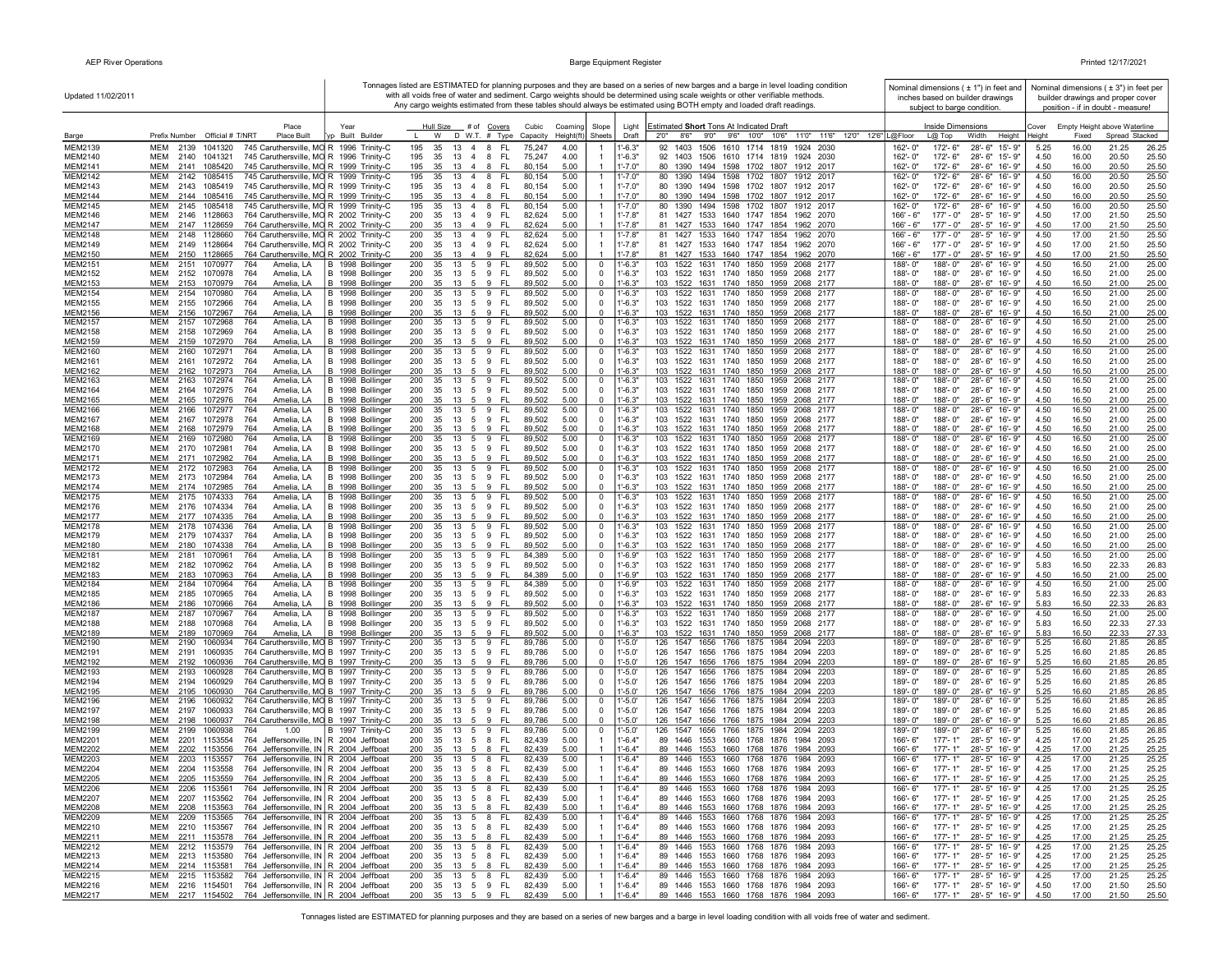Updated 11/02/2011

Tonnages listed are ESTIMATED for planning purposes and they are based on a series of new barges and a barge in level loading condition with all voids free of water and sediment. Cargo weights should be determined using scale weights or other verifiable methods. Any cargo weights estimated from these tables should always be estimated using BOTH empty and loaded draft readings.

Nominal dimensions ( ± 1") in feet and inches based on builder drawings subject to barge condition.

Nominal dimensions ( ± 3") in feet per builder drawings and proper cover position - if in doubt - measure!

| Barge | Prefix | Number | Official # | T/NRT | Place Built | Typ | Year Built | Builder | Hull Size L | W | D | W.T. | # Covers | Covers Type | Cubic Capacity | Coaming Height(ft) | Slope Sheets | Light Draft | Estimated Short Tons At Indicated Draft 2'0" | 8'6" | 9'0" | 9'6" | 10'0" | 10'6" | 11'0" | 11'6" | 12'0" | 12'6" | Inside Dimensions L@Floor | L@Top | Width | Height | Cover Height | Empty Height above Waterline Fixed | Spread | Stacked |
|---|---|---|---|---|---|---|---|---|---|---|---|---|---|---|---|---|---|---|---|---|---|---|---|---|---|---|---|---|---|---|---|---|---|---|---|---|
| MEM2139 | MEM | 2139 | 1041320 | 745 | Caruthersville, MO | R | 1996 | Trinity-C | 195 | 35 | 13 | 4 | 8 | FL | 75,247 | 4.00 | 1 | 1'-6.3" | 92 | 1403 | 1506 | 1610 | 1714 | 1819 | 1924 | 2030 | | | 162'- 0" | 172'- 6" | 28'- 6" | 15'- 9" | 5.25 | 16.00 | 21.25 | 26.25 |
| MEM2140 | MEM | 2140 | 1041321 | 745 | Caruthersville, MO | R | 1996 | Trinity-C | 195 | 35 | 13 | 4 | 8 | FL | 75,247 | 4.00 | 1 | 1'-6.3" | 92 | 1403 | 1506 | 1610 | 1714 | 1819 | 1924 | 2030 | | | 162'- 0" | 172'- 6" | 28'- 6" | 15'- 9" | 5.25 | 16.00 | 21.25 | 26.25 |
| MEM2141 | MEM | 2141 | 1085420 | 745 | Caruthersville, MO | R | 1999 | Trinity-C | 195 | 35 | 13 | 4 | 8 | FL | 80,154 | 5.00 | 1 | 1'-7.0" | 80 | 1390 | 1494 | 1598 | 1702 | 1807 | 1912 | 2017 | | | 162'- 0" | 172'- 6" | 28'- 6" | 16'- 9" | 4.50 | 16.00 | 20.50 | 25.50 |
| MEM2142 | MEM | 2142 | 1085415 | 745 | Caruthersville, MO | R | 1999 | Trinity-C | 195 | 35 | 13 | 4 | 8 | FL | 80,154 | 5.00 | 1 | 1'-7.0" | 80 | 1390 | 1494 | 1598 | 1702 | 1807 | 1912 | 2017 | | | 162'- 0" | 172'- 6" | 28'- 6" | 16'- 9" | 4.50 | 16.00 | 20.50 | 25.50 |
| MEM2143 | MEM | 2143 | 1085419 | 745 | Caruthersville, MO | R | 1999 | Trinity-C | 195 | 35 | 13 | 4 | 8 | FL | 80,154 | 5.00 | 1 | 1'-7.0" | 80 | 1390 | 1494 | 1598 | 1702 | 1807 | 1912 | 2017 | | | 162'- 0" | 172'- 6" | 28'- 6" | 16'- 9" | 4.50 | 16.00 | 20.50 | 25.50 |
| MEM2144 | MEM | 2144 | 1085416 | 745 | Caruthersville, MO | R | 1999 | Trinity-C | 195 | 35 | 13 | 4 | 8 | FL | 80,154 | 5.00 | 1 | 1'-7.0" | 80 | 1390 | 1494 | 1598 | 1702 | 1807 | 1912 | 2017 | | | 162'- 0" | 172'- 6" | 28'- 6" | 16'- 9" | 4.50 | 16.00 | 20.50 | 25.50 |
| MEM2145 | MEM | 2145 | 1085418 | 745 | Caruthersville, MO | R | 1999 | Trinity-C | 195 | 35 | 13 | 4 | 8 | FL | 80,154 | 5.00 | 1 | 1'-7.0" | 80 | 1390 | 1494 | 1598 | 1702 | 1807 | 1912 | 2017 | | | 162'- 0" | 172'- 6" | 28'- 6" | 16'- 9" | 4.50 | 16.00 | 20.50 | 25.50 |
| MEM2146 | MEM | 2146 | 1128663 | 764 | Caruthersville, MO | R | 2002 | Trinity-C | 200 | 35 | 13 | 4 | 9 | FL | 82,624 | 5.00 | 1 | 1'-7.8" | 81 | 1427 | 1533 | 1640 | 1747 | 1854 | 1962 | 2070 | | | 166'- 6" | 177'- 0" | 28'- 5" | 16'- 9" | 4.50 | 17.00 | 21.50 | 25.50 |
| MEM2147 | MEM | 2147 | 1128659 | 764 | Caruthersville, MO | R | 2002 | Trinity-C | 200 | 35 | 13 | 4 | 9 | FL | 82,624 | 5.00 | 1 | 1'-7.8" | 81 | 1427 | 1533 | 1640 | 1747 | 1854 | 1962 | 2070 | | | 166'- 6" | 177'- 0" | 28'- 5" | 16'- 9" | 4.50 | 17.00 | 21.50 | 25.50 |
| MEM2148 | MEM | 2148 | 1128660 | 764 | Caruthersville, MO | R | 2002 | Trinity-C | 200 | 35 | 13 | 4 | 9 | FL | 82,624 | 5.00 | 1 | 1'-7.8" | 81 | 1427 | 1533 | 1640 | 1747 | 1854 | 1962 | 2070 | | | 166'- 6" | 177'- 0" | 28'- 5" | 16'- 9" | 4.50 | 17.00 | 21.50 | 25.50 |
| MEM2149 | MEM | 2149 | 1128664 | 764 | Caruthersville, MO | R | 2002 | Trinity-C | 200 | 35 | 13 | 4 | 9 | FL | 82,624 | 5.00 | 1 | 1'-7.8" | 81 | 1427 | 1533 | 1640 | 1747 | 1854 | 1962 | 2070 | | | 166'- 6" | 177'- 0" | 28'- 5" | 16'- 9" | 4.50 | 17.00 | 21.50 | 25.50 |
| MEM2150 | MEM | 2150 | 1128665 | 764 | Caruthersville, MO | R | 2002 | Trinity-C | 200 | 35 | 13 | 4 | 9 | FL | 82,624 | 5.00 | 1 | 1'-7.8" | 81 | 1427 | 1533 | 1640 | 1747 | 1854 | 1962 | 2070 | | | 166'- 6" | 177'- 0" | 28'- 5" | 16'- 9" | 4.50 | 17.00 | 21.50 | 25.50 |
| MEM2151 | MEM | 2151 | 1070977 | 764 | Amelia, LA | B | 1998 | Bollinger | 200 | 35 | 13 | 5 | 9 | FL | 89,502 | 5.00 | 0 | 1'-6.3" | 103 | 1522 | 1631 | 1740 | 1850 | 1959 | 2068 | 2177 | | | 188'- 0" | 188'- 0" | 28'- 6" | 16'- 9" | 4.50 | 16.50 | 21.00 | 25.00 |
| MEM2152 | MEM | 2152 | 1070978 | 764 | Amelia, LA | B | 1998 | Bollinger | 200 | 35 | 13 | 5 | 9 | FL | 89,502 | 5.00 | 0 | 1'-6.3" | 103 | 1522 | 1631 | 1740 | 1850 | 1959 | 2068 | 2177 | | | 188'- 0" | 188'- 0" | 28'- 6" | 16'- 9" | 4.50 | 16.50 | 21.00 | 25.00 |
| MEM2153 | MEM | 2153 | 1070979 | 764 | Amelia, LA | B | 1998 | Bollinger | 200 | 35 | 13 | 5 | 9 | FL | 89,502 | 5.00 | 0 | 1'-6.3" | 103 | 1522 | 1631 | 1740 | 1850 | 1959 | 2068 | 2177 | | | 188'- 0" | 188'- 0" | 28'- 6" | 16'- 9" | 4.50 | 16.50 | 21.00 | 25.00 |
| MEM2154 | MEM | 2154 | 1070980 | 764 | Amelia, LA | B | 1998 | Bollinger | 200 | 35 | 13 | 5 | 9 | FL | 89,502 | 5.00 | 0 | 1'-6.3" | 103 | 1522 | 1631 | 1740 | 1850 | 1959 | 2068 | 2177 | | | 188'- 0" | 188'- 0" | 28'- 6" | 16'- 9" | 4.50 | 16.50 | 21.00 | 25.00 |
| MEM2155 | MEM | 2155 | 1072966 | 764 | Amelia, LA | B | 1998 | Bollinger | 200 | 35 | 13 | 5 | 9 | FL | 89,502 | 5.00 | 0 | 1'-6.3" | 103 | 1522 | 1631 | 1740 | 1850 | 1959 | 2068 | 2177 | | | 188'- 0" | 188'- 0" | 28'- 6" | 16'- 9" | 4.50 | 16.50 | 21.00 | 25.00 |
| MEM2156 | MEM | 2156 | 1072967 | 764 | Amelia, LA | B | 1998 | Bollinger | 200 | 35 | 13 | 5 | 9 | FL | 89,502 | 5.00 | 0 | 1'-6.3" | 103 | 1522 | 1631 | 1740 | 1850 | 1959 | 2068 | 2177 | | | 188'- 0" | 188'- 0" | 28'- 6" | 16'- 9" | 4.50 | 16.50 | 21.00 | 25.00 |
| MEM2157 | MEM | 2157 | 1072968 | 764 | Amelia, LA | B | 1998 | Bollinger | 200 | 35 | 13 | 5 | 9 | FL | 89,502 | 5.00 | 0 | 1'-6.3" | 103 | 1522 | 1631 | 1740 | 1850 | 1959 | 2068 | 2177 | | | 188'- 0" | 188'- 0" | 28'- 6" | 16'- 9" | 4.50 | 16.50 | 21.00 | 25.00 |
| MEM2158 | MEM | 2158 | 1072969 | 764 | Amelia, LA | B | 1998 | Bollinger | 200 | 35 | 13 | 5 | 9 | FL | 89,502 | 5.00 | 0 | 1'-6.3" | 103 | 1522 | 1631 | 1740 | 1850 | 1959 | 2068 | 2177 | | | 188'- 0" | 188'- 0" | 28'- 6" | 16'- 9" | 4.50 | 16.50 | 21.00 | 25.00 |
| MEM2159 | MEM | 2159 | 1072970 | 764 | Amelia, LA | B | 1998 | Bollinger | 200 | 35 | 13 | 5 | 9 | FL | 89,502 | 5.00 | 0 | 1'-6.3" | 103 | 1522 | 1631 | 1740 | 1850 | 1959 | 2068 | 2177 | | | 188'- 0" | 188'- 0" | 28'- 6" | 16'- 9" | 4.50 | 16.50 | 21.00 | 25.00 |
| MEM2160 | MEM | 2160 | 1072971 | 764 | Amelia, LA | B | 1998 | Bollinger | 200 | 35 | 13 | 5 | 9 | FL | 89,502 | 5.00 | 0 | 1'-6.3" | 103 | 1522 | 1631 | 1740 | 1850 | 1959 | 2068 | 2177 | | | 188'- 0" | 188'- 0" | 28'- 6" | 16'- 9" | 4.50 | 16.50 | 21.00 | 25.00 |
| MEM2161 | MEM | 2161 | 1072972 | 764 | Amelia, LA | B | 1998 | Bollinger | 200 | 35 | 13 | 5 | 9 | FL | 89,502 | 5.00 | 0 | 1'-6.3" | 103 | 1522 | 1631 | 1740 | 1850 | 1959 | 2068 | 2177 | | | 188'- 0" | 188'- 0" | 28'- 6" | 16'- 9" | 4.50 | 16.50 | 21.00 | 25.00 |
| MEM2162 | MEM | 2162 | 1072973 | 764 | Amelia, LA | B | 1998 | Bollinger | 200 | 35 | 13 | 5 | 9 | FL | 89,502 | 5.00 | 0 | 1'-6.3" | 103 | 1522 | 1631 | 1740 | 1850 | 1959 | 2068 | 2177 | | | 188'- 0" | 188'- 0" | 28'- 6" | 16'- 9" | 4.50 | 16.50 | 21.00 | 25.00 |
| MEM2163 | MEM | 2163 | 1072974 | 764 | Amelia, LA | B | 1998 | Bollinger | 200 | 35 | 13 | 5 | 9 | FL | 89,502 | 5.00 | 0 | 1'-6.3" | 103 | 1522 | 1631 | 1740 | 1850 | 1959 | 2068 | 2177 | | | 188'- 0" | 188'- 0" | 28'- 6" | 16'- 9" | 4.50 | 16.50 | 21.00 | 25.00 |
| MEM2164 | MEM | 2164 | 1072975 | 764 | Amelia, LA | B | 1998 | Bollinger | 200 | 35 | 13 | 5 | 9 | FL | 89,502 | 5.00 | 0 | 1'-6.3" | 103 | 1522 | 1631 | 1740 | 1850 | 1959 | 2068 | 2177 | | | 188'- 0" | 188'- 0" | 28'- 6" | 16'- 9" | 4.50 | 16.50 | 21.00 | 25.00 |
| MEM2165 | MEM | 2165 | 1072976 | 764 | Amelia, LA | B | 1998 | Bollinger | 200 | 35 | 13 | 5 | 9 | FL | 89,502 | 5.00 | 0 | 1'-6.3" | 103 | 1522 | 1631 | 1740 | 1850 | 1959 | 2068 | 2177 | | | 188'- 0" | 188'- 0" | 28'- 6" | 16'- 9" | 4.50 | 16.50 | 21.00 | 25.00 |
| MEM2166 | MEM | 2166 | 1072977 | 764 | Amelia, LA | B | 1998 | Bollinger | 200 | 35 | 13 | 5 | 9 | FL | 89,502 | 5.00 | 0 | 1'-6.3" | 103 | 1522 | 1631 | 1740 | 1850 | 1959 | 2068 | 2177 | | | 188'- 0" | 188'- 0" | 28'- 6" | 16'- 9" | 4.50 | 16.50 | 21.00 | 25.00 |
| MEM2167 | MEM | 2167 | 1072978 | 764 | Amelia, LA | B | 1998 | Bollinger | 200 | 35 | 13 | 5 | 9 | FL | 89,502 | 5.00 | 0 | 1'-6.3" | 103 | 1522 | 1631 | 1740 | 1850 | 1959 | 2068 | 2177 | | | 188'- 0" | 188'- 0" | 28'- 6" | 16'- 9" | 4.50 | 16.50 | 21.00 | 25.00 |
| MEM2168 | MEM | 2168 | 1072979 | 764 | Amelia, LA | B | 1998 | Bollinger | 200 | 35 | 13 | 5 | 9 | FL | 89,502 | 5.00 | 0 | 1'-6.3" | 103 | 1522 | 1631 | 1740 | 1850 | 1959 | 2068 | 2177 | | | 188'- 0" | 188'- 0" | 28'- 6" | 16'- 9" | 4.50 | 16.50 | 21.00 | 25.00 |
| MEM2169 | MEM | 2169 | 1072980 | 764 | Amelia, LA | B | 1998 | Bollinger | 200 | 35 | 13 | 5 | 9 | FL | 89,502 | 5.00 | 0 | 1'-6.3" | 103 | 1522 | 1631 | 1740 | 1850 | 1959 | 2068 | 2177 | | | 188'- 0" | 188'- 0" | 28'- 6" | 16'- 9" | 4.50 | 16.50 | 21.00 | 25.00 |
| MEM2170 | MEM | 2170 | 1072981 | 764 | Amelia, LA | B | 1998 | Bollinger | 200 | 35 | 13 | 5 | 9 | FL | 89,502 | 5.00 | 0 | 1'-6.3" | 103 | 1522 | 1631 | 1740 | 1850 | 1959 | 2068 | 2177 | | | 188'- 0" | 188'- 0" | 28'- 6" | 16'- 9" | 4.50 | 16.50 | 21.00 | 25.00 |
| MEM2171 | MEM | 2171 | 1072982 | 764 | Amelia, LA | B | 1998 | Bollinger | 200 | 35 | 13 | 5 | 9 | FL | 89,502 | 5.00 | 0 | 1'-6.3" | 103 | 1522 | 1631 | 1740 | 1850 | 1959 | 2068 | 2177 | | | 188'- 0" | 188'- 0" | 28'- 6" | 16'- 9" | 4.50 | 16.50 | 21.00 | 25.00 |
| MEM2172 | MEM | 2172 | 1072983 | 764 | Amelia, LA | B | 1998 | Bollinger | 200 | 35 | 13 | 5 | 9 | FL | 89,502 | 5.00 | 0 | 1'-6.3" | 103 | 1522 | 1631 | 1740 | 1850 | 1959 | 2068 | 2177 | | | 188'- 0" | 188'- 0" | 28'- 6" | 16'- 9" | 4.50 | 16.50 | 21.00 | 25.00 |
| MEM2173 | MEM | 2173 | 1072984 | 764 | Amelia, LA | B | 1998 | Bollinger | 200 | 35 | 13 | 5 | 9 | FL | 89,502 | 5.00 | 0 | 1'-6.3" | 103 | 1522 | 1631 | 1740 | 1850 | 1959 | 2068 | 2177 | | | 188'- 0" | 188'- 0" | 28'- 6" | 16'- 9" | 4.50 | 16.50 | 21.00 | 25.00 |
| MEM2174 | MEM | 2174 | 1072985 | 764 | Amelia, LA | B | 1998 | Bollinger | 200 | 35 | 13 | 5 | 9 | FL | 89,502 | 5.00 | 0 | 1'-6.3" | 103 | 1522 | 1631 | 1740 | 1850 | 1959 | 2068 | 2177 | | | 188'- 0" | 188'- 0" | 28'- 6" | 16'- 9" | 4.50 | 16.50 | 21.00 | 25.00 |
| MEM2175 | MEM | 2175 | 1074333 | 764 | Amelia, LA | B | 1998 | Bollinger | 200 | 35 | 13 | 5 | 9 | FL | 89,502 | 5.00 | 0 | 1'-6.3" | 103 | 1522 | 1631 | 1740 | 1850 | 1959 | 2068 | 2177 | | | 188'- 0" | 188'- 0" | 28'- 6" | 16'- 9" | 4.50 | 16.50 | 21.00 | 25.00 |
| MEM2176 | MEM | 2176 | 1074334 | 764 | Amelia, LA | B | 1998 | Bollinger | 200 | 35 | 13 | 5 | 9 | FL | 89,502 | 5.00 | 0 | 1'-6.3" | 103 | 1522 | 1631 | 1740 | 1850 | 1959 | 2068 | 2177 | | | 188'- 0" | 188'- 0" | 28'- 6" | 16'- 9" | 4.50 | 16.50 | 21.00 | 25.00 |
| MEM2177 | MEM | 2177 | 1074335 | 764 | Amelia, LA | B | 1998 | Bollinger | 200 | 35 | 13 | 5 | 9 | FL | 89,502 | 5.00 | 0 | 1'-6.3" | 103 | 1522 | 1631 | 1740 | 1850 | 1959 | 2068 | 2177 | | | 188'- 0" | 188'- 0" | 28'- 6" | 16'- 9" | 4.50 | 16.50 | 21.00 | 25.00 |
| MEM2178 | MEM | 2178 | 1074336 | 764 | Amelia, LA | B | 1998 | Bollinger | 200 | 35 | 13 | 5 | 9 | FL | 89,502 | 5.00 | 0 | 1'-6.3" | 103 | 1522 | 1631 | 1740 | 1850 | 1959 | 2068 | 2177 | | | 188'- 0" | 188'- 0" | 28'- 6" | 16'- 9" | 4.50 | 16.50 | 21.00 | 25.00 |
| MEM2179 | MEM | 2179 | 1074337 | 764 | Amelia, LA | B | 1998 | Bollinger | 200 | 35 | 13 | 5 | 9 | FL | 89,502 | 5.00 | 0 | 1'-6.3" | 103 | 1522 | 1631 | 1740 | 1850 | 1959 | 2068 | 2177 | | | 188'- 0" | 188'- 0" | 28'- 6" | 16'- 9" | 4.50 | 16.50 | 21.00 | 25.00 |
| MEM2180 | MEM | 2180 | 1074338 | 764 | Amelia, LA | B | 1998 | Bollinger | 200 | 35 | 13 | 5 | 9 | FL | 89,502 | 5.00 | 0 | 1'-6.3" | 103 | 1522 | 1631 | 1740 | 1850 | 1959 | 2068 | 2177 | | | 188'- 0" | 188'- 0" | 28'- 6" | 16'- 9" | 4.50 | 16.50 | 21.00 | 25.00 |
| MEM2181 | MEM | 2181 | 1070961 | 764 | Amelia, LA | B | 1998 | Bollinger | 200 | 35 | 13 | 5 | 9 | FL | 84,389 | 5.00 | 0 | 1'-6.9" | 103 | 1522 | 1631 | 1740 | 1850 | 1959 | 2068 | 2177 | | | 188'- 0" | 188'- 0" | 28'- 6" | 16'- 9" | 4.50 | 16.50 | 21.00 | 25.00 |
| MEM2182 | MEM | 2182 | 1070962 | 764 | Amelia, LA | B | 1998 | Bollinger | 200 | 35 | 13 | 5 | 9 | FL | 89,502 | 5.00 | 0 | 1'-6.3" | 103 | 1522 | 1631 | 1740 | 1850 | 1959 | 2068 | 2177 | | | 188'- 0" | 188'- 0" | 28'- 6" | 16'- 9" | 5.83 | 16.50 | 22.33 | 26.83 |
| MEM2183 | MEM | 2183 | 1070963 | 764 | Amelia, LA | B | 1998 | Bollinger | 200 | 35 | 13 | 5 | 9 | FL | 84,389 | 5.00 | 0 | 1'-6.9" | 103 | 1522 | 1631 | 1740 | 1850 | 1959 | 2068 | 2177 | | | 188'- 0" | 188'- 0" | 28'- 6" | 16'- 9" | 4.50 | 16.50 | 21.00 | 25.00 |
| MEM2184 | MEM | 2184 | 1070964 | 764 | Amelia, LA | B | 1998 | Bollinger | 200 | 35 | 13 | 5 | 9 | FL | 84,389 | 5.00 | 0 | 1'-6.9" | 103 | 1522 | 1631 | 1740 | 1850 | 1959 | 2068 | 2177 | | | 188'- 0" | 188'- 0" | 28'- 6" | 16'- 9" | 4.50 | 16.50 | 21.00 | 25.00 |
| MEM2185 | MEM | 2185 | 1070965 | 764 | Amelia, LA | B | 1998 | Bollinger | 200 | 35 | 13 | 5 | 9 | FL | 89,502 | 5.00 | 0 | 1'-6.3" | 103 | 1522 | 1631 | 1740 | 1850 | 1959 | 2068 | 2177 | | | 188'- 0" | 188'- 0" | 28'- 6" | 16'- 9" | 5.83 | 16.50 | 22.33 | 26.83 |
| MEM2186 | MEM | 2186 | 1070966 | 764 | Amelia, LA | B | 1998 | Bollinger | 200 | 35 | 13 | 5 | 9 | FL | 89,502 | 5.00 | 0 | 1'-6.3" | 103 | 1522 | 1631 | 1740 | 1850 | 1959 | 2068 | 2177 | | | 188'- 0" | 188'- 0" | 28'- 6" | 16'- 9" | 5.83 | 16.50 | 22.33 | 26.83 |
| MEM2187 | MEM | 2187 | 1070967 | 764 | Amelia, LA | B | 1998 | Bollinger | 200 | 35 | 13 | 5 | 9 | FL | 89,502 | 5.00 | 0 | 1'-6.3" | 103 | 1522 | 1631 | 1740 | 1850 | 1959 | 2068 | 2177 | | | 188'- 0" | 188'- 0" | 28'- 6" | 16'- 9" | 4.50 | 16.50 | 21.00 | 25.00 |
| MEM2188 | MEM | 2188 | 1070968 | 764 | Amelia, LA | B | 1998 | Bollinger | 200 | 35 | 13 | 5 | 9 | FL | 89,502 | 5.00 | 0 | 1'-6.3" | 103 | 1522 | 1631 | 1740 | 1850 | 1959 | 2068 | 2177 | | | 188'- 0" | 188'- 0" | 28'- 6" | 16'- 9" | 5.83 | 16.50 | 22.33 | 27.33 |
| MEM2189 | MEM | 2189 | 1070969 | 764 | Amelia, LA | B | 1998 | Bollinger | 200 | 35 | 13 | 5 | 9 | FL | 89,502 | 5.00 | 0 | 1'-6.3" | 103 | 1522 | 1631 | 1740 | 1850 | 1959 | 2068 | 2177 | | | 188'- 0" | 188'- 0" | 28'- 6" | 16'- 9" | 5.83 | 16.50 | 22.33 | 27.33 |
| MEM2190 | MEM | 2190 | 1060934 | 764 | Caruthersville, MO | B | 1997 | Trinity-C | 200 | 35 | 13 | 5 | 9 | FL | 89,786 | 5.00 | 0 | 1'-5.0' | 126 | 1547 | 1656 | 1766 | 1875 | 1984 | 2094 | 2203 | | | 189'- 0" | 189'- 0" | 28'- 6" | 16'- 9" | 5.25 | 16.60 | 21.85 | 26.85 |
| MEM2191 | MEM | 2191 | 1060935 | 764 | Caruthersville, MO | B | 1997 | Trinity-C | 200 | 35 | 13 | 5 | 9 | FL | 89,786 | 5.00 | 0 | 1'-5.0' | 126 | 1547 | 1656 | 1766 | 1875 | 1984 | 2094 | 2203 | | | 189'- 0" | 189'- 0" | 28'- 6" | 16'- 9" | 5.25 | 16.60 | 21.85 | 26.85 |
| MEM2192 | MEM | 2192 | 1060936 | 764 | Caruthersville, MO | B | 1997 | Trinity-C | 200 | 35 | 13 | 5 | 9 | FL | 89,786 | 5.00 | 0 | 1'-5.0' | 126 | 1547 | 1656 | 1766 | 1875 | 1984 | 2094 | 2203 | | | 189'- 0" | 189'- 0" | 28'- 6" | 16'- 9" | 5.25 | 16.60 | 21.85 | 26.85 |
| MEM2193 | MEM | 2193 | 1060928 | 764 | Caruthersville, MO | B | 1997 | Trinity-C | 200 | 35 | 13 | 5 | 9 | FL | 89,786 | 5.00 | 0 | 1'-5.0' | 126 | 1547 | 1656 | 1766 | 1875 | 1984 | 2094 | 2203 | | | 189'- 0" | 189'- 0" | 28'- 6" | 16'- 9" | 5.25 | 16.60 | 21.85 | 26.85 |
| MEM2194 | MEM | 2194 | 1060929 | 764 | Caruthersville, MO | B | 1997 | Trinity-C | 200 | 35 | 13 | 5 | 9 | FL | 89,786 | 5.00 | 0 | 1'-5.0' | 126 | 1547 | 1656 | 1766 | 1875 | 1984 | 2094 | 2203 | | | 189'- 0" | 189'- 0" | 28'- 6" | 16'- 9" | 5.25 | 16.60 | 21.85 | 26.85 |
| MEM2195 | MEM | 2195 | 1060930 | 764 | Caruthersville, MO | B | 1997 | Trinity-C | 200 | 35 | 13 | 5 | 9 | FL | 89,786 | 5.00 | 0 | 1'-5.0' | 126 | 1547 | 1656 | 1766 | 1875 | 1984 | 2094 | 2203 | | | 189'- 0" | 189'- 0" | 28'- 6" | 16'- 9" | 5.25 | 16.60 | 21.85 | 26.85 |
| MEM2196 | MEM | 2196 | 1060932 | 764 | Caruthersville, MO | B | 1997 | Trinity-C | 200 | 35 | 13 | 5 | 9 | FL | 89,786 | 5.00 | 0 | 1'-5.0' | 126 | 1547 | 1656 | 1766 | 1875 | 1984 | 2094 | 2203 | | | 189'- 0" | 189'- 0" | 28'- 6" | 16'- 9" | 5.25 | 16.60 | 21.85 | 26.85 |
| MEM2197 | MEM | 2197 | 1060933 | 764 | Caruthersville, MO | B | 1997 | Trinity-C | 200 | 35 | 13 | 5 | 9 | FL | 89,786 | 5.00 | 0 | 1'-5.0' | 126 | 1547 | 1656 | 1766 | 1875 | 1984 | 2094 | 2203 | | | 189'- 0" | 189'- 0" | 28'- 6" | 16'- 9" | 5.25 | 16.60 | 21.85 | 26.85 |
| MEM2198 | MEM | 2198 | 1060937 | 764 | Caruthersville, MO | B | 1997 | Trinity-C | 200 | 35 | 13 | 5 | 9 | FL | 89,786 | 5.00 | 0 | 1'-5.0' | 126 | 1547 | 1656 | 1766 | 1875 | 1984 | 2094 | 2203 | | | 189'- 0" | 189'- 0" | 28'- 6" | 16'- 9" | 5.25 | 16.60 | 21.85 | 26.85 |
| MEM2199 | MEM | 2199 | 1060938 | 764 | 1.00 | B | 1997 | Trinity-C | 200 | 35 | 13 | 5 | 9 | FL | 89,786 | 5.00 | 0 | 1'-5.0' | 126 | 1547 | 1656 | 1766 | 1875 | 1984 | 2094 | 2203 | | | 189'- 0" | 189'- 0" | 28'- 6" | 16'- 9" | 5.25 | 16.60 | 21.85 | 26.85 |
| MEM2201 | MEM | 2201 | 1153554 | 764 | Jeffersonville, IN | R | 2004 | Jeffboat | 200 | 35 | 13 | 5 | 8 | FL | 82,439 | 5.00 | 1 | 1'-6.4" | 89 | 1446 | 1553 | 1660 | 1768 | 1876 | 1984 | 2093 | | | 166'- 6" | 177'- 1" | 28'- 5" | 16'- 9" | 4.25 | 17.00 | 21.25 | 25.25 |
| MEM2202 | MEM | 2202 | 1153556 | 764 | Jeffersonville, IN | R | 2004 | Jeffboat | 200 | 35 | 13 | 5 | 8 | FL | 82,439 | 5.00 | 1 | 1'-6.4" | 89 | 1446 | 1553 | 1660 | 1768 | 1876 | 1984 | 2093 | | | 166'- 6" | 177'- 1" | 28'- 5" | 16'- 9" | 4.25 | 17.00 | 21.25 | 25.25 |
| MEM2203 | MEM | 2203 | 1153557 | 764 | Jeffersonville, IN | R | 2004 | Jeffboat | 200 | 35 | 13 | 5 | 8 | FL | 82,439 | 5.00 | 1 | 1'-6.4" | 89 | 1446 | 1553 | 1660 | 1768 | 1876 | 1984 | 2093 | | | 166'- 6" | 177'- 1" | 28'- 5" | 16'- 9" | 4.25 | 17.00 | 21.25 | 25.25 |
| MEM2204 | MEM | 2204 | 1153558 | 764 | Jeffersonville, IN | R | 2004 | Jeffboat | 200 | 35 | 13 | 5 | 8 | FL | 82,439 | 5.00 | 1 | 1'-6.4" | 89 | 1446 | 1553 | 1660 | 1768 | 1876 | 1984 | 2093 | | | 166'- 6" | 177'- 1" | 28'- 5" | 16'- 9" | 4.25 | 17.00 | 21.25 | 25.25 |
| MEM2205 | MEM | 2205 | 1153559 | 764 | Jeffersonville, IN | R | 2004 | Jeffboat | 200 | 35 | 13 | 5 | 8 | FL | 82,439 | 5.00 | 1 | 1'-6.4" | 89 | 1446 | 1553 | 1660 | 1768 | 1876 | 1984 | 2093 | | | 166'- 6" | 177'- 1" | 28'- 5" | 16'- 9" | 4.25 | 17.00 | 21.25 | 25.25 |
| MEM2206 | MEM | 2206 | 1153561 | 764 | Jeffersonville, IN | R | 2004 | Jeffboat | 200 | 35 | 13 | 5 | 8 | FL | 82,439 | 5.00 | 1 | 1'-6.4" | 89 | 1446 | 1553 | 1660 | 1768 | 1876 | 1984 | 2093 | | | 166'- 6" | 177'- 1" | 28'- 5" | 16'- 9" | 4.25 | 17.00 | 21.25 | 25.25 |
| MEM2207 | MEM | 2207 | 1153562 | 764 | Jeffersonville, IN | R | 2004 | Jeffboat | 200 | 35 | 13 | 5 | 8 | FL | 82,439 | 5.00 | 1 | 1'-6.4" | 89 | 1446 | 1553 | 1660 | 1768 | 1876 | 1984 | 2093 | | | 166'- 6" | 177'- 1" | 28'- 5" | 16'- 9" | 4.25 | 17.00 | 21.25 | 25.25 |
| MEM2208 | MEM | 2208 | 1153563 | 764 | Jeffersonville, IN | R | 2004 | Jeffboat | 200 | 35 | 13 | 5 | 8 | FL | 82,439 | 5.00 | 1 | 1'-6.4" | 89 | 1446 | 1553 | 1660 | 1768 | 1876 | 1984 | 2093 | | | 166'- 6" | 177'- 1" | 28'- 5" | 16'- 9" | 4.25 | 17.00 | 21.25 | 25.25 |
| MEM2209 | MEM | 2209 | 1153565 | 764 | Jeffersonville, IN | R | 2004 | Jeffboat | 200 | 35 | 13 | 5 | 8 | FL | 82,439 | 5.00 | 1 | 1'-6.4" | 89 | 1446 | 1553 | 1660 | 1768 | 1876 | 1984 | 2093 | | | 166'- 6" | 177'- 1" | 28'- 5" | 16'- 9" | 4.25 | 17.00 | 21.25 | 25.25 |
| MEM2210 | MEM | 2210 | 1153567 | 764 | Jeffersonville, IN | R | 2004 | Jeffboat | 200 | 35 | 13 | 5 | 8 | FL | 82,439 | 5.00 | 1 | 1'-6.4" | 89 | 1446 | 1553 | 1660 | 1768 | 1876 | 1984 | 2093 | | | 166'- 6" | 177'- 1" | 28'- 5" | 16'- 9" | 4.25 | 17.00 | 21.25 | 25.25 |
| MEM2211 | MEM | 2211 | 1153578 | 764 | Jeffersonville, IN | R | 2004 | Jeffboat | 200 | 35 | 13 | 5 | 8 | FL | 82,439 | 5.00 | 1 | 1'-6.4" | 89 | 1446 | 1553 | 1660 | 1768 | 1876 | 1984 | 2093 | | | 166'- 6" | 177'- 1" | 28'- 5" | 16'- 9" | 4.25 | 17.00 | 21.25 | 25.25 |
| MEM2212 | MEM | 2212 | 1153579 | 764 | Jeffersonville, IN | R | 2004 | Jeffboat | 200 | 35 | 13 | 5 | 8 | FL | 82,439 | 5.00 | 1 | 1'-6.4" | 89 | 1446 | 1553 | 1660 | 1768 | 1876 | 1984 | 2093 | | | 166'- 6" | 177'- 1" | 28'- 5" | 16'- 9" | 4.25 | 17.00 | 21.25 | 25.25 |
| MEM2213 | MEM | 2213 | 1153580 | 764 | Jeffersonville, IN | R | 2004 | Jeffboat | 200 | 35 | 13 | 5 | 8 | FL | 82,439 | 5.00 | 1 | 1'-6.4" | 89 | 1446 | 1553 | 1660 | 1768 | 1876 | 1984 | 2093 | | | 166'- 6" | 177'- 1" | 28'- 5" | 16'- 9" | 4.25 | 17.00 | 21.25 | 25.25 |
| MEM2214 | MEM | 2214 | 1153581 | 764 | Jeffersonville, IN | R | 2004 | Jeffboat | 200 | 35 | 13 | 5 | 8 | FL | 82,439 | 5.00 | 1 | 1'-6.4" | 89 | 1446 | 1553 | 1660 | 1768 | 1876 | 1984 | 2093 | | | 166'- 6" | 177'- 1" | 28'- 5" | 16'- 9" | 4.25 | 17.00 | 21.25 | 25.25 |
| MEM2215 | MEM | 2215 | 1153582 | 764 | Jeffersonville, IN | R | 2004 | Jeffboat | 200 | 35 | 13 | 5 | 8 | FL | 82,439 | 5.00 | 1 | 1'-6.4" | 89 | 1446 | 1553 | 1660 | 1768 | 1876 | 1984 | 2093 | | | 166'- 6" | 177'- 1" | 28'- 5" | 16'- 9" | 4.25 | 17.00 | 21.25 | 25.25 |
| MEM2216 | MEM | 2216 | 1154501 | 764 | Jeffersonville, IN | R | 2004 | Jeffboat | 200 | 35 | 13 | 5 | 8 | FL | 82,439 | 5.00 | 1 | 1'-6.4" | 89 | 1446 | 1553 | 1660 | 1768 | 1876 | 1984 | 2093 | | | 166'- 6" | 177'- 1" | 28'- 5" | 16'- 9" | 4.50 | 17.00 | 21.50 | 25.50 |
| MEM2217 | MEM | 2217 | 1154502 | 764 | Jeffersonville, IN | R | 2004 | Jeffboat | 200 | 35 | 13 | 5 | 9 | FL | 82,439 | 5.00 | 1 | 1'-6.4" | 89 | 1446 | 1553 | 1660 | 1768 | 1876 | 1984 | 2093 | | | 166'- 6" | 177'- 1" | 28'- 5" | 16'- 9" | 4.50 | 17.00 | 21.50 | 25.50 |

Tonnages listed are ESTIMATED for planning purposes and they are based on a series of new barges and a barge in level loading condition with all voids free of water and sediment.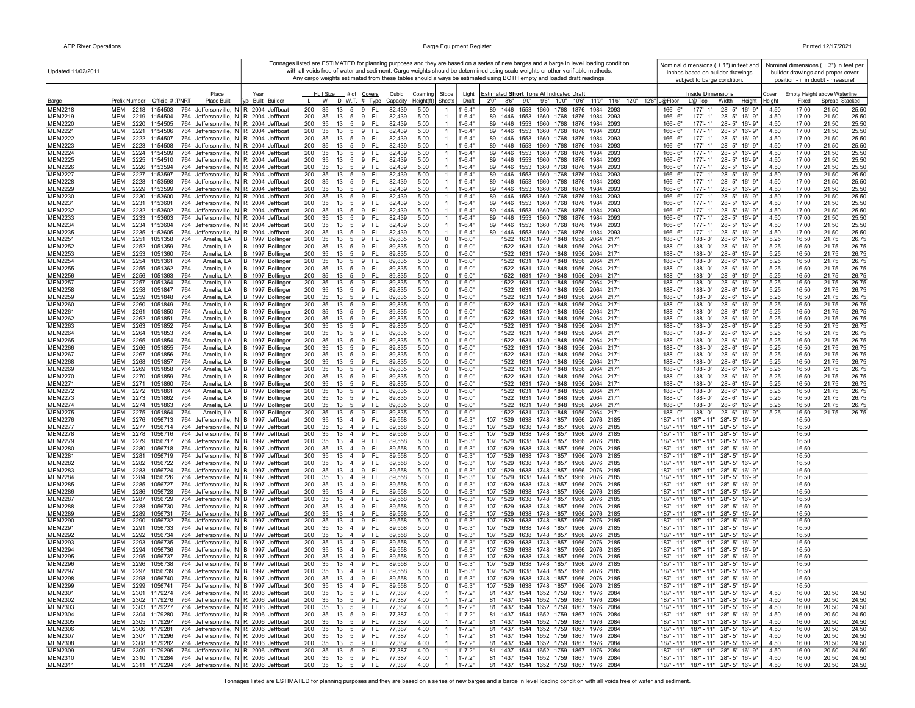Updated 11/02/2011

Tonnages listed are ESTIMATED for planning purposes and they are based on a series of new barges and a barge in level loading condition with all voids free of water and sediment. Cargo weights should be determined using scale weights or other verifiable methods. Any cargo weights estimated from these tables should always be estimated using BOTH empty and loaded draft readings.

| Barge | Prefix | Number | Official # | T/NRT | Place Built | Typ | Year Built | Builder | Hull Size L | W | D | # of W.T. | Covers # | Type | Cubic Capacity | Coaming Height(ft) | Slope Sheets | Light Draft | Estimated Short Tons At Indicated Draft 2'0" | 8'6" | 9'0" | 9'6" | 10'0" | 10'6" | 11'0" | 11'6" | 12'0" | 12'6" | Inside Dimensions L@Floor | L@ Top | Width | Height | Cover Height | Empty Height above Waterline Fixed | Spread | Stacked |
|---|---|---|---|---|---|---|---|---|---|---|---|---|---|---|---|---|---|---|---|---|---|---|---|---|---|---|---|---|---|---|---|---|---|---|---|---|
| MEM2218 | MEM | 2218 | 1154503 | 764 | Jeffersonville, IN | R | 2004 | Jeffboat | 200 | 35 | 13 | 5 | 9 | FL | 82,439 | 5.00 | 1 | 1'-6.4" | 89 | 1446 | 1553 | 1660 | 1768 | 1876 | 1984 | 2093 | | | 166'- 6" | 177'- 1" | 28'- 5" | 16'- 9" | 4.50 | 17.00 | 21.50 | 25.50 |
| MEM2219 | MEM | 2219 | 1154504 | 764 | Jeffersonville, IN | R | 2004 | Jeffboat | 200 | 35 | 13 | 5 | 9 | FL | 82,439 | 5.00 | 1 | 1'-6.4" | 89 | 1446 | 1553 | 1660 | 1768 | 1876 | 1984 | 2093 | | | 166'- 6" | 177'- 1" | 28'- 5" | 16'- 9" | 4.50 | 17.00 | 21.50 | 25.50 |
| MEM2220 | MEM | 2220 | 1154505 | 764 | Jeffersonville, IN | R | 2004 | Jeffboat | 200 | 35 | 13 | 5 | 9 | FL | 82,439 | 5.00 | 1 | 1'-6.4" | 89 | 1446 | 1553 | 1660 | 1768 | 1876 | 1984 | 2093 | | | 166'- 6" | 177'- 1" | 28'- 5" | 16'- 9" | 4.50 | 17.00 | 21.50 | 25.50 |
| MEM2221 | MEM | 2221 | 1154506 | 764 | Jeffersonville, IN | R | 2004 | Jeffboat | 200 | 35 | 13 | 5 | 9 | FL | 82,439 | 5.00 | 1 | 1'-6.4" | 89 | 1446 | 1553 | 1660 | 1768 | 1876 | 1984 | 2093 | | | 166'- 6" | 177'- 1" | 28'- 5" | 16'- 9" | 4.50 | 17.00 | 21.50 | 25.50 |
| MEM2222 | MEM | 2222 | 1154507 | 764 | Jeffersonville, IN | R | 2004 | Jeffboat | 200 | 35 | 13 | 5 | 9 | FL | 82,439 | 5.00 | 1 | 1'-6.4" | 89 | 1446 | 1553 | 1660 | 1768 | 1876 | 1984 | 2093 | | | 166'- 6" | 177'- 1" | 28'- 5" | 16'- 9" | 4.50 | 17.00 | 21.50 | 25.50 |
| MEM2223 | MEM | 2223 | 1154508 | 764 | Jeffersonville, IN | R | 2004 | Jeffboat | 200 | 35 | 13 | 5 | 9 | FL | 82,439 | 5.00 | 1 | 1'-6.4" | 89 | 1446 | 1553 | 1660 | 1768 | 1876 | 1984 | 2093 | | | 166'- 6" | 177'- 1" | 28'- 5" | 16'- 9" | 4.50 | 17.00 | 21.50 | 25.50 |
| MEM2224 | MEM | 2224 | 1154509 | 764 | Jeffersonville, IN | R | 2004 | Jeffboat | 200 | 35 | 13 | 5 | 9 | FL | 82,439 | 5.00 | 1 | 1'-6.4" | 89 | 1446 | 1553 | 1660 | 1768 | 1876 | 1984 | 2093 | | | 166'- 6" | 177'- 1" | 28'- 5" | 16'- 9" | 4.50 | 17.00 | 21.50 | 25.50 |
| MEM2225 | MEM | 2225 | 1154510 | 764 | Jeffersonville, IN | R | 2004 | Jeffboat | 200 | 35 | 13 | 5 | 9 | FL | 82,439 | 5.00 | 1 | 1'-6.4" | 89 | 1446 | 1553 | 1660 | 1768 | 1876 | 1984 | 2093 | | | 166'- 6" | 177'- 1" | 28'- 5" | 16'- 9" | 4.50 | 17.00 | 21.50 | 25.50 |
| MEM2226 | MEM | 2226 | 1153594 | 764 | Jeffersonville, IN | R | 2004 | Jeffboat | 200 | 35 | 13 | 5 | 9 | FL | 82,439 | 5.00 | 1 | 1'-6.4" | 89 | 1446 | 1553 | 1660 | 1768 | 1876 | 1984 | 2093 | | | 166'- 6" | 177'- 1" | 28'- 5" | 16'- 9" | 4.50 | 17.00 | 21.50 | 25.50 |
| MEM2227 | MEM | 2227 | 1153597 | 764 | Jeffersonville, IN | R | 2004 | Jeffboat | 200 | 35 | 13 | 5 | 9 | FL | 82,439 | 5.00 | 1 | 1'-6.4" | 89 | 1446 | 1553 | 1660 | 1768 | 1876 | 1984 | 2093 | | | 166'- 6" | 177'- 1" | 28'- 5" | 16'- 9" | 4.50 | 17.00 | 21.50 | 25.50 |
| MEM2228 | MEM | 2228 | 1153598 | 764 | Jeffersonville, IN | R | 2004 | Jeffboat | 200 | 35 | 13 | 5 | 9 | FL | 82,439 | 5.00 | 1 | 1'-6.4" | 89 | 1446 | 1553 | 1660 | 1768 | 1876 | 1984 | 2093 | | | 166'- 6" | 177'- 1" | 28'- 5" | 16'- 9" | 4.50 | 17.00 | 21.50 | 25.50 |
| MEM2229 | MEM | 2229 | 1153599 | 764 | Jeffersonville, IN | R | 2004 | Jeffboat | 200 | 35 | 13 | 5 | 9 | FL | 82,439 | 5.00 | 1 | 1'-6.4" | 89 | 1446 | 1553 | 1660 | 1768 | 1876 | 1984 | 2093 | | | 166'- 6" | 177'- 1" | 28'- 5" | 16'- 9" | 4.50 | 17.00 | 21.50 | 25.50 |
| MEM2230 | MEM | 2230 | 1153600 | 764 | Jeffersonville, IN | R | 2004 | Jeffboat | 200 | 35 | 13 | 5 | 9 | FL | 82,439 | 5.00 | 1 | 1'-6.4" | 89 | 1446 | 1553 | 1660 | 1768 | 1876 | 1984 | 2093 | | | 166'- 6" | 177'- 1" | 28'- 5" | 16'- 9" | 4.50 | 17.00 | 21.50 | 25.50 |
| MEM2231 | MEM | 2231 | 1153601 | 764 | Jeffersonville, IN | R | 2004 | Jeffboat | 200 | 35 | 13 | 5 | 9 | FL | 82,439 | 5.00 | 1 | 1'-6.4" | 89 | 1446 | 1553 | 1660 | 1768 | 1876 | 1984 | 2093 | | | 166'- 6" | 177'- 1" | 28'- 5" | 16'- 9" | 4.50 | 17.00 | 21.50 | 25.50 |
| MEM2232 | MEM | 2232 | 1153602 | 764 | Jeffersonville, IN | R | 2004 | Jeffboat | 200 | 35 | 13 | 5 | 9 | FL | 82,439 | 5.00 | 1 | 1'-6.4" | 89 | 1446 | 1553 | 1660 | 1768 | 1876 | 1984 | 2093 | | | 166'- 6" | 177'- 1" | 28'- 5" | 16'- 9" | 4.50 | 17.00 | 21.50 | 25.50 |
| MEM2233 | MEM | 2233 | 1153603 | 764 | Jeffersonville, IN | R | 2004 | Jeffboat | 200 | 35 | 13 | 5 | 9 | FL | 82,439 | 5.00 | 1 | 1'-6.4" | 89 | 1446 | 1553 | 1660 | 1768 | 1876 | 1984 | 2093 | | | 166'- 6" | 177'- 1" | 28'- 5" | 16'- 9" | 4.50 | 17.00 | 21.50 | 25.50 |
| MEM2234 | MEM | 2234 | 1153604 | 764 | Jeffersonville, IN | R | 2004 | Jeffboat | 200 | 35 | 13 | 5 | 9 | FL | 82,439 | 5.00 | 1 | 1'-6.4" | 89 | 1446 | 1553 | 1660 | 1768 | 1876 | 1984 | 2093 | | | 166'- 6" | 177'- 1" | 28'- 5" | 16'- 9" | 4.50 | 17.00 | 21.50 | 25.50 |
| MEM2235 | MEM | 2235 | 1153605 | 764 | Jeffersonville, IN | R | 2004 | Jeffboat | 200 | 35 | 13 | 5 | 9 | FL | 82,439 | 5.00 | 1 | 1'-6.4" | 89 | 1446 | 1553 | 1660 | 1768 | 1876 | 1984 | 2093 | | | 166'- 6" | 177'- 1" | 28'- 5" | 16'- 9" | 4.50 | 17.00 | 21.50 | 25.50 |
| MEM2251 | MEM | 2251 | 1051358 | 764 | Amelia, LA | B | 1997 | Bollinger | 200 | 35 | 13 | 5 | 9 | FL | 89,835 | 5.00 | 0 | 1'-6.0" | | 1522 | 1631 | 1740 | 1848 | 1956 | 2064 | 2171 | | | 188'- 0" | 188'- 0" | 28'- 6" | 16'- 9" | 5.25 | 16.50 | 21.75 | 26.75 |
| MEM2252 | MEM | 2252 | 1051359 | 764 | Amelia, LA | B | 1997 | Bollinger | 200 | 35 | 13 | 5 | 9 | FL | 89,835 | 5.00 | 0 | 1'-6.0" | | 1522 | 1631 | 1740 | 1848 | 1956 | 2064 | 2171 | | | 188'- 0" | 188'- 0" | 28'- 6" | 16'- 9" | 5.25 | 16.50 | 21.75 | 26.75 |
| MEM2253 | MEM | 2253 | 1051360 | 764 | Amelia, LA | B | 1997 | Bollinger | 200 | 35 | 13 | 5 | 9 | FL | 89,835 | 5.00 | 0 | 1'-6.0" | | 1522 | 1631 | 1740 | 1848 | 1956 | 2064 | 2171 | | | 188'- 0" | 188'- 0" | 28'- 6" | 16'- 9" | 5.25 | 16.50 | 21.75 | 26.75 |
| MEM2254 | MEM | 2254 | 1051361 | 764 | Amelia, LA | B | 1997 | Bollinger | 200 | 35 | 13 | 5 | 9 | FL | 89,835 | 5.00 | 0 | 1'-6.0" | | 1522 | 1631 | 1740 | 1848 | 1956 | 2064 | 2171 | | | 188'- 0" | 188'- 0" | 28'- 6" | 16'- 9" | 5.25 | 16.50 | 21.75 | 26.75 |
| MEM2255 | MEM | 2255 | 1051362 | 764 | Amelia, LA | B | 1997 | Bollinger | 200 | 35 | 13 | 5 | 9 | FL | 89,835 | 5.00 | 0 | 1'-6.0" | | 1522 | 1631 | 1740 | 1848 | 1956 | 2064 | 2171 | | | 188'- 0" | 188'- 0" | 28'- 6" | 16'- 9" | 5.25 | 16.50 | 21.75 | 26.75 |
| MEM2256 | MEM | 2256 | 1051363 | 764 | Amelia, LA | B | 1997 | Bollinger | 200 | 35 | 13 | 5 | 9 | FL | 89,835 | 5.00 | 0 | 1'-6.0" | | 1522 | 1631 | 1740 | 1848 | 1956 | 2064 | 2171 | | | 188'- 0" | 188'- 0" | 28'- 6" | 16'- 9" | 5.25 | 16.50 | 21.75 | 26.75 |
| MEM2257 | MEM | 2257 | 1051364 | 764 | Amelia, LA | B | 1997 | Bollinger | 200 | 35 | 13 | 5 | 9 | FL | 89,835 | 5.00 | 0 | 1'-6.0" | | 1522 | 1631 | 1740 | 1848 | 1956 | 2064 | 2171 | | | 188'- 0" | 188'- 0" | 28'- 6" | 16'- 9" | 5.25 | 16.50 | 21.75 | 26.75 |
| MEM2258 | MEM | 2258 | 1051847 | 764 | Amelia, LA | B | 1997 | Bollinger | 200 | 35 | 13 | 5 | 9 | FL | 89,835 | 5.00 | 0 | 1'-6.0" | | 1522 | 1631 | 1740 | 1848 | 1956 | 2064 | 2171 | | | 188'- 0" | 188'- 0" | 28'- 6" | 16'- 9" | 5.25 | 16.50 | 21.75 | 26.75 |
| MEM2259 | MEM | 2259 | 1051848 | 764 | Amelia, LA | B | 1997 | Bollinger | 200 | 35 | 13 | 5 | 9 | FL | 89,835 | 5.00 | 0 | 1'-6.0" | | 1522 | 1631 | 1740 | 1848 | 1956 | 2064 | 2171 | | | 188'- 0" | 188'- 0" | 28'- 6" | 16'- 9" | 5.25 | 16.50 | 21.75 | 26.75 |
| MEM2260 | MEM | 2260 | 1051849 | 764 | Amelia, LA | B | 1997 | Bollinger | 200 | 35 | 13 | 5 | 9 | FL | 89,835 | 5.00 | 0 | 1'-6.0" | | 1522 | 1631 | 1740 | 1848 | 1956 | 2064 | 2171 | | | 188'- 0" | 188'- 0" | 28'- 6" | 16'- 9" | 5.25 | 16.50 | 21.75 | 26.75 |
| MEM2261 | MEM | 2261 | 1051850 | 764 | Amelia, LA | B | 1997 | Bollinger | 200 | 35 | 13 | 5 | 9 | FL | 89,835 | 5.00 | 0 | 1'-6.0" | | 1522 | 1631 | 1740 | 1848 | 1956 | 2064 | 2171 | | | 188'- 0" | 188'- 0" | 28'- 6" | 16'- 9" | 5.25 | 16.50 | 21.75 | 26.75 |
| MEM2262 | MEM | 2262 | 1051851 | 764 | Amelia, LA | B | 1997 | Bollinger | 200 | 35 | 13 | 5 | 9 | FL | 89,835 | 5.00 | 0 | 1'-6.0" | | 1522 | 1631 | 1740 | 1848 | 1956 | 2064 | 2171 | | | 188'- 0" | 188'- 0" | 28'- 6" | 16'- 9" | 5.25 | 16.50 | 21.75 | 26.75 |
| MEM2263 | MEM | 2263 | 1051852 | 764 | Amelia, LA | B | 1997 | Bollinger | 200 | 35 | 13 | 5 | 9 | FL | 89,835 | 5.00 | 0 | 1'-6.0" | | 1522 | 1631 | 1740 | 1848 | 1956 | 2064 | 2171 | | | 188'- 0" | 188'- 0" | 28'- 6" | 16'- 9" | 5.25 | 16.50 | 21.75 | 26.75 |
| MEM2264 | MEM | 2264 | 1051853 | 764 | Amelia, LA | B | 1997 | Bollinger | 200 | 35 | 13 | 5 | 9 | FL | 89,835 | 5.00 | 0 | 1'-6.0" | | 1522 | 1631 | 1740 | 1848 | 1956 | 2064 | 2171 | | | 188'- 0" | 188'- 0" | 28'- 6" | 16'- 9" | 5.25 | 16.50 | 21.75 | 26.75 |
| MEM2265 | MEM | 2265 | 1051854 | 764 | Amelia, LA | B | 1997 | Bollinger | 200 | 35 | 13 | 5 | 9 | FL | 89,835 | 5.00 | 0 | 1'-6.0" | | 1522 | 1631 | 1740 | 1848 | 1956 | 2064 | 2171 | | | 188'- 0" | 188'- 0" | 28'- 6" | 16'- 9" | 5.25 | 16.50 | 21.75 | 26.75 |
| MEM2266 | MEM | 2266 | 1051855 | 764 | Amelia, LA | B | 1997 | Bollinger | 200 | 35 | 13 | 5 | 9 | FL | 89,835 | 5.00 | 0 | 1'-6.0" | | 1522 | 1631 | 1740 | 1848 | 1956 | 2064 | 2171 | | | 188'- 0" | 188'- 0" | 28'- 6" | 16'- 9" | 5.25 | 16.50 | 21.75 | 26.75 |
| MEM2267 | MEM | 2267 | 1051856 | 764 | Amelia, LA | B | 1997 | Bollinger | 200 | 35 | 13 | 5 | 9 | FL | 89,835 | 5.00 | 0 | 1'-6.0" | | 1522 | 1631 | 1740 | 1848 | 1956 | 2064 | 2171 | | | 188'- 0" | 188'- 0" | 28'- 6" | 16'- 9" | 5.25 | 16.50 | 21.75 | 26.75 |
| MEM2268 | MEM | 2268 | 1051857 | 764 | Amelia, LA | B | 1997 | Bollinger | 200 | 35 | 13 | 5 | 9 | FL | 89,835 | 5.00 | 0 | 1'-6.0" | | 1522 | 1631 | 1740 | 1848 | 1956 | 2064 | 2171 | | | 188'- 0" | 188'- 0" | 28'- 6" | 16'- 9" | 5.25 | 16.50 | 21.75 | 26.75 |
| MEM2269 | MEM | 2269 | 1051858 | 764 | Amelia, LA | B | 1997 | Bollinger | 200 | 35 | 13 | 5 | 9 | FL | 89,835 | 5.00 | 0 | 1'-6.0" | | 1522 | 1631 | 1740 | 1848 | 1956 | 2064 | 2171 | | | 188'- 0" | 188'- 0" | 28'- 6" | 16'- 9" | 5.25 | 16.50 | 21.75 | 26.75 |
| MEM2270 | MEM | 2270 | 1051859 | 764 | Amelia, LA | B | 1997 | Bollinger | 200 | 35 | 13 | 5 | 9 | FL | 89,835 | 5.00 | 0 | 1'-6.0" | | 1522 | 1631 | 1740 | 1848 | 1956 | 2064 | 2171 | | | 188'- 0" | 188'- 0" | 28'- 6" | 16'- 9" | 5.25 | 16.50 | 21.75 | 26.75 |
| MEM2271 | MEM | 2271 | 1051860 | 764 | Amelia, LA | B | 1997 | Bollinger | 200 | 35 | 13 | 5 | 9 | FL | 89,835 | 5.00 | 0 | 1'-6.0" | | 1522 | 1631 | 1740 | 1848 | 1956 | 2064 | 2171 | | | 188'- 0" | 188'- 0" | 28'- 6" | 16'- 9" | 5.25 | 16.50 | 21.75 | 26.75 |
| MEM2272 | MEM | 2272 | 1051861 | 764 | Amelia, LA | B | 1997 | Bollinger | 200 | 35 | 13 | 5 | 9 | FL | 89,835 | 5.00 | 0 | 1'-6.0" | | 1522 | 1631 | 1740 | 1848 | 1956 | 2064 | 2171 | | | 188'- 0" | 188'- 0" | 28'- 6" | 16'- 9" | 5.25 | 16.50 | 21.75 | 26.75 |
| MEM2273 | MEM | 2273 | 1051862 | 764 | Amelia, LA | B | 1997 | Bollinger | 200 | 35 | 13 | 5 | 9 | FL | 89,835 | 5.00 | 0 | 1'-6.0" | | 1522 | 1631 | 1740 | 1848 | 1956 | 2064 | 2171 | | | 188'- 0" | 188'- 0" | 28'- 6" | 16'- 9" | 5.25 | 16.50 | 21.75 | 26.75 |
| MEM2274 | MEM | 2274 | 1051863 | 764 | Amelia, LA | B | 1997 | Bollinger | 200 | 35 | 13 | 5 | 9 | FL | 89,835 | 5.00 | 0 | 1'-6.0" | | 1522 | 1631 | 1740 | 1848 | 1956 | 2064 | 2171 | | | 188'- 0" | 188'- 0" | 28'- 6" | 16'- 9" | 5.25 | 16.50 | 21.75 | 26.75 |
| MEM2275 | MEM | 2275 | 1051864 | 764 | Amelia, LA | B | 1997 | Bollinger | 200 | 35 | 13 | 5 | 9 | FL | 89,835 | 5.00 | 0 | 1'-6.0" | | 1522 | 1631 | 1740 | 1848 | 1956 | 2064 | 2171 | | | 188'- 0" | 188'- 0" | 28'- 6" | 16'- 9" | 5.25 | 16.50 | 21.75 | 26.75 |
| MEM2276 | MEM | 2276 | 1056713 | 764 | Jeffersonville, IN | B | 1997 | Jeffboat | 200 | 35 | 13 | 4 | 9 | FL | 89,558 | 5.00 | 0 | 1'-6.3" | 107 | 1529 | 1638 | 1748 | 1857 | 1966 | 2076 | 2185 | | | 187'- 11" | 187'- 11" | 28'- 5" | 16'- 9" | | 16.50 | | |
| MEM2277 | MEM | 2277 | 1056714 | 764 | Jeffersonville, IN | B | 1997 | Jeffboat | 200 | 35 | 13 | 4 | 9 | FL | 89,558 | 5.00 | 0 | 1'-6.3" | 107 | 1529 | 1638 | 1748 | 1857 | 1966 | 2076 | 2185 | | | 187'- 11" | 187'- 11" | 28'- 5" | 16'- 9" | | 16.50 | | |
| MEM2278 | MEM | 2278 | 1056716 | 764 | Jeffersonville, IN | B | 1997 | Jeffboat | 200 | 35 | 13 | 4 | 9 | FL | 89,558 | 5.00 | 0 | 1'-6.3" | 107 | 1529 | 1638 | 1748 | 1857 | 1966 | 2076 | 2185 | | | 187'- 11" | 187'- 11" | 28'- 5" | 16'- 9" | | 16.50 | | |
| MEM2279 | MEM | 2279 | 1056717 | 764 | Jeffersonville, IN | B | 1997 | Jeffboat | 200 | 35 | 13 | 4 | 9 | FL | 89,558 | 5.00 | 0 | 1'-6.3" | 107 | 1529 | 1638 | 1748 | 1857 | 1966 | 2076 | 2185 | | | 187'- 11" | 187'- 11" | 28'- 5" | 16'- 9" | | 16.50 | | |
| MEM2280 | MEM | 2280 | 1056718 | 764 | Jeffersonville, IN | B | 1997 | Jeffboat | 200 | 35 | 13 | 4 | 9 | FL | 89,558 | 5.00 | 0 | 1'-6.3" | 107 | 1529 | 1638 | 1748 | 1857 | 1966 | 2076 | 2185 | | | 187'- 11" | 187'- 11" | 28'- 5" | 16'- 9" | | 16.50 | | |
| MEM2281 | MEM | 2281 | 1056719 | 764 | Jeffersonville, IN | B | 1997 | Jeffboat | 200 | 35 | 13 | 4 | 9 | FL | 89,558 | 5.00 | 0 | 1'-6.3" | 107 | 1529 | 1638 | 1748 | 1857 | 1966 | 2076 | 2185 | | | 187'- 11" | 187'- 11" | 28'- 5" | 16'- 9" | | 16.50 | | |
| MEM2282 | MEM | 2282 | 1056722 | 764 | Jeffersonville, IN | B | 1997 | Jeffboat | 200 | 35 | 13 | 4 | 9 | FL | 89,558 | 5.00 | 0 | 1'-6.3" | 107 | 1529 | 1638 | 1748 | 1857 | 1966 | 2076 | 2185 | | | 187'- 11" | 187'- 11" | 28'- 5" | 16'- 9" | | 16.50 | | |
| MEM2283 | MEM | 2283 | 1056724 | 764 | Jeffersonville, IN | B | 1997 | Jeffboat | 200 | 35 | 13 | 4 | 9 | FL | 89,558 | 5.00 | 0 | 1'-6.3" | 107 | 1529 | 1638 | 1748 | 1857 | 1966 | 2076 | 2185 | | | 187'- 11" | 187'- 11" | 28'- 5" | 16'- 9" | | 16.50 | | |
| MEM2284 | MEM | 2284 | 1056726 | 764 | Jeffersonville, IN | B | 1997 | Jeffboat | 200 | 35 | 13 | 4 | 9 | FL | 89,558 | 5.00 | 0 | 1'-6.3" | 107 | 1529 | 1638 | 1748 | 1857 | 1966 | 2076 | 2185 | | | 187'- 11" | 187'- 11" | 28'- 5" | 16'- 9" | | 16.50 | | |
| MEM2285 | MEM | 2285 | 1056727 | 764 | Jeffersonville, IN | B | 1997 | Jeffboat | 200 | 35 | 13 | 4 | 9 | FL | 89,558 | 5.00 | 0 | 1'-6.3" | 107 | 1529 | 1638 | 1748 | 1857 | 1966 | 2076 | 2185 | | | 187'- 11" | 187'- 11" | 28'- 5" | 16'- 9" | | 16.50 | | |
| MEM2286 | MEM | 2286 | 1056728 | 764 | Jeffersonville, IN | B | 1997 | Jeffboat | 200 | 35 | 13 | 4 | 9 | FL | 89,558 | 5.00 | 0 | 1'-6.3" | 107 | 1529 | 1638 | 1748 | 1857 | 1966 | 2076 | 2185 | | | 187'- 11" | 187'- 11" | 28'- 5" | 16'- 9" | | 16.50 | | |
| MEM2287 | MEM | 2287 | 1056729 | 764 | Jeffersonville, IN | B | 1997 | Jeffboat | 200 | 35 | 13 | 4 | 9 | FL | 89,558 | 5.00 | 0 | 1'-6.3" | 107 | 1529 | 1638 | 1748 | 1857 | 1966 | 2076 | 2185 | | | 187'- 11" | 187'- 11" | 28'- 5" | 16'- 9" | | 16.50 | | |
| MEM2288 | MEM | 2288 | 1056730 | 764 | Jeffersonville, IN | B | 1997 | Jeffboat | 200 | 35 | 13 | 4 | 9 | FL | 89,558 | 5.00 | 0 | 1'-6.3" | 107 | 1529 | 1638 | 1748 | 1857 | 1966 | 2076 | 2185 | | | 187'- 11" | 187'- 11" | 28'- 5" | 16'- 9" | | 16.50 | | |
| MEM2289 | MEM | 2289 | 1056731 | 764 | Jeffersonville, IN | B | 1997 | Jeffboat | 200 | 35 | 13 | 4 | 9 | FL | 89,558 | 5.00 | 0 | 1'-6.3" | 107 | 1529 | 1638 | 1748 | 1857 | 1966 | 2076 | 2185 | | | 187'- 11" | 187'- 11" | 28'- 5" | 16'- 9" | | 16.50 | | |
| MEM2290 | MEM | 2290 | 1056732 | 764 | Jeffersonville, IN | B | 1997 | Jeffboat | 200 | 35 | 13 | 4 | 9 | FL | 89,558 | 5.00 | 0 | 1'-6.3" | 107 | 1529 | 1638 | 1748 | 1857 | 1966 | 2076 | 2185 | | | 187'- 11" | 187'- 11" | 28'- 5" | 16'- 9" | | 16.50 | | |
| MEM2291 | MEM | 2291 | 1056733 | 764 | Jeffersonville, IN | B | 1997 | Jeffboat | 200 | 35 | 13 | 4 | 9 | FL | 89,558 | 5.00 | 0 | 1'-6.3" | 107 | 1529 | 1638 | 1748 | 1857 | 1966 | 2076 | 2185 | | | 187'- 11" | 187'- 11" | 28'- 5" | 16'- 9" | | 16.50 | | |
| MEM2292 | MEM | 2292 | 1056734 | 764 | Jeffersonville, IN | B | 1997 | Jeffboat | 200 | 35 | 13 | 4 | 9 | FL | 89,558 | 5.00 | 0 | 1'-6.3" | 107 | 1529 | 1638 | 1748 | 1857 | 1966 | 2076 | 2185 | | | 187'- 11" | 187'- 11" | 28'- 5" | 16'- 9" | | 16.50 | | |
| MEM2293 | MEM | 2293 | 1056735 | 764 | Jeffersonville, IN | B | 1997 | Jeffboat | 200 | 35 | 13 | 4 | 9 | FL | 89,558 | 5.00 | 0 | 1'-6.3" | 107 | 1529 | 1638 | 1748 | 1857 | 1966 | 2076 | 2185 | | | 187'- 11" | 187'- 11" | 28'- 5" | 16'- 9" | | 16.50 | | |
| MEM2294 | MEM | 2294 | 1056736 | 764 | Jeffersonville, IN | B | 1997 | Jeffboat | 200 | 35 | 13 | 4 | 9 | FL | 89,558 | 5.00 | 0 | 1'-6.3" | 107 | 1529 | 1638 | 1748 | 1857 | 1966 | 2076 | 2185 | | | 187'- 11" | 187'- 11" | 28'- 5" | 16'- 9" | | 16.50 | | |
| MEM2295 | MEM | 2295 | 1056737 | 764 | Jeffersonville, IN | B | 1997 | Jeffboat | 200 | 35 | 13 | 4 | 9 | FL | 89,558 | 5.00 | 0 | 1'-6.3" | 107 | 1529 | 1638 | 1748 | 1857 | 1966 | 2076 | 2185 | | | 187'- 11" | 187'- 11" | 28'- 5" | 16'- 9" | | 16.50 | | |
| MEM2296 | MEM | 2296 | 1056738 | 764 | Jeffersonville, IN | B | 1997 | Jeffboat | 200 | 35 | 13 | 4 | 9 | FL | 89,558 | 5.00 | 0 | 1'-6.3" | 107 | 1529 | 1638 | 1748 | 1857 | 1966 | 2076 | 2185 | | | 187'- 11" | 187'- 11" | 28'- 5" | 16'- 9" | | 16.50 | | |
| MEM2297 | MEM | 2297 | 1056739 | 764 | Jeffersonville, IN | B | 1997 | Jeffboat | 200 | 35 | 13 | 4 | 9 | FL | 89,558 | 5.00 | 0 | 1'-6.3" | 107 | 1529 | 1638 | 1748 | 1857 | 1966 | 2076 | 2185 | | | 187'- 11" | 187'- 11" | 28'- 5" | 16'- 9" | | 16.50 | | |
| MEM2298 | MEM | 2298 | 1056740 | 764 | Jeffersonville, IN | B | 1997 | Jeffboat | 200 | 35 | 13 | 4 | 9 | FL | 89,558 | 5.00 | 0 | 1'-6.3" | 107 | 1529 | 1638 | 1748 | 1857 | 1966 | 2076 | 2185 | | | 187'- 11" | 187'- 11" | 28'- 5" | 16'- 9" | | 16.50 | | |
| MEM2299 | MEM | 2299 | 1056741 | 764 | Jeffersonville, IN | B | 1997 | Jeffboat | 200 | 35 | 13 | 4 | 9 | FL | 89,558 | 5.00 | 0 | 1'-6.3" | 107 | 1529 | 1638 | 1748 | 1857 | 1966 | 2076 | 2185 | | | 187'- 11" | 187'- 11" | 28'- 5" | 16'- 9" | | 16.50 | | |
| MEM2301 | MEM | 2301 | 1179274 | 764 | Jeffersonville, IN | R | 2006 | Jeffboat | 200 | 35 | 13 | 5 | 9 | FL | 77,387 | 4.00 | 1 | 1'-7.2" | 81 | 1437 | 1544 | 1652 | 1759 | 1867 | 1976 | 2084 | | | 187'- 11" | 187'- 11" | 28'- 5" | 16'- 9" | 4.50 | 16.00 | 20.50 | 24.50 |
| MEM2302 | MEM | 2302 | 1179276 | 764 | Jeffersonville, IN | R | 2006 | Jeffboat | 200 | 35 | 13 | 5 | 9 | FL | 77,387 | 4.00 | 1 | 1'-7.2" | 81 | 1437 | 1544 | 1652 | 1759 | 1867 | 1976 | 2084 | | | 187'- 11" | 187'- 11" | 28'- 5" | 16'- 9" | 4.50 | 16.00 | 20.50 | 24.50 |
| MEM2303 | MEM | 2303 | 1179277 | 764 | Jeffersonville, IN | R | 2006 | Jeffboat | 200 | 35 | 13 | 5 | 9 | FL | 77,387 | 4.00 | 1 | 1'-7.2" | 81 | 1437 | 1544 | 1652 | 1759 | 1867 | 1976 | 2084 | | | 187'- 11" | 187'- 11" | 28'- 5" | 16'- 9" | 4.50 | 16.00 | 20.50 | 24.50 |
| MEM2304 | MEM | 2304 | 1179280 | 764 | Jeffersonville, IN | R | 2006 | Jeffboat | 200 | 35 | 13 | 5 | 9 | FL | 77,387 | 4.00 | 1 | 1'-7.2" | 81 | 1437 | 1544 | 1652 | 1759 | 1867 | 1976 | 2084 | | | 187'- 11" | 187'- 11" | 28'- 5" | 16'- 9" | 4.50 | 16.00 | 20.50 | 24.50 |
| MEM2305 | MEM | 2305 | 1179297 | 764 | Jeffersonville, IN | R | 2006 | Jeffboat | 200 | 35 | 13 | 5 | 9 | FL | 77,387 | 4.00 | 1 | 1'-7.2" | 81 | 1437 | 1544 | 1652 | 1759 | 1867 | 1976 | 2084 | | | 187'- 11" | 187'- 11" | 28'- 5" | 16'- 9" | 4.50 | 16.00 | 20.50 | 24.50 |
| MEM2306 | MEM | 2306 | 1179281 | 764 | Jeffersonville, IN | R | 2006 | Jeffboat | 200 | 35 | 13 | 5 | 9 | FL | 77,387 | 4.00 | 1 | 1'-7.2" | 81 | 1437 | 1544 | 1652 | 1759 | 1867 | 1976 | 2084 | | | 187'- 11" | 187'- 11" | 28'- 5" | 16'- 9" | 4.50 | 16.00 | 20.50 | 24.50 |
| MEM2307 | MEM | 2307 | 1179296 | 764 | Jeffersonville, IN | R | 2006 | Jeffboat | 200 | 35 | 13 | 5 | 9 | FL | 77,387 | 4.00 | 1 | 1'-7.2" | 81 | 1437 | 1544 | 1652 | 1759 | 1867 | 1976 | 2084 | | | 187'- 11" | 187'- 11" | 28'- 5" | 16'- 9" | 4.50 | 16.00 | 20.50 | 24.50 |
| MEM2308 | MEM | 2308 | 1179282 | 764 | Jeffersonville, IN | R | 2006 | Jeffboat | 200 | 35 | 13 | 5 | 9 | FL | 77,387 | 4.00 | 1 | 1'-7.2" | 81 | 1437 | 1544 | 1652 | 1759 | 1867 | 1976 | 2084 | | | 187'- 11" | 187'- 11" | 28'- 5" | 16'- 9" | 4.50 | 16.00 | 20.50 | 24.50 |
| MEM2309 | MEM | 2309 | 1179295 | 764 | Jeffersonville, IN | R | 2006 | Jeffboat | 200 | 35 | 13 | 5 | 9 | FL | 77,387 | 4.00 | 1 | 1'-7.2" | 81 | 1437 | 1544 | 1652 | 1759 | 1867 | 1976 | 2084 | | | 187'- 11" | 187'- 11" | 28'- 5" | 16'- 9" | 4.50 | 16.00 | 20.50 | 24.50 |
| MEM2310 | MEM | 2310 | 1179284 | 764 | Jeffersonville, IN | R | 2006 | Jeffboat | 200 | 35 | 13 | 5 | 9 | FL | 77,387 | 4.00 | 1 | 1'-7.2" | 81 | 1437 | 1544 | 1652 | 1759 | 1867 | 1976 | 2084 | | | 187'- 11" | 187'- 11" | 28'- 5" | 16'- 9" | 4.50 | 16.00 | 20.50 | 24.50 |
| MEM2311 | MEM | 2311 | 1179294 | 764 | Jeffersonville, IN | R | 2006 | Jeffboat | 200 | 35 | 13 | 5 | 9 | FL | 77,387 | 4.00 | 1 | 1'-7.2" | 81 | 1437 | 1544 | 1652 | 1759 | 1867 | 1976 | 2084 | | | 187'- 11" | 187'- 11" | 28'- 5" | 16'- 9" | 4.50 | 16.00 | 20.50 | 24.50 |

Nominal dimensions (± 1") in feet and inches based on builder drawings subject to barge condition. Nominal dimensions (± 3") in feet per builder drawings and proper cover position - if in doubt - measure!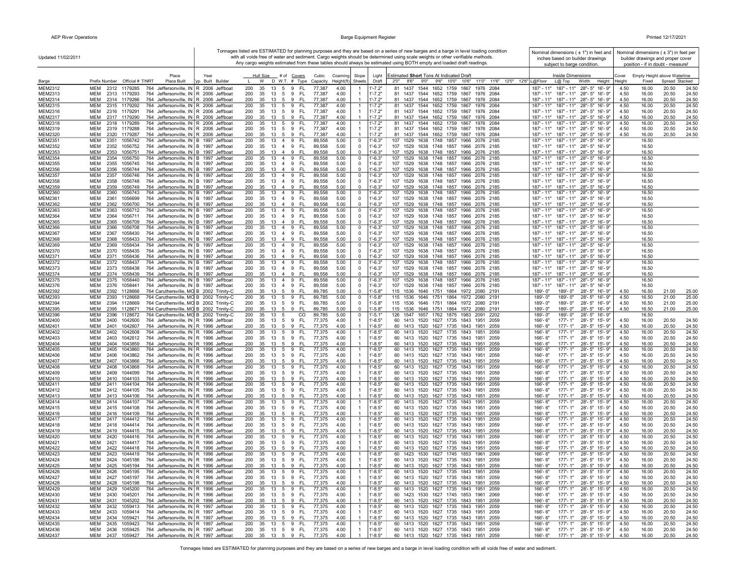Updated 11/02/2011

Tonnages listed are ESTIMATED for planning purposes and they are based on a series of new barges and a barge in level loading condition with all voids free of water and sediment. Cargo weights should be determined using scale weights or other verifiable methods. Any cargo weights estimated from these tables should always be estimated using BOTH empty and loaded draft readings.

Nominal dimensions ( ± 1") in feet and inches based on builder drawings subject to barge condition.

Nominal dimensions ( ± 3") in feet per builder drawings and proper cover position - if in doubt - measure!

| Barge | Prefix | Number | Official # | T/NRT | Place Built | Typ | Year Built | Builder | Hull Size L | W | D | # W.T. | Covers # | Covers Type | Cubic Capacity | Coaming Height(ft) | Slope Sheets | Light Draft | 2'0" | 8'6" | 9'0" | 9'6" | 10'0" | 10'6" | 11'0" | 11'6" | 12'0" | 12'6" | L@Floor | L@Top | Width | Height | Cover Height | Fixed | Spread | Stacked |
|---|---|---|---|---|---|---|---|---|---|---|---|---|---|---|---|---|---|---|---|---|---|---|---|---|---|---|---|---|---|---|---|---|---|---|---|---|
| MEM2312 | MEM | 2312 | 1179285 | 764 | Jeffersonville, IN | R | 2006 | Jeffboat | 200 | 35 | 13 | 5 | 9 | FL | 77,387 | 4.00 | 1 | 1'-7.2" | 81 | 1437 | 1544 | 1652 | 1759 | 1867 | 1976 | 2084 | | | 187'-11" | 187'-11" | 28'-5" | 16'-9" | 4.50 | 16.00 | 20.50 | 24.50 |
| MEM2313 | MEM | 2313 | 1179293 | 764 | Jeffersonville, IN | R | 2006 | Jeffboat | 200 | 35 | 13 | 5 | 9 | FL | 77,387 | 4.00 | 1 | 1'-7.2" | 81 | 1437 | 1544 | 1652 | 1759 | 1867 | 1976 | 2084 | | | 187'-11" | 187'-11" | 28'-5" | 16'-9" | 4.50 | 16.00 | 20.50 | 24.50 |
| MEM2314 | MEM | 2314 | 1179286 | 764 | Jeffersonville, IN | R | 2006 | Jeffboat | 200 | 35 | 13 | 5 | 9 | FL | 77,387 | 4.00 | 1 | 1'-7.2" | 81 | 1437 | 1544 | 1652 | 1759 | 1867 | 1976 | 2084 | | | 187'-11" | 187'-11" | 28'-5" | 16'-9" | 4.50 | 16.00 | 20.50 | 24.50 |
| MEM2315 | MEM | 2315 | 1179292 | 764 | Jeffersonville, IN | R | 2006 | Jeffboat | 200 | 35 | 13 | 5 | 9 | FL | 77,387 | 4.00 | 1 | 1'-7.2" | 81 | 1437 | 1544 | 1652 | 1759 | 1867 | 1976 | 2084 | | | 187'-11" | 187'-11" | 28'-5" | 16'-9" | 4.50 | 16.00 | 20.50 | 24.50 |
| MEM2316 | MEM | 2316 | 1179291 | 764 | Jeffersonville, IN | R | 2006 | Jeffboat | 200 | 35 | 13 | 5 | 9 | FL | 77,387 | 4.00 | 1 | 1'-7.2" | 81 | 1437 | 1544 | 1652 | 1759 | 1867 | 1976 | 2084 | | | 187'-11" | 187'-11" | 28'-5" | 16'-9" | 4.50 | 16.00 | 20.50 | 24.50 |
| MEM2317 | MEM | 2317 | 1179290 | 764 | Jeffersonville, IN | R | 2006 | Jeffboat | 200 | 35 | 13 | 5 | 9 | FL | 77,387 | 4.00 | 1 | 1'-7.2" | 81 | 1437 | 1544 | 1652 | 1759 | 1867 | 1976 | 2084 | | | 187'-11" | 187'-11" | 28'-5" | 16'-9" | 4.50 | 16.00 | 20.50 | 24.50 |
| MEM2318 | MEM | 2318 | 1179289 | 764 | Jeffersonville, IN | R | 2006 | Jeffboat | 200 | 35 | 13 | 5 | 9 | FL | 77,387 | 4.00 | 1 | 1'-7.2" | 81 | 1437 | 1544 | 1652 | 1759 | 1867 | 1976 | 2084 | | | 187'-11" | 187'-11" | 28'-5" | 16'-9" | 4.50 | 16.00 | 20.50 | 24.50 |
| MEM2319 | MEM | 2319 | 1179288 | 764 | Jeffersonville, IN | R | 2006 | Jeffboat | 200 | 35 | 13 | 5 | 9 | FL | 77,387 | 4.00 | 1 | 1'-7.2" | 81 | 1437 | 1544 | 1652 | 1759 | 1867 | 1976 | 2084 | | | 187'-11" | 187'-11" | 28'-5" | 16'-9" | 4.50 | 16.00 | 20.50 | 24.50 |
| MEM2320 | MEM | 2320 | 1179287 | 764 | Jeffersonville, IN | R | 2006 | Jeffboat | 200 | 35 | 13 | 5 | 9 | FL | 77,387 | 4.00 | 1 | 1'-7.2" | 81 | 1437 | 1544 | 1652 | 1759 | 1867 | 1976 | 2084 | | | 187'-11" | 187'-11" | 28'-5" | 16'-9" | 4.50 | 16.00 | 20.50 | 24.50 |
| MEM2351 | MEM | 2351 | 1056742 | 764 | Jeffersonville, IN | B | 1997 | Jeffboat | 200 | 35 | 13 | 4 | 9 | FL | 89,558 | 5.00 | 0 | 1'-6.3" | 107 | 1529 | 1638 | 1748 | 1857 | 1966 | 2076 | 2185 | | | 187'-11" | 187'-11" | 28'-5" | 16'-9" | | 16.50 | | |
| MEM2352 | MEM | 2352 | 1056752 | 764 | Jeffersonville, IN | B | 1997 | Jeffboat | 200 | 35 | 13 | 4 | 9 | FL | 89,558 | 5.00 | 0 | 1'-6.3" | 107 | 1529 | 1638 | 1748 | 1857 | 1966 | 2076 | 2185 | | | 187'-11" | 187'-11" | 28'-5" | 16'-9" | | 16.50 | | |
| MEM2353 | MEM | 2353 | 1056751 | 764 | Jeffersonville, IN | B | 1997 | Jeffboat | 200 | 35 | 13 | 4 | 9 | FL | 89,558 | 5.00 | 0 | 1'-6.3" | 107 | 1529 | 1638 | 1748 | 1857 | 1966 | 2076 | 2185 | | | 187'-11" | 187'-11" | 28'-5" | 16'-9" | | 16.50 | | |
| MEM2354 | MEM | 2354 | 1056750 | 764 | Jeffersonville, IN | B | 1997 | Jeffboat | 200 | 35 | 13 | 4 | 9 | FL | 89,558 | 5.00 | 0 | 1'-6.3" | 107 | 1529 | 1638 | 1748 | 1857 | 1966 | 2076 | 2185 | | | 187'-11" | 187'-11" | 28'-5" | 16'-9" | | 16.50 | | |
| MEM2355 | MEM | 2355 | 1056745 | 764 | Jeffersonville, IN | B | 1997 | Jeffboat | 200 | 35 | 13 | 4 | 9 | FL | 89,558 | 5.00 | 0 | 1'-6.3" | 107 | 1529 | 1638 | 1748 | 1857 | 1966 | 2076 | 2185 | | | 187'-11" | 187'-11" | 28'-5" | 16'-9" | | 16.50 | | |
| MEM2356 | MEM | 2356 | 1056744 | 764 | Jeffersonville, IN | B | 1997 | Jeffboat | 200 | 35 | 13 | 4 | 9 | FL | 89,558 | 5.00 | 0 | 1'-6.3" | 107 | 1529 | 1638 | 1748 | 1857 | 1966 | 2076 | 2185 | | | 187'-11" | 187'-11" | 28'-5" | 16'-9" | | 16.50 | | |
| MEM2357 | MEM | 2357 | 1056746 | 764 | Jeffersonville, IN | B | 1997 | Jeffboat | 200 | 35 | 13 | 4 | 9 | FL | 89,558 | 5.00 | 0 | 1'-6.3" | 107 | 1529 | 1638 | 1748 | 1857 | 1966 | 2076 | 2185 | | | 187'-11" | 187'-11" | 28'-5" | 16'-9" | | 16.50 | | |
| MEM2358 | MEM | 2358 | 1056748 | 764 | Jeffersonville, IN | B | 1997 | Jeffboat | 200 | 35 | 13 | 4 | 9 | FL | 89,558 | 5.00 | 0 | 1'-6.3" | 107 | 1529 | 1638 | 1748 | 1857 | 1966 | 2076 | 2185 | | | 187'-11" | 187'-11" | 28'-5" | 16'-9" | | 16.50 | | |
| MEM2359 | MEM | 2359 | 1056749 | 764 | Jeffersonville, IN | B | 1997 | Jeffboat | 200 | 35 | 13 | 4 | 9 | FL | 89,558 | 5.00 | 0 | 1'-6.3" | 107 | 1529 | 1638 | 1748 | 1857 | 1966 | 2076 | 2185 | | | 187'-11" | 187'-11" | 28'-5" | 16'-9" | | 16.50 | | |
| MEM2360 | MEM | 2360 | 1056743 | 764 | Jeffersonville, IN | B | 1997 | Jeffboat | 200 | 35 | 13 | 4 | 9 | FL | 89,558 | 5.00 | 0 | 1'-6.3" | 107 | 1529 | 1638 | 1748 | 1857 | 1966 | 2076 | 2185 | | | 187'-11" | 187'-11" | 28'-5" | 16'-9" | | 16.50 | | |
| MEM2361 | MEM | 2361 | 1056699 | 764 | Jeffersonville, IN | B | 1997 | Jeffboat | 200 | 35 | 13 | 4 | 9 | FL | 89,558 | 5.00 | 0 | 1'-6.3" | 107 | 1529 | 1638 | 1748 | 1857 | 1966 | 2076 | 2185 | | | 187'-11" | 187'-11" | 28'-5" | 16'-9" | | 16.50 | | |
| MEM2362 | MEM | 2362 | 1056700 | 764 | Jeffersonville, IN | B | 1997 | Jeffboat | 200 | 35 | 13 | 4 | 9 | FL | 89,558 | 5.00 | 0 | 1'-6.3" | 107 | 1529 | 1638 | 1748 | 1857 | 1966 | 2076 | 2185 | | | 187'-11" | 187'-11" | 28'-5" | 16'-9" | | 16.50 | | |
| MEM2363 | MEM | 2363 | 1056712 | 764 | Jeffersonville, IN | B | 1997 | Jeffboat | 200 | 35 | 13 | 4 | 9 | FL | 89,558 | 5.00 | 0 | 1'-6.3" | 107 | 1529 | 1638 | 1748 | 1857 | 1966 | 2076 | 2185 | | | 187'-11" | 187'-11" | 28'-5" | 16'-9" | | 16.50 | | |
| MEM2364 | MEM | 2364 | 1056711 | 764 | Jeffersonville, IN | B | 1997 | Jeffboat | 200 | 35 | 13 | 4 | 9 | FL | 89,558 | 5.00 | 0 | 1'-6.3" | 107 | 1529 | 1638 | 1748 | 1857 | 1966 | 2076 | 2185 | | | 187'-11" | 187'-11" | 28'-5" | 16'-9" | | 16.50 | | |
| MEM2365 | MEM | 2365 | 1056709 | 764 | Jeffersonville, IN | B | 1997 | Jeffboat | 200 | 35 | 13 | 4 | 9 | FL | 89,558 | 5.00 | 0 | 1'-6.3" | 107 | 1529 | 1638 | 1748 | 1857 | 1966 | 2076 | 2185 | | | 187'-11" | 187'-11" | 28'-5" | 16'-9" | | 16.50 | | |
| MEM2366 | MEM | 2366 | 1056708 | 764 | Jeffersonville, IN | B | 1997 | Jeffboat | 200 | 35 | 13 | 4 | 9 | FL | 89,558 | 5.00 | 0 | 1'-6.3" | 107 | 1529 | 1638 | 1748 | 1857 | 1966 | 2076 | 2185 | | | 187'-11" | 187'-11" | 28'-5" | 16'-9" | | 16.50 | | |
| MEM2367 | MEM | 2367 | 1058430 | 764 | Jeffersonville, IN | B | 1997 | Jeffboat | 200 | 35 | 13 | 4 | 9 | FL | 89,558 | 5.00 | 0 | 1'-6.3" | 107 | 1529 | 1638 | 1748 | 1857 | 1966 | 2076 | 2185 | | | 187'-11" | 187'-11" | 28'-5" | 16'-9" | | 16.50 | | |
| MEM2368 | MEM | 2368 | 1058433 | 764 | Jeffersonville, IN | B | 1997 | Jeffboat | 200 | 35 | 13 | 4 | 9 | FL | 89,558 | 5.00 | 0 | 1'-6.3" | 107 | 1529 | 1638 | 1748 | 1857 | 1966 | 2076 | 2185 | | | 187'-11" | 187'-11" | 28'-5" | 16'-9" | | 16.50 | | |
| MEM2369 | MEM | 2369 | 1058434 | 764 | Jeffersonville, IN | B | 1997 | Jeffboat | 200 | 35 | 13 | 4 | 9 | FL | 89,558 | 5.00 | 0 | 1'-6.3" | 107 | 1529 | 1638 | 1748 | 1857 | 1966 | 2076 | 2185 | | | 187'-11" | 187'-11" | 28'-5" | 16'-9" | | 16.50 | | |
| MEM2370 | MEM | 2370 | 1058435 | 764 | Jeffersonville, IN | B | 1997 | Jeffboat | 200 | 35 | 13 | 4 | 9 | FL | 89,558 | 5.00 | 0 | 1'-6.3" | 107 | 1529 | 1638 | 1748 | 1857 | 1966 | 2076 | 2185 | | | 187'-11" | 187'-11" | 28'-5" | 16'-9" | | 16.50 | | |
| MEM2371 | MEM | 2371 | 1058436 | 764 | Jeffersonville, IN | B | 1997 | Jeffboat | 200 | 35 | 13 | 4 | 9 | FL | 89,558 | 5.00 | 0 | 1'-6.3" | 107 | 1529 | 1638 | 1748 | 1857 | 1966 | 2076 | 2185 | | | 187'-11" | 187'-11" | 28'-5" | 16'-9" | | 16.50 | | |
| MEM2372 | MEM | 2372 | 1058437 | 764 | Jeffersonville, IN | B | 1997 | Jeffboat | 200 | 35 | 13 | 4 | 9 | FL | 89,558 | 5.00 | 0 | 1'-6.3" | 107 | 1529 | 1638 | 1748 | 1857 | 1966 | 2076 | 2185 | | | 187'-11" | 187'-11" | 28'-5" | 16'-9" | | 16.50 | | |
| MEM2373 | MEM | 2373 | 1058438 | 764 | Jeffersonville, IN | B | 1997 | Jeffboat | 200 | 35 | 13 | 4 | 9 | FL | 89,558 | 5.00 | 0 | 1'-6.3" | 107 | 1529 | 1638 | 1748 | 1857 | 1966 | 2076 | 2185 | | | 187'-11" | 187'-11" | 28'-5" | 16'-9" | | 16.50 | | |
| MEM2374 | MEM | 2374 | 1058439 | 764 | Jeffersonville, IN | B | 1997 | Jeffboat | 200 | 35 | 13 | 4 | 9 | FL | 89,558 | 5.00 | 0 | 1'-6.3" | 107 | 1529 | 1638 | 1748 | 1857 | 1966 | 2076 | 2185 | | | 187'-11" | 187'-11" | 28'-5" | 16'-9" | | 16.50 | | |
| MEM2375 | MEM | 2375 | 1058440 | 764 | Jeffersonville, IN | B | 1997 | Jeffboat | 200 | 35 | 13 | 4 | 9 | FL | 89,558 | 5.00 | 0 | 1'-6.3" | 107 | 1529 | 1638 | 1748 | 1857 | 1966 | 2076 | 2185 | | | 187'-11" | 187'-11" | 28'-5" | 16'-9" | | 16.50 | | |
| MEM2376 | MEM | 2376 | 1058441 | 764 | Jeffersonville, IN | B | 1997 | Jeffboat | 200 | 35 | 13 | 4 | 9 | FL | 89,558 | 5.00 | 0 | 1'-6.3" | 107 | 1529 | 1638 | 1748 | 1857 | 1966 | 2076 | 2185 | | | 187'-11" | 187'-11" | 28'-5" | 16'-9" | | 16.50 | | |
| MEM2392 | MEM | 2392 | 1128666 | 764 | Caruthersville, MO | B | 2002 | Trinity-C | 200 | 35 | 13 | 5 | 9 | FL | 89,785 | 5.00 | 0 | 1'-5.8" | 115 | 1536 | 1646 | 1751 | 1864 | 1972 | 2080 | 2191 | | | 189'-0" | 189'-0" | 28'-5" | 16'-9" | 4.50 | 16.50 | 21.00 | 25.00 |
| MEM2393 | MEM | 2393 | 1128668 | 764 | Caruthersville, MO | B | 2002 | Trinity-C | 200 | 35 | 13 | 5 | 9 | FL | 89,785 | 5.00 | 0 | 1'-5.8" | 115 | 1536 | 1646 | 1751 | 1864 | 1972 | 2080 | 2191 | | | 189'-0" | 189'-0" | 28'-5" | 16'-9" | 4.50 | 16.50 | 21.00 | 25.00 |
| MEM2394 | MEM | 2394 | 1128669 | 764 | Caruthersville, MO | B | 2002 | Trinity-C | 200 | 35 | 13 | 5 | 9 | FL | 89,785 | 5.00 | 0 | 1'-5.8" | 115 | 1536 | 1646 | 1751 | 1864 | 1972 | 2080 | 2191 | | | 189'-0" | 189'-0" | 28'-5" | 16'-9" | 4.50 | 16.50 | 21.00 | 25.00 |
| MEM2395 | MEM | 2395 | 1128671 | 764 | Caruthersville, MO | B | 2002 | Trinity-C | 200 | 35 | 13 | 5 | 9 | FL | 89,785 | 5.00 | 0 | 1'-5.8" | 115 | 1536 | 1646 | 1751 | 1864 | 1972 | 2080 | 2191 | | | 189'-0" | 189'-0" | 28'-5" | 16'-9" | 4.50 | 16.50 | 21.00 | 25.00 |
| MEM2396 | MEM | 2396 | 1128672 | 764 | Caruthersville, MO | B | 2002 | Trinity-C | 200 | 35 | 13 | 5 | | CO | 89,785 | 5.00 | 0 | 1'-5.1" | 126 | 1547 | 1657 | 1762 | 1875 | 1983 | 2091 | 2202 | | | 189'-0" | 189'-0" | 28'-5" | 16'-9" | | 16.50 | | |
| MEM2400 | MEM | 2400 | 1042600 | 764 | Jeffersonville, IN | R | 1996 | Jeffboat | 200 | 35 | 13 | 5 | 9 | FL | 77,375 | 4.00 | 1 | 1'-8.5" | 60 | 1413 | 1520 | 1627 | 1735 | 1843 | 1951 | 2059 | | | 166'-6" | 177'-1" | 28'-5" | 15'-9" | 4.50 | 16.00 | 20.50 | 24.50 |
| MEM2401 | MEM | 2401 | 1042607 | 764 | Jeffersonville, IN | R | 1996 | Jeffboat | 200 | 35 | 13 | 5 | 9 | FL | 77,375 | 4.00 | 1 | 1'-8.5" | 60 | 1413 | 1520 | 1627 | 1735 | 1843 | 1951 | 2059 | | | 166'-6" | 177'-1" | 28'-5" | 15'-9" | 4.50 | 16.00 | 20.50 | 24.50 |
| MEM2402 | MEM | 2402 | 1042608 | 764 | Jeffersonville, IN | R | 1996 | Jeffboat | 200 | 35 | 13 | 5 | 9 | FL | 77,375 | 4.00 | 1 | 1'-8.5" | 60 | 1413 | 1520 | 1627 | 1735 | 1843 | 1951 | 2059 | | | 166'-6" | 177'-1" | 28'-5" | 15'-9" | 4.50 | 16.00 | 20.50 | 24.50 |
| MEM2403 | MEM | 2403 | 1042612 | 764 | Jeffersonville, IN | R | 1996 | Jeffboat | 200 | 35 | 13 | 5 | 9 | FL | 77,375 | 4.00 | 1 | 1'-8.5" | 60 | 1413 | 1520 | 1627 | 1735 | 1843 | 1951 | 2059 | | | 166'-6" | 177'-1" | 28'-5" | 15'-9" | 4.50 | 16.00 | 20.50 | 24.50 |
| MEM2404 | MEM | 2404 | 1043859 | 764 | Jeffersonville, IN | R | 1996 | Jeffboat | 200 | 35 | 13 | 5 | 9 | FL | 77,375 | 4.00 | 1 | 1'-8.5" | 60 | 1413 | 1520 | 1627 | 1735 | 1843 | 1951 | 2059 | | | 166'-6" | 177'-1" | 28'-5" | 15'-9" | 4.50 | 16.00 | 20.50 | 24.50 |
| MEM2405 | MEM | 2405 | 1043860 | 764 | Jeffersonville, IN | R | 1996 | Jeffboat | 200 | 35 | 13 | 5 | 9 | FL | 77,375 | 4.00 | 1 | 1'-8.5" | 60 | 1413 | 1520 | 1627 | 1735 | 1843 | 1951 | 2059 | | | 166'-6" | 177'-1" | 28'-5" | 15'-9" | 4.50 | 16.00 | 20.50 | 24.50 |
| MEM2406 | MEM | 2406 | 1043862 | 764 | Jeffersonville, IN | R | 1996 | Jeffboat | 200 | 35 | 13 | 5 | 9 | FL | 77,375 | 4.00 | 1 | 1'-8.5" | 60 | 1413 | 1520 | 1627 | 1735 | 1843 | 1951 | 2059 | | | 166'-6" | 177'-1" | 28'-5" | 15'-9" | 4.50 | 16.00 | 20.50 | 24.50 |
| MEM2407 | MEM | 2407 | 1043866 | 764 | Jeffersonville, IN | R | 1996 | Jeffboat | 200 | 35 | 13 | 5 | 9 | FL | 77,375 | 4.00 | 1 | 1'-8.5" | 60 | 1413 | 1520 | 1627 | 1735 | 1843 | 1951 | 2059 | | | 166'-6" | 177'-1" | 28'-5" | 15'-9" | 4.50 | 16.00 | 20.50 | 24.50 |
| MEM2408 | MEM | 2408 | 1043868 | 764 | Jeffersonville, IN | R | 1996 | Jeffboat | 200 | 35 | 13 | 5 | 9 | FL | 77,375 | 4.00 | 1 | 1'-8.5" | 60 | 1413 | 1520 | 1627 | 1735 | 1843 | 1951 | 2059 | | | 166'-6" | 177'-1" | 28'-5" | 15'-9" | 4.50 | 16.00 | 20.50 | 24.50 |
| MEM2409 | MEM | 2409 | 1044099 | 764 | Jeffersonville, IN | R | 1996 | Jeffboat | 200 | 35 | 13 | 5 | 9 | FL | 77,375 | 4.00 | 1 | 1'-8.5" | 60 | 1413 | 1520 | 1627 | 1735 | 1843 | 1951 | 2059 | | | 166'-6" | 177'-1" | 28'-5" | 15'-9" | 4.50 | 16.00 | 20.50 | 24.50 |
| MEM2410 | MEM | 2410 | 1044103 | 764 | Jeffersonville, IN | R | 1996 | Jeffboat | 200 | 35 | 13 | 5 | 9 | FL | 77,375 | 4.00 | 1 | 1'-8.5" | 60 | 1413 | 1520 | 1627 | 1735 | 1843 | 1951 | 2059 | | | 166'-6" | 177'-1" | 28'-5" | 15'-9" | 4.50 | 16.00 | 20.50 | 24.50 |
| MEM2411 | MEM | 2411 | 1044104 | 764 | Jeffersonville, IN | R | 1996 | Jeffboat | 200 | 35 | 13 | 5 | 9 | FL | 77,375 | 4.00 | 1 | 1'-8.5" | 60 | 1413 | 1520 | 1627 | 1735 | 1843 | 1951 | 2059 | | | 166'-6" | 177'-1" | 28'-5" | 15'-9" | 4.50 | 16.00 | 20.50 | 24.50 |
| MEM2412 | MEM | 2412 | 1044105 | 764 | Jeffersonville, IN | R | 1996 | Jeffboat | 200 | 35 | 13 | 5 | 9 | FL | 77,375 | 4.00 | 1 | 1'-8.5" | 60 | 1413 | 1520 | 1627 | 1735 | 1843 | 1951 | 2059 | | | 166'-6" | 177'-1" | 28'-5" | 15'-9" | 4.50 | 16.00 | 20.50 | 24.50 |
| MEM2413 | MEM | 2413 | 1044106 | 764 | Jeffersonville, IN | R | 1996 | Jeffboat | 200 | 35 | 13 | 5 | 9 | FL | 77,375 | 4.00 | 1 | 1'-8.5" | 60 | 1413 | 1520 | 1627 | 1735 | 1843 | 1951 | 2059 | | | 166'-6" | 177'-1" | 28'-5" | 15'-9" | 4.50 | 16.00 | 20.50 | 24.50 |
| MEM2414 | MEM | 2414 | 1044107 | 764 | Jeffersonville, IN | R | 1996 | Jeffboat | 200 | 35 | 13 | 5 | 9 | FL | 77,375 | 4.00 | 1 | 1'-8.5" | 60 | 1413 | 1520 | 1627 | 1735 | 1843 | 1951 | 2059 | | | 166'-6" | 177'-1" | 28'-5" | 15'-9" | 4.50 | 16.00 | 20.50 | 24.50 |
| MEM2415 | MEM | 2415 | 1044108 | 764 | Jeffersonville, IN | R | 1996 | Jeffboat | 200 | 35 | 13 | 5 | 9 | FL | 77,375 | 4.00 | 1 | 1'-8.5" | 60 | 1413 | 1520 | 1627 | 1735 | 1843 | 1951 | 2059 | | | 166'-6" | 177'-1" | 28'-5" | 15'-9" | 4.50 | 16.00 | 20.50 | 24.50 |
| MEM2416 | MEM | 2416 | 1044109 | 764 | Jeffersonville, IN | R | 1996 | Jeffboat | 200 | 35 | 13 | 5 | 9 | FL | 77,375 | 4.00 | 1 | 1'-8.5" | 60 | 1413 | 1520 | 1627 | 1735 | 1843 | 1951 | 2059 | | | 166'-6" | 177'-1" | 28'-5" | 15'-9" | 4.50 | 16.00 | 20.50 | 24.50 |
| MEM2417 | MEM | 2417 | 1044412 | 764 | Jeffersonville, IN | R | 1996 | Jeffboat | 200 | 35 | 13 | 5 | 9 | FL | 77,375 | 4.00 | 1 | 1'-8.5" | 60 | 1413 | 1520 | 1627 | 1735 | 1843 | 1951 | 2059 | | | 166'-6" | 177'-1" | 28'-5" | 15'-9" | 4.50 | 16.00 | 20.50 | 24.50 |
| MEM2418 | MEM | 2418 | 1044414 | 764 | Jeffersonville, IN | R | 1996 | Jeffboat | 200 | 35 | 13 | 5 | 9 | FL | 77,375 | 4.00 | 1 | 1'-8.5" | 60 | 1413 | 1520 | 1627 | 1735 | 1843 | 1951 | 2059 | | | 166'-6" | 177'-1" | 28'-5" | 15'-9" | 4.50 | 16.00 | 20.50 | 24.50 |
| MEM2419 | MEM | 2419 | 1044415 | 764 | Jeffersonville, IN | R | 1996 | Jeffboat | 200 | 35 | 13 | 5 | 9 | FL | 77,375 | 4.00 | 1 | 1'-8.5" | 60 | 1413 | 1520 | 1627 | 1735 | 1843 | 1951 | 2059 | | | 166'-6" | 177'-1" | 28'-5" | 15'-9" | 4.50 | 16.00 | 20.50 | 24.50 |
| MEM2420 | MEM | 2420 | 1044416 | 764 | Jeffersonville, IN | R | 1996 | Jeffboat | 200 | 35 | 13 | 5 | 9 | FL | 77,375 | 4.00 | 1 | 1'-8.5" | 60 | 1413 | 1520 | 1627 | 1735 | 1843 | 1951 | 2059 | | | 166'-6" | 177'-1" | 28'-5" | 15'-9" | 4.50 | 16.00 | 20.50 | 24.50 |
| MEM2421 | MEM | 2421 | 1044417 | 764 | Jeffersonville, IN | R | 1996 | Jeffboat | 200 | 35 | 13 | 5 | 9 | FL | 77,375 | 4.00 | 1 | 1'-8.5" | 60 | 1413 | 1520 | 1627 | 1735 | 1843 | 1951 | 2059 | | | 166'-6" | 177'-1" | 28'-5" | 15'-9" | 4.50 | 16.00 | 20.50 | 24.50 |
| MEM2422 | MEM | 2422 | 1044418 | 764 | Jeffersonville, IN | R | 1996 | Jeffboat | 200 | 35 | 13 | 5 | 9 | FL | 77,375 | 4.00 | 1 | 1'-8.5" | 60 | 1413 | 1520 | 1627 | 1735 | 1843 | 1951 | 2059 | | | 166'-6" | 177'-1" | 28'-5" | 15'-9" | 4.50 | 16.00 | 20.50 | 24.50 |
| MEM2423 | MEM | 2423 | 1044419 | 764 | Jeffersonville, IN | R | 1996 | Jeffboat | 200 | 35 | 13 | 5 | 9 | FL | 77,375 | 4.00 | 1 | 1'-8.5" | 60 | 1423 | 1530 | 1627 | 1745 | 1853 | 1961 | 2069 | | | 166'-6" | 177'-1" | 28'-5" | 15'-9" | 4.50 | 16.00 | 20.50 | 24.50 |
| MEM2424 | MEM | 2424 | 1045186 | 764 | Jeffersonville, IN | R | 1996 | Jeffboat | 200 | 35 | 13 | 5 | 9 | FL | 77,375 | 4.00 | 1 | 1'-8.5" | 60 | 1413 | 1520 | 1627 | 1735 | 1843 | 1951 | 2059 | | | 166'-6" | 177'-1" | 28'-5" | 15'-9" | 4.50 | 16.00 | 20.50 | 24.50 |
| MEM2425 | MEM | 2425 | 1045194 | 764 | Jeffersonville, IN | R | 1996 | Jeffboat | 200 | 35 | 13 | 5 | 9 | FL | 77,375 | 4.00 | 1 | 1'-8.5" | 60 | 1413 | 1520 | 1627 | 1735 | 1843 | 1951 | 2059 | | | 166'-6" | 177'-1" | 28'-5" | 15'-9" | 4.50 | 16.00 | 20.50 | 24.50 |
| MEM2426 | MEM | 2426 | 1045195 | 764 | Jeffersonville, IN | R | 1996 | Jeffboat | 200 | 35 | 13 | 5 | 9 | FL | 77,375 | 4.00 | 1 | 1'-8.5" | 60 | 1413 | 1520 | 1627 | 1735 | 1843 | 1951 | 2059 | | | 166'-6" | 177'-1" | 28'-5" | 15'-9" | 4.50 | 16.00 | 20.50 | 24.50 |
| MEM2427 | MEM | 2427 | 1045197 | 764 | Jeffersonville, IN | R | 1996 | Jeffboat | 200 | 35 | 13 | 5 | 9 | FL | 77,375 | 4.00 | 1 | 1'-8.5" | 60 | 1413 | 1520 | 1627 | 1735 | 1843 | 1951 | 2059 | | | 166'-6" | 177'-1" | 28'-5" | 15'-9" | 4.50 | 16.00 | 20.50 | 24.50 |
| MEM2428 | MEM | 2428 | 1045198 | 764 | Jeffersonville, IN | R | 1996 | Jeffboat | 200 | 35 | 13 | 5 | 9 | FL | 77,375 | 4.00 | 1 | 1'-8.5" | 60 | 1413 | 1520 | 1627 | 1735 | 1843 | 1951 | 2059 | | | 166'-6" | 177'-1" | 28'-5" | 15'-9" | 4.50 | 16.00 | 20.50 | 24.50 |
| MEM2429 | MEM | 2429 | 1045200 | 764 | Jeffersonville, IN | R | 1996 | Jeffboat | 200 | 35 | 13 | 5 | 9 | FL | 77,375 | 4.00 | 1 | 1'-8.5" | 60 | 1413 | 1520 | 1627 | 1735 | 1843 | 1951 | 2059 | | | 166'-6" | 177'-1" | 28'-5" | 15'-9" | 4.50 | 16.00 | 20.50 | 24.50 |
| MEM2430 | MEM | 2430 | 1045201 | 764 | Jeffersonville, IN | R | 1996 | Jeffboat | 200 | 35 | 13 | 5 | 9 | FL | 77,375 | 4.00 | 1 | 1'-8.5" | 60 | 1423 | 1530 | 1627 | 1745 | 1853 | 1961 | 2069 | | | 166'-6" | 177'-1" | 28'-5" | 15'-9" | 4.50 | 16.00 | 20.50 | 24.50 |
| MEM2431 | MEM | 2431 | 1045202 | 764 | Jeffersonville, IN | R | 1996 | Jeffboat | 200 | 35 | 13 | 5 | 9 | FL | 77,375 | 4.00 | 1 | 1'-8.5" | 60 | 1413 | 1520 | 1627 | 1735 | 1843 | 1951 | 2059 | | | 166'-6" | 177'-1" | 28'-5" | 15'-9" | 4.50 | 16.00 | 20.50 | 24.50 |
| MEM2432 | MEM | 2432 | 1059413 | 764 | Jeffersonville, IN | R | 1997 | Jeffboat | 200 | 35 | 13 | 5 | 9 | FL | 77,375 | 4.00 | 1 | 1'-8.5" | 60 | 1413 | 1520 | 1627 | 1735 | 1843 | 1951 | 2059 | | | 166'-6" | 177'-1" | 28'-5" | 15'-9" | 4.50 | 16.00 | 20.50 | 24.50 |
| MEM2433 | MEM | 2433 | 1059414 | 764 | Jeffersonville, IN | R | 1997 | Jeffboat | 200 | 35 | 13 | 5 | 9 | FL | 77,375 | 4.00 | 1 | 1'-8.5" | 60 | 1413 | 1520 | 1627 | 1735 | 1843 | 1951 | 2059 | | | 166'-6" | 177'-1" | 28'-5" | 15'-9" | 4.50 | 16.00 | 20.50 | 24.50 |
| MEM2434 | MEM | 2434 | 1059421 | 764 | Jeffersonville, IN | R | 1997 | Jeffboat | 200 | 35 | 13 | 5 | 9 | FL | 77,375 | 4.00 | 1 | 1'-8.5" | 60 | 1413 | 1520 | 1627 | 1735 | 1843 | 1951 | 2059 | | | 166'-6" | 177'-1" | 28'-5" | 15'-9" | 4.50 | 16.00 | 20.50 | 24.50 |
| MEM2435 | MEM | 2435 | 1059423 | 764 | Jeffersonville, IN | R | 1997 | Jeffboat | 200 | 35 | 13 | 5 | 9 | FL | 77,375 | 4.00 | 1 | 1'-8.5" | 60 | 1413 | 1520 | 1627 | 1735 | 1843 | 1951 | 2059 | | | 166'-6" | 177'-1" | 28'-5" | 15'-9" | 4.50 | 16.00 | 20.50 | 24.50 |
| MEM2436 | MEM | 2436 | 1059425 | 764 | Jeffersonville, IN | R | 1997 | Jeffboat | 200 | 35 | 13 | 5 | 9 | FL | 77,375 | 4.00 | 1 | 1'-8.5" | 60 | 1413 | 1520 | 1627 | 1735 | 1843 | 1951 | 2059 | | | 166'-6" | 177'-1" | 28'-5" | 15'-9" | 4.50 | 16.00 | 20.50 | 24.50 |
| MEM2437 | MEM | 2437 | 1059427 | 764 | Jeffersonville, IN | R | 1997 | Jeffboat | 200 | 35 | 13 | 5 | 9 | FL | 77,375 | 4.00 | 1 | 1'-8.5" | 60 | 1413 | 1520 | 1627 | 1735 | 1843 | 1951 | 2059 | | | 166'-6" | 177'-1" | 28'-5" | 15'-9" | 4.50 | 16.00 | 20.50 | 24.50 |

Tonnages listed are ESTIMATED for planning purposes and they are based on a series of new barges and a barge in level loading condition with all voids free of water and sediment.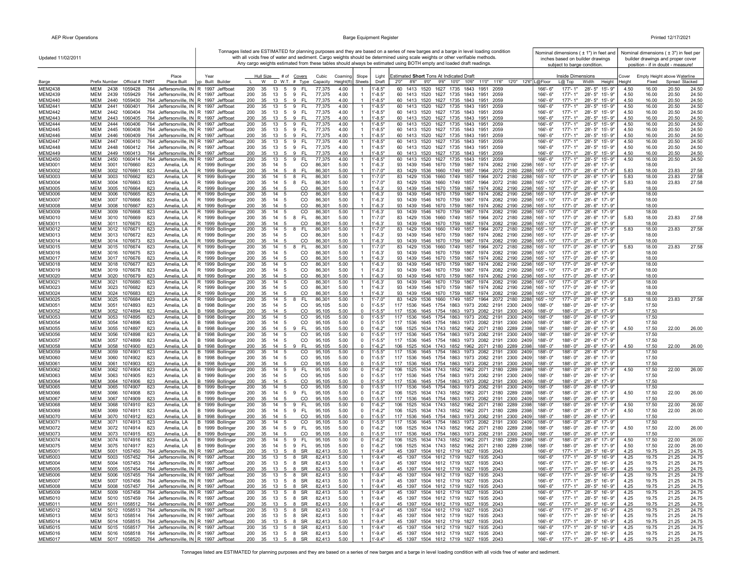Updated 11/02/2011

Tonnages listed are ESTIMATED for planning purposes and they are based on a series of new barges and a barge in level loading condition with all voids free of water and sediment. Cargo weights should be determined using scale weights or other verifiable methods. Any cargo weights estimated from these tables should always be estimated using BOTH empty and loaded draft readings.

Nominal dimensions ( ± 1") in feet and inches based on builder drawings subject to barge condition.

Nominal dimensions ( ± 3") in feet per builder drawings and proper cover position - if in doubt - measure!

| Barge | Prefix | Number | Official # | T/NRT | Place Built | Typ | Year Built | Builder | L | W | D | W.T. | # of Covers | Covers Type | Cubic Capacity | Coaming Height(ft) | Slope Sheets | Light Draft | 2'0" | 8'0" | 9'0" | 9'6" | 10'0" | 10'6" | 11'0" | 11'6" | 12'0" | 12'6" | Inside Dimensions L@Floor | L@Top | Width | Height | Cover Height | Empty Height above Waterline Fixed | Spread | Stacked |
|---|---|---|---|---|---|---|---|---|---|---|---|---|---|---|---|---|---|---|---|---|---|---|---|---|---|---|---|---|---|---|---|---|---|---|---|---|
| MEM2438 | MEM | 2438 | 1059428 | 764 | Jeffersonville, IN | R | 1997 | Jeffboat | 200 | 35 | 13 | 5 | 9 | FL | 77,375 | 4.00 | 1 | 1'-8.5" | 60 | 1413 | 1520 | 1627 | 1735 | 1843 | 1951 | 2059 | | | 166'-6" | 177'-1" | 28'-5" | 15'-9" | 4.50 | 16.00 | 20.50 | 24.50 |
| MEM2439 | MEM | 2439 | 1059429 | 764 | Jeffersonville, IN | R | 1997 | Jeffboat | 200 | 35 | 13 | 5 | 9 | FL | 77,375 | 4.00 | 1 | 1'-8.5" | 60 | 1413 | 1520 | 1627 | 1735 | 1843 | 1951 | 2059 | | | 166'-6" | 177'-1" | 28'-5" | 15'-9" | 4.50 | 16.00 | 20.50 | 24.50 |
| MEM2440 | MEM | 2440 | 1059430 | 764 | Jeffersonville, IN | R | 1997 | Jeffboat | 200 | 35 | 13 | 5 | 9 | FL | 77,375 | 4.00 | 1 | 1'-8.5" | 60 | 1413 | 1520 | 1627 | 1735 | 1843 | 1951 | 2059 | | | 166'-6" | 177'-1" | 28'-5" | 15'-9" | 4.50 | 16.00 | 20.50 | 24.50 |
| MEM2441 | MEM | 2441 | 1060401 | 764 | Jeffersonville, IN | R | 1997 | Jeffboat | 200 | 35 | 13 | 5 | 9 | FL | 77,375 | 4.00 | 1 | 1'-8.5" | 60 | 1413 | 1520 | 1627 | 1735 | 1843 | 1951 | 2059 | | | 166'-6" | 177'-1" | 28'-5" | 15'-9" | 4.50 | 16.00 | 20.50 | 24.50 |
| MEM2442 | MEM | 2442 | 1060404 | 764 | Jeffersonville, IN | R | 1997 | Jeffboat | 200 | 35 | 13 | 5 | 9 | FL | 77,375 | 4.00 | 1 | 1'-8.5" | 60 | 1413 | 1520 | 1627 | 1735 | 1843 | 1951 | 2059 | | | 166'-6" | 177'-1" | 28'-5" | 15'-9" | 4.50 | 16.00 | 20.50 | 24.50 |
| MEM2443 | MEM | 2443 | 1060405 | 764 | Jeffersonville, IN | R | 1997 | Jeffboat | 200 | 35 | 13 | 5 | 9 | FL | 77,375 | 4.00 | 1 | 1'-8.5" | 60 | 1413 | 1520 | 1627 | 1735 | 1843 | 1951 | 2059 | | | 166'-6" | 177'-1" | 28'-5" | 15'-9" | 4.50 | 16.00 | 20.50 | 24.50 |
| MEM2444 | MEM | 2444 | 1060406 | 764 | Jeffersonville, IN | R | 1997 | Jeffboat | 200 | 35 | 13 | 5 | 9 | FL | 77,375 | 4.00 | 1 | 1'-8.5" | 60 | 1413 | 1520 | 1627 | 1735 | 1843 | 1951 | 2059 | | | 166'-6" | 177'-1" | 28'-5" | 15'-9" | 4.50 | 16.00 | 20.50 | 24.50 |
| MEM2445 | MEM | 2445 | 1060408 | 764 | Jeffersonville, IN | R | 1997 | Jeffboat | 200 | 35 | 13 | 5 | 9 | FL | 77,375 | 4.00 | 1 | 1'-8.5" | 60 | 1413 | 1520 | 1627 | 1735 | 1843 | 1951 | 2059 | | | 166'-6" | 177'-1" | 28'-5" | 15'-9" | 4.50 | 16.00 | 20.50 | 24.50 |
| MEM2446 | MEM | 2446 | 1060409 | 764 | Jeffersonville, IN | R | 1997 | Jeffboat | 200 | 35 | 13 | 5 | 9 | FL | 77,375 | 4.00 | 1 | 1'-8.5" | 60 | 1413 | 1520 | 1627 | 1735 | 1843 | 1951 | 2059 | | | 166'-6" | 177'-1" | 28'-5" | 15'-9" | 4.50 | 16.00 | 20.50 | 24.50 |
| MEM2447 | MEM | 2447 | 1060410 | 764 | Jeffersonville, IN | R | 1997 | Jeffboat | 200 | 35 | 13 | 5 | 9 | FL | 77,375 | 4.00 | 1 | 1'-8.5" | 60 | 1413 | 1520 | 1627 | 1735 | 1843 | 1951 | 2059 | | | 166'-6" | 177'-1" | 28'-5" | 15'-9" | 4.50 | 16.00 | 20.50 | 24.50 |
| MEM2448 | MEM | 2448 | 1060412 | 764 | Jeffersonville, IN | R | 1997 | Jeffboat | 200 | 35 | 13 | 5 | 9 | FL | 77,375 | 4.00 | 1 | 1'-8.5" | 60 | 1413 | 1520 | 1627 | 1735 | 1843 | 1951 | 2059 | | | 166'-6" | 177'-1" | 28'-5" | 15'-9" | 4.50 | 16.00 | 20.50 | 24.50 |
| MEM2449 | MEM | 2449 | 1060413 | 764 | Jeffersonville, IN | R | 1997 | Jeffboat | 200 | 35 | 13 | 5 | 9 | FL | 77,375 | 4.00 | 1 | 1'-8.5" | 60 | 1413 | 1520 | 1627 | 1735 | 1843 | 1951 | 2059 | | | 166'-6" | 177'-1" | 28'-5" | 15'-9" | 4.50 | 16.00 | 20.50 | 24.50 |
| MEM2450 | MEM | 2450 | 1060414 | 764 | Jeffersonville, IN | R | 1997 | Jeffboat | 200 | 35 | 13 | 5 | 9 | FL | 77,375 | 4.00 | 1 | 1'-8.5" | 60 | 1413 | 1520 | 1627 | 1735 | 1843 | 1951 | 2059 | | | 166'-6" | 177'-1" | 28'-5" | 15'-9" | 4.50 | 16.00 | 20.50 | 24.50 |
| MEM3001 | MEM | 3001 | 1076660 | 823 | Amelia, LA | R | 1999 | Bollinger | 200 | 35 | 14 | 5 | | CO | 86,301 | 5.00 | 1 | 1'-6.3' | 93 | 1439 | 1546 | 1670 | 1759 | 1867 | 1974 | 2082 | 2190 | 2298 | 165'- 10" | 177'- 0" | 28'- 6" | 17'- 9" | | 18.00 | | |
| MEM3002 | MEM | 3002 | 1076661 | 823 | Amelia, LA | R | 1999 | Bollinger | 200 | 35 | 14 | 5 | 8 | FL | 86,301 | 5.00 | 1 | 1'-7.0" | 83 | 1429 | 1536 | 1660 | 1749 | 1857 | 1964 | 2072 | 2180 | 2288 | 165'- 10" | 177'- 0" | 28'- 6" | 17'- 9" | 5.83 | 18.00 | 23.83 | 27.58 |
| MEM3003 | MEM | 3003 | 1076662 | 823 | Amelia, LA | R | 1999 | Bollinger | 200 | 35 | 14 | 5 | 8 | FL | 86,301 | 5.00 | 1 | 1'-7.0" | 83 | 1429 | 1536 | 1660 | 1749 | 1857 | 1964 | 2072 | 2180 | 2288 | 165'- 10" | 177'- 0" | 28'- 6" | 17'- 9" | 5.83 | 18.00 | 23.83 | 27.58 |
| MEM3004 | MEM | 3004 | 1076663 | 823 | Amelia, LA | R | 1999 | Bollinger | 200 | 35 | 14 | 5 | 8 | FL | 86,301 | 5.00 | 1 | 1'-7.0" | 83 | 1429 | 1536 | 1660 | 1749 | 1857 | 1964 | 2072 | 2180 | 2288 | 165'- 10" | 177'- 0" | 28'- 6" | 17'- 9" | 5.83 | 18.00 | 23.83 | 27.58 |
| MEM3005 | MEM | 3005 | 1076664 | 823 | Amelia, LA | R | 1999 | Bollinger | 200 | 35 | 14 | 5 | | CO | 86,301 | 5.00 | 1 | 1'-6.3' | 93 | 1439 | 1546 | 1670 | 1759 | 1867 | 1974 | 2082 | 2190 | 2298 | 165'- 10" | 177'- 0" | 28'- 6" | 17'- 9" | | 18.00 | | |
| MEM3006 | MEM | 3006 | 1076665 | 823 | Amelia, LA | R | 1999 | Bollinger | 200 | 35 | 14 | 5 | | CO | 86,301 | 5.00 | 1 | 1'-6.3' | 93 | 1439 | 1546 | 1670 | 1759 | 1867 | 1974 | 2082 | 2190 | 2298 | 165'- 10" | 177'- 0" | 28'- 6" | 17'- 9" | | 18.00 | | |
| MEM3007 | MEM | 3007 | 1076666 | 823 | Amelia, LA | R | 1999 | Bollinger | 200 | 35 | 14 | 5 | | CO | 86,301 | 5.00 | 1 | 1'-6.3' | 93 | 1439 | 1546 | 1670 | 1759 | 1867 | 1974 | 2082 | 2190 | 2298 | 165'- 10" | 177'- 0" | 28'- 6" | 17'- 9" | | 18.00 | | |
| MEM3008 | MEM | 3008 | 1076667 | 823 | Amelia, LA | R | 1999 | Bollinger | 200 | 35 | 14 | 5 | | CO | 86,301 | 5.00 | 1 | 1'-6.3' | 93 | 1439 | 1546 | 1670 | 1759 | 1867 | 1974 | 2082 | 2190 | 2298 | 165'- 10" | 177'- 0" | 28'- 6" | 17'- 9" | | 18.00 | | |
| MEM3009 | MEM | 3009 | 1076668 | 823 | Amelia, LA | R | 1999 | Bollinger | 200 | 35 | 14 | 5 | | CO | 86,301 | 5.00 | 1 | 1'-6.3' | 93 | 1439 | 1546 | 1670 | 1759 | 1867 | 1974 | 2082 | 2190 | 2298 | 165'- 10" | 177'- 0" | 28'- 6" | 17'- 9" | | 18.00 | | |
| MEM3010 | MEM | 3010 | 1076669 | 823 | Amelia, LA | R | 1999 | Bollinger | 200 | 35 | 14 | 5 | 8 | FL | 86,301 | 5.00 | 1 | 1'-7.0" | 83 | 1429 | 1536 | 1660 | 1749 | 1857 | 1964 | 2072 | 2180 | 2288 | 165'- 10" | 177'- 0" | 28'- 6" | 17'- 9" | 5.83 | 18.00 | 23.83 | 27.58 |
| MEM3011 | MEM | 3011 | 1076670 | 823 | Amelia, LA | R | 1999 | Bollinger | 200 | 35 | 14 | 5 | | CO | 86,301 | 5.00 | 1 | 1'-6.3' | 93 | 1439 | 1546 | 1670 | 1759 | 1867 | 1974 | 2082 | 2190 | 2298 | 165'- 10" | 177'- 0" | 28'- 6" | 17'- 9" | | 18.00 | | |
| MEM3012 | MEM | 3012 | 1076671 | 823 | Amelia, LA | R | 1999 | Bollinger | 200 | 35 | 14 | 5 | 8 | FL | 86,301 | 5.00 | 1 | 1'-7.0" | 83 | 1429 | 1536 | 1660 | 1749 | 1857 | 1964 | 2072 | 2180 | 2288 | 165'- 10" | 177'- 0" | 28'- 6" | 17'- 9" | 5.83 | 18.00 | 23.83 | 27.58 |
| MEM3013 | MEM | 3013 | 1076672 | 823 | Amelia, LA | R | 1999 | Bollinger | 200 | 35 | 14 | 5 | | CO | 86,301 | 5.00 | 1 | 1'-6.3' | 93 | 1439 | 1546 | 1670 | 1759 | 1867 | 1974 | 2082 | 2190 | 2298 | 165'- 10" | 177'- 0" | 28'- 6" | 17'- 9" | | 18.00 | | |
| MEM3014 | MEM | 3014 | 1076673 | 823 | Amelia, LA | R | 1999 | Bollinger | 200 | 35 | 14 | 5 | | CO | 86,301 | 5.00 | 1 | 1'-6.3' | 93 | 1439 | 1546 | 1670 | 1759 | 1867 | 1974 | 2082 | 2190 | 2298 | 165'- 10" | 177'- 0" | 28'- 6" | 17'- 9" | | 18.00 | | |
| MEM3015 | MEM | 3015 | 1076674 | 823 | Amelia, LA | R | 1999 | Bollinger | 200 | 35 | 14 | 5 | 8 | FL | 86,301 | 5.00 | 1 | 1'-7.0" | 83 | 1429 | 1536 | 1660 | 1749 | 1857 | 1964 | 2072 | 2180 | 2288 | 165'- 10" | 177'- 0" | 28'- 6" | 17'- 9" | 5.83 | 18.00 | 23.83 | 27.58 |
| MEM3016 | MEM | 3016 | 1076675 | 823 | Amelia, LA | R | 1999 | Bollinger | 200 | 35 | 14 | 5 | | CO | 86,301 | 5.00 | 1 | 1'-6.3' | 93 | 1439 | 1546 | 1670 | 1759 | 1867 | 1974 | 2082 | 2190 | 2298 | 165'- 10" | 177'- 0" | 28'- 6" | 17'- 9" | | 18.00 | | |
| MEM3017 | MEM | 3017 | 1076676 | 823 | Amelia, LA | R | 1999 | Bollinger | 200 | 35 | 14 | 5 | | CO | 86,301 | 5.00 | 1 | 1'-6.3' | 93 | 1439 | 1546 | 1670 | 1759 | 1867 | 1974 | 2082 | 2190 | 2298 | 165'- 10" | 177'- 0" | 28'- 6" | 17'- 9" | | 18.00 | | |
| MEM3018 | MEM | 3018 | 1076677 | 823 | Amelia, LA | R | 1999 | Bollinger | 200 | 35 | 14 | 5 | | CO | 86,301 | 5.00 | 1 | 1'-6.3' | 93 | 1439 | 1546 | 1670 | 1759 | 1867 | 1974 | 2082 | 2190 | 2298 | 165'- 10" | 177'- 0" | 28'- 6" | 17'- 9" | | 18.00 | | |
| MEM3019 | MEM | 3019 | 1076678 | 823 | Amelia, LA | R | 1999 | Bollinger | 200 | 35 | 14 | 5 | | CO | 86,301 | 5.00 | 1 | 1'-6.3' | 93 | 1439 | 1546 | 1670 | 1759 | 1867 | 1974 | 2082 | 2190 | 2298 | 165'- 10" | 177'- 0" | 28'- 6" | 17'- 9" | | 18.00 | | |
| MEM3020 | MEM | 3020 | 1076679 | 823 | Amelia, LA | R | 1999 | Bollinger | 200 | 35 | 14 | 5 | | CO | 86,301 | 5.00 | 1 | 1'-6.3' | 93 | 1439 | 1546 | 1670 | 1759 | 1867 | 1974 | 2082 | 2190 | 2298 | 165'- 10" | 177'- 0" | 28'- 6" | 17'- 9" | | 18.00 | | |
| MEM3021 | MEM | 3021 | 1076680 | 823 | Amelia, LA | R | 1999 | Bollinger | 200 | 35 | 14 | 5 | | CO | 86,301 | 5.00 | 1 | 1'-6.3' | 93 | 1439 | 1546 | 1670 | 1759 | 1867 | 1974 | 2082 | 2190 | 2298 | 165'- 10" | 177'- 0" | 28'- 6" | 17'- 9" | | 18.00 | | |
| MEM3023 | MEM | 3023 | 1076682 | 823 | Amelia, LA | R | 1999 | Bollinger | 200 | 35 | 14 | 5 | | CO | 86,301 | 5.00 | 1 | 1'-6.3' | 93 | 1439 | 1546 | 1670 | 1759 | 1867 | 1974 | 2082 | 2190 | 2298 | 165'- 10" | 177'- 0" | 28'- 6" | 17'- 9" | | 18.00 | | |
| MEM3024 | MEM | 3024 | 1076683 | 823 | Amelia, LA | R | 1999 | Bollinger | 200 | 35 | 14 | 5 | | CO | 86,301 | 5.00 | 1 | 1'-6.3' | 93 | 1439 | 1546 | 1670 | 1759 | 1867 | 1974 | 2082 | 2190 | 2298 | 165'- 10" | 177'- 0" | 28'- 6" | 17'- 9" | | 18.00 | | |
| MEM3025 | MEM | 3025 | 1076684 | 823 | Amelia, LA | R | 1999 | Bollinger | 200 | 35 | 14 | 5 | 8 | FL | 86,301 | 5.00 | 1 | 1'-7.0" | 83 | 1429 | 1536 | 1660 | 1749 | 1857 | 1964 | 2072 | 2180 | 2288 | 165'- 10" | 177'- 0" | 28'- 6" | 17'- 9" | 5.83 | 18.00 | 23.83 | 27.58 |
| MEM3051 | MEM | 3051 | 1074893 | 823 | Amelia, LA | B | 1998 | Bollinger | 200 | 35 | 14 | 5 | | CO | 95,105 | 5.00 | 1 | 1'-5.5" | 117 | 1536 | 1645 | 1754 | 1863 | 1973 | 2082 | 2191 | 2300 | 2409 | 188'- 0" | 188'- 0" | 28'- 6" | 17'- 9" | | 17.50 | | |
| MEM3052 | MEM | 3052 | 1074894 | 823 | Amelia, LA | B | 1998 | Bollinger | 200 | 35 | 14 | 5 | | CO | 95,105 | 5.00 | 0 | 1'-5.5" | 117 | 1536 | 1645 | 1754 | 1863 | 1973 | 2082 | 2191 | 2300 | 2409 | 188'- 0" | 188'- 0" | 28'- 6" | 17'- 9" | | 17.50 | | |
| MEM3053 | MEM | 3053 | 1074895 | 823 | Amelia, LA | B | 1998 | Bollinger | 200 | 35 | 14 | 5 | | CO | 95,105 | 5.00 | 0 | 1'-5.5" | 117 | 1536 | 1645 | 1754 | 1863 | 1973 | 2082 | 2191 | 2300 | 2409 | 188'- 0" | 188'- 0" | 28'- 6" | 17'- 9" | | 17.50 | | |
| MEM3054 | MEM | 3054 | 1074896 | 823 | Amelia, LA | B | 1998 | Bollinger | 200 | 35 | 14 | 5 | | CO | 95,105 | 5.00 | 0 | 1'-5.5" | 117 | 1536 | 1645 | 1754 | 1863 | 1973 | 2082 | 2191 | 2300 | 2409 | 188'- 0" | 188'- 0" | 28'- 6" | 17'- 9" | | 17.50 | | |
| MEM3055 | MEM | 3055 | 1074897 | 823 | Amelia, LA | B | 1998 | Bollinger | 200 | 35 | 14 | 5 | 9 | FL | 95,105 | 5.00 | 0 | 1'-6.2" | 106 | 1525 | 1634 | 1743 | 1852 | 1962 | 2071 | 2180 | 2289 | 2398 | 188'- 0" | 188'- 0" | 28'- 6" | 17'- 9" | 4.50 | 17.50 | 22.00 | 26.00 |
| MEM3056 | MEM | 3056 | 1074898 | 823 | Amelia, LA | B | 1998 | Bollinger | 200 | 35 | 14 | 5 | | CO | 95,105 | 5.00 | 0 | 1'-5.5" | 117 | 1536 | 1645 | 1754 | 1863 | 1973 | 2082 | 2191 | 2300 | 2409 | 188'- 0" | 188'- 0" | 28'- 6" | 17'- 9" | | 17.50 | | |
| MEM3057 | MEM | 3057 | 1074899 | 823 | Amelia, LA | B | 1998 | Bollinger | 200 | 35 | 14 | 5 | | CO | 95,105 | 5.00 | 0 | 1'-5.5" | 117 | 1536 | 1645 | 1754 | 1863 | 1973 | 2082 | 2191 | 2300 | 2409 | 188'- 0" | 188'- 0" | 28'- 6" | 17'- 9" | | 17.50 | | |
| MEM3058 | MEM | 3058 | 1074900 | 823 | Amelia, LA | B | 1998 | Bollinger | 200 | 35 | 14 | 5 | 9 | FL | 95,105 | 5.00 | 0 | 1'-6.2" | 106 | 1525 | 1634 | 1743 | 1852 | 1962 | 2071 | 2180 | 2289 | 2398 | 188'- 0" | 188'- 0" | 28'- 6" | 17'- 9" | 4.50 | 17.50 | 22.00 | 26.00 |
| MEM3059 | MEM | 3059 | 1074901 | 823 | Amelia, LA | B | 1998 | Bollinger | 200 | 35 | 14 | 5 | | CO | 95,105 | 5.00 | 0 | 1'-5.5" | 117 | 1536 | 1645 | 1754 | 1863 | 1973 | 2082 | 2191 | 2300 | 2409 | 188'- 0" | 188'- 0" | 28'- 6" | 17'- 9" | | 17.50 | | |
| MEM3060 | MEM | 3060 | 1074902 | 823 | Amelia, LA | B | 1998 | Bollinger | 200 | 35 | 14 | 5 | | CO | 95,105 | 5.00 | 0 | 1'-5.5" | 117 | 1536 | 1645 | 1754 | 1863 | 1973 | 2082 | 2191 | 2300 | 2409 | 188'- 0" | 188'- 0" | 28'- 6" | 17'- 9" | | 17.50 | | |
| MEM3061 | MEM | 3061 | 1074903 | 823 | Amelia, LA | B | 1998 | Bollinger | 200 | 35 | 14 | 5 | | CO | 95,105 | 5.00 | 0 | 1'-5.5" | 117 | 1536 | 1645 | 1754 | 1863 | 1973 | 2082 | 2191 | 2300 | 2409 | 188'- 0" | 188'- 0" | 28'- 6" | 17'- 9" | | 17.50 | | |
| MEM3062 | MEM | 3062 | 1074904 | 823 | Amelia, LA | B | 1999 | Bollinger | 200 | 35 | 14 | 5 | 9 | FL | 95,105 | 5.00 | 0 | 1'-6.2" | 106 | 1525 | 1634 | 1743 | 1852 | 1962 | 2071 | 2180 | 2289 | 2398 | 188'- 0" | 188'- 0" | 28'- 6" | 17'- 9" | 4.50 | 17.50 | 22.00 | 26.00 |
| MEM3063 | MEM | 3063 | 1074905 | 823 | Amelia, LA | B | 1999 | Bollinger | 200 | 35 | 14 | 5 | | CO | 95,105 | 5.00 | 0 | 1'-5.5" | 117 | 1536 | 1645 | 1754 | 1863 | 1973 | 2082 | 2191 | 2300 | 2409 | 188'- 0" | 188'- 0" | 28'- 6" | 17'- 9" | | 17.50 | | |
| MEM3064 | MEM | 3064 | 1074906 | 823 | Amelia, LA | B | 1999 | Bollinger | 200 | 35 | 14 | 5 | | CO | 95,105 | 5.00 | 0 | 1'-5.5" | 117 | 1536 | 1645 | 1754 | 1863 | 1973 | 2082 | 2191 | 2300 | 2409 | 188'- 0" | 188'- 0" | 28'- 6" | 17'- 9" | | 17.50 | | |
| MEM3065 | MEM | 3065 | 1074907 | 823 | Amelia, LA | B | 1999 | Bollinger | 200 | 35 | 14 | 5 | | CO | 95,105 | 5.00 | 0 | 1'-5.5" | 117 | 1536 | 1645 | 1754 | 1863 | 1973 | 2082 | 2191 | 2300 | 2409 | 188'- 0" | 188'- 0" | 28'- 6" | 17'- 9" | | 17.50 | | |
| MEM3066 | MEM | 3066 | 1074908 | 823 | Amelia, LA | B | 1999 | Bollinger | 200 | 35 | 14 | 5 | 9 | FL | 95,105 | 5.00 | 0 | 1'-6.2" | 106 | 1525 | 1634 | 1743 | 1852 | 1962 | 2071 | 2180 | 2289 | 2398 | 188'- 0" | 188'- 0" | 28'- 6" | 17'- 9" | 4.50 | 17.50 | 22.00 | 26.00 |
| MEM3067 | MEM | 3067 | 1074909 | 823 | Amelia, LA | B | 1999 | Bollinger | 200 | 35 | 14 | 5 | | CO | 95,105 | 5.00 | 0 | 1'-5.5" | 117 | 1536 | 1645 | 1754 | 1863 | 1973 | 2082 | 2191 | 2300 | 2409 | 188'- 0" | 188'- 0" | 28'- 6" | 17'- 9" | | 17.50 | | |
| MEM3068 | MEM | 3068 | 1074910 | 823 | Amelia, LA | B | 1999 | Bollinger | 200 | 35 | 14 | 5 | 9 | FL | 95,105 | 5.00 | 0 | 1'-6.2" | 106 | 1525 | 1634 | 1743 | 1852 | 1962 | 2071 | 2180 | 2289 | 2398 | 188'- 0" | 188'- 0" | 28'- 6" | 17'- 9" | 4.50 | 17.50 | 22.00 | 26.00 |
| MEM3069 | MEM | 3069 | 1074911 | 823 | Amelia, LA | B | 1999 | Bollinger | 200 | 35 | 14 | 5 | 9 | FL | 95,105 | 5.00 | 0 | 1'-6.2" | 106 | 1525 | 1634 | 1743 | 1852 | 1962 | 2071 | 2180 | 2289 | 2398 | 188'- 0" | 188'- 0" | 28'- 6" | 17'- 9" | 4.50 | 17.50 | 22.00 | 26.00 |
| MEM3070 | MEM | 3070 | 1074912 | 823 | Amelia, LA | B | 1998 | Bollinger | 200 | 35 | 14 | 5 | | CO | 95,105 | 5.00 | 0 | 1'-5.5" | 117 | 1536 | 1645 | 1754 | 1863 | 1973 | 2082 | 2191 | 2300 | 2409 | 188'- 0" | 188'- 0" | 28'- 6" | 17'- 9" | | 17.50 | | |
| MEM3071 | MEM | 3071 | 1074913 | 823 | Amelia, LA | B | 1998 | Bollinger | 200 | 35 | 14 | 5 | | CO | 95,105 | 5.00 | 0 | 1'-5.5" | 117 | 1536 | 1645 | 1754 | 1863 | 1973 | 2082 | 2191 | 2300 | 2409 | 188'- 0" | 188'- 0" | 28'- 6" | 17'- 9" | | 17.50 | | |
| MEM3072 | MEM | 3072 | 1074914 | 823 | Amelia, LA | B | 1999 | Bollinger | 200 | 35 | 14 | 5 | 9 | FL | 95,105 | 5.00 | 0 | 1'-6.2" | 106 | 1525 | 1634 | 1743 | 1852 | 1962 | 2071 | 2180 | 2289 | 2398 | 188'- 0" | 188'- 0" | 28'- 6" | 17'- 9" | 4.50 | 17.50 | 22.00 | 26.00 |
| MEM3073 | MEM | 3073 | 1074915 | 823 | Amelia, LA | B | 1999 | Bollinger | 200 | 35 | 14 | 5 | | CO | 95,105 | 5.00 | 0 | 1'-5.5" | 117 | 1536 | 1645 | 1754 | 1863 | 1973 | 2082 | 2191 | 2300 | 2409 | 188'- 0" | 188'- 0" | 28'- 6" | 17'- 9" | | 17.50 | | |
| MEM3074 | MEM | 3074 | 1074916 | 823 | Amelia, LA | B | 1999 | Bollinger | 200 | 35 | 14 | 5 | 9 | FL | 95,105 | 5.00 | 0 | 1'-6.2" | 106 | 1525 | 1634 | 1743 | 1852 | 1962 | 2071 | 2180 | 2289 | 2398 | 188'- 0" | 188'- 0" | 28'- 6" | 17'- 9" | 4.50 | 17.50 | 22.00 | 26.00 |
| MEM3075 | MEM | 3075 | 1074917 | 823 | Amelia, LA | B | 1999 | Bollinger | 200 | 35 | 14 | 5 | 9 | FL | 95,105 | 5.00 | 0 | 1'-6.2" | 106 | 1525 | 1634 | 1743 | 1852 | 1962 | 2071 | 2180 | 2289 | 2398 | 188'- 0" | 188'- 0" | 28'- 6" | 17'- 9" | 4.50 | 17.50 | 22.00 | 26.00 |
| MEM5001 | MEM | 5001 | 1057450 | 764 | Jeffersonville, IN | R | 1997 | Jeffboat | 200 | 35 | 13 | 5 | 8 | SR | 82,413 | 5.00 | 1 | 1'-9.4" | 45 | 1397 | 1504 | 1612 | 1719 | 1827 | 1935 | 2043 | | | 166'-6" | 177'-1" | 28'-5" | 16'-9" | 4.25 | 19.75 | 21.25 | 24.75 |
| MEM5003 | MEM | 5003 | 1057452 | 764 | Jeffersonville, IN | R | 1997 | Jeffboat | 200 | 35 | 13 | 5 | 8 | SR | 82,413 | 5.00 | 1 | 1'-9.4" | 45 | 1397 | 1504 | 1612 | 1719 | 1827 | 1935 | 2043 | | | 166'-6" | 177'-1" | 28'-5" | 16'-9" | 4.25 | 19.75 | 21.25 | 24.75 |
| MEM5004 | MEM | 5004 | 1057453 | 764 | Jeffersonville, IN | R | 1997 | Jeffboat | 200 | 35 | 13 | 5 | 8 | SR | 82,413 | 5.00 | 1 | 1'-9.4" | 45 | 1397 | 1504 | 1612 | 1719 | 1827 | 1935 | 2043 | | | 166'-6" | 177'-1" | 28'-5" | 16'-9" | 4.25 | 19.75 | 21.25 | 24.75 |
| MEM5005 | MEM | 5005 | 1057454 | 764 | Jeffersonville, IN | R | 1997 | Jeffboat | 200 | 35 | 13 | 5 | 8 | SR | 82,413 | 5.00 | 1 | 1'-9.4" | 45 | 1397 | 1504 | 1612 | 1719 | 1827 | 1935 | 2043 | | | 166'-6" | 177'-1" | 28'-5" | 16'-9" | 4.25 | 19.75 | 21.25 | 24.75 |
| MEM5006 | MEM | 5006 | 1057455 | 764 | Jeffersonville, IN | R | 1997 | Jeffboat | 200 | 35 | 13 | 5 | 8 | SR | 82,413 | 5.00 | 1 | 1'-9.4" | 45 | 1397 | 1504 | 1612 | 1719 | 1827 | 1935 | 2043 | | | 166'-6" | 177'-1" | 28'-5" | 16'-9" | 4.25 | 19.75 | 21.25 | 24.75 |
| MEM5007 | MEM | 5007 | 1057456 | 764 | Jeffersonville, IN | R | 1997 | Jeffboat | 200 | 35 | 13 | 5 | 8 | SR | 82,413 | 5.00 | 1 | 1'-9.4" | 45 | 1397 | 1504 | 1612 | 1719 | 1827 | 1935 | 2043 | | | 166'-6" | 177'-1" | 28'-5" | 16'-9" | 4.25 | 19.75 | 21.25 | 24.75 |
| MEM5008 | MEM | 5008 | 1057457 | 764 | Jeffersonville, IN | R | 1997 | Jeffboat | 200 | 35 | 13 | 5 | 8 | SR | 82,413 | 5.00 | 1 | 1'-9.4" | 45 | 1397 | 1504 | 1612 | 1719 | 1827 | 1935 | 2043 | | | 166'-6" | 177'-1" | 28'-5" | 16'-9" | 4.25 | 19.75 | 21.25 | 24.75 |
| MEM5009 | MEM | 5009 | 1057458 | 764 | Jeffersonville, IN | R | 1997 | Jeffboat | 200 | 35 | 13 | 5 | 8 | SR | 82,413 | 5.00 | 1 | 1'-9.4" | 45 | 1397 | 1504 | 1612 | 1719 | 1827 | 1935 | 2043 | | | 166'-6" | 177'-1" | 28'-5" | 16'-9" | 4.25 | 19.75 | 21.25 | 24.75 |
| MEM5010 | MEM | 5010 | 1057459 | 764 | Jeffersonville, IN | R | 1997 | Jeffboat | 200 | 35 | 13 | 5 | 8 | SR | 82,413 | 5.00 | 1 | 1'-9.4" | 45 | 1397 | 1504 | 1612 | 1719 | 1827 | 1935 | 2043 | | | 166'-6" | 177'-1" | 28'-5" | 16'-9" | 4.25 | 19.75 | 21.25 | 24.75 |
| MEM5011 | MEM | 5011 | 1058512 | 764 | Jeffersonville, IN | R | 1997 | Jeffboat | 200 | 35 | 13 | 5 | 8 | SR | 82,413 | 5.00 | 1 | 1'-9.4" | 45 | 1397 | 1504 | 1612 | 1719 | 1827 | 1935 | 2043 | | | 166'-6" | 177'-1" | 28'-5" | 16'-9" | 4.25 | 19.75 | 21.25 | 24.75 |
| MEM5012 | MEM | 5012 | 1058513 | 764 | Jeffersonville, IN | R | 1997 | Jeffboat | 200 | 35 | 13 | 5 | 8 | SR | 82,413 | 5.00 | 1 | 1'-9.4" | 45 | 1397 | 1504 | 1612 | 1719 | 1827 | 1935 | 2043 | | | 166'-6" | 177'-1" | 28'-5" | 16'-9" | 4.25 | 19.75 | 21.25 | 24.75 |
| MEM5013 | MEM | 5013 | 1058514 | 764 | Jeffersonville, IN | R | 1997 | Jeffboat | 200 | 35 | 13 | 5 | 8 | SR | 82,413 | 5.00 | 1 | 1'-9.4" | 45 | 1397 | 1504 | 1612 | 1719 | 1827 | 1935 | 2043 | | | 166'-6" | 177'-1" | 28'-5" | 16'-9" | 4.25 | 19.75 | 21.25 | 24.75 |
| MEM5014 | MEM | 5014 | 1058515 | 764 | Jeffersonville, IN | R | 1997 | Jeffboat | 200 | 35 | 13 | 5 | 8 | SR | 82,413 | 5.00 | 1 | 1'-9.4" | 45 | 1397 | 1504 | 1612 | 1719 | 1827 | 1935 | 2043 | | | 166'-6" | 177'-1" | 28'-5" | 16'-9" | 4.25 | 19.75 | 21.25 | 24.75 |
| MEM5015 | MEM | 5015 | 1058517 | 764 | Jeffersonville, IN | R | 1997 | Jeffboat | 200 | 35 | 13 | 5 | 8 | SR | 82,413 | 5.00 | 1 | 1'-9.4" | 45 | 1397 | 1504 | 1612 | 1719 | 1827 | 1935 | 2043 | | | 166'-6" | 177'-1" | 28'-5" | 16'-9" | 4.25 | 19.75 | 21.25 | 24.75 |
| MEM5016 | MEM | 5016 | 1058518 | 764 | Jeffersonville, IN | R | 1997 | Jeffboat | 200 | 35 | 13 | 5 | 8 | SR | 82,413 | 5.00 | 1 | 1'-9.4" | 45 | 1397 | 1504 | 1612 | 1719 | 1827 | 1935 | 2043 | | | 166'-6" | 177'-1" | 28'-5" | 16'-9" | 4.25 | 19.75 | 21.25 | 24.75 |
| MEM5017 | MEM | 5017 | 1058520 | 764 | Jeffersonville, IN | R | 1997 | Jeffboat | 200 | 35 | 13 | 5 | 8 | SR | 82,413 | 5.00 | 1 | 1'-9.4" | 45 | 1397 | 1504 | 1612 | 1719 | 1827 | 1935 | 2043 | | | 166'-6" | 177'-1" | 28'-5" | 16'-9" | 4.25 | 19.75 | 21.25 | 24.75 |

Tonnages listed are ESTIMATED for planning purposes and they are based on a series of new barges and a barge in level loading condition with all voids free of water and sediment.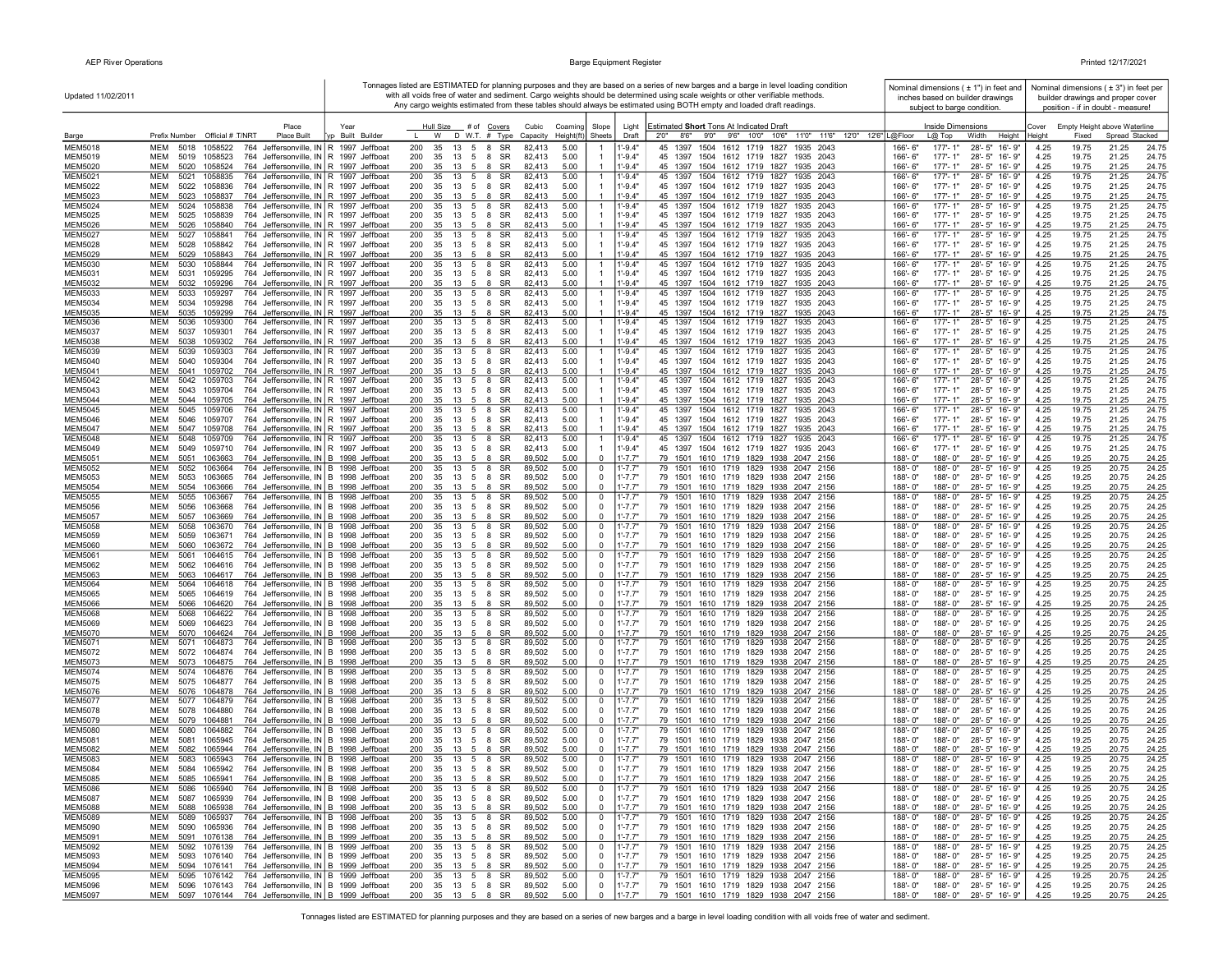Updated 11/02/2011

Tonnages listed are ESTIMATED for planning purposes and they are based on a series of new barges and a barge in level loading condition with all voids free of water and sediment. Cargo weights should be determined using scale weights or other verifiable methods. Any cargo weights estimated from these tables should always be estimated using BOTH empty and loaded draft readings.

Nominal dimensions ( ± 1") in feet and inches based on builder drawings subject to barge condition.

Nominal dimensions ( ± 3") in feet per builder drawings and proper cover position - if in doubt - measure!

| Barge | Prefix | Number | Official # | T/NRT | Place Built | Typ | Year Built | Builder | Hull Size L | Hull Size W | Hull Size D | # of W.T. | Covers # | Covers Type | Cubic Capacity | Coaming Height(ft) | Slope Sheets | Light Draft | Est. Short Tons 2'0" | 8'6" | 9'0" | 9'6" | 10'0" | 10'6" | 11'0" | 11'6" | 12'0" | 12'6" | Inside Dimensions L@Floor | L@Top | Width | Height | Cover Height | Empty Height above Waterline Fixed | Spread | Stacked |
|---|---|---|---|---|---|---|---|---|---|---|---|---|---|---|---|---|---|---|---|---|---|---|---|---|---|---|---|---|---|---|---|---|---|---|---|---|
| MEM5018 | MEM | 5018 | 1058522 | 764 | Jeffersonville, IN | R | 1997 | Jeffboat | 200 | 35 | 13 | 5 | 8 | SR | 82,413 | 5.00 | 1 | 1'-9.4" | 45 | 1397 | 1504 | 1612 | 1719 | 1827 | 1935 | 2043 | | | 166'- 6" | 177'- 1" | 28'- 5" | 16'- 9" | 4.25 | 19.75 | 21.25 | 24.75 |
| MEM5019 | MEM | 5019 | 1058523 | 764 | Jeffersonville, IN | R | 1997 | Jeffboat | 200 | 35 | 13 | 5 | 8 | SR | 82,413 | 5.00 | 1 | 1'-9.4" | 45 | 1397 | 1504 | 1612 | 1719 | 1827 | 1935 | 2043 | | | 166'- 6" | 177'- 1" | 28'- 5" | 16'- 9" | 4.25 | 19.75 | 21.25 | 24.75 |
| MEM5020 | MEM | 5020 | 1058524 | 764 | Jeffersonville, IN | R | 1997 | Jeffboat | 200 | 35 | 13 | 5 | 8 | SR | 82,413 | 5.00 | 1 | 1'-9.4" | 45 | 1397 | 1504 | 1612 | 1719 | 1827 | 1935 | 2043 | | | 166'- 6" | 177'- 1" | 28'- 5" | 16'- 9" | 4.25 | 19.75 | 21.25 | 24.75 |
| MEM5021 | MEM | 5021 | 1058835 | 764 | Jeffersonville, IN | R | 1997 | Jeffboat | 200 | 35 | 13 | 5 | 8 | SR | 82,413 | 5.00 | 1 | 1'-9.4" | 45 | 1397 | 1504 | 1612 | 1719 | 1827 | 1935 | 2043 | | | 166'- 6" | 177'- 1" | 28'- 5" | 16'- 9" | 4.25 | 19.75 | 21.25 | 24.75 |
| MEM5022 | MEM | 5022 | 1058836 | 764 | Jeffersonville, IN | R | 1997 | Jeffboat | 200 | 35 | 13 | 5 | 8 | SR | 82,413 | 5.00 | 1 | 1'-9.4" | 45 | 1397 | 1504 | 1612 | 1719 | 1827 | 1935 | 2043 | | | 166'- 6" | 177'- 1" | 28'- 5" | 16'- 9" | 4.25 | 19.75 | 21.25 | 24.75 |
| MEM5023 | MEM | 5023 | 1058837 | 764 | Jeffersonville, IN | R | 1997 | Jeffboat | 200 | 35 | 13 | 5 | 8 | SR | 82,413 | 5.00 | 1 | 1'-9.4" | 45 | 1397 | 1504 | 1612 | 1719 | 1827 | 1935 | 2043 | | | 166'- 6" | 177'- 1" | 28'- 5" | 16'- 9" | 4.25 | 19.75 | 21.25 | 24.75 |
| MEM5024 | MEM | 5024 | 1058838 | 764 | Jeffersonville, IN | R | 1997 | Jeffboat | 200 | 35 | 13 | 5 | 8 | SR | 82,413 | 5.00 | 1 | 1'-9.4" | 45 | 1397 | 1504 | 1612 | 1719 | 1827 | 1935 | 2043 | | | 166'- 6" | 177'- 1" | 28'- 5" | 16'- 9" | 4.25 | 19.75 | 21.25 | 24.75 |
| MEM5025 | MEM | 5025 | 1058839 | 764 | Jeffersonville, IN | R | 1997 | Jeffboat | 200 | 35 | 13 | 5 | 8 | SR | 82,413 | 5.00 | 1 | 1'-9.4" | 45 | 1397 | 1504 | 1612 | 1719 | 1827 | 1935 | 2043 | | | 166'- 6" | 177'- 1" | 28'- 5" | 16'- 9" | 4.25 | 19.75 | 21.25 | 24.75 |
| MEM5026 | MEM | 5026 | 1058840 | 764 | Jeffersonville, IN | R | 1997 | Jeffboat | 200 | 35 | 13 | 5 | 8 | SR | 82,413 | 5.00 | 1 | 1'-9.4" | 45 | 1397 | 1504 | 1612 | 1719 | 1827 | 1935 | 2043 | | | 166'- 6" | 177'- 1" | 28'- 5" | 16'- 9" | 4.25 | 19.75 | 21.25 | 24.75 |
| MEM5027 | MEM | 5027 | 1058841 | 764 | Jeffersonville, IN | R | 1997 | Jeffboat | 200 | 35 | 13 | 5 | 8 | SR | 82,413 | 5.00 | 1 | 1'-9.4" | 45 | 1397 | 1504 | 1612 | 1719 | 1827 | 1935 | 2043 | | | 166'- 6" | 177'- 1" | 28'- 5" | 16'- 9" | 4.25 | 19.75 | 21.25 | 24.75 |
| MEM5028 | MEM | 5028 | 1058842 | 764 | Jeffersonville, IN | R | 1997 | Jeffboat | 200 | 35 | 13 | 5 | 8 | SR | 82,413 | 5.00 | 1 | 1'-9.4" | 45 | 1397 | 1504 | 1612 | 1719 | 1827 | 1935 | 2043 | | | 166'- 6" | 177'- 1" | 28'- 5" | 16'- 9" | 4.25 | 19.75 | 21.25 | 24.75 |
| MEM5029 | MEM | 5029 | 1058843 | 764 | Jeffersonville, IN | R | 1997 | Jeffboat | 200 | 35 | 13 | 5 | 8 | SR | 82,413 | 5.00 | 1 | 1'-9.4" | 45 | 1397 | 1504 | 1612 | 1719 | 1827 | 1935 | 2043 | | | 166'- 6" | 177'- 1" | 28'- 5" | 16'- 9" | 4.25 | 19.75 | 21.25 | 24.75 |
| MEM5030 | MEM | 5030 | 1058844 | 764 | Jeffersonville, IN | R | 1997 | Jeffboat | 200 | 35 | 13 | 5 | 8 | SR | 82,413 | 5.00 | 1 | 1'-9.4" | 45 | 1397 | 1504 | 1612 | 1719 | 1827 | 1935 | 2043 | | | 166'- 6" | 177'- 1" | 28'- 5" | 16'- 9" | 4.25 | 19.75 | 21.25 | 24.75 |
| MEM5031 | MEM | 5031 | 1059295 | 764 | Jeffersonville, IN | R | 1997 | Jeffboat | 200 | 35 | 13 | 5 | 8 | SR | 82,413 | 5.00 | 1 | 1'-9.4" | 45 | 1397 | 1504 | 1612 | 1719 | 1827 | 1935 | 2043 | | | 166'- 6" | 177'- 1" | 28'- 5" | 16'- 9" | 4.25 | 19.75 | 21.25 | 24.75 |
| MEM5032 | MEM | 5032 | 1059296 | 764 | Jeffersonville, IN | R | 1997 | Jeffboat | 200 | 35 | 13 | 5 | 8 | SR | 82,413 | 5.00 | 1 | 1'-9.4" | 45 | 1397 | 1504 | 1612 | 1719 | 1827 | 1935 | 2043 | | | 166'- 6" | 177'- 1" | 28'- 5" | 16'- 9" | 4.25 | 19.75 | 21.25 | 24.75 |
| MEM5033 | MEM | 5033 | 1059297 | 764 | Jeffersonville, IN | R | 1997 | Jeffboat | 200 | 35 | 13 | 5 | 8 | SR | 82,413 | 5.00 | 1 | 1'-9.4" | 45 | 1397 | 1504 | 1612 | 1719 | 1827 | 1935 | 2043 | | | 166'- 6" | 177'- 1" | 28'- 5" | 16'- 9" | 4.25 | 19.75 | 21.25 | 24.75 |
| MEM5034 | MEM | 5034 | 1059298 | 764 | Jeffersonville, IN | R | 1997 | Jeffboat | 200 | 35 | 13 | 5 | 8 | SR | 82,413 | 5.00 | 1 | 1'-9.4" | 45 | 1397 | 1504 | 1612 | 1719 | 1827 | 1935 | 2043 | | | 166'- 6" | 177'- 1" | 28'- 5" | 16'- 9" | 4.25 | 19.75 | 21.25 | 24.75 |
| MEM5035 | MEM | 5035 | 1059299 | 764 | Jeffersonville, IN | R | 1997 | Jeffboat | 200 | 35 | 13 | 5 | 8 | SR | 82,413 | 5.00 | 1 | 1'-9.4" | 45 | 1397 | 1504 | 1612 | 1719 | 1827 | 1935 | 2043 | | | 166'- 6" | 177'- 1" | 28'- 5" | 16'- 9" | 4.25 | 19.75 | 21.25 | 24.75 |
| MEM5036 | MEM | 5036 | 1059300 | 764 | Jeffersonville, IN | R | 1997 | Jeffboat | 200 | 35 | 13 | 5 | 8 | SR | 82,413 | 5.00 | 1 | 1'-9.4" | 45 | 1397 | 1504 | 1612 | 1719 | 1827 | 1935 | 2043 | | | 166'- 6" | 177'- 1" | 28'- 5" | 16'- 9" | 4.25 | 19.75 | 21.25 | 24.75 |
| MEM5037 | MEM | 5037 | 1059301 | 764 | Jeffersonville, IN | R | 1997 | Jeffboat | 200 | 35 | 13 | 5 | 8 | SR | 82,413 | 5.00 | 1 | 1'-9.4" | 45 | 1397 | 1504 | 1612 | 1719 | 1827 | 1935 | 2043 | | | 166'- 6" | 177'- 1" | 28'- 5" | 16'- 9" | 4.25 | 19.75 | 21.25 | 24.75 |
| MEM5038 | MEM | 5038 | 1059302 | 764 | Jeffersonville, IN | R | 1997 | Jeffboat | 200 | 35 | 13 | 5 | 8 | SR | 82,413 | 5.00 | 1 | 1'-9.4" | 45 | 1397 | 1504 | 1612 | 1719 | 1827 | 1935 | 2043 | | | 166'- 6" | 177'- 1" | 28'- 5" | 16'- 9" | 4.25 | 19.75 | 21.25 | 24.75 |
| MEM5039 | MEM | 5039 | 1059303 | 764 | Jeffersonville, IN | R | 1997 | Jeffboat | 200 | 35 | 13 | 5 | 8 | SR | 82,413 | 5.00 | 1 | 1'-9.4" | 45 | 1397 | 1504 | 1612 | 1719 | 1827 | 1935 | 2043 | | | 166'- 6" | 177'- 1" | 28'- 5" | 16'- 9" | 4.25 | 19.75 | 21.25 | 24.75 |
| MEM5040 | MEM | 5040 | 1059304 | 764 | Jeffersonville, IN | R | 1997 | Jeffboat | 200 | 35 | 13 | 5 | 8 | SR | 82,413 | 5.00 | 1 | 1'-9.4" | 45 | 1397 | 1504 | 1612 | 1719 | 1827 | 1935 | 2043 | | | 166'- 6" | 177'- 1" | 28'- 5" | 16'- 9" | 4.25 | 19.75 | 21.25 | 24.75 |
| MEM5041 | MEM | 5041 | 1059702 | 764 | Jeffersonville, IN | R | 1997 | Jeffboat | 200 | 35 | 13 | 5 | 8 | SR | 82,413 | 5.00 | 1 | 1'-9.4" | 45 | 1397 | 1504 | 1612 | 1719 | 1827 | 1935 | 2043 | | | 166'- 6" | 177'- 1" | 28'- 5" | 16'- 9" | 4.25 | 19.75 | 21.25 | 24.75 |
| MEM5042 | MEM | 5042 | 1059703 | 764 | Jeffersonville, IN | R | 1997 | Jeffboat | 200 | 35 | 13 | 5 | 8 | SR | 82,413 | 5.00 | 1 | 1'-9.4" | 45 | 1397 | 1504 | 1612 | 1719 | 1827 | 1935 | 2043 | | | 166'- 6" | 177'- 1" | 28'- 5" | 16'- 9" | 4.25 | 19.75 | 21.25 | 24.75 |
| MEM5043 | MEM | 5043 | 1059704 | 764 | Jeffersonville, IN | R | 1997 | Jeffboat | 200 | 35 | 13 | 5 | 8 | SR | 82,413 | 5.00 | 1 | 1'-9.4" | 45 | 1397 | 1504 | 1612 | 1719 | 1827 | 1935 | 2043 | | | 166'- 6" | 177'- 1" | 28'- 5" | 16'- 9" | 4.25 | 19.75 | 21.25 | 24.75 |
| MEM5044 | MEM | 5044 | 1059705 | 764 | Jeffersonville, IN | R | 1997 | Jeffboat | 200 | 35 | 13 | 5 | 8 | SR | 82,413 | 5.00 | 1 | 1'-9.4" | 45 | 1397 | 1504 | 1612 | 1719 | 1827 | 1935 | 2043 | | | 166'- 6" | 177'- 1" | 28'- 5" | 16'- 9" | 4.25 | 19.75 | 21.25 | 24.75 |
| MEM5045 | MEM | 5045 | 1059706 | 764 | Jeffersonville, IN | R | 1997 | Jeffboat | 200 | 35 | 13 | 5 | 8 | SR | 82,413 | 5.00 | 1 | 1'-9.4" | 45 | 1397 | 1504 | 1612 | 1719 | 1827 | 1935 | 2043 | | | 166'- 6" | 177'- 1" | 28'- 5" | 16'- 9" | 4.25 | 19.75 | 21.25 | 24.75 |
| MEM5046 | MEM | 5046 | 1059707 | 764 | Jeffersonville, IN | R | 1997 | Jeffboat | 200 | 35 | 13 | 5 | 8 | SR | 82,413 | 5.00 | 1 | 1'-9.4" | 45 | 1397 | 1504 | 1612 | 1719 | 1827 | 1935 | 2043 | | | 166'- 6" | 177'- 1" | 28'- 5" | 16'- 9" | 4.25 | 19.75 | 21.25 | 24.75 |
| MEM5047 | MEM | 5047 | 1059708 | 764 | Jeffersonville, IN | R | 1997 | Jeffboat | 200 | 35 | 13 | 5 | 8 | SR | 82,413 | 5.00 | 1 | 1'-9.4" | 45 | 1397 | 1504 | 1612 | 1719 | 1827 | 1935 | 2043 | | | 166'- 6" | 177'- 1" | 28'- 5" | 16'- 9" | 4.25 | 19.75 | 21.25 | 24.75 |
| MEM5048 | MEM | 5048 | 1059709 | 764 | Jeffersonville, IN | R | 1997 | Jeffboat | 200 | 35 | 13 | 5 | 8 | SR | 82,413 | 5.00 | 1 | 1'-9.4" | 45 | 1397 | 1504 | 1612 | 1719 | 1827 | 1935 | 2043 | | | 166'- 6" | 177'- 1" | 28'- 5" | 16'- 9" | 4.25 | 19.75 | 21.25 | 24.75 |
| MEM5049 | MEM | 5049 | 1059710 | 764 | Jeffersonville, IN | R | 1997 | Jeffboat | 200 | 35 | 13 | 5 | 8 | SR | 82,413 | 5.00 | 1 | 1'-9.4" | 45 | 1397 | 1504 | 1612 | 1719 | 1827 | 1935 | 2043 | | | 166'- 6" | 177'- 1" | 28'- 5" | 16'- 9" | 4.25 | 19.75 | 21.25 | 24.75 |
| MEM5051 | MEM | 5051 | 1063663 | 764 | Jeffersonville, IN | B | 1998 | Jeffboat | 200 | 35 | 13 | 5 | 8 | SR | 89,502 | 5.00 | 0 | 1'-7.7" | 79 | 1501 | 1610 | 1719 | 1829 | 1938 | 2047 | 2156 | | | 188'- 0" | 188'- 0" | 28'- 5" | 16'- 9" | 4.25 | 19.25 | 20.75 | 24.25 |
| MEM5052 | MEM | 5052 | 1063664 | 764 | Jeffersonville, IN | B | 1998 | Jeffboat | 200 | 35 | 13 | 5 | 8 | SR | 89,502 | 5.00 | 0 | 1'-7.7" | 79 | 1501 | 1610 | 1719 | 1829 | 1938 | 2047 | 2156 | | | 188'- 0" | 188'- 0" | 28'- 5" | 16'- 9" | 4.25 | 19.25 | 20.75 | 24.25 |
| MEM5053 | MEM | 5053 | 1063665 | 764 | Jeffersonville, IN | B | 1998 | Jeffboat | 200 | 35 | 13 | 5 | 8 | SR | 89,502 | 5.00 | 0 | 1'-7.7" | 79 | 1501 | 1610 | 1719 | 1829 | 1938 | 2047 | 2156 | | | 188'- 0" | 188'- 0" | 28'- 5" | 16'- 9" | 4.25 | 19.25 | 20.75 | 24.25 |
| MEM5054 | MEM | 5054 | 1063666 | 764 | Jeffersonville, IN | B | 1998 | Jeffboat | 200 | 35 | 13 | 5 | 8 | SR | 89,502 | 5.00 | 0 | 1'-7.7" | 79 | 1501 | 1610 | 1719 | 1829 | 1938 | 2047 | 2156 | | | 188'- 0" | 188'- 0" | 28'- 5" | 16'- 9" | 4.25 | 19.25 | 20.75 | 24.25 |
| MEM5055 | MEM | 5055 | 1063667 | 764 | Jeffersonville, IN | B | 1998 | Jeffboat | 200 | 35 | 13 | 5 | 8 | SR | 89,502 | 5.00 | 0 | 1'-7.7" | 79 | 1501 | 1610 | 1719 | 1829 | 1938 | 2047 | 2156 | | | 188'- 0" | 188'- 0" | 28'- 5" | 16'- 9" | 4.25 | 19.25 | 20.75 | 24.25 |
| MEM5056 | MEM | 5056 | 1063668 | 764 | Jeffersonville, IN | B | 1998 | Jeffboat | 200 | 35 | 13 | 5 | 8 | SR | 89,502 | 5.00 | 0 | 1'-7.7" | 79 | 1501 | 1610 | 1719 | 1829 | 1938 | 2047 | 2156 | | | 188'- 0" | 188'- 0" | 28'- 5" | 16'- 9" | 4.25 | 19.25 | 20.75 | 24.25 |
| MEM5057 | MEM | 5057 | 1063669 | 764 | Jeffersonville, IN | B | 1998 | Jeffboat | 200 | 35 | 13 | 5 | 8 | SR | 89,502 | 5.00 | 0 | 1'-7.7" | 79 | 1501 | 1610 | 1719 | 1829 | 1938 | 2047 | 2156 | | | 188'- 0" | 188'- 0" | 28'- 5" | 16'- 9" | 4.25 | 19.25 | 20.75 | 24.25 |
| MEM5058 | MEM | 5058 | 1063670 | 764 | Jeffersonville, IN | B | 1998 | Jeffboat | 200 | 35 | 13 | 5 | 8 | SR | 89,502 | 5.00 | 0 | 1'-7.7" | 79 | 1501 | 1610 | 1719 | 1829 | 1938 | 2047 | 2156 | | | 188'- 0" | 188'- 0" | 28'- 5" | 16'- 9" | 4.25 | 19.25 | 20.75 | 24.25 |
| MEM5059 | MEM | 5059 | 1063671 | 764 | Jeffersonville, IN | B | 1998 | Jeffboat | 200 | 35 | 13 | 5 | 8 | SR | 89,502 | 5.00 | 0 | 1'-7.7" | 79 | 1501 | 1610 | 1719 | 1829 | 1938 | 2047 | 2156 | | | 188'- 0" | 188'- 0" | 28'- 5" | 16'- 9" | 4.25 | 19.25 | 20.75 | 24.25 |
| MEM5060 | MEM | 5060 | 1063672 | 764 | Jeffersonville, IN | B | 1998 | Jeffboat | 200 | 35 | 13 | 5 | 8 | SR | 89,502 | 5.00 | 0 | 1'-7.7" | 79 | 1501 | 1610 | 1719 | 1829 | 1938 | 2047 | 2156 | | | 188'- 0" | 188'- 0" | 28'- 5" | 16'- 9" | 4.25 | 19.25 | 20.75 | 24.25 |
| MEM5061 | MEM | 5061 | 1064615 | 764 | Jeffersonville, IN | B | 1998 | Jeffboat | 200 | 35 | 13 | 5 | 8 | SR | 89,502 | 5.00 | 0 | 1'-7.7" | 79 | 1501 | 1610 | 1719 | 1829 | 1938 | 2047 | 2156 | | | 188'- 0" | 188'- 0" | 28'- 5" | 16'- 9" | 4.25 | 19.25 | 20.75 | 24.25 |
| MEM5062 | MEM | 5062 | 1064616 | 764 | Jeffersonville, IN | B | 1998 | Jeffboat | 200 | 35 | 13 | 5 | 8 | SR | 89,502 | 5.00 | 0 | 1'-7.7" | 79 | 1501 | 1610 | 1719 | 1829 | 1938 | 2047 | 2156 | | | 188'- 0" | 188'- 0" | 28'- 5" | 16'- 9" | 4.25 | 19.25 | 20.75 | 24.25 |
| MEM5063 | MEM | 5063 | 1064617 | 764 | Jeffersonville, IN | B | 1998 | Jeffboat | 200 | 35 | 13 | 5 | 8 | SR | 89,502 | 5.00 | 0 | 1'-7.7" | 79 | 1501 | 1610 | 1719 | 1829 | 1938 | 2047 | 2156 | | | 188'- 0" | 188'- 0" | 28'- 5" | 16'- 9" | 4.25 | 19.25 | 20.75 | 24.25 |
| MEM5064 | MEM | 5064 | 1064618 | 764 | Jeffersonville, IN | B | 1998 | Jeffboat | 200 | 35 | 13 | 5 | 8 | SR | 89,502 | 5.00 | 0 | 1'-7.7" | 79 | 1501 | 1610 | 1719 | 1829 | 1938 | 2047 | 2156 | | | 188'- 0" | 188'- 0" | 28'- 5" | 16'- 9" | 4.25 | 19.25 | 20.75 | 24.25 |
| MEM5065 | MEM | 5065 | 1064619 | 764 | Jeffersonville, IN | B | 1998 | Jeffboat | 200 | 35 | 13 | 5 | 8 | SR | 89,502 | 5.00 | 0 | 1'-7.7" | 79 | 1501 | 1610 | 1719 | 1829 | 1938 | 2047 | 2156 | | | 188'- 0" | 188'- 0" | 28'- 5" | 16'- 9" | 4.25 | 19.25 | 20.75 | 24.25 |
| MEM5066 | MEM | 5066 | 1064620 | 764 | Jeffersonville, IN | B | 1998 | Jeffboat | 200 | 35 | 13 | 5 | 8 | SR | 89,502 | 5.00 | 0 | 1'-7.7" | 79 | 1501 | 1610 | 1719 | 1829 | 1938 | 2047 | 2156 | | | 188'- 0" | 188'- 0" | 28'- 5" | 16'- 9" | 4.25 | 19.25 | 20.75 | 24.25 |
| MEM5068 | MEM | 5068 | 1064622 | 764 | Jeffersonville, IN | B | 1998 | Jeffboat | 200 | 35 | 13 | 5 | 8 | SR | 89,502 | 5.00 | 0 | 1'-7.7" | 79 | 1501 | 1610 | 1719 | 1829 | 1938 | 2047 | 2156 | | | 188'- 0" | 188'- 0" | 28'- 5" | 16'- 9" | 4.25 | 19.25 | 20.75 | 24.25 |
| MEM5069 | MEM | 5069 | 1064623 | 764 | Jeffersonville, IN | B | 1998 | Jeffboat | 200 | 35 | 13 | 5 | 8 | SR | 89,502 | 5.00 | 0 | 1'-7.7" | 79 | 1501 | 1610 | 1719 | 1829 | 1938 | 2047 | 2156 | | | 188'- 0" | 188'- 0" | 28'- 5" | 16'- 9" | 4.25 | 19.25 | 20.75 | 24.25 |
| MEM5070 | MEM | 5070 | 1064624 | 764 | Jeffersonville, IN | B | 1998 | Jeffboat | 200 | 35 | 13 | 5 | 8 | SR | 89,502 | 5.00 | 0 | 1'-7.7" | 79 | 1501 | 1610 | 1719 | 1829 | 1938 | 2047 | 2156 | | | 188'- 0" | 188'- 0" | 28'- 5" | 16'- 9" | 4.25 | 19.25 | 20.75 | 24.25 |
| MEM5071 | MEM | 5071 | 1064873 | 764 | Jeffersonville, IN | B | 1998 | Jeffboat | 200 | 35 | 13 | 5 | 8 | SR | 89,502 | 5.00 | 0 | 1'-7.7" | 79 | 1501 | 1610 | 1719 | 1829 | 1938 | 2047 | 2156 | | | 188'- 0" | 188'- 0" | 28'- 5" | 16'- 9" | 4.25 | 19.25 | 20.75 | 24.25 |
| MEM5072 | MEM | 5072 | 1064874 | 764 | Jeffersonville, IN | B | 1998 | Jeffboat | 200 | 35 | 13 | 5 | 8 | SR | 89,502 | 5.00 | 0 | 1'-7.7" | 79 | 1501 | 1610 | 1719 | 1829 | 1938 | 2047 | 2156 | | | 188'- 0" | 188'- 0" | 28'- 5" | 16'- 9" | 4.25 | 19.25 | 20.75 | 24.25 |
| MEM5073 | MEM | 5073 | 1064875 | 764 | Jeffersonville, IN | B | 1998 | Jeffboat | 200 | 35 | 13 | 5 | 8 | SR | 89,502 | 5.00 | 0 | 1'-7.7" | 79 | 1501 | 1610 | 1719 | 1829 | 1938 | 2047 | 2156 | | | 188'- 0" | 188'- 0" | 28'- 5" | 16'- 9" | 4.25 | 19.25 | 20.75 | 24.25 |
| MEM5074 | MEM | 5074 | 1064876 | 764 | Jeffersonville, IN | B | 1998 | Jeffboat | 200 | 35 | 13 | 5 | 8 | SR | 89,502 | 5.00 | 0 | 1'-7.7" | 79 | 1501 | 1610 | 1719 | 1829 | 1938 | 2047 | 2156 | | | 188'- 0" | 188'- 0" | 28'- 5" | 16'- 9" | 4.25 | 19.25 | 20.75 | 24.25 |
| MEM5075 | MEM | 5075 | 1064877 | 764 | Jeffersonville, IN | B | 1998 | Jeffboat | 200 | 35 | 13 | 5 | 8 | SR | 89,502 | 5.00 | 0 | 1'-7.7" | 79 | 1501 | 1610 | 1719 | 1829 | 1938 | 2047 | 2156 | | | 188'- 0" | 188'- 0" | 28'- 5" | 16'- 9" | 4.25 | 19.25 | 20.75 | 24.25 |
| MEM5076 | MEM | 5076 | 1064878 | 764 | Jeffersonville, IN | B | 1998 | Jeffboat | 200 | 35 | 13 | 5 | 8 | SR | 89,502 | 5.00 | 0 | 1'-7.7" | 79 | 1501 | 1610 | 1719 | 1829 | 1938 | 2047 | 2156 | | | 188'- 0" | 188'- 0" | 28'- 5" | 16'- 9" | 4.25 | 19.25 | 20.75 | 24.25 |
| MEM5077 | MEM | 5077 | 1064879 | 764 | Jeffersonville, IN | B | 1998 | Jeffboat | 200 | 35 | 13 | 5 | 8 | SR | 89,502 | 5.00 | 0 | 1'-7.7" | 79 | 1501 | 1610 | 1719 | 1829 | 1938 | 2047 | 2156 | | | 188'- 0" | 188'- 0" | 28'- 5" | 16'- 9" | 4.25 | 19.25 | 20.75 | 24.25 |
| MEM5078 | MEM | 5078 | 1064880 | 764 | Jeffersonville, IN | B | 1998 | Jeffboat | 200 | 35 | 13 | 5 | 8 | SR | 89,502 | 5.00 | 0 | 1'-7.7" | 79 | 1501 | 1610 | 1719 | 1829 | 1938 | 2047 | 2156 | | | 188'- 0" | 188'- 0" | 28'- 5" | 16'- 9" | 4.25 | 19.25 | 20.75 | 24.25 |
| MEM5079 | MEM | 5079 | 1064881 | 764 | Jeffersonville, IN | B | 1998 | Jeffboat | 200 | 35 | 13 | 5 | 8 | SR | 89,502 | 5.00 | 0 | 1'-7.7" | 79 | 1501 | 1610 | 1719 | 1829 | 1938 | 2047 | 2156 | | | 188'- 0" | 188'- 0" | 28'- 5" | 16'- 9" | 4.25 | 19.25 | 20.75 | 24.25 |
| MEM5080 | MEM | 5080 | 1064882 | 764 | Jeffersonville, IN | B | 1998 | Jeffboat | 200 | 35 | 13 | 5 | 8 | SR | 89,502 | 5.00 | 0 | 1'-7.7" | 79 | 1501 | 1610 | 1719 | 1829 | 1938 | 2047 | 2156 | | | 188'- 0" | 188'- 0" | 28'- 5" | 16'- 9" | 4.25 | 19.25 | 20.75 | 24.25 |
| MEM5081 | MEM | 5081 | 1065945 | 764 | Jeffersonville, IN | B | 1998 | Jeffboat | 200 | 35 | 13 | 5 | 8 | SR | 89,502 | 5.00 | 0 | 1'-7.7" | 79 | 1501 | 1610 | 1719 | 1829 | 1938 | 2047 | 2156 | | | 188'- 0" | 188'- 0" | 28'- 5" | 16'- 9" | 4.25 | 19.25 | 20.75 | 24.25 |
| MEM5082 | MEM | 5082 | 1065944 | 764 | Jeffersonville, IN | B | 1998 | Jeffboat | 200 | 35 | 13 | 5 | 8 | SR | 89,502 | 5.00 | 0 | 1'-7.7" | 79 | 1501 | 1610 | 1719 | 1829 | 1938 | 2047 | 2156 | | | 188'- 0" | 188'- 0" | 28'- 5" | 16'- 9" | 4.25 | 19.25 | 20.75 | 24.25 |
| MEM5083 | MEM | 5083 | 1065943 | 764 | Jeffersonville, IN | B | 1998 | Jeffboat | 200 | 35 | 13 | 5 | 8 | SR | 89,502 | 5.00 | 0 | 1'-7.7" | 79 | 1501 | 1610 | 1719 | 1829 | 1938 | 2047 | 2156 | | | 188'- 0" | 188'- 0" | 28'- 5" | 16'- 9" | 4.25 | 19.25 | 20.75 | 24.25 |
| MEM5084 | MEM | 5084 | 1065942 | 764 | Jeffersonville, IN | B | 1998 | Jeffboat | 200 | 35 | 13 | 5 | 8 | SR | 89,502 | 5.00 | 0 | 1'-7.7" | 79 | 1501 | 1610 | 1719 | 1829 | 1938 | 2047 | 2156 | | | 188'- 0" | 188'- 0" | 28'- 5" | 16'- 9" | 4.25 | 19.25 | 20.75 | 24.25 |
| MEM5085 | MEM | 5085 | 1065941 | 764 | Jeffersonville, IN | B | 1998 | Jeffboat | 200 | 35 | 13 | 5 | 8 | SR | 89,502 | 5.00 | 0 | 1'-7.7" | 79 | 1501 | 1610 | 1719 | 1829 | 1938 | 2047 | 2156 | | | 188'- 0" | 188'- 0" | 28'- 5" | 16'- 9" | 4.25 | 19.25 | 20.75 | 24.25 |
| MEM5086 | MEM | 5086 | 1065940 | 764 | Jeffersonville, IN | B | 1998 | Jeffboat | 200 | 35 | 13 | 5 | 8 | SR | 89,502 | 5.00 | 0 | 1'-7.7" | 79 | 1501 | 1610 | 1719 | 1829 | 1938 | 2047 | 2156 | | | 188'- 0" | 188'- 0" | 28'- 5" | 16'- 9" | 4.25 | 19.25 | 20.75 | 24.25 |
| MEM5087 | MEM | 5087 | 1065939 | 764 | Jeffersonville, IN | B | 1998 | Jeffboat | 200 | 35 | 13 | 5 | 8 | SR | 89,502 | 5.00 | 0 | 1'-7.7" | 79 | 1501 | 1610 | 1719 | 1829 | 1938 | 2047 | 2156 | | | 188'- 0" | 188'- 0" | 28'- 5" | 16'- 9" | 4.25 | 19.25 | 20.75 | 24.25 |
| MEM5088 | MEM | 5088 | 1065938 | 764 | Jeffersonville, IN | B | 1998 | Jeffboat | 200 | 35 | 13 | 5 | 8 | SR | 89,502 | 5.00 | 0 | 1'-7.7" | 79 | 1501 | 1610 | 1719 | 1829 | 1938 | 2047 | 2156 | | | 188'- 0" | 188'- 0" | 28'- 5" | 16'- 9" | 4.25 | 19.25 | 20.75 | 24.25 |
| MEM5089 | MEM | 5089 | 1065937 | 764 | Jeffersonville, IN | B | 1998 | Jeffboat | 200 | 35 | 13 | 5 | 8 | SR | 89,502 | 5.00 | 0 | 1'-7.7" | 79 | 1501 | 1610 | 1719 | 1829 | 1938 | 2047 | 2156 | | | 188'- 0" | 188'- 0" | 28'- 5" | 16'- 9" | 4.25 | 19.25 | 20.75 | 24.25 |
| MEM5090 | MEM | 5090 | 1065936 | 764 | Jeffersonville, IN | B | 1998 | Jeffboat | 200 | 35 | 13 | 5 | 8 | SR | 89,502 | 5.00 | 0 | 1'-7.7" | 79 | 1501 | 1610 | 1719 | 1829 | 1938 | 2047 | 2156 | | | 188'- 0" | 188'- 0" | 28'- 5" | 16'- 9" | 4.25 | 19.25 | 20.75 | 24.25 |
| MEM5091 | MEM | 5091 | 1076138 | 764 | Jeffersonville, IN | B | 1999 | Jeffboat | 200 | 35 | 13 | 5 | 8 | SR | 89,502 | 5.00 | 0 | 1'-7.7" | 79 | 1501 | 1610 | 1719 | 1829 | 1938 | 2047 | 2156 | | | 188'- 0" | 188'- 0" | 28'- 5" | 16'- 9" | 4.25 | 19.25 | 20.75 | 24.25 |
| MEM5092 | MEM | 5092 | 1076139 | 764 | Jeffersonville, IN | B | 1999 | Jeffboat | 200 | 35 | 13 | 5 | 8 | SR | 89,502 | 5.00 | 0 | 1'-7.7" | 79 | 1501 | 1610 | 1719 | 1829 | 1938 | 2047 | 2156 | | | 188'- 0" | 188'- 0" | 28'- 5" | 16'- 9" | 4.25 | 19.25 | 20.75 | 24.25 |
| MEM5093 | MEM | 5093 | 1076140 | 764 | Jeffersonville, IN | B | 1999 | Jeffboat | 200 | 35 | 13 | 5 | 8 | SR | 89,502 | 5.00 | 0 | 1'-7.7" | 79 | 1501 | 1610 | 1719 | 1829 | 1938 | 2047 | 2156 | | | 188'- 0" | 188'- 0" | 28'- 5" | 16'- 9" | 4.25 | 19.25 | 20.75 | 24.25 |
| MEM5094 | MEM | 5094 | 1076141 | 764 | Jeffersonville, IN | B | 1999 | Jeffboat | 200 | 35 | 13 | 5 | 8 | SR | 89,502 | 5.00 | 0 | 1'-7.7" | 79 | 1501 | 1610 | 1719 | 1829 | 1938 | 2047 | 2156 | | | 188'- 0" | 188'- 0" | 28'- 5" | 16'- 9" | 4.25 | 19.25 | 20.75 | 24.25 |
| MEM5095 | MEM | 5095 | 1076142 | 764 | Jeffersonville, IN | B | 1999 | Jeffboat | 200 | 35 | 13 | 5 | 8 | SR | 89,502 | 5.00 | 0 | 1'-7.7" | 79 | 1501 | 1610 | 1719 | 1829 | 1938 | 2047 | 2156 | | | 188'- 0" | 188'- 0" | 28'- 5" | 16'- 9" | 4.25 | 19.25 | 20.75 | 24.25 |
| MEM5096 | MEM | 5096 | 1076143 | 764 | Jeffersonville, IN | B | 1999 | Jeffboat | 200 | 35 | 13 | 5 | 8 | SR | 89,502 | 5.00 | 0 | 1'-7.7" | 79 | 1501 | 1610 | 1719 | 1829 | 1938 | 2047 | 2156 | | | 188'- 0" | 188'- 0" | 28'- 5" | 16'- 9" | 4.25 | 19.25 | 20.75 | 24.25 |
| MEM5097 | MEM | 5097 | 1076144 | 764 | Jeffersonville, IN | B | 1999 | Jeffboat | 200 | 35 | 13 | 5 | 8 | SR | 89,502 | 5.00 | 0 | 1'-7.7" | 79 | 1501 | 1610 | 1719 | 1829 | 1938 | 2047 | 2156 | | | 188'- 0" | 188'- 0" | 28'- 5" | 16'- 9" | 4.25 | 19.25 | 20.75 | 24.25 |

Tonnages listed are ESTIMATED for planning purposes and they are based on a series of new barges and a barge in level loading condition with all voids free of water and sediment.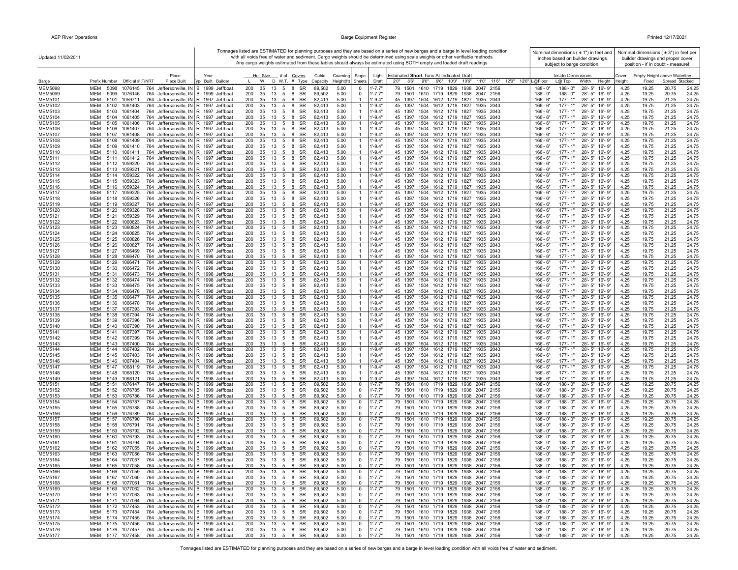Updated 11/02/2011

Tonnages listed are ESTIMATED for planning purposes and they are based on a series of new barges and a barge in level loading condition with all voids free of water and sediment. Cargo weights should be determined using scale weights or other verifiable methods. Any cargo weights estimated from these tables should always be estimated using BOTH empty and loaded draft readings.

Nominal dimensions ( ± 1") in feet and inches based on builder drawings subject to barge condition.

Nominal dimensions ( ± 3") in feet per builder drawings and proper cover position - if in doubt - measure!

| Barge | Prefix | Number | Official # | T/NRT | Place Built | Typ | Year Built | Builder | Hull Size L | W | D | # of W.T. | Covers # | Covers Type | Cubic Capacity | Coaming Height(ft) | Slope Sheets | Light Draft | 2'0" | 8'6" | 9'0" | 9'6" | 10'0" | 10'6" | 11'0" | 11'6" | 12'0" | 12'6" | Inside L@Floor | Inside L@ Top | Inside Width | Inside Height | Cover Height | Fixed | Spread | Stacked |
|---|---|---|---|---|---|---|---|---|---|---|---|---|---|---|---|---|---|---|---|---|---|---|---|---|---|---|---|---|---|---|---|---|---|---|---|---|
| MEM5098 | MEM | 5098 | 1076145 | 764 | Jeffersonville, IN | B | 1999 | Jeffboat | 200 | 35 | 13 | 5 | 8 | SR | 89,502 | 5.00 | 0 | 1'-7.7" | 79 | 1501 | 1610 | 1719 | 1829 | 1938 | 2047 | 2156 | | | 188'- 0" | 188'- 0" | 28'- 5" | 16'- 9" | 4.25 | 19.25 | 20.75 | 24.25 |
| MEM5099 | MEM | 5099 | 1076146 | 764 | Jeffersonville, IN | B | 1999 | Jeffboat | 200 | 35 | 13 | 5 | 8 | SR | 89,502 | 5.00 | 0 | 1'-7.7" | 79 | 1501 | 1610 | 1719 | 1829 | 1938 | 2047 | 2156 | | | 188'- 0" | 188'- 0" | 28'- 5" | 16'- 9" | 4.25 | 19.25 | 20.75 | 24.25 |
| MEM5101 | MEM | 5101 | 1059711 | 764 | Jeffersonville, IN | R | 1997 | Jeffboat | 200 | 35 | 13 | 5 | 8 | SR | 82,413 | 5.00 | 1 | 1'-9.4" | 45 | 1397 | 1504 | 1612 | 1719 | 1827 | 1935 | 2043 | | | 166'- 6" | 177'- 1" | 28'- 5" | 16'- 9" | 4.25 | 19.75 | 21.25 | 24.75 |
| MEM5102 | MEM | 5102 | 1061403 | 764 | Jeffersonville, IN | R | 1997 | Jeffboat | 200 | 35 | 13 | 5 | 8 | SR | 82,413 | 5.00 | 1 | 1'-9.4" | 45 | 1397 | 1504 | 1612 | 1719 | 1827 | 1935 | 2043 | | | 166'- 6" | 177'- 1" | 28'- 5" | 16'- 9" | 4.25 | 19.75 | 21.25 | 24.75 |
| MEM5103 | MEM | 5103 | 1061404 | 764 | Jeffersonville, IN | R | 1997 | Jeffboat | 200 | 35 | 13 | 5 | 8 | SR | 82,413 | 5.00 | 1 | 1'-9.4" | 45 | 1397 | 1504 | 1612 | 1719 | 1827 | 1935 | 2043 | | | 166'- 6" | 177'- 1" | 28'- 5" | 16'- 9" | 4.25 | 19.75 | 21.25 | 24.75 |
| MEM5104 | MEM | 5104 | 1061405 | 764 | Jeffersonville, IN | R | 1997 | Jeffboat | 200 | 35 | 13 | 5 | 8 | SR | 82,413 | 5.00 | 1 | 1'-9.4" | 45 | 1397 | 1504 | 1612 | 1719 | 1827 | 1935 | 2043 | | | 166'- 6" | 177'- 1" | 28'- 5" | 16'- 9" | 4.25 | 19.75 | 21.25 | 24.75 |
| MEM5105 | MEM | 5105 | 1061406 | 764 | Jeffersonville, IN | R | 1997 | Jeffboat | 200 | 35 | 13 | 5 | 8 | SR | 82,413 | 5.00 | 1 | 1'-9.4" | 45 | 1397 | 1504 | 1612 | 1719 | 1827 | 1935 | 2043 | | | 166'- 6" | 177'- 1" | 28'- 5" | 16'- 9" | 4.25 | 19.75 | 21.25 | 24.75 |
| MEM5106 | MEM | 5106 | 1061407 | 764 | Jeffersonville, IN | R | 1997 | Jeffboat | 200 | 35 | 13 | 5 | 8 | SR | 82,413 | 5.00 | 1 | 1'-9.4" | 45 | 1397 | 1504 | 1612 | 1719 | 1827 | 1935 | 2043 | | | 166'- 6" | 177'- 1" | 28'- 5" | 16'- 9" | 4.25 | 19.75 | 21.25 | 24.75 |
| MEM5107 | MEM | 5107 | 1061408 | 764 | Jeffersonville, IN | R | 1997 | Jeffboat | 200 | 35 | 13 | 5 | 8 | SR | 82,413 | 5.00 | 1 | 1'-9.4" | 45 | 1397 | 1504 | 1612 | 1719 | 1827 | 1935 | 2043 | | | 166'- 6" | 177'- 1" | 28'- 5" | 16'- 9" | 4.25 | 19.75 | 21.25 | 24.75 |
| MEM5108 | MEM | 5108 | 1061409 | 764 | Jeffersonville, IN | R | 1997 | Jeffboat | 200 | 35 | 13 | 5 | 8 | SR | 82,413 | 5.00 | 1 | 1'-9.4" | 45 | 1397 | 1504 | 1612 | 1719 | 1827 | 1935 | 2043 | | | 166'- 6" | 177'- 1" | 28'- 5" | 16'- 9" | 4.25 | 19.75 | 21.25 | 24.75 |
| MEM5109 | MEM | 5109 | 1061410 | 764 | Jeffersonville, IN | R | 1997 | Jeffboat | 200 | 35 | 13 | 5 | 8 | SR | 82,413 | 5.00 | 1 | 1'-9.4" | 45 | 1397 | 1504 | 1612 | 1719 | 1827 | 1935 | 2043 | | | 166'- 6" | 177'- 1" | 28'- 5" | 16'- 9" | 4.25 | 19.75 | 21.25 | 24.75 |
| MEM5110 | MEM | 5110 | 1061411 | 764 | Jeffersonville, IN | R | 1997 | Jeffboat | 200 | 35 | 13 | 5 | 8 | SR | 82,413 | 5.00 | 1 | 1'-9.4" | 45 | 1397 | 1504 | 1612 | 1719 | 1827 | 1935 | 2043 | | | 166'- 6" | 177'- 1" | 28'- 5" | 16'- 9" | 4.25 | 19.75 | 21.25 | 24.75 |
| MEM5111 | MEM | 5111 | 1061412 | 764 | Jeffersonville, IN | R | 1997 | Jeffboat | 200 | 35 | 13 | 5 | 8 | SR | 82,413 | 5.00 | 1 | 1'-9.4" | 45 | 1397 | 1504 | 1612 | 1719 | 1827 | 1935 | 2043 | | | 166'- 6" | 177'- 1" | 28'- 5" | 16'- 9" | 4.25 | 19.75 | 21.25 | 24.75 |
| MEM5112 | MEM | 5112 | 1059320 | 764 | Jeffersonville, IN | R | 1997 | Jeffboat | 200 | 35 | 13 | 5 | 8 | SR | 82,413 | 5.00 | 1 | 1'-9.4" | 45 | 1397 | 1504 | 1612 | 1719 | 1827 | 1935 | 2043 | | | 166'- 6" | 177'- 1" | 28'- 5" | 16'- 9" | 4.25 | 19.75 | 21.25 | 24.75 |
| MEM5113 | MEM | 5113 | 1059321 | 764 | Jeffersonville, IN | R | 1997 | Jeffboat | 200 | 35 | 13 | 5 | 8 | SR | 82,413 | 5.00 | 1 | 1'-9.4" | 45 | 1397 | 1504 | 1612 | 1719 | 1827 | 1935 | 2043 | | | 166'- 6" | 177'- 1" | 28'- 5" | 16'- 9" | 4.25 | 19.75 | 21.25 | 24.75 |
| MEM5114 | MEM | 5114 | 1059322 | 764 | Jeffersonville, IN | R | 1997 | Jeffboat | 200 | 35 | 13 | 5 | 8 | SR | 82,413 | 5.00 | 1 | 1'-9.4" | 45 | 1397 | 1504 | 1612 | 1719 | 1827 | 1935 | 2043 | | | 166'- 6" | 177'- 1" | 28'- 5" | 16'- 9" | 4.25 | 19.75 | 21.25 | 24.75 |
| MEM5115 | MEM | 5115 | 1059323 | 764 | Jeffersonville, IN | R | 1997 | Jeffboat | 200 | 35 | 13 | 5 | 8 | SR | 82,413 | 5.00 | 1 | 1'-9.4" | 45 | 1397 | 1504 | 1612 | 1719 | 1827 | 1935 | 2043 | | | 166'- 6" | 177'- 1" | 28'- 5" | 16'- 9" | 4.25 | 19.75 | 21.25 | 24.75 |
| MEM5116 | MEM | 5116 | 1059324 | 764 | Jeffersonville, IN | R | 1997 | Jeffboat | 200 | 35 | 13 | 5 | 8 | SR | 82,413 | 5.00 | 1 | 1'-9.4" | 45 | 1397 | 1504 | 1612 | 1719 | 1827 | 1935 | 2043 | | | 166'- 6" | 177'- 1" | 28'- 5" | 16'- 9" | 4.25 | 19.75 | 21.25 | 24.75 |
| MEM5117 | MEM | 5117 | 1059325 | 764 | Jeffersonville, IN | R | 1997 | Jeffboat | 200 | 35 | 13 | 5 | 8 | SR | 82,413 | 5.00 | 1 | 1'-9.4" | 45 | 1397 | 1504 | 1612 | 1719 | 1827 | 1935 | 2043 | | | 166'- 6" | 177'- 1" | 28'- 5" | 16'- 9" | 4.25 | 19.75 | 21.25 | 24.75 |
| MEM5118 | MEM | 5118 | 1059326 | 764 | Jeffersonville, IN | R | 1997 | Jeffboat | 200 | 35 | 13 | 5 | 8 | SR | 82,413 | 5.00 | 1 | 1'-9.4" | 45 | 1397 | 1504 | 1612 | 1719 | 1827 | 1935 | 2043 | | | 166'- 6" | 177'- 1" | 28'- 5" | 16'- 9" | 4.25 | 19.75 | 21.25 | 24.75 |
| MEM5119 | MEM | 5119 | 1059327 | 764 | Jeffersonville, IN | R | 1997 | Jeffboat | 200 | 35 | 13 | 5 | 8 | SR | 82,413 | 5.00 | 1 | 1'-9.4" | 45 | 1397 | 1504 | 1612 | 1719 | 1827 | 1935 | 2043 | | | 166'- 6" | 177'- 1" | 28'- 5" | 16'- 9" | 4.25 | 19.75 | 21.25 | 24.75 |
| MEM5120 | MEM | 5120 | 1059328 | 764 | Jeffersonville, IN | R | 1997 | Jeffboat | 200 | 35 | 13 | 5 | 8 | SR | 82,413 | 5.00 | 1 | 1'-9.4" | 45 | 1397 | 1504 | 1612 | 1719 | 1827 | 1935 | 2043 | | | 166'- 6" | 177'- 1" | 28'- 5" | 16'- 9" | 4.25 | 19.75 | 21.25 | 24.75 |
| MEM5121 | MEM | 5121 | 1059329 | 764 | Jeffersonville, IN | R | 1997 | Jeffboat | 200 | 35 | 13 | 5 | 8 | SR | 82,413 | 5.00 | 1 | 1'-9.4" | 45 | 1397 | 1504 | 1612 | 1719 | 1827 | 1935 | 2043 | | | 166'- 6" | 177'- 1" | 28'- 5" | 16'- 9" | 4.25 | 19.75 | 21.25 | 24.75 |
| MEM5122 | MEM | 5122 | 1060823 | 764 | Jeffersonville, IN | R | 1997 | Jeffboat | 200 | 35 | 13 | 5 | 8 | SR | 82,413 | 5.00 | 1 | 1'-9.4" | 45 | 1397 | 1504 | 1612 | 1719 | 1827 | 1935 | 2043 | | | 166'- 6" | 177'- 1" | 28'- 5" | 16'- 9" | 4.25 | 19.75 | 21.25 | 24.75 |
| MEM5123 | MEM | 5123 | 1060824 | 764 | Jeffersonville, IN | R | 1997 | Jeffboat | 200 | 35 | 13 | 5 | 8 | SR | 82,413 | 5.00 | 1 | 1'-9.4" | 45 | 1397 | 1504 | 1612 | 1719 | 1827 | 1935 | 2043 | | | 166'- 6" | 177'- 1" | 28'- 5" | 16'- 9" | 4.25 | 19.75 | 21.25 | 24.75 |
| MEM5124 | MEM | 5124 | 1060825 | 764 | Jeffersonville, IN | R | 1997 | Jeffboat | 200 | 35 | 13 | 5 | 8 | SR | 82,413 | 5.00 | 1 | 1'-9.4" | 45 | 1397 | 1504 | 1612 | 1719 | 1827 | 1935 | 2043 | | | 166'- 6" | 177'- 1" | 28'- 5" | 16'- 9" | 4.25 | 19.75 | 21.25 | 24.75 |
| MEM5125 | MEM | 5125 | 1060826 | 764 | Jeffersonville, IN | R | 1997 | Jeffboat | 200 | 35 | 13 | 5 | 8 | SR | 82,413 | 5.00 | 1 | 1'-9.4" | 45 | 1397 | 1504 | 1612 | 1719 | 1827 | 1935 | 2043 | | | 166'- 6" | 177'- 1" | 28'- 5" | 16'- 9" | 4.25 | 19.75 | 21.25 | 24.75 |
| MEM5126 | MEM | 5126 | 1060827 | 764 | Jeffersonville, IN | R | 1997 | Jeffboat | 200 | 35 | 13 | 5 | 8 | SR | 82,413 | 5.00 | 1 | 1'-9.4" | 45 | 1397 | 1504 | 1612 | 1719 | 1827 | 1935 | 2043 | | | 166'- 6" | 177'- 1" | 28'- 5" | 16'- 9" | 4.25 | 19.75 | 21.25 | 24.75 |
| MEM5127 | MEM | 5127 | 1066469 | 764 | Jeffersonville, IN | R | 1997 | Jeffboat | 200 | 35 | 13 | 5 | 8 | SR | 82,413 | 5.00 | 1 | 1'-9.4" | 45 | 1397 | 1504 | 1612 | 1719 | 1827 | 1935 | 2043 | | | 166'- 6" | 177'- 1" | 28'- 5" | 16'- 9" | 4.25 | 19.75 | 21.25 | 24.75 |
| MEM5128 | MEM | 5128 | 1066470 | 764 | Jeffersonville, IN | R | 1998 | Jeffboat | 200 | 35 | 13 | 5 | 8 | SR | 82,413 | 5.00 | 1 | 1'-9.4" | 45 | 1397 | 1504 | 1612 | 1719 | 1827 | 1935 | 2043 | | | 166'- 6" | 177'- 1" | 28'- 5" | 16'- 9" | 4.25 | 19.75 | 21.25 | 24.75 |
| MEM5129 | MEM | 5129 | 1066471 | 764 | Jeffersonville, IN | R | 1998 | Jeffboat | 200 | 35 | 13 | 5 | 8 | SR | 82,413 | 5.00 | 1 | 1'-9.4" | 45 | 1397 | 1504 | 1612 | 1719 | 1827 | 1935 | 2043 | | | 166'- 6" | 177'- 1" | 28'- 5" | 16'- 9" | 4.25 | 19.75 | 21.25 | 24.75 |
| MEM5130 | MEM | 5130 | 1066472 | 764 | Jeffersonville, IN | R | 1998 | Jeffboat | 200 | 35 | 13 | 5 | 8 | SR | 82,413 | 5.00 | 1 | 1'-9.4" | 45 | 1397 | 1504 | 1612 | 1719 | 1827 | 1935 | 2043 | | | 166'- 6" | 177'- 1" | 28'- 5" | 16'- 9" | 4.25 | 19.75 | 21.25 | 24.75 |
| MEM5131 | MEM | 5131 | 1066473 | 764 | Jeffersonville, IN | R | 1998 | Jeffboat | 200 | 35 | 13 | 5 | 8 | SR | 82,413 | 5.00 | 1 | 1'-9.4" | 45 | 1397 | 1504 | 1612 | 1719 | 1827 | 1935 | 2043 | | | 166'- 6" | 177'- 1" | 28'- 5" | 16'- 9" | 4.25 | 19.75 | 21.25 | 24.75 |
| MEM5132 | MEM | 5132 | 1066474 | 764 | Jeffersonville, IN | R | 1998 | Jeffboat | 200 | 35 | 13 | 5 | 8 | SR | 82,413 | 5.00 | 1 | 1'-9.4" | 45 | 1397 | 1504 | 1612 | 1719 | 1827 | 1935 | 2043 | | | 166'- 6" | 177'- 1" | 28'- 5" | 16'- 9" | 4.25 | 19.75 | 21.25 | 24.75 |
| MEM5133 | MEM | 5133 | 1066475 | 764 | Jeffersonville, IN | R | 1998 | Jeffboat | 200 | 35 | 13 | 5 | 8 | SR | 82,413 | 5.00 | 1 | 1'-9.4" | 45 | 1397 | 1504 | 1612 | 1719 | 1827 | 1935 | 2043 | | | 166'- 6" | 177'- 1" | 28'- 5" | 16'- 9" | 4.25 | 19.75 | 21.25 | 24.75 |
| MEM5134 | MEM | 5134 | 1066476 | 764 | Jeffersonville, IN | R | 1998 | Jeffboat | 200 | 35 | 13 | 5 | 8 | SR | 82,413 | 5.00 | 1 | 1'-9.4" | 45 | 1397 | 1504 | 1612 | 1719 | 1827 | 1935 | 2043 | | | 166'- 6" | 177'- 1" | 28'- 5" | 16'- 9" | 4.25 | 19.75 | 21.25 | 24.75 |
| MEM5135 | MEM | 5135 | 1066477 | 764 | Jeffersonville, IN | R | 1998 | Jeffboat | 200 | 35 | 13 | 5 | 8 | SR | 82,413 | 5.00 | 1 | 1'-9.4" | 45 | 1397 | 1504 | 1612 | 1719 | 1827 | 1935 | 2043 | | | 166'- 6" | 177'- 1" | 28'- 5" | 16'- 9" | 4.25 | 19.75 | 21.25 | 24.75 |
| MEM5136 | MEM | 5136 | 1066478 | 764 | Jeffersonville, IN | R | 1998 | Jeffboat | 200 | 35 | 13 | 5 | 8 | SR | 82,413 | 5.00 | 1 | 1'-9.4" | 45 | 1397 | 1504 | 1612 | 1719 | 1827 | 1935 | 2043 | | | 166'- 6" | 177'- 1" | 28'- 5" | 16'- 9" | 4.25 | 19.75 | 21.25 | 24.75 |
| MEM5137 | MEM | 5137 | 1067393 | 764 | Jeffersonville, IN | R | 1998 | Jeffboat | 200 | 35 | 13 | 5 | 8 | SR | 82,413 | 5.00 | 1 | 1'-9.4" | 45 | 1397 | 1504 | 1612 | 1719 | 1827 | 1935 | 2043 | | | 166'- 6" | 177'- 1" | 28'- 5" | 16'- 9" | 4.25 | 19.75 | 21.25 | 24.75 |
| MEM5138 | MEM | 5138 | 1067394 | 764 | Jeffersonville, IN | R | 1998 | Jeffboat | 200 | 35 | 13 | 5 | 8 | SR | 82,413 | 5.00 | 1 | 1'-9.4" | 45 | 1397 | 1504 | 1612 | 1719 | 1827 | 1935 | 2043 | | | 166'- 6" | 177'- 1" | 28'- 5" | 16'- 9" | 4.25 | 19.75 | 21.25 | 24.75 |
| MEM5139 | MEM | 5139 | 1067396 | 764 | Jeffersonville, IN | R | 1998 | Jeffboat | 200 | 35 | 13 | 5 | 8 | SR | 82,413 | 5.00 | 1 | 1'-9.4" | 45 | 1397 | 1504 | 1612 | 1719 | 1827 | 1935 | 2043 | | | 166'- 6" | 177'- 1" | 28'- 5" | 16'- 9" | 4.25 | 19.75 | 21.25 | 24.75 |
| MEM5140 | MEM | 5140 | 1067390 | 764 | Jeffersonville, IN | R | 1998 | Jeffboat | 200 | 35 | 13 | 5 | 8 | SR | 82,413 | 5.00 | 1 | 1'-9.4" | 45 | 1397 | 1504 | 1612 | 1719 | 1827 | 1935 | 2043 | | | 166'- 6" | 177'- 1" | 28'- 5" | 16'- 9" | 4.25 | 19.75 | 21.25 | 24.75 |
| MEM5141 | MEM | 5141 | 1067397 | 764 | Jeffersonville, IN | R | 1998 | Jeffboat | 200 | 35 | 13 | 5 | 8 | SR | 82,413 | 5.00 | 1 | 1'-9.4" | 45 | 1397 | 1504 | 1612 | 1719 | 1827 | 1935 | 2043 | | | 166'- 6" | 177'- 1" | 28'- 5" | 16'- 9" | 4.25 | 19.75 | 21.25 | 24.75 |
| MEM5142 | MEM | 5142 | 1067399 | 764 | Jeffersonville, IN | R | 1998 | Jeffboat | 200 | 35 | 13 | 5 | 8 | SR | 82,413 | 5.00 | 1 | 1'-9.4" | 45 | 1397 | 1504 | 1612 | 1719 | 1827 | 1935 | 2043 | | | 166'- 6" | 177'- 1" | 28'- 5" | 16'- 9" | 4.25 | 19.75 | 21.25 | 24.75 |
| MEM5143 | MEM | 5143 | 1067400 | 764 | Jeffersonville, IN | R | 1998 | Jeffboat | 200 | 35 | 13 | 5 | 8 | SR | 82,413 | 5.00 | 1 | 1'-9.4" | 45 | 1397 | 1504 | 1612 | 1719 | 1827 | 1935 | 2043 | | | 166'- 6" | 177'- 1" | 28'- 5" | 16'- 9" | 4.25 | 19.75 | 21.25 | 24.75 |
| MEM5144 | MEM | 5144 | 1067402 | 764 | Jeffersonville, IN | R | 1998 | Jeffboat | 200 | 35 | 13 | 5 | 8 | SR | 82,413 | 5.00 | 1 | 1'-9.4" | 45 | 1397 | 1504 | 1612 | 1719 | 1827 | 1935 | 2043 | | | 166'- 6" | 177'- 1" | 28'- 5" | 16'- 9" | 4.25 | 19.75 | 21.25 | 24.75 |
| MEM5145 | MEM | 5145 | 1067403 | 764 | Jeffersonville, IN | R | 1998 | Jeffboat | 200 | 35 | 13 | 5 | 8 | SR | 82,413 | 5.00 | 1 | 1'-9.4" | 45 | 1397 | 1504 | 1612 | 1719 | 1827 | 1935 | 2043 | | | 166'- 6" | 177'- 1" | 28'- 5" | 16'- 9" | 4.25 | 19.75 | 21.25 | 24.75 |
| MEM5146 | MEM | 5146 | 1067404 | 764 | Jeffersonville, IN | R | 1998 | Jeffboat | 200 | 35 | 13 | 5 | 8 | SR | 82,413 | 5.00 | 1 | 1'-9.4" | 45 | 1397 | 1504 | 1612 | 1719 | 1827 | 1935 | 2043 | | | 166'- 6" | 177'- 1" | 28'- 5" | 16'- 9" | 4.25 | 19.75 | 21.25 | 24.75 |
| MEM5147 | MEM | 5147 | 1068119 | 764 | Jeffersonville, IN | R | 1998 | Jeffboat | 200 | 35 | 13 | 5 | 8 | SR | 82,413 | 5.00 | 1 | 1'-9.4" | 45 | 1397 | 1504 | 1612 | 1719 | 1827 | 1935 | 2043 | | | 166'- 6" | 177'- 1" | 28'- 5" | 16'- 9" | 4.25 | 19.75 | 21.25 | 24.75 |
| MEM5148 | MEM | 5148 | 1068120 | 764 | Jeffersonville, IN | R | 1998 | Jeffboat | 200 | 35 | 13 | 5 | 8 | SR | 82,413 | 5.00 | 1 | 1'-9.4" | 45 | 1397 | 1504 | 1612 | 1719 | 1827 | 1935 | 2043 | | | 166'- 6" | 177'- 1" | 28'- 5" | 16'- 9" | 4.25 | 19.75 | 21.25 | 24.75 |
| MEM5149 | MEM | 5149 | 1068121 | 764 | Jeffersonville, IN | R | 1998 | Jeffboat | 200 | 35 | 13 | 5 | 8 | SR | 82,413 | 5.00 | 1 | 1'-9.4" | 45 | 1397 | 1504 | 1612 | 1719 | 1827 | 1935 | 2043 | | | 166'- 6" | 177'- 1" | 28'- 5" | 16'- 9" | 4.25 | 19.75 | 21.25 | 24.75 |
| MEM5151 | MEM | 5151 | 1076147 | 764 | Jeffersonville, IN | B | 1999 | Jeffboat | 200 | 35 | 13 | 5 | 8 | SR | 89,502 | 5.00 | 0 | 1'-7.7" | 79 | 1501 | 1610 | 1719 | 1829 | 1938 | 2047 | 2156 | | | 188'- 0" | 188'- 0" | 28'- 5" | 16'- 9" | 4.25 | 19.25 | 20.75 | 24.25 |
| MEM5152 | MEM | 5152 | 1076785 | 764 | Jeffersonville, IN | B | 1999 | Jeffboat | 200 | 35 | 13 | 5 | 8 | SR | 89,502 | 5.00 | 0 | 1'-7.7" | 79 | 1501 | 1610 | 1719 | 1829 | 1938 | 2047 | 2156 | | | 188'- 0" | 188'- 0" | 28'- 5" | 16'- 9" | 4.25 | 19.25 | 20.75 | 24.25 |
| MEM5153 | MEM | 5153 | 1076786 | 764 | Jeffersonville, IN | B | 1999 | Jeffboat | 200 | 35 | 13 | 5 | 8 | SR | 89,502 | 5.00 | 0 | 1'-7.7" | 79 | 1501 | 1610 | 1719 | 1829 | 1938 | 2047 | 2156 | | | 188'- 0" | 188'- 0" | 28'- 5" | 16'- 9" | 4.25 | 19.25 | 20.75 | 24.25 |
| MEM5154 | MEM | 5154 | 1076787 | 764 | Jeffersonville, IN | B | 1999 | Jeffboat | 200 | 35 | 13 | 5 | 8 | SR | 89,502 | 5.00 | 0 | 1'-7.7" | 79 | 1501 | 1610 | 1719 | 1829 | 1938 | 2047 | 2156 | | | 188'- 0" | 188'- 0" | 28'- 5" | 16'- 9" | 4.25 | 19.25 | 20.75 | 24.25 |
| MEM5155 | MEM | 5155 | 1076788 | 764 | Jeffersonville, IN | B | 1999 | Jeffboat | 200 | 35 | 13 | 5 | 8 | SR | 89,502 | 5.00 | 0 | 1'-7.7" | 79 | 1501 | 1610 | 1719 | 1829 | 1938 | 2047 | 2156 | | | 188'- 0" | 188'- 0" | 28'- 5" | 16'- 9" | 4.25 | 19.25 | 20.75 | 24.25 |
| MEM5156 | MEM | 5156 | 1076789 | 764 | Jeffersonville, IN | B | 1999 | Jeffboat | 200 | 35 | 13 | 5 | 8 | SR | 89,502 | 5.00 | 0 | 1'-7.7" | 79 | 1501 | 1610 | 1719 | 1829 | 1938 | 2047 | 2156 | | | 188'- 0" | 188'- 0" | 28'- 5" | 16'- 9" | 4.25 | 19.25 | 20.75 | 24.25 |
| MEM5157 | MEM | 5157 | 1076790 | 764 | Jeffersonville, IN | B | 1999 | Jeffboat | 200 | 35 | 13 | 5 | 8 | SR | 89,502 | 5.00 | 0 | 1'-7.7" | 79 | 1501 | 1610 | 1719 | 1829 | 1938 | 2047 | 2156 | | | 188'- 0" | 188'- 0" | 28'- 5" | 16'- 9" | 4.25 | 19.25 | 20.75 | 24.25 |
| MEM5158 | MEM | 5158 | 1076791 | 764 | Jeffersonville, IN | B | 1999 | Jeffboat | 200 | 35 | 13 | 5 | 8 | SR | 89,502 | 5.00 | 0 | 1'-7.7" | 79 | 1501 | 1610 | 1719 | 1829 | 1938 | 2047 | 2156 | | | 188'- 0" | 188'- 0" | 28'- 5" | 16'- 9" | 4.25 | 19.25 | 20.75 | 24.25 |
| MEM5159 | MEM | 5159 | 1076792 | 764 | Jeffersonville, IN | B | 1999 | Jeffboat | 200 | 35 | 13 | 5 | 8 | SR | 89,502 | 5.00 | 0 | 1'-7.7" | 79 | 1501 | 1610 | 1719 | 1829 | 1938 | 2047 | 2156 | | | 188'- 0" | 188'- 0" | 28'- 5" | 16'- 9" | 4.25 | 19.25 | 20.75 | 24.25 |
| MEM5160 | MEM | 5160 | 1076793 | 764 | Jeffersonville, IN | B | 1999 | Jeffboat | 200 | 35 | 13 | 5 | 8 | SR | 89,502 | 5.00 | 0 | 1'-7.7" | 79 | 1501 | 1610 | 1719 | 1829 | 1938 | 2047 | 2156 | | | 188'- 0" | 188'- 0" | 28'- 5" | 16'- 9" | 4.25 | 19.25 | 20.75 | 24.25 |
| MEM5161 | MEM | 5161 | 1076794 | 764 | Jeffersonville, IN | B | 1999 | Jeffboat | 200 | 35 | 13 | 5 | 8 | SR | 89,502 | 5.00 | 0 | 1'-7.7" | 79 | 1501 | 1610 | 1719 | 1829 | 1938 | 2047 | 2156 | | | 188'- 0" | 188'- 0" | 28'- 5" | 16'- 9" | 4.25 | 19.25 | 20.75 | 24.25 |
| MEM5162 | MEM | 5162 | 1077055 | 764 | Jeffersonville, IN | B | 1999 | Jeffboat | 200 | 35 | 13 | 5 | 8 | SR | 89,502 | 5.00 | 0 | 1'-7.7" | 79 | 1501 | 1610 | 1719 | 1829 | 1938 | 2047 | 2156 | | | 188'- 0" | 188'- 0" | 28'- 5" | 16'- 9" | 4.25 | 19.25 | 20.75 | 24.25 |
| MEM5163 | MEM | 5163 | 1077056 | 764 | Jeffersonville, IN | B | 1999 | Jeffboat | 200 | 35 | 13 | 5 | 8 | SR | 89,502 | 5.00 | 0 | 1'-7.7" | 79 | 1501 | 1610 | 1719 | 1829 | 1938 | 2047 | 2156 | | | 188'- 0" | 188'- 0" | 28'- 5" | 16'- 9" | 4.25 | 19.25 | 20.75 | 24.25 |
| MEM5164 | MEM | 5164 | 1077057 | 764 | Jeffersonville, IN | B | 1999 | Jeffboat | 200 | 35 | 13 | 5 | 8 | SR | 89,502 | 5.00 | 0 | 1'-7.7" | 79 | 1501 | 1610 | 1719 | 1829 | 1938 | 2047 | 2156 | | | 188'- 0" | 188'- 0" | 28'- 5" | 16'- 9" | 4.25 | 19.25 | 20.75 | 24.25 |
| MEM5165 | MEM | 5165 | 1077058 | 764 | Jeffersonville, IN | B | 1999 | Jeffboat | 200 | 35 | 13 | 5 | 8 | SR | 89,502 | 5.00 | 0 | 1'-7.7" | 79 | 1501 | 1610 | 1719 | 1829 | 1938 | 2047 | 2156 | | | 188'- 0" | 188'- 0" | 28'- 5" | 16'- 9" | 4.25 | 19.25 | 20.75 | 24.25 |
| MEM5166 | MEM | 5166 | 1077059 | 764 | Jeffersonville, IN | B | 1999 | Jeffboat | 200 | 35 | 13 | 5 | 8 | SR | 89,502 | 5.00 | 0 | 1'-7.7" | 79 | 1501 | 1610 | 1719 | 1829 | 1938 | 2047 | 2156 | | | 188'- 0" | 188'- 0" | 28'- 5" | 16'- 9" | 4.25 | 19.25 | 20.75 | 24.25 |
| MEM5167 | MEM | 5167 | 1077060 | 764 | Jeffersonville, IN | B | 1999 | Jeffboat | 200 | 35 | 13 | 5 | 8 | SR | 89,502 | 5.00 | 0 | 1'-7.7" | 79 | 1501 | 1610 | 1719 | 1829 | 1938 | 2047 | 2156 | | | 188'- 0" | 188'- 0" | 28'- 5" | 16'- 9" | 4.25 | 19.25 | 20.75 | 24.25 |
| MEM5168 | MEM | 5168 | 1077061 | 764 | Jeffersonville, IN | B | 1999 | Jeffboat | 200 | 35 | 13 | 5 | 8 | SR | 89,502 | 5.00 | 0 | 1'-7.7" | 79 | 1501 | 1610 | 1719 | 1829 | 1938 | 2047 | 2156 | | | 188'- 0" | 188'- 0" | 28'- 5" | 16'- 9" | 4.25 | 19.25 | 20.75 | 24.25 |
| MEM5169 | MEM | 5169 | 1077062 | 764 | Jeffersonville, IN | B | 1999 | Jeffboat | 200 | 35 | 13 | 5 | 8 | SR | 89,502 | 5.00 | 0 | 1'-7.7" | 79 | 1501 | 1610 | 1719 | 1829 | 1938 | 2047 | 2156 | | | 188'- 0" | 188'- 0" | 28'- 5" | 16'- 9" | 4.25 | 19.25 | 20.75 | 24.25 |
| MEM5170 | MEM | 5170 | 1077063 | 764 | Jeffersonville, IN | B | 1999 | Jeffboat | 200 | 35 | 13 | 5 | 8 | SR | 89,502 | 5.00 | 0 | 1'-7.7" | 79 | 1501 | 1610 | 1719 | 1829 | 1938 | 2047 | 2156 | | | 188'- 0" | 188'- 0" | 28'- 5" | 16'- 9" | 4.25 | 19.25 | 20.75 | 24.25 |
| MEM5171 | MEM | 5171 | 1077064 | 764 | Jeffersonville, IN | B | 1999 | Jeffboat | 200 | 35 | 13 | 5 | 8 | SR | 89,502 | 5.00 | 0 | 1'-7.7" | 79 | 1501 | 1610 | 1719 | 1829 | 1938 | 2047 | 2156 | | | 188'- 0" | 188'- 0" | 28'- 5" | 16'- 9" | 4.25 | 19.25 | 20.75 | 24.25 |
| MEM5172 | MEM | 5172 | 1077453 | 764 | Jeffersonville, IN | B | 1999 | Jeffboat | 200 | 35 | 13 | 5 | 8 | SR | 89,502 | 5.00 | 0 | 1'-7.7" | 79 | 1501 | 1610 | 1719 | 1829 | 1938 | 2047 | 2156 | | | 188'- 0" | 188'- 0" | 28'- 5" | 16'- 9" | 4.25 | 19.25 | 20.75 | 24.25 |
| MEM5173 | MEM | 5173 | 1077454 | 764 | Jeffersonville, IN | B | 1999 | Jeffboat | 200 | 35 | 13 | 5 | 8 | SR | 89,502 | 5.00 | 0 | 1'-7.7" | 79 | 1501 | 1610 | 1719 | 1829 | 1938 | 2047 | 2156 | | | 188'- 0" | 188'- 0" | 28'- 5" | 16'- 9" | 4.25 | 19.25 | 20.75 | 24.25 |
| MEM5174 | MEM | 5174 | 1077455 | 764 | Jeffersonville, IN | B | 1999 | Jeffboat | 200 | 35 | 13 | 5 | 8 | SR | 89,502 | 5.00 | 0 | 1'-7.7" | 79 | 1501 | 1610 | 1719 | 1829 | 1938 | 2047 | 2156 | | | 188'- 0" | 188'- 0" | 28'- 5" | 16'- 9" | 4.25 | 19.25 | 20.75 | 24.25 |
| MEM5175 | MEM | 5175 | 1077456 | 764 | Jeffersonville, IN | B | 1999 | Jeffboat | 200 | 35 | 13 | 5 | 8 | SR | 89,502 | 5.00 | 0 | 1'-7.7" | 79 | 1501 | 1610 | 1719 | 1829 | 1938 | 2047 | 2156 | | | 188'- 0" | 188'- 0" | 28'- 5" | 16'- 9" | 4.25 | 19.25 | 20.75 | 24.25 |
| MEM5176 | MEM | 5176 | 1077457 | 764 | Jeffersonville, IN | B | 1999 | Jeffboat | 200 | 35 | 13 | 5 | 8 | SR | 89,502 | 5.00 | 0 | 1'-7.7" | 79 | 1501 | 1610 | 1719 | 1829 | 1938 | 2047 | 2156 | | | 188'- 0" | 188'- 0" | 28'- 5" | 16'- 9" | 4.25 | 19.25 | 20.75 | 24.25 |
| MEM5177 | MEM | 5177 | 1077458 | 764 | Jeffersonville, IN | B | 1999 | Jeffboat | 200 | 35 | 13 | 5 | 8 | SR | 89,502 | 5.00 | 0 | 1'-7.7" | 79 | 1501 | 1610 | 1719 | 1829 | 1938 | 2047 | 2156 | | | 188'- 0" | 188'- 0" | 28'- 5" | 16'- 9" | 4.25 | 19.25 | 20.75 | 24.25 |

Column groups: Estimated **Short** Tons At Indicated Draft (2'0" through 12'6"); Inside Dimensions (L@Floor, L@ Top, Width, Height); Empty Height above Waterline (Fixed, Spread, Stacked).

Tonnages listed are ESTIMATED for planning purposes and they are based on a series of new barges and a barge in level loading condition with all voids free of water and sediment.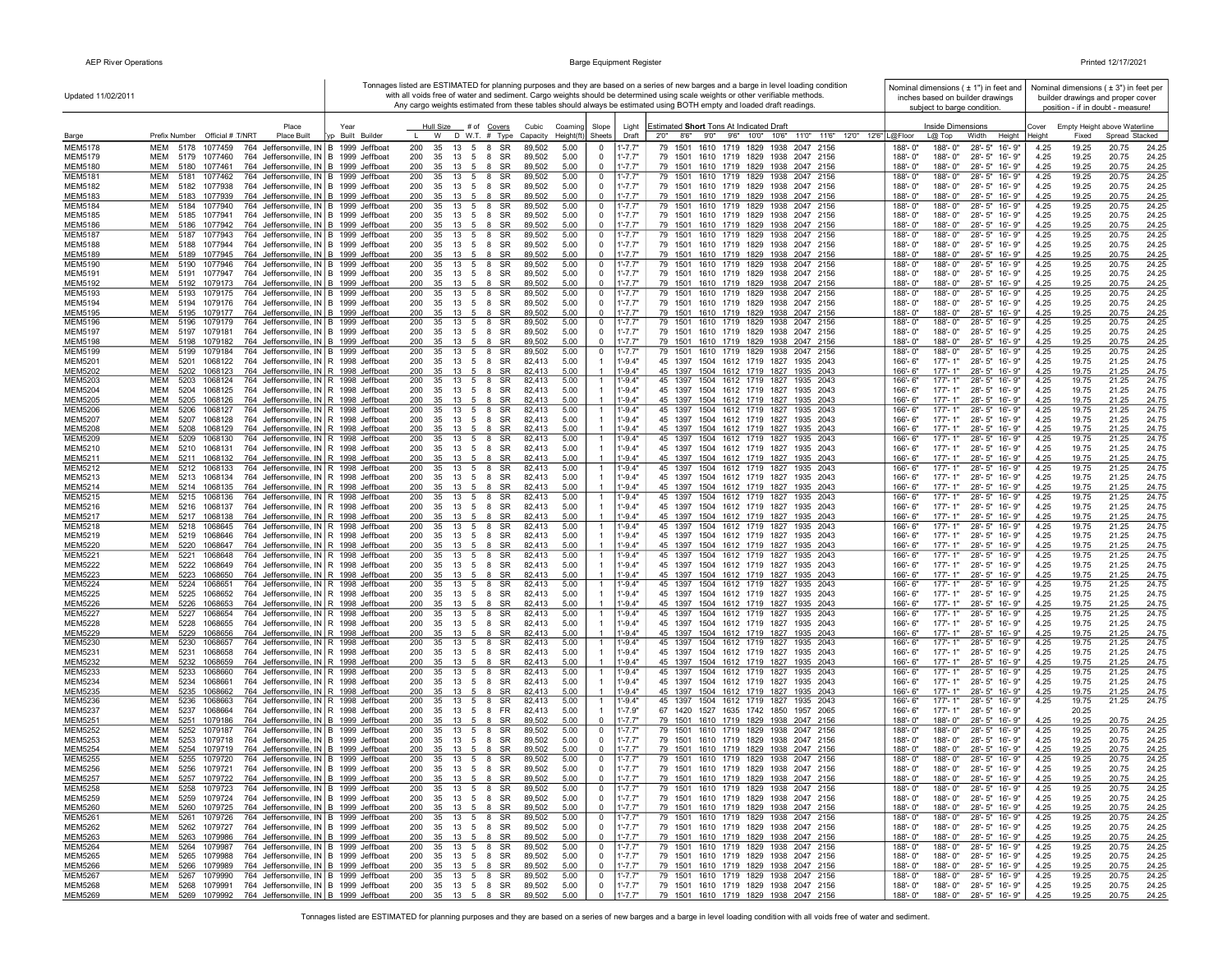Updated 11/02/2011

Tonnages listed are ESTIMATED for planning purposes and they are based on a series of new barges and a barge in level loading condition with all voids free of water and sediment. Cargo weights should be determined using scale weights or other verifiable methods. Any cargo weights estimated from these tables should always be estimated using BOTH empty and loaded draft readings.

Nominal dimensions ( ± 1") in feet and inches based on builder drawings subject to barge condition.

Nominal dimensions ( ± 3") in feet per builder drawings and proper cover position - if in doubt - measure!

| Barge | Prefix | Number | Official # | T/NRT | Place Built | Typ | Year Built | Builder | Hull Size L | W | D | # of W.T. | Covers # | Covers Type | Cubic Capacity | Coaming Height(ft) | Slope Sheets | Light Draft | Estimated Short Tons At Indicated Draft 2'0" | 8'6" | 9'0" | 9'6" | 10'0" | 10'6" | 11'0" | 11'6" | 12'0" | 12'6" | Inside Dimensions L@Floor | L@Top | Width | Height | Cover Height | Empty Height above Waterline Fixed | Spread | Stacked |
|---|---|---|---|---|---|---|---|---|---|---|---|---|---|---|---|---|---|---|---|---|---|---|---|---|---|---|---|---|---|---|---|---|---|---|---|---|
| MEM5178 | MEM | 5178 | 1077459 | 764 | Jeffersonville, IN | B | 1999 | Jeffboat | 200 | 35 | 13 | 5 | 8 | SR | 89,502 | 5.00 | 0 | 1'-7.7" | 79 | 1501 | 1610 | 1719 | 1829 | 1938 | 2047 | 2156 | | | 188'-0" | 188'-0" | 28'-5" | 16'-9" | 4.25 | 19.25 | 20.75 | 24.25 |
| MEM5179 | MEM | 5179 | 1077460 | 764 | Jeffersonville, IN | B | 1999 | Jeffboat | 200 | 35 | 13 | 5 | 8 | SR | 89,502 | 5.00 | 0 | 1'-7.7" | 79 | 1501 | 1610 | 1719 | 1829 | 1938 | 2047 | 2156 | | | 188'-0" | 188'-0" | 28'-5" | 16'-9" | 4.25 | 19.25 | 20.75 | 24.25 |
| MEM5180 | MEM | 5180 | 1077461 | 764 | Jeffersonville, IN | B | 1999 | Jeffboat | 200 | 35 | 13 | 5 | 8 | SR | 89,502 | 5.00 | 0 | 1'-7.7" | 79 | 1501 | 1610 | 1719 | 1829 | 1938 | 2047 | 2156 | | | 188'-0" | 188'-0" | 28'-5" | 16'-9" | 4.25 | 19.25 | 20.75 | 24.25 |
| MEM5181 | MEM | 5181 | 1077462 | 764 | Jeffersonville, IN | B | 1999 | Jeffboat | 200 | 35 | 13 | 5 | 8 | SR | 89,502 | 5.00 | 0 | 1'-7.7" | 79 | 1501 | 1610 | 1719 | 1829 | 1938 | 2047 | 2156 | | | 188'-0" | 188'-0" | 28'-5" | 16'-9" | 4.25 | 19.25 | 20.75 | 24.25 |
| MEM5182 | MEM | 5182 | 1077938 | 764 | Jeffersonville, IN | B | 1999 | Jeffboat | 200 | 35 | 13 | 5 | 8 | SR | 89,502 | 5.00 | 0 | 1'-7.7" | 79 | 1501 | 1610 | 1719 | 1829 | 1938 | 2047 | 2156 | | | 188'-0" | 188'-0" | 28'-5" | 16'-9" | 4.25 | 19.25 | 20.75 | 24.25 |
| MEM5183 | MEM | 5183 | 1077939 | 764 | Jeffersonville, IN | B | 1999 | Jeffboat | 200 | 35 | 13 | 5 | 8 | SR | 89,502 | 5.00 | 0 | 1'-7.7" | 79 | 1501 | 1610 | 1719 | 1829 | 1938 | 2047 | 2156 | | | 188'-0" | 188'-0" | 28'-5" | 16'-9" | 4.25 | 19.25 | 20.75 | 24.25 |
| MEM5184 | MEM | 5184 | 1077940 | 764 | Jeffersonville, IN | B | 1999 | Jeffboat | 200 | 35 | 13 | 5 | 8 | SR | 89,502 | 5.00 | 0 | 1'-7.7" | 79 | 1501 | 1610 | 1719 | 1829 | 1938 | 2047 | 2156 | | | 188'-0" | 188'-0" | 28'-5" | 16'-9" | 4.25 | 19.25 | 20.75 | 24.25 |
| MEM5185 | MEM | 5185 | 1077941 | 764 | Jeffersonville, IN | B | 1999 | Jeffboat | 200 | 35 | 13 | 5 | 8 | SR | 89,502 | 5.00 | 0 | 1'-7.7" | 79 | 1501 | 1610 | 1719 | 1829 | 1938 | 2047 | 2156 | | | 188'-0" | 188'-0" | 28'-5" | 16'-9" | 4.25 | 19.25 | 20.75 | 24.25 |
| MEM5186 | MEM | 5186 | 1077942 | 764 | Jeffersonville, IN | B | 1999 | Jeffboat | 200 | 35 | 13 | 5 | 8 | SR | 89,502 | 5.00 | 0 | 1'-7.7" | 79 | 1501 | 1610 | 1719 | 1829 | 1938 | 2047 | 2156 | | | 188'-0" | 188'-0" | 28'-5" | 16'-9" | 4.25 | 19.25 | 20.75 | 24.25 |
| MEM5187 | MEM | 5187 | 1077943 | 764 | Jeffersonville, IN | B | 1999 | Jeffboat | 200 | 35 | 13 | 5 | 8 | SR | 89,502 | 5.00 | 0 | 1'-7.7" | 79 | 1501 | 1610 | 1719 | 1829 | 1938 | 2047 | 2156 | | | 188'-0" | 188'-0" | 28'-5" | 16'-9" | 4.25 | 19.25 | 20.75 | 24.25 |
| MEM5188 | MEM | 5188 | 1077944 | 764 | Jeffersonville, IN | B | 1999 | Jeffboat | 200 | 35 | 13 | 5 | 8 | SR | 89,502 | 5.00 | 0 | 1'-7.7" | 79 | 1501 | 1610 | 1719 | 1829 | 1938 | 2047 | 2156 | | | 188'-0" | 188'-0" | 28'-5" | 16'-9" | 4.25 | 19.25 | 20.75 | 24.25 |
| MEM5189 | MEM | 5189 | 1077945 | 764 | Jeffersonville, IN | B | 1999 | Jeffboat | 200 | 35 | 13 | 5 | 8 | SR | 89,502 | 5.00 | 0 | 1'-7.7" | 79 | 1501 | 1610 | 1719 | 1829 | 1938 | 2047 | 2156 | | | 188'-0" | 188'-0" | 28'-5" | 16'-9" | 4.25 | 19.25 | 20.75 | 24.25 |
| MEM5190 | MEM | 5190 | 1077946 | 764 | Jeffersonville, IN | B | 1999 | Jeffboat | 200 | 35 | 13 | 5 | 8 | SR | 89,502 | 5.00 | 0 | 1'-7.7" | 79 | 1501 | 1610 | 1719 | 1829 | 1938 | 2047 | 2156 | | | 188'-0" | 188'-0" | 28'-5" | 16'-9" | 4.25 | 19.25 | 20.75 | 24.25 |
| MEM5191 | MEM | 5191 | 1077947 | 764 | Jeffersonville, IN | B | 1999 | Jeffboat | 200 | 35 | 13 | 5 | 8 | SR | 89,502 | 5.00 | 0 | 1'-7.7" | 79 | 1501 | 1610 | 1719 | 1829 | 1938 | 2047 | 2156 | | | 188'-0" | 188'-0" | 28'-5" | 16'-9" | 4.25 | 19.25 | 20.75 | 24.25 |
| MEM5192 | MEM | 5192 | 1079173 | 764 | Jeffersonville, IN | B | 1999 | Jeffboat | 200 | 35 | 13 | 5 | 8 | SR | 89,502 | 5.00 | 0 | 1'-7.7" | 79 | 1501 | 1610 | 1719 | 1829 | 1938 | 2047 | 2156 | | | 188'-0" | 188'-0" | 28'-5" | 16'-9" | 4.25 | 19.25 | 20.75 | 24.25 |
| MEM5193 | MEM | 5193 | 1079175 | 764 | Jeffersonville, IN | B | 1999 | Jeffboat | 200 | 35 | 13 | 5 | 8 | SR | 89,502 | 5.00 | 0 | 1'-7.7" | 79 | 1501 | 1610 | 1719 | 1829 | 1938 | 2047 | 2156 | | | 188'-0" | 188'-0" | 28'-5" | 16'-9" | 4.25 | 19.25 | 20.75 | 24.25 |
| MEM5194 | MEM | 5194 | 1079176 | 764 | Jeffersonville, IN | B | 1999 | Jeffboat | 200 | 35 | 13 | 5 | 8 | SR | 89,502 | 5.00 | 0 | 1'-7.7" | 79 | 1501 | 1610 | 1719 | 1829 | 1938 | 2047 | 2156 | | | 188'-0" | 188'-0" | 28'-5" | 16'-9" | 4.25 | 19.25 | 20.75 | 24.25 |
| MEM5195 | MEM | 5195 | 1079177 | 764 | Jeffersonville, IN | B | 1999 | Jeffboat | 200 | 35 | 13 | 5 | 8 | SR | 89,502 | 5.00 | 0 | 1'-7.7" | 79 | 1501 | 1610 | 1719 | 1829 | 1938 | 2047 | 2156 | | | 188'-0" | 188'-0" | 28'-5" | 16'-9" | 4.25 | 19.25 | 20.75 | 24.25 |
| MEM5196 | MEM | 5196 | 1079179 | 764 | Jeffersonville, IN | B | 1999 | Jeffboat | 200 | 35 | 13 | 5 | 8 | SR | 89,502 | 5.00 | 0 | 1'-7.7" | 79 | 1501 | 1610 | 1719 | 1829 | 1938 | 2047 | 2156 | | | 188'-0" | 188'-0" | 28'-5" | 16'-9" | 4.25 | 19.25 | 20.75 | 24.25 |
| MEM5197 | MEM | 5197 | 1079181 | 764 | Jeffersonville, IN | B | 1999 | Jeffboat | 200 | 35 | 13 | 5 | 8 | SR | 89,502 | 5.00 | 0 | 1'-7.7" | 79 | 1501 | 1610 | 1719 | 1829 | 1938 | 2047 | 2156 | | | 188'-0" | 188'-0" | 28'-5" | 16'-9" | 4.25 | 19.25 | 20.75 | 24.25 |
| MEM5198 | MEM | 5198 | 1079182 | 764 | Jeffersonville, IN | B | 1999 | Jeffboat | 200 | 35 | 13 | 5 | 8 | SR | 89,502 | 5.00 | 0 | 1'-7.7" | 79 | 1501 | 1610 | 1719 | 1829 | 1938 | 2047 | 2156 | | | 188'-0" | 188'-0" | 28'-5" | 16'-9" | 4.25 | 19.25 | 20.75 | 24.25 |
| MEM5199 | MEM | 5199 | 1079184 | 764 | Jeffersonville, IN | B | 1999 | Jeffboat | 200 | 35 | 13 | 5 | 8 | SR | 89,502 | 5.00 | 0 | 1'-7.7" | 79 | 1501 | 1610 | 1719 | 1829 | 1938 | 2047 | 2156 | | | 188'-0" | 188'-0" | 28'-5" | 16'-9" | 4.25 | 19.25 | 20.75 | 24.25 |
| MEM5201 | MEM | 5201 | 1068122 | 764 | Jeffersonville, IN | R | 1998 | Jeffboat | 200 | 35 | 13 | 5 | 8 | SR | 82,413 | 5.00 | 1 | 1'-9.4" | 45 | 1397 | 1504 | 1612 | 1719 | 1827 | 1935 | 2043 | | | 166'-6" | 177'-1" | 28'-5" | 16'-9" | 4.25 | 19.75 | 21.25 | 24.75 |
| MEM5202 | MEM | 5202 | 1068123 | 764 | Jeffersonville, IN | R | 1998 | Jeffboat | 200 | 35 | 13 | 5 | 8 | SR | 82,413 | 5.00 | 1 | 1'-9.4" | 45 | 1397 | 1504 | 1612 | 1719 | 1827 | 1935 | 2043 | | | 166'-6" | 177'-1" | 28'-5" | 16'-9" | 4.25 | 19.75 | 21.25 | 24.75 |
| MEM5203 | MEM | 5203 | 1068124 | 764 | Jeffersonville, IN | R | 1998 | Jeffboat | 200 | 35 | 13 | 5 | 8 | SR | 82,413 | 5.00 | 1 | 1'-9.4" | 45 | 1397 | 1504 | 1612 | 1719 | 1827 | 1935 | 2043 | | | 166'-6" | 177'-1" | 28'-5" | 16'-9" | 4.25 | 19.75 | 21.25 | 24.75 |
| MEM5204 | MEM | 5204 | 1068125 | 764 | Jeffersonville, IN | R | 1998 | Jeffboat | 200 | 35 | 13 | 5 | 8 | SR | 82,413 | 5.00 | 1 | 1'-9.4" | 45 | 1397 | 1504 | 1612 | 1719 | 1827 | 1935 | 2043 | | | 166'-6" | 177'-1" | 28'-5" | 16'-9" | 4.25 | 19.75 | 21.25 | 24.75 |
| MEM5205 | MEM | 5205 | 1068126 | 764 | Jeffersonville, IN | R | 1998 | Jeffboat | 200 | 35 | 13 | 5 | 8 | SR | 82,413 | 5.00 | 1 | 1'-9.4" | 45 | 1397 | 1504 | 1612 | 1719 | 1827 | 1935 | 2043 | | | 166'-6" | 177'-1" | 28'-5" | 16'-9" | 4.25 | 19.75 | 21.25 | 24.75 |
| MEM5206 | MEM | 5206 | 1068127 | 764 | Jeffersonville, IN | R | 1998 | Jeffboat | 200 | 35 | 13 | 5 | 8 | SR | 82,413 | 5.00 | 1 | 1'-9.4" | 45 | 1397 | 1504 | 1612 | 1719 | 1827 | 1935 | 2043 | | | 166'-6" | 177'-1" | 28'-5" | 16'-9" | 4.25 | 19.75 | 21.25 | 24.75 |
| MEM5207 | MEM | 5207 | 1068128 | 764 | Jeffersonville, IN | R | 1998 | Jeffboat | 200 | 35 | 13 | 5 | 8 | SR | 82,413 | 5.00 | 1 | 1'-9.4" | 45 | 1397 | 1504 | 1612 | 1719 | 1827 | 1935 | 2043 | | | 166'-6" | 177'-1" | 28'-5" | 16'-9" | 4.25 | 19.75 | 21.25 | 24.75 |
| MEM5208 | MEM | 5208 | 1068129 | 764 | Jeffersonville, IN | R | 1998 | Jeffboat | 200 | 35 | 13 | 5 | 8 | SR | 82,413 | 5.00 | 1 | 1'-9.4" | 45 | 1397 | 1504 | 1612 | 1719 | 1827 | 1935 | 2043 | | | 166'-6" | 177'-1" | 28'-5" | 16'-9" | 4.25 | 19.75 | 21.25 | 24.75 |
| MEM5209 | MEM | 5209 | 1068130 | 764 | Jeffersonville, IN | R | 1998 | Jeffboat | 200 | 35 | 13 | 5 | 8 | SR | 82,413 | 5.00 | 1 | 1'-9.4" | 45 | 1397 | 1504 | 1612 | 1719 | 1827 | 1935 | 2043 | | | 166'-6" | 177'-1" | 28'-5" | 16'-9" | 4.25 | 19.75 | 21.25 | 24.75 |
| MEM5210 | MEM | 5210 | 1068131 | 764 | Jeffersonville, IN | R | 1998 | Jeffboat | 200 | 35 | 13 | 5 | 8 | SR | 82,413 | 5.00 | 1 | 1'-9.4" | 45 | 1397 | 1504 | 1612 | 1719 | 1827 | 1935 | 2043 | | | 166'-6" | 177'-1" | 28'-5" | 16'-9" | 4.25 | 19.75 | 21.25 | 24.75 |
| MEM5211 | MEM | 5211 | 1068132 | 764 | Jeffersonville, IN | R | 1998 | Jeffboat | 200 | 35 | 13 | 5 | 8 | SR | 82,413 | 5.00 | 1 | 1'-9.4" | 45 | 1397 | 1504 | 1612 | 1719 | 1827 | 1935 | 2043 | | | 166'-6" | 177'-1" | 28'-5" | 16'-9" | 4.25 | 19.75 | 21.25 | 24.75 |
| MEM5212 | MEM | 5212 | 1068133 | 764 | Jeffersonville, IN | R | 1998 | Jeffboat | 200 | 35 | 13 | 5 | 8 | SR | 82,413 | 5.00 | 1 | 1'-9.4" | 45 | 1397 | 1504 | 1612 | 1719 | 1827 | 1935 | 2043 | | | 166'-6" | 177'-1" | 28'-5" | 16'-9" | 4.25 | 19.75 | 21.25 | 24.75 |
| MEM5213 | MEM | 5213 | 1068134 | 764 | Jeffersonville, IN | R | 1998 | Jeffboat | 200 | 35 | 13 | 5 | 8 | SR | 82,413 | 5.00 | 1 | 1'-9.4" | 45 | 1397 | 1504 | 1612 | 1719 | 1827 | 1935 | 2043 | | | 166'-6" | 177'-1" | 28'-5" | 16'-9" | 4.25 | 19.75 | 21.25 | 24.75 |
| MEM5214 | MEM | 5214 | 1068135 | 764 | Jeffersonville, IN | R | 1998 | Jeffboat | 200 | 35 | 13 | 5 | 8 | SR | 82,413 | 5.00 | 1 | 1'-9.4" | 45 | 1397 | 1504 | 1612 | 1719 | 1827 | 1935 | 2043 | | | 166'-6" | 177'-1" | 28'-5" | 16'-9" | 4.25 | 19.75 | 21.25 | 24.75 |
| MEM5215 | MEM | 5215 | 1068136 | 764 | Jeffersonville, IN | R | 1998 | Jeffboat | 200 | 35 | 13 | 5 | 8 | SR | 82,413 | 5.00 | 1 | 1'-9.4" | 45 | 1397 | 1504 | 1612 | 1719 | 1827 | 1935 | 2043 | | | 166'-6" | 177'-1" | 28'-5" | 16'-9" | 4.25 | 19.75 | 21.25 | 24.75 |
| MEM5216 | MEM | 5216 | 1068137 | 764 | Jeffersonville, IN | R | 1998 | Jeffboat | 200 | 35 | 13 | 5 | 8 | SR | 82,413 | 5.00 | 1 | 1'-9.4" | 45 | 1397 | 1504 | 1612 | 1719 | 1827 | 1935 | 2043 | | | 166'-6" | 177'-1" | 28'-5" | 16'-9" | 4.25 | 19.75 | 21.25 | 24.75 |
| MEM5217 | MEM | 5217 | 1068138 | 764 | Jeffersonville, IN | R | 1998 | Jeffboat | 200 | 35 | 13 | 5 | 8 | SR | 82,413 | 5.00 | 1 | 1'-9.4" | 45 | 1397 | 1504 | 1612 | 1719 | 1827 | 1935 | 2043 | | | 166'-6" | 177'-1" | 28'-5" | 16'-9" | 4.25 | 19.75 | 21.25 | 24.75 |
| MEM5218 | MEM | 5218 | 1068645 | 764 | Jeffersonville, IN | R | 1998 | Jeffboat | 200 | 35 | 13 | 5 | 8 | SR | 82,413 | 5.00 | 1 | 1'-9.4" | 45 | 1397 | 1504 | 1612 | 1719 | 1827 | 1935 | 2043 | | | 166'-6" | 177'-1" | 28'-5" | 16'-9" | 4.25 | 19.75 | 21.25 | 24.75 |
| MEM5219 | MEM | 5219 | 1068646 | 764 | Jeffersonville, IN | R | 1998 | Jeffboat | 200 | 35 | 13 | 5 | 8 | SR | 82,413 | 5.00 | 1 | 1'-9.4" | 45 | 1397 | 1504 | 1612 | 1719 | 1827 | 1935 | 2043 | | | 166'-6" | 177'-1" | 28'-5" | 16'-9" | 4.25 | 19.75 | 21.25 | 24.75 |
| MEM5220 | MEM | 5220 | 1068647 | 764 | Jeffersonville, IN | R | 1998 | Jeffboat | 200 | 35 | 13 | 5 | 8 | SR | 82,413 | 5.00 | 1 | 1'-9.4" | 45 | 1397 | 1504 | 1612 | 1719 | 1827 | 1935 | 2043 | | | 166'-6" | 177'-1" | 28'-5" | 16'-9" | 4.25 | 19.75 | 21.25 | 24.75 |
| MEM5221 | MEM | 5221 | 1068648 | 764 | Jeffersonville, IN | R | 1998 | Jeffboat | 200 | 35 | 13 | 5 | 8 | SR | 82,413 | 5.00 | 1 | 1'-9.4" | 45 | 1397 | 1504 | 1612 | 1719 | 1827 | 1935 | 2043 | | | 166'-6" | 177'-1" | 28'-5" | 16'-9" | 4.25 | 19.75 | 21.25 | 24.75 |
| MEM5222 | MEM | 5222 | 1068649 | 764 | Jeffersonville, IN | R | 1998 | Jeffboat | 200 | 35 | 13 | 5 | 8 | SR | 82,413 | 5.00 | 1 | 1'-9.4" | 45 | 1397 | 1504 | 1612 | 1719 | 1827 | 1935 | 2043 | | | 166'-6" | 177'-1" | 28'-5" | 16'-9" | 4.25 | 19.75 | 21.25 | 24.75 |
| MEM5223 | MEM | 5223 | 1068650 | 764 | Jeffersonville, IN | R | 1998 | Jeffboat | 200 | 35 | 13 | 5 | 8 | SR | 82,413 | 5.00 | 1 | 1'-9.4" | 45 | 1397 | 1504 | 1612 | 1719 | 1827 | 1935 | 2043 | | | 166'-6" | 177'-1" | 28'-5" | 16'-9" | 4.25 | 19.75 | 21.25 | 24.75 |
| MEM5224 | MEM | 5224 | 1068651 | 764 | Jeffersonville, IN | R | 1998 | Jeffboat | 200 | 35 | 13 | 5 | 8 | SR | 82,413 | 5.00 | 1 | 1'-9.4" | 45 | 1397 | 1504 | 1612 | 1719 | 1827 | 1935 | 2043 | | | 166'-6" | 177'-1" | 28'-5" | 16'-9" | 4.25 | 19.75 | 21.25 | 24.75 |
| MEM5225 | MEM | 5225 | 1068652 | 764 | Jeffersonville, IN | R | 1998 | Jeffboat | 200 | 35 | 13 | 5 | 8 | SR | 82,413 | 5.00 | 1 | 1'-9.4" | 45 | 1397 | 1504 | 1612 | 1719 | 1827 | 1935 | 2043 | | | 166'-6" | 177'-1" | 28'-5" | 16'-9" | 4.25 | 19.75 | 21.25 | 24.75 |
| MEM5226 | MEM | 5226 | 1068653 | 764 | Jeffersonville, IN | R | 1998 | Jeffboat | 200 | 35 | 13 | 5 | 8 | SR | 82,413 | 5.00 | 1 | 1'-9.4" | 45 | 1397 | 1504 | 1612 | 1719 | 1827 | 1935 | 2043 | | | 166'-6" | 177'-1" | 28'-5" | 16'-9" | 4.25 | 19.75 | 21.25 | 24.75 |
| MEM5227 | MEM | 5227 | 1068654 | 764 | Jeffersonville, IN | R | 1998 | Jeffboat | 200 | 35 | 13 | 5 | 8 | SR | 82,413 | 5.00 | 1 | 1'-9.4" | 45 | 1397 | 1504 | 1612 | 1719 | 1827 | 1935 | 2043 | | | 166'-6" | 177'-1" | 28'-5" | 16'-9" | 4.25 | 19.75 | 21.25 | 24.75 |
| MEM5228 | MEM | 5228 | 1068655 | 764 | Jeffersonville, IN | R | 1998 | Jeffboat | 200 | 35 | 13 | 5 | 8 | SR | 82,413 | 5.00 | 1 | 1'-9.4" | 45 | 1397 | 1504 | 1612 | 1719 | 1827 | 1935 | 2043 | | | 166'-6" | 177'-1" | 28'-5" | 16'-9" | 4.25 | 19.75 | 21.25 | 24.75 |
| MEM5229 | MEM | 5229 | 1068656 | 764 | Jeffersonville, IN | R | 1998 | Jeffboat | 200 | 35 | 13 | 5 | 8 | SR | 82,413 | 5.00 | 1 | 1'-9.4" | 45 | 1397 | 1504 | 1612 | 1719 | 1827 | 1935 | 2043 | | | 166'-6" | 177'-1" | 28'-5" | 16'-9" | 4.25 | 19.75 | 21.25 | 24.75 |
| MEM5230 | MEM | 5230 | 1068657 | 764 | Jeffersonville, IN | R | 1998 | Jeffboat | 200 | 35 | 13 | 5 | 8 | SR | 82,413 | 5.00 | 1 | 1'-9.4" | 45 | 1397 | 1504 | 1612 | 1719 | 1827 | 1935 | 2043 | | | 166'-6" | 177'-1" | 28'-5" | 16'-9" | 4.25 | 19.75 | 21.25 | 24.75 |
| MEM5231 | MEM | 5231 | 1068658 | 764 | Jeffersonville, IN | R | 1998 | Jeffboat | 200 | 35 | 13 | 5 | 8 | SR | 82,413 | 5.00 | 1 | 1'-9.4" | 45 | 1397 | 1504 | 1612 | 1719 | 1827 | 1935 | 2043 | | | 166'-6" | 177'-1" | 28'-5" | 16'-9" | 4.25 | 19.75 | 21.25 | 24.75 |
| MEM5232 | MEM | 5232 | 1068659 | 764 | Jeffersonville, IN | R | 1998 | Jeffboat | 200 | 35 | 13 | 5 | 8 | SR | 82,413 | 5.00 | 1 | 1'-9.4" | 45 | 1397 | 1504 | 1612 | 1719 | 1827 | 1935 | 2043 | | | 166'-6" | 177'-1" | 28'-5" | 16'-9" | 4.25 | 19.75 | 21.25 | 24.75 |
| MEM5233 | MEM | 5233 | 1068660 | 764 | Jeffersonville, IN | R | 1998 | Jeffboat | 200 | 35 | 13 | 5 | 8 | SR | 82,413 | 5.00 | 1 | 1'-9.4" | 45 | 1397 | 1504 | 1612 | 1719 | 1827 | 1935 | 2043 | | | 166'-6" | 177'-1" | 28'-5" | 16'-9" | 4.25 | 19.75 | 21.25 | 24.75 |
| MEM5234 | MEM | 5234 | 1068661 | 764 | Jeffersonville, IN | R | 1998 | Jeffboat | 200 | 35 | 13 | 5 | 8 | SR | 82,413 | 5.00 | 1 | 1'-9.4" | 45 | 1397 | 1504 | 1612 | 1719 | 1827 | 1935 | 2043 | | | 166'-6" | 177'-1" | 28'-5" | 16'-9" | 4.25 | 19.75 | 21.25 | 24.75 |
| MEM5235 | MEM | 5235 | 1068662 | 764 | Jeffersonville, IN | R | 1998 | Jeffboat | 200 | 35 | 13 | 5 | 8 | SR | 82,413 | 5.00 | 1 | 1'-9.4" | 45 | 1397 | 1504 | 1612 | 1719 | 1827 | 1935 | 2043 | | | 166'-6" | 177'-1" | 28'-5" | 16'-9" | 4.25 | 19.75 | 21.25 | 24.75 |
| MEM5236 | MEM | 5236 | 1068663 | 764 | Jeffersonville, IN | R | 1998 | Jeffboat | 200 | 35 | 13 | 5 | 8 | SR | 82,413 | 5.00 | 1 | 1'-9.4" | 45 | 1397 | 1504 | 1612 | 1719 | 1827 | 1935 | 2043 | | | 166'-6" | 177'-1" | 28'-5" | 16'-9" | 4.25 | 19.75 | 21.25 | 24.75 |
| MEM5237 | MEM | 5237 | 1068664 | 764 | Jeffersonville, IN | R | 1998 | Jeffboat | 200 | 35 | 13 | 5 | 8 | FR | 82,413 | 5.00 | 1 | 1'-7.9" | 67 | 1420 | 1527 | 1635 | 1742 | 1850 | 1957 | 2065 | | | 166'-6" | 177'-1" | 28'-5" | 16'-9" | | 20.25 | | |
| MEM5251 | MEM | 5251 | 1079186 | 764 | Jeffersonville, IN | B | 1999 | Jeffboat | 200 | 35 | 13 | 5 | 8 | SR | 89,502 | 5.00 | 0 | 1'-7.7" | 79 | 1501 | 1610 | 1719 | 1829 | 1938 | 2047 | 2156 | | | 188'-0" | 188'-0" | 28'-5" | 16'-9" | 4.25 | 19.25 | 20.75 | 24.25 |
| MEM5252 | MEM | 5252 | 1079187 | 764 | Jeffersonville, IN | B | 1999 | Jeffboat | 200 | 35 | 13 | 5 | 8 | SR | 89,502 | 5.00 | 0 | 1'-7.7" | 79 | 1501 | 1610 | 1719 | 1829 | 1938 | 2047 | 2156 | | | 188'-0" | 188'-0" | 28'-5" | 16'-9" | 4.25 | 19.25 | 20.75 | 24.25 |
| MEM5253 | MEM | 5253 | 1079718 | 764 | Jeffersonville, IN | B | 1999 | Jeffboat | 200 | 35 | 13 | 5 | 8 | SR | 89,502 | 5.00 | 0 | 1'-7.7" | 79 | 1501 | 1610 | 1719 | 1829 | 1938 | 2047 | 2156 | | | 188'-0" | 188'-0" | 28'-5" | 16'-9" | 4.25 | 19.25 | 20.75 | 24.25 |
| MEM5254 | MEM | 5254 | 1079719 | 764 | Jeffersonville, IN | B | 1999 | Jeffboat | 200 | 35 | 13 | 5 | 8 | SR | 89,502 | 5.00 | 0 | 1'-7.7" | 79 | 1501 | 1610 | 1719 | 1829 | 1938 | 2047 | 2156 | | | 188'-0" | 188'-0" | 28'-5" | 16'-9" | 4.25 | 19.25 | 20.75 | 24.25 |
| MEM5255 | MEM | 5255 | 1079720 | 764 | Jeffersonville, IN | B | 1999 | Jeffboat | 200 | 35 | 13 | 5 | 8 | SR | 89,502 | 5.00 | 0 | 1'-7.7" | 79 | 1501 | 1610 | 1719 | 1829 | 1938 | 2047 | 2156 | | | 188'-0" | 188'-0" | 28'-5" | 16'-9" | 4.25 | 19.25 | 20.75 | 24.25 |
| MEM5256 | MEM | 5256 | 1079721 | 764 | Jeffersonville, IN | B | 1999 | Jeffboat | 200 | 35 | 13 | 5 | 8 | SR | 89,502 | 5.00 | 0 | 1'-7.7" | 79 | 1501 | 1610 | 1719 | 1829 | 1938 | 2047 | 2156 | | | 188'-0" | 188'-0" | 28'-5" | 16'-9" | 4.25 | 19.25 | 20.75 | 24.25 |
| MEM5257 | MEM | 5257 | 1079722 | 764 | Jeffersonville, IN | B | 1999 | Jeffboat | 200 | 35 | 13 | 5 | 8 | SR | 89,502 | 5.00 | 0 | 1'-7.7" | 79 | 1501 | 1610 | 1719 | 1829 | 1938 | 2047 | 2156 | | | 188'-0" | 188'-0" | 28'-5" | 16'-9" | 4.25 | 19.25 | 20.75 | 24.25 |
| MEM5258 | MEM | 5258 | 1079723 | 764 | Jeffersonville, IN | B | 1999 | Jeffboat | 200 | 35 | 13 | 5 | 8 | SR | 89,502 | 5.00 | 0 | 1'-7.7" | 79 | 1501 | 1610 | 1719 | 1829 | 1938 | 2047 | 2156 | | | 188'-0" | 188'-0" | 28'-5" | 16'-9" | 4.25 | 19.25 | 20.75 | 24.25 |
| MEM5259 | MEM | 5259 | 1079724 | 764 | Jeffersonville, IN | B | 1999 | Jeffboat | 200 | 35 | 13 | 5 | 8 | SR | 89,502 | 5.00 | 0 | 1'-7.7" | 79 | 1501 | 1610 | 1719 | 1829 | 1938 | 2047 | 2156 | | | 188'-0" | 188'-0" | 28'-5" | 16'-9" | 4.25 | 19.25 | 20.75 | 24.25 |
| MEM5260 | MEM | 5260 | 1079725 | 764 | Jeffersonville, IN | B | 1999 | Jeffboat | 200 | 35 | 13 | 5 | 8 | SR | 89,502 | 5.00 | 0 | 1'-7.7" | 79 | 1501 | 1610 | 1719 | 1829 | 1938 | 2047 | 2156 | | | 188'-0" | 188'-0" | 28'-5" | 16'-9" | 4.25 | 19.25 | 20.75 | 24.25 |
| MEM5261 | MEM | 5261 | 1079726 | 764 | Jeffersonville, IN | B | 1999 | Jeffboat | 200 | 35 | 13 | 5 | 8 | SR | 89,502 | 5.00 | 0 | 1'-7.7" | 79 | 1501 | 1610 | 1719 | 1829 | 1938 | 2047 | 2156 | | | 188'-0" | 188'-0" | 28'-5" | 16'-9" | 4.25 | 19.25 | 20.75 | 24.25 |
| MEM5262 | MEM | 5262 | 1079727 | 764 | Jeffersonville, IN | B | 1999 | Jeffboat | 200 | 35 | 13 | 5 | 8 | SR | 89,502 | 5.00 | 0 | 1'-7.7" | 79 | 1501 | 1610 | 1719 | 1829 | 1938 | 2047 | 2156 | | | 188'-0" | 188'-0" | 28'-5" | 16'-9" | 4.25 | 19.25 | 20.75 | 24.25 |
| MEM5263 | MEM | 5263 | 1079986 | 764 | Jeffersonville, IN | B | 1999 | Jeffboat | 200 | 35 | 13 | 5 | 8 | SR | 89,502 | 5.00 | 0 | 1'-7.7" | 79 | 1501 | 1610 | 1719 | 1829 | 1938 | 2047 | 2156 | | | 188'-0" | 188'-0" | 28'-5" | 16'-9" | 4.25 | 19.25 | 20.75 | 24.25 |
| MEM5264 | MEM | 5264 | 1079987 | 764 | Jeffersonville, IN | B | 1999 | Jeffboat | 200 | 35 | 13 | 5 | 8 | SR | 89,502 | 5.00 | 0 | 1'-7.7" | 79 | 1501 | 1610 | 1719 | 1829 | 1938 | 2047 | 2156 | | | 188'-0" | 188'-0" | 28'-5" | 16'-9" | 4.25 | 19.25 | 20.75 | 24.25 |
| MEM5265 | MEM | 5265 | 1079988 | 764 | Jeffersonville, IN | B | 1999 | Jeffboat | 200 | 35 | 13 | 5 | 8 | SR | 89,502 | 5.00 | 0 | 1'-7.7" | 79 | 1501 | 1610 | 1719 | 1829 | 1938 | 2047 | 2156 | | | 188'-0" | 188'-0" | 28'-5" | 16'-9" | 4.25 | 19.25 | 20.75 | 24.25 |
| MEM5266 | MEM | 5266 | 1079989 | 764 | Jeffersonville, IN | B | 1999 | Jeffboat | 200 | 35 | 13 | 5 | 8 | SR | 89,502 | 5.00 | 0 | 1'-7.7" | 79 | 1501 | 1610 | 1719 | 1829 | 1938 | 2047 | 2156 | | | 188'-0" | 188'-0" | 28'-5" | 16'-9" | 4.25 | 19.25 | 20.75 | 24.25 |
| MEM5267 | MEM | 5267 | 1079990 | 764 | Jeffersonville, IN | B | 1999 | Jeffboat | 200 | 35 | 13 | 5 | 8 | SR | 89,502 | 5.00 | 0 | 1'-7.7" | 79 | 1501 | 1610 | 1719 | 1829 | 1938 | 2047 | 2156 | | | 188'-0" | 188'-0" | 28'-5" | 16'-9" | 4.25 | 19.25 | 20.75 | 24.25 |
| MEM5268 | MEM | 5268 | 1079991 | 764 | Jeffersonville, IN | B | 1999 | Jeffboat | 200 | 35 | 13 | 5 | 8 | SR | 89,502 | 5.00 | 0 | 1'-7.7" | 79 | 1501 | 1610 | 1719 | 1829 | 1938 | 2047 | 2156 | | | 188'-0" | 188'-0" | 28'-5" | 16'-9" | 4.25 | 19.25 | 20.75 | 24.25 |
| MEM5269 | MEM | 5269 | 1079992 | 764 | Jeffersonville, IN | B | 1999 | Jeffboat | 200 | 35 | 13 | 5 | 8 | SR | 89,502 | 5.00 | 0 | 1'-7.7" | 79 | 1501 | 1610 | 1719 | 1829 | 1938 | 2047 | 2156 | | | 188'-0" | 188'-0" | 28'-5" | 16'-9" | 4.25 | 19.25 | 20.75 | 24.25 |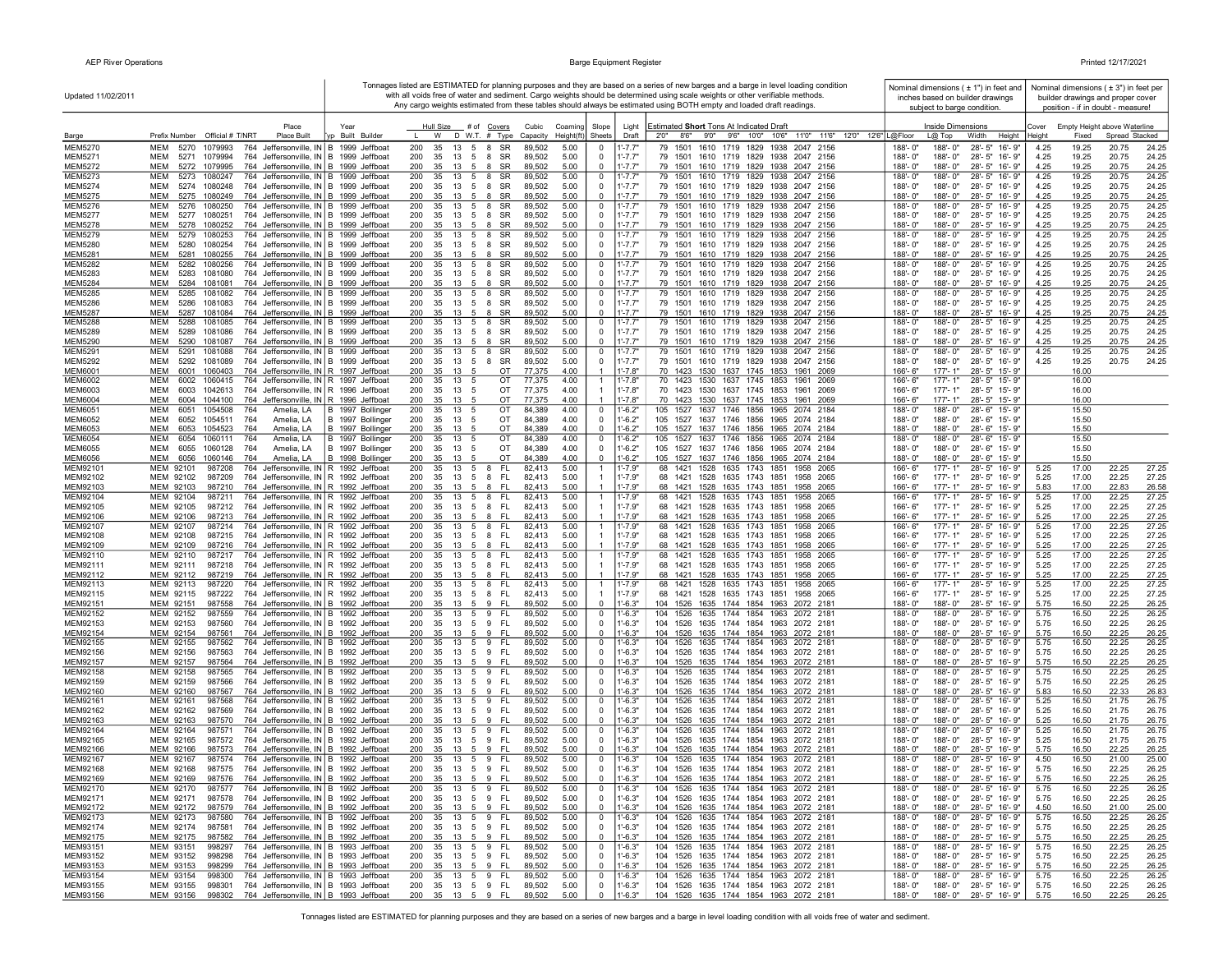Updated 11/02/2011

Tonnages listed are ESTIMATED for planning purposes and they are based on a series of new barges and a barge in level loading condition with all voids free of water and sediment. Cargo weights should be determined using scale weights or other verifiable methods. Any cargo weights estimated from these tables should always be estimated using BOTH empty and loaded draft readings.

Nominal dimensions ( ± 1") in feet and inches based on builder drawings subject to barge condition.

Nominal dimensions ( ± 3") in feet per builder drawings and proper cover position - if in doubt - measure!

| Barge | Prefix | Number | Official # | T/NRT | Place Built | Typ | Year Built | Builder | Hull Size L | W | D | # of W.T. | Covers # | Covers Type | Cubic Capacity | Coaming Height(ft) | Slope Sheets | Light Draft | Estimated **Short** Tons At Indicated Draft 2'0" | 8'6" | 9'0" | 9'6" | 10'0" | 10'6" | 11'0" | 11'6" | 12'0" | 12'6" | Inside Dimensions L@Floor | L@Top | Width | Height | Cover Height | Empty Height above Waterline Fixed | Spread | Stacked |
|---|---|---|---|---|---|---|---|---|---|---|---|---|---|---|---|---|---|---|---|---|---|---|---|---|---|---|---|---|---|---|---|---|---|---|---|---|
| MEM5270 | MEM | 5270 | 1079993 | 764 | Jeffersonville, IN | B | 1999 | Jeffboat | 200 | 35 | 13 | 5 | 8 | SR | 89,502 | 5.00 | 0 | 1'-7.7" | 79 | 1501 | 1610 | 1719 | 1829 | 1938 | 2047 | 2156 | | | 188'- 0" | 188'- 0" | 28'- 5" | 16'- 9" | 4.25 | 19.25 | 20.75 | 24.25 |
| MEM5271 | MEM | 5271 | 1079994 | 764 | Jeffersonville, IN | B | 1999 | Jeffboat | 200 | 35 | 13 | 5 | 8 | SR | 89,502 | 5.00 | 0 | 1'-7.7" | 79 | 1501 | 1610 | 1719 | 1829 | 1938 | 2047 | 2156 | | | 188'- 0" | 188'- 0" | 28'- 5" | 16'- 9" | 4.25 | 19.25 | 20.75 | 24.25 |
| MEM5272 | MEM | 5272 | 1079995 | 764 | Jeffersonville, IN | B | 1999 | Jeffboat | 200 | 35 | 13 | 5 | 8 | SR | 89,502 | 5.00 | 0 | 1'-7.7" | 79 | 1501 | 1610 | 1719 | 1829 | 1938 | 2047 | 2156 | | | 188'- 0" | 188'- 0" | 28'- 5" | 16'- 9" | 4.25 | 19.25 | 20.75 | 24.25 |
| MEM5273 | MEM | 5273 | 1080247 | 764 | Jeffersonville, IN | B | 1999 | Jeffboat | 200 | 35 | 13 | 5 | 8 | SR | 89,502 | 5.00 | 0 | 1'-7.7" | 79 | 1501 | 1610 | 1719 | 1829 | 1938 | 2047 | 2156 | | | 188'- 0" | 188'- 0" | 28'- 5" | 16'- 9" | 4.25 | 19.25 | 20.75 | 24.25 |
| MEM5274 | MEM | 5274 | 1080248 | 764 | Jeffersonville, IN | B | 1999 | Jeffboat | 200 | 35 | 13 | 5 | 8 | SR | 89,502 | 5.00 | 0 | 1'-7.7" | 79 | 1501 | 1610 | 1719 | 1829 | 1938 | 2047 | 2156 | | | 188'- 0" | 188'- 0" | 28'- 5" | 16'- 9" | 4.25 | 19.25 | 20.75 | 24.25 |
| MEM5275 | MEM | 5275 | 1080249 | 764 | Jeffersonville, IN | B | 1999 | Jeffboat | 200 | 35 | 13 | 5 | 8 | SR | 89,502 | 5.00 | 0 | 1'-7.7" | 79 | 1501 | 1610 | 1719 | 1829 | 1938 | 2047 | 2156 | | | 188'- 0" | 188'- 0" | 28'- 5" | 16'- 9" | 4.25 | 19.25 | 20.75 | 24.25 |
| MEM5276 | MEM | 5276 | 1080250 | 764 | Jeffersonville, IN | B | 1999 | Jeffboat | 200 | 35 | 13 | 5 | 8 | SR | 89,502 | 5.00 | 0 | 1'-7.7" | 79 | 1501 | 1610 | 1719 | 1829 | 1938 | 2047 | 2156 | | | 188'- 0" | 188'- 0" | 28'- 5" | 16'- 9" | 4.25 | 19.25 | 20.75 | 24.25 |
| MEM5277 | MEM | 5277 | 1080251 | 764 | Jeffersonville, IN | B | 1999 | Jeffboat | 200 | 35 | 13 | 5 | 8 | SR | 89,502 | 5.00 | 0 | 1'-7.7" | 79 | 1501 | 1610 | 1719 | 1829 | 1938 | 2047 | 2156 | | | 188'- 0" | 188'- 0" | 28'- 5" | 16'- 9" | 4.25 | 19.25 | 20.75 | 24.25 |
| MEM5278 | MEM | 5278 | 1080252 | 764 | Jeffersonville, IN | B | 1999 | Jeffboat | 200 | 35 | 13 | 5 | 8 | SR | 89,502 | 5.00 | 0 | 1'-7.7" | 79 | 1501 | 1610 | 1719 | 1829 | 1938 | 2047 | 2156 | | | 188'- 0" | 188'- 0" | 28'- 5" | 16'- 9" | 4.25 | 19.25 | 20.75 | 24.25 |
| MEM5279 | MEM | 5279 | 1080253 | 764 | Jeffersonville, IN | B | 1999 | Jeffboat | 200 | 35 | 13 | 5 | 8 | SR | 89,502 | 5.00 | 0 | 1'-7.7" | 79 | 1501 | 1610 | 1719 | 1829 | 1938 | 2047 | 2156 | | | 188'- 0" | 188'- 0" | 28'- 5" | 16'- 9" | 4.25 | 19.25 | 20.75 | 24.25 |
| MEM5280 | MEM | 5280 | 1080254 | 764 | Jeffersonville, IN | B | 1999 | Jeffboat | 200 | 35 | 13 | 5 | 8 | SR | 89,502 | 5.00 | 0 | 1'-7.7" | 79 | 1501 | 1610 | 1719 | 1829 | 1938 | 2047 | 2156 | | | 188'- 0" | 188'- 0" | 28'- 5" | 16'- 9" | 4.25 | 19.25 | 20.75 | 24.25 |
| MEM5281 | MEM | 5281 | 1080255 | 764 | Jeffersonville, IN | B | 1999 | Jeffboat | 200 | 35 | 13 | 5 | 8 | SR | 89,502 | 5.00 | 0 | 1'-7.7" | 79 | 1501 | 1610 | 1719 | 1829 | 1938 | 2047 | 2156 | | | 188'- 0" | 188'- 0" | 28'- 5" | 16'- 9" | 4.25 | 19.25 | 20.75 | 24.25 |
| MEM5282 | MEM | 5282 | 1080256 | 764 | Jeffersonville, IN | B | 1999 | Jeffboat | 200 | 35 | 13 | 5 | 8 | SR | 89,502 | 5.00 | 0 | 1'-7.7" | 79 | 1501 | 1610 | 1719 | 1829 | 1938 | 2047 | 2156 | | | 188'- 0" | 188'- 0" | 28'- 5" | 16'- 9" | 4.25 | 19.25 | 20.75 | 24.25 |
| MEM5283 | MEM | 5283 | 1081080 | 764 | Jeffersonville, IN | B | 1999 | Jeffboat | 200 | 35 | 13 | 5 | 8 | SR | 89,502 | 5.00 | 0 | 1'-7.7" | 79 | 1501 | 1610 | 1719 | 1829 | 1938 | 2047 | 2156 | | | 188'- 0" | 188'- 0" | 28'- 5" | 16'- 9" | 4.25 | 19.25 | 20.75 | 24.25 |
| MEM5284 | MEM | 5284 | 1081081 | 764 | Jeffersonville, IN | B | 1999 | Jeffboat | 200 | 35 | 13 | 5 | 8 | SR | 89,502 | 5.00 | 0 | 1'-7.7" | 79 | 1501 | 1610 | 1719 | 1829 | 1938 | 2047 | 2156 | | | 188'- 0" | 188'- 0" | 28'- 5" | 16'- 9" | 4.25 | 19.25 | 20.75 | 24.25 |
| MEM5285 | MEM | 5285 | 1081082 | 764 | Jeffersonville, IN | B | 1999 | Jeffboat | 200 | 35 | 13 | 5 | 8 | SR | 89,502 | 5.00 | 0 | 1'-7.7" | 79 | 1501 | 1610 | 1719 | 1829 | 1938 | 2047 | 2156 | | | 188'- 0" | 188'- 0" | 28'- 5" | 16'- 9" | 4.25 | 19.25 | 20.75 | 24.25 |
| MEM5286 | MEM | 5286 | 1081083 | 764 | Jeffersonville, IN | B | 1999 | Jeffboat | 200 | 35 | 13 | 5 | 8 | SR | 89,502 | 5.00 | 0 | 1'-7.7" | 79 | 1501 | 1610 | 1719 | 1829 | 1938 | 2047 | 2156 | | | 188'- 0" | 188'- 0" | 28'- 5" | 16'- 9" | 4.25 | 19.25 | 20.75 | 24.25 |
| MEM5287 | MEM | 5287 | 1081084 | 764 | Jeffersonville, IN | B | 1999 | Jeffboat | 200 | 35 | 13 | 5 | 8 | SR | 89,502 | 5.00 | 0 | 1'-7.7" | 79 | 1501 | 1610 | 1719 | 1829 | 1938 | 2047 | 2156 | | | 188'- 0" | 188'- 0" | 28'- 5" | 16'- 9" | 4.25 | 19.25 | 20.75 | 24.25 |
| MEM5288 | MEM | 5288 | 1081085 | 764 | Jeffersonville, IN | B | 1999 | Jeffboat | 200 | 35 | 13 | 5 | 8 | SR | 89,502 | 5.00 | 0 | 1'-7.7" | 79 | 1501 | 1610 | 1719 | 1829 | 1938 | 2047 | 2156 | | | 188'- 0" | 188'- 0" | 28'- 5" | 16'- 9" | 4.25 | 19.25 | 20.75 | 24.25 |
| MEM5289 | MEM | 5289 | 1081086 | 764 | Jeffersonville, IN | B | 1999 | Jeffboat | 200 | 35 | 13 | 5 | 8 | SR | 89,502 | 5.00 | 0 | 1'-7.7" | 79 | 1501 | 1610 | 1719 | 1829 | 1938 | 2047 | 2156 | | | 188'- 0" | 188'- 0" | 28'- 5" | 16'- 9" | 4.25 | 19.25 | 20.75 | 24.25 |
| MEM5290 | MEM | 5290 | 1081087 | 764 | Jeffersonville, IN | B | 1999 | Jeffboat | 200 | 35 | 13 | 5 | 8 | SR | 89,502 | 5.00 | 0 | 1'-7.7" | 79 | 1501 | 1610 | 1719 | 1829 | 1938 | 2047 | 2156 | | | 188'- 0" | 188'- 0" | 28'- 5" | 16'- 9" | 4.25 | 19.25 | 20.75 | 24.25 |
| MEM5291 | MEM | 5291 | 1081088 | 764 | Jeffersonville, IN | B | 1999 | Jeffboat | 200 | 35 | 13 | 5 | 8 | SR | 89,502 | 5.00 | 0 | 1'-7.7" | 79 | 1501 | 1610 | 1719 | 1829 | 1938 | 2047 | 2156 | | | 188'- 0" | 188'- 0" | 28'- 5" | 16'- 9" | 4.25 | 19.25 | 20.75 | 24.25 |
| MEM5292 | MEM | 5292 | 1081089 | 764 | Jeffersonville, IN | B | 1999 | Jeffboat | 200 | 35 | 13 | 5 | 8 | SR | 89,502 | 5.00 | 0 | 1'-7.7" | 79 | 1501 | 1610 | 1719 | 1829 | 1938 | 2047 | 2156 | | | 188'- 0" | 188'- 0" | 28'- 5" | 16'- 9" | 4.25 | 19.25 | 20.75 | 24.25 |
| MEM6001 | MEM | 6001 | 1060403 | 764 | Jeffersonville, IN | R | 1997 | Jeffboat | 200 | 35 | 13 | 5 | | OT | 77,375 | 4.00 | 1 | 1'-7.8" | 70 | 1423 | 1530 | 1637 | 1745 | 1853 | 1961 | 2069 | | | 166'- 6" | 177'- 1" | 28'- 5" | 15'- 9" | | 16.00 | | |
| MEM6002 | MEM | 6002 | 1060415 | 764 | Jeffersonville, IN | R | 1997 | Jeffboat | 200 | 35 | 13 | 5 | | OT | 77,375 | 4.00 | 1 | 1'-7.8" | 70 | 1423 | 1530 | 1637 | 1745 | 1853 | 1961 | 2069 | | | 166'- 6" | 177'- 1" | 28'- 5" | 15'- 9" | | 16.00 | | |
| MEM6003 | MEM | 6003 | 1042613 | 764 | Jeffersonville, IN | R | 1996 | Jeffboat | 200 | 35 | 13 | 5 | | OT | 77,375 | 4.00 | 1 | 1'-7.8" | 70 | 1423 | 1530 | 1637 | 1745 | 1853 | 1961 | 2069 | | | 166'- 6" | 177'- 1" | 28'- 5" | 15'- 9" | | 16.00 | | |
| MEM6004 | MEM | 6004 | 1044100 | 764 | Jeffersonville, IN | R | 1996 | Jeffboat | 200 | 35 | 13 | 5 | | OT | 77,375 | 4.00 | 1 | 1'-7.8" | 70 | 1423 | 1530 | 1637 | 1745 | 1853 | 1961 | 2069 | | | 166'- 6" | 177'- 1" | 28'- 5" | 15'- 9" | | 16.00 | | |
| MEM6051 | MEM | 6051 | 1054508 | 764 | Amelia, LA | B | 1997 | Bollinger | 200 | 35 | 13 | 5 | | OT | 84,389 | 4.00 | 0 | 1'-6.2" | 105 | 1527 | 1637 | 1746 | 1856 | 1965 | 2074 | 2184 | | | 188'- 0" | 188'- 0" | 28'- 6" | 15'- 9" | | 15.50 | | |
| MEM6052 | MEM | 6052 | 1054511 | 764 | Amelia, LA | B | 1997 | Bollinger | 200 | 35 | 13 | 5 | | OT | 84,389 | 4.00 | 0 | 1'-6.2" | 105 | 1527 | 1637 | 1746 | 1856 | 1965 | 2074 | 2184 | | | 188'- 0" | 188'- 0" | 28'- 6" | 15'- 9" | | 15.50 | | |
| MEM6053 | MEM | 6053 | 1054523 | 764 | Amelia, LA | B | 1997 | Bollinger | 200 | 35 | 13 | 5 | | OT | 84,389 | 4.00 | 0 | 1'-6.2" | 105 | 1527 | 1637 | 1746 | 1856 | 1965 | 2074 | 2184 | | | 188'- 0" | 188'- 0" | 28'- 6" | 15'- 9" | | 15.50 | | |
| MEM6054 | MEM | 6054 | 1060111 | 764 | Amelia, LA | B | 1997 | Bollinger | 200 | 35 | 13 | 5 | | OT | 84,389 | 4.00 | 0 | 1'-6.2" | 105 | 1527 | 1637 | 1746 | 1856 | 1965 | 2074 | 2184 | | | 188'- 0" | 188'- 0" | 28'- 6" | 15'- 9" | | 15.50 | | |
| MEM6055 | MEM | 6055 | 1060128 | 764 | Amelia, LA | B | 1997 | Bollinger | 200 | 35 | 13 | 5 | | OT | 84,389 | 4.00 | 0 | 1'-6.2" | 105 | 1527 | 1637 | 1746 | 1856 | 1965 | 2074 | 2184 | | | 188'- 0" | 188'- 0" | 28'- 6" | 15'- 9" | | 15.50 | | |
| MEM6056 | MEM | 6056 | 1060146 | 764 | Amelia, LA | B | 1998 | Bollinger | 200 | 35 | 13 | 5 | | OT | 84,389 | 4.00 | 0 | 1'-6.2" | 105 | 1527 | 1637 | 1746 | 1856 | 1965 | 2074 | 2184 | | | 188'- 0" | 188'- 0" | 28'- 6" | 15'- 9" | | 15.50 | | |
| MEM92101 | MEM | 92101 | 987208 | 764 | Jeffersonville, IN | R | 1992 | Jeffboat | 200 | 35 | 13 | 5 | 8 | FL | 82,413 | 5.00 | 1 | 1'-7.9" | 68 | 1421 | 1528 | 1635 | 1743 | 1851 | 1958 | 2065 | | | 166'- 6" | 177'- 1" | 28'- 5" | 16'- 9" | 5.25 | 17.00 | 22.25 | 27.25 |
| MEM92102 | MEM | 92102 | 987209 | 764 | Jeffersonville, IN | R | 1992 | Jeffboat | 200 | 35 | 13 | 5 | 8 | FL | 82,413 | 5.00 | 1 | 1'-7.9" | 68 | 1421 | 1528 | 1635 | 1743 | 1851 | 1958 | 2065 | | | 166'- 6" | 177'- 1" | 28'- 5" | 16'- 9" | 5.25 | 17.00 | 22.25 | 27.25 |
| MEM92103 | MEM | 92103 | 987210 | 764 | Jeffersonville, IN | R | 1992 | Jeffboat | 200 | 35 | 13 | 5 | 8 | FL | 82,413 | 5.00 | 1 | 1'-7.9" | 68 | 1421 | 1528 | 1635 | 1743 | 1851 | 1958 | 2065 | | | 166'- 6" | 177'- 1" | 28'- 5" | 16'- 9" | 5.83 | 17.00 | 22.83 | 26.58 |
| MEM92104 | MEM | 92104 | 987211 | 764 | Jeffersonville, IN | R | 1992 | Jeffboat | 200 | 35 | 13 | 5 | 8 | FL | 82,413 | 5.00 | 1 | 1'-7.9" | 68 | 1421 | 1528 | 1635 | 1743 | 1851 | 1958 | 2065 | | | 166'- 6" | 177'- 1" | 28'- 5" | 16'- 9" | 5.25 | 17.00 | 22.25 | 27.25 |
| MEM92105 | MEM | 92105 | 987212 | 764 | Jeffersonville, IN | R | 1992 | Jeffboat | 200 | 35 | 13 | 5 | 8 | FL | 82,413 | 5.00 | 1 | 1'-7.9" | 68 | 1421 | 1528 | 1635 | 1743 | 1851 | 1958 | 2065 | | | 166'- 6" | 177'- 1" | 28'- 5" | 16'- 9" | 5.25 | 17.00 | 22.25 | 27.25 |
| MEM92106 | MEM | 92106 | 987213 | 764 | Jeffersonville, IN | R | 1992 | Jeffboat | 200 | 35 | 13 | 5 | 8 | FL | 82,413 | 5.00 | 1 | 1'-7.9" | 68 | 1421 | 1528 | 1635 | 1743 | 1851 | 1958 | 2065 | | | 166'- 6" | 177'- 1" | 28'- 5" | 16'- 9" | 5.25 | 17.00 | 22.25 | 27.25 |
| MEM92107 | MEM | 92107 | 987214 | 764 | Jeffersonville, IN | R | 1992 | Jeffboat | 200 | 35 | 13 | 5 | 8 | FL | 82,413 | 5.00 | 1 | 1'-7.9" | 68 | 1421 | 1528 | 1635 | 1743 | 1851 | 1958 | 2065 | | | 166'- 6" | 177'- 1" | 28'- 5" | 16'- 9" | 5.25 | 17.00 | 22.25 | 27.25 |
| MEM92108 | MEM | 92108 | 987215 | 764 | Jeffersonville, IN | R | 1992 | Jeffboat | 200 | 35 | 13 | 5 | 8 | FL | 82,413 | 5.00 | 1 | 1'-7.9" | 68 | 1421 | 1528 | 1635 | 1743 | 1851 | 1958 | 2065 | | | 166'- 6" | 177'- 1" | 28'- 5" | 16'- 9" | 5.25 | 17.00 | 22.25 | 27.25 |
| MEM92109 | MEM | 92109 | 987216 | 764 | Jeffersonville, IN | R | 1992 | Jeffboat | 200 | 35 | 13 | 5 | 8 | FL | 82,413 | 5.00 | 1 | 1'-7.9" | 68 | 1421 | 1528 | 1635 | 1743 | 1851 | 1958 | 2065 | | | 166'- 6" | 177'- 1" | 28'- 5" | 16'- 9" | 5.25 | 17.00 | 22.25 | 27.25 |
| MEM92110 | MEM | 92110 | 987217 | 764 | Jeffersonville, IN | R | 1992 | Jeffboat | 200 | 35 | 13 | 5 | 8 | FL | 82,413 | 5.00 | 1 | 1'-7.9" | 68 | 1421 | 1528 | 1635 | 1743 | 1851 | 1958 | 2065 | | | 166'- 6" | 177'- 1" | 28'- 5" | 16'- 9" | 5.25 | 17.00 | 22.25 | 27.25 |
| MEM92111 | MEM | 92111 | 987218 | 764 | Jeffersonville, IN | R | 1992 | Jeffboat | 200 | 35 | 13 | 5 | 8 | FL | 82,413 | 5.00 | 1 | 1'-7.9" | 68 | 1421 | 1528 | 1635 | 1743 | 1851 | 1958 | 2065 | | | 166'- 6" | 177'- 1" | 28'- 5" | 16'- 9" | 5.25 | 17.00 | 22.25 | 27.25 |
| MEM92112 | MEM | 92112 | 987219 | 764 | Jeffersonville, IN | R | 1992 | Jeffboat | 200 | 35 | 13 | 5 | 8 | FL | 82,413 | 5.00 | 1 | 1'-7.9" | 68 | 1421 | 1528 | 1635 | 1743 | 1851 | 1958 | 2065 | | | 166'- 6" | 177'- 1" | 28'- 5" | 16'- 9" | 5.25 | 17.00 | 22.25 | 27.25 |
| MEM92113 | MEM | 92113 | 987220 | 764 | Jeffersonville, IN | R | 1992 | Jeffboat | 200 | 35 | 13 | 5 | 8 | FL | 82,413 | 5.00 | 1 | 1'-7.9" | 68 | 1421 | 1528 | 1635 | 1743 | 1851 | 1958 | 2065 | | | 166'- 6" | 177'- 1" | 28'- 5" | 16'- 9" | 5.25 | 17.00 | 22.25 | 27.25 |
| MEM92115 | MEM | 92115 | 987222 | 764 | Jeffersonville, IN | R | 1992 | Jeffboat | 200 | 35 | 13 | 5 | 8 | FL | 82,413 | 5.00 | 1 | 1'-7.9" | 68 | 1421 | 1528 | 1635 | 1743 | 1851 | 1958 | 2065 | | | 166'- 6" | 177'- 1" | 28'- 5" | 16'- 9" | 5.25 | 17.00 | 22.25 | 27.25 |
| MEM92151 | MEM | 92151 | 987558 | 764 | Jeffersonville, IN | R | 1992 | Jeffboat | 200 | 35 | 13 | 5 | 9 | FL | 89,502 | 5.00 | 0 | 1'-6.3" | 104 | 1526 | 1635 | 1744 | 1854 | 1963 | 2072 | 2181 | | | 188'- 0" | 188'- 0" | 28'- 5" | 16'- 9" | 5.75 | 16.50 | 22.25 | 26.25 |
| MEM92152 | MEM | 92152 | 987559 | 764 | Jeffersonville, IN | R | 1992 | Jeffboat | 200 | 35 | 13 | 5 | 9 | FL | 89,502 | 5.00 | 0 | 1'-6.3" | 104 | 1526 | 1635 | 1744 | 1854 | 1963 | 2072 | 2181 | | | 188'- 0" | 188'- 0" | 28'- 5" | 16'- 9" | 5.75 | 16.50 | 22.25 | 26.25 |
| MEM92153 | MEM | 92153 | 987560 | 764 | Jeffersonville, IN | R | 1992 | Jeffboat | 200 | 35 | 13 | 5 | 9 | FL | 89,502 | 5.00 | 0 | 1'-6.3" | 104 | 1526 | 1635 | 1744 | 1854 | 1963 | 2072 | 2181 | | | 188'- 0" | 188'- 0" | 28'- 5" | 16'- 9" | 5.75 | 16.50 | 22.25 | 26.25 |
| MEM92154 | MEM | 92154 | 987561 | 764 | Jeffersonville, IN | R | 1992 | Jeffboat | 200 | 35 | 13 | 5 | 9 | FL | 89,502 | 5.00 | 0 | 1'-6.3" | 104 | 1526 | 1635 | 1744 | 1854 | 1963 | 2072 | 2181 | | | 188'- 0" | 188'- 0" | 28'- 5" | 16'- 9" | 5.75 | 16.50 | 22.25 | 26.25 |
| MEM92155 | MEM | 92155 | 987562 | 764 | Jeffersonville, IN | R | 1992 | Jeffboat | 200 | 35 | 13 | 5 | 9 | FL | 89,502 | 5.00 | 0 | 1'-6.3" | 104 | 1526 | 1635 | 1744 | 1854 | 1963 | 2072 | 2181 | | | 188'- 0" | 188'- 0" | 28'- 5" | 16'- 9" | 5.75 | 16.50 | 22.25 | 26.25 |
| MEM92156 | MEM | 92156 | 987563 | 764 | Jeffersonville, IN | R | 1992 | Jeffboat | 200 | 35 | 13 | 5 | 9 | FL | 89,502 | 5.00 | 0 | 1'-6.3" | 104 | 1526 | 1635 | 1744 | 1854 | 1963 | 2072 | 2181 | | | 188'- 0" | 188'- 0" | 28'- 5" | 16'- 9" | 5.75 | 16.50 | 22.25 | 26.25 |
| MEM92157 | MEM | 92157 | 987564 | 764 | Jeffersonville, IN | R | 1992 | Jeffboat | 200 | 35 | 13 | 5 | 9 | FL | 89,502 | 5.00 | 0 | 1'-6.3" | 104 | 1526 | 1635 | 1744 | 1854 | 1963 | 2072 | 2181 | | | 188'- 0" | 188'- 0" | 28'- 5" | 16'- 9" | 5.75 | 16.50 | 22.25 | 26.25 |
| MEM92158 | MEM | 92158 | 987565 | 764 | Jeffersonville, IN | R | 1992 | Jeffboat | 200 | 35 | 13 | 5 | 9 | FL | 89,502 | 5.00 | 0 | 1'-6.3" | 104 | 1526 | 1635 | 1744 | 1854 | 1963 | 2072 | 2181 | | | 188'- 0" | 188'- 0" | 28'- 5" | 16'- 9" | 5.75 | 16.50 | 22.25 | 26.25 |
| MEM92159 | MEM | 92159 | 987566 | 764 | Jeffersonville, IN | R | 1992 | Jeffboat | 200 | 35 | 13 | 5 | 9 | FL | 89,502 | 5.00 | 0 | 1'-6.3" | 104 | 1526 | 1635 | 1744 | 1854 | 1963 | 2072 | 2181 | | | 188'- 0" | 188'- 0" | 28'- 5" | 16'- 9" | 5.75 | 16.50 | 22.25 | 26.25 |
| MEM92160 | MEM | 92160 | 987567 | 764 | Jeffersonville, IN | R | 1992 | Jeffboat | 200 | 35 | 13 | 5 | 9 | FL | 89,502 | 5.00 | 0 | 1'-6.3" | 104 | 1526 | 1635 | 1744 | 1854 | 1963 | 2072 | 2181 | | | 188'- 0" | 188'- 0" | 28'- 5" | 16'- 9" | 5.83 | 16.50 | 22.33 | 26.83 |
| MEM92161 | MEM | 92161 | 987568 | 764 | Jeffersonville, IN | R | 1992 | Jeffboat | 200 | 35 | 13 | 5 | 9 | FL | 89,502 | 5.00 | 0 | 1'-6.3" | 104 | 1526 | 1635 | 1744 | 1854 | 1963 | 2072 | 2181 | | | 188'- 0" | 188'- 0" | 28'- 5" | 16'- 9" | 5.25 | 16.50 | 21.75 | 26.75 |
| MEM92162 | MEM | 92162 | 987569 | 764 | Jeffersonville, IN | R | 1992 | Jeffboat | 200 | 35 | 13 | 5 | 9 | FL | 89,502 | 5.00 | 0 | 1'-6.3" | 104 | 1526 | 1635 | 1744 | 1854 | 1963 | 2072 | 2181 | | | 188'- 0" | 188'- 0" | 28'- 5" | 16'- 9" | 5.25 | 16.50 | 21.75 | 26.75 |
| MEM92163 | MEM | 92163 | 987570 | 764 | Jeffersonville, IN | R | 1992 | Jeffboat | 200 | 35 | 13 | 5 | 9 | FL | 89,502 | 5.00 | 0 | 1'-6.3" | 104 | 1526 | 1635 | 1744 | 1854 | 1963 | 2072 | 2181 | | | 188'- 0" | 188'- 0" | 28'- 5" | 16'- 9" | 5.25 | 16.50 | 21.75 | 26.75 |
| MEM92164 | MEM | 92164 | 987571 | 764 | Jeffersonville, IN | R | 1992 | Jeffboat | 200 | 35 | 13 | 5 | 9 | FL | 89,502 | 5.00 | 0 | 1'-6.3" | 104 | 1526 | 1635 | 1744 | 1854 | 1963 | 2072 | 2181 | | | 188'- 0" | 188'- 0" | 28'- 5" | 16'- 9" | 5.25 | 16.50 | 21.75 | 26.75 |
| MEM92165 | MEM | 92165 | 987572 | 764 | Jeffersonville, IN | R | 1992 | Jeffboat | 200 | 35 | 13 | 5 | 9 | FL | 89,502 | 5.00 | 0 | 1'-6.3" | 104 | 1526 | 1635 | 1744 | 1854 | 1963 | 2072 | 2181 | | | 188'- 0" | 188'- 0" | 28'- 5" | 16'- 9" | 5.25 | 16.50 | 21.75 | 26.75 |
| MEM92166 | MEM | 92166 | 987573 | 764 | Jeffersonville, IN | R | 1992 | Jeffboat | 200 | 35 | 13 | 5 | 9 | FL | 89,502 | 5.00 | 0 | 1'-6.3" | 104 | 1526 | 1635 | 1744 | 1854 | 1963 | 2072 | 2181 | | | 188'- 0" | 188'- 0" | 28'- 5" | 16'- 9" | 5.75 | 16.50 | 22.25 | 26.25 |
| MEM92167 | MEM | 92167 | 987574 | 764 | Jeffersonville, IN | R | 1992 | Jeffboat | 200 | 35 | 13 | 5 | 9 | FL | 89,502 | 5.00 | 0 | 1'-6.3" | 104 | 1526 | 1635 | 1744 | 1854 | 1963 | 2072 | 2181 | | | 188'- 0" | 188'- 0" | 28'- 5" | 16'- 9" | 4.50 | 16.50 | 21.00 | 25.00 |
| MEM92168 | MEM | 92168 | 987575 | 764 | Jeffersonville, IN | R | 1992 | Jeffboat | 200 | 35 | 13 | 5 | 9 | FL | 89,502 | 5.00 | 0 | 1'-6.3" | 104 | 1526 | 1635 | 1744 | 1854 | 1963 | 2072 | 2181 | | | 188'- 0" | 188'- 0" | 28'- 5" | 16'- 9" | 5.75 | 16.50 | 22.25 | 26.25 |
| MEM92169 | MEM | 92169 | 987576 | 764 | Jeffersonville, IN | R | 1992 | Jeffboat | 200 | 35 | 13 | 5 | 9 | FL | 89,502 | 5.00 | 0 | 1'-6.3" | 104 | 1526 | 1635 | 1744 | 1854 | 1963 | 2072 | 2181 | | | 188'- 0" | 188'- 0" | 28'- 5" | 16'- 9" | 5.75 | 16.50 | 22.25 | 26.25 |
| MEM92170 | MEM | 92170 | 987577 | 764 | Jeffersonville, IN | R | 1992 | Jeffboat | 200 | 35 | 13 | 5 | 9 | FL | 89,502 | 5.00 | 0 | 1'-6.3" | 104 | 1526 | 1635 | 1744 | 1854 | 1963 | 2072 | 2181 | | | 188'- 0" | 188'- 0" | 28'- 5" | 16'- 9" | 5.75 | 16.50 | 22.25 | 26.25 |
| MEM92171 | MEM | 92171 | 987578 | 764 | Jeffersonville, IN | R | 1992 | Jeffboat | 200 | 35 | 13 | 5 | 9 | FL | 89,502 | 5.00 | 0 | 1'-6.3" | 104 | 1526 | 1635 | 1744 | 1854 | 1963 | 2072 | 2181 | | | 188'- 0" | 188'- 0" | 28'- 5" | 16'- 9" | 5.75 | 16.50 | 22.25 | 26.25 |
| MEM92172 | MEM | 92172 | 987579 | 764 | Jeffersonville, IN | R | 1992 | Jeffboat | 200 | 35 | 13 | 5 | 9 | FL | 89,502 | 5.00 | 0 | 1'-6.3" | 104 | 1526 | 1635 | 1744 | 1854 | 1963 | 2072 | 2181 | | | 188'- 0" | 188'- 0" | 28'- 5" | 16'- 9" | 4.50 | 16.50 | 21.00 | 25.00 |
| MEM92173 | MEM | 92173 | 987580 | 764 | Jeffersonville, IN | R | 1992 | Jeffboat | 200 | 35 | 13 | 5 | 9 | FL | 89,502 | 5.00 | 0 | 1'-6.3" | 104 | 1526 | 1635 | 1744 | 1854 | 1963 | 2072 | 2181 | | | 188'- 0" | 188'- 0" | 28'- 5" | 16'- 9" | 5.75 | 16.50 | 22.25 | 26.25 |
| MEM92174 | MEM | 92174 | 987581 | 764 | Jeffersonville, IN | R | 1992 | Jeffboat | 200 | 35 | 13 | 5 | 9 | FL | 89,502 | 5.00 | 0 | 1'-6.3" | 104 | 1526 | 1635 | 1744 | 1854 | 1963 | 2072 | 2181 | | | 188'- 0" | 188'- 0" | 28'- 5" | 16'- 9" | 5.75 | 16.50 | 22.25 | 26.25 |
| MEM92175 | MEM | 92175 | 987582 | 764 | Jeffersonville, IN | R | 1992 | Jeffboat | 200 | 35 | 13 | 5 | 9 | FL | 89,502 | 5.00 | 0 | 1'-6.3" | 104 | 1526 | 1635 | 1744 | 1854 | 1963 | 2072 | 2181 | | | 188'- 0" | 188'- 0" | 28'- 5" | 16'- 9" | 5.75 | 16.50 | 22.25 | 26.25 |
| MEM93151 | MEM | 93151 | 998297 | 764 | Jeffersonville, IN | B | 1993 | Jeffboat | 200 | 35 | 13 | 5 | 9 | FL | 89,502 | 5.00 | 0 | 1'-6.3" | 104 | 1526 | 1635 | 1744 | 1854 | 1963 | 2072 | 2181 | | | 188'- 0" | 188'- 0" | 28'- 5" | 16'- 9" | 5.75 | 16.50 | 22.25 | 26.25 |
| MEM93152 | MEM | 93152 | 998298 | 764 | Jeffersonville, IN | B | 1993 | Jeffboat | 200 | 35 | 13 | 5 | 9 | FL | 89,502 | 5.00 | 0 | 1'-6.3" | 104 | 1526 | 1635 | 1744 | 1854 | 1963 | 2072 | 2181 | | | 188'- 0" | 188'- 0" | 28'- 5" | 16'- 9" | 5.75 | 16.50 | 22.25 | 26.25 |
| MEM93153 | MEM | 93153 | 998299 | 764 | Jeffersonville, IN | B | 1993 | Jeffboat | 200 | 35 | 13 | 5 | 9 | FL | 89,502 | 5.00 | 0 | 1'-6.3" | 104 | 1526 | 1635 | 1744 | 1854 | 1963 | 2072 | 2181 | | | 188'- 0" | 188'- 0" | 28'- 5" | 16'- 9" | 5.75 | 16.50 | 22.25 | 26.25 |
| MEM93154 | MEM | 93154 | 998300 | 764 | Jeffersonville, IN | B | 1993 | Jeffboat | 200 | 35 | 13 | 5 | 9 | FL | 89,502 | 5.00 | 0 | 1'-6.3" | 104 | 1526 | 1635 | 1744 | 1854 | 1963 | 2072 | 2181 | | | 188'- 0" | 188'- 0" | 28'- 5" | 16'- 9" | 5.75 | 16.50 | 22.25 | 26.25 |
| MEM93155 | MEM | 93155 | 998301 | 764 | Jeffersonville, IN | B | 1993 | Jeffboat | 200 | 35 | 13 | 5 | 9 | FL | 89,502 | 5.00 | 0 | 1'-6.3" | 104 | 1526 | 1635 | 1744 | 1854 | 1963 | 2072 | 2181 | | | 188'- 0" | 188'- 0" | 28'- 5" | 16'- 9" | 5.75 | 16.50 | 22.25 | 26.25 |
| MEM93156 | MEM | 93156 | 998302 | 764 | Jeffersonville, IN | B | 1993 | Jeffboat | 200 | 35 | 13 | 5 | 9 | FL | 89,502 | 5.00 | 0 | 1'-6.3" | 104 | 1526 | 1635 | 1744 | 1854 | 1963 | 2072 | 2181 | | | 188'- 0" | 188'- 0" | 28'- 5" | 16'- 9" | 5.75 | 16.50 | 22.25 | 26.25 |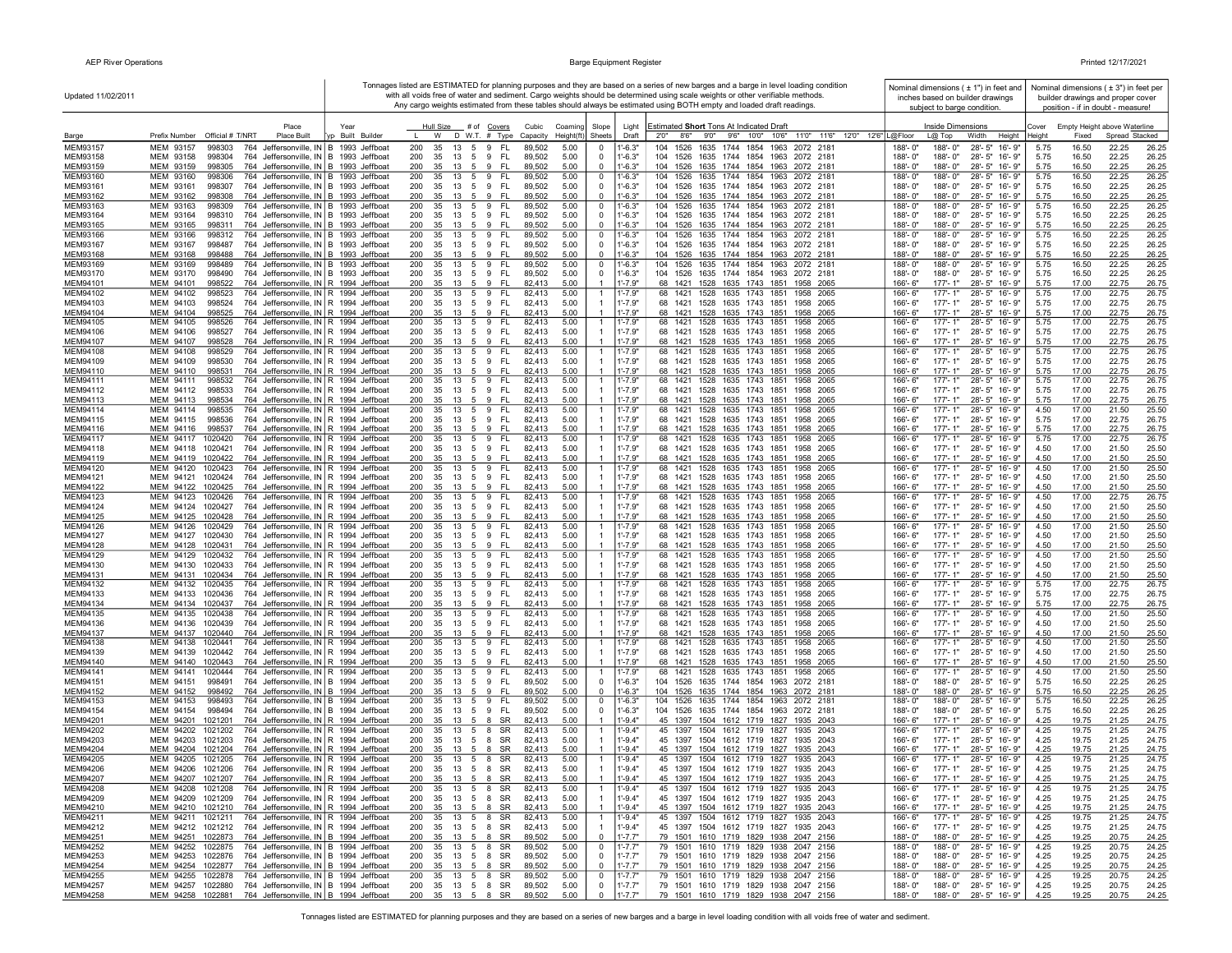Updated 11/02/2011

Tonnages listed are ESTIMATED for planning purposes and they are based on a series of new barges and a barge in level loading condition with all voids free of water and sediment. Cargo weights should be determined using scale weights or other verifiable methods. Any cargo weights estimated from these tables should always be estimated using BOTH empty and loaded draft readings.

Nominal dimensions ( ± 1") in feet and inches based on builder drawings subject to barge condition.

Nominal dimensions ( ± 3") in feet per builder drawings and proper cover position - if in doubt - measure!

| Barge | Prefix | Number | Official # | T/NRT | Place Built | Typ | Year Built | Builder | Hull Size L | W | D | # of W.T. | Covers # | Covers Type | Cubic Capacity | Coaming Height(ft) | Slope Sheets | Light Draft | Estimated Short Tons At Indicated Draft 2'0" | 8'6" | 9'0" | 9'6" | 10'0" | 10'6" | 11'0" | 11'6" | 12'0" | 12'6" | Inside Dimensions L@Floor | L@Top | Width | Height | Cover Height | Empty Height above Waterline Fixed | Spread | Stacked |
|---|---|---|---|---|---|---|---|---|---|---|---|---|---|---|---|---|---|---|---|---|---|---|---|---|---|---|---|---|---|---|---|---|---|---|---|---|
| MEM93157 | MEM | 93157 | 998303 | 764 | Jeffersonville, IN | B | 1993 | Jeffboat | 200 | 35 | 13 | 5 | 9 | FL | 89,502 | 5.00 | 0 | 1'-6.3" | 104 | 1526 | 1635 | 1744 | 1854 | 1963 | 2072 | 2181 | | | 188'- 0" | 188'- 0" | 28'- 5" | 16'- 9" | 5.75 | 16.50 | 22.25 | 26.25 |
| MEM93158 | MEM | 93158 | 998304 | 764 | Jeffersonville, IN | B | 1993 | Jeffboat | 200 | 35 | 13 | 5 | 9 | FL | 89,502 | 5.00 | 0 | 1'-6.3" | 104 | 1526 | 1635 | 1744 | 1854 | 1963 | 2072 | 2181 | | | 188'- 0" | 188'- 0" | 28'- 5" | 16'- 9" | 5.75 | 16.50 | 22.25 | 26.25 |
| MEM93159 | MEM | 93159 | 998305 | 764 | Jeffersonville, IN | B | 1993 | Jeffboat | 200 | 35 | 13 | 5 | 9 | FL | 89,502 | 5.00 | 0 | 1'-6.3" | 104 | 1526 | 1635 | 1744 | 1854 | 1963 | 2072 | 2181 | | | 188'- 0" | 188'- 0" | 28'- 5" | 16'- 9" | 5.75 | 16.50 | 22.25 | 26.25 |
| MEM93160 | MEM | 93160 | 998306 | 764 | Jeffersonville, IN | B | 1993 | Jeffboat | 200 | 35 | 13 | 5 | 9 | FL | 89,502 | 5.00 | 0 | 1'-6.3" | 104 | 1526 | 1635 | 1744 | 1854 | 1963 | 2072 | 2181 | | | 188'- 0" | 188'- 0" | 28'- 5" | 16'- 9" | 5.75 | 16.50 | 22.25 | 26.25 |
| MEM93161 | MEM | 93161 | 998307 | 764 | Jeffersonville, IN | B | 1993 | Jeffboat | 200 | 35 | 13 | 5 | 9 | FL | 89,502 | 5.00 | 0 | 1'-6.3" | 104 | 1526 | 1635 | 1744 | 1854 | 1963 | 2072 | 2181 | | | 188'- 0" | 188'- 0" | 28'- 5" | 16'- 9" | 5.75 | 16.50 | 22.25 | 26.25 |
| MEM93162 | MEM | 93162 | 998308 | 764 | Jeffersonville, IN | B | 1993 | Jeffboat | 200 | 35 | 13 | 5 | 9 | FL | 89,502 | 5.00 | 0 | 1'-6.3" | 104 | 1526 | 1635 | 1744 | 1854 | 1963 | 2072 | 2181 | | | 188'- 0" | 188'- 0" | 28'- 5" | 16'- 9" | 5.75 | 16.50 | 22.25 | 26.25 |
| MEM93163 | MEM | 93163 | 998309 | 764 | Jeffersonville, IN | B | 1993 | Jeffboat | 200 | 35 | 13 | 5 | 9 | FL | 89,502 | 5.00 | 0 | 1'-6.3" | 104 | 1526 | 1635 | 1744 | 1854 | 1963 | 2072 | 2181 | | | 188'- 0" | 188'- 0" | 28'- 5" | 16'- 9" | 5.75 | 16.50 | 22.25 | 26.25 |
| MEM93164 | MEM | 93164 | 998310 | 764 | Jeffersonville, IN | B | 1993 | Jeffboat | 200 | 35 | 13 | 5 | 9 | FL | 89,502 | 5.00 | 0 | 1'-6.3" | 104 | 1526 | 1635 | 1744 | 1854 | 1963 | 2072 | 2181 | | | 188'- 0" | 188'- 0" | 28'- 5" | 16'- 9" | 5.75 | 16.50 | 22.25 | 26.25 |
| MEM93165 | MEM | 93165 | 998311 | 764 | Jeffersonville, IN | B | 1993 | Jeffboat | 200 | 35 | 13 | 5 | 9 | FL | 89,502 | 5.00 | 0 | 1'-6.3" | 104 | 1526 | 1635 | 1744 | 1854 | 1963 | 2072 | 2181 | | | 188'- 0" | 188'- 0" | 28'- 5" | 16'- 9" | 5.75 | 16.50 | 22.25 | 26.25 |
| MEM93166 | MEM | 93166 | 998312 | 764 | Jeffersonville, IN | B | 1993 | Jeffboat | 200 | 35 | 13 | 5 | 9 | FL | 89,502 | 5.00 | 0 | 1'-6.3" | 104 | 1526 | 1635 | 1744 | 1854 | 1963 | 2072 | 2181 | | | 188'- 0" | 188'- 0" | 28'- 5" | 16'- 9" | 5.75 | 16.50 | 22.25 | 26.25 |
| MEM93167 | MEM | 93167 | 998487 | 764 | Jeffersonville, IN | B | 1993 | Jeffboat | 200 | 35 | 13 | 5 | 9 | FL | 89,502 | 5.00 | 0 | 1'-6.3" | 104 | 1526 | 1635 | 1744 | 1854 | 1963 | 2072 | 2181 | | | 188'- 0" | 188'- 0" | 28'- 5" | 16'- 9" | 5.75 | 16.50 | 22.25 | 26.25 |
| MEM93168 | MEM | 93168 | 998488 | 764 | Jeffersonville, IN | B | 1993 | Jeffboat | 200 | 35 | 13 | 5 | 9 | FL | 89,502 | 5.00 | 0 | 1'-6.3" | 104 | 1526 | 1635 | 1744 | 1854 | 1963 | 2072 | 2181 | | | 188'- 0" | 188'- 0" | 28'- 5" | 16'- 9" | 5.75 | 16.50 | 22.25 | 26.25 |
| MEM93169 | MEM | 93169 | 998489 | 764 | Jeffersonville, IN | B | 1993 | Jeffboat | 200 | 35 | 13 | 5 | 9 | FL | 89,502 | 5.00 | 0 | 1'-6.3" | 104 | 1526 | 1635 | 1744 | 1854 | 1963 | 2072 | 2181 | | | 188'- 0" | 188'- 0" | 28'- 5" | 16'- 9" | 5.75 | 16.50 | 22.25 | 26.25 |
| MEM93170 | MEM | 93170 | 998490 | 764 | Jeffersonville, IN | B | 1993 | Jeffboat | 200 | 35 | 13 | 5 | 9 | FL | 89,502 | 5.00 | 0 | 1'-6.3" | 104 | 1526 | 1635 | 1744 | 1854 | 1963 | 2072 | 2181 | | | 188'- 0" | 188'- 0" | 28'- 5" | 16'- 9" | 5.75 | 16.50 | 22.25 | 26.25 |
| MEM94101 | MEM | 94101 | 998522 | 764 | Jeffersonville, IN | R | 1994 | Jeffboat | 200 | 35 | 13 | 5 | 9 | FL | 82,413 | 5.00 | 1 | 1'-7.9" | 68 | 1421 | 1528 | 1635 | 1743 | 1851 | 1958 | 2065 | | | 166'- 6" | 177'- 1" | 28'- 5" | 16'- 9" | 5.75 | 17.00 | 22.75 | 26.75 |
| MEM94102 | MEM | 94102 | 998523 | 764 | Jeffersonville, IN | R | 1994 | Jeffboat | 200 | 35 | 13 | 5 | 9 | FL | 82,413 | 5.00 | 1 | 1'-7.9" | 68 | 1421 | 1528 | 1635 | 1743 | 1851 | 1958 | 2065 | | | 166'- 6" | 177'- 1" | 28'- 5" | 16'- 9" | 5.75 | 17.00 | 22.75 | 26.75 |
| MEM94103 | MEM | 94103 | 998524 | 764 | Jeffersonville, IN | R | 1994 | Jeffboat | 200 | 35 | 13 | 5 | 9 | FL | 82,413 | 5.00 | 1 | 1'-7.9" | 68 | 1421 | 1528 | 1635 | 1743 | 1851 | 1958 | 2065 | | | 166'- 6" | 177'- 1" | 28'- 5" | 16'- 9" | 5.75 | 17.00 | 22.75 | 26.75 |
| MEM94104 | MEM | 94104 | 998525 | 764 | Jeffersonville, IN | R | 1994 | Jeffboat | 200 | 35 | 13 | 5 | 9 | FL | 82,413 | 5.00 | 1 | 1'-7.9" | 68 | 1421 | 1528 | 1635 | 1743 | 1851 | 1958 | 2065 | | | 166'- 6" | 177'- 1" | 28'- 5" | 16'- 9" | 5.75 | 17.00 | 22.75 | 26.75 |
| MEM94105 | MEM | 94105 | 998526 | 764 | Jeffersonville, IN | R | 1994 | Jeffboat | 200 | 35 | 13 | 5 | 9 | FL | 82,413 | 5.00 | 1 | 1'-7.9" | 68 | 1421 | 1528 | 1635 | 1743 | 1851 | 1958 | 2065 | | | 166'- 6" | 177'- 1" | 28'- 5" | 16'- 9" | 5.75 | 17.00 | 22.75 | 26.75 |
| MEM94106 | MEM | 94106 | 998527 | 764 | Jeffersonville, IN | R | 1994 | Jeffboat | 200 | 35 | 13 | 5 | 9 | FL | 82,413 | 5.00 | 1 | 1'-7.9" | 68 | 1421 | 1528 | 1635 | 1743 | 1851 | 1958 | 2065 | | | 166'- 6" | 177'- 1" | 28'- 5" | 16'- 9" | 5.75 | 17.00 | 22.75 | 26.75 |
| MEM94107 | MEM | 94107 | 998528 | 764 | Jeffersonville, IN | R | 1994 | Jeffboat | 200 | 35 | 13 | 5 | 9 | FL | 82,413 | 5.00 | 1 | 1'-7.9" | 68 | 1421 | 1528 | 1635 | 1743 | 1851 | 1958 | 2065 | | | 166'- 6" | 177'- 1" | 28'- 5" | 16'- 9" | 5.75 | 17.00 | 22.75 | 26.75 |
| MEM94108 | MEM | 94108 | 998529 | 764 | Jeffersonville, IN | R | 1994 | Jeffboat | 200 | 35 | 13 | 5 | 9 | FL | 82,413 | 5.00 | 1 | 1'-7.9" | 68 | 1421 | 1528 | 1635 | 1743 | 1851 | 1958 | 2065 | | | 166'- 6" | 177'- 1" | 28'- 5" | 16'- 9" | 5.75 | 17.00 | 22.75 | 26.75 |
| MEM94109 | MEM | 94109 | 998530 | 764 | Jeffersonville, IN | R | 1994 | Jeffboat | 200 | 35 | 13 | 5 | 9 | FL | 82,413 | 5.00 | 1 | 1'-7.9" | 68 | 1421 | 1528 | 1635 | 1743 | 1851 | 1958 | 2065 | | | 166'- 6" | 177'- 1" | 28'- 5" | 16'- 9" | 5.75 | 17.00 | 22.75 | 26.75 |
| MEM94110 | MEM | 94110 | 998531 | 764 | Jeffersonville, IN | R | 1994 | Jeffboat | 200 | 35 | 13 | 5 | 9 | FL | 82,413 | 5.00 | 1 | 1'-7.9" | 68 | 1421 | 1528 | 1635 | 1743 | 1851 | 1958 | 2065 | | | 166'- 6" | 177'- 1" | 28'- 5" | 16'- 9" | 5.75 | 17.00 | 22.75 | 26.75 |
| MEM94111 | MEM | 94111 | 998532 | 764 | Jeffersonville, IN | R | 1994 | Jeffboat | 200 | 35 | 13 | 5 | 9 | FL | 82,413 | 5.00 | 1 | 1'-7.9" | 68 | 1421 | 1528 | 1635 | 1743 | 1851 | 1958 | 2065 | | | 166'- 6" | 177'- 1" | 28'- 5" | 16'- 9" | 5.75 | 17.00 | 22.75 | 26.75 |
| MEM94112 | MEM | 94112 | 998533 | 764 | Jeffersonville, IN | R | 1994 | Jeffboat | 200 | 35 | 13 | 5 | 9 | FL | 82,413 | 5.00 | 1 | 1'-7.9" | 68 | 1421 | 1528 | 1635 | 1743 | 1851 | 1958 | 2065 | | | 166'- 6" | 177'- 1" | 28'- 5" | 16'- 9" | 5.75 | 17.00 | 22.75 | 26.75 |
| MEM94113 | MEM | 94113 | 998534 | 764 | Jeffersonville, IN | R | 1994 | Jeffboat | 200 | 35 | 13 | 5 | 9 | FL | 82,413 | 5.00 | 1 | 1'-7.9" | 68 | 1421 | 1528 | 1635 | 1743 | 1851 | 1958 | 2065 | | | 166'- 6" | 177'- 1" | 28'- 5" | 16'- 9" | 5.75 | 17.00 | 22.75 | 26.75 |
| MEM94114 | MEM | 94114 | 998535 | 764 | Jeffersonville, IN | R | 1994 | Jeffboat | 200 | 35 | 13 | 5 | 9 | FL | 82,413 | 5.00 | 1 | 1'-7.9" | 68 | 1421 | 1528 | 1635 | 1743 | 1851 | 1958 | 2065 | | | 166'- 6" | 177'- 1" | 28'- 5" | 16'- 9" | 4.50 | 17.00 | 21.50 | 25.50 |
| MEM94115 | MEM | 94115 | 998536 | 764 | Jeffersonville, IN | R | 1994 | Jeffboat | 200 | 35 | 13 | 5 | 9 | FL | 82,413 | 5.00 | 1 | 1'-7.9" | 68 | 1421 | 1528 | 1635 | 1743 | 1851 | 1958 | 2065 | | | 166'- 6" | 177'- 1" | 28'- 5" | 16'- 9" | 5.75 | 17.00 | 22.75 | 26.75 |
| MEM94116 | MEM | 94116 | 998537 | 764 | Jeffersonville, IN | R | 1994 | Jeffboat | 200 | 35 | 13 | 5 | 9 | FL | 82,413 | 5.00 | 1 | 1'-7.9" | 68 | 1421 | 1528 | 1635 | 1743 | 1851 | 1958 | 2065 | | | 166'- 6" | 177'- 1" | 28'- 5" | 16'- 9" | 5.75 | 17.00 | 22.75 | 26.75 |
| MEM94117 | MEM | 94117 | 1020420 | 764 | Jeffersonville, IN | R | 1994 | Jeffboat | 200 | 35 | 13 | 5 | 9 | FL | 82,413 | 5.00 | 1 | 1'-7.9" | 68 | 1421 | 1528 | 1635 | 1743 | 1851 | 1958 | 2065 | | | 166'- 6" | 177'- 1" | 28'- 5" | 16'- 9" | 5.75 | 17.00 | 22.75 | 26.75 |
| MEM94118 | MEM | 94118 | 1020421 | 764 | Jeffersonville, IN | R | 1994 | Jeffboat | 200 | 35 | 13 | 5 | 9 | FL | 82,413 | 5.00 | 1 | 1'-7.9" | 68 | 1421 | 1528 | 1635 | 1743 | 1851 | 1958 | 2065 | | | 166'- 6" | 177'- 1" | 28'- 5" | 16'- 9" | 4.50 | 17.00 | 21.50 | 25.50 |
| MEM94119 | MEM | 94119 | 1020422 | 764 | Jeffersonville, IN | R | 1994 | Jeffboat | 200 | 35 | 13 | 5 | 9 | FL | 82,413 | 5.00 | 1 | 1'-7.9" | 68 | 1421 | 1528 | 1635 | 1743 | 1851 | 1958 | 2065 | | | 166'- 6" | 177'- 1" | 28'- 5" | 16'- 9" | 4.50 | 17.00 | 21.50 | 25.50 |
| MEM94120 | MEM | 94120 | 1020423 | 764 | Jeffersonville, IN | R | 1994 | Jeffboat | 200 | 35 | 13 | 5 | 9 | FL | 82,413 | 5.00 | 1 | 1'-7.9" | 68 | 1421 | 1528 | 1635 | 1743 | 1851 | 1958 | 2065 | | | 166'- 6" | 177'- 1" | 28'- 5" | 16'- 9" | 4.50 | 17.00 | 21.50 | 25.50 |
| MEM94121 | MEM | 94121 | 1020424 | 764 | Jeffersonville, IN | R | 1994 | Jeffboat | 200 | 35 | 13 | 5 | 9 | FL | 82,413 | 5.00 | 1 | 1'-7.9" | 68 | 1421 | 1528 | 1635 | 1743 | 1851 | 1958 | 2065 | | | 166'- 6" | 177'- 1" | 28'- 5" | 16'- 9" | 4.50 | 17.00 | 21.50 | 25.50 |
| MEM94122 | MEM | 94122 | 1020425 | 764 | Jeffersonville, IN | R | 1994 | Jeffboat | 200 | 35 | 13 | 5 | 9 | FL | 82,413 | 5.00 | 1 | 1'-7.9" | 68 | 1421 | 1528 | 1635 | 1743 | 1851 | 1958 | 2065 | | | 166'- 6" | 177'- 1" | 28'- 5" | 16'- 9" | 4.50 | 17.00 | 21.50 | 25.50 |
| MEM94123 | MEM | 94123 | 1020426 | 764 | Jeffersonville, IN | R | 1994 | Jeffboat | 200 | 35 | 13 | 5 | 9 | FL | 82,413 | 5.00 | 1 | 1'-7.9" | 68 | 1421 | 1528 | 1635 | 1743 | 1851 | 1958 | 2065 | | | 166'- 6" | 177'- 1" | 28'- 5" | 16'- 9" | 4.50 | 17.00 | 22.75 | 26.75 |
| MEM94124 | MEM | 94124 | 1020427 | 764 | Jeffersonville, IN | R | 1994 | Jeffboat | 200 | 35 | 13 | 5 | 9 | FL | 82,413 | 5.00 | 1 | 1'-7.9" | 68 | 1421 | 1528 | 1635 | 1743 | 1851 | 1958 | 2065 | | | 166'- 6" | 177'- 1" | 28'- 5" | 16'- 9" | 4.50 | 17.00 | 21.50 | 25.50 |
| MEM94125 | MEM | 94125 | 1020428 | 764 | Jeffersonville, IN | R | 1994 | Jeffboat | 200 | 35 | 13 | 5 | 9 | FL | 82,413 | 5.00 | 1 | 1'-7.9" | 68 | 1421 | 1528 | 1635 | 1743 | 1851 | 1958 | 2065 | | | 166'- 6" | 177'- 1" | 28'- 5" | 16'- 9" | 4.50 | 17.00 | 21.50 | 25.50 |
| MEM94126 | MEM | 94126 | 1020429 | 764 | Jeffersonville, IN | R | 1994 | Jeffboat | 200 | 35 | 13 | 5 | 9 | FL | 82,413 | 5.00 | 1 | 1'-7.9" | 68 | 1421 | 1528 | 1635 | 1743 | 1851 | 1958 | 2065 | | | 166'- 6" | 177'- 1" | 28'- 5" | 16'- 9" | 4.50 | 17.00 | 21.50 | 25.50 |
| MEM94127 | MEM | 94127 | 1020430 | 764 | Jeffersonville, IN | R | 1994 | Jeffboat | 200 | 35 | 13 | 5 | 9 | FL | 82,413 | 5.00 | 1 | 1'-7.9" | 68 | 1421 | 1528 | 1635 | 1743 | 1851 | 1958 | 2065 | | | 166'- 6" | 177'- 1" | 28'- 5" | 16'- 9" | 4.50 | 17.00 | 21.50 | 25.50 |
| MEM94128 | MEM | 94128 | 1020431 | 764 | Jeffersonville, IN | R | 1994 | Jeffboat | 200 | 35 | 13 | 5 | 9 | FL | 82,413 | 5.00 | 1 | 1'-7.9" | 68 | 1421 | 1528 | 1635 | 1743 | 1851 | 1958 | 2065 | | | 166'- 6" | 177'- 1" | 28'- 5" | 16'- 9" | 4.50 | 17.00 | 21.50 | 25.50 |
| MEM94129 | MEM | 94129 | 1020432 | 764 | Jeffersonville, IN | R | 1994 | Jeffboat | 200 | 35 | 13 | 5 | 9 | FL | 82,413 | 5.00 | 1 | 1'-7.9" | 68 | 1421 | 1528 | 1635 | 1743 | 1851 | 1958 | 2065 | | | 166'- 6" | 177'- 1" | 28'- 5" | 16'- 9" | 4.50 | 17.00 | 21.50 | 25.50 |
| MEM94130 | MEM | 94130 | 1020433 | 764 | Jeffersonville, IN | R | 1994 | Jeffboat | 200 | 35 | 13 | 5 | 9 | FL | 82,413 | 5.00 | 1 | 1'-7.9" | 68 | 1421 | 1528 | 1635 | 1743 | 1851 | 1958 | 2065 | | | 166'- 6" | 177'- 1" | 28'- 5" | 16'- 9" | 4.50 | 17.00 | 21.50 | 25.50 |
| MEM94131 | MEM | 94131 | 1020434 | 764 | Jeffersonville, IN | R | 1994 | Jeffboat | 200 | 35 | 13 | 5 | 9 | FL | 82,413 | 5.00 | 1 | 1'-7.9" | 68 | 1421 | 1528 | 1635 | 1743 | 1851 | 1958 | 2065 | | | 166'- 6" | 177'- 1" | 28'- 5" | 16'- 9" | 4.50 | 17.00 | 21.50 | 25.50 |
| MEM94132 | MEM | 94132 | 1020435 | 764 | Jeffersonville, IN | R | 1994 | Jeffboat | 200 | 35 | 13 | 5 | 9 | FL | 82,413 | 5.00 | 1 | 1'-7.9" | 68 | 1421 | 1528 | 1635 | 1743 | 1851 | 1958 | 2065 | | | 166'- 6" | 177'- 1" | 28'- 5" | 16'- 9" | 5.75 | 17.00 | 22.75 | 26.75 |
| MEM94133 | MEM | 94133 | 1020436 | 764 | Jeffersonville, IN | R | 1994 | Jeffboat | 200 | 35 | 13 | 5 | 9 | FL | 82,413 | 5.00 | 1 | 1'-7.9" | 68 | 1421 | 1528 | 1635 | 1743 | 1851 | 1958 | 2065 | | | 166'- 6" | 177'- 1" | 28'- 5" | 16'- 9" | 5.75 | 17.00 | 22.75 | 26.75 |
| MEM94134 | MEM | 94134 | 1020437 | 764 | Jeffersonville, IN | R | 1994 | Jeffboat | 200 | 35 | 13 | 5 | 9 | FL | 82,413 | 5.00 | 1 | 1'-7.9" | 68 | 1421 | 1528 | 1635 | 1743 | 1851 | 1958 | 2065 | | | 166'- 6" | 177'- 1" | 28'- 5" | 16'- 9" | 5.75 | 17.00 | 22.75 | 26.75 |
| MEM94135 | MEM | 94135 | 1020438 | 764 | Jeffersonville, IN | R | 1994 | Jeffboat | 200 | 35 | 13 | 5 | 9 | FL | 82,413 | 5.00 | 1 | 1'-7.9" | 68 | 1421 | 1528 | 1635 | 1743 | 1851 | 1958 | 2065 | | | 166'- 6" | 177'- 1" | 28'- 5" | 16'- 9" | 4.50 | 17.00 | 21.50 | 25.50 |
| MEM94136 | MEM | 94136 | 1020439 | 764 | Jeffersonville, IN | R | 1994 | Jeffboat | 200 | 35 | 13 | 5 | 9 | FL | 82,413 | 5.00 | 1 | 1'-7.9" | 68 | 1421 | 1528 | 1635 | 1743 | 1851 | 1958 | 2065 | | | 166'- 6" | 177'- 1" | 28'- 5" | 16'- 9" | 4.50 | 17.00 | 21.50 | 25.50 |
| MEM94137 | MEM | 94137 | 1020440 | 764 | Jeffersonville, IN | R | 1994 | Jeffboat | 200 | 35 | 13 | 5 | 9 | FL | 82,413 | 5.00 | 1 | 1'-7.9" | 68 | 1421 | 1528 | 1635 | 1743 | 1851 | 1958 | 2065 | | | 166'- 6" | 177'- 1" | 28'- 5" | 16'- 9" | 4.50 | 17.00 | 21.50 | 25.50 |
| MEM94138 | MEM | 94138 | 1020441 | 764 | Jeffersonville, IN | R | 1994 | Jeffboat | 200 | 35 | 13 | 5 | 9 | FL | 82,413 | 5.00 | 1 | 1'-7.9" | 68 | 1421 | 1528 | 1635 | 1743 | 1851 | 1958 | 2065 | | | 166'- 6" | 177'- 1" | 28'- 5" | 16'- 9" | 4.50 | 17.00 | 21.50 | 25.50 |
| MEM94139 | MEM | 94139 | 1020442 | 764 | Jeffersonville, IN | R | 1994 | Jeffboat | 200 | 35 | 13 | 5 | 9 | FL | 82,413 | 5.00 | 1 | 1'-7.9" | 68 | 1421 | 1528 | 1635 | 1743 | 1851 | 1958 | 2065 | | | 166'- 6" | 177'- 1" | 28'- 5" | 16'- 9" | 4.50 | 17.00 | 21.50 | 25.50 |
| MEM94140 | MEM | 94140 | 1020443 | 764 | Jeffersonville, IN | R | 1994 | Jeffboat | 200 | 35 | 13 | 5 | 9 | FL | 82,413 | 5.00 | 1 | 1'-7.9" | 68 | 1421 | 1528 | 1635 | 1743 | 1851 | 1958 | 2065 | | | 166'- 6" | 177'- 1" | 28'- 5" | 16'- 9" | 4.50 | 17.00 | 21.50 | 25.50 |
| MEM94141 | MEM | 94141 | 1020444 | 764 | Jeffersonville, IN | R | 1994 | Jeffboat | 200 | 35 | 13 | 5 | 9 | FL | 82,413 | 5.00 | 1 | 1'-7.9" | 68 | 1421 | 1528 | 1635 | 1743 | 1851 | 1958 | 2065 | | | 166'- 6" | 177'- 1" | 28'- 5" | 16'- 9" | 4.50 | 17.00 | 21.50 | 25.50 |
| MEM94151 | MEM | 94151 | 998491 | 764 | Jeffersonville, IN | B | 1994 | Jeffboat | 200 | 35 | 13 | 5 | 9 | FL | 89,502 | 5.00 | 0 | 1'-6.3" | 104 | 1526 | 1635 | 1744 | 1854 | 1963 | 2072 | 2181 | | | 188'- 0" | 188'- 0" | 28'- 5" | 16'- 9" | 5.75 | 16.50 | 22.25 | 26.25 |
| MEM94152 | MEM | 94152 | 998492 | 764 | Jeffersonville, IN | B | 1994 | Jeffboat | 200 | 35 | 13 | 5 | 9 | FL | 89,502 | 5.00 | 0 | 1'-6.3" | 104 | 1526 | 1635 | 1744 | 1854 | 1963 | 2072 | 2181 | | | 188'- 0" | 188'- 0" | 28'- 5" | 16'- 9" | 5.75 | 16.50 | 22.25 | 26.25 |
| MEM94153 | MEM | 94153 | 998493 | 764 | Jeffersonville, IN | B | 1994 | Jeffboat | 200 | 35 | 13 | 5 | 9 | FL | 89,502 | 5.00 | 0 | 1'-6.3" | 104 | 1526 | 1635 | 1744 | 1854 | 1963 | 2072 | 2181 | | | 188'- 0" | 188'- 0" | 28'- 5" | 16'- 9" | 5.75 | 16.50 | 22.25 | 26.25 |
| MEM94154 | MEM | 94154 | 998494 | 764 | Jeffersonville, IN | B | 1994 | Jeffboat | 200 | 35 | 13 | 5 | 9 | FL | 89,502 | 5.00 | 0 | 1'-6.3" | 104 | 1526 | 1635 | 1744 | 1854 | 1963 | 2072 | 2181 | | | 188'- 0" | 188'- 0" | 28'- 5" | 16'- 9" | 5.75 | 16.50 | 22.25 | 26.25 |
| MEM94201 | MEM | 94201 | 1021201 | 764 | Jeffersonville, IN | R | 1994 | Jeffboat | 200 | 35 | 13 | 5 | 8 | SR | 82,413 | 5.00 | 1 | 1'-9.4" | 45 | 1397 | 1504 | 1612 | 1719 | 1827 | 1935 | 2043 | | | 166'- 6" | 177'- 1" | 28'- 5" | 16'- 9" | 4.25 | 19.75 | 21.25 | 24.75 |
| MEM94202 | MEM | 94202 | 1021202 | 764 | Jeffersonville, IN | R | 1994 | Jeffboat | 200 | 35 | 13 | 5 | 8 | SR | 82,413 | 5.00 | 1 | 1'-9.4" | 45 | 1397 | 1504 | 1612 | 1719 | 1827 | 1935 | 2043 | | | 166'- 6" | 177'- 1" | 28'- 5" | 16'- 9" | 4.25 | 19.75 | 21.25 | 24.75 |
| MEM94203 | MEM | 94203 | 1021203 | 764 | Jeffersonville, IN | R | 1994 | Jeffboat | 200 | 35 | 13 | 5 | 8 | SR | 82,413 | 5.00 | 1 | 1'-9.4" | 45 | 1397 | 1504 | 1612 | 1719 | 1827 | 1935 | 2043 | | | 166'- 6" | 177'- 1" | 28'- 5" | 16'- 9" | 4.25 | 19.75 | 21.25 | 24.75 |
| MEM94204 | MEM | 94204 | 1021204 | 764 | Jeffersonville, IN | R | 1994 | Jeffboat | 200 | 35 | 13 | 5 | 8 | SR | 82,413 | 5.00 | 1 | 1'-9.4" | 45 | 1397 | 1504 | 1612 | 1719 | 1827 | 1935 | 2043 | | | 166'- 6" | 177'- 1" | 28'- 5" | 16'- 9" | 4.25 | 19.75 | 21.25 | 24.75 |
| MEM94205 | MEM | 94205 | 1021205 | 764 | Jeffersonville, IN | R | 1994 | Jeffboat | 200 | 35 | 13 | 5 | 8 | SR | 82,413 | 5.00 | 1 | 1'-9.4" | 45 | 1397 | 1504 | 1612 | 1719 | 1827 | 1935 | 2043 | | | 166'- 6" | 177'- 1" | 28'- 5" | 16'- 9" | 4.25 | 19.75 | 21.25 | 24.75 |
| MEM94206 | MEM | 94206 | 1021206 | 764 | Jeffersonville, IN | R | 1994 | Jeffboat | 200 | 35 | 13 | 5 | 8 | SR | 82,413 | 5.00 | 1 | 1'-9.4" | 45 | 1397 | 1504 | 1612 | 1719 | 1827 | 1935 | 2043 | | | 166'- 6" | 177'- 1" | 28'- 5" | 16'- 9" | 4.25 | 19.75 | 21.25 | 24.75 |
| MEM94207 | MEM | 94207 | 1021207 | 764 | Jeffersonville, IN | R | 1994 | Jeffboat | 200 | 35 | 13 | 5 | 8 | SR | 82,413 | 5.00 | 1 | 1'-9.4" | 45 | 1397 | 1504 | 1612 | 1719 | 1827 | 1935 | 2043 | | | 166'- 6" | 177'- 1" | 28'- 5" | 16'- 9" | 4.25 | 19.75 | 21.25 | 24.75 |
| MEM94208 | MEM | 94208 | 1021208 | 764 | Jeffersonville, IN | R | 1994 | Jeffboat | 200 | 35 | 13 | 5 | 8 | SR | 82,413 | 5.00 | 1 | 1'-9.4" | 45 | 1397 | 1504 | 1612 | 1719 | 1827 | 1935 | 2043 | | | 166'- 6" | 177'- 1" | 28'- 5" | 16'- 9" | 4.25 | 19.75 | 21.25 | 24.75 |
| MEM94209 | MEM | 94209 | 1021209 | 764 | Jeffersonville, IN | R | 1994 | Jeffboat | 200 | 35 | 13 | 5 | 8 | SR | 82,413 | 5.00 | 1 | 1'-9.4" | 45 | 1397 | 1504 | 1612 | 1719 | 1827 | 1935 | 2043 | | | 166'- 6" | 177'- 1" | 28'- 5" | 16'- 9" | 4.25 | 19.75 | 21.25 | 24.75 |
| MEM94210 | MEM | 94210 | 1021210 | 764 | Jeffersonville, IN | R | 1994 | Jeffboat | 200 | 35 | 13 | 5 | 8 | SR | 82,413 | 5.00 | 1 | 1'-9.4" | 45 | 1397 | 1504 | 1612 | 1719 | 1827 | 1935 | 2043 | | | 166'- 6" | 177'- 1" | 28'- 5" | 16'- 9" | 4.25 | 19.75 | 21.25 | 24.75 |
| MEM94211 | MEM | 94211 | 1021211 | 764 | Jeffersonville, IN | R | 1994 | Jeffboat | 200 | 35 | 13 | 5 | 8 | SR | 82,413 | 5.00 | 1 | 1'-9.4" | 45 | 1397 | 1504 | 1612 | 1719 | 1827 | 1935 | 2043 | | | 166'- 6" | 177'- 1" | 28'- 5" | 16'- 9" | 4.25 | 19.75 | 21.25 | 24.75 |
| MEM94212 | MEM | 94212 | 1021212 | 764 | Jeffersonville, IN | R | 1994 | Jeffboat | 200 | 35 | 13 | 5 | 8 | SR | 82,413 | 5.00 | 1 | 1'-9.4" | 45 | 1397 | 1504 | 1612 | 1719 | 1827 | 1935 | 2043 | | | 166'- 6" | 177'- 1" | 28'- 5" | 16'- 9" | 4.25 | 19.75 | 21.25 | 24.75 |
| MEM94251 | MEM | 94251 | 1022873 | 764 | Jeffersonville, IN | B | 1994 | Jeffboat | 200 | 35 | 13 | 5 | 8 | SR | 89,502 | 5.00 | 0 | 1'-7.7" | 79 | 1501 | 1610 | 1719 | 1829 | 1938 | 2047 | 2156 | | | 188'- 0" | 188'- 0" | 28'- 5" | 16'- 9" | 4.25 | 19.25 | 20.75 | 24.25 |
| MEM94252 | MEM | 94252 | 1022875 | 764 | Jeffersonville, IN | B | 1994 | Jeffboat | 200 | 35 | 13 | 5 | 8 | SR | 89,502 | 5.00 | 0 | 1'-7.7" | 79 | 1501 | 1610 | 1719 | 1829 | 1938 | 2047 | 2156 | | | 188'- 0" | 188'- 0" | 28'- 5" | 16'- 9" | 4.25 | 19.25 | 20.75 | 24.25 |
| MEM94253 | MEM | 94253 | 1022876 | 764 | Jeffersonville, IN | B | 1994 | Jeffboat | 200 | 35 | 13 | 5 | 8 | SR | 89,502 | 5.00 | 0 | 1'-7.7" | 79 | 1501 | 1610 | 1719 | 1829 | 1938 | 2047 | 2156 | | | 188'- 0" | 188'- 0" | 28'- 5" | 16'- 9" | 4.25 | 19.25 | 20.75 | 24.25 |
| MEM94254 | MEM | 94254 | 1022877 | 764 | Jeffersonville, IN | B | 1994 | Jeffboat | 200 | 35 | 13 | 5 | 8 | SR | 89,502 | 5.00 | 0 | 1'-7.7" | 79 | 1501 | 1610 | 1719 | 1829 | 1938 | 2047 | 2156 | | | 188'- 0" | 188'- 0" | 28'- 5" | 16'- 9" | 4.25 | 19.25 | 20.75 | 24.25 |
| MEM94255 | MEM | 94255 | 1022878 | 764 | Jeffersonville, IN | B | 1994 | Jeffboat | 200 | 35 | 13 | 5 | 8 | SR | 89,502 | 5.00 | 0 | 1'-7.7" | 79 | 1501 | 1610 | 1719 | 1829 | 1938 | 2047 | 2156 | | | 188'- 0" | 188'- 0" | 28'- 5" | 16'- 9" | 4.25 | 19.25 | 20.75 | 24.25 |
| MEM94257 | MEM | 94257 | 1022880 | 764 | Jeffersonville, IN | B | 1994 | Jeffboat | 200 | 35 | 13 | 5 | 8 | SR | 89,502 | 5.00 | 0 | 1'-7.7" | 79 | 1501 | 1610 | 1719 | 1829 | 1938 | 2047 | 2156 | | | 188'- 0" | 188'- 0" | 28'- 5" | 16'- 9" | 4.25 | 19.25 | 20.75 | 24.25 |
| MEM94258 | MEM | 94258 | 1022881 | 764 | Jeffersonville, IN | B | 1994 | Jeffboat | 200 | 35 | 13 | 5 | 8 | SR | 89,502 | 5.00 | 0 | 1'-7.7" | 79 | 1501 | 1610 | 1719 | 1829 | 1938 | 2047 | 2156 | | | 188'- 0" | 188'- 0" | 28'- 5" | 16'- 9" | 4.25 | 19.25 | 20.75 | 24.25 |

Tonnages listed are ESTIMATED for planning purposes and they are based on a series of new barges and a barge in level loading condition with all voids free of water and sediment.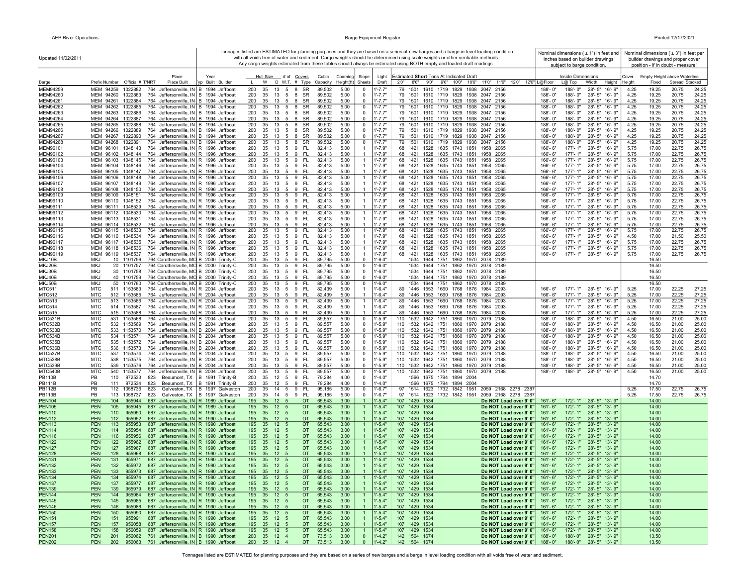Updated 11/02/2011

Tonnages listed are ESTIMATED for planning purposes and they are based on a series of new barges and a barge in level loading condition with all voids free of water and sediment. Cargo weights should be determined using scale weights or other verifiable methods. Any cargo weights estimated from these tables should always be estimated using BOTH empty and loaded draft readings.

| Barge | Prefix | Number | Official # | T/NRT | Place Built | Typ | Year Built | Builder | Hull Size L | W | D | # W.T. | Covers # | Type | Cubic Capacity | Coaming Height(ft) | Slope Sheets | Light Draft | Estimated **Short** Tons At Indicated Draft 2'0" | 8'6" | 9'0" | 9'6" | 10'0" | 10'6" | 11'0" | 11'6" | 12'0" | 12'6" | Inside Dimensions (Nominal dimensions ( ± 1") in feet and inches based on builder drawings subject to barge condition.) L@Floor | L@Top | Width | Height | Cover Height | Empty Height above Waterline (Nominal dimensions ( ± 3") in feet per builder drawings and proper cover position - if in doubt - measure!) Fixed | Spread | Stacked |
|---|---|---|---|---|---|---|---|---|---|---|---|---|---|---|---|---|---|---|---|---|---|---|---|---|---|---|---|---|---|---|---|---|---|---|---|---|
| MEM94259 | MEM | 94259 | 1022882 | 764 | Jeffersonville, IN | B | 1994 | Jeffboat | 200 | 35 | 13 | 5 | 8 | SR | 89,502 | 5.00 | 0 | 1'-7.7" | 79 | 1501 | 1610 | 1719 | 1829 | 1938 | 2047 | 2156 | | | 188'- 0" | 188'- 0" | 28'- 5" | 16'- 9" | 4.25 | 19.25 | 20.75 | 24.25 |
| MEM94260 | MEM | 94260 | 1022883 | 764 | Jeffersonville, IN | B | 1994 | Jeffboat | 200 | 35 | 13 | 5 | 8 | SR | 89,502 | 5.00 | 0 | 1'-7.7" | 79 | 1501 | 1610 | 1719 | 1829 | 1938 | 2047 | 2156 | | | 188'- 0" | 188'- 0" | 28'- 5" | 16'- 9" | 4.25 | 19.25 | 20.75 | 24.25 |
| MEM94261 | MEM | 94261 | 1022884 | 764 | Jeffersonville, IN | B | 1994 | Jeffboat | 200 | 35 | 13 | 5 | 8 | SR | 89,502 | 5.00 | 0 | 1'-7.7" | 79 | 1501 | 1610 | 1719 | 1829 | 1938 | 2047 | 2156 | | | 188'- 0" | 188'- 0" | 28'- 5" | 16'- 9" | 4.25 | 19.25 | 20.75 | 24.25 |
| MEM94262 | MEM | 94262 | 1022885 | 764 | Jeffersonville, IN | B | 1994 | Jeffboat | 200 | 35 | 13 | 5 | 8 | SR | 89,502 | 5.00 | 0 | 1'-7.7" | 79 | 1501 | 1610 | 1719 | 1829 | 1938 | 2047 | 2156 | | | 188'- 0" | 188'- 0" | 28'- 5" | 16'- 9" | 4.25 | 19.25 | 20.75 | 24.25 |
| MEM94263 | MEM | 94263 | 1022886 | 764 | Jeffersonville, IN | B | 1994 | Jeffboat | 200 | 35 | 13 | 5 | 8 | SR | 89,502 | 5.00 | 0 | 1'-7.7" | 79 | 1501 | 1610 | 1719 | 1829 | 1938 | 2047 | 2156 | | | 188'- 0" | 188'- 0" | 28'- 5" | 16'- 9" | 4.25 | 19.25 | 20.75 | 24.25 |
| MEM94264 | MEM | 94264 | 1022887 | 764 | Jeffersonville, IN | B | 1994 | Jeffboat | 200 | 35 | 13 | 5 | 8 | SR | 89,502 | 5.00 | 0 | 1'-7.7" | 79 | 1501 | 1610 | 1719 | 1829 | 1938 | 2047 | 2156 | | | 188'- 0" | 188'- 0" | 28'- 5" | 16'- 9" | 4.25 | 19.25 | 20.75 | 24.25 |
| MEM94265 | MEM | 94265 | 1022888 | 764 | Jeffersonville, IN | B | 1994 | Jeffboat | 200 | 35 | 13 | 5 | 8 | SR | 89,502 | 5.00 | 0 | 1'-7.7" | 79 | 1501 | 1610 | 1719 | 1829 | 1938 | 2047 | 2156 | | | 188'- 0" | 188'- 0" | 28'- 5" | 16'- 9" | 4.25 | 19.25 | 20.75 | 24.25 |
| MEM94266 | MEM | 94266 | 1022889 | 764 | Jeffersonville, IN | B | 1994 | Jeffboat | 200 | 35 | 13 | 5 | 8 | SR | 89,502 | 5.00 | 0 | 1'-7.7" | 79 | 1501 | 1610 | 1719 | 1829 | 1938 | 2047 | 2156 | | | 188'- 0" | 188'- 0" | 28'- 5" | 16'- 9" | 4.25 | 19.25 | 20.75 | 24.25 |
| MEM94267 | MEM | 94267 | 1022890 | 764 | Jeffersonville, IN | B | 1994 | Jeffboat | 200 | 35 | 13 | 5 | 8 | SR | 89,502 | 5.00 | 0 | 1'-7.7" | 79 | 1501 | 1610 | 1719 | 1829 | 1938 | 2047 | 2156 | | | 188'- 0" | 188'- 0" | 28'- 5" | 16'- 9" | 4.25 | 19.25 | 20.75 | 24.25 |
| MEM94268 | MEM | 94268 | 1022891 | 764 | Jeffersonville, IN | B | 1994 | Jeffboat | 200 | 35 | 13 | 5 | 8 | SR | 89,502 | 5.00 | 0 | 1'-7.7" | 79 | 1501 | 1610 | 1719 | 1829 | 1938 | 2047 | 2156 | | | 188'- 0" | 188'- 0" | 28'- 5" | 16'- 9" | 4.25 | 19.25 | 20.75 | 24.25 |
| MEM96101 | MEM | 96101 | 1048143 | 764 | Jeffersonville, IN | R | 1996 | Jeffboat | 200 | 35 | 13 | 5 | 9 | FL | 82,413 | 5.00 | 1 | 1'-7.9" | 68 | 1421 | 1528 | 1635 | 1743 | 1851 | 1958 | 2065 | | | 166'- 6" | 177'- 1" | 28'- 5" | 16'- 9" | 5.75 | 17.00 | 22.75 | 26.75 |
| MEM96102 | MEM | 96102 | 1048144 | 764 | Jeffersonville, IN | R | 1996 | Jeffboat | 200 | 35 | 13 | 5 | 9 | FL | 82,413 | 5.00 | 1 | 1'-7.9" | 68 | 1421 | 1528 | 1635 | 1743 | 1851 | 1958 | 2065 | | | 166'- 6" | 177'- 1" | 28'- 5" | 16'- 9" | 5.75 | 17.00 | 22.75 | 26.75 |
| MEM96103 | MEM | 96103 | 1048145 | 764 | Jeffersonville, IN | R | 1996 | Jeffboat | 200 | 35 | 13 | 5 | 9 | FL | 82,413 | 5.00 | 1 | 1'-7.9" | 68 | 1421 | 1528 | 1635 | 1743 | 1851 | 1958 | 2065 | | | 166'- 6" | 177'- 1" | 28'- 5" | 16'- 9" | 5.75 | 17.00 | 22.75 | 26.75 |
| MEM96104 | MEM | 96104 | 1048146 | 764 | Jeffersonville, IN | R | 1996 | Jeffboat | 200 | 35 | 13 | 5 | 9 | FL | 82,413 | 5.00 | 1 | 1'-7.9" | 68 | 1421 | 1528 | 1635 | 1743 | 1851 | 1958 | 2065 | | | 166'- 6" | 177'- 1" | 28'- 5" | 16'- 9" | 5.75 | 17.00 | 22.75 | 26.75 |
| MEM96105 | MEM | 96105 | 1048147 | 764 | Jeffersonville, IN | R | 1996 | Jeffboat | 200 | 35 | 13 | 5 | 9 | FL | 82,413 | 5.00 | 1 | 1'-7.9" | 68 | 1421 | 1528 | 1635 | 1743 | 1851 | 1958 | 2065 | | | 166'- 6" | 177'- 1" | 28'- 5" | 16'- 9" | 5.75 | 17.00 | 22.75 | 26.75 |
| MEM96106 | MEM | 96106 | 1048148 | 764 | Jeffersonville, IN | R | 1996 | Jeffboat | 200 | 35 | 13 | 5 | 9 | FL | 82,413 | 5.00 | 1 | 1'-7.9" | 68 | 1421 | 1528 | 1635 | 1743 | 1851 | 1958 | 2065 | | | 166'- 6" | 177'- 1" | 28'- 5" | 16'- 9" | 5.75 | 17.00 | 22.75 | 26.75 |
| MEM96107 | MEM | 96107 | 1048149 | 764 | Jeffersonville, IN | R | 1996 | Jeffboat | 200 | 35 | 13 | 5 | 9 | FL | 82,413 | 5.00 | 1 | 1'-7.9" | 68 | 1421 | 1528 | 1635 | 1743 | 1851 | 1958 | 2065 | | | 166'- 6" | 177'- 1" | 28'- 5" | 16'- 9" | 5.75 | 17.00 | 22.75 | 26.75 |
| MEM96108 | MEM | 96108 | 1048150 | 764 | Jeffersonville, IN | R | 1996 | Jeffboat | 200 | 35 | 13 | 5 | 9 | FL | 82,413 | 5.00 | 1 | 1'-7.9" | 68 | 1421 | 1528 | 1635 | 1743 | 1851 | 1958 | 2065 | | | 166'- 6" | 177'- 1" | 28'- 5" | 16'- 9" | 5.75 | 17.00 | 22.75 | 26.75 |
| MEM96109 | MEM | 96109 | 1048151 | 764 | Jeffersonville, IN | R | 1996 | Jeffboat | 200 | 35 | 13 | 5 | 9 | FL | 82,413 | 5.00 | 1 | 1'-7.9" | 68 | 1421 | 1528 | 1635 | 1743 | 1851 | 1958 | 2065 | | | 166'- 6" | 177'- 1" | 28'- 5" | 16'- 9" | 5.75 | 17.00 | 22.75 | 26.75 |
| MEM96110 | MEM | 96110 | 1048152 | 764 | Jeffersonville, IN | R | 1996 | Jeffboat | 200 | 35 | 13 | 5 | 9 | FL | 82,413 | 5.00 | 1 | 1'-7.9" | 68 | 1421 | 1528 | 1635 | 1743 | 1851 | 1958 | 2065 | | | 166'- 6" | 177'- 1" | 28'- 5" | 16'- 9" | 5.75 | 17.00 | 22.75 | 26.75 |
| MEM96111 | MEM | 96111 | 1048529 | 764 | Jeffersonville, IN | R | 1996 | Jeffboat | 200 | 35 | 13 | 5 | 9 | FL | 82,413 | 5.00 | 1 | 1'-7.9" | 68 | 1421 | 1528 | 1635 | 1743 | 1851 | 1958 | 2065 | | | 166'- 6" | 177'- 1" | 28'- 5" | 16'- 9" | 5.75 | 17.00 | 22.75 | 26.75 |
| MEM96112 | MEM | 96112 | 1048530 | 764 | Jeffersonville, IN | R | 1996 | Jeffboat | 200 | 35 | 13 | 5 | 9 | FL | 82,413 | 5.00 | 1 | 1'-7.9" | 68 | 1421 | 1528 | 1635 | 1743 | 1851 | 1958 | 2065 | | | 166'- 6" | 177'- 1" | 28'- 5" | 16'- 9" | 5.75 | 17.00 | 22.75 | 26.75 |
| MEM96113 | MEM | 96113 | 1048531 | 764 | Jeffersonville, IN | R | 1996 | Jeffboat | 200 | 35 | 13 | 5 | 9 | FL | 82,413 | 5.00 | 1 | 1'-7.9" | 68 | 1421 | 1528 | 1635 | 1743 | 1851 | 1958 | 2065 | | | 166'- 6" | 177'- 1" | 28'- 5" | 16'- 9" | 5.75 | 17.00 | 22.75 | 26.75 |
| MEM96114 | MEM | 96114 | 1048532 | 764 | Jeffersonville, IN | R | 1996 | Jeffboat | 200 | 35 | 13 | 5 | 9 | FL | 82,413 | 5.00 | 1 | 1'-7.9" | 68 | 1421 | 1528 | 1635 | 1743 | 1851 | 1958 | 2065 | | | 166'- 6" | 177'- 1" | 28'- 5" | 16'- 9" | 5.75 | 17.00 | 22.75 | 26.75 |
| MEM96115 | MEM | 96115 | 1048533 | 764 | Jeffersonville, IN | R | 1996 | Jeffboat | 200 | 35 | 13 | 5 | 9 | FL | 82,413 | 5.00 | 1 | 1'-7.9" | 68 | 1421 | 1528 | 1635 | 1743 | 1851 | 1958 | 2065 | | | 166'- 6" | 177'- 1" | 28'- 5" | 16'- 9" | 5.75 | 17.00 | 22.75 | 26.75 |
| MEM96116 | MEM | 96116 | 1048534 | 764 | Jeffersonville, IN | R | 1996 | Jeffboat | 200 | 35 | 13 | 5 | 9 | FL | 82,413 | 5.00 | 1 | 1'-7.9" | 68 | 1421 | 1528 | 1635 | 1743 | 1851 | 1958 | 2065 | | | 166'- 6" | 177'- 1" | 28'- 5" | 16'- 9" | 4.50 | 17.00 | 21.50 | 25.50 |
| MEM96117 | MEM | 96117 | 1048535 | 764 | Jeffersonville, IN | R | 1996 | Jeffboat | 200 | 35 | 13 | 5 | 9 | FL | 82,413 | 5.00 | 1 | 1'-7.9" | 68 | 1421 | 1528 | 1635 | 1743 | 1851 | 1958 | 2065 | | | 166'- 6" | 177'- 1" | 28'- 5" | 16'- 9" | 5.75 | 17.00 | 22.75 | 26.75 |
| MEM96118 | MEM | 96118 | 1048536 | 764 | Jeffersonville, IN | R | 1996 | Jeffboat | 200 | 35 | 13 | 5 | 9 | FL | 82,413 | 5.00 | 1 | 1'-7.9" | 68 | 1421 | 1528 | 1635 | 1743 | 1851 | 1958 | 2065 | | | 166'- 6" | 177'- 1" | 28'- 5" | 16'- 9" | 5.75 | 17.00 | 22.75 | 26.75 |
| MEM96119 | MEM | 96119 | 1048537 | 764 | Jeffersonville, IN | R | 1996 | Jeffboat | 200 | 35 | 13 | 5 | 9 | FL | 82,413 | 5.00 | 1 | 1'-7.9" | 68 | 1421 | 1528 | 1635 | 1743 | 1851 | 1958 | 2065 | | | 166'- 6" | 177'- 1" | 28'- 5" | 16'- 9" | 5.75 | 17.00 | 22.75 | 26.75 |
| MKJ10B | MKJ | 10 | 1101756 | 764 | Caruthersville, MO | B | 2000 | Trinity-C | 200 | 35 | 13 | 5 | 9 | FL | 89,795 | 5.00 | 0 | 1'-6.0" | | 1534 | 1644 | 1751 | 1862 | 1970 | 2078 | 2189 | | | | | | | | 16.50 | | |
| MKJ20B | MKJ | 20 | 1101757 | 764 | Caruthersville, MO | B | 2000 | Trinity-C | 200 | 35 | 13 | 5 | 9 | FL | 89,795 | 5.00 | 0 | 1'-6.0" | | 1534 | 1644 | 1751 | 1862 | 1970 | 2078 | 2189 | | | | | | | | 16.50 | | |
| MKJ30B | MKJ | 30 | 1101758 | 764 | Caruthersville, MO | B | 2000 | Trinity-C | 200 | 35 | 13 | 5 | 9 | FL | 89,795 | 5.00 | 0 | 1'-6.0" | | 1534 | 1644 | 1751 | 1862 | 1970 | 2078 | 2189 | | | | | | | | 16.50 | | |
| MKJ40B | MKJ | 40 | 1101759 | 764 | Caruthersville, MO | B | 2000 | Trinity-C | 200 | 35 | 13 | 5 | 9 | FL | 89,795 | 5.00 | 0 | 1'-6.0" | | 1534 | 1644 | 1751 | 1862 | 1970 | 2078 | 2189 | | | | | | | | 16.50 | | |
| MKJ50B | MKJ | 50 | 1101760 | 764 | Caruthersville, MO | B | 2000 | Trinity-C | 200 | 35 | 13 | 5 | 9 | FL | 89,795 | 5.00 | 0 | 1'-6.0" | | 1534 | 1644 | 1751 | 1862 | 1970 | 2078 | 2189 | | | | | | | | 16.50 | | |
| MTC511 | MTC | 511 | 1153583 | 764 | Jeffersonville, IN | R | 2004 | Jeffboat | 200 | 35 | 13 | 5 | 9 | FL | 82,439 | 5.00 | 1 | 1'-6.4" | 89 | 1446 | 1553 | 1660 | 1768 | 1876 | 1984 | 2093 | | | 166'- 6" | 177'- 1" | 28'- 5" | 16'- 9" | 5.25 | 17.00 | 22.25 | 27.25 |
| MTC512 | MTC | 512 | 1153585 | 764 | Jeffersonville, IN | R | 2004 | Jeffboat | 200 | 35 | 13 | 5 | 9 | FL | 82,439 | 5.00 | 1 | 1'-6.4" | 89 | 1446 | 1553 | 1660 | 1768 | 1876 | 1984 | 2093 | | | 166'- 6" | 177'- 1" | 28'- 5" | 16'- 9" | 5.25 | 17.00 | 22.25 | 27.25 |
| MTC513 | MTC | 513 | 1153586 | 764 | Jeffersonville, IN | R | 2004 | Jeffboat | 200 | 35 | 13 | 5 | 9 | FL | 82,439 | 5.00 | 1 | 1'-6.4" | 89 | 1446 | 1553 | 1660 | 1768 | 1876 | 1984 | 2093 | | | 166'- 6" | 177'- 1" | 28'- 5" | 16'- 9" | 5.25 | 17.00 | 22.25 | 27.25 |
| MTC514 | MTC | 514 | 1153587 | 764 | Jeffersonville, IN | R | 2004 | Jeffboat | 200 | 35 | 13 | 5 | 9 | FL | 82,439 | 5.00 | 1 | 1'-6.4" | 89 | 1446 | 1553 | 1660 | 1768 | 1876 | 1984 | 2093 | | | 166'- 6" | 177'- 1" | 28'- 5" | 16'- 9" | 5.25 | 17.00 | 22.25 | 27.25 |
| MTC515 | MTC | 515 | 1153588 | 764 | Jeffersonville, IN | R | 2004 | Jeffboat | 200 | 35 | 13 | 5 | 9 | FL | 82,439 | 5.00 | 1 | 1'-6.4" | 89 | 1446 | 1553 | 1660 | 1768 | 1876 | 1984 | 2093 | | | 166'- 6" | 177'- 1" | 28'- 5" | 16'- 9" | 5.25 | 17.00 | 22.25 | 27.25 |
| MTC531B | MTC | 531 | 1153568 | 764 | Jeffersonville, IN | B | 2004 | Jeffboat | 200 | 35 | 13 | 5 | 9 | FL | 89,557 | 5.00 | 0 | 1'-5.9" | 110 | 1532 | 1642 | 1751 | 1860 | 1970 | 2079 | 2188 | | | 188'- 0" | 188'- 0" | 28'- 5" | 16'- 9" | 4.50 | 16.50 | 21.00 | 25.00 |
| MTC532B | MTC | 532 | 1153569 | 764 | Jeffersonville, IN | B | 2004 | Jeffboat | 200 | 35 | 13 | 5 | 9 | FL | 89,557 | 5.00 | 0 | 1'-5.9" | 110 | 1532 | 1642 | 1751 | 1860 | 1970 | 2079 | 2188 | | | 188'- 0" | 188'- 0" | 28'- 5" | 16'- 9" | 4.50 | 16.50 | 21.00 | 25.00 |
| MTC533B | MTC | 533 | 1153570 | 764 | Jeffersonville, IN | B | 2004 | Jeffboat | 200 | 35 | 13 | 5 | 9 | FL | 89,557 | 5.00 | 0 | 1'-5.9" | 110 | 1532 | 1642 | 1751 | 1860 | 1970 | 2079 | 2188 | | | 188'- 0" | 188'- 0" | 28'- 5" | 16'- 9" | 4.50 | 16.50 | 21.00 | 25.00 |
| MTC534B | MTC | 534 | 1153571 | 764 | Jeffersonville, IN | B | 2004 | Jeffboat | 200 | 35 | 13 | 5 | 9 | FL | 89,557 | 5.00 | 0 | 1'-5.9" | 110 | 1532 | 1642 | 1751 | 1860 | 1970 | 2079 | 2188 | | | 188'- 0" | 188'- 0" | 28'- 5" | 16'- 9" | 4.50 | 16.50 | 21.00 | 25.00 |
| MTC535B | MTC | 535 | 1153572 | 764 | Jeffersonville, IN | B | 2004 | Jeffboat | 200 | 35 | 13 | 5 | 9 | FL | 89,557 | 5.00 | 0 | 1'-5.9" | 110 | 1532 | 1642 | 1751 | 1860 | 1970 | 2079 | 2188 | | | 188'- 0" | 188'- 0" | 28'- 5" | 16'- 9" | 4.50 | 16.50 | 21.00 | 25.00 |
| MTC536B | MTC | 536 | 1153573 | 764 | Jeffersonville, IN | B | 2004 | Jeffboat | 200 | 35 | 13 | 5 | 9 | FL | 89,557 | 5.00 | 0 | 1'-5.9" | 110 | 1532 | 1642 | 1751 | 1860 | 1970 | 2079 | 2188 | | | 188'- 0" | 188'- 0" | 28'- 5" | 16'- 9" | 4.50 | 16.50 | 21.00 | 25.00 |
| MTC537B | MTC | 537 | 1153574 | 764 | Jeffersonville, IN | B | 2004 | Jeffboat | 200 | 35 | 13 | 5 | 9 | FL | 89,557 | 5.00 | 0 | 1'-5.9" | 110 | 1532 | 1642 | 1751 | 1860 | 1970 | 2079 | 2188 | | | 188'- 0" | 188'- 0" | 28'- 5" | 16'- 9" | 4.50 | 16.50 | 21.00 | 25.00 |
| MTC538B | MTC | 538 | 1153575 | 764 | Jeffersonville, IN | B | 2004 | Jeffboat | 200 | 35 | 13 | 5 | 9 | FL | 89,557 | 5.00 | 0 | 1'-5.9" | 110 | 1532 | 1642 | 1751 | 1860 | 1970 | 2079 | 2188 | | | 188'- 0" | 188'- 0" | 28'- 5" | 16'- 9" | 4.50 | 16.50 | 21.00 | 25.00 |
| MTC539B | MTC | 539 | 1153576 | 764 | Jeffersonville, IN | B | 2004 | Jeffboat | 200 | 35 | 13 | 5 | 9 | FL | 89,557 | 5.00 | 0 | 1'-5.9" | 110 | 1532 | 1642 | 1751 | 1860 | 1970 | 2079 | 2188 | | | 188'- 0" | 188'- 0" | 28'- 5" | 16'- 9" | 4.50 | 16.50 | 21.00 | 25.00 |
| MTC540B | MTC | 540 | 1153577 | 764 | Jeffersonville, IN | B | 2004 | Jeffboat | 200 | 35 | 13 | 5 | 9 | FL | 89,557 | 5.00 | 0 | 1'-5.9" | 110 | 1532 | 1642 | 1751 | 1860 | 1970 | 2079 | 2188 | | | 188'- 0" | 188'- 0" | 28'- 5" | 16'- 9" | 4.50 | 16.50 | 21.00 | 25.00 |
| PB110B | PB | 110 | 972533 | 823 | Beaumont, TX | B | 1991 | Trinity-B | 200 | 35 | 12 | 5 | 9 | FL | 79,284 | 4.00 | 0 | 1'-4.0" | | 1566 | 1675 | 1794 | 1894 | 2004 | | | | | | | | | | 14.70 | | |
| PB111B | PB | 111 | 972534 | 823 | Beaumont, TX | B | 1991 | Trinity-B | 200 | 35 | 12 | 5 | 9 | FL | 79,284 | 4.00 | 0 | 1'-4.0" | | 1566 | 1675 | 1794 | 1894 | 2004 | | | | | | | | | | 14.70 | | |
| PB112B | PB | 112 | 1058736 | 823 | Galveston, TX | B | 1997 | Galveston | 200 | 35 | 14 | 5 | 9 | FL | 95,185 | 5.00 | 0 | 1'-6.7" | 97 | 1514 | 1623 | 1732 | 1842 | 1951 | 2059 | 2168 | 2278 | 2387 | | | | | 5.25 | 17.50 | 22.75 | 26.75 |
| PB113B | PB | 113 | 1058737 | 823 | Galveston, TX | B | 1997 | Galveston | 200 | 35 | 14 | 5 | 9 | FL | 95,185 | 5.00 | 0 | 1'-6.7" | 97 | 1514 | 1623 | 1732 | 1842 | 1951 | 2059 | 2168 | 2278 | 2387 | | | | | 5.25 | 17.50 | 22.75 | 26.75 |
| PEN104 | PEN | 104 | 955944 | 687 | Jeffersonville, IN | R | 1989 | Jeffboat | 195 | 35 | 12 | 5 | | OT | 65,543 | 3.00 | 1 | 1'-5.4" | 107 | 1429 | 1534 | Do NOT Load over 9' 0" | | | | | | | 161'- 6" | 172'- 1" | 28'- 5" | 13'- 9" | | 14.00 | | |
| PEN105 | PEN | 105 | 955945 | 687 | Jeffersonville, IN | R | 1989 | Jeffboat | 195 | 35 | 12 | 5 | | OT | 65,543 | 3.00 | 1 | 1'-5.4" | 107 | 1429 | 1534 | Do NOT Load over 9' 0" | | | | | | | 161'- 6" | 172'- 1" | 28'- 5" | 13'- 9" | | 14.00 | | |
| PEN110 | PEN | 110 | 955950 | 687 | Jeffersonville, IN | R | 1990 | Jeffboat | 195 | 35 | 12 | 5 | | OT | 65,543 | 3.00 | 1 | 1'-5.4" | 107 | 1429 | 1534 | Do NOT Load over 9' 0" | | | | | | | 161'- 6" | 172'- 1" | 28'- 5" | 13'- 9" | | 14.00 | | |
| PEN112 | PEN | 112 | 955952 | 687 | Jeffersonville, IN | R | 1990 | Jeffboat | 195 | 35 | 12 | 5 | | OT | 65,543 | 3.00 | 1 | 1'-5.4" | 107 | 1429 | 1534 | Do NOT Load over 9' 0" | | | | | | | 161'- 6" | 172'- 1" | 28'- 5" | 13'- 9" | | 14.00 | | |
| PEN113 | PEN | 113 | 955953 | 687 | Jeffersonville, IN | R | 1990 | Jeffboat | 195 | 35 | 12 | 5 | | OT | 65,543 | 3.00 | 1 | 1'-5.4" | 107 | 1429 | 1534 | Do NOT Load over 9' 0" | | | | | | | 161'- 6" | 172'- 1" | 28'- 5" | 13'- 9" | | 14.00 | | |
| PEN114 | PEN | 114 | 955954 | 687 | Jeffersonville, IN | R | 1990 | Jeffboat | 195 | 35 | 12 | 5 | | OT | 65,543 | 3.00 | 1 | 1'-5.4" | 107 | 1429 | 1534 | Do NOT Load over 9' 0" | | | | | | | 161'- 6" | 172'- 1" | 28'- 5" | 13'- 9" | | 14.00 | | |
| PEN116 | PEN | 116 | 955956 | 687 | Jeffersonville, IN | R | 1990 | Jeffboat | 195 | 35 | 12 | 5 | | OT | 65,543 | 3.00 | 1 | 1'-5.4" | 107 | 1429 | 1534 | Do NOT Load over 9' 0" | | | | | | | 161'- 6" | 172'- 1" | 28'- 5" | 13'- 9" | | 14.00 | | |
| PEN122 | PEN | 122 | 955962 | 687 | Jeffersonville, IN | R | 1990 | Jeffboat | 195 | 35 | 12 | 5 | | OT | 65,543 | 3.00 | 1 | 1'-5.4" | 107 | 1429 | 1534 | Do NOT Load over 9' 0" | | | | | | | 161'- 6" | 172'- 1" | 28'- 5" | 13'- 9" | | 14.00 | | |
| PEN127 | PEN | 127 | 955967 | 687 | Jeffersonville, IN | R | 1990 | Jeffboat | 195 | 35 | 12 | 5 | | OT | 65,543 | 3.00 | 1 | 1'-5.4" | 107 | 1429 | 1534 | Do NOT Load over 9' 0" | | | | | | | 161'- 6" | 172'- 1" | 28'- 5" | 13'- 9" | | 14.00 | | |
| PEN128 | PEN | 128 | 955968 | 687 | Jeffersonville, IN | R | 1990 | Jeffboat | 195 | 35 | 12 | 5 | | OT | 65,543 | 3.00 | 1 | 1'-5.4" | 107 | 1429 | 1534 | Do NOT Load over 9' 0" | | | | | | | 161'- 6" | 172'- 1" | 28'- 5" | 13'- 9" | | 14.00 | | |
| PEN131 | PEN | 131 | 955971 | 687 | Jeffersonville, IN | R | 1990 | Jeffboat | 195 | 35 | 12 | 5 | | OT | 65,543 | 3.00 | 1 | 1'-5.4" | 107 | 1429 | 1534 | Do NOT Load over 9' 0" | | | | | | | 161'- 6" | 172'- 1" | 28'- 5" | 13'- 9" | | 14.00 | | |
| PEN132 | PEN | 132 | 955972 | 687 | Jeffersonville, IN | R | 1990 | Jeffboat | 195 | 35 | 12 | 5 | | OT | 65,543 | 3.00 | 1 | 1'-5.4" | 107 | 1429 | 1534 | Do NOT Load over 9' 0" | | | | | | | 161'- 6" | 172'- 1" | 28'- 5" | 13'- 9" | | 14.00 | | |
| PEN133 | PEN | 133 | 955973 | 687 | Jeffersonville, IN | R | 1990 | Jeffboat | 195 | 35 | 12 | 5 | | OT | 65,543 | 3.00 | 1 | 1'-5.4" | 107 | 1429 | 1534 | Do NOT Load over 9' 0" | | | | | | | 161'- 6" | 172'- 1" | 28'- 5" | 13'- 9" | | 14.00 | | |
| PEN134 | PEN | 134 | 955974 | 687 | Jeffersonville, IN | R | 1990 | Jeffboat | 195 | 35 | 12 | 5 | | OT | 65,543 | 3.00 | 1 | 1'-5.4" | 107 | 1429 | 1534 | Do NOT Load over 9' 0" | | | | | | | 161'- 6" | 172'- 1" | 28'- 5" | 13'- 9" | | 14.00 | | |
| PEN137 | PEN | 137 | 955977 | 687 | Jeffersonville, IN | R | 1990 | Jeffboat | 195 | 35 | 12 | 5 | | OT | 65,543 | 3.00 | 1 | 1'-5.4" | 107 | 1429 | 1534 | Do NOT Load over 9' 0" | | | | | | | 161'- 6" | 172'- 1" | 28'- 5" | 13'- 9" | | 14.00 | | |
| PEN139 | PEN | 139 | 955979 | 687 | Jeffersonville, IN | R | 1990 | Jeffboat | 195 | 35 | 12 | 5 | | OT | 65,543 | 3.00 | 1 | 1'-5.4" | 107 | 1429 | 1534 | Do NOT Load over 9' 0" | | | | | | | 161'- 6" | 172'- 1" | 28'- 5" | 13'- 9" | | 14.00 | | |
| PEN144 | PEN | 144 | 955984 | 687 | Jeffersonville, IN | R | 1990 | Jeffboat | 195 | 35 | 12 | 5 | | OT | 65,543 | 3.00 | 1 | 1'-5.4" | 107 | 1429 | 1534 | Do NOT Load over 9' 0" | | | | | | | 161'- 6" | 172'- 1" | 28'- 5" | 13'- 9" | | 14.00 | | |
| PEN145 | PEN | 145 | 955985 | 687 | Jeffersonville, IN | R | 1990 | Jeffboat | 195 | 35 | 12 | 5 | | OT | 65,543 | 3.00 | 1 | 1'-5.4" | 107 | 1429 | 1534 | Do NOT Load over 9' 0" | | | | | | | 161'- 6" | 172'- 1" | 28'- 5" | 13'- 9" | | 14.00 | | |
| PEN146 | PEN | 146 | 955986 | 687 | Jeffersonville, IN | R | 1990 | Jeffboat | 195 | 35 | 12 | 5 | | OT | 65,543 | 3.00 | 1 | 1'-5.4" | 107 | 1429 | 1534 | Do NOT Load over 9' 0" | | | | | | | 161'- 6" | 172'- 1" | 28'- 5" | 13'- 9" | | 14.00 | | |
| PEN150 | PEN | 150 | 955990 | 687 | Jeffersonville, IN | R | 1990 | Jeffboat | 195 | 35 | 12 | 5 | | OT | 65,543 | 3.00 | 1 | 1'-5.4" | 107 | 1429 | 1534 | Do NOT Load over 9' 0" | | | | | | | 161'- 6" | 172'- 1" | 28'- 5" | 13'- 9" | | 14.00 | | |
| PEN151 | PEN | 151 | 955991 | 687 | Jeffersonville, IN | R | 1990 | Jeffboat | 195 | 35 | 12 | 5 | | OT | 65,543 | 3.00 | 1 | 1'-5.4" | 107 | 1429 | 1534 | Do NOT Load over 9' 0" | | | | | | | 161'- 6" | 172'- 1" | 28'- 5" | 13'- 9" | | 14.00 | | |
| PEN157 | PEN | 157 | 956058 | 687 | Jeffersonville, IN | R | 1990 | Jeffboat | 195 | 35 | 12 | 5 | | OT | 65,543 | 3.00 | 1 | 1'-5.4" | 107 | 1429 | 1534 | Do NOT Load over 9' 0" | | | | | | | 161'- 6" | 172'- 1" | 28'- 5" | 13'- 9" | | 14.00 | | |
| PEN158 | PEN | 158 | 956059 | 687 | Jeffersonville, IN | R | 1990 | Jeffboat | 195 | 35 | 12 | 5 | | OT | 65,543 | 3.00 | 1 | 1'-5.4" | 107 | 1429 | 1534 | Do NOT Load over 9' 0" | | | | | | | 161'- 6" | 172'- 1" | 28'- 5" | 13'- 9" | | 14.00 | | |
| PEN201 | PEN | 201 | 956062 | 761 | Jeffersonville, IN | B | 1990 | Jeffboat | 200 | 35 | 12 | 4 | | OT | 73,513 | 3.00 | 0 | 1'-4.2" | 142 | 1564 | 1674 | Do NOT Load over 9' 0" | | | | | | | 188'- 0" | 188'- 0" | 28'- 5" | 13'- 9" | | 13.50 | | |
| PEN202 | PEN | 202 | 956063 | 761 | Jeffersonville, IN | B | 1990 | Jeffboat | 200 | 35 | 12 | 4 | | OT | 73,513 | 3.00 | 0 | 1'-4.2" | 142 | 1564 | 1674 | Do NOT Load over 9' 0" | | | | | | | 188'- 0" | 188'- 0" | 28'- 5" | 13'- 9" | | 13.50 | | |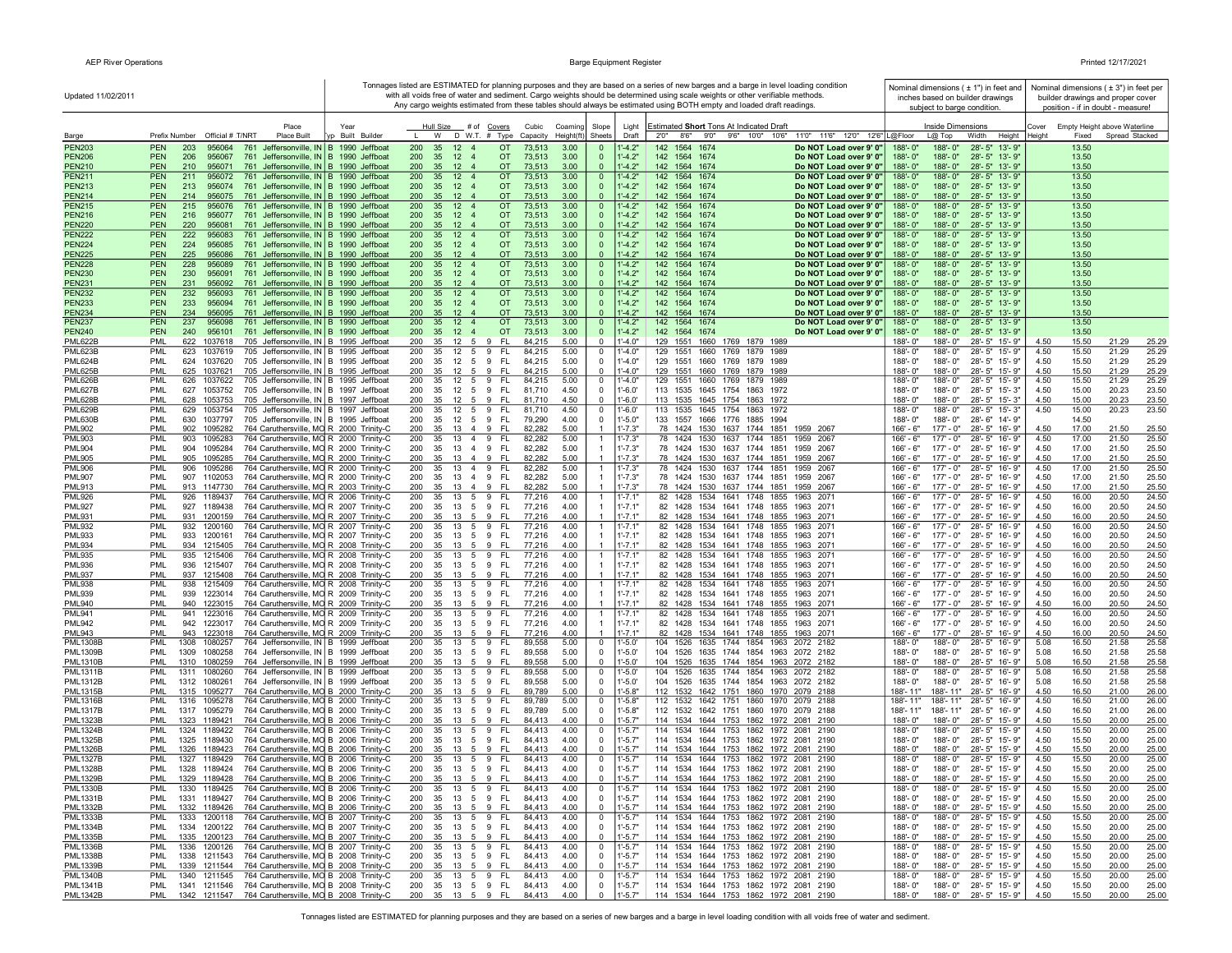Updated 11/02/2011

Tonnages listed are ESTIMATED for planning purposes and they are based on a series of new barges and a barge in level loading condition with all voids free of water and sediment. Cargo weights should be determined using scale weights or other verifiable methods. Any cargo weights estimated from these tables should always be estimated using BOTH empty and loaded draft readings.

Nominal dimensions ( ± 1") in feet and inches based on builder drawings subject to barge condition.

Nominal dimensions ( ± 3") in feet per builder drawings and proper cover position - if in doubt - measure!

| Barge | Prefix | Number | Official # | T/NRT | Place Built | Year Typ | Year Built | Builder | Hull Size L | Hull Size W | Hull Size D | W.T. | # of Covers | Covers Type | Cubic Capacity | Coaming Height(ft) | Slope Sheets | Light Draft | 2'0" | 8'6" | 9'0" | 9'6" | 10'0" | 10'6" | 11'0" | 11'6" | 12'0" | 12'6" | Inside Dimensions L@Floor | L@Top | Width | Height | Cover Height | Empty Height above Waterline Fixed | Spread | Stacked |
|---|---|---|---|---|---|---|---|---|---|---|---|---|---|---|---|---|---|---|---|---|---|---|---|---|---|---|---|---|---|---|---|---|---|---|---|---|
| PEN203 | PEN | 203 | 956064 | 761 | Jeffersonville, IN | B | 1990 | Jeffboat | 200 | 35 | 12 | 4 | | OT | 73,513 | 3.00 | 0 | 1'-4.2" | 142 | 1564 | 1674 | | | | Do NOT Load over 9' 0" | | | | 188'- 0" | 188'- 0" | 28'- 5" | 13'- 9" | | 13.50 | | |
| PEN206 | PEN | 206 | 956067 | 761 | Jeffersonville, IN | B | 1990 | Jeffboat | 200 | 35 | 12 | 4 | | OT | 73,513 | 3.00 | 0 | 1'-4.2" | 142 | 1564 | 1674 | | | | Do NOT Load over 9' 0" | | | | 188'- 0" | 188'- 0" | 28'- 5" | 13'- 9" | | 13.50 | | |
| PEN210 | PEN | 210 | 956071 | 761 | Jeffersonville, IN | B | 1990 | Jeffboat | 200 | 35 | 12 | 4 | | OT | 73,513 | 3.00 | 0 | 1'-4.2" | 142 | 1564 | 1674 | | | | Do NOT Load over 9' 0" | | | | 188'- 0" | 188'- 0" | 28'- 5" | 13'- 9" | | 13.50 | | |
| PEN211 | PEN | 211 | 956072 | 761 | Jeffersonville, IN | B | 1990 | Jeffboat | 200 | 35 | 12 | 4 | | OT | 73,513 | 3.00 | 0 | 1'-4.2" | 142 | 1564 | 1674 | | | | Do NOT Load over 9' 0" | | | | 188'- 0" | 188'- 0" | 28'- 5" | 13'- 9" | | 13.50 | | |
| PEN213 | PEN | 213 | 956074 | 761 | Jeffersonville, IN | B | 1990 | Jeffboat | 200 | 35 | 12 | 4 | | OT | 73,513 | 3.00 | 0 | 1'-4.2" | 142 | 1564 | 1674 | | | | Do NOT Load over 9' 0" | | | | 188'- 0" | 188'- 0" | 28'- 5" | 13'- 9" | | 13.50 | | |
| PEN214 | PEN | 214 | 956075 | 761 | Jeffersonville, IN | B | 1990 | Jeffboat | 200 | 35 | 12 | 4 | | OT | 73,513 | 3.00 | 0 | 1'-4.2" | 142 | 1564 | 1674 | | | | Do NOT Load over 9' 0" | | | | 188'- 0" | 188'- 0" | 28'- 5" | 13'- 9" | | 13.50 | | |
| PEN215 | PEN | 215 | 956076 | 761 | Jeffersonville, IN | B | 1990 | Jeffboat | 200 | 35 | 12 | 4 | | OT | 73,513 | 3.00 | 0 | 1'-4.2" | 142 | 1564 | 1674 | | | | Do NOT Load over 9' 0" | | | | 188'- 0" | 188'- 0" | 28'- 5" | 13'- 9" | | 13.50 | | |
| PEN216 | PEN | 216 | 956077 | 761 | Jeffersonville, IN | B | 1990 | Jeffboat | 200 | 35 | 12 | 4 | | OT | 73,513 | 3.00 | 0 | 1'-4.2" | 142 | 1564 | 1674 | | | | Do NOT Load over 9' 0" | | | | 188'- 0" | 188'- 0" | 28'- 5" | 13'- 9" | | 13.50 | | |
| PEN220 | PEN | 220 | 956081 | 761 | Jeffersonville, IN | B | 1990 | Jeffboat | 200 | 35 | 12 | 4 | | OT | 73,513 | 3.00 | 0 | 1'-4.2" | 142 | 1564 | 1674 | | | | Do NOT Load over 9' 0" | | | | 188'- 0" | 188'- 0" | 28'- 5" | 13'- 9" | | 13.50 | | |
| PEN222 | PEN | 222 | 956083 | 761 | Jeffersonville, IN | B | 1990 | Jeffboat | 200 | 35 | 12 | 4 | | OT | 73,513 | 3.00 | 0 | 1'-4.2" | 142 | 1564 | 1674 | | | | Do NOT Load over 9' 0" | | | | 188'- 0" | 188'- 0" | 28'- 5" | 13'- 9" | | 13.50 | | |
| PEN224 | PEN | 224 | 956085 | 761 | Jeffersonville, IN | B | 1990 | Jeffboat | 200 | 35 | 12 | 4 | | OT | 73,513 | 3.00 | 0 | 1'-4.2" | 142 | 1564 | 1674 | | | | Do NOT Load over 9' 0" | | | | 188'- 0" | 188'- 0" | 28'- 5" | 13'- 9" | | 13.50 | | |
| PEN225 | PEN | 225 | 956086 | 761 | Jeffersonville, IN | B | 1990 | Jeffboat | 200 | 35 | 12 | 4 | | OT | 73,513 | 3.00 | 0 | 1'-4.2" | 142 | 1564 | 1674 | | | | Do NOT Load over 9' 0" | | | | 188'- 0" | 188'- 0" | 28'- 5" | 13'- 9" | | 13.50 | | |
| PEN228 | PEN | 228 | 956089 | 761 | Jeffersonville, IN | B | 1990 | Jeffboat | 200 | 35 | 12 | 4 | | OT | 73,513 | 3.00 | 0 | 1'-4.2" | 142 | 1564 | 1674 | | | | Do NOT Load over 9' 0" | | | | 188'- 0" | 188'- 0" | 28'- 5" | 13'- 9" | | 13.50 | | |
| PEN230 | PEN | 230 | 956091 | 761 | Jeffersonville, IN | B | 1990 | Jeffboat | 200 | 35 | 12 | 4 | | OT | 73,513 | 3.00 | 0 | 1'-4.2" | 142 | 1564 | 1674 | | | | Do NOT Load over 9' 0" | | | | 188'- 0" | 188'- 0" | 28'- 5" | 13'- 9" | | 13.50 | | |
| PEN231 | PEN | 231 | 956092 | 761 | Jeffersonville, IN | B | 1990 | Jeffboat | 200 | 35 | 12 | 4 | | OT | 73,513 | 3.00 | 0 | 1'-4.2" | 142 | 1564 | 1674 | | | | Do NOT Load over 9' 0" | | | | 188'- 0" | 188'- 0" | 28'- 5" | 13'- 9" | | 13.50 | | |
| PEN232 | PEN | 232 | 956093 | 761 | Jeffersonville, IN | B | 1990 | Jeffboat | 200 | 35 | 12 | 4 | | OT | 73,513 | 3.00 | 0 | 1'-4.2" | 142 | 1564 | 1674 | | | | Do NOT Load over 9' 0" | | | | 188'- 0" | 188'- 0" | 28'- 5" | 13'- 9" | | 13.50 | | |
| PEN233 | PEN | 233 | 956094 | 761 | Jeffersonville, IN | B | 1990 | Jeffboat | 200 | 35 | 12 | 4 | | OT | 73,513 | 3.00 | 0 | 1'-4.2" | 142 | 1564 | 1674 | | | | Do NOT Load over 9' 0" | | | | 188'- 0" | 188'- 0" | 28'- 5" | 13'- 9" | | 13.50 | | |
| PEN234 | PEN | 234 | 956095 | 761 | Jeffersonville, IN | B | 1990 | Jeffboat | 200 | 35 | 12 | 4 | | OT | 73,513 | 3.00 | 0 | 1'-4.2" | 142 | 1564 | 1674 | | | | Do NOT Load over 9' 0" | | | | 188'- 0" | 188'- 0" | 28'- 5" | 13'- 9" | | 13.50 | | |
| PEN237 | PEN | 237 | 956098 | 761 | Jeffersonville, IN | B | 1990 | Jeffboat | 200 | 35 | 12 | 4 | | OT | 73,513 | 3.00 | 0 | 1'-4.2" | 142 | 1564 | 1674 | | | | Do NOT Load over 9' 0" | | | | 188'- 0" | 188'- 0" | 28'- 5" | 13'- 9" | | 13.50 | | |
| PEN240 | PEN | 240 | 956101 | 761 | Jeffersonville, IN | B | 1990 | Jeffboat | 200 | 35 | 12 | 4 | | OT | 73,513 | 3.00 | 0 | 1'-4.2" | 142 | 1564 | 1674 | | | | Do NOT Load over 9' 0" | | | | 188'- 0" | 188'- 0" | 28'- 5" | 13'- 9" | | 13.50 | | |
| PML622B | PML | 622 | 1037618 | 705 | Jeffersonville, IN | B | 1995 | Jeffboat | 200 | 35 | 12 | 5 | 9 | FL | 84,215 | 5.00 | 0 | 1'-4.0" | 129 | 1551 | 1660 | 1769 | 1879 | 1989 | | | | | 188'- 0" | 188'- 0" | 28'- 5" | 15'- 9" | 4.50 | 15.50 | 21.29 | 25.29 |
| PML623B | PML | 623 | 1037619 | 705 | Jeffersonville, IN | B | 1995 | Jeffboat | 200 | 35 | 12 | 5 | 9 | FL | 84,215 | 5.00 | 0 | 1'-4.0" | 129 | 1551 | 1660 | 1769 | 1879 | 1989 | | | | | 188'- 0" | 188'- 0" | 28'- 5" | 15'- 9" | 4.50 | 15.50 | 21.29 | 25.29 |
| PML624B | PML | 624 | 1037620 | 705 | Jeffersonville, IN | B | 1995 | Jeffboat | 200 | 35 | 12 | 5 | 9 | FL | 84,215 | 5.00 | 0 | 1'-4.0" | 129 | 1551 | 1660 | 1769 | 1879 | 1989 | | | | | 188'- 0" | 188'- 0" | 28'- 5" | 15'- 9" | 4.50 | 15.50 | 21.29 | 25.29 |
| PML625B | PML | 625 | 1037621 | 705 | Jeffersonville, IN | B | 1995 | Jeffboat | 200 | 35 | 12 | 5 | 9 | FL | 84,215 | 5.00 | 0 | 1'-4.0" | 129 | 1551 | 1660 | 1769 | 1879 | 1989 | | | | | 188'- 0" | 188'- 0" | 28'- 5" | 15'- 9" | 4.50 | 15.50 | 21.29 | 25.29 |
| PML626B | PML | 626 | 1037622 | 705 | Jeffersonville, IN | B | 1995 | Jeffboat | 200 | 35 | 12 | 5 | 9 | FL | 84,215 | 5.00 | 0 | 1'-4.0" | 129 | 1551 | 1660 | 1769 | 1879 | 1989 | | | | | 188'- 0" | 188'- 0" | 28'- 5" | 15'- 9" | 4.50 | 15.50 | 21.29 | 25.29 |
| PML627B | PML | 627 | 1053752 | 705 | Jeffersonville, IN | B | 1997 | Jeffboat | 200 | 35 | 12 | 5 | 9 | FL | 81,710 | 4.50 | 0 | 1'-6.0' | 113 | 1535 | 1645 | 1754 | 1863 | 1972 | | | | | 188'- 0" | 188'- 0" | 28'- 5" | 15'- 3" | 4.50 | 15.00 | 20.23 | 23.50 |
| PML628B | PML | 628 | 1053753 | 705 | Jeffersonville, IN | B | 1997 | Jeffboat | 200 | 35 | 12 | 5 | 9 | FL | 81,710 | 4.50 | 0 | 1'-6.0' | 113 | 1535 | 1645 | 1754 | 1863 | 1972 | | | | | 188'- 0" | 188'- 0" | 28'- 5" | 15'- 3" | 4.50 | 15.00 | 20.23 | 23.50 |
| PML629B | PML | 629 | 1053754 | 705 | Jeffersonville, IN | B | 1997 | Jeffboat | 200 | 35 | 12 | 5 | 9 | FL | 81,710 | 4.50 | 0 | 1'-6.0' | 113 | 1535 | 1645 | 1754 | 1863 | 1972 | | | | | 188'- 0" | 188'- 0" | 28'- 5" | 15'- 3" | 4.50 | 15.00 | 20.23 | 23.50 |
| PML630B | PML | 630 | 1037797 | 705 | Jeffersonville, IN | B | 1995 | Jeffboat | 200 | 35 | 12 | 5 | 9 | FL | 79,290 | 4.00 | 0 | 1'-5.0' | 133 | 1557 | 1666 | 1776 | 1885 | 1994 | | | | | 188'- 0" | 188'- 0" | 28'- 6" | 14'- 9" | | 14.50 | | |
| PML902 | PML | 902 | 1095282 | 764 | Caruthersville, MO | R | 2000 | Trinity-C | 200 | 35 | 13 | 4 | 9 | FL | 82,282 | 5.00 | 1 | 1'-7.3" | 78 | 1424 | 1530 | 1637 | 1744 | 1851 | 1959 | 2067 | | | 166'- 6" | 177'- 0" | 28'- 5" | 16'- 9" | 4.50 | 17.00 | 21.50 | 25.50 |
| PML903 | PML | 903 | 1095283 | 764 | Caruthersville, MO | R | 2000 | Trinity-C | 200 | 35 | 13 | 4 | 9 | FL | 82,282 | 5.00 | 1 | 1'-7.3" | 78 | 1424 | 1530 | 1637 | 1744 | 1851 | 1959 | 2067 | | | 166'- 6" | 177'- 0" | 28'- 5" | 16'- 9" | 4.50 | 17.00 | 21.50 | 25.50 |
| PML904 | PML | 904 | 1095284 | 764 | Caruthersville, MO | R | 2000 | Trinity-C | 200 | 35 | 13 | 4 | 9 | FL | 82,282 | 5.00 | 1 | 1'-7.3" | 78 | 1424 | 1530 | 1637 | 1744 | 1851 | 1959 | 2067 | | | 166'- 6" | 177'- 0" | 28'- 5" | 16'- 9" | 4.50 | 17.00 | 21.50 | 25.50 |
| PML905 | PML | 905 | 1095285 | 764 | Caruthersville, MO | R | 2000 | Trinity-C | 200 | 35 | 13 | 4 | 9 | FL | 82,282 | 5.00 | 1 | 1'-7.3" | 78 | 1424 | 1530 | 1637 | 1744 | 1851 | 1959 | 2067 | | | 166'- 6" | 177'- 0" | 28'- 5" | 16'- 9" | 4.50 | 17.00 | 21.50 | 25.50 |
| PML906 | PML | 906 | 1095286 | 764 | Caruthersville, MO | R | 2000 | Trinity-C | 200 | 35 | 13 | 4 | 9 | FL | 82,282 | 5.00 | 1 | 1'-7.3" | 78 | 1424 | 1530 | 1637 | 1744 | 1851 | 1959 | 2067 | | | 166'- 6" | 177'- 0" | 28'- 5" | 16'- 9" | 4.50 | 17.00 | 21.50 | 25.50 |
| PML907 | PML | 907 | 1102053 | 764 | Caruthersville, MO | R | 2000 | Trinity-C | 200 | 35 | 13 | 4 | 9 | FL | 82,282 | 5.00 | 1 | 1'-7.3" | 78 | 1424 | 1530 | 1637 | 1744 | 1851 | 1959 | 2067 | | | 166'- 6" | 177'- 0" | 28'- 5" | 16'- 9" | 4.50 | 17.00 | 21.50 | 25.50 |
| PML913 | PML | 913 | 1147730 | 764 | Caruthersville, MO | R | 2003 | Trinity-C | 200 | 35 | 13 | 4 | 9 | FL | 82,282 | 5.00 | 1 | 1'-7.3" | 78 | 1424 | 1530 | 1637 | 1744 | 1851 | 1959 | 2067 | | | 166'- 6" | 177'- 0" | 28'- 5" | 16'- 9" | 4.50 | 17.00 | 21.50 | 25.50 |
| PML926 | PML | 926 | 1189437 | 764 | Caruthersville, MO | R | 2006 | Trinity-C | 200 | 35 | 13 | 5 | 9 | FL | 77,216 | 4.00 | 1 | 1'-7.1" | 82 | 1428 | 1534 | 1641 | 1748 | 1855 | 1963 | 2071 | | | 166'- 6" | 177'- 0" | 28'- 5" | 16'- 9" | 4.50 | 16.00 | 20.50 | 24.50 |
| PML927 | PML | 927 | 1189438 | 764 | Caruthersville, MO | R | 2007 | Trinity-C | 200 | 35 | 13 | 5 | 9 | FL | 77,216 | 4.00 | 1 | 1'-7.1" | 82 | 1428 | 1534 | 1641 | 1748 | 1855 | 1963 | 2071 | | | 166'- 6" | 177'- 0" | 28'- 5" | 16'- 9" | 4.50 | 16.00 | 20.50 | 24.50 |
| PML931 | PML | 931 | 1200159 | 764 | Caruthersville, MO | R | 2007 | Trinity-C | 200 | 35 | 13 | 5 | 9 | FL | 77,216 | 4.00 | 1 | 1'-7.1" | 82 | 1428 | 1534 | 1641 | 1748 | 1855 | 1963 | 2071 | | | 166'- 6" | 177'- 0" | 28'- 5" | 16'- 9" | 4.50 | 16.00 | 20.50 | 24.50 |
| PML932 | PML | 932 | 1200160 | 764 | Caruthersville, MO | R | 2007 | Trinity-C | 200 | 35 | 13 | 5 | 9 | FL | 77,216 | 4.00 | 1 | 1'-7.1" | 82 | 1428 | 1534 | 1641 | 1748 | 1855 | 1963 | 2071 | | | 166'- 6" | 177'- 0" | 28'- 5" | 16'- 9" | 4.50 | 16.00 | 20.50 | 24.50 |
| PML933 | PML | 933 | 1200161 | 764 | Caruthersville, MO | R | 2007 | Trinity-C | 200 | 35 | 13 | 5 | 9 | FL | 77,216 | 4.00 | 1 | 1'-7.1" | 82 | 1428 | 1534 | 1641 | 1748 | 1855 | 1963 | 2071 | | | 166'- 6" | 177'- 0" | 28'- 5" | 16'- 9" | 4.50 | 16.00 | 20.50 | 24.50 |
| PML934 | PML | 934 | 1215405 | 764 | Caruthersville, MO | R | 2008 | Trinity-C | 200 | 35 | 13 | 5 | 9 | FL | 77,216 | 4.00 | 1 | 1'-7.1" | 82 | 1428 | 1534 | 1641 | 1748 | 1855 | 1963 | 2071 | | | 166'- 6" | 177'- 0" | 28'- 5" | 16'- 9" | 4.50 | 16.00 | 20.50 | 24.50 |
| PML935 | PML | 935 | 1215406 | 764 | Caruthersville, MO | R | 2008 | Trinity-C | 200 | 35 | 13 | 5 | 9 | FL | 77,216 | 4.00 | 1 | 1'-7.1" | 82 | 1428 | 1534 | 1641 | 1748 | 1855 | 1963 | 2071 | | | 166'- 6" | 177'- 0" | 28'- 5" | 16'- 9" | 4.50 | 16.00 | 20.50 | 24.50 |
| PML936 | PML | 936 | 1215407 | 764 | Caruthersville, MO | R | 2008 | Trinity-C | 200 | 35 | 13 | 5 | 9 | FL | 77,216 | 4.00 | 1 | 1'-7.1" | 82 | 1428 | 1534 | 1641 | 1748 | 1855 | 1963 | 2071 | | | 166'- 6" | 177'- 0" | 28'- 5" | 16'- 9" | 4.50 | 16.00 | 20.50 | 24.50 |
| PML937 | PML | 937 | 1215408 | 764 | Caruthersville, MO | R | 2008 | Trinity-C | 200 | 35 | 13 | 5 | 9 | FL | 77,216 | 4.00 | 1 | 1'-7.1" | 82 | 1428 | 1534 | 1641 | 1748 | 1855 | 1963 | 2071 | | | 166'- 6" | 177'- 0" | 28'- 5" | 16'- 9" | 4.50 | 16.00 | 20.50 | 24.50 |
| PML938 | PML | 938 | 1215409 | 764 | Caruthersville, MO | R | 2008 | Trinity-C | 200 | 35 | 13 | 5 | 9 | FL | 77,216 | 4.00 | 1 | 1'-7.1" | 82 | 1428 | 1534 | 1641 | 1748 | 1855 | 1963 | 2071 | | | 166'- 6" | 177'- 0" | 28'- 5" | 16'- 9" | 4.50 | 16.00 | 20.50 | 24.50 |
| PML939 | PML | 939 | 1223014 | 764 | Caruthersville, MO | R | 2009 | Trinity-C | 200 | 35 | 13 | 5 | 9 | FL | 77,216 | 4.00 | 1 | 1'-7.1" | 82 | 1428 | 1534 | 1641 | 1748 | 1855 | 1963 | 2071 | | | 166'- 6" | 177'- 0" | 28'- 5" | 16'- 9" | 4.50 | 16.00 | 20.50 | 24.50 |
| PML940 | PML | 940 | 1223015 | 764 | Caruthersville, MO | R | 2009 | Trinity-C | 200 | 35 | 13 | 5 | 9 | FL | 77,216 | 4.00 | 1 | 1'-7.1" | 82 | 1428 | 1534 | 1641 | 1748 | 1855 | 1963 | 2071 | | | 166'- 6" | 177'- 0" | 28'- 5" | 16'- 9" | 4.50 | 16.00 | 20.50 | 24.50 |
| PML941 | PML | 941 | 1223016 | 764 | Caruthersville, MO | R | 2009 | Trinity-C | 200 | 35 | 13 | 5 | 9 | FL | 77,216 | 4.00 | 1 | 1'-7.1" | 82 | 1428 | 1534 | 1641 | 1748 | 1855 | 1963 | 2071 | | | 166'- 6" | 177'- 0" | 28'- 5" | 16'- 9" | 4.50 | 16.00 | 20.50 | 24.50 |
| PML942 | PML | 942 | 1223017 | 764 | Caruthersville, MO | R | 2009 | Trinity-C | 200 | 35 | 13 | 5 | 9 | FL | 77,216 | 4.00 | 1 | 1'-7.1" | 82 | 1428 | 1534 | 1641 | 1748 | 1855 | 1963 | 2071 | | | 166'- 6" | 177'- 0" | 28'- 5" | 16'- 9" | 4.50 | 16.00 | 20.50 | 24.50 |
| PML943 | PML | 943 | 1223018 | 764 | Caruthersville, MO | R | 2009 | Trinity-C | 200 | 35 | 13 | 5 | 9 | FL | 77,216 | 4.00 | 1 | 1'-7.1" | 82 | 1428 | 1534 | 1641 | 1748 | 1855 | 1963 | 2071 | | | 166'- 6" | 177'- 0" | 28'- 5" | 16'- 9" | 4.50 | 16.00 | 20.50 | 24.50 |
| PML1308B | PML | 1308 | 1080257 | 764 | Jeffersonville, IN | B | 1999 | Jeffboat | 200 | 35 | 13 | 5 | 9 | FL | 89,558 | 5.00 | 0 | 1'-5.0' | 104 | 1526 | 1635 | 1744 | 1854 | 1963 | 2072 | 2182 | | | 188'- 0" | 188'- 0" | 28'- 5" | 16'- 9" | 5.08 | 16.50 | 21.58 | 25.58 |
| PML1309B | PML | 1309 | 1080258 | 764 | Jeffersonville, IN | B | 1999 | Jeffboat | 200 | 35 | 13 | 5 | 9 | FL | 89,558 | 5.00 | 0 | 1'-5.0' | 104 | 1526 | 1635 | 1744 | 1854 | 1963 | 2072 | 2182 | | | 188'- 0" | 188'- 0" | 28'- 5" | 16'- 9" | 5.08 | 16.50 | 21.58 | 25.58 |
| PML1310B | PML | 1310 | 1080259 | 764 | Jeffersonville, IN | B | 1999 | Jeffboat | 200 | 35 | 13 | 5 | 9 | FL | 89,558 | 5.00 | 0 | 1'-5.0' | 104 | 1526 | 1635 | 1744 | 1854 | 1963 | 2072 | 2182 | | | 188'- 0" | 188'- 0" | 28'- 5" | 16'- 9" | 5.08 | 16.50 | 21.58 | 25.58 |
| PML1311B | PML | 1311 | 1080260 | 764 | Jeffersonville, IN | B | 1999 | Jeffboat | 200 | 35 | 13 | 5 | 9 | FL | 89,558 | 5.00 | 0 | 1'-5.0' | 104 | 1526 | 1635 | 1744 | 1854 | 1963 | 2072 | 2182 | | | 188'- 0" | 188'- 0" | 28'- 5" | 16'- 9" | 5.08 | 16.50 | 21.58 | 25.58 |
| PML1312B | PML | 1312 | 1080261 | 764 | Jeffersonville, IN | B | 1999 | Jeffboat | 200 | 35 | 13 | 5 | 9 | FL | 89,558 | 5.00 | 0 | 1'-5.0' | 104 | 1526 | 1635 | 1744 | 1854 | 1963 | 2072 | 2182 | | | 188'- 0" | 188'- 0" | 28'- 5" | 16'- 9" | 5.08 | 16.50 | 21.58 | 25.58 |
| PML1315B | PML | 1315 | 1095277 | 764 | Caruthersville, MO | B | 2000 | Trinity-C | 200 | 35 | 13 | 5 | 9 | FL | 89,789 | 5.00 | 0 | 1'-5.8" | 112 | 1532 | 1642 | 1751 | 1860 | 1970 | 2079 | 2188 | | | 188'- 11" | 188'- 11" | 28'- 5" | 16'- 9" | 4.50 | 16.50 | 21.00 | 26.00 |
| PML1316B | PML | 1316 | 1095278 | 764 | Caruthersville, MO | B | 2000 | Trinity-C | 200 | 35 | 13 | 5 | 9 | FL | 89,789 | 5.00 | 0 | 1'-5.8" | 112 | 1532 | 1642 | 1751 | 1860 | 1970 | 2079 | 2188 | | | 188'- 11" | 188'- 11" | 28'- 5" | 16'- 9" | 4.50 | 16.50 | 21.00 | 26.00 |
| PML1317B | PML | 1317 | 1095279 | 764 | Caruthersville, MO | B | 2000 | Trinity-C | 200 | 35 | 13 | 5 | 9 | FL | 89,789 | 5.00 | 0 | 1'-5.8" | 112 | 1532 | 1642 | 1751 | 1860 | 1970 | 2079 | 2188 | | | 188'- 11" | 188'- 11" | 28'- 5" | 16'- 9" | 4.50 | 16.50 | 21.00 | 26.00 |
| PML1323B | PML | 1323 | 1189421 | 764 | Caruthersville, MO | B | 2006 | Trinity-C | 200 | 35 | 13 | 5 | 9 | FL | 84,413 | 4.00 | 0 | 1'-5.7" | 114 | 1534 | 1644 | 1753 | 1862 | 1972 | 2081 | 2190 | | | 188'- 0" | 188'- 0" | 28'- 5" | 15'- 9" | 4.50 | 15.50 | 20.00 | 25.00 |
| PML1324B | PML | 1324 | 1189422 | 764 | Caruthersville, MO | B | 2006 | Trinity-C | 200 | 35 | 13 | 5 | 9 | FL | 84,413 | 4.00 | 0 | 1'-5.7" | 114 | 1534 | 1644 | 1753 | 1862 | 1972 | 2081 | 2190 | | | 188'- 0" | 188'- 0" | 28'- 5" | 15'- 9" | 4.50 | 15.50 | 20.00 | 25.00 |
| PML1325B | PML | 1325 | 1189430 | 764 | Caruthersville, MO | B | 2006 | Trinity-C | 200 | 35 | 13 | 5 | 9 | FL | 84,413 | 4.00 | 0 | 1'-5.7" | 114 | 1534 | 1644 | 1753 | 1862 | 1972 | 2081 | 2190 | | | 188'- 0" | 188'- 0" | 28'- 5" | 15'- 9" | 4.50 | 15.50 | 20.00 | 25.00 |
| PML1326B | PML | 1326 | 1189423 | 764 | Caruthersville, MO | B | 2006 | Trinity-C | 200 | 35 | 13 | 5 | 9 | FL | 84,413 | 4.00 | 0 | 1'-5.7" | 114 | 1534 | 1644 | 1753 | 1862 | 1972 | 2081 | 2190 | | | 188'- 0" | 188'- 0" | 28'- 5" | 15'- 9" | 4.50 | 15.50 | 20.00 | 25.00 |
| PML1327B | PML | 1327 | 1189429 | 764 | Caruthersville, MO | B | 2006 | Trinity-C | 200 | 35 | 13 | 5 | 9 | FL | 84,413 | 4.00 | 0 | 1'-5.7" | 114 | 1534 | 1644 | 1753 | 1862 | 1972 | 2081 | 2190 | | | 188'- 0" | 188'- 0" | 28'- 5" | 15'- 9" | 4.50 | 15.50 | 20.00 | 25.00 |
| PML1328B | PML | 1328 | 1189424 | 764 | Caruthersville, MO | B | 2006 | Trinity-C | 200 | 35 | 13 | 5 | 9 | FL | 84,413 | 4.00 | 0 | 1'-5.7" | 114 | 1534 | 1644 | 1753 | 1862 | 1972 | 2081 | 2190 | | | 188'- 0" | 188'- 0" | 28'- 5" | 15'- 9" | 4.50 | 15.50 | 20.00 | 25.00 |
| PML1329B | PML | 1329 | 1189428 | 764 | Caruthersville, MO | B | 2006 | Trinity-C | 200 | 35 | 13 | 5 | 9 | FL | 84,413 | 4.00 | 0 | 1'-5.7" | 114 | 1534 | 1644 | 1753 | 1862 | 1972 | 2081 | 2190 | | | 188'- 0" | 188'- 0" | 28'- 5" | 15'- 9" | 4.50 | 15.50 | 20.00 | 25.00 |
| PML1330B | PML | 1330 | 1189425 | 764 | Caruthersville, MO | B | 2006 | Trinity-C | 200 | 35 | 13 | 5 | 9 | FL | 84,413 | 4.00 | 0 | 1'-5.7" | 114 | 1534 | 1644 | 1753 | 1862 | 1972 | 2081 | 2190 | | | 188'- 0" | 188'- 0" | 28'- 5" | 15'- 9" | 4.50 | 15.50 | 20.00 | 25.00 |
| PML1331B | PML | 1331 | 1189427 | 764 | Caruthersville, MO | B | 2006 | Trinity-C | 200 | 35 | 13 | 5 | 9 | FL | 84,413 | 4.00 | 0 | 1'-5.7" | 114 | 1534 | 1644 | 1753 | 1862 | 1972 | 2081 | 2190 | | | 188'- 0" | 188'- 0" | 28'- 5" | 15'- 9" | 4.50 | 15.50 | 20.00 | 25.00 |
| PML1332B | PML | 1332 | 1189426 | 764 | Caruthersville, MO | B | 2006 | Trinity-C | 200 | 35 | 13 | 5 | 9 | FL | 84,413 | 4.00 | 0 | 1'-5.7" | 114 | 1534 | 1644 | 1753 | 1862 | 1972 | 2081 | 2190 | | | 188'- 0" | 188'- 0" | 28'- 5" | 15'- 9" | 4.50 | 15.50 | 20.00 | 25.00 |
| PML1333B | PML | 1333 | 1200118 | 764 | Caruthersville, MO | B | 2007 | Trinity-C | 200 | 35 | 13 | 5 | 9 | FL | 84,413 | 4.00 | 0 | 1'-5.7" | 114 | 1534 | 1644 | 1753 | 1862 | 1972 | 2081 | 2190 | | | 188'- 0" | 188'- 0" | 28'- 5" | 15'- 9" | 4.50 | 15.50 | 20.00 | 25.00 |
| PML1334B | PML | 1334 | 1200122 | 764 | Caruthersville, MO | B | 2007 | Trinity-C | 200 | 35 | 13 | 5 | 9 | FL | 84,413 | 4.00 | 0 | 1'-5.7" | 114 | 1534 | 1644 | 1753 | 1862 | 1972 | 2081 | 2190 | | | 188'- 0" | 188'- 0" | 28'- 5" | 15'- 9" | 4.50 | 15.50 | 20.00 | 25.00 |
| PML1335B | PML | 1335 | 1200123 | 764 | Caruthersville, MO | B | 2007 | Trinity-C | 200 | 35 | 13 | 5 | 9 | FL | 84,413 | 4.00 | 0 | 1'-5.7" | 114 | 1534 | 1644 | 1753 | 1862 | 1972 | 2081 | 2190 | | | 188'- 0" | 188'- 0" | 28'- 5" | 15'- 9" | 4.50 | 15.50 | 20.00 | 25.00 |
| PML1336B | PML | 1336 | 1200126 | 764 | Caruthersville, MO | B | 2007 | Trinity-C | 200 | 35 | 13 | 5 | 9 | FL | 84,413 | 4.00 | 0 | 1'-5.7" | 114 | 1534 | 1644 | 1753 | 1862 | 1972 | 2081 | 2190 | | | 188'- 0" | 188'- 0" | 28'- 5" | 15'- 9" | 4.50 | 15.50 | 20.00 | 25.00 |
| PML1338B | PML | 1338 | 1211543 | 764 | Caruthersville, MO | B | 2008 | Trinity-C | 200 | 35 | 13 | 5 | 9 | FL | 84,413 | 4.00 | 0 | 1'-5.7" | 114 | 1534 | 1644 | 1753 | 1862 | 1972 | 2081 | 2190 | | | 188'- 0" | 188'- 0" | 28'- 5" | 15'- 9" | 4.50 | 15.50 | 20.00 | 25.00 |
| PML1339B | PML | 1339 | 1211544 | 764 | Caruthersville, MO | B | 2008 | Trinity-C | 200 | 35 | 13 | 5 | 9 | FL | 84,413 | 4.00 | 0 | 1'-5.7" | 114 | 1534 | 1644 | 1753 | 1862 | 1972 | 2081 | 2190 | | | 188'- 0" | 188'- 0" | 28'- 5" | 15'- 9" | 4.50 | 15.50 | 20.00 | 25.00 |
| PML1340B | PML | 1340 | 1211545 | 764 | Caruthersville, MO | B | 2008 | Trinity-C | 200 | 35 | 13 | 5 | 9 | FL | 84,413 | 4.00 | 0 | 1'-5.7" | 114 | 1534 | 1644 | 1753 | 1862 | 1972 | 2081 | 2190 | | | 188'- 0" | 188'- 0" | 28'- 5" | 15'- 9" | 4.50 | 15.50 | 20.00 | 25.00 |
| PML1341B | PML | 1341 | 1211546 | 764 | Caruthersville, MO | B | 2008 | Trinity-C | 200 | 35 | 13 | 5 | 9 | FL | 84,413 | 4.00 | 0 | 1'-5.7" | 114 | 1534 | 1644 | 1753 | 1862 | 1972 | 2081 | 2190 | | | 188'- 0" | 188'- 0" | 28'- 5" | 15'- 9" | 4.50 | 15.50 | 20.00 | 25.00 |
| PML1342B | PML | 1342 | 1211547 | 764 | Caruthersville, MO | B | 2008 | Trinity-C | 200 | 35 | 13 | 5 | 9 | FL | 84,413 | 4.00 | 0 | 1'-5.7" | 114 | 1534 | 1644 | 1753 | 1862 | 1972 | 2081 | 2190 | | | 188'- 0" | 188'- 0" | 28'- 5" | 15'- 9" | 4.50 | 15.50 | 20.00 | 25.00 |

Note: Tons columns (2'0" through 12'6") show Estimated **Short** Tons At Indicated Draft.

Tonnages listed are ESTIMATED for planning purposes and they are based on a series of new barges and a barge in level loading condition with all voids free of water and sediment.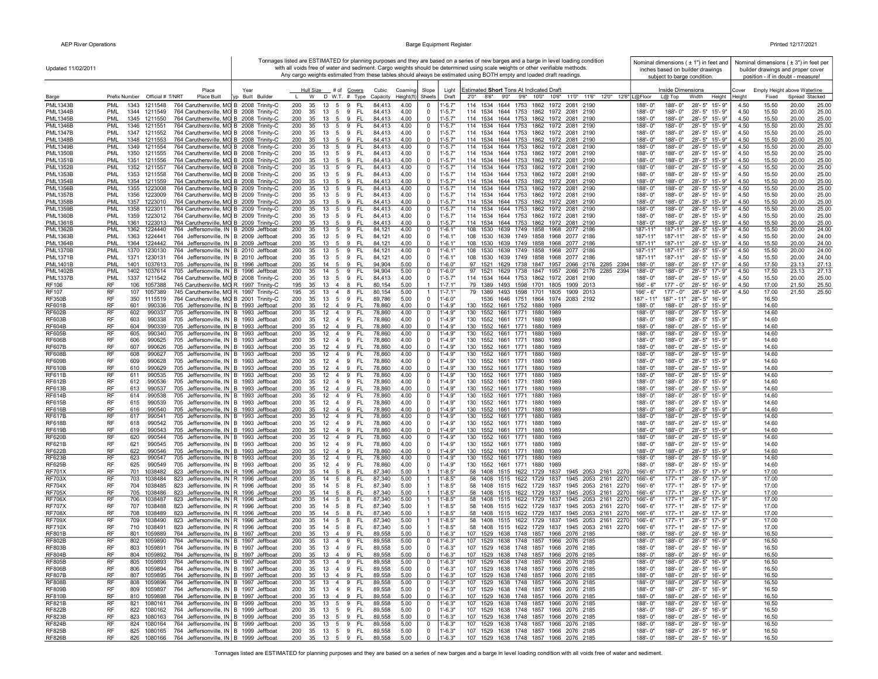Updated 11/02/2011

Tonnages listed are ESTIMATED for planning purposes and they are based on a series of new barges and a barge in level loading condition with all voids free of water and sediment. Cargo weights should be determined using scale weights or other verifiable methods. Any cargo weights estimated from these tables should always be estimated using BOTH empty and loaded draft readings.

Nominal dimensions ( ± 1") in feet and inches based on builder drawings subject to barge condition.

Nominal dimensions ( ± 3") in feet per builder drawings and proper cover position - if in doubt - measure!

| Barge | Prefix | Number | Official # | T/NRT | Place Built | Typ | Year Built | Builder | Hull Size L | W | D | # of W.T. | Covers # | Covers Type | Cubic Capacity | Coaming Height(ft) | Slope Sheets | Light Draft | Estimated **Short** Tons At Indicated Draft 2'0" | 8'6" | 9'0" | 9'6" | 10'0" | 10'6" | 11'0" | 11'6" | 12'0" | 12'6" | Inside Dimensions L@Floor | L@ Top | Width | Height | Cover Height | Empty Height above Waterline Fixed | Spread | Stacked |
|---|---|---|---|---|---|---|---|---|---|---|---|---|---|---|---|---|---|---|---|---|---|---|---|---|---|---|---|---|---|---|---|---|---|---|---|---|
| PML1343B | PML | 1343 | 1211548 | 764 | Caruthersville, MO | B | 2008 | Trinity-C | 200 | 35 | 13 | 5 | 9 | FL | 84,413 | 4.00 | 0 | 1'-5.7" | 114 | 1534 | 1644 | 1753 | 1862 | 1972 | 2081 | 2190 | | | 188'- 0" | 188'- 0" | 28'- 5" | 15'- 9" | 4.50 | 15.50 | 20.00 | 25.00 |
| PML1344B | PML | 1344 | 1211549 | 764 | Caruthersville, MO | B | 2008 | Trinity-C | 200 | 35 | 13 | 5 | 9 | FL | 84,413 | 4.00 | 0 | 1'-5.7" | 114 | 1534 | 1644 | 1753 | 1862 | 1972 | 2081 | 2190 | | | 188'- 0" | 188'- 0" | 28'- 5" | 15'- 9" | 4.50 | 15.50 | 20.00 | 25.00 |
| PML1345B | PML | 1345 | 1211550 | 764 | Caruthersville, MO | B | 2008 | Trinity-C | 200 | 35 | 13 | 5 | 9 | FL | 84,413 | 4.00 | 0 | 1'-5.7" | 114 | 1534 | 1644 | 1753 | 1862 | 1972 | 2081 | 2190 | | | 188'- 0" | 188'- 0" | 28'- 5" | 15'- 9" | 4.50 | 15.50 | 20.00 | 25.00 |
| PML1346B | PML | 1346 | 1211551 | 764 | Caruthersville, MO | B | 2008 | Trinity-C | 200 | 35 | 13 | 5 | 9 | FL | 84,413 | 4.00 | 0 | 1'-5.7" | 114 | 1534 | 1644 | 1753 | 1862 | 1972 | 2081 | 2190 | | | 188'- 0" | 188'- 0" | 28'- 5" | 15'- 9" | 4.50 | 15.50 | 20.00 | 25.00 |
| PML1347B | PML | 1347 | 1211552 | 764 | Caruthersville, MO | B | 2008 | Trinity-C | 200 | 35 | 13 | 5 | 9 | FL | 84,413 | 4.00 | 0 | 1'-5.7" | 114 | 1534 | 1644 | 1753 | 1862 | 1972 | 2081 | 2190 | | | 188'- 0" | 188'- 0" | 28'- 5" | 15'- 9" | 4.50 | 15.50 | 20.00 | 25.00 |
| PML1348B | PML | 1348 | 1211553 | 764 | Caruthersville, MO | B | 2008 | Trinity-C | 200 | 35 | 13 | 5 | 9 | FL | 84,413 | 4.00 | 0 | 1'-5.7" | 114 | 1534 | 1644 | 1753 | 1862 | 1972 | 2081 | 2190 | | | 188'- 0" | 188'- 0" | 28'- 5" | 15'- 9" | 4.50 | 15.50 | 20.00 | 25.00 |
| PML1349B | PML | 1349 | 1211554 | 764 | Caruthersville, MO | B | 2008 | Trinity-C | 200 | 35 | 13 | 5 | 9 | FL | 84,413 | 4.00 | 0 | 1'-5.7" | 114 | 1534 | 1644 | 1753 | 1862 | 1972 | 2081 | 2190 | | | 188'- 0" | 188'- 0" | 28'- 5" | 15'- 9" | 4.50 | 15.50 | 20.00 | 25.00 |
| PML1350B | PML | 1350 | 1211555 | 764 | Caruthersville, MO | B | 2008 | Trinity-C | 200 | 35 | 13 | 5 | 9 | FL | 84,413 | 4.00 | 0 | 1'-5.7" | 114 | 1534 | 1644 | 1753 | 1862 | 1972 | 2081 | 2190 | | | 188'- 0" | 188'- 0" | 28'- 5" | 15'- 9" | 4.50 | 15.50 | 20.00 | 25.00 |
| PML1351B | PML | 1351 | 1211556 | 764 | Caruthersville, MO | B | 2008 | Trinity-C | 200 | 35 | 13 | 5 | 9 | FL | 84,413 | 4.00 | 0 | 1'-5.7" | 114 | 1534 | 1644 | 1753 | 1862 | 1972 | 2081 | 2190 | | | 188'- 0" | 188'- 0" | 28'- 5" | 15'- 9" | 4.50 | 15.50 | 20.00 | 25.00 |
| PML1352B | PML | 1352 | 1211557 | 764 | Caruthersville, MO | B | 2008 | Trinity-C | 200 | 35 | 13 | 5 | 9 | FL | 84,413 | 4.00 | 0 | 1'-5.7" | 114 | 1534 | 1644 | 1753 | 1862 | 1972 | 2081 | 2190 | | | 188'- 0" | 188'- 0" | 28'- 5" | 15'- 9" | 4.50 | 15.50 | 20.00 | 25.00 |
| PML1353B | PML | 1353 | 1211558 | 764 | Caruthersville, MO | B | 2008 | Trinity-C | 200 | 35 | 13 | 5 | 9 | FL | 84,413 | 4.00 | 0 | 1'-5.7" | 114 | 1534 | 1644 | 1753 | 1862 | 1972 | 2081 | 2190 | | | 188'- 0" | 188'- 0" | 28'- 5" | 15'- 9" | 4.50 | 15.50 | 20.00 | 25.00 |
| PML1354B | PML | 1354 | 1211559 | 764 | Caruthersville, MO | B | 2008 | Trinity-C | 200 | 35 | 13 | 5 | 9 | FL | 84,413 | 4.00 | 0 | 1'-5.7" | 114 | 1534 | 1644 | 1753 | 1862 | 1972 | 2081 | 2190 | | | 188'- 0" | 188'- 0" | 28'- 5" | 15'- 9" | 4.50 | 15.50 | 20.00 | 25.00 |
| PML1356B | PML | 1355 | 1223008 | 764 | Caruthersville, MO | B | 2009 | Trinity-C | 200 | 35 | 13 | 5 | 9 | FL | 84,413 | 4.00 | 0 | 1'-5.7" | 114 | 1534 | 1644 | 1753 | 1862 | 1972 | 2081 | 2190 | | | 188'- 0" | 188'- 0" | 28'- 5" | 15'- 9" | 4.50 | 15.50 | 20.00 | 25.00 |
| PML1357B | PML | 1356 | 1223009 | 764 | Caruthersville, MO | B | 2009 | Trinity-C | 200 | 35 | 13 | 5 | 9 | FL | 84,413 | 4.00 | 0 | 1'-5.7" | 114 | 1534 | 1644 | 1753 | 1862 | 1972 | 2081 | 2190 | | | 188'- 0" | 188'- 0" | 28'- 5" | 15'- 9" | 4.50 | 15.50 | 20.00 | 25.00 |
| PML1358B | PML | 1357 | 1223010 | 764 | Caruthersville, MO | B | 2009 | Trinity-C | 200 | 35 | 13 | 5 | 9 | FL | 84,413 | 4.00 | 0 | 1'-5.7" | 114 | 1534 | 1644 | 1753 | 1862 | 1972 | 2081 | 2190 | | | 188'- 0" | 188'- 0" | 28'- 5" | 15'- 9" | 4.50 | 15.50 | 20.00 | 25.00 |
| PML1359B | PML | 1358 | 1223011 | 764 | Caruthersville, MO | B | 2009 | Trinity-C | 200 | 35 | 13 | 5 | 9 | FL | 84,413 | 4.00 | 0 | 1'-5.7" | 114 | 1534 | 1644 | 1753 | 1862 | 1972 | 2081 | 2190 | | | 188'- 0" | 188'- 0" | 28'- 5" | 15'- 9" | 4.50 | 15.50 | 20.00 | 25.00 |
| PML1360B | PML | 1359 | 1223012 | 764 | Caruthersville, MO | B | 2009 | Trinity-C | 200 | 35 | 13 | 5 | 9 | FL | 84,413 | 4.00 | 0 | 1'-5.7" | 114 | 1534 | 1644 | 1753 | 1862 | 1972 | 2081 | 2190 | | | 188'- 0" | 188'- 0" | 28'- 5" | 15'- 9" | 4.50 | 15.50 | 20.00 | 25.00 |
| PML1361B | PML | 1361 | 1223013 | 764 | Caruthersville, MO | B | 2009 | Trinity-C | 200 | 35 | 13 | 5 | 9 | FL | 84,413 | 4.00 | 0 | 1'-5.7" | 114 | 1534 | 1644 | 1753 | 1862 | 1972 | 2081 | 2190 | | | 188'- 0" | 188'- 0" | 28'- 5" | 15'- 9" | 4.50 | 15.50 | 20.00 | 25.00 |
| PML1362B | PML | 1362 | 1224440 | 764 | Jeffersonville, IN | B | 2009 | Jeffboat | 200 | 35 | 13 | 5 | 9 | FL | 84,121 | 4.00 | 0 | 1'-6.1" | 108 | 1530 | 1639 | 1749 | 1858 | 1968 | 2077 | 2186 | | | 187'-11" | 187'-11" | 28'- 5" | 15'- 9" | 4.50 | 15.50 | 20.00 | 24.00 |
| PML1363B | PML | 1363 | 1224441 | 764 | Jeffersonville, IN | B | 2009 | Jeffboat | 200 | 35 | 13 | 5 | 9 | FL | 84,121 | 4.00 | 0 | 1'-6.1" | 108 | 1530 | 1639 | 1749 | 1858 | 1968 | 2077 | 2186 | | | 187'-11" | 187'-11" | 28'- 5" | 15'- 9" | 4.50 | 15.50 | 20.00 | 24.00 |
| PML1364B | PML | 1364 | 1224442 | 764 | Jeffersonville, IN | B | 2009 | Jeffboat | 200 | 35 | 13 | 5 | 9 | FL | 84,121 | 4.00 | 0 | 1'-6.1" | 108 | 1530 | 1639 | 1749 | 1858 | 1968 | 2077 | 2186 | | | 187'-11" | 187'-11" | 28'- 5" | 15'- 9" | 4.50 | 15.50 | 20.00 | 24.00 |
| PML1370B | PML | 1370 | 1230130 | 764 | Jeffersonville, IN | B | 2010 | Jeffboat | 200 | 35 | 13 | 5 | 9 | FL | 84,121 | 4.00 | 0 | 1'-6.1" | 108 | 1530 | 1639 | 1749 | 1858 | 1968 | 2077 | 2186 | | | 187'-11" | 187'-11" | 28'- 5" | 15'- 9" | 4.50 | 15.50 | 20.00 | 24.00 |
| PML1371B | PML | 1371 | 1230131 | 764 | Jeffersonville, IN | B | 2010 | Jeffboat | 200 | 35 | 13 | 5 | 9 | FL | 84,121 | 4.00 | 0 | 1'-6.1" | 108 | 1530 | 1639 | 1749 | 1858 | 1968 | 2077 | 2186 | | | 187'-11" | 187'-11" | 28'- 5" | 15'- 9" | 4.50 | 15.50 | 20.00 | 24.00 |
| PML1401B | PML | 1401 | 1037613 | 705 | Jeffersonville, IN | B | 1996 | Jeffboat | 200 | 35 | 14 | 5 | 9 | FL | 94,904 | 5.00 | 1 | 1'-6.0" | 97 | 1521 | 1629 | 1738 | 1847 | 1957 | 2066 | 2176 | 2285 | 2394 | 188'- 0" | 188'- 0" | 28'- 5" | 17'- 9" | 4.50 | 17.50 | 23.13 | 27.13 |
| PML1402B | PML | 1402 | 1037614 | 705 | Jeffersonville, IN | B | 1996 | Jeffboat | 200 | 35 | 14 | 5 | 9 | FL | 94,904 | 5.00 | 0 | 1'-6.0" | 97 | 1521 | 1629 | 1738 | 1847 | 1957 | 2066 | 2176 | 2285 | 2394 | 188'- 0" | 188'- 0" | 28'- 5" | 17'- 9" | 4.50 | 17.50 | 23.13 | 27.13 |
| PML1337B | PML | 1337 | 1211542 | 764 | Caruthersville, MO | B | 2008 | Trinity-C | 200 | 35 | 13 | 5 | 9 | FL | 84,413 | 4.00 | 0 | 1'-5.7" | 114 | 1534 | 1644 | 1753 | 1862 | 1972 | 2081 | 2190 | | | 188'- 0" | 188'- 0" | 28'- 5" | 15'- 9" | 4.50 | 15.50 | 20.00 | 25.00 |
| RF106 | RF | 106 | 1057388 | 745 | Caruthersville, MO | R | 1997 | Trinity-C | 195 | 35 | 13 | 4 | 8 | FL | 80,154 | 5.00 | 1 | 1'-7.1" | 79 | 1389 | 1493 | 1598 | 1701 | 1805 | 1909 | 2013 | | | 166'- 6" | 177'- 0" | 28'- 5" | 16'- 9" | 4.50 | 17.00 | 21.50 | 25.50 |
| RF107 | RF | 107 | 1057389 | 745 | Caruthersville, MO | R | 1997 | Trinity-C | 195 | 35 | 13 | 4 | 8 | FL | 80,154 | 5.00 | 1 | 1'-7.1" | 79 | 1389 | 1493 | 1598 | 1701 | 1805 | 1909 | 2013 | | | 166'- 6" | 177'- 0" | 28'- 5" | 16'- 9" | 4.50 | 17.00 | 21.50 | 25.50 |
| RF350B | RF | 350 | 1115519 | 764 | Caruthersville, MO | B | 2001 | Trinity-C | 200 | 35 | 13 | 5 | 9 | FL | 89,786 | 5.00 | 0 | 1'-6.0" | | 1536 | 1646 | 1751 | 1864 | 1974 | 2083 | 2192 | | | 187' - 11" | 187' - 11" | 28"- 5" | 16'- 9" | | 16.50 | | |
| RF601B | RF | 601 | 990336 | 705 | Jeffersonville, IN | B | 1993 | Jeffboat | 200 | 35 | 12 | 4 | 9 | FL | 78,860 | 4.00 | 0 | 1'-4.9" | 130 | 1552 | 1661 | 1771 | 1880 | 1989 | | | | | 188'- 0" | 188'- 0" | 28'- 5" | 15'- 9" | | 14.60 | | |
| RF602B | RF | 602 | 990337 | 705 | Jeffersonville, IN | B | 1993 | Jeffboat | 200 | 35 | 12 | 4 | 9 | FL | 78,860 | 4.00 | 0 | 1'-4.9" | 130 | 1552 | 1661 | 1771 | 1880 | 1989 | | | | | 188'- 0" | 188'- 0" | 28'- 5" | 15'- 9" | | 14.60 | | |
| RF603B | RF | 603 | 990338 | 705 | Jeffersonville, IN | B | 1993 | Jeffboat | 200 | 35 | 12 | 4 | 9 | FL | 78,860 | 4.00 | 0 | 1'-4.9" | 130 | 1552 | 1661 | 1771 | 1880 | 1989 | | | | | 188'- 0" | 188'- 0" | 28'- 5" | 15'- 9" | | 14.60 | | |
| RF604B | RF | 604 | 990339 | 705 | Jeffersonville, IN | B | 1993 | Jeffboat | 200 | 35 | 12 | 4 | 9 | FL | 78,860 | 4.00 | 0 | 1'-4.9" | 130 | 1552 | 1661 | 1771 | 1880 | 1989 | | | | | 188'- 0" | 188'- 0" | 28'- 5" | 15'- 9" | | 14.60 | | |
| RF605B | RF | 605 | 990340 | 705 | Jeffersonville, IN | B | 1993 | Jeffboat | 200 | 35 | 12 | 4 | 9 | FL | 78,860 | 4.00 | 0 | 1'-4.9" | 130 | 1552 | 1661 | 1771 | 1880 | 1989 | | | | | 188'- 0" | 188'- 0" | 28'- 5" | 15'- 9" | | 14.60 | | |
| RF606B | RF | 606 | 990625 | 705 | Jeffersonville, IN | B | 1993 | Jeffboat | 200 | 35 | 12 | 4 | 9 | FL | 78,860 | 4.00 | 0 | 1'-4.9" | 130 | 1552 | 1661 | 1771 | 1880 | 1989 | | | | | 188'- 0" | 188'- 0" | 28'- 5" | 15'- 9" | | 14.60 | | |
| RF607B | RF | 607 | 990626 | 705 | Jeffersonville, IN | B | 1993 | Jeffboat | 200 | 35 | 12 | 4 | 9 | FL | 78,860 | 4.00 | 0 | 1'-4.9" | 130 | 1552 | 1661 | 1771 | 1880 | 1989 | | | | | 188'- 0" | 188'- 0" | 28'- 5" | 15'- 9" | | 14.60 | | |
| RF608B | RF | 608 | 990627 | 705 | Jeffersonville, IN | B | 1993 | Jeffboat | 200 | 35 | 12 | 4 | 9 | FL | 78,860 | 4.00 | 0 | 1'-4.9" | 130 | 1552 | 1661 | 1771 | 1880 | 1989 | | | | | 188'- 0" | 188'- 0" | 28'- 5" | 15'- 9" | | 14.60 | | |
| RF609B | RF | 609 | 990628 | 705 | Jeffersonville, IN | B | 1993 | Jeffboat | 200 | 35 | 12 | 4 | 9 | FL | 78,860 | 4.00 | 0 | 1'-4.9" | 130 | 1552 | 1661 | 1771 | 1880 | 1989 | | | | | 188'- 0" | 188'- 0" | 28'- 5" | 15'- 9" | | 14.60 | | |
| RF610B | RF | 610 | 990629 | 705 | Jeffersonville, IN | B | 1993 | Jeffboat | 200 | 35 | 12 | 4 | 9 | FL | 78,860 | 4.00 | 0 | 1'-4.9" | 130 | 1552 | 1661 | 1771 | 1880 | 1989 | | | | | 188'- 0" | 188'- 0" | 28'- 5" | 15'- 9" | | 14.60 | | |
| RF611B | RF | 611 | 990535 | 705 | Jeffersonville, IN | B | 1993 | Jeffboat | 200 | 35 | 12 | 4 | 9 | FL | 78,860 | 4.00 | 0 | 1'-4.9" | 130 | 1552 | 1661 | 1771 | 1880 | 1989 | | | | | 188'- 0" | 188'- 0" | 28'- 5" | 15'- 9" | | 14.60 | | |
| RF612B | RF | 612 | 990536 | 705 | Jeffersonville, IN | B | 1993 | Jeffboat | 200 | 35 | 12 | 4 | 9 | FL | 78,860 | 4.00 | 0 | 1'-4.9" | 130 | 1552 | 1661 | 1771 | 1880 | 1989 | | | | | 188'- 0" | 188'- 0" | 28'- 5" | 15'- 9" | | 14.60 | | |
| RF613B | RF | 613 | 990537 | 705 | Jeffersonville, IN | B | 1993 | Jeffboat | 200 | 35 | 12 | 4 | 9 | FL | 78,860 | 4.00 | 0 | 1'-4.9" | 130 | 1552 | 1661 | 1771 | 1880 | 1989 | | | | | 188'- 0" | 188'- 0" | 28'- 5" | 15'- 9" | | 14.60 | | |
| RF614B | RF | 614 | 990538 | 705 | Jeffersonville, IN | B | 1993 | Jeffboat | 200 | 35 | 12 | 4 | 9 | FL | 78,860 | 4.00 | 0 | 1'-4.9" | 130 | 1552 | 1661 | 1771 | 1880 | 1989 | | | | | 188'- 0" | 188'- 0" | 28'- 5" | 15'- 9" | | 14.60 | | |
| RF615B | RF | 615 | 990539 | 705 | Jeffersonville, IN | B | 1993 | Jeffboat | 200 | 35 | 12 | 4 | 9 | FL | 78,860 | 4.00 | 0 | 1'-4.9" | 130 | 1552 | 1661 | 1771 | 1880 | 1989 | | | | | 188'- 0" | 188'- 0" | 28'- 5" | 15'- 9" | | 14.60 | | |
| RF616B | RF | 616 | 990540 | 705 | Jeffersonville, IN | B | 1993 | Jeffboat | 200 | 35 | 12 | 4 | 9 | FL | 78,860 | 4.00 | 0 | 1'-4.9" | 130 | 1552 | 1661 | 1771 | 1880 | 1989 | | | | | 188'- 0" | 188'- 0" | 28'- 5" | 15'- 9" | | 14.60 | | |
| RF617B | RF | 617 | 990541 | 705 | Jeffersonville, IN | B | 1993 | Jeffboat | 200 | 35 | 12 | 4 | 9 | FL | 78,860 | 4.00 | 0 | 1'-4.9" | 130 | 1552 | 1661 | 1771 | 1880 | 1989 | | | | | 188'- 0" | 188'- 0" | 28'- 5" | 15'- 9" | | 14.60 | | |
| RF618B | RF | 618 | 990542 | 705 | Jeffersonville, IN | B | 1993 | Jeffboat | 200 | 35 | 12 | 4 | 9 | FL | 78,860 | 4.00 | 0 | 1'-4.9" | 130 | 1552 | 1661 | 1771 | 1880 | 1989 | | | | | 188'- 0" | 188'- 0" | 28'- 5" | 15'- 9" | | 14.60 | | |
| RF619B | RF | 619 | 990543 | 705 | Jeffersonville, IN | B | 1993 | Jeffboat | 200 | 35 | 12 | 4 | 9 | FL | 78,860 | 4.00 | 0 | 1'-4.9" | 130 | 1552 | 1661 | 1771 | 1880 | 1989 | | | | | 188'- 0" | 188'- 0" | 28'- 5" | 15'- 9" | | 14.60 | | |
| RF620B | RF | 620 | 990544 | 705 | Jeffersonville, IN | B | 1993 | Jeffboat | 200 | 35 | 12 | 4 | 9 | FL | 78,860 | 4.00 | 0 | 1'-4.9" | 130 | 1552 | 1661 | 1771 | 1880 | 1989 | | | | | 188'- 0" | 188'- 0" | 28'- 5" | 15'- 9" | | 14.60 | | |
| RF621B | RF | 621 | 990545 | 705 | Jeffersonville, IN | B | 1993 | Jeffboat | 200 | 35 | 12 | 4 | 9 | FL | 78,860 | 4.00 | 0 | 1'-4.9" | 130 | 1552 | 1661 | 1771 | 1880 | 1989 | | | | | 188'- 0" | 188'- 0" | 28'- 5" | 15'- 9" | | 14.60 | | |
| RF622B | RF | 622 | 990546 | 705 | Jeffersonville, IN | B | 1993 | Jeffboat | 200 | 35 | 12 | 4 | 9 | FL | 78,860 | 4.00 | 0 | 1'-4.9" | 130 | 1552 | 1661 | 1771 | 1880 | 1989 | | | | | 188'- 0" | 188'- 0" | 28'- 5" | 15'- 9" | | 14.60 | | |
| RF623B | RF | 623 | 990547 | 705 | Jeffersonville, IN | B | 1993 | Jeffboat | 200 | 35 | 12 | 4 | 9 | FL | 78,860 | 4.00 | 0 | 1'-4.9" | 130 | 1552 | 1661 | 1771 | 1880 | 1989 | | | | | 188'- 0" | 188'- 0" | 28'- 5" | 15'- 9" | | 14.60 | | |
| RF625B | RF | 625 | 990549 | 705 | Jeffersonville, IN | B | 1993 | Jeffboat | 200 | 35 | 12 | 4 | 9 | FL | 78,860 | 4.00 | 0 | 1'-4.9" | 130 | 1552 | 1661 | 1771 | 1880 | 1989 | | | | | 188'- 0" | 188'- 0" | 28'- 5" | 15'- 9" | | 14.60 | | |
| RF701X | RF | 701 | 1038482 | 823 | Jeffersonville, IN | R | 1996 | Jeffboat | 200 | 35 | 14 | 5 | 8 | FL | 87,340 | 5.00 | 1 | 1'-8.5" | 58 | 1408 | 1515 | 1622 | 1729 | 1837 | 1945 | 2053 | 2161 | 2270 | 166'- 6" | 177'- 1" | 28'- 5" | 17'- 9" | | 17.00 | | |
| RF703X | RF | 703 | 1038484 | 823 | Jeffersonville, IN | R | 1996 | Jeffboat | 200 | 35 | 14 | 5 | 8 | FL | 87,340 | 5.00 | 1 | 1'-8.5" | 58 | 1408 | 1515 | 1622 | 1729 | 1837 | 1945 | 2053 | 2161 | 2270 | 166'- 6" | 177'- 1" | 28'- 5" | 17'- 9" | | 17.00 | | |
| RF704X | RF | 704 | 1038485 | 823 | Jeffersonville, IN | R | 1996 | Jeffboat | 200 | 35 | 14 | 5 | 8 | FL | 87,340 | 5.00 | 1 | 1'-8.5" | 58 | 1408 | 1515 | 1622 | 1729 | 1837 | 1945 | 2053 | 2161 | 2270 | 166'- 6" | 177'- 1" | 28'- 5" | 17'- 9" | | 17.00 | | |
| RF705X | RF | 705 | 1038486 | 823 | Jeffersonville, IN | R | 1996 | Jeffboat | 200 | 35 | 14 | 5 | 8 | FL | 87,340 | 5.00 | 1 | 1'-8.5" | 58 | 1408 | 1515 | 1622 | 1729 | 1837 | 1945 | 2053 | 2161 | 2270 | 166'- 6" | 177'- 1" | 28'- 5" | 17'- 9" | | 17.00 | | |
| RF706X | RF | 706 | 1038487 | 823 | Jeffersonville, IN | R | 1996 | Jeffboat | 200 | 35 | 14 | 5 | 8 | FL | 87,340 | 5.00 | 1 | 1'-8.5" | 58 | 1408 | 1515 | 1622 | 1729 | 1837 | 1945 | 2053 | 2161 | 2270 | 166'- 6" | 177'- 1" | 28'- 5" | 17'- 9" | | 17.00 | | |
| RF707X | RF | 707 | 1038488 | 823 | Jeffersonville, IN | R | 1996 | Jeffboat | 200 | 35 | 14 | 5 | 8 | FL | 87,340 | 5.00 | 1 | 1'-8.5" | 58 | 1408 | 1515 | 1622 | 1729 | 1837 | 1945 | 2053 | 2161 | 2270 | 166'- 6" | 177'- 1" | 28'- 5" | 17'- 9" | | 17.00 | | |
| RF708X | RF | 708 | 1038489 | 823 | Jeffersonville, IN | R | 1996 | Jeffboat | 200 | 35 | 14 | 5 | 8 | FL | 87,340 | 5.00 | 1 | 1'-8.5" | 58 | 1408 | 1515 | 1622 | 1729 | 1837 | 1945 | 2053 | 2161 | 2270 | 166'- 6" | 177'- 1" | 28'- 5" | 17'- 9" | | 17.00 | | |
| RF709X | RF | 709 | 1038490 | 823 | Jeffersonville, IN | R | 1996 | Jeffboat | 200 | 35 | 14 | 5 | 8 | FL | 87,340 | 5.00 | 1 | 1'-8.5" | 58 | 1408 | 1515 | 1622 | 1729 | 1837 | 1945 | 2053 | 2161 | 2270 | 166'- 6" | 177'- 1" | 28'- 5" | 17'- 9" | | 17.00 | | |
| RF710X | RF | 710 | 1038491 | 823 | Jeffersonville, IN | R | 1996 | Jeffboat | 200 | 35 | 14 | 5 | 8 | FL | 87,340 | 5.00 | 1 | 1'-8.5" | 58 | 1408 | 1515 | 1622 | 1729 | 1837 | 1945 | 2053 | 2161 | 2270 | 166'- 6" | 177'- 1" | 28'- 5" | 17'- 9" | | 17.00 | | |
| RF801B | RF | 801 | 1059889 | 764 | Jeffersonville, IN | B | 1997 | Jeffboat | 200 | 35 | 13 | 4 | 9 | FL | 89,558 | 5.00 | 0 | 1'-6.3" | 107 | 1529 | 1638 | 1748 | 1857 | 1966 | 2076 | 2185 | | | 188'- 0" | 188'- 0" | 28'- 5" | 16'- 9" | | 16.50 | | |
| RF802B | RF | 802 | 1059890 | 764 | Jeffersonville, IN | B | 1997 | Jeffboat | 200 | 35 | 13 | 4 | 9 | FL | 89,558 | 5.00 | 0 | 1'-6.3" | 107 | 1529 | 1638 | 1748 | 1857 | 1966 | 2076 | 2185 | | | 188'- 0" | 188'- 0" | 28'- 5" | 16'- 9" | | 16.50 | | |
| RF803B | RF | 803 | 1059891 | 764 | Jeffersonville, IN | B | 1997 | Jeffboat | 200 | 35 | 13 | 4 | 9 | FL | 89,558 | 5.00 | 0 | 1'-6.3" | 107 | 1529 | 1638 | 1748 | 1857 | 1966 | 2076 | 2185 | | | 188'- 0" | 188'- 0" | 28'- 5" | 16'- 9" | | 16.50 | | |
| RF804B | RF | 804 | 1059892 | 764 | Jeffersonville, IN | B | 1997 | Jeffboat | 200 | 35 | 13 | 4 | 9 | FL | 89,558 | 5.00 | 0 | 1'-6.3" | 107 | 1529 | 1638 | 1748 | 1857 | 1966 | 2076 | 2185 | | | 188'- 0" | 188'- 0" | 28'- 5" | 16'- 9" | | 16.50 | | |
| RF805B | RF | 805 | 1059893 | 764 | Jeffersonville, IN | B | 1997 | Jeffboat | 200 | 35 | 13 | 4 | 9 | FL | 89,558 | 5.00 | 0 | 1'-6.3" | 107 | 1529 | 1638 | 1748 | 1857 | 1966 | 2076 | 2185 | | | 188'- 0" | 188'- 0" | 28'- 5" | 16'- 9" | | 16.50 | | |
| RF806B | RF | 806 | 1059894 | 764 | Jeffersonville, IN | B | 1997 | Jeffboat | 200 | 35 | 13 | 4 | 9 | FL | 89,558 | 5.00 | 0 | 1'-6.3" | 107 | 1529 | 1638 | 1748 | 1857 | 1966 | 2076 | 2185 | | | 188'- 0" | 188'- 0" | 28'- 5" | 16'- 9" | | 16.50 | | |
| RF807B | RF | 807 | 1059895 | 764 | Jeffersonville, IN | B | 1997 | Jeffboat | 200 | 35 | 13 | 4 | 9 | FL | 89,558 | 5.00 | 0 | 1'-6.3" | 107 | 1529 | 1638 | 1748 | 1857 | 1966 | 2076 | 2185 | | | 188'- 0" | 188'- 0" | 28'- 5" | 16'- 9" | | 16.50 | | |
| RF808B | RF | 808 | 1059896 | 764 | Jeffersonville, IN | B | 1997 | Jeffboat | 200 | 35 | 13 | 4 | 9 | FL | 89,558 | 5.00 | 0 | 1'-6.3" | 107 | 1529 | 1638 | 1748 | 1857 | 1966 | 2076 | 2185 | | | 188'- 0" | 188'- 0" | 28'- 5" | 16'- 9" | | 16.50 | | |
| RF809B | RF | 809 | 1059897 | 764 | Jeffersonville, IN | B | 1997 | Jeffboat | 200 | 35 | 13 | 4 | 9 | FL | 89,558 | 5.00 | 0 | 1'-6.3" | 107 | 1529 | 1638 | 1748 | 1857 | 1966 | 2076 | 2185 | | | 188'- 0" | 188'- 0" | 28'- 5" | 16'- 9" | | 16.50 | | |
| RF810B | RF | 810 | 1059898 | 764 | Jeffersonville, IN | B | 1997 | Jeffboat | 200 | 35 | 13 | 4 | 9 | FL | 89,558 | 5.00 | 0 | 1'-6.3" | 107 | 1529 | 1638 | 1748 | 1857 | 1966 | 2076 | 2185 | | | 188'- 0" | 188'- 0" | 28'- 5" | 16'- 9" | | 16.50 | | |
| RF821B | RF | 821 | 1080161 | 764 | Jeffersonville, IN | B | 1999 | Jeffboat | 200 | 35 | 13 | 5 | 9 | FL | 89,558 | 5.00 | 0 | 1'-6.3" | 107 | 1529 | 1638 | 1748 | 1857 | 1966 | 2076 | 2185 | | | 188'- 0" | 188'- 0" | 28'- 5" | 16'- 9" | | 16.50 | | |
| RF822B | RF | 822 | 1080162 | 764 | Jeffersonville, IN | B | 1999 | Jeffboat | 200 | 35 | 13 | 5 | 9 | FL | 89,558 | 5.00 | 0 | 1'-6.3" | 107 | 1529 | 1638 | 1748 | 1857 | 1966 | 2076 | 2185 | | | 188'- 0" | 188'- 0" | 28'- 5" | 16'- 9" | | 16.50 | | |
| RF823B | RF | 823 | 1080163 | 764 | Jeffersonville, IN | B | 1999 | Jeffboat | 200 | 35 | 13 | 5 | 9 | FL | 89,558 | 5.00 | 0 | 1'-6.3" | 107 | 1529 | 1638 | 1748 | 1857 | 1966 | 2076 | 2185 | | | 188'- 0" | 188'- 0" | 28'- 5" | 16'- 9" | | 16.50 | | |
| RF824B | RF | 824 | 1080164 | 764 | Jeffersonville, IN | B | 1999 | Jeffboat | 200 | 35 | 13 | 5 | 9 | FL | 89,558 | 5.00 | 0 | 1'-6.3" | 107 | 1529 | 1638 | 1748 | 1857 | 1966 | 2076 | 2185 | | | 188'- 0" | 188'- 0" | 28'- 5" | 16'- 9" | | 16.50 | | |
| RF825B | RF | 825 | 1080165 | 764 | Jeffersonville, IN | B | 1999 | Jeffboat | 200 | 35 | 13 | 5 | 9 | FL | 89,558 | 5.00 | 0 | 1'-6.3" | 107 | 1529 | 1638 | 1748 | 1857 | 1966 | 2076 | 2185 | | | 188'- 0" | 188'- 0" | 28'- 5" | 16'- 9" | | 16.50 | | |
| RF826B | RF | 826 | 1080166 | 764 | Jeffersonville, IN | B | 1999 | Jeffboat | 200 | 35 | 13 | 5 | 9 | FL | 89,558 | 5.00 | 0 | 1'-6.3" | 107 | 1529 | 1638 | 1748 | 1857 | 1966 | 2076 | 2185 | | | 188'- 0" | 188'- 0" | 28'- 5" | 16'- 9" | | 16.50 | | |

Tonnages listed are ESTIMATED for planning purposes and they are based on a series of new barges and a barge in level loading condition with all voids free of water and sediment.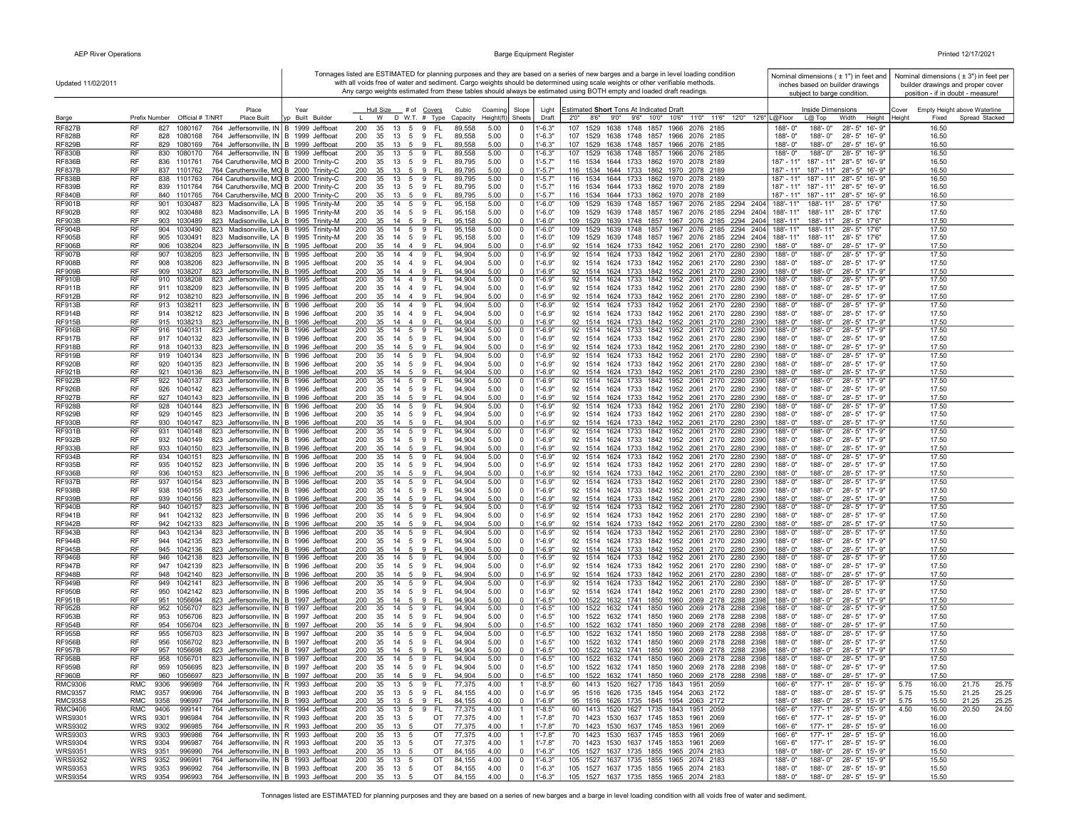Updated 11/02/2011

Tonnages listed are ESTIMATED for planning purposes and they are based on a series of new barges and a barge in level loading condition with all voids free of water and sediment. Cargo weights should be determined using scale weights or other verifiable methods. Any cargo weights estimated from these tables should always be estimated using BOTH empty and loaded draft readings.

Nominal dimensions ( ± 1") in feet and inches based on builder drawings subject to barge condition.

Nominal dimensions ( ± 3") in feet per builder drawings and proper cover position - if in doubt - measure!

| Barge | Prefix | Number | Official # | T/NRT | Place Built | Typ | Year Built | Builder | Hull Size L | W | D | # of W.T. | Covers # | Covers Type | Cubic Capacity | Coaming Height(ft) | Slope Sheets | Light Draft | Estimated Short Tons At Indicated Draft 2'0" | 8'6" | 9'0" | 9'6" | 10'0" | 10'6" | 11'0" | 11'6" | 12'0" | 12'6" | Inside Dimensions L@Floor | L@ Top | Width | Height | Cover Height | Empty Height above Waterline Fixed | Spread | Stacked |
|---|---|---|---|---|---|---|---|---|---|---|---|---|---|---|---|---|---|---|---|---|---|---|---|---|---|---|---|---|---|---|---|---|---|---|---|---|
| RF827B | RF | 827 | 1080167 | 764 | Jeffersonville, IN | B | 1999 | Jeffboat | 200 | 35 | 13 | 5 | 9 | FL | 89,558 | 5.00 | 0 | 1'-6.3" | 107 | 1529 | 1638 | 1748 | 1857 | 1966 | 2076 | 2185 | | | 188'-0" | 188'-0" | 28'-5" | 16'-9" | | 16.50 | | |
| RF828B | RF | 828 | 1080168 | 764 | Jeffersonville, IN | B | 1999 | Jeffboat | 200 | 35 | 13 | 5 | 9 | FL | 89,558 | 5.00 | 0 | 1'-6.3" | 107 | 1529 | 1638 | 1748 | 1857 | 1966 | 2076 | 2185 | | | 188'-0" | 188'-0" | 28'-5" | 16'-9" | | 16.50 | | |
| RF829B | RF | 829 | 1080169 | 764 | Jeffersonville, IN | B | 1999 | Jeffboat | 200 | 35 | 13 | 5 | 9 | FL | 89,558 | 5.00 | 0 | 1'-6.3" | 107 | 1529 | 1638 | 1748 | 1857 | 1966 | 2076 | 2185 | | | 188'-0" | 188'-0" | 28'-5" | 16'-9" | | 16.50 | | |
| RF830B | RF | 830 | 1080170 | 764 | Jeffersonville, IN | B | 1999 | Jeffboat | 200 | 35 | 13 | 5 | 9 | FL | 89,558 | 5.00 | 0 | 1'-6.3" | 107 | 1529 | 1638 | 1748 | 1857 | 1966 | 2076 | 2185 | | | 188'-0" | 188'-0" | 28'-5" | 16'-9" | | 16.50 | | |
| RF836B | RF | 836 | 1101761 | 764 | Caruthersville, MO | B | 2000 | Trinity-C | 200 | 35 | 13 | 5 | 9 | FL | 89,795 | 5.00 | 0 | 1'-5.7" | 116 | 1534 | 1644 | 1733 | 1862 | 1970 | 2078 | 2189 | | | 187'-11" | 187'-11" | 28'-5" | 16'-9" | | 16.50 | | |
| RF837B | RF | 837 | 1101762 | 764 | Caruthersville, MO | B | 2000 | Trinity-C | 200 | 35 | 13 | 5 | 9 | FL | 89,795 | 5.00 | 0 | 1'-5.7" | 116 | 1534 | 1644 | 1733 | 1862 | 1970 | 2078 | 2189 | | | 187'-11" | 187'-11" | 28'-5" | 16'-9" | | 16.50 | | |
| RF838B | RF | 838 | 1101763 | 764 | Caruthersville, MO | B | 2000 | Trinity-C | 200 | 35 | 13 | 5 | 9 | FL | 89,795 | 5.00 | 0 | 1'-5.7" | 116 | 1534 | 1644 | 1733 | 1862 | 1970 | 2078 | 2189 | | | 187'-11" | 187'-11" | 28'-5" | 16'-9" | | 16.50 | | |
| RF839B | RF | 839 | 1101764 | 764 | Caruthersville, MO | B | 2000 | Trinity-C | 200 | 35 | 13 | 5 | 9 | FL | 89,795 | 5.00 | 0 | 1'-5.7" | 116 | 1534 | 1644 | 1733 | 1862 | 1970 | 2078 | 2189 | | | 187'-11" | 187'-11" | 28'-5" | 16'-9" | | 16.50 | | |
| RF840B | RF | 840 | 1101765 | 764 | Caruthersville, MO | B | 2000 | Trinity-C | 200 | 35 | 13 | 5 | 9 | FL | 89,795 | 5.00 | 0 | 1'-5.7" | 116 | 1534 | 1644 | 1733 | 1862 | 1970 | 2078 | 2189 | | | 187'-11" | 187'-11" | 28'-5" | 16'-9" | | 16.50 | | |
| RF901B | RF | 901 | 1030487 | 823 | Madisonville, LA | B | 1995 | Trinity-M | 200 | 35 | 14 | 5 | 9 | FL | 95,158 | 5.00 | 0 | 1'-6.0" | 109 | 1529 | 1639 | 1748 | 1857 | 1967 | 2076 | 2185 | 2294 | 2404 | 188'-11" | 188'-11" | 28'-5" | 17'6" | | 17.50 | | |
| RF902B | RF | 902 | 1030488 | 823 | Madisonville, LA | B | 1995 | Trinity-M | 200 | 35 | 14 | 5 | 9 | FL | 95,158 | 5.00 | 0 | 1'-6.0" | 109 | 1529 | 1639 | 1748 | 1857 | 1967 | 2076 | 2185 | 2294 | 2404 | 188'-11" | 188'-11" | 28'-5" | 17'6" | | 17.50 | | |
| RF903B | RF | 903 | 1030489 | 823 | Madisonville, LA | B | 1995 | Trinity-M | 200 | 35 | 14 | 5 | 9 | FL | 95,158 | 5.00 | 0 | 1'-6.0" | 109 | 1529 | 1639 | 1748 | 1857 | 1967 | 2076 | 2185 | 2294 | 2404 | 188'-11" | 188'-11" | 28'-5" | 17'6" | | 17.50 | | |
| RF904B | RF | 904 | 1030490 | 823 | Madisonville, LA | B | 1995 | Trinity-M | 200 | 35 | 14 | 5 | 9 | FL | 95,158 | 5.00 | 0 | 1'-6.0" | 109 | 1529 | 1639 | 1748 | 1857 | 1967 | 2076 | 2185 | 2294 | 2404 | 188'-11" | 188'-11" | 28'-5" | 17'6" | | 17.50 | | |
| RF905B | RF | 905 | 1030491 | 823 | Madisonville, LA | B | 1995 | Trinity-M | 200 | 35 | 14 | 5 | 9 | FL | 95,158 | 5.00 | 0 | 1'-6.0" | 109 | 1529 | 1639 | 1748 | 1857 | 1967 | 2076 | 2185 | 2294 | 2404 | 188'-11" | 188'-11" | 28'-5" | 17'6" | | 17.50 | | |
| RF906B | RF | 906 | 1038204 | 823 | Jeffersonville, IN | B | 1995 | Jeffboat | 200 | 35 | 14 | 4 | 9 | FL | 94,904 | 5.00 | 0 | 1'-6.9" | 92 | 1514 | 1624 | 1733 | 1842 | 1952 | 2061 | 2170 | 2280 | 2390 | 188'-0" | 188'-0" | 28'-5" | 17'-9" | | 17.50 | | |
| RF907B | RF | 907 | 1038205 | 823 | Jeffersonville, IN | B | 1995 | Jeffboat | 200 | 35 | 14 | 4 | 9 | FL | 94,904 | 5.00 | 0 | 1'-6.9" | 92 | 1514 | 1624 | 1733 | 1842 | 1952 | 2061 | 2170 | 2280 | 2390 | 188'-0" | 188'-0" | 28'-5" | 17'-9" | | 17.50 | | |
| RF908B | RF | 908 | 1038206 | 823 | Jeffersonville, IN | B | 1995 | Jeffboat | 200 | 35 | 14 | 4 | 9 | FL | 94,904 | 5.00 | 0 | 1'-6.9" | 92 | 1514 | 1624 | 1733 | 1842 | 1952 | 2061 | 2170 | 2280 | 2390 | 188'-0" | 188'-0" | 28'-5" | 17'-9" | | 17.50 | | |
| RF909B | RF | 909 | 1038207 | 823 | Jeffersonville, IN | B | 1995 | Jeffboat | 200 | 35 | 14 | 4 | 9 | FL | 94,904 | 5.00 | 0 | 1'-6.9" | 92 | 1514 | 1624 | 1733 | 1842 | 1952 | 2061 | 2170 | 2280 | 2390 | 188'-0" | 188'-0" | 28'-5" | 17'-9" | | 17.50 | | |
| RF910B | RF | 910 | 1038208 | 823 | Jeffersonville, IN | B | 1995 | Jeffboat | 200 | 35 | 14 | 4 | 9 | FL | 94,904 | 5.00 | 0 | 1'-6.9" | 92 | 1514 | 1624 | 1733 | 1842 | 1952 | 2061 | 2170 | 2280 | 2390 | 188'-0" | 188'-0" | 28'-5" | 17'-9" | | 17.50 | | |
| RF911B | RF | 911 | 1038209 | 823 | Jeffersonville, IN | B | 1995 | Jeffboat | 200 | 35 | 14 | 4 | 9 | FL | 94,904 | 5.00 | 0 | 1'-6.9" | 92 | 1514 | 1624 | 1733 | 1842 | 1952 | 2061 | 2170 | 2280 | 2390 | 188'-0" | 188'-0" | 28'-5" | 17'-9" | | 17.50 | | |
| RF912B | RF | 912 | 1038210 | 823 | Jeffersonville, IN | B | 1996 | Jeffboat | 200 | 35 | 14 | 4 | 9 | FL | 94,904 | 5.00 | 0 | 1'-6.9" | 92 | 1514 | 1624 | 1733 | 1842 | 1952 | 2061 | 2170 | 2280 | 2390 | 188'-0" | 188'-0" | 28'-5" | 17'-9" | | 17.50 | | |
| RF913B | RF | 913 | 1038211 | 823 | Jeffersonville, IN | B | 1996 | Jeffboat | 200 | 35 | 14 | 4 | 9 | FL | 94,904 | 5.00 | 0 | 1'-6.9" | 92 | 1514 | 1624 | 1733 | 1842 | 1952 | 2061 | 2170 | 2280 | 2390 | 188'-0" | 188'-0" | 28'-5" | 17'-9" | | 17.50 | | |
| RF914B | RF | 914 | 1038212 | 823 | Jeffersonville, IN | B | 1996 | Jeffboat | 200 | 35 | 14 | 4 | 9 | FL | 94,904 | 5.00 | 0 | 1'-6.9" | 92 | 1514 | 1624 | 1733 | 1842 | 1952 | 2061 | 2170 | 2280 | 2390 | 188'-0" | 188'-0" | 28'-5" | 17'-9" | | 17.50 | | |
| RF915B | RF | 915 | 1038213 | 823 | Jeffersonville, IN | B | 1996 | Jeffboat | 200 | 35 | 14 | 4 | 9 | FL | 94,904 | 5.00 | 0 | 1'-6.9" | 92 | 1514 | 1624 | 1733 | 1842 | 1952 | 2061 | 2170 | 2280 | 2390 | 188'-0" | 188'-0" | 28'-5" | 17'-9" | | 17.50 | | |
| RF916B | RF | 916 | 1040131 | 823 | Jeffersonville, IN | B | 1996 | Jeffboat | 200 | 35 | 14 | 5 | 9 | FL | 94,904 | 5.00 | 0 | 1'-6.9" | 92 | 1514 | 1624 | 1733 | 1842 | 1952 | 2061 | 2170 | 2280 | 2390 | 188'-0" | 188'-0" | 28'-5" | 17'-9" | | 17.50 | | |
| RF917B | RF | 917 | 1040132 | 823 | Jeffersonville, IN | B | 1996 | Jeffboat | 200 | 35 | 14 | 5 | 9 | FL | 94,904 | 5.00 | 0 | 1'-6.9" | 92 | 1514 | 1624 | 1733 | 1842 | 1952 | 2061 | 2170 | 2280 | 2390 | 188'-0" | 188'-0" | 28'-5" | 17'-9" | | 17.50 | | |
| RF918B | RF | 918 | 1040133 | 823 | Jeffersonville, IN | B | 1996 | Jeffboat | 200 | 35 | 14 | 5 | 9 | FL | 94,904 | 5.00 | 0 | 1'-6.9" | 92 | 1514 | 1624 | 1733 | 1842 | 1952 | 2061 | 2170 | 2280 | 2390 | 188'-0" | 188'-0" | 28'-5" | 17'-9" | | 17.50 | | |
| RF919B | RF | 919 | 1040134 | 823 | Jeffersonville, IN | B | 1996 | Jeffboat | 200 | 35 | 14 | 5 | 9 | FL | 94,904 | 5.00 | 0 | 1'-6.9" | 92 | 1514 | 1624 | 1733 | 1842 | 1952 | 2061 | 2170 | 2280 | 2390 | 188'-0" | 188'-0" | 28'-5" | 17'-9" | | 17.50 | | |
| RF920B | RF | 920 | 1040135 | 823 | Jeffersonville, IN | B | 1996 | Jeffboat | 200 | 35 | 14 | 5 | 9 | FL | 94,904 | 5.00 | 0 | 1'-6.9" | 92 | 1514 | 1624 | 1733 | 1842 | 1952 | 2061 | 2170 | 2280 | 2390 | 188'-0" | 188'-0" | 28'-5" | 17'-9" | | 17.50 | | |
| RF921B | RF | 921 | 1040136 | 823 | Jeffersonville, IN | B | 1996 | Jeffboat | 200 | 35 | 14 | 5 | 9 | FL | 94,904 | 5.00 | 0 | 1'-6.9" | 92 | 1514 | 1624 | 1733 | 1842 | 1952 | 2061 | 2170 | 2280 | 2390 | 188'-0" | 188'-0" | 28'-5" | 17'-9" | | 17.50 | | |
| RF922B | RF | 922 | 1040137 | 823 | Jeffersonville, IN | B | 1996 | Jeffboat | 200 | 35 | 14 | 5 | 9 | FL | 94,904 | 5.00 | 0 | 1'-6.9" | 92 | 1514 | 1624 | 1733 | 1842 | 1952 | 2061 | 2170 | 2280 | 2390 | 188'-0" | 188'-0" | 28'-5" | 17'-9" | | 17.50 | | |
| RF926B | RF | 926 | 1040142 | 823 | Jeffersonville, IN | B | 1996 | Jeffboat | 200 | 35 | 14 | 5 | 9 | FL | 94,904 | 5.00 | 0 | 1'-6.9" | 92 | 1514 | 1624 | 1733 | 1842 | 1952 | 2061 | 2170 | 2280 | 2390 | 188'-0" | 188'-0" | 28'-5" | 17'-9" | | 17.50 | | |
| RF927B | RF | 927 | 1040143 | 823 | Jeffersonville, IN | B | 1996 | Jeffboat | 200 | 35 | 14 | 5 | 9 | FL | 94,904 | 5.00 | 0 | 1'-6.9" | 92 | 1514 | 1624 | 1733 | 1842 | 1952 | 2061 | 2170 | 2280 | 2390 | 188'-0" | 188'-0" | 28'-5" | 17'-9" | | 17.50 | | |
| RF928B | RF | 928 | 1040144 | 823 | Jeffersonville, IN | B | 1996 | Jeffboat | 200 | 35 | 14 | 5 | 9 | FL | 94,904 | 5.00 | 0 | 1'-6.9" | 92 | 1514 | 1624 | 1733 | 1842 | 1952 | 2061 | 2170 | 2280 | 2390 | 188'-0" | 188'-0" | 28'-5" | 17'-9" | | 17.50 | | |
| RF929B | RF | 929 | 1040145 | 823 | Jeffersonville, IN | B | 1996 | Jeffboat | 200 | 35 | 14 | 5 | 9 | FL | 94,904 | 5.00 | 0 | 1'-6.9" | 92 | 1514 | 1624 | 1733 | 1842 | 1952 | 2061 | 2170 | 2280 | 2390 | 188'-0" | 188'-0" | 28'-5" | 17'-9" | | 17.50 | | |
| RF930B | RF | 930 | 1040147 | 823 | Jeffersonville, IN | B | 1996 | Jeffboat | 200 | 35 | 14 | 5 | 9 | FL | 94,904 | 5.00 | 0 | 1'-6.9" | 92 | 1514 | 1624 | 1733 | 1842 | 1952 | 2061 | 2170 | 2280 | 2390 | 188'-0" | 188'-0" | 28'-5" | 17'-9" | | 17.50 | | |
| RF931B | RF | 931 | 1040148 | 823 | Jeffersonville, IN | B | 1996 | Jeffboat | 200 | 35 | 14 | 5 | 9 | FL | 94,904 | 5.00 | 0 | 1'-6.9" | 92 | 1514 | 1624 | 1733 | 1842 | 1952 | 2061 | 2170 | 2280 | 2390 | 188'-0" | 188'-0" | 28'-5" | 17'-9" | | 17.50 | | |
| RF932B | RF | 932 | 1040149 | 823 | Jeffersonville, IN | B | 1996 | Jeffboat | 200 | 35 | 14 | 5 | 9 | FL | 94,904 | 5.00 | 0 | 1'-6.9" | 92 | 1514 | 1624 | 1733 | 1842 | 1952 | 2061 | 2170 | 2280 | 2390 | 188'-0" | 188'-0" | 28'-5" | 17'-9" | | 17.50 | | |
| RF933B | RF | 933 | 1040150 | 823 | Jeffersonville, IN | B | 1996 | Jeffboat | 200 | 35 | 14 | 5 | 9 | FL | 94,904 | 5.00 | 0 | 1'-6.9" | 92 | 1514 | 1624 | 1733 | 1842 | 1952 | 2061 | 2170 | 2280 | 2390 | 188'-0" | 188'-0" | 28'-5" | 17'-9" | | 17.50 | | |
| RF934B | RF | 934 | 1040151 | 823 | Jeffersonville, IN | B | 1996 | Jeffboat | 200 | 35 | 14 | 5 | 9 | FL | 94,904 | 5.00 | 0 | 1'-6.9" | 92 | 1514 | 1624 | 1733 | 1842 | 1952 | 2061 | 2170 | 2280 | 2390 | 188'-0" | 188'-0" | 28'-5" | 17'-9" | | 17.50 | | |
| RF935B | RF | 935 | 1040152 | 823 | Jeffersonville, IN | B | 1996 | Jeffboat | 200 | 35 | 14 | 5 | 9 | FL | 94,904 | 5.00 | 0 | 1'-6.9" | 92 | 1514 | 1624 | 1733 | 1842 | 1952 | 2061 | 2170 | 2280 | 2390 | 188'-0" | 188'-0" | 28'-5" | 17'-9" | | 17.50 | | |
| RF936B | RF | 936 | 1040153 | 823 | Jeffersonville, IN | B | 1996 | Jeffboat | 200 | 35 | 14 | 5 | 9 | FL | 94,904 | 5.00 | 0 | 1'-6.9" | 92 | 1514 | 1624 | 1733 | 1842 | 1952 | 2061 | 2170 | 2280 | 2390 | 188'-0" | 188'-0" | 28'-5" | 17'-9" | | 17.50 | | |
| RF937B | RF | 937 | 1040154 | 823 | Jeffersonville, IN | B | 1996 | Jeffboat | 200 | 35 | 14 | 5 | 9 | FL | 94,904 | 5.00 | 0 | 1'-6.9" | 92 | 1514 | 1624 | 1733 | 1842 | 1952 | 2061 | 2170 | 2280 | 2390 | 188'-0" | 188'-0" | 28'-5" | 17'-9" | | 17.50 | | |
| RF938B | RF | 938 | 1040155 | 823 | Jeffersonville, IN | B | 1996 | Jeffboat | 200 | 35 | 14 | 5 | 9 | FL | 94,904 | 5.00 | 0 | 1'-6.9" | 92 | 1514 | 1624 | 1733 | 1842 | 1952 | 2061 | 2170 | 2280 | 2390 | 188'-0" | 188'-0" | 28'-5" | 17'-9" | | 17.50 | | |
| RF939B | RF | 939 | 1040156 | 823 | Jeffersonville, IN | B | 1996 | Jeffboat | 200 | 35 | 14 | 5 | 9 | FL | 94,904 | 5.00 | 0 | 1'-6.9" | 92 | 1514 | 1624 | 1733 | 1842 | 1952 | 2061 | 2170 | 2280 | 2390 | 188'-0" | 188'-0" | 28'-5" | 17'-9" | | 17.50 | | |
| RF940B | RF | 940 | 1040157 | 823 | Jeffersonville, IN | B | 1996 | Jeffboat | 200 | 35 | 14 | 5 | 9 | FL | 94,904 | 5.00 | 0 | 1'-6.9" | 92 | 1514 | 1624 | 1733 | 1842 | 1952 | 2061 | 2170 | 2280 | 2390 | 188'-0" | 188'-0" | 28'-5" | 17'-9" | | 17.50 | | |
| RF941B | RF | 941 | 1042132 | 823 | Jeffersonville, IN | B | 1996 | Jeffboat | 200 | 35 | 14 | 5 | 9 | FL | 94,904 | 5.00 | 0 | 1'-6.9" | 92 | 1514 | 1624 | 1733 | 1842 | 1952 | 2061 | 2170 | 2280 | 2390 | 188'-0" | 188'-0" | 28'-5" | 17'-9" | | 17.50 | | |
| RF942B | RF | 942 | 1042133 | 823 | Jeffersonville, IN | B | 1996 | Jeffboat | 200 | 35 | 14 | 5 | 9 | FL | 94,904 | 5.00 | 0 | 1'-6.9" | 92 | 1514 | 1624 | 1733 | 1842 | 1952 | 2061 | 2170 | 2280 | 2390 | 188'-0" | 188'-0" | 28'-5" | 17'-9" | | 17.50 | | |
| RF943B | RF | 943 | 1042134 | 823 | Jeffersonville, IN | B | 1996 | Jeffboat | 200 | 35 | 14 | 5 | 9 | FL | 94,904 | 5.00 | 0 | 1'-6.9" | 92 | 1514 | 1624 | 1733 | 1842 | 1952 | 2061 | 2170 | 2280 | 2390 | 188'-0" | 188'-0" | 28'-5" | 17'-9" | | 17.50 | | |
| RF944B | RF | 944 | 1042135 | 823 | Jeffersonville, IN | B | 1996 | Jeffboat | 200 | 35 | 14 | 5 | 9 | FL | 94,904 | 5.00 | 0 | 1'-6.9" | 92 | 1514 | 1624 | 1733 | 1842 | 1952 | 2061 | 2170 | 2280 | 2390 | 188'-0" | 188'-0" | 28'-5" | 17'-9" | | 17.50 | | |
| RF945B | RF | 945 | 1042136 | 823 | Jeffersonville, IN | B | 1996 | Jeffboat | 200 | 35 | 14 | 5 | 9 | FL | 94,904 | 5.00 | 0 | 1'-6.9" | 92 | 1514 | 1624 | 1733 | 1842 | 1952 | 2061 | 2170 | 2280 | 2390 | 188'-0" | 188'-0" | 28'-5" | 17'-9" | | 17.50 | | |
| RF946B | RF | 946 | 1042138 | 823 | Jeffersonville, IN | B | 1996 | Jeffboat | 200 | 35 | 14 | 5 | 9 | FL | 94,904 | 5.00 | 0 | 1'-6.9" | 92 | 1514 | 1624 | 1733 | 1842 | 1952 | 2061 | 2170 | 2280 | 2390 | 188'-0" | 188'-0" | 28'-5" | 17'-9" | | 17.50 | | |
| RF947B | RF | 947 | 1042139 | 823 | Jeffersonville, IN | B | 1996 | Jeffboat | 200 | 35 | 14 | 5 | 9 | FL | 94,904 | 5.00 | 0 | 1'-6.9" | 92 | 1514 | 1624 | 1733 | 1842 | 1952 | 2061 | 2170 | 2280 | 2390 | 188'-0" | 188'-0" | 28'-5" | 17'-9" | | 17.50 | | |
| RF948B | RF | 948 | 1042140 | 823 | Jeffersonville, IN | B | 1996 | Jeffboat | 200 | 35 | 14 | 5 | 9 | FL | 94,904 | 5.00 | 0 | 1'-6.9" | 92 | 1514 | 1624 | 1733 | 1842 | 1952 | 2061 | 2170 | 2280 | 2390 | 188'-0" | 188'-0" | 28'-5" | 17'-9" | | 17.50 | | |
| RF949B | RF | 949 | 1042141 | 823 | Jeffersonville, IN | B | 1996 | Jeffboat | 200 | 35 | 14 | 5 | 9 | FL | 94,904 | 5.00 | 0 | 1'-6.9" | 92 | 1514 | 1624 | 1733 | 1842 | 1952 | 2061 | 2170 | 2280 | 2390 | 188'-0" | 188'-0" | 28'-5" | 17'-9" | | 17.50 | | |
| RF950B | RF | 950 | 1042142 | 823 | Jeffersonville, IN | B | 1996 | Jeffboat | 200 | 35 | 14 | 5 | 9 | FL | 94,904 | 5.00 | 0 | 1'-6.9" | 92 | 1514 | 1624 | 1741 | 1842 | 1952 | 2061 | 2170 | 2280 | 2390 | 188'-0" | 188'-0" | 28'-5" | 17'-9" | | 17.50 | | |
| RF951B | RF | 951 | 1056694 | 823 | Jeffersonville, IN | B | 1997 | Jeffboat | 200 | 35 | 14 | 5 | 9 | FL | 94,904 | 5.00 | 0 | 1'-6.5" | 100 | 1522 | 1632 | 1741 | 1850 | 1960 | 2069 | 2178 | 2288 | 2398 | 188'-0" | 188'-0" | 28'-5" | 17'-9" | | 17.50 | | |
| RF952B | RF | 952 | 1056707 | 823 | Jeffersonville, IN | B | 1997 | Jeffboat | 200 | 35 | 14 | 5 | 9 | FL | 94,904 | 5.00 | 0 | 1'-6.5" | 100 | 1522 | 1632 | 1741 | 1850 | 1960 | 2069 | 2178 | 2288 | 2398 | 188'-0" | 188'-0" | 28'-5" | 17'-9" | | 17.50 | | |
| RF953B | RF | 953 | 1056706 | 823 | Jeffersonville, IN | B | 1997 | Jeffboat | 200 | 35 | 14 | 5 | 9 | FL | 94,904 | 5.00 | 0 | 1'-6.5" | 100 | 1522 | 1632 | 1741 | 1850 | 1960 | 2069 | 2178 | 2288 | 2398 | 188'-0" | 188'-0" | 28'-5" | 17'-9" | | 17.50 | | |
| RF954B | RF | 954 | 1056704 | 823 | Jeffersonville, IN | B | 1997 | Jeffboat | 200 | 35 | 14 | 5 | 9 | FL | 94,904 | 5.00 | 0 | 1'-6.5" | 100 | 1522 | 1632 | 1741 | 1850 | 1960 | 2069 | 2178 | 2288 | 2398 | 188'-0" | 188'-0" | 28'-5" | 17'-9" | | 17.50 | | |
| RF955B | RF | 955 | 1056703 | 823 | Jeffersonville, IN | B | 1997 | Jeffboat | 200 | 35 | 14 | 5 | 9 | FL | 94,904 | 5.00 | 0 | 1'-6.5" | 100 | 1522 | 1632 | 1741 | 1850 | 1960 | 2069 | 2178 | 2288 | 2398 | 188'-0" | 188'-0" | 28'-5" | 17'-9" | | 17.50 | | |
| RF956B | RF | 956 | 1056702 | 823 | Jeffersonville, IN | B | 1997 | Jeffboat | 200 | 35 | 14 | 5 | 9 | FL | 94,904 | 5.00 | 0 | 1'-6.5" | 100 | 1522 | 1632 | 1741 | 1850 | 1960 | 2069 | 2178 | 2288 | 2398 | 188'-0" | 188'-0" | 28'-5" | 17'-9" | | 17.50 | | |
| RF957B | RF | 957 | 1056698 | 823 | Jeffersonville, IN | B | 1997 | Jeffboat | 200 | 35 | 14 | 5 | 9 | FL | 94,904 | 5.00 | 0 | 1'-6.5" | 100 | 1522 | 1632 | 1741 | 1850 | 1960 | 2069 | 2178 | 2288 | 2398 | 188'-0" | 188'-0" | 28'-5" | 17'-9" | | 17.50 | | |
| RF958B | RF | 958 | 1056701 | 823 | Jeffersonville, IN | B | 1997 | Jeffboat | 200 | 35 | 14 | 5 | 9 | FL | 94,904 | 5.00 | 0 | 1'-6.5" | 100 | 1522 | 1632 | 1741 | 1850 | 1960 | 2069 | 2178 | 2288 | 2398 | 188'-0" | 188'-0" | 28'-5" | 17'-9" | | 17.50 | | |
| RF959B | RF | 959 | 1056695 | 823 | Jeffersonville, IN | B | 1997 | Jeffboat | 200 | 35 | 14 | 5 | 9 | FL | 94,904 | 5.00 | 0 | 1'-6.5" | 100 | 1522 | 1632 | 1741 | 1850 | 1960 | 2069 | 2178 | 2288 | 2398 | 188'-0" | 188'-0" | 28'-5" | 17'-9" | | 17.50 | | |
| RF960B | RF | 960 | 1056697 | 823 | Jeffersonville, IN | B | 1997 | Jeffboat | 200 | 35 | 14 | 5 | 9 | FL | 94,904 | 5.00 | 0 | 1'-6.5" | 100 | 1522 | 1632 | 1741 | 1850 | 1960 | 2069 | 2178 | 2288 | 2398 | 188'-0" | 188'-0" | 28'-5" | 17'-9" | | 17.50 | | |
| RMC9306 | RMC | 9306 | 996989 | 764 | Jeffersonville, IN | B | 1993 | Jeffboat | 200 | 35 | 13 | 5 | 9 | FL | 77,375 | 4.00 | 1 | 1'-8.5" | 60 | 1413 | 1520 | 1627 | 1735 | 1843 | 1951 | 2059 | | | 166'-6" | 177'-1" | 28'-5" | 15'-9" | 5.75 | 16.00 | 21.75 | 25.75 |
| RMC9357 | RMC | 9357 | 996996 | 764 | Jeffersonville, IN | B | 1993 | Jeffboat | 200 | 35 | 13 | 5 | 9 | FL | 84,155 | 4.00 | 0 | 1'-6.9" | 95 | 1516 | 1626 | 1735 | 1845 | 1954 | 2063 | 2172 | | | 188'-0" | 188'-0" | 28'-5" | 15'-9" | 5.75 | 15.50 | 21.25 | 25.25 |
| RMC9358 | RMC | 9358 | 996997 | 764 | Jeffersonville, IN | B | 1993 | Jeffboat | 200 | 35 | 13 | 5 | 9 | FL | 84,155 | 4.00 | 0 | 1'-6.9" | 95 | 1516 | 1626 | 1735 | 1845 | 1954 | 2063 | 2172 | | | 188'-0" | 188'-0" | 28'-5" | 15'-9" | 5.75 | 15.50 | 21.25 | 25.25 |
| RMC9406 | RMC | 9406 | 999141 | 764 | Jeffersonville, IN | B | 1994 | Jeffboat | 200 | 35 | 13 | 5 | 9 | FL | 77,375 | 4.00 | 1 | 1'-8.5" | 60 | 1413 | 1520 | 1627 | 1735 | 1843 | 1951 | 2059 | | | 166'-6" | 177'-1" | 28'-5" | 15'-9" | 4.50 | 16.00 | 20.50 | 24.50 |
| WRS9301 | WRS | 9301 | 996984 | 764 | Jeffersonville, IN | R | 1993 | Jeffboat | 200 | 35 | 13 | 5 | | OT | 77,375 | 4.00 | 1 | 1'-7.8" | 70 | 1423 | 1530 | 1637 | 1745 | 1853 | 1961 | 2069 | | | 166'-6" | 177'-1" | 28'-5" | 15'-9" | | 16.00 | | |
| WRS9302 | WRS | 9302 | 996985 | 764 | Jeffersonville, IN | R | 1993 | Jeffboat | 200 | 35 | 13 | 5 | | OT | 77,375 | 4.00 | 1 | 1'-7.8" | 70 | 1423 | 1530 | 1637 | 1745 | 1853 | 1961 | 2069 | | | 166'-6" | 177'-1" | 28'-5" | 15'-9" | | 16.00 | | |
| WRS9303 | WRS | 9303 | 996986 | 764 | Jeffersonville, IN | R | 1993 | Jeffboat | 200 | 35 | 13 | 5 | | OT | 77,375 | 4.00 | 1 | 1'-7.8" | 70 | 1423 | 1530 | 1637 | 1745 | 1853 | 1961 | 2069 | | | 166'-6" | 177'-1" | 28'-5" | 15'-9" | | 16.00 | | |
| WRS9304 | WRS | 9304 | 996987 | 764 | Jeffersonville, IN | R | 1993 | Jeffboat | 200 | 35 | 13 | 5 | | OT | 77,375 | 4.00 | 1 | 1'-7.8" | 70 | 1423 | 1530 | 1637 | 1745 | 1853 | 1961 | 2069 | | | 166'-6" | 177'-1" | 28'-5" | 15'-9" | | 16.00 | | |
| WRS9351 | WRS | 9351 | 996990 | 764 | Jeffersonville, IN | R | 1993 | Jeffboat | 200 | 35 | 13 | 5 | | OT | 84,155 | 4.00 | 0 | 1'-6.3" | 105 | 1527 | 1637 | 1735 | 1855 | 1965 | 2074 | 2183 | | | 188'-0" | 188'-0" | 28'-5" | 15'-9" | | 15.50 | | |
| WRS9352 | WRS | 9352 | 996991 | 764 | Jeffersonville, IN | R | 1993 | Jeffboat | 200 | 35 | 13 | 5 | | OT | 84,155 | 4.00 | 0 | 1'-6.3" | 105 | 1527 | 1637 | 1735 | 1855 | 1965 | 2074 | 2183 | | | 188'-0" | 188'-0" | 28'-5" | 15'-9" | | 15.50 | | |
| WRS9353 | WRS | 9353 | 996992 | 764 | Jeffersonville, IN | R | 1993 | Jeffboat | 200 | 35 | 13 | 5 | | OT | 84,155 | 4.00 | 0 | 1'-6.3" | 105 | 1527 | 1637 | 1735 | 1855 | 1965 | 2074 | 2183 | | | 188'-0" | 188'-0" | 28'-5" | 15'-9" | | 15.50 | | |
| WRS9354 | WRS | 9354 | 996993 | 764 | Jeffersonville, IN | R | 1993 | Jeffboat | 200 | 35 | 13 | 5 | | OT | 84,155 | 4.00 | 0 | 1'-6.3" | 105 | 1527 | 1637 | 1735 | 1855 | 1965 | 2074 | 2183 | | | 188'-0" | 188'-0" | 28'-5" | 15'-9" | | 15.50 | | |

Tonnages listed are ESTIMATED for planning purposes and they are based on a series of new barges and a barge in level loading condition with all voids free of water and sediment.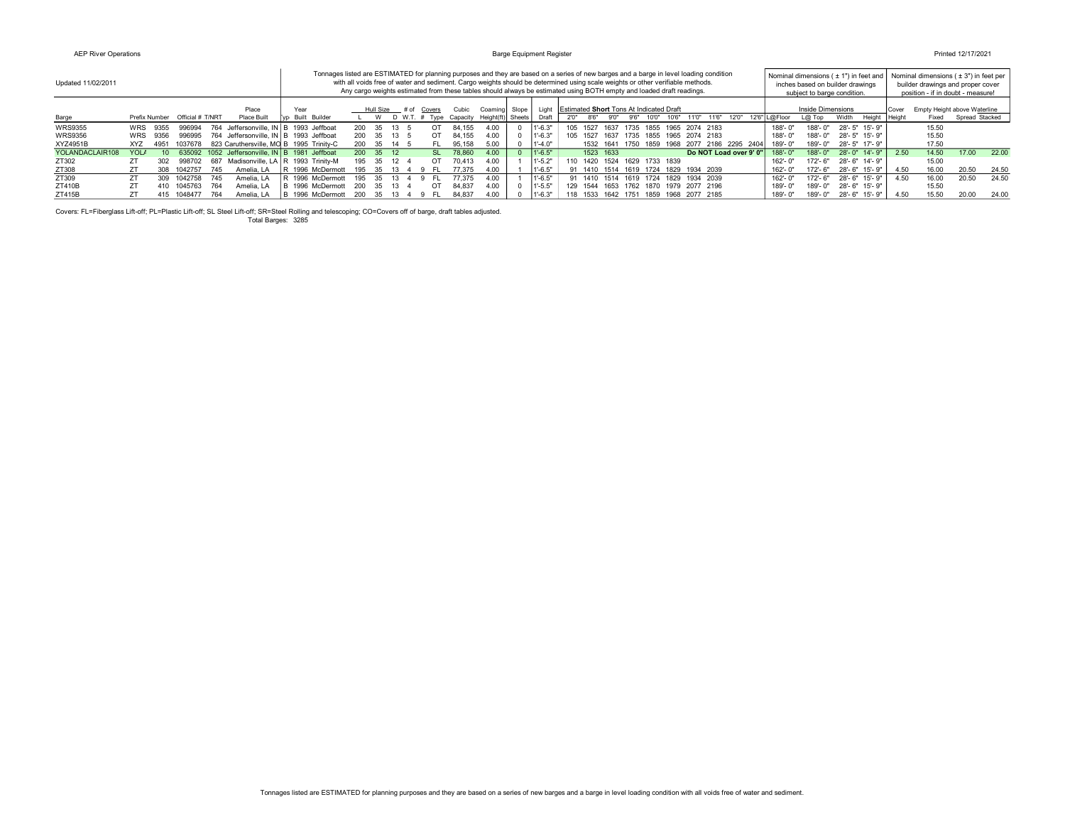Updated 11/02/2011

Tonnages listed are ESTIMATED for planning purposes and they are based on a series of new barges and a barge in level loading condition with all voids free of water and sediment. Cargo weights should be determined using scale weights or other verifiable methods. Any cargo weights estimated from these tables should always be estimated using BOTH empty and loaded draft readings.

Nominal dimensions ( ± 1") in feet and inches based on builder drawings subject to barge condition.

Nominal dimensions ( ± 3") in feet per builder drawings and proper cover position - if in doubt - measure!

| | | | | | | | | | Hull Size | | | # of | Covers | | | | | | Estimated **Short** Tons At Indicated Draft | | | | | | | | | | Inside Dimensions | | | | Cover | Empty Height above Waterline | | |
|---|---|---|---|---|---|---|---|---|---|---|---|---|---|---|---|---|---|---|---|---|---|---|---|---|---|---|---|---|---|---|---|---|---|---|---|---|
| Barge | Prefix | Number | Official # | T/NRT | Place Built | Typ | Year Built | Builder | L | W | D | W.T. | # | Type | Cubic Capacity | Coaming Height(ft) | Slope Sheets | Light Draft | 2'0" | 8'6" | 9'0" | 9'6" | 10'0" | 10'6" | 11'0" | 11'6" | 12'0" | 12'6" | L@Floor | L@ Top | Width | Height | Height | Fixed | Spread | Stacked |
| WRS9355 | WRS | 9355 | 996994 | 764 | Jeffersonville, IN | B | 1993 | Jeffboat | 200 | 35 | 13 | 5 | | OT | 84,155 | 4.00 | 0 | 1'-6.3" | 105 | 1527 | 1637 | 1735 | 1855 | 1965 | 2074 | 2183 | | | 188'- 0" | 188'- 0" | 28'- 5" | 15'- 9" | | 15.50 | | |
| WRS9356 | WRS | 9356 | 996995 | 764 | Jeffersonville, IN | B | 1993 | Jeffboat | 200 | 35 | 13 | 5 | | OT | 84,155 | 4.00 | 0 | 1'-6.3" | 105 | 1527 | 1637 | 1735 | 1855 | 1965 | 2074 | 2183 | | | 188'- 0" | 188'- 0" | 28'- 5" | 15'- 9" | | 15.50 | | |
| XYZ4951B | XYZ | 4951 | 1037678 | 823 | Caruthersville, MO | B | 1995 | Trinity-C | 200 | 35 | 14 | 5 | | FL | 95,158 | 5.00 | 0 | 1'-4.0" | | 1532 | 1641 | 1750 | 1859 | 1968 | 2077 | 2186 | 2295 | 2404 | 189'- 0" | 189'- 0" | 28'- 5" | 17'- 9" | | 17.50 | | |
| YOLANDACLAIR108 | YOLA | 10 | 635092 | 1052 | Jeffersonville, IN | B | 1981 | Jeffboat | 200 | 35 | 12 | | | SL | 78,860 | 4.00 | 0 | 1'-6.5" | | 1523 | 1633 | | | | Do NOT Load over 9' 0" | | | | 188'- 0" | 188'- 0" | 28'- 0" | 14'- 9" | 2.50 | 14.50 | 17.00 | 22.00 |
| ZT302 | ZT | 302 | 998702 | 687 | Madisonville, LA | R | 1993 | Trinity-M | 195 | 35 | 12 | 4 | | OT | 70,413 | 4.00 | 1 | 1'-5.2" | 110 | 1420 | 1524 | 1629 | 1733 | 1839 | | | | | 162'- 0" | 172'- 6" | 28'- 6" | 14'- 9" | | 15.00 | | |
| ZT308 | ZT | 308 | 1042757 | 745 | Amelia, LA | R | 1996 | McDermott | 195 | 35 | 13 | 4 | 9 | FL | 77,375 | 4.00 | 1 | 1'-6.5" | 91 | 1410 | 1514 | 1619 | 1724 | 1829 | 1934 | 2039 | | | 162'- 0" | 172'- 6" | 28'- 6" | 15'- 9" | 4.50 | 16.00 | 20.50 | 24.50 |
| ZT309 | ZT | 309 | 1042758 | 745 | Amelia, LA | R | 1996 | McDermott | 195 | 35 | 13 | 4 | 9 | FL | 77,375 | 4.00 | 1 | 1'-6.5" | 91 | 1410 | 1514 | 1619 | 1724 | 1829 | 1934 | 2039 | | | 162'- 0" | 172'- 6" | 28'- 6" | 15'- 9" | 4.50 | 16.00 | 20.50 | 24.50 |
| ZT410B | ZT | 410 | 1045763 | 764 | Amelia, LA | B | 1996 | McDermott | 200 | 35 | 13 | 4 | | OT | 84,837 | 4.00 | 0 | 1'-5.5" | 129 | 1544 | 1653 | 1762 | 1870 | 1979 | 2077 | 2196 | | | 189'- 0" | 189'- 0" | 28'- 6" | 15'- 9" | | 15.50 | | |
| ZT415B | ZT | 415 | 1048477 | 764 | Amelia, LA | B | 1996 | McDermott | 200 | 35 | 13 | 4 | 9 | FL | 84,837 | 4.00 | 0 | 1'-6.3" | 118 | 1533 | 1642 | 1751 | 1859 | 1968 | 2077 | 2185 | | | 189'- 0" | 189'- 0" | 28'- 6" | 15'- 9" | 4.50 | 15.50 | 20.00 | 24.00 |

Covers: FL=Fiberglass Lift-off; PL=Plastic Lift-off; SL Steel Lift-off; SR=Steel Rolling and telescoping; CO=Covers off of barge, draft tables adjusted.

Total Barges: 3285

Tonnages listed are ESTIMATED for planning purposes and they are based on a series of new barges and a barge in level loading condition with all voids free of water and sediment.